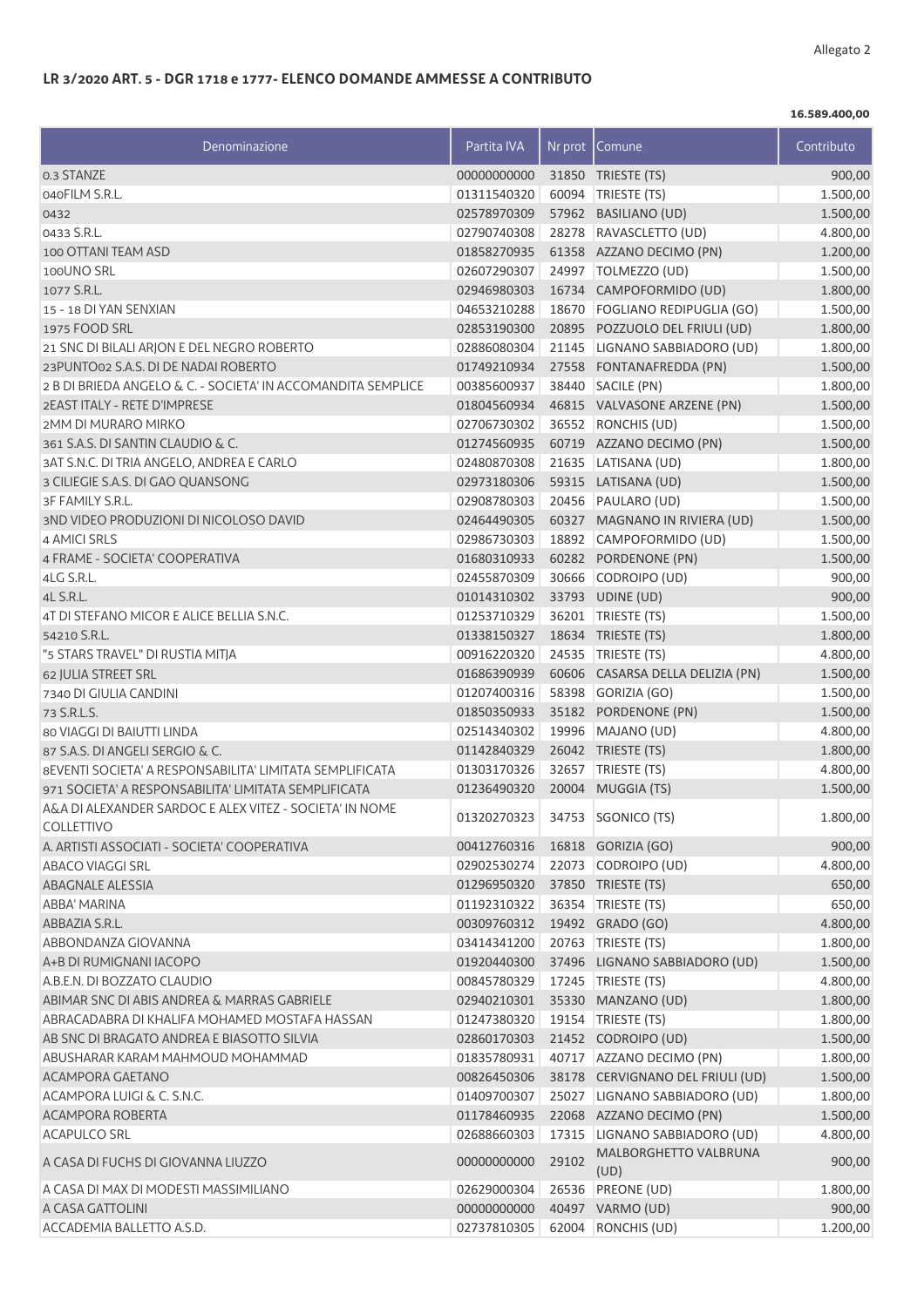**LR 3/2020 ART. 5 - DGR 1718 e 1777- ELENCO DOMANDE AMMESSE A CONTRIBUTO**

**16.589.400,00**

| Denominazione | Partita IVA | Nr prot | Comune | Contributo |
|---|---|---|---|---|
| 0.3 STANZE | 00000000000 | 31850 | TRIESTE (TS) | 900,00 |
| 040FILM S.R.L. | 01311540320 | 60094 | TRIESTE (TS) | 1.500,00 |
| 0432 | 02578970309 | 57962 | BASILIANO (UD) | 1.500,00 |
| 0433 S.R.L. | 02790740308 | 28278 | RAVASCLETTO (UD) | 4.800,00 |
| 100 OTTANI TEAM ASD | 01858270935 | 61358 | AZZANO DECIMO (PN) | 1.200,00 |
| 100UNO SRL | 02607290307 | 24997 | TOLMEZZO (UD) | 1.500,00 |
| 1077 S.R.L. | 02946980303 | 16734 | CAMPOFORMIDO (UD) | 1.800,00 |
| 15 - 18 DI YAN SENXIAN | 04653210288 | 18670 | FOGLIANO REDIPUGLIA (GO) | 1.500,00 |
| 1975 FOOD SRL | 02853190300 | 20895 | POZZUOLO DEL FRIULI (UD) | 1.800,00 |
| 21 SNC DI BILALI ARJON E DEL NEGRO ROBERTO | 02886080304 | 21145 | LIGNANO SABBIADORO (UD) | 1.800,00 |
| 23PUNTO02 S.A.S. DI DE NADAI ROBERTO | 01749210934 | 27558 | FONTANAFREDDA (PN) | 1.500,00 |
| 2 B DI BRIEDA ANGELO & C. - SOCIETA' IN ACCOMANDITA SEMPLICE | 00385600937 | 38440 | SACILE (PN) | 1.800,00 |
| 2EAST ITALY - RETE D'IMPRESE | 01804560934 | 46815 | VALVASONE ARZENE (PN) | 1.500,00 |
| 2MM DI MURARO MIRKO | 02706730302 | 36552 | RONCHIS (UD) | 1.500,00 |
| 361 S.A.S. DI SANTIN CLAUDIO & C. | 01274560935 | 60719 | AZZANO DECIMO (PN) | 1.500,00 |
| 3AT S.N.C. DI TRIA ANGELO, ANDREA E CARLO | 02480870308 | 21635 | LATISANA (UD) | 1.800,00 |
| 3 CILIEGIE S.A.S. DI GAO QUANSONG | 02973180306 | 59315 | LATISANA (UD) | 1.500,00 |
| 3F FAMILY S.R.L. | 02908780303 | 20456 | PAULARO (UD) | 1.500,00 |
| 3ND VIDEO PRODUZIONI DI NICOLOSO DAVID | 02464490305 | 60327 | MAGNANO IN RIVIERA (UD) | 1.500,00 |
| 4 AMICI SRLS | 02986730303 | 18892 | CAMPOFORMIDO (UD) | 1.500,00 |
| 4 FRAME - SOCIETA' COOPERATIVA | 01680310933 | 60282 | PORDENONE (PN) | 1.500,00 |
| 4LG S.R.L. | 02455870309 | 30666 | CODROIPO (UD) | 900,00 |
| 4L S.R.L. | 01014310302 | 33793 | UDINE (UD) | 900,00 |
| 4T DI STEFANO MICOR E ALICE BELLIA S.N.C. | 01253710329 | 36201 | TRIESTE (TS) | 1.500,00 |
| 54210 S.R.L. | 01338150327 | 18634 | TRIESTE (TS) | 1.800,00 |
| "5 STARS TRAVEL" DI RUSTIA MITJA | 00916220320 | 24535 | TRIESTE (TS) | 4.800,00 |
| 62 JULIA STREET SRL | 01686390939 | 60606 | CASARSA DELLA DELIZIA (PN) | 1.500,00 |
| 7340 DI GIULIA CANDINI | 01207400316 | 58398 | GORIZIA (GO) | 1.500,00 |
| 73 S.R.L.S. | 01850350933 | 35182 | PORDENONE (PN) | 1.500,00 |
| 80 VIAGGI DI BAIUTTI LINDA | 02514340302 | 19996 | MAJANO (UD) | 4.800,00 |
| 87 S.A.S. DI ANGELI SERGIO & C. | 01142840329 | 26042 | TRIESTE (TS) | 1.800,00 |
| 8EVENTI SOCIETA' A RESPONSABILITA' LIMITATA SEMPLIFICATA | 01303170326 | 32657 | TRIESTE (TS) | 4.800,00 |
| 971 SOCIETA' A RESPONSABILITA' LIMITATA SEMPLIFICATA | 01236490320 | 20004 | MUGGIA (TS) | 1.500,00 |
| A&A DI ALEXANDER SARDOC E ALEX VITEZ - SOCIETA' IN NOME COLLETTIVO | 01320270323 | 34753 | SGONICO (TS) | 1.800,00 |
| A. ARTISTI ASSOCIATI - SOCIETA' COOPERATIVA | 00412760316 | 16818 | GORIZIA (GO) | 900,00 |
| ABACO VIAGGI SRL | 02902530274 | 22073 | CODROIPO (UD) | 4.800,00 |
| ABAGNALE ALESSIA | 01296950320 | 37850 | TRIESTE (TS) | 650,00 |
| ABBA' MARINA | 01192310322 | 36354 | TRIESTE (TS) | 650,00 |
| ABBAZIA S.R.L. | 00309760312 | 19492 | GRADO (GO) | 4.800,00 |
| ABBONDANZA GIOVANNA | 03414341200 | 20763 | TRIESTE (TS) | 1.800,00 |
| A+B DI RUMIGNANI IACOPO | 01920440300 | 37496 | LIGNANO SABBIADORO (UD) | 1.500,00 |
| A.B.E.N. DI BOZZATO CLAUDIO | 00845780329 | 17245 | TRIESTE (TS) | 4.800,00 |
| ABIMAR SNC DI ABIS ANDREA & MARRAS GABRIELE | 02940210301 | 35330 | MANZANO (UD) | 1.800,00 |
| ABRACADABRA DI KHALIFA MOHAMED MOSTAFA HASSAN | 01247380320 | 19154 | TRIESTE (TS) | 1.800,00 |
| AB SNC DI BRAGATO ANDREA E BIASOTTO SILVIA | 02860170303 | 21452 | CODROIPO (UD) | 1.500,00 |
| ABUSHARAR KARAM MAHMOUD MOHAMMAD | 01835780931 | 40717 | AZZANO DECIMO (PN) | 1.800,00 |
| ACAMPORA GAETANO | 00826450306 | 38178 | CERVIGNANO DEL FRIULI (UD) | 1.500,00 |
| ACAMPORA LUIGI & C. S.N.C. | 01409700307 | 25027 | LIGNANO SABBIADORO (UD) | 1.800,00 |
| ACAMPORA ROBERTA | 01178460935 | 22068 | AZZANO DECIMO (PN) | 1.500,00 |
| ACAPULCO SRL | 02688660303 | 17315 | LIGNANO SABBIADORO (UD) | 4.800,00 |
| A CASA DI FUCHS DI GIOVANNA LIUZZO | 00000000000 | 29102 | MALBORGHETTO VALBRUNA (UD) | 900,00 |
| A CASA DI MAX DI MODESTI MASSIMILIANO | 02629000304 | 26536 | PREONE (UD) | 1.800,00 |
| A CASA GATTOLINI | 00000000000 | 40497 | VARMO (UD) | 900,00 |
| ACCADEMIA BALLETTO A.S.D. | 02737810305 | 62004 | RONCHIS (UD) | 1.200,00 |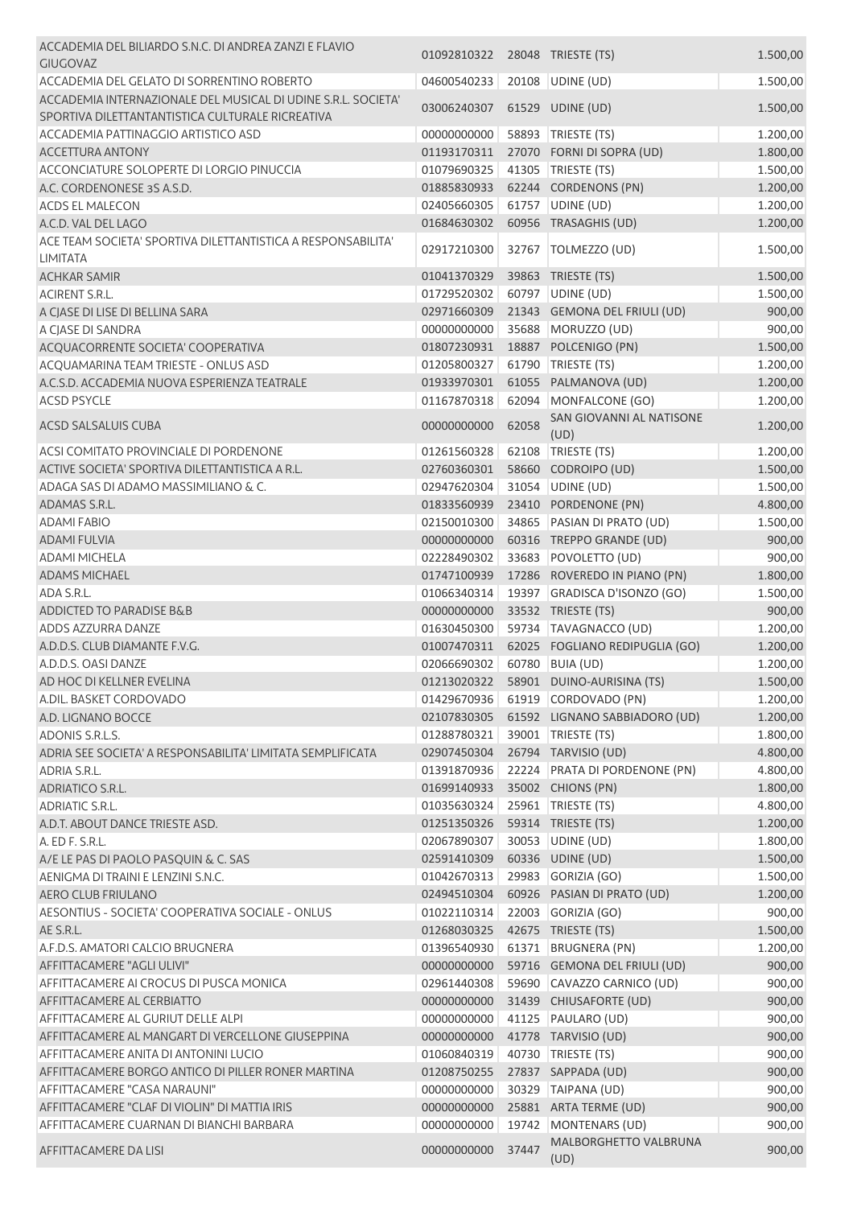| | | | | |
|---|---|---|---|---|
| ACCADEMIA DEL BILIARDO S.N.C. DI ANDREA ZANZI E FLAVIO GIUGOVAZ | 01092810322 | 28048 | TRIESTE (TS) | 1.500,00 |
| ACCADEMIA DEL GELATO DI SORRENTINO ROBERTO | 04600540233 | 20108 | UDINE (UD) | 1.500,00 |
| ACCADEMIA INTERNAZIONALE DEL MUSICAL DI UDINE S.R.L. SOCIETA' SPORTIVA DILETTANTANTISTICA CULTURALE RICREATIVA | 03006240307 | 61529 | UDINE (UD) | 1.500,00 |
| ACCADEMIA PATTINAGGIO ARTISTICO ASD | 00000000000 | 58893 | TRIESTE (TS) | 1.200,00 |
| ACCETTURA ANTONY | 01193170311 | 27070 | FORNI DI SOPRA (UD) | 1.800,00 |
| ACCONCIATURE SOLOPERTE DI LORGIO PINUCCIA | 01079690325 | 41305 | TRIESTE (TS) | 1.500,00 |
| A.C. CORDENONESE 3S A.S.D. | 01885830933 | 62244 | CORDENONS (PN) | 1.200,00 |
| ACDS EL MALECON | 02405660305 | 61757 | UDINE (UD) | 1.200,00 |
| A.C.D. VAL DEL LAGO | 01684630302 | 60956 | TRASAGHIS (UD) | 1.200,00 |
| ACE TEAM SOCIETA' SPORTIVA DILETTANTISTICA A RESPONSABILITA' LIMITATA | 02917210300 | 32767 | TOLMEZZO (UD) | 1.500,00 |
| ACHKAR SAMIR | 01041370329 | 39863 | TRIESTE (TS) | 1.500,00 |
| ACIRENT S.R.L. | 01729520302 | 60797 | UDINE (UD) | 1.500,00 |
| A CJASE DI LISE DI BELLINA SARA | 02971660309 | 21343 | GEMONA DEL FRIULI (UD) | 900,00 |
| A CJASE DI SANDRA | 00000000000 | 35688 | MORUZZO (UD) | 900,00 |
| ACQUACORRENTE SOCIETA' COOPERATIVA | 01807230931 | 18887 | POLCENIGO (PN) | 1.500,00 |
| ACQUAMARINA TEAM TRIESTE - ONLUS ASD | 01205800327 | 61790 | TRIESTE (TS) | 1.200,00 |
| A.C.S.D. ACCADEMIA NUOVA ESPERIENZA TEATRALE | 01933970301 | 61055 | PALMANOVA (UD) | 1.200,00 |
| ACSD PSYCLE | 01167870318 | 62094 | MONFALCONE (GO) | 1.200,00 |
| ACSD SALSALUIS CUBA | 00000000000 | 62058 | SAN GIOVANNI AL NATISONE (UD) | 1.200,00 |
| ACSI COMITATO PROVINCIALE DI PORDENONE | 01261560328 | 62108 | TRIESTE (TS) | 1.200,00 |
| ACTIVE SOCIETA' SPORTIVA DILETTANTISTICA A R.L. | 02760360301 | 58660 | CODROIPO (UD) | 1.500,00 |
| ADAGA SAS DI ADAMO MASSIMILIANO & C. | 02947620304 | 31054 | UDINE (UD) | 1.500,00 |
| ADAMAS S.R.L. | 01833560939 | 23410 | PORDENONE (PN) | 4.800,00 |
| ADAMI FABIO | 02150010300 | 34865 | PASIAN DI PRATO (UD) | 1.500,00 |
| ADAMI FULVIA | 00000000000 | 60316 | TREPPO GRANDE (UD) | 900,00 |
| ADAMI MICHELA | 02228490302 | 33683 | POVOLETTO (UD) | 900,00 |
| ADAMS MICHAEL | 01747100939 | 17286 | ROVEREDO IN PIANO (PN) | 1.800,00 |
| ADA S.R.L. | 01066340314 | 19397 | GRADISCA D'ISONZO (GO) | 1.500,00 |
| ADDICTED TO PARADISE B&B | 00000000000 | 33532 | TRIESTE (TS) | 900,00 |
| ADDS AZZURRA DANZE | 01630450300 | 59734 | TAVAGNACCO (UD) | 1.200,00 |
| A.D.D.S. CLUB DIAMANTE F.V.G. | 01007470311 | 62025 | FOGLIANO REDIPUGLIA (GO) | 1.200,00 |
| A.D.D.S. OASI DANZE | 02066690302 | 60780 | BUIA (UD) | 1.200,00 |
| AD HOC DI KELLNER EVELINA | 01213020322 | 58901 | DUINO-AURISINA (TS) | 1.500,00 |
| A.DIL. BASKET CORDOVADO | 01429670936 | 61919 | CORDOVADO (PN) | 1.200,00 |
| A.D. LIGNANO BOCCE | 02107830305 | 61592 | LIGNANO SABBIADORO (UD) | 1.200,00 |
| ADONIS S.R.L.S. | 01288780321 | 39001 | TRIESTE (TS) | 1.800,00 |
| ADRIA SEE SOCIETA' A RESPONSABILITA' LIMITATA SEMPLIFICATA | 02907450304 | 26794 | TARVISIO (UD) | 4.800,00 |
| ADRIA S.R.L. | 01391870936 | 22224 | PRATA DI PORDENONE (PN) | 4.800,00 |
| ADRIATICO S.R.L. | 01699140933 | 35002 | CHIONS (PN) | 1.800,00 |
| ADRIATIC S.R.L. | 01035630324 | 25961 | TRIESTE (TS) | 4.800,00 |
| A.D.T. ABOUT DANCE TRIESTE ASD. | 01251350326 | 59314 | TRIESTE (TS) | 1.200,00 |
| A. ED F. S.R.L. | 02067890307 | 30053 | UDINE (UD) | 1.800,00 |
| A/E LE PAS DI PAOLO PASQUIN & C. SAS | 02591410309 | 60336 | UDINE (UD) | 1.500,00 |
| AENIGMA DI TRAINI E LENZINI S.N.C. | 01042670313 | 29983 | GORIZIA (GO) | 1.500,00 |
| AERO CLUB FRIULANO | 02494510304 | 60926 | PASIAN DI PRATO (UD) | 1.200,00 |
| AESONTIUS - SOCIETA' COOPERATIVA SOCIALE - ONLUS | 01022110314 | 22003 | GORIZIA (GO) | 900,00 |
| AE S.R.L. | 01268030325 | 42675 | TRIESTE (TS) | 1.500,00 |
| A.F.D.S. AMATORI CALCIO BRUGNERA | 01396540930 | 61371 | BRUGNERA (PN) | 1.200,00 |
| AFFITTACAMERE "AGLI ULIVI" | 00000000000 | 59716 | GEMONA DEL FRIULI (UD) | 900,00 |
| AFFITTACAMERE AI CROCUS DI PUSCA MONICA | 02961440308 | 59690 | CAVAZZO CARNICO (UD) | 900,00 |
| AFFITTACAMERE AL CERBIATTO | 00000000000 | 31439 | CHIUSAFORTE (UD) | 900,00 |
| AFFITTACAMERE AL GURIUT DELLE ALPI | 00000000000 | 41125 | PAULARO (UD) | 900,00 |
| AFFITTACAMERE AL MANGART DI VERCELLONE GIUSEPPINA | 00000000000 | 41778 | TARVISIO (UD) | 900,00 |
| AFFITTACAMERE ANITA DI ANTONINI LUCIO | 01060840319 | 40730 | TRIESTE (TS) | 900,00 |
| AFFITTACAMERE BORGO ANTICO DI PILLER RONER MARTINA | 01208750255 | 27837 | SAPPADA (UD) | 900,00 |
| AFFITTACAMERE "CASA NARAUNI" | 00000000000 | 30329 | TAIPANA (UD) | 900,00 |
| AFFITTACAMERE "CLAF DI VIOLIN" DI MATTIA IRIS | 00000000000 | 25881 | ARTA TERME (UD) | 900,00 |
| AFFITTACAMERE CUARNAN DI BIANCHI BARBARA | 00000000000 | 19742 | MONTENARS (UD) | 900,00 |
| AFFITTACAMERE DA LISI | 00000000000 | 37447 | MALBORGHETTO VALBRUNA (UD) | 900,00 |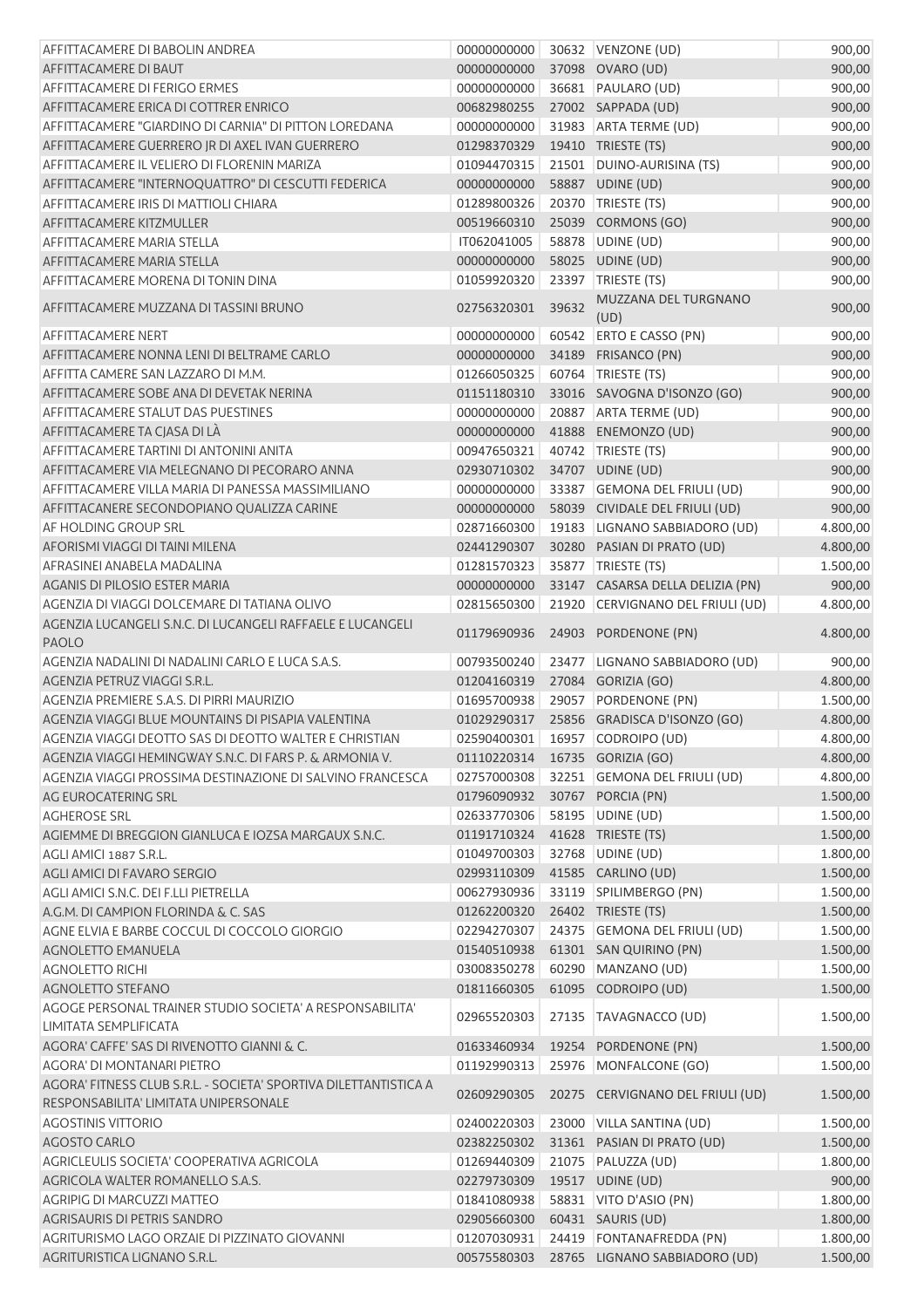| | | | | |
|---|---|---|---|---|
| AFFITTACAMERE DI BABOLIN ANDREA | 00000000000 | 30632 | VENZONE (UD) | 900,00 |
| AFFITTACAMERE DI BAUT | 00000000000 | 37098 | OVARO (UD) | 900,00 |
| AFFITTACAMERE DI FERIGO ERMES | 00000000000 | 36681 | PAULARO (UD) | 900,00 |
| AFFITTACAMERE ERICA DI COTTRER ENRICO | 00682980255 | 27002 | SAPPADA (UD) | 900,00 |
| AFFITTACAMERE "GIARDINO DI CARNIA" DI PITTON LOREDANA | 00000000000 | 31983 | ARTA TERME (UD) | 900,00 |
| AFFITTACAMERE GUERRERO JR DI AXEL IVAN GUERRERO | 01298370329 | 19410 | TRIESTE (TS) | 900,00 |
| AFFITTACAMERE IL VELIERO DI FLORENIN MARIZA | 01094470315 | 21501 | DUINO-AURISINA (TS) | 900,00 |
| AFFITTACAMERE "INTERNOQUATTRO" DI CESCUTTI FEDERICA | 00000000000 | 58887 | UDINE (UD) | 900,00 |
| AFFITTACAMERE IRIS DI MATTIOLI CHIARA | 01289800326 | 20370 | TRIESTE (TS) | 900,00 |
| AFFITTACAMERE KITZMULLER | 00519660310 | 25039 | CORMONS (GO) | 900,00 |
| AFFITTACAMERE MARIA STELLA | IT062041005 | 58878 | UDINE (UD) | 900,00 |
| AFFITTACAMERE MARIA STELLA | 00000000000 | 58025 | UDINE (UD) | 900,00 |
| AFFITTACAMERE MORENA DI TONIN DINA | 01059920320 | 23397 | TRIESTE (TS) | 900,00 |
| AFFITTACAMERE MUZZANA DI TASSINI BRUNO | 02756320301 | 39632 | MUZZANA DEL TURGNANO (UD) | 900,00 |
| AFFITTACAMERE NERT | 00000000000 | 60542 | ERTO E CASSO (PN) | 900,00 |
| AFFITTACAMERE NONNA LENI DI BELTRAME CARLO | 00000000000 | 34189 | FRISANCO (PN) | 900,00 |
| AFFITTA CAMERE SAN LAZZARO DI M.M. | 01266050325 | 60764 | TRIESTE (TS) | 900,00 |
| AFFITTACAMERE SOBE ANA DI DEVETAK NERINA | 01151180310 | 33016 | SAVOGNA D'ISONZO (GO) | 900,00 |
| AFFITTACAMERE STALUT DAS PUESTINES | 00000000000 | 20887 | ARTA TERME (UD) | 900,00 |
| AFFITTACAMERE TA CJASA DI LÀ | 00000000000 | 41888 | ENEMONZO (UD) | 900,00 |
| AFFITTACAMERE TARTINI DI ANTONINI ANITA | 00947650321 | 40742 | TRIESTE (TS) | 900,00 |
| AFFITTACAMERE VIA MELEGNANO DI PECORARO ANNA | 02930710302 | 34707 | UDINE (UD) | 900,00 |
| AFFITTACAMERE VILLA MARIA DI PANESSA MASSIMILIANO | 00000000000 | 33387 | GEMONA DEL FRIULI (UD) | 900,00 |
| AFFITTACANERE SECONDOPIANO QUALIZZA CARINE | 00000000000 | 58039 | CIVIDALE DEL FRIULI (UD) | 900,00 |
| AF HOLDING GROUP SRL | 02871660300 | 19183 | LIGNANO SABBIADORO (UD) | 4.800,00 |
| AFORISMI VIAGGI DI TAINI MILENA | 02441290307 | 30280 | PASIAN DI PRATO (UD) | 4.800,00 |
| AFRASINEI ANABELA MADALINA | 01281570323 | 35877 | TRIESTE (TS) | 1.500,00 |
| AGANIS DI PILOSIO ESTER MARIA | 00000000000 | 33147 | CASARSA DELLA DELIZIA (PN) | 900,00 |
| AGENZIA DI VIAGGI DOLCEMARE DI TATIANA OLIVO | 02815650300 | 21920 | CERVIGNANO DEL FRIULI (UD) | 4.800,00 |
| AGENZIA LUCANGELI S.N.C. DI LUCANGELI RAFFAELE E LUCANGELI PAOLO | 01179690936 | 24903 | PORDENONE (PN) | 4.800,00 |
| AGENZIA NADALINI DI NADALINI CARLO E LUCA S.A.S. | 00793500240 | 23477 | LIGNANO SABBIADORO (UD) | 900,00 |
| AGENZIA PETRUZ VIAGGI S.R.L. | 01204160319 | 27084 | GORIZIA (GO) | 4.800,00 |
| AGENZIA PREMIERE S.A.S. DI PIRRI MAURIZIO | 01695700938 | 29057 | PORDENONE (PN) | 1.500,00 |
| AGENZIA VIAGGI BLUE MOUNTAINS DI PISAPIA VALENTINA | 01029290317 | 25856 | GRADISCA D'ISONZO (GO) | 4.800,00 |
| AGENZIA VIAGGI DEOTTO SAS DI DEOTTO WALTER E CHRISTIAN | 02590400301 | 16957 | CODROIPO (UD) | 4.800,00 |
| AGENZIA VIAGGI HEMINGWAY S.N.C. DI FARS P. & ARMONIA V. | 01110220314 | 16735 | GORIZIA (GO) | 4.800,00 |
| AGENZIA VIAGGI PROSSIMA DESTINAZIONE DI SALVINO FRANCESCA | 02757000308 | 32251 | GEMONA DEL FRIULI (UD) | 4.800,00 |
| AG EUROCATERING SRL | 01796090932 | 30767 | PORCIA (PN) | 1.500,00 |
| AGHEROSE SRL | 02633770306 | 58195 | UDINE (UD) | 1.500,00 |
| AGIEMME DI BREGGION GIANLUCA E IOZSA MARGAUX S.N.C. | 01191710324 | 41628 | TRIESTE (TS) | 1.500,00 |
| AGLI AMICI 1887 S.R.L. | 01049700303 | 32768 | UDINE (UD) | 1.800,00 |
| AGLI AMICI DI FAVARO SERGIO | 02993110309 | 41585 | CARLINO (UD) | 1.500,00 |
| AGLI AMICI S.N.C. DEI F.LLI PIETRELLA | 00627930936 | 33119 | SPILIMBERGO (PN) | 1.500,00 |
| A.G.M. DI CAMPION FLORINDA & C. SAS | 01262200320 | 26402 | TRIESTE (TS) | 1.500,00 |
| AGNE ELVIA E BARBE COCCUL DI COCCOLO GIORGIO | 02294270307 | 24375 | GEMONA DEL FRIULI (UD) | 1.500,00 |
| AGNOLETTO EMANUELA | 01540510938 | 61301 | SAN QUIRINO (PN) | 1.500,00 |
| AGNOLETTO RICHI | 03008350278 | 60290 | MANZANO (UD) | 1.500,00 |
| AGNOLETTO STEFANO | 01811660305 | 61095 | CODROIPO (UD) | 1.500,00 |
| AGOGE PERSONAL TRAINER STUDIO SOCIETA' A RESPONSABILITA' LIMITATA SEMPLIFICATA | 02965520303 | 27135 | TAVAGNACCO (UD) | 1.500,00 |
| AGORA' CAFFE' SAS DI RIVENOTTO GIANNI & C. | 01633460934 | 19254 | PORDENONE (PN) | 1.500,00 |
| AGORA' DI MONTANARI PIETRO | 01192990313 | 25976 | MONFALCONE (GO) | 1.500,00 |
| AGORA' FITNESS CLUB S.R.L. - SOCIETA' SPORTIVA DILETTANTISTICA A RESPONSABILITA' LIMITATA UNIPERSONALE | 02609290305 | 20275 | CERVIGNANO DEL FRIULI (UD) | 1.500,00 |
| AGOSTINIS VITTORIO | 02400220303 | 23000 | VILLA SANTINA (UD) | 1.500,00 |
| AGOSTO CARLO | 02382250302 | 31361 | PASIAN DI PRATO (UD) | 1.500,00 |
| AGRICLEULIS SOCIETA' COOPERATIVA AGRICOLA | 01269440309 | 21075 | PALUZZA (UD) | 1.800,00 |
| AGRICOLA WALTER ROMANELLO S.A.S. | 02279730309 | 19517 | UDINE (UD) | 900,00 |
| AGRIPIG DI MARCUZZI MATTEO | 01841080938 | 58831 | VITO D'ASIO (PN) | 1.800,00 |
| AGRISAURIS DI PETRIS SANDRO | 02905660300 | 60431 | SAURIS (UD) | 1.800,00 |
| AGRITURISMO LAGO ORZAIE DI PIZZINATO GIOVANNI | 01207030931 | 24419 | FONTANAFREDDA (PN) | 1.800,00 |
| AGRITURISTICA LIGNANO S.R.L. | 00575580303 | 28765 | LIGNANO SABBIADORO (UD) | 1.500,00 |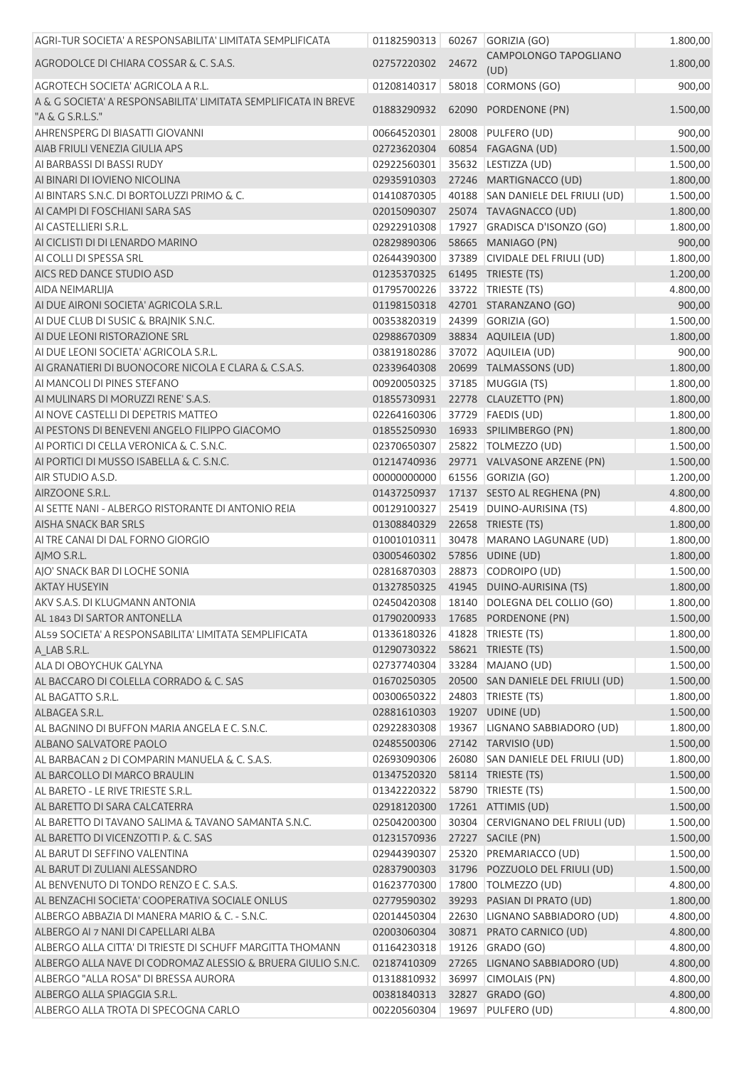| | | | | |
|---|---|---|---|---|
| AGRI-TUR SOCIETA' A RESPONSABILITA' LIMITATA SEMPLIFICATA | 01182590313 | 60267 | GORIZIA (GO) | 1.800,00 |
| AGRODOLCE DI CHIARA COSSAR & C. S.A.S. | 02757220302 | 24672 | CAMPOLONGO TAPOGLIANO (UD) | 1.800,00 |
| AGROTECH SOCIETA' AGRICOLA A R.L. | 01208140317 | 58018 | CORMONS (GO) | 900,00 |
| A & G SOCIETA' A RESPONSABILITA' LIMITATA SEMPLIFICATA IN BREVE "A & G S.R.L.S." | 01883290932 | 62090 | PORDENONE (PN) | 1.500,00 |
| AHRENSPERG DI BIASATTI GIOVANNI | 00664520301 | 28008 | PULFERO (UD) | 900,00 |
| AIAB FRIULI VENEZIA GIULIA APS | 02723620304 | 60854 | FAGAGNA (UD) | 1.500,00 |
| AI BARBASSI DI BASSI RUDY | 02922560301 | 35632 | LESTIZZA (UD) | 1.500,00 |
| AI BINARI DI IOVIENO NICOLINA | 02935910303 | 27246 | MARTIGNACCO (UD) | 1.800,00 |
| AI BINTARS S.N.C. DI BORTOLUZZI PRIMO & C. | 01410870305 | 40188 | SAN DANIELE DEL FRIULI (UD) | 1.500,00 |
| AI CAMPI DI FOSCHIANI SARA SAS | 02015090307 | 25074 | TAVAGNACCO (UD) | 1.800,00 |
| AI CASTELLIERI S.R.L. | 02922910308 | 17927 | GRADISCA D'ISONZO (GO) | 1.800,00 |
| AI CICLISTI DI DI LENARDO MARINO | 02829890306 | 58665 | MANIAGO (PN) | 900,00 |
| AI COLLI DI SPESSA SRL | 02644390300 | 37389 | CIVIDALE DEL FRIULI (UD) | 1.800,00 |
| AICS RED DANCE STUDIO ASD | 01235370325 | 61495 | TRIESTE (TS) | 1.200,00 |
| AIDA NEIMARLIJA | 01795700226 | 33722 | TRIESTE (TS) | 4.800,00 |
| AI DUE AIRONI SOCIETA' AGRICOLA S.R.L. | 01198150318 | 42701 | STARANZANO (GO) | 900,00 |
| AI DUE CLUB DI SUSIC & BRAJNIK S.N.C. | 00353820319 | 24399 | GORIZIA (GO) | 1.500,00 |
| AI DUE LEONI RISTORAZIONE SRL | 02988670309 | 38834 | AQUILEIA (UD) | 1.800,00 |
| AI DUE LEONI SOCIETA' AGRICOLA S.R.L. | 03819180286 | 37072 | AQUILEIA (UD) | 900,00 |
| AI GRANATIERI DI BUONOCORE NICOLA E CLARA & C.S.A.S. | 02339640308 | 20699 | TALMASSONS (UD) | 1.800,00 |
| AI MANCOLI DI PINES STEFANO | 00920050325 | 37185 | MUGGIA (TS) | 1.800,00 |
| AI MULINARS DI MORUZZI RENE' S.A.S. | 01855730931 | 22778 | CLAUZETTO (PN) | 1.800,00 |
| AI NOVE CASTELLI DI DEPETRIS MATTEO | 02264160306 | 37729 | FAEDIS (UD) | 1.800,00 |
| AI PESTONS DI BENEVENI ANGELO FILIPPO GIACOMO | 01855250930 | 16933 | SPILIMBERGO (PN) | 1.800,00 |
| AI PORTICI DI CELLA VERONICA & C. S.N.C. | 02370650307 | 25822 | TOLMEZZO (UD) | 1.500,00 |
| AI PORTICI DI MUSSO ISABELLA & C. S.N.C. | 01214740936 | 29771 | VALVASONE ARZENE (PN) | 1.500,00 |
| AIR STUDIO A.S.D. | 00000000000 | 61556 | GORIZIA (GO) | 1.200,00 |
| AIRZOONE S.R.L. | 01437250937 | 17137 | SESTO AL REGHENA (PN) | 4.800,00 |
| AI SETTE NANI - ALBERGO RISTORANTE DI ANTONIO REIA | 00129100327 | 25419 | DUINO-AURISINA (TS) | 4.800,00 |
| AISHA SNACK BAR SRLS | 01308840329 | 22658 | TRIESTE (TS) | 1.800,00 |
| AI TRE CANAI DI DAL FORNO GIORGIO | 01001010311 | 30478 | MARANO LAGUNARE (UD) | 1.800,00 |
| AJMO S.R.L. | 03005460302 | 57856 | UDINE (UD) | 1.800,00 |
| AJO' SNACK BAR DI LOCHE SONIA | 02816870303 | 28873 | CODROIPO (UD) | 1.500,00 |
| AKTAY HUSEYIN | 01327850325 | 41945 | DUINO-AURISINA (TS) | 1.800,00 |
| AKV S.A.S. DI KLUGMANN ANTONIA | 02450420308 | 18140 | DOLEGNA DEL COLLIO (GO) | 1.800,00 |
| AL 1843 DI SARTOR ANTONELLA | 01790200933 | 17685 | PORDENONE (PN) | 1.500,00 |
| AL59 SOCIETA' A RESPONSABILITA' LIMITATA SEMPLIFICATA | 01336180326 | 41828 | TRIESTE (TS) | 1.800,00 |
| A_LAB S.R.L. | 01290730322 | 58621 | TRIESTE (TS) | 1.500,00 |
| ALA DI OBOYCHUK GALYNA | 02737740304 | 33284 | MAJANO (UD) | 1.500,00 |
| AL BACCARO DI COLELLA CORRADO & C. SAS | 01670250305 | 20500 | SAN DANIELE DEL FRIULI (UD) | 1.500,00 |
| AL BAGATTO S.R.L. | 00300650322 | 24803 | TRIESTE (TS) | 1.800,00 |
| ALBAGEA S.R.L. | 02881610303 | 19207 | UDINE (UD) | 1.500,00 |
| AL BAGNINO DI BUFFON MARIA ANGELA E C. S.N.C. | 02922830308 | 19367 | LIGNANO SABBIADORO (UD) | 1.800,00 |
| ALBANO SALVATORE PAOLO | 02485500306 | 27142 | TARVISIO (UD) | 1.500,00 |
| AL BARBACAN 2 DI COMPARIN MANUELA & C. S.A.S. | 02693090306 | 26080 | SAN DANIELE DEL FRIULI (UD) | 1.800,00 |
| AL BARCOLLO DI MARCO BRAULIN | 01347520320 | 58114 | TRIESTE (TS) | 1.500,00 |
| AL BARETO - LE RIVE TRIESTE S.R.L. | 01342220322 | 58790 | TRIESTE (TS) | 1.500,00 |
| AL BARETTO DI SARA CALCATERRA | 02918120300 | 17261 | ATTIMIS (UD) | 1.500,00 |
| AL BARETTO DI TAVANO SALIMA & TAVANO SAMANTA S.N.C. | 02504200300 | 30304 | CERVIGNANO DEL FRIULI (UD) | 1.500,00 |
| AL BARETTO DI VICENZOTTI P. & C. SAS | 01231570936 | 27227 | SACILE (PN) | 1.500,00 |
| AL BARUT DI SEFFINO VALENTINA | 02944390307 | 25320 | PREMARIACCO (UD) | 1.500,00 |
| AL BARUT DI ZULIANI ALESSANDRO | 02837900303 | 31796 | POZZUOLO DEL FRIULI (UD) | 1.500,00 |
| AL BENVENUTO DI TONDO RENZO E C. S.A.S. | 01623770300 | 17800 | TOLMEZZO (UD) | 4.800,00 |
| AL BENZACHI SOCIETA' COOPERATIVA SOCIALE ONLUS | 02779590302 | 39293 | PASIAN DI PRATO (UD) | 1.800,00 |
| ALBERGO ABBAZIA DI MANERA MARIO & C. - S.N.C. | 02014450304 | 22630 | LIGNANO SABBIADORO (UD) | 4.800,00 |
| ALBERGO AI 7 NANI DI CAPELLARI ALBA | 02003060304 | 30871 | PRATO CARNICO (UD) | 4.800,00 |
| ALBERGO ALLA CITTA' DI TRIESTE DI SCHUFF MARGITTA THOMANN | 01164230318 | 19126 | GRADO (GO) | 4.800,00 |
| ALBERGO ALLA NAVE DI CODROMAZ ALESSIO & BRUERA GIULIO S.N.C. | 02187410309 | 27265 | LIGNANO SABBIADORO (UD) | 4.800,00 |
| ALBERGO "ALLA ROSA" DI BRESSA AURORA | 01318810932 | 36997 | CIMOLAIS (PN) | 4.800,00 |
| ALBERGO ALLA SPIAGGIA S.R.L. | 00381840313 | 32827 | GRADO (GO) | 4.800,00 |
| ALBERGO ALLA TROTA DI SPECOGNA CARLO | 00220560304 | 19697 | PULFERO (UD) | 4.800,00 |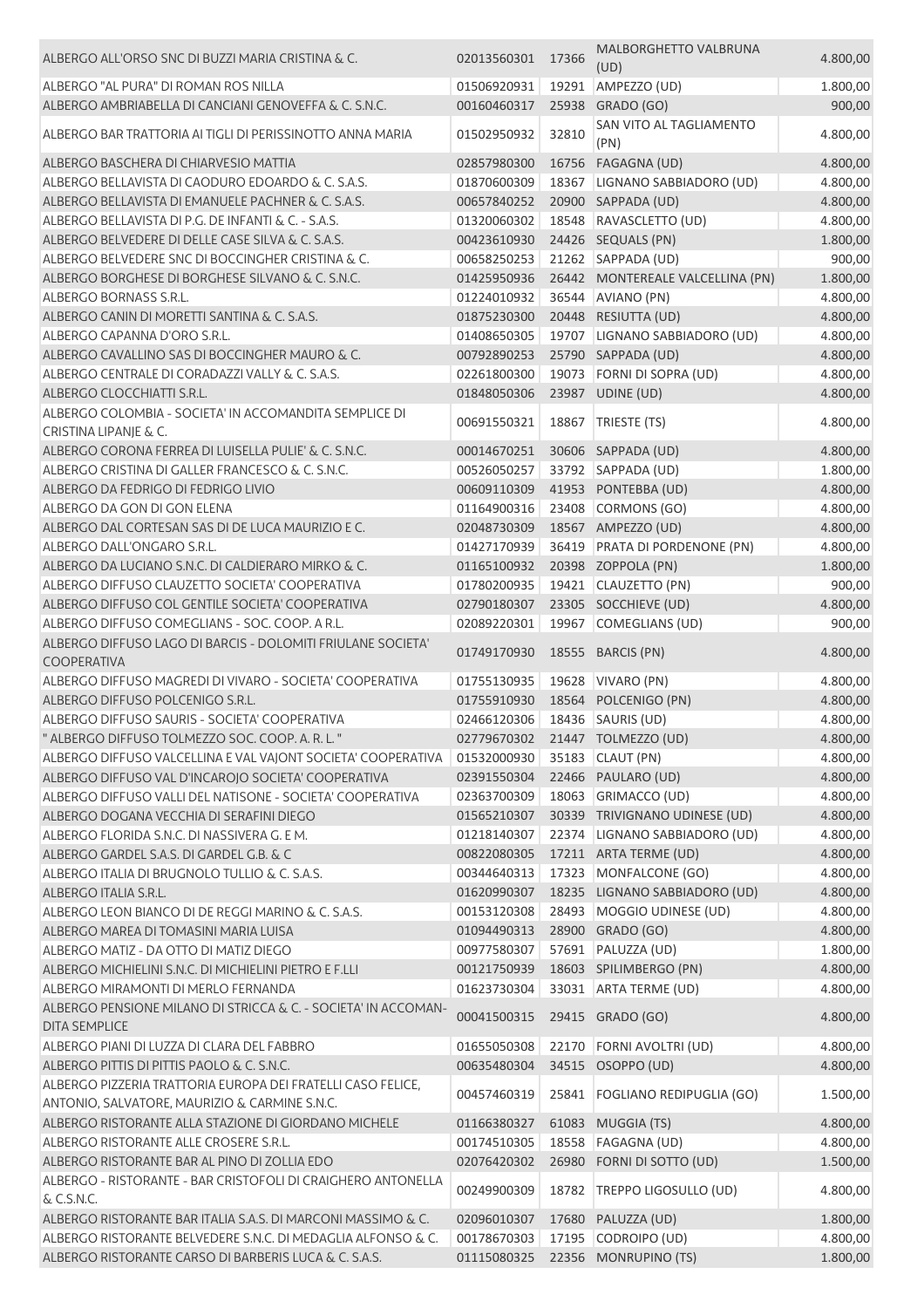| | | | | |
|---|---|---|---|---|
| ALBERGO ALL'ORSO SNC DI BUZZI MARIA CRISTINA & C. | 02013560301 | 17366 | MALBORGHETTO VALBRUNA (UD) | 4.800,00 |
| ALBERGO "AL PURA" DI ROMAN ROS NILLA | 01506920931 | 19291 | AMPEZZO (UD) | 1.800,00 |
| ALBERGO AMBRIABELLA DI CANCIANI GENOVEFFA & C. S.N.C. | 00160460317 | 25938 | GRADO (GO) | 900,00 |
| ALBERGO BAR TRATTORIA AI TIGLI DI PERISSINOTTO ANNA MARIA | 01502950932 | 32810 | SAN VITO AL TAGLIAMENTO (PN) | 4.800,00 |
| ALBERGO BASCHERA DI CHIARVESIO MATTIA | 02857980300 | 16756 | FAGAGNA (UD) | 4.800,00 |
| ALBERGO BELLAVISTA DI CAODURO EDOARDO & C. S.A.S. | 01870600309 | 18367 | LIGNANO SABBIADORO (UD) | 4.800,00 |
| ALBERGO BELLAVISTA DI EMANUELE PACHNER & C. S.A.S. | 00657840252 | 20900 | SAPPADA (UD) | 4.800,00 |
| ALBERGO BELLAVISTA DI P.G. DE INFANTI & C. - S.A.S. | 01320060302 | 18548 | RAVASCLETTO (UD) | 4.800,00 |
| ALBERGO BELVEDERE DI DELLE CASE SILVA & C. S.A.S. | 00423610930 | 24426 | SEQUALS (PN) | 1.800,00 |
| ALBERGO BELVEDERE SNC DI BOCCINGHER CRISTINA & C. | 00658250253 | 21262 | SAPPADA (UD) | 900,00 |
| ALBERGO BORGHESE DI BORGHESE SILVANO & C. S.N.C. | 01425950936 | 26442 | MONTEREALE VALCELLINA (PN) | 1.800,00 |
| ALBERGO BORNASS S.R.L. | 01224010932 | 36544 | AVIANO (PN) | 4.800,00 |
| ALBERGO CANIN DI MORETTI SANTINA & C. S.A.S. | 01875230300 | 20448 | RESIUTTA (UD) | 4.800,00 |
| ALBERGO CAPANNA D'ORO S.R.L. | 01408650305 | 19707 | LIGNANO SABBIADORO (UD) | 4.800,00 |
| ALBERGO CAVALLINO SAS DI BOCCINGHER MAURO & C. | 00792890253 | 25790 | SAPPADA (UD) | 4.800,00 |
| ALBERGO CENTRALE DI CORADAZZI VALLY & C. S.A.S. | 02261800300 | 19073 | FORNI DI SOPRA (UD) | 4.800,00 |
| ALBERGO CLOCCHIATTI S.R.L. | 01848050306 | 23987 | UDINE (UD) | 4.800,00 |
| ALBERGO COLOMBIA - SOCIETA' IN ACCOMANDITA SEMPLICE DI CRISTINA LIPANJE & C. | 00691550321 | 18867 | TRIESTE (TS) | 4.800,00 |
| ALBERGO CORONA FERREA DI LUISELLA PULIE' & C. S.N.C. | 00014670251 | 30606 | SAPPADA (UD) | 4.800,00 |
| ALBERGO CRISTINA DI GALLER FRANCESCO & C. S.N.C. | 00526050257 | 33792 | SAPPADA (UD) | 1.800,00 |
| ALBERGO DA FEDRIGO DI FEDRIGO LIVIO | 00609110309 | 41953 | PONTEBBA (UD) | 4.800,00 |
| ALBERGO DA GON DI GON ELENA | 01164900316 | 23408 | CORMONS (GO) | 4.800,00 |
| ALBERGO DAL CORTESAN SAS DI DE LUCA MAURIZIO E C. | 02048730309 | 18567 | AMPEZZO (UD) | 4.800,00 |
| ALBERGO DALL'ONGARO S.R.L. | 01427170939 | 36419 | PRATA DI PORDENONE (PN) | 4.800,00 |
| ALBERGO DA LUCIANO S.N.C. DI CALDIERARO MIRKO & C. | 01165100932 | 20398 | ZOPPOLA (PN) | 1.800,00 |
| ALBERGO DIFFUSO CLAUZETTO SOCIETA' COOPERATIVA | 01780200935 | 19421 | CLAUZETTO (PN) | 900,00 |
| ALBERGO DIFFUSO COL GENTILE SOCIETA' COOPERATIVA | 02790180307 | 23305 | SOCCHIEVE (UD) | 4.800,00 |
| ALBERGO DIFFUSO COMEGLIANS - SOC. COOP. A R.L. | 02089220301 | 19967 | COMEGLIANS (UD) | 900,00 |
| ALBERGO DIFFUSO LAGO DI BARCIS - DOLOMITI FRIULANE SOCIETA' COOPERATIVA | 01749170930 | 18555 | BARCIS (PN) | 4.800,00 |
| ALBERGO DIFFUSO MAGREDI DI VIVARO - SOCIETA' COOPERATIVA | 01755130935 | 19628 | VIVARO (PN) | 4.800,00 |
| ALBERGO DIFFUSO POLCENIGO S.R.L. | 01755910930 | 18564 | POLCENIGO (PN) | 4.800,00 |
| ALBERGO DIFFUSO SAURIS - SOCIETA' COOPERATIVA | 02466120306 | 18436 | SAURIS (UD) | 4.800,00 |
| " ALBERGO DIFFUSO TOLMEZZO SOC. COOP. A. R. L. " | 02779670302 | 21447 | TOLMEZZO (UD) | 4.800,00 |
| ALBERGO DIFFUSO VALCELLINA E VAL VAJONT SOCIETA' COOPERATIVA | 01532000930 | 35183 | CLAUT (PN) | 4.800,00 |
| ALBERGO DIFFUSO VAL D'INCAROJO SOCIETA' COOPERATIVA | 02391550304 | 22466 | PAULARO (UD) | 4.800,00 |
| ALBERGO DIFFUSO VALLI DEL NATISONE - SOCIETA' COOPERATIVA | 02363700309 | 18063 | GRIMACCO (UD) | 4.800,00 |
| ALBERGO DOGANA VECCHIA DI SERAFINI DIEGO | 01565210307 | 30339 | TRIVIGNANO UDINESE (UD) | 4.800,00 |
| ALBERGO FLORIDA S.N.C. DI NASSIVERA G. E M. | 01218140307 | 22374 | LIGNANO SABBIADORO (UD) | 4.800,00 |
| ALBERGO GARDEL S.A.S. DI GARDEL G.B. & C | 00822080305 | 17211 | ARTA TERME (UD) | 4.800,00 |
| ALBERGO ITALIA DI BRUGNOLO TULLIO & C. S.A.S. | 00344640313 | 17323 | MONFALCONE (GO) | 4.800,00 |
| ALBERGO ITALIA S.R.L. | 01620990307 | 18235 | LIGNANO SABBIADORO (UD) | 4.800,00 |
| ALBERGO LEON BIANCO DI DE REGGI MARINO & C. S.A.S. | 00153120308 | 28493 | MOGGIO UDINESE (UD) | 4.800,00 |
| ALBERGO MAREA DI TOMASINI MARIA LUISA | 01094490313 | 28900 | GRADO (GO) | 4.800,00 |
| ALBERGO MATIZ - DA OTTO DI MATIZ DIEGO | 00977580307 | 57691 | PALUZZA (UD) | 1.800,00 |
| ALBERGO MICHIELINI S.N.C. DI MICHIELINI PIETRO E F.LLI | 00121750939 | 18603 | SPILIMBERGO (PN) | 4.800,00 |
| ALBERGO MIRAMONTI DI MERLO FERNANDA | 01623730304 | 33031 | ARTA TERME (UD) | 4.800,00 |
| ALBERGO PENSIONE MILANO DI STRICCA & C. - SOCIETA' IN ACCOMANDITA SEMPLICE | 00041500315 | 29415 | GRADO (GO) | 4.800,00 |
| ALBERGO PIANI DI LUZZA DI CLARA DEL FABBRO | 01655050308 | 22170 | FORNI AVOLTRI (UD) | 4.800,00 |
| ALBERGO PITTIS DI PITTIS PAOLO & C. S.N.C. | 00635480304 | 34515 | OSOPPO (UD) | 4.800,00 |
| ALBERGO PIZZERIA TRATTORIA EUROPA DEI FRATELLI CASO FELICE, ANTONIO, SALVATORE, MAURIZIO & CARMINE S.N.C. | 00457460319 | 25841 | FOGLIANO REDIPUGLIA (GO) | 1.500,00 |
| ALBERGO RISTORANTE ALLA STAZIONE DI GIORDANO MICHELE | 01166380327 | 61083 | MUGGIA (TS) | 4.800,00 |
| ALBERGO RISTORANTE ALLE CROSERE S.R.L. | 00174510305 | 18558 | FAGAGNA (UD) | 4.800,00 |
| ALBERGO RISTORANTE BAR AL PINO DI ZOLLIA EDO | 02076420302 | 26980 | FORNI DI SOTTO (UD) | 1.500,00 |
| ALBERGO - RISTORANTE - BAR CRISTOFOLI DI CRAIGHERO ANTONELLA & C.S.N.C. | 00249900309 | 18782 | TREPPO LIGOSULLO (UD) | 4.800,00 |
| ALBERGO RISTORANTE BAR ITALIA S.A.S. DI MARCONI MASSIMO & C. | 02096010307 | 17680 | PALUZZA (UD) | 1.800,00 |
| ALBERGO RISTORANTE BELVEDERE S.N.C. DI MEDAGLIA ALFONSO & C. | 00178670303 | 17195 | CODROIPO (UD) | 4.800,00 |
| ALBERGO RISTORANTE CARSO DI BARBERIS LUCA & C. S.A.S. | 01115080325 | 22356 | MONRUPINO (TS) | 1.800,00 |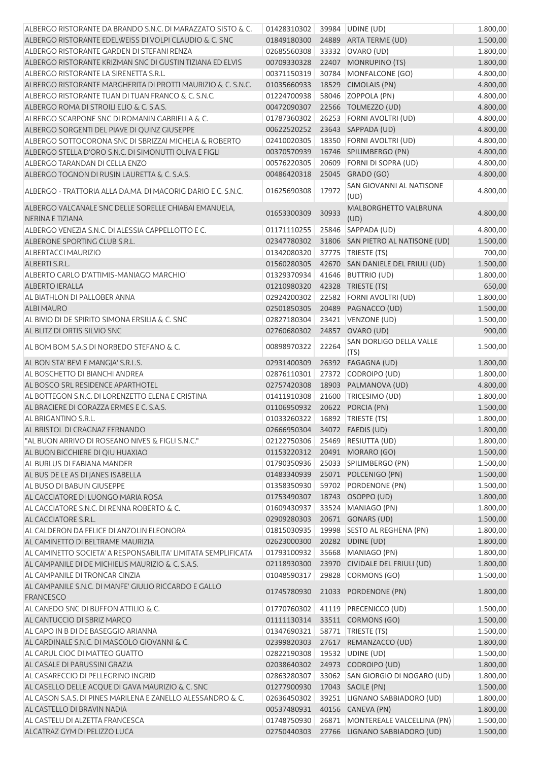| | | | | |
|---|---|---|---|---|
| ALBERGO RISTORANTE DA BRANDO S.N.C. DI MARAZZATO SISTO & C. | 01428310302 | 39984 | UDINE (UD) | 1.800,00 |
| ALBERGO RISTORANTE EDELWEISS DI VOLPI CLAUDIO & C. SNC | 01849180300 | 24889 | ARTA TERME (UD) | 1.500,00 |
| ALBERGO RISTORANTE GARDEN DI STEFANI RENZA | 02685560308 | 33332 | OVARO (UD) | 1.800,00 |
| ALBERGO RISTORANTE KRIZMAN SNC DI GUSTIN TIZIANA ED ELVIS | 00709330328 | 22407 | MONRUPINO (TS) | 1.800,00 |
| ALBERGO RISTORANTE LA SIRENETTA S.R.L. | 00371150319 | 30784 | MONFALCONE (GO) | 4.800,00 |
| ALBERGO RISTORANTE MARGHERITA DI PROTTI MAURIZIO & C. S.N.C. | 01035660933 | 18529 | CIMOLAIS (PN) | 4.800,00 |
| ALBERGO RISTORANTE TUAN DI TUAN FRANCO & C. S.N.C. | 01224700938 | 58046 | ZOPPOLA (PN) | 4.800,00 |
| ALBERGO ROMA DI STROILI ELIO & C. S.A.S. | 00472090307 | 22566 | TOLMEZZO (UD) | 4.800,00 |
| ALBERGO SCARPONE SNC DI ROMANIN GABRIELLA & C. | 01787360302 | 26253 | FORNI AVOLTRI (UD) | 4.800,00 |
| ALBERGO SORGENTI DEL PIAVE DI QUINZ GIUSEPPE | 00622520252 | 23643 | SAPPADA (UD) | 4.800,00 |
| ALBERGO SOTTOCORONA SNC DI SBRIZZAI MICHELA & ROBERTO | 02410020305 | 18350 | FORNI AVOLTRI (UD) | 4.800,00 |
| ALBERGO STELLA D'ORO S.N.C. DI SIMONUTTI OLIVA E FIGLI | 00370570939 | 16746 | SPILIMBERGO (PN) | 4.800,00 |
| ALBERGO TARANDAN DI CELLA ENZO | 00576220305 | 20609 | FORNI DI SOPRA (UD) | 4.800,00 |
| ALBERGO TOGNON DI RUSIN LAURETTA & C. S.A.S. | 00486420318 | 25045 | GRADO (GO) | 4.800,00 |
| ALBERGO - TRATTORIA ALLA DA.MA. DI MACORIG DARIO E C. S.N.C. | 01625690308 | 17972 | SAN GIOVANNI AL NATISONE (UD) | 4.800,00 |
| ALBERGO VALCANALE SNC DELLE SORELLE CHIABAI EMANUELA, NERINA E TIZIANA | 01653300309 | 30933 | MALBORGHETTO VALBRUNA (UD) | 4.800,00 |
| ALBERGO VENEZIA S.N.C. DI ALESSIA CAPPELLOTTO E C. | 01171110255 | 25846 | SAPPADA (UD) | 4.800,00 |
| ALBERONE SPORTING CLUB S.R.L. | 02347780302 | 31806 | SAN PIETRO AL NATISONE (UD) | 1.500,00 |
| ALBERTACCI MAURIZIO | 01342080320 | 37775 | TRIESTE (TS) | 700,00 |
| ALBERTI S.R.L. | 01560280305 | 42670 | SAN DANIELE DEL FRIULI (UD) | 1.500,00 |
| ALBERTO CARLO D'ATTIMIS-MANIAGO MARCHIO' | 01329370934 | 41646 | BUTTRIO (UD) | 1.800,00 |
| ALBERTO IERALLA | 01210980320 | 42328 | TRIESTE (TS) | 650,00 |
| AL BIATHLON DI PALLOBER ANNA | 02924200302 | 22582 | FORNI AVOLTRI (UD) | 1.800,00 |
| ALBI MAURO | 02501850305 | 20489 | PAGNACCO (UD) | 1.500,00 |
| AL BIVIO DI DE SPIRITO SIMONA ERSILIA & C. SNC | 02827180304 | 23421 | VENZONE (UD) | 1.500,00 |
| AL BLITZ DI ORTIS SILVIO SNC | 02760680302 | 24857 | OVARO (UD) | 900,00 |
| AL BOM BOM S.A.S DI NORBEDO STEFANO & C. | 00898970322 | 22264 | SAN DORLIGO DELLA VALLE (TS) | 1.500,00 |
| AL BON STA' BEVI E MANGJA' S.R.L.S. | 02931400309 | 26392 | FAGAGNA (UD) | 1.800,00 |
| AL BOSCHETTO DI BIANCHI ANDREA | 02876110301 | 27372 | CODROIPO (UD) | 1.800,00 |
| AL BOSCO SRL RESIDENCE APARTHOTEL | 02757420308 | 18903 | PALMANOVA (UD) | 4.800,00 |
| AL BOTTEGON S.N.C. DI LORENZETTO ELENA E CRISTINA | 01411910308 | 21600 | TRICESIMO (UD) | 1.800,00 |
| AL BRACIERE DI CORAZZA ERMES E C. S.A.S. | 01106950932 | 20622 | PORCIA (PN) | 1.500,00 |
| AL BRIGANTINO S.R.L. | 01033260322 | 16892 | TRIESTE (TS) | 1.800,00 |
| AL BRISTOL DI CRAGNAZ FERNANDO | 02666950304 | 34072 | FAEDIS (UD) | 1.800,00 |
| "AL BUON ARRIVO DI ROSEANO NIVES & FIGLI S.N.C." | 02122750306 | 25469 | RESIUTTA (UD) | 1.800,00 |
| AL BUON BICCHIERE DI QIU HUAXIAO | 01153220312 | 20491 | MORARO (GO) | 1.500,00 |
| AL BURLUS DI FABIANA MANDER | 01790350936 | 25033 | SPILIMBERGO (PN) | 1.500,00 |
| AL BUS DE LE AS DI JANES ISABELLA | 01483340939 | 25071 | POLCENIGO (PN) | 1.500,00 |
| AL BUSO DI BABUIN GIUSEPPE | 01358350930 | 59702 | PORDENONE (PN) | 1.500,00 |
| AL CACCIATORE DI LUONGO MARIA ROSA | 01753490307 | 18743 | OSOPPO (UD) | 1.800,00 |
| AL CACCIATORE S.N.C. DI RENNA ROBERTO & C. | 01609430937 | 33524 | MANIAGO (PN) | 1.800,00 |
| AL CACCIATORE S.R.L. | 02909280303 | 20671 | GONARS (UD) | 1.500,00 |
| AL CALDERON DA FELICE DI ANZOLIN ELEONORA | 01815030935 | 19998 | SESTO AL REGHENA (PN) | 1.800,00 |
| AL CAMINETTO DI BELTRAME MAURIZIA | 02623000300 | 20282 | UDINE (UD) | 1.800,00 |
| AL CAMINETTO SOCIETA' A RESPONSABILITA' LIMITATA SEMPLIFICATA | 01793100932 | 35668 | MANIAGO (PN) | 1.800,00 |
| AL CAMPANILE DI DE MICHIELIS MAURIZIO & C. S.A.S. | 02118930300 | 23970 | CIVIDALE DEL FRIULI (UD) | 1.800,00 |
| AL CAMPANILE DI TRONCAR CINZIA | 01048590317 | 29828 | CORMONS (GO) | 1.500,00 |
| AL CAMPANILE S.N.C. DI MANFE' GIULIO RICCARDO E GALLO FRANCESCO | 01745780930 | 21033 | PORDENONE (PN) | 1.800,00 |
| AL CANEDO SNC DI BUFFON ATTILIO & C. | 01770760302 | 41119 | PRECENICCO (UD) | 1.500,00 |
| AL CANTUCCIO DI SBRIZ MARCO | 01111130314 | 33511 | CORMONS (GO) | 1.500,00 |
| AL CAPO IN B DI DE BASEGGIO ARIANNA | 01347690321 | 58771 | TRIESTE (TS) | 1.500,00 |
| AL CARDINALE S.N.C. DI MASCOLO GIOVANNI & C. | 02399820303 | 27617 | REMANZACCO (UD) | 1.800,00 |
| AL CARUL CIOC DI MATTEO GUATTO | 02822190308 | 19532 | UDINE (UD) | 1.500,00 |
| AL CASALE DI PARUSSINI GRAZIA | 02038640302 | 24973 | CODROIPO (UD) | 1.800,00 |
| AL CASARECCIO DI PELLEGRINO INGRID | 02863280307 | 33062 | SAN GIORGIO DI NOGARO (UD) | 1.800,00 |
| AL CASELLO DELLE ACQUE DI GAVA MAURIZIO & C. SNC | 01277900930 | 17043 | SACILE (PN) | 1.500,00 |
| AL CASON S.A.S. DI PINES MARILENA E ZANELLO ALESSANDRO & C. | 02636450302 | 39251 | LIGNANO SABBIADORO (UD) | 1.800,00 |
| AL CASTELLO DI BRAVIN NADIA | 00537480931 | 40156 | CANEVA (PN) | 1.800,00 |
| AL CASTELU DI ALZETTA FRANCESCA | 01748750930 | 26871 | MONTEREALE VALCELLINA (PN) | 1.500,00 |
| ALCATRAZ GYM DI PELIZZO LUCA | 02750440303 | 27766 | LIGNANO SABBIADORO (UD) | 1.500,00 |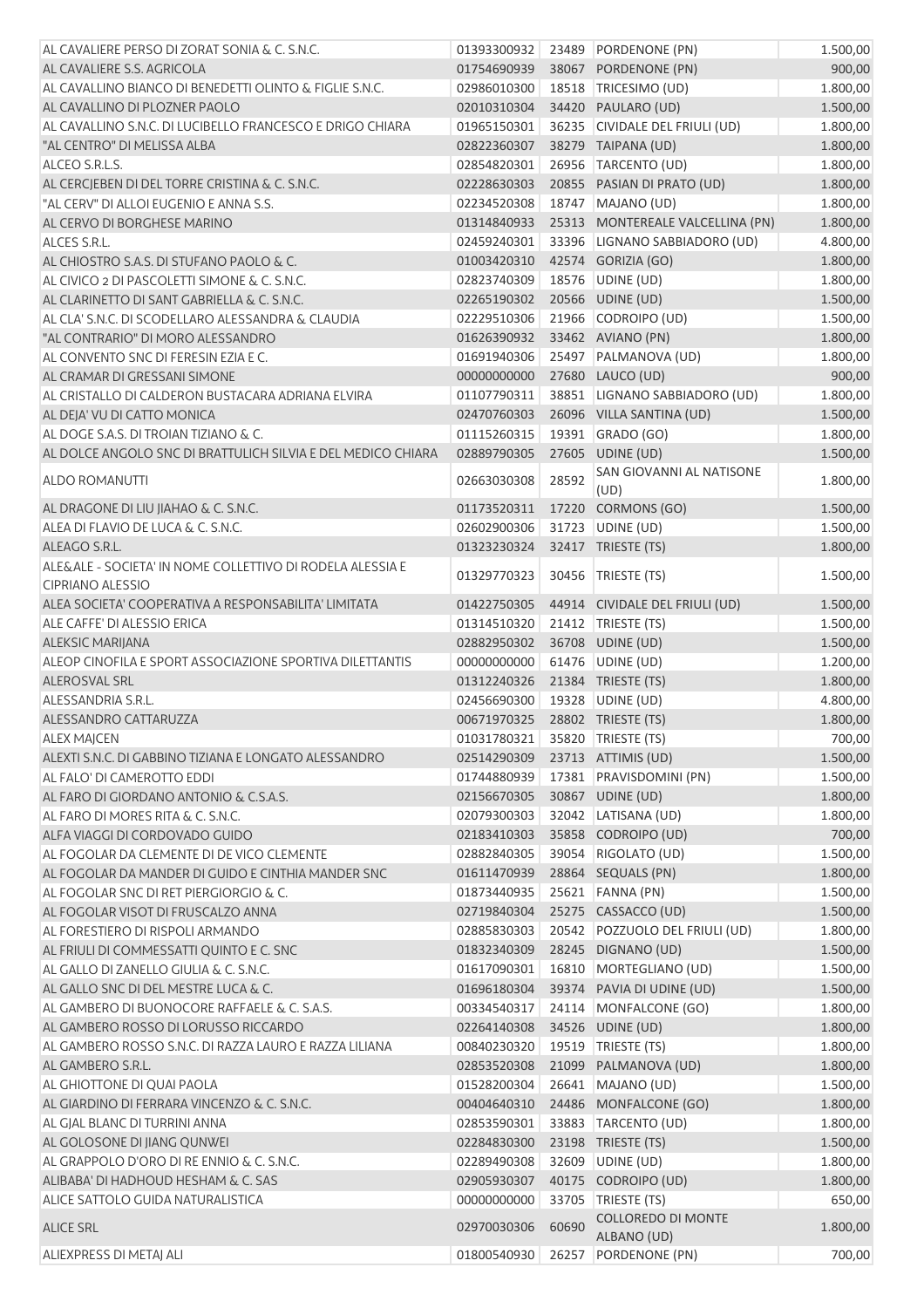| | | | | |
|---|---|---|---|---|
| AL CAVALIERE PERSO DI ZORAT SONIA & C. S.N.C. | 01393300932 | 23489 | PORDENONE (PN) | 1.500,00 |
| AL CAVALIERE S.S. AGRICOLA | 01754690939 | 38067 | PORDENONE (PN) | 900,00 |
| AL CAVALLINO BIANCO DI BENEDETTI OLINTO & FIGLIE S.N.C. | 02986010300 | 18518 | TRICESIMO (UD) | 1.800,00 |
| AL CAVALLINO DI PLOZNER PAOLO | 02010310304 | 34420 | PAULARO (UD) | 1.500,00 |
| AL CAVALLINO S.N.C. DI LUCIBELLO FRANCESCO E DRIGO CHIARA | 01965150301 | 36235 | CIVIDALE DEL FRIULI (UD) | 1.800,00 |
| "AL CENTRO" DI MELISSA ALBA | 02822360307 | 38279 | TAIPANA (UD) | 1.800,00 |
| ALCEO S.R.L.S. | 02854820301 | 26956 | TARCENTO (UD) | 1.800,00 |
| AL CERCJEBEN DI DEL TORRE CRISTINA & C. S.N.C. | 02228630303 | 20855 | PASIAN DI PRATO (UD) | 1.800,00 |
| "AL CERV" DI ALLOI EUGENIO E ANNA S.S. | 02234520308 | 18747 | MAJANO (UD) | 1.800,00 |
| AL CERVO DI BORGHESE MARINO | 01314840933 | 25313 | MONTEREALE VALCELLINA (PN) | 1.800,00 |
| ALCES S.R.L. | 02459240301 | 33396 | LIGNANO SABBIADORO (UD) | 4.800,00 |
| AL CHIOSTRO S.A.S. DI STUFANO PAOLO & C. | 01003420310 | 42574 | GORIZIA (GO) | 1.800,00 |
| AL CIVICO 2 DI PASCOLETTI SIMONE & C. S.N.C. | 02823740309 | 18576 | UDINE (UD) | 1.800,00 |
| AL CLARINETTO DI SANT GABRIELLA & C. S.N.C. | 02265190302 | 20566 | UDINE (UD) | 1.500,00 |
| AL CLA' S.N.C. DI SCODELLARO ALESSANDRA & CLAUDIA | 02229510306 | 21966 | CODROIPO (UD) | 1.500,00 |
| "AL CONTRARIO" DI MORO ALESSANDRO | 01626390932 | 33462 | AVIANO (PN) | 1.800,00 |
| AL CONVENTO SNC DI FERESIN EZIA E C. | 01691940306 | 25497 | PALMANOVA (UD) | 1.800,00 |
| AL CRAMAR DI GRESSANI SIMONE | 00000000000 | 27680 | LAUCO (UD) | 900,00 |
| AL CRISTALLO DI CALDERON BUSTACARA ADRIANA ELVIRA | 01107790311 | 38851 | LIGNANO SABBIADORO (UD) | 1.800,00 |
| AL DEJA' VU DI CATTO MONICA | 02470760303 | 26096 | VILLA SANTINA (UD) | 1.500,00 |
| AL DOGE S.A.S. DI TROIAN TIZIANO & C. | 01115260315 | 19391 | GRADO (GO) | 1.800,00 |
| AL DOLCE ANGOLO SNC DI BRATTULICH SILVIA E DEL MEDICO CHIARA | 02889790305 | 27605 | UDINE (UD) | 1.500,00 |
| ALDO ROMANUTTI | 02663030308 | 28592 | SAN GIOVANNI AL NATISONE (UD) | 1.800,00 |
| AL DRAGONE DI LIU JIAHAO & C. S.N.C. | 01173520311 | 17220 | CORMONS (GO) | 1.500,00 |
| ALEA DI FLAVIO DE LUCA & C. S.N.C. | 02602900306 | 31723 | UDINE (UD) | 1.500,00 |
| ALEAGO S.R.L. | 01323230324 | 32417 | TRIESTE (TS) | 1.800,00 |
| ALE&ALE - SOCIETA' IN NOME COLLETTIVO DI RODELA ALESSIA E CIPRIANO ALESSIO | 01329770323 | 30456 | TRIESTE (TS) | 1.500,00 |
| ALEA SOCIETA' COOPERATIVA A RESPONSABILITA' LIMITATA | 01422750305 | 44914 | CIVIDALE DEL FRIULI (UD) | 1.500,00 |
| ALE CAFFE' DI ALESSIO ERICA | 01314510320 | 21412 | TRIESTE (TS) | 1.500,00 |
| ALEKSIC MARIJANA | 02882950302 | 36708 | UDINE (UD) | 1.500,00 |
| ALEOP CINOFILA E SPORT ASSOCIAZIONE SPORTIVA DILETTANTIS | 00000000000 | 61476 | UDINE (UD) | 1.200,00 |
| ALEROSVAL SRL | 01312240326 | 21384 | TRIESTE (TS) | 1.800,00 |
| ALESSANDRIA S.R.L. | 02456690300 | 19328 | UDINE (UD) | 4.800,00 |
| ALESSANDRO CATTARUZZA | 00671970325 | 28802 | TRIESTE (TS) | 1.800,00 |
| ALEX MAJCEN | 01031780321 | 35820 | TRIESTE (TS) | 700,00 |
| ALEXTI S.N.C. DI GABBINO TIZIANA E LONGATO ALESSANDRO | 02514290309 | 23713 | ATTIMIS (UD) | 1.500,00 |
| AL FALO' DI CAMEROTTO EDDI | 01744880939 | 17381 | PRAVISDOMINI (PN) | 1.500,00 |
| AL FARO DI GIORDANO ANTONIO & C.S.A.S. | 02156670305 | 30867 | UDINE (UD) | 1.800,00 |
| AL FARO DI MORES RITA & C. S.N.C. | 02079300303 | 32042 | LATISANA (UD) | 1.800,00 |
| ALFA VIAGGI DI CORDOVADO GUIDO | 02183410303 | 35858 | CODROIPO (UD) | 700,00 |
| AL FOGOLAR DA CLEMENTE DI DE VICO CLEMENTE | 02882840305 | 39054 | RIGOLATO (UD) | 1.500,00 |
| AL FOGOLAR DA MANDER DI GUIDO E CINTHIA MANDER SNC | 01611470939 | 28864 | SEQUALS (PN) | 1.800,00 |
| AL FOGOLAR SNC DI RET PIERGIORGIO & C. | 01873440935 | 25621 | FANNA (PN) | 1.500,00 |
| AL FOGOLAR VISOT DI FRUSCALZO ANNA | 02719840304 | 25275 | CASSACCO (UD) | 1.500,00 |
| AL FORESTIERO DI RISPOLI ARMANDO | 02885830303 | 20542 | POZZUOLO DEL FRIULI (UD) | 1.800,00 |
| AL FRIULI DI COMMESSATTI QUINTO E C. SNC | 01832340309 | 28245 | DIGNANO (UD) | 1.500,00 |
| AL GALLO DI ZANELLO GIULIA & C. S.N.C. | 01617090301 | 16810 | MORTEGLIANO (UD) | 1.500,00 |
| AL GALLO SNC DI DEL MESTRE LUCA & C. | 01696180304 | 39374 | PAVIA DI UDINE (UD) | 1.500,00 |
| AL GAMBERO DI BUONOCORE RAFFAELE & C. S.A.S. | 00334540317 | 24114 | MONFALCONE (GO) | 1.800,00 |
| AL GAMBERO ROSSO DI LORUSSO RICCARDO | 02264140308 | 34526 | UDINE (UD) | 1.800,00 |
| AL GAMBERO ROSSO S.N.C. DI RAZZA LAURO E RAZZA LILIANA | 00840230320 | 19519 | TRIESTE (TS) | 1.800,00 |
| AL GAMBERO S.R.L. | 02853520308 | 21099 | PALMANOVA (UD) | 1.800,00 |
| AL GHIOTTONE DI QUAI PAOLA | 01528200304 | 26641 | MAJANO (UD) | 1.500,00 |
| AL GIARDINO DI FERRARA VINCENZO & C. S.N.C. | 00404640310 | 24486 | MONFALCONE (GO) | 1.800,00 |
| AL GJAL BLANC DI TURRINI ANNA | 02853590301 | 33883 | TARCENTO (UD) | 1.800,00 |
| AL GOLOSONE DI JIANG QUNWEI | 02284830300 | 23198 | TRIESTE (TS) | 1.500,00 |
| AL GRAPPOLO D'ORO DI RE ENNIO & C. S.N.C. | 02289490308 | 32609 | UDINE (UD) | 1.800,00 |
| ALIBABA' DI HADHOUD HESHAM & C. SAS | 02905930307 | 40175 | CODROIPO (UD) | 1.800,00 |
| ALICE SATTOLO GUIDA NATURALISTICA | 00000000000 | 33705 | TRIESTE (TS) | 650,00 |
| ALICE SRL | 02970030306 | 60690 | COLLOREDO DI MONTE ALBANO (UD) | 1.800,00 |
| ALIEXPRESS DI METAJ ALI | 01800540930 | 26257 | PORDENONE (PN) | 700,00 |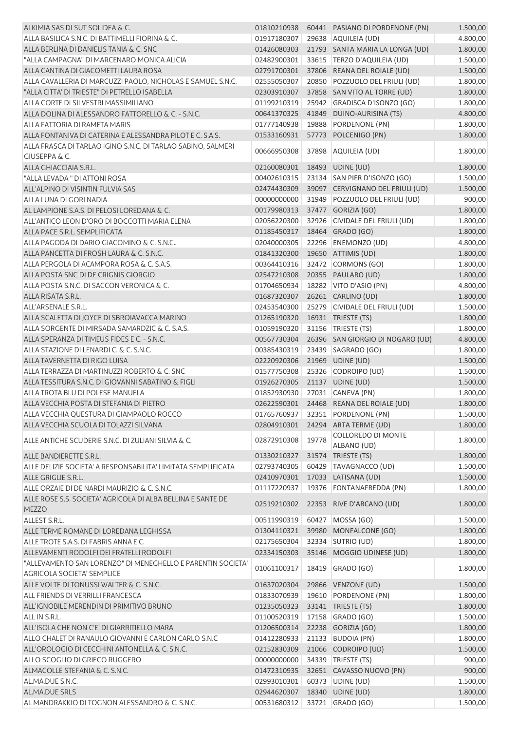| | | | | |
|---|---|---|---|---|
| ALKIMIA SAS DI SUT SOLIDEA & C. | 01810210938 | 60441 | PASIANO DI PORDENONE (PN) | 1.500,00 |
| ALLA BASILICA S.N.C. DI BATTIMELLI FIORINA & C. | 01917180307 | 29638 | AQUILEIA (UD) | 4.800,00 |
| ALLA BERLINA DI DANIELIS TANIA & C. SNC | 01426080303 | 21793 | SANTA MARIA LA LONGA (UD) | 1.800,00 |
| "ALLA CAMPAGNA" DI MARCENARO MONICA ALICIA | 02482900301 | 33615 | TERZO D'AQUILEIA (UD) | 1.500,00 |
| ALLA CANTINA DI GIACOMETTI LAURA ROSA | 02791700301 | 37806 | REANA DEL ROIALE (UD) | 1.500,00 |
| ALLA CAVALLERIA DI MARCUZZI PAOLO, NICHOLAS E SAMUEL S.N.C. | 02555050307 | 20850 | POZZUOLO DEL FRIULI (UD) | 1.800,00 |
| "ALLA CITTA' DI TRIESTE" DI PETRELLO ISABELLA | 02303910307 | 37858 | SAN VITO AL TORRE (UD) | 1.800,00 |
| ALLA CORTE DI SILVESTRI MASSIMILIANO | 01199210319 | 25942 | GRADISCA D'ISONZO (GO) | 1.800,00 |
| ALLA DOLINA DI ALESSANDRO FATTORELLO & C. - S.N.C. | 00641370325 | 41849 | DUINO-AURISINA (TS) | 4.800,00 |
| ALLA FATTORIA DI RAMETA MARIS | 01777140938 | 19888 | PORDENONE (PN) | 1.800,00 |
| ALLA FONTANIVA DI CATERINA E ALESSANDRA PILOT E C. S.A.S. | 01533160931 | 57773 | POLCENIGO (PN) | 1.800,00 |
| ALLA FRASCA DI TARLAO IGINO S.N.C. DI TARLAO SABINO, SALMERI GIUSEPPA & C. | 00666950308 | 37898 | AQUILEIA (UD) | 1.800,00 |
| ALLA GHIACCIAIA S.R.L. | 02160080301 | 18493 | UDINE (UD) | 1.800,00 |
| "ALLA LEVADA " DI ATTONI ROSA | 00402610315 | 23134 | SAN PIER D'ISONZO (GO) | 1.500,00 |
| ALL'ALPINO DI VISINTIN FULVIA SAS | 02474430309 | 39097 | CERVIGNANO DEL FRIULI (UD) | 1.500,00 |
| ALLA LUNA DI GORI NADIA | 00000000000 | 31949 | POZZUOLO DEL FRIULI (UD) | 900,00 |
| AL LAMPIONE S.A.S. DI PELOSI LOREDANA & C. | 00179980313 | 37477 | GORIZIA (GO) | 1.800,00 |
| ALL'ANTICO LEON D'ORO DI BOCCOTTI MARIA ELENA | 02056220300 | 32926 | CIVIDALE DEL FRIULI (UD) | 1.800,00 |
| ALLA PACE S.R.L. SEMPLIFICATA | 01185450317 | 18464 | GRADO (GO) | 1.800,00 |
| ALLA PAGODA DI DARIO GIACOMINO & C. S.N.C.. | 02040000305 | 22296 | ENEMONZO (UD) | 4.800,00 |
| ALLA PANCETTA DI FROSH LAURA & C. S.N.C. | 01841320300 | 19650 | ATTIMIS (UD) | 1.800,00 |
| ALLA PERGOLA DI ACAMPORA ROSA & C. S.A.S. | 00364410316 | 32472 | CORMONS (GO) | 1.800,00 |
| ALLA POSTA SNC DI DE CRIGNIS GIORGIO | 02547210308 | 20355 | PAULARO (UD) | 1.800,00 |
| ALLA POSTA S.N.C. DI SACCON VERONICA & C. | 01704650934 | 18282 | VITO D'ASIO (PN) | 4.800,00 |
| ALLA RISATA S.R.L. | 01687320307 | 26261 | CARLINO (UD) | 1.800,00 |
| ALL'ARSENALE S.R.L. | 02453540300 | 25279 | CIVIDALE DEL FRIULI (UD) | 1.500,00 |
| ALLA SCALETTA DI JOYCE DI SBROIAVACCA MARINO | 01265190320 | 16931 | TRIESTE (TS) | 1.800,00 |
| ALLA SORGENTE DI MIRSADA SAMARDZIC & C. S.A.S. | 01059190320 | 31156 | TRIESTE (TS) | 1.800,00 |
| ALLA SPERANZA DI TIMEUS FIDES E C. - S.N.C. | 00567730304 | 26396 | SAN GIORGIO DI NOGARO (UD) | 4.800,00 |
| ALLA STAZIONE DI LENARDI C. & C. S.N.C. | 00385430319 | 23439 | SAGRADO (GO) | 1.800,00 |
| ALLA TAVERNETTA DI RIGO LUISA | 02220920306 | 21969 | UDINE (UD) | 1.500,00 |
| ALLA TERRAZZA DI MARTINUZZI ROBERTO & C. SNC | 01577750308 | 25326 | CODROIPO (UD) | 1.500,00 |
| ALLA TESSITURA S.N.C. DI GIOVANNI SABATINO & FIGLI | 01926270305 | 21137 | UDINE (UD) | 1.500,00 |
| ALLA TROTA BLU DI POLESE MANUELA | 01852930930 | 27031 | CANEVA (PN) | 1.800,00 |
| ALLA VECCHIA POSTA DI STEFANIA DI PIETRO | 02622590301 | 24468 | REANA DEL ROIALE (UD) | 1.800,00 |
| ALLA VECCHIA QUESTURA DI GIAMPAOLO ROCCO | 01765760937 | 32351 | PORDENONE (PN) | 1.500,00 |
| ALLA VECCHIA SCUOLA DI TOLAZZI SILVANA | 02804910301 | 24294 | ARTA TERME (UD) | 1.800,00 |
| ALLE ANTICHE SCUDERIE S.N.C. DI ZULIANI SILVIA & C. | 02872910308 | 19778 | COLLOREDO DI MONTE ALBANO (UD) | 1.800,00 |
| ALLE BANDIERETTE S.R.L. | 01330210327 | 31574 | TRIESTE (TS) | 1.800,00 |
| ALLE DELIZIE SOCIETA' A RESPONSABILITA' LIMITATA SEMPLIFICATA | 02793740305 | 60429 | TAVAGNACCO (UD) | 1.500,00 |
| ALLE GRIGLIE S.R.L. | 02410970301 | 17033 | LATISANA (UD) | 1.500,00 |
| ALLE ORZAIE DI DE NARDI MAURIZIO & C. S.N.C. | 01117220937 | 19376 | FONTANAFREDDA (PN) | 1.800,00 |
| ALLE ROSE S.S. SOCIETA' AGRICOLA DI ALBA BELLINA E SANTE DE MEZZO | 02519210302 | 22353 | RIVE D'ARCANO (UD) | 1.800,00 |
| ALLEST S.R.L. | 00511990319 | 60427 | MOSSA (GO) | 1.500,00 |
| ALLE TERME ROMANE DI LOREDANA LEGHISSA | 01304110321 | 39980 | MONFALCONE (GO) | 1.800,00 |
| ALLE TROTE S.A.S. DI FABRIS ANNA E C. | 02175650304 | 32334 | SUTRIO (UD) | 1.800,00 |
| ALLEVAMENTI RODOLFI DEI FRATELLI RODOLFI | 02334150303 | 35146 | MOGGIO UDINESE (UD) | 1.800,00 |
| "ALLEVAMENTO SAN LORENZO" DI MENEGHELLO E PARENTIN SOCIETA' AGRICOLA SOCIETA' SEMPLICE | 01061100317 | 18419 | GRADO (GO) | 1.800,00 |
| ALLE VOLTE DI TONUSSI WALTER & C. S.N.C. | 01637020304 | 29866 | VENZONE (UD) | 1.500,00 |
| ALL FRIENDS DI VERRILLI FRANCESCA | 01833070939 | 19610 | PORDENONE (PN) | 1.800,00 |
| ALL'IGNOBILE MERENDIN DI PRIMITIVO BRUNO | 01235050323 | 33141 | TRIESTE (TS) | 1.800,00 |
| ALL IN S.R.L. | 01100520319 | 17158 | GRADO (GO) | 1.500,00 |
| ALL'ISOLA CHE NON C'E' DI GIARRITIELLO MARA | 01206500314 | 22238 | GORIZIA (GO) | 1.800,00 |
| ALLO CHALET DI RANAULO GIOVANNI E CARLON CARLO S.N.C | 01412280933 | 21133 | BUDOIA (PN) | 1.800,00 |
| ALL'OROLOGIO DI CECCHINI ANTONELLA & C. S.N.C. | 02152830309 | 21066 | CODROIPO (UD) | 1.500,00 |
| ALLO SCOGLIO DI GRIECO RUGGERO | 00000000000 | 34339 | TRIESTE (TS) | 900,00 |
| ALMACOLLE STEFANIA & C. S.N.C. | 01472310935 | 32651 | CAVASSO NUOVO (PN) | 900,00 |
| AL.MA.DUE S.N.C. | 02993010301 | 60373 | UDINE (UD) | 1.500,00 |
| AL.MA.DUE SRLS | 02944620307 | 18340 | UDINE (UD) | 1.800,00 |
| AL MANDRAKKIO DI TOGNON ALESSANDRO & C. S.N.C. | 00531680312 | 33721 | GRADO (GO) | 1.500,00 |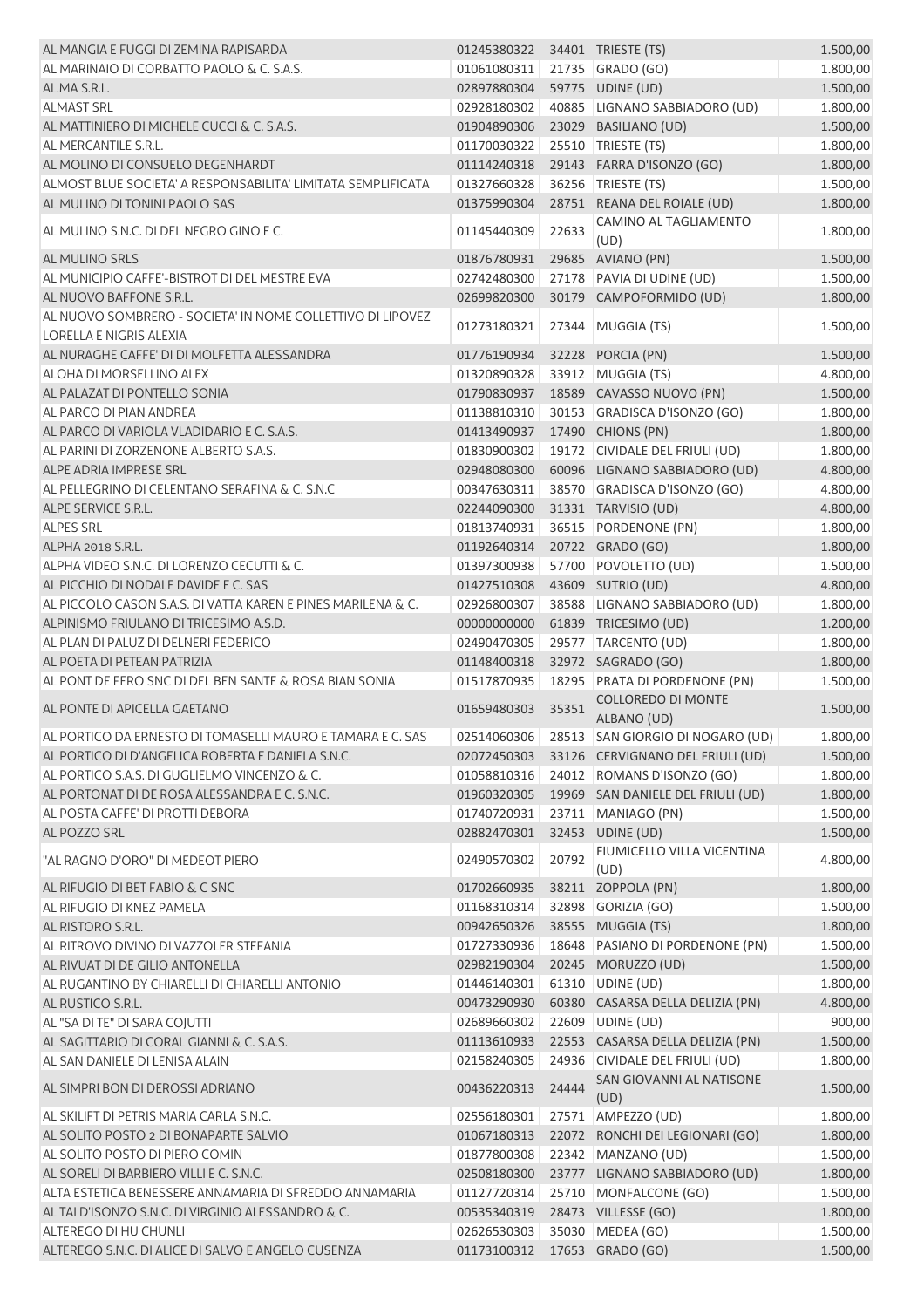| | | | | |
|---|---|---|---|---|
| AL MANGIA E FUGGI DI ZEMINA RAPISARDA | 01245380322 | 34401 | TRIESTE (TS) | 1.500,00 |
| AL MARINAIO DI CORBATTO PAOLO & C. S.A.S. | 01061080311 | 21735 | GRADO (GO) | 1.800,00 |
| AL.MA S.R.L. | 02897880304 | 59775 | UDINE (UD) | 1.500,00 |
| ALMAST SRL | 02928180302 | 40885 | LIGNANO SABBIADORO (UD) | 1.800,00 |
| AL MATTINIERO DI MICHELE CUCCI & C. S.A.S. | 01904890306 | 23029 | BASILIANO (UD) | 1.500,00 |
| AL MERCANTILE S.R.L. | 01170030322 | 25510 | TRIESTE (TS) | 1.800,00 |
| AL MOLINO DI CONSUELO DEGENHARDT | 01114240318 | 29143 | FARRA D'ISONZO (GO) | 1.800,00 |
| ALMOST BLUE SOCIETA' A RESPONSABILITA' LIMITATA SEMPLIFICATA | 01327660328 | 36256 | TRIESTE (TS) | 1.500,00 |
| AL MULINO DI TONINI PAOLO SAS | 01375990304 | 28751 | REANA DEL ROIALE (UD) | 1.800,00 |
| AL MULINO S.N.C. DI DEL NEGRO GINO E C. | 01145440309 | 22633 | CAMINO AL TAGLIAMENTO (UD) | 1.800,00 |
| AL MULINO SRLS | 01876780931 | 29685 | AVIANO (PN) | 1.500,00 |
| AL MUNICIPIO CAFFE'-BISTROT DI DEL MESTRE EVA | 02742480300 | 27178 | PAVIA DI UDINE (UD) | 1.500,00 |
| AL NUOVO BAFFONE S.R.L. | 02699820300 | 30179 | CAMPOFORMIDO (UD) | 1.800,00 |
| AL NUOVO SOMBRERO - SOCIETA' IN NOME COLLETTIVO DI LIPOVEZ LORELLA E NIGRIS ALEXIA | 01273180321 | 27344 | MUGGIA (TS) | 1.500,00 |
| AL NURAGHE CAFFE' DI DI MOLFETTA ALESSANDRA | 01776190934 | 32228 | PORCIA (PN) | 1.500,00 |
| ALOHA DI MORSELLINO ALEX | 01320890328 | 33912 | MUGGIA (TS) | 4.800,00 |
| AL PALAZAT DI PONTELLO SONIA | 01790830937 | 18589 | CAVASSO NUOVO (PN) | 1.500,00 |
| AL PARCO DI PIAN ANDREA | 01138810310 | 30153 | GRADISCA D'ISONZO (GO) | 1.800,00 |
| AL PARCO DI VARIOLA VLADIDARIO E C. S.A.S. | 01413490937 | 17490 | CHIONS (PN) | 1.800,00 |
| AL PARINI DI ZORZENONE ALBERTO S.A.S. | 01830900302 | 19172 | CIVIDALE DEL FRIULI (UD) | 1.800,00 |
| ALPE ADRIA IMPRESE SRL | 02948080300 | 60096 | LIGNANO SABBIADORO (UD) | 4.800,00 |
| AL PELLEGRINO DI CELENTANO SERAFINA & C. S.N.C | 00347630311 | 38570 | GRADISCA D'ISONZO (GO) | 4.800,00 |
| ALPE SERVICE S.R.L. | 02244090300 | 31331 | TARVISIO (UD) | 4.800,00 |
| ALPES SRL | 01813740931 | 36515 | PORDENONE (PN) | 1.800,00 |
| ALPHA 2018 S.R.L. | 01192640314 | 20722 | GRADO (GO) | 1.800,00 |
| ALPHA VIDEO S.N.C. DI LORENZO CECUTTI & C. | 01397300938 | 57700 | POVOLETTO (UD) | 1.500,00 |
| AL PICCHIO DI NODALE DAVIDE E C. SAS | 01427510308 | 43609 | SUTRIO (UD) | 4.800,00 |
| AL PICCOLO CASON S.A.S. DI VATTA KAREN E PINES MARILENA & C. | 02926800307 | 38588 | LIGNANO SABBIADORO (UD) | 1.800,00 |
| ALPINISMO FRIULANO DI TRICESIMO A.S.D. | 00000000000 | 61839 | TRICESIMO (UD) | 1.200,00 |
| AL PLAN DI PALUZ DI DELNERI FEDERICO | 02490470305 | 29577 | TARCENTO (UD) | 1.800,00 |
| AL POETA DI PETEAN PATRIZIA | 01148400318 | 32972 | SAGRADO (GO) | 1.800,00 |
| AL PONT DE FERO SNC DI DEL BEN SANTE & ROSA BIAN SONIA | 01517870935 | 18295 | PRATA DI PORDENONE (PN) | 1.500,00 |
| AL PONTE DI APICELLA GAETANO | 01659480303 | 35351 | COLLOREDO DI MONTE ALBANO (UD) | 1.500,00 |
| AL PORTICO DA ERNESTO DI TOMASELLI MAURO E TAMARA E C. SAS | 02514060306 | 28513 | SAN GIORGIO DI NOGARO (UD) | 1.800,00 |
| AL PORTICO DI D'ANGELICA ROBERTA E DANIELA S.N.C. | 02072450303 | 33126 | CERVIGNANO DEL FRIULI (UD) | 1.500,00 |
| AL PORTICO S.A.S. DI GUGLIELMO VINCENZO & C. | 01058810316 | 24012 | ROMANS D'ISONZO (GO) | 1.800,00 |
| AL PORTONAT DI DE ROSA ALESSANDRA E C. S.N.C. | 01960320305 | 19969 | SAN DANIELE DEL FRIULI (UD) | 1.800,00 |
| AL POSTA CAFFE' DI PROTTI DEBORA | 01740720931 | 23711 | MANIAGO (PN) | 1.500,00 |
| AL POZZO SRL | 02882470301 | 32453 | UDINE (UD) | 1.500,00 |
| "AL RAGNO D'ORO" DI MEDEOT PIERO | 02490570302 | 20792 | FIUMICELLO VILLA VICENTINA (UD) | 4.800,00 |
| AL RIFUGIO DI BET FABIO & C SNC | 01702660935 | 38211 | ZOPPOLA (PN) | 1.800,00 |
| AL RIFUGIO DI KNEZ PAMELA | 01168310314 | 32898 | GORIZIA (GO) | 1.500,00 |
| AL RISTORO S.R.L. | 00942650326 | 38555 | MUGGIA (TS) | 1.800,00 |
| AL RITROVO DIVINO DI VAZZOLER STEFANIA | 01727330936 | 18648 | PASIANO DI PORDENONE (PN) | 1.500,00 |
| AL RIVUAT DI DE GILIO ANTONELLA | 02982190304 | 20245 | MORUZZO (UD) | 1.500,00 |
| AL RUGANTINO BY CHIARELLI DI CHIARELLI ANTONIO | 01446140301 | 61310 | UDINE (UD) | 1.800,00 |
| AL RUSTICO S.R.L. | 00473290930 | 60380 | CASARSA DELLA DELIZIA (PN) | 4.800,00 |
| AL "SA DI TE" DI SARA COJUTTI | 02689660302 | 22609 | UDINE (UD) | 900,00 |
| AL SAGITTARIO DI CORAL GIANNI & C. S.A.S. | 01113610933 | 22553 | CASARSA DELLA DELIZIA (PN) | 1.500,00 |
| AL SAN DANIELE DI LENISA ALAIN | 02158240305 | 24936 | CIVIDALE DEL FRIULI (UD) | 1.800,00 |
| AL SIMPRI BON DI DEROSSI ADRIANO | 00436220313 | 24444 | SAN GIOVANNI AL NATISONE (UD) | 1.500,00 |
| AL SKILIFT DI PETRIS MARIA CARLA S.N.C. | 02556180301 | 27571 | AMPEZZO (UD) | 1.800,00 |
| AL SOLITO POSTO 2 DI BONAPARTE SALVIO | 01067180313 | 22072 | RONCHI DEI LEGIONARI (GO) | 1.800,00 |
| AL SOLITO POSTO DI PIERO COMIN | 01877800308 | 22342 | MANZANO (UD) | 1.500,00 |
| AL SORELI DI BARBIERO VILLI E C. S.N.C. | 02508180300 | 23777 | LIGNANO SABBIADORO (UD) | 1.800,00 |
| ALTA ESTETICA BENESSERE ANNAMARIA DI SFREDDO ANNAMARIA | 01127720314 | 25710 | MONFALCONE (GO) | 1.500,00 |
| AL TAI D'ISONZO S.N.C. DI VIRGINIO ALESSANDRO & C. | 00535340319 | 28473 | VILLESSE (GO) | 1.800,00 |
| ALTEREGO DI HU CHUNLI | 02626530303 | 35030 | MEDEA (GO) | 1.500,00 |
| ALTEREGO S.N.C. DI ALICE DI SALVO E ANGELO CUSENZA | 01173100312 | 17653 | GRADO (GO) | 1.500,00 |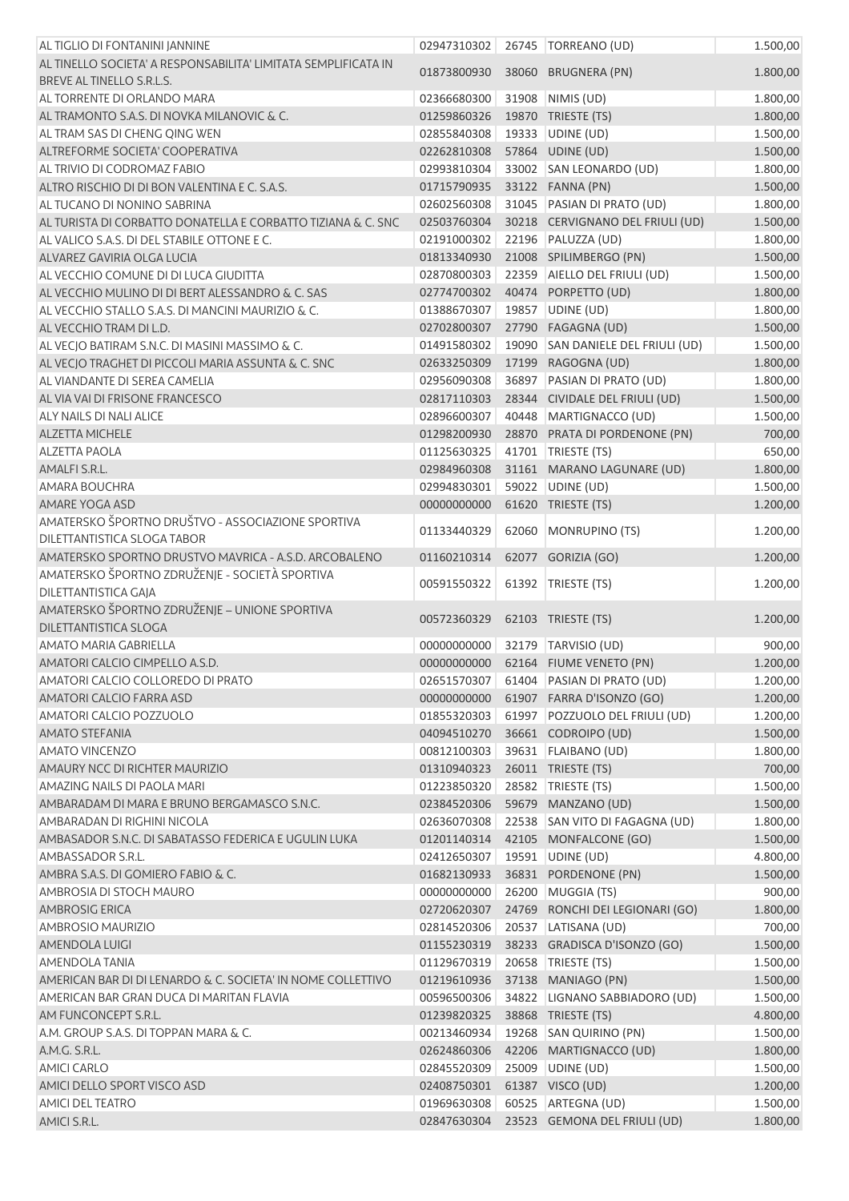| | | | | |
|---|---|---|---|---|
| AL TIGLIO DI FONTANINI JANNINE | 02947310302 | 26745 | TORREANO (UD) | 1.500,00 |
| AL TINELLO SOCIETA' A RESPONSABILITA' LIMITATA SEMPLIFICATA IN BREVE AL TINELLO S.R.L.S. | 01873800930 | 38060 | BRUGNERA (PN) | 1.800,00 |
| AL TORRENTE DI ORLANDO MARA | 02366680300 | 31908 | NIMIS (UD) | 1.800,00 |
| AL TRAMONTO S.A.S. DI NOVKA MILANOVIC & C. | 01259860326 | 19870 | TRIESTE (TS) | 1.800,00 |
| AL TRAM SAS DI CHENG QING WEN | 02855840308 | 19333 | UDINE (UD) | 1.500,00 |
| ALTREFORME SOCIETA' COOPERATIVA | 02262810308 | 57864 | UDINE (UD) | 1.500,00 |
| AL TRIVIO DI CODROMAZ FABIO | 02993810304 | 33002 | SAN LEONARDO (UD) | 1.800,00 |
| ALTRO RISCHIO DI DI BON VALENTINA E C. S.A.S. | 01715790935 | 33122 | FANNA (PN) | 1.500,00 |
| AL TUCANO DI NONINO SABRINA | 02602560308 | 31045 | PASIAN DI PRATO (UD) | 1.800,00 |
| AL TURISTA DI CORBATTO DONATELLA E CORBATTO TIZIANA & C. SNC | 02503760304 | 30218 | CERVIGNANO DEL FRIULI (UD) | 1.500,00 |
| AL VALICO S.A.S. DI DEL STABILE OTTONE E C. | 02191000302 | 22196 | PALUZZA (UD) | 1.800,00 |
| ALVAREZ GAVIRIA OLGA LUCIA | 01813340930 | 21008 | SPILIMBERGO (PN) | 1.500,00 |
| AL VECCHIO COMUNE DI DI LUCA GIUDITTA | 02870800303 | 22359 | AIELLO DEL FRIULI (UD) | 1.500,00 |
| AL VECCHIO MULINO DI DI BERT ALESSANDRO & C. SAS | 02774700302 | 40474 | PORPETTO (UD) | 1.800,00 |
| AL VECCHIO STALLO S.A.S. DI MANCINI MAURIZIO & C. | 01388670307 | 19857 | UDINE (UD) | 1.800,00 |
| AL VECCHIO TRAM DI L.D. | 02702800307 | 27790 | FAGAGNA (UD) | 1.500,00 |
| AL VECJO BATIRAM S.N.C. DI MASINI MASSIMO & C. | 01491580302 | 19090 | SAN DANIELE DEL FRIULI (UD) | 1.500,00 |
| AL VECJO TRAGHET DI PICCOLI MARIA ASSUNTA & C. SNC | 02633250309 | 17199 | RAGOGNA (UD) | 1.800,00 |
| AL VIANDANTE DI SEREA CAMELIA | 02956090308 | 36897 | PASIAN DI PRATO (UD) | 1.800,00 |
| AL VIA VAI DI FRISONE FRANCESCO | 02817110303 | 28344 | CIVIDALE DEL FRIULI (UD) | 1.500,00 |
| ALY NAILS DI NALI ALICE | 02896600307 | 40448 | MARTIGNACCO (UD) | 1.500,00 |
| ALZETTA MICHELE | 01298200930 | 28870 | PRATA DI PORDENONE (PN) | 700,00 |
| ALZETTA PAOLA | 01125630325 | 41701 | TRIESTE (TS) | 650,00 |
| AMALFI S.R.L. | 02984960308 | 31161 | MARANO LAGUNARE (UD) | 1.800,00 |
| AMARA BOUCHRA | 02994830301 | 59022 | UDINE (UD) | 1.500,00 |
| AMARE YOGA ASD | 00000000000 | 61620 | TRIESTE (TS) | 1.200,00 |
| AMATERSKO ŠPORTNO DRUŠTVO - ASSOCIAZIONE SPORTIVA DILETTANTISTICA SLOGA TABOR | 01133440329 | 62060 | MONRUPINO (TS) | 1.200,00 |
| AMATERSKO SPORTNO DRUSTVO MAVRICA - A.S.D. ARCOBALENO | 01160210314 | 62077 | GORIZIA (GO) | 1.200,00 |
| AMATERSKO ŠPORTNO ZDRUŽENJE - SOCIETÀ SPORTIVA DILETTANTISTICA GAJA | 00591550322 | 61392 | TRIESTE (TS) | 1.200,00 |
| AMATERSKO ŠPORTNO ZDRUŽENJE – UNIONE SPORTIVA DILETTANTISTICA SLOGA | 00572360329 | 62103 | TRIESTE (TS) | 1.200,00 |
| AMATO MARIA GABRIELLA | 00000000000 | 32179 | TARVISIO (UD) | 900,00 |
| AMATORI CALCIO CIMPELLO A.S.D. | 00000000000 | 62164 | FIUME VENETO (PN) | 1.200,00 |
| AMATORI CALCIO COLLOREDO DI PRATO | 02651570307 | 61404 | PASIAN DI PRATO (UD) | 1.200,00 |
| AMATORI CALCIO FARRA ASD | 00000000000 | 61907 | FARRA D'ISONZO (GO) | 1.200,00 |
| AMATORI CALCIO POZZUOLO | 01855320303 | 61997 | POZZUOLO DEL FRIULI (UD) | 1.200,00 |
| AMATO STEFANIA | 04094510270 | 36661 | CODROIPO (UD) | 1.500,00 |
| AMATO VINCENZO | 00812100303 | 39631 | FLAIBANO (UD) | 1.800,00 |
| AMAURY NCC DI RICHTER MAURIZIO | 01310940323 | 26011 | TRIESTE (TS) | 700,00 |
| AMAZING NAILS DI PAOLA MARI | 01223850320 | 28582 | TRIESTE (TS) | 1.500,00 |
| AMBARADAM DI MARA E BRUNO BERGAMASCO S.N.C. | 02384520306 | 59679 | MANZANO (UD) | 1.500,00 |
| AMBARADAN DI RIGHINI NICOLA | 02636070308 | 22538 | SAN VITO DI FAGAGNA (UD) | 1.800,00 |
| AMBASADOR S.N.C. DI SABATASSO FEDERICA E UGULIN LUKA | 01201140314 | 42105 | MONFALCONE (GO) | 1.500,00 |
| AMBASSADOR S.R.L. | 02412650307 | 19591 | UDINE (UD) | 4.800,00 |
| AMBRA S.A.S. DI GOMIERO FABIO & C. | 01682130933 | 36831 | PORDENONE (PN) | 1.500,00 |
| AMBROSIA DI STOCH MAURO | 00000000000 | 26200 | MUGGIA (TS) | 900,00 |
| AMBROSIG ERICA | 02720620307 | 24769 | RONCHI DEI LEGIONARI (GO) | 1.800,00 |
| AMBROSIO MAURIZIO | 02814520306 | 20537 | LATISANA (UD) | 700,00 |
| AMENDOLA LUIGI | 01155230319 | 38233 | GRADISCA D'ISONZO (GO) | 1.500,00 |
| AMENDOLA TANIA | 01129670319 | 20658 | TRIESTE (TS) | 1.500,00 |
| AMERICAN BAR DI DI LENARDO & C. SOCIETA' IN NOME COLLETTIVO | 01219610936 | 37138 | MANIAGO (PN) | 1.500,00 |
| AMERICAN BAR GRAN DUCA DI MARITAN FLAVIA | 00596500306 | 34822 | LIGNANO SABBIADORO (UD) | 1.500,00 |
| AM FUNCONCEPT S.R.L. | 01239820325 | 38868 | TRIESTE (TS) | 4.800,00 |
| A.M. GROUP S.A.S. DI TOPPAN MARA & C. | 00213460934 | 19268 | SAN QUIRINO (PN) | 1.500,00 |
| A.M.G. S.R.L. | 02624860306 | 42206 | MARTIGNACCO (UD) | 1.800,00 |
| AMICI CARLO | 02845520309 | 25009 | UDINE (UD) | 1.500,00 |
| AMICI DELLO SPORT VISCO ASD | 02408750301 | 61387 | VISCO (UD) | 1.200,00 |
| AMICI DEL TEATRO | 01969630308 | 60525 | ARTEGNA (UD) | 1.500,00 |
| AMICI S.R.L. | 02847630304 | 23523 | GEMONA DEL FRIULI (UD) | 1.800,00 |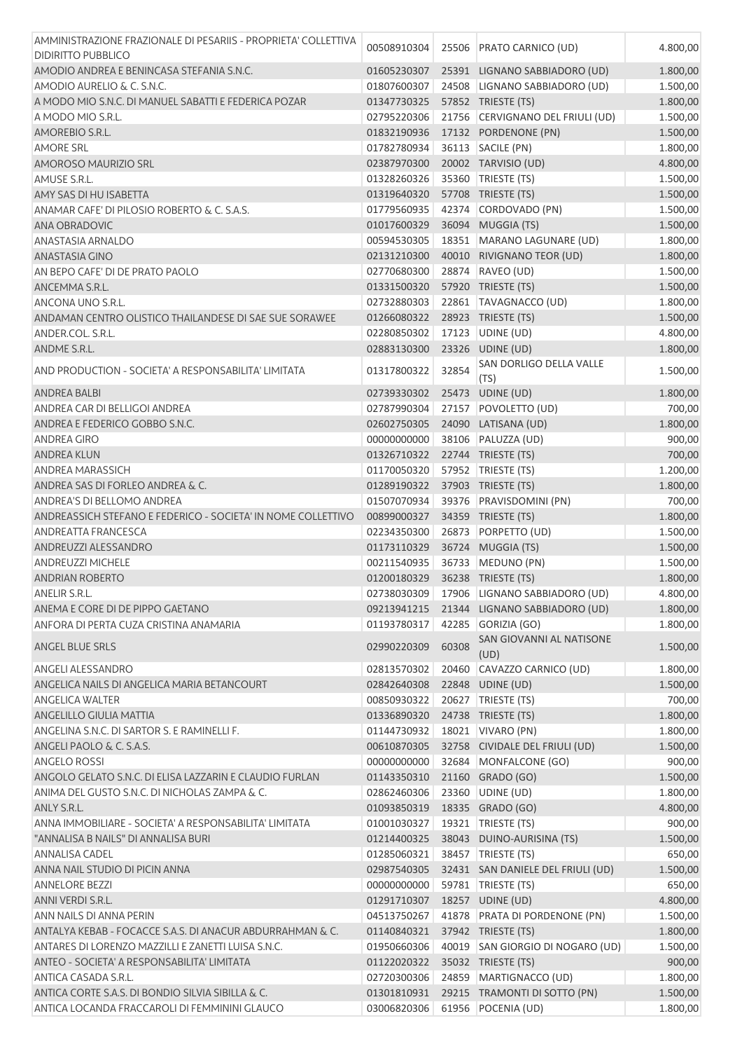| AMMINISTRAZIONE FRAZIONALE DI PESARIIS - PROPRIETA' COLLETTIVA DIDIRITTO PUBBLICO | 00508910304 | 25506 | PRATO CARNICO (UD) | 4.800,00 |
|---|---|---|---|---|
| AMODIO ANDREA E BENINCASA STEFANIA S.N.C. | 01605230307 | 25391 | LIGNANO SABBIADORO (UD) | 1.800,00 |
| AMODIO AURELIO & C. S.N.C. | 01807600307 | 24508 | LIGNANO SABBIADORO (UD) | 1.500,00 |
| A MODO MIO S.N.C. DI MANUEL SABATTI E FEDERICA POZAR | 01347730325 | 57852 | TRIESTE (TS) | 1.800,00 |
| A MODO MIO S.R.L. | 02795220306 | 21756 | CERVIGNANO DEL FRIULI (UD) | 1.500,00 |
| AMOREBIO S.R.L. | 01832190936 | 17132 | PORDENONE (PN) | 1.500,00 |
| AMORE SRL | 01782780934 | 36113 | SACILE (PN) | 1.800,00 |
| AMOROSO MAURIZIO SRL | 02387970300 | 20002 | TARVISIO (UD) | 4.800,00 |
| AMUSE S.R.L. | 01328260326 | 35360 | TRIESTE (TS) | 1.500,00 |
| AMY SAS DI HU ISABETTA | 01319640320 | 57708 | TRIESTE (TS) | 1.500,00 |
| ANAMAR CAFE' DI PILOSIO ROBERTO & C. S.A.S. | 01779560935 | 42374 | CORDOVADO (PN) | 1.500,00 |
| ANA OBRADOVIC | 01017600329 | 36094 | MUGGIA (TS) | 1.500,00 |
| ANASTASIA ARNALDO | 00594530305 | 18351 | MARANO LAGUNARE (UD) | 1.800,00 |
| ANASTASIA GINO | 02131210300 | 40010 | RIVIGNANO TEOR (UD) | 1.800,00 |
| AN BEPO CAFE' DI DE PRATO PAOLO | 02770680300 | 28874 | RAVEO (UD) | 1.500,00 |
| ANCEMMA S.R.L. | 01331500320 | 57920 | TRIESTE (TS) | 1.500,00 |
| ANCONA UNO S.R.L. | 02732880303 | 22861 | TAVAGNACCO (UD) | 1.800,00 |
| ANDAMAN CENTRO OLISTICO THAILANDESE DI SAE SUE SORAWEE | 01266080322 | 28923 | TRIESTE (TS) | 1.500,00 |
| ANDER.COL. S.R.L. | 02280850302 | 17123 | UDINE (UD) | 4.800,00 |
| ANDME S.R.L. | 02883130300 | 23326 | UDINE (UD) | 1.800,00 |
| AND PRODUCTION - SOCIETA' A RESPONSABILITA' LIMITATA | 01317800322 | 32854 | SAN DORLIGO DELLA VALLE (TS) | 1.500,00 |
| ANDREA BALBI | 02739330302 | 25473 | UDINE (UD) | 1.800,00 |
| ANDREA CAR DI BELLIGOI ANDREA | 02787990304 | 27157 | POVOLETTO (UD) | 700,00 |
| ANDREA E FEDERICO GOBBO S.N.C. | 02602750305 | 24090 | LATISANA (UD) | 1.800,00 |
| ANDREA GIRO | 00000000000 | 38106 | PALUZZA (UD) | 900,00 |
| ANDREA KLUN | 01326710322 | 22744 | TRIESTE (TS) | 700,00 |
| ANDREA MARASSICH | 01170050320 | 57952 | TRIESTE (TS) | 1.200,00 |
| ANDREA SAS DI FORLEO ANDREA & C. | 01289190322 | 37903 | TRIESTE (TS) | 1.800,00 |
| ANDREA'S DI BELLOMO ANDREA | 01507070934 | 39376 | PRAVISDOMINI (PN) | 700,00 |
| ANDREASSICH STEFANO E FEDERICO - SOCIETA' IN NOME COLLETTIVO | 00899000327 | 34359 | TRIESTE (TS) | 1.800,00 |
| ANDREATTA FRANCESCA | 02234350300 | 26873 | PORPETTO (UD) | 1.500,00 |
| ANDREUZZI ALESSANDRO | 01173110329 | 36724 | MUGGIA (TS) | 1.500,00 |
| ANDREUZZI MICHELE | 00211540935 | 36733 | MEDUNO (PN) | 1.500,00 |
| ANDRIAN ROBERTO | 01200180329 | 36238 | TRIESTE (TS) | 1.800,00 |
| ANELIR S.R.L. | 02738030309 | 17906 | LIGNANO SABBIADORO (UD) | 4.800,00 |
| ANEMA E CORE DI DE PIPPO GAETANO | 09213941215 | 21344 | LIGNANO SABBIADORO (UD) | 1.800,00 |
| ANFORA DI PERTA CUZA CRISTINA ANAMARIA | 01193780317 | 42285 | GORIZIA (GO) | 1.800,00 |
| ANGEL BLUE SRLS | 02990220309 | 60308 | SAN GIOVANNI AL NATISONE (UD) | 1.500,00 |
| ANGELI ALESSANDRO | 02813570302 | 20460 | CAVAZZO CARNICO (UD) | 1.800,00 |
| ANGELICA NAILS DI ANGELICA MARIA BETANCOURT | 02842640308 | 22848 | UDINE (UD) | 1.500,00 |
| ANGELICA WALTER | 00850930322 | 20627 | TRIESTE (TS) | 700,00 |
| ANGELILLO GIULIA MATTIA | 01336890320 | 24738 | TRIESTE (TS) | 1.800,00 |
| ANGELINA S.N.C. DI SARTOR S. E RAMINELLI F. | 01144730932 | 18021 | VIVARO (PN) | 1.800,00 |
| ANGELI PAOLO & C. S.A.S. | 00610870305 | 32758 | CIVIDALE DEL FRIULI (UD) | 1.500,00 |
| ANGELO ROSSI | 00000000000 | 32684 | MONFALCONE (GO) | 900,00 |
| ANGOLO GELATO S.N.C. DI ELISA LAZZARIN E CLAUDIO FURLAN | 01143350310 | 21160 | GRADO (GO) | 1.500,00 |
| ANIMA DEL GUSTO S.N.C. DI NICHOLAS ZAMPA & C. | 02862460306 | 23360 | UDINE (UD) | 1.800,00 |
| ANLY S.R.L. | 01093850319 | 18335 | GRADO (GO) | 4.800,00 |
| ANNA IMMOBILIARE - SOCIETA' A RESPONSABILITA' LIMITATA | 01001030327 | 19321 | TRIESTE (TS) | 900,00 |
| "ANNALISA B NAILS" DI ANNALISA BURI | 01214400325 | 38043 | DUINO-AURISINA (TS) | 1.500,00 |
| ANNALISA CADEL | 01285060321 | 38457 | TRIESTE (TS) | 650,00 |
| ANNA NAIL STUDIO DI PICIN ANNA | 02987540305 | 32431 | SAN DANIELE DEL FRIULI (UD) | 1.500,00 |
| ANNELORE BEZZI | 00000000000 | 59781 | TRIESTE (TS) | 650,00 |
| ANNI VERDI S.R.L. | 01291710307 | 18257 | UDINE (UD) | 4.800,00 |
| ANN NAILS DI ANNA PERIN | 04513750267 | 41878 | PRATA DI PORDENONE (PN) | 1.500,00 |
| ANTALYA KEBAB - FOCACCE S.A.S. DI ANACUR ABDURRAHMAN & C. | 01140840321 | 37942 | TRIESTE (TS) | 1.800,00 |
| ANTARES DI LORENZO MAZZILLI E ZANETTI LUISA S.N.C. | 01950660306 | 40019 | SAN GIORGIO DI NOGARO (UD) | 1.500,00 |
| ANTEO - SOCIETA' A RESPONSABILITA' LIMITATA | 01122020322 | 35032 | TRIESTE (TS) | 900,00 |
| ANTICA CASADA S.R.L. | 02720300306 | 24859 | MARTIGNACCO (UD) | 1.800,00 |
| ANTICA CORTE S.A.S. DI BONDIO SILVIA SIBILLA & C. | 01301810931 | 29215 | TRAMONTI DI SOTTO (PN) | 1.500,00 |
| ANTICA LOCANDA FRACCAROLI DI FEMMININI GLAUCO | 03006820306 | 61956 | POCENIA (UD) | 1.800,00 |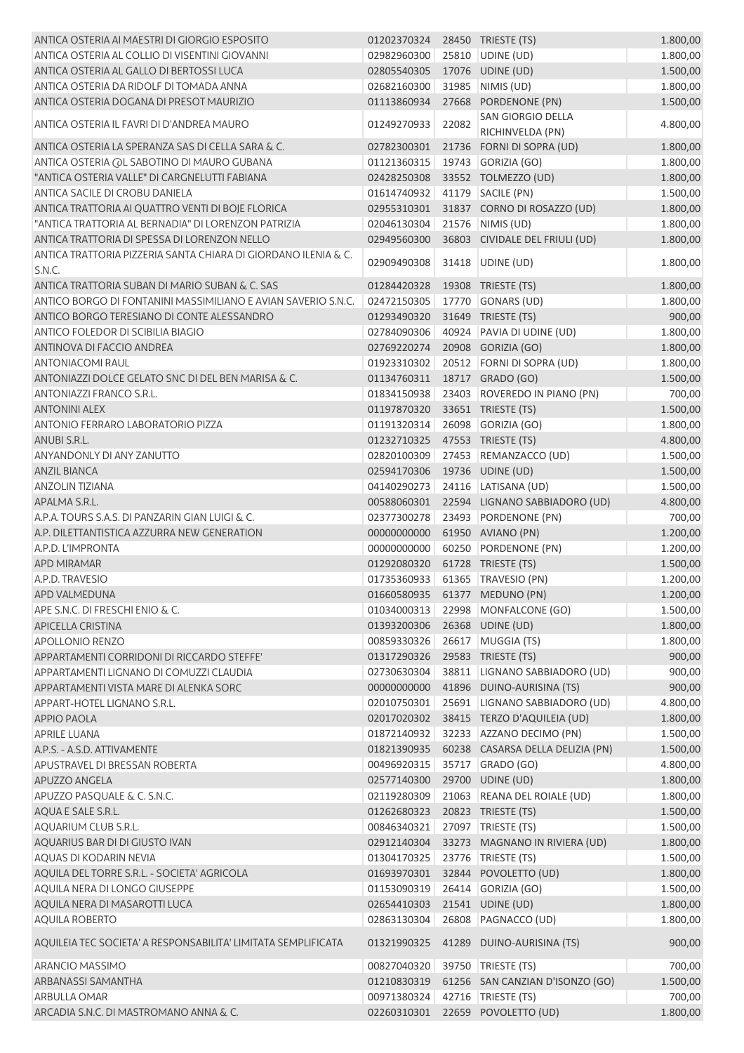| | | | | |
|---|---|---|---|---|
| ANTICA OSTERIA AI MAESTRI DI GIORGIO ESPOSITO | 01202370324 | 28450 | TRIESTE (TS) | 1.800,00 |
| ANTICA OSTERIA AL COLLIO DI VISENTINI GIOVANNI | 02982960300 | 25810 | UDINE (UD) | 1.800,00 |
| ANTICA OSTERIA AL GALLO DI BERTOSSI LUCA | 02805540305 | 17076 | UDINE (UD) | 1.500,00 |
| ANTICA OSTERIA DA RIDOLF DI TOMADA ANNA | 02682160300 | 31985 | NIMIS (UD) | 1.800,00 |
| ANTICA OSTERIA DOGANA DI PRESOT MAURIZIO | 01113860934 | 27668 | PORDENONE (PN) | 1.500,00 |
| ANTICA OSTERIA IL FAVRI DI D'ANDREA MAURO | 01249270933 | 22082 | SAN GIORGIO DELLA RICHINVELDA (PN) | 4.800,00 |
| ANTICA OSTERIA LA SPERANZA SAS DI CELLA SARA & C. | 02782300301 | 21736 | FORNI DI SOPRA (UD) | 1.800,00 |
| ANTICA OSTERIA @L SABOTINO DI MAURO GUBANA | 01121360315 | 19743 | GORIZIA (GO) | 1.800,00 |
| "ANTICA OSTERIA VALLE" DI CARGNELUTTI FABIANA | 02428250308 | 33552 | TOLMEZZO (UD) | 1.800,00 |
| ANTICA SACILE DI CROBU DANIELA | 01614740932 | 41179 | SACILE (PN) | 1.500,00 |
| ANTICA TRATTORIA AI QUATTRO VENTI DI BOJE FLORICA | 02955310301 | 31837 | CORNO DI ROSAZZO (UD) | 1.800,00 |
| "ANTICA TRATTORIA AL BERNADIA" DI LORENZON PATRIZIA | 02046130304 | 21576 | NIMIS (UD) | 1.800,00 |
| ANTICA TRATTORIA DI SPESSA DI LORENZON NELLO | 02949560300 | 36803 | CIVIDALE DEL FRIULI (UD) | 1.800,00 |
| ANTICA TRATTORIA PIZZERIA SANTA CHIARA DI GIORDANO ILENIA & C. S.N.C. | 02909490308 | 31418 | UDINE (UD) | 1.800,00 |
| ANTICA TRATTORIA SUBAN DI MARIO SUBAN & C. SAS | 01284420328 | 19308 | TRIESTE (TS) | 1.800,00 |
| ANTICO BORGO DI FONTANINI MASSIMILIANO E AVIAN SAVERIO S.N.C. | 02472150305 | 17770 | GONARS (UD) | 1.800,00 |
| ANTICO BORGO TERESIANO DI CONTE ALESSANDRO | 01293490320 | 31649 | TRIESTE (TS) | 900,00 |
| ANTICO FOLEDOR DI SCIBILIA BIAGIO | 02784090306 | 40924 | PAVIA DI UDINE (UD) | 1.800,00 |
| ANTINOVA DI FACCIO ANDREA | 02769220274 | 20908 | GORIZIA (GO) | 1.800,00 |
| ANTONIACOMI RAUL | 01923310302 | 20512 | FORNI DI SOPRA (UD) | 1.800,00 |
| ANTONIAZZI DOLCE GELATO SNC DI DEL BEN MARISA & C. | 01134760311 | 18717 | GRADO (GO) | 1.500,00 |
| ANTONIAZZI FRANCO S.R.L. | 01834150938 | 23403 | ROVEREDO IN PIANO (PN) | 700,00 |
| ANTONINI ALEX | 01197870320 | 33651 | TRIESTE (TS) | 1.500,00 |
| ANTONIO FERRARO LABORATORIO PIZZA | 01191320314 | 26098 | GORIZIA (GO) | 1.800,00 |
| ANUBI S.R.L. | 01232710325 | 47553 | TRIESTE (TS) | 4.800,00 |
| ANYANDONLY DI ANY ZANUTTO | 02820100309 | 27453 | REMANZACCO (UD) | 1.500,00 |
| ANZIL BIANCA | 02594170306 | 19736 | UDINE (UD) | 1.500,00 |
| ANZOLIN TIZIANA | 04140290273 | 24116 | LATISANA (UD) | 1.500,00 |
| APALMA S.R.L. | 00588060301 | 22594 | LIGNANO SABBIADORO (UD) | 4.800,00 |
| A.P.A. TOURS S.A.S. DI PANZARIN GIAN LUIGI & C. | 02377300278 | 23493 | PORDENONE (PN) | 700,00 |
| A.P. DILETTANTISTICA AZZURRA NEW GENERATION | 00000000000 | 61950 | AVIANO (PN) | 1.200,00 |
| A.P.D. L'IMPRONTA | 00000000000 | 60250 | PORDENONE (PN) | 1.200,00 |
| APD MIRAMAR | 01292080320 | 61728 | TRIESTE (TS) | 1.500,00 |
| A.P.D. TRAVESIO | 01735360933 | 61365 | TRAVESIO (PN) | 1.200,00 |
| APD VALMEDUNA | 01660580935 | 61377 | MEDUNO (PN) | 1.200,00 |
| APE S.N.C. DI FRESCHI ENIO & C. | 01034000313 | 22998 | MONFALCONE (GO) | 1.500,00 |
| APICELLA CRISTINA | 01393200306 | 26368 | UDINE (UD) | 1.800,00 |
| APOLLONIO RENZO | 00859330326 | 26617 | MUGGIA (TS) | 1.800,00 |
| APPARTAMENTI CORRIDONI DI RICCARDO STEFFE' | 01317290326 | 29583 | TRIESTE (TS) | 900,00 |
| APPARTAMENTI LIGNANO DI COMUZZI CLAUDIA | 02730630304 | 38811 | LIGNANO SABBIADORO (UD) | 900,00 |
| APPARTAMENTI VISTA MARE DI ALENKA SORC | 00000000000 | 41896 | DUINO-AURISINA (TS) | 900,00 |
| APPART-HOTEL LIGNANO S.R.L. | 02010750301 | 25691 | LIGNANO SABBIADORO (UD) | 4.800,00 |
| APPIO PAOLA | 02017020302 | 38415 | TERZO D'AQUILEIA (UD) | 1.800,00 |
| APRILE LUANA | 01872140932 | 32233 | AZZANO DECIMO (PN) | 1.500,00 |
| A.P.S. - A.S.D. ATTIVAMENTE | 01821390935 | 60238 | CASARSA DELLA DELIZIA (PN) | 1.500,00 |
| APUSTRAVEL DI BRESSAN ROBERTA | 00496920315 | 35717 | GRADO (GO) | 4.800,00 |
| APUZZO ANGELA | 02577140300 | 29700 | UDINE (UD) | 1.800,00 |
| APUZZO PASQUALE & C. S.N.C. | 02119280309 | 21063 | REANA DEL ROIALE (UD) | 1.800,00 |
| AQUA E SALE S.R.L. | 01262680323 | 20823 | TRIESTE (TS) | 1.500,00 |
| AQUARIUM CLUB S.R.L. | 00846340321 | 27097 | TRIESTE (TS) | 1.500,00 |
| AQUARIUS BAR DI DI GIUSTO IVAN | 02912140304 | 33273 | MAGNANO IN RIVIERA (UD) | 1.800,00 |
| AQUAS DI KODARIN NEVIA | 01304170325 | 23776 | TRIESTE (TS) | 1.500,00 |
| AQUILA DEL TORRE S.R.L. - SOCIETA' AGRICOLA | 01693970301 | 32844 | POVOLETTO (UD) | 1.800,00 |
| AQUILA NERA DI LONGO GIUSEPPE | 01153090319 | 26414 | GORIZIA (GO) | 1.500,00 |
| AQUILA NERA DI MASAROTTI LUCA | 02654410303 | 21541 | UDINE (UD) | 1.800,00 |
| AQUILA ROBERTO | 02863130304 | 26808 | PAGNACCO (UD) | 1.800,00 |
| AQUILEIA TEC SOCIETA' A RESPONSABILITA' LIMITATA SEMPLIFICATA | 01321990325 | 41289 | DUINO-AURISINA (TS) | 900,00 |
| ARANCIO MASSIMO | 00827040320 | 39750 | TRIESTE (TS) | 700,00 |
| ARBANASSI SAMANTHA | 01210830319 | 61256 | SAN CANZIAN D'ISONZO (GO) | 1.500,00 |
| ARBULLA OMAR | 00971380324 | 42716 | TRIESTE (TS) | 700,00 |
| ARCADIA S.N.C. DI MASTROMANO ANNA & C. | 02260310301 | 22659 | POVOLETTO (UD) | 1.800,00 |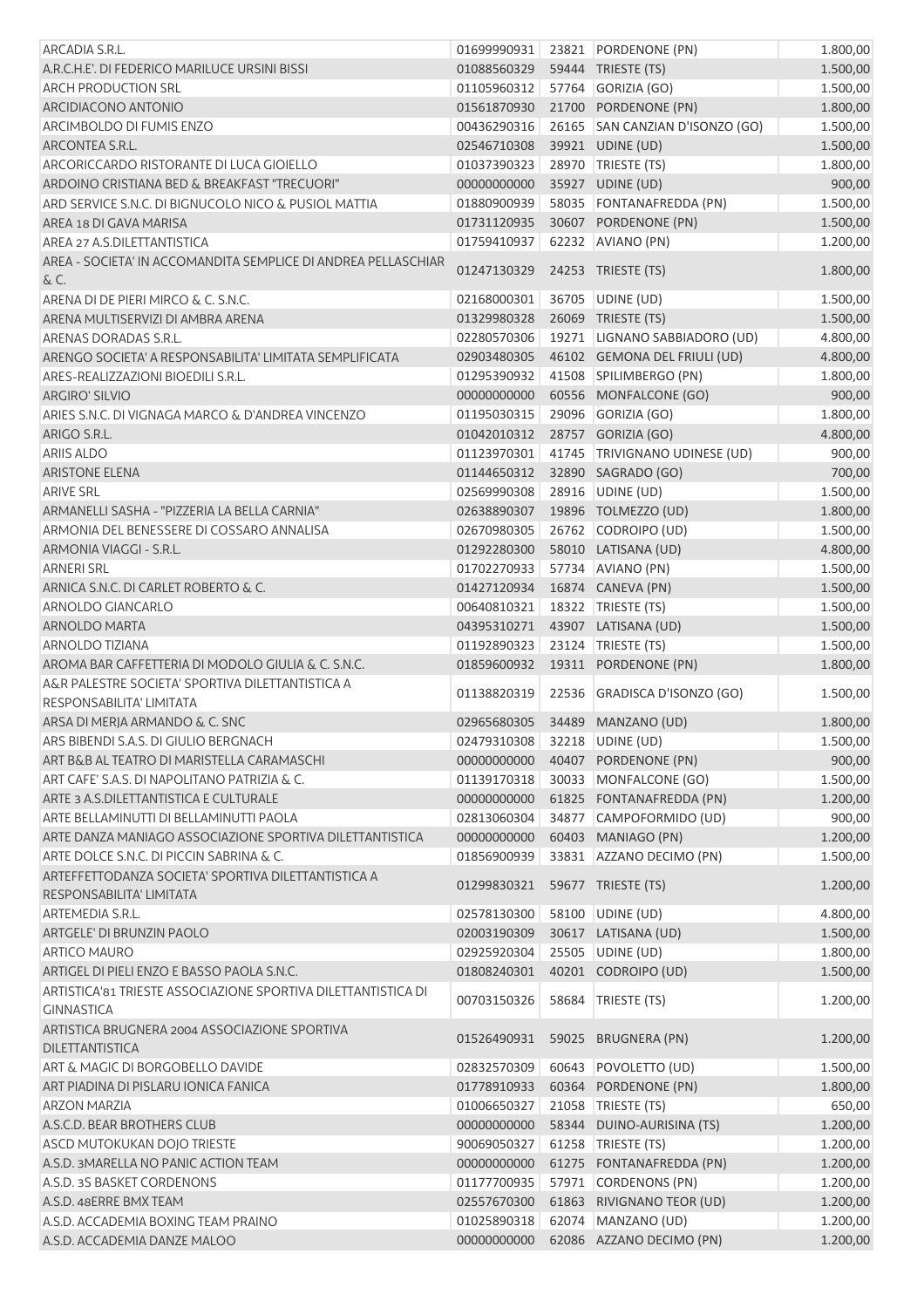| | | | | |
|---|---|---|---|---|
| ARCADIA S.R.L. | 01699990931 | 23821 | PORDENONE (PN) | 1.800,00 |
| A.R.C.H.E'. DI FEDERICO MARILUCE URSINI BISSI | 01088560329 | 59444 | TRIESTE (TS) | 1.500,00 |
| ARCH PRODUCTION SRL | 01105960312 | 57764 | GORIZIA (GO) | 1.500,00 |
| ARCIDIACONO ANTONIO | 01561870930 | 21700 | PORDENONE (PN) | 1.800,00 |
| ARCIMBOLDO DI FUMIS ENZO | 00436290316 | 26165 | SAN CANZIAN D'ISONZO (GO) | 1.500,00 |
| ARCONTEA S.R.L. | 02546710308 | 39921 | UDINE (UD) | 1.500,00 |
| ARCORICCARDO RISTORANTE DI LUCA GIOIELLO | 01037390323 | 28970 | TRIESTE (TS) | 1.800,00 |
| ARDOINO CRISTIANA BED & BREAKFAST "TRECUORI" | 00000000000 | 35927 | UDINE (UD) | 900,00 |
| ARD SERVICE S.N.C. DI BIGNUCOLO NICO & PUSIOL MATTIA | 01880900939 | 58035 | FONTANAFREDDA (PN) | 1.500,00 |
| AREA 18 DI GAVA MARISA | 01731120935 | 30607 | PORDENONE (PN) | 1.500,00 |
| AREA 27 A.S.DILETTANTISTICA | 01759410937 | 62232 | AVIANO (PN) | 1.200,00 |
| AREA - SOCIETA' IN ACCOMANDITA SEMPLICE DI ANDREA PELLASCHIAR & C. | 01247130329 | 24253 | TRIESTE (TS) | 1.800,00 |
| ARENA DI DE PIERI MIRCO & C. S.N.C. | 02168000301 | 36705 | UDINE (UD) | 1.500,00 |
| ARENA MULTISERVIZI DI AMBRA ARENA | 01329980328 | 26069 | TRIESTE (TS) | 1.500,00 |
| ARENAS DORADAS S.R.L. | 02280570306 | 19271 | LIGNANO SABBIADORO (UD) | 4.800,00 |
| ARENGO SOCIETA' A RESPONSABILITA' LIMITATA SEMPLIFICATA | 02903480305 | 46102 | GEMONA DEL FRIULI (UD) | 4.800,00 |
| ARES-REALIZZAZIONI BIOEDILI S.R.L. | 01295390932 | 41508 | SPILIMBERGO (PN) | 1.800,00 |
| ARGIRO' SILVIO | 00000000000 | 60556 | MONFALCONE (GO) | 900,00 |
| ARIES S.N.C. DI VIGNAGA MARCO & D'ANDREA VINCENZO | 01195030315 | 29096 | GORIZIA (GO) | 1.800,00 |
| ARIGO S.R.L. | 01042010312 | 28757 | GORIZIA (GO) | 4.800,00 |
| ARIIS ALDO | 01123970301 | 41745 | TRIVIGNANO UDINESE (UD) | 900,00 |
| ARISTONE ELENA | 01144650312 | 32890 | SAGRADO (GO) | 700,00 |
| ARIVE SRL | 02569990308 | 28916 | UDINE (UD) | 1.500,00 |
| ARMANELLI SASHA - "PIZZERIA LA BELLA CARNIA" | 02638890307 | 19896 | TOLMEZZO (UD) | 1.800,00 |
| ARMONIA DEL BENESSERE DI COSSARO ANNALISA | 02670980305 | 26762 | CODROIPO (UD) | 1.500,00 |
| ARMONIA VIAGGI - S.R.L. | 01292280300 | 58010 | LATISANA (UD) | 4.800,00 |
| ARNERI SRL | 01702270933 | 57734 | AVIANO (PN) | 1.500,00 |
| ARNICA S.N.C. DI CARLET ROBERTO & C. | 01427120934 | 16874 | CANEVA (PN) | 1.500,00 |
| ARNOLDO GIANCARLO | 00640810321 | 18322 | TRIESTE (TS) | 1.500,00 |
| ARNOLDO MARTA | 04395310271 | 43907 | LATISANA (UD) | 1.500,00 |
| ARNOLDO TIZIANA | 01192890323 | 23124 | TRIESTE (TS) | 1.500,00 |
| AROMA BAR CAFFETTERIA DI MODOLO GIULIA & C. S.N.C. | 01859600932 | 19311 | PORDENONE (PN) | 1.800,00 |
| A&R PALESTRE SOCIETA' SPORTIVA DILETTANTISTICA A RESPONSABILITA' LIMITATA | 01138820319 | 22536 | GRADISCA D'ISONZO (GO) | 1.500,00 |
| ARSA DI MERJA ARMANDO & C. SNC | 02965680305 | 34489 | MANZANO (UD) | 1.800,00 |
| ARS BIBENDI S.A.S. DI GIULIO BERGNACH | 02479310308 | 32218 | UDINE (UD) | 1.500,00 |
| ART B&B AL TEATRO DI MARISTELLA CARAMASCHI | 00000000000 | 40407 | PORDENONE (PN) | 900,00 |
| ART CAFE' S.A.S. DI NAPOLITANO PATRIZIA & C. | 01139170318 | 30033 | MONFALCONE (GO) | 1.500,00 |
| ARTE 3 A.S.DILETTANTISTICA E CULTURALE | 00000000000 | 61825 | FONTANAFREDDA (PN) | 1.200,00 |
| ARTE BELLAMINUTTI DI BELLAMINUTTI PAOLA | 02813060304 | 34877 | CAMPOFORMIDO (UD) | 900,00 |
| ARTE DANZA MANIAGO ASSOCIAZIONE SPORTIVA DILETTANTISTICA | 00000000000 | 60403 | MANIAGO (PN) | 1.200,00 |
| ARTE DOLCE S.N.C. DI PICCIN SABRINA & C. | 01856900939 | 33831 | AZZANO DECIMO (PN) | 1.500,00 |
| ARTEFFETTODANZA SOCIETA' SPORTIVA DILETTANTISTICA A RESPONSABILITA' LIMITATA | 01299830321 | 59677 | TRIESTE (TS) | 1.200,00 |
| ARTEMEDIA S.R.L. | 02578130300 | 58100 | UDINE (UD) | 4.800,00 |
| ARTGELE' DI BRUNZIN PAOLO | 02003190309 | 30617 | LATISANA (UD) | 1.500,00 |
| ARTICO MAURO | 02925920304 | 25505 | UDINE (UD) | 1.800,00 |
| ARTIGEL DI PIELI ENZO E BASSO PAOLA S.N.C. | 01808240301 | 40201 | CODROIPO (UD) | 1.500,00 |
| ARTISTICA'81 TRIESTE ASSOCIAZIONE SPORTIVA DILETTANTISTICA DI GINNASTICA | 00703150326 | 58684 | TRIESTE (TS) | 1.200,00 |
| ARTISTICA BRUGNERA 2004 ASSOCIAZIONE SPORTIVA DILETTANTISTICA | 01526490931 | 59025 | BRUGNERA (PN) | 1.200,00 |
| ART & MAGIC DI BORGOBELLO DAVIDE | 02832570309 | 60643 | POVOLETTO (UD) | 1.500,00 |
| ART PIADINA DI PISLARU IONICA FANICA | 01778910933 | 60364 | PORDENONE (PN) | 1.800,00 |
| ARZON MARZIA | 01006650327 | 21058 | TRIESTE (TS) | 650,00 |
| A.S.C.D. BEAR BROTHERS CLUB | 00000000000 | 58344 | DUINO-AURISINA (TS) | 1.200,00 |
| ASCD MUTOKUKAN DOJO TRIESTE | 90069050327 | 61258 | TRIESTE (TS) | 1.200,00 |
| A.S.D. 3MARELLA NO PANIC ACTION TEAM | 00000000000 | 61275 | FONTANAFREDDA (PN) | 1.200,00 |
| A.S.D. 3S BASKET CORDENONS | 01177700935 | 57971 | CORDENONS (PN) | 1.200,00 |
| A.S.D. 48ERRE BMX TEAM | 02557670300 | 61863 | RIVIGNANO TEOR (UD) | 1.200,00 |
| A.S.D. ACCADEMIA BOXING TEAM PRAINO | 01025890318 | 62074 | MANZANO (UD) | 1.200,00 |
| A.S.D. ACCADEMIA DANZE MALOO | 00000000000 | 62086 | AZZANO DECIMO (PN) | 1.200,00 |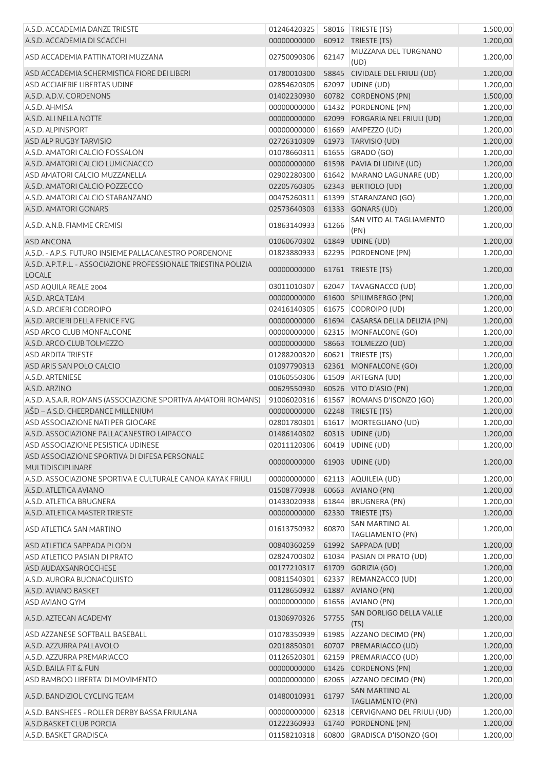| | | | | |
|---|---|---|---|---|
| A.S.D. ACCADEMIA DANZE TRIESTE | 01246420325 | 58016 | TRIESTE (TS) | 1.500,00 |
| A.S.D. ACCADEMIA DI SCACCHI | 00000000000 | 60912 | TRIESTE (TS) | 1.200,00 |
| ASD ACCADEMIA PATTINATORI MUZZANA | 02750090306 | 62147 | MUZZANA DEL TURGNANO (UD) | 1.200,00 |
| ASD ACCADEMIA SCHERMISTICA FIORE DEI LIBERI | 01780010300 | 58845 | CIVIDALE DEL FRIULI (UD) | 1.200,00 |
| ASD ACCIAIERIE LIBERTAS UDINE | 02854620305 | 62097 | UDINE (UD) | 1.200,00 |
| A.S.D. A.D.V. CORDENONS | 01402230930 | 60782 | CORDENONS (PN) | 1.500,00 |
| A.S.D. AHMISA | 00000000000 | 61432 | PORDENONE (PN) | 1.200,00 |
| A.S.D. ALI NELLA NOTTE | 00000000000 | 62099 | FORGARIA NEL FRIULI (UD) | 1.200,00 |
| A.S.D. ALPINSPORT | 00000000000 | 61669 | AMPEZZO (UD) | 1.200,00 |
| ASD ALP RUGBY TARVISIO | 02726310309 | 61973 | TARVISIO (UD) | 1.200,00 |
| A.S.D. AMATORI CALCIO FOSSALON | 01078660311 | 61655 | GRADO (GO) | 1.200,00 |
| A.S.D. AMATORI CALCIO LUMIGNACCO | 00000000000 | 61598 | PAVIA DI UDINE (UD) | 1.200,00 |
| ASD AMATORI CALCIO MUZZANELLA | 02902280300 | 61642 | MARANO LAGUNARE (UD) | 1.200,00 |
| A.S.D. AMATORI CALCIO POZZECCO | 02205760305 | 62343 | BERTIOLO (UD) | 1.200,00 |
| A.S.D. AMATORI CALCIO STARANZANO | 00475260311 | 61399 | STARANZANO (GO) | 1.200,00 |
| A.S.D. AMATORI GONARS | 02573640303 | 61333 | GONARS (UD) | 1.200,00 |
| A.S.D. A.N.B. FIAMME CREMISI | 01863140933 | 61266 | SAN VITO AL TAGLIAMENTO (PN) | 1.200,00 |
| ASD ANCONA | 01060670302 | 61849 | UDINE (UD) | 1.200,00 |
| A.S.D. - A.P.S. FUTURO INSIEME PALLACANESTRO PORDENONE | 01823880933 | 62295 | PORDENONE (PN) | 1.200,00 |
| A.S.D. A.P.T.P.L. - ASSOCIAZIONE PROFESSIONALE TRIESTINA POLIZIA LOCALE | 00000000000 | 61761 | TRIESTE (TS) | 1.200,00 |
| ASD AQUILA REALE 2004 | 03011010307 | 62047 | TAVAGNACCO (UD) | 1.200,00 |
| A.S.D. ARCA TEAM | 00000000000 | 61600 | SPILIMBERGO (PN) | 1.200,00 |
| A.S.D. ARCIERI CODROIPO | 02416140305 | 61675 | CODROIPO (UD) | 1.200,00 |
| A.S.D. ARCIERI DELLA FENICE FVG | 00000000000 | 61694 | CASARSA DELLA DELIZIA (PN) | 1.200,00 |
| ASD ARCO CLUB MONFALCONE | 00000000000 | 62315 | MONFALCONE (GO) | 1.200,00 |
| A.S.D. ARCO CLUB TOLMEZZO | 00000000000 | 58663 | TOLMEZZO (UD) | 1.200,00 |
| ASD ARDITA TRIESTE | 01288200320 | 60621 | TRIESTE (TS) | 1.200,00 |
| ASD ARIS SAN POLO CALCIO | 01097790313 | 62361 | MONFALCONE (GO) | 1.200,00 |
| A.S.D. ARTENIESE | 01060550306 | 61509 | ARTEGNA (UD) | 1.200,00 |
| A.S.D. ARZINO | 00629550930 | 60526 | VITO D'ASIO (PN) | 1.200,00 |
| A.S.D. A.S.A.R. ROMANS (ASSOCIAZIONE SPORTIVA AMATORI ROMANS) | 91006020316 | 61567 | ROMANS D'ISONZO (GO) | 1.200,00 |
| AŠD – A.S.D. CHEERDANCE MILLENIUM | 00000000000 | 62248 | TRIESTE (TS) | 1.200,00 |
| ASD ASSOCIAZIONE NATI PER GIOCARE | 02801780301 | 61617 | MORTEGLIANO (UD) | 1.200,00 |
| A.S.D. ASSOCIAZIONE PALLACANESTRO LAIPACCO | 01486140302 | 60313 | UDINE (UD) | 1.200,00 |
| ASD ASSOCIAZIONE PESISTICA UDINESE | 02011120306 | 60419 | UDINE (UD) | 1.200,00 |
| ASD ASSOCIAZIONE SPORTIVA DI DIFESA PERSONALE MULTIDISCIPLINARE | 00000000000 | 61903 | UDINE (UD) | 1.200,00 |
| A.S.D. ASSOCIAZIONE SPORTIVA E CULTURALE CANOA KAYAK FRIULI | 00000000000 | 62113 | AQUILEIA (UD) | 1.200,00 |
| A.S.D. ATLETICA AVIANO | 01508770938 | 60663 | AVIANO (PN) | 1.200,00 |
| A.S.D. ATLETICA BRUGNERA | 01433020938 | 61844 | BRUGNERA (PN) | 1.200,00 |
| A.S.D. ATLETICA MASTER TRIESTE | 00000000000 | 62330 | TRIESTE (TS) | 1.200,00 |
| ASD ATLETICA SAN MARTINO | 01613750932 | 60870 | SAN MARTINO AL TAGLIAMENTO (PN) | 1.200,00 |
| ASD ATLETICA SAPPADA PLODN | 00840360259 | 61992 | SAPPADA (UD) | 1.200,00 |
| ASD ATLETICO PASIAN DI PRATO | 02824700302 | 61034 | PASIAN DI PRATO (UD) | 1.200,00 |
| ASD AUDAXSANROCCHESE | 00177210317 | 61709 | GORIZIA (GO) | 1.200,00 |
| A.S.D. AURORA BUONACQUISTO | 00811540301 | 62337 | REMANZACCO (UD) | 1.200,00 |
| A.S.D. AVIANO BASKET | 01128650932 | 61887 | AVIANO (PN) | 1.200,00 |
| ASD AVIANO GYM | 00000000000 | 61656 | AVIANO (PN) | 1.200,00 |
| A.S.D. AZTECAN ACADEMY | 01306970326 | 57755 | SAN DORLIGO DELLA VALLE (TS) | 1.200,00 |
| ASD AZZANESE SOFTBALL BASEBALL | 01078350939 | 61985 | AZZANO DECIMO (PN) | 1.200,00 |
| A.S.D. AZZURRA PALLAVOLO | 02018850301 | 60707 | PREMARIACCO (UD) | 1.200,00 |
| A.S.D. AZZURRA PREMARIACCO | 01126520301 | 62159 | PREMARIACCO (UD) | 1.200,00 |
| A.S.D. BAILA FIT & FUN | 00000000000 | 61426 | CORDENONS (PN) | 1.200,00 |
| ASD BAMBOO LIBERTA' DI MOVIMENTO | 00000000000 | 62065 | AZZANO DECIMO (PN) | 1.200,00 |
| A.S.D. BANDIZIOL CYCLING TEAM | 01480010931 | 61797 | SAN MARTINO AL TAGLIAMENTO (PN) | 1.200,00 |
| A.S.D. BANSHEES - ROLLER DERBY BASSA FRIULANA | 00000000000 | 62318 | CERVIGNANO DEL FRIULI (UD) | 1.200,00 |
| A.S.D.BASKET CLUB PORCIA | 01222360933 | 61740 | PORDENONE (PN) | 1.200,00 |
| A.S.D. BASKET GRADISCA | 01158210318 | 60800 | GRADISCA D'ISONZO (GO) | 1.200,00 |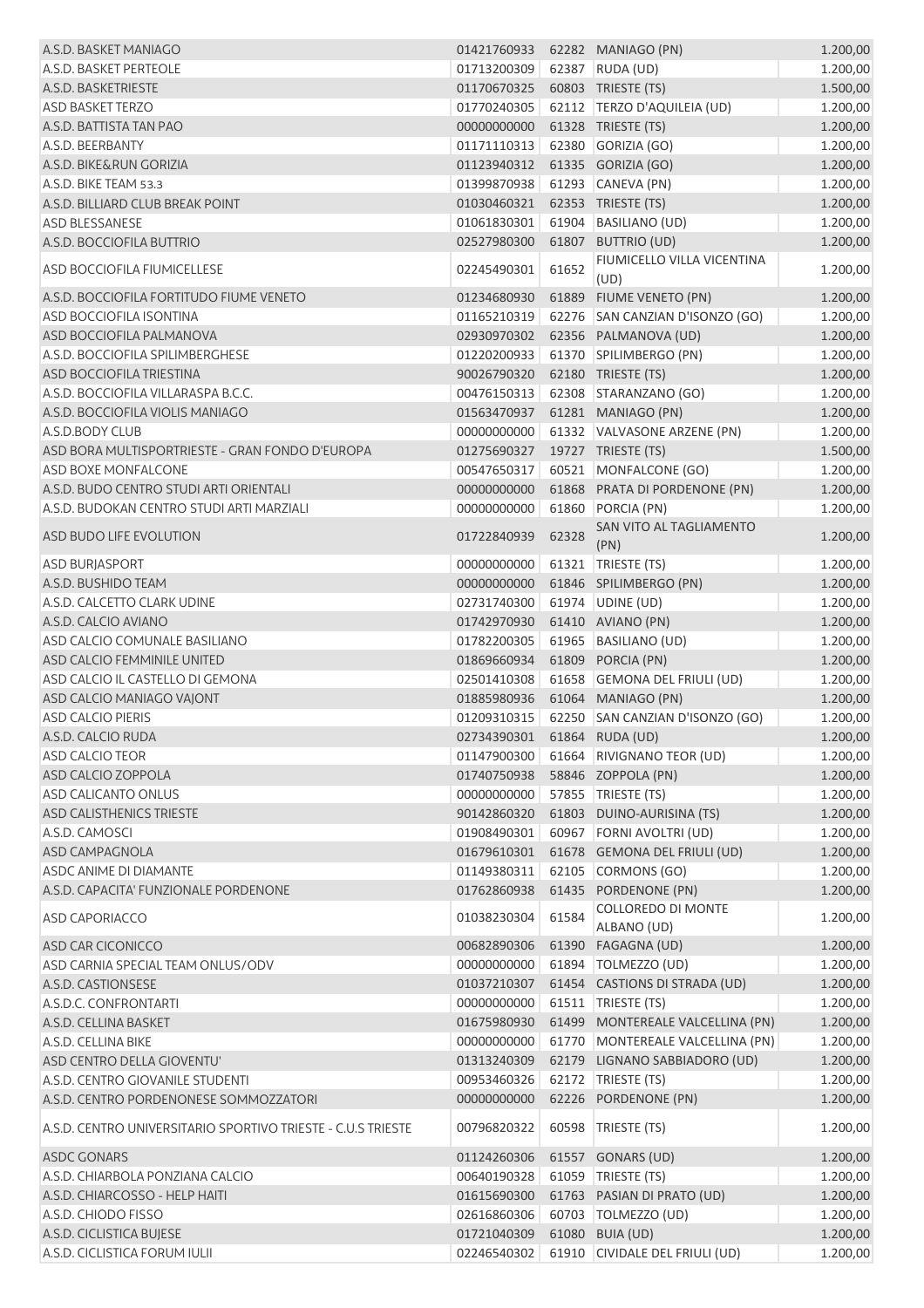| | | | | |
|---|---|---|---|---|
| A.S.D. BASKET MANIAGO | 01421760933 | 62282 | MANIAGO (PN) | 1.200,00 |
| A.S.D. BASKET PERTEOLE | 01713200309 | 62387 | RUDA (UD) | 1.200,00 |
| A.S.D. BASKETRIESTE | 01170670325 | 60803 | TRIESTE (TS) | 1.500,00 |
| ASD BASKET TERZO | 01770240305 | 62112 | TERZO D'AQUILEIA (UD) | 1.200,00 |
| A.S.D. BATTISTA TAN PAO | 00000000000 | 61328 | TRIESTE (TS) | 1.200,00 |
| A.S.D. BEERBANTY | 01171110313 | 62380 | GORIZIA (GO) | 1.200,00 |
| A.S.D. BIKE&RUN GORIZIA | 01123940312 | 61335 | GORIZIA (GO) | 1.200,00 |
| A.S.D. BIKE TEAM 53.3 | 01399870938 | 61293 | CANEVA (PN) | 1.200,00 |
| A.S.D. BILLIARD CLUB BREAK POINT | 01030460321 | 62353 | TRIESTE (TS) | 1.200,00 |
| ASD BLESSANESE | 01061830301 | 61904 | BASILIANO (UD) | 1.200,00 |
| A.S.D. BOCCIOFILA BUTTRIO | 02527980300 | 61807 | BUTTRIO (UD) | 1.200,00 |
| ASD BOCCIOFILA FIUMICELLESE | 02245490301 | 61652 | FIUMICELLO VILLA VICENTINA (UD) | 1.200,00 |
| A.S.D. BOCCIOFILA FORTITUDO FIUME VENETO | 01234680930 | 61889 | FIUME VENETO (PN) | 1.200,00 |
| ASD BOCCIOFILA ISONTINA | 01165210319 | 62276 | SAN CANZIAN D'ISONZO (GO) | 1.200,00 |
| ASD BOCCIOFILA PALMANOVA | 02930970302 | 62356 | PALMANOVA (UD) | 1.200,00 |
| A.S.D. BOCCIOFILA SPILIMBERGHESE | 01220200933 | 61370 | SPILIMBERGO (PN) | 1.200,00 |
| ASD BOCCIOFILA TRIESTINA | 90026790320 | 62180 | TRIESTE (TS) | 1.200,00 |
| A.S.D. BOCCIOFILA VILLARASPA B.C.C. | 00476150313 | 62308 | STARANZANO (GO) | 1.200,00 |
| A.S.D. BOCCIOFILA VIOLIS MANIAGO | 01563470937 | 61281 | MANIAGO (PN) | 1.200,00 |
| A.S.D.BODY CLUB | 00000000000 | 61332 | VALVASONE ARZENE (PN) | 1.200,00 |
| ASD BORA MULTISPORTRIESTE - GRAN FONDO D'EUROPA | 01275690327 | 19727 | TRIESTE (TS) | 1.500,00 |
| ASD BOXE MONFALCONE | 00547650317 | 60521 | MONFALCONE (GO) | 1.200,00 |
| A.S.D. BUDO CENTRO STUDI ARTI ORIENTALI | 00000000000 | 61868 | PRATA DI PORDENONE (PN) | 1.200,00 |
| A.S.D. BUDOKAN CENTRO STUDI ARTI MARZIALI | 00000000000 | 61860 | PORCIA (PN) | 1.200,00 |
| ASD BUDO LIFE EVOLUTION | 01722840939 | 62328 | SAN VITO AL TAGLIAMENTO (PN) | 1.200,00 |
| ASD BURJASPORT | 00000000000 | 61321 | TRIESTE (TS) | 1.200,00 |
| A.S.D. BUSHIDO TEAM | 00000000000 | 61846 | SPILIMBERGO (PN) | 1.200,00 |
| A.S.D. CALCETTO CLARK UDINE | 02731740300 | 61974 | UDINE (UD) | 1.200,00 |
| A.S.D. CALCIO AVIANO | 01742970930 | 61410 | AVIANO (PN) | 1.200,00 |
| ASD CALCIO COMUNALE BASILIANO | 01782200305 | 61965 | BASILIANO (UD) | 1.200,00 |
| ASD CALCIO FEMMINILE UNITED | 01869660934 | 61809 | PORCIA (PN) | 1.200,00 |
| ASD CALCIO IL CASTELLO DI GEMONA | 02501410308 | 61658 | GEMONA DEL FRIULI (UD) | 1.200,00 |
| ASD CALCIO MANIAGO VAJONT | 01885980936 | 61064 | MANIAGO (PN) | 1.200,00 |
| ASD CALCIO PIERIS | 01209310315 | 62250 | SAN CANZIAN D'ISONZO (GO) | 1.200,00 |
| A.S.D. CALCIO RUDA | 02734390301 | 61864 | RUDA (UD) | 1.200,00 |
| ASD CALCIO TEOR | 01147900300 | 61664 | RIVIGNANO TEOR (UD) | 1.200,00 |
| ASD CALCIO ZOPPOLA | 01740750938 | 58846 | ZOPPOLA (PN) | 1.200,00 |
| ASD CALICANTO ONLUS | 00000000000 | 57855 | TRIESTE (TS) | 1.200,00 |
| ASD CALISTHENICS TRIESTE | 90142860320 | 61803 | DUINO-AURISINA (TS) | 1.200,00 |
| A.S.D. CAMOSCI | 01908490301 | 60967 | FORNI AVOLTRI (UD) | 1.200,00 |
| ASD CAMPAGNOLA | 01679610301 | 61678 | GEMONA DEL FRIULI (UD) | 1.200,00 |
| ASDC ANIME DI DIAMANTE | 01149380311 | 62105 | CORMONS (GO) | 1.200,00 |
| A.S.D. CAPACITA' FUNZIONALE PORDENONE | 01762860938 | 61435 | PORDENONE (PN) | 1.200,00 |
| ASD CAPORIACCO | 01038230304 | 61584 | COLLOREDO DI MONTE ALBANO (UD) | 1.200,00 |
| ASD CAR CICONICCO | 00682890306 | 61390 | FAGAGNA (UD) | 1.200,00 |
| ASD CARNIA SPECIAL TEAM ONLUS/ODV | 00000000000 | 61894 | TOLMEZZO (UD) | 1.200,00 |
| A.S.D. CASTIONSESE | 01037210307 | 61454 | CASTIONS DI STRADA (UD) | 1.200,00 |
| A.S.D.C. CONFRONTARTI | 00000000000 | 61511 | TRIESTE (TS) | 1.200,00 |
| A.S.D. CELLINA BASKET | 01675980930 | 61499 | MONTEREALE VALCELLINA (PN) | 1.200,00 |
| A.S.D. CELLINA BIKE | 00000000000 | 61770 | MONTEREALE VALCELLINA (PN) | 1.200,00 |
| ASD CENTRO DELLA GIOVENTU' | 01313240309 | 62179 | LIGNANO SABBIADORO (UD) | 1.200,00 |
| A.S.D. CENTRO GIOVANILE STUDENTI | 00953460326 | 62172 | TRIESTE (TS) | 1.200,00 |
| A.S.D. CENTRO PORDENONESE SOMMOZZATORI | 00000000000 | 62226 | PORDENONE (PN) | 1.200,00 |
| A.S.D. CENTRO UNIVERSITARIO SPORTIVO TRIESTE - C.U.S TRIESTE | 00796820322 | 60598 | TRIESTE (TS) | 1.200,00 |
| ASDC GONARS | 01124260306 | 61557 | GONARS (UD) | 1.200,00 |
| A.S.D. CHIARBOLA PONZIANA CALCIO | 00640190328 | 61059 | TRIESTE (TS) | 1.200,00 |
| A.S.D. CHIARCOSSO - HELP HAITI | 01615690300 | 61763 | PASIAN DI PRATO (UD) | 1.200,00 |
| A.S.D. CHIODO FISSO | 02616860306 | 60703 | TOLMEZZO (UD) | 1.200,00 |
| A.S.D. CICLISTICA BUJESE | 01721040309 | 61080 | BUIA (UD) | 1.200,00 |
| A.S.D. CICLISTICA FORUM IULII | 02246540302 | 61910 | CIVIDALE DEL FRIULI (UD) | 1.200,00 |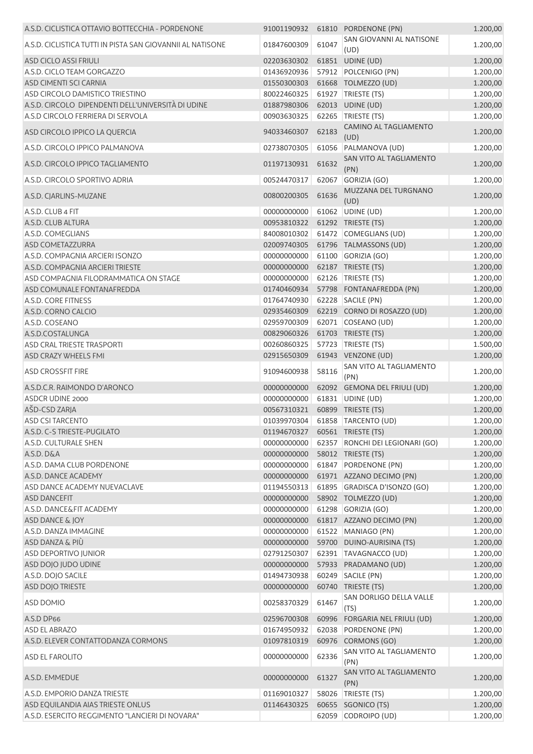| | | | | |
|---|---|---|---|---|
| A.S.D. CICLISTICA OTTAVIO BOTTECCHIA - PORDENONE | 91001190932 | 61810 | PORDENONE (PN) | 1.200,00 |
| A.S.D. CICLISTICA TUTTI IN PISTA SAN GIOVANNII AL NATISONE | 01847600309 | 61047 | SAN GIOVANNI AL NATISONE (UD) | 1.200,00 |
| ASD CICLO ASSI FRIULI | 02203630302 | 61851 | UDINE (UD) | 1.200,00 |
| A.S.D. CICLO TEAM GORGAZZO | 01436920936 | 57912 | POLCENIGO (PN) | 1.200,00 |
| ASD CIMENTI SCI CARNIA | 01550300303 | 61668 | TOLMEZZO (UD) | 1.200,00 |
| ASD CIRCOLO DAMISTICO TRIESTINO | 80022460325 | 61927 | TRIESTE (TS) | 1.200,00 |
| A.S.D. CIRCOLO DIPENDENTI DELL'UNIVERSITÀ DI UDINE | 01887980306 | 62013 | UDINE (UD) | 1.200,00 |
| A.S.D CIRCOLO FERRIERA DI SERVOLA | 00903630325 | 62265 | TRIESTE (TS) | 1.200,00 |
| ASD CIRCOLO IPPICO LA QUERCIA | 94033460307 | 62183 | CAMINO AL TAGLIAMENTO (UD) | 1.200,00 |
| A.S.D. CIRCOLO IPPICO PALMANOVA | 02738070305 | 61056 | PALMANOVA (UD) | 1.200,00 |
| A.S.D. CIRCOLO IPPICO TAGLIAMENTO | 01197130931 | 61632 | SAN VITO AL TAGLIAMENTO (PN) | 1.200,00 |
| A.S.D. CIRCOLO SPORTIVO ADRIA | 00524470317 | 62067 | GORIZIA (GO) | 1.200,00 |
| A.S.D. CJARLINS-MUZANE | 00800200305 | 61636 | MUZZANA DEL TURGNANO (UD) | 1.200,00 |
| A.S.D. CLUB 4 FIT | 00000000000 | 61062 | UDINE (UD) | 1.200,00 |
| A.S.D. CLUB ALTURA | 00953810322 | 61292 | TRIESTE (TS) | 1.200,00 |
| A.S.D. COMEGLIANS | 84008010302 | 61472 | COMEGLIANS (UD) | 1.200,00 |
| ASD COMETAZZURRA | 02009740305 | 61796 | TALMASSONS (UD) | 1.200,00 |
| A.S.D. COMPAGNIA ARCIERI ISONZO | 00000000000 | 61100 | GORIZIA (GO) | 1.200,00 |
| A.S.D. COMPAGNIA ARCIERI TRIESTE | 00000000000 | 62187 | TRIESTE (TS) | 1.200,00 |
| ASD COMPAGNIA FILODRAMMATICA ON STAGE | 00000000000 | 62126 | TRIESTE (TS) | 1.200,00 |
| ASD COMUNALE FONTANAFREDDA | 01740460934 | 57798 | FONTANAFREDDA (PN) | 1.200,00 |
| A.S.D. CORE FITNESS | 01764740930 | 62228 | SACILE (PN) | 1.200,00 |
| A.S.D. CORNO CALCIO | 02935460309 | 62219 | CORNO DI ROSAZZO (UD) | 1.200,00 |
| A.S.D. COSEANO | 02959700309 | 62071 | COSEANO (UD) | 1.200,00 |
| A.S.D.COSTALUNGA | 00829060326 | 61703 | TRIESTE (TS) | 1.200,00 |
| ASD CRAL TRIESTE TRASPORTI | 00260860325 | 57723 | TRIESTE (TS) | 1.500,00 |
| ASD CRAZY WHEELS FMI | 02915650309 | 61943 | VENZONE (UD) | 1.200,00 |
| ASD CROSSFIT FIRE | 91094600938 | 58116 | SAN VITO AL TAGLIAMENTO (PN) | 1.200,00 |
| A.S.D.C.R. RAIMONDO D'ARONCO | 00000000000 | 62092 | GEMONA DEL FRIULI (UD) | 1.200,00 |
| ASDCR UDINE 2000 | 00000000000 | 61831 | UDINE (UD) | 1.200,00 |
| AŠD-CSD ZARJA | 00567310321 | 60899 | TRIESTE (TS) | 1.200,00 |
| ASD CSI TARCENTO | 01039970304 | 61858 | TARCENTO (UD) | 1.200,00 |
| A.S.D. C-S TRIESTE-PUGILATO | 01194670327 | 60561 | TRIESTE (TS) | 1.200,00 |
| A.S.D. CULTURALE SHEN | 00000000000 | 62357 | RONCHI DEI LEGIONARI (GO) | 1.200,00 |
| A.S.D. D&A | 00000000000 | 58012 | TRIESTE (TS) | 1.200,00 |
| A.S.D. DAMA CLUB PORDENONE | 00000000000 | 61847 | PORDENONE (PN) | 1.200,00 |
| A.S.D. DANCE ACADEMY | 00000000000 | 61971 | AZZANO DECIMO (PN) | 1.200,00 |
| ASD DANCE ACADEMY NUEVACLAVE | 01194550313 | 61895 | GRADISCA D'ISONZO (GO) | 1.200,00 |
| ASD DANCEFIT | 00000000000 | 58902 | TOLMEZZO (UD) | 1.200,00 |
| A.S.D. DANCE&FIT ACADEMY | 00000000000 | 61298 | GORIZIA (GO) | 1.200,00 |
| ASD DANCE & JOY | 00000000000 | 61817 | AZZANO DECIMO (PN) | 1.200,00 |
| A.S.D. DANZA IMMAGINE | 00000000000 | 61522 | MANIAGO (PN) | 1.200,00 |
| ASD DANZA & PIÙ | 00000000000 | 59700 | DUINO-AURISINA (TS) | 1.200,00 |
| ASD DEPORTIVO JUNIOR | 02791250307 | 62391 | TAVAGNACCO (UD) | 1.200,00 |
| ASD DOJO JUDO UDINE | 00000000000 | 57933 | PRADAMANO (UD) | 1.200,00 |
| A.S.D. DOJO SACILE | 01494730938 | 60249 | SACILE (PN) | 1.200,00 |
| ASD DOJO TRIESTE | 00000000000 | 60740 | TRIESTE (TS) | 1.200,00 |
| ASD DOMIO | 00258370329 | 61467 | SAN DORLIGO DELLA VALLE (TS) | 1.200,00 |
| A.S.D DP66 | 02596700308 | 60996 | FORGARIA NEL FRIULI (UD) | 1.200,00 |
| ASD EL ABRAZO | 01674950932 | 62038 | PORDENONE (PN) | 1.200,00 |
| A.S.D. ELEVER CONTATTODANZA CORMONS | 01097810319 | 60976 | CORMONS (GO) | 1.200,00 |
| ASD EL FAROLITO | 00000000000 | 62336 | SAN VITO AL TAGLIAMENTO (PN) | 1.200,00 |
| A.S.D. EMMEDUE | 00000000000 | 61327 | SAN VITO AL TAGLIAMENTO (PN) | 1.200,00 |
| A.S.D. EMPORIO DANZA TRIESTE | 01169010327 | 58026 | TRIESTE (TS) | 1.200,00 |
| ASD EQUILANDIA AIAS TRIESTE ONLUS | 01146430325 | 60655 | SGONICO (TS) | 1.200,00 |
| A.S.D. ESERCITO REGGIMENTO "LANCIERI DI NOVARA" | | 62059 | CODROIPO (UD) | 1.200,00 |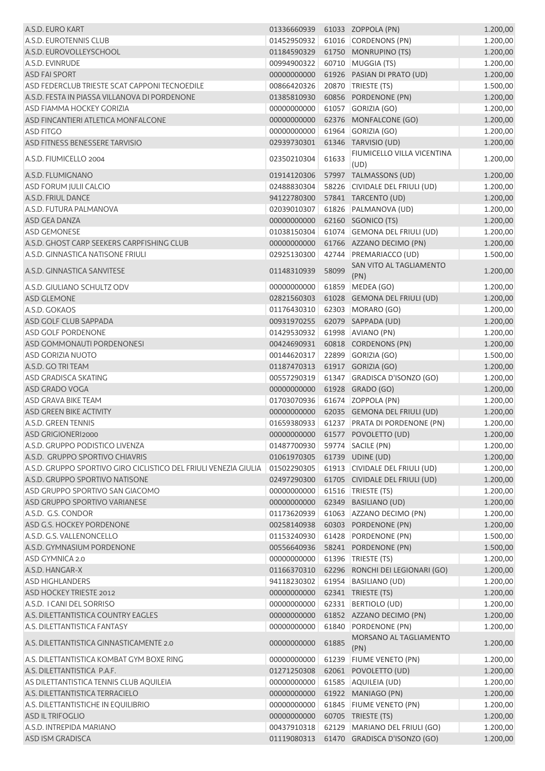| | | | | |
|---|---|---|---|---|
| A.S.D. EURO KART | 01336660939 | 61033 | ZOPPOLA (PN) | 1.200,00 |
| A.S.D. EUROTENNIS CLUB | 01452950932 | 61016 | CORDENONS (PN) | 1.200,00 |
| A.S.D. EUROVOLLEYSCHOOL | 01184590329 | 61750 | MONRUPINO (TS) | 1.200,00 |
| A.S.D. EVINRUDE | 00994900322 | 60710 | MUGGIA (TS) | 1.200,00 |
| ASD FAI SPORT | 00000000000 | 61926 | PASIAN DI PRATO (UD) | 1.200,00 |
| ASD FEDERCLUB TRIESTE SCAT CAPPONI TECNOEDILE | 00866420326 | 20870 | TRIESTE (TS) | 1.500,00 |
| A.S.D. FESTA IN PIASSA VILLANOVA DI PORDENONE | 01385810930 | 60856 | PORDENONE (PN) | 1.200,00 |
| ASD FIAMMA HOCKEY GORIZIA | 00000000000 | 61057 | GORIZIA (GO) | 1.200,00 |
| ASD FINCANTIERI ATLETICA MONFALCONE | 00000000000 | 62376 | MONFALCONE (GO) | 1.200,00 |
| ASD FITGO | 00000000000 | 61964 | GORIZIA (GO) | 1.200,00 |
| ASD FITNESS BENESSERE TARVISIO | 02939730301 | 61346 | TARVISIO (UD) | 1.200,00 |
| A.S.D. FIUMICELLO 2004 | 02350210304 | 61633 | FIUMICELLO VILLA VICENTINA (UD) | 1.200,00 |
| A.S.D. FLUMIGNANO | 01914120306 | 57997 | TALMASSONS (UD) | 1.200,00 |
| ASD FORUM JULII CALCIO | 02488830304 | 58226 | CIVIDALE DEL FRIULI (UD) | 1.200,00 |
| A.S.D. FRIUL DANCE | 94122780300 | 57841 | TARCENTO (UD) | 1.200,00 |
| A.S.D. FUTURA PALMANOVA | 02039010307 | 61826 | PALMANOVA (UD) | 1.200,00 |
| ASD GEA DANZA | 00000000000 | 62160 | SGONICO (TS) | 1.200,00 |
| ASD GEMONESE | 01038150304 | 61074 | GEMONA DEL FRIULI (UD) | 1.200,00 |
| A.S.D. GHOST CARP SEEKERS CARPFISHING CLUB | 00000000000 | 61766 | AZZANO DECIMO (PN) | 1.200,00 |
| A.S.D. GINNASTICA NATISONE FRIULI | 02925130300 | 42744 | PREMARIACCO (UD) | 1.500,00 |
| A.S.D. GINNASTICA SANVITESE | 01148310939 | 58099 | SAN VITO AL TAGLIAMENTO (PN) | 1.200,00 |
| A.S.D. GIULIANO SCHULTZ ODV | 00000000000 | 61859 | MEDEA (GO) | 1.200,00 |
| ASD GLEMONE | 02821560303 | 61028 | GEMONA DEL FRIULI (UD) | 1.200,00 |
| A.S.D. GOKAOS | 01176430310 | 62303 | MORARO (GO) | 1.200,00 |
| ASD GOLF CLUB SAPPADA | 00931970255 | 62079 | SAPPADA (UD) | 1.200,00 |
| ASD GOLF PORDENONE | 01429530932 | 61998 | AVIANO (PN) | 1.200,00 |
| ASD GOMMONAUTI PORDENONESI | 00424690931 | 60818 | CORDENONS (PN) | 1.200,00 |
| ASD GORIZIA NUOTO | 00144620317 | 22899 | GORIZIA (GO) | 1.500,00 |
| A.S.D. GO TRI TEAM | 01187470313 | 61917 | GORIZIA (GO) | 1.200,00 |
| ASD GRADISCA SKATING | 00557290319 | 61347 | GRADISCA D'ISONZO (GO) | 1.200,00 |
| ASD GRADO VOGA | 00000000000 | 61928 | GRADO (GO) | 1.200,00 |
| ASD GRAVA BIKE TEAM | 01703070936 | 61674 | ZOPPOLA (PN) | 1.200,00 |
| ASD GREEN BIKE ACTIVITY | 00000000000 | 62035 | GEMONA DEL FRIULI (UD) | 1.200,00 |
| A.S.D. GREEN TENNIS | 01659380933 | 61237 | PRATA DI PORDENONE (PN) | 1.200,00 |
| ASD GRIGIONERI2000 | 00000000000 | 61577 | POVOLETTO (UD) | 1.200,00 |
| A.S.D. GRUPPO PODISTICO LIVENZA | 01487700930 | 59774 | SACILE (PN) | 1.200,00 |
| A.S.D. GRUPPO SPORTIVO CHIAVRIS | 01061970305 | 61739 | UDINE (UD) | 1.200,00 |
| A.S.D. GRUPPO SPORTIVO GIRO CICLISTICO DEL FRIULI VENEZIA GIULIA | 01502290305 | 61913 | CIVIDALE DEL FRIULI (UD) | 1.200,00 |
| A.S.D. GRUPPO SPORTIVO NATISONE | 02497290300 | 61705 | CIVIDALE DEL FRIULI (UD) | 1.200,00 |
| ASD GRUPPO SPORTIVO SAN GIACOMO | 00000000000 | 61516 | TRIESTE (TS) | 1.200,00 |
| ASD GRUPPO SPORTIVO VARIANESE | 00000000000 | 62349 | BASILIANO (UD) | 1.200,00 |
| A.S.D. G.S. CONDOR | 01173620939 | 61063 | AZZANO DECIMO (PN) | 1.200,00 |
| ASD G.S. HOCKEY PORDENONE | 00258140938 | 60303 | PORDENONE (PN) | 1.200,00 |
| A.S.D. G.S. VALLENONCELLO | 01153240930 | 61428 | PORDENONE (PN) | 1.500,00 |
| A.S.D. GYMNASIUM PORDENONE | 00556640936 | 58241 | PORDENONE (PN) | 1.500,00 |
| ASD GYMNICA 2.0 | 00000000000 | 61396 | TRIESTE (TS) | 1.200,00 |
| A.S.D. HANGAR-X | 01166370310 | 62296 | RONCHI DEI LEGIONARI (GO) | 1.200,00 |
| ASD HIGHLANDERS | 94118230302 | 61954 | BASILIANO (UD) | 1.200,00 |
| ASD HOCKEY TRIESTE 2012 | 00000000000 | 62341 | TRIESTE (TS) | 1.200,00 |
| A.S.D. I CANI DEL SORRISO | 00000000000 | 62331 | BERTIOLO (UD) | 1.200,00 |
| A.S. DILETTANTISTICA COUNTRY EAGLES | 00000000000 | 61852 | AZZANO DECIMO (PN) | 1.200,00 |
| A.S. DILETTANTISTICA FANTASY | 00000000000 | 61840 | PORDENONE (PN) | 1.200,00 |
| A.S. DILETTANTISTICA GINNASTICAMENTE 2.0 | 00000000000 | 61885 | MORSANO AL TAGLIAMENTO (PN) | 1.200,00 |
| A.S. DILETTANTISTICA KOMBAT GYM BOXE RING | 00000000000 | 61239 | FIUME VENETO (PN) | 1.200,00 |
| A.S. DILETTANTISTICA P.A.F. | 01271250308 | 62061 | POVOLETTO (UD) | 1.200,00 |
| AS DILETTANTISTICA TENNIS CLUB AQUILEIA | 00000000000 | 61585 | AQUILEIA (UD) | 1.200,00 |
| A.S. DILETTANTISTICA TERRACIELO | 00000000000 | 61922 | MANIAGO (PN) | 1.200,00 |
| A.S. DILETTANTISTICHE IN EQUILIBRIO | 00000000000 | 61845 | FIUME VENETO (PN) | 1.200,00 |
| ASD IL TRIFOGLIO | 00000000000 | 60705 | TRIESTE (TS) | 1.200,00 |
| A.S.D. INTREPIDA MARIANO | 00437910318 | 62129 | MARIANO DEL FRIULI (GO) | 1.200,00 |
| ASD ISM GRADISCA | 01119080313 | 61470 | GRADISCA D'ISONZO (GO) | 1.200,00 |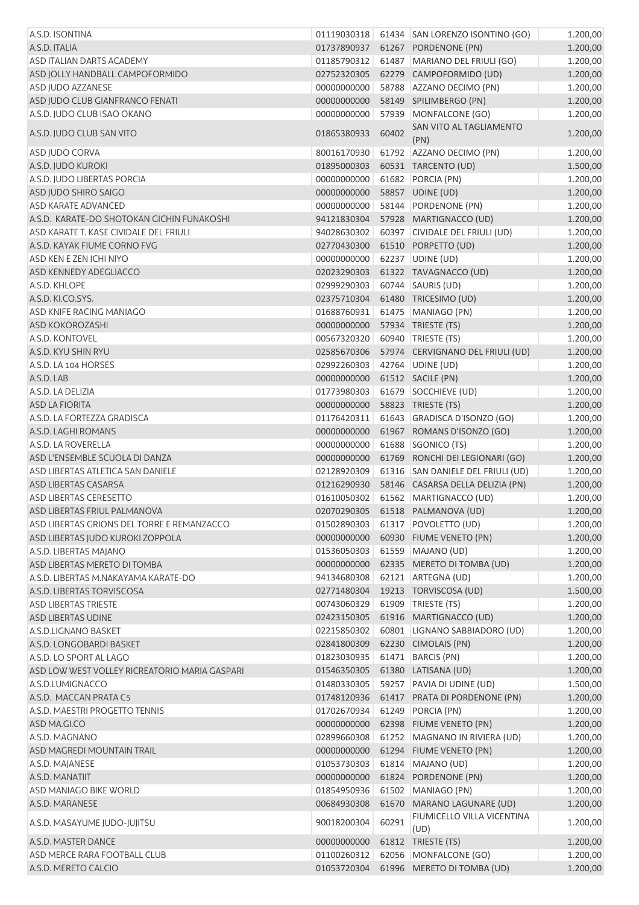| | | | | |
|---|---|---|---|---|
| A.S.D. ISONTINA | 01119030318 | 61434 | SAN LORENZO ISONTINO (GO) | 1.200,00 |
| A.S.D. ITALIA | 01737890937 | 61267 | PORDENONE (PN) | 1.200,00 |
| ASD ITALIAN DARTS ACADEMY | 01185790312 | 61487 | MARIANO DEL FRIULI (GO) | 1.200,00 |
| ASD JOLLY HANDBALL CAMPOFORMIDO | 02752320305 | 62279 | CAMPOFORMIDO (UD) | 1.200,00 |
| ASD JUDO AZZANESE | 00000000000 | 58788 | AZZANO DECIMO (PN) | 1.200,00 |
| ASD JUDO CLUB GIANFRANCO FENATI | 00000000000 | 58149 | SPILIMBERGO (PN) | 1.200,00 |
| A.S.D. JUDO CLUB ISAO OKANO | 00000000000 | 57939 | MONFALCONE (GO) | 1.200,00 |
| A.S.D. JUDO CLUB SAN VITO | 01865380933 | 60402 | SAN VITO AL TAGLIAMENTO (PN) | 1.200,00 |
| ASD JUDO CORVA | 80016170930 | 61792 | AZZANO DECIMO (PN) | 1.200,00 |
| A.S.D. JUDO KUROKI | 01895000303 | 60531 | TARCENTO (UD) | 1.500,00 |
| A.S.D. JUDO LIBERTAS PORCIA | 00000000000 | 61682 | PORCIA (PN) | 1.200,00 |
| ASD JUDO SHIRO SAIGO | 00000000000 | 58857 | UDINE (UD) | 1.200,00 |
| ASD KARATE ADVANCED | 00000000000 | 58144 | PORDENONE (PN) | 1.200,00 |
| A.S.D. KARATE-DO SHOTOKAN GICHIN FUNAKOSHI | 94121830304 | 57928 | MARTIGNACCO (UD) | 1.200,00 |
| ASD KARATE T. KASE CIVIDALE DEL FRIULI | 94028630302 | 60397 | CIVIDALE DEL FRIULI (UD) | 1.200,00 |
| A.S.D. KAYAK FIUME CORNO FVG | 02770430300 | 61510 | PORPETTO (UD) | 1.200,00 |
| ASD KEN E ZEN ICHI NIYO | 00000000000 | 62237 | UDINE (UD) | 1.200,00 |
| ASD KENNEDY ADEGLIACCO | 02023290303 | 61322 | TAVAGNACCO (UD) | 1.200,00 |
| A.S.D. KHLOPE | 02999290303 | 60744 | SAURIS (UD) | 1.200,00 |
| A.S.D. KI.CO.SYS. | 02375710304 | 61480 | TRICESIMO (UD) | 1.200,00 |
| ASD KNIFE RACING MANIAGO | 01688760931 | 61475 | MANIAGO (PN) | 1.200,00 |
| ASD KOKOROZASHI | 00000000000 | 57934 | TRIESTE (TS) | 1.200,00 |
| A.S.D. KONTOVEL | 00567320320 | 60940 | TRIESTE (TS) | 1.200,00 |
| A.S.D. KYU SHIN RYU | 02585670306 | 57974 | CERVIGNANO DEL FRIULI (UD) | 1.200,00 |
| A.S.D. LA 104 HORSES | 02992260303 | 42764 | UDINE (UD) | 1.200,00 |
| A.S.D. LAB | 00000000000 | 61512 | SACILE (PN) | 1.200,00 |
| A.S.D. LA DELIZIA | 01773980303 | 61679 | SOCCHIEVE (UD) | 1.200,00 |
| ASD LA FIORITA | 00000000000 | 58823 | TRIESTE (TS) | 1.200,00 |
| A.S.D. LA FORTEZZA GRADISCA | 01176420311 | 61643 | GRADISCA D'ISONZO (GO) | 1.200,00 |
| A.S.D. LAGHI ROMANS | 00000000000 | 61967 | ROMANS D'ISONZO (GO) | 1.200,00 |
| A.S.D. LA ROVERELLA | 00000000000 | 61688 | SGONICO (TS) | 1.200,00 |
| ASD L'ENSEMBLE SCUOLA DI DANZA | 00000000000 | 61769 | RONCHI DEI LEGIONARI (GO) | 1.200,00 |
| ASD LIBERTAS ATLETICA SAN DANIELE | 02128920309 | 61316 | SAN DANIELE DEL FRIULI (UD) | 1.200,00 |
| ASD LIBERTAS CASARSA | 01216290930 | 58146 | CASARSA DELLA DELIZIA (PN) | 1.200,00 |
| ASD LIBERTAS CERESETTO | 01610050302 | 61562 | MARTIGNACCO (UD) | 1.200,00 |
| ASD LIBERTAS FRIUL PALMANOVA | 02070290305 | 61518 | PALMANOVA (UD) | 1.200,00 |
| ASD LIBERTAS GRIONS DEL TORRE E REMANZACCO | 01502890303 | 61317 | POVOLETTO (UD) | 1.200,00 |
| ASD LIBERTAS JUDO KUROKI ZOPPOLA | 00000000000 | 60930 | FIUME VENETO (PN) | 1.200,00 |
| A.S.D. LIBERTAS MAJANO | 01536050303 | 61559 | MAJANO (UD) | 1.200,00 |
| ASD LIBERTAS MERETO DI TOMBA | 00000000000 | 62335 | MERETO DI TOMBA (UD) | 1.200,00 |
| A.S.D. LIBERTAS M.NAKAYAMA KARATE-DO | 94134680308 | 62121 | ARTEGNA (UD) | 1.200,00 |
| A.S.D. LIBERTAS TORVISCOSA | 02771480304 | 19213 | TORVISCOSA (UD) | 1.500,00 |
| ASD LIBERTAS TRIESTE | 00743060329 | 61909 | TRIESTE (TS) | 1.200,00 |
| ASD LIBERTAS UDINE | 02423150305 | 61916 | MARTIGNACCO (UD) | 1.200,00 |
| A.S.D.LIGNANO BASKET | 02215850302 | 60801 | LIGNANO SABBIADORO (UD) | 1.200,00 |
| A.S.D. LONGOBARDI BASKET | 02841800309 | 62230 | CIMOLAIS (PN) | 1.200,00 |
| A.S.D. LO SPORT AL LAGO | 01823030935 | 61471 | BARCIS (PN) | 1.200,00 |
| ASD LOW WEST VOLLEY RICREATORIO MARIA GASPARI | 01546350305 | 61380 | LATISANA (UD) | 1.200,00 |
| A.S.D.LUMIGNACCO | 01480330305 | 59257 | PAVIA DI UDINE (UD) | 1.500,00 |
| A.S.D. MACCAN PRATA C5 | 01748120936 | 61417 | PRATA DI PORDENONE (PN) | 1.200,00 |
| A.S.D. MAESTRI PROGETTO TENNIS | 01702670934 | 61249 | PORCIA (PN) | 1.200,00 |
| ASD MA.GI.CO | 00000000000 | 62398 | FIUME VENETO (PN) | 1.200,00 |
| A.S.D. MAGNANO | 02899660308 | 61252 | MAGNANO IN RIVIERA (UD) | 1.200,00 |
| ASD MAGREDI MOUNTAIN TRAIL | 00000000000 | 61294 | FIUME VENETO (PN) | 1.200,00 |
| A.S.D. MAJANESE | 01053730303 | 61814 | MAJANO (UD) | 1.200,00 |
| A.S.D. MANATIIT | 00000000000 | 61824 | PORDENONE (PN) | 1.200,00 |
| ASD MANIAGO BIKE WORLD | 01854950936 | 61502 | MANIAGO (PN) | 1.200,00 |
| A.S.D. MARANESE | 00684930308 | 61670 | MARANO LAGUNARE (UD) | 1.200,00 |
| A.S.D. MASAYUME JUDO-JUJITSU | 90018200304 | 60291 | FIUMICELLO VILLA VICENTINA (UD) | 1.200,00 |
| A.S.D. MASTER DANCE | 00000000000 | 61812 | TRIESTE (TS) | 1.200,00 |
| ASD MERCE RARA FOOTBALL CLUB | 01100260312 | 62056 | MONFALCONE (GO) | 1.200,00 |
| A.S.D. MERETO CALCIO | 01053720304 | 61996 | MERETO DI TOMBA (UD) | 1.200,00 |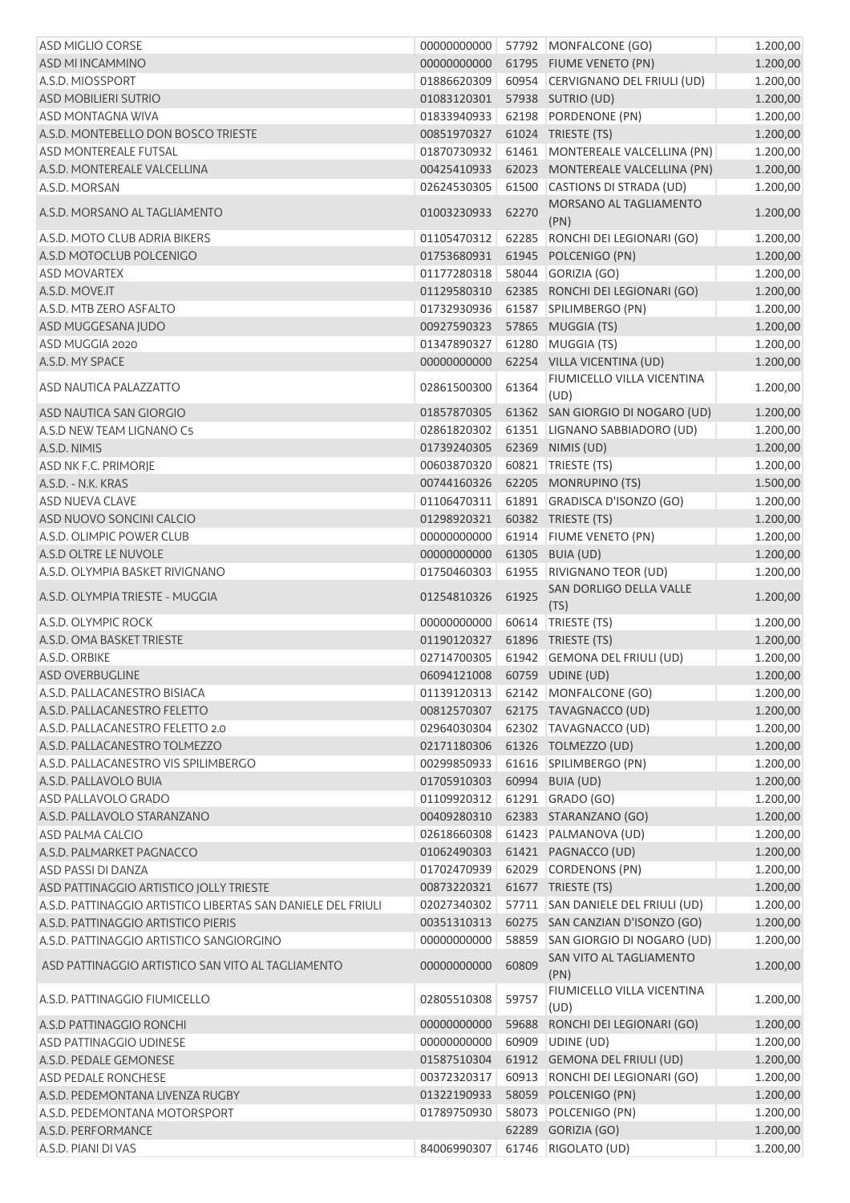| | | | | |
|---|---|---|---|---|
| ASD MIGLIO CORSE | 00000000000 | 57792 | MONFALCONE (GO) | 1.200,00 |
| ASD MI INCAMMINO | 00000000000 | 61795 | FIUME VENETO (PN) | 1.200,00 |
| A.S.D. MIOSSPORT | 01886620309 | 60954 | CERVIGNANO DEL FRIULI (UD) | 1.200,00 |
| ASD MOBILIERI SUTRIO | 01083120301 | 57938 | SUTRIO (UD) | 1.200,00 |
| ASD MONTAGNA WIVA | 01833940933 | 62198 | PORDENONE (PN) | 1.200,00 |
| A.S.D. MONTEBELLO DON BOSCO TRIESTE | 00851970327 | 61024 | TRIESTE (TS) | 1.200,00 |
| ASD MONTEREALE FUTSAL | 01870730932 | 61461 | MONTEREALE VALCELLINA (PN) | 1.200,00 |
| A.S.D. MONTEREALE VALCELLINA | 00425410933 | 62023 | MONTEREALE VALCELLINA (PN) | 1.200,00 |
| A.S.D. MORSAN | 02624530305 | 61500 | CASTIONS DI STRADA (UD) | 1.200,00 |
| A.S.D. MORSANO AL TAGLIAMENTO | 01003230933 | 62270 | MORSANO AL TAGLIAMENTO (PN) | 1.200,00 |
| A.S.D. MOTO CLUB ADRIA BIKERS | 01105470312 | 62285 | RONCHI DEI LEGIONARI (GO) | 1.200,00 |
| A.S.D MOTOCLUB POLCENIGO | 01753680931 | 61945 | POLCENIGO (PN) | 1.200,00 |
| ASD MOVARTEX | 01177280318 | 58044 | GORIZIA (GO) | 1.200,00 |
| A.S.D. MOVE.IT | 01129580310 | 62385 | RONCHI DEI LEGIONARI (GO) | 1.200,00 |
| A.S.D. MTB ZERO ASFALTO | 01732930936 | 61587 | SPILIMBERGO (PN) | 1.200,00 |
| ASD MUGGESANA JUDO | 00927590323 | 57865 | MUGGIA (TS) | 1.200,00 |
| ASD MUGGIA 2020 | 01347890327 | 61280 | MUGGIA (TS) | 1.200,00 |
| A.S.D. MY SPACE | 00000000000 | 62254 | VILLA VICENTINA (UD) | 1.200,00 |
| ASD NAUTICA PALAZZATTO | 02861500300 | 61364 | FIUMICELLO VILLA VICENTINA (UD) | 1.200,00 |
| ASD NAUTICA SAN GIORGIO | 01857870305 | 61362 | SAN GIORGIO DI NOGARO (UD) | 1.200,00 |
| A.S.D NEW TEAM LIGNANO C5 | 02861820302 | 61351 | LIGNANO SABBIADORO (UD) | 1.200,00 |
| A.S.D. NIMIS | 01739240305 | 62369 | NIMIS (UD) | 1.200,00 |
| ASD NK F.C. PRIMORJE | 00603870320 | 60821 | TRIESTE (TS) | 1.200,00 |
| A.S.D. - N.K. KRAS | 00744160326 | 62205 | MONRUPINO (TS) | 1.500,00 |
| ASD NUEVA CLAVE | 01106470311 | 61891 | GRADISCA D'ISONZO (GO) | 1.200,00 |
| ASD NUOVO SONCINI CALCIO | 01298920321 | 60382 | TRIESTE (TS) | 1.200,00 |
| A.S.D. OLIMPIC POWER CLUB | 00000000000 | 61914 | FIUME VENETO (PN) | 1.200,00 |
| A.S.D OLTRE LE NUVOLE | 00000000000 | 61305 | BUIA (UD) | 1.200,00 |
| A.S.D. OLYMPIA BASKET RIVIGNANO | 01750460303 | 61955 | RIVIGNANO TEOR (UD) | 1.200,00 |
| A.S.D. OLYMPIA TRIESTE - MUGGIA | 01254810326 | 61925 | SAN DORLIGO DELLA VALLE (TS) | 1.200,00 |
| A.S.D. OLYMPIC ROCK | 00000000000 | 60614 | TRIESTE (TS) | 1.200,00 |
| A.S.D. OMA BASKET TRIESTE | 01190120327 | 61896 | TRIESTE (TS) | 1.200,00 |
| A.S.D. ORBIKE | 02714700305 | 61942 | GEMONA DEL FRIULI (UD) | 1.200,00 |
| ASD OVERBUGLINE | 06094121008 | 60759 | UDINE (UD) | 1.200,00 |
| A.S.D. PALLACANESTRO BISIACA | 01139120313 | 62142 | MONFALCONE (GO) | 1.200,00 |
| A.S.D. PALLACANESTRO FELETTO | 00812570307 | 62175 | TAVAGNACCO (UD) | 1.200,00 |
| A.S.D. PALLACANESTRO FELETTO 2.0 | 02964030304 | 62302 | TAVAGNACCO (UD) | 1.200,00 |
| A.S.D. PALLACANESTRO TOLMEZZO | 02171180306 | 61326 | TOLMEZZO (UD) | 1.200,00 |
| A.S.D. PALLACANESTRO VIS SPILIMBERGO | 00299850933 | 61616 | SPILIMBERGO (PN) | 1.200,00 |
| A.S.D. PALLAVOLO BUIA | 01705910303 | 60994 | BUIA (UD) | 1.200,00 |
| ASD PALLAVOLO GRADO | 01109920312 | 61291 | GRADO (GO) | 1.200,00 |
| A.S.D. PALLAVOLO STARANZANO | 00409280310 | 62383 | STARANZANO (GO) | 1.200,00 |
| ASD PALMA CALCIO | 02618660308 | 61423 | PALMANOVA (UD) | 1.200,00 |
| A.S.D. PALMARKET PAGNACCO | 01062490303 | 61421 | PAGNACCO (UD) | 1.200,00 |
| ASD PASSI DI DANZA | 01702470939 | 62029 | CORDENONS (PN) | 1.200,00 |
| ASD PATTINAGGIO ARTISTICO JOLLY TRIESTE | 00873220321 | 61677 | TRIESTE (TS) | 1.200,00 |
| A.S.D. PATTINAGGIO ARTISTICO LIBERTAS SAN DANIELE DEL FRIULI | 02027340302 | 57711 | SAN DANIELE DEL FRIULI (UD) | 1.200,00 |
| A.S.D. PATTINAGGIO ARTISTICO PIERIS | 00351310313 | 60275 | SAN CANZIAN D'ISONZO (GO) | 1.200,00 |
| A.S.D. PATTINAGGIO ARTISTICO SANGIORGINO | 00000000000 | 58859 | SAN GIORGIO DI NOGARO (UD) | 1.200,00 |
| ASD PATTINAGGIO ARTISTICO SAN VITO AL TAGLIAMENTO | 00000000000 | 60809 | SAN VITO AL TAGLIAMENTO (PN) | 1.200,00 |
| A.S.D. PATTINAGGIO FIUMICELLO | 02805510308 | 59757 | FIUMICELLO VILLA VICENTINA (UD) | 1.200,00 |
| A.S.D PATTINAGGIO RONCHI | 00000000000 | 59688 | RONCHI DEI LEGIONARI (GO) | 1.200,00 |
| ASD PATTINAGGIO UDINESE | 00000000000 | 60909 | UDINE (UD) | 1.200,00 |
| A.S.D. PEDALE GEMONESE | 01587510304 | 61912 | GEMONA DEL FRIULI (UD) | 1.200,00 |
| ASD PEDALE RONCHESE | 00372320317 | 60913 | RONCHI DEI LEGIONARI (GO) | 1.200,00 |
| A.S.D. PEDEMONTANA LIVENZA RUGBY | 01322190933 | 58059 | POLCENIGO (PN) | 1.200,00 |
| A.S.D. PEDEMONTANA MOTORSPORT | 01789750930 | 58073 | POLCENIGO (PN) | 1.200,00 |
| A.S.D. PERFORMANCE | | 62289 | GORIZIA (GO) | 1.200,00 |
| A.S.D. PIANI DI VAS | 84006990307 | 61746 | RIGOLATO (UD) | 1.200,00 |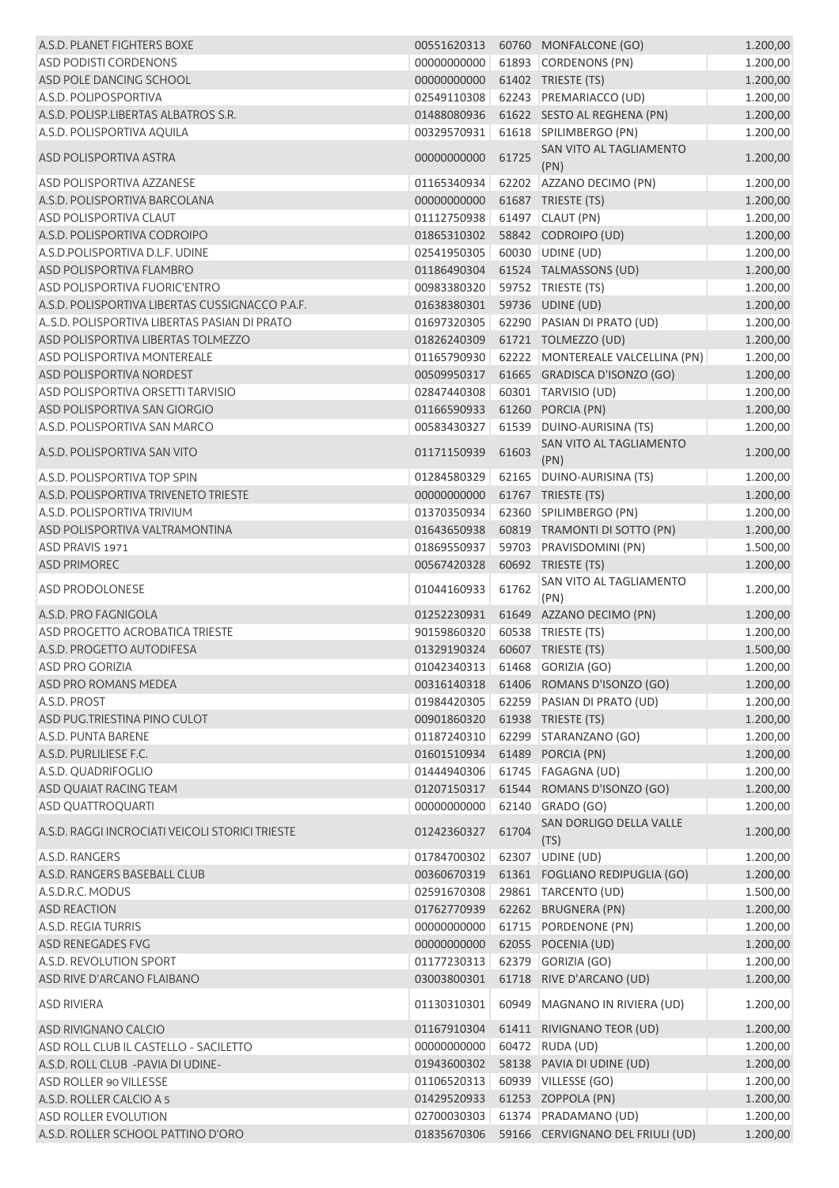| | | | | |
|---|---|---|---|---|
| A.S.D. PLANET FIGHTERS BOXE | 00551620313 | 60760 | MONFALCONE (GO) | 1.200,00 |
| ASD PODISTI CORDENONS | 00000000000 | 61893 | CORDENONS (PN) | 1.200,00 |
| ASD POLE DANCING SCHOOL | 00000000000 | 61402 | TRIESTE (TS) | 1.200,00 |
| A.S.D. POLIPOSPORTIVA | 02549110308 | 62243 | PREMARIACCO (UD) | 1.200,00 |
| A.S.D. POLISP.LIBERTAS ALBATROS S.R. | 01488080936 | 61622 | SESTO AL REGHENA (PN) | 1.200,00 |
| A.S.D. POLISPORTIVA AQUILA | 00329570931 | 61618 | SPILIMBERGO (PN) | 1.200,00 |
| ASD POLISPORTIVA ASTRA | 00000000000 | 61725 | SAN VITO AL TAGLIAMENTO (PN) | 1.200,00 |
| ASD POLISPORTIVA AZZANESE | 01165340934 | 62202 | AZZANO DECIMO (PN) | 1.200,00 |
| A.S.D. POLISPORTIVA BARCOLANA | 00000000000 | 61687 | TRIESTE (TS) | 1.200,00 |
| ASD POLISPORTIVA CLAUT | 01112750938 | 61497 | CLAUT (PN) | 1.200,00 |
| A.S.D. POLISPORTIVA CODROIPO | 01865310302 | 58842 | CODROIPO (UD) | 1.200,00 |
| A.S.D.POLISPORTIVA D.L.F. UDINE | 02541950305 | 60030 | UDINE (UD) | 1.200,00 |
| ASD POLISPORTIVA FLAMBRO | 01186490304 | 61524 | TALMASSONS (UD) | 1.200,00 |
| ASD POLISPORTIVA FUORIC'ENTRO | 00983380320 | 59752 | TRIESTE (TS) | 1.200,00 |
| A.S.D. POLISPORTIVA LIBERTAS CUSSIGNACCO P.A.F. | 01638380301 | 59736 | UDINE (UD) | 1.200,00 |
| A..S.D. POLISPORTIVA LIBERTAS PASIAN DI PRATO | 01697320305 | 62290 | PASIAN DI PRATO (UD) | 1.200,00 |
| ASD POLISPORTIVA LIBERTAS TOLMEZZO | 01826240309 | 61721 | TOLMEZZO (UD) | 1.200,00 |
| ASD POLISPORTIVA MONTEREALE | 01165790930 | 62222 | MONTEREALE VALCELLINA (PN) | 1.200,00 |
| ASD POLISPORTIVA NORDEST | 00509950317 | 61665 | GRADISCA D'ISONZO (GO) | 1.200,00 |
| ASD POLISPORTIVA ORSETTI TARVISIO | 02847440308 | 60301 | TARVISIO (UD) | 1.200,00 |
| ASD POLISPORTIVA SAN GIORGIO | 01166590933 | 61260 | PORCIA (PN) | 1.200,00 |
| A.S.D. POLISPORTIVA SAN MARCO | 00583430327 | 61539 | DUINO-AURISINA (TS) | 1.200,00 |
| A.S.D. POLISPORTIVA SAN VITO | 01171150939 | 61603 | SAN VITO AL TAGLIAMENTO (PN) | 1.200,00 |
| A.S.D. POLISPORTIVA TOP SPIN | 01284580329 | 62165 | DUINO-AURISINA (TS) | 1.200,00 |
| A.S.D. POLISPORTIVA TRIVENETO TRIESTE | 00000000000 | 61767 | TRIESTE (TS) | 1.200,00 |
| A.S.D. POLISPORTIVA TRIVIUM | 01370350934 | 62360 | SPILIMBERGO (PN) | 1.200,00 |
| ASD POLISPORTIVA VALTRAMONTINA | 01643650938 | 60819 | TRAMONTI DI SOTTO (PN) | 1.200,00 |
| ASD PRAVIS 1971 | 01869550937 | 59703 | PRAVISDOMINI (PN) | 1.500,00 |
| ASD PRIMOREC | 00567420328 | 60692 | TRIESTE (TS) | 1.200,00 |
| ASD PRODOLONESE | 01044160933 | 61762 | SAN VITO AL TAGLIAMENTO (PN) | 1.200,00 |
| A.S.D. PRO FAGNIGOLA | 01252230931 | 61649 | AZZANO DECIMO (PN) | 1.200,00 |
| ASD PROGETTO ACROBATICA TRIESTE | 90159860320 | 60538 | TRIESTE (TS) | 1.200,00 |
| A.S.D. PROGETTO AUTODIFESA | 01329190324 | 60607 | TRIESTE (TS) | 1.500,00 |
| ASD PRO GORIZIA | 01042340313 | 61468 | GORIZIA (GO) | 1.200,00 |
| ASD PRO ROMANS MEDEA | 00316140318 | 61406 | ROMANS D'ISONZO (GO) | 1.200,00 |
| A.S.D. PROST | 01984420305 | 62259 | PASIAN DI PRATO (UD) | 1.200,00 |
| ASD PUG.TRIESTINA PINO CULOT | 00901860320 | 61938 | TRIESTE (TS) | 1.200,00 |
| A.S.D. PUNTA BARENE | 01187240310 | 62299 | STARANZANO (GO) | 1.200,00 |
| A.S.D. PURLILIESE F.C. | 01601510934 | 61489 | PORCIA (PN) | 1.200,00 |
| A.S.D. QUADRIFOGLIO | 01444940306 | 61745 | FAGAGNA (UD) | 1.200,00 |
| ASD QUAIAT RACING TEAM | 01207150317 | 61544 | ROMANS D'ISONZO (GO) | 1.200,00 |
| ASD QUATTROQUARTI | 00000000000 | 62140 | GRADO (GO) | 1.200,00 |
| A.S.D. RAGGI INCROCIATI VEICOLI STORICI TRIESTE | 01242360327 | 61704 | SAN DORLIGO DELLA VALLE (TS) | 1.200,00 |
| A.S.D. RANGERS | 01784700302 | 62307 | UDINE (UD) | 1.200,00 |
| A.S.D. RANGERS BASEBALL CLUB | 00360670319 | 61361 | FOGLIANO REDIPUGLIA (GO) | 1.200,00 |
| A.S.D.R.C. MODUS | 02591670308 | 29861 | TARCENTO (UD) | 1.500,00 |
| ASD REACTION | 01762770939 | 62262 | BRUGNERA (PN) | 1.200,00 |
| A.S.D. REGIA TURRIS | 00000000000 | 61715 | PORDENONE (PN) | 1.200,00 |
| ASD RENEGADES FVG | 00000000000 | 62055 | POCENIA (UD) | 1.200,00 |
| A.S.D. REVOLUTION SPORT | 01177230313 | 62379 | GORIZIA (GO) | 1.200,00 |
| ASD RIVE D'ARCANO FLAIBANO | 03003800301 | 61718 | RIVE D'ARCANO (UD) | 1.200,00 |
| ASD RIVIERA | 01130310301 | 60949 | MAGNANO IN RIVIERA (UD) | 1.200,00 |
| ASD RIVIGNANO CALCIO | 01167910304 | 61411 | RIVIGNANO TEOR (UD) | 1.200,00 |
| ASD ROLL CLUB IL CASTELLO - SACILETTO | 00000000000 | 60472 | RUDA (UD) | 1.200,00 |
| A.S.D. ROLL CLUB -PAVIA DI UDINE- | 01943600302 | 58138 | PAVIA DI UDINE (UD) | 1.200,00 |
| ASD ROLLER 90 VILLESSE | 01106520313 | 60939 | VILLESSE (GO) | 1.200,00 |
| A.S.D. ROLLER CALCIO A 5 | 01429520933 | 61253 | ZOPPOLA (PN) | 1.200,00 |
| ASD ROLLER EVOLUTION | 02700030303 | 61374 | PRADAMANO (UD) | 1.200,00 |
| A.S.D. ROLLER SCHOOL PATTINO D'ORO | 01835670306 | 59166 | CERVIGNANO DEL FRIULI (UD) | 1.200,00 |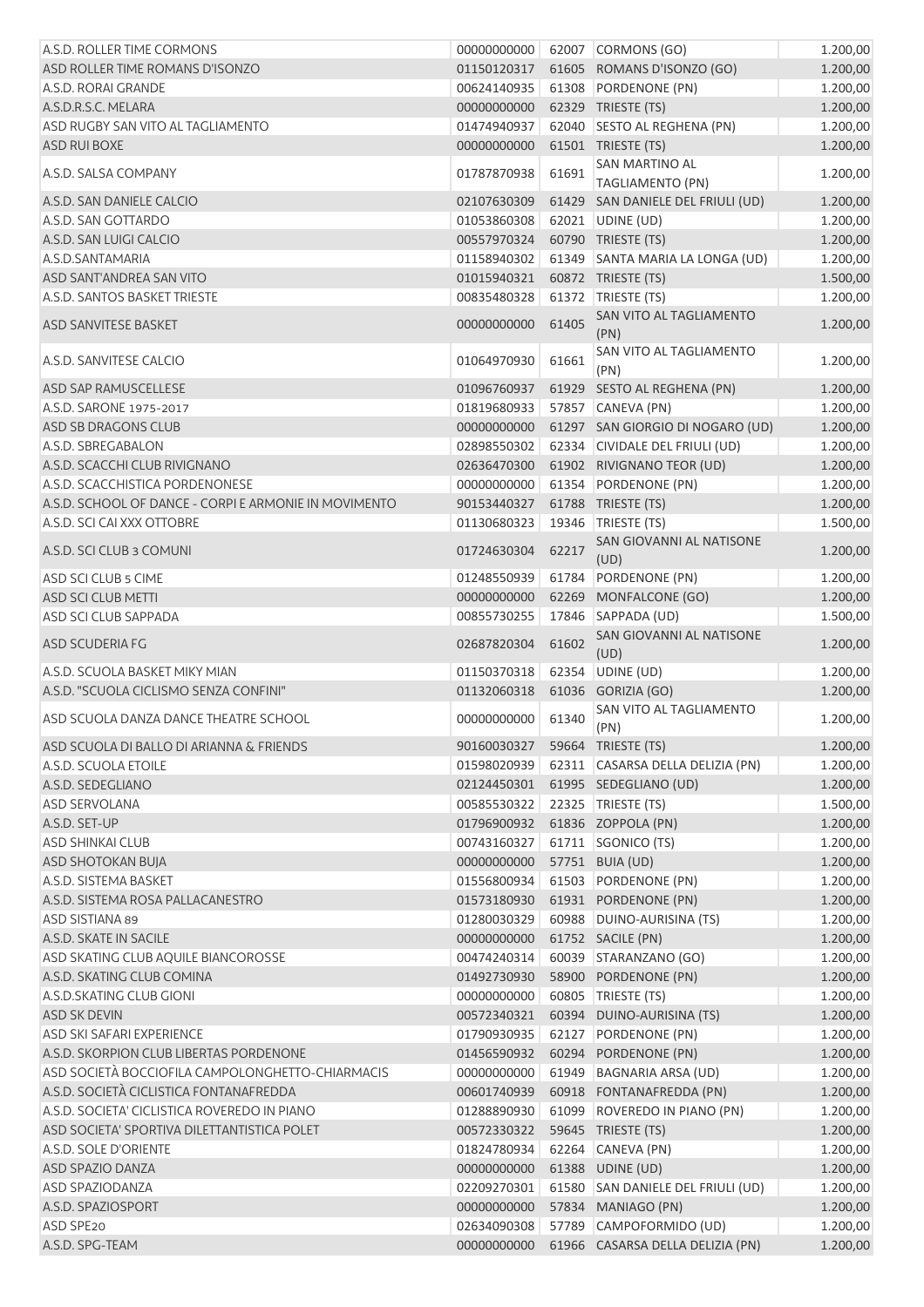| | | | | |
|---|---|---|---|---|
| A.S.D. ROLLER TIME CORMONS | 00000000000 | 62007 | CORMONS (GO) | 1.200,00 |
| ASD ROLLER TIME ROMANS D'ISONZO | 01150120317 | 61605 | ROMANS D'ISONZO (GO) | 1.200,00 |
| A.S.D. RORAI GRANDE | 00624140935 | 61308 | PORDENONE (PN) | 1.200,00 |
| A.S.D.R.S.C. MELARA | 00000000000 | 62329 | TRIESTE (TS) | 1.200,00 |
| ASD RUGBY SAN VITO AL TAGLIAMENTO | 01474940937 | 62040 | SESTO AL REGHENA (PN) | 1.200,00 |
| ASD RUI BOXE | 00000000000 | 61501 | TRIESTE (TS) | 1.200,00 |
| A.S.D. SALSA COMPANY | 01787870938 | 61691 | SAN MARTINO AL TAGLIAMENTO (PN) | 1.200,00 |
| A.S.D. SAN DANIELE CALCIO | 02107630309 | 61429 | SAN DANIELE DEL FRIULI (UD) | 1.200,00 |
| A.S.D. SAN GOTTARDO | 01053860308 | 62021 | UDINE (UD) | 1.200,00 |
| A.S.D. SAN LUIGI CALCIO | 00557970324 | 60790 | TRIESTE (TS) | 1.200,00 |
| A.S.D.SANTAMARIA | 01158940302 | 61349 | SANTA MARIA LA LONGA (UD) | 1.200,00 |
| ASD SANT'ANDREA SAN VITO | 01015940321 | 60872 | TRIESTE (TS) | 1.500,00 |
| A.S.D. SANTOS BASKET TRIESTE | 00835480328 | 61372 | TRIESTE (TS) | 1.200,00 |
| ASD SANVITESE BASKET | 00000000000 | 61405 | SAN VITO AL TAGLIAMENTO (PN) | 1.200,00 |
| A.S.D. SANVITESE CALCIO | 01064970930 | 61661 | SAN VITO AL TAGLIAMENTO (PN) | 1.200,00 |
| ASD SAP RAMUSCELLESE | 01096760937 | 61929 | SESTO AL REGHENA (PN) | 1.200,00 |
| A.S.D. SARONE 1975-2017 | 01819680933 | 57857 | CANEVA (PN) | 1.200,00 |
| ASD SB DRAGONS CLUB | 00000000000 | 61297 | SAN GIORGIO DI NOGARO (UD) | 1.200,00 |
| A.S.D. SBREGABALON | 02898550302 | 62334 | CIVIDALE DEL FRIULI (UD) | 1.200,00 |
| A.S.D. SCACCHI CLUB RIVIGNANO | 02636470300 | 61902 | RIVIGNANO TEOR (UD) | 1.200,00 |
| A.S.D. SCACCHISTICA PORDENONESE | 00000000000 | 61354 | PORDENONE (PN) | 1.200,00 |
| A.S.D. SCHOOL OF DANCE - CORPI E ARMONIE IN MOVIMENTO | 90153440327 | 61788 | TRIESTE (TS) | 1.200,00 |
| A.S.D. SCI CAI XXX OTTOBRE | 01130680323 | 19346 | TRIESTE (TS) | 1.500,00 |
| A.S.D. SCI CLUB 3 COMUNI | 01724630304 | 62217 | SAN GIOVANNI AL NATISONE (UD) | 1.200,00 |
| ASD SCI CLUB 5 CIME | 01248550939 | 61784 | PORDENONE (PN) | 1.200,00 |
| ASD SCI CLUB METTI | 00000000000 | 62269 | MONFALCONE (GO) | 1.200,00 |
| ASD SCI CLUB SAPPADA | 00855730255 | 17846 | SAPPADA (UD) | 1.500,00 |
| ASD SCUDERIA FG | 02687820304 | 61602 | SAN GIOVANNI AL NATISONE (UD) | 1.200,00 |
| A.S.D. SCUOLA BASKET MIKY MIAN | 01150370318 | 62354 | UDINE (UD) | 1.200,00 |
| A.S.D. "SCUOLA CICLISMO SENZA CONFINI" | 01132060318 | 61036 | GORIZIA (GO) | 1.200,00 |
| ASD SCUOLA DANZA DANCE THEATRE SCHOOL | 00000000000 | 61340 | SAN VITO AL TAGLIAMENTO (PN) | 1.200,00 |
| ASD SCUOLA DI BALLO DI ARIANNA & FRIENDS | 90160030327 | 59664 | TRIESTE (TS) | 1.200,00 |
| A.S.D. SCUOLA ETOILE | 01598020939 | 62311 | CASARSA DELLA DELIZIA (PN) | 1.200,00 |
| A.S.D. SEDEGLIANO | 02124450301 | 61995 | SEDEGLIANO (UD) | 1.200,00 |
| ASD SERVOLANA | 00585530322 | 22325 | TRIESTE (TS) | 1.500,00 |
| A.S.D. SET-UP | 01796900932 | 61836 | ZOPPOLA (PN) | 1.200,00 |
| ASD SHINKAI CLUB | 00743160327 | 61711 | SGONICO (TS) | 1.200,00 |
| ASD SHOTOKAN BUJA | 00000000000 | 57751 | BUIA (UD) | 1.200,00 |
| A.S.D. SISTEMA BASKET | 01556800934 | 61503 | PORDENONE (PN) | 1.200,00 |
| A.S.D. SISTEMA ROSA PALLACANESTRO | 01573180930 | 61931 | PORDENONE (PN) | 1.200,00 |
| ASD SISTIANA 89 | 01280030329 | 60988 | DUINO-AURISINA (TS) | 1.200,00 |
| A.S.D. SKATE IN SACILE | 00000000000 | 61752 | SACILE (PN) | 1.200,00 |
| ASD SKATING CLUB AQUILE BIANCOROSSE | 00474240314 | 60039 | STARANZANO (GO) | 1.200,00 |
| A.S.D. SKATING CLUB COMINA | 01492730930 | 58900 | PORDENONE (PN) | 1.200,00 |
| A.S.D.SKATING CLUB GIONI | 00000000000 | 60805 | TRIESTE (TS) | 1.200,00 |
| ASD SK DEVIN | 00572340321 | 60394 | DUINO-AURISINA (TS) | 1.200,00 |
| ASD SKI SAFARI EXPERIENCE | 01790930935 | 62127 | PORDENONE (PN) | 1.200,00 |
| A.S.D. SKORPION CLUB LIBERTAS PORDENONE | 01456590932 | 60294 | PORDENONE (PN) | 1.200,00 |
| ASD SOCIETÀ BOCCIOFILA CAMPOLONGHETTO-CHIARMACIS | 00000000000 | 61949 | BAGNARIA ARSA (UD) | 1.200,00 |
| A.S.D. SOCIETÀ CICLISTICA FONTANAFREDDA | 00601740939 | 60918 | FONTANAFREDDA (PN) | 1.200,00 |
| A.S.D. SOCIETA' CICLISTICA ROVEREDO IN PIANO | 01288890930 | 61099 | ROVEREDO IN PIANO (PN) | 1.200,00 |
| ASD SOCIETA' SPORTIVA DILETTANTISTICA POLET | 00572330322 | 59645 | TRIESTE (TS) | 1.200,00 |
| A.S.D. SOLE D'ORIENTE | 01824780934 | 62264 | CANEVA (PN) | 1.200,00 |
| ASD SPAZIO DANZA | 00000000000 | 61388 | UDINE (UD) | 1.200,00 |
| ASD SPAZIODANZA | 02209270301 | 61580 | SAN DANIELE DEL FRIULI (UD) | 1.200,00 |
| A.S.D. SPAZIOSPORT | 00000000000 | 57834 | MANIAGO (PN) | 1.200,00 |
| ASD SPE20 | 02634090308 | 57789 | CAMPOFORMIDO (UD) | 1.200,00 |
| A.S.D. SPG-TEAM | 00000000000 | 61966 | CASARSA DELLA DELIZIA (PN) | 1.200,00 |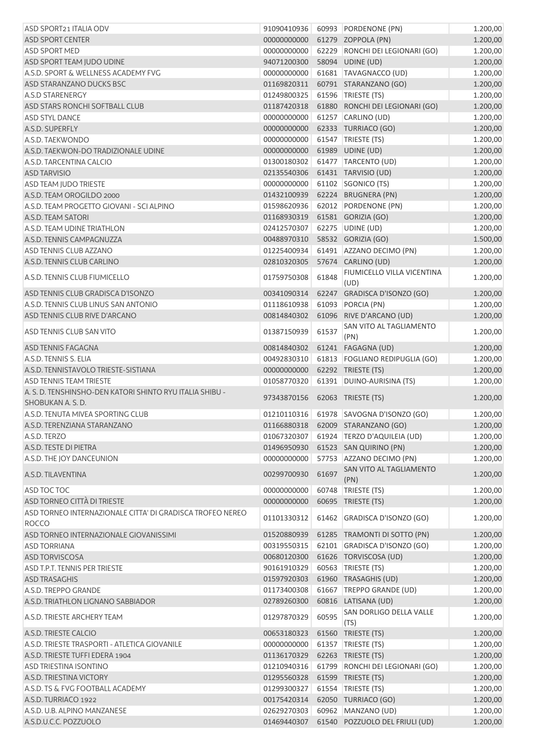| | | | | |
|---|---|---|---|---|
| ASD SPORT21 ITALIA ODV | 91090410936 | 60993 | PORDENONE (PN) | 1.200,00 |
| ASD SPORT CENTER | 00000000000 | 61279 | ZOPPOLA (PN) | 1.200,00 |
| ASD SPORT MED | 00000000000 | 62229 | RONCHI DEI LEGIONARI (GO) | 1.200,00 |
| ASD SPORT TEAM JUDO UDINE | 94071200300 | 58094 | UDINE (UD) | 1.200,00 |
| A.S.D. SPORT & WELLNESS ACADEMY FVG | 00000000000 | 61681 | TAVAGNACCO (UD) | 1.200,00 |
| ASD STARANZANO DUCKS BSC | 01169820311 | 60791 | STARANZANO (GO) | 1.200,00 |
| A.S.D STARENERGY | 01249800325 | 61596 | TRIESTE (TS) | 1.200,00 |
| ASD STARS RONCHI SOFTBALL CLUB | 01187420318 | 61880 | RONCHI DEI LEGIONARI (GO) | 1.200,00 |
| ASD STYL DANCE | 00000000000 | 61257 | CARLINO (UD) | 1.200,00 |
| A.S.D. SUPERFLY | 00000000000 | 62333 | TURRIACO (GO) | 1.200,00 |
| A.S.D. TAEKWONDO | 00000000000 | 61547 | TRIESTE (TS) | 1.200,00 |
| A.S.D. TAEKWON-DO TRADIZIONALE UDINE | 00000000000 | 61989 | UDINE (UD) | 1.200,00 |
| A.S.D. TARCENTINA CALCIO | 01300180302 | 61477 | TARCENTO (UD) | 1.200,00 |
| ASD TARVISIO | 02135540306 | 61431 | TARVISIO (UD) | 1.200,00 |
| ASD TEAM JUDO TRIESTE | 00000000000 | 61102 | SGONICO (TS) | 1.200,00 |
| A.S.D. TEAM OROGILDO 2000 | 01432100939 | 62224 | BRUGNERA (PN) | 1.200,00 |
| A.S.D. TEAM PROGETTO GIOVANI - SCI ALPINO | 01598620936 | 62012 | PORDENONE (PN) | 1.200,00 |
| A.S.D. TEAM SATORI | 01168930319 | 61581 | GORIZIA (GO) | 1.200,00 |
| A.S.D. TEAM UDINE TRIATHLON | 02412570307 | 62275 | UDINE (UD) | 1.200,00 |
| A.S.D. TENNIS CAMPAGNUZZA | 00488970310 | 58532 | GORIZIA (GO) | 1.500,00 |
| ASD TENNIS CLUB AZZANO | 01225400934 | 61491 | AZZANO DECIMO (PN) | 1.200,00 |
| A.S.D. TENNIS CLUB CARLINO | 02810320305 | 57674 | CARLINO (UD) | 1.200,00 |
| A.S.D. TENNIS CLUB FIUMICELLO | 01759750308 | 61848 | FIUMICELLO VILLA VICENTINA (UD) | 1.200,00 |
| ASD TENNIS CLUB GRADISCA D'ISONZO | 00341090314 | 62247 | GRADISCA D'ISONZO (GO) | 1.200,00 |
| A.S.D. TENNIS CLUB LINUS SAN ANTONIO | 01118610938 | 61093 | PORCIA (PN) | 1.200,00 |
| ASD TENNIS CLUB RIVE D'ARCANO | 00814840302 | 61096 | RIVE D'ARCANO (UD) | 1.200,00 |
| ASD TENNIS CLUB SAN VITO | 01387150939 | 61537 | SAN VITO AL TAGLIAMENTO (PN) | 1.200,00 |
| ASD TENNIS FAGAGNA | 00814840302 | 61241 | FAGAGNA (UD) | 1.200,00 |
| A.S.D. TENNIS S. ELIA | 00492830310 | 61813 | FOGLIANO REDIPUGLIA (GO) | 1.200,00 |
| A.S.D. TENNISTAVOLO TRIESTE-SISTIANA | 00000000000 | 62292 | TRIESTE (TS) | 1.200,00 |
| ASD TENNIS TEAM TRIESTE | 01058770320 | 61391 | DUINO-AURISINA (TS) | 1.200,00 |
| A. S. D. TENSHINSHO-DEN KATORI SHINTO RYU ITALIA SHIBU - SHOBUKAN A. S. D. | 97343870156 | 62063 | TRIESTE (TS) | 1.200,00 |
| A.S.D. TENUTA MIVEA SPORTING CLUB | 01210110316 | 61978 | SAVOGNA D'ISONZO (GO) | 1.200,00 |
| A.S.D. TERENZIANA STARANZANO | 01166880318 | 62009 | STARANZANO (GO) | 1.200,00 |
| A.S.D. TERZO | 01067320307 | 61924 | TERZO D'AQUILEIA (UD) | 1.200,00 |
| A.S.D. TESTE DI PIETRA | 01496950930 | 61523 | SAN QUIRINO (PN) | 1.200,00 |
| A.S.D. THE JOY DANCEUNION | 00000000000 | 57753 | AZZANO DECIMO (PN) | 1.200,00 |
| A.S.D. TILAVENTINA | 00299700930 | 61697 | SAN VITO AL TAGLIAMENTO (PN) | 1.200,00 |
| ASD TOC TOC | 00000000000 | 60748 | TRIESTE (TS) | 1.200,00 |
| ASD TORNEO CITTÀ DI TRIESTE | 00000000000 | 60695 | TRIESTE (TS) | 1.200,00 |
| ASD TORNEO INTERNAZIONALE CITTA' DI GRADISCA TROFEO NEREO ROCCO | 01101330312 | 61462 | GRADISCA D'ISONZO (GO) | 1.200,00 |
| ASD TORNEO INTERNAZIONALE GIOVANISSIMI | 01520880939 | 61285 | TRAMONTI DI SOTTO (PN) | 1.200,00 |
| ASD TORRIANA | 00319550315 | 62101 | GRADISCA D'ISONZO (GO) | 1.200,00 |
| ASD TORVISCOSA | 00680120300 | 61626 | TORVISCOSA (UD) | 1.200,00 |
| ASD T.P.T. TENNIS PER TRIESTE | 90161910329 | 60563 | TRIESTE (TS) | 1.200,00 |
| ASD TRASAGHIS | 01597920303 | 61960 | TRASAGHIS (UD) | 1.200,00 |
| A.S.D. TREPPO GRANDE | 01173400308 | 61667 | TREPPO GRANDE (UD) | 1.200,00 |
| A.S.D. TRIATHLON LIGNANO SABBIADOR | 02789260300 | 60816 | LATISANA (UD) | 1.200,00 |
| A.S.D. TRIESTE ARCHERY TEAM | 01297870329 | 60595 | SAN DORLIGO DELLA VALLE (TS) | 1.200,00 |
| A.S.D. TRIESTE CALCIO | 00653180323 | 61560 | TRIESTE (TS) | 1.200,00 |
| A.S.D. TRIESTE TRASPORTI - ATLETICA GIOVANILE | 00000000000 | 61357 | TRIESTE (TS) | 1.200,00 |
| A.S.D. TRIESTE TUFFI EDERA 1904 | 01136170329 | 62263 | TRIESTE (TS) | 1.200,00 |
| ASD TRIESTINA ISONTINO | 01210940316 | 61799 | RONCHI DEI LEGIONARI (GO) | 1.200,00 |
| A.S.D. TRIESTINA VICTORY | 01295560328 | 61599 | TRIESTE (TS) | 1.200,00 |
| A.S.D. TS & FVG FOOTBALL ACADEMY | 01299300327 | 61554 | TRIESTE (TS) | 1.200,00 |
| A.S.D. TURRIACO 1922 | 00175420314 | 62050 | TURRIACO (GO) | 1.200,00 |
| A.S.D. U.B. ALPINO MANZANESE | 02629270303 | 60962 | MANZANO (UD) | 1.200,00 |
| A.S.D.U.C.C. POZZUOLO | 01469440307 | 61540 | POZZUOLO DEL FRIULI (UD) | 1.200,00 |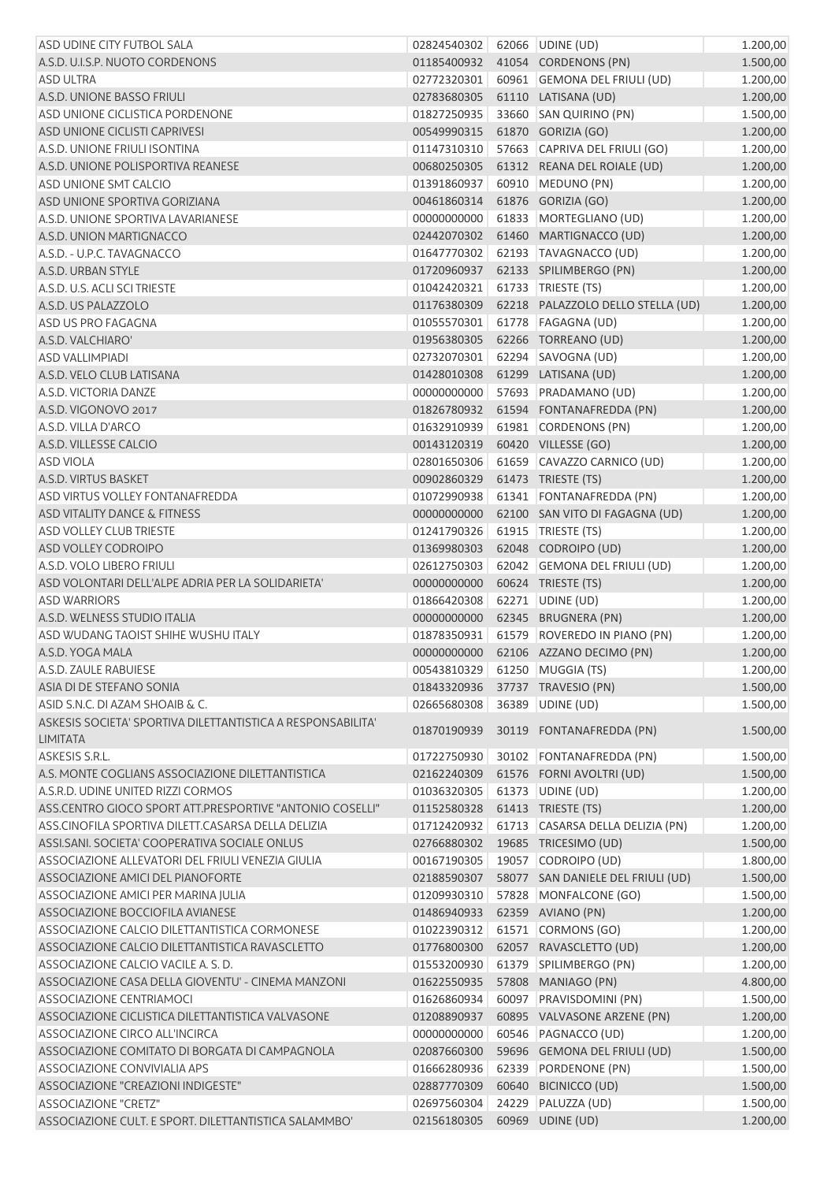| | | | | |
|---|---|---|---|---|
| ASD UDINE CITY FUTBOL SALA | 02824540302 | 62066 | UDINE (UD) | 1.200,00 |
| A.S.D. U.I.S.P. NUOTO CORDENONS | 01185400932 | 41054 | CORDENONS (PN) | 1.500,00 |
| ASD ULTRA | 02772320301 | 60961 | GEMONA DEL FRIULI (UD) | 1.200,00 |
| A.S.D. UNIONE BASSO FRIULI | 02783680305 | 61110 | LATISANA (UD) | 1.200,00 |
| ASD UNIONE CICLISTICA PORDENONE | 01827250935 | 33660 | SAN QUIRINO (PN) | 1.500,00 |
| ASD UNIONE CICLISTI CAPRIVESI | 00549990315 | 61870 | GORIZIA (GO) | 1.200,00 |
| A.S.D. UNIONE FRIULI ISONTINA | 01147310310 | 57663 | CAPRIVA DEL FRIULI (GO) | 1.200,00 |
| A.S.D. UNIONE POLISPORTIVA REANESE | 00680250305 | 61312 | REANA DEL ROIALE (UD) | 1.200,00 |
| ASD UNIONE SMT CALCIO | 01391860937 | 60910 | MEDUNO (PN) | 1.200,00 |
| ASD UNIONE SPORTIVA GORIZIANA | 00461860314 | 61876 | GORIZIA (GO) | 1.200,00 |
| A.S.D. UNIONE SPORTIVA LAVARIANESE | 00000000000 | 61833 | MORTEGLIANO (UD) | 1.200,00 |
| A.S.D. UNION MARTIGNACCO | 02442070302 | 61460 | MARTIGNACCO (UD) | 1.200,00 |
| A.S.D. - U.P.C. TAVAGNACCO | 01647770302 | 62193 | TAVAGNACCO (UD) | 1.200,00 |
| A.S.D. URBAN STYLE | 01720960937 | 62133 | SPILIMBERGO (PN) | 1.200,00 |
| A.S.D. U.S. ACLI SCI TRIESTE | 01042420321 | 61733 | TRIESTE (TS) | 1.200,00 |
| A.S.D. US PALAZZOLO | 01176380309 | 62218 | PALAZZOLO DELLO STELLA (UD) | 1.200,00 |
| ASD US PRO FAGAGNA | 01055570301 | 61778 | FAGAGNA (UD) | 1.200,00 |
| A.S.D. VALCHIARO' | 01956380305 | 62266 | TORREANO (UD) | 1.200,00 |
| ASD VALLIMPIADI | 02732070301 | 62294 | SAVOGNA (UD) | 1.200,00 |
| A.S.D. VELO CLUB LATISANA | 01428010308 | 61299 | LATISANA (UD) | 1.200,00 |
| A.S.D. VICTORIA DANZE | 00000000000 | 57693 | PRADAMANO (UD) | 1.200,00 |
| A.S.D. VIGONOVO 2017 | 01826780932 | 61594 | FONTANAFREDDA (PN) | 1.200,00 |
| A.S.D. VILLA D'ARCO | 01632910939 | 61981 | CORDENONS (PN) | 1.200,00 |
| A.S.D. VILLESSE CALCIO | 00143120319 | 60420 | VILLESSE (GO) | 1.200,00 |
| ASD VIOLA | 02801650306 | 61659 | CAVAZZO CARNICO (UD) | 1.200,00 |
| A.S.D. VIRTUS BASKET | 00902860329 | 61473 | TRIESTE (TS) | 1.200,00 |
| ASD VIRTUS VOLLEY FONTANAFREDDA | 01072990938 | 61341 | FONTANAFREDDA (PN) | 1.200,00 |
| ASD VITALITY DANCE & FITNESS | 00000000000 | 62100 | SAN VITO DI FAGAGNA (UD) | 1.200,00 |
| ASD VOLLEY CLUB TRIESTE | 01241790326 | 61915 | TRIESTE (TS) | 1.200,00 |
| ASD VOLLEY CODROIPO | 01369980303 | 62048 | CODROIPO (UD) | 1.200,00 |
| A.S.D. VOLO LIBERO FRIULI | 02612750303 | 62042 | GEMONA DEL FRIULI (UD) | 1.200,00 |
| ASD VOLONTARI DELL'ALPE ADRIA PER LA SOLIDARIETA' | 00000000000 | 60624 | TRIESTE (TS) | 1.200,00 |
| ASD WARRIORS | 01866420308 | 62271 | UDINE (UD) | 1.200,00 |
| A.S.D. WELNESS STUDIO ITALIA | 00000000000 | 62345 | BRUGNERA (PN) | 1.200,00 |
| ASD WUDANG TAOIST SHIHE WUSHU ITALY | 01878350931 | 61579 | ROVEREDO IN PIANO (PN) | 1.200,00 |
| A.S.D. YOGA MALA | 00000000000 | 62106 | AZZANO DECIMO (PN) | 1.200,00 |
| A.S.D. ZAULE RABUIESE | 00543810329 | 61250 | MUGGIA (TS) | 1.200,00 |
| ASIA DI DE STEFANO SONIA | 01843320936 | 37737 | TRAVESIO (PN) | 1.500,00 |
| ASID S.N.C. DI AZAM SHOAIB & C. | 02665680308 | 36389 | UDINE (UD) | 1.500,00 |
| ASKESIS SOCIETA' SPORTIVA DILETTANTISTICA A RESPONSABILITA' LIMITATA | 01870190939 | 30119 | FONTANAFREDDA (PN) | 1.500,00 |
| ASKESIS S.R.L. | 01722750930 | 30102 | FONTANAFREDDA (PN) | 1.500,00 |
| A.S. MONTE COGLIANS ASSOCIAZIONE DILETTANTISTICA | 02162240309 | 61576 | FORNI AVOLTRI (UD) | 1.500,00 |
| A.S.R.D. UDINE UNITED RIZZI CORMOS | 01036320305 | 61373 | UDINE (UD) | 1.200,00 |
| ASS.CENTRO GIOCO SPORT ATT.PRESPORTIVE "ANTONIO COSELLI" | 01152580328 | 61413 | TRIESTE (TS) | 1.200,00 |
| ASS.CINOFILA SPORTIVA DILETT.CASARSA DELLA DELIZIA | 01712420932 | 61713 | CASARSA DELLA DELIZIA (PN) | 1.200,00 |
| ASSI.SANI. SOCIETA' COOPERATIVA SOCIALE ONLUS | 02766880302 | 19685 | TRICESIMO (UD) | 1.500,00 |
| ASSOCIAZIONE ALLEVATORI DEL FRIULI VENEZIA GIULIA | 00167190305 | 19057 | CODROIPO (UD) | 1.800,00 |
| ASSOCIAZIONE AMICI DEL PIANOFORTE | 02188590307 | 58077 | SAN DANIELE DEL FRIULI (UD) | 1.500,00 |
| ASSOCIAZIONE AMICI PER MARINA JULIA | 01209930310 | 57828 | MONFALCONE (GO) | 1.500,00 |
| ASSOCIAZIONE BOCCIOFILA AVIANESE | 01486940933 | 62359 | AVIANO (PN) | 1.200,00 |
| ASSOCIAZIONE CALCIO DILETTANTISTICA CORMONESE | 01022390312 | 61571 | CORMONS (GO) | 1.200,00 |
| ASSOCIAZIONE CALCIO DILETTANTISTICA RAVASCLETTO | 01776800300 | 62057 | RAVASCLETTO (UD) | 1.200,00 |
| ASSOCIAZIONE CALCIO VACILE A. S. D. | 01553200930 | 61379 | SPILIMBERGO (PN) | 1.200,00 |
| ASSOCIAZIONE CASA DELLA GIOVENTU' - CINEMA MANZONI | 01622550935 | 57808 | MANIAGO (PN) | 4.800,00 |
| ASSOCIAZIONE CENTRIAMOCI | 01626860934 | 60097 | PRAVISDOMINI (PN) | 1.500,00 |
| ASSOCIAZIONE CICLISTICA DILETTANTISTICA VALVASONE | 01208890937 | 60895 | VALVASONE ARZENE (PN) | 1.200,00 |
| ASSOCIAZIONE CIRCO ALL'INCIRCA | 00000000000 | 60546 | PAGNACCO (UD) | 1.200,00 |
| ASSOCIAZIONE COMITATO DI BORGATA DI CAMPAGNOLA | 02087660300 | 59696 | GEMONA DEL FRIULI (UD) | 1.500,00 |
| ASSOCIAZIONE CONVIVIALIA APS | 01666280936 | 62339 | PORDENONE (PN) | 1.500,00 |
| ASSOCIAZIONE "CREAZIONI INDIGESTE" | 02887770309 | 60640 | BICINICCO (UD) | 1.500,00 |
| ASSOCIAZIONE "CRETZ" | 02697560304 | 24229 | PALUZZA (UD) | 1.500,00 |
| ASSOCIAZIONE CULT. E SPORT. DILETTANTISTICA SALAMMBO' | 02156180305 | 60969 | UDINE (UD) | 1.200,00 |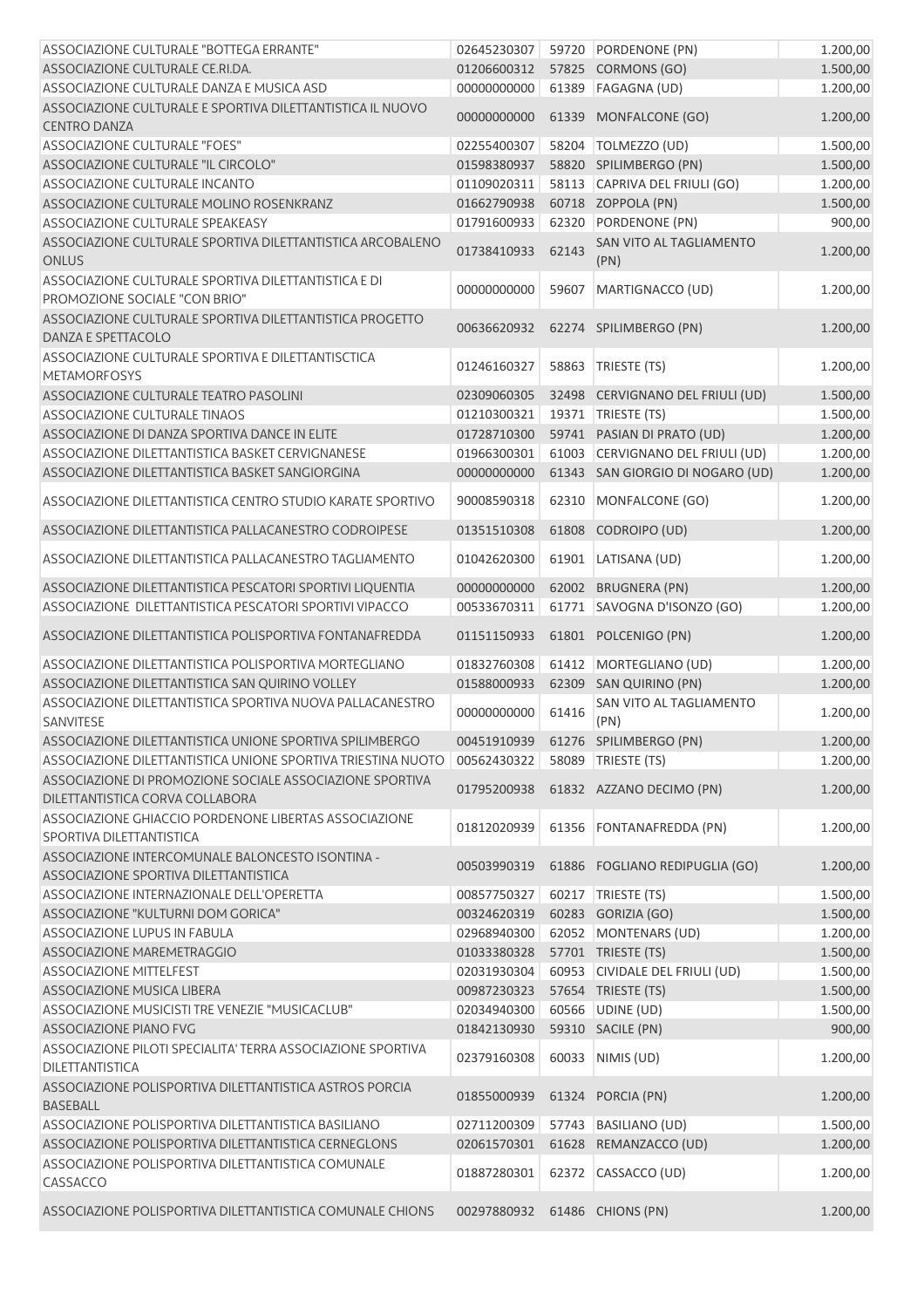| | | | | |
|---|---|---|---|---|
| ASSOCIAZIONE CULTURALE "BOTTEGA ERRANTE" | 02645230307 | 59720 | PORDENONE (PN) | 1.200,00 |
| ASSOCIAZIONE CULTURALE CE.RI.DA. | 01206600312 | 57825 | CORMONS (GO) | 1.500,00 |
| ASSOCIAZIONE CULTURALE DANZA E MUSICA ASD | 00000000000 | 61389 | FAGAGNA (UD) | 1.200,00 |
| ASSOCIAZIONE CULTURALE E SPORTIVA DILETTANTISTICA IL NUOVO CENTRO DANZA | 00000000000 | 61339 | MONFALCONE (GO) | 1.200,00 |
| ASSOCIAZIONE CULTURALE "FOES" | 02255400307 | 58204 | TOLMEZZO (UD) | 1.500,00 |
| ASSOCIAZIONE CULTURALE "IL CIRCOLO" | 01598380937 | 58820 | SPILIMBERGO (PN) | 1.500,00 |
| ASSOCIAZIONE CULTURALE INCANTO | 01109020311 | 58113 | CAPRIVA DEL FRIULI (GO) | 1.200,00 |
| ASSOCIAZIONE CULTURALE MOLINO ROSENKRANZ | 01662790938 | 60718 | ZOPPOLA (PN) | 1.500,00 |
| ASSOCIAZIONE CULTURALE SPEAKEASY | 01791600933 | 62320 | PORDENONE (PN) | 900,00 |
| ASSOCIAZIONE CULTURALE SPORTIVA DILETTANTISTICA ARCOBALENO ONLUS | 01738410933 | 62143 | SAN VITO AL TAGLIAMENTO (PN) | 1.200,00 |
| ASSOCIAZIONE CULTURALE SPORTIVA DILETTANTISTICA E DI PROMOZIONE SOCIALE "CON BRIO" | 00000000000 | 59607 | MARTIGNACCO (UD) | 1.200,00 |
| ASSOCIAZIONE CULTURALE SPORTIVA DILETTANTISTICA PROGETTO DANZA E SPETTACOLO | 00636620932 | 62274 | SPILIMBERGO (PN) | 1.200,00 |
| ASSOCIAZIONE CULTURALE SPORTIVA E DILETTANTISCTICA METAMORFOSYS | 01246160327 | 58863 | TRIESTE (TS) | 1.200,00 |
| ASSOCIAZIONE CULTURALE TEATRO PASOLINI | 02309060305 | 32498 | CERVIGNANO DEL FRIULI (UD) | 1.500,00 |
| ASSOCIAZIONE CULTURALE TINAOS | 01210300321 | 19371 | TRIESTE (TS) | 1.500,00 |
| ASSOCIAZIONE DI DANZA SPORTIVA DANCE IN ELITE | 01728710300 | 59741 | PASIAN DI PRATO (UD) | 1.200,00 |
| ASSOCIAZIONE DILETTANTISTICA BASKET CERVIGNANESE | 01966300301 | 61003 | CERVIGNANO DEL FRIULI (UD) | 1.200,00 |
| ASSOCIAZIONE DILETTANTISTICA BASKET SANGIORGINA | 00000000000 | 61343 | SAN GIORGIO DI NOGARO (UD) | 1.200,00 |
| ASSOCIAZIONE DILETTANTISTICA CENTRO STUDIO KARATE SPORTIVO | 90008590318 | 62310 | MONFALCONE (GO) | 1.200,00 |
| ASSOCIAZIONE DILETTANTISTICA PALLACANESTRO CODROIPESE | 01351510308 | 61808 | CODROIPO (UD) | 1.200,00 |
| ASSOCIAZIONE DILETTANTISTICA PALLACANESTRO TAGLIAMENTO | 01042620300 | 61901 | LATISANA (UD) | 1.200,00 |
| ASSOCIAZIONE DILETTANTISTICA PESCATORI SPORTIVI LIQUENTIA | 00000000000 | 62002 | BRUGNERA (PN) | 1.200,00 |
| ASSOCIAZIONE DILETTANTISTICA PESCATORI SPORTIVI VIPACCO | 00533670311 | 61771 | SAVOGNA D'ISONZO (GO) | 1.200,00 |
| ASSOCIAZIONE DILETTANTISTICA POLISPORTIVA FONTANAFREDDA | 01151150933 | 61801 | POLCENIGO (PN) | 1.200,00 |
| ASSOCIAZIONE DILETTANTISTICA POLISPORTIVA MORTEGLIANO | 01832760308 | 61412 | MORTEGLIANO (UD) | 1.200,00 |
| ASSOCIAZIONE DILETTANTISTICA SAN QUIRINO VOLLEY | 01588000933 | 62309 | SAN QUIRINO (PN) | 1.200,00 |
| ASSOCIAZIONE DILETTANTISTICA SPORTIVA NUOVA PALLACANESTRO SANVITESE | 00000000000 | 61416 | SAN VITO AL TAGLIAMENTO (PN) | 1.200,00 |
| ASSOCIAZIONE DILETTANTISTICA UNIONE SPORTIVA SPILIMBERGO | 00451910939 | 61276 | SPILIMBERGO (PN) | 1.200,00 |
| ASSOCIAZIONE DILETTANTISTICA UNIONE SPORTIVA TRIESTINA NUOTO | 00562430322 | 58089 | TRIESTE (TS) | 1.200,00 |
| ASSOCIAZIONE DI PROMOZIONE SOCIALE ASSOCIAZIONE SPORTIVA DILETTANTISTICA CORVA COLLABORA | 01795200938 | 61832 | AZZANO DECIMO (PN) | 1.200,00 |
| ASSOCIAZIONE GHIACCIO PORDENONE LIBERTAS ASSOCIAZIONE SPORTIVA DILETTANTISTICA | 01812020939 | 61356 | FONTANAFREDDA (PN) | 1.200,00 |
| ASSOCIAZIONE INTERCOMUNALE BALONCESTO ISONTINA - ASSOCIAZIONE SPORTIVA DILETTANTISTICA | 00503990319 | 61886 | FOGLIANO REDIPUGLIA (GO) | 1.200,00 |
| ASSOCIAZIONE INTERNAZIONALE DELL'OPERETTA | 00857750327 | 60217 | TRIESTE (TS) | 1.500,00 |
| ASSOCIAZIONE "KULTURNI DOM GORICA" | 00324620319 | 60283 | GORIZIA (GO) | 1.500,00 |
| ASSOCIAZIONE LUPUS IN FABULA | 02968940300 | 62052 | MONTENARS (UD) | 1.200,00 |
| ASSOCIAZIONE MAREMETRAGGIO | 01033380328 | 57701 | TRIESTE (TS) | 1.500,00 |
| ASSOCIAZIONE MITTELFEST | 02031930304 | 60953 | CIVIDALE DEL FRIULI (UD) | 1.500,00 |
| ASSOCIAZIONE MUSICA LIBERA | 00987230323 | 57654 | TRIESTE (TS) | 1.500,00 |
| ASSOCIAZIONE MUSICISTI TRE VENEZIE "MUSICACLUB" | 02034940300 | 60566 | UDINE (UD) | 1.500,00 |
| ASSOCIAZIONE PIANO FVG | 01842130930 | 59310 | SACILE (PN) | 900,00 |
| ASSOCIAZIONE PILOTI SPECIALITA' TERRA ASSOCIAZIONE SPORTIVA DILETTANTISTICA | 02379160308 | 60033 | NIMIS (UD) | 1.200,00 |
| ASSOCIAZIONE POLISPORTIVA DILETTANTISTICA ASTROS PORCIA BASEBALL | 01855000939 | 61324 | PORCIA (PN) | 1.200,00 |
| ASSOCIAZIONE POLISPORTIVA DILETTANTISTICA BASILIANO | 02711200309 | 57743 | BASILIANO (UD) | 1.500,00 |
| ASSOCIAZIONE POLISPORTIVA DILETTANTISTICA CERNEGLONS | 02061570301 | 61628 | REMANZACCO (UD) | 1.200,00 |
| ASSOCIAZIONE POLISPORTIVA DILETTANTISTICA COMUNALE CASSACCO | 01887280301 | 62372 | CASSACCO (UD) | 1.200,00 |
| ASSOCIAZIONE POLISPORTIVA DILETTANTISTICA COMUNALE CHIONS | 00297880932 | 61486 | CHIONS (PN) | 1.200,00 |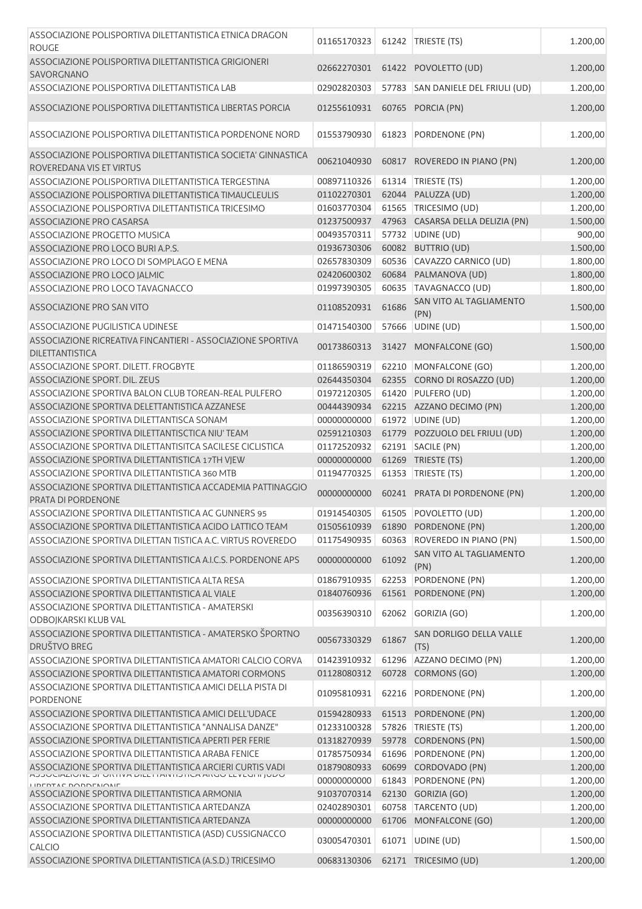| | | | | |
|---|---|---|---|---|
| ASSOCIAZIONE POLISPORTIVA DILETTANTISTICA ETNICA DRAGON ROUGE | 01165170323 | 61242 | TRIESTE (TS) | 1.200,00 |
| ASSOCIAZIONE POLISPORTIVA DILETTANTISTICA GRIGIONERI SAVORGNANO | 02662270301 | 61422 | POVOLETTO (UD) | 1.200,00 |
| ASSOCIAZIONE POLISPORTIVA DILETTANTISTICA LAB | 02902820303 | 57783 | SAN DANIELE DEL FRIULI (UD) | 1.200,00 |
| ASSOCIAZIONE POLISPORTIVA DILETTANTISTICA LIBERTAS PORCIA | 01255610931 | 60765 | PORCIA (PN) | 1.200,00 |
| ASSOCIAZIONE POLISPORTIVA DILETTANTISTICA PORDENONE NORD | 01553790930 | 61823 | PORDENONE (PN) | 1.200,00 |
| ASSOCIAZIONE POLISPORTIVA DILETTANTISTICA SOCIETA' GINNASTICA ROVEREDANA VIS ET VIRTUS | 00621040930 | 60817 | ROVEREDO IN PIANO (PN) | 1.200,00 |
| ASSOCIAZIONE POLISPORTIVA DILETTANTISTICA TERGESTINA | 00897110326 | 61314 | TRIESTE (TS) | 1.200,00 |
| ASSOCIAZIONE POLISPORTIVA DILETTANTISTICA TIMAUCLEULIS | 01102270301 | 62044 | PALUZZA (UD) | 1.200,00 |
| ASSOCIAZIONE POLISPORTIVA DILETTANTISTICA TRICESIMO | 01603770304 | 61565 | TRICESIMO (UD) | 1.200,00 |
| ASSOCIAZIONE PRO CASARSA | 01237500937 | 47963 | CASARSA DELLA DELIZIA (PN) | 1.500,00 |
| ASSOCIAZIONE PROGETTO MUSICA | 00493570311 | 57732 | UDINE (UD) | 900,00 |
| ASSOCIAZIONE PRO LOCO BURI A.P.S. | 01936730306 | 60082 | BUTTRIO (UD) | 1.500,00 |
| ASSOCIAZIONE PRO LOCO DI SOMPLAGO E MENA | 02657830309 | 60536 | CAVAZZO CARNICO (UD) | 1.800,00 |
| ASSOCIAZIONE PRO LOCO JALMIC | 02420600302 | 60684 | PALMANOVA (UD) | 1.800,00 |
| ASSOCIAZIONE PRO LOCO TAVAGNACCO | 01997390305 | 60635 | TAVAGNACCO (UD) | 1.800,00 |
| ASSOCIAZIONE PRO SAN VITO | 01108520931 | 61686 | SAN VITO AL TAGLIAMENTO (PN) | 1.500,00 |
| ASSOCIAZIONE PUGILISTICA UDINESE | 01471540300 | 57666 | UDINE (UD) | 1.500,00 |
| ASSOCIAZIONE RICREATIVA FINCANTIERI - ASSOCIAZIONE SPORTIVA DILETTANTISTICA | 00173860313 | 31427 | MONFALCONE (GO) | 1.500,00 |
| ASSOCIAZIONE SPORT. DILETT. FROGBYTE | 01186590319 | 62210 | MONFALCONE (GO) | 1.200,00 |
| ASSOCIAZIONE SPORT. DIL. ZEUS | 02644350304 | 62355 | CORNO DI ROSAZZO (UD) | 1.200,00 |
| ASSOCIAZIONE SPORTIVA BALON CLUB TOREAN-REAL PULFERO | 01972120305 | 61420 | PULFERO (UD) | 1.200,00 |
| ASSOCIAZIONE SPORTIVA DELETTANTISTICA AZZANESE | 00444390934 | 62215 | AZZANO DECIMO (PN) | 1.200,00 |
| ASSOCIAZIONE SPORTIVA DILETTANTISCA SONAM | 00000000000 | 61972 | UDINE (UD) | 1.200,00 |
| ASSOCIAZIONE SPORTIVA DILETTANTISCTICA NIU' TEAM | 02591210303 | 61779 | POZZUOLO DEL FRIULI (UD) | 1.200,00 |
| ASSOCIAZIONE SPORTIVA DILETTANTISITCA SACILESE CICLISTICA | 01172520932 | 62191 | SACILE (PN) | 1.200,00 |
| ASSOCIAZIONE SPORTIVA DILETTANTISTICA 17TH VJEW | 00000000000 | 61269 | TRIESTE (TS) | 1.200,00 |
| ASSOCIAZIONE SPORTIVA DILETTANTISTICA 360 MTB | 01194770325 | 61353 | TRIESTE (TS) | 1.200,00 |
| ASSOCIAZIONE SPORTIVA DILETTANTISTICA ACCADEMIA PATTINAGGIO PRATA DI PORDENONE | 00000000000 | 60241 | PRATA DI PORDENONE (PN) | 1.200,00 |
| ASSOCIAZIONE SPORTIVA DILETTANTISTICA AC GUNNERS 95 | 01914540305 | 61505 | POVOLETTO (UD) | 1.200,00 |
| ASSOCIAZIONE SPORTIVA DILETTANTISTICA ACIDO LATTICO TEAM | 01505610939 | 61890 | PORDENONE (PN) | 1.200,00 |
| ASSOCIAZIONE SPORTIVA DILETTAN TISTICA A.C. VIRTUS ROVEREDO | 01175490935 | 60363 | ROVEREDO IN PIANO (PN) | 1.500,00 |
| ASSOCIAZIONE SPORTIVA DILETTANTISTICA A.I.C.S. PORDENONE APS | 00000000000 | 61092 | SAN VITO AL TAGLIAMENTO (PN) | 1.200,00 |
| ASSOCIAZIONE SPORTIVA DILETTANTISTICA ALTA RESA | 01867910935 | 62253 | PORDENONE (PN) | 1.200,00 |
| ASSOCIAZIONE SPORTIVA DILETTANTISTICA AL VIALE | 01840760936 | 61561 | PORDENONE (PN) | 1.200,00 |
| ASSOCIAZIONE SPORTIVA DILETTANTISTICA - AMATERSKI ODBOJKARSKI KLUB VAL | 00356390310 | 62062 | GORIZIA (GO) | 1.200,00 |
| ASSOCIAZIONE SPORTIVA DILETTANTISTICA - AMATERSKO ŠPORTNO DRUŠTVO BREG | 00567330329 | 61867 | SAN DORLIGO DELLA VALLE (TS) | 1.200,00 |
| ASSOCIAZIONE SPORTIVA DILETTANTISTICA AMATORI CALCIO CORVA | 01423910932 | 61296 | AZZANO DECIMO (PN) | 1.200,00 |
| ASSOCIAZIONE SPORTIVA DILETTANTISTICA AMATORI CORMONS | 01128080312 | 60728 | CORMONS (GO) | 1.200,00 |
| ASSOCIAZIONE SPORTIVA DILETTANTISTICA AMICI DELLA PISTA DI PORDENONE | 01095810931 | 62216 | PORDENONE (PN) | 1.200,00 |
| ASSOCIAZIONE SPORTIVA DILETTANTISTICA AMICI DELL'UDACE | 01594280933 | 61513 | PORDENONE (PN) | 1.200,00 |
| ASSOCIAZIONE SPORTIVA DILETTANTISTICA "ANNALISA DANZE" | 01233100328 | 57826 | TRIESTE (TS) | 1.200,00 |
| ASSOCIAZIONE SPORTIVA DILETTANTISTICA APERTI PER FERIE | 01318270939 | 59778 | CORDENONS (PN) | 1.500,00 |
| ASSOCIAZIONE SPORTIVA DILETTANTISTICA ARABA FENICE | 01785750934 | 61696 | PORDENONE (PN) | 1.200,00 |
| ASSOCIAZIONE SPORTIVA DILETTANTISTICA ARCIERI CURTIS VADI | 01879080933 | 60699 | CORDOVADO (PN) | 1.200,00 |
| ASSOCIAZIONE SPORTIVA DILETTANTISTICA ARGO LEVEGHI JUDO LIBERTAS PORDENONE | 00000000000 | 61843 | PORDENONE (PN) | 1.200,00 |
| ASSOCIAZIONE SPORTIVA DILETTANTISTICA ARMONIA | 91037070314 | 62130 | GORIZIA (GO) | 1.200,00 |
| ASSOCIAZIONE SPORTIVA DILETTANTISTICA ARTEDANZA | 02402890301 | 60758 | TARCENTO (UD) | 1.200,00 |
| ASSOCIAZIONE SPORTIVA DILETTANTISTICA ARTEDANZA | 00000000000 | 61706 | MONFALCONE (GO) | 1.200,00 |
| ASSOCIAZIONE SPORTIVA DILETTANTISTICA (ASD) CUSSIGNACCO CALCIO | 03005470301 | 61071 | UDINE (UD) | 1.500,00 |
| ASSOCIAZIONE SPORTIVA DILETTANTISTICA (A.S.D.) TRICESIMO | 00683130306 | 62171 | TRICESIMO (UD) | 1.200,00 |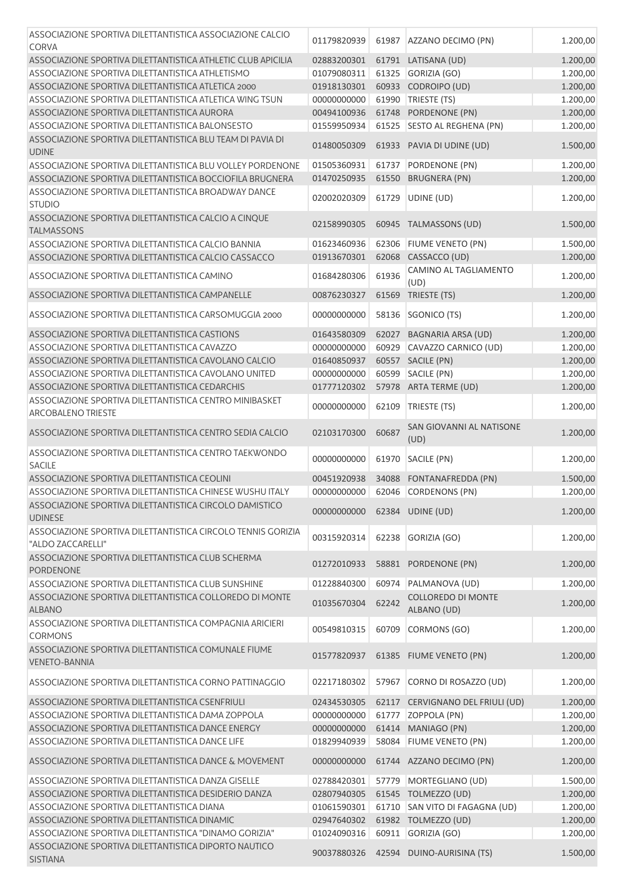| | | | | |
|---|---|---|---|---|
| ASSOCIAZIONE SPORTIVA DILETTANTISTICA ASSOCIAZIONE CALCIO CORVA | 01179820939 | 61987 | AZZANO DECIMO (PN) | 1.200,00 |
| ASSOCIAZIONE SPORTIVA DILETTANTISTICA ATHLETIC CLUB APICILIA | 02883200301 | 61791 | LATISANA (UD) | 1.200,00 |
| ASSOCIAZIONE SPORTIVA DILETTANTISTICA ATHLETISMO | 01079080311 | 61325 | GORIZIA (GO) | 1.200,00 |
| ASSOCIAZIONE SPORTIVA DILETTANTISTICA ATLETICA 2000 | 01918130301 | 60933 | CODROIPO (UD) | 1.200,00 |
| ASSOCIAZIONE SPORTIVA DILETTANTISTICA ATLETICA WING TSUN | 00000000000 | 61990 | TRIESTE (TS) | 1.200,00 |
| ASSOCIAZIONE SPORTIVA DILETTANTISTICA AURORA | 00494100936 | 61748 | PORDENONE (PN) | 1.200,00 |
| ASSOCIAZIONE SPORTIVA DILETTANTISTICA BALONSESTO | 01559950934 | 61525 | SESTO AL REGHENA (PN) | 1.200,00 |
| ASSOCIAZIONE SPORTIVA DILETTANTISTICA BLU TEAM DI PAVIA DI UDINE | 01480050309 | 61933 | PAVIA DI UDINE (UD) | 1.500,00 |
| ASSOCIAZIONE SPORTIVA DILETTANTISTICA BLU VOLLEY PORDENONE | 01505360931 | 61737 | PORDENONE (PN) | 1.200,00 |
| ASSOCIAZIONE SPORTIVA DILETTANTISTICA BOCCIOFILA BRUGNERA | 01470250935 | 61550 | BRUGNERA (PN) | 1.200,00 |
| ASSOCIAZIONE SPORTIVA DILETTANTISTICA BROADWAY DANCE STUDIO | 02002020309 | 61729 | UDINE (UD) | 1.200,00 |
| ASSOCIAZIONE SPORTIVA DILETTANTISTICA CALCIO A CINQUE TALMASSONS | 02158990305 | 60945 | TALMASSONS (UD) | 1.500,00 |
| ASSOCIAZIONE SPORTIVA DILETTANTISTICA CALCIO BANNIA | 01623460936 | 62306 | FIUME VENETO (PN) | 1.500,00 |
| ASSOCIAZIONE SPORTIVA DILETTANTISTICA CALCIO CASSACCO | 01913670301 | 62068 | CASSACCO (UD) | 1.200,00 |
| ASSOCIAZIONE SPORTIVA DILETTANTISTICA CAMINO | 01684280306 | 61936 | CAMINO AL TAGLIAMENTO (UD) | 1.200,00 |
| ASSOCIAZIONE SPORTIVA DILETTANTISTICA CAMPANELLE | 00876230327 | 61569 | TRIESTE (TS) | 1.200,00 |
| ASSOCIAZIONE SPORTIVA DILETTANTISTICA CARSOMUGGIA 2000 | 00000000000 | 58136 | SGONICO (TS) | 1.200,00 |
| ASSOCIAZIONE SPORTIVA DILETTANTISTICA CASTIONS | 01643580309 | 62027 | BAGNARIA ARSA (UD) | 1.200,00 |
| ASSOCIAZIONE SPORTIVA DILETTANTISTICA CAVAZZO | 00000000000 | 60929 | CAVAZZO CARNICO (UD) | 1.200,00 |
| ASSOCIAZIONE SPORTIVA DILETTANTISTICA CAVOLANO CALCIO | 01640850937 | 60557 | SACILE (PN) | 1.200,00 |
| ASSOCIAZIONE SPORTIVA DILETTANTISTICA CAVOLANO UNITED | 00000000000 | 60599 | SACILE (PN) | 1.200,00 |
| ASSOCIAZIONE SPORTIVA DILETTANTISTICA CEDARCHIS | 01777120302 | 57978 | ARTA TERME (UD) | 1.200,00 |
| ASSOCIAZIONE SPORTIVA DILETTANTISTICA CENTRO MINIBASKET ARCOBALENO TRIESTE | 00000000000 | 62109 | TRIESTE (TS) | 1.200,00 |
| ASSOCIAZIONE SPORTIVA DILETTANTISTICA CENTRO SEDIA CALCIO | 02103170300 | 60687 | SAN GIOVANNI AL NATISONE (UD) | 1.200,00 |
| ASSOCIAZIONE SPORTIVA DILETTANTISTICA CENTRO TAEKWONDO SACILE | 00000000000 | 61970 | SACILE (PN) | 1.200,00 |
| ASSOCIAZIONE SPORTIVA DILETTANTISTICA CEOLINI | 00451920938 | 34088 | FONTANAFREDDA (PN) | 1.500,00 |
| ASSOCIAZIONE SPORTIVA DILETTANTISTICA CHINESE WUSHU ITALY | 00000000000 | 62046 | CORDENONS (PN) | 1.200,00 |
| ASSOCIAZIONE SPORTIVA DILETTANTISTICA CIRCOLO DAMISTICO UDINESE | 00000000000 | 62384 | UDINE (UD) | 1.200,00 |
| ASSOCIAZIONE SPORTIVA DILETTANTISTICA CIRCOLO TENNIS GORIZIA "ALDO ZACCARELLI" | 00315920314 | 62238 | GORIZIA (GO) | 1.200,00 |
| ASSOCIAZIONE SPORTIVA DILETTANTISTICA CLUB SCHERMA PORDENONE | 01272010933 | 58881 | PORDENONE (PN) | 1.200,00 |
| ASSOCIAZIONE SPORTIVA DILETTANTISTICA CLUB SUNSHINE | 01228840300 | 60974 | PALMANOVA (UD) | 1.200,00 |
| ASSOCIAZIONE SPORTIVA DILETTANTISTICA COLLOREDO DI MONTE ALBANO | 01035670304 | 62242 | COLLOREDO DI MONTE ALBANO (UD) | 1.200,00 |
| ASSOCIAZIONE SPORTIVA DILETTANTISTICA COMPAGNIA ARICIERI CORMONS | 00549810315 | 60709 | CORMONS (GO) | 1.200,00 |
| ASSOCIAZIONE SPORTIVA DILETTANTISTICA COMUNALE FIUME VENETO-BANNIA | 01577820937 | 61385 | FIUME VENETO (PN) | 1.200,00 |
| ASSOCIAZIONE SPORTIVA DILETTANTISTICA CORNO PATTINAGGIO | 02217180302 | 57967 | CORNO DI ROSAZZO (UD) | 1.200,00 |
| ASSOCIAZIONE SPORTIVA DILETTANTISTICA CSENFRIULI | 02434530305 | 62117 | CERVIGNANO DEL FRIULI (UD) | 1.200,00 |
| ASSOCIAZIONE SPORTIVA DILETTANTISTICA DAMA ZOPPOLA | 00000000000 | 61777 | ZOPPOLA (PN) | 1.200,00 |
| ASSOCIAZIONE SPORTIVA DILETTANTISTICA DANCE ENERGY | 00000000000 | 61414 | MANIAGO (PN) | 1.200,00 |
| ASSOCIAZIONE SPORTIVA DILETTANTISTICA DANCE LIFE | 01829940939 | 58084 | FIUME VENETO (PN) | 1.200,00 |
| ASSOCIAZIONE SPORTIVA DILETTANTISTICA DANCE & MOVEMENT | 00000000000 | 61744 | AZZANO DECIMO (PN) | 1.200,00 |
| ASSOCIAZIONE SPORTIVA DILETTANTISTICA DANZA GISELLE | 02788420301 | 57779 | MORTEGLIANO (UD) | 1.500,00 |
| ASSOCIAZIONE SPORTIVA DILETTANTISTICA DESIDERIO DANZA | 02807940305 | 61545 | TOLMEZZO (UD) | 1.200,00 |
| ASSOCIAZIONE SPORTIVA DILETTANTISTICA DIANA | 01061590301 | 61710 | SAN VITO DI FAGAGNA (UD) | 1.200,00 |
| ASSOCIAZIONE SPORTIVA DILETTANTISTICA DINAMIC | 02947640302 | 61982 | TOLMEZZO (UD) | 1.200,00 |
| ASSOCIAZIONE SPORTIVA DILETTANTISTICA "DINAMO GORIZIA" | 01024090316 | 60911 | GORIZIA (GO) | 1.200,00 |
| ASSOCIAZIONE SPORTIVA DILETTANTISTICA DIPORTO NAUTICO SISTIANA | 90037880326 | 42594 | DUINO-AURISINA (TS) | 1.500,00 |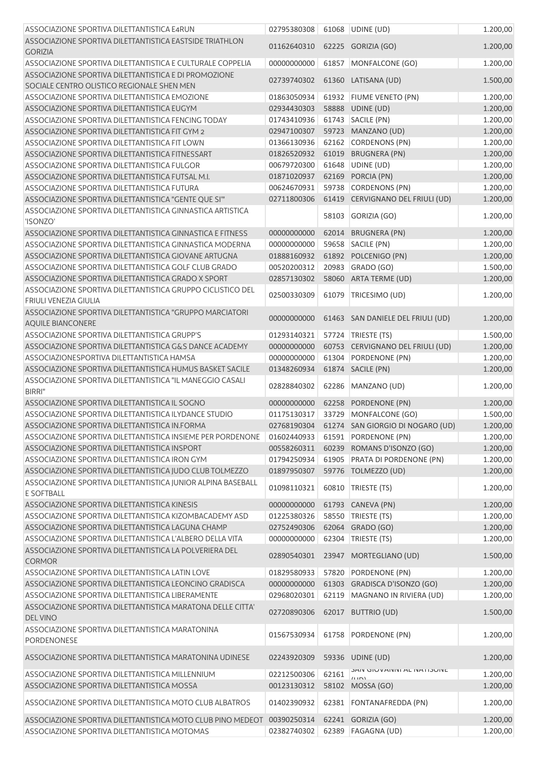| | | | | |
|---|---|---|---|---|
| ASSOCIAZIONE SPORTIVA DILETTANTISTICA E4RUN | 02795380308 | 61068 | UDINE (UD) | 1.200,00 |
| ASSOCIAZIONE SPORTIVA DILETTANTISTICA EASTSIDE TRIATHLON GORIZIA | 01162640310 | 62225 | GORIZIA (GO) | 1.200,00 |
| ASSOCIAZIONE SPORTIVA DILETTANTISTICA E CULTURALE COPPELIA | 00000000000 | 61857 | MONFALCONE (GO) | 1.200,00 |
| ASSOCIAZIONE SPORTIVA DILETTANTISTICA E DI PROMOZIONE SOCIALE CENTRO OLISTICO REGIONALE SHEN MEN | 02739740302 | 61360 | LATISANA (UD) | 1.500,00 |
| ASSOCIAZIONE SPORTIVA DILETTANTISTICA EMOZIONE | 01863050934 | 61932 | FIUME VENETO (PN) | 1.200,00 |
| ASSOCIAZIONE SPORTIVA DILETTANTISTICA EUGYM | 02934430303 | 58888 | UDINE (UD) | 1.200,00 |
| ASSOCIAZIONE SPORTIVA DILETTANTISTICA FENCING TODAY | 01743410936 | 61743 | SACILE (PN) | 1.200,00 |
| ASSOCIAZIONE SPORTIVA DILETTANTISTICA FIT GYM 2 | 02947100307 | 59723 | MANZANO (UD) | 1.200,00 |
| ASSOCIAZIONE SPORTIVA DILETTANTISTICA FIT LOWN | 01366130936 | 62162 | CORDENONS (PN) | 1.200,00 |
| ASSOCIAZIONE SPORTIVA DILETTANTISTICA FITNESSART | 01826520932 | 61019 | BRUGNERA (PN) | 1.200,00 |
| ASSOCIAZIONE SPORTIVA DILETTANTISTICA FULGOR | 00679720300 | 61648 | UDINE (UD) | 1.200,00 |
| ASSOCIAZIONE SPORTIVA DILETTANTISTICA FUTSAL M.I. | 01871020937 | 62169 | PORCIA (PN) | 1.200,00 |
| ASSOCIAZIONE SPORTIVA DILETTANTISTICA FUTURA | 00624670931 | 59738 | CORDENONS (PN) | 1.200,00 |
| ASSOCIAZIONE SPORTIVA DILETTANTISTICA "GENTE QUE SI'" | 02711800306 | 61419 | CERVIGNANO DEL FRIULI (UD) | 1.200,00 |
| ASSOCIAZIONE SPORTIVA DILETTANTISTICA GINNASTICA ARTISTICA 'ISONZO' | | 58103 | GORIZIA (GO) | 1.200,00 |
| ASSOCIAZIONE SPORTIVA DILETTANTISTICA GINNASTICA E FITNESS | 00000000000 | 62014 | BRUGNERA (PN) | 1.200,00 |
| ASSOCIAZIONE SPORTIVA DILETTANTISTICA GINNASTICA MODERNA | 00000000000 | 59658 | SACILE (PN) | 1.200,00 |
| ASSOCIAZIONE SPORTIVA DILETTANTISTICA GIOVANE ARTUGNA | 01888160932 | 61892 | POLCENIGO (PN) | 1.200,00 |
| ASSOCIAZIONE SPORTIVA DILETTANTISTICA GOLF CLUB GRADO | 00520200312 | 20983 | GRADO (GO) | 1.500,00 |
| ASSOCIAZIONE SPORTIVA DILETTANTISTICA GRADO X SPORT | 02857130302 | 58060 | ARTA TERME (UD) | 1.200,00 |
| ASSOCIAZIONE SPORTIVA DILETTANTISTICA GRUPPO CICLISTICO DEL FRIULI VENEZIA GIULIA | 02500330309 | 61079 | TRICESIMO (UD) | 1.200,00 |
| ASSOCIAZIONE SPORTIVA DILETTANTISTICA "GRUPPO MARCIATORI AQUILE BIANCONERE | 00000000000 | 61463 | SAN DANIELE DEL FRIULI (UD) | 1.200,00 |
| ASSOCIAZIONE SPORTIVA DILETTANTISTICA GRUPP'S | 01293140321 | 57724 | TRIESTE (TS) | 1.500,00 |
| ASSOCIAZIONE SPORTIVA DILETTANTISTICA G&S DANCE ACADEMY | 00000000000 | 60753 | CERVIGNANO DEL FRIULI (UD) | 1.200,00 |
| ASSOCIAZIONESPORTIVA DILETTANTISTICA HAMSA | 00000000000 | 61304 | PORDENONE (PN) | 1.200,00 |
| ASSOCIAZIONE SPORTIVA DILETTANTISTICA HUMUS BASKET SACILE | 01348260934 | 61874 | SACILE (PN) | 1.200,00 |
| ASSOCIAZIONE SPORTIVA DILETTANTISTICA "IL MANEGGIO CASALI BIRRI" | 02828840302 | 62286 | MANZANO (UD) | 1.200,00 |
| ASSOCIAZIONE SPORTIVA DILETTANTISTICA IL SOGNO | 00000000000 | 62258 | PORDENONE (PN) | 1.200,00 |
| ASSOCIAZIONE SPORTIVA DILETTANTISTICA ILYDANCE STUDIO | 01175130317 | 33729 | MONFALCONE (GO) | 1.500,00 |
| ASSOCIAZIONE SPORTIVA DILETTANTISTICA IN.FORMA | 02768190304 | 61274 | SAN GIORGIO DI NOGARO (UD) | 1.200,00 |
| ASSOCIAZIONE SPORTIVA DILETTANTISTICA INSIEME PER PORDENONE | 01602440933 | 61591 | PORDENONE (PN) | 1.200,00 |
| ASSOCIAZIONE SPORTIVA DILETTANTISTICA INSPORT | 00558260311 | 60239 | ROMANS D'ISONZO (GO) | 1.200,00 |
| ASSOCIAZIONE SPORTIVA DILETTANTISTICA IRON GYM | 01794250934 | 61905 | PRATA DI PORDENONE (PN) | 1.200,00 |
| ASSOCIAZIONE SPORTIVA DILETTANTISTICA JUDO CLUB TOLMEZZO | 01897950307 | 59776 | TOLMEZZO (UD) | 1.200,00 |
| ASSOCIAZIONE SPORTIVA DILETTANTISTICA JUNIOR ALPINA BASEBALL E SOFTBALL | 01098110321 | 60810 | TRIESTE (TS) | 1.200,00 |
| ASSOCIAZIONE SPORTIVA DILETTANTISTICA KINESIS | 00000000000 | 61793 | CANEVA (PN) | 1.200,00 |
| ASSOCIAZIONE SPORTIVA DILETTANTISTICA KIZOMBACADEMY ASD | 01225380326 | 58550 | TRIESTE (TS) | 1.200,00 |
| ASSOCIAZIONE SPORTIVA DILETTANTISTICA LAGUNA CHAMP | 02752490306 | 62064 | GRADO (GO) | 1.200,00 |
| ASSOCIAZIONE SPORTIVA DILETTANTISTICA L'ALBERO DELLA VITA | 00000000000 | 62304 | TRIESTE (TS) | 1.200,00 |
| ASSOCIAZIONE SPORTIVA DILETTANTISTICA LA POLVERIERA DEL CORMOR | 02890540301 | 23947 | MORTEGLIANO (UD) | 1.500,00 |
| ASSOCIAZIONE SPORTIVA DILETTANTISTICA LATIN LOVE | 01829580933 | 57820 | PORDENONE (PN) | 1.200,00 |
| ASSOCIAZIONE SPORTIVA DILETTANTISTICA LEONCINO GRADISCA | 00000000000 | 61303 | GRADISCA D'ISONZO (GO) | 1.200,00 |
| ASSOCIAZIONE SPORTIVA DILETTANTISTICA LIBERAMENTE | 02968020301 | 62119 | MAGNANO IN RIVIERA (UD) | 1.200,00 |
| ASSOCIAZIONE SPORTIVA DILETTANTISTICA MARATONA DELLE CITTA' DEL VINO | 02720890306 | 62017 | BUTTRIO (UD) | 1.500,00 |
| ASSOCIAZIONE SPORTIVA DILETTANTISTICA MARATONINA PORDENONESE | 01567530934 | 61758 | PORDENONE (PN) | 1.200,00 |
| ASSOCIAZIONE SPORTIVA DILETTANTISTICA MARATONINA UDINESE | 02243920309 | 59336 | UDINE (UD) | 1.200,00 |
| ASSOCIAZIONE SPORTIVA DILETTANTISTICA MILLENNIUM | 02212500306 | 62161 | SAN GIOVANNI AL NATISONE (UD) | 1.200,00 |
| ASSOCIAZIONE SPORTIVA DILETTANTISTICA MOSSA | 00123130312 | 58102 | MOSSA (GO) | 1.200,00 |
| ASSOCIAZIONE SPORTIVA DILETTANTISTICA MOTO CLUB ALBATROS | 01402390932 | 62381 | FONTANAFREDDA (PN) | 1.200,00 |
| ASSOCIAZIONE SPORTIVA DILETTANTISTICA MOTO CLUB PINO MEDEOT | 00390250314 | 62241 | GORIZIA (GO) | 1.200,00 |
| ASSOCIAZIONE SPORTIVA DILETTANTISTICA MOTOMAS | 02382740302 | 62389 | FAGAGNA (UD) | 1.200,00 |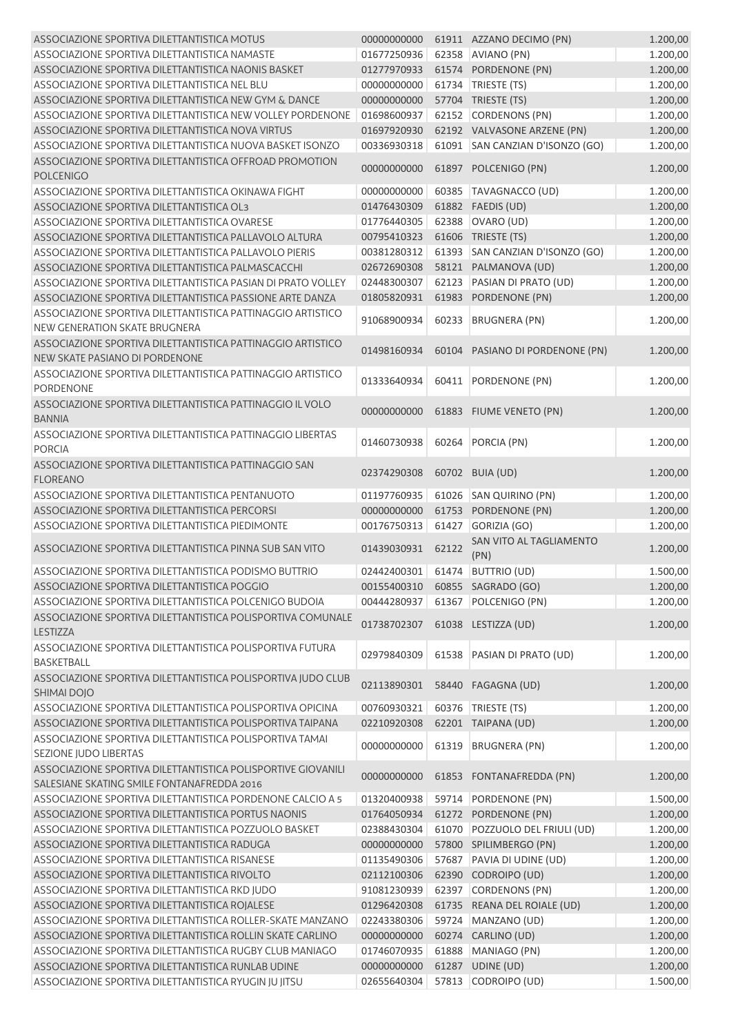| | | | | |
|---|---|---|---|---|
| ASSOCIAZIONE SPORTIVA DILETTANTISTICA MOTUS | 00000000000 | 61911 | AZZANO DECIMO (PN) | 1.200,00 |
| ASSOCIAZIONE SPORTIVA DILETTANTISTICA NAMASTE | 01677250936 | 62358 | AVIANO (PN) | 1.200,00 |
| ASSOCIAZIONE SPORTIVA DILETTANTISTICA NAONIS BASKET | 01277970933 | 61574 | PORDENONE (PN) | 1.200,00 |
| ASSOCIAZIONE SPORTIVA DILETTANTISTICA NEL BLU | 00000000000 | 61734 | TRIESTE (TS) | 1.200,00 |
| ASSOCIAZIONE SPORTIVA DILETTANTISTICA NEW GYM & DANCE | 00000000000 | 57704 | TRIESTE (TS) | 1.200,00 |
| ASSOCIAZIONE SPORTIVA DILETTANTISTICA NEW VOLLEY PORDENONE | 01698600937 | 62152 | CORDENONS (PN) | 1.200,00 |
| ASSOCIAZIONE SPORTIVA DILETTANTISTICA NOVA VIRTUS | 01697920930 | 62192 | VALVASONE ARZENE (PN) | 1.200,00 |
| ASSOCIAZIONE SPORTIVA DILETTANTISTICA NUOVA BASKET ISONZO | 00336930318 | 61091 | SAN CANZIAN D'ISONZO (GO) | 1.200,00 |
| ASSOCIAZIONE SPORTIVA DILETTANTISTICA OFFROAD PROMOTION POLCENIGO | 00000000000 | 61897 | POLCENIGO (PN) | 1.200,00 |
| ASSOCIAZIONE SPORTIVA DILETTANTISTICA OKINAWA FIGHT | 00000000000 | 60385 | TAVAGNACCO (UD) | 1.200,00 |
| ASSOCIAZIONE SPORTIVA DILETTANTISTICA OL3 | 01476430309 | 61882 | FAEDIS (UD) | 1.200,00 |
| ASSOCIAZIONE SPORTIVA DILETTANTISTICA OVARESE | 01776440305 | 62388 | OVARO (UD) | 1.200,00 |
| ASSOCIAZIONE SPORTIVA DILETTANTISTICA PALLAVOLO ALTURA | 00795410323 | 61606 | TRIESTE (TS) | 1.200,00 |
| ASSOCIAZIONE SPORTIVA DILETTANTISTICA PALLAVOLO PIERIS | 00381280312 | 61393 | SAN CANZIAN D'ISONZO (GO) | 1.200,00 |
| ASSOCIAZIONE SPORTIVA DILETTANTISTICA PALMASCACCHI | 02672690308 | 58121 | PALMANOVA (UD) | 1.200,00 |
| ASSOCIAZIONE SPORTIVA DILETTANTISTICA PASIAN DI PRATO VOLLEY | 02448300307 | 62123 | PASIAN DI PRATO (UD) | 1.200,00 |
| ASSOCIAZIONE SPORTIVA DILETTANTISTICA PASSIONE ARTE DANZA | 01805820931 | 61983 | PORDENONE (PN) | 1.200,00 |
| ASSOCIAZIONE SPORTIVA DILETTANTISTICA PATTINAGGIO ARTISTICO NEW GENERATION SKATE BRUGNERA | 91068900934 | 60233 | BRUGNERA (PN) | 1.200,00 |
| ASSOCIAZIONE SPORTIVA DILETTANTISTICA PATTINAGGIO ARTISTICO NEW SKATE PASIANO DI PORDENONE | 01498160934 | 60104 | PASIANO DI PORDENONE (PN) | 1.200,00 |
| ASSOCIAZIONE SPORTIVA DILETTANTISTICA PATTINAGGIO ARTISTICO PORDENONE | 01333640934 | 60411 | PORDENONE (PN) | 1.200,00 |
| ASSOCIAZIONE SPORTIVA DILETTANTISTICA PATTINAGGIO IL VOLO BANNIA | 00000000000 | 61883 | FIUME VENETO (PN) | 1.200,00 |
| ASSOCIAZIONE SPORTIVA DILETTANTISTICA PATTINAGGIO LIBERTAS PORCIA | 01460730938 | 60264 | PORCIA (PN) | 1.200,00 |
| ASSOCIAZIONE SPORTIVA DILETTANTISTICA PATTINAGGIO SAN FLOREANO | 02374290308 | 60702 | BUIA (UD) | 1.200,00 |
| ASSOCIAZIONE SPORTIVA DILETTANTISTICA PENTANUOTO | 01197760935 | 61026 | SAN QUIRINO (PN) | 1.200,00 |
| ASSOCIAZIONE SPORTIVA DILETTANTISTICA PERCORSI | 00000000000 | 61753 | PORDENONE (PN) | 1.200,00 |
| ASSOCIAZIONE SPORTIVA DILETTANTISTICA PIEDIMONTE | 00176750313 | 61427 | GORIZIA (GO) | 1.200,00 |
| ASSOCIAZIONE SPORTIVA DILETTANTISTICA PINNA SUB SAN VITO | 01439030931 | 62122 | SAN VITO AL TAGLIAMENTO (PN) | 1.200,00 |
| ASSOCIAZIONE SPORTIVA DILETTANTISTICA PODISMO BUTTRIO | 02442400301 | 61474 | BUTTRIO (UD) | 1.500,00 |
| ASSOCIAZIONE SPORTIVA DILETTANTISTICA POGGIO | 00155400310 | 60855 | SAGRADO (GO) | 1.200,00 |
| ASSOCIAZIONE SPORTIVA DILETTANTISTICA POLCENIGO BUDOIA | 00444280937 | 61367 | POLCENIGO (PN) | 1.200,00 |
| ASSOCIAZIONE SPORTIVA DILETTANTISTICA POLISPORTIVA COMUNALE LESTIZZA | 01738702307 | 61038 | LESTIZZA (UD) | 1.200,00 |
| ASSOCIAZIONE SPORTIVA DILETTANTISTICA POLISPORTIVA FUTURA BASKETBALL | 02979840309 | 61538 | PASIAN DI PRATO (UD) | 1.200,00 |
| ASSOCIAZIONE SPORTIVA DILETTANTISTICA POLISPORTIVA JUDO CLUB SHIMAI DOJO | 02113890301 | 58440 | FAGAGNA (UD) | 1.200,00 |
| ASSOCIAZIONE SPORTIVA DILETTANTISTICA POLISPORTIVA OPICINA | 00760930321 | 60376 | TRIESTE (TS) | 1.200,00 |
| ASSOCIAZIONE SPORTIVA DILETTANTISTICA POLISPORTIVA TAIPANA | 02210920308 | 62201 | TAIPANA (UD) | 1.200,00 |
| ASSOCIAZIONE SPORTIVA DILETTANTISTICA POLISPORTIVA TAMAI SEZIONE JUDO LIBERTAS | 00000000000 | 61319 | BRUGNERA (PN) | 1.200,00 |
| ASSOCIAZIONE SPORTIVA DILETTANTISTICA POLISPORTIVE GIOVANILI SALESIANE SKATING SMILE FONTANAFREDDA 2016 | 00000000000 | 61853 | FONTANAFREDDA (PN) | 1.200,00 |
| ASSOCIAZIONE SPORTIVA DILETTANTISTICA PORDENONE CALCIO A 5 | 01320400938 | 59714 | PORDENONE (PN) | 1.500,00 |
| ASSOCIAZIONE SPORTIVA DILETTANTISTICA PORTUS NAONIS | 01764050934 | 61272 | PORDENONE (PN) | 1.200,00 |
| ASSOCIAZIONE SPORTIVA DILETTANTISTICA POZZUOLO BASKET | 02388430304 | 61070 | POZZUOLO DEL FRIULI (UD) | 1.200,00 |
| ASSOCIAZIONE SPORTIVA DILETTANTISTICA RADUGA | 00000000000 | 57800 | SPILIMBERGO (PN) | 1.200,00 |
| ASSOCIAZIONE SPORTIVA DILETTANTISTICA RISANESE | 01135490306 | 57687 | PAVIA DI UDINE (UD) | 1.200,00 |
| ASSOCIAZIONE SPORTIVA DILETTANTISTICA RIVOLTO | 02112100306 | 62390 | CODROIPO (UD) | 1.200,00 |
| ASSOCIAZIONE SPORTIVA DILETTANTISTICA RKD JUDO | 91081230939 | 62397 | CORDENONS (PN) | 1.200,00 |
| ASSOCIAZIONE SPORTIVA DILETTANTISTICA ROJALESE | 01296420308 | 61735 | REANA DEL ROIALE (UD) | 1.200,00 |
| ASSOCIAZIONE SPORTIVA DILETTANTISTICA ROLLER-SKATE MANZANO | 02243380306 | 59724 | MANZANO (UD) | 1.200,00 |
| ASSOCIAZIONE SPORTIVA DILETTANTISTICA ROLLIN SKATE CARLINO | 00000000000 | 60274 | CARLINO (UD) | 1.200,00 |
| ASSOCIAZIONE SPORTIVA DILETTANTISTICA RUGBY CLUB MANIAGO | 01746070935 | 61888 | MANIAGO (PN) | 1.200,00 |
| ASSOCIAZIONE SPORTIVA DILETTANTISTICA RUNLAB UDINE | 00000000000 | 61287 | UDINE (UD) | 1.200,00 |
| ASSOCIAZIONE SPORTIVA DILETTANTISTICA RYUGIN JU JITSU | 02655640304 | 57813 | CODROIPO (UD) | 1.500,00 |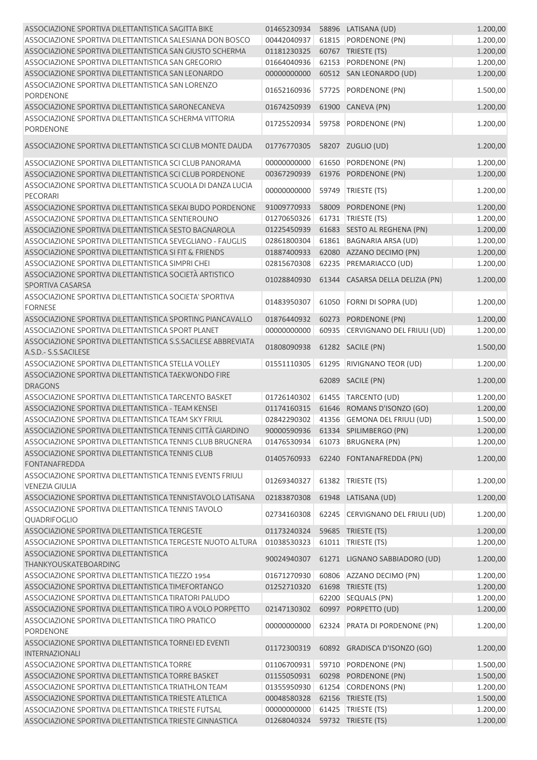| | | | | |
|---|---|---|---|---|
| ASSOCIAZIONE SPORTIVA DILETTANTISTICA SAGITTA BIKE | 01465230934 | 58896 | LATISANA (UD) | 1.200,00 |
| ASSOCIAZIONE SPORTIVA DILETTANTISTICA SALESIANA DON BOSCO | 00442040937 | 61815 | PORDENONE (PN) | 1.200,00 |
| ASSOCIAZIONE SPORTIVA DILETTANTISTICA SAN GIUSTO SCHERMA | 01181230325 | 60767 | TRIESTE (TS) | 1.200,00 |
| ASSOCIAZIONE SPORTIVA DILETTANTISTICA SAN GREGORIO | 01664040936 | 62153 | PORDENONE (PN) | 1.200,00 |
| ASSOCIAZIONE SPORTIVA DILETTANTISTICA SAN LEONARDO | 00000000000 | 60512 | SAN LEONARDO (UD) | 1.200,00 |
| ASSOCIAZIONE SPORTIVA DILETTANTISTICA SAN LORENZO PORDENONE | 01652160936 | 57725 | PORDENONE (PN) | 1.500,00 |
| ASSOCIAZIONE SPORTIVA DILETTANTISTICA SARONECANEVA | 01674250939 | 61900 | CANEVA (PN) | 1.200,00 |
| ASSOCIAZIONE SPORTIVA DILETTANTISTICA SCHERMA VITTORIA PORDENONE | 01725520934 | 59758 | PORDENONE (PN) | 1.200,00 |
| ASSOCIAZIONE SPORTIVA DILETTANTISTICA SCI CLUB MONTE DAUDA | 01776770305 | 58207 | ZUGLIO (UD) | 1.200,00 |
| ASSOCIAZIONE SPORTIVA DILETTANTISTICA SCI CLUB PANORAMA | 00000000000 | 61650 | PORDENONE (PN) | 1.200,00 |
| ASSOCIAZIONE SPORTIVA DILETTANTISTICA SCI CLUB PORDENONE | 00367290939 | 61976 | PORDENONE (PN) | 1.200,00 |
| ASSOCIAZIONE SPORTIVA DILETTANTISTICA SCUOLA DI DANZA LUCIA PECORARI | 00000000000 | 59749 | TRIESTE (TS) | 1.200,00 |
| ASSOCIAZIONE SPORTIVA DILETTANTISTICA SEKAI BUDO PORDENONE | 91009770933 | 58009 | PORDENONE (PN) | 1.200,00 |
| ASSOCIAZIONE SPORTIVA DILETTANTISTICA SENTIEROUNO | 01270650326 | 61731 | TRIESTE (TS) | 1.200,00 |
| ASSOCIAZIONE SPORTIVA DILETTANTISTICA SESTO BAGNAROLA | 01225450939 | 61683 | SESTO AL REGHENA (PN) | 1.200,00 |
| ASSOCIAZIONE SPORTIVA DILETTANTISTICA SEVEGLIANO - FAUGLIS | 02861800304 | 61861 | BAGNARIA ARSA (UD) | 1.200,00 |
| ASSOCIAZIONE SPORTIVA DILETTANTISTICA SI FIT & FRIENDS | 01887400933 | 62080 | AZZANO DECIMO (PN) | 1.200,00 |
| ASSOCIAZIONE SPORTIVA DILETTANTISTICA SIMPRI CHEI | 02815670308 | 62235 | PREMARIACCO (UD) | 1.200,00 |
| ASSOCIAZIONE SPORTIVA DILETTANTISTICA SOCIETÀ ARTISTICO SPORTIVA CASARSA | 01028840930 | 61344 | CASARSA DELLA DELIZIA (PN) | 1.200,00 |
| ASSOCIAZIONE SPORTIVA DILETTANTISTICA SOCIETA' SPORTIVA FORNESE | 01483950307 | 61050 | FORNI DI SOPRA (UD) | 1.200,00 |
| ASSOCIAZIONE SPORTIVA DILETTANTISTICA SPORTING PIANCAVALLO | 01876440932 | 60273 | PORDENONE (PN) | 1.200,00 |
| ASSOCIAZIONE SPORTIVA DILETTANTISTICA SPORT PLANET | 00000000000 | 60935 | CERVIGNANO DEL FRIULI (UD) | 1.200,00 |
| ASSOCIAZIONE SPORTIVA DILETTANTISTICA S.S.SACILESE ABBREVIATA A.S.D.- S.S.SACILESE | 01808090938 | 61282 | SACILE (PN) | 1.500,00 |
| ASSOCIAZIONE SPORTIVA DILETTANTISTICA STELLA VOLLEY | 01551110305 | 61295 | RIVIGNANO TEOR (UD) | 1.200,00 |
| ASSOCIAZIONE SPORTIVA DILETTANTISTICA TAEKWONDO FIRE DRAGONS | | 62089 | SACILE (PN) | 1.200,00 |
| ASSOCIAZIONE SPORTIVA DILETTANTISTICA TARCENTO BASKET | 01726140302 | 61455 | TARCENTO (UD) | 1.200,00 |
| ASSOCIAZIONE SPORTIVA DILETTANTISTICA - TEAM KENSEI | 01174160315 | 61646 | ROMANS D'ISONZO (GO) | 1.200,00 |
| ASSOCIAZIONE SPORTIVA DILETTANTISTICA TEAM SKY FRIUL | 02842290302 | 41356 | GEMONA DEL FRIULI (UD) | 1.500,00 |
| ASSOCIAZIONE SPORTIVA DILETTANTISTICA TENNIS CITTÀ GIARDINO | 90000590936 | 61334 | SPILIMBERGO (PN) | 1.200,00 |
| ASSOCIAZIONE SPORTIVA DILETTANTISTICA TENNIS CLUB BRUGNERA | 01476530934 | 61073 | BRUGNERA (PN) | 1.200,00 |
| ASSOCIAZIONE SPORTIVA DILETTANTISTICA TENNIS CLUB FONTANAFREDDA | 01405760933 | 62240 | FONTANAFREDDA (PN) | 1.200,00 |
| ASSOCIAZIONE SPORTIVA DILETTANTISTICA TENNIS EVENTS FRIULI VENEZIA GIULIA | 01269340327 | 61382 | TRIESTE (TS) | 1.200,00 |
| ASSOCIAZIONE SPORTIVA DILETTANTISTICA TENNISTAVOLO LATISANA | 02183870308 | 61948 | LATISANA (UD) | 1.200,00 |
| ASSOCIAZIONE SPORTIVA DILETTANTISTICA TENNIS TAVOLO QUADRIFOGLIO | 02734160308 | 62245 | CERVIGNANO DEL FRIULI (UD) | 1.200,00 |
| ASSOCIAZIONE SPORTIVA DILETTANTISTICA TERGESTE | 01173240324 | 59685 | TRIESTE (TS) | 1.200,00 |
| ASSOCIAZIONE SPORTIVA DILETTANTISTICA TERGESTE NUOTO ALTURA | 01038530323 | 61011 | TRIESTE (TS) | 1.200,00 |
| ASSOCIAZIONE SPORTIVA DILETTANTISTICA THANKYOUSKATEBOARDING | 90024940307 | 61271 | LIGNANO SABBIADORO (UD) | 1.200,00 |
| ASSOCIAZIONE SPORTIVA DILETTANTISTICA TIEZZO 1954 | 01671270930 | 60806 | AZZANO DECIMO (PN) | 1.200,00 |
| ASSOCIAZIONE SPORTIVA DILETTANTISTICA TIMEFORTANGO | 01252710320 | 61698 | TRIESTE (TS) | 1.200,00 |
| ASSOCIAZIONE SPORTIVA DILETTANTISTICA TIRATORI PALUDO | | 62200 | SEQUALS (PN) | 1.200,00 |
| ASSOCIAZIONE SPORTIVA DILETTANTISTICA TIRO A VOLO PORPETTO | 02147130302 | 60997 | PORPETTO (UD) | 1.200,00 |
| ASSOCIAZIONE SPORTIVA DILETTANTISTICA TIRO PRATICO PORDENONE | 00000000000 | 62324 | PRATA DI PORDENONE (PN) | 1.200,00 |
| ASSOCIAZIONE SPORTIVA DILETTANTISTICA TORNEI ED EVENTI INTERNAZIONALI | 01172300319 | 60892 | GRADISCA D'ISONZO (GO) | 1.200,00 |
| ASSOCIAZIONE SPORTIVA DILETTANTISTICA TORRE | 01106700931 | 59710 | PORDENONE (PN) | 1.500,00 |
| ASSOCIAZIONE SPORTIVA DILETTANTISTICA TORRE BASKET | 01155050931 | 60298 | PORDENONE (PN) | 1.500,00 |
| ASSOCIAZIONE SPORTIVA DILETTANTISTICA TRIATHLON TEAM | 01355950930 | 61254 | CORDENONS (PN) | 1.200,00 |
| ASSOCIAZIONE SPORTIVA DILETTANTISTICA TRIESTE ATLETICA | 00048580328 | 62156 | TRIESTE (TS) | 1.500,00 |
| ASSOCIAZIONE SPORTIVA DILETTANTISTICA TRIESTE FUTSAL | 00000000000 | 61425 | TRIESTE (TS) | 1.200,00 |
| ASSOCIAZIONE SPORTIVA DILETTANTISTICA TRIESTE GINNASTICA | 01268040324 | 59732 | TRIESTE (TS) | 1.200,00 |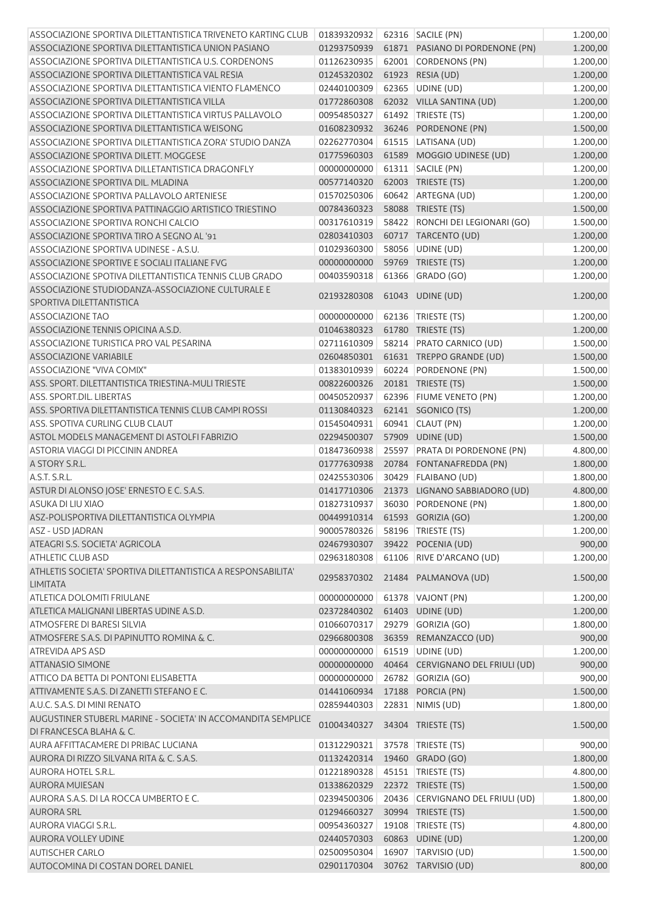| | | | | |
|---|---|---|---|---|
| ASSOCIAZIONE SPORTIVA DILETTANTISTICA TRIVENETO KARTING CLUB | 01839320932 | 62316 | SACILE (PN) | 1.200,00 |
| ASSOCIAZIONE SPORTIVA DILETTANTISTICA UNION PASIANO | 01293750939 | 61871 | PASIANO DI PORDENONE (PN) | 1.200,00 |
| ASSOCIAZIONE SPORTIVA DILETTANTISTICA U.S. CORDENONS | 01126230935 | 62001 | CORDENONS (PN) | 1.200,00 |
| ASSOCIAZIONE SPORTIVA DILETTANTISTICA VAL RESIA | 01245320302 | 61923 | RESIA (UD) | 1.200,00 |
| ASSOCIAZIONE SPORTIVA DILETTANTISTICA VIENTO FLAMENCO | 02440100309 | 62365 | UDINE (UD) | 1.200,00 |
| ASSOCIAZIONE SPORTIVA DILETTANTISTICA VILLA | 01772860308 | 62032 | VILLA SANTINA (UD) | 1.200,00 |
| ASSOCIAZIONE SPORTIVA DILETTANTISTICA VIRTUS PALLAVOLO | 00954850327 | 61492 | TRIESTE (TS) | 1.200,00 |
| ASSOCIAZIONE SPORTIVA DILETTANTISTICA WEISONG | 01608230932 | 36246 | PORDENONE (PN) | 1.500,00 |
| ASSOCIAZIONE SPORTIVA DILETTANTISTICA ZORA' STUDIO DANZA | 02262770304 | 61515 | LATISANA (UD) | 1.200,00 |
| ASSOCIAZIONE SPORTIVA DILETT. MOGGESE | 01775960303 | 61589 | MOGGIO UDINESE (UD) | 1.200,00 |
| ASSOCIAZIONE SPORTIVA DILLETANTISTICA DRAGONFLY | 00000000000 | 61311 | SACILE (PN) | 1.200,00 |
| ASSOCIAZIONE SPORTIVA DIL. MLADINA | 00577140320 | 62003 | TRIESTE (TS) | 1.200,00 |
| ASSOCIAZIONE SPORTIVA PALLAVOLO ARTENIESE | 01570250306 | 60642 | ARTEGNA (UD) | 1.200,00 |
| ASSOCIAZIONE SPORTIVA PATTINAGGIO ARTISTICO TRIESTINO | 00784360323 | 58088 | TRIESTE (TS) | 1.500,00 |
| ASSOCIAZIONE SPORTIVA RONCHI CALCIO | 00317610319 | 58422 | RONCHI DEI LEGIONARI (GO) | 1.500,00 |
| ASSOCIAZIONE SPORTIVA TIRO A SEGNO AL '91 | 02803410303 | 60717 | TARCENTO (UD) | 1.200,00 |
| ASSOCIAZIONE SPORTIVA UDINESE - A.S.U. | 01029360300 | 58056 | UDINE (UD) | 1.200,00 |
| ASSOCIAZIONE SPORTIVE E SOCIALI ITALIANE FVG | 00000000000 | 59769 | TRIESTE (TS) | 1.200,00 |
| ASSOCIAZIONE SPOTIVA DILETTANTISTICA TENNIS CLUB GRADO | 00403590318 | 61366 | GRADO (GO) | 1.200,00 |
| ASSOCIAZIONE STUDIODANZA-ASSOCIAZIONE CULTURALE E SPORTIVA DILETTANTISTICA | 02193280308 | 61043 | UDINE (UD) | 1.200,00 |
| ASSOCIAZIONE TAO | 00000000000 | 62136 | TRIESTE (TS) | 1.200,00 |
| ASSOCIAZIONE TENNIS OPICINA A.S.D. | 01046380323 | 61780 | TRIESTE (TS) | 1.200,00 |
| ASSOCIAZIONE TURISTICA PRO VAL PESARINA | 02711610309 | 58214 | PRATO CARNICO (UD) | 1.500,00 |
| ASSOCIAZIONE VARIABILE | 02604850301 | 61631 | TREPPO GRANDE (UD) | 1.500,00 |
| ASSOCIAZIONE "VIVA COMIX" | 01383010939 | 60224 | PORDENONE (PN) | 1.500,00 |
| ASS. SPORT. DILETTANTISTICA TRIESTINA-MULI TRIESTE | 00822600326 | 20181 | TRIESTE (TS) | 1.500,00 |
| ASS. SPORT.DIL. LIBERTAS | 00450520937 | 62396 | FIUME VENETO (PN) | 1.200,00 |
| ASS. SPORTIVA DILETTANTISTICA TENNIS CLUB CAMPI ROSSI | 01130840323 | 62141 | SGONICO (TS) | 1.200,00 |
| ASS. SPOTIVA CURLING CLUB CLAUT | 01545040931 | 60941 | CLAUT (PN) | 1.200,00 |
| ASTOL MODELS MANAGEMENT DI ASTOLFI FABRIZIO | 02294500307 | 57909 | UDINE (UD) | 1.500,00 |
| ASTORIA VIAGGI DI PICCININ ANDREA | 01847360938 | 25597 | PRATA DI PORDENONE (PN) | 4.800,00 |
| A STORY S.R.L. | 01777630938 | 20784 | FONTANAFREDDA (PN) | 1.800,00 |
| A.S.T. S.R.L. | 02425530306 | 30429 | FLAIBANO (UD) | 1.800,00 |
| ASTUR DI ALONSO JOSE' ERNESTO E C. S.A.S. | 01417710306 | 21373 | LIGNANO SABBIADORO (UD) | 4.800,00 |
| ASUKA DI LIU XIAO | 01827310937 | 36030 | PORDENONE (PN) | 1.800,00 |
| ASZ-POLISPORTIVA DILETTANTISTICA OLYMPIA | 00449910314 | 61593 | GORIZIA (GO) | 1.200,00 |
| ASZ - USD JADRAN | 90005780326 | 58196 | TRIESTE (TS) | 1.200,00 |
| ATEAGRI S.S. SOCIETA' AGRICOLA | 02467930307 | 39422 | POCENIA (UD) | 900,00 |
| ATHLETIC CLUB ASD | 02963180308 | 61106 | RIVE D'ARCANO (UD) | 1.200,00 |
| ATHLETIS SOCIETA' SPORTIVA DILETTANTISTICA A RESPONSABILITA' LIMITATA | 02958370302 | 21484 | PALMANOVA (UD) | 1.500,00 |
| ATLETICA DOLOMITI FRIULANE | 00000000000 | 61378 | VAJONT (PN) | 1.200,00 |
| ATLETICA MALIGNANI LIBERTAS UDINE A.S.D. | 02372840302 | 61403 | UDINE (UD) | 1.200,00 |
| ATMOSFERE DI BARESI SILVIA | 01066070317 | 29279 | GORIZIA (GO) | 1.800,00 |
| ATMOSFERE S.A.S. DI PAPINUTTO ROMINA & C. | 02966800308 | 36359 | REMANZACCO (UD) | 900,00 |
| ATREVIDA APS ASD | 00000000000 | 61519 | UDINE (UD) | 1.200,00 |
| ATTANASIO SIMONE | 00000000000 | 40464 | CERVIGNANO DEL FRIULI (UD) | 900,00 |
| ATTICO DA BETTA DI PONTONI ELISABETTA | 00000000000 | 26782 | GORIZIA (GO) | 900,00 |
| ATTIVAMENTE S.A.S. DI ZANETTI STEFANO E C. | 01441060934 | 17188 | PORCIA (PN) | 1.500,00 |
| A.U.C. S.A.S. DI MINI RENATO | 02859440303 | 22831 | NIMIS (UD) | 1.800,00 |
| AUGUSTINER STUBERL MARINE - SOCIETA' IN ACCOMANDITA SEMPLICE DI FRANCESCA BLAHA & C. | 01004340327 | 34304 | TRIESTE (TS) | 1.500,00 |
| AURA AFFITTACAMERE DI PRIBAC LUCIANA | 01312290321 | 37578 | TRIESTE (TS) | 900,00 |
| AURORA DI RIZZO SILVANA RITA & C. S.A.S. | 01132420314 | 19460 | GRADO (GO) | 1.800,00 |
| AURORA HOTEL S.R.L. | 01221890328 | 45151 | TRIESTE (TS) | 4.800,00 |
| AURORA MUIESAN | 01338620329 | 22372 | TRIESTE (TS) | 1.500,00 |
| AURORA S.A.S. DI LA ROCCA UMBERTO E C. | 02394500306 | 20436 | CERVIGNANO DEL FRIULI (UD) | 1.800,00 |
| AURORA SRL | 01294660327 | 30994 | TRIESTE (TS) | 1.500,00 |
| AURORA VIAGGI S.R.L. | 00954360327 | 19108 | TRIESTE (TS) | 4.800,00 |
| AURORA VOLLEY UDINE | 02440570303 | 60863 | UDINE (UD) | 1.200,00 |
| AUTISCHER CARLO | 02500950304 | 16907 | TARVISIO (UD) | 1.500,00 |
| AUTOCOMINA DI COSTAN DOREL DANIEL | 02901170304 | 30762 | TARVISIO (UD) | 800,00 |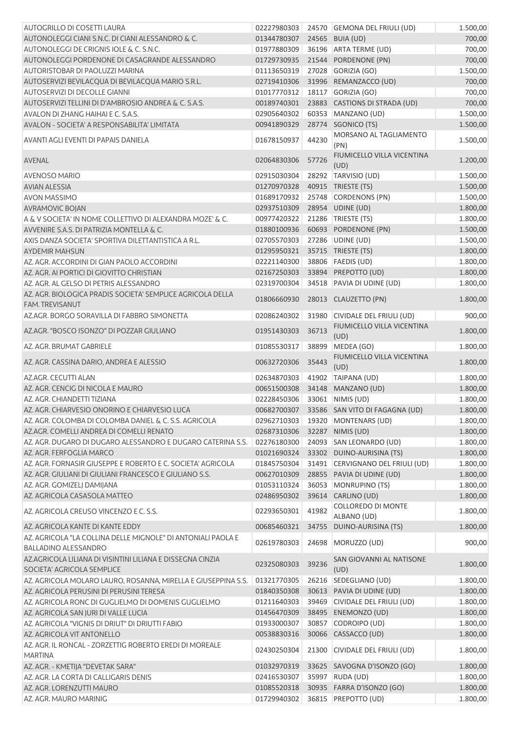| | | | | |
|---|---|---|---|---|
| AUTOGRILLO DI COSETTI LAURA | 02227980303 | 24570 | GEMONA DEL FRIULI (UD) | 1.500,00 |
| AUTONOLEGGI CIANI S.N.C. DI CIANI ALESSANDRO & C. | 01344780307 | 24565 | BUIA (UD) | 700,00 |
| AUTONOLEGGI DE CRIGNIS IOLE & C. S.N.C. | 01977880309 | 36196 | ARTA TERME (UD) | 700,00 |
| AUTONOLEGGI PORDENONE DI CASAGRANDE ALESSANDRO | 01729730935 | 21544 | PORDENONE (PN) | 700,00 |
| AUTORISTOBAR DI PAOLUZZI MARINA | 01113650319 | 27028 | GORIZIA (GO) | 1.500,00 |
| AUTOSERVIZI BEVILACQUA DI BEVILACQUA MARIO S.R.L. | 02719410306 | 31996 | REMANZACCO (UD) | 700,00 |
| AUTOSERVIZI DI DECOLLE GIANNI | 01017770312 | 18117 | GORIZIA (GO) | 700,00 |
| AUTOSERVIZI TELLINI DI D'AMBROSIO ANDREA & C. S.A.S. | 00189740301 | 23883 | CASTIONS DI STRADA (UD) | 700,00 |
| AVALON DI ZHANG HAIHAI E C. S.A.S. | 02905640302 | 60353 | MANZANO (UD) | 1.500,00 |
| AVALON - SOCIETA' A RESPONSABILITA' LIMITATA | 00941890329 | 28774 | SGONICO (TS) | 1.500,00 |
| AVANTI AGLI EVENTI DI PAPAIS DANIELA | 01678150937 | 44230 | MORSANO AL TAGLIAMENTO (PN) | 1.500,00 |
| AVENAL | 02064830306 | 57726 | FIUMICELLO VILLA VICENTINA (UD) | 1.200,00 |
| AVENOSO MARIO | 02915030304 | 28292 | TARVISIO (UD) | 1.500,00 |
| AVIAN ALESSIA | 01270970328 | 40915 | TRIESTE (TS) | 1.500,00 |
| AVON MASSIMO | 01689170932 | 25748 | CORDENONS (PN) | 1.500,00 |
| AVRAMOVIC BOJAN | 02937510309 | 28954 | UDINE (UD) | 1.800,00 |
| A & V SOCIETA' IN NOME COLLETTIVO DI ALEXANDRA MOZE' & C. | 00977420322 | 21286 | TRIESTE (TS) | 1.800,00 |
| AVVENIRE S.A.S. DI PATRIZIA MONTELLA & C. | 01880100936 | 60693 | PORDENONE (PN) | 1.500,00 |
| AXIS DANZA SOCIETA' SPORTIVA DILETTANTISTICA A R.L. | 02705570303 | 27286 | UDINE (UD) | 1.500,00 |
| AYDEMIR MAHSUN | 01295950321 | 35715 | TRIESTE (TS) | 1.800,00 |
| AZ. AGR. ACCORDINI DI GIAN PAOLO ACCORDINI | 02221140300 | 38806 | FAEDIS (UD) | 1.800,00 |
| AZ. AGR. AI PORTICI DI GIOVITTO CHRISTIAN | 02167250303 | 33894 | PREPOTTO (UD) | 1.800,00 |
| AZ. AGR. AL GELSO DI PETRIS ALESSANDRO | 02319700304 | 34518 | PAVIA DI UDINE (UD) | 1.800,00 |
| AZ. AGR. BIOLOGICA PRADIS SOCIETA' SEMPLICE AGRICOLA DELLA FAM. TREVISANUT | 01806660930 | 28013 | CLAUZETTO (PN) | 1.800,00 |
| AZ.AGR. BORGO SORAVILLA DI FABBRO SIMONETTA | 02086240302 | 31980 | CIVIDALE DEL FRIULI (UD) | 900,00 |
| AZ.AGR. "BOSCO ISONZO" DI POZZAR GIULIANO | 01951430303 | 36713 | FIUMICELLO VILLA VICENTINA (UD) | 1.800,00 |
| AZ. AGR. BRUMAT GABRIELE | 01085530317 | 38899 | MEDEA (GO) | 1.800,00 |
| AZ. AGR. CASSINA DARIO, ANDREA E ALESSIO | 00632720306 | 35443 | FIUMICELLO VILLA VICENTINA (UD) | 1.800,00 |
| AZ.AGR. CECUTTI ALAN | 02634870303 | 41902 | TAIPANA (UD) | 1.800,00 |
| AZ. AGR. CENCIG DI NICOLA E MAURO | 00651500308 | 34148 | MANZANO (UD) | 1.800,00 |
| AZ. AGR. CHIANDETTI TIZIANA | 02228450306 | 33061 | NIMIS (UD) | 1.800,00 |
| AZ. AGR. CHIARVESIO ONORINO E CHIARVESIO LUCA | 00682700307 | 33586 | SAN VITO DI FAGAGNA (UD) | 1.800,00 |
| AZ. AGR. COLOMBA DI COLOMBA DANIEL & C. S.S. AGRICOLA | 02962710303 | 19320 | MONTENARS (UD) | 1.800,00 |
| AZ.AGR. COMELLI ANDREA DI COMELLI RENATO | 02687310306 | 32287 | NIMIS (UD) | 1.800,00 |
| AZ. AGR. DUGARO DI DUGARO ALESSANDRO E DUGARO CATERINA S.S. | 02276180300 | 24093 | SAN LEONARDO (UD) | 1.800,00 |
| AZ. AGR. FERFOGLIA MARCO | 01021690324 | 33302 | DUINO-AURISINA (TS) | 1.800,00 |
| AZ. AGR. FORNASIR GIUSEPPE E ROBERTO E C. SOCIETA' AGRICOLA | 01845750304 | 31491 | CERVIGNANO DEL FRIULI (UD) | 1.800,00 |
| AZ. AGR. GIULIANI DI GIULIANI FRANCESCO E GIULIANO S.S. | 00627010309 | 28855 | PAVIA DI UDINE (UD) | 1.800,00 |
| AZ. AGR. GOMIZELJ DAMIJANA | 01053110324 | 36053 | MONRUPINO (TS) | 1.800,00 |
| AZ. AGRICOLA CASASOLA MATTEO | 02486950302 | 39614 | CARLINO (UD) | 1.800,00 |
| AZ. AGRICOLA CREUSO VINCENZO E C. S.S. | 02293650301 | 41982 | COLLOREDO DI MONTE ALBANO (UD) | 1.800,00 |
| AZ. AGRICOLA KANTE DI KANTE EDDY | 00685460321 | 34755 | DUINO-AURISINA (TS) | 1.800,00 |
| AZ. AGRICOLA "LA COLLINA DELLE MIGNOLE" DI ANTONIALI PAOLA E BALLADINO ALESSANDRO | 02619780303 | 24698 | MORUZZO (UD) | 900,00 |
| AZ.AGRICOLA LILIANA DI VISINTINI LILIANA E DISSEGNA CINZIA SOCIETA' AGRICOLA SEMPLICE | 02325080303 | 39236 | SAN GIOVANNI AL NATISONE (UD) | 1.800,00 |
| AZ. AGRICOLA MOLARO LAURO, ROSANNA, MIRELLA E GIUSEPPINA S.S. | 01321770305 | 26216 | SEDEGLIANO (UD) | 1.800,00 |
| AZ. AGRICOLA PERUSINI DI PERUSINI TERESA | 01840350308 | 30613 | PAVIA DI UDINE (UD) | 1.800,00 |
| AZ. AGRICOLA RONC DI GUGLIELMO DI DOMENIS GUGLIELMO | 01211640303 | 39469 | CIVIDALE DEL FRIULI (UD) | 1.800,00 |
| AZ. AGRICOLA SAN JURI DI VALLE LUCIA | 01456470309 | 38495 | ENEMONZO (UD) | 1.800,00 |
| AZ. AGRICOLA "VIGNIS DI DRIUT" DI DRIUTTI FABIO | 01933000307 | 30857 | CODROIPO (UD) | 1.800,00 |
| AZ. AGRICOLA VIT ANTONELLO | 00538830316 | 30066 | CASSACCO (UD) | 1.800,00 |
| AZ. AGR. IL RONCAL - ZORZETTIG ROBERTO EREDI DI MOREALE MARTINA | 02430250304 | 21300 | CIVIDALE DEL FRIULI (UD) | 1.800,00 |
| AZ. AGR. - KMETIJA "DEVETAK SARA" | 01032970319 | 33625 | SAVOGNA D'ISONZO (GO) | 1.800,00 |
| AZ. AGR. LA CORTA DI CALLIGARIS DENIS | 02416530307 | 35997 | RUDA (UD) | 1.800,00 |
| AZ. AGR. LORENZUTTI MAURO | 01085520318 | 30935 | FARRA D'ISONZO (GO) | 1.800,00 |
| AZ. AGR. MAURO MARINIG | 01729940302 | 36815 | PREPOTTO (UD) | 1.800,00 |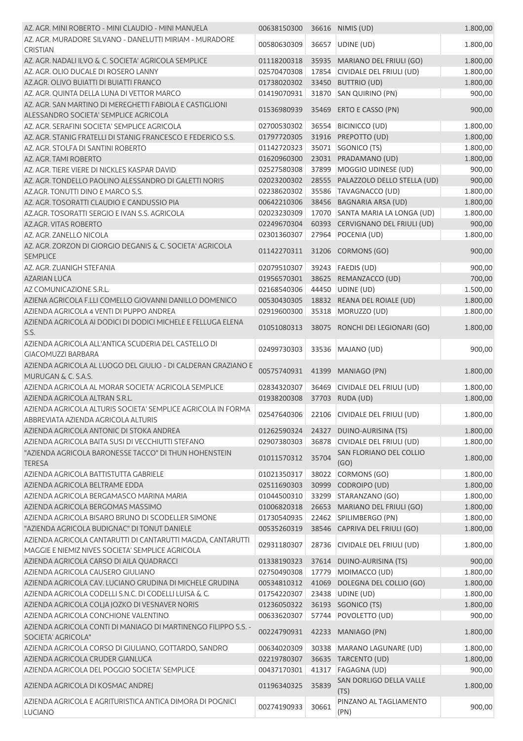| | | | | |
|---|---|---|---|---|
| AZ. AGR. MINI ROBERTO - MINI CLAUDIO - MINI MANUELA | 00638150300 | 36616 | NIMIS (UD) | 1.800,00 |
| AZ. AGR. MURADORE SILVANO - DANELUTTI MIRIAM - MURADORE CRISTIAN | 00580630309 | 36657 | UDINE (UD) | 1.800,00 |
| AZ. AGR. NADALI ILVO & C. SOCIETA' AGRICOLA SEMPLICE | 01118200318 | 35935 | MARIANO DEL FRIULI (GO) | 1.800,00 |
| AZ. AGR. OLIO DUCALE DI ROSERO LANNY | 02570470308 | 17854 | CIVIDALE DEL FRIULI (UD) | 1.800,00 |
| AZ.AGR. OLIVO BUIATTI DI BUIATTI FRANCO | 01738020302 | 33450 | BUTTRIO (UD) | 1.800,00 |
| AZ. AGR. QUINTA DELLA LUNA DI VETTOR MARCO | 01419070931 | 31870 | SAN QUIRINO (PN) | 900,00 |
| AZ. AGR. SAN MARTINO DI MEREGHETTI FABIOLA E CASTIGLIONI ALESSANDRO SOCIETA' SEMPLICE AGRICOLA | 01536980939 | 35469 | ERTO E CASSO (PN) | 900,00 |
| AZ. AGR. SERAFINI SOCIETA' SEMPLICE AGRICOLA | 02700530302 | 36554 | BICINICCO (UD) | 1.800,00 |
| AZ. AGR. STANIG FRATELLI DI STANIG FRANCESCO E FEDERICO S.S. | 01797720305 | 31916 | PREPOTTO (UD) | 1.800,00 |
| AZ. AGR. STOLFA DI SANTINI ROBERTO | 01142720323 | 35071 | SGONICO (TS) | 1.800,00 |
| AZ. AGR. TAMI ROBERTO | 01620960300 | 23031 | PRADAMANO (UD) | 1.800,00 |
| AZ. AGR. TIERE VIERE DI NICKLES KASPAR DAVID | 02527580308 | 37899 | MOGGIO UDINESE (UD) | 900,00 |
| AZ. AGR. TONDELLO PAOLINO ALESSANDRO DI GALETTI NORIS | 02023200302 | 28555 | PALAZZOLO DELLO STELLA (UD) | 900,00 |
| AZ.AGR. TONUTTI DINO E MARCO S.S. | 02238620302 | 35586 | TAVAGNACCO (UD) | 1.800,00 |
| AZ. AGR. TOSORATTI CLAUDIO E CANDUSSIO PIA | 00642210306 | 38456 | BAGNARIA ARSA (UD) | 1.800,00 |
| AZ.AGR. TOSORATTI SERGIO E IVAN S.S. AGRICOLA | 02023230309 | 17070 | SANTA MARIA LA LONGA (UD) | 1.800,00 |
| AZ.AGR. VITAS ROBERTO | 02249670304 | 60393 | CERVIGNANO DEL FRIULI (UD) | 900,00 |
| AZ. AGR. ZANELLO NICOLA | 02301360307 | 27964 | POCENIA (UD) | 1.800,00 |
| AZ. AGR. ZORZON DI GIORGIO DEGANIS & C. SOCIETA' AGRICOLA SEMPLICE | 01142270311 | 31206 | CORMONS (GO) | 900,00 |
| AZ. AGR. ZUANIGH STEFANIA | 02079510307 | 39243 | FAEDIS (UD) | 900,00 |
| AZARIAN LUCA | 01956570301 | 38625 | REMANZACCO (UD) | 700,00 |
| AZ COMUNICAZIONE S.R.L. | 02168540306 | 44450 | UDINE (UD) | 1.500,00 |
| AZIENA AGRICOLA F.LLI COMELLO GIOVANNI DANILLO DOMENICO | 00530430305 | 18832 | REANA DEL ROIALE (UD) | 1.800,00 |
| AZIENDA AGRICOLA 4 VENTI DI PUPPO ANDREA | 02919600300 | 35318 | MORUZZO (UD) | 1.800,00 |
| AZIENDA AGRICOLA AI DODICI DI DODICI MICHELE E FELLUGA ELENA S.S. | 01051080313 | 38075 | RONCHI DEI LEGIONARI (GO) | 1.800,00 |
| AZIENDA AGRICOLA ALL'ANTICA SCUDERIA DEL CASTELLO DI GIACOMUZZI BARBARA | 02499730303 | 33536 | MAJANO (UD) | 900,00 |
| AZIENDA AGRICOLA AL LUOGO DEL GIULIO - DI CALDERAN GRAZIANO E MURUGAN & C. S.A.S. | 00575740931 | 41399 | MANIAGO (PN) | 1.800,00 |
| AZIENDA AGRICOLA AL MORAR SOCIETA' AGRICOLA SEMPLICE | 02834320307 | 36469 | CIVIDALE DEL FRIULI (UD) | 1.800,00 |
| AZIENDA AGRICOLA ALTRAN S.R.L. | 01938200308 | 37703 | RUDA (UD) | 1.800,00 |
| AZIENDA AGRICOLA ALTURIS SOCIETA' SEMPLICE AGRICOLA IN FORMA ABBREVIATA AZIENDA AGRICOLA ALTURIS | 02547640306 | 22106 | CIVIDALE DEL FRIULI (UD) | 1.800,00 |
| AZIENDA AGRICOLA ANTONIC DI STOKA ANDREA | 01262590324 | 24327 | DUINO-AURISINA (TS) | 1.800,00 |
| AZIENDA AGRICOLA BAITA SUSI DI VECCHIUTTI STEFANO | 02907380303 | 36878 | CIVIDALE DEL FRIULI (UD) | 1.800,00 |
| "AZIENDA AGRICOLA BARONESSE TACCO" DI THUN HOHENSTEIN TERESA | 01011570312 | 35704 | SAN FLORIANO DEL COLLIO (GO) | 1.800,00 |
| AZIENDA AGRICOLA BATTISTUTTA GABRIELE | 01021350317 | 38022 | CORMONS (GO) | 1.800,00 |
| AZIENDA AGRICOLA BELTRAME EDDA | 02511690303 | 30999 | CODROIPO (UD) | 1.800,00 |
| AZIENDA AGRICOLA BERGAMASCO MARINA MARIA | 01044500310 | 33299 | STARANZANO (GO) | 1.800,00 |
| AZIENDA AGRICOLA BERGOMAS MASSIMO | 01006820318 | 26653 | MARIANO DEL FRIULI (GO) | 1.800,00 |
| AZIENDA AGRICOLA BISARO BRUNO DI SCODELLER SIMONE | 01730540935 | 22462 | SPILIMBERGO (PN) | 1.800,00 |
| "AZIENDA AGRICOLA BUDIGNAC" DI TONUT DANIELE | 00535260319 | 38546 | CAPRIVA DEL FRIULI (GO) | 1.800,00 |
| AZIENDA AGRICOLA CANTARUTTI DI CANTARUTTI MAGDA, CANTARUTTI MAGGIE E NIEMIZ NIVES SOCIETA' SEMPLICE AGRICOLA | 02931180307 | 28736 | CIVIDALE DEL FRIULI (UD) | 1.800,00 |
| AZIENDA AGRICOLA CARSO DI AILA QUADRACCI | 01338190323 | 37614 | DUINO-AURISINA (TS) | 900,00 |
| AZIENDA AGRICOLA CAUSERO GIULIANO | 02750490308 | 17779 | MOIMACCO (UD) | 1.800,00 |
| AZIENDA AGRICOLA CAV. LUCIANO GRUDINA DI MICHELE GRUDINA | 00534810312 | 41069 | DOLEGNA DEL COLLIO (GO) | 1.800,00 |
| AZIENDA AGRICOLA CODELLI S.N.C. DI CODELLI LUISA & C. | 01754220307 | 23438 | UDINE (UD) | 1.800,00 |
| AZIENDA AGRICOLA COLJA JOZKO DI VESNAVER NORIS | 01236050322 | 36193 | SGONICO (TS) | 1.800,00 |
| AZIENDA AGRICOLA CONCHIONE VALENTINO | 00633620307 | 57744 | POVOLETTO (UD) | 900,00 |
| AZIENDA AGRICOLA CONTI DI MANIAGO DI MARTINENGO FILIPPO S.S. - SOCIETA' AGRICOLA" | 00224790931 | 42233 | MANIAGO (PN) | 1.800,00 |
| AZIENDA AGRICOLA CORSO DI GIULIANO, GOTTARDO, SANDRO | 00634020309 | 30338 | MARANO LAGUNARE (UD) | 1.800,00 |
| AZIENDA AGRICOLA CRUDER GIANLUCA | 02219780307 | 36635 | TARCENTO (UD) | 1.800,00 |
| AZIENDA AGRICOLA DEL POGGIO SOCIETA' SEMPLICE | 00437170301 | 41317 | FAGAGNA (UD) | 900,00 |
| AZIENDA AGRICOLA DI KOSMAC ANDREJ | 01196340325 | 35839 | SAN DORLIGO DELLA VALLE (TS) | 1.800,00 |
| AZIENDA AGRICOLA E AGRITURISTICA ANTICA DIMORA DI POGNICI LUCIANO | 00274190933 | 30661 | PINZANO AL TAGLIAMENTO (PN) | 900,00 |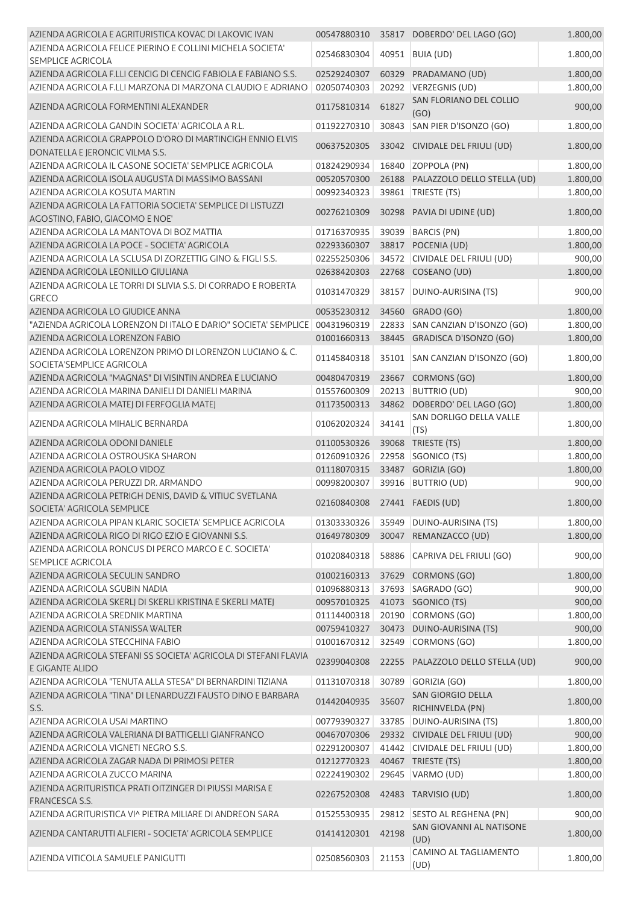| | | | | |
|---|---|---|---|---|
| AZIENDA AGRICOLA E AGRITURISTICA KOVAC DI LAKOVIC IVAN | 00547880310 | 35817 | DOBERDO' DEL LAGO (GO) | 1.800,00 |
| AZIENDA AGRICOLA FELICE PIERINO E COLLINI MICHELA SOCIETA' SEMPLICE AGRICOLA | 02546830304 | 40951 | BUIA (UD) | 1.800,00 |
| AZIENDA AGRICOLA F.LLI CENCIG DI CENCIG FABIOLA E FABIANO S.S. | 02529240307 | 60329 | PRADAMANO (UD) | 1.800,00 |
| AZIENDA AGRICOLA F.LLI MARZONA DI MARZONA CLAUDIO E ADRIANO | 02050740303 | 20292 | VERZEGNIS (UD) | 1.800,00 |
| AZIENDA AGRICOLA FORMENTINI ALEXANDER | 01175810314 | 61827 | SAN FLORIANO DEL COLLIO (GO) | 900,00 |
| AZIENDA AGRICOLA GANDIN SOCIETA' AGRICOLA A R.L. | 01192270310 | 30843 | SAN PIER D'ISONZO (GO) | 1.800,00 |
| AZIENDA AGRICOLA GRAPPOLO D'ORO DI MARTINCIGH ENNIO ELVIS DONATELLA E JERONCIC VILMA S.S. | 00637520305 | 33042 | CIVIDALE DEL FRIULI (UD) | 1.800,00 |
| AZIENDA AGRICOLA IL CASONE SOCIETA' SEMPLICE AGRICOLA | 01824290934 | 16840 | ZOPPOLA (PN) | 1.800,00 |
| AZIENDA AGRICOLA ISOLA AUGUSTA DI MASSIMO BASSANI | 00520570300 | 26188 | PALAZZOLO DELLO STELLA (UD) | 1.800,00 |
| AZIENDA AGRICOLA KOSUTA MARTIN | 00992340323 | 39861 | TRIESTE (TS) | 1.800,00 |
| AZIENDA AGRICOLA LA FATTORIA SOCIETA' SEMPLICE DI LISTUZZI AGOSTINO, FABIO, GIACOMO E NOE' | 00276210309 | 30298 | PAVIA DI UDINE (UD) | 1.800,00 |
| AZIENDA AGRICOLA LA MANTOVA DI BOZ MATTIA | 01716370935 | 39039 | BARCIS (PN) | 1.800,00 |
| AZIENDA AGRICOLA LA POCE - SOCIETA' AGRICOLA | 02293360307 | 38817 | POCENIA (UD) | 1.800,00 |
| AZIENDA AGRICOLA LA SCLUSA DI ZORZETTIG GINO & FIGLI S.S. | 02255250306 | 34572 | CIVIDALE DEL FRIULI (UD) | 900,00 |
| AZIENDA AGRICOLA LEONILLO GIULIANA | 02638420303 | 22768 | COSEANO (UD) | 1.800,00 |
| AZIENDA AGRICOLA LE TORRI DI SLIVIA S.S. DI CORRADO E ROBERTA GRECO | 01031470329 | 38157 | DUINO-AURISINA (TS) | 900,00 |
| AZIENDA AGRICOLA LO GIUDICE ANNA | 00535230312 | 34560 | GRADO (GO) | 1.800,00 |
| "AZIENDA AGRICOLA LORENZON DI ITALO E DARIO" SOCIETA' SEMPLICE | 00431960319 | 22833 | SAN CANZIAN D'ISONZO (GO) | 1.800,00 |
| AZIENDA AGRICOLA LORENZON FABIO | 01001660313 | 38445 | GRADISCA D'ISONZO (GO) | 1.800,00 |
| AZIENDA AGRICOLA LORENZON PRIMO DI LORENZON LUCIANO & C. SOCIETA'SEMPLICE AGRICOLA | 01145840318 | 35101 | SAN CANZIAN D'ISONZO (GO) | 1.800,00 |
| AZIENDA AGRICOLA "MAGNAS" DI VISINTIN ANDREA E LUCIANO | 00480470319 | 23667 | CORMONS (GO) | 1.800,00 |
| AZIENDA AGRICOLA MARINA DANIELI DI DANIELI MARINA | 01557600309 | 20213 | BUTTRIO (UD) | 900,00 |
| AZIENDA AGRICOLA MATEJ DI FERFOGLIA MATEJ | 01173500313 | 34862 | DOBERDO' DEL LAGO (GO) | 1.800,00 |
| AZIENDA AGRICOLA MIHALIC BERNARDA | 01062020324 | 34141 | SAN DORLIGO DELLA VALLE (TS) | 1.800,00 |
| AZIENDA AGRICOLA ODONI DANIELE | 01100530326 | 39068 | TRIESTE (TS) | 1.800,00 |
| AZIENDA AGRICOLA OSTROUSKA SHARON | 01260910326 | 22958 | SGONICO (TS) | 1.800,00 |
| AZIENDA AGRICOLA PAOLO VIDOZ | 01118070315 | 33487 | GORIZIA (GO) | 1.800,00 |
| AZIENDA AGRICOLA PERUZZI DR. ARMANDO | 00998200307 | 39916 | BUTTRIO (UD) | 900,00 |
| AZIENDA AGRICOLA PETRIGH DENIS, DAVID & VITIUC SVETLANA SOCIETA' AGRICOLA SEMPLICE | 02160840308 | 27441 | FAEDIS (UD) | 1.800,00 |
| AZIENDA AGRICOLA PIPAN KLARIC SOCIETA' SEMPLICE AGRICOLA | 01303330326 | 35949 | DUINO-AURISINA (TS) | 1.800,00 |
| AZIENDA AGRICOLA RIGO DI RIGO EZIO E GIOVANNI S.S. | 01649780309 | 30047 | REMANZACCO (UD) | 1.800,00 |
| AZIENDA AGRICOLA RONCUS DI PERCO MARCO E C. SOCIETA' SEMPLICE AGRICOLA | 01020840318 | 58886 | CAPRIVA DEL FRIULI (GO) | 900,00 |
| AZIENDA AGRICOLA SECULIN SANDRO | 01002160313 | 37629 | CORMONS (GO) | 1.800,00 |
| AZIENDA AGRICOLA SGUBIN NADIA | 01096880313 | 37693 | SAGRADO (GO) | 900,00 |
| AZIENDA AGRICOLA SKERLJ DI SKERLJ KRISTINA E SKERLJ MATEJ | 00957010325 | 41073 | SGONICO (TS) | 900,00 |
| AZIENDA AGRICOLA SREDNIK MARTINA | 01114400318 | 20190 | CORMONS (GO) | 1.800,00 |
| AZIENDA AGRICOLA STANISSA WALTER | 00759410327 | 30473 | DUINO-AURISINA (TS) | 900,00 |
| AZIENDA AGRICOLA STECCHINA FABIO | 01001670312 | 32549 | CORMONS (GO) | 1.800,00 |
| AZIENDA AGRICOLA STEFANI SS SOCIETA' AGRICOLA DI STEFANI FLAVIA E GIGANTE ALIDO | 02399040308 | 22255 | PALAZZOLO DELLO STELLA (UD) | 900,00 |
| AZIENDA AGRICOLA "TENUTA ALLA STESA" DI BERNARDINI TIZIANA | 01131070318 | 30789 | GORIZIA (GO) | 1.800,00 |
| AZIENDA AGRICOLA "TINA" DI LENARDUZZI FAUSTO DINO E BARBARA S.S. | 01442040935 | 35607 | SAN GIORGIO DELLA RICHINVELDA (PN) | 1.800,00 |
| AZIENDA AGRICOLA USAI MARTINO | 00779390327 | 33785 | DUINO-AURISINA (TS) | 1.800,00 |
| AZIENDA AGRICOLA VALERIANA DI BATTIGELLI GIANFRANCO | 00467070306 | 29332 | CIVIDALE DEL FRIULI (UD) | 900,00 |
| AZIENDA AGRICOLA VIGNETI NEGRO S.S. | 02291200307 | 41442 | CIVIDALE DEL FRIULI (UD) | 1.800,00 |
| AZIENDA AGRICOLA ZAGAR NADA DI PRIMOSI PETER | 01212770323 | 40467 | TRIESTE (TS) | 1.800,00 |
| AZIENDA AGRICOLA ZUCCO MARINA | 02224190302 | 29645 | VARMO (UD) | 1.800,00 |
| AZIENDA AGRITURISTICA PRATI OITZINGER DI PIUSSI MARISA E FRANCESCA S.S. | 02267520308 | 42483 | TARVISIO (UD) | 1.800,00 |
| AZIENDA AGRITURISTICA VI^ PIETRA MILIARE DI ANDREON SARA | 01525530935 | 29812 | SESTO AL REGHENA (PN) | 900,00 |
| AZIENDA CANTARUTTI ALFIERI - SOCIETA' AGRICOLA SEMPLICE | 01414120301 | 42198 | SAN GIOVANNI AL NATISONE (UD) | 1.800,00 |
| AZIENDA VITICOLA SAMUELE PANIGUTTI | 02508560303 | 21153 | CAMINO AL TAGLIAMENTO (UD) | 1.800,00 |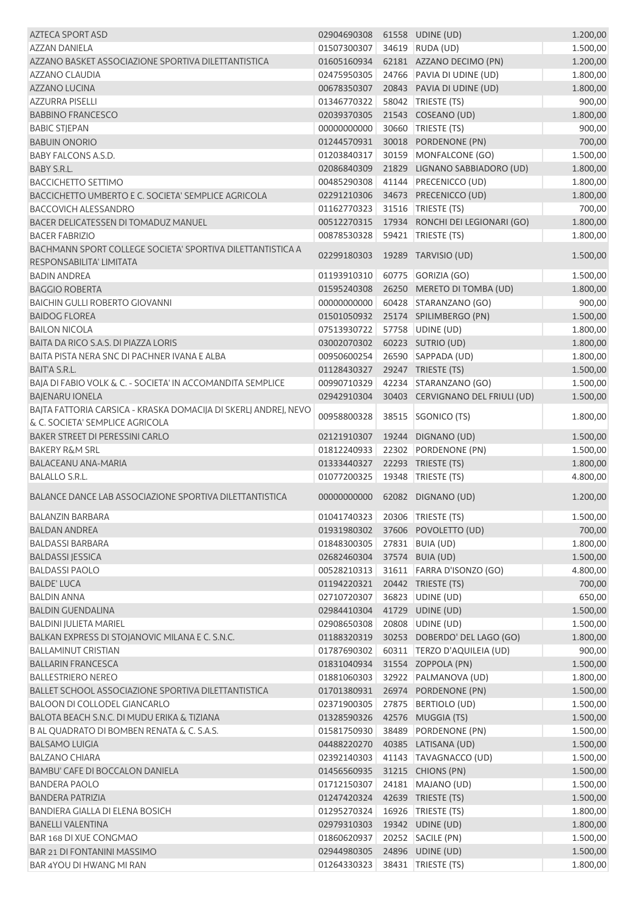| | | | | |
|---|---|---|---|---|
| AZTECA SPORT ASD | 02904690308 | 61558 | UDINE (UD) | 1.200,00 |
| AZZAN DANIELA | 01507300307 | 34619 | RUDA (UD) | 1.500,00 |
| AZZANO BASKET ASSOCIAZIONE SPORTIVA DILETTANTISTICA | 01605160934 | 62181 | AZZANO DECIMO (PN) | 1.200,00 |
| AZZANO CLAUDIA | 02475950305 | 24766 | PAVIA DI UDINE (UD) | 1.800,00 |
| AZZANO LUCINA | 00678350307 | 20843 | PAVIA DI UDINE (UD) | 1.800,00 |
| AZZURRA PISELLI | 01346770322 | 58042 | TRIESTE (TS) | 900,00 |
| BABBINO FRANCESCO | 02039370305 | 21543 | COSEANO (UD) | 1.800,00 |
| BABIC STJEPAN | 00000000000 | 30660 | TRIESTE (TS) | 900,00 |
| BABUIN ONORIO | 01244570931 | 30018 | PORDENONE (PN) | 700,00 |
| BABY FALCONS A.S.D. | 01203840317 | 30159 | MONFALCONE (GO) | 1.500,00 |
| BABY S.R.L. | 02086840309 | 21829 | LIGNANO SABBIADORO (UD) | 1.800,00 |
| BACCICHETTO SETTIMO | 00485290308 | 41144 | PRECENICCO (UD) | 1.800,00 |
| BACCICHETTO UMBERTO E C. SOCIETA' SEMPLICE AGRICOLA | 02291210306 | 34673 | PRECENICCO (UD) | 1.800,00 |
| BACCOVICH ALESSANDRO | 01162770323 | 31516 | TRIESTE (TS) | 700,00 |
| BACER DELICATESSEN DI TOMADUZ MANUEL | 00512270315 | 17934 | RONCHI DEI LEGIONARI (GO) | 1.800,00 |
| BACER FABRIZIO | 00878530328 | 59421 | TRIESTE (TS) | 1.800,00 |
| BACHMANN SPORT COLLEGE SOCIETA' SPORTIVA DILETTANTISTICA A RESPONSABILITA' LIMITATA | 02299180303 | 19289 | TARVISIO (UD) | 1.500,00 |
| BADIN ANDREA | 01193910310 | 60775 | GORIZIA (GO) | 1.500,00 |
| BAGGIO ROBERTA | 01595240308 | 26250 | MERETO DI TOMBA (UD) | 1.800,00 |
| BAICHIN GULLI ROBERTO GIOVANNI | 00000000000 | 60428 | STARANZANO (GO) | 900,00 |
| BAIDOG FLOREA | 01501050932 | 25174 | SPILIMBERGO (PN) | 1.500,00 |
| BAILON NICOLA | 07513930722 | 57758 | UDINE (UD) | 1.800,00 |
| BAITA DA RICO S.A.S. DI PIAZZA LORIS | 03002070302 | 60223 | SUTRIO (UD) | 1.800,00 |
| BAITA PISTA NERA SNC DI PACHNER IVANA E ALBA | 00950600254 | 26590 | SAPPADA (UD) | 1.800,00 |
| BAIT'A S.R.L. | 01128430327 | 29247 | TRIESTE (TS) | 1.500,00 |
| BAJA DI FABIO VOLK & C. - SOCIETA' IN ACCOMANDITA SEMPLICE | 00990710329 | 42234 | STARANZANO (GO) | 1.500,00 |
| BAJENARU IONELA | 02942910304 | 30403 | CERVIGNANO DEL FRIULI (UD) | 1.500,00 |
| BAJTA FATTORIA CARSICA - KRASKA DOMACIJA DI SKERLJ ANDREJ, NEVO & C. SOCIETA' SEMPLICE AGRICOLA | 00958800328 | 38515 | SGONICO (TS) | 1.800,00 |
| BAKER STREET DI PERESSINI CARLO | 02121910307 | 19244 | DIGNANO (UD) | 1.500,00 |
| BAKERY R&M SRL | 01812240933 | 22302 | PORDENONE (PN) | 1.500,00 |
| BALACEANU ANA-MARIA | 01333440327 | 22293 | TRIESTE (TS) | 1.800,00 |
| BALALLO S.R.L. | 01077200325 | 19348 | TRIESTE (TS) | 4.800,00 |
| BALANCE DANCE LAB ASSOCIAZIONE SPORTIVA DILETTANTISTICA | 00000000000 | 62082 | DIGNANO (UD) | 1.200,00 |
| BALANZIN BARBARA | 01041740323 | 20306 | TRIESTE (TS) | 1.500,00 |
| BALDAN ANDREA | 01931980302 | 37606 | POVOLETTO (UD) | 700,00 |
| BALDASSI BARBARA | 01848300305 | 27831 | BUIA (UD) | 1.800,00 |
| BALDASSI JESSICA | 02682460304 | 37574 | BUIA (UD) | 1.500,00 |
| BALDASSI PAOLO | 00528210313 | 31611 | FARRA D'ISONZO (GO) | 4.800,00 |
| BALDE' LUCA | 01194220321 | 20442 | TRIESTE (TS) | 700,00 |
| BALDIN ANNA | 02710720307 | 36823 | UDINE (UD) | 650,00 |
| BALDIN GUENDALINA | 02984410304 | 41729 | UDINE (UD) | 1.500,00 |
| BALDINI JULIETA MARIEL | 02908650308 | 20808 | UDINE (UD) | 1.500,00 |
| BALKAN EXPRESS DI STOJANOVIC MILANA E C. S.N.C. | 01188320319 | 30253 | DOBERDO' DEL LAGO (GO) | 1.800,00 |
| BALLAMINUT CRISTIAN | 01787690302 | 60311 | TERZO D'AQUILEIA (UD) | 900,00 |
| BALLARIN FRANCESCA | 01831040934 | 31554 | ZOPPOLA (PN) | 1.500,00 |
| BALLESTRIERO NEREO | 01881060303 | 32922 | PALMANOVA (UD) | 1.800,00 |
| BALLET SCHOOL ASSOCIAZIONE SPORTIVA DILETTANTISTICA | 01701380931 | 26974 | PORDENONE (PN) | 1.500,00 |
| BALOON DI COLLODEL GIANCARLO | 02371900305 | 27875 | BERTIOLO (UD) | 1.500,00 |
| BALOTA BEACH S.N.C. DI MUDU ERIKA & TIZIANA | 01328590326 | 42576 | MUGGIA (TS) | 1.500,00 |
| B AL QUADRATO DI BOMBEN RENATA & C. S.A.S. | 01581750930 | 38489 | PORDENONE (PN) | 1.500,00 |
| BALSAMO LUIGIA | 04488220270 | 40385 | LATISANA (UD) | 1.500,00 |
| BALZANO CHIARA | 02392140303 | 41143 | TAVAGNACCO (UD) | 1.500,00 |
| BAMBU' CAFE DI BOCCALON DANIELA | 01456560935 | 31215 | CHIONS (PN) | 1.500,00 |
| BANDERA PAOLO | 01712150307 | 24181 | MAJANO (UD) | 1.500,00 |
| BANDERA PATRIZIA | 01247420324 | 42639 | TRIESTE (TS) | 1.500,00 |
| BANDIERA GIALLA DI ELENA BOSICH | 01295270324 | 16926 | TRIESTE (TS) | 1.800,00 |
| BANELLI VALENTINA | 02979310303 | 19342 | UDINE (UD) | 1.800,00 |
| BAR 168 DI XUE CONGMAO | 01860620937 | 20252 | SACILE (PN) | 1.500,00 |
| BAR 21 DI FONTANINI MASSIMO | 02944980305 | 24896 | UDINE (UD) | 1.500,00 |
| BAR 4YOU DI HWANG MI RAN | 01264330323 | 38431 | TRIESTE (TS) | 1.800,00 |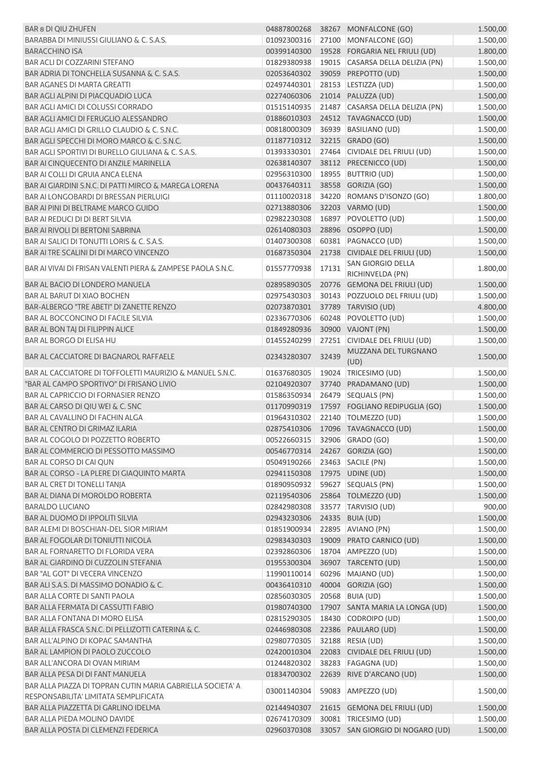| | | | | |
|---|---|---|---|---|
| BAR 8 DI QIU ZHUFEN | 04887800268 | 38267 | MONFALCONE (GO) | 1.500,00 |
| BARABBA DI MINIUSSI GIULIANO & C. S.A.S. | 01092300316 | 27100 | MONFALCONE (GO) | 1.500,00 |
| BARACCHINO ISA | 00399140300 | 19528 | FORGARIA NEL FRIULI (UD) | 1.800,00 |
| BAR ACLI DI COZZARINI STEFANO | 01829380938 | 19015 | CASARSA DELLA DELIZIA (PN) | 1.500,00 |
| BAR ADRIA DI TONCHELLA SUSANNA & C. S.A.S. | 02053640302 | 39059 | PREPOTTO (UD) | 1.500,00 |
| BAR AGANES DI MARTA GREATTI | 02497440301 | 28153 | LESTIZZA (UD) | 1.500,00 |
| BAR AGLI ALPINI DI PIACQUADIO LUCA | 02274060306 | 21014 | PALUZZA (UD) | 1.500,00 |
| BAR AGLI AMICI DI COLUSSI CORRADO | 01515140935 | 21487 | CASARSA DELLA DELIZIA (PN) | 1.500,00 |
| BAR AGLI AMICI DI FERUGLIO ALESSANDRO | 01886010303 | 24512 | TAVAGNACCO (UD) | 1.500,00 |
| BAR AGLI AMICI DI GRILLO CLAUDIO & C. S.N.C. | 00818000309 | 36939 | BASILIANO (UD) | 1.500,00 |
| BAR AGLI SPECCHI DI MORO MARCO & C. S.N.C. | 01187710312 | 32215 | GRADO (GO) | 1.500,00 |
| BAR AGLI SPORTIVI DI BURELLO GIULIANA & C. S.A.S. | 01393330301 | 27464 | CIVIDALE DEL FRIULI (UD) | 1.500,00 |
| BAR AI CINQUECENTO DI ANZILE MARINELLA | 02638140307 | 38112 | PRECENICCO (UD) | 1.500,00 |
| BAR AI COLLI DI GRUIA ANCA ELENA | 02956310300 | 18955 | BUTTRIO (UD) | 1.500,00 |
| BAR AI GIARDINI S.N.C. DI PATTI MIRCO & MAREGA LORENA | 00437640311 | 38558 | GORIZIA (GO) | 1.500,00 |
| BAR AI LONGOBARDI DI BRESSAN PIERLUIGI | 01110020318 | 34220 | ROMANS D'ISONZO (GO) | 1.800,00 |
| BAR AI PINI DI BELTRAME MARCO GUIDO | 02713880306 | 32203 | VARMO (UD) | 1.500,00 |
| BAR AI REDUCI DI DI BERT SILVIA | 02982230308 | 16897 | POVOLETTO (UD) | 1.500,00 |
| BAR AI RIVOLI DI BERTONI SABRINA | 02614080303 | 28896 | OSOPPO (UD) | 1.500,00 |
| BAR AI SALICI DI TONUTTI LORIS & C. S.A.S. | 01407300308 | 60381 | PAGNACCO (UD) | 1.500,00 |
| BAR AI TRE SCALINI DI DI MARCO VINCENZO | 01687350304 | 21738 | CIVIDALE DEL FRIULI (UD) | 1.500,00 |
| BAR AI VIVAI DI FRISAN VALENTI PIERA & ZAMPESE PAOLA S.N.C. | 01557770938 | 17131 | SAN GIORGIO DELLA RICHINVELDA (PN) | 1.800,00 |
| BAR AL BACIO DI LONDERO MANUELA | 02895890305 | 20776 | GEMONA DEL FRIULI (UD) | 1.500,00 |
| BAR AL BARUT DI XIAO BOCHEN | 02975430303 | 30143 | POZZUOLO DEL FRIULI (UD) | 1.500,00 |
| BAR-ALBERGO "TRE ABETI" DI ZANETTE RENZO | 02073870301 | 37789 | TARVISIO (UD) | 4.800,00 |
| BAR AL BOCCONCINO DI FACILE SILVIA | 02336770306 | 60248 | POVOLETTO (UD) | 1.500,00 |
| BAR AL BON TAJ DI FILIPPIN ALICE | 01849280936 | 30900 | VAJONT (PN) | 1.500,00 |
| BAR AL BORGO DI ELISA HU | 01455240299 | 27251 | CIVIDALE DEL FRIULI (UD) | 1.500,00 |
| BAR AL CACCIATORE DI BAGNAROL RAFFAELE | 02343280307 | 32439 | MUZZANA DEL TURGNANO (UD) | 1.500,00 |
| BAR AL CACCIATORE DI TOFFOLETTI MAURIZIO & MANUEL S.N.C. | 01637680305 | 19024 | TRICESIMO (UD) | 1.500,00 |
| "BAR AL CAMPO SPORTIVO" DI FRISANO LIVIO | 02104920307 | 37740 | PRADAMANO (UD) | 1.500,00 |
| BAR AL CAPRICCIO DI FORNASIER RENZO | 01586350934 | 26479 | SEQUALS (PN) | 1.500,00 |
| BAR AL CARSO DI QIU WEI & C. SNC | 01170990319 | 17597 | FOGLIANO REDIPUGLIA (GO) | 1.500,00 |
| BAR AL CAVALLINO DI FACHIN ALGA | 01964310302 | 22140 | TOLMEZZO (UD) | 1.500,00 |
| BAR AL CENTRO DI GRIMAZ ILARIA | 02875410306 | 17096 | TAVAGNACCO (UD) | 1.500,00 |
| BAR AL COGOLO DI POZZETTO ROBERTO | 00522660315 | 32906 | GRADO (GO) | 1.500,00 |
| BAR AL COMMERCIO DI PESSOTTO MASSIMO | 00546770314 | 24267 | GORIZIA (GO) | 1.500,00 |
| BAR AL CORSO DI CAI QUN | 05049190266 | 23463 | SACILE (PN) | 1.500,00 |
| BAR AL CORSO - LA PLERE DI GIAQUINTO MARTA | 02941150308 | 17975 | UDINE (UD) | 1.500,00 |
| BAR AL CRET DI TONELLI TANJA | 01890950932 | 59627 | SEQUALS (PN) | 1.500,00 |
| BAR AL DIANA DI MOROLDO ROBERTA | 02119540306 | 25864 | TOLMEZZO (UD) | 1.500,00 |
| BARALDO LUCIANO | 02842980308 | 33577 | TARVISIO (UD) | 900,00 |
| BAR AL DUOMO DI IPPOLITI SILVIA | 02943230306 | 24335 | BUIA (UD) | 1.500,00 |
| BAR ALEMI DI BOSCHIAN-DEL SIOR MIRIAM | 01851900934 | 22895 | AVIANO (PN) | 1.500,00 |
| BAR AL FOGOLAR DI TONIUTTI NICOLA | 02983430303 | 19009 | PRATO CARNICO (UD) | 1.500,00 |
| BAR AL FORNARETTO DI FLORIDA VERA | 02392860306 | 18704 | AMPEZZO (UD) | 1.500,00 |
| BAR AL GIARDINO DI CUZZOLIN STEFANIA | 01955300304 | 36907 | TARCENTO (UD) | 1.500,00 |
| BAR "AL GOT" DI VECERA VINCENZO | 11990110014 | 60296 | MAJANO (UD) | 1.500,00 |
| BAR ALI S.A.S. DI MASSIMO DONADIO & C. | 00436410310 | 40004 | GORIZIA (GO) | 1.500,00 |
| BAR ALLA CORTE DI SANTI PAOLA | 02856030305 | 20568 | BUIA (UD) | 1.500,00 |
| BAR ALLA FERMATA DI CASSUTTI FABIO | 01980740300 | 17907 | SANTA MARIA LA LONGA (UD) | 1.500,00 |
| BAR ALLA FONTANA DI MORO ELISA | 02815290305 | 18430 | CODROIPO (UD) | 1.500,00 |
| BAR ALLA FRASCA S.N.C. DI PELLIZOTTI CATERINA & C. | 02446980308 | 22386 | PAULARO (UD) | 1.500,00 |
| BAR ALL'ALPINO DI KOPAC SAMANTHA | 02980770305 | 32188 | RESIA (UD) | 1.500,00 |
| BAR AL LAMPION DI PAOLO ZUCCOLO | 02420010304 | 22083 | CIVIDALE DEL FRIULI (UD) | 1.500,00 |
| BAR ALL'ANCORA DI OVAN MIRIAM | 01244820302 | 38283 | FAGAGNA (UD) | 1.500,00 |
| BAR ALLA PESA DI DI FANT MANUELA | 01834700302 | 22639 | RIVE D'ARCANO (UD) | 1.500,00 |
| BAR ALLA PIAZZA DI TOPRAN CUTIN MARIA GABRIELLA SOCIETA' A RESPONSABILITA' LIMITATA SEMPLIFICATA | 03001140304 | 59083 | AMPEZZO (UD) | 1.500,00 |
| BAR ALLA PIAZZETTA DI GARLINO IDELMA | 02144940307 | 21615 | GEMONA DEL FRIULI (UD) | 1.500,00 |
| BAR ALLA PIEDA MOLINO DAVIDE | 02674170309 | 30081 | TRICESIMO (UD) | 1.500,00 |
| BAR ALLA POSTA DI CLEMENZI FEDERICA | 02960370308 | 33057 | SAN GIORGIO DI NOGARO (UD) | 1.500,00 |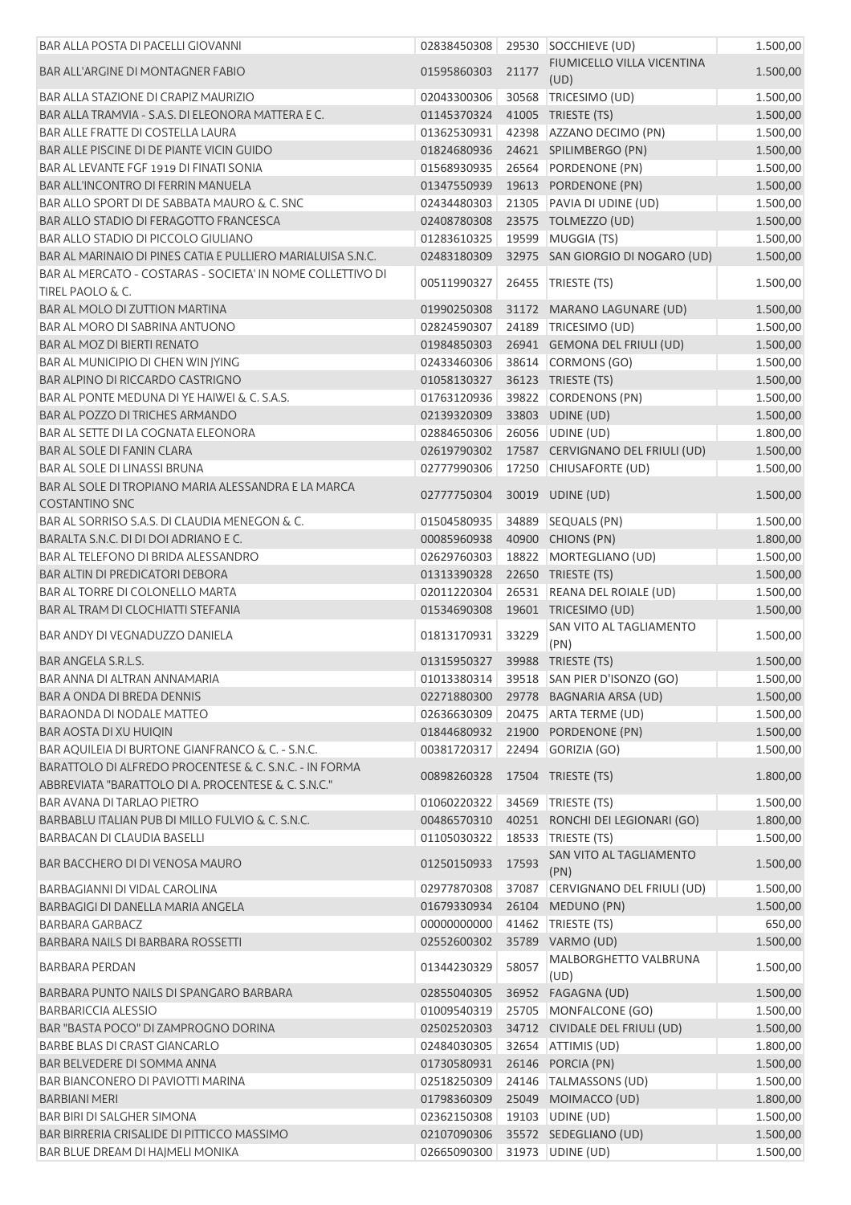| | | | | |
|---|---|---|---|---|
| BAR ALLA POSTA DI PACELLI GIOVANNI | 02838450308 | 29530 | SOCCHIEVE (UD) | 1.500,00 |
| BAR ALL'ARGINE DI MONTAGNER FABIO | 01595860303 | 21177 | FIUMICELLO VILLA VICENTINA (UD) | 1.500,00 |
| BAR ALLA STAZIONE DI CRAPIZ MAURIZIO | 02043300306 | 30568 | TRICESIMO (UD) | 1.500,00 |
| BAR ALLA TRAMVIA - S.A.S. DI ELEONORA MATTERA E C. | 01145370324 | 41005 | TRIESTE (TS) | 1.500,00 |
| BAR ALLE FRATTE DI COSTELLA LAURA | 01362530931 | 42398 | AZZANO DECIMO (PN) | 1.500,00 |
| BAR ALLE PISCINE DI DE PIANTE VICIN GUIDO | 01824680936 | 24621 | SPILIMBERGO (PN) | 1.500,00 |
| BAR AL LEVANTE FGF 1919 DI FINATI SONIA | 01568930935 | 26564 | PORDENONE (PN) | 1.500,00 |
| BAR ALL'INCONTRO DI FERRIN MANUELA | 01347550939 | 19613 | PORDENONE (PN) | 1.500,00 |
| BAR ALLO SPORT DI DE SABBATA MAURO & C. SNC | 02434480303 | 21305 | PAVIA DI UDINE (UD) | 1.500,00 |
| BAR ALLO STADIO DI FERAGOTTO FRANCESCA | 02408780308 | 23575 | TOLMEZZO (UD) | 1.500,00 |
| BAR ALLO STADIO DI PICCOLO GIULIANO | 01283610325 | 19599 | MUGGIA (TS) | 1.500,00 |
| BAR AL MARINAIO DI PINES CATIA E PULLIERO MARIALUISA S.N.C. | 02483180309 | 32975 | SAN GIORGIO DI NOGARO (UD) | 1.500,00 |
| BAR AL MERCATO - COSTARAS - SOCIETA' IN NOME COLLETTIVO DI TIREL PAOLO & C. | 00511990327 | 26455 | TRIESTE (TS) | 1.500,00 |
| BAR AL MOLO DI ZUTTION MARTINA | 01990250308 | 31172 | MARANO LAGUNARE (UD) | 1.500,00 |
| BAR AL MORO DI SABRINA ANTUONO | 02824590307 | 24189 | TRICESIMO (UD) | 1.500,00 |
| BAR AL MOZ DI BIERTI RENATO | 01984850303 | 26941 | GEMONA DEL FRIULI (UD) | 1.500,00 |
| BAR AL MUNICIPIO DI CHEN WIN JYING | 02433460306 | 38614 | CORMONS (GO) | 1.500,00 |
| BAR ALPINO DI RICCARDO CASTRIGNO | 01058130327 | 36123 | TRIESTE (TS) | 1.500,00 |
| BAR AL PONTE MEDUNA DI YE HAIWEI & C. S.A.S. | 01763120936 | 39822 | CORDENONS (PN) | 1.500,00 |
| BAR AL POZZO DI TRICHES ARMANDO | 02139320309 | 33803 | UDINE (UD) | 1.500,00 |
| BAR AL SETTE DI LA COGNATA ELEONORA | 02884650306 | 26056 | UDINE (UD) | 1.800,00 |
| BAR AL SOLE DI FANIN CLARA | 02619790302 | 17587 | CERVIGNANO DEL FRIULI (UD) | 1.500,00 |
| BAR AL SOLE DI LINASSI BRUNA | 02777990306 | 17250 | CHIUSAFORTE (UD) | 1.500,00 |
| BAR AL SOLE DI TROPIANO MARIA ALESSANDRA E LA MARCA COSTANTINO SNC | 02777750304 | 30019 | UDINE (UD) | 1.500,00 |
| BAR AL SORRISO S.A.S. DI CLAUDIA MENEGON & C. | 01504580935 | 34889 | SEQUALS (PN) | 1.500,00 |
| BARALTA S.N.C. DI DI DOI ADRIANO E C. | 00085960938 | 40900 | CHIONS (PN) | 1.800,00 |
| BAR AL TELEFONO DI BRIDA ALESSANDRO | 02629760303 | 18822 | MORTEGLIANO (UD) | 1.500,00 |
| BAR ALTIN DI PREDICATORI DEBORA | 01313390328 | 22650 | TRIESTE (TS) | 1.500,00 |
| BAR AL TORRE DI COLONELLO MARTA | 02011220304 | 26531 | REANA DEL ROIALE (UD) | 1.500,00 |
| BAR AL TRAM DI CLOCHIATTI STEFANIA | 01534690308 | 19601 | TRICESIMO (UD) | 1.500,00 |
| BAR ANDY DI VEGNADUZZO DANIELA | 01813170931 | 33229 | SAN VITO AL TAGLIAMENTO (PN) | 1.500,00 |
| BAR ANGELA S.R.L.S. | 01315950327 | 39988 | TRIESTE (TS) | 1.500,00 |
| BAR ANNA DI ALTRAN ANNAMARIA | 01013380314 | 39518 | SAN PIER D'ISONZO (GO) | 1.500,00 |
| BAR A ONDA DI BREDA DENNIS | 02271880300 | 29778 | BAGNARIA ARSA (UD) | 1.500,00 |
| BARAONDA DI NODALE MATTEO | 02636630309 | 20475 | ARTA TERME (UD) | 1.500,00 |
| BAR AOSTA DI XU HUIQIN | 01844680932 | 21900 | PORDENONE (PN) | 1.500,00 |
| BAR AQUILEIA DI BURTONE GIANFRANCO & C. - S.N.C. | 00381720317 | 22494 | GORIZIA (GO) | 1.500,00 |
| BARATTOLO DI ALFREDO PROCENTESE & C. S.N.C. - IN FORMA ABBREVIATA "BARATTOLO DI A. PROCENTESE & C. S.N.C." | 00898260328 | 17504 | TRIESTE (TS) | 1.800,00 |
| BAR AVANA DI TARLAO PIETRO | 01060220322 | 34569 | TRIESTE (TS) | 1.500,00 |
| BARBABLU ITALIAN PUB DI MILLO FULVIO & C. S.N.C. | 00486570310 | 40251 | RONCHI DEI LEGIONARI (GO) | 1.800,00 |
| BARBACAN DI CLAUDIA BASELLI | 01105030322 | 18533 | TRIESTE (TS) | 1.500,00 |
| BAR BACCHERO DI DI VENOSA MAURO | 01250150933 | 17593 | SAN VITO AL TAGLIAMENTO (PN) | 1.500,00 |
| BARBAGIANNI DI VIDAL CAROLINA | 02977870308 | 37087 | CERVIGNANO DEL FRIULI (UD) | 1.500,00 |
| BARBAGIGI DI DANELLA MARIA ANGELA | 01679330934 | 26104 | MEDUNO (PN) | 1.500,00 |
| BARBARA GARBACZ | 00000000000 | 41462 | TRIESTE (TS) | 650,00 |
| BARBARA NAILS DI BARBARA ROSSETTI | 02552600302 | 35789 | VARMO (UD) | 1.500,00 |
| BARBARA PERDAN | 01344230329 | 58057 | MALBORGHETTO VALBRUNA (UD) | 1.500,00 |
| BARBARA PUNTO NAILS DI SPANGARO BARBARA | 02855040305 | 36952 | FAGAGNA (UD) | 1.500,00 |
| BARBARICCIA ALESSIO | 01009540319 | 25705 | MONFALCONE (GO) | 1.500,00 |
| BAR "BASTA POCO" DI ZAMPROGNO DORINA | 02502520303 | 34712 | CIVIDALE DEL FRIULI (UD) | 1.500,00 |
| BARBE BLAS DI CRAST GIANCARLO | 02484030305 | 32654 | ATTIMIS (UD) | 1.800,00 |
| BAR BELVEDERE DI SOMMA ANNA | 01730580931 | 26146 | PORCIA (PN) | 1.500,00 |
| BAR BIANCONERO DI PAVIOTTI MARINA | 02518250309 | 24146 | TALMASSONS (UD) | 1.500,00 |
| BARBIANI MERI | 01798360309 | 25049 | MOIMACCO (UD) | 1.800,00 |
| BAR BIRI DI SALGHER SIMONA | 02362150308 | 19103 | UDINE (UD) | 1.500,00 |
| BAR BIRRERIA CRISALIDE DI PITTICCO MASSIMO | 02107090306 | 35572 | SEDEGLIANO (UD) | 1.500,00 |
| BAR BLUE DREAM DI HAJMELI MONIKA | 02665090300 | 31973 | UDINE (UD) | 1.500,00 |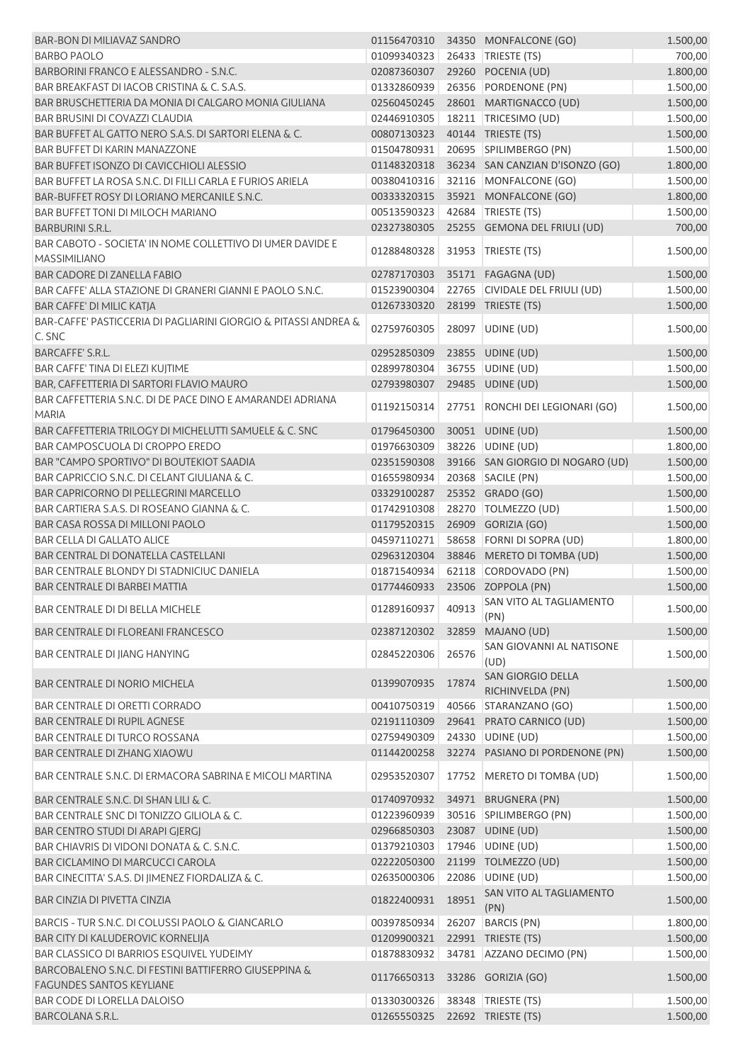| | | | | |
|---|---|---|---|---|
| BAR-BON DI MILIAVAZ SANDRO | 01156470310 | 34350 | MONFALCONE (GO) | 1.500,00 |
| BARBO PAOLO | 01099340323 | 26433 | TRIESTE (TS) | 700,00 |
| BARBORINI FRANCO E ALESSANDRO - S.N.C. | 02087360307 | 29260 | POCENIA (UD) | 1.800,00 |
| BAR BREAKFAST DI IACOB CRISTINA & C. S.A.S. | 01332860939 | 26356 | PORDENONE (PN) | 1.500,00 |
| BAR BRUSCHETTERIA DA MONIA DI CALGARO MONIA GIULIANA | 02560450245 | 28601 | MARTIGNACCO (UD) | 1.500,00 |
| BAR BRUSINI DI COVAZZI CLAUDIA | 02446910305 | 18211 | TRICESIMO (UD) | 1.500,00 |
| BAR BUFFET AL GATTO NERO S.A.S. DI SARTORI ELENA & C. | 00807130323 | 40144 | TRIESTE (TS) | 1.500,00 |
| BAR BUFFET DI KARIN MANAZZONE | 01504780931 | 20695 | SPILIMBERGO (PN) | 1.500,00 |
| BAR BUFFET ISONZO DI CAVICCHIOLI ALESSIO | 01148320318 | 36234 | SAN CANZIAN D'ISONZO (GO) | 1.800,00 |
| BAR BUFFET LA ROSA S.N.C. DI FILLI CARLA E FURIOS ARIELA | 00380410316 | 32116 | MONFALCONE (GO) | 1.500,00 |
| BAR-BUFFET ROSY DI LORIANO MERCANILE S.N.C. | 00333320315 | 35921 | MONFALCONE (GO) | 1.800,00 |
| BAR BUFFET TONI DI MILOCH MARIANO | 00513590323 | 42684 | TRIESTE (TS) | 1.500,00 |
| BARBURINI S.R.L. | 02327380305 | 25255 | GEMONA DEL FRIULI (UD) | 700,00 |
| BAR CABOTO - SOCIETA' IN NOME COLLETTIVO DI UMER DAVIDE E MASSIMILIANO | 01288480328 | 31953 | TRIESTE (TS) | 1.500,00 |
| BAR CADORE DI ZANELLA FABIO | 02787170303 | 35171 | FAGAGNA (UD) | 1.500,00 |
| BAR CAFFE' ALLA STAZIONE DI GRANERI GIANNI E PAOLO S.N.C. | 01523900304 | 22765 | CIVIDALE DEL FRIULI (UD) | 1.500,00 |
| BAR CAFFE' DI MILIC KATJA | 01267330320 | 28199 | TRIESTE (TS) | 1.500,00 |
| BAR-CAFFE' PASTICCERIA DI PAGLIARINI GIORGIO & PITASSI ANDREA & C. SNC | 02759760305 | 28097 | UDINE (UD) | 1.500,00 |
| BARCAFFE' S.R.L. | 02952850309 | 23855 | UDINE (UD) | 1.500,00 |
| BAR CAFFE' TINA DI ELEZI KUJTIME | 02899780304 | 36755 | UDINE (UD) | 1.500,00 |
| BAR, CAFFETTERIA DI SARTORI FLAVIO MAURO | 02793980307 | 29485 | UDINE (UD) | 1.500,00 |
| BAR CAFFETTERIA S.N.C. DI DE PACE DINO E AMARANDEI ADRIANA MARIA | 01192150314 | 27751 | RONCHI DEI LEGIONARI (GO) | 1.500,00 |
| BAR CAFFETTERIA TRILOGY DI MICHELUTTI SAMUELE & C. SNC | 01796450300 | 30051 | UDINE (UD) | 1.500,00 |
| BAR CAMPOSCUOLA DI CROPPO EREDO | 01976630309 | 38226 | UDINE (UD) | 1.800,00 |
| BAR "CAMPO SPORTIVO" DI BOUTEKIOT SAADIA | 02351590308 | 39166 | SAN GIORGIO DI NOGARO (UD) | 1.500,00 |
| BAR CAPRICCIO S.N.C. DI CELANT GIULIANA & C. | 01655980934 | 20368 | SACILE (PN) | 1.500,00 |
| BAR CAPRICORNO DI PELLEGRINI MARCELLO | 03329100287 | 25352 | GRADO (GO) | 1.500,00 |
| BAR CARTIERA S.A.S. DI ROSEANO GIANNA & C. | 01742910308 | 28270 | TOLMEZZO (UD) | 1.500,00 |
| BAR CASA ROSSA DI MILLONI PAOLO | 01179520315 | 26909 | GORIZIA (GO) | 1.500,00 |
| BAR CELLA DI GALLATO ALICE | 04597110271 | 58658 | FORNI DI SOPRA (UD) | 1.800,00 |
| BAR CENTRAL DI DONATELLA CASTELLANI | 02963120304 | 38846 | MERETO DI TOMBA (UD) | 1.500,00 |
| BAR CENTRALE BLONDY DI STADNICIUC DANIELA | 01871540934 | 62118 | CORDOVADO (PN) | 1.500,00 |
| BAR CENTRALE DI BARBEI MATTIA | 01774460933 | 23506 | ZOPPOLA (PN) | 1.500,00 |
| BAR CENTRALE DI DI BELLA MICHELE | 01289160937 | 40913 | SAN VITO AL TAGLIAMENTO (PN) | 1.500,00 |
| BAR CENTRALE DI FLOREANI FRANCESCO | 02387120302 | 32859 | MAJANO (UD) | 1.500,00 |
| BAR CENTRALE DI JIANG HANYING | 02845220306 | 26576 | SAN GIOVANNI AL NATISONE (UD) | 1.500,00 |
| BAR CENTRALE DI NORIO MICHELA | 01399070935 | 17874 | SAN GIORGIO DELLA RICHINVELDA (PN) | 1.500,00 |
| BAR CENTRALE DI ORETTI CORRADO | 00410750319 | 40566 | STARANZANO (GO) | 1.500,00 |
| BAR CENTRALE DI RUPIL AGNESE | 02191110309 | 29641 | PRATO CARNICO (UD) | 1.500,00 |
| BAR CENTRALE DI TURCO ROSSANA | 02759490309 | 24330 | UDINE (UD) | 1.500,00 |
| BAR CENTRALE DI ZHANG XIAOWU | 01144200258 | 32274 | PASIANO DI PORDENONE (PN) | 1.500,00 |
| BAR CENTRALE S.N.C. DI ERMACORA SABRINA E MICOLI MARTINA | 02953520307 | 17752 | MERETO DI TOMBA (UD) | 1.500,00 |
| BAR CENTRALE S.N.C. DI SHAN LILI & C. | 01740970932 | 34971 | BRUGNERA (PN) | 1.500,00 |
| BAR CENTRALE SNC DI TONIZZO GILIOLA & C. | 01223960939 | 30516 | SPILIMBERGO (PN) | 1.500,00 |
| BAR CENTRO STUDI DI ARAPI GJERGJ | 02966850303 | 23087 | UDINE (UD) | 1.500,00 |
| BAR CHIAVRIS DI VIDONI DONATA & C. S.N.C. | 01379210303 | 17946 | UDINE (UD) | 1.500,00 |
| BAR CICLAMINO DI MARCUCCI CAROLA | 02222050300 | 21199 | TOLMEZZO (UD) | 1.500,00 |
| BAR CINECITTA' S.A.S. DI JIMENEZ FIORDALIZA & C. | 02635000306 | 22086 | UDINE (UD) | 1.500,00 |
| BAR CINZIA DI PIVETTA CINZIA | 01822400931 | 18951 | SAN VITO AL TAGLIAMENTO (PN) | 1.500,00 |
| BARCIS - TUR S.N.C. DI COLUSSI PAOLO & GIANCARLO | 00397850934 | 26207 | BARCIS (PN) | 1.800,00 |
| BAR CITY DI KALUDEROVIC KORNELIJA | 01209900321 | 22991 | TRIESTE (TS) | 1.500,00 |
| BAR CLASSICO DI BARRIOS ESQUIVEL YUDEIMY | 01878830932 | 34781 | AZZANO DECIMO (PN) | 1.500,00 |
| BARCOBALENO S.N.C. DI FESTINI BATTIFERRO GIUSEPPINA & FAGUNDES SANTOS KEYLIANE | 01176650313 | 33286 | GORIZIA (GO) | 1.500,00 |
| BAR CODE DI LORELLA DALOISO | 01330300326 | 38348 | TRIESTE (TS) | 1.500,00 |
| BARCOLANA S.R.L. | 01265550325 | 22692 | TRIESTE (TS) | 1.500,00 |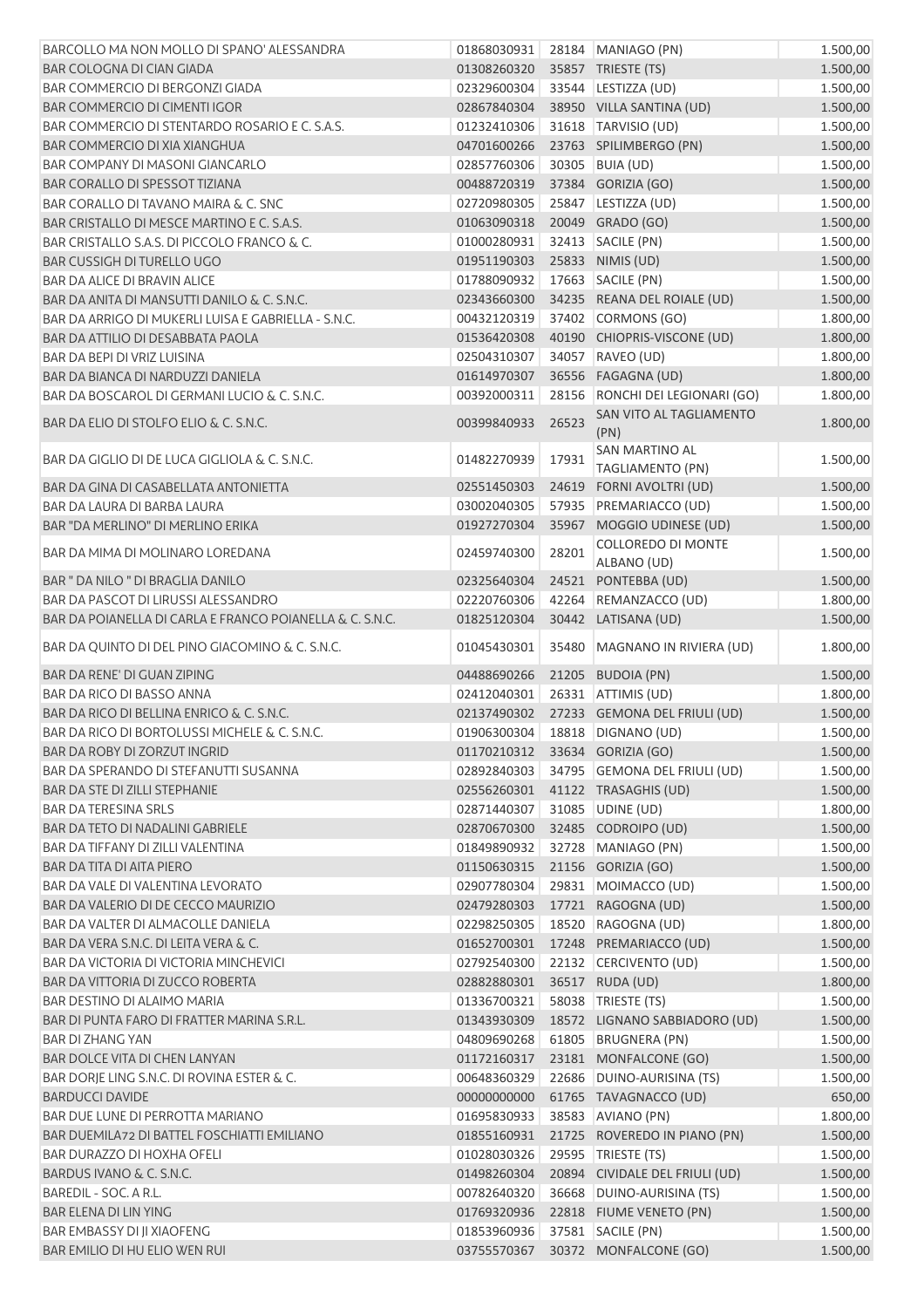| | | | | |
|---|---|---|---|---|
| BARCOLLO MA NON MOLLO DI SPANO' ALESSANDRA | 01868030931 | 28184 | MANIAGO (PN) | 1.500,00 |
| BAR COLOGNA DI CIAN GIADA | 01308260320 | 35857 | TRIESTE (TS) | 1.500,00 |
| BAR COMMERCIO DI BERGONZI GIADA | 02329600304 | 33544 | LESTIZZA (UD) | 1.500,00 |
| BAR COMMERCIO DI CIMENTI IGOR | 02867840304 | 38950 | VILLA SANTINA (UD) | 1.500,00 |
| BAR COMMERCIO DI STENTARDO ROSARIO E C. S.A.S. | 01232410306 | 31618 | TARVISIO (UD) | 1.500,00 |
| BAR COMMERCIO DI XIA XIANGHUA | 04701600266 | 23763 | SPILIMBERGO (PN) | 1.500,00 |
| BAR COMPANY DI MASONI GIANCARLO | 02857760306 | 30305 | BUIA (UD) | 1.500,00 |
| BAR CORALLO DI SPESSOT TIZIANA | 00488720319 | 37384 | GORIZIA (GO) | 1.500,00 |
| BAR CORALLO DI TAVANO MAIRA & C. SNC | 02720980305 | 25847 | LESTIZZA (UD) | 1.500,00 |
| BAR CRISTALLO DI MESCE MARTINO E C. S.A.S. | 01063090318 | 20049 | GRADO (GO) | 1.500,00 |
| BAR CRISTALLO S.A.S. DI PICCOLO FRANCO & C. | 01000280931 | 32413 | SACILE (PN) | 1.500,00 |
| BAR CUSSIGH DI TURELLO UGO | 01951190303 | 25833 | NIMIS (UD) | 1.500,00 |
| BAR DA ALICE DI BRAVIN ALICE | 01788090932 | 17663 | SACILE (PN) | 1.500,00 |
| BAR DA ANITA DI MANSUTTI DANILO & C. S.N.C. | 02343660300 | 34235 | REANA DEL ROIALE (UD) | 1.500,00 |
| BAR DA ARRIGO DI MUKERLI LUISA E GABRIELLA - S.N.C. | 00432120319 | 37402 | CORMONS (GO) | 1.800,00 |
| BAR DA ATTILIO DI DESABBATA PAOLA | 01536420308 | 40190 | CHIOPRIS-VISCONE (UD) | 1.800,00 |
| BAR DA BEPI DI VRIZ LUISINA | 02504310307 | 34057 | RAVEO (UD) | 1.800,00 |
| BAR DA BIANCA DI NARDUZZI DANIELA | 01614970307 | 36556 | FAGAGNA (UD) | 1.800,00 |
| BAR DA BOSCAROL DI GERMANI LUCIO & C. S.N.C. | 00392000311 | 28156 | RONCHI DEI LEGIONARI (GO) | 1.800,00 |
| BAR DA ELIO DI STOLFO ELIO & C. S.N.C. | 00399840933 | 26523 | SAN VITO AL TAGLIAMENTO (PN) | 1.800,00 |
| BAR DA GIGLIO DI DE LUCA GIGLIOLA & C. S.N.C. | 01482270939 | 17931 | SAN MARTINO AL TAGLIAMENTO (PN) | 1.500,00 |
| BAR DA GINA DI CASABELLATA ANTONIETTA | 02551450303 | 24619 | FORNI AVOLTRI (UD) | 1.500,00 |
| BAR DA LAURA DI BARBA LAURA | 03002040305 | 57935 | PREMARIACCO (UD) | 1.500,00 |
| BAR "DA MERLINO" DI MERLINO ERIKA | 01927270304 | 35967 | MOGGIO UDINESE (UD) | 1.500,00 |
| BAR DA MIMA DI MOLINARO LOREDANA | 02459740300 | 28201 | COLLOREDO DI MONTE ALBANO (UD) | 1.500,00 |
| BAR " DA NILO " DI BRAGLIA DANILO | 02325640304 | 24521 | PONTEBBA (UD) | 1.500,00 |
| BAR DA PASCOT DI LIRUSSI ALESSANDRO | 02220760306 | 42264 | REMANZACCO (UD) | 1.800,00 |
| BAR DA POIANELLA DI CARLA E FRANCO POIANELLA & C. S.N.C. | 01825120304 | 30442 | LATISANA (UD) | 1.500,00 |
| BAR DA QUINTO DI DEL PINO GIACOMINO & C. S.N.C. | 01045430301 | 35480 | MAGNANO IN RIVIERA (UD) | 1.800,00 |
| BAR DA RENE' DI GUAN ZIPING | 04488690266 | 21205 | BUDOIA (PN) | 1.500,00 |
| BAR DA RICO DI BASSO ANNA | 02412040301 | 26331 | ATTIMIS (UD) | 1.800,00 |
| BAR DA RICO DI BELLINA ENRICO & C. S.N.C. | 02137490302 | 27233 | GEMONA DEL FRIULI (UD) | 1.500,00 |
| BAR DA RICO DI BORTOLUSSI MICHELE & C. S.N.C. | 01906300304 | 18818 | DIGNANO (UD) | 1.500,00 |
| BAR DA ROBY DI ZORZUT INGRID | 01170210312 | 33634 | GORIZIA (GO) | 1.500,00 |
| BAR DA SPERANDO DI STEFANUTTI SUSANNA | 02892840303 | 34795 | GEMONA DEL FRIULI (UD) | 1.500,00 |
| BAR DA STE DI ZILLI STEPHANIE | 02556260301 | 41122 | TRASAGHIS (UD) | 1.500,00 |
| BAR DA TERESINA SRLS | 02871440307 | 31085 | UDINE (UD) | 1.800,00 |
| BAR DA TETO DI NADALINI GABRIELE | 02870670300 | 32485 | CODROIPO (UD) | 1.500,00 |
| BAR DA TIFFANY DI ZILLI VALENTINA | 01849890932 | 32728 | MANIAGO (PN) | 1.500,00 |
| BAR DA TITA DI AITA PIERO | 01150630315 | 21156 | GORIZIA (GO) | 1.500,00 |
| BAR DA VALE DI VALENTINA LEVORATO | 02907780304 | 29831 | MOIMACCO (UD) | 1.500,00 |
| BAR DA VALERIO DI DE CECCO MAURIZIO | 02479280303 | 17721 | RAGOGNA (UD) | 1.500,00 |
| BAR DA VALTER DI ALMACOLLE DANIELA | 02298250305 | 18520 | RAGOGNA (UD) | 1.800,00 |
| BAR DA VERA S.N.C. DI LEITA VERA & C. | 01652700301 | 17248 | PREMARIACCO (UD) | 1.500,00 |
| BAR DA VICTORIA DI VICTORIA MINCHEVICI | 02792540300 | 22132 | CERCIVENTO (UD) | 1.500,00 |
| BAR DA VITTORIA DI ZUCCO ROBERTA | 02882880301 | 36517 | RUDA (UD) | 1.800,00 |
| BAR DESTINO DI ALAIMO MARIA | 01336700321 | 58038 | TRIESTE (TS) | 1.500,00 |
| BAR DI PUNTA FARO DI FRATTER MARINA S.R.L. | 01343930309 | 18572 | LIGNANO SABBIADORO (UD) | 1.500,00 |
| BAR DI ZHANG YAN | 04809690268 | 61805 | BRUGNERA (PN) | 1.500,00 |
| BAR DOLCE VITA DI CHEN LANYAN | 01172160317 | 23181 | MONFALCONE (GO) | 1.500,00 |
| BAR DORJE LING S.N.C. DI ROVINA ESTER & C. | 00648360329 | 22686 | DUINO-AURISINA (TS) | 1.500,00 |
| BARDUCCI DAVIDE | 00000000000 | 61765 | TAVAGNACCO (UD) | 650,00 |
| BAR DUE LUNE DI PERROTTA MARIANO | 01695830933 | 38583 | AVIANO (PN) | 1.800,00 |
| BAR DUEMILA72 DI BATTEL FOSCHIATTI EMILIANO | 01855160931 | 21725 | ROVEREDO IN PIANO (PN) | 1.500,00 |
| BAR DURAZZO DI HOXHA OFELI | 01028030326 | 29595 | TRIESTE (TS) | 1.500,00 |
| BARDUS IVANO & C. S.N.C. | 01498260304 | 20894 | CIVIDALE DEL FRIULI (UD) | 1.500,00 |
| BAREDIL - SOC. A R.L. | 00782640320 | 36668 | DUINO-AURISINA (TS) | 1.500,00 |
| BAR ELENA DI LIN YING | 01769320936 | 22818 | FIUME VENETO (PN) | 1.500,00 |
| BAR EMBASSY DI JI XIAOFENG | 01853960936 | 37581 | SACILE (PN) | 1.500,00 |
| BAR EMILIO DI HU ELIO WEN RUI | 03755570367 | 30372 | MONFALCONE (GO) | 1.500,00 |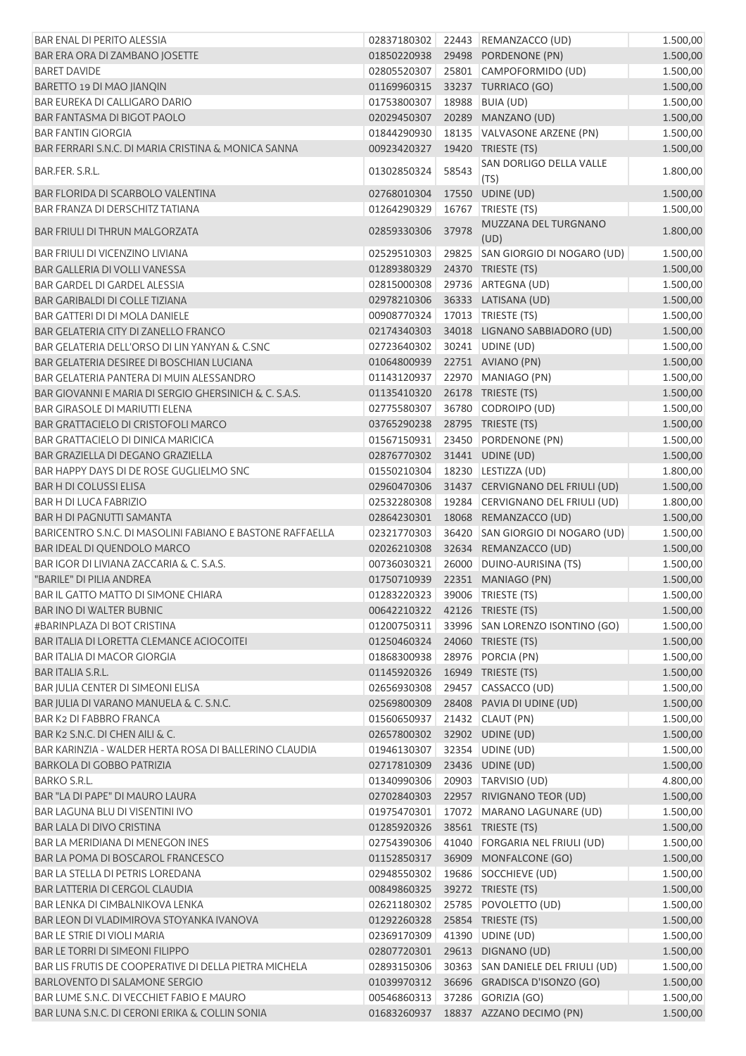| | | | | |
|---|---|---|---|---|
| BAR ENAL DI PERITO ALESSIA | 02837180302 | 22443 | REMANZACCO (UD) | 1.500,00 |
| BAR ERA ORA DI ZAMBANO JOSETTE | 01850220938 | 29498 | PORDENONE (PN) | 1.500,00 |
| BARET DAVIDE | 02805520307 | 25801 | CAMPOFORMIDO (UD) | 1.500,00 |
| BARETTO 19 DI MAO JIANQIN | 01169960315 | 33237 | TURRIACO (GO) | 1.500,00 |
| BAR EUREKA DI CALLIGARO DARIO | 01753800307 | 18988 | BUIA (UD) | 1.500,00 |
| BAR FANTASMA DI BIGOT PAOLO | 02029450307 | 20289 | MANZANO (UD) | 1.500,00 |
| BAR FANTIN GIORGIA | 01844290930 | 18135 | VALVASONE ARZENE (PN) | 1.500,00 |
| BAR FERRARI S.N.C. DI MARIA CRISTINA & MONICA SANNA | 00923420327 | 19420 | TRIESTE (TS) | 1.500,00 |
| BAR.FER. S.R.L. | 01302850324 | 58543 | SAN DORLIGO DELLA VALLE (TS) | 1.800,00 |
| BAR FLORIDA DI SCARBOLO VALENTINA | 02768010304 | 17550 | UDINE (UD) | 1.500,00 |
| BAR FRANZA DI DERSCHITZ TATIANA | 01264290329 | 16767 | TRIESTE (TS) | 1.500,00 |
| BAR FRIULI DI THRUN MALGORZATA | 02859330306 | 37978 | MUZZANA DEL TURGNANO (UD) | 1.800,00 |
| BAR FRIULI DI VICENZINO LIVIANA | 02529510303 | 29825 | SAN GIORGIO DI NOGARO (UD) | 1.500,00 |
| BAR GALLERIA DI VOLLI VANESSA | 01289380329 | 24370 | TRIESTE (TS) | 1.500,00 |
| BAR GARDEL DI GARDEL ALESSIA | 02815000308 | 29736 | ARTEGNA (UD) | 1.500,00 |
| BAR GARIBALDI DI COLLE TIZIANA | 02978210306 | 36333 | LATISANA (UD) | 1.500,00 |
| BAR GATTERI DI DI MOLA DANIELE | 00908770324 | 17013 | TRIESTE (TS) | 1.500,00 |
| BAR GELATERIA CITY DI ZANELLO FRANCO | 02174340303 | 34018 | LIGNANO SABBIADORO (UD) | 1.500,00 |
| BAR GELATERIA DELL'ORSO DI LIN YANYAN & C.SNC | 02723640302 | 30241 | UDINE (UD) | 1.500,00 |
| BAR GELATERIA DESIREE DI BOSCHIAN LUCIANA | 01064800939 | 22751 | AVIANO (PN) | 1.500,00 |
| BAR GELATERIA PANTERA DI MUIN ALESSANDRO | 01143120937 | 22970 | MANIAGO (PN) | 1.500,00 |
| BAR GIOVANNI E MARIA DI SERGIO GHERSINICH & C. S.A.S. | 01135410320 | 26178 | TRIESTE (TS) | 1.500,00 |
| BAR GIRASOLE DI MARIUTTI ELENA | 02775580307 | 36780 | CODROIPO (UD) | 1.500,00 |
| BAR GRATTACIELO DI CRISTOFOLI MARCO | 03765290238 | 28795 | TRIESTE (TS) | 1.500,00 |
| BAR GRATTACIELO DI DINICA MARICICA | 01567150931 | 23450 | PORDENONE (PN) | 1.500,00 |
| BAR GRAZIELLA DI DEGANO GRAZIELLA | 02876770302 | 31441 | UDINE (UD) | 1.500,00 |
| BAR HAPPY DAYS DI DE ROSE GUGLIELMO SNC | 01550210304 | 18230 | LESTIZZA (UD) | 1.800,00 |
| BAR H DI COLUSSI ELISA | 02960470306 | 31437 | CERVIGNANO DEL FRIULI (UD) | 1.500,00 |
| BAR H DI LUCA FABRIZIO | 02532280308 | 19284 | CERVIGNANO DEL FRIULI (UD) | 1.800,00 |
| BAR H DI PAGNUTTI SAMANTA | 02864230301 | 18068 | REMANZACCO (UD) | 1.500,00 |
| BARICENTRO S.N.C. DI MASOLINI FABIANO E BASTONE RAFFAELLA | 02321770303 | 36420 | SAN GIORGIO DI NOGARO (UD) | 1.500,00 |
| BAR IDEAL DI QUENDOLO MARCO | 02026210308 | 32634 | REMANZACCO (UD) | 1.500,00 |
| BAR IGOR DI LIVIANA ZACCARIA & C. S.A.S. | 00736030321 | 26000 | DUINO-AURISINA (TS) | 1.500,00 |
| "BARILE" DI PILIA ANDREA | 01750710939 | 22351 | MANIAGO (PN) | 1.500,00 |
| BAR IL GATTO MATTO DI SIMONE CHIARA | 01283220323 | 39006 | TRIESTE (TS) | 1.500,00 |
| BAR INO DI WALTER BUBNIC | 00642210322 | 42126 | TRIESTE (TS) | 1.500,00 |
| #BARINPLAZA DI BOT CRISTINA | 01200750311 | 33996 | SAN LORENZO ISONTINO (GO) | 1.500,00 |
| BAR ITALIA DI LORETTA CLEMANCE ACIOCOITEI | 01250460324 | 24060 | TRIESTE (TS) | 1.500,00 |
| BAR ITALIA DI MACOR GIORGIA | 01868300938 | 28976 | PORCIA (PN) | 1.500,00 |
| BAR ITALIA S.R.L. | 01145920326 | 16949 | TRIESTE (TS) | 1.500,00 |
| BAR JULIA CENTER DI SIMEONI ELISA | 02656930308 | 29457 | CASSACCO (UD) | 1.500,00 |
| BAR JULIA DI VARANO MANUELA & C. S.N.C. | 02569800309 | 28408 | PAVIA DI UDINE (UD) | 1.500,00 |
| BAR K2 DI FABBRO FRANCA | 01560650937 | 21432 | CLAUT (PN) | 1.500,00 |
| BAR K2 S.N.C. DI CHEN AILI & C. | 02657800302 | 32902 | UDINE (UD) | 1.500,00 |
| BAR KARINZIA - WALDER HERTA ROSA DI BALLERINO CLAUDIA | 01946130307 | 32354 | UDINE (UD) | 1.500,00 |
| BARKOLA DI GOBBO PATRIZIA | 02717810309 | 23436 | UDINE (UD) | 1.500,00 |
| BARKO S.R.L. | 01340990306 | 20903 | TARVISIO (UD) | 4.800,00 |
| BAR "LA DI PAPE" DI MAURO LAURA | 02702840303 | 22957 | RIVIGNANO TEOR (UD) | 1.500,00 |
| BAR LAGUNA BLU DI VISENTINI IVO | 01975470301 | 17072 | MARANO LAGUNARE (UD) | 1.500,00 |
| BAR LALA DI DIVO CRISTINA | 01285920326 | 38561 | TRIESTE (TS) | 1.500,00 |
| BAR LA MERIDIANA DI MENEGON INES | 02754390306 | 41040 | FORGARIA NEL FRIULI (UD) | 1.500,00 |
| BAR LA POMA DI BOSCAROL FRANCESCO | 01152850317 | 36909 | MONFALCONE (GO) | 1.500,00 |
| BAR LA STELLA DI PETRIS LOREDANA | 02948550302 | 19686 | SOCCHIEVE (UD) | 1.500,00 |
| BAR LATTERIA DI CERGOL CLAUDIA | 00849860325 | 39272 | TRIESTE (TS) | 1.500,00 |
| BAR LENKA DI CIMBALNIKOVA LENKA | 02621180302 | 25785 | POVOLETTO (UD) | 1.500,00 |
| BAR LEON DI VLADIMIROVA STOYANKA IVANOVA | 01292260328 | 25854 | TRIESTE (TS) | 1.500,00 |
| BAR LE STRIE DI VIOLI MARIA | 02369170309 | 41390 | UDINE (UD) | 1.500,00 |
| BAR LE TORRI DI SIMEONI FILIPPO | 02807720301 | 29613 | DIGNANO (UD) | 1.500,00 |
| BAR LIS FRUTIS DE COOPERATIVE DI DELLA PIETRA MICHELA | 02893150306 | 30363 | SAN DANIELE DEL FRIULI (UD) | 1.500,00 |
| BARLOVENTO DI SALAMONE SERGIO | 01039970312 | 36696 | GRADISCA D'ISONZO (GO) | 1.500,00 |
| BAR LUME S.N.C. DI VECCHIET FABIO E MAURO | 00546860313 | 37286 | GORIZIA (GO) | 1.500,00 |
| BAR LUNA S.N.C. DI CERONI ERIKA & COLLIN SONIA | 01683260937 | 18837 | AZZANO DECIMO (PN) | 1.500,00 |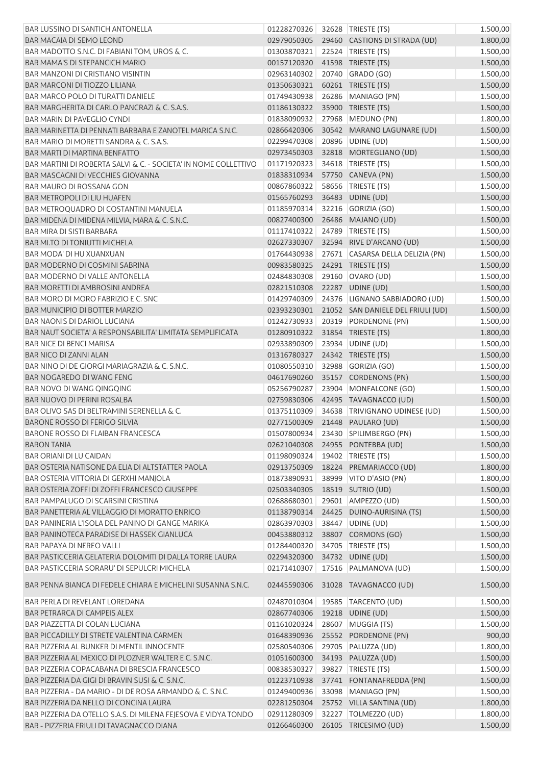| | | | | |
|---|---|---|---|---|
| BAR LUSSINO DI SANTICH ANTONELLA | 01228270326 | 32628 | TRIESTE (TS) | 1.500,00 |
| BAR MACAIA DI SEMO LEOND | 02979050305 | 29460 | CASTIONS DI STRADA (UD) | 1.800,00 |
| BAR MADOTTO S.N.C. DI FABIANI TOM, UROS & C. | 01303870321 | 22524 | TRIESTE (TS) | 1.500,00 |
| BAR MAMA'S DI STEPANCICH MARIO | 00157120320 | 41598 | TRIESTE (TS) | 1.500,00 |
| BAR MANZONI DI CRISTIANO VISINTIN | 02963140302 | 20740 | GRADO (GO) | 1.500,00 |
| BAR MARCONI DI TIOZZO LILIANA | 01350630321 | 60261 | TRIESTE (TS) | 1.500,00 |
| BAR MARCO POLO DI TURATTI DANIELE | 01749430938 | 26286 | MANIAGO (PN) | 1.500,00 |
| BAR MARGHERITA DI CARLO PANCRAZI & C. S.A.S. | 01186130322 | 35900 | TRIESTE (TS) | 1.500,00 |
| BAR MARIN DI PAVEGLIO CYNDI | 01838090932 | 27968 | MEDUNO (PN) | 1.800,00 |
| BAR MARINETTA DI PENNATI BARBARA E ZANOTEL MARICA S.N.C. | 02866420306 | 30542 | MARANO LAGUNARE (UD) | 1.500,00 |
| BAR MARIO DI MORETTI SANDRA & C. S.A.S. | 02299470308 | 20896 | UDINE (UD) | 1.500,00 |
| BAR MARTI DI MARTINA BENFATTO | 02973450303 | 32818 | MORTEGLIANO (UD) | 1.500,00 |
| BAR MARTINI DI ROBERTA SALVI & C. - SOCIETA' IN NOME COLLETTIVO | 01171920323 | 34618 | TRIESTE (TS) | 1.500,00 |
| BAR MASCAGNI DI VECCHIES GIOVANNA | 01838310934 | 57750 | CANEVA (PN) | 1.500,00 |
| BAR MAURO DI ROSSANA GON | 00867860322 | 58656 | TRIESTE (TS) | 1.500,00 |
| BAR METROPOLI DI LIU HUAFEN | 01565760293 | 36483 | UDINE (UD) | 1.500,00 |
| BAR METROQUADRO DI COSTANTINI MANUELA | 01185970314 | 32216 | GORIZIA (GO) | 1.500,00 |
| BAR MIDENA DI MIDENA MILVIA, MARA & C. S.N.C. | 00827400300 | 26486 | MAJANO (UD) | 1.500,00 |
| BAR MIRA DI SISTI BARBARA | 01117410322 | 24789 | TRIESTE (TS) | 1.500,00 |
| BAR MI.TO DI TONIUTTI MICHELA | 02627330307 | 32594 | RIVE D'ARCANO (UD) | 1.500,00 |
| BAR MODA' DI HU XUANXUAN | 01764430938 | 27671 | CASARSA DELLA DELIZIA (PN) | 1.500,00 |
| BAR MODERNO DI COSMINI SABRINA | 00983580325 | 24291 | TRIESTE (TS) | 1.500,00 |
| BAR MODERNO DI VALLE ANTONELLA | 02484830308 | 29160 | OVARO (UD) | 1.500,00 |
| BAR MORETTI DI AMBROSINI ANDREA | 02821510308 | 22287 | UDINE (UD) | 1.500,00 |
| BAR MORO DI MORO FABRIZIO E C. SNC | 01429740309 | 24376 | LIGNANO SABBIADORO (UD) | 1.500,00 |
| BAR MUNICIPIO DI BOTTER MARZIO | 02393230301 | 21052 | SAN DANIELE DEL FRIULI (UD) | 1.500,00 |
| BAR NAONIS DI DARIOL LUCIANA | 01242730933 | 20319 | PORDENONE (PN) | 1.500,00 |
| BAR NAUT SOCIETA' A RESPONSABILITA' LIMITATA SEMPLIFICATA | 01280910322 | 31854 | TRIESTE (TS) | 1.800,00 |
| BAR NICE DI BENCI MARISA | 02933890309 | 23934 | UDINE (UD) | 1.500,00 |
| BAR NICO DI ZANNI ALAN | 01316780327 | 24342 | TRIESTE (TS) | 1.500,00 |
| BAR NINO DI DE GIORGI MARIAGRAZIA & C. S.N.C. | 01080550310 | 32988 | GORIZIA (GO) | 1.500,00 |
| BAR NOGAREDO DI WANG FENG | 04617690260 | 35157 | CORDENONS (PN) | 1.500,00 |
| BAR NOVO DI WANG QINGQING | 05256790287 | 23904 | MONFALCONE (GO) | 1.500,00 |
| BAR NUOVO DI PERINI ROSALBA | 02759830306 | 42495 | TAVAGNACCO (UD) | 1.500,00 |
| BAR OLIVO SAS DI BELTRAMINI SERENELLA & C. | 01375110309 | 34638 | TRIVIGNANO UDINESE (UD) | 1.500,00 |
| BARONE ROSSO DI FERIGO SILVIA | 02771500309 | 21448 | PAULARO (UD) | 1.500,00 |
| BARONE ROSSO DI FLAIBAN FRANCESCA | 01507800934 | 23430 | SPILIMBERGO (PN) | 1.500,00 |
| BARON TANIA | 02621040308 | 24955 | PONTEBBA (UD) | 1.500,00 |
| BAR ORIANI DI LU CAIDAN | 01198090324 | 19402 | TRIESTE (TS) | 1.500,00 |
| BAR OSTERIA NATISONE DA ELIA DI ALTSTATTER PAOLA | 02913750309 | 18224 | PREMARIACCO (UD) | 1.800,00 |
| BAR OSTERIA VITTORIA DI GERXHI MANJOLA | 01873890931 | 38999 | VITO D'ASIO (PN) | 1.800,00 |
| BAR OSTERIA ZOFFI DI ZOFFI FRANCESCO GIUSEPPE | 02503340305 | 18519 | SUTRIO (UD) | 1.500,00 |
| BAR PAMPALUGO DI SCARSINI CRISTINA | 02688680301 | 29601 | AMPEZZO (UD) | 1.500,00 |
| BAR PANETTERIA AL VILLAGGIO DI MORATTO ENRICO | 01138790314 | 24425 | DUINO-AURISINA (TS) | 1.500,00 |
| BAR PANINERIA L'ISOLA DEL PANINO DI GANGE MARIKA | 02863970303 | 38447 | UDINE (UD) | 1.500,00 |
| BAR PANINOTECA PARADISE DI HASSEK GIANLUCA | 00453880312 | 38807 | CORMONS (GO) | 1.500,00 |
| BAR PAPAYA DI NEREO VALLI | 01284400320 | 34705 | TRIESTE (TS) | 1.500,00 |
| BAR PASTICCERIA GELATERIA DOLOMITI DI DALLA TORRE LAURA | 02294320300 | 34732 | UDINE (UD) | 1.500,00 |
| BAR PASTICCERIA SORARU' DI SEPULCRI MICHELA | 02171410307 | 17516 | PALMANOVA (UD) | 1.500,00 |
| BAR PENNA BIANCA DI FEDELE CHIARA E MICHELINI SUSANNA S.N.C. | 02445590306 | 31028 | TAVAGNACCO (UD) | 1.500,00 |
| BAR PERLA DI REVELANT LOREDANA | 02487010304 | 19585 | TARCENTO (UD) | 1.500,00 |
| BAR PETRARCA DI CAMPEIS ALEX | 02867740306 | 19218 | UDINE (UD) | 1.500,00 |
| BAR PIAZZETTA DI COLAN LUCIANA | 01161020324 | 28607 | MUGGIA (TS) | 1.500,00 |
| BAR PICCADILLY DI STRETE VALENTINA CARMEN | 01648390936 | 25552 | PORDENONE (PN) | 900,00 |
| BAR PIZZERIA AL BUNKER DI MENTIL INNOCENTE | 02580540306 | 29705 | PALUZZA (UD) | 1.800,00 |
| BAR PIZZERIA AL MEXICO DI PLOZNER WALTER E C. S.N.C. | 01051600300 | 34193 | PALUZZA (UD) | 1.500,00 |
| BAR PIZZERIA COPACABANA DI BRESCIA FRANCESCO | 00838530327 | 39827 | TRIESTE (TS) | 1.500,00 |
| BAR PIZZERIA DA GIGI DI BRAVIN SUSI & C. S.N.C. | 01223710938 | 37741 | FONTANAFREDDA (PN) | 1.500,00 |
| BAR PIZZERIA - DA MARIO - DI DE ROSA ARMANDO & C. S.N.C. | 01249400936 | 33098 | MANIAGO (PN) | 1.500,00 |
| BAR PIZZERIA DA NELLO DI CONCINA LAURA | 02281250304 | 25752 | VILLA SANTINA (UD) | 1.800,00 |
| BAR PIZZERIA DA OTELLO S.A.S. DI MILENA FEJESOVA E VIDYA TONDO | 02911280309 | 32227 | TOLMEZZO (UD) | 1.800,00 |
| BAR - PIZZERIA FRIULI DI TAVAGNACCO DIANA | 01266460300 | 26105 | TRICESIMO (UD) | 1.500,00 |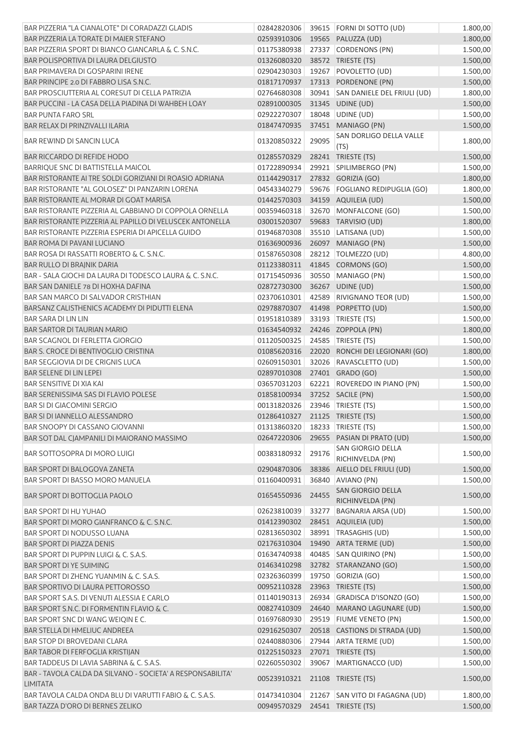| | | | | |
|---|---|---|---|---|
| BAR PIZZERIA "LA CIANALOTE" DI CORADAZZI GLADIS | 02842820306 | 39615 | FORNI DI SOTTO (UD) | 1.800,00 |
| BAR PIZZERIA LA TORATE DI MAIER STEFANO | 02593910306 | 19565 | PALUZZA (UD) | 1.800,00 |
| BAR PIZZERIA SPORT DI BIANCO GIANCARLA & C. S.N.C. | 01175380938 | 27337 | CORDENONS (PN) | 1.500,00 |
| BAR POLISPORTIVA DI LAURA DELGIUSTO | 01326080320 | 38572 | TRIESTE (TS) | 1.500,00 |
| BAR PRIMAVERA DI GOSPARINI IRENE | 02904230303 | 19267 | POVOLETTO (UD) | 1.500,00 |
| BAR PRINCIPE 2.0 DI FABBRO LISA S.N.C. | 01817170937 | 17313 | PORDENONE (PN) | 1.500,00 |
| BAR PROSCIUTTERIA AL CORESUT DI CELLA PATRIZIA | 02764680308 | 30941 | SAN DANIELE DEL FRIULI (UD) | 1.800,00 |
| BAR PUCCINI - LA CASA DELLA PIADINA DI WAHBEH LOAY | 02891000305 | 31345 | UDINE (UD) | 1.500,00 |
| BAR PUNTA FARO SRL | 02922270307 | 18048 | UDINE (UD) | 1.500,00 |
| BAR RELAX DI PRINZIVALLI ILARIA | 01847470935 | 37451 | MANIAGO (PN) | 1.500,00 |
| BAR REWIND DI SANCIN LUCA | 01320850322 | 29095 | SAN DORLIGO DELLA VALLE (TS) | 1.800,00 |
| BAR RICCARDO DI REFIDE HODO | 01285570329 | 28241 | TRIESTE (TS) | 1.500,00 |
| BARRIQUE SNC DI BATTISTELLA MAICOL | 01722890934 | 29921 | SPILIMBERGO (PN) | 1.500,00 |
| BAR RISTORANTE AI TRE SOLDI GORIZIANI DI ROASIO ADRIANA | 01144290317 | 27832 | GORIZIA (GO) | 1.800,00 |
| BAR RISTORANTE "AL GOLOSEZ" DI PANZARIN LORENA | 04543340279 | 59676 | FOGLIANO REDIPUGLIA (GO) | 1.800,00 |
| BAR RISTORANTE AL MORAR DI GOAT MARISA | 01442570303 | 34159 | AQUILEIA (UD) | 1.500,00 |
| BAR RISTORANTE PIZZERIA AL GABBIANO DI COPPOLA ORNELLA | 00359460318 | 32670 | MONFALCONE (GO) | 1.500,00 |
| BAR RISTORANTE PIZZERIA AL PAPILLO DI VELUSCEK ANTONELLA | 03001520307 | 59683 | TARVISIO (UD) | 1.800,00 |
| BAR RISTORANTE PIZZERIA ESPERIA DI APICELLA GUIDO | 01946870308 | 35510 | LATISANA (UD) | 1.500,00 |
| BAR ROMA DI PAVANI LUCIANO | 01636900936 | 26097 | MANIAGO (PN) | 1.500,00 |
| BAR ROSA DI RASSATTI ROBERTO & C. S.N.C. | 01587650308 | 28212 | TOLMEZZO (UD) | 4.800,00 |
| BAR RULLO DI BRAJNIK DARIA | 01123380311 | 41845 | CORMONS (GO) | 1.500,00 |
| BAR - SALA GIOCHI DA LAURA DI TODESCO LAURA & C. S.N.C. | 01715450936 | 30550 | MANIAGO (PN) | 1.500,00 |
| BAR SAN DANIELE 78 DI HOXHA DAFINA | 02872730300 | 36267 | UDINE (UD) | 1.500,00 |
| BAR SAN MARCO DI SALVADOR CRISTHIAN | 02370610301 | 42589 | RIVIGNANO TEOR (UD) | 1.500,00 |
| BARSANZ CALISTHENICS ACADEMY DI PIDUTTI ELENA | 02978870307 | 41498 | PORPETTO (UD) | 1.500,00 |
| BAR SARA DI LIN LIN | 01951810389 | 33193 | TRIESTE (TS) | 1.500,00 |
| BAR SARTOR DI TAURIAN MARIO | 01634540932 | 24246 | ZOPPOLA (PN) | 1.800,00 |
| BAR SCAGNOL DI FERLETTA GIORGIO | 01120500325 | 24585 | TRIESTE (TS) | 1.500,00 |
| BAR S. CROCE DI BENTIVOGLIO CRISTINA | 01085620316 | 22020 | RONCHI DEI LEGIONARI (GO) | 1.800,00 |
| BAR SEGGIOVIA DI DE CRIGNIS LUCA | 02609150301 | 32026 | RAVASCLETTO (UD) | 1.500,00 |
| BAR SELENE DI LIN LEPEI | 02897010308 | 27401 | GRADO (GO) | 1.500,00 |
| BAR SENSITIVE DI XIA KAI | 03657031203 | 62221 | ROVEREDO IN PIANO (PN) | 1.500,00 |
| BAR SERENISSIMA SAS DI FLAVIO POLESE | 01858100934 | 37252 | SACILE (PN) | 1.500,00 |
| BAR SI DI GIACOMINI SERGIO | 00131820326 | 23946 | TRIESTE (TS) | 1.500,00 |
| BAR SI DI IANNELLO ALESSANDRO | 01286410327 | 21125 | TRIESTE (TS) | 1.500,00 |
| BAR SNOOPY DI CASSANO GIOVANNI | 01313860320 | 18233 | TRIESTE (TS) | 1.500,00 |
| BAR SOT DAL CJAMPANILI DI MAIORANO MASSIMO | 02647220306 | 29655 | PASIAN DI PRATO (UD) | 1.500,00 |
| BAR SOTTOSOPRA DI MORO LUIGI | 00383180932 | 29176 | SAN GIORGIO DELLA RICHINVELDA (PN) | 1.500,00 |
| BAR SPORT DI BALOGOVA ZANETA | 02904870306 | 38386 | AIELLO DEL FRIULI (UD) | 1.500,00 |
| BAR SPORT DI BASSO MORO MANUELA | 01160400931 | 36840 | AVIANO (PN) | 1.500,00 |
| BAR SPORT DI BOTTOGLIA PAOLO | 01654550936 | 24455 | SAN GIORGIO DELLA RICHINVELDA (PN) | 1.500,00 |
| BAR SPORT DI HU YUHAO | 02623810039 | 33277 | BAGNARIA ARSA (UD) | 1.500,00 |
| BAR SPORT DI MORO GIANFRANCO & C. S.N.C. | 01412390302 | 28451 | AQUILEIA (UD) | 1.500,00 |
| BAR SPORT DI NODUSSO LUANA | 02813650302 | 38991 | TRASAGHIS (UD) | 1.500,00 |
| BAR SPORT DI PIAZZA DENIS | 02176310304 | 19490 | ARTA TERME (UD) | 1.500,00 |
| BAR SPORT DI PUPPIN LUIGI & C. S.A.S. | 01634740938 | 40485 | SAN QUIRINO (PN) | 1.500,00 |
| BAR SPORT DI YE SUIMING | 01463410298 | 32782 | STARANZANO (GO) | 1.500,00 |
| BAR SPORT DI ZHENG YUANMIN & C. S.A.S. | 02326360399 | 19750 | GORIZIA (GO) | 1.500,00 |
| BAR SPORTIVO DI LAURA PETTOROSSO | 00952110328 | 23963 | TRIESTE (TS) | 1.500,00 |
| BAR SPORT S.A.S. DI VENUTI ALESSIA E CARLO | 01140190313 | 26934 | GRADISCA D'ISONZO (GO) | 1.500,00 |
| BAR SPORT S.N.C. DI FORMENTIN FLAVIO & C. | 00827410309 | 24640 | MARANO LAGUNARE (UD) | 1.500,00 |
| BAR SPORT SNC DI WANG WEIQIN E C. | 01697680930 | 29519 | FIUME VENETO (PN) | 1.500,00 |
| BAR STELLA DI HMELIUC ANDREEA | 02916250307 | 20518 | CASTIONS DI STRADA (UD) | 1.500,00 |
| BAR STOP DI BROVEDANI CLARA | 02440880306 | 27944 | ARTA TERME (UD) | 1.500,00 |
| BAR TABOR DI FERFOGLIA KRISTIJAN | 01225150323 | 27071 | TRIESTE (TS) | 1.500,00 |
| BAR TADDEUS DI LAVIA SABRINA & C. S.A.S. | 02260550302 | 39067 | MARTIGNACCO (UD) | 1.500,00 |
| BAR - TAVOLA CALDA DA SILVANO - SOCIETA' A RESPONSABILITA' LIMITATA | 00523910321 | 21108 | TRIESTE (TS) | 1.500,00 |
| BAR TAVOLA CALDA ONDA BLU DI VARUTTI FABIO & C. S.A.S. | 01473410304 | 21267 | SAN VITO DI FAGAGNA (UD) | 1.800,00 |
| BAR TAZZA D'ORO DI BERNES ZELIKO | 00949570329 | 24541 | TRIESTE (TS) | 1.500,00 |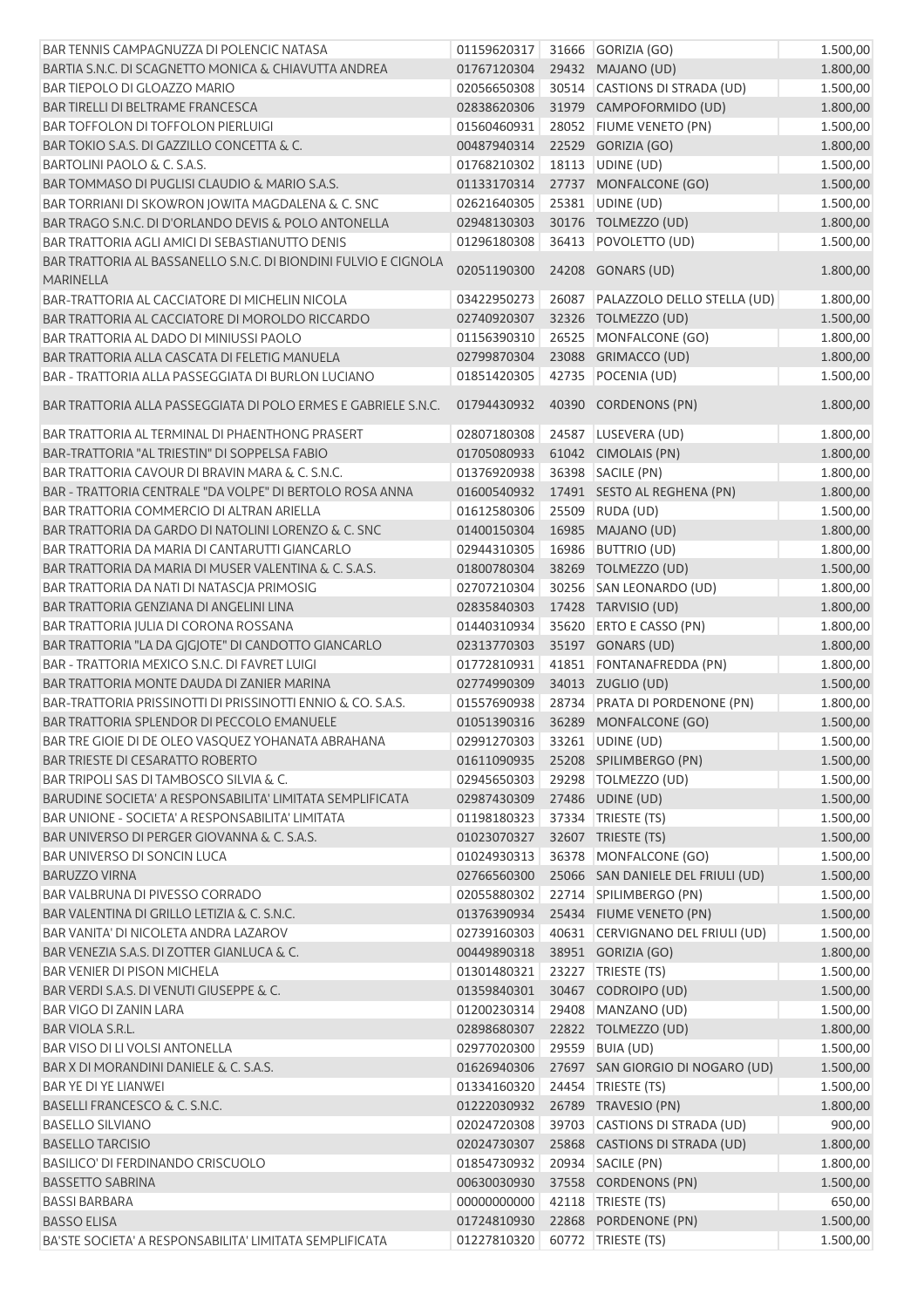| | | | | |
|---|---|---|---|---|
| BAR TENNIS CAMPAGNUZZA DI POLENCIC NATASA | 01159620317 | 31666 | GORIZIA (GO) | 1.500,00 |
| BARTIA S.N.C. DI SCAGNETTO MONICA & CHIAVUTTA ANDREA | 01767120304 | 29432 | MAJANO (UD) | 1.800,00 |
| BAR TIEPOLO DI GLOAZZO MARIO | 02056650308 | 30514 | CASTIONS DI STRADA (UD) | 1.500,00 |
| BAR TIRELLI DI BELTRAME FRANCESCA | 02838620306 | 31979 | CAMPOFORMIDO (UD) | 1.800,00 |
| BAR TOFFOLON DI TOFFOLON PIERLUIGI | 01560460931 | 28052 | FIUME VENETO (PN) | 1.500,00 |
| BAR TOKIO S.A.S. DI GAZZILLO CONCETTA & C. | 00487940314 | 22529 | GORIZIA (GO) | 1.800,00 |
| BARTOLINI PAOLO & C. S.A.S. | 01768210302 | 18113 | UDINE (UD) | 1.500,00 |
| BAR TOMMASO DI PUGLISI CLAUDIO & MARIO S.A.S. | 01133170314 | 27737 | MONFALCONE (GO) | 1.500,00 |
| BAR TORRIANI DI SKOWRON JOWITA MAGDALENA & C. SNC | 02621640305 | 25381 | UDINE (UD) | 1.500,00 |
| BAR TRAGO S.N.C. DI D'ORLANDO DEVIS & POLO ANTONELLA | 02948130303 | 30176 | TOLMEZZO (UD) | 1.800,00 |
| BAR TRATTORIA AGLI AMICI DI SEBASTIANUTTO DENIS | 01296180308 | 36413 | POVOLETTO (UD) | 1.500,00 |
| BAR TRATTORIA AL BASSANELLO S.N.C. DI BIONDINI FULVIO E CIGNOLA MARINELLA | 02051190300 | 24208 | GONARS (UD) | 1.800,00 |
| BAR-TRATTORIA AL CACCIATORE DI MICHELIN NICOLA | 03422950273 | 26087 | PALAZZOLO DELLO STELLA (UD) | 1.800,00 |
| BAR TRATTORIA AL CACCIATORE DI MOROLDO RICCARDO | 02740920307 | 32326 | TOLMEZZO (UD) | 1.500,00 |
| BAR TRATTORIA AL DADO DI MINIUSSI PAOLO | 01156390310 | 26525 | MONFALCONE (GO) | 1.800,00 |
| BAR TRATTORIA ALLA CASCATA DI FELETIG MANUELA | 02799870304 | 23088 | GRIMACCO (UD) | 1.800,00 |
| BAR - TRATTORIA ALLA PASSEGGIATA DI BURLON LUCIANO | 01851420305 | 42735 | POCENIA (UD) | 1.500,00 |
| BAR TRATTORIA ALLA PASSEGGIATA DI POLO ERMES E GABRIELE S.N.C. | 01794430932 | 40390 | CORDENONS (PN) | 1.800,00 |
| BAR TRATTORIA AL TERMINAL DI PHAENTHONG PRASERT | 02807180308 | 24587 | LUSEVERA (UD) | 1.800,00 |
| BAR-TRATTORIA "AL TRIESTIN" DI SOPPELSA FABIO | 01705080933 | 61042 | CIMOLAIS (PN) | 1.800,00 |
| BAR TRATTORIA CAVOUR DI BRAVIN MARA & C. S.N.C. | 01376920938 | 36398 | SACILE (PN) | 1.800,00 |
| BAR - TRATTORIA CENTRALE "DA VOLPE" DI BERTOLO ROSA ANNA | 01600540932 | 17491 | SESTO AL REGHENA (PN) | 1.800,00 |
| BAR TRATTORIA COMMERCIO DI ALTRAN ARIELLA | 01612580306 | 25509 | RUDA (UD) | 1.500,00 |
| BAR TRATTORIA DA GARDO DI NATOLINI LORENZO & C. SNC | 01400150304 | 16985 | MAJANO (UD) | 1.800,00 |
| BAR TRATTORIA DA MARIA DI CANTARUTTI GIANCARLO | 02944310305 | 16986 | BUTTRIO (UD) | 1.800,00 |
| BAR TRATTORIA DA MARIA DI MUSER VALENTINA & C. S.A.S. | 01800780304 | 38269 | TOLMEZZO (UD) | 1.500,00 |
| BAR TRATTORIA DA NATI DI NATASCJA PRIMOSIG | 02707210304 | 30256 | SAN LEONARDO (UD) | 1.800,00 |
| BAR TRATTORIA GENZIANA DI ANGELINI LINA | 02835840303 | 17428 | TARVISIO (UD) | 1.800,00 |
| BAR TRATTORIA JULIA DI CORONA ROSSANA | 01440310934 | 35620 | ERTO E CASSO (PN) | 1.800,00 |
| BAR TRATTORIA "LA DA GJGJOTE" DI CANDOTTO GIANCARLO | 02313770303 | 35197 | GONARS (UD) | 1.800,00 |
| BAR - TRATTORIA MEXICO S.N.C. DI FAVRET LUIGI | 01772810931 | 41851 | FONTANAFREDDA (PN) | 1.800,00 |
| BAR TRATTORIA MONTE DAUDA DI ZANIER MARINA | 02774990309 | 34013 | ZUGLIO (UD) | 1.500,00 |
| BAR-TRATTORIA PRISSINOTTI DI PRISSINOTTI ENNIO & CO. S.A.S. | 01557690938 | 28734 | PRATA DI PORDENONE (PN) | 1.800,00 |
| BAR TRATTORIA SPLENDOR DI PECCOLO EMANUELE | 01051390316 | 36289 | MONFALCONE (GO) | 1.500,00 |
| BAR TRE GIOIE DI DE OLEO VASQUEZ YOHANATA ABRAHANA | 02991270303 | 33261 | UDINE (UD) | 1.500,00 |
| BAR TRIESTE DI CESARATTO ROBERTO | 01611090935 | 25208 | SPILIMBERGO (PN) | 1.500,00 |
| BAR TRIPOLI SAS DI TAMBOSCO SILVIA & C. | 02945650303 | 29298 | TOLMEZZO (UD) | 1.500,00 |
| BARUDINE SOCIETA' A RESPONSABILITA' LIMITATA SEMPLIFICATA | 02987430309 | 27486 | UDINE (UD) | 1.500,00 |
| BAR UNIONE - SOCIETA' A RESPONSABILITA' LIMITATA | 01198180323 | 37334 | TRIESTE (TS) | 1.500,00 |
| BAR UNIVERSO DI PERGER GIOVANNA & C. S.A.S. | 01023070327 | 32607 | TRIESTE (TS) | 1.500,00 |
| BAR UNIVERSO DI SONCIN LUCA | 01024930313 | 36378 | MONFALCONE (GO) | 1.500,00 |
| BARUZZO VIRNA | 02766560300 | 25066 | SAN DANIELE DEL FRIULI (UD) | 1.500,00 |
| BAR VALBRUNA DI PIVESSO CORRADO | 02055880302 | 22714 | SPILIMBERGO (PN) | 1.500,00 |
| BAR VALENTINA DI GRILLO LETIZIA & C. S.N.C. | 01376390934 | 25434 | FIUME VENETO (PN) | 1.500,00 |
| BAR VANITA' DI NICOLETA ANDRA LAZAROV | 02739160303 | 40631 | CERVIGNANO DEL FRIULI (UD) | 1.500,00 |
| BAR VENEZIA S.A.S. DI ZOTTER GIANLUCA & C. | 00449890318 | 38951 | GORIZIA (GO) | 1.800,00 |
| BAR VENIER DI PISON MICHELA | 01301480321 | 23227 | TRIESTE (TS) | 1.500,00 |
| BAR VERDI S.A.S. DI VENUTI GIUSEPPE & C. | 01359840301 | 30467 | CODROIPO (UD) | 1.500,00 |
| BAR VIGO DI ZANIN LARA | 01200230314 | 29408 | MANZANO (UD) | 1.500,00 |
| BAR VIOLA S.R.L. | 02898680307 | 22822 | TOLMEZZO (UD) | 1.800,00 |
| BAR VISO DI LI VOLSI ANTONELLA | 02977020300 | 29559 | BUIA (UD) | 1.500,00 |
| BAR X DI MORANDINI DANIELE & C. S.A.S. | 01626940306 | 27697 | SAN GIORGIO DI NOGARO (UD) | 1.500,00 |
| BAR YE DI YE LIANWEI | 01334160320 | 24454 | TRIESTE (TS) | 1.500,00 |
| BASELLI FRANCESCO & C. S.N.C. | 01222030932 | 26789 | TRAVESIO (PN) | 1.800,00 |
| BASELLO SILVIANO | 02024720308 | 39703 | CASTIONS DI STRADA (UD) | 900,00 |
| BASELLO TARCISIO | 02024730307 | 25868 | CASTIONS DI STRADA (UD) | 1.800,00 |
| BASILICO' DI FERDINANDO CRISCUOLO | 01854730932 | 20934 | SACILE (PN) | 1.800,00 |
| BASSETTO SABRINA | 00630030930 | 37558 | CORDENONS (PN) | 1.500,00 |
| BASSI BARBARA | 00000000000 | 42118 | TRIESTE (TS) | 650,00 |
| BASSO ELISA | 01724810930 | 22868 | PORDENONE (PN) | 1.500,00 |
| BA'STE SOCIETA' A RESPONSABILITA' LIMITATA SEMPLIFICATA | 01227810320 | 60772 | TRIESTE (TS) | 1.500,00 |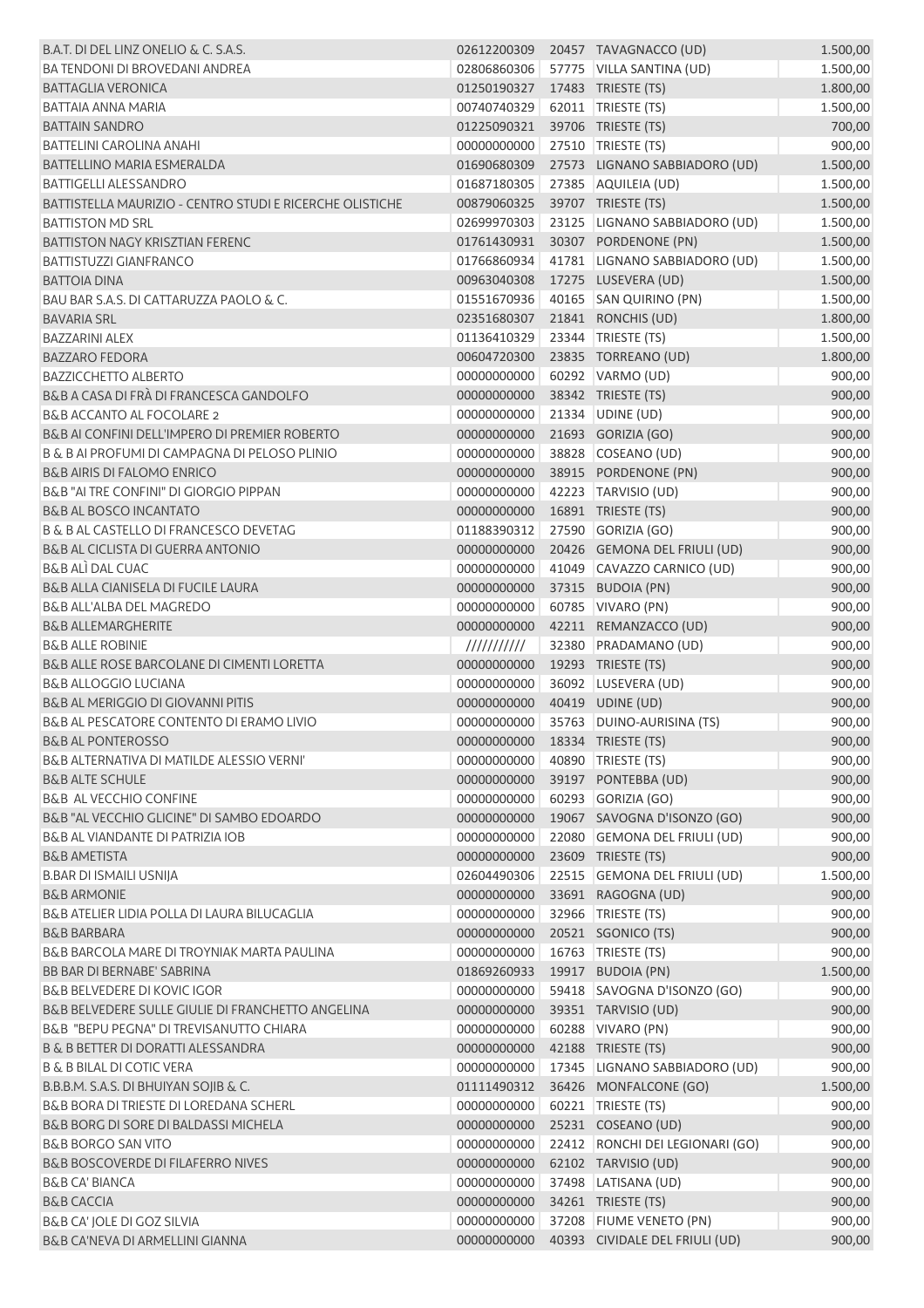| | | | | |
|---|---|---|---|---|
| B.A.T. DI DEL LINZ ONELIO & C. S.A.S. | 02612200309 | 20457 | TAVAGNACCO (UD) | 1.500,00 |
| BA TENDONI DI BROVEDANI ANDREA | 02806860306 | 57775 | VILLA SANTINA (UD) | 1.500,00 |
| BATTAGLIA VERONICA | 01250190327 | 17483 | TRIESTE (TS) | 1.800,00 |
| BATTAIA ANNA MARIA | 00740740329 | 62011 | TRIESTE (TS) | 1.500,00 |
| BATTAIN SANDRO | 01225090321 | 39706 | TRIESTE (TS) | 700,00 |
| BATTELINI CAROLINA ANAHI | 00000000000 | 27510 | TRIESTE (TS) | 900,00 |
| BATTELLINO MARIA ESMERALDA | 01690680309 | 27573 | LIGNANO SABBIADORO (UD) | 1.500,00 |
| BATTIGELLI ALESSANDRO | 01687180305 | 27385 | AQUILEIA (UD) | 1.500,00 |
| BATTISTELLA MAURIZIO - CENTRO STUDI E RICERCHE OLISTICHE | 00879060325 | 39707 | TRIESTE (TS) | 1.500,00 |
| BATTISTON MD SRL | 02699970303 | 23125 | LIGNANO SABBIADORO (UD) | 1.500,00 |
| BATTISTON NAGY KRISZTIAN FERENC | 01761430931 | 30307 | PORDENONE (PN) | 1.500,00 |
| BATTISTUZZI GIANFRANCO | 01766860934 | 41781 | LIGNANO SABBIADORO (UD) | 1.500,00 |
| BATTOIA DINA | 00963040308 | 17275 | LUSEVERA (UD) | 1.500,00 |
| BAU BAR S.A.S. DI CATTARUZZA PAOLO & C. | 01551670936 | 40165 | SAN QUIRINO (PN) | 1.500,00 |
| BAVARIA SRL | 02351680307 | 21841 | RONCHIS (UD) | 1.800,00 |
| BAZZARINI ALEX | 01136410329 | 23344 | TRIESTE (TS) | 1.500,00 |
| BAZZARO FEDORA | 00604720300 | 23835 | TORREANO (UD) | 1.800,00 |
| BAZZICCHETTO ALBERTO | 00000000000 | 60292 | VARMO (UD) | 900,00 |
| B&B A CASA DI FRÀ DI FRANCESCA GANDOLFO | 00000000000 | 38342 | TRIESTE (TS) | 900,00 |
| B&B ACCANTO AL FOCOLARE 2 | 00000000000 | 21334 | UDINE (UD) | 900,00 |
| B&B AI CONFINI DELL'IMPERO DI PREMIER ROBERTO | 00000000000 | 21693 | GORIZIA (GO) | 900,00 |
| B & B AI PROFUMI DI CAMPAGNA DI PELOSO PLINIO | 00000000000 | 38828 | COSEANO (UD) | 900,00 |
| B&B AIRIS DI FALOMO ENRICO | 00000000000 | 38915 | PORDENONE (PN) | 900,00 |
| B&B "AI TRE CONFINI" DI GIORGIO PIPPAN | 00000000000 | 42223 | TARVISIO (UD) | 900,00 |
| B&B AL BOSCO INCANTATO | 00000000000 | 16891 | TRIESTE (TS) | 900,00 |
| B & B AL CASTELLO DI FRANCESCO DEVETAG | 01188390312 | 27590 | GORIZIA (GO) | 900,00 |
| B&B AL CICLISTA DI GUERRA ANTONIO | 00000000000 | 20426 | GEMONA DEL FRIULI (UD) | 900,00 |
| B&B ALÌ DAL CUAC | 00000000000 | 41049 | CAVAZZO CARNICO (UD) | 900,00 |
| B&B ALLA CIANISELA DI FUCILE LAURA | 00000000000 | 37315 | BUDOIA (PN) | 900,00 |
| B&B ALL'ALBA DEL MAGREDO | 00000000000 | 60785 | VIVARO (PN) | 900,00 |
| B&B ALLEMARGHERITE | 00000000000 | 42211 | REMANZACCO (UD) | 900,00 |
| B&B ALLE ROBINIE | /////////// | 32380 | PRADAMANO (UD) | 900,00 |
| B&B ALLE ROSE BARCOLANE DI CIMENTI LORETTA | 00000000000 | 19293 | TRIESTE (TS) | 900,00 |
| B&B ALLOGGIO LUCIANA | 00000000000 | 36092 | LUSEVERA (UD) | 900,00 |
| B&B AL MERIGGIO DI GIOVANNI PITIS | 00000000000 | 40419 | UDINE (UD) | 900,00 |
| B&B AL PESCATORE CONTENTO DI ERAMO LIVIO | 00000000000 | 35763 | DUINO-AURISINA (TS) | 900,00 |
| B&B AL PONTEROSSO | 00000000000 | 18334 | TRIESTE (TS) | 900,00 |
| B&B ALTERNATIVA DI MATILDE ALESSIO VERNI' | 00000000000 | 40890 | TRIESTE (TS) | 900,00 |
| B&B ALTE SCHULE | 00000000000 | 39197 | PONTEBBA (UD) | 900,00 |
| B&B AL VECCHIO CONFINE | 00000000000 | 60293 | GORIZIA (GO) | 900,00 |
| B&B "AL VECCHIO GLICINE" DI SAMBO EDOARDO | 00000000000 | 19067 | SAVOGNA D'ISONZO (GO) | 900,00 |
| B&B AL VIANDANTE DI PATRIZIA IOB | 00000000000 | 22080 | GEMONA DEL FRIULI (UD) | 900,00 |
| B&B AMETISTA | 00000000000 | 23609 | TRIESTE (TS) | 900,00 |
| B.BAR DI ISMAILI USNIJA | 02604490306 | 22515 | GEMONA DEL FRIULI (UD) | 1.500,00 |
| B&B ARMONIE | 00000000000 | 33691 | RAGOGNA (UD) | 900,00 |
| B&B ATELIER LIDIA POLLA DI LAURA BILUCAGLIA | 00000000000 | 32966 | TRIESTE (TS) | 900,00 |
| B&B BARBARA | 00000000000 | 20521 | SGONICO (TS) | 900,00 |
| B&B BARCOLA MARE DI TROYNIAK MARTA PAULINA | 00000000000 | 16763 | TRIESTE (TS) | 900,00 |
| BB BAR DI BERNABE' SABRINA | 01869260933 | 19917 | BUDOIA (PN) | 1.500,00 |
| B&B BELVEDERE DI KOVIC IGOR | 00000000000 | 59418 | SAVOGNA D'ISONZO (GO) | 900,00 |
| B&B BELVEDERE SULLE GIULIE DI FRANCHETTO ANGELINA | 00000000000 | 39351 | TARVISIO (UD) | 900,00 |
| B&B "BEPU PEGNA" DI TREVISANUTTO CHIARA | 00000000000 | 60288 | VIVARO (PN) | 900,00 |
| B & B BETTER DI DORATTI ALESSANDRA | 00000000000 | 42188 | TRIESTE (TS) | 900,00 |
| B & B BILAL DI COTIC VERA | 00000000000 | 17345 | LIGNANO SABBIADORO (UD) | 900,00 |
| B.B.B.M. S.A.S. DI BHUIYAN SOJIB & C. | 01111490312 | 36426 | MONFALCONE (GO) | 1.500,00 |
| B&B BORA DI TRIESTE DI LOREDANA SCHERL | 00000000000 | 60221 | TRIESTE (TS) | 900,00 |
| B&B BORG DI SORE DI BALDASSI MICHELA | 00000000000 | 25231 | COSEANO (UD) | 900,00 |
| B&B BORGO SAN VITO | 00000000000 | 22412 | RONCHI DEI LEGIONARI (GO) | 900,00 |
| B&B BOSCOVERDE DI FILAFERRO NIVES | 00000000000 | 62102 | TARVISIO (UD) | 900,00 |
| B&B CA' BIANCA | 00000000000 | 37498 | LATISANA (UD) | 900,00 |
| B&B CACCIA | 00000000000 | 34261 | TRIESTE (TS) | 900,00 |
| B&B CA' JOLE DI GOZ SILVIA | 00000000000 | 37208 | FIUME VENETO (PN) | 900,00 |
| B&B CA'NEVA DI ARMELLINI GIANNA | 00000000000 | 40393 | CIVIDALE DEL FRIULI (UD) | 900,00 |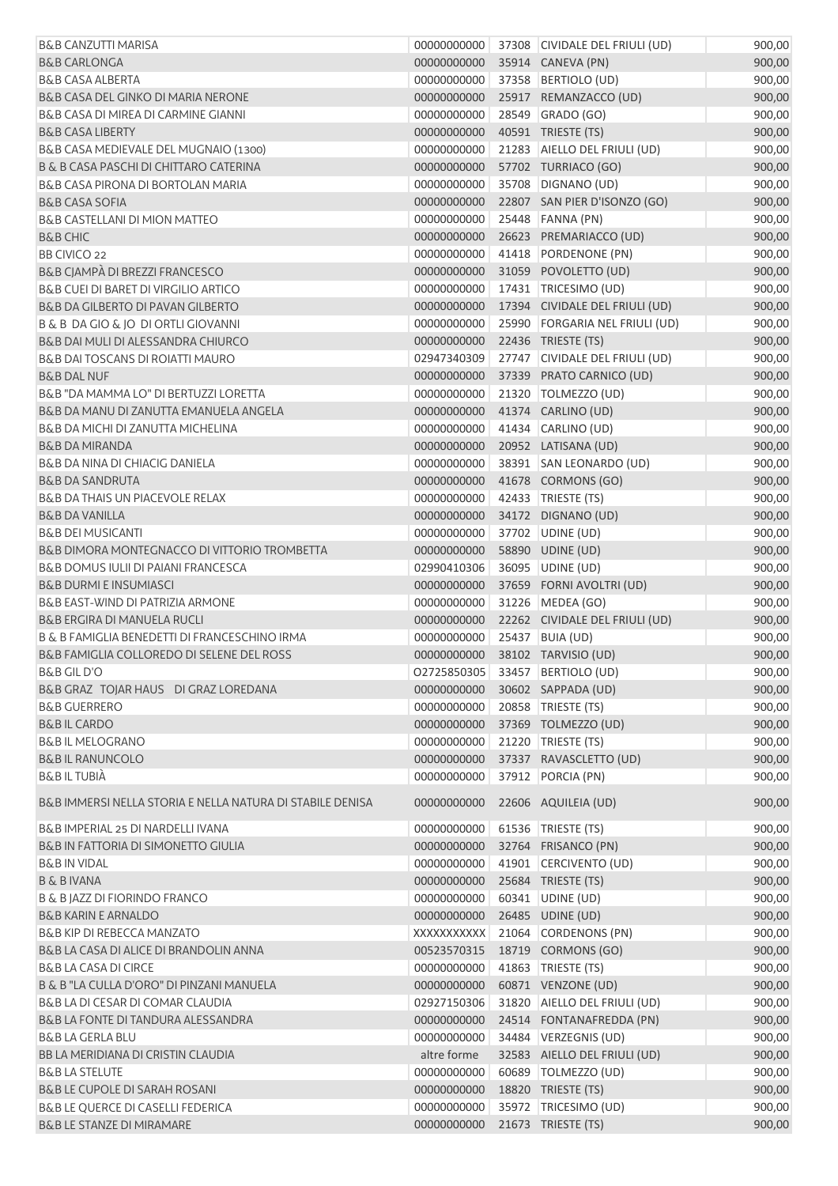| | | | | |
|---|---|---|---|---|
| B&B CANZUTTI MARISA | 00000000000 | 37308 | CIVIDALE DEL FRIULI (UD) | 900,00 |
| B&B CARLONGA | 00000000000 | 35914 | CANEVA (PN) | 900,00 |
| B&B CASA ALBERTA | 00000000000 | 37358 | BERTIOLO (UD) | 900,00 |
| B&B CASA DEL GINKO DI MARIA NERONE | 00000000000 | 25917 | REMANZACCO (UD) | 900,00 |
| B&B CASA DI MIREA DI CARMINE GIANNI | 00000000000 | 28549 | GRADO (GO) | 900,00 |
| B&B CASA LIBERTY | 00000000000 | 40591 | TRIESTE (TS) | 900,00 |
| B&B CASA MEDIEVALE DEL MUGNAIO (1300) | 00000000000 | 21283 | AIELLO DEL FRIULI (UD) | 900,00 |
| B & B CASA PASCHI DI CHITTARO CATERINA | 00000000000 | 57702 | TURRIACO (GO) | 900,00 |
| B&B CASA PIRONA DI BORTOLAN MARIA | 00000000000 | 35708 | DIGNANO (UD) | 900,00 |
| B&B CASA SOFIA | 00000000000 | 22807 | SAN PIER D'ISONZO (GO) | 900,00 |
| B&B CASTELLANI DI MION MATTEO | 00000000000 | 25448 | FANNA (PN) | 900,00 |
| B&B CHIC | 00000000000 | 26623 | PREMARIACCO (UD) | 900,00 |
| BB CIVICO 22 | 00000000000 | 41418 | PORDENONE (PN) | 900,00 |
| B&B CJAMPÀ DI BREZZI FRANCESCO | 00000000000 | 31059 | POVOLETTO (UD) | 900,00 |
| B&B CUEI DI BARET DI VIRGILIO ARTICO | 00000000000 | 17431 | TRICESIMO (UD) | 900,00 |
| B&B DA GILBERTO DI PAVAN GILBERTO | 00000000000 | 17394 | CIVIDALE DEL FRIULI (UD) | 900,00 |
| B & B DA GIO & JO DI ORTLI GIOVANNI | 00000000000 | 25990 | FORGARIA NEL FRIULI (UD) | 900,00 |
| B&B DAI MULI DI ALESSANDRA CHIURCO | 00000000000 | 22436 | TRIESTE (TS) | 900,00 |
| B&B DAI TOSCANS DI ROIATTI MAURO | 02947340309 | 27747 | CIVIDALE DEL FRIULI (UD) | 900,00 |
| B&B DAL NUF | 00000000000 | 37339 | PRATO CARNICO (UD) | 900,00 |
| B&B "DA MAMMA LO" DI BERTUZZI LORETTA | 00000000000 | 21320 | TOLMEZZO (UD) | 900,00 |
| B&B DA MANU DI ZANUTTA EMANUELA ANGELA | 00000000000 | 41374 | CARLINO (UD) | 900,00 |
| B&B DA MICHI DI ZANUTTA MICHELINA | 00000000000 | 41434 | CARLINO (UD) | 900,00 |
| B&B DA MIRANDA | 00000000000 | 20952 | LATISANA (UD) | 900,00 |
| B&B DA NINA DI CHIACIG DANIELA | 00000000000 | 38391 | SAN LEONARDO (UD) | 900,00 |
| B&B DA SANDRUTA | 00000000000 | 41678 | CORMONS (GO) | 900,00 |
| B&B DA THAIS UN PIACEVOLE RELAX | 00000000000 | 42433 | TRIESTE (TS) | 900,00 |
| B&B DA VANILLA | 00000000000 | 34172 | DIGNANO (UD) | 900,00 |
| B&B DEI MUSICANTI | 00000000000 | 37702 | UDINE (UD) | 900,00 |
| B&B DIMORA MONTEGNACCO DI VITTORIO TROMBETTA | 00000000000 | 58890 | UDINE (UD) | 900,00 |
| B&B DOMUS IULII DI PAIANI FRANCESCA | 02990410306 | 36095 | UDINE (UD) | 900,00 |
| B&B DURMI E INSUMIASCI | 00000000000 | 37659 | FORNI AVOLTRI (UD) | 900,00 |
| B&B EAST-WIND DI PATRIZIA ARMONE | 00000000000 | 31226 | MEDEA (GO) | 900,00 |
| B&B ERGIRA DI MANUELA RUCLI | 00000000000 | 22262 | CIVIDALE DEL FRIULI (UD) | 900,00 |
| B & B FAMIGLIA BENEDETTI DI FRANCESCHINO IRMA | 00000000000 | 25437 | BUIA (UD) | 900,00 |
| B&B FAMIGLIA COLLOREDO DI SELENE DEL ROSS | 00000000000 | 38102 | TARVISIO (UD) | 900,00 |
| B&B GIL D'O | O2725850305 | 33457 | BERTIOLO (UD) | 900,00 |
| B&B GRAZ TOJAR HAUS DI GRAZ LOREDANA | 00000000000 | 30602 | SAPPADA (UD) | 900,00 |
| B&B GUERRERO | 00000000000 | 20858 | TRIESTE (TS) | 900,00 |
| B&B IL CARDO | 00000000000 | 37369 | TOLMEZZO (UD) | 900,00 |
| B&B IL MELOGRANO | 00000000000 | 21220 | TRIESTE (TS) | 900,00 |
| B&B IL RANUNCOLO | 00000000000 | 37337 | RAVASCLETTO (UD) | 900,00 |
| B&B IL TUBIÀ | 00000000000 | 37912 | PORCIA (PN) | 900,00 |
| B&B IMMERSI NELLA STORIA E NELLA NATURA DI STABILE DENISA | 00000000000 | 22606 | AQUILEIA (UD) | 900,00 |
| B&B IMPERIAL 25 DI NARDELLI IVANA | 00000000000 | 61536 | TRIESTE (TS) | 900,00 |
| B&B IN FATTORIA DI SIMONETTO GIULIA | 00000000000 | 32764 | FRISANCO (PN) | 900,00 |
| B&B IN VIDAL | 00000000000 | 41901 | CERCIVENTO (UD) | 900,00 |
| B & B IVANA | 00000000000 | 25684 | TRIESTE (TS) | 900,00 |
| B & B JAZZ DI FIORINDO FRANCO | 00000000000 | 60341 | UDINE (UD) | 900,00 |
| B&B KARIN E ARNALDO | 00000000000 | 26485 | UDINE (UD) | 900,00 |
| B&B KIP DI REBECCA MANZATO | XXXXXXXXXXX | 21064 | CORDENONS (PN) | 900,00 |
| B&B LA CASA DI ALICE DI BRANDOLIN ANNA | 00523570315 | 18719 | CORMONS (GO) | 900,00 |
| B&B LA CASA DI CIRCE | 00000000000 | 41863 | TRIESTE (TS) | 900,00 |
| B & B "LA CULLA D'ORO" DI PINZANI MANUELA | 00000000000 | 60871 | VENZONE (UD) | 900,00 |
| B&B LA DI CESAR DI COMAR CLAUDIA | 02927150306 | 31820 | AIELLO DEL FRIULI (UD) | 900,00 |
| B&B LA FONTE DI TANDURA ALESSANDRA | 00000000000 | 24514 | FONTANAFREDDA (PN) | 900,00 |
| B&B LA GERLA BLU | 00000000000 | 34484 | VERZEGNIS (UD) | 900,00 |
| BB LA MERIDIANA DI CRISTIN CLAUDIA | altre forme | 32583 | AIELLO DEL FRIULI (UD) | 900,00 |
| B&B LA STELUTE | 00000000000 | 60689 | TOLMEZZO (UD) | 900,00 |
| B&B LE CUPOLE DI SARAH ROSANI | 00000000000 | 18820 | TRIESTE (TS) | 900,00 |
| B&B LE QUERCE DI CASELLI FEDERICA | 00000000000 | 35972 | TRICESIMO (UD) | 900,00 |
| B&B LE STANZE DI MIRAMARE | 00000000000 | 21673 | TRIESTE (TS) | 900,00 |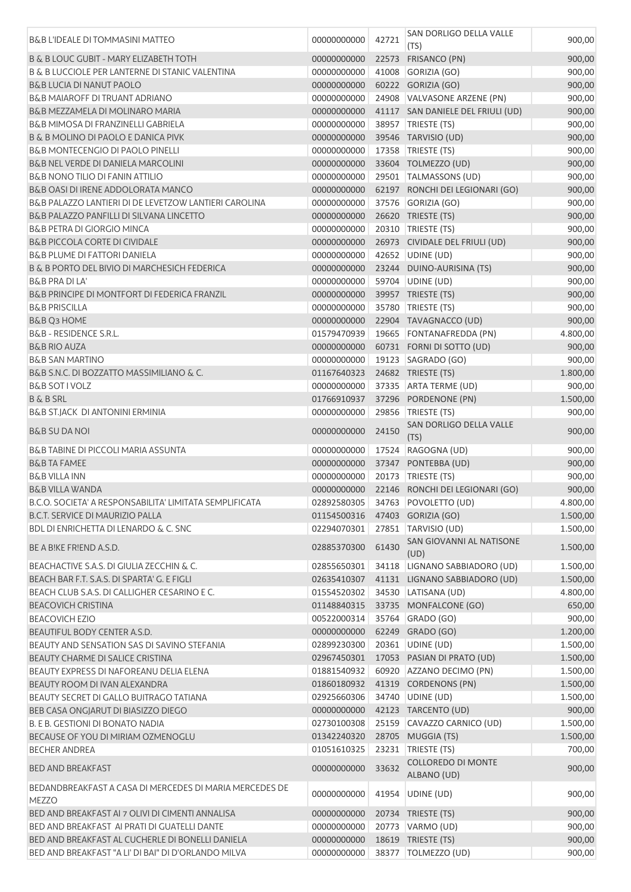| | | | | |
|---|---|---|---|---|
| B&B L'IDEALE DI TOMMASINI MATTEO | 00000000000 | 42721 | SAN DORLIGO DELLA VALLE (TS) | 900,00 |
| B & B LOUC GUBIT - MARY ELIZABETH TOTH | 00000000000 | 22573 | FRISANCO (PN) | 900,00 |
| B & B LUCCIOLE PER LANTERNE DI STANIC VALENTINA | 00000000000 | 41008 | GORIZIA (GO) | 900,00 |
| B&B LUCIA DI NANUT PAOLO | 00000000000 | 60222 | GORIZIA (GO) | 900,00 |
| B&B MAIAROFF DI TRUANT ADRIANO | 00000000000 | 24908 | VALVASONE ARZENE (PN) | 900,00 |
| B&B MEZZAMELA DI MOLINARO MARIA | 00000000000 | 41117 | SAN DANIELE DEL FRIULI (UD) | 900,00 |
| B&B MIMOSA DI FRANZINELLI GABRIELA | 00000000000 | 38957 | TRIESTE (TS) | 900,00 |
| B & B MOLINO DI PAOLO E DANICA PIVK | 00000000000 | 39546 | TARVISIO (UD) | 900,00 |
| B&B MONTECENGIO DI PAOLO PINELLI | 00000000000 | 17358 | TRIESTE (TS) | 900,00 |
| B&B NEL VERDE DI DANIELA MARCOLINI | 00000000000 | 33604 | TOLMEZZO (UD) | 900,00 |
| B&B NONO TILIO DI FANIN ATTILIO | 00000000000 | 29501 | TALMASSONS (UD) | 900,00 |
| B&B OASI DI IRENE ADDOLORATA MANCO | 00000000000 | 62197 | RONCHI DEI LEGIONARI (GO) | 900,00 |
| B&B PALAZZO LANTIERI DI DE LEVETZOW LANTIERI CAROLINA | 00000000000 | 37576 | GORIZIA (GO) | 900,00 |
| B&B PALAZZO PANFILLI DI SILVANA LINCETTO | 00000000000 | 26620 | TRIESTE (TS) | 900,00 |
| B&B PETRA DI GIORGIO MINCA | 00000000000 | 20310 | TRIESTE (TS) | 900,00 |
| B&B PICCOLA CORTE DI CIVIDALE | 00000000000 | 26973 | CIVIDALE DEL FRIULI (UD) | 900,00 |
| B&B PLUME DI FATTORI DANIELA | 00000000000 | 42652 | UDINE (UD) | 900,00 |
| B & B PORTO DEL BIVIO DI MARCHESICH FEDERICA | 00000000000 | 23244 | DUINO-AURISINA (TS) | 900,00 |
| B&B PRA DI LA' | 00000000000 | 59704 | UDINE (UD) | 900,00 |
| B&B PRINCIPE DI MONTFORT DI FEDERICA FRANZIL | 00000000000 | 39957 | TRIESTE (TS) | 900,00 |
| B&B PRISCILLA | 00000000000 | 35780 | TRIESTE (TS) | 900,00 |
| B&B Q3 HOME | 00000000000 | 22904 | TAVAGNACCO (UD) | 900,00 |
| B&B - RESIDENCE S.R.L. | 01579470939 | 19665 | FONTANAFREDDA (PN) | 4.800,00 |
| B&B RIO AUZA | 00000000000 | 60731 | FORNI DI SOTTO (UD) | 900,00 |
| B&B SAN MARTINO | 00000000000 | 19123 | SAGRADO (GO) | 900,00 |
| B&B S.N.C. DI BOZZATTO MASSIMILIANO & C. | 01167640323 | 24682 | TRIESTE (TS) | 1.800,00 |
| B&B SOT I VOLZ | 00000000000 | 37335 | ARTA TERME (UD) | 900,00 |
| B & B SRL | 01766910937 | 37296 | PORDENONE (PN) | 1.500,00 |
| B&B ST.JACK DI ANTONINI ERMINIA | 00000000000 | 29856 | TRIESTE (TS) | 900,00 |
| B&B SU DA NOI | 00000000000 | 24150 | SAN DORLIGO DELLA VALLE (TS) | 900,00 |
| B&B TABINE DI PICCOLI MARIA ASSUNTA | 00000000000 | 17524 | RAGOGNA (UD) | 900,00 |
| B&B TA FAMEE | 00000000000 | 37347 | PONTEBBA (UD) | 900,00 |
| B&B VILLA INN | 00000000000 | 20173 | TRIESTE (TS) | 900,00 |
| B&B VILLA WANDA | 00000000000 | 22146 | RONCHI DEI LEGIONARI (GO) | 900,00 |
| B.C.O. SOCIETA' A RESPONSABILITA' LIMITATA SEMPLIFICATA | 02892580305 | 34763 | POVOLETTO (UD) | 4.800,00 |
| B.C.T. SERVICE DI MAURIZIO PALLA | 01154500316 | 47403 | GORIZIA (GO) | 1.500,00 |
| BDL DI ENRICHETTA DI LENARDO & C. SNC | 02294070301 | 27851 | TARVISIO (UD) | 1.500,00 |
| BE A B!KE FR!END A.S.D. | 02885370300 | 61430 | SAN GIOVANNI AL NATISONE (UD) | 1.500,00 |
| BEACHACTIVE S.A.S. DI GIULIA ZECCHIN & C. | 02855650301 | 34118 | LIGNANO SABBIADORO (UD) | 1.500,00 |
| BEACH BAR F.T. S.A.S. DI SPARTA' G. E FIGLI | 02635410307 | 41131 | LIGNANO SABBIADORO (UD) | 1.500,00 |
| BEACH CLUB S.A.S. DI CALLIGHER CESARINO E C. | 01554520302 | 34530 | LATISANA (UD) | 4.800,00 |
| BEACOVICH CRISTINA | 01148840315 | 33735 | MONFALCONE (GO) | 650,00 |
| BEACOVICH EZIO | 00522000314 | 35764 | GRADO (GO) | 900,00 |
| BEAUTIFUL BODY CENTER A.S.D. | 00000000000 | 62249 | GRADO (GO) | 1.200,00 |
| BEAUTY AND SENSATION SAS DI SAVINO STEFANIA | 02899230300 | 20361 | UDINE (UD) | 1.500,00 |
| BEAUTY CHARME DI SALICE CRISTINA | 02967450301 | 17053 | PASIAN DI PRATO (UD) | 1.500,00 |
| BEAUTY EXPRESS DI NAFOREANU DELIA ELENA | 01881540932 | 60920 | AZZANO DECIMO (PN) | 1.500,00 |
| BEAUTY ROOM DI IVAN ALEXANDRA | 01860180932 | 41319 | CORDENONS (PN) | 1.500,00 |
| BEAUTY SECRET DI GALLO BUITRAGO TATIANA | 02925660306 | 34740 | UDINE (UD) | 1.500,00 |
| BEB CASA ONGJARUT DI BIASIZZO DIEGO | 00000000000 | 42123 | TARCENTO (UD) | 900,00 |
| B. E B. GESTIONI DI BONATO NADIA | 02730100308 | 25159 | CAVAZZO CARNICO (UD) | 1.500,00 |
| BECAUSE OF YOU DI MIRIAM OZMENOGLU | 01342240320 | 28705 | MUGGIA (TS) | 1.500,00 |
| BECHER ANDREA | 01051610325 | 23231 | TRIESTE (TS) | 700,00 |
| BED AND BREAKFAST | 00000000000 | 33632 | COLLOREDO DI MONTE ALBANO (UD) | 900,00 |
| BEDANDBREAKFAST A CASA DI MERCEDES DI MARIA MERCEDES DE MEZZO | 00000000000 | 41954 | UDINE (UD) | 900,00 |
| BED AND BREAKFAST AI 7 OLIVI DI CIMENTI ANNALISA | 00000000000 | 20734 | TRIESTE (TS) | 900,00 |
| BED AND BREAKFAST AI PRATI DI GUATELLI DANTE | 00000000000 | 20773 | VARMO (UD) | 900,00 |
| BED AND BREAKFAST AL CUCHERLE DI BONELLI DANIELA | 00000000000 | 18619 | TRIESTE (TS) | 900,00 |
| BED AND BREAKFAST "A LI' DI BAI" DI D'ORLANDO MILVA | 00000000000 | 38377 | TOLMEZZO (UD) | 900,00 |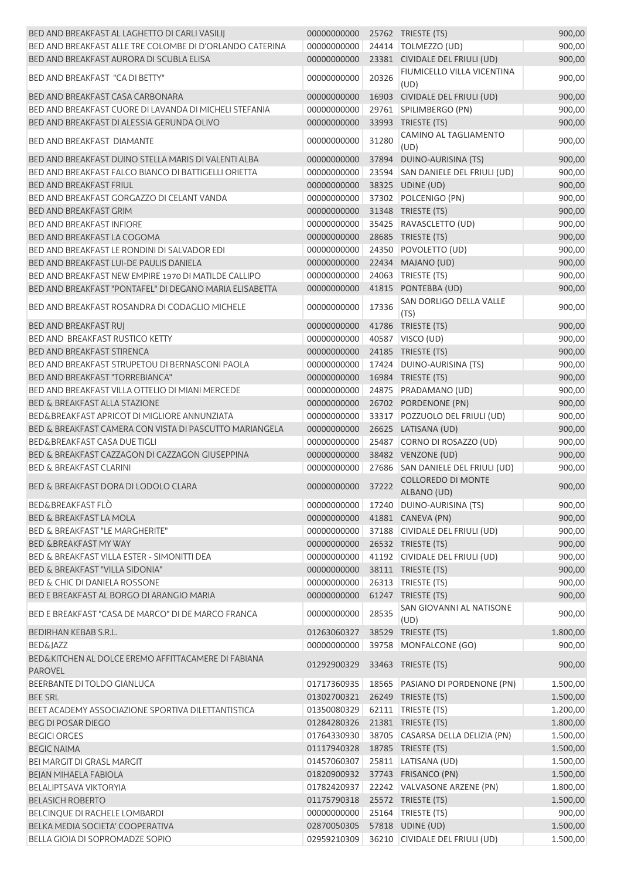| | | | | |
|---|---|---|---|---|
| BED AND BREAKFAST AL LAGHETTO DI CARLI VASILIJ | 00000000000 | 25762 | TRIESTE (TS) | 900,00 |
| BED AND BREAKFAST ALLE TRE COLOMBE DI D'ORLANDO CATERINA | 00000000000 | 24414 | TOLMEZZO (UD) | 900,00 |
| BED AND BREAKFAST AURORA DI SCUBLA ELISA | 00000000000 | 23381 | CIVIDALE DEL FRIULI (UD) | 900,00 |
| BED AND BREAKFAST "CA DI BETTY" | 00000000000 | 20326 | FIUMICELLO VILLA VICENTINA (UD) | 900,00 |
| BED AND BREAKFAST CASA CARBONARA | 00000000000 | 16903 | CIVIDALE DEL FRIULI (UD) | 900,00 |
| BED AND BREAKFAST CUORE DI LAVANDA DI MICHELI STEFANIA | 00000000000 | 29761 | SPILIMBERGO (PN) | 900,00 |
| BED AND BREAKFAST DI ALESSIA GERUNDA OLIVO | 00000000000 | 33993 | TRIESTE (TS) | 900,00 |
| BED AND BREAKFAST DIAMANTE | 00000000000 | 31280 | CAMINO AL TAGLIAMENTO (UD) | 900,00 |
| BED AND BREAKFAST DUINO STELLA MARIS DI VALENTI ALBA | 00000000000 | 37894 | DUINO-AURISINA (TS) | 900,00 |
| BED AND BREAKFAST FALCO BIANCO DI BATTIGELLI ORIETTA | 00000000000 | 23594 | SAN DANIELE DEL FRIULI (UD) | 900,00 |
| BED AND BREAKFAST FRIUL | 00000000000 | 38325 | UDINE (UD) | 900,00 |
| BED AND BREAKFAST GORGAZZO DI CELANT VANDA | 00000000000 | 37302 | POLCENIGO (PN) | 900,00 |
| BED AND BREAKFAST GRIM | 00000000000 | 31348 | TRIESTE (TS) | 900,00 |
| BED AND BREAKFAST INFIORE | 00000000000 | 35425 | RAVASCLETTO (UD) | 900,00 |
| BED AND BREAKFAST LA COGOMA | 00000000000 | 28685 | TRIESTE (TS) | 900,00 |
| BED AND BREAKFAST LE RONDINI DI SALVADOR EDI | 00000000000 | 24350 | POVOLETTO (UD) | 900,00 |
| BED AND BREAKFAST LUI-DE PAULIS DANIELA | 00000000000 | 22434 | MAJANO (UD) | 900,00 |
| BED AND BREAKFAST NEW EMPIRE 1970 DI MATILDE CALLIPO | 00000000000 | 24063 | TRIESTE (TS) | 900,00 |
| BED AND BREAKFAST "PONTAFEL" DI DEGANO MARIA ELISABETTA | 00000000000 | 41815 | PONTEBBA (UD) | 900,00 |
| BED AND BREAKFAST ROSANDRA DI CODAGLIO MICHELE | 00000000000 | 17336 | SAN DORLIGO DELLA VALLE (TS) | 900,00 |
| BED AND BREAKFAST RUJ | 00000000000 | 41786 | TRIESTE (TS) | 900,00 |
| BED AND BREAKFAST RUSTICO KETTY | 00000000000 | 40587 | VISCO (UD) | 900,00 |
| BED AND BREAKFAST STIRENCA | 00000000000 | 24185 | TRIESTE (TS) | 900,00 |
| BED AND BREAKFAST STRUPETOU DI BERNASCONI PAOLA | 00000000000 | 17424 | DUINO-AURISINA (TS) | 900,00 |
| BED AND BREAKFAST "TORREBIANCA" | 00000000000 | 16984 | TRIESTE (TS) | 900,00 |
| BED AND BREAKFAST VILLA OTTELIO DI MIANI MERCEDE | 00000000000 | 24875 | PRADAMANO (UD) | 900,00 |
| BED & BREAKFAST ALLA STAZIONE | 00000000000 | 26702 | PORDENONE (PN) | 900,00 |
| BED&BREAKFAST APRICOT DI MIGLIORE ANNUNZIATA | 00000000000 | 33317 | POZZUOLO DEL FRIULI (UD) | 900,00 |
| BED & BREAKFAST CAMERA CON VISTA DI PASCUTTO MARIANGELA | 00000000000 | 26625 | LATISANA (UD) | 900,00 |
| BED&BREAKFAST CASA DUE TIGLI | 00000000000 | 25487 | CORNO DI ROSAZZO (UD) | 900,00 |
| BED & BREAKFAST CAZZAGON DI CAZZAGON GIUSEPPINA | 00000000000 | 38482 | VENZONE (UD) | 900,00 |
| BED & BREAKFAST CLARINI | 00000000000 | 27686 | SAN DANIELE DEL FRIULI (UD) | 900,00 |
| BED & BREAKFAST DORA DI LODOLO CLARA | 00000000000 | 37222 | COLLOREDO DI MONTE ALBANO (UD) | 900,00 |
| BED&BREAKFAST FLÒ | 00000000000 | 17240 | DUINO-AURISINA (TS) | 900,00 |
| BED & BREAKFAST LA MOLA | 00000000000 | 41881 | CANEVA (PN) | 900,00 |
| BED & BREAKFAST "LE MARGHERITE" | 00000000000 | 37188 | CIVIDALE DEL FRIULI (UD) | 900,00 |
| BED &BREAKFAST MY WAY | 00000000000 | 26532 | TRIESTE (TS) | 900,00 |
| BED & BREAKFAST VILLA ESTER - SIMONITTI DEA | 00000000000 | 41192 | CIVIDALE DEL FRIULI (UD) | 900,00 |
| BED & BREAKFAST "VILLA SIDONIA" | 00000000000 | 38111 | TRIESTE (TS) | 900,00 |
| BED & CHIC DI DANIELA ROSSONE | 00000000000 | 26313 | TRIESTE (TS) | 900,00 |
| BED E BREAKFAST AL BORGO DI ARANGIO MARIA | 00000000000 | 61247 | TRIESTE (TS) | 900,00 |
| BED E BREAKFAST "CASA DE MARCO" DI DE MARCO FRANCA | 00000000000 | 28535 | SAN GIOVANNI AL NATISONE (UD) | 900,00 |
| BEDIRHAN KEBAB S.R.L. | 01263060327 | 38529 | TRIESTE (TS) | 1.800,00 |
| BED&JAZZ | 00000000000 | 39758 | MONFALCONE (GO) | 900,00 |
| BED&KITCHEN AL DOLCE EREMO AFFITTACAMERE DI FABIANA PAROVEL | 01292900329 | 33463 | TRIESTE (TS) | 900,00 |
| BEERBANTE DI TOLDO GIANLUCA | 01717360935 | 18565 | PASIANO DI PORDENONE (PN) | 1.500,00 |
| BEE SRL | 01302700321 | 26249 | TRIESTE (TS) | 1.500,00 |
| BEET ACADEMY ASSOCIAZIONE SPORTIVA DILETTANTISTICA | 01350080329 | 62111 | TRIESTE (TS) | 1.200,00 |
| BEG DI POSAR DIEGO | 01284280326 | 21381 | TRIESTE (TS) | 1.800,00 |
| BEGICI ORGES | 01764330930 | 38705 | CASARSA DELLA DELIZIA (PN) | 1.500,00 |
| BEGIC NAIMA | 01117940328 | 18785 | TRIESTE (TS) | 1.500,00 |
| BEI MARGIT DI GRASL MARGIT | 01457060307 | 25811 | LATISANA (UD) | 1.500,00 |
| BEJAN MIHAELA FABIOLA | 01820900932 | 37743 | FRISANCO (PN) | 1.500,00 |
| BELALIPTSAVA VIKTORYIA | 01782420937 | 22242 | VALVASONE ARZENE (PN) | 1.800,00 |
| BELASICH ROBERTO | 01175790318 | 25572 | TRIESTE (TS) | 1.500,00 |
| BELCINQUE DI RACHELE LOMBARDI | 00000000000 | 25164 | TRIESTE (TS) | 900,00 |
| BELKA MEDIA SOCIETA' COOPERATIVA | 02870050305 | 57818 | UDINE (UD) | 1.500,00 |
| BELLA GIOIA DI SOPROMADZE SOPIO | 02959210309 | 36210 | CIVIDALE DEL FRIULI (UD) | 1.500,00 |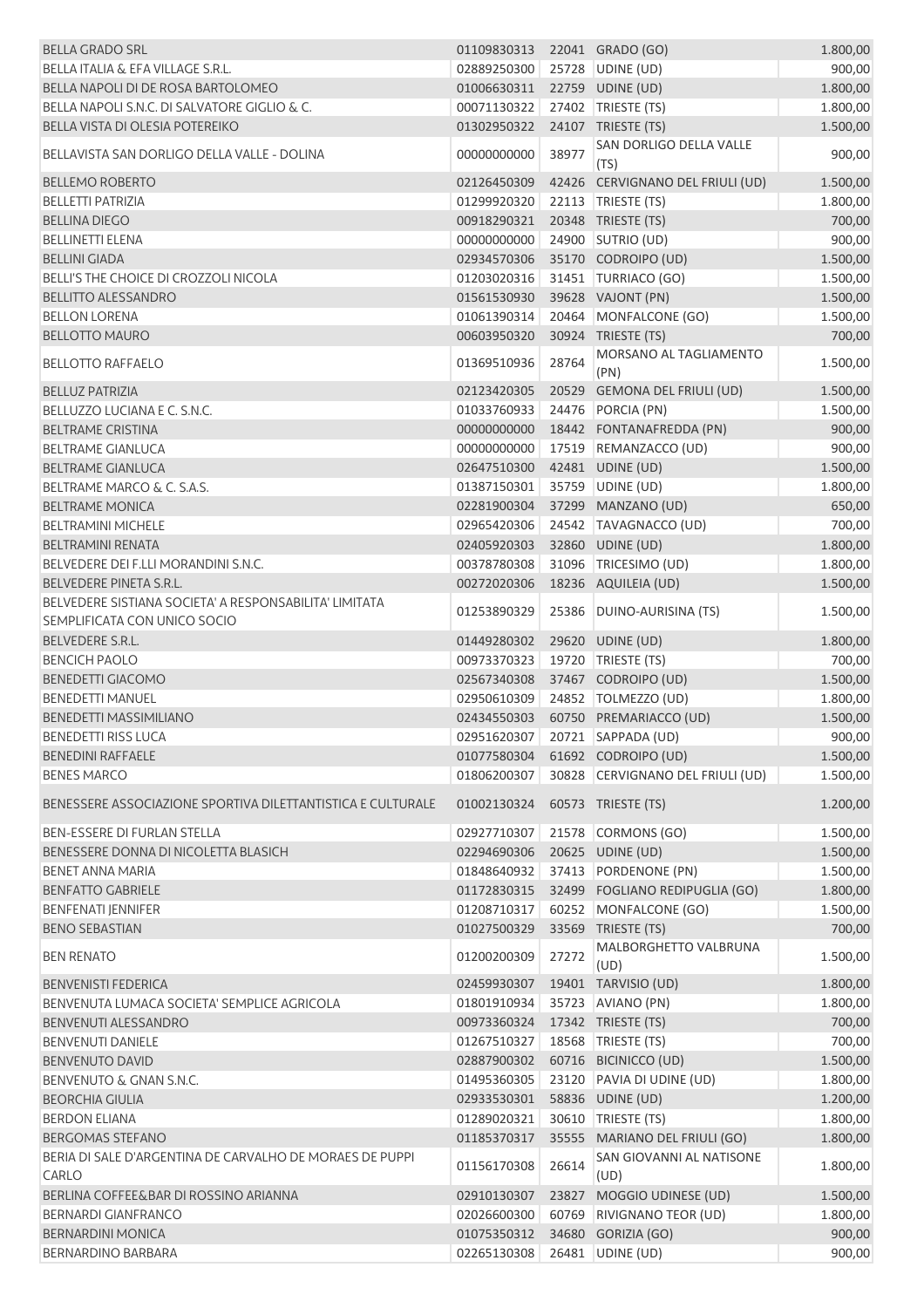| | | | | |
|---|---|---|---|---|
| BELLA GRADO SRL | 01109830313 | 22041 | GRADO (GO) | 1.800,00 |
| BELLA ITALIA & EFA VILLAGE S.R.L. | 02889250300 | 25728 | UDINE (UD) | 900,00 |
| BELLA NAPOLI DI DE ROSA BARTOLOMEO | 01006630311 | 22759 | UDINE (UD) | 1.800,00 |
| BELLA NAPOLI S.N.C. DI SALVATORE GIGLIO & C. | 00071130322 | 27402 | TRIESTE (TS) | 1.800,00 |
| BELLA VISTA DI OLESIA POTEREIKO | 01302950322 | 24107 | TRIESTE (TS) | 1.500,00 |
| BELLAVISTA SAN DORLIGO DELLA VALLE - DOLINA | 00000000000 | 38977 | SAN DORLIGO DELLA VALLE (TS) | 900,00 |
| BELLEMO ROBERTO | 02126450309 | 42426 | CERVIGNANO DEL FRIULI (UD) | 1.500,00 |
| BELLETTI PATRIZIA | 01299920320 | 22113 | TRIESTE (TS) | 1.800,00 |
| BELLINA DIEGO | 00918290321 | 20348 | TRIESTE (TS) | 700,00 |
| BELLINETTI ELENA | 00000000000 | 24900 | SUTRIO (UD) | 900,00 |
| BELLINI GIADA | 02934570306 | 35170 | CODROIPO (UD) | 1.500,00 |
| BELLI'S THE CHOICE DI CROZZOLI NICOLA | 01203020316 | 31451 | TURRIACO (GO) | 1.500,00 |
| BELLITTO ALESSANDRO | 01561530930 | 39628 | VAJONT (PN) | 1.500,00 |
| BELLON LORENA | 01061390314 | 20464 | MONFALCONE (GO) | 1.500,00 |
| BELLOTTO MAURO | 00603950320 | 30924 | TRIESTE (TS) | 700,00 |
| BELLOTTO RAFFAELO | 01369510936 | 28764 | MORSANO AL TAGLIAMENTO (PN) | 1.500,00 |
| BELLUZ PATRIZIA | 02123420305 | 20529 | GEMONA DEL FRIULI (UD) | 1.500,00 |
| BELLUZZO LUCIANA E C. S.N.C. | 01033760933 | 24476 | PORCIA (PN) | 1.500,00 |
| BELTRAME CRISTINA | 00000000000 | 18442 | FONTANAFREDDA (PN) | 900,00 |
| BELTRAME GIANLUCA | 00000000000 | 17519 | REMANZACCO (UD) | 900,00 |
| BELTRAME GIANLUCA | 02647510300 | 42481 | UDINE (UD) | 1.500,00 |
| BELTRAME MARCO & C. S.A.S. | 01387150301 | 35759 | UDINE (UD) | 1.800,00 |
| BELTRAME MONICA | 02281900304 | 37299 | MANZANO (UD) | 650,00 |
| BELTRAMINI MICHELE | 02965420306 | 24542 | TAVAGNACCO (UD) | 700,00 |
| BELTRAMINI RENATA | 02405920303 | 32860 | UDINE (UD) | 1.800,00 |
| BELVEDERE DEI F.LLI MORANDINI S.N.C. | 00378780308 | 31096 | TRICESIMO (UD) | 1.800,00 |
| BELVEDERE PINETA S.R.L. | 00272020306 | 18236 | AQUILEIA (UD) | 1.500,00 |
| BELVEDERE SISTIANA SOCIETA' A RESPONSABILITA' LIMITATA SEMPLIFICATA CON UNICO SOCIO | 01253890329 | 25386 | DUINO-AURISINA (TS) | 1.500,00 |
| BELVEDERE S.R.L. | 01449280302 | 29620 | UDINE (UD) | 1.800,00 |
| BENCICH PAOLO | 00973370323 | 19720 | TRIESTE (TS) | 700,00 |
| BENEDETTI GIACOMO | 02567340308 | 37467 | CODROIPO (UD) | 1.500,00 |
| BENEDETTI MANUEL | 02950610309 | 24852 | TOLMEZZO (UD) | 1.800,00 |
| BENEDETTI MASSIMILIANO | 02434550303 | 60750 | PREMARIACCO (UD) | 1.500,00 |
| BENEDETTI RISS LUCA | 02951620307 | 20721 | SAPPADA (UD) | 900,00 |
| BENEDINI RAFFAELE | 01077580304 | 61692 | CODROIPO (UD) | 1.500,00 |
| BENES MARCO | 01806200307 | 30828 | CERVIGNANO DEL FRIULI (UD) | 1.500,00 |
| BENESSERE ASSOCIAZIONE SPORTIVA DILETTANTISTICA E CULTURALE | 01002130324 | 60573 | TRIESTE (TS) | 1.200,00 |
| BEN-ESSERE DI FURLAN STELLA | 02927710307 | 21578 | CORMONS (GO) | 1.500,00 |
| BENESSERE DONNA DI NICOLETTA BLASICH | 02294690306 | 20625 | UDINE (UD) | 1.500,00 |
| BENET ANNA MARIA | 01848640932 | 37413 | PORDENONE (PN) | 1.500,00 |
| BENFATTO GABRIELE | 01172830315 | 32499 | FOGLIANO REDIPUGLIA (GO) | 1.800,00 |
| BENFENATI JENNIFER | 01208710317 | 60252 | MONFALCONE (GO) | 1.500,00 |
| BENO SEBASTIAN | 01027500329 | 33569 | TRIESTE (TS) | 700,00 |
| BEN RENATO | 01200200309 | 27272 | MALBORGHETTO VALBRUNA (UD) | 1.500,00 |
| BENVENISTI FEDERICA | 02459930307 | 19401 | TARVISIO (UD) | 1.800,00 |
| BENVENUTA LUMACA SOCIETA' SEMPLICE AGRICOLA | 01801910934 | 35723 | AVIANO (PN) | 1.800,00 |
| BENVENUTI ALESSANDRO | 00973360324 | 17342 | TRIESTE (TS) | 700,00 |
| BENVENUTI DANIELE | 01267510327 | 18568 | TRIESTE (TS) | 700,00 |
| BENVENUTO DAVID | 02887900302 | 60716 | BICINICCO (UD) | 1.500,00 |
| BENVENUTO & GNAN S.N.C. | 01495360305 | 23120 | PAVIA DI UDINE (UD) | 1.800,00 |
| BEORCHIA GIULIA | 02933530301 | 58836 | UDINE (UD) | 1.200,00 |
| BERDON ELIANA | 01289020321 | 30610 | TRIESTE (TS) | 1.800,00 |
| BERGOMAS STEFANO | 01185370317 | 35555 | MARIANO DEL FRIULI (GO) | 1.800,00 |
| BERIA DI SALE D'ARGENTINA DE CARVALHO DE MORAES DE PUPPI CARLO | 01156170308 | 26614 | SAN GIOVANNI AL NATISONE (UD) | 1.800,00 |
| BERLINA COFFEE&BAR DI ROSSINO ARIANNA | 02910130307 | 23827 | MOGGIO UDINESE (UD) | 1.500,00 |
| BERNARDI GIANFRANCO | 02026600300 | 60769 | RIVIGNANO TEOR (UD) | 1.800,00 |
| BERNARDINI MONICA | 01075350312 | 34680 | GORIZIA (GO) | 900,00 |
| BERNARDINO BARBARA | 02265130308 | 26481 | UDINE (UD) | 900,00 |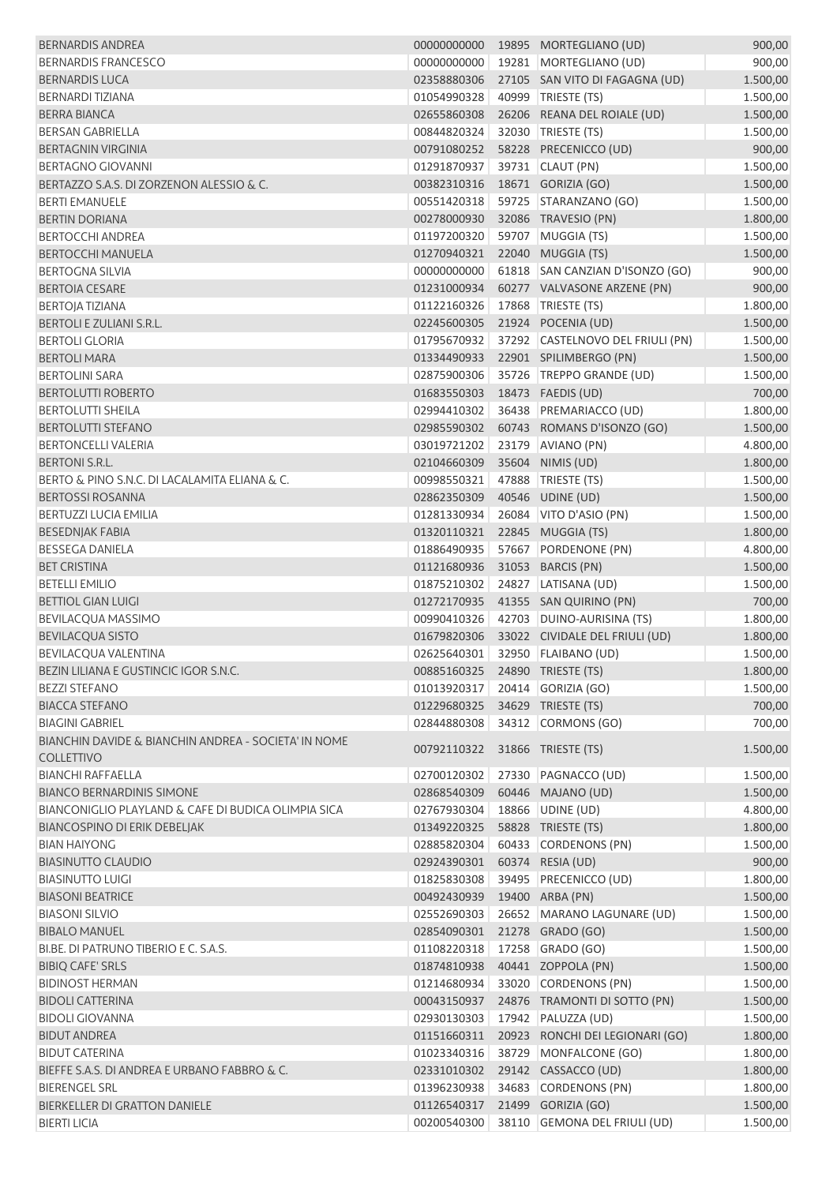| | | | | |
|---|---|---|---|---|
| BERNARDIS ANDREA | 00000000000 | 19895 | MORTEGLIANO (UD) | 900,00 |
| BERNARDIS FRANCESCO | 00000000000 | 19281 | MORTEGLIANO (UD) | 900,00 |
| BERNARDIS LUCA | 02358880306 | 27105 | SAN VITO DI FAGAGNA (UD) | 1.500,00 |
| BERNARDI TIZIANA | 01054990328 | 40999 | TRIESTE (TS) | 1.500,00 |
| BERRA BIANCA | 02655860308 | 26206 | REANA DEL ROIALE (UD) | 1.500,00 |
| BERSAN GABRIELLA | 00844820324 | 32030 | TRIESTE (TS) | 1.500,00 |
| BERTAGNIN VIRGINIA | 00791080252 | 58228 | PRECENICCO (UD) | 900,00 |
| BERTAGNO GIOVANNI | 01291870937 | 39731 | CLAUT (PN) | 1.500,00 |
| BERTAZZO S.A.S. DI ZORZENON ALESSIO & C. | 00382310316 | 18671 | GORIZIA (GO) | 1.500,00 |
| BERTI EMANUELE | 00551420318 | 59725 | STARANZANO (GO) | 1.500,00 |
| BERTIN DORIANA | 00278000930 | 32086 | TRAVESIO (PN) | 1.800,00 |
| BERTOCCHI ANDREA | 01197200320 | 59707 | MUGGIA (TS) | 1.500,00 |
| BERTOCCHI MANUELA | 01270940321 | 22040 | MUGGIA (TS) | 1.500,00 |
| BERTOGNA SILVIA | 00000000000 | 61818 | SAN CANZIAN D'ISONZO (GO) | 900,00 |
| BERTOIA CESARE | 01231000934 | 60277 | VALVASONE ARZENE (PN) | 900,00 |
| BERTOJA TIZIANA | 01122160326 | 17868 | TRIESTE (TS) | 1.800,00 |
| BERTOLI E ZULIANI S.R.L. | 02245600305 | 21924 | POCENIA (UD) | 1.500,00 |
| BERTOLI GLORIA | 01795670932 | 37292 | CASTELNOVO DEL FRIULI (PN) | 1.500,00 |
| BERTOLI MARA | 01334490933 | 22901 | SPILIMBERGO (PN) | 1.500,00 |
| BERTOLINI SARA | 02875900306 | 35726 | TREPPO GRANDE (UD) | 1.500,00 |
| BERTOLUTTI ROBERTO | 01683550303 | 18473 | FAEDIS (UD) | 700,00 |
| BERTOLUTTI SHEILA | 02994410302 | 36438 | PREMARIACCO (UD) | 1.800,00 |
| BERTOLUTTI STEFANO | 02985590302 | 60743 | ROMANS D'ISONZO (GO) | 1.500,00 |
| BERTONCELLI VALERIA | 03019721202 | 23179 | AVIANO (PN) | 4.800,00 |
| BERTONI S.R.L. | 02104660309 | 35604 | NIMIS (UD) | 1.800,00 |
| BERTO & PINO S.N.C. DI LACALAMITA ELIANA & C. | 00998550321 | 47888 | TRIESTE (TS) | 1.500,00 |
| BERTOSSI ROSANNA | 02862350309 | 40546 | UDINE (UD) | 1.500,00 |
| BERTUZZI LUCIA EMILIA | 01281330934 | 26084 | VITO D'ASIO (PN) | 1.500,00 |
| BESEDNJAK FABIA | 01320110321 | 22845 | MUGGIA (TS) | 1.800,00 |
| BESSEGA DANIELA | 01886490935 | 57667 | PORDENONE (PN) | 4.800,00 |
| BET CRISTINA | 01121680936 | 31053 | BARCIS (PN) | 1.500,00 |
| BETELLI EMILIO | 01875210302 | 24827 | LATISANA (UD) | 1.500,00 |
| BETTIOL GIAN LUIGI | 01272170935 | 41355 | SAN QUIRINO (PN) | 700,00 |
| BEVILACQUA MASSIMO | 00990410326 | 42703 | DUINO-AURISINA (TS) | 1.800,00 |
| BEVILACQUA SISTO | 01679820306 | 33022 | CIVIDALE DEL FRIULI (UD) | 1.800,00 |
| BEVILACQUA VALENTINA | 02625640301 | 32950 | FLAIBANO (UD) | 1.500,00 |
| BEZIN LILIANA E GUSTINCIC IGOR S.N.C. | 00885160325 | 24890 | TRIESTE (TS) | 1.800,00 |
| BEZZI STEFANO | 01013920317 | 20414 | GORIZIA (GO) | 1.500,00 |
| BIACCA STEFANO | 01229680325 | 34629 | TRIESTE (TS) | 700,00 |
| BIAGINI GABRIEL | 02844880308 | 34312 | CORMONS (GO) | 700,00 |
| BIANCHIN DAVIDE & BIANCHIN ANDREA - SOCIETA' IN NOME COLLETTIVO | 00792110322 | 31866 | TRIESTE (TS) | 1.500,00 |
| BIANCHI RAFFAELLA | 02700120302 | 27330 | PAGNACCO (UD) | 1.500,00 |
| BIANCO BERNARDINIS SIMONE | 02868540309 | 60446 | MAJANO (UD) | 1.500,00 |
| BIANCONIGLIO PLAYLAND & CAFE DI BUDICA OLIMPIA SICA | 02767930304 | 18866 | UDINE (UD) | 4.800,00 |
| BIANCOSPINO DI ERIK DEBELJAK | 01349220325 | 58828 | TRIESTE (TS) | 1.800,00 |
| BIAN HAIYONG | 02885820304 | 60433 | CORDENONS (PN) | 1.500,00 |
| BIASINUTTO CLAUDIO | 02924390301 | 60374 | RESIA (UD) | 900,00 |
| BIASINUTTO LUIGI | 01825830308 | 39495 | PRECENICCO (UD) | 1.800,00 |
| BIASONI BEATRICE | 00492430939 | 19400 | ARBA (PN) | 1.500,00 |
| BIASONI SILVIO | 02552690303 | 26652 | MARANO LAGUNARE (UD) | 1.500,00 |
| BIBALO MANUEL | 02854090301 | 21278 | GRADO (GO) | 1.500,00 |
| BI.BE. DI PATRUNO TIBERIO E C. S.A.S. | 01108220318 | 17258 | GRADO (GO) | 1.500,00 |
| BIBIQ CAFE' SRLS | 01874810938 | 40441 | ZOPPOLA (PN) | 1.500,00 |
| BIDINOST HERMAN | 01214680934 | 33020 | CORDENONS (PN) | 1.500,00 |
| BIDOLI CATTERINA | 00043150937 | 24876 | TRAMONTI DI SOTTO (PN) | 1.500,00 |
| BIDOLI GIOVANNA | 02930130303 | 17942 | PALUZZA (UD) | 1.500,00 |
| BIDUT ANDREA | 01151660311 | 20923 | RONCHI DEI LEGIONARI (GO) | 1.800,00 |
| BIDUT CATERINA | 01023340316 | 38729 | MONFALCONE (GO) | 1.800,00 |
| BIEFFE S.A.S. DI ANDREA E URBANO FABBRO & C. | 02331010302 | 29142 | CASSACCO (UD) | 1.800,00 |
| BIERENGEL SRL | 01396230938 | 34683 | CORDENONS (PN) | 1.800,00 |
| BIERKELLER DI GRATTON DANIELE | 01126540317 | 21499 | GORIZIA (GO) | 1.500,00 |
| BIERTI LICIA | 00200540300 | 38110 | GEMONA DEL FRIULI (UD) | 1.500,00 |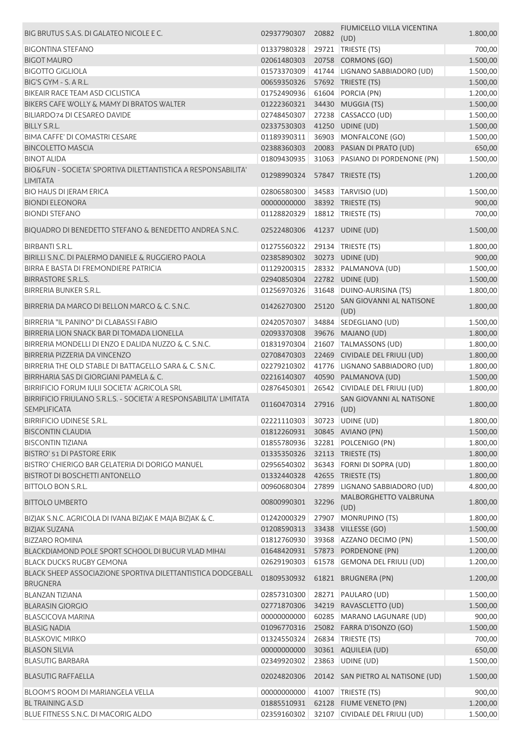| | | | | |
|---|---|---|---|---|
| BIG BRUTUS S.A.S. DI GALATEO NICOLE E C. | 02937790307 | 20882 | FIUMICELLO VILLA VICENTINA (UD) | 1.800,00 |
| BIGONTINA STEFANO | 01337980328 | 29721 | TRIESTE (TS) | 700,00 |
| BIGOT MAURO | 02061480303 | 20758 | CORMONS (GO) | 1.500,00 |
| BIGOTTO GIGLIOLA | 01573370309 | 41744 | LIGNANO SABBIADORO (UD) | 1.500,00 |
| BIG'S GYM - S. A R.L. | 00659350326 | 57692 | TRIESTE (TS) | 1.500,00 |
| BIKEAIR RACE TEAM ASD CICLISTICA | 01752490936 | 61604 | PORCIA (PN) | 1.200,00 |
| BIKERS CAFE WOLLY & MAMY DI BRATOS WALTER | 01222360321 | 34430 | MUGGIA (TS) | 1.500,00 |
| BILIARDO74 DI CESAREO DAVIDE | 02748450307 | 27238 | CASSACCO (UD) | 1.500,00 |
| BILLY S.R.L. | 02337530303 | 41250 | UDINE (UD) | 1.500,00 |
| BIMA CAFFE' DI COMASTRI CESARE | 01189390311 | 36903 | MONFALCONE (GO) | 1.500,00 |
| BINCOLETTO MASCIA | 02388360303 | 20083 | PASIAN DI PRATO (UD) | 650,00 |
| BINOT ALIDA | 01809430935 | 31063 | PASIANO DI PORDENONE (PN) | 1.500,00 |
| BIO&FUN - SOCIETA' SPORTIVA DILETTANTISTICA A RESPONSABILITA' LIMITATA | 01298990324 | 57847 | TRIESTE (TS) | 1.200,00 |
| BIO HAUS DI JERAM ERICA | 02806580300 | 34583 | TARVISIO (UD) | 1.500,00 |
| BIONDI ELEONORA | 00000000000 | 38392 | TRIESTE (TS) | 900,00 |
| BIONDI STEFANO | 01128820329 | 18812 | TRIESTE (TS) | 700,00 |
| BIQUADRO DI BENEDETTO STEFANO & BENEDETTO ANDREA S.N.C. | 02522480306 | 41237 | UDINE (UD) | 1.500,00 |
| BIRBANTI S.R.L. | 01275560322 | 29134 | TRIESTE (TS) | 1.800,00 |
| BIRILLI S.N.C. DI PALERMO DANIELE & RUGGIERO PAOLA | 02385890302 | 30273 | UDINE (UD) | 900,00 |
| BIRRA E BASTA DI FREMONDIERE PATRICIA | 01129200315 | 28332 | PALMANOVA (UD) | 1.500,00 |
| BIRRASTORE S.R.L.S. | 02940850304 | 22782 | UDINE (UD) | 1.500,00 |
| BIRRERIA BUNKER S.R.L. | 01256970326 | 31648 | DUINO-AURISINA (TS) | 1.800,00 |
| BIRRERIA DA MARCO DI BELLON MARCO & C. S.N.C. | 01426270300 | 25120 | SAN GIOVANNI AL NATISONE (UD) | 1.800,00 |
| BIRRERIA "IL PANINO" DI CLABASSI FABIO | 02420570307 | 34884 | SEDEGLIANO (UD) | 1.500,00 |
| BIRRERIA LION SNACK BAR DI TOMADA LIONELLA | 02093370308 | 39676 | MAJANO (UD) | 1.800,00 |
| BIRRERIA MONDELLI DI ENZO E DALIDA NUZZO & C. S.N.C. | 01831970304 | 21607 | TALMASSONS (UD) | 1.800,00 |
| BIRRERIA PIZZERIA DA VINCENZO | 02708470303 | 22469 | CIVIDALE DEL FRIULI (UD) | 1.800,00 |
| BIRRERIA THE OLD STABLE DI BATTAGELLO SARA & C. S.N.C. | 02279210302 | 41776 | LIGNANO SABBIADORO (UD) | 1.800,00 |
| BIRRHARIA SAS DI GIORGIANI PAMELA & C. | 02216140307 | 40590 | PALMANOVA (UD) | 1.500,00 |
| BIRRIFICIO FORUM IULII SOCIETA' AGRICOLA SRL | 02876450301 | 26542 | CIVIDALE DEL FRIULI (UD) | 1.800,00 |
| BIRRIFICIO FRIULANO S.R.L.S. - SOCIETA' A RESPONSABILITA' LIMITATA SEMPLIFICATA | 01160470314 | 27916 | SAN GIOVANNI AL NATISONE (UD) | 1.800,00 |
| BIRRIFICIO UDINESE S.R.L. | 02221110303 | 30723 | UDINE (UD) | 1.800,00 |
| BISCONTIN CLAUDIA | 01812260931 | 30845 | AVIANO (PN) | 1.500,00 |
| BISCONTIN TIZIANA | 01855780936 | 32281 | POLCENIGO (PN) | 1.800,00 |
| BISTRO' 51 DI PASTORE ERIK | 01335350326 | 32113 | TRIESTE (TS) | 1.800,00 |
| BISTRO' CHIERIGO BAR GELATERIA DI DORIGO MANUEL | 02956540302 | 36343 | FORNI DI SOPRA (UD) | 1.800,00 |
| BISTROT DI BOSCHETTI ANTONELLO | 01332440328 | 42655 | TRIESTE (TS) | 1.800,00 |
| BITTOLO BON S.R.L. | 00960680304 | 27899 | LIGNANO SABBIADORO (UD) | 4.800,00 |
| BITTOLO UMBERTO | 00800990301 | 32296 | MALBORGHETTO VALBRUNA (UD) | 1.800,00 |
| BIZJAK S.N.C. AGRICOLA DI IVANA BIZJAK E MAJA BIZJAK & C. | 01242000329 | 27907 | MONRUPINO (TS) | 1.800,00 |
| BIZJAK SUZANA | 01208590313 | 33438 | VILLESSE (GO) | 1.500,00 |
| BIZZARO ROMINA | 01812760930 | 39368 | AZZANO DECIMO (PN) | 1.500,00 |
| BLACKDIAMOND POLE SPORT SCHOOL DI BUCUR VLAD MIHAI | 01648420931 | 57873 | PORDENONE (PN) | 1.200,00 |
| BLACK DUCKS RUGBY GEMONA | 02629190303 | 61578 | GEMONA DEL FRIULI (UD) | 1.200,00 |
| BLACK SHEEP ASSOCIAZIONE SPORTIVA DILETTANTISTICA DODGEBALL BRUGNERA | 01809530932 | 61821 | BRUGNERA (PN) | 1.200,00 |
| BLANZAN TIZIANA | 02857310300 | 28271 | PAULARO (UD) | 1.500,00 |
| BLARASIN GIORGIO | 02771870306 | 34219 | RAVASCLETTO (UD) | 1.500,00 |
| BLASCICOVA MARINA | 00000000000 | 60285 | MARANO LAGUNARE (UD) | 900,00 |
| BLASIG NADIA | 01096770316 | 25082 | FARRA D'ISONZO (GO) | 1.500,00 |
| BLASKOVIC MIRKO | 01324550324 | 26834 | TRIESTE (TS) | 700,00 |
| BLASON SILVIA | 00000000000 | 30361 | AQUILEIA (UD) | 650,00 |
| BLASUTIG BARBARA | 02349920302 | 23863 | UDINE (UD) | 1.500,00 |
| BLASUTIG RAFFAELLA | 02024820306 | 20142 | SAN PIETRO AL NATISONE (UD) | 1.500,00 |
| BLOOM'S ROOM DI MARIANGELA VELLA | 00000000000 | 41007 | TRIESTE (TS) | 900,00 |
| BL TRAINING A.S.D | 01885510931 | 62128 | FIUME VENETO (PN) | 1.200,00 |
| BLUE FITNESS S.N.C. DI MACORIG ALDO | 02359160302 | 32107 | CIVIDALE DEL FRIULI (UD) | 1.500,00 |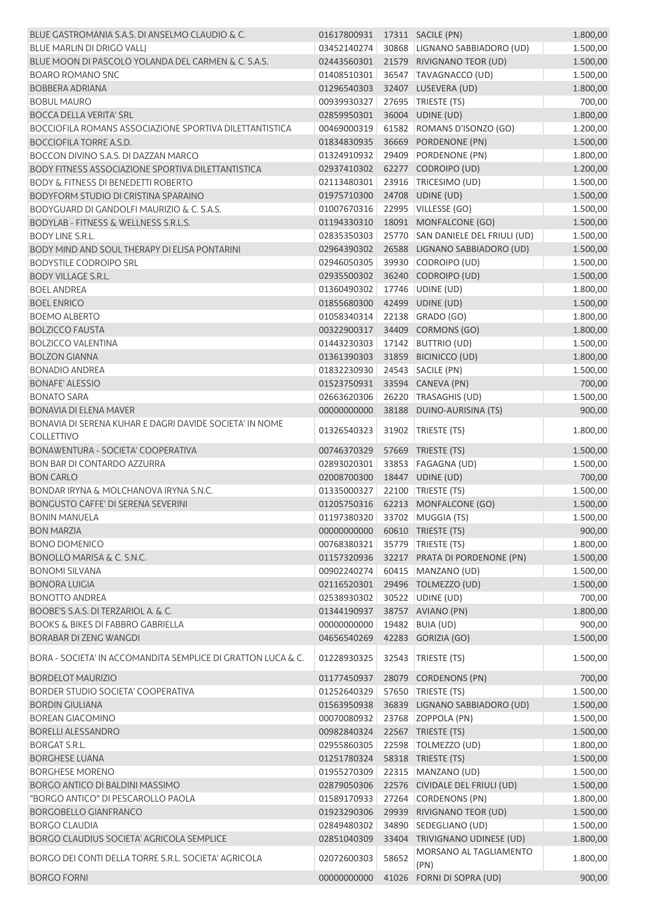| | | | | |
|---|---|---|---|---|
| BLUE GASTROMANIA S.A.S. DI ANSELMO CLAUDIO & C. | 01617800931 | 17311 | SACILE (PN) | 1.800,00 |
| BLUE MARLIN DI DRIGO VALLJ | 03452140274 | 30868 | LIGNANO SABBIADORO (UD) | 1.500,00 |
| BLUE MOON DI PASCOLO YOLANDA DEL CARMEN & C. S.A.S. | 02443560301 | 21579 | RIVIGNANO TEOR (UD) | 1.500,00 |
| BOARO ROMANO SNC | 01408510301 | 36547 | TAVAGNACCO (UD) | 1.500,00 |
| BOBBERA ADRIANA | 01296540303 | 32407 | LUSEVERA (UD) | 1.800,00 |
| BOBUL MAURO | 00939930327 | 27695 | TRIESTE (TS) | 700,00 |
| BOCCA DELLA VERITA' SRL | 02859950301 | 36004 | UDINE (UD) | 1.800,00 |
| BOCCIOFILA ROMANS ASSOCIAZIONE SPORTIVA DILETTANTISTICA | 00469000319 | 61582 | ROMANS D'ISONZO (GO) | 1.200,00 |
| BOCCIOFILA TORRE A.S.D. | 01834830935 | 36669 | PORDENONE (PN) | 1.500,00 |
| BOCCON DIVINO S.A.S. DI DAZZAN MARCO | 01324910932 | 29409 | PORDENONE (PN) | 1.800,00 |
| BODY FITNESS ASSOCIAZIONE SPORTIVA DILETTANTISTICA | 02937410302 | 62277 | CODROIPO (UD) | 1.200,00 |
| BODY & FITNESS DI BENEDETTI ROBERTO | 02113480301 | 23916 | TRICESIMO (UD) | 1.500,00 |
| BODYFORM STUDIO DI CRISTINA SPARAINO | 01975710300 | 24708 | UDINE (UD) | 1.500,00 |
| BODYGUARD DI GANDOLFI MAURIZIO & C. S.A.S. | 01007670316 | 22995 | VILLESSE (GO) | 1.500,00 |
| BODYLAB - FITNESS & WELLNESS S.R.L.S. | 01194330310 | 18091 | MONFALCONE (GO) | 1.500,00 |
| BODY LINE S.R.L. | 02835350303 | 25770 | SAN DANIELE DEL FRIULI (UD) | 1.500,00 |
| BODY MIND AND SOUL THERAPY DI ELISA PONTARINI | 02964390302 | 26588 | LIGNANO SABBIADORO (UD) | 1.500,00 |
| BODYSTILE CODROIPO SRL | 02946050305 | 39930 | CODROIPO (UD) | 1.500,00 |
| BODY VILLAGE S.R.L. | 02935500302 | 36240 | CODROIPO (UD) | 1.500,00 |
| BOEL ANDREA | 01360490302 | 17746 | UDINE (UD) | 1.800,00 |
| BOEL ENRICO | 01855680300 | 42499 | UDINE (UD) | 1.500,00 |
| BOEMO ALBERTO | 01058340314 | 22138 | GRADO (GO) | 1.800,00 |
| BOLZICCO FAUSTA | 00322900317 | 34409 | CORMONS (GO) | 1.800,00 |
| BOLZICCO VALENTINA | 01443230303 | 17142 | BUTTRIO (UD) | 1.500,00 |
| BOLZON GIANNA | 01361390303 | 31859 | BICINICCO (UD) | 1.800,00 |
| BONADIO ANDREA | 01832230930 | 24543 | SACILE (PN) | 1.500,00 |
| BONAFE' ALESSIO | 01523750931 | 33594 | CANEVA (PN) | 700,00 |
| BONATO SARA | 02663620306 | 26220 | TRASAGHIS (UD) | 1.500,00 |
| BONAVIA DI ELENA MAVER | 00000000000 | 38188 | DUINO-AURISINA (TS) | 900,00 |
| BONAVIA DI SERENA KUHAR E DAGRI DAVIDE SOCIETA' IN NOME COLLETTIVO | 01326540323 | 31902 | TRIESTE (TS) | 1.800,00 |
| BONAWENTURA - SOCIETA' COOPERATIVA | 00746370329 | 57669 | TRIESTE (TS) | 1.500,00 |
| BON BAR DI CONTARDO AZZURRA | 02893020301 | 33853 | FAGAGNA (UD) | 1.500,00 |
| BON CARLO | 02008700300 | 18447 | UDINE (UD) | 700,00 |
| BONDAR IRYNA & MOLCHANOVA IRYNA S.N.C. | 01335000327 | 22100 | TRIESTE (TS) | 1.500,00 |
| BONGUSTO CAFFE' DI SERENA SEVERINI | 01205750316 | 62213 | MONFALCONE (GO) | 1.500,00 |
| BONIN MANUELA | 01197380320 | 33702 | MUGGIA (TS) | 1.500,00 |
| BON MARZIA | 00000000000 | 60610 | TRIESTE (TS) | 900,00 |
| BONO DOMENICO | 00768380321 | 35779 | TRIESTE (TS) | 1.800,00 |
| BONOLLO MARISA & C. S.N.C. | 01157320936 | 32217 | PRATA DI PORDENONE (PN) | 1.500,00 |
| BONOMI SILVANA | 00902240274 | 60415 | MANZANO (UD) | 1.500,00 |
| BONORA LUIGIA | 02116520301 | 29496 | TOLMEZZO (UD) | 1.500,00 |
| BONOTTO ANDREA | 02538930302 | 30522 | UDINE (UD) | 700,00 |
| BOOBE'S S.A.S. DI TERZARIOL A. & C. | 01344190937 | 38757 | AVIANO (PN) | 1.800,00 |
| BOOKS & BIKES DI FABBRO GABRIELLA | 00000000000 | 19482 | BUIA (UD) | 900,00 |
| BORABAR DI ZENG WANGDI | 04656540269 | 42283 | GORIZIA (GO) | 1.500,00 |
| BORA - SOCIETA' IN ACCOMANDITA SEMPLICE DI GRATTON LUCA & C. | 01228930325 | 32543 | TRIESTE (TS) | 1.500,00 |
| BORDELOT MAURIZIO | 01177450937 | 28079 | CORDENONS (PN) | 700,00 |
| BORDER STUDIO SOCIETA' COOPERATIVA | 01252640329 | 57650 | TRIESTE (TS) | 1.500,00 |
| BORDIN GIULIANA | 01563950938 | 36839 | LIGNANO SABBIADORO (UD) | 1.500,00 |
| BOREAN GIACOMINO | 00070080932 | 23768 | ZOPPOLA (PN) | 1.500,00 |
| BORELLI ALESSANDRO | 00982840324 | 22567 | TRIESTE (TS) | 1.500,00 |
| BORGAT S.R.L. | 02955860305 | 22598 | TOLMEZZO (UD) | 1.800,00 |
| BORGHESE LUANA | 01251780324 | 58318 | TRIESTE (TS) | 1.500,00 |
| BORGHESE MORENO | 01955270309 | 22315 | MANZANO (UD) | 1.500,00 |
| BORGO ANTICO DI BALDINI MASSIMO | 02879050306 | 22576 | CIVIDALE DEL FRIULI (UD) | 1.500,00 |
| "BORGO ANTICO" DI PESCAROLLO PAOLA | 01589170933 | 27264 | CORDENONS (PN) | 1.800,00 |
| BORGOBELLO GIANFRANCO | 01923290306 | 29939 | RIVIGNANO TEOR (UD) | 1.500,00 |
| BORGO CLAUDIA | 02849480302 | 34890 | SEDEGLIANO (UD) | 1.500,00 |
| BORGO CLAUDIUS SOCIETA' AGRICOLA SEMPLICE | 02851040309 | 33404 | TRIVIGNANO UDINESE (UD) | 1.800,00 |
| BORGO DEI CONTI DELLA TORRE S.R.L. SOCIETA' AGRICOLA | 02072600303 | 58652 | MORSANO AL TAGLIAMENTO (PN) | 1.800,00 |
| BORGO FORNI | 00000000000 | 41026 | FORNI DI SOPRA (UD) | 900,00 |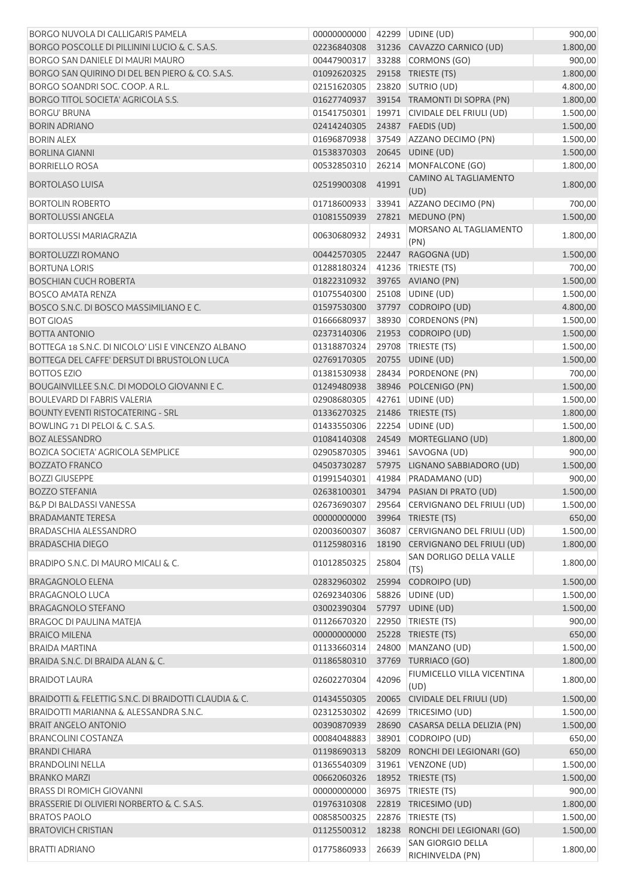| | | | | |
|---|---|---|---|---|
| BORGO NUVOLA DI CALLIGARIS PAMELA | 00000000000 | 42299 | UDINE (UD) | 900,00 |
| BORGO POSCOLLE DI PILLININI LUCIO & C. S.A.S. | 02236840308 | 31236 | CAVAZZO CARNICO (UD) | 1.800,00 |
| BORGO SAN DANIELE DI MAURI MAURO | 00447900317 | 33288 | CORMONS (GO) | 900,00 |
| BORGO SAN QUIRINO DI DEL BEN PIERO & CO. S.A.S. | 01092620325 | 29158 | TRIESTE (TS) | 1.800,00 |
| BORGO SOANDRI SOC. COOP. A R.L. | 02151620305 | 23820 | SUTRIO (UD) | 4.800,00 |
| BORGO TITOL SOCIETA' AGRICOLA S.S. | 01627740937 | 39154 | TRAMONTI DI SOPRA (PN) | 1.800,00 |
| BORGU' BRUNA | 01541750301 | 19971 | CIVIDALE DEL FRIULI (UD) | 1.500,00 |
| BORIN ADRIANO | 02414240305 | 24387 | FAEDIS (UD) | 1.500,00 |
| BORIN ALEX | 01696870938 | 37549 | AZZANO DECIMO (PN) | 1.500,00 |
| BORLINA GIANNI | 01538370303 | 20645 | UDINE (UD) | 1.500,00 |
| BORRIELLO ROSA | 00532850310 | 26214 | MONFALCONE (GO) | 1.800,00 |
| BORTOLASO LUISA | 02519900308 | 41991 | CAMINO AL TAGLIAMENTO (UD) | 1.800,00 |
| BORTOLIN ROBERTO | 01718600933 | 33941 | AZZANO DECIMO (PN) | 700,00 |
| BORTOLUSSI ANGELA | 01081550939 | 27821 | MEDUNO (PN) | 1.500,00 |
| BORTOLUSSI MARIAGRAZIA | 00630680932 | 24931 | MORSANO AL TAGLIAMENTO (PN) | 1.800,00 |
| BORTOLUZZI ROMANO | 00442570305 | 22447 | RAGOGNA (UD) | 1.500,00 |
| BORTUNA LORIS | 01288180324 | 41236 | TRIESTE (TS) | 700,00 |
| BOSCHIAN CUCH ROBERTA | 01822310932 | 39765 | AVIANO (PN) | 1.500,00 |
| BOSCO AMATA RENZA | 01075540300 | 25108 | UDINE (UD) | 1.500,00 |
| BOSCO S.N.C. DI BOSCO MASSIMILIANO E C. | 01597530300 | 37797 | CODROIPO (UD) | 4.800,00 |
| BOT GIOAS | 01666680937 | 38930 | CORDENONS (PN) | 1.500,00 |
| BOTTA ANTONIO | 02373140306 | 21953 | CODROIPO (UD) | 1.500,00 |
| BOTTEGA 18 S.N.C. DI NICOLO' LISI E VINCENZO ALBANO | 01318870324 | 29708 | TRIESTE (TS) | 1.500,00 |
| BOTTEGA DEL CAFFE' DERSUT DI BRUSTOLON LUCA | 02769170305 | 20755 | UDINE (UD) | 1.500,00 |
| BOTTOS EZIO | 01381530938 | 28434 | PORDENONE (PN) | 700,00 |
| BOUGAINVILLEE S.N.C. DI MODOLO GIOVANNI E C. | 01249480938 | 38946 | POLCENIGO (PN) | 1.500,00 |
| BOULEVARD DI FABRIS VALERIA | 02908680305 | 42761 | UDINE (UD) | 1.500,00 |
| BOUNTY EVENTI RISTOCATERING - SRL | 01336270325 | 21486 | TRIESTE (TS) | 1.800,00 |
| BOWLING 71 DI PELOI & C. S.A.S. | 01433550306 | 22254 | UDINE (UD) | 1.500,00 |
| BOZ ALESSANDRO | 01084140308 | 24549 | MORTEGLIANO (UD) | 1.800,00 |
| BOZICA SOCIETA' AGRICOLA SEMPLICE | 02905870305 | 39461 | SAVOGNA (UD) | 900,00 |
| BOZZATO FRANCO | 04503730287 | 57975 | LIGNANO SABBIADORO (UD) | 1.500,00 |
| BOZZI GIUSEPPE | 01991540301 | 41984 | PRADAMANO (UD) | 900,00 |
| BOZZO STEFANIA | 02638100301 | 34794 | PASIAN DI PRATO (UD) | 1.500,00 |
| B&P DI BALDASSI VANESSA | 02673690307 | 29564 | CERVIGNANO DEL FRIULI (UD) | 1.500,00 |
| BRADAMANTE TERESA | 00000000000 | 39964 | TRIESTE (TS) | 650,00 |
| BRADASCHIA ALESSANDRO | 02003600307 | 36087 | CERVIGNANO DEL FRIULI (UD) | 1.500,00 |
| BRADASCHIA DIEGO | 01125980316 | 18190 | CERVIGNANO DEL FRIULI (UD) | 1.800,00 |
| BRADIPO S.N.C. DI MAURO MICALI & C. | 01012850325 | 25804 | SAN DORLIGO DELLA VALLE (TS) | 1.800,00 |
| BRAGAGNOLO ELENA | 02832960302 | 25994 | CODROIPO (UD) | 1.500,00 |
| BRAGAGNOLO LUCA | 02692340306 | 58826 | UDINE (UD) | 1.500,00 |
| BRAGAGNOLO STEFANO | 03002390304 | 57797 | UDINE (UD) | 1.500,00 |
| BRAGOC DI PAULINA MATEJA | 01126670320 | 22950 | TRIESTE (TS) | 900,00 |
| BRAICO MILENA | 00000000000 | 25228 | TRIESTE (TS) | 650,00 |
| BRAIDA MARTINA | 01133660314 | 24800 | MANZANO (UD) | 1.500,00 |
| BRAIDA S.N.C. DI BRAIDA ALAN & C. | 01186580310 | 37769 | TURRIACO (GO) | 1.800,00 |
| BRAIDOT LAURA | 02602270304 | 42096 | FIUMICELLO VILLA VICENTINA (UD) | 1.800,00 |
| BRAIDOTTI & FELETTIG S.N.C. DI BRAIDOTTI CLAUDIA & C. | 01434550305 | 20065 | CIVIDALE DEL FRIULI (UD) | 1.500,00 |
| BRAIDOTTI MARIANNA & ALESSANDRA S.N.C. | 02312530302 | 42699 | TRICESIMO (UD) | 1.500,00 |
| BRAIT ANGELO ANTONIO | 00390870939 | 28690 | CASARSA DELLA DELIZIA (PN) | 1.500,00 |
| BRANCOLINI COSTANZA | 00084048883 | 38901 | CODROIPO (UD) | 650,00 |
| BRANDI CHIARA | 01198690313 | 58209 | RONCHI DEI LEGIONARI (GO) | 650,00 |
| BRANDOLINI NELLA | 01365540309 | 31961 | VENZONE (UD) | 1.500,00 |
| BRANKO MARZI | 00662060326 | 18952 | TRIESTE (TS) | 1.500,00 |
| BRASS DI ROMICH GIOVANNI | 00000000000 | 36975 | TRIESTE (TS) | 900,00 |
| BRASSERIE DI OLIVIERI NORBERTO & C. S.A.S. | 01976310308 | 22819 | TRICESIMO (UD) | 1.800,00 |
| BRATOS PAOLO | 00858500325 | 22876 | TRIESTE (TS) | 1.500,00 |
| BRATOVICH CRISTIAN | 01125500312 | 18238 | RONCHI DEI LEGIONARI (GO) | 1.500,00 |
| BRATTI ADRIANO | 01775860933 | 26639 | SAN GIORGIO DELLA RICHINVELDA (PN) | 1.800,00 |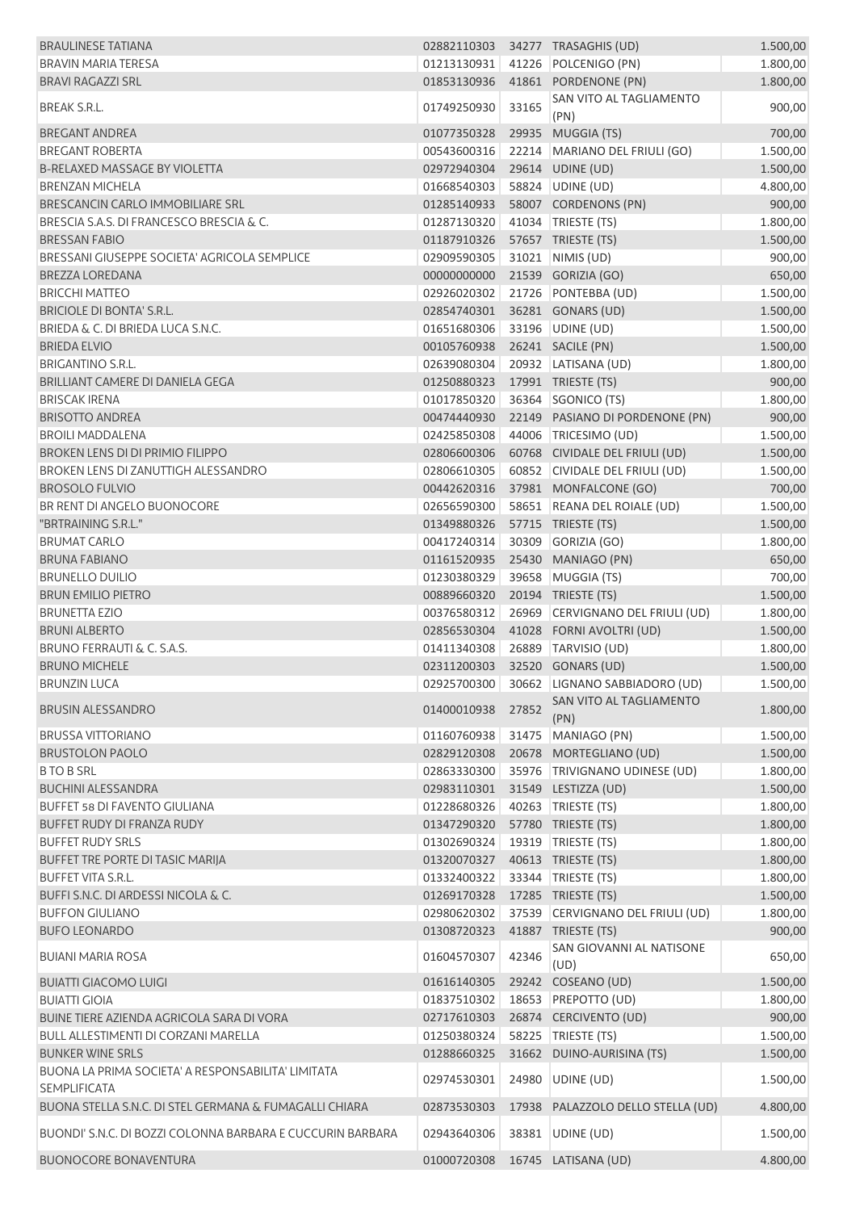| | | | | |
|---|---|---|---|---|
| BRAULINESE TATIANA | 02882110303 | 34277 | TRASAGHIS (UD) | 1.500,00 |
| BRAVIN MARIA TERESA | 01213130931 | 41226 | POLCENIGO (PN) | 1.800,00 |
| BRAVI RAGAZZI SRL | 01853130936 | 41861 | PORDENONE (PN) | 1.800,00 |
| BREAK S.R.L. | 01749250930 | 33165 | SAN VITO AL TAGLIAMENTO (PN) | 900,00 |
| BREGANT ANDREA | 01077350328 | 29935 | MUGGIA (TS) | 700,00 |
| BREGANT ROBERTA | 00543600316 | 22214 | MARIANO DEL FRIULI (GO) | 1.500,00 |
| B-RELAXED MASSAGE BY VIOLETTA | 02972940304 | 29614 | UDINE (UD) | 1.500,00 |
| BRENZAN MICHELA | 01668540303 | 58824 | UDINE (UD) | 4.800,00 |
| BRESCANCIN CARLO IMMOBILIARE SRL | 01285140933 | 58007 | CORDENONS (PN) | 900,00 |
| BRESCIA S.A.S. DI FRANCESCO BRESCIA & C. | 01287130320 | 41034 | TRIESTE (TS) | 1.800,00 |
| BRESSAN FABIO | 01187910326 | 57657 | TRIESTE (TS) | 1.500,00 |
| BRESSANI GIUSEPPE SOCIETA' AGRICOLA SEMPLICE | 02909590305 | 31021 | NIMIS (UD) | 900,00 |
| BREZZA LOREDANA | 00000000000 | 21539 | GORIZIA (GO) | 650,00 |
| BRICCHI MATTEO | 02926020302 | 21726 | PONTEBBA (UD) | 1.500,00 |
| BRICIOLE DI BONTA' S.R.L. | 02854740301 | 36281 | GONARS (UD) | 1.500,00 |
| BRIEDA & C. DI BRIEDA LUCA S.N.C. | 01651680306 | 33196 | UDINE (UD) | 1.500,00 |
| BRIEDA ELVIO | 00105760938 | 26241 | SACILE (PN) | 1.500,00 |
| BRIGANTINO S.R.L. | 02639080304 | 20932 | LATISANA (UD) | 1.800,00 |
| BRILLIANT CAMERE DI DANIELA GEGA | 01250880323 | 17991 | TRIESTE (TS) | 900,00 |
| BRISCAK IRENA | 01017850320 | 36364 | SGONICO (TS) | 1.800,00 |
| BRISOTTO ANDREA | 00474440930 | 22149 | PASIANO DI PORDENONE (PN) | 900,00 |
| BROILI MADDALENA | 02425850308 | 44006 | TRICESIMO (UD) | 1.500,00 |
| BROKEN LENS DI DI PRIMIO FILIPPO | 02806600306 | 60768 | CIVIDALE DEL FRIULI (UD) | 1.500,00 |
| BROKEN LENS DI ZANUTTIGH ALESSANDRO | 02806610305 | 60852 | CIVIDALE DEL FRIULI (UD) | 1.500,00 |
| BROSOLO FULVIO | 00442620316 | 37981 | MONFALCONE (GO) | 700,00 |
| BR RENT DI ANGELO BUONOCORE | 02656590300 | 58651 | REANA DEL ROIALE (UD) | 1.500,00 |
| "BRTRAINING S.R.L." | 01349880326 | 57715 | TRIESTE (TS) | 1.500,00 |
| BRUMAT CARLO | 00417240314 | 30309 | GORIZIA (GO) | 1.800,00 |
| BRUNA FABIANO | 01161520935 | 25430 | MANIAGO (PN) | 650,00 |
| BRUNELLO DUILIO | 01230380329 | 39658 | MUGGIA (TS) | 700,00 |
| BRUN EMILIO PIETRO | 00889660320 | 20194 | TRIESTE (TS) | 1.500,00 |
| BRUNETTA EZIO | 00376580312 | 26969 | CERVIGNANO DEL FRIULI (UD) | 1.800,00 |
| BRUNI ALBERTO | 02856530304 | 41028 | FORNI AVOLTRI (UD) | 1.500,00 |
| BRUNO FERRAUTI & C. S.A.S. | 01411340308 | 26889 | TARVISIO (UD) | 1.800,00 |
| BRUNO MICHELE | 02311200303 | 32520 | GONARS (UD) | 1.500,00 |
| BRUNZIN LUCA | 02925700300 | 30662 | LIGNANO SABBIADORO (UD) | 1.500,00 |
| BRUSIN ALESSANDRO | 01400010938 | 27852 | SAN VITO AL TAGLIAMENTO (PN) | 1.800,00 |
| BRUSSA VITTORIANO | 01160760938 | 31475 | MANIAGO (PN) | 1.500,00 |
| BRUSTOLON PAOLO | 02829120308 | 20678 | MORTEGLIANO (UD) | 1.500,00 |
| B TO B SRL | 02863330300 | 35976 | TRIVIGNANO UDINESE (UD) | 1.800,00 |
| BUCHINI ALESSANDRA | 02983110301 | 31549 | LESTIZZA (UD) | 1.500,00 |
| BUFFET 58 DI FAVENTO GIULIANA | 01228680326 | 40263 | TRIESTE (TS) | 1.800,00 |
| BUFFET RUDY DI FRANZA RUDY | 01347290320 | 57780 | TRIESTE (TS) | 1.800,00 |
| BUFFET RUDY SRLS | 01302690324 | 19319 | TRIESTE (TS) | 1.800,00 |
| BUFFET TRE PORTE DI TASIC MARIJA | 01320070327 | 40613 | TRIESTE (TS) | 1.800,00 |
| BUFFET VITA S.R.L. | 01332400322 | 33344 | TRIESTE (TS) | 1.800,00 |
| BUFFI S.N.C. DI ARDESSI NICOLA & C. | 01269170328 | 17285 | TRIESTE (TS) | 1.500,00 |
| BUFFON GIULIANO | 02980620302 | 37539 | CERVIGNANO DEL FRIULI (UD) | 1.800,00 |
| BUFO LEONARDO | 01308720323 | 41887 | TRIESTE (TS) | 900,00 |
| BUIANI MARIA ROSA | 01604570307 | 42346 | SAN GIOVANNI AL NATISONE (UD) | 650,00 |
| BUIATTI GIACOMO LUIGI | 01616140305 | 29242 | COSEANO (UD) | 1.500,00 |
| BUIATTI GIOIA | 01837510302 | 18653 | PREPOTTO (UD) | 1.800,00 |
| BUINE TIERE AZIENDA AGRICOLA SARA DI VORA | 02717610303 | 26874 | CERCIVENTO (UD) | 900,00 |
| BULL ALLESTIMENTI DI CORZANI MARELLA | 01250380324 | 58225 | TRIESTE (TS) | 1.500,00 |
| BUNKER WINE SRLS | 01288660325 | 31662 | DUINO-AURISINA (TS) | 1.500,00 |
| BUONA LA PRIMA SOCIETA' A RESPONSABILITA' LIMITATA SEMPLIFICATA | 02974530301 | 24980 | UDINE (UD) | 1.500,00 |
| BUONA STELLA S.N.C. DI STEL GERMANA & FUMAGALLI CHIARA | 02873530303 | 17938 | PALAZZOLO DELLO STELLA (UD) | 4.800,00 |
| BUONDI' S.N.C. DI BOZZI COLONNA BARBARA E CUCCURIN BARBARA | 02943640306 | 38381 | UDINE (UD) | 1.500,00 |
| BUONOCORE BONAVENTURA | 01000720308 | 16745 | LATISANA (UD) | 4.800,00 |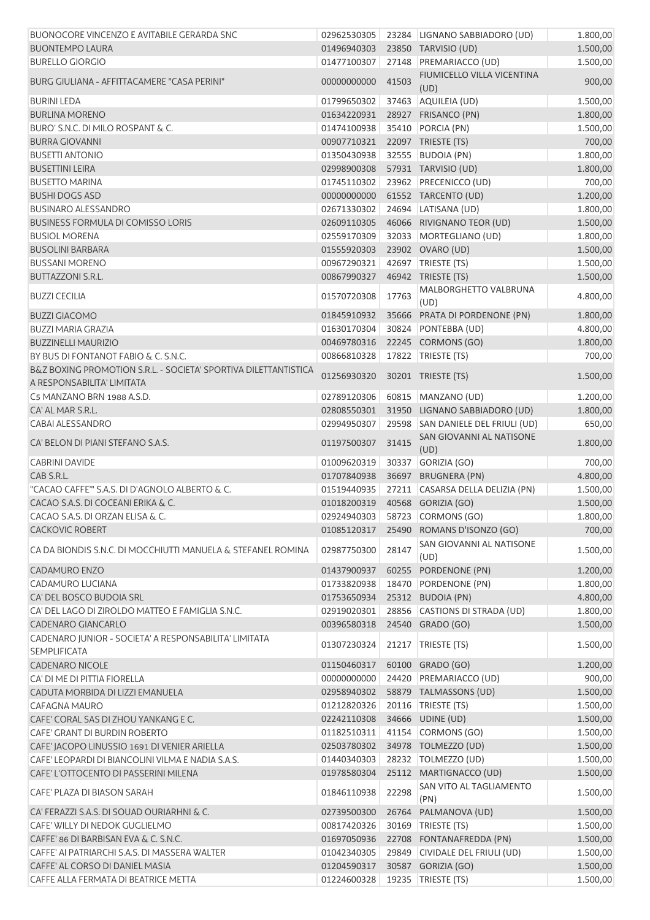| | | | | |
|---|---|---|---|---|
| BUONOCORE VINCENZO E AVITABILE GERARDA SNC | 02962530305 | 23284 | LIGNANO SABBIADORO (UD) | 1.800,00 |
| BUONTEMPO LAURA | 01496940303 | 23850 | TARVISIO (UD) | 1.500,00 |
| BURELLO GIORGIO | 01477100307 | 27148 | PREMARIACCO (UD) | 1.500,00 |
| BURG GIULIANA - AFFITTACAMERE "CASA PERINI" | 00000000000 | 41503 | FIUMICELLO VILLA VICENTINA (UD) | 900,00 |
| BURINI LEDA | 01799650302 | 37463 | AQUILEIA (UD) | 1.500,00 |
| BURLINA MORENO | 01634220931 | 28927 | FRISANCO (PN) | 1.800,00 |
| BURO' S.N.C. DI MILO ROSPANT & C. | 01474100938 | 35410 | PORCIA (PN) | 1.500,00 |
| BURRA GIOVANNI | 00907710321 | 22097 | TRIESTE (TS) | 700,00 |
| BUSETTI ANTONIO | 01350430938 | 32555 | BUDOIA (PN) | 1.800,00 |
| BUSETTINI LEIRA | 02998900308 | 57931 | TARVISIO (UD) | 1.800,00 |
| BUSETTO MARINA | 01745110302 | 23962 | PRECENICCO (UD) | 700,00 |
| BUSHI DOGS ASD | 00000000000 | 61552 | TARCENTO (UD) | 1.200,00 |
| BUSINARO ALESSANDRO | 02671330302 | 24694 | LATISANA (UD) | 1.800,00 |
| BUSINESS FORMULA DI COMISSO LORIS | 02609110305 | 46066 | RIVIGNANO TEOR (UD) | 1.500,00 |
| BUSIOL MORENA | 02559170309 | 32033 | MORTEGLIANO (UD) | 1.800,00 |
| BUSOLINI BARBARA | 01555920303 | 23902 | OVARO (UD) | 1.500,00 |
| BUSSANI MORENO | 00967290321 | 42697 | TRIESTE (TS) | 1.500,00 |
| BUTTAZZONI S.R.L. | 00867990327 | 46942 | TRIESTE (TS) | 1.500,00 |
| BUZZI CECILIA | 01570720308 | 17763 | MALBORGHETTO VALBRUNA (UD) | 4.800,00 |
| BUZZI GIACOMO | 01845910932 | 35666 | PRATA DI PORDENONE (PN) | 1.800,00 |
| BUZZI MARIA GRAZIA | 01630170304 | 30824 | PONTEBBA (UD) | 4.800,00 |
| BUZZINELLI MAURIZIO | 00469780316 | 22245 | CORMONS (GO) | 1.800,00 |
| BY BUS DI FONTANOT FABIO & C. S.N.C. | 00866810328 | 17822 | TRIESTE (TS) | 700,00 |
| B&Z BOXING PROMOTION S.R.L. - SOCIETA' SPORTIVA DILETTANTISTICA A RESPONSABILITA' LIMITATA | 01256930320 | 30201 | TRIESTE (TS) | 1.500,00 |
| C5 MANZANO BRN 1988 A.S.D. | 02789120306 | 60815 | MANZANO (UD) | 1.200,00 |
| CA' AL MAR S.R.L. | 02808550301 | 31950 | LIGNANO SABBIADORO (UD) | 1.800,00 |
| CABAI ALESSANDRO | 02994950307 | 29598 | SAN DANIELE DEL FRIULI (UD) | 650,00 |
| CA' BELON DI PIANI STEFANO S.A.S. | 01197500307 | 31415 | SAN GIOVANNI AL NATISONE (UD) | 1.800,00 |
| CABRINI DAVIDE | 01009620319 | 30337 | GORIZIA (GO) | 700,00 |
| CAB S.R.L. | 01707840938 | 36697 | BRUGNERA (PN) | 4.800,00 |
| "CACAO CAFFE'" S.A.S. DI D'AGNOLO ALBERTO & C. | 01519440935 | 27211 | CASARSA DELLA DELIZIA (PN) | 1.500,00 |
| CACAO S.A.S. DI COCEANI ERIKA & C. | 01018200319 | 40568 | GORIZIA (GO) | 1.500,00 |
| CACAO S.A.S. DI ORZAN ELISA & C. | 02924940303 | 58723 | CORMONS (GO) | 1.800,00 |
| CACKOVIC ROBERT | 01085120317 | 25490 | ROMANS D'ISONZO (GO) | 700,00 |
| CA DA BIONDIS S.N.C. DI MOCCHIUTTI MANUELA & STEFANEL ROMINA | 02987750300 | 28147 | SAN GIOVANNI AL NATISONE (UD) | 1.500,00 |
| CADAMURO ENZO | 01437900937 | 60255 | PORDENONE (PN) | 1.200,00 |
| CADAMURO LUCIANA | 01733820938 | 18470 | PORDENONE (PN) | 1.800,00 |
| CA' DEL BOSCO BUDOIA SRL | 01753650934 | 25312 | BUDOIA (PN) | 4.800,00 |
| CA' DEL LAGO DI ZIROLDO MATTEO E FAMIGLIA S.N.C. | 02919020301 | 28856 | CASTIONS DI STRADA (UD) | 1.800,00 |
| CADENARO GIANCARLO | 00396580318 | 24540 | GRADO (GO) | 1.500,00 |
| CADENARO JUNIOR - SOCIETA' A RESPONSABILITA' LIMITATA SEMPLIFICATA | 01307230324 | 21217 | TRIESTE (TS) | 1.500,00 |
| CADENARO NICOLE | 01150460317 | 60100 | GRADO (GO) | 1.200,00 |
| CA' DI ME DI PITTIA FIORELLA | 00000000000 | 24420 | PREMARIACCO (UD) | 900,00 |
| CADUTA MORBIDA DI LIZZI EMANUELA | 02958940302 | 58879 | TALMASSONS (UD) | 1.500,00 |
| CAFAGNA MAURO | 01212820326 | 20116 | TRIESTE (TS) | 1.500,00 |
| CAFE' CORAL SAS DI ZHOU YANKANG E C. | 02242110308 | 34666 | UDINE (UD) | 1.500,00 |
| CAFE' GRANT DI BURDIN ROBERTO | 01182510311 | 41154 | CORMONS (GO) | 1.500,00 |
| CAFE' JACOPO LINUSSIO 1691 DI VENIER ARIELLA | 02503780302 | 34978 | TOLMEZZO (UD) | 1.500,00 |
| CAFE' LEOPARDI DI BIANCOLINI VILMA E NADIA S.A.S. | 01440340303 | 28232 | TOLMEZZO (UD) | 1.500,00 |
| CAFE' L'OTTOCENTO DI PASSERINI MILENA | 01978580304 | 25112 | MARTIGNACCO (UD) | 1.500,00 |
| CAFE' PLAZA DI BIASON SARAH | 01846110938 | 22298 | SAN VITO AL TAGLIAMENTO (PN) | 1.500,00 |
| CA' FERAZZI S.A.S. DI SOUAD OURIARHNI & C. | 02739500300 | 26764 | PALMANOVA (UD) | 1.500,00 |
| CAFE' WILLY DI NEDOK GUGLIELMO | 00817420326 | 30169 | TRIESTE (TS) | 1.500,00 |
| CAFFE' 86 DI BARBISAN EVA & C. S.N.C. | 01697050936 | 22708 | FONTANAFREDDA (PN) | 1.500,00 |
| CAFFE' AI PATRIARCHI S.A.S. DI MASSERA WALTER | 01042340305 | 29849 | CIVIDALE DEL FRIULI (UD) | 1.500,00 |
| CAFFE' AL CORSO DI DANIEL MASIA | 01204590317 | 30587 | GORIZIA (GO) | 1.500,00 |
| CAFFE ALLA FERMATA DI BEATRICE METTA | 01224600328 | 19235 | TRIESTE (TS) | 1.500,00 |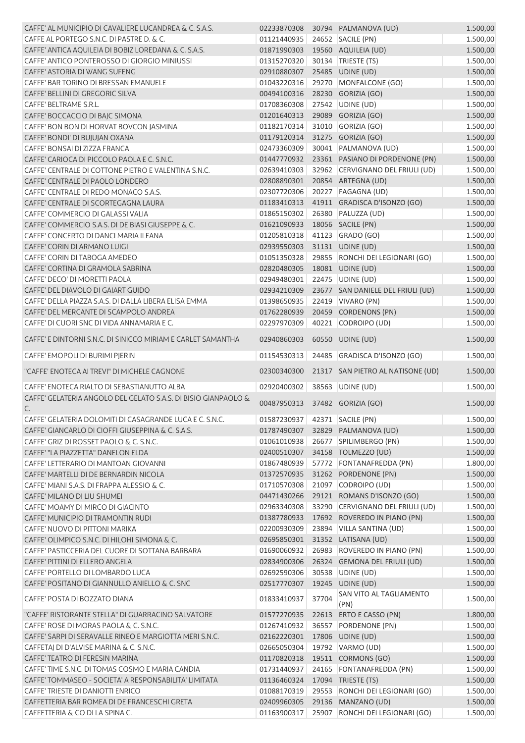| | | | | |
|---|---|---|---|---|
| CAFFE' AL MUNICIPIO DI CAVALIERE LUCANDREA & C. S.A.S. | 02233870308 | 30794 | PALMANOVA (UD) | 1.500,00 |
| CAFFE AL PORTEGO S.N.C. DI PASTRE D. & C. | 01121440935 | 24652 | SACILE (PN) | 1.500,00 |
| CAFFE' ANTICA AQUILEIA DI BOBIZ LOREDANA & C. S.A.S. | 01871990303 | 19560 | AQUILEIA (UD) | 1.500,00 |
| CAFFE' ANTICO PONTEROSSO DI GIORGIO MINIUSSI | 01315270320 | 30134 | TRIESTE (TS) | 1.500,00 |
| CAFFE' ASTORIA DI WANG SUFENG | 02910880307 | 25485 | UDINE (UD) | 1.500,00 |
| CAFFE' BAR TORINO DI BRESSAN EMANUELE | 01043220316 | 29270 | MONFALCONE (GO) | 1.500,00 |
| CAFFE' BELLINI DI GREGORIC SILVA | 00494100316 | 28230 | GORIZIA (GO) | 1.500,00 |
| CAFFE' BELTRAME S.R.L. | 01708360308 | 27542 | UDINE (UD) | 1.500,00 |
| CAFFE' BOCCACCIO DI BAJC SIMONA | 01201640313 | 29089 | GORIZIA (GO) | 1.500,00 |
| CAFFE' BON BON DI HORVAT BOVCON JASMINA | 01182170314 | 31010 | GORIZIA (GO) | 1.500,00 |
| CAFFE' BONDI' DI BUJUJAN OXANA | 01179120314 | 31275 | GORIZIA (GO) | 1.500,00 |
| CAFFE' BONSAI DI ZIZZA FRANCA | 02473360309 | 30041 | PALMANOVA (UD) | 1.500,00 |
| CAFFE' CARIOCA DI PICCOLO PAOLA E C. S.N.C. | 01447770932 | 23361 | PASIANO DI PORDENONE (PN) | 1.500,00 |
| CAFFE' CENTRALE DI COTTONE PIETRO E VALENTINA S.N.C. | 02639410303 | 32962 | CERVIGNANO DEL FRIULI (UD) | 1.500,00 |
| CAFFE' CENTRALE DI PAOLO LONDERO | 02808890301 | 20854 | ARTEGNA (UD) | 1.500,00 |
| CAFFE' CENTRALE DI REDO MONACO S.A.S. | 02307720306 | 20227 | FAGAGNA (UD) | 1.500,00 |
| CAFFE' CENTRALE DI SCORTEGAGNA LAURA | 01183410313 | 41911 | GRADISCA D'ISONZO (GO) | 1.500,00 |
| CAFFE' COMMERCIO DI GALASSI VALIA | 01865150302 | 26380 | PALUZZA (UD) | 1.500,00 |
| CAFFE' COMMERCIO S.A.S. DI DE BIASI GIUSEPPE & C. | 01621090933 | 18056 | SACILE (PN) | 1.500,00 |
| CAFFE' CONCERTO DI DANCI MARIA ILEANA | 01205810318 | 41123 | GRADO (GO) | 1.500,00 |
| CAFFE' CORIN DI ARMANO LUIGI | 02939550303 | 31131 | UDINE (UD) | 1.500,00 |
| CAFFE' CORIN DI TABOGA AMEDEO | 01051350328 | 29855 | RONCHI DEI LEGIONARI (GO) | 1.500,00 |
| CAFFE' CORTINA DI GRAMOLA SABRINA | 02820480305 | 18081 | UDINE (UD) | 1.500,00 |
| CAFFE' DECO' DI MORETTI PAOLA | 02949480301 | 22475 | UDINE (UD) | 1.500,00 |
| CAFFE' DEL DIAVOLO DI GAIART GUIDO | 02934210309 | 23677 | SAN DANIELE DEL FRIULI (UD) | 1.500,00 |
| CAFFE' DELLA PIAZZA S.A.S. DI DALLA LIBERA ELISA EMMA | 01398650935 | 22419 | VIVARO (PN) | 1.500,00 |
| CAFFE' DEL MERCANTE DI SCAMPOLO ANDREA | 01762280939 | 20459 | CORDENONS (PN) | 1.500,00 |
| CAFFE' DI CUORI SNC DI VIDA ANNAMARIA E C. | 02297970309 | 40221 | CODROIPO (UD) | 1.500,00 |
| CAFFE' E DINTORNI S.N.C. DI SINICCO MIRIAM E CARLET SAMANTHA | 02940860303 | 60550 | UDINE (UD) | 1.500,00 |
| CAFFE' EMOPOLI DI BURIMI PJERIN | 01154530313 | 24485 | GRADISCA D'ISONZO (GO) | 1.500,00 |
| "CAFFE' ENOTECA AI TREVI" DI MICHELE CAGNONE | 02300340300 | 21317 | SAN PIETRO AL NATISONE (UD) | 1.500,00 |
| CAFFE' ENOTECA RIALTO DI SEBASTIANUTTO ALBA | 02920400302 | 38563 | UDINE (UD) | 1.500,00 |
| CAFFE' GELATERIA ANGOLO DEL GELATO S.A.S. DI BISIO GIANPAOLO & C. | 00487950313 | 37482 | GORIZIA (GO) | 1.500,00 |
| CAFFE' GELATERIA DOLOMITI DI CASAGRANDE LUCA E C. S.N.C. | 01587230937 | 42371 | SACILE (PN) | 1.500,00 |
| CAFFE' GIANCARLO DI CIOFFI GIUSEPPINA & C. S.A.S. | 01787490307 | 32829 | PALMANOVA (UD) | 1.500,00 |
| CAFFE' GRIZ DI ROSSET PAOLO & C. S.N.C. | 01061010938 | 26677 | SPILIMBERGO (PN) | 1.500,00 |
| CAFFE' "LA PIAZZETTA" DANELON ELDA | 02400510307 | 34158 | TOLMEZZO (UD) | 1.500,00 |
| CAFFE' LETTERARIO DI MANTOAN GIOVANNI | 01867480939 | 57772 | FONTANAFREDDA (PN) | 1.800,00 |
| CAFFE' MARTELLI DI DE BERNARDIN NICOLA | 01372570935 | 31262 | PORDENONE (PN) | 1.500,00 |
| CAFFE' MIANI S.A.S. DI FRAPPA ALESSIO & C. | 01710570308 | 21097 | CODROIPO (UD) | 1.500,00 |
| CAFFE' MILANO DI LIU SHUMEI | 04471430266 | 29121 | ROMANS D'ISONZO (GO) | 1.500,00 |
| CAFFE' MOAMY DI MIRCO DI GIACINTO | 02963340308 | 33290 | CERVIGNANO DEL FRIULI (UD) | 1.500,00 |
| CAFFE' MUNICIPIO DI TRAMONTIN RUDI | 01387780933 | 17692 | ROVEREDO IN PIANO (PN) | 1.500,00 |
| CAFFE' NUOVO DI PITTONI MARIKA | 02200930309 | 23894 | VILLA SANTINA (UD) | 1.500,00 |
| CAFFE' OLIMPICO S.N.C. DI HILOHI SIMONA & C. | 02695850301 | 31352 | LATISANA (UD) | 1.500,00 |
| CAFFE' PASTICCERIA DEL CUORE DI SOTTANA BARBARA | 01690060932 | 26983 | ROVEREDO IN PIANO (PN) | 1.500,00 |
| CAFFE' PITTINI DI ELLERO ANGELA | 02834900306 | 26324 | GEMONA DEL FRIULI (UD) | 1.500,00 |
| CAFFE' PORTELLO DI LOMBARDO LUCA | 02692590306 | 30538 | UDINE (UD) | 1.500,00 |
| CAFFE' POSITANO DI GIANNULLO ANIELLO & C. SNC | 02517770307 | 19245 | UDINE (UD) | 1.500,00 |
| CAFFE' POSTA DI BOZZATO DIANA | 01833410937 | 37704 | SAN VITO AL TAGLIAMENTO (PN) | 1.500,00 |
| "CAFFE' RISTORANTE STELLA" DI GUARRACINO SALVATORE | 01577270935 | 22613 | ERTO E CASSO (PN) | 1.800,00 |
| CAFFE' ROSE DI MORAS PAOLA & C. S.N.C. | 01267410932 | 36557 | PORDENONE (PN) | 1.500,00 |
| CAFFE' SARPI DI SERAVALLE RINEO E MARGIOTTA MERI S.N.C. | 02162220301 | 17806 | UDINE (UD) | 1.500,00 |
| CAFFETAJ DI D'ALVISE MARINA & C. S.N.C. | 02665050304 | 19792 | VARMO (UD) | 1.500,00 |
| CAFFE' TEATRO DI FERESIN MARINA | 01170820318 | 19511 | CORMONS (GO) | 1.500,00 |
| CAFFE' TIME S.N.C. DI TOMAS COSMO E MARIA CANDIA | 01731440937 | 24165 | FONTANAFREDDA (PN) | 1.500,00 |
| CAFFE' TOMMASEO - SOCIETA' A RESPONSABILITA' LIMITATA | 01136460324 | 17094 | TRIESTE (TS) | 1.500,00 |
| CAFFE' TRIESTE DI DANIOTTI ENRICO | 01088170319 | 29553 | RONCHI DEI LEGIONARI (GO) | 1.500,00 |
| CAFFETTERIA BAR ROMEA DI DE FRANCESCHI GRETA | 02409960305 | 29136 | MANZANO (UD) | 1.500,00 |
| CAFFETTERIA & CO DI LA SPINA C. | 01163900317 | 25907 | RONCHI DEI LEGIONARI (GO) | 1.500,00 |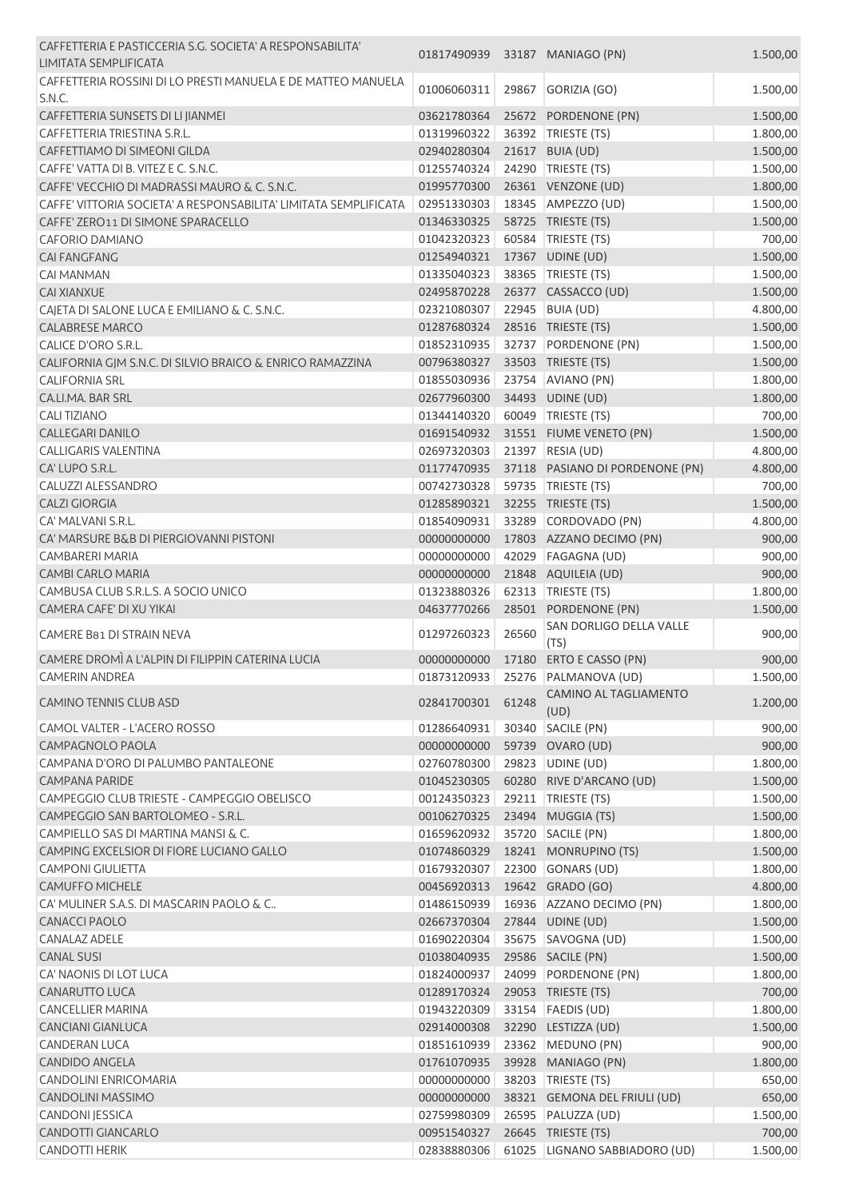| | | | | |
|---|---|---|---|---|
| CAFFETTERIA E PASTICCERIA S.G. SOCIETA' A RESPONSABILITA' LIMITATA SEMPLIFICATA | 01817490939 | 33187 | MANIAGO (PN) | 1.500,00 |
| CAFFETTERIA ROSSINI DI LO PRESTI MANUELA E DE MATTEO MANUELA S.N.C. | 01006060311 | 29867 | GORIZIA (GO) | 1.500,00 |
| CAFFETTERIA SUNSETS DI LI JIANMEI | 03621780364 | 25672 | PORDENONE (PN) | 1.500,00 |
| CAFFETTERIA TRIESTINA S.R.L. | 01319960322 | 36392 | TRIESTE (TS) | 1.800,00 |
| CAFFETTIAMO DI SIMEONI GILDA | 02940280304 | 21617 | BUIA (UD) | 1.500,00 |
| CAFFE' VATTA DI B. VITEZ E C. S.N.C. | 01255740324 | 24290 | TRIESTE (TS) | 1.500,00 |
| CAFFE' VECCHIO DI MADRASSI MAURO & C. S.N.C. | 01995770300 | 26361 | VENZONE (UD) | 1.800,00 |
| CAFFE' VITTORIA SOCIETA' A RESPONSABILITA' LIMITATA SEMPLIFICATA | 02951330303 | 18345 | AMPEZZO (UD) | 1.500,00 |
| CAFFE' ZERO11 DI SIMONE SPARACELLO | 01346330325 | 58725 | TRIESTE (TS) | 1.500,00 |
| CAFORIO DAMIANO | 01042320323 | 60584 | TRIESTE (TS) | 700,00 |
| CAI FANGFANG | 01254940321 | 17367 | UDINE (UD) | 1.500,00 |
| CAI MANMAN | 01335040323 | 38365 | TRIESTE (TS) | 1.500,00 |
| CAI XIANXUE | 02495870228 | 26377 | CASSACCO (UD) | 1.500,00 |
| CAJETA DI SALONE LUCA E EMILIANO & C. S.N.C. | 02321080307 | 22945 | BUIA (UD) | 4.800,00 |
| CALABRESE MARCO | 01287680324 | 28516 | TRIESTE (TS) | 1.500,00 |
| CALICE D'ORO S.R.L. | 01852310935 | 32737 | PORDENONE (PN) | 1.500,00 |
| CALIFORNIA GJM S.N.C. DI SILVIO BRAICO & ENRICO RAMAZZINA | 00796380327 | 33503 | TRIESTE (TS) | 1.500,00 |
| CALIFORNIA SRL | 01855030936 | 23754 | AVIANO (PN) | 1.800,00 |
| CA.LI.MA. BAR SRL | 02677960300 | 34493 | UDINE (UD) | 1.800,00 |
| CALI TIZIANO | 01344140320 | 60049 | TRIESTE (TS) | 700,00 |
| CALLEGARI DANILO | 01691540932 | 31551 | FIUME VENETO (PN) | 1.500,00 |
| CALLIGARIS VALENTINA | 02697320303 | 21397 | RESIA (UD) | 4.800,00 |
| CA' LUPO S.R.L. | 01177470935 | 37118 | PASIANO DI PORDENONE (PN) | 4.800,00 |
| CALUZZI ALESSANDRO | 00742730328 | 59735 | TRIESTE (TS) | 700,00 |
| CALZI GIORGIA | 01285890321 | 32255 | TRIESTE (TS) | 1.500,00 |
| CA' MALVANI S.R.L. | 01854090931 | 33289 | CORDOVADO (PN) | 4.800,00 |
| CA' MARSURE B&B DI PIERGIOVANNI PISTONI | 00000000000 | 17803 | AZZANO DECIMO (PN) | 900,00 |
| CAMBARERI MARIA | 00000000000 | 42029 | FAGAGNA (UD) | 900,00 |
| CAMBI CARLO MARIA | 00000000000 | 21848 | AQUILEIA (UD) | 900,00 |
| CAMBUSA CLUB S.R.L.S. A SOCIO UNICO | 01323880326 | 62313 | TRIESTE (TS) | 1.800,00 |
| CAMERA CAFE' DI XU YIKAI | 04637770266 | 28501 | PORDENONE (PN) | 1.500,00 |
| CAMERE B81 DI STRAIN NEVA | 01297260323 | 26560 | SAN DORLIGO DELLA VALLE (TS) | 900,00 |
| CAMERE DROMÌ A L'ALPIN DI FILIPPIN CATERINA LUCIA | 00000000000 | 17180 | ERTO E CASSO (PN) | 900,00 |
| CAMERIN ANDREA | 01873120933 | 25276 | PALMANOVA (UD) | 1.500,00 |
| CAMINO TENNIS CLUB ASD | 02841700301 | 61248 | CAMINO AL TAGLIAMENTO (UD) | 1.200,00 |
| CAMOL VALTER - L'ACERO ROSSO | 01286640931 | 30340 | SACILE (PN) | 900,00 |
| CAMPAGNOLO PAOLA | 00000000000 | 59739 | OVARO (UD) | 900,00 |
| CAMPANA D'ORO DI PALUMBO PANTALEONE | 02760780300 | 29823 | UDINE (UD) | 1.800,00 |
| CAMPANA PARIDE | 01045230305 | 60280 | RIVE D'ARCANO (UD) | 1.500,00 |
| CAMPEGGIO CLUB TRIESTE - CAMPEGGIO OBELISCO | 00124350323 | 29211 | TRIESTE (TS) | 1.500,00 |
| CAMPEGGIO SAN BARTOLOMEO - S.R.L. | 00106270325 | 23494 | MUGGIA (TS) | 1.500,00 |
| CAMPIELLO SAS DI MARTINA MANSI & C. | 01659620932 | 35720 | SACILE (PN) | 1.800,00 |
| CAMPING EXCELSIOR DI FIORE LUCIANO GALLO | 01074860329 | 18241 | MONRUPINO (TS) | 1.500,00 |
| CAMPONI GIULIETTA | 01679320307 | 22300 | GONARS (UD) | 1.800,00 |
| CAMUFFO MICHELE | 00456920313 | 19642 | GRADO (GO) | 4.800,00 |
| CA' MULINER S.A.S. DI MASCARIN PAOLO & C.. | 01486150939 | 16936 | AZZANO DECIMO (PN) | 1.800,00 |
| CANACCI PAOLO | 02667370304 | 27844 | UDINE (UD) | 1.500,00 |
| CANALAZ ADELE | 01690220304 | 35675 | SAVOGNA (UD) | 1.500,00 |
| CANAL SUSI | 01038040935 | 29586 | SACILE (PN) | 1.500,00 |
| CA' NAONIS DI LOT LUCA | 01824000937 | 24099 | PORDENONE (PN) | 1.800,00 |
| CANARUTTO LUCA | 01289170324 | 29053 | TRIESTE (TS) | 700,00 |
| CANCELLIER MARINA | 01943220309 | 33154 | FAEDIS (UD) | 1.800,00 |
| CANCIANI GIANLUCA | 02914000308 | 32290 | LESTIZZA (UD) | 1.500,00 |
| CANDERAN LUCA | 01851610939 | 23362 | MEDUNO (PN) | 900,00 |
| CANDIDO ANGELA | 01761070935 | 39928 | MANIAGO (PN) | 1.800,00 |
| CANDOLINI ENRICOMARIA | 00000000000 | 38203 | TRIESTE (TS) | 650,00 |
| CANDOLINI MASSIMO | 00000000000 | 38321 | GEMONA DEL FRIULI (UD) | 650,00 |
| CANDONI JESSICA | 02759980309 | 26595 | PALUZZA (UD) | 1.500,00 |
| CANDOTTI GIANCARLO | 00951540327 | 26645 | TRIESTE (TS) | 700,00 |
| CANDOTTI HERIK | 02838880306 | 61025 | LIGNANO SABBIADORO (UD) | 1.500,00 |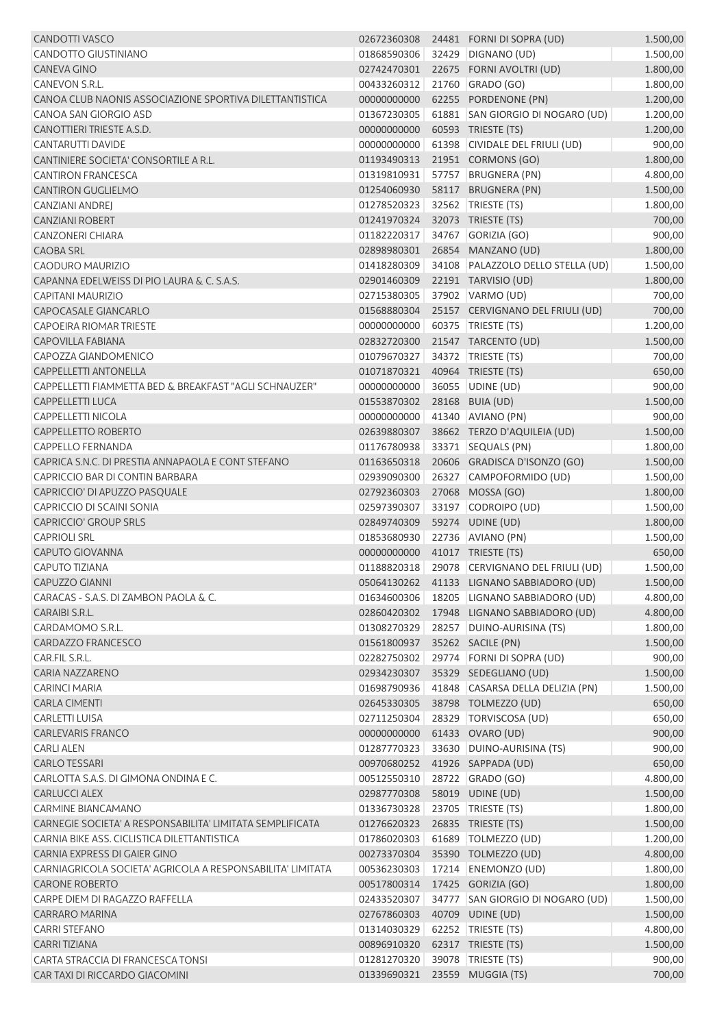| | | | | |
|---|---|---|---|---|
| CANDOTTI VASCO | 02672360308 | 24481 | FORNI DI SOPRA (UD) | 1.500,00 |
| CANDOTTO GIUSTINIANO | 01868590306 | 32429 | DIGNANO (UD) | 1.500,00 |
| CANEVA GINO | 02742470301 | 22675 | FORNI AVOLTRI (UD) | 1.800,00 |
| CANEVON S.R.L. | 00433260312 | 21760 | GRADO (GO) | 1.800,00 |
| CANOA CLUB NAONIS ASSOCIAZIONE SPORTIVA DILETTANTISTICA | 00000000000 | 62255 | PORDENONE (PN) | 1.200,00 |
| CANOA SAN GIORGIO ASD | 01367230305 | 61881 | SAN GIORGIO DI NOGARO (UD) | 1.200,00 |
| CANOTTIERI TRIESTE A.S.D. | 00000000000 | 60593 | TRIESTE (TS) | 1.200,00 |
| CANTARUTTI DAVIDE | 00000000000 | 61398 | CIVIDALE DEL FRIULI (UD) | 900,00 |
| CANTINIERE SOCIETA' CONSORTILE A R.L. | 01193490313 | 21951 | CORMONS (GO) | 1.800,00 |
| CANTIRON FRANCESCA | 01319810931 | 57757 | BRUGNERA (PN) | 4.800,00 |
| CANTIRON GUGLIELMO | 01254060930 | 58117 | BRUGNERA (PN) | 1.500,00 |
| CANZIANI ANDREJ | 01278520323 | 32562 | TRIESTE (TS) | 1.800,00 |
| CANZIANI ROBERT | 01241970324 | 32073 | TRIESTE (TS) | 700,00 |
| CANZONERI CHIARA | 01182220317 | 34767 | GORIZIA (GO) | 900,00 |
| CAOBA SRL | 02898980301 | 26854 | MANZANO (UD) | 1.800,00 |
| CAODURO MAURIZIO | 01418280309 | 34108 | PALAZZOLO DELLO STELLA (UD) | 1.500,00 |
| CAPANNA EDELWEISS DI PIO LAURA & C. S.A.S. | 02901460309 | 22191 | TARVISIO (UD) | 1.800,00 |
| CAPITANI MAURIZIO | 02715380305 | 37902 | VARMO (UD) | 700,00 |
| CAPOCASALE GIANCARLO | 01568880304 | 25157 | CERVIGNANO DEL FRIULI (UD) | 700,00 |
| CAPOEIRA RIOMAR TRIESTE | 00000000000 | 60375 | TRIESTE (TS) | 1.200,00 |
| CAPOVILLA FABIANA | 02832720300 | 21547 | TARCENTO (UD) | 1.500,00 |
| CAPOZZA GIANDOMENICO | 01079670327 | 34372 | TRIESTE (TS) | 700,00 |
| CAPPELLETTI ANTONELLA | 01071870321 | 40964 | TRIESTE (TS) | 650,00 |
| CAPPELLETTI FIAMMETTA BED & BREAKFAST "AGLI SCHNAUZER" | 00000000000 | 36055 | UDINE (UD) | 900,00 |
| CAPPELLETTI LUCA | 01553870302 | 28168 | BUIA (UD) | 1.500,00 |
| CAPPELLETTI NICOLA | 00000000000 | 41340 | AVIANO (PN) | 900,00 |
| CAPPELLETTO ROBERTO | 02639880307 | 38662 | TERZO D'AQUILEIA (UD) | 1.500,00 |
| CAPPELLO FERNANDA | 01176780938 | 33371 | SEQUALS (PN) | 1.800,00 |
| CAPRICA S.N.C. DI PRESTIA ANNAPAOLA E CONT STEFANO | 01163650318 | 20606 | GRADISCA D'ISONZO (GO) | 1.500,00 |
| CAPRICCIO BAR DI CONTIN BARBARA | 02939090300 | 26327 | CAMPOFORMIDO (UD) | 1.500,00 |
| CAPRICCIO' DI APUZZO PASQUALE | 02792360303 | 27068 | MOSSA (GO) | 1.800,00 |
| CAPRICCIO DI SCAINI SONIA | 02597390307 | 33197 | CODROIPO (UD) | 1.500,00 |
| CAPRICCIO' GROUP SRLS | 02849740309 | 59274 | UDINE (UD) | 1.800,00 |
| CAPRIOLI SRL | 01853680930 | 22736 | AVIANO (PN) | 1.500,00 |
| CAPUTO GIOVANNA | 00000000000 | 41017 | TRIESTE (TS) | 650,00 |
| CAPUTO TIZIANA | 01188820318 | 29078 | CERVIGNANO DEL FRIULI (UD) | 1.500,00 |
| CAPUZZO GIANNI | 05064130262 | 41133 | LIGNANO SABBIADORO (UD) | 1.500,00 |
| CARACAS - S.A.S. DI ZAMBON PAOLA & C. | 01634600306 | 18205 | LIGNANO SABBIADORO (UD) | 4.800,00 |
| CARAIBI S.R.L. | 02860420302 | 17948 | LIGNANO SABBIADORO (UD) | 4.800,00 |
| CARDAMOMO S.R.L. | 01308270329 | 28257 | DUINO-AURISINA (TS) | 1.800,00 |
| CARDAZZO FRANCESCO | 01561800937 | 35262 | SACILE (PN) | 1.500,00 |
| CAR.FIL S.R.L. | 02282750302 | 29774 | FORNI DI SOPRA (UD) | 900,00 |
| CARIA NAZZARENO | 02934230307 | 35329 | SEDEGLIANO (UD) | 1.500,00 |
| CARINCI MARIA | 01698790936 | 41848 | CASARSA DELLA DELIZIA (PN) | 1.500,00 |
| CARLA CIMENTI | 02645330305 | 38798 | TOLMEZZO (UD) | 650,00 |
| CARLETTI LUISA | 02711250304 | 28329 | TORVISCOSA (UD) | 650,00 |
| CARLEVARIS FRANCO | 00000000000 | 61433 | OVARO (UD) | 900,00 |
| CARLI ALEN | 01287770323 | 33630 | DUINO-AURISINA (TS) | 900,00 |
| CARLO TESSARI | 00970680252 | 41926 | SAPPADA (UD) | 650,00 |
| CARLOTTA S.A.S. DI GIMONA ONDINA E C. | 00512550310 | 28722 | GRADO (GO) | 4.800,00 |
| CARLUCCI ALEX | 02987770308 | 58019 | UDINE (UD) | 1.500,00 |
| CARMINE BIANCAMANO | 01336730328 | 23705 | TRIESTE (TS) | 1.800,00 |
| CARNEGIE SOCIETA' A RESPONSABILITA' LIMITATA SEMPLIFICATA | 01276620323 | 26835 | TRIESTE (TS) | 1.500,00 |
| CARNIA BIKE ASS. CICLISTICA DILETTANTISTICA | 01786020303 | 61689 | TOLMEZZO (UD) | 1.200,00 |
| CARNIA EXPRESS DI GAIER GINO | 00273370304 | 35390 | TOLMEZZO (UD) | 4.800,00 |
| CARNIAGRICOLA SOCIETA' AGRICOLA A RESPONSABILITA' LIMITATA | 00536230303 | 17214 | ENEMONZO (UD) | 1.800,00 |
| CARONE ROBERTO | 00517800314 | 17425 | GORIZIA (GO) | 1.800,00 |
| CARPE DIEM DI RAGAZZO RAFFELLA | 02433520307 | 34777 | SAN GIORGIO DI NOGARO (UD) | 1.500,00 |
| CARRARO MARINA | 02767860303 | 40709 | UDINE (UD) | 1.500,00 |
| CARRI STEFANO | 01314030329 | 62252 | TRIESTE (TS) | 4.800,00 |
| CARRI TIZIANA | 00896910320 | 62317 | TRIESTE (TS) | 1.500,00 |
| CARTA STRACCIA DI FRANCESCA TONSI | 01281270320 | 39078 | TRIESTE (TS) | 900,00 |
| CAR TAXI DI RICCARDO GIACOMINI | 01339690321 | 23559 | MUGGIA (TS) | 700,00 |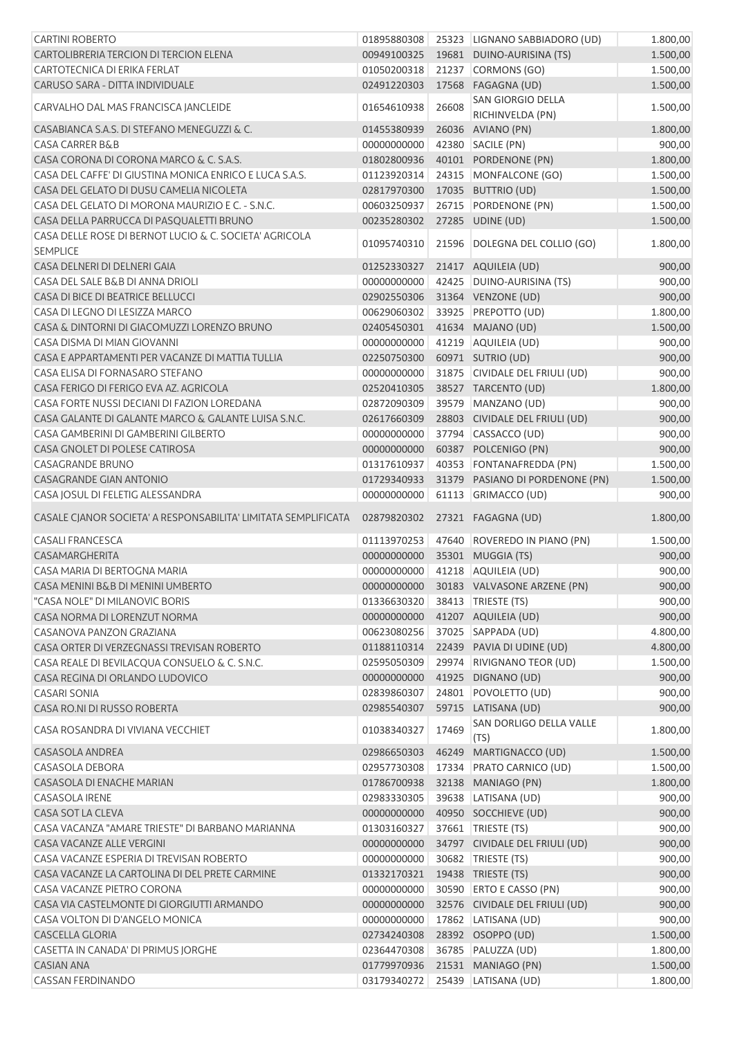| | | | | |
|---|---|---|---|---|
| CARTINI ROBERTO | 01895880308 | 25323 | LIGNANO SABBIADORO (UD) | 1.800,00 |
| CARTOLIBRERIA TERCION DI TERCION ELENA | 00949100325 | 19681 | DUINO-AURISINA (TS) | 1.500,00 |
| CARTOTECNICA DI ERIKA FERLAT | 01050200318 | 21237 | CORMONS (GO) | 1.500,00 |
| CARUSO SARA - DITTA INDIVIDUALE | 02491220303 | 17568 | FAGAGNA (UD) | 1.500,00 |
| CARVALHO DAL MAS FRANCISCA JANCLEIDE | 01654610938 | 26608 | SAN GIORGIO DELLA RICHINVELDA (PN) | 1.500,00 |
| CASABIANCA S.A.S. DI STEFANO MENEGUZZI & C. | 01455380939 | 26036 | AVIANO (PN) | 1.800,00 |
| CASA CARRER B&B | 00000000000 | 42380 | SACILE (PN) | 900,00 |
| CASA CORONA DI CORONA MARCO & C. S.A.S. | 01802800936 | 40101 | PORDENONE (PN) | 1.800,00 |
| CASA DEL CAFFE' DI GIUSTINA MONICA ENRICO E LUCA S.A.S. | 01123920314 | 24315 | MONFALCONE (GO) | 1.500,00 |
| CASA DEL GELATO DI DUSU CAMELIA NICOLETA | 02817970300 | 17035 | BUTTRIO (UD) | 1.500,00 |
| CASA DEL GELATO DI MORONA MAURIZIO E C. - S.N.C. | 00603250937 | 26715 | PORDENONE (PN) | 1.500,00 |
| CASA DELLA PARRUCCA DI PASQUALETTI BRUNO | 00235280302 | 27285 | UDINE (UD) | 1.500,00 |
| CASA DELLE ROSE DI BERNOT LUCIO & C. SOCIETA' AGRICOLA SEMPLICE | 01095740310 | 21596 | DOLEGNA DEL COLLIO (GO) | 1.800,00 |
| CASA DELNERI DI DELNERI GAIA | 01252330327 | 21417 | AQUILEIA (UD) | 900,00 |
| CASA DEL SALE B&B DI ANNA DRIOLI | 00000000000 | 42425 | DUINO-AURISINA (TS) | 900,00 |
| CASA DI BICE DI BEATRICE BELLUCCI | 02902550306 | 31364 | VENZONE (UD) | 900,00 |
| CASA DI LEGNO DI LESIZZA MARCO | 00629060302 | 33925 | PREPOTTO (UD) | 1.800,00 |
| CASA & DINTORNI DI GIACOMUZZI LORENZO BRUNO | 02405450301 | 41634 | MAJANO (UD) | 1.500,00 |
| CASA DISMA DI MIAN GIOVANNI | 00000000000 | 41219 | AQUILEIA (UD) | 900,00 |
| CASA E APPARTAMENTI PER VACANZE DI MATTIA TULLIA | 02250750300 | 60971 | SUTRIO (UD) | 900,00 |
| CASA ELISA DI FORNASARO STEFANO | 00000000000 | 31875 | CIVIDALE DEL FRIULI (UD) | 900,00 |
| CASA FERIGO DI FERIGO EVA AZ. AGRICOLA | 02520410305 | 38527 | TARCENTO (UD) | 1.800,00 |
| CASA FORTE NUSSI DECIANI DI FAZION LOREDANA | 02872090309 | 39579 | MANZANO (UD) | 900,00 |
| CASA GALANTE DI GALANTE MARCO & GALANTE LUISA S.N.C. | 02617660309 | 28803 | CIVIDALE DEL FRIULI (UD) | 900,00 |
| CASA GAMBERINI DI GAMBERINI GILBERTO | 00000000000 | 37794 | CASSACCO (UD) | 900,00 |
| CASA GNOLET DI POLESE CATIROSA | 00000000000 | 60387 | POLCENIGO (PN) | 900,00 |
| CASAGRANDE BRUNO | 01317610937 | 40353 | FONTANAFREDDA (PN) | 1.500,00 |
| CASAGRANDE GIAN ANTONIO | 01729340933 | 31379 | PASIANO DI PORDENONE (PN) | 1.500,00 |
| CASA JOSUL DI FELETIG ALESSANDRA | 00000000000 | 61113 | GRIMACCO (UD) | 900,00 |
| CASALE CJANOR SOCIETA' A RESPONSABILITA' LIMITATA SEMPLIFICATA | 02879820302 | 27321 | FAGAGNA (UD) | 1.800,00 |
| CASALI FRANCESCA | 01113970253 | 47640 | ROVEREDO IN PIANO (PN) | 1.500,00 |
| CASAMARGHERITA | 00000000000 | 35301 | MUGGIA (TS) | 900,00 |
| CASA MARIA DI BERTOGNA MARIA | 00000000000 | 41218 | AQUILEIA (UD) | 900,00 |
| CASA MENINI B&B DI MENINI UMBERTO | 00000000000 | 30183 | VALVASONE ARZENE (PN) | 900,00 |
| "CASA NOLE" DI MILANOVIC BORIS | 01336630320 | 38413 | TRIESTE (TS) | 900,00 |
| CASA NORMA DI LORENZUT NORMA | 00000000000 | 41207 | AQUILEIA (UD) | 900,00 |
| CASANOVA PANZON GRAZIANA | 00623080256 | 37025 | SAPPADA (UD) | 4.800,00 |
| CASA ORTER DI VERZEGNASSI TREVISAN ROBERTO | 01188110314 | 22439 | PAVIA DI UDINE (UD) | 4.800,00 |
| CASA REALE DI BEVILACQUA CONSUELO & C. S.N.C. | 02595050309 | 29974 | RIVIGNANO TEOR (UD) | 1.500,00 |
| CASA REGINA DI ORLANDO LUDOVICO | 00000000000 | 41925 | DIGNANO (UD) | 900,00 |
| CASARI SONIA | 02839860307 | 24801 | POVOLETTO (UD) | 900,00 |
| CASA RO.NI DI RUSSO ROBERTA | 02985540307 | 59715 | LATISANA (UD) | 900,00 |
| CASA ROSANDRA DI VIVIANA VECCHIET | 01038340327 | 17469 | SAN DORLIGO DELLA VALLE (TS) | 1.800,00 |
| CASASOLA ANDREA | 02986650303 | 46249 | MARTIGNACCO (UD) | 1.500,00 |
| CASASOLA DEBORA | 02957730308 | 17334 | PRATO CARNICO (UD) | 1.500,00 |
| CASASOLA DI ENACHE MARIAN | 01786700938 | 32138 | MANIAGO (PN) | 1.800,00 |
| CASASOLA IRENE | 02983330305 | 39638 | LATISANA (UD) | 900,00 |
| CASA SOT LA CLEVA | 00000000000 | 40950 | SOCCHIEVE (UD) | 900,00 |
| CASA VACANZA "AMARE TRIESTE" DI BARBANO MARIANNA | 01303160327 | 37661 | TRIESTE (TS) | 900,00 |
| CASA VACANZE ALLE VERGINI | 00000000000 | 34797 | CIVIDALE DEL FRIULI (UD) | 900,00 |
| CASA VACANZE ESPERIA DI TREVISAN ROBERTO | 00000000000 | 30682 | TRIESTE (TS) | 900,00 |
| CASA VACANZE LA CARTOLINA DI DEL PRETE CARMINE | 01332170321 | 19438 | TRIESTE (TS) | 900,00 |
| CASA VACANZE PIETRO CORONA | 00000000000 | 30590 | ERTO E CASSO (PN) | 900,00 |
| CASA VIA CASTELMONTE DI GIORGIUTTI ARMANDO | 00000000000 | 32576 | CIVIDALE DEL FRIULI (UD) | 900,00 |
| CASA VOLTON DI D'ANGELO MONICA | 00000000000 | 17862 | LATISANA (UD) | 900,00 |
| CASCELLA GLORIA | 02734240308 | 28392 | OSOPPO (UD) | 1.500,00 |
| CASETTA IN CANADA' DI PRIMUS JORGHE | 02364470308 | 36785 | PALUZZA (UD) | 1.800,00 |
| CASIAN ANA | 01779970936 | 21531 | MANIAGO (PN) | 1.500,00 |
| CASSAN FERDINANDO | 03179340272 | 25439 | LATISANA (UD) | 1.800,00 |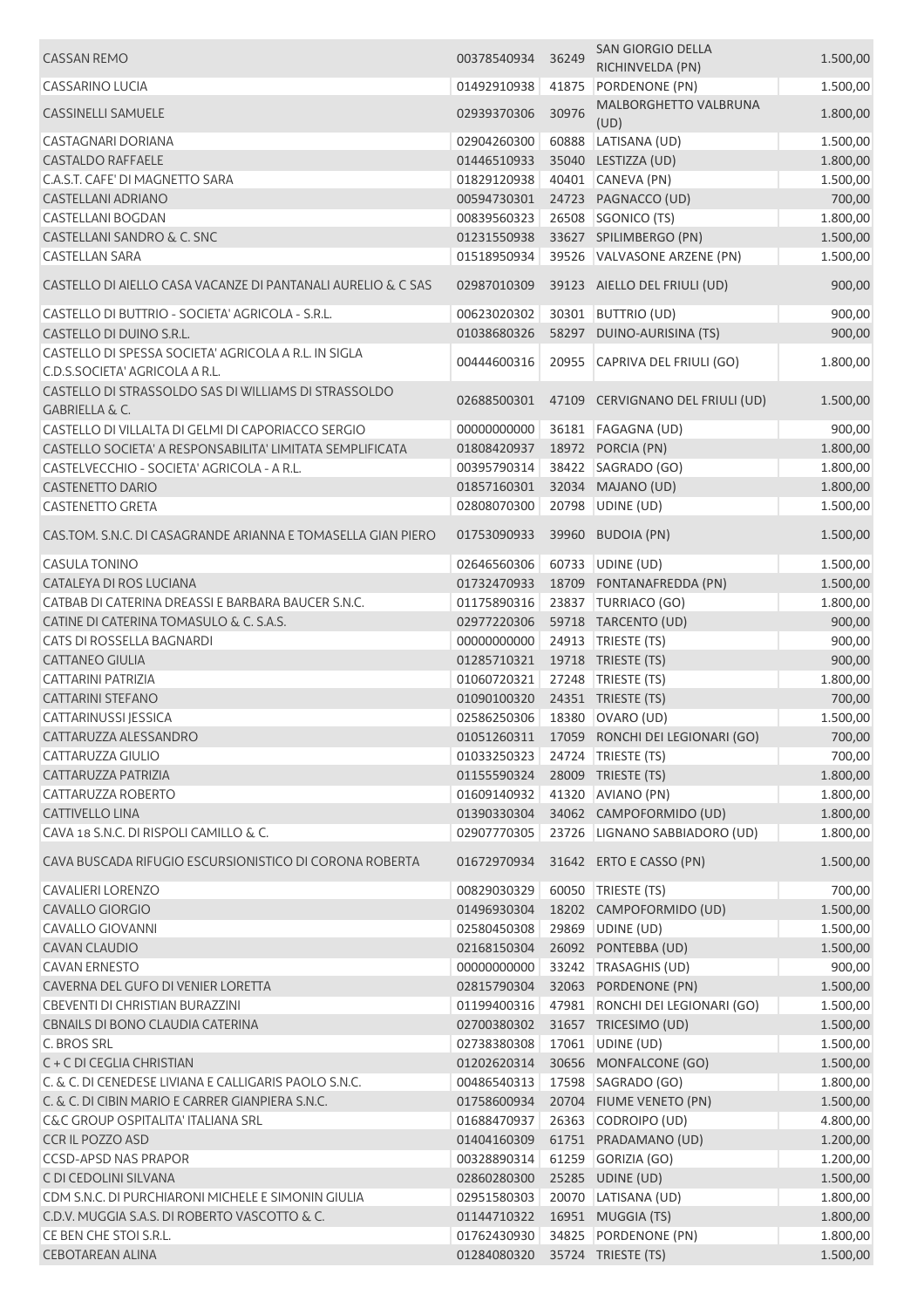| | | | | |
|---|---|---|---|---|
| CASSAN REMO | 00378540934 | 36249 | SAN GIORGIO DELLA RICHINVELDA (PN) | 1.500,00 |
| CASSARINO LUCIA | 01492910938 | 41875 | PORDENONE (PN) | 1.500,00 |
| CASSINELLI SAMUELE | 02939370306 | 30976 | MALBORGHETTO VALBRUNA (UD) | 1.800,00 |
| CASTAGNARI DORIANA | 02904260300 | 60888 | LATISANA (UD) | 1.500,00 |
| CASTALDO RAFFAELE | 01446510933 | 35040 | LESTIZZA (UD) | 1.800,00 |
| C.A.S.T. CAFE' DI MAGNETTO SARA | 01829120938 | 40401 | CANEVA (PN) | 1.500,00 |
| CASTELLANI ADRIANO | 00594730301 | 24723 | PAGNACCO (UD) | 700,00 |
| CASTELLANI BOGDAN | 00839560323 | 26508 | SGONICO (TS) | 1.800,00 |
| CASTELLANI SANDRO & C. SNC | 01231550938 | 33627 | SPILIMBERGO (PN) | 1.500,00 |
| CASTELLAN SARA | 01518950934 | 39526 | VALVASONE ARZENE (PN) | 1.500,00 |
| CASTELLO DI AIELLO CASA VACANZE DI PANTANALI AURELIO & C SAS | 02987010309 | 39123 | AIELLO DEL FRIULI (UD) | 900,00 |
| CASTELLO DI BUTTRIO - SOCIETA' AGRICOLA - S.R.L. | 00623020302 | 30301 | BUTTRIO (UD) | 900,00 |
| CASTELLO DI DUINO S.R.L. | 01038680326 | 58297 | DUINO-AURISINA (TS) | 900,00 |
| CASTELLO DI SPESSA SOCIETA' AGRICOLA A R.L. IN SIGLA C.D.S.SOCIETA' AGRICOLA A R.L. | 00444600316 | 20955 | CAPRIVA DEL FRIULI (GO) | 1.800,00 |
| CASTELLO DI STRASSOLDO SAS DI WILLIAMS DI STRASSOLDO GABRIELLA & C. | 02688500301 | 47109 | CERVIGNANO DEL FRIULI (UD) | 1.500,00 |
| CASTELLO DI VILLALTA DI GELMI DI CAPORIACCO SERGIO | 00000000000 | 36181 | FAGAGNA (UD) | 900,00 |
| CASTELLO SOCIETA' A RESPONSABILITA' LIMITATA SEMPLIFICATA | 01808420937 | 18972 | PORCIA (PN) | 1.800,00 |
| CASTELVECCHIO - SOCIETA' AGRICOLA - A R.L. | 00395790314 | 38422 | SAGRADO (GO) | 1.800,00 |
| CASTENETTO DARIO | 01857160301 | 32034 | MAJANO (UD) | 1.800,00 |
| CASTENETTO GRETA | 02808070300 | 20798 | UDINE (UD) | 1.500,00 |
| CAS.TOM. S.N.C. DI CASAGRANDE ARIANNA E TOMASELLA GIAN PIERO | 01753090933 | 39960 | BUDOIA (PN) | 1.500,00 |
| CASULA TONINO | 02646560306 | 60733 | UDINE (UD) | 1.500,00 |
| CATALEYA DI ROS LUCIANA | 01732470933 | 18709 | FONTANAFREDDA (PN) | 1.500,00 |
| CATBAB DI CATERINA DREASSI E BARBARA BAUCER S.N.C. | 01175890316 | 23837 | TURRIACO (GO) | 1.800,00 |
| CATINE DI CATERINA TOMASULO & C. S.A.S. | 02977220306 | 59718 | TARCENTO (UD) | 900,00 |
| CATS DI ROSSELLA BAGNARDI | 00000000000 | 24913 | TRIESTE (TS) | 900,00 |
| CATTANEO GIULIA | 01285710321 | 19718 | TRIESTE (TS) | 900,00 |
| CATTARINI PATRIZIA | 01060720321 | 27248 | TRIESTE (TS) | 1.800,00 |
| CATTARINI STEFANO | 01090100320 | 24351 | TRIESTE (TS) | 700,00 |
| CATTARINUSSI JESSICA | 02586250306 | 18380 | OVARO (UD) | 1.500,00 |
| CATTARUZZA ALESSANDRO | 01051260311 | 17059 | RONCHI DEI LEGIONARI (GO) | 700,00 |
| CATTARUZZA GIULIO | 01033250323 | 24724 | TRIESTE (TS) | 700,00 |
| CATTARUZZA PATRIZIA | 01155590324 | 28009 | TRIESTE (TS) | 1.800,00 |
| CATTARUZZA ROBERTO | 01609140932 | 41320 | AVIANO (PN) | 1.800,00 |
| CATTIVELLO LINA | 01390330304 | 34062 | CAMPOFORMIDO (UD) | 1.800,00 |
| CAVA 18 S.N.C. DI RISPOLI CAMILLO & C. | 02907770305 | 23726 | LIGNANO SABBIADORO (UD) | 1.800,00 |
| CAVA BUSCADA RIFUGIO ESCURSIONISTICO DI CORONA ROBERTA | 01672970934 | 31642 | ERTO E CASSO (PN) | 1.500,00 |
| CAVALIERI LORENZO | 00829030329 | 60050 | TRIESTE (TS) | 700,00 |
| CAVALLO GIORGIO | 01496930304 | 18202 | CAMPOFORMIDO (UD) | 1.500,00 |
| CAVALLO GIOVANNI | 02580450308 | 29869 | UDINE (UD) | 1.500,00 |
| CAVAN CLAUDIO | 02168150304 | 26092 | PONTEBBA (UD) | 1.500,00 |
| CAVAN ERNESTO | 00000000000 | 33242 | TRASAGHIS (UD) | 900,00 |
| CAVERNA DEL GUFO DI VENIER LORETTA | 02815790304 | 32063 | PORDENONE (PN) | 1.500,00 |
| CBEVENTI DI CHRISTIAN BURAZZINI | 01199400316 | 47981 | RONCHI DEI LEGIONARI (GO) | 1.500,00 |
| CBNAILS DI BONO CLAUDIA CATERINA | 02700380302 | 31657 | TRICESIMO (UD) | 1.500,00 |
| C. BROS SRL | 02738380308 | 17061 | UDINE (UD) | 1.500,00 |
| C + C DI CEGLIA CHRISTIAN | 01202620314 | 30656 | MONFALCONE (GO) | 1.500,00 |
| C. & C. DI CENEDESE LIVIANA E CALLIGARIS PAOLO S.N.C. | 00486540313 | 17598 | SAGRADO (GO) | 1.800,00 |
| C. & C. DI CIBIN MARIO E CARRER GIANPIERA S.N.C. | 01758600934 | 20704 | FIUME VENETO (PN) | 1.500,00 |
| C&C GROUP OSPITALITA' ITALIANA SRL | 01688470937 | 26363 | CODROIPO (UD) | 4.800,00 |
| CCR IL POZZO ASD | 01404160309 | 61751 | PRADAMANO (UD) | 1.200,00 |
| CCSD-APSD NAS PRAPOR | 00328890314 | 61259 | GORIZIA (GO) | 1.200,00 |
| C DI CEDOLINI SILVANA | 02860280300 | 25285 | UDINE (UD) | 1.500,00 |
| CDM S.N.C. DI PURCHIARONI MICHELE E SIMONIN GIULIA | 02951580303 | 20070 | LATISANA (UD) | 1.800,00 |
| C.D.V. MUGGIA S.A.S. DI ROBERTO VASCOTTO & C. | 01144710322 | 16951 | MUGGIA (TS) | 1.800,00 |
| CE BEN CHE STOI S.R.L. | 01762430930 | 34825 | PORDENONE (PN) | 1.800,00 |
| CEBOTAREAN ALINA | 01284080320 | 35724 | TRIESTE (TS) | 1.500,00 |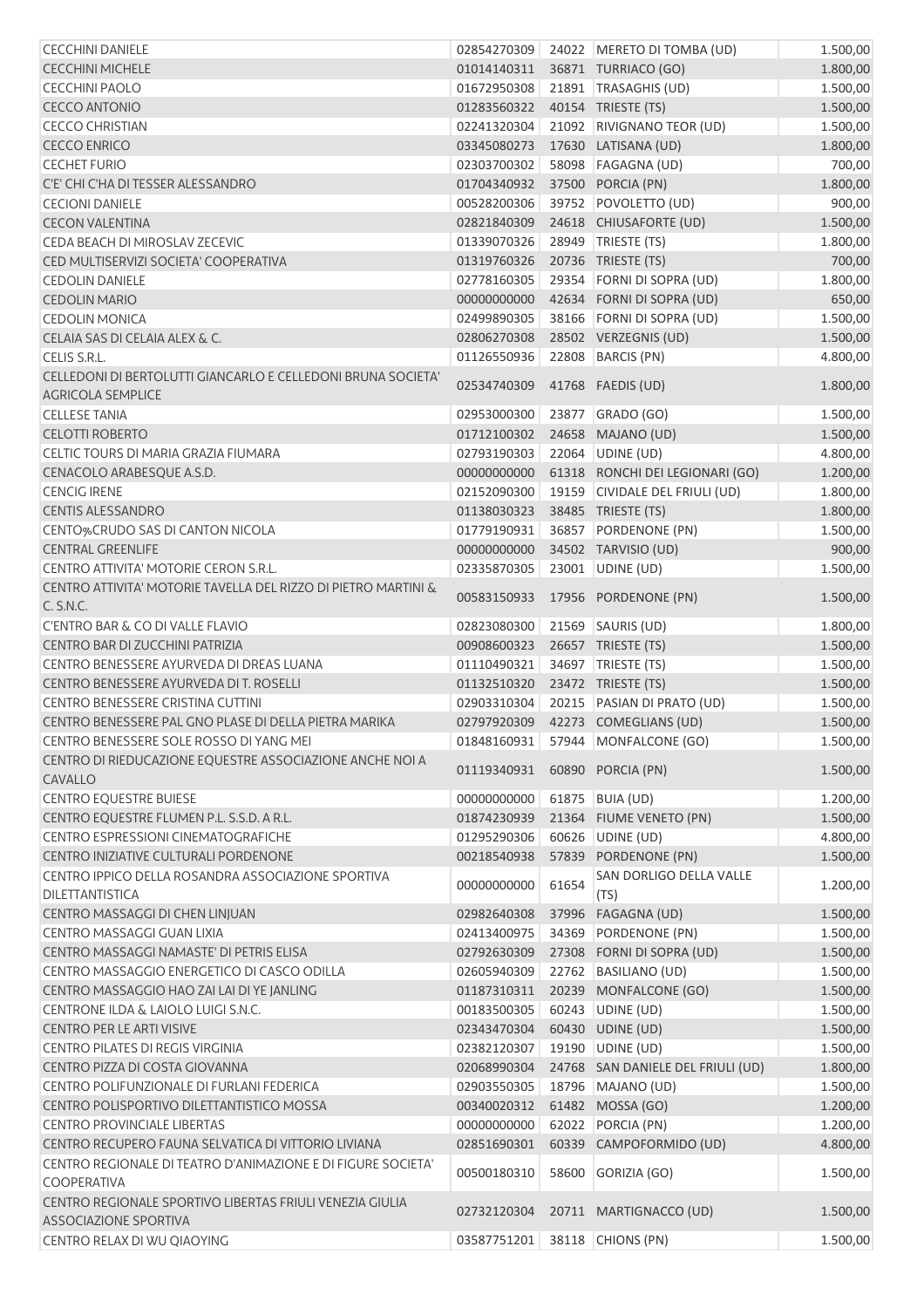| | | | | |
|---|---|---|---|---|
| CECCHINI DANIELE | 02854270309 | 24022 | MERETO DI TOMBA (UD) | 1.500,00 |
| CECCHINI MICHELE | 01014140311 | 36871 | TURRIACO (GO) | 1.800,00 |
| CECCHINI PAOLO | 01672950308 | 21891 | TRASAGHIS (UD) | 1.500,00 |
| CECCO ANTONIO | 01283560322 | 40154 | TRIESTE (TS) | 1.500,00 |
| CECCO CHRISTIAN | 02241320304 | 21092 | RIVIGNANO TEOR (UD) | 1.500,00 |
| CECCO ENRICO | 03345080273 | 17630 | LATISANA (UD) | 1.800,00 |
| CECHET FURIO | 02303700302 | 58098 | FAGAGNA (UD) | 700,00 |
| C'E' CHI C'HA DI TESSER ALESSANDRO | 01704340932 | 37500 | PORCIA (PN) | 1.800,00 |
| CECIONI DANIELE | 00528200306 | 39752 | POVOLETTO (UD) | 900,00 |
| CECON VALENTINA | 02821840309 | 24618 | CHIUSAFORTE (UD) | 1.500,00 |
| CEDA BEACH DI MIROSLAV ZECEVIC | 01339070326 | 28949 | TRIESTE (TS) | 1.800,00 |
| CED MULTISERVIZI SOCIETA' COOPERATIVA | 01319760326 | 20736 | TRIESTE (TS) | 700,00 |
| CEDOLIN DANIELE | 02778160305 | 29354 | FORNI DI SOPRA (UD) | 1.800,00 |
| CEDOLIN MARIO | 00000000000 | 42634 | FORNI DI SOPRA (UD) | 650,00 |
| CEDOLIN MONICA | 02499890305 | 38166 | FORNI DI SOPRA (UD) | 1.500,00 |
| CELAIA SAS DI CELAIA ALEX & C. | 02806270308 | 28502 | VERZEGNIS (UD) | 1.500,00 |
| CELIS S.R.L. | 01126550936 | 22808 | BARCIS (PN) | 4.800,00 |
| CELLEDONI DI BERTOLUTTI GIANCARLO E CELLEDONI BRUNA SOCIETA' AGRICOLA SEMPLICE | 02534740309 | 41768 | FAEDIS (UD) | 1.800,00 |
| CELLESE TANIA | 02953000300 | 23877 | GRADO (GO) | 1.500,00 |
| CELOTTI ROBERTO | 01712100302 | 24658 | MAJANO (UD) | 1.500,00 |
| CELTIC TOURS DI MARIA GRAZIA FIUMARA | 02793190303 | 22064 | UDINE (UD) | 4.800,00 |
| CENACOLO ARABESQUE A.S.D. | 00000000000 | 61318 | RONCHI DEI LEGIONARI (GO) | 1.200,00 |
| CENCIG IRENE | 02152090300 | 19159 | CIVIDALE DEL FRIULI (UD) | 1.800,00 |
| CENTIS ALESSANDRO | 01138030323 | 38485 | TRIESTE (TS) | 1.800,00 |
| CENTO‰CRUDO SAS DI CANTON NICOLA | 01779190931 | 36857 | PORDENONE (PN) | 1.500,00 |
| CENTRAL GREENLIFE | 00000000000 | 34502 | TARVISIO (UD) | 900,00 |
| CENTRO ATTIVITA' MOTORIE CERON S.R.L. | 02335870305 | 23001 | UDINE (UD) | 1.500,00 |
| CENTRO ATTIVITA' MOTORIE TAVELLA DEL RIZZO DI PIETRO MARTINI & C. S.N.C. | 00583150933 | 17956 | PORDENONE (PN) | 1.500,00 |
| C'ENTRO BAR & CO DI VALLE FLAVIO | 02823080300 | 21569 | SAURIS (UD) | 1.800,00 |
| CENTRO BAR DI ZUCCHINI PATRIZIA | 00908600323 | 26657 | TRIESTE (TS) | 1.500,00 |
| CENTRO BENESSERE AYURVEDA DI DREAS LUANA | 01110490321 | 34697 | TRIESTE (TS) | 1.500,00 |
| CENTRO BENESSERE AYURVEDA DI T. ROSELLI | 01132510320 | 23472 | TRIESTE (TS) | 1.500,00 |
| CENTRO BENESSERE CRISTINA CUTTINI | 02903310304 | 20215 | PASIAN DI PRATO (UD) | 1.500,00 |
| CENTRO BENESSERE PAL GNO PLASE DI DELLA PIETRA MARIKA | 02797920309 | 42273 | COMEGLIANS (UD) | 1.500,00 |
| CENTRO BENESSERE SOLE ROSSO DI YANG MEI | 01848160931 | 57944 | MONFALCONE (GO) | 1.500,00 |
| CENTRO DI RIEDUCAZIONE EQUESTRE ASSOCIAZIONE ANCHE NOI A CAVALLO | 01119340931 | 60890 | PORCIA (PN) | 1.500,00 |
| CENTRO EQUESTRE BUIESE | 00000000000 | 61875 | BUIA (UD) | 1.200,00 |
| CENTRO EQUESTRE FLUMEN P.L. S.S.D. A R.L. | 01874230939 | 21364 | FIUME VENETO (PN) | 1.500,00 |
| CENTRO ESPRESSIONI CINEMATOGRAFICHE | 01295290306 | 60626 | UDINE (UD) | 4.800,00 |
| CENTRO INIZIATIVE CULTURALI PORDENONE | 00218540938 | 57839 | PORDENONE (PN) | 1.500,00 |
| CENTRO IPPICO DELLA ROSANDRA ASSOCIAZIONE SPORTIVA DILETTANTISTICA | 00000000000 | 61654 | SAN DORLIGO DELLA VALLE (TS) | 1.200,00 |
| CENTRO MASSAGGI DI CHEN LINJUAN | 02982640308 | 37996 | FAGAGNA (UD) | 1.500,00 |
| CENTRO MASSAGGI GUAN LIXIA | 02413400975 | 34369 | PORDENONE (PN) | 1.500,00 |
| CENTRO MASSAGGI NAMASTE' DI PETRIS ELISA | 02792630309 | 27308 | FORNI DI SOPRA (UD) | 1.500,00 |
| CENTRO MASSAGGIO ENERGETICO DI CASCO ODILLA | 02605940309 | 22762 | BASILIANO (UD) | 1.500,00 |
| CENTRO MASSAGGIO HAO ZAI LAI DI YE JANLING | 01187310311 | 20239 | MONFALCONE (GO) | 1.500,00 |
| CENTRONE ILDA & LAIOLO LUIGI S.N.C. | 00183500305 | 60243 | UDINE (UD) | 1.500,00 |
| CENTRO PER LE ARTI VISIVE | 02343470304 | 60430 | UDINE (UD) | 1.500,00 |
| CENTRO PILATES DI REGIS VIRGINIA | 02382120307 | 19190 | UDINE (UD) | 1.500,00 |
| CENTRO PIZZA DI COSTA GIOVANNA | 02068990304 | 24768 | SAN DANIELE DEL FRIULI (UD) | 1.800,00 |
| CENTRO POLIFUNZIONALE DI FURLANI FEDERICA | 02903550305 | 18796 | MAJANO (UD) | 1.500,00 |
| CENTRO POLISPORTIVO DILETTANTISTICO MOSSA | 00340020312 | 61482 | MOSSA (GO) | 1.200,00 |
| CENTRO PROVINCIALE LIBERTAS | 00000000000 | 62022 | PORCIA (PN) | 1.200,00 |
| CENTRO RECUPERO FAUNA SELVATICA DI VITTORIO LIVIANA | 02851690301 | 60339 | CAMPOFORMIDO (UD) | 4.800,00 |
| CENTRO REGIONALE DI TEATRO D'ANIMAZIONE E DI FIGURE SOCIETA' COOPERATIVA | 00500180310 | 58600 | GORIZIA (GO) | 1.500,00 |
| CENTRO REGIONALE SPORTIVO LIBERTAS FRIULI VENEZIA GIULIA ASSOCIAZIONE SPORTIVA | 02732120304 | 20711 | MARTIGNACCO (UD) | 1.500,00 |
| CENTRO RELAX DI WU QIAOYING | 03587751201 | 38118 | CHIONS (PN) | 1.500,00 |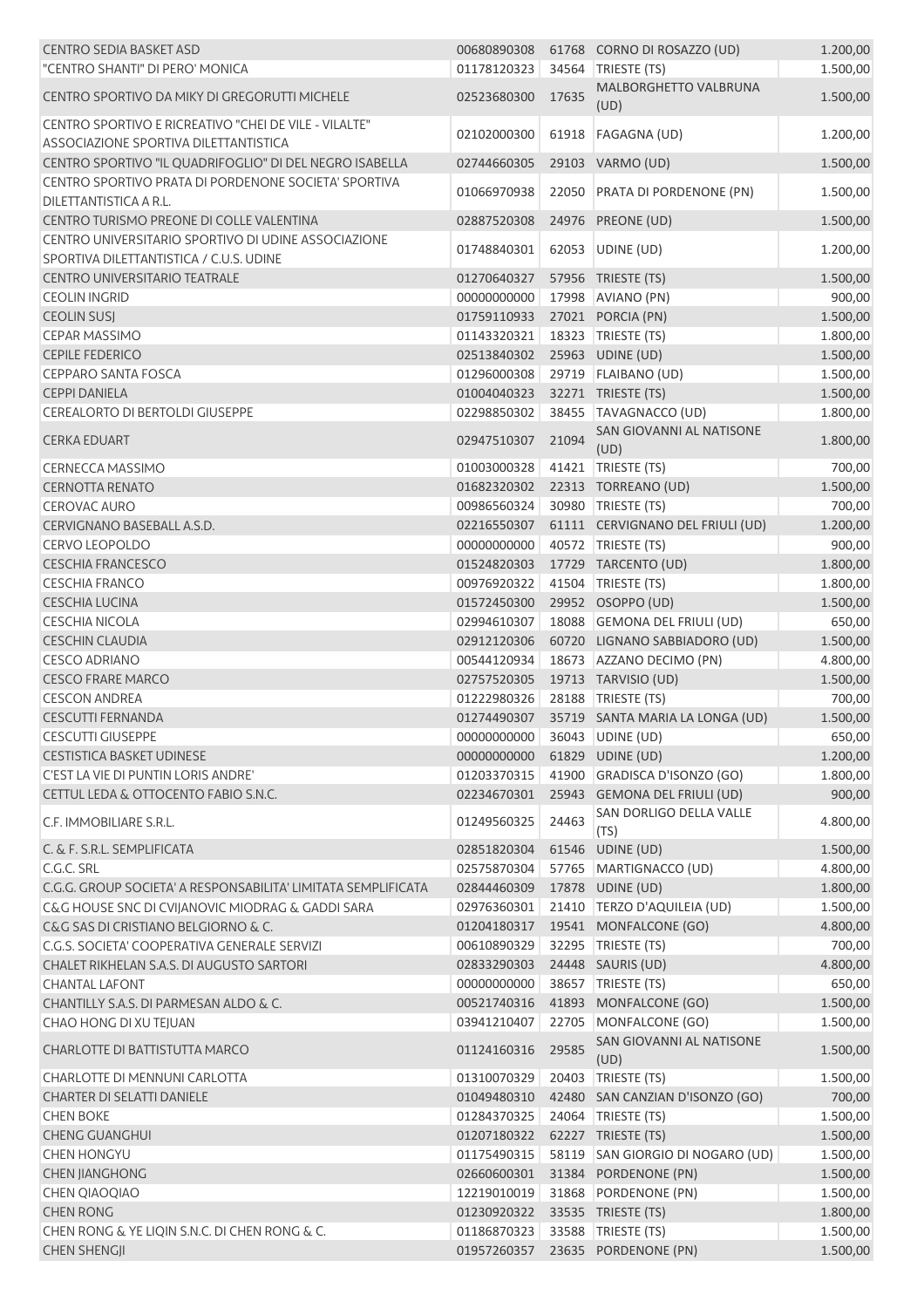| | | | | |
|---|---|---|---|---|
| CENTRO SEDIA BASKET ASD | 00680890308 | 61768 | CORNO DI ROSAZZO (UD) | 1.200,00 |
| "CENTRO SHANTI" DI PERO' MONICA | 01178120323 | 34564 | TRIESTE (TS) | 1.500,00 |
| CENTRO SPORTIVO DA MIKY DI GREGORUTTI MICHELE | 02523680300 | 17635 | MALBORGHETTO VALBRUNA (UD) | 1.500,00 |
| CENTRO SPORTIVO E RICREATIVO "CHEI DE VILE - VILALTE" ASSOCIAZIONE SPORTIVA DILETTANTISTICA | 02102000300 | 61918 | FAGAGNA (UD) | 1.200,00 |
| CENTRO SPORTIVO "IL QUADRIFOGLIO" DI DEL NEGRO ISABELLA | 02744660305 | 29103 | VARMO (UD) | 1.500,00 |
| CENTRO SPORTIVO PRATA DI PORDENONE SOCIETA' SPORTIVA DILETTANTISTICA A R.L. | 01066970938 | 22050 | PRATA DI PORDENONE (PN) | 1.500,00 |
| CENTRO TURISMO PREONE DI COLLE VALENTINA | 02887520308 | 24976 | PREONE (UD) | 1.500,00 |
| CENTRO UNIVERSITARIO SPORTIVO DI UDINE ASSOCIAZIONE SPORTIVA DILETTANTISTICA / C.U.S. UDINE | 01748840301 | 62053 | UDINE (UD) | 1.200,00 |
| CENTRO UNIVERSITARIO TEATRALE | 01270640327 | 57956 | TRIESTE (TS) | 1.500,00 |
| CEOLIN INGRID | 00000000000 | 17998 | AVIANO (PN) | 900,00 |
| CEOLIN SUSJ | 01759110933 | 27021 | PORCIA (PN) | 1.500,00 |
| CEPAR MASSIMO | 01143320321 | 18323 | TRIESTE (TS) | 1.800,00 |
| CEPILE FEDERICO | 02513840302 | 25963 | UDINE (UD) | 1.500,00 |
| CEPPARO SANTA FOSCA | 01296000308 | 29719 | FLAIBANO (UD) | 1.500,00 |
| CEPPI DANIELA | 01004040323 | 32271 | TRIESTE (TS) | 1.500,00 |
| CEREALORTO DI BERTOLDI GIUSEPPE | 02298850302 | 38455 | TAVAGNACCO (UD) | 1.800,00 |
| CERKA EDUART | 02947510307 | 21094 | SAN GIOVANNI AL NATISONE (UD) | 1.800,00 |
| CERNECCA MASSIMO | 01003000328 | 41421 | TRIESTE (TS) | 700,00 |
| CERNOTTA RENATO | 01682320302 | 22313 | TORREANO (UD) | 1.500,00 |
| CEROVAC AURO | 00986560324 | 30980 | TRIESTE (TS) | 700,00 |
| CERVIGNANO BASEBALL A.S.D. | 02216550307 | 61111 | CERVIGNANO DEL FRIULI (UD) | 1.200,00 |
| CERVO LEOPOLDO | 00000000000 | 40572 | TRIESTE (TS) | 900,00 |
| CESCHIA FRANCESCO | 01524820303 | 17729 | TARCENTO (UD) | 1.800,00 |
| CESCHIA FRANCO | 00976920322 | 41504 | TRIESTE (TS) | 1.800,00 |
| CESCHIA LUCINA | 01572450300 | 29952 | OSOPPO (UD) | 1.500,00 |
| CESCHIA NICOLA | 02994610307 | 18088 | GEMONA DEL FRIULI (UD) | 650,00 |
| CESCHIN CLAUDIA | 02912120306 | 60720 | LIGNANO SABBIADORO (UD) | 1.500,00 |
| CESCO ADRIANO | 00544120934 | 18673 | AZZANO DECIMO (PN) | 4.800,00 |
| CESCO FRARE MARCO | 02757520305 | 19713 | TARVISIO (UD) | 1.500,00 |
| CESCON ANDREA | 01222980326 | 28188 | TRIESTE (TS) | 700,00 |
| CESCUTTI FERNANDA | 01274490307 | 35719 | SANTA MARIA LA LONGA (UD) | 1.500,00 |
| CESCUTTI GIUSEPPE | 00000000000 | 36043 | UDINE (UD) | 650,00 |
| CESTISTICA BASKET UDINESE | 00000000000 | 61829 | UDINE (UD) | 1.200,00 |
| C'EST LA VIE DI PUNTIN LORIS ANDRE' | 01203370315 | 41900 | GRADISCA D'ISONZO (GO) | 1.800,00 |
| CETTUL LEDA & OTTOCENTO FABIO S.N.C. | 02234670301 | 25943 | GEMONA DEL FRIULI (UD) | 900,00 |
| C.F. IMMOBILIARE S.R.L. | 01249560325 | 24463 | SAN DORLIGO DELLA VALLE (TS) | 4.800,00 |
| C. & F. S.R.L. SEMPLIFICATA | 02851820304 | 61546 | UDINE (UD) | 1.500,00 |
| C.G.C. SRL | 02575870304 | 57765 | MARTIGNACCO (UD) | 4.800,00 |
| C.G.G. GROUP SOCIETA' A RESPONSABILITA' LIMITATA SEMPLIFICATA | 02844460309 | 17878 | UDINE (UD) | 1.800,00 |
| C&G HOUSE SNC DI CVIJANOVIC MIODRAG & GADDI SARA | 02976360301 | 21410 | TERZO D'AQUILEIA (UD) | 1.500,00 |
| C&G SAS DI CRISTIANO BELGIORNO & C. | 01204180317 | 19541 | MONFALCONE (GO) | 4.800,00 |
| C.G.S. SOCIETA' COOPERATIVA GENERALE SERVIZI | 00610890329 | 32295 | TRIESTE (TS) | 700,00 |
| CHALET RIKHELAN S.A.S. DI AUGUSTO SARTORI | 02833290303 | 24448 | SAURIS (UD) | 4.800,00 |
| CHANTAL LAFONT | 00000000000 | 38657 | TRIESTE (TS) | 650,00 |
| CHANTILLY S.A.S. DI PARMESAN ALDO & C. | 00521740316 | 41893 | MONFALCONE (GO) | 1.500,00 |
| CHAO HONG DI XU TEJUAN | 03941210407 | 22705 | MONFALCONE (GO) | 1.500,00 |
| CHARLOTTE DI BATTISTUTTA MARCO | 01124160316 | 29585 | SAN GIOVANNI AL NATISONE (UD) | 1.500,00 |
| CHARLOTTE DI MENNUNI CARLOTTA | 01310070329 | 20403 | TRIESTE (TS) | 1.500,00 |
| CHARTER DI SELATTI DANIELE | 01049480310 | 42480 | SAN CANZIAN D'ISONZO (GO) | 700,00 |
| CHEN BOKE | 01284370325 | 24064 | TRIESTE (TS) | 1.500,00 |
| CHENG GUANGHUI | 01207180322 | 62227 | TRIESTE (TS) | 1.500,00 |
| CHEN HONGYU | 01175490315 | 58119 | SAN GIORGIO DI NOGARO (UD) | 1.500,00 |
| CHEN JIANGHONG | 02660600301 | 31384 | PORDENONE (PN) | 1.500,00 |
| CHEN QIAOQIAO | 12219010019 | 31868 | PORDENONE (PN) | 1.500,00 |
| CHEN RONG | 01230920322 | 33535 | TRIESTE (TS) | 1.800,00 |
| CHEN RONG & YE LIQIN S.N.C. DI CHEN RONG & C. | 01186870323 | 33588 | TRIESTE (TS) | 1.500,00 |
| CHEN SHENGJI | 01957260357 | 23635 | PORDENONE (PN) | 1.500,00 |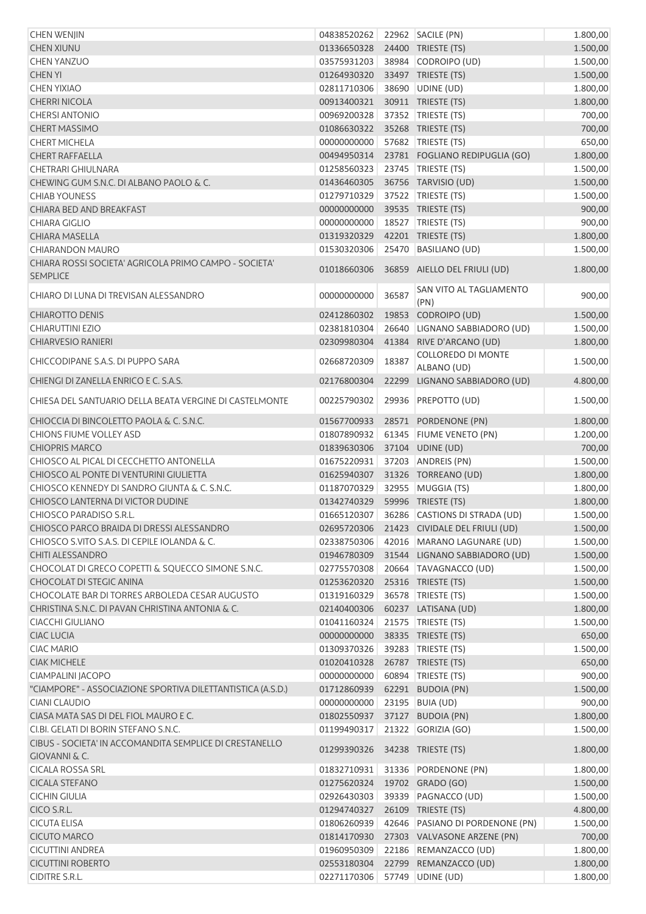| | | | | |
|---|---|---|---|---|
| CHEN WENJIN | 04838520262 | 22962 | SACILE (PN) | 1.800,00 |
| CHEN XIUNU | 01336650328 | 24400 | TRIESTE (TS) | 1.500,00 |
| CHEN YANZUO | 03575931203 | 38984 | CODROIPO (UD) | 1.500,00 |
| CHEN YI | 01264930320 | 33497 | TRIESTE (TS) | 1.500,00 |
| CHEN YIXIAO | 02811710306 | 38690 | UDINE (UD) | 1.800,00 |
| CHERRI NICOLA | 00913400321 | 30911 | TRIESTE (TS) | 1.800,00 |
| CHERSI ANTONIO | 00969200328 | 37352 | TRIESTE (TS) | 700,00 |
| CHERT MASSIMO | 01086630322 | 35268 | TRIESTE (TS) | 700,00 |
| CHERT MICHELA | 00000000000 | 57682 | TRIESTE (TS) | 650,00 |
| CHERT RAFFAELLA | 00494950314 | 23781 | FOGLIANO REDIPUGLIA (GO) | 1.800,00 |
| CHETRARI GHIULNARA | 01258560323 | 23745 | TRIESTE (TS) | 1.500,00 |
| CHEWING GUM S.N.C. DI ALBANO PAOLO & C. | 01436460305 | 36756 | TARVISIO (UD) | 1.500,00 |
| CHIAB YOUNESS | 01279710329 | 37522 | TRIESTE (TS) | 1.500,00 |
| CHIARA BED AND BREAKFAST | 00000000000 | 39535 | TRIESTE (TS) | 900,00 |
| CHIARA GIGLIO | 00000000000 | 18527 | TRIESTE (TS) | 900,00 |
| CHIARA MASELLA | 01319320329 | 42201 | TRIESTE (TS) | 1.800,00 |
| CHIARANDON MAURO | 01530320306 | 25470 | BASILIANO (UD) | 1.500,00 |
| CHIARA ROSSI SOCIETA' AGRICOLA PRIMO CAMPO - SOCIETA' SEMPLICE | 01018660306 | 36859 | AIELLO DEL FRIULI (UD) | 1.800,00 |
| CHIARO DI LUNA DI TREVISAN ALESSANDRO | 00000000000 | 36587 | SAN VITO AL TAGLIAMENTO (PN) | 900,00 |
| CHIAROTTO DENIS | 02412860302 | 19853 | CODROIPO (UD) | 1.500,00 |
| CHIARUTTINI EZIO | 02381810304 | 26640 | LIGNANO SABBIADORO (UD) | 1.500,00 |
| CHIARVESIO RANIERI | 02309980304 | 41384 | RIVE D'ARCANO (UD) | 1.800,00 |
| CHICCODIPANE S.A.S. DI PUPPO SARA | 02668720309 | 18387 | COLLOREDO DI MONTE ALBANO (UD) | 1.500,00 |
| CHIENGI DI ZANELLA ENRICO E C. S.A.S. | 02176800304 | 22299 | LIGNANO SABBIADORO (UD) | 4.800,00 |
| CHIESA DEL SANTUARIO DELLA BEATA VERGINE DI CASTELMONTE | 00225790302 | 29936 | PREPOTTO (UD) | 1.500,00 |
| CHIOCCIA DI BINCOLETTO PAOLA & C. S.N.C. | 01567700933 | 28571 | PORDENONE (PN) | 1.800,00 |
| CHIONS FIUME VOLLEY ASD | 01807890932 | 61345 | FIUME VENETO (PN) | 1.200,00 |
| CHIOPRIS MARCO | 01839630306 | 37104 | UDINE (UD) | 700,00 |
| CHIOSCO AL PICAL DI CECCHETTO ANTONELLA | 01675220931 | 37203 | ANDREIS (PN) | 1.500,00 |
| CHIOSCO AL PONTE DI VENTURINI GIULIETTA | 01625940307 | 31326 | TORREANO (UD) | 1.800,00 |
| CHIOSCO KENNEDY DI SANDRO GIUNTA & C. S.N.C. | 01187070329 | 32955 | MUGGIA (TS) | 1.800,00 |
| CHIOSCO LANTERNA DI VICTOR DUDINE | 01342740329 | 59996 | TRIESTE (TS) | 1.800,00 |
| CHIOSCO PARADISO S.R.L. | 01665120307 | 36286 | CASTIONS DI STRADA (UD) | 1.500,00 |
| CHIOSCO PARCO BRAIDA DI DRESSI ALESSANDRO | 02695720306 | 21423 | CIVIDALE DEL FRIULI (UD) | 1.500,00 |
| CHIOSCO S.VITO S.A.S. DI CEPILE IOLANDA & C. | 02338750306 | 42016 | MARANO LAGUNARE (UD) | 1.500,00 |
| CHITI ALESSANDRO | 01946780309 | 31544 | LIGNANO SABBIADORO (UD) | 1.500,00 |
| CHOCOLAT DI GRECO COPETTI & SQUECCO SIMONE S.N.C. | 02775570308 | 20664 | TAVAGNACCO (UD) | 1.500,00 |
| CHOCOLAT DI STEGIC ANINA | 01253620320 | 25316 | TRIESTE (TS) | 1.500,00 |
| CHOCOLATE BAR DI TORRES ARBOLEDA CESAR AUGUSTO | 01319160329 | 36578 | TRIESTE (TS) | 1.500,00 |
| CHRISTINA S.N.C. DI PAVAN CHRISTINA ANTONIA & C. | 02140400306 | 60237 | LATISANA (UD) | 1.800,00 |
| CIACCHI GIULIANO | 01041160324 | 21575 | TRIESTE (TS) | 1.500,00 |
| CIAC LUCIA | 00000000000 | 38335 | TRIESTE (TS) | 650,00 |
| CIAC MARIO | 01309370326 | 39283 | TRIESTE (TS) | 1.500,00 |
| CIAK MICHELE | 01020410328 | 26787 | TRIESTE (TS) | 650,00 |
| CIAMPALINI JACOPO | 00000000000 | 60894 | TRIESTE (TS) | 900,00 |
| "CIAMPORE" - ASSOCIAZIONE SPORTIVA DILETTANTISTICA (A.S.D.) | 01712860939 | 62291 | BUDOIA (PN) | 1.500,00 |
| CIANI CLAUDIO | 00000000000 | 23195 | BUIA (UD) | 900,00 |
| CIASA MATA SAS DI DEL FIOL MAURO E C. | 01802550937 | 37127 | BUDOIA (PN) | 1.800,00 |
| CI.BI. GELATI DI BORIN STEFANO S.N.C. | 01199490317 | 21322 | GORIZIA (GO) | 1.500,00 |
| CIBUS - SOCIETA' IN ACCOMANDITA SEMPLICE DI CRESTANELLO GIOVANNI & C. | 01299390326 | 34238 | TRIESTE (TS) | 1.800,00 |
| CICALA ROSSA SRL | 01832710931 | 31336 | PORDENONE (PN) | 1.800,00 |
| CICALA STEFANO | 01275620324 | 19702 | GRADO (GO) | 1.500,00 |
| CICHIN GIULIA | 02926430303 | 39339 | PAGNACCO (UD) | 1.500,00 |
| CICO S.R.L. | 01294740327 | 26109 | TRIESTE (TS) | 4.800,00 |
| CICUTA ELISA | 01806260939 | 42646 | PASIANO DI PORDENONE (PN) | 1.500,00 |
| CICUTO MARCO | 01814170930 | 27303 | VALVASONE ARZENE (PN) | 700,00 |
| CICUTTINI ANDREA | 01960950309 | 22186 | REMANZACCO (UD) | 1.800,00 |
| CICUTTINI ROBERTO | 02553180304 | 22799 | REMANZACCO (UD) | 1.800,00 |
| CIDITRE S.R.L. | 02271170306 | 57749 | UDINE (UD) | 1.800,00 |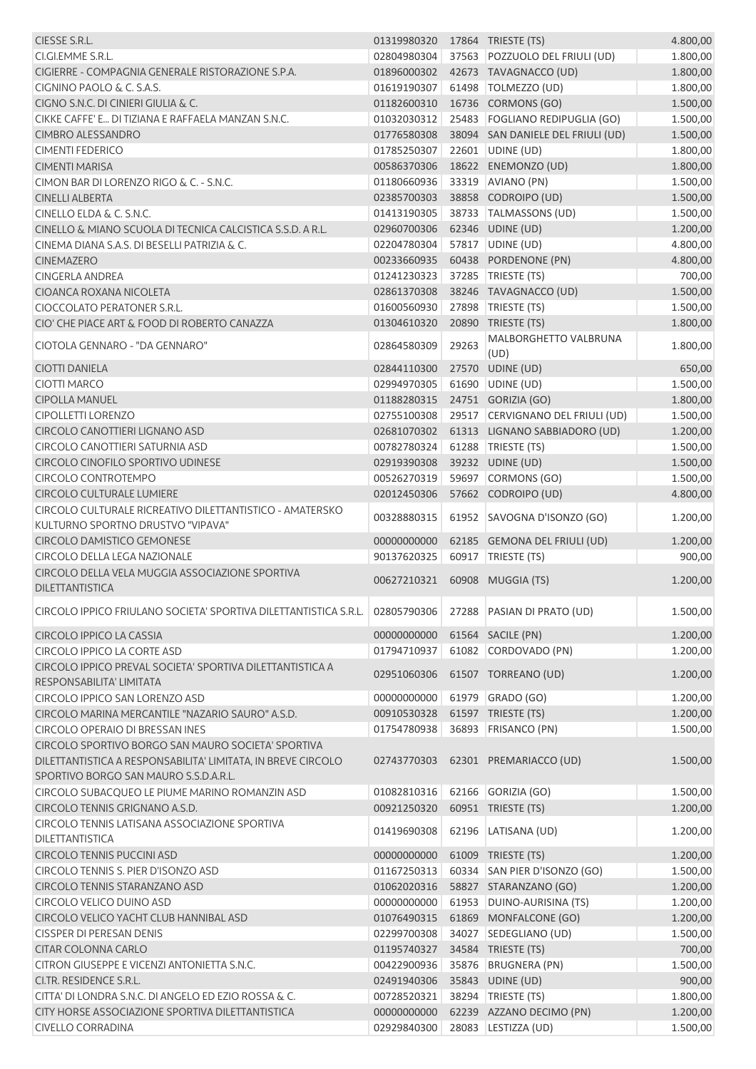| | | | | |
|---|---|---|---|---|
| CIESSE S.R.L. | 01319980320 | 17864 | TRIESTE (TS) | 4.800,00 |
| CI.GI.EMME S.R.L. | 02804980304 | 37563 | POZZUOLO DEL FRIULI (UD) | 1.800,00 |
| CIGIERRE - COMPAGNIA GENERALE RISTORAZIONE S.P.A. | 01896000302 | 42673 | TAVAGNACCO (UD) | 1.800,00 |
| CIGNINO PAOLO & C. S.A.S. | 01619190307 | 61498 | TOLMEZZO (UD) | 1.800,00 |
| CIGNO S.N.C. DI CINIERI GIULIA & C. | 01182600310 | 16736 | CORMONS (GO) | 1.500,00 |
| CIKKE CAFFE' E... DI TIZIANA E RAFFAELA MANZAN S.N.C. | 01032030312 | 25483 | FOGLIANO REDIPUGLIA (GO) | 1.500,00 |
| CIMBRO ALESSANDRO | 01776580308 | 38094 | SAN DANIELE DEL FRIULI (UD) | 1.500,00 |
| CIMENTI FEDERICO | 01785250307 | 22601 | UDINE (UD) | 1.800,00 |
| CIMENTI MARISA | 00586370306 | 18622 | ENEMONZO (UD) | 1.800,00 |
| CIMON BAR DI LORENZO RIGO & C. - S.N.C. | 01180660936 | 33319 | AVIANO (PN) | 1.500,00 |
| CINELLI ALBERTA | 02385700303 | 38858 | CODROIPO (UD) | 1.500,00 |
| CINELLO ELDA & C. S.N.C. | 01413190305 | 38733 | TALMASSONS (UD) | 1.500,00 |
| CINELLO & MIANO SCUOLA DI TECNICA CALCISTICA S.S.D. A R.L. | 02960700306 | 62346 | UDINE (UD) | 1.200,00 |
| CINEMA DIANA S.A.S. DI BESELLI PATRIZIA & C. | 02204780304 | 57817 | UDINE (UD) | 4.800,00 |
| CINEMAZERO | 00233660935 | 60438 | PORDENONE (PN) | 4.800,00 |
| CINGERLA ANDREA | 01241230323 | 37285 | TRIESTE (TS) | 700,00 |
| CIOANCA ROXANA NICOLETA | 02861370308 | 38246 | TAVAGNACCO (UD) | 1.500,00 |
| CIOCCOLATO PERATONER S.R.L. | 01600560930 | 27898 | TRIESTE (TS) | 1.500,00 |
| CIO' CHE PIACE ART & FOOD DI ROBERTO CANAZZA | 01304610320 | 20890 | TRIESTE (TS) | 1.800,00 |
| CIOTOLA GENNARO - "DA GENNARO" | 02864580309 | 29263 | MALBORGHETTO VALBRUNA (UD) | 1.800,00 |
| CIOTTI DANIELA | 02844110300 | 27570 | UDINE (UD) | 650,00 |
| CIOTTI MARCO | 02994970305 | 61690 | UDINE (UD) | 1.500,00 |
| CIPOLLA MANUEL | 01188280315 | 24751 | GORIZIA (GO) | 1.800,00 |
| CIPOLLETTI LORENZO | 02755100308 | 29517 | CERVIGNANO DEL FRIULI (UD) | 1.500,00 |
| CIRCOLO CANOTTIERI LIGNANO ASD | 02681070302 | 61313 | LIGNANO SABBIADORO (UD) | 1.200,00 |
| CIRCOLO CANOTTIERI SATURNIA ASD | 00782780324 | 61288 | TRIESTE (TS) | 1.500,00 |
| CIRCOLO CINOFILO SPORTIVO UDINESE | 02919390308 | 39232 | UDINE (UD) | 1.500,00 |
| CIRCOLO CONTROTEMPO | 00526270319 | 59697 | CORMONS (GO) | 1.500,00 |
| CIRCOLO CULTURALE LUMIERE | 02012450306 | 57662 | CODROIPO (UD) | 4.800,00 |
| CIRCOLO CULTURALE RICREATIVO DILETTANTISTICO - AMATERSKO KULTURNO SPORTNO DRUSTVO "VIPAVA" | 00328880315 | 61952 | SAVOGNA D'ISONZO (GO) | 1.200,00 |
| CIRCOLO DAMISTICO GEMONESE | 00000000000 | 62185 | GEMONA DEL FRIULI (UD) | 1.200,00 |
| CIRCOLO DELLA LEGA NAZIONALE | 90137620325 | 60917 | TRIESTE (TS) | 900,00 |
| CIRCOLO DELLA VELA MUGGIA ASSOCIAZIONE SPORTIVA DILETTANTISTICA | 00627210321 | 60908 | MUGGIA (TS) | 1.200,00 |
| CIRCOLO IPPICO FRIULANO SOCIETA' SPORTIVA DILETTANTISTICA S.R.L. | 02805790306 | 27288 | PASIAN DI PRATO (UD) | 1.500,00 |
| CIRCOLO IPPICO LA CASSIA | 00000000000 | 61564 | SACILE (PN) | 1.200,00 |
| CIRCOLO IPPICO LA CORTE ASD | 01794710937 | 61082 | CORDOVADO (PN) | 1.200,00 |
| CIRCOLO IPPICO PREVAL SOCIETA' SPORTIVA DILETTANTISTICA A RESPONSABILITA' LIMITATA | 02951060306 | 61507 | TORREANO (UD) | 1.200,00 |
| CIRCOLO IPPICO SAN LORENZO ASD | 00000000000 | 61979 | GRADO (GO) | 1.200,00 |
| CIRCOLO MARINA MERCANTILE "NAZARIO SAURO" A.S.D. | 00910530328 | 61597 | TRIESTE (TS) | 1.200,00 |
| CIRCOLO OPERAIO DI BRESSAN INES | 01754780938 | 36893 | FRISANCO (PN) | 1.500,00 |
| CIRCOLO SPORTIVO BORGO SAN MAURO SOCIETA' SPORTIVA DILETTANTISTICA A RESPONSABILITA' LIMITATA, IN BREVE CIRCOLO SPORTIVO BORGO SAN MAURO S.S.D.A.R.L. | 02743770303 | 62301 | PREMARIACCO (UD) | 1.500,00 |
| CIRCOLO SUBACQUEO LE PIUME MARINO ROMANZIN ASD | 01082810316 | 62166 | GORIZIA (GO) | 1.500,00 |
| CIRCOLO TENNIS GRIGNANO A.S.D. | 00921250320 | 60951 | TRIESTE (TS) | 1.200,00 |
| CIRCOLO TENNIS LATISANA ASSOCIAZIONE SPORTIVA DILETTANTISTICA | 01419690308 | 62196 | LATISANA (UD) | 1.200,00 |
| CIRCOLO TENNIS PUCCINI ASD | 00000000000 | 61009 | TRIESTE (TS) | 1.200,00 |
| CIRCOLO TENNIS S. PIER D'ISONZO ASD | 01167250313 | 60334 | SAN PIER D'ISONZO (GO) | 1.500,00 |
| CIRCOLO TENNIS STARANZANO ASD | 01062020316 | 58827 | STARANZANO (GO) | 1.200,00 |
| CIRCOLO VELICO DUINO ASD | 00000000000 | 61953 | DUINO-AURISINA (TS) | 1.200,00 |
| CIRCOLO VELICO YACHT CLUB HANNIBAL ASD | 01076490315 | 61869 | MONFALCONE (GO) | 1.200,00 |
| CISSPER DI PERESAN DENIS | 02299700308 | 34027 | SEDEGLIANO (UD) | 1.500,00 |
| CITAR COLONNA CARLO | 01195740327 | 34584 | TRIESTE (TS) | 700,00 |
| CITRON GIUSEPPE E VICENZI ANTONIETTA S.N.C. | 00422900936 | 35876 | BRUGNERA (PN) | 1.500,00 |
| CI.TR. RESIDENCE S.R.L. | 02491940306 | 35843 | UDINE (UD) | 900,00 |
| CITTA' DI LONDRA S.N.C. DI ANGELO ED EZIO ROSSA & C. | 00728520321 | 38294 | TRIESTE (TS) | 1.800,00 |
| CITY HORSE ASSOCIAZIONE SPORTIVA DILETTANTISTICA | 00000000000 | 62239 | AZZANO DECIMO (PN) | 1.200,00 |
| CIVELLO CORRADINA | 02929840300 | 28083 | LESTIZZA (UD) | 1.500,00 |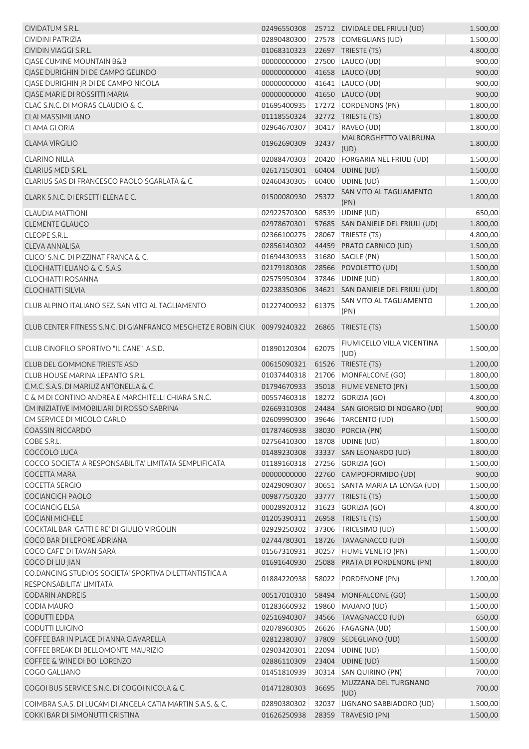| | | | | |
|---|---|---|---|---|
| CIVIDATUM S.R.L. | 02496550308 | 25712 | CIVIDALE DEL FRIULI (UD) | 1.500,00 |
| CIVIDINI PATRIZIA | 02890480300 | 27578 | COMEGLIANS (UD) | 1.500,00 |
| CIVIDIN VIAGGI S.R.L. | 01068310323 | 22697 | TRIESTE (TS) | 4.800,00 |
| CJASE CUMINE MOUNTAIN B&B | 00000000000 | 27500 | LAUCO (UD) | 900,00 |
| CJASE DURIGHIN DI DE CAMPO GELINDO | 00000000000 | 41658 | LAUCO (UD) | 900,00 |
| CJASE DURIGHIN JR DI DE CAMPO NICOLA | 00000000000 | 41641 | LAUCO (UD) | 900,00 |
| CJASE MARIE DI ROSSITTI MARIA | 00000000000 | 41650 | LAUCO (UD) | 900,00 |
| CLAC S.N.C. DI MORAS CLAUDIO & C. | 01695400935 | 17272 | CORDENONS (PN) | 1.800,00 |
| CLAI MASSIMILIANO | 01118550324 | 32772 | TRIESTE (TS) | 1.800,00 |
| CLAMA GLORIA | 02964670307 | 30417 | RAVEO (UD) | 1.800,00 |
| CLAMA VIRGILIO | 01962690309 | 32437 | MALBORGHETTO VALBRUNA (UD) | 1.800,00 |
| CLARINO NILLA | 02088470303 | 20420 | FORGARIA NEL FRIULI (UD) | 1.500,00 |
| CLARIUS MED S.R.L. | 02617150301 | 60404 | UDINE (UD) | 1.500,00 |
| CLARIUS SAS DI FRANCESCO PAOLO SGARLATA & C. | 02460430305 | 60400 | UDINE (UD) | 1.500,00 |
| CLARK S.N.C. DI ERSETTI ELENA E C. | 01500080930 | 25372 | SAN VITO AL TAGLIAMENTO (PN) | 1.800,00 |
| CLAUDIA MATTIONI | 02922570300 | 58539 | UDINE (UD) | 650,00 |
| CLEMENTE GLAUCO | 02978670301 | 57685 | SAN DANIELE DEL FRIULI (UD) | 1.800,00 |
| CLEOPE S.R.L. | 02366100275 | 28067 | TRIESTE (TS) | 4.800,00 |
| CLEVA ANNALISA | 02856140302 | 44459 | PRATO CARNICO (UD) | 1.500,00 |
| CLICO' S.N.C. DI PIZZINAT FRANCA & C. | 01694430933 | 31680 | SACILE (PN) | 1.500,00 |
| CLOCHIATTI ELIANO & C. S.A.S. | 02179180308 | 28566 | POVOLETTO (UD) | 1.500,00 |
| CLOCHIATTI ROSANNA | 02575950304 | 37846 | UDINE (UD) | 1.800,00 |
| CLOCHIATTI SILVIA | 02238350306 | 34621 | SAN DANIELE DEL FRIULI (UD) | 1.800,00 |
| CLUB ALPINO ITALIANO SEZ. SAN VITO AL TAGLIAMENTO | 01227400932 | 61375 | SAN VITO AL TAGLIAMENTO (PN) | 1.200,00 |
| CLUB CENTER FITNESS S.N.C. DI GIANFRANCO MESGHETZ E ROBIN CIUK | 00979240322 | 26865 | TRIESTE (TS) | 1.500,00 |
| CLUB CINOFILO SPORTIVO "IL CANE" A.S.D. | 01890120304 | 62075 | FIUMICELLO VILLA VICENTINA (UD) | 1.500,00 |
| CLUB DEL GOMMONE TRIESTE ASD | 00615090321 | 61526 | TRIESTE (TS) | 1.200,00 |
| CLUB HOUSE MARINA LEPANTO S.R.L. | 01037440318 | 21706 | MONFALCONE (GO) | 1.800,00 |
| C.M.C. S.A.S. DI MARIUZ ANTONELLA & C. | 01794670933 | 35018 | FIUME VENETO (PN) | 1.500,00 |
| C & M DI CONTINO ANDREA E MARCHITELLI CHIARA S.N.C. | 00557460318 | 18272 | GORIZIA (GO) | 4.800,00 |
| CM INIZIATIVE IMMOBILIARI DI ROSSO SABRINA | 02669310308 | 24484 | SAN GIORGIO DI NOGARO (UD) | 900,00 |
| CM SERVICE DI MICOLO CARLO | 02609990300 | 39646 | TARCENTO (UD) | 1.500,00 |
| COASSIN RICCARDO | 01787460938 | 38030 | PORCIA (PN) | 1.500,00 |
| COBE S.R.L. | 02756410300 | 18708 | UDINE (UD) | 1.800,00 |
| COCCOLO LUCA | 01489230308 | 33337 | SAN LEONARDO (UD) | 1.800,00 |
| COCCO SOCIETA' A RESPONSABILITA' LIMITATA SEMPLIFICATA | 01189160318 | 27256 | GORIZIA (GO) | 1.500,00 |
| COCETTA MARA | 00000000000 | 22760 | CAMPOFORMIDO (UD) | 900,00 |
| COCETTA SERGIO | 02429090307 | 30651 | SANTA MARIA LA LONGA (UD) | 1.500,00 |
| COCIANCICH PAOLO | 00987750320 | 33777 | TRIESTE (TS) | 1.500,00 |
| COCIANCIG ELSA | 00028920312 | 31623 | GORIZIA (GO) | 4.800,00 |
| COCIANI MICHELE | 01205390311 | 26958 | TRIESTE (TS) | 1.500,00 |
| COCKTAIL BAR 'GATTI E RE' DI GIULIO VIRGOLIN | 02929250302 | 37306 | TRICESIMO (UD) | 1.500,00 |
| COCO BAR DI LEPORE ADRIANA | 02744780301 | 18726 | TAVAGNACCO (UD) | 1.500,00 |
| COCO CAFE' DI TAVAN SARA | 01567310931 | 30257 | FIUME VENETO (PN) | 1.500,00 |
| COCO DI LIU JIAN | 01691640930 | 25088 | PRATA DI PORDENONE (PN) | 1.800,00 |
| CO.DANCING STUDIOS SOCIETA' SPORTIVA DILETTANTISTICA A RESPONSABILITA' LIMITATA | 01884220938 | 58022 | PORDENONE (PN) | 1.200,00 |
| CODARIN ANDREIS | 00517010310 | 58494 | MONFALCONE (GO) | 1.500,00 |
| CODIA MAURO | 01283660932 | 19860 | MAJANO (UD) | 1.500,00 |
| CODUTTI EDDA | 02516940307 | 34566 | TAVAGNACCO (UD) | 650,00 |
| CODUTTI LUIGINO | 02078960305 | 26626 | FAGAGNA (UD) | 1.500,00 |
| COFFEE BAR IN PLACE DI ANNA CIAVARELLA | 02812380307 | 37809 | SEDEGLIANO (UD) | 1.500,00 |
| COFFEE BREAK DI BELLOMONTE MAURIZIO | 02903420301 | 22094 | UDINE (UD) | 1.500,00 |
| COFFEE & WINE DI BO' LORENZO | 02886110309 | 23404 | UDINE (UD) | 1.500,00 |
| COGO GALLIANO | 01451810939 | 30314 | SAN QUIRINO (PN) | 700,00 |
| COGOI BUS SERVICE S.N.C. DI COGOI NICOLA & C. | 01471280303 | 36695 | MUZZANA DEL TURGNANO (UD) | 700,00 |
| COIMBRA S.A.S. DI LUCAM DI ANGELA CATIA MARTIN S.A.S. & C. | 02890380302 | 32037 | LIGNANO SABBIADORO (UD) | 1.500,00 |
| COKKI BAR DI SIMONUTTI CRISTINA | 01626250938 | 28359 | TRAVESIO (PN) | 1.500,00 |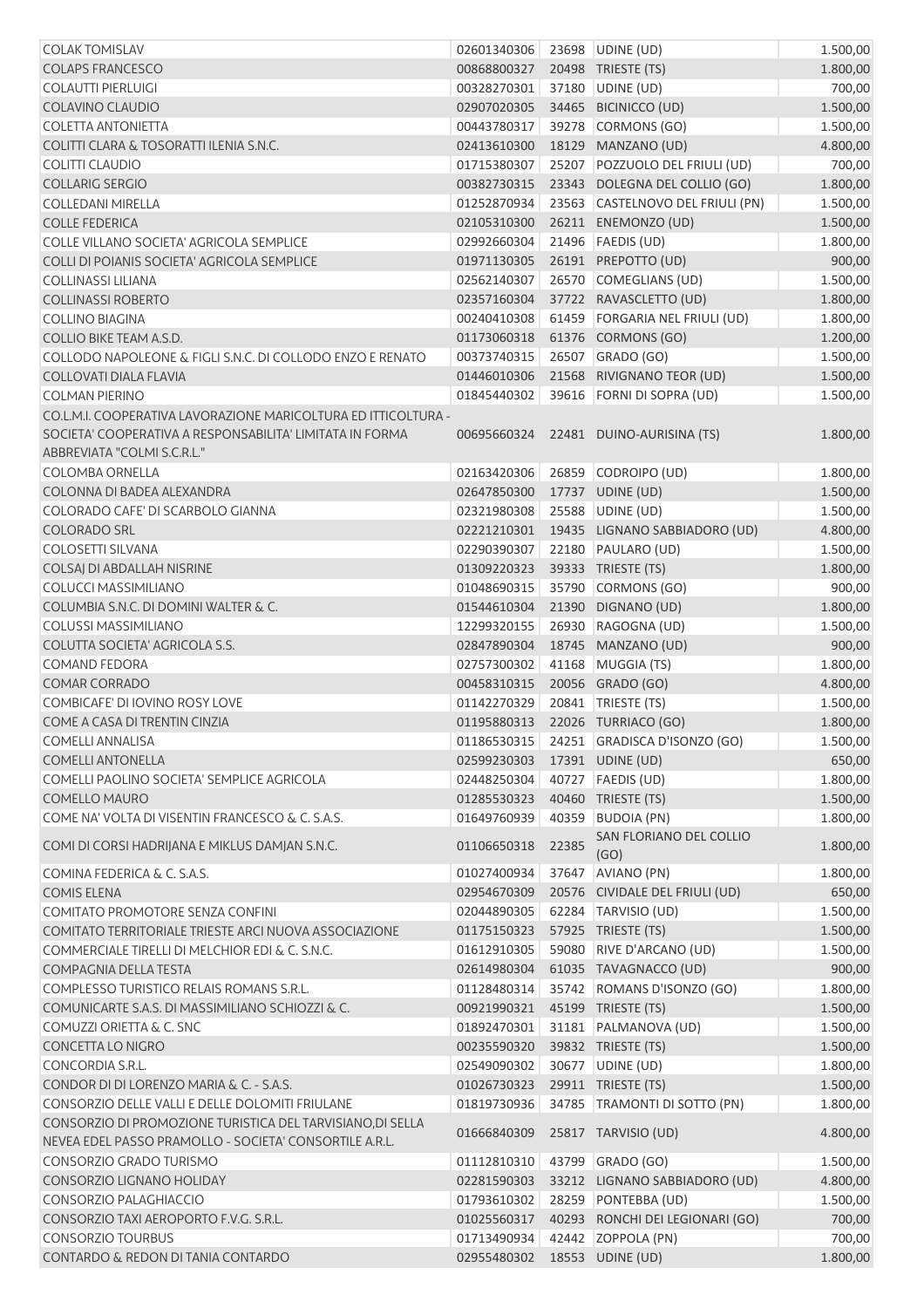| | | | | |
|---|---|---|---|---|
| COLAK TOMISLAV | 02601340306 | 23698 | UDINE (UD) | 1.500,00 |
| COLAPS FRANCESCO | 00868800327 | 20498 | TRIESTE (TS) | 1.800,00 |
| COLAUTTI PIERLUIGI | 00328270301 | 37180 | UDINE (UD) | 700,00 |
| COLAVINO CLAUDIO | 02907020305 | 34465 | BICINICCO (UD) | 1.500,00 |
| COLETTA ANTONIETTA | 00443780317 | 39278 | CORMONS (GO) | 1.500,00 |
| COLITTI CLARA & TOSORATTI ILENIA S.N.C. | 02413610300 | 18129 | MANZANO (UD) | 4.800,00 |
| COLITTI CLAUDIO | 01715380307 | 25207 | POZZUOLO DEL FRIULI (UD) | 700,00 |
| COLLARIG SERGIO | 00382730315 | 23343 | DOLEGNA DEL COLLIO (GO) | 1.800,00 |
| COLLEDANI MIRELLA | 01252870934 | 23563 | CASTELNOVO DEL FRIULI (PN) | 1.500,00 |
| COLLE FEDERICA | 02105310300 | 26211 | ENEMONZO (UD) | 1.500,00 |
| COLLE VILLANO SOCIETA' AGRICOLA SEMPLICE | 02992660304 | 21496 | FAEDIS (UD) | 1.800,00 |
| COLLI DI POIANIS SOCIETA' AGRICOLA SEMPLICE | 01971130305 | 26191 | PREPOTTO (UD) | 900,00 |
| COLLINASSI LILIANA | 02562140307 | 26570 | COMEGLIANS (UD) | 1.500,00 |
| COLLINASSI ROBERTO | 02357160304 | 37722 | RAVASCLETTO (UD) | 1.800,00 |
| COLLINO BIAGINA | 00240410308 | 61459 | FORGARIA NEL FRIULI (UD) | 1.800,00 |
| COLLIO BIKE TEAM A.S.D. | 01173060318 | 61376 | CORMONS (GO) | 1.200,00 |
| COLLODO NAPOLEONE & FIGLI S.N.C. DI COLLODO ENZO E RENATO | 00373740315 | 26507 | GRADO (GO) | 1.500,00 |
| COLLOVATI DIALA FLAVIA | 01446010306 | 21568 | RIVIGNANO TEOR (UD) | 1.500,00 |
| COLMAN PIERINO | 01845440302 | 39616 | FORNI DI SOPRA (UD) | 1.500,00 |
| CO.L.M.I. COOPERATIVA LAVORAZIONE MARICOLTURA ED ITTICOLTURA - SOCIETA' COOPERATIVA A RESPONSABILITA' LIMITATA IN FORMA ABBREVIATA "COLMI S.C.R.L." | 00695660324 | 22481 | DUINO-AURISINA (TS) | 1.800,00 |
| COLOMBA ORNELLA | 02163420306 | 26859 | CODROIPO (UD) | 1.800,00 |
| COLONNA DI BADEA ALEXANDRA | 02647850300 | 17737 | UDINE (UD) | 1.500,00 |
| COLORADO CAFE' DI SCARBOLO GIANNA | 02321980308 | 25588 | UDINE (UD) | 1.500,00 |
| COLORADO SRL | 02221210301 | 19435 | LIGNANO SABBIADORO (UD) | 4.800,00 |
| COLOSETTI SILVANA | 02290390307 | 22180 | PAULARO (UD) | 1.500,00 |
| COLSAJ DI ABDALLAH NISRINE | 01309220323 | 39333 | TRIESTE (TS) | 1.800,00 |
| COLUCCI MASSIMILIANO | 01048690315 | 35790 | CORMONS (GO) | 900,00 |
| COLUMBIA S.N.C. DI DOMINI WALTER & C. | 01544610304 | 21390 | DIGNANO (UD) | 1.800,00 |
| COLUSSI MASSIMILIANO | 12299320155 | 26930 | RAGOGNA (UD) | 1.500,00 |
| COLUTTA SOCIETA' AGRICOLA S.S. | 02847890304 | 18745 | MANZANO (UD) | 900,00 |
| COMAND FEDORA | 02757300302 | 41168 | MUGGIA (TS) | 1.800,00 |
| COMAR CORRADO | 00458310315 | 20056 | GRADO (GO) | 4.800,00 |
| COMBICAFE' DI IOVINO ROSY LOVE | 01142270329 | 20841 | TRIESTE (TS) | 1.500,00 |
| COME A CASA DI TRENTIN CINZIA | 01195880313 | 22026 | TURRIACO (GO) | 1.800,00 |
| COMELLI ANNALISA | 01186530315 | 24251 | GRADISCA D'ISONZO (GO) | 1.500,00 |
| COMELLI ANTONELLA | 02599230303 | 17391 | UDINE (UD) | 650,00 |
| COMELLI PAOLINO SOCIETA' SEMPLICE AGRICOLA | 02448250304 | 40727 | FAEDIS (UD) | 1.800,00 |
| COMELLO MAURO | 01285530323 | 40460 | TRIESTE (TS) | 1.500,00 |
| COME NA' VOLTA DI VISENTIN FRANCESCO & C. S.A.S. | 01649760939 | 40359 | BUDOIA (PN) | 1.800,00 |
| COMI DI CORSI HADRIJANA E MIKLUS DAMJAN S.N.C. | 01106650318 | 22385 | SAN FLORIANO DEL COLLIO (GO) | 1.800,00 |
| COMINA FEDERICA & C. S.A.S. | 01027400934 | 37647 | AVIANO (PN) | 1.800,00 |
| COMIS ELENA | 02954670309 | 20576 | CIVIDALE DEL FRIULI (UD) | 650,00 |
| COMITATO PROMOTORE SENZA CONFINI | 02044890305 | 62284 | TARVISIO (UD) | 1.500,00 |
| COMITATO TERRITORIALE TRIESTE ARCI NUOVA ASSOCIAZIONE | 01175150323 | 57925 | TRIESTE (TS) | 1.500,00 |
| COMMERCIALE TIRELLI DI MELCHIOR EDI & C. S.N.C. | 01612910305 | 59080 | RIVE D'ARCANO (UD) | 1.500,00 |
| COMPAGNIA DELLA TESTA | 02614980304 | 61035 | TAVAGNACCO (UD) | 900,00 |
| COMPLESSO TURISTICO RELAIS ROMANS S.R.L. | 01128480314 | 35742 | ROMANS D'ISONZO (GO) | 1.800,00 |
| COMUNICARTE S.A.S. DI MASSIMILIANO SCHIOZZI & C. | 00921990321 | 45199 | TRIESTE (TS) | 1.500,00 |
| COMUZZI ORIETTA & C. SNC | 01892470301 | 31181 | PALMANOVA (UD) | 1.500,00 |
| CONCETTA LO NIGRO | 00235590320 | 39832 | TRIESTE (TS) | 1.500,00 |
| CONCORDIA S.R.L. | 02549090302 | 30677 | UDINE (UD) | 1.800,00 |
| CONDOR DI DI LORENZO MARIA & C. - S.A.S. | 01026730323 | 29911 | TRIESTE (TS) | 1.500,00 |
| CONSORZIO DELLE VALLI E DELLE DOLOMITI FRIULANE | 01819730936 | 34785 | TRAMONTI DI SOTTO (PN) | 1.800,00 |
| CONSORZIO DI PROMOZIONE TURISTICA DEL TARVISIANO,DI SELLA NEVEA EDEL PASSO PRAMOLLO - SOCIETA' CONSORTILE A.R.L. | 01666840309 | 25817 | TARVISIO (UD) | 4.800,00 |
| CONSORZIO GRADO TURISMO | 01112810310 | 43799 | GRADO (GO) | 1.500,00 |
| CONSORZIO LIGNANO HOLIDAY | 02281590303 | 33212 | LIGNANO SABBIADORO (UD) | 4.800,00 |
| CONSORZIO PALAGHIACCIO | 01793610302 | 28259 | PONTEBBA (UD) | 1.500,00 |
| CONSORZIO TAXI AEROPORTO F.V.G. S.R.L. | 01025560317 | 40293 | RONCHI DEI LEGIONARI (GO) | 700,00 |
| CONSORZIO TOURBUS | 01713490934 | 42442 | ZOPPOLA (PN) | 700,00 |
| CONTARDO & REDON DI TANIA CONTARDO | 02955480302 | 18553 | UDINE (UD) | 1.800,00 |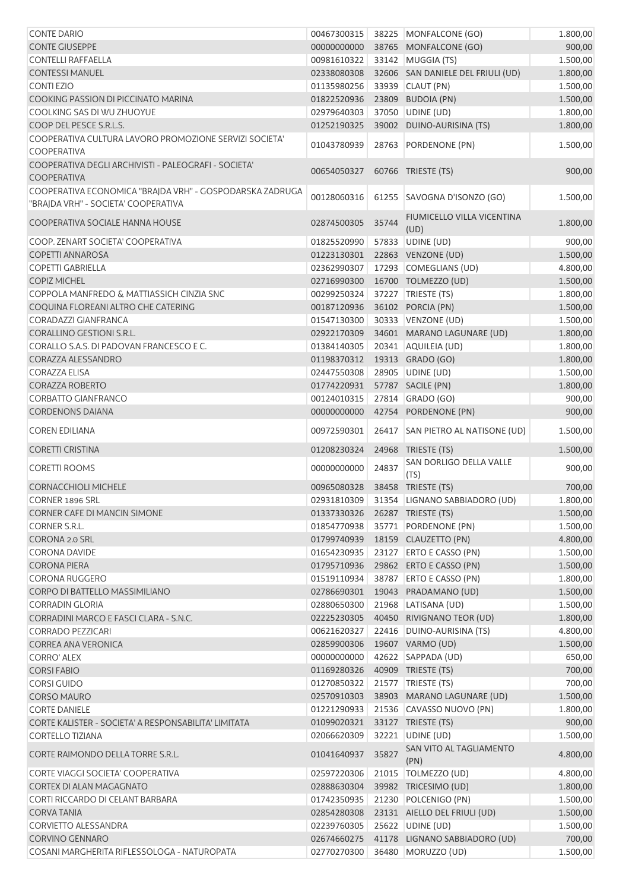| | | | | |
|---|---|---|---|---|
| CONTE DARIO | 00467300315 | 38225 | MONFALCONE (GO) | 1.800,00 |
| CONTE GIUSEPPE | 00000000000 | 38765 | MONFALCONE (GO) | 900,00 |
| CONTELLI RAFFAELLA | 00981610322 | 33142 | MUGGIA (TS) | 1.500,00 |
| CONTESSI MANUEL | 02338080308 | 32606 | SAN DANIELE DEL FRIULI (UD) | 1.800,00 |
| CONTI EZIO | 01135980256 | 33939 | CLAUT (PN) | 1.500,00 |
| COOKING PASSION DI PICCINATO MARINA | 01822520936 | 23809 | BUDOIA (PN) | 1.500,00 |
| COOLKING SAS DI WU ZHUOYUE | 02979640303 | 37050 | UDINE (UD) | 1.800,00 |
| COOP DEL PESCE S.R.L.S. | 01252190325 | 39002 | DUINO-AURISINA (TS) | 1.800,00 |
| COOPERATIVA CULTURA LAVORO PROMOZIONE SERVIZI SOCIETA' COOPERATIVA | 01043780939 | 28763 | PORDENONE (PN) | 1.500,00 |
| COOPERATIVA DEGLI ARCHIVISTI - PALEOGRAFI - SOCIETA' COOPERATIVA | 00654050327 | 60766 | TRIESTE (TS) | 900,00 |
| COOPERATIVA ECONOMICA "BRAJDA VRH" - GOSPODARSKA ZADRUGA "BRAJDA VRH" - SOCIETA' COOPERATIVA | 00128060316 | 61255 | SAVOGNA D'ISONZO (GO) | 1.500,00 |
| COOPERATIVA SOCIALE HANNA HOUSE | 02874500305 | 35744 | FIUMICELLO VILLA VICENTINA (UD) | 1.800,00 |
| COOP. ZENART SOCIETA' COOPERATIVA | 01825520990 | 57833 | UDINE (UD) | 900,00 |
| COPETTI ANNAROSA | 01223130301 | 22863 | VENZONE (UD) | 1.500,00 |
| COPETTI GABRIELLA | 02362990307 | 17293 | COMEGLIANS (UD) | 4.800,00 |
| COPIZ MICHEL | 02716990300 | 16700 | TOLMEZZO (UD) | 1.500,00 |
| COPPOLA MANFREDO & MATTIASSICH CINZIA SNC | 00299250324 | 37227 | TRIESTE (TS) | 1.800,00 |
| COQUINA FLOREANI ALTRO CHE CATERING | 00187120936 | 36102 | PORCIA (PN) | 1.500,00 |
| CORADAZZI GIANFRANCA | 01547130300 | 30333 | VENZONE (UD) | 1.500,00 |
| CORALLINO GESTIONI S.R.L. | 02922170309 | 34601 | MARANO LAGUNARE (UD) | 1.800,00 |
| CORALLO S.A.S. DI PADOVAN FRANCESCO E C. | 01384140305 | 20341 | AQUILEIA (UD) | 1.800,00 |
| CORAZZA ALESSANDRO | 01198370312 | 19313 | GRADO (GO) | 1.800,00 |
| CORAZZA ELISA | 02447550308 | 28905 | UDINE (UD) | 1.500,00 |
| CORAZZA ROBERTO | 01774220931 | 57787 | SACILE (PN) | 1.800,00 |
| CORBATTO GIANFRANCO | 00124010315 | 27814 | GRADO (GO) | 900,00 |
| CORDENONS DAIANA | 00000000000 | 42754 | PORDENONE (PN) | 900,00 |
| COREN EDILIANA | 00972590301 | 26417 | SAN PIETRO AL NATISONE (UD) | 1.500,00 |
| CORETTI CRISTINA | 01208230324 | 24968 | TRIESTE (TS) | 1.500,00 |
| CORETTI ROOMS | 00000000000 | 24837 | SAN DORLIGO DELLA VALLE (TS) | 900,00 |
| CORNACCHIOLI MICHELE | 00965080328 | 38458 | TRIESTE (TS) | 700,00 |
| CORNER 1896 SRL | 02931810309 | 31354 | LIGNANO SABBIADORO (UD) | 1.800,00 |
| CORNER CAFE DI MANCIN SIMONE | 01337330326 | 26287 | TRIESTE (TS) | 1.500,00 |
| CORNER S.R.L. | 01854770938 | 35771 | PORDENONE (PN) | 1.500,00 |
| CORONA 2.0 SRL | 01799740939 | 18159 | CLAUZETTO (PN) | 4.800,00 |
| CORONA DAVIDE | 01654230935 | 23127 | ERTO E CASSO (PN) | 1.500,00 |
| CORONA PIERA | 01795710936 | 29862 | ERTO E CASSO (PN) | 1.500,00 |
| CORONA RUGGERO | 01519110934 | 38787 | ERTO E CASSO (PN) | 1.800,00 |
| CORPO DI BATTELLO MASSIMILIANO | 02786690301 | 19043 | PRADAMANO (UD) | 1.500,00 |
| CORRADIN GLORIA | 02880650300 | 21968 | LATISANA (UD) | 1.500,00 |
| CORRADINI MARCO E FASCI CLARA - S.N.C. | 02225230305 | 40450 | RIVIGNANO TEOR (UD) | 1.800,00 |
| CORRADO PEZZICARI | 00621620327 | 22416 | DUINO-AURISINA (TS) | 4.800,00 |
| CORREA ANA VERONICA | 02859900306 | 19607 | VARMO (UD) | 1.500,00 |
| CORRO' ALEX | 00000000000 | 42622 | SAPPADA (UD) | 650,00 |
| CORSI FABIO | 01169280326 | 40909 | TRIESTE (TS) | 700,00 |
| CORSI GUIDO | 01270850322 | 21577 | TRIESTE (TS) | 700,00 |
| CORSO MAURO | 02570910303 | 38903 | MARANO LAGUNARE (UD) | 1.500,00 |
| CORTE DANIELE | 01221290933 | 21536 | CAVASSO NUOVO (PN) | 1.800,00 |
| CORTE KALISTER - SOCIETA' A RESPONSABILITA' LIMITATA | 01099020321 | 33127 | TRIESTE (TS) | 900,00 |
| CORTELLO TIZIANA | 02066620309 | 32221 | UDINE (UD) | 1.500,00 |
| CORTE RAIMONDO DELLA TORRE S.R.L. | 01041640937 | 35827 | SAN VITO AL TAGLIAMENTO (PN) | 4.800,00 |
| CORTE VIAGGI SOCIETA' COOPERATIVA | 02597220306 | 21015 | TOLMEZZO (UD) | 4.800,00 |
| CORTEX DI ALAN MAGAGNATO | 02888630304 | 39982 | TRICESIMO (UD) | 1.800,00 |
| CORTI RICCARDO DI CELANT BARBARA | 01742350935 | 21230 | POLCENIGO (PN) | 1.500,00 |
| CORVA TANIA | 02854280308 | 23131 | AIELLO DEL FRIULI (UD) | 1.500,00 |
| CORVIETTO ALESSANDRA | 02239760305 | 25622 | UDINE (UD) | 1.500,00 |
| CORVINO GENNARO | 02674660275 | 41178 | LIGNANO SABBIADORO (UD) | 700,00 |
| COSANI MARGHERITA RIFLESSOLOGA - NATUROPATA | 02770270300 | 36480 | MORUZZO (UD) | 1.500,00 |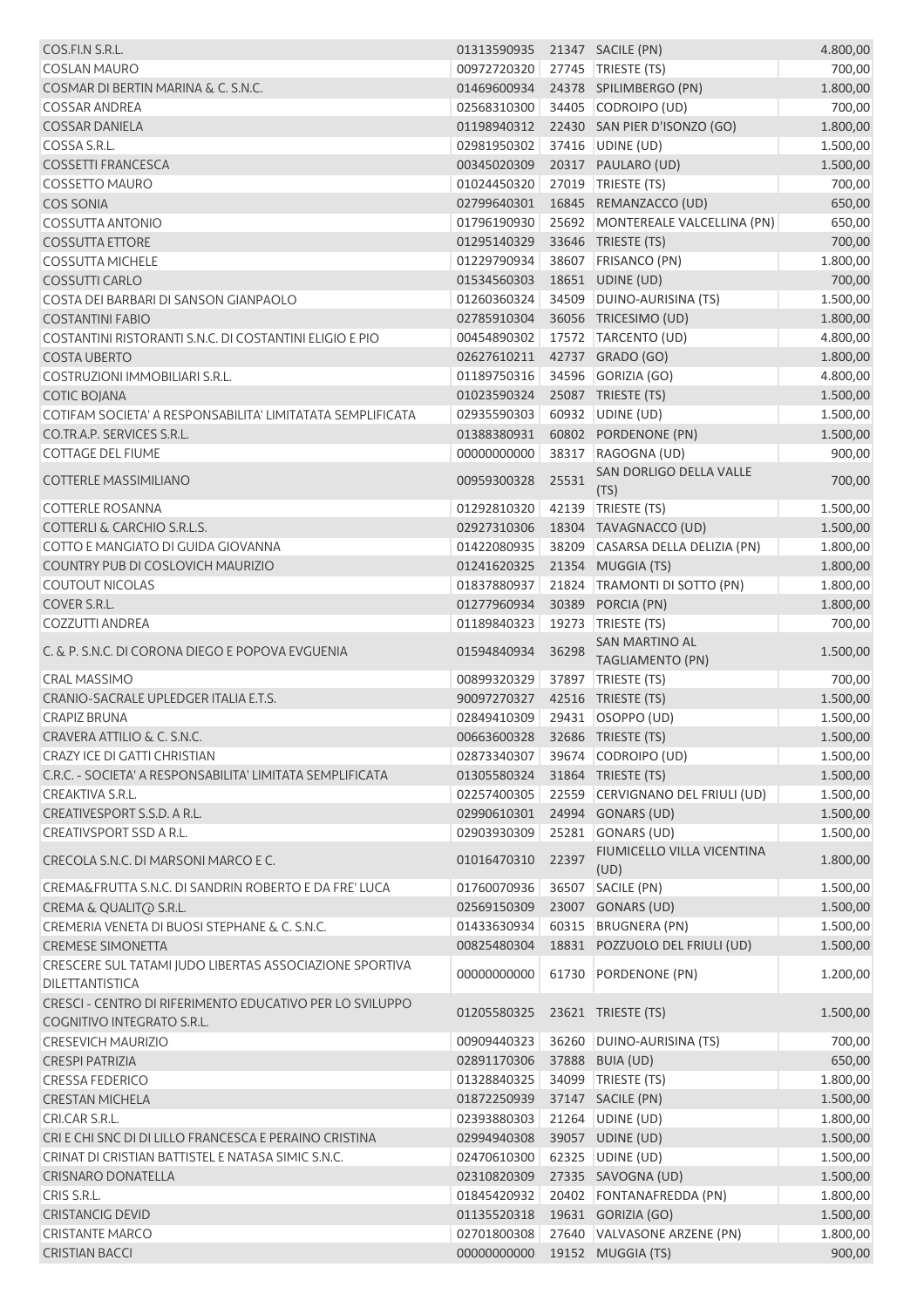| | | | | |
|---|---|---|---|---|
| COS.FI.N S.R.L. | 01313590935 | 21347 | SACILE (PN) | 4.800,00 |
| COSLAN MAURO | 00972720320 | 27745 | TRIESTE (TS) | 700,00 |
| COSMAR DI BERTIN MARINA & C. S.N.C. | 01469600934 | 24378 | SPILIMBERGO (PN) | 1.800,00 |
| COSSAR ANDREA | 02568310300 | 34405 | CODROIPO (UD) | 700,00 |
| COSSAR DANIELA | 01198940312 | 22430 | SAN PIER D'ISONZO (GO) | 1.800,00 |
| COSSA S.R.L. | 02981950302 | 37416 | UDINE (UD) | 1.500,00 |
| COSSETTI FRANCESCA | 00345020309 | 20317 | PAULARO (UD) | 1.500,00 |
| COSSETTO MAURO | 01024450320 | 27019 | TRIESTE (TS) | 700,00 |
| COS SONIA | 02799640301 | 16845 | REMANZACCO (UD) | 650,00 |
| COSSUTTA ANTONIO | 01796190930 | 25692 | MONTEREALE VALCELLINA (PN) | 650,00 |
| COSSUTTA ETTORE | 01295140329 | 33646 | TRIESTE (TS) | 700,00 |
| COSSUTTA MICHELE | 01229790934 | 38607 | FRISANCO (PN) | 1.800,00 |
| COSSUTTI CARLO | 01534560303 | 18651 | UDINE (UD) | 700,00 |
| COSTA DEI BARBARI DI SANSON GIANPAOLO | 01260360324 | 34509 | DUINO-AURISINA (TS) | 1.500,00 |
| COSTANTINI FABIO | 02785910304 | 36056 | TRICESIMO (UD) | 1.800,00 |
| COSTANTINI RISTORANTI S.N.C. DI COSTANTINI ELIGIO E PIO | 00454890302 | 17572 | TARCENTO (UD) | 4.800,00 |
| COSTA UBERTO | 02627610211 | 42737 | GRADO (GO) | 1.800,00 |
| COSTRUZIONI IMMOBILIARI S.R.L. | 01189750316 | 34596 | GORIZIA (GO) | 4.800,00 |
| COTIC BOJANA | 01023590324 | 25087 | TRIESTE (TS) | 1.500,00 |
| COTIFAM SOCIETA' A RESPONSABILITA' LIMITATA SEMPLIFICATA | 02935590303 | 60932 | UDINE (UD) | 1.500,00 |
| CO.TR.A.P. SERVICES S.R.L. | 01388380931 | 60802 | PORDENONE (PN) | 1.500,00 |
| COTTAGE DEL FIUME | 00000000000 | 38317 | RAGOGNA (UD) | 900,00 |
| COTTERLE MASSIMILIANO | 00959300328 | 25531 | SAN DORLIGO DELLA VALLE (TS) | 700,00 |
| COTTERLE ROSANNA | 01292810320 | 42139 | TRIESTE (TS) | 1.500,00 |
| COTTERLI & CARCHIO S.R.L.S. | 02927310306 | 18304 | TAVAGNACCO (UD) | 1.500,00 |
| COTTO E MANGIATO DI GUIDA GIOVANNA | 01422080935 | 38209 | CASARSA DELLA DELIZIA (PN) | 1.800,00 |
| COUNTRY PUB DI COSLOVICH MAURIZIO | 01241620325 | 21354 | MUGGIA (TS) | 1.800,00 |
| COUTOUT NICOLAS | 01837880937 | 21824 | TRAMONTI DI SOTTO (PN) | 1.800,00 |
| COVER S.R.L. | 01277960934 | 30389 | PORCIA (PN) | 1.800,00 |
| COZZUTTI ANDREA | 01189840323 | 19273 | TRIESTE (TS) | 700,00 |
| C. & P. S.N.C. DI CORONA DIEGO E POPOVA EVGUENIA | 01594840934 | 36298 | SAN MARTINO AL TAGLIAMENTO (PN) | 1.500,00 |
| CRAL MASSIMO | 00899320329 | 37897 | TRIESTE (TS) | 700,00 |
| CRANIO-SACRALE UPLEDGER ITALIA E.T.S. | 90097270327 | 42516 | TRIESTE (TS) | 1.500,00 |
| CRAPIZ BRUNA | 02849410309 | 29431 | OSOPPO (UD) | 1.500,00 |
| CRAVERA ATTILIO & C. S.N.C. | 00663600328 | 32686 | TRIESTE (TS) | 1.500,00 |
| CRAZY ICE DI GATTI CHRISTIAN | 02873340307 | 39674 | CODROIPO (UD) | 1.500,00 |
| C.R.C. - SOCIETA' A RESPONSABILITA' LIMITATA SEMPLIFICATA | 01305580324 | 31864 | TRIESTE (TS) | 1.500,00 |
| CREAKTIVA S.R.L. | 02257400305 | 22559 | CERVIGNANO DEL FRIULI (UD) | 1.500,00 |
| CREATIVESPORT S.S.D. A R.L. | 02990610301 | 24994 | GONARS (UD) | 1.500,00 |
| CREATIVSPORT SSD A R.L. | 02903930309 | 25281 | GONARS (UD) | 1.500,00 |
| CRECOLA S.N.C. DI MARSONI MARCO E C. | 01016470310 | 22397 | FIUMICELLO VILLA VICENTINA (UD) | 1.800,00 |
| CREMA&FRUTTA S.N.C. DI SANDRIN ROBERTO E DA FRE' LUCA | 01760070936 | 36507 | SACILE (PN) | 1.500,00 |
| CREMA & QUALIT@ S.R.L. | 02569150309 | 23007 | GONARS (UD) | 1.500,00 |
| CREMERIA VENETA DI BUOSI STEPHANE & C. S.N.C. | 01433630934 | 60315 | BRUGNERA (PN) | 1.500,00 |
| CREMESE SIMONETTA | 00825480304 | 18831 | POZZUOLO DEL FRIULI (UD) | 1.500,00 |
| CRESCERE SUL TATAMI JUDO LIBERTAS ASSOCIAZIONE SPORTIVA DILETTANTISTICA | 00000000000 | 61730 | PORDENONE (PN) | 1.200,00 |
| CRESCI - CENTRO DI RIFERIMENTO EDUCATIVO PER LO SVILUPPO COGNITIVO INTEGRATO S.R.L. | 01205580325 | 23621 | TRIESTE (TS) | 1.500,00 |
| CRESEVICH MAURIZIO | 00909440323 | 36260 | DUINO-AURISINA (TS) | 700,00 |
| CRESPI PATRIZIA | 02891170306 | 37888 | BUIA (UD) | 650,00 |
| CRESSA FEDERICO | 01328840325 | 34099 | TRIESTE (TS) | 1.800,00 |
| CRESTAN MICHELA | 01872250939 | 37147 | SACILE (PN) | 1.500,00 |
| CRI.CAR S.R.L. | 02393880303 | 21264 | UDINE (UD) | 1.800,00 |
| CRI E CHI SNC DI DI LILLO FRANCESCA E PERAINO CRISTINA | 02994940308 | 39057 | UDINE (UD) | 1.500,00 |
| CRINAT DI CRISTIAN BATTISTEL E NATASA SIMIC S.N.C. | 02470610300 | 62325 | UDINE (UD) | 1.500,00 |
| CRISNARO DONATELLA | 02310820309 | 27335 | SAVOGNA (UD) | 1.500,00 |
| CRIS S.R.L. | 01845420932 | 20402 | FONTANAFREDDA (PN) | 1.800,00 |
| CRISTANCIG DEVID | 01135520318 | 19631 | GORIZIA (GO) | 1.500,00 |
| CRISTANTE MARCO | 02701800308 | 27640 | VALVASONE ARZENE (PN) | 1.800,00 |
| CRISTIAN BACCI | 00000000000 | 19152 | MUGGIA (TS) | 900,00 |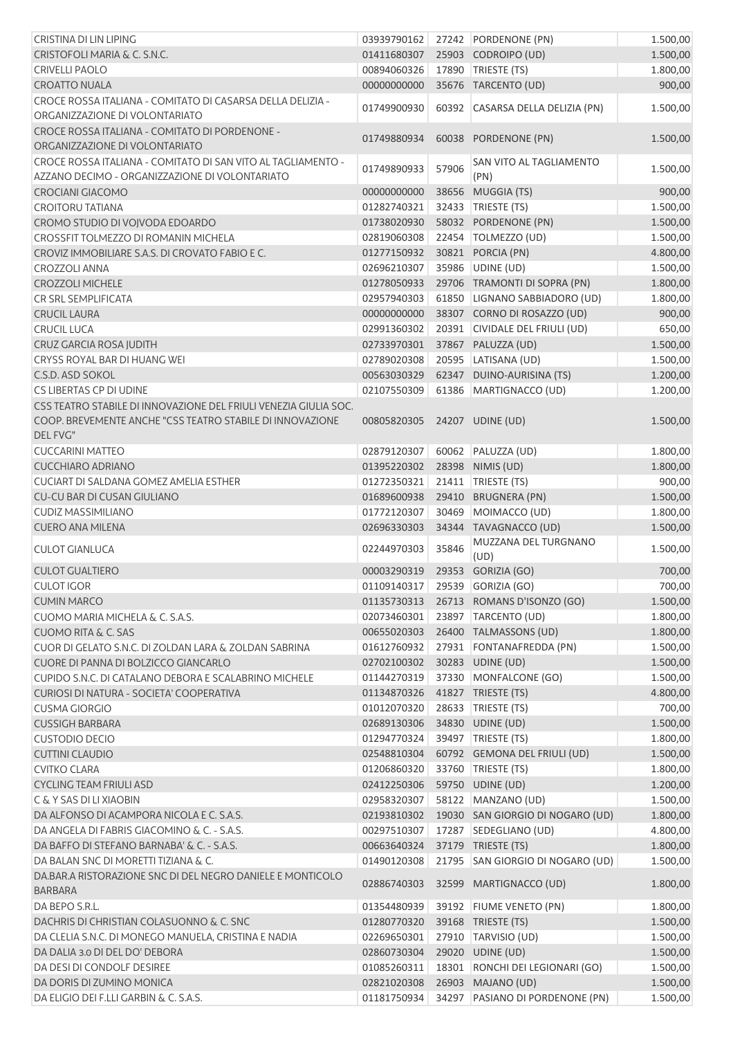| | | | | |
|---|---|---|---|---|
| CRISTINA DI LIN LIPING | 03939790162 | 27242 | PORDENONE (PN) | 1.500,00 |
| CRISTOFOLI MARIA & C. S.N.C. | 01411680307 | 25903 | CODROIPO (UD) | 1.500,00 |
| CRIVELLI PAOLO | 00894060326 | 17890 | TRIESTE (TS) | 1.800,00 |
| CROATTO NUALA | 00000000000 | 35676 | TARCENTO (UD) | 900,00 |
| CROCE ROSSA ITALIANA - COMITATO DI CASARSA DELLA DELIZIA - ORGANIZZAZIONE DI VOLONTARIATO | 01749900930 | 60392 | CASARSA DELLA DELIZIA (PN) | 1.500,00 |
| CROCE ROSSA ITALIANA - COMITATO DI PORDENONE - ORGANIZZAZIONE DI VOLONTARIATO | 01749880934 | 60038 | PORDENONE (PN) | 1.500,00 |
| CROCE ROSSA ITALIANA - COMITATO DI SAN VITO AL TAGLIAMENTO - AZZANO DECIMO - ORGANIZZAZIONE DI VOLONTARIATO | 01749890933 | 57906 | SAN VITO AL TAGLIAMENTO (PN) | 1.500,00 |
| CROCIANI GIACOMO | 00000000000 | 38656 | MUGGIA (TS) | 900,00 |
| CROITORU TATIANA | 01282740321 | 32433 | TRIESTE (TS) | 1.500,00 |
| CROMO STUDIO DI VOJVODA EDOARDO | 01738020930 | 58032 | PORDENONE (PN) | 1.500,00 |
| CROSSFIT TOLMEZZO DI ROMANIN MICHELA | 02819060308 | 22454 | TOLMEZZO (UD) | 1.500,00 |
| CROVIZ IMMOBILIARE S.A.S. DI CROVATO FABIO E C. | 01277150932 | 30821 | PORCIA (PN) | 4.800,00 |
| CROZZOLI ANNA | 02696210307 | 35986 | UDINE (UD) | 1.500,00 |
| CROZZOLI MICHELE | 01278050933 | 29706 | TRAMONTI DI SOPRA (PN) | 1.800,00 |
| CR SRL SEMPLIFICATA | 02957940303 | 61850 | LIGNANO SABBIADORO (UD) | 1.800,00 |
| CRUCIL LAURA | 00000000000 | 38307 | CORNO DI ROSAZZO (UD) | 900,00 |
| CRUCIL LUCA | 02991360302 | 20391 | CIVIDALE DEL FRIULI (UD) | 650,00 |
| CRUZ GARCIA ROSA JUDITH | 02733970301 | 37867 | PALUZZA (UD) | 1.500,00 |
| CRYSS ROYAL BAR DI HUANG WEI | 02789020308 | 20595 | LATISANA (UD) | 1.500,00 |
| C.S.D. ASD SOKOL | 00563030329 | 62347 | DUINO-AURISINA (TS) | 1.200,00 |
| CS LIBERTAS CP DI UDINE | 02107550309 | 61386 | MARTIGNACCO (UD) | 1.200,00 |
| CSS TEATRO STABILE DI INNOVAZIONE DEL FRIULI VENEZIA GIULIA SOC. COOP. BREVEMENTE ANCHE "CSS TEATRO STABILE DI INNOVAZIONE DEL FVG" | 00805820305 | 24207 | UDINE (UD) | 1.500,00 |
| CUCCARINI MATTEO | 02879120307 | 60062 | PALUZZA (UD) | 1.800,00 |
| CUCCHIARO ADRIANO | 01395220302 | 28398 | NIMIS (UD) | 1.800,00 |
| CUCIART DI SALDANA GOMEZ AMELIA ESTHER | 01272350321 | 21411 | TRIESTE (TS) | 900,00 |
| CU-CU BAR DI CUSAN GIULIANO | 01689600938 | 29410 | BRUGNERA (PN) | 1.500,00 |
| CUDIZ MASSIMILIANO | 01772120307 | 30469 | MOIMACCO (UD) | 1.800,00 |
| CUERO ANA MILENA | 02696330303 | 34344 | TAVAGNACCO (UD) | 1.500,00 |
| CULOT GIANLUCA | 02244970303 | 35846 | MUZZANA DEL TURGNANO (UD) | 1.500,00 |
| CULOT GUALTIERO | 00003290319 | 29353 | GORIZIA (GO) | 700,00 |
| CULOT IGOR | 01109140317 | 29539 | GORIZIA (GO) | 700,00 |
| CUMIN MARCO | 01135730313 | 26713 | ROMANS D'ISONZO (GO) | 1.500,00 |
| CUOMO MARIA MICHELA & C. S.A.S. | 02073460301 | 23897 | TARCENTO (UD) | 1.800,00 |
| CUOMO RITA & C. SAS | 00655020303 | 26400 | TALMASSONS (UD) | 1.800,00 |
| CUOR DI GELATO S.N.C. DI ZOLDAN LARA & ZOLDAN SABRINA | 01612760932 | 27931 | FONTANAFREDDA (PN) | 1.500,00 |
| CUORE DI PANNA DI BOLZICCO GIANCARLO | 02702100302 | 30283 | UDINE (UD) | 1.500,00 |
| CUPIDO S.N.C. DI CATALANO DEBORA E SCALABRINO MICHELE | 01144270319 | 37330 | MONFALCONE (GO) | 1.500,00 |
| CURIOSI DI NATURA - SOCIETA' COOPERATIVA | 01134870326 | 41827 | TRIESTE (TS) | 4.800,00 |
| CUSMA GIORGIO | 01012070320 | 28633 | TRIESTE (TS) | 700,00 |
| CUSSIGH BARBARA | 02689130306 | 34830 | UDINE (UD) | 1.500,00 |
| CUSTODIO DECIO | 01294770324 | 39497 | TRIESTE (TS) | 1.800,00 |
| CUTTINI CLAUDIO | 02548810304 | 60792 | GEMONA DEL FRIULI (UD) | 1.500,00 |
| CVITKO CLARA | 01206860320 | 33760 | TRIESTE (TS) | 1.800,00 |
| CYCLING TEAM FRIULI ASD | 02412250306 | 59750 | UDINE (UD) | 1.200,00 |
| C & Y SAS DI LI XIAOBIN | 02958320307 | 58122 | MANZANO (UD) | 1.500,00 |
| DA ALFONSO DI ACAMPORA NICOLA E C. S.A.S. | 02193810302 | 19030 | SAN GIORGIO DI NOGARO (UD) | 1.800,00 |
| DA ANGELA DI FABRIS GIACOMINO & C. - S.A.S. | 00297510307 | 17287 | SEDEGLIANO (UD) | 4.800,00 |
| DA BAFFO DI STEFANO BARNABA' & C. - S.A.S. | 00663640324 | 37179 | TRIESTE (TS) | 1.800,00 |
| DA BALAN SNC DI MORETTI TIZIANA & C. | 01490120308 | 21795 | SAN GIORGIO DI NOGARO (UD) | 1.500,00 |
| DA.BAR.A RISTORAZIONE SNC DI DEL NEGRO DANIELE E MONTICOLO BARBARA | 02886740303 | 32599 | MARTIGNACCO (UD) | 1.800,00 |
| DA BEPO S.R.L. | 01354480939 | 39192 | FIUME VENETO (PN) | 1.800,00 |
| DACHRIS DI CHRISTIAN COLASUONNO & C. SNC | 01280770320 | 39168 | TRIESTE (TS) | 1.500,00 |
| DA CLELIA S.N.C. DI MONEGO MANUELA, CRISTINA E NADIA | 02269650301 | 27910 | TARVISIO (UD) | 1.500,00 |
| DA DALIA 3.0 DI DEL DO' DEBORA | 02860730304 | 29020 | UDINE (UD) | 1.500,00 |
| DA DESI DI CONDOLF DESIREE | 01085260311 | 18301 | RONCHI DEI LEGIONARI (GO) | 1.500,00 |
| DA DORIS DI ZUMINO MONICA | 02821020308 | 26903 | MAJANO (UD) | 1.500,00 |
| DA ELIGIO DEI F.LLI GARBIN & C. S.A.S. | 01181750934 | 34297 | PASIANO DI PORDENONE (PN) | 1.500,00 |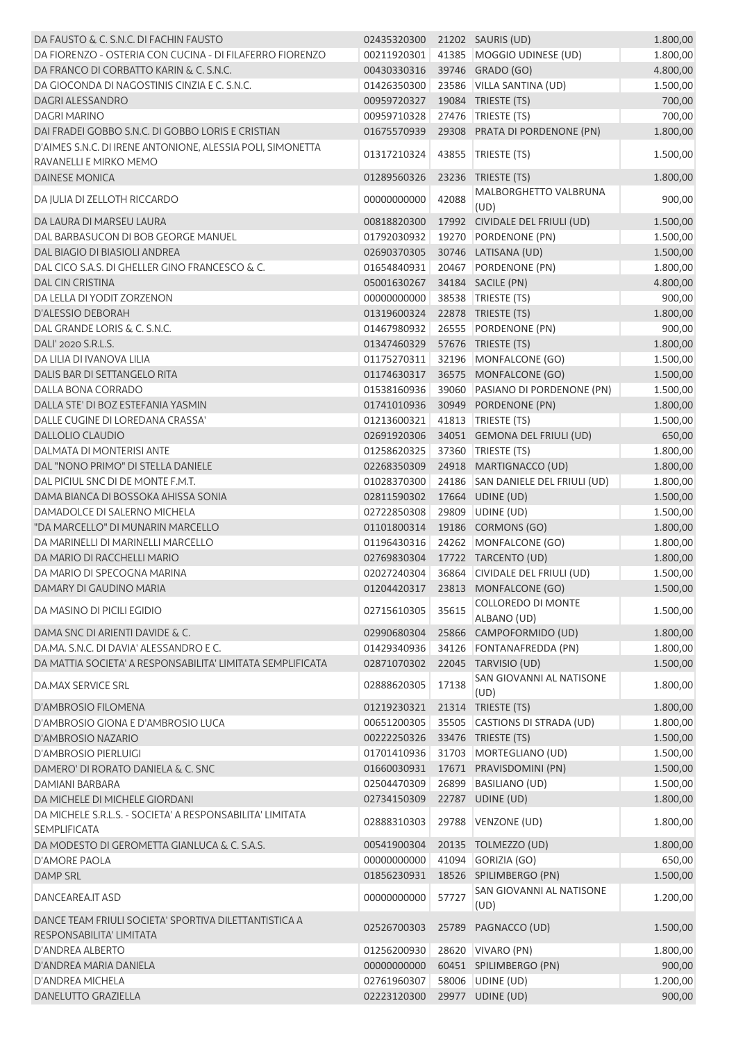| | | | | |
|---|---|---|---|---|
| DA FAUSTO & C. S.N.C. DI FACHIN FAUSTO | 02435320300 | 21202 | SAURIS (UD) | 1.800,00 |
| DA FIORENZO - OSTERIA CON CUCINA - DI FILAFERRO FIORENZO | 00211920301 | 41385 | MOGGIO UDINESE (UD) | 1.800,00 |
| DA FRANCO DI CORBATTO KARIN & C. S.N.C. | 00430330316 | 39746 | GRADO (GO) | 4.800,00 |
| DA GIOCONDA DI NAGOSTINIS CINZIA E C. S.N.C. | 01426350300 | 23586 | VILLA SANTINA (UD) | 1.500,00 |
| DAGRI ALESSANDRO | 00959720327 | 19084 | TRIESTE (TS) | 700,00 |
| DAGRI MARINO | 00959710328 | 27476 | TRIESTE (TS) | 700,00 |
| DAI FRADEI GOBBO S.N.C. DI GOBBO LORIS E CRISTIAN | 01675570939 | 29308 | PRATA DI PORDENONE (PN) | 1.800,00 |
| D'AIMES S.N.C. DI IRENE ANTONIONE, ALESSIA POLI, SIMONETTA RAVANELLI E MIRKO MEMO | 01317210324 | 43855 | TRIESTE (TS) | 1.500,00 |
| DAINESE MONICA | 01289560326 | 23236 | TRIESTE (TS) | 1.800,00 |
| DA JULIA DI ZELLOTH RICCARDO | 00000000000 | 42088 | MALBORGHETTO VALBRUNA (UD) | 900,00 |
| DA LAURA DI MARSEU LAURA | 00818820300 | 17992 | CIVIDALE DEL FRIULI (UD) | 1.500,00 |
| DAL BARBASUCON DI BOB GEORGE MANUEL | 01792030932 | 19270 | PORDENONE (PN) | 1.500,00 |
| DAL BIAGIO DI BIASIOLI ANDREA | 02690370305 | 30746 | LATISANA (UD) | 1.500,00 |
| DAL CICO S.A.S. DI GHELLER GINO FRANCESCO & C. | 01654840931 | 20467 | PORDENONE (PN) | 1.800,00 |
| DAL CIN CRISTINA | 05001630267 | 34184 | SACILE (PN) | 4.800,00 |
| DA LELLA DI YODIT ZORZENON | 00000000000 | 38538 | TRIESTE (TS) | 900,00 |
| D'ALESSIO DEBORAH | 01319600324 | 22878 | TRIESTE (TS) | 1.800,00 |
| DAL GRANDE LORIS & C. S.N.C. | 01467980932 | 26555 | PORDENONE (PN) | 900,00 |
| DALI' 2020 S.R.L.S. | 01347460329 | 57676 | TRIESTE (TS) | 1.800,00 |
| DA LILIA DI IVANOVA LILIA | 01175270311 | 32196 | MONFALCONE (GO) | 1.500,00 |
| DALIS BAR DI SETTANGELO RITA | 01174630317 | 36575 | MONFALCONE (GO) | 1.500,00 |
| DALLA BONA CORRADO | 01538160936 | 39060 | PASIANO DI PORDENONE (PN) | 1.500,00 |
| DALLA STE' DI BOZ ESTEFANIA YASMIN | 01741010936 | 30949 | PORDENONE (PN) | 1.800,00 |
| DALLE CUGINE DI LOREDANA CRASSA' | 01213600321 | 41813 | TRIESTE (TS) | 1.500,00 |
| DALLOLIO CLAUDIO | 02691920306 | 34051 | GEMONA DEL FRIULI (UD) | 650,00 |
| DALMATA DI MONTERISI ANTE | 01258620325 | 37360 | TRIESTE (TS) | 1.800,00 |
| DAL "NONO PRIMO" DI STELLA DANIELE | 02268350309 | 24918 | MARTIGNACCO (UD) | 1.800,00 |
| DAL PICIUL SNC DI DE MONTE F.M.T. | 01028370300 | 24186 | SAN DANIELE DEL FRIULI (UD) | 1.800,00 |
| DAMA BIANCA DI BOSSOKA AHISSA SONIA | 02811590302 | 17664 | UDINE (UD) | 1.500,00 |
| DAMADOLCE DI SALERNO MICHELA | 02722850308 | 29809 | UDINE (UD) | 1.500,00 |
| "DA MARCELLO" DI MUNARIN MARCELLO | 01101800314 | 19186 | CORMONS (GO) | 1.800,00 |
| DA MARINELLI DI MARINELLI MARCELLO | 01196430316 | 24262 | MONFALCONE (GO) | 1.800,00 |
| DA MARIO DI RACCHELLI MARIO | 02769830304 | 17722 | TARCENTO (UD) | 1.800,00 |
| DA MARIO DI SPECOGNA MARINA | 02027240304 | 36864 | CIVIDALE DEL FRIULI (UD) | 1.500,00 |
| DAMARY DI GAUDINO MARIA | 01204420317 | 23813 | MONFALCONE (GO) | 1.500,00 |
| DA MASINO DI PICILI EGIDIO | 02715610305 | 35615 | COLLOREDO DI MONTE ALBANO (UD) | 1.500,00 |
| DAMA SNC DI ARIENTI DAVIDE & C. | 02990680304 | 25866 | CAMPOFORMIDO (UD) | 1.800,00 |
| DA.MA. S.N.C. DI DAVIA' ALESSANDRO E C. | 01429340936 | 34126 | FONTANAFREDDA (PN) | 1.800,00 |
| DA MATTIA SOCIETA' A RESPONSABILITA' LIMITATA SEMPLIFICATA | 02871070302 | 22045 | TARVISIO (UD) | 1.500,00 |
| DA.MAX SERVICE SRL | 02888620305 | 17138 | SAN GIOVANNI AL NATISONE (UD) | 1.800,00 |
| D'AMBROSIO FILOMENA | 01219230321 | 21314 | TRIESTE (TS) | 1.800,00 |
| D'AMBROSIO GIONA E D'AMBROSIO LUCA | 00651200305 | 35505 | CASTIONS DI STRADA (UD) | 1.800,00 |
| D'AMBROSIO NAZARIO | 00222250326 | 33476 | TRIESTE (TS) | 1.500,00 |
| D'AMBROSIO PIERLUIGI | 01701410936 | 31703 | MORTEGLIANO (UD) | 1.500,00 |
| DAMERO' DI RORATO DANIELA & C. SNC | 01660030931 | 17671 | PRAVISDOMINI (PN) | 1.500,00 |
| DAMIANI BARBARA | 02504470309 | 26899 | BASILIANO (UD) | 1.500,00 |
| DA MICHELE DI MICHELE GIORDANI | 02734150309 | 22787 | UDINE (UD) | 1.800,00 |
| DA MICHELE S.R.L.S. - SOCIETA' A RESPONSABILITA' LIMITATA SEMPLIFICATA | 02888310303 | 29788 | VENZONE (UD) | 1.800,00 |
| DA MODESTO DI GEROMETTA GIANLUCA & C. S.A.S. | 00541900304 | 20135 | TOLMEZZO (UD) | 1.800,00 |
| D'AMORE PAOLA | 00000000000 | 41094 | GORIZIA (GO) | 650,00 |
| DAMP SRL | 01856230931 | 18526 | SPILIMBERGO (PN) | 1.500,00 |
| DANCEAREA.IT ASD | 00000000000 | 57727 | SAN GIOVANNI AL NATISONE (UD) | 1.200,00 |
| DANCE TEAM FRIULI SOCIETA' SPORTIVA DILETTANTISTICA A RESPONSABILITA' LIMITATA | 02526700303 | 25789 | PAGNACCO (UD) | 1.500,00 |
| D'ANDREA ALBERTO | 01256200930 | 28620 | VIVARO (PN) | 1.800,00 |
| D'ANDREA MARIA DANIELA | 00000000000 | 60451 | SPILIMBERGO (PN) | 900,00 |
| D'ANDREA MICHELA | 02761960307 | 58006 | UDINE (UD) | 1.200,00 |
| DANELUTTO GRAZIELLA | 02223120300 | 29977 | UDINE (UD) | 900,00 |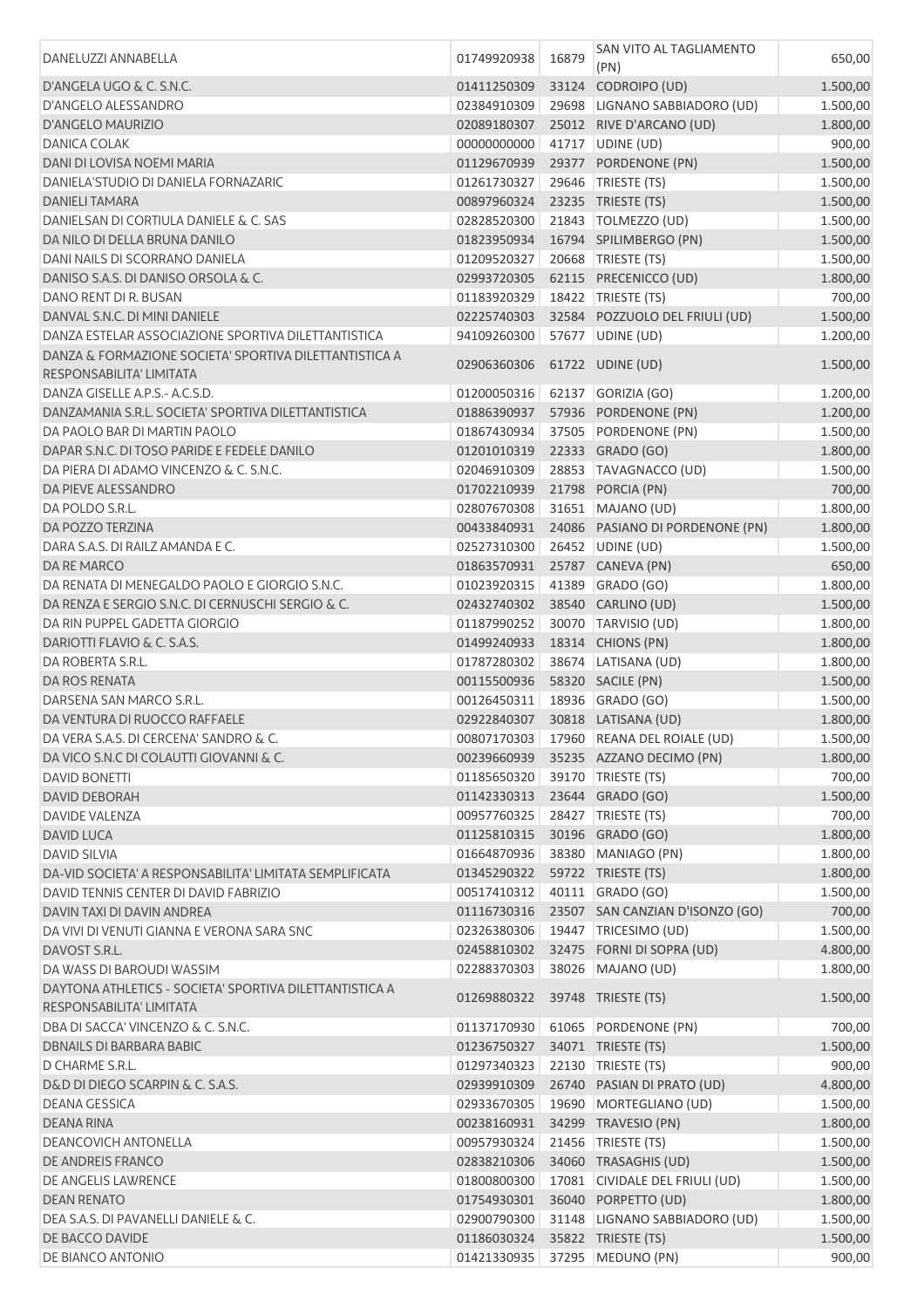| | | | | |
|---|---|---|---|---|
| DANELUZZI ANNABELLA | 01749920938 | 16879 | SAN VITO AL TAGLIAMENTO (PN) | 650,00 |
| D'ANGELA UGO & C. S.N.C. | 01411250309 | 33124 | CODROIPO (UD) | 1.500,00 |
| D'ANGELO ALESSANDRO | 02384910309 | 29698 | LIGNANO SABBIADORO (UD) | 1.500,00 |
| D'ANGELO MAURIZIO | 02089180307 | 25012 | RIVE D'ARCANO (UD) | 1.800,00 |
| DANICA COLAK | 00000000000 | 41717 | UDINE (UD) | 900,00 |
| DANI DI LOVISA NOEMI MARIA | 01129670939 | 29377 | PORDENONE (PN) | 1.500,00 |
| DANIELA'STUDIO DI DANIELA FORNAZARIC | 01261730327 | 29646 | TRIESTE (TS) | 1.500,00 |
| DANIELI TAMARA | 00897960324 | 23235 | TRIESTE (TS) | 1.500,00 |
| DANIELSAN DI CORTIULA DANIELE & C. SAS | 02828520300 | 21843 | TOLMEZZO (UD) | 1.500,00 |
| DA NILO DI DELLA BRUNA DANILO | 01823950934 | 16794 | SPILIMBERGO (PN) | 1.500,00 |
| DANI NAILS DI SCORRANO DANIELA | 01209520327 | 20668 | TRIESTE (TS) | 1.500,00 |
| DANISO S.A.S. DI DANISO ORSOLA & C. | 02993720305 | 62115 | PRECENICCO (UD) | 1.800,00 |
| DANO RENT DI R. BUSAN | 01183920329 | 18422 | TRIESTE (TS) | 700,00 |
| DANVAL S.N.C. DI MINI DANIELE | 02225740303 | 32584 | POZZUOLO DEL FRIULI (UD) | 1.500,00 |
| DANZA ESTELAR ASSOCIAZIONE SPORTIVA DILETTANTISTICA | 94109260300 | 57677 | UDINE (UD) | 1.200,00 |
| DANZA & FORMAZIONE SOCIETA' SPORTIVA DILETTANTISTICA A RESPONSABILITA' LIMITATA | 02906360306 | 61722 | UDINE (UD) | 1.500,00 |
| DANZA GISELLE A.P.S.- A.C.S.D. | 01200050316 | 62137 | GORIZIA (GO) | 1.200,00 |
| DANZAMANIA S.R.L. SOCIETA' SPORTIVA DILETTANTISTICA | 01886390937 | 57936 | PORDENONE (PN) | 1.200,00 |
| DA PAOLO BAR DI MARTIN PAOLO | 01867430934 | 37505 | PORDENONE (PN) | 1.500,00 |
| DAPAR S.N.C. DI TOSO PARIDE E FEDELE DANILO | 01201010319 | 22333 | GRADO (GO) | 1.800,00 |
| DA PIERA DI ADAMO VINCENZO & C. S.N.C. | 02046910309 | 28853 | TAVAGNACCO (UD) | 1.500,00 |
| DA PIEVE ALESSANDRO | 01702210939 | 21798 | PORCIA (PN) | 700,00 |
| DA POLDO S.R.L. | 02807670308 | 31651 | MAJANO (UD) | 1.800,00 |
| DA POZZO TERZINA | 00433840931 | 24086 | PASIANO DI PORDENONE (PN) | 1.800,00 |
| DARA S.A.S. DI RAILZ AMANDA E C. | 02527310300 | 26452 | UDINE (UD) | 1.500,00 |
| DA RE MARCO | 01863570931 | 25787 | CANEVA (PN) | 650,00 |
| DA RENATA DI MENEGALDO PAOLO E GIORGIO S.N.C. | 01023920315 | 41389 | GRADO (GO) | 1.800,00 |
| DA RENZA E SERGIO S.N.C. DI CERNUSCHI SERGIO & C. | 02432740302 | 38540 | CARLINO (UD) | 1.500,00 |
| DA RIN PUPPEL GADETTA GIORGIO | 01187990252 | 30070 | TARVISIO (UD) | 1.800,00 |
| DARIOTTI FLAVIO & C. S.A.S. | 01499240933 | 18314 | CHIONS (PN) | 1.800,00 |
| DA ROBERTA S.R.L. | 01787280302 | 38674 | LATISANA (UD) | 1.800,00 |
| DA ROS RENATA | 00115500936 | 58320 | SACILE (PN) | 1.500,00 |
| DARSENA SAN MARCO S.R.L. | 00126450311 | 18936 | GRADO (GO) | 1.500,00 |
| DA VENTURA DI RUOCCO RAFFAELE | 02922840307 | 30818 | LATISANA (UD) | 1.800,00 |
| DA VERA S.A.S. DI CERCENA' SANDRO & C. | 00807170303 | 17960 | REANA DEL ROIALE (UD) | 1.500,00 |
| DA VICO S.N.C DI COLAUTTI GIOVANNI & C. | 00239660939 | 35235 | AZZANO DECIMO (PN) | 1.800,00 |
| DAVID BONETTI | 01185650320 | 39170 | TRIESTE (TS) | 700,00 |
| DAVID DEBORAH | 01142330313 | 23644 | GRADO (GO) | 1.500,00 |
| DAVIDE VALENZA | 00957760325 | 28427 | TRIESTE (TS) | 700,00 |
| DAVID LUCA | 01125810315 | 30196 | GRADO (GO) | 1.800,00 |
| DAVID SILVIA | 01664870936 | 38380 | MANIAGO (PN) | 1.800,00 |
| DA-VID SOCIETA' A RESPONSABILITA' LIMITATA SEMPLIFICATA | 01345290322 | 59722 | TRIESTE (TS) | 1.800,00 |
| DAVID TENNIS CENTER DI DAVID FABRIZIO | 00517410312 | 40111 | GRADO (GO) | 1.500,00 |
| DAVIN TAXI DI DAVIN ANDREA | 01116730316 | 23507 | SAN CANZIAN D'ISONZO (GO) | 700,00 |
| DA VIVI DI VENUTI GIANNA E VERONA SARA SNC | 02326380306 | 19447 | TRICESIMO (UD) | 1.500,00 |
| DAVOST S.R.L. | 02458810302 | 32475 | FORNI DI SOPRA (UD) | 4.800,00 |
| DA WASS DI BAROUDI WASSIM | 02288370303 | 38026 | MAJANO (UD) | 1.800,00 |
| DAYTONA ATHLETICS - SOCIETA' SPORTIVA DILETTANTISTICA A RESPONSABILITA' LIMITATA | 01269880322 | 39748 | TRIESTE (TS) | 1.500,00 |
| DBA DI SACCA' VINCENZO & C. S.N.C. | 01137170930 | 61065 | PORDENONE (PN) | 700,00 |
| DBNAILS DI BARBARA BABIC | 01236750327 | 34071 | TRIESTE (TS) | 1.500,00 |
| D CHARME S.R.L. | 01297340323 | 22130 | TRIESTE (TS) | 900,00 |
| D&D DI DIEGO SCARPIN & C. S.A.S. | 02939910309 | 26740 | PASIAN DI PRATO (UD) | 4.800,00 |
| DEANA GESSICA | 02933670305 | 19690 | MORTEGLIANO (UD) | 1.500,00 |
| DEANA RINA | 00238160931 | 34299 | TRAVESIO (PN) | 1.800,00 |
| DEANCOVICH ANTONELLA | 00957930324 | 21456 | TRIESTE (TS) | 1.500,00 |
| DE ANDREIS FRANCO | 02838210306 | 34060 | TRASAGHIS (UD) | 1.500,00 |
| DE ANGELIS LAWRENCE | 01800800300 | 17081 | CIVIDALE DEL FRIULI (UD) | 1.500,00 |
| DEAN RENATO | 01754930301 | 36040 | PORPETTO (UD) | 1.800,00 |
| DEA S.A.S. DI PAVANELLI DANIELE & C. | 02900790300 | 31148 | LIGNANO SABBIADORO (UD) | 1.500,00 |
| DE BACCO DAVIDE | 01186030324 | 35822 | TRIESTE (TS) | 1.500,00 |
| DE BIANCO ANTONIO | 01421330935 | 37295 | MEDUNO (PN) | 900,00 |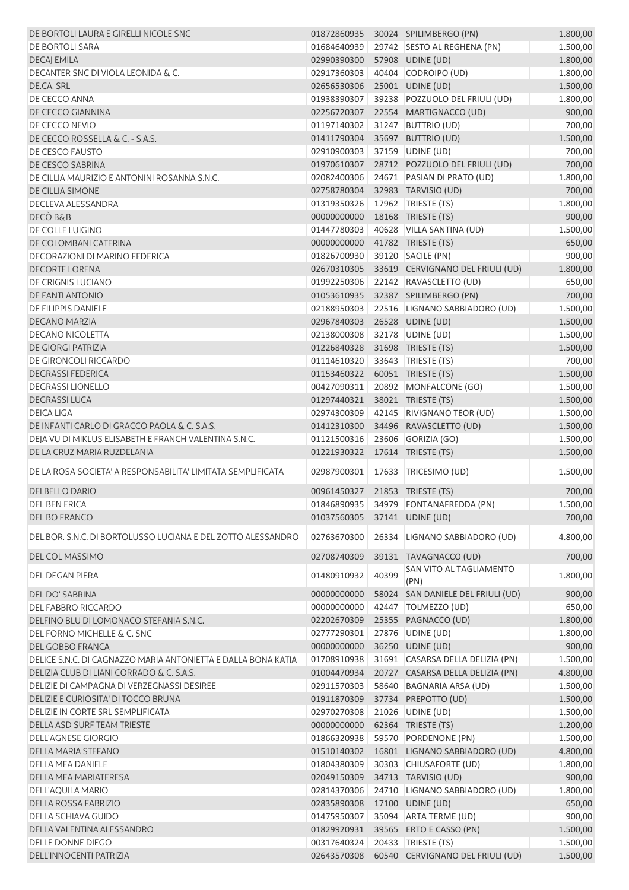| | | | | |
|---|---|---|---|---|
| DE BORTOLI LAURA E GIRELLI NICOLE SNC | 01872860935 | 30024 | SPILIMBERGO (PN) | 1.800,00 |
| DE BORTOLI SARA | 01684640939 | 29742 | SESTO AL REGHENA (PN) | 1.500,00 |
| DECAJ EMILA | 02990390300 | 57908 | UDINE (UD) | 1.800,00 |
| DECANTER SNC DI VIOLA LEONIDA & C. | 02917360303 | 40404 | CODROIPO (UD) | 1.800,00 |
| DE.CA. SRL | 02656530306 | 25001 | UDINE (UD) | 1.500,00 |
| DE CECCO ANNA | 01938390307 | 39238 | POZZUOLO DEL FRIULI (UD) | 1.800,00 |
| DE CECCO GIANNINA | 02256720307 | 22554 | MARTIGNACCO (UD) | 900,00 |
| DE CECCO NEVIO | 01197140302 | 31247 | BUTTRIO (UD) | 700,00 |
| DE CECCO ROSSELLA & C. - S.A.S. | 01411790304 | 35697 | BUTTRIO (UD) | 1.500,00 |
| DE CESCO FAUSTO | 02910900303 | 37159 | UDINE (UD) | 700,00 |
| DE CESCO SABRINA | 01970610307 | 28712 | POZZUOLO DEL FRIULI (UD) | 700,00 |
| DE CILLIA MAURIZIO E ANTONINI ROSANNA S.N.C. | 02082400306 | 24671 | PASIAN DI PRATO (UD) | 1.800,00 |
| DE CILLIA SIMONE | 02758780304 | 32983 | TARVISIO (UD) | 700,00 |
| DECLEVA ALESSANDRA | 01319350326 | 17962 | TRIESTE (TS) | 1.800,00 |
| DECÒ B&B | 00000000000 | 18168 | TRIESTE (TS) | 900,00 |
| DE COLLE LUIGINO | 01447780303 | 40628 | VILLA SANTINA (UD) | 1.500,00 |
| DE COLOMBANI CATERINA | 00000000000 | 41782 | TRIESTE (TS) | 650,00 |
| DECORAZIONI DI MARINO FEDERICA | 01826700930 | 39120 | SACILE (PN) | 900,00 |
| DECORTE LORENA | 02670310305 | 33619 | CERVIGNANO DEL FRIULI (UD) | 1.800,00 |
| DE CRIGNIS LUCIANO | 01992250306 | 22142 | RAVASCLETTO (UD) | 650,00 |
| DE FANTI ANTONIO | 01053610935 | 32387 | SPILIMBERGO (PN) | 700,00 |
| DE FILIPPIS DANIELE | 02188950303 | 22516 | LIGNANO SABBIADORO (UD) | 1.500,00 |
| DEGANO MARZIA | 02967840303 | 26528 | UDINE (UD) | 1.500,00 |
| DEGANO NICOLETTA | 02138000308 | 32178 | UDINE (UD) | 1.500,00 |
| DE GIORGI PATRIZIA | 01226840328 | 31698 | TRIESTE (TS) | 1.500,00 |
| DE GIRONCOLI RICCARDO | 01114610320 | 33643 | TRIESTE (TS) | 700,00 |
| DEGRASSI FEDERICA | 01153460322 | 60051 | TRIESTE (TS) | 1.500,00 |
| DEGRASSI LIONELLO | 00427090311 | 20892 | MONFALCONE (GO) | 1.500,00 |
| DEGRASSI LUCA | 01297440321 | 38021 | TRIESTE (TS) | 1.500,00 |
| DEICA LIGA | 02974300309 | 42145 | RIVIGNANO TEOR (UD) | 1.500,00 |
| DE INFANTI CARLO DI GRACCO PAOLA & C. S.A.S. | 01412310300 | 34496 | RAVASCLETTO (UD) | 1.500,00 |
| DEJA VU DI MIKLUS ELISABETH E FRANCH VALENTINA S.N.C. | 01121500316 | 23606 | GORIZIA (GO) | 1.500,00 |
| DE LA CRUZ MARIA RUZDELANIA | 01221930322 | 17614 | TRIESTE (TS) | 1.500,00 |
| DE LA ROSA SOCIETA' A RESPONSABILITA' LIMITATA SEMPLIFICATA | 02987900301 | 17633 | TRICESIMO (UD) | 1.500,00 |
| DELBELLO DARIO | 00961450327 | 21853 | TRIESTE (TS) | 700,00 |
| DEL BEN ERICA | 01846890935 | 34979 | FONTANAFREDDA (PN) | 1.500,00 |
| DEL BO FRANCO | 01037560305 | 37141 | UDINE (UD) | 700,00 |
| DEL.BOR. S.N.C. DI BORTOLUSSO LUCIANA E DEL ZOTTO ALESSANDRO | 02763670300 | 26334 | LIGNANO SABBIADORO (UD) | 4.800,00 |
| DEL COL MASSIMO | 02708740309 | 39131 | TAVAGNACCO (UD) | 700,00 |
| DEL DEGAN PIERA | 01480910932 | 40399 | SAN VITO AL TAGLIAMENTO (PN) | 1.800,00 |
| DEL DO' SABRINA | 00000000000 | 58024 | SAN DANIELE DEL FRIULI (UD) | 900,00 |
| DEL FABBRO RICCARDO | 00000000000 | 42447 | TOLMEZZO (UD) | 650,00 |
| DELFINO BLU DI LOMONACO STEFANIA S.N.C. | 02202670309 | 25355 | PAGNACCO (UD) | 1.800,00 |
| DEL FORNO MICHELLE & C. SNC | 02777290301 | 27876 | UDINE (UD) | 1.800,00 |
| DEL GOBBO FRANCA | 00000000000 | 36250 | UDINE (UD) | 900,00 |
| DELICE S.N.C. DI CAGNAZZO MARIA ANTONIETTA E DALLA BONA KATIA | 01708910938 | 31691 | CASARSA DELLA DELIZIA (PN) | 1.500,00 |
| DELIZIA CLUB DI LIANI CORRADO & C. S.A.S. | 01004470934 | 20727 | CASARSA DELLA DELIZIA (PN) | 4.800,00 |
| DELIZIE DI CAMPAGNA DI VERZEGNASSI DESIREE | 02911570303 | 58640 | BAGNARIA ARSA (UD) | 1.500,00 |
| DELIZIE E CURIOSITA' DI TOCCO BRUNA | 01911870309 | 37734 | PREPOTTO (UD) | 1.500,00 |
| DELIZIE IN CORTE SRL SEMPLIFICATA | 02970270308 | 21026 | UDINE (UD) | 1.500,00 |
| DELLA ASD SURF TEAM TRIESTE | 00000000000 | 62364 | TRIESTE (TS) | 1.200,00 |
| DELL'AGNESE GIORGIO | 01866320938 | 59570 | PORDENONE (PN) | 1.500,00 |
| DELLA MARIA STEFANO | 01510140302 | 16801 | LIGNANO SABBIADORO (UD) | 4.800,00 |
| DELLA MEA DANIELE | 01804380309 | 30303 | CHIUSAFORTE (UD) | 1.800,00 |
| DELLA MEA MARIATERESA | 02049150309 | 34713 | TARVISIO (UD) | 900,00 |
| DELL'AQUILA MARIO | 02814370306 | 24710 | LIGNANO SABBIADORO (UD) | 1.800,00 |
| DELLA ROSSA FABRIZIO | 02835890308 | 17100 | UDINE (UD) | 650,00 |
| DELLA SCHIAVA GUIDO | 01475950307 | 35094 | ARTA TERME (UD) | 900,00 |
| DELLA VALENTINA ALESSANDRO | 01829920931 | 39565 | ERTO E CASSO (PN) | 1.500,00 |
| DELLE DONNE DIEGO | 00317640324 | 20433 | TRIESTE (TS) | 1.500,00 |
| DELL'INNOCENTI PATRIZIA | 02643570308 | 60540 | CERVIGNANO DEL FRIULI (UD) | 1.500,00 |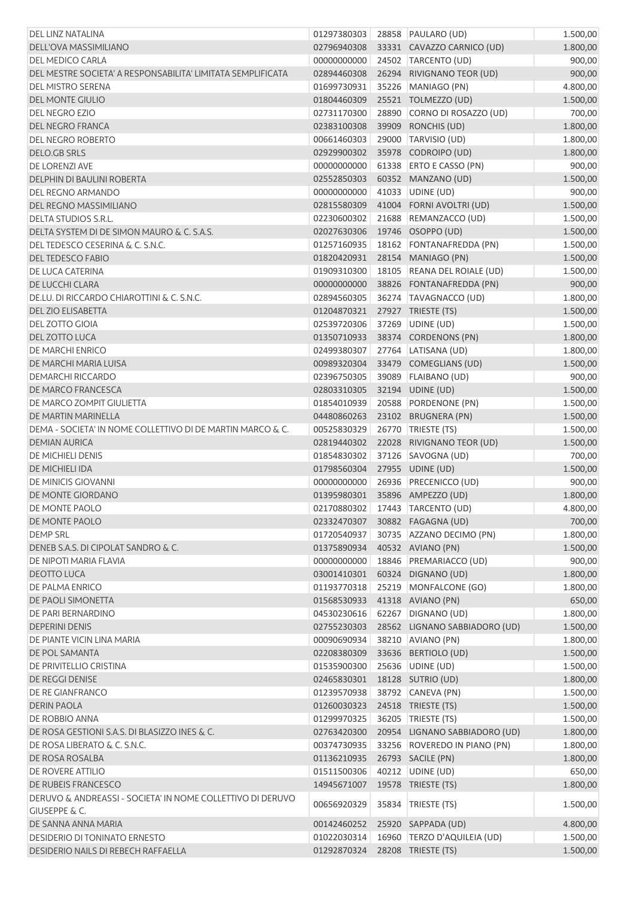| | | | | |
|---|---|---|---|---|
| DEL LINZ NATALINA | 01297380303 | 28858 | PAULARO (UD) | 1.500,00 |
| DELL'OVA MASSIMILIANO | 02796940308 | 33331 | CAVAZZO CARNICO (UD) | 1.800,00 |
| DEL MEDICO CARLA | 00000000000 | 24502 | TARCENTO (UD) | 900,00 |
| DEL MESTRE SOCIETA' A RESPONSABILITA' LIMITATA SEMPLIFICATA | 02894460308 | 26294 | RIVIGNANO TEOR (UD) | 900,00 |
| DEL MISTRO SERENA | 01699730931 | 35226 | MANIAGO (PN) | 4.800,00 |
| DEL MONTE GIULIO | 01804460309 | 25521 | TOLMEZZO (UD) | 1.500,00 |
| DEL NEGRO EZIO | 02731170300 | 28890 | CORNO DI ROSAZZO (UD) | 700,00 |
| DEL NEGRO FRANCA | 02383100308 | 39909 | RONCHIS (UD) | 1.800,00 |
| DEL NEGRO ROBERTO | 00661460303 | 29000 | TARVISIO (UD) | 1.800,00 |
| DELO.GB SRLS | 02929900302 | 35978 | CODROIPO (UD) | 1.800,00 |
| DE LORENZI AVE | 00000000000 | 61338 | ERTO E CASSO (PN) | 900,00 |
| DELPHIN DI BAULINI ROBERTA | 02552850303 | 60352 | MANZANO (UD) | 1.500,00 |
| DEL REGNO ARMANDO | 00000000000 | 41033 | UDINE (UD) | 900,00 |
| DEL REGNO MASSIMILIANO | 02815580309 | 41004 | FORNI AVOLTRI (UD) | 1.500,00 |
| DELTA STUDIOS S.R.L. | 02230600302 | 21688 | REMANZACCO (UD) | 1.500,00 |
| DELTA SYSTEM DI DE SIMON MAURO & C. S.A.S. | 02027630306 | 19746 | OSOPPO (UD) | 1.500,00 |
| DEL TEDESCO CESERINA & C. S.N.C. | 01257160935 | 18162 | FONTANAFREDDA (PN) | 1.500,00 |
| DEL TEDESCO FABIO | 01820420931 | 28154 | MANIAGO (PN) | 1.500,00 |
| DE LUCA CATERINA | 01909310300 | 18105 | REANA DEL ROIALE (UD) | 1.500,00 |
| DE LUCCHI CLARA | 00000000000 | 38826 | FONTANAFREDDA (PN) | 900,00 |
| DE.LU. DI RICCARDO CHIAROTTINI & C. S.N.C. | 02894560305 | 36274 | TAVAGNACCO (UD) | 1.800,00 |
| DEL ZIO ELISABETTA | 01204870321 | 27927 | TRIESTE (TS) | 1.500,00 |
| DEL ZOTTO GIOIA | 02539720306 | 37269 | UDINE (UD) | 1.500,00 |
| DEL ZOTTO LUCA | 01350710933 | 38374 | CORDENONS (PN) | 1.800,00 |
| DE MARCHI ENRICO | 02499380307 | 27764 | LATISANA (UD) | 1.800,00 |
| DE MARCHI MARIA LUISA | 00989320304 | 33479 | COMEGLIANS (UD) | 1.500,00 |
| DEMARCHI RICCARDO | 02396750305 | 39089 | FLAIBANO (UD) | 900,00 |
| DE MARCO FRANCESCA | 02803310305 | 32194 | UDINE (UD) | 1.500,00 |
| DE MARCO ZOMPIT GIULIETTA | 01854010939 | 20588 | PORDENONE (PN) | 1.500,00 |
| DE MARTIN MARINELLA | 04480860263 | 23102 | BRUGNERA (PN) | 1.500,00 |
| DEMA - SOCIETA' IN NOME COLLETTIVO DI DE MARTIN MARCO & C. | 00525830329 | 26770 | TRIESTE (TS) | 1.500,00 |
| DEMIAN AURICA | 02819440302 | 22028 | RIVIGNANO TEOR (UD) | 1.500,00 |
| DE MICHIELI DENIS | 01854830302 | 37126 | SAVOGNA (UD) | 700,00 |
| DE MICHIELI IDA | 01798560304 | 27955 | UDINE (UD) | 1.500,00 |
| DE MINICIS GIOVANNI | 00000000000 | 26936 | PRECENICCO (UD) | 900,00 |
| DE MONTE GIORDANO | 01395980301 | 35896 | AMPEZZO (UD) | 1.800,00 |
| DE MONTE PAOLO | 02170880302 | 17443 | TARCENTO (UD) | 4.800,00 |
| DE MONTE PAOLO | 02332470307 | 30882 | FAGAGNA (UD) | 700,00 |
| DEMP SRL | 01720540937 | 30735 | AZZANO DECIMO (PN) | 1.800,00 |
| DENEB S.A.S. DI CIPOLAT SANDRO & C. | 01375890934 | 40532 | AVIANO (PN) | 1.500,00 |
| DE NIPOTI MARIA FLAVIA | 00000000000 | 18846 | PREMARIACCO (UD) | 900,00 |
| DEOTTO LUCA | 03001410301 | 60324 | DIGNANO (UD) | 1.800,00 |
| DE PALMA ENRICO | 01193770318 | 25219 | MONFALCONE (GO) | 1.800,00 |
| DE PAOLI SIMONETTA | 01568530933 | 41318 | AVIANO (PN) | 650,00 |
| DE PARI BERNARDINO | 04530230616 | 62267 | DIGNANO (UD) | 1.800,00 |
| DEPERINI DENIS | 02755230303 | 28562 | LIGNANO SABBIADORO (UD) | 1.500,00 |
| DE PIANTE VICIN LINA MARIA | 00090690934 | 38210 | AVIANO (PN) | 1.800,00 |
| DE POL SAMANTA | 02208380309 | 33636 | BERTIOLO (UD) | 1.500,00 |
| DE PRIVITELLIO CRISTINA | 01535900300 | 25636 | UDINE (UD) | 1.500,00 |
| DE REGGI DENISE | 02465830301 | 18128 | SUTRIO (UD) | 1.800,00 |
| DE RE GIANFRANCO | 01239570938 | 38792 | CANEVA (PN) | 1.500,00 |
| DERIN PAOLA | 01260030323 | 24518 | TRIESTE (TS) | 1.500,00 |
| DE ROBBIO ANNA | 01299970325 | 36205 | TRIESTE (TS) | 1.500,00 |
| DE ROSA GESTIONI S.A.S. DI BLASIZZO INES & C. | 02763420300 | 20954 | LIGNANO SABBIADORO (UD) | 1.800,00 |
| DE ROSA LIBERATO & C. S.N.C. | 00374730935 | 33256 | ROVEREDO IN PIANO (PN) | 1.800,00 |
| DE ROSA ROSALBA | 01136210935 | 26793 | SACILE (PN) | 1.800,00 |
| DE ROVERE ATTILIO | 01511500306 | 40212 | UDINE (UD) | 650,00 |
| DE RUBEIS FRANCESCO | 14945671007 | 19578 | TRIESTE (TS) | 1.800,00 |
| DERUVO & ANDREASSI - SOCIETA' IN NOME COLLETTIVO DI DERUVO GIUSEPPE & C. | 00656920329 | 35834 | TRIESTE (TS) | 1.500,00 |
| DE SANNA ANNA MARIA | 00142460252 | 25920 | SAPPADA (UD) | 4.800,00 |
| DESIDERIO DI TONINATO ERNESTO | 01022030314 | 16960 | TERZO D'AQUILEIA (UD) | 1.500,00 |
| DESIDERIO NAILS DI REBECH RAFFAELLA | 01292870324 | 28208 | TRIESTE (TS) | 1.500,00 |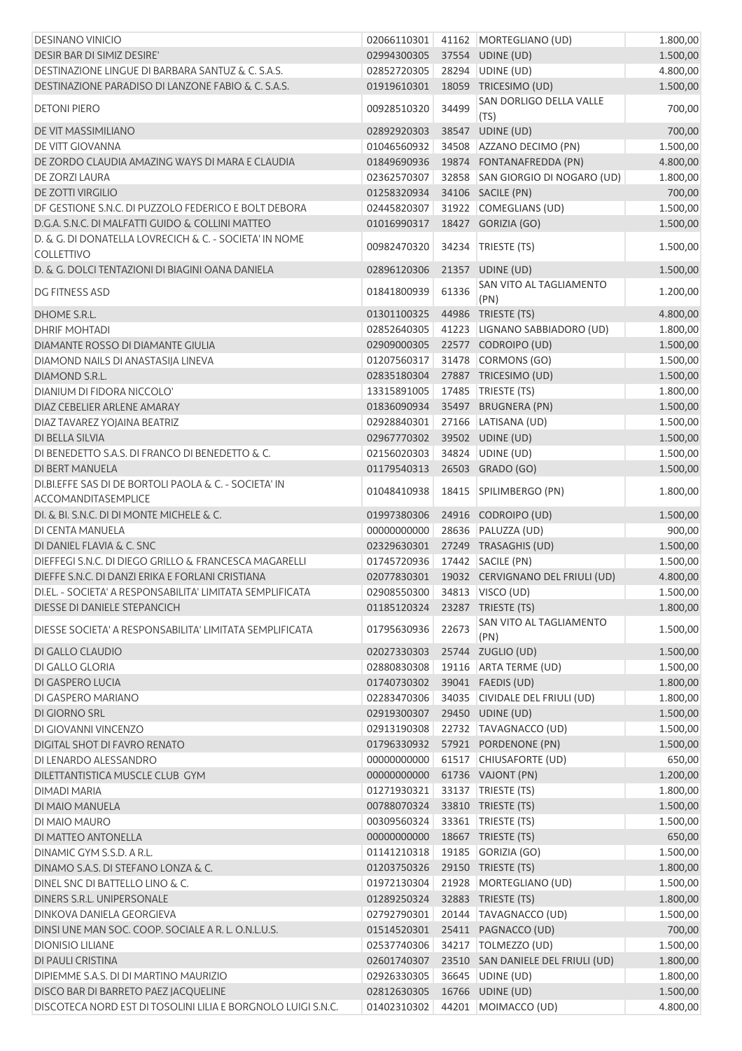| | | | | |
|---|---|---|---|---|
| DESINANO VINICIO | 02066110301 | 41162 | MORTEGLIANO (UD) | 1.800,00 |
| DESIR BAR DI SIMIZ DESIRE' | 02994300305 | 37554 | UDINE (UD) | 1.500,00 |
| DESTINAZIONE LINGUE DI BARBARA SANTUZ & C. S.A.S. | 02852720305 | 28294 | UDINE (UD) | 4.800,00 |
| DESTINAZIONE PARADISO DI LANZONE FABIO & C. S.A.S. | 01919610301 | 18059 | TRICESIMO (UD) | 1.500,00 |
| DETONI PIERO | 00928510320 | 34499 | SAN DORLIGO DELLA VALLE (TS) | 700,00 |
| DE VIT MASSIMILIANO | 02892920303 | 38547 | UDINE (UD) | 700,00 |
| DE VITT GIOVANNA | 01046560932 | 34508 | AZZANO DECIMO (PN) | 1.500,00 |
| DE ZORDO CLAUDIA AMAZING WAYS DI MARA E CLAUDIA | 01849690936 | 19874 | FONTANAFREDDA (PN) | 4.800,00 |
| DE ZORZI LAURA | 02362570307 | 32858 | SAN GIORGIO DI NOGARO (UD) | 1.800,00 |
| DE ZOTTI VIRGILIO | 01258320934 | 34106 | SACILE (PN) | 700,00 |
| DF GESTIONE S.N.C. DI PUZZOLO FEDERICO E BOLT DEBORA | 02445820307 | 31922 | COMEGLIANS (UD) | 1.500,00 |
| D.G.A. S.N.C. DI MALFATTI GUIDO & COLLINI MATTEO | 01016990317 | 18427 | GORIZIA (GO) | 1.500,00 |
| D. & G. DI DONATELLA LOVRECICH & C. - SOCIETA' IN NOME COLLETTIVO | 00982470320 | 34234 | TRIESTE (TS) | 1.500,00 |
| D. & G. DOLCI TENTAZIONI DI BIAGINI OANA DANIELA | 02896120306 | 21357 | UDINE (UD) | 1.500,00 |
| DG FITNESS ASD | 01841800939 | 61336 | SAN VITO AL TAGLIAMENTO (PN) | 1.200,00 |
| DHOME S.R.L. | 01301100325 | 44986 | TRIESTE (TS) | 4.800,00 |
| DHRIF MOHTADI | 02852640305 | 41223 | LIGNANO SABBIADORO (UD) | 1.800,00 |
| DIAMANTE ROSSO DI DIAMANTE GIULIA | 02909000305 | 22577 | CODROIPO (UD) | 1.500,00 |
| DIAMOND NAILS DI ANASTASIJA LINEVA | 01207560317 | 31478 | CORMONS (GO) | 1.500,00 |
| DIAMOND S.R.L. | 02835180304 | 27887 | TRICESIMO (UD) | 1.500,00 |
| DIANIUM DI FIDORA NICCOLO' | 13315891005 | 17485 | TRIESTE (TS) | 1.800,00 |
| DIAZ CEBELIER ARLENE AMARAY | 01836090934 | 35497 | BRUGNERA (PN) | 1.500,00 |
| DIAZ TAVAREZ YOJAINA BEATRIZ | 02928840301 | 27166 | LATISANA (UD) | 1.500,00 |
| DI BELLA SILVIA | 02967770302 | 39502 | UDINE (UD) | 1.500,00 |
| DI BENEDETTO S.A.S. DI FRANCO DI BENEDETTO & C. | 02156020303 | 34824 | UDINE (UD) | 1.500,00 |
| DI BERT MANUELA | 01179540313 | 26503 | GRADO (GO) | 1.500,00 |
| DI.BI.EFFE SAS DI DE BORTOLI PAOLA & C. - SOCIETA' IN ACCOMANDITASEMPLICE | 01048410938 | 18415 | SPILIMBERGO (PN) | 1.800,00 |
| DI. & BI. S.N.C. DI DI MONTE MICHELE & C. | 01997380306 | 24916 | CODROIPO (UD) | 1.500,00 |
| DI CENTA MANUELA | 00000000000 | 28636 | PALUZZA (UD) | 900,00 |
| DI DANIEL FLAVIA & C. SNC | 02329630301 | 27249 | TRASAGHIS (UD) | 1.500,00 |
| DIEFFEGI S.N.C. DI DIEGO GRILLO & FRANCESCA MAGARELLI | 01745720936 | 17442 | SACILE (PN) | 1.500,00 |
| DIEFFE S.N.C. DI DANZI ERIKA E FORLANI CRISTIANA | 02077830301 | 19032 | CERVIGNANO DEL FRIULI (UD) | 4.800,00 |
| DI.EL. - SOCIETA' A RESPONSABILITA' LIMITATA SEMPLIFICATA | 02908550300 | 34813 | VISCO (UD) | 1.500,00 |
| DIESSE DI DANIELE STEPANCICH | 01185120324 | 23287 | TRIESTE (TS) | 1.800,00 |
| DIESSE SOCIETA' A RESPONSABILITA' LIMITATA SEMPLIFICATA | 01795630936 | 22673 | SAN VITO AL TAGLIAMENTO (PN) | 1.500,00 |
| DI GALLO CLAUDIO | 02027330303 | 25744 | ZUGLIO (UD) | 1.500,00 |
| DI GALLO GLORIA | 02880830308 | 19116 | ARTA TERME (UD) | 1.500,00 |
| DI GASPERO LUCIA | 01740730302 | 39041 | FAEDIS (UD) | 1.800,00 |
| DI GASPERO MARIANO | 02283470306 | 34035 | CIVIDALE DEL FRIULI (UD) | 1.800,00 |
| DI GIORNO SRL | 02919300307 | 29450 | UDINE (UD) | 1.500,00 |
| DI GIOVANNI VINCENZO | 02913190308 | 22732 | TAVAGNACCO (UD) | 1.500,00 |
| DIGITAL SHOT DI FAVRO RENATO | 01796330932 | 57921 | PORDENONE (PN) | 1.500,00 |
| DI LENARDO ALESSANDRO | 00000000000 | 61517 | CHIUSAFORTE (UD) | 650,00 |
| DILETTANTISTICA MUSCLE CLUB GYM | 00000000000 | 61736 | VAJONT (PN) | 1.200,00 |
| DIMADI MARIA | 01271930321 | 33137 | TRIESTE (TS) | 1.800,00 |
| DI MAIO MANUELA | 00788070324 | 33810 | TRIESTE (TS) | 1.500,00 |
| DI MAIO MAURO | 00309560324 | 33361 | TRIESTE (TS) | 1.500,00 |
| DI MATTEO ANTONELLA | 00000000000 | 18667 | TRIESTE (TS) | 650,00 |
| DINAMIC GYM S.S.D. A R.L. | 01141210318 | 19185 | GORIZIA (GO) | 1.500,00 |
| DINAMO S.A.S. DI STEFANO LONZA & C. | 01203750326 | 29150 | TRIESTE (TS) | 1.800,00 |
| DINEL SNC DI BATTELLO LINO & C. | 01972130304 | 21928 | MORTEGLIANO (UD) | 1.500,00 |
| DINERS S.R.L. UNIPERSONALE | 01289250324 | 32883 | TRIESTE (TS) | 1.800,00 |
| DINKOVA DANIELA GEORGIEVA | 02792790301 | 20144 | TAVAGNACCO (UD) | 1.500,00 |
| DINSI UNE MAN SOC. COOP. SOCIALE A R. L. O.N.L.U.S. | 01514520301 | 25411 | PAGNACCO (UD) | 700,00 |
| DIONISIO LILIANE | 02537740306 | 34217 | TOLMEZZO (UD) | 1.500,00 |
| DI PAULI CRISTINA | 02601740307 | 23510 | SAN DANIELE DEL FRIULI (UD) | 1.800,00 |
| DIPIEMME S.A.S. DI DI MARTINO MAURIZIO | 02926330305 | 36645 | UDINE (UD) | 1.800,00 |
| DISCO BAR DI BARRETO PAEZ JACQUELINE | 02812630305 | 16766 | UDINE (UD) | 1.500,00 |
| DISCOTECA NORD EST DI TOSOLINI LILIA E BORGNOLO LUIGI S.N.C. | 01402310302 | 44201 | MOIMACCO (UD) | 4.800,00 |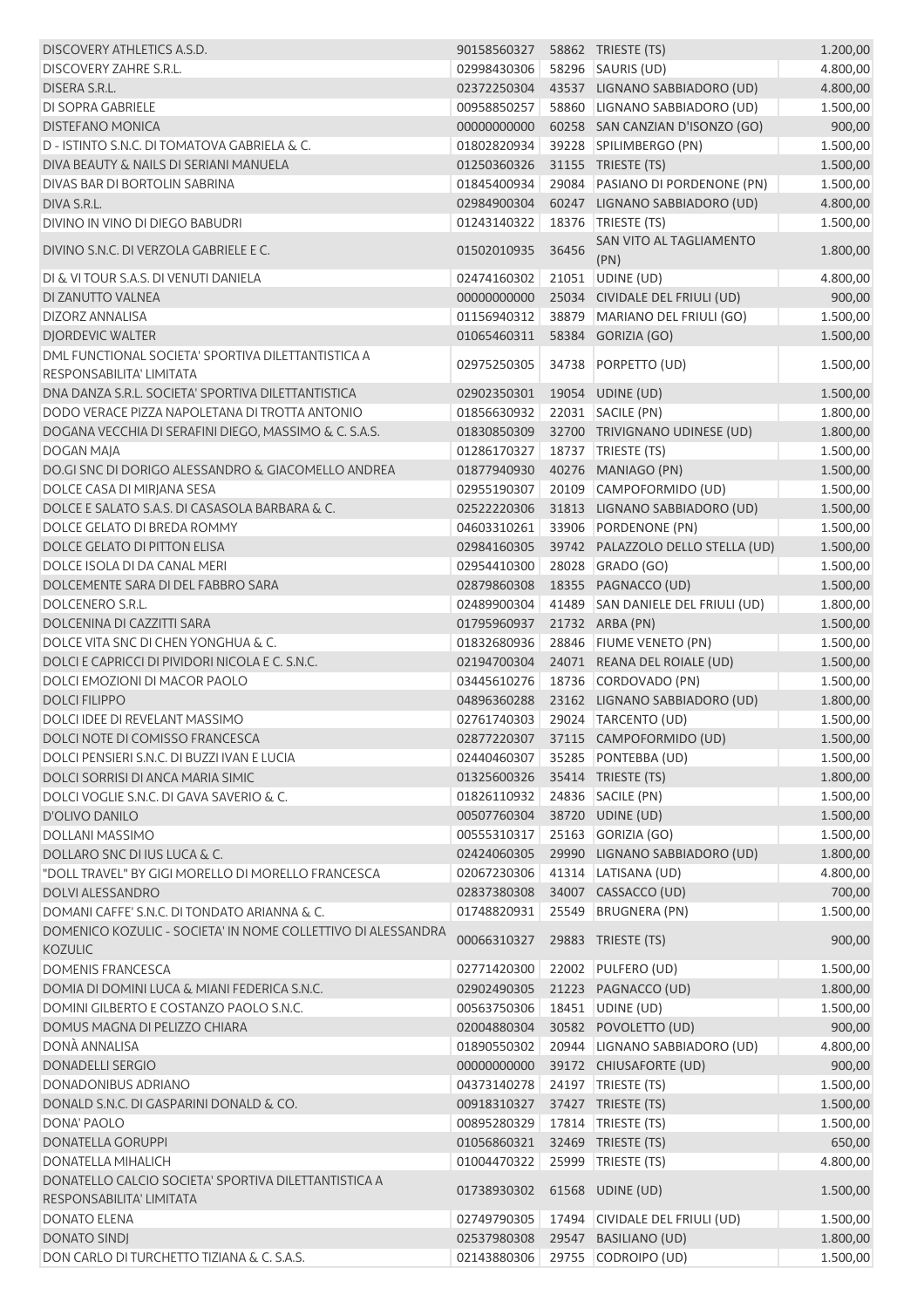| | | | | |
|---|---|---|---|---|
| DISCOVERY ATHLETICS A.S.D. | 90158560327 | 58862 | TRIESTE (TS) | 1.200,00 |
| DISCOVERY ZAHRE S.R.L. | 02998430306 | 58296 | SAURIS (UD) | 4.800,00 |
| DISERA S.R.L. | 02372250304 | 43537 | LIGNANO SABBIADORO (UD) | 4.800,00 |
| DI SOPRA GABRIELE | 00958850257 | 58860 | LIGNANO SABBIADORO (UD) | 1.500,00 |
| DISTEFANO MONICA | 00000000000 | 60258 | SAN CANZIAN D'ISONZO (GO) | 900,00 |
| D - ISTINTO S.N.C. DI TOMATOVA GABRIELA & C. | 01802820934 | 39228 | SPILIMBERGO (PN) | 1.500,00 |
| DIVA BEAUTY & NAILS DI SERIANI MANUELA | 01250360326 | 31155 | TRIESTE (TS) | 1.500,00 |
| DIVAS BAR DI BORTOLIN SABRINA | 01845400934 | 29084 | PASIANO DI PORDENONE (PN) | 1.500,00 |
| DIVA S.R.L. | 02984900304 | 60247 | LIGNANO SABBIADORO (UD) | 4.800,00 |
| DIVINO IN VINO DI DIEGO BABUDRI | 01243140322 | 18376 | TRIESTE (TS) | 1.500,00 |
| DIVINO S.N.C. DI VERZOLA GABRIELE E C. | 01502010935 | 36456 | SAN VITO AL TAGLIAMENTO (PN) | 1.800,00 |
| DI & VI TOUR S.A.S. DI VENUTI DANIELA | 02474160302 | 21051 | UDINE (UD) | 4.800,00 |
| DI ZANUTTO VALNEA | 00000000000 | 25034 | CIVIDALE DEL FRIULI (UD) | 900,00 |
| DIZORZ ANNALISA | 01156940312 | 38879 | MARIANO DEL FRIULI (GO) | 1.500,00 |
| DJORDEVIC WALTER | 01065460311 | 58384 | GORIZIA (GO) | 1.500,00 |
| DML FUNCTIONAL SOCIETA' SPORTIVA DILETTANTISTICA A RESPONSABILITA' LIMITATA | 02975250305 | 34738 | PORPETTO (UD) | 1.500,00 |
| DNA DANZA S.R.L. SOCIETA' SPORTIVA DILETTANTISTICA | 02902350301 | 19054 | UDINE (UD) | 1.500,00 |
| DODO VERACE PIZZA NAPOLETANA DI TROTTA ANTONIO | 01856630932 | 22031 | SACILE (PN) | 1.800,00 |
| DOGANA VECCHIA DI SERAFINI DIEGO, MASSIMO & C. S.A.S. | 01830850309 | 32700 | TRIVIGNANO UDINESE (UD) | 1.800,00 |
| DOGAN MAJA | 01286170327 | 18737 | TRIESTE (TS) | 1.500,00 |
| DO.GI SNC DI DORIGO ALESSANDRO & GIACOMELLO ANDREA | 01877940930 | 40276 | MANIAGO (PN) | 1.500,00 |
| DOLCE CASA DI MIRJANA SESA | 02955190307 | 20109 | CAMPOFORMIDO (UD) | 1.500,00 |
| DOLCE E SALATO S.A.S. DI CASASOLA BARBARA & C. | 02522220306 | 31813 | LIGNANO SABBIADORO (UD) | 1.500,00 |
| DOLCE GELATO DI BREDA ROMMY | 04603310261 | 33906 | PORDENONE (PN) | 1.500,00 |
| DOLCE GELATO DI PITTON ELISA | 02984160305 | 39742 | PALAZZOLO DELLO STELLA (UD) | 1.500,00 |
| DOLCE ISOLA DI DA CANAL MERI | 02954410300 | 28028 | GRADO (GO) | 1.500,00 |
| DOLCEMENTE SARA DI DEL FABBRO SARA | 02879860308 | 18355 | PAGNACCO (UD) | 1.500,00 |
| DOLCENERO S.R.L. | 02489900304 | 41489 | SAN DANIELE DEL FRIULI (UD) | 1.800,00 |
| DOLCENINA DI CAZZITTI SARA | 01795960937 | 21732 | ARBA (PN) | 1.500,00 |
| DOLCE VITA SNC DI CHEN YONGHUA & C. | 01832680936 | 28846 | FIUME VENETO (PN) | 1.500,00 |
| DOLCI E CAPRICCI DI PIVIDORI NICOLA E C. S.N.C. | 02194700304 | 24071 | REANA DEL ROIALE (UD) | 1.500,00 |
| DOLCI EMOZIONI DI MACOR PAOLO | 03445610276 | 18736 | CORDOVADO (PN) | 1.500,00 |
| DOLCI FILIPPO | 04896360288 | 23162 | LIGNANO SABBIADORO (UD) | 1.800,00 |
| DOLCI IDEE DI REVELANT MASSIMO | 02761740303 | 29024 | TARCENTO (UD) | 1.500,00 |
| DOLCI NOTE DI COMISSO FRANCESCA | 02877220307 | 37115 | CAMPOFORMIDO (UD) | 1.500,00 |
| DOLCI PENSIERI S.N.C. DI BUZZI IVAN E LUCIA | 02440460307 | 35285 | PONTEBBA (UD) | 1.500,00 |
| DOLCI SORRISI DI ANCA MARIA SIMIC | 01325600326 | 35414 | TRIESTE (TS) | 1.800,00 |
| DOLCI VOGLIE S.N.C. DI GAVA SAVERIO & C. | 01826110932 | 24836 | SACILE (PN) | 1.500,00 |
| D'OLIVO DANILO | 00507760304 | 38720 | UDINE (UD) | 1.500,00 |
| DOLLANI MASSIMO | 00555310317 | 25163 | GORIZIA (GO) | 1.500,00 |
| DOLLARO SNC DI IUS LUCA & C. | 02424060305 | 29990 | LIGNANO SABBIADORO (UD) | 1.800,00 |
| "DOLL TRAVEL" BY GIGI MORELLO DI MORELLO FRANCESCA | 02067230306 | 41314 | LATISANA (UD) | 4.800,00 |
| DOLVI ALESSANDRO | 02837380308 | 34007 | CASSACCO (UD) | 700,00 |
| DOMANI CAFFE' S.N.C. DI TONDATO ARIANNA & C. | 01748820931 | 25549 | BRUGNERA (PN) | 1.500,00 |
| DOMENICO KOZULIC - SOCIETA' IN NOME COLLETTIVO DI ALESSANDRA KOZULIC | 00066310327 | 29883 | TRIESTE (TS) | 900,00 |
| DOMENIS FRANCESCA | 02771420300 | 22002 | PULFERO (UD) | 1.500,00 |
| DOMIA DI DOMINI LUCA & MIANI FEDERICA S.N.C. | 02902490305 | 21223 | PAGNACCO (UD) | 1.800,00 |
| DOMINI GILBERTO E COSTANZO PAOLO S.N.C. | 00563750306 | 18451 | UDINE (UD) | 1.500,00 |
| DOMUS MAGNA DI PELIZZO CHIARA | 02004880304 | 30582 | POVOLETTO (UD) | 900,00 |
| DONÀ ANNALISA | 01890550302 | 20944 | LIGNANO SABBIADORO (UD) | 4.800,00 |
| DONADELLI SERGIO | 00000000000 | 39172 | CHIUSAFORTE (UD) | 900,00 |
| DONADONIBUS ADRIANO | 04373140278 | 24197 | TRIESTE (TS) | 1.500,00 |
| DONALD S.N.C. DI GASPARINI DONALD & CO. | 00918310327 | 37427 | TRIESTE (TS) | 1.500,00 |
| DONA' PAOLO | 00895280329 | 17814 | TRIESTE (TS) | 1.500,00 |
| DONATELLA GORUPPI | 01056860321 | 32469 | TRIESTE (TS) | 650,00 |
| DONATELLA MIHALICH | 01004470322 | 25999 | TRIESTE (TS) | 4.800,00 |
| DONATELLO CALCIO SOCIETA' SPORTIVA DILETTANTISTICA A RESPONSABILITA' LIMITATA | 01738930302 | 61568 | UDINE (UD) | 1.500,00 |
| DONATO ELENA | 02749790305 | 17494 | CIVIDALE DEL FRIULI (UD) | 1.500,00 |
| DONATO SINDJ | 02537980308 | 29547 | BASILIANO (UD) | 1.800,00 |
| DON CARLO DI TURCHETTO TIZIANA & C. S.A.S. | 02143880306 | 29755 | CODROIPO (UD) | 1.500,00 |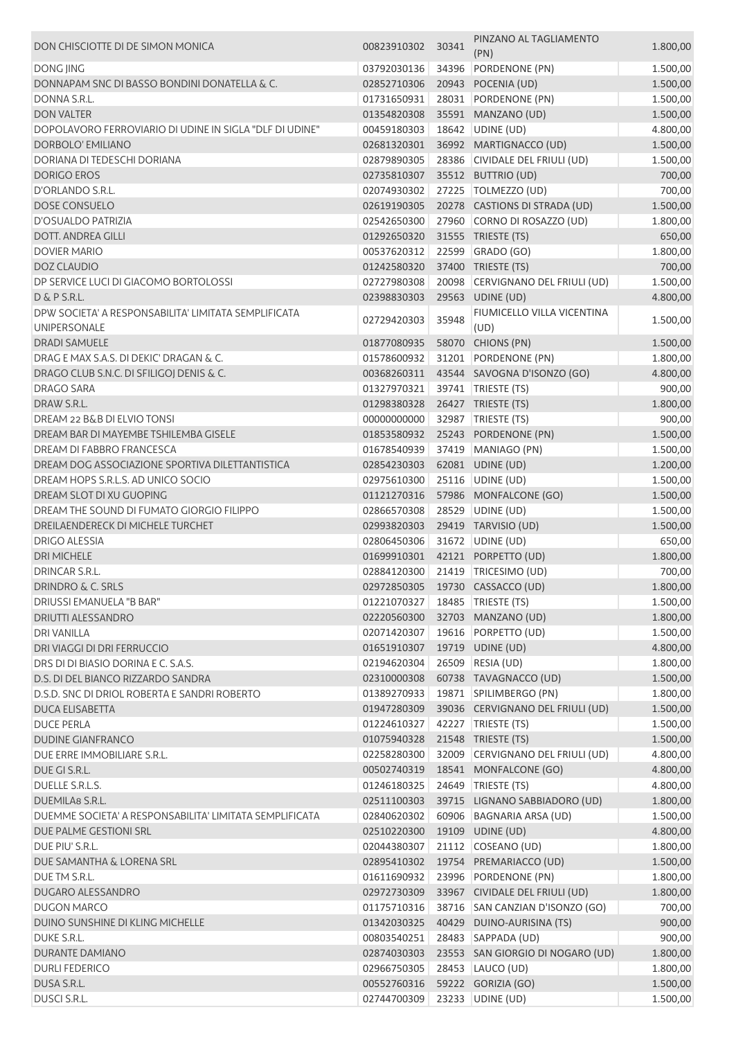| | | | | |
|---|---|---|---|---|
| DON CHISCIOTTE DI DE SIMON MONICA | 00823910302 | 30341 | PINZANO AL TAGLIAMENTO (PN) | 1.800,00 |
| DONG JING | 03792030136 | 34396 | PORDENONE (PN) | 1.500,00 |
| DONNAPAM SNC DI BASSO BONDINI DONATELLA & C. | 02852710306 | 20943 | POCENIA (UD) | 1.500,00 |
| DONNA S.R.L. | 01731650931 | 28031 | PORDENONE (PN) | 1.500,00 |
| DON VALTER | 01354820308 | 35591 | MANZANO (UD) | 1.500,00 |
| DOPOLAVORO FERROVIARIO DI UDINE IN SIGLA "DLF DI UDINE" | 00459180303 | 18642 | UDINE (UD) | 4.800,00 |
| DORBOLO' EMILIANO | 02681320301 | 36992 | MARTIGNACCO (UD) | 1.500,00 |
| DORIANA DI TEDESCHI DORIANA | 02879890305 | 28386 | CIVIDALE DEL FRIULI (UD) | 1.500,00 |
| DORIGO EROS | 02735810307 | 35512 | BUTTRIO (UD) | 700,00 |
| D'ORLANDO S.R.L. | 02074930302 | 27225 | TOLMEZZO (UD) | 700,00 |
| DOSE CONSUELO | 02619190305 | 20278 | CASTIONS DI STRADA (UD) | 1.500,00 |
| D'OSUALDO PATRIZIA | 02542650300 | 27960 | CORNO DI ROSAZZO (UD) | 1.800,00 |
| DOTT. ANDREA GILLI | 01292650320 | 31555 | TRIESTE (TS) | 650,00 |
| DOVIER MARIO | 00537620312 | 22599 | GRADO (GO) | 1.800,00 |
| DOZ CLAUDIO | 01242580320 | 37400 | TRIESTE (TS) | 700,00 |
| DP SERVICE LUCI DI GIACOMO BORTOLOSSI | 02727980308 | 20098 | CERVIGNANO DEL FRIULI (UD) | 1.500,00 |
| D & P S.R.L. | 02398830303 | 29563 | UDINE (UD) | 4.800,00 |
| DPW SOCIETA' A RESPONSABILITA' LIMITATA SEMPLIFICATA UNIPERSONALE | 02729420303 | 35948 | FIUMICELLO VILLA VICENTINA (UD) | 1.500,00 |
| DRADI SAMUELE | 01877080935 | 58070 | CHIONS (PN) | 1.500,00 |
| DRAG E MAX S.A.S. DI DEKIC' DRAGAN & C. | 01578600932 | 31201 | PORDENONE (PN) | 1.800,00 |
| DRAGO CLUB S.N.C. DI SFILIGOJ DENIS & C. | 00368260311 | 43544 | SAVOGNA D'ISONZO (GO) | 4.800,00 |
| DRAGO SARA | 01327970321 | 39741 | TRIESTE (TS) | 900,00 |
| DRAW S.R.L. | 01298380328 | 26427 | TRIESTE (TS) | 1.800,00 |
| DREAM 22 B&B DI ELVIO TONSI | 00000000000 | 32987 | TRIESTE (TS) | 900,00 |
| DREAM BAR DI MAYEMBE TSHILEMBA GISELE | 01853580932 | 25243 | PORDENONE (PN) | 1.500,00 |
| DREAM DI FABBRO FRANCESCA | 01678540939 | 37419 | MANIAGO (PN) | 1.500,00 |
| DREAM DOG ASSOCIAZIONE SPORTIVA DILETTANTISTICA | 02854230303 | 62081 | UDINE (UD) | 1.200,00 |
| DREAM HOPS S.R.L.S. AD UNICO SOCIO | 02975610300 | 25116 | UDINE (UD) | 1.500,00 |
| DREAM SLOT DI XU GUOPING | 01121270316 | 57986 | MONFALCONE (GO) | 1.500,00 |
| DREAM THE SOUND DI FUMATO GIORGIO FILIPPO | 02866570308 | 28529 | UDINE (UD) | 1.500,00 |
| DREILAENDERECK DI MICHELE TURCHET | 02993820303 | 29419 | TARVISIO (UD) | 1.500,00 |
| DRIGO ALESSIA | 02806450306 | 31672 | UDINE (UD) | 650,00 |
| DRI MICHELE | 01699910301 | 42121 | PORPETTO (UD) | 1.800,00 |
| DRINCAR S.R.L. | 02884120300 | 21419 | TRICESIMO (UD) | 700,00 |
| DRINDRO & C. SRLS | 02972850305 | 19730 | CASSACCO (UD) | 1.800,00 |
| DRIUSSI EMANUELA "B BAR" | 01221070327 | 18485 | TRIESTE (TS) | 1.500,00 |
| DRIUTTI ALESSANDRO | 02220560300 | 32703 | MANZANO (UD) | 1.800,00 |
| DRI VANILLA | 02071420307 | 19616 | PORPETTO (UD) | 1.500,00 |
| DRI VIAGGI DI DRI FERRUCCIO | 01651910307 | 19719 | UDINE (UD) | 4.800,00 |
| DRS DI DI BIASIO DORINA E C. S.A.S. | 02194620304 | 26509 | RESIA (UD) | 1.800,00 |
| D.S. DI DEL BIANCO RIZZARDO SANDRA | 02310000308 | 60738 | TAVAGNACCO (UD) | 1.500,00 |
| D.S.D. SNC DI DRIOL ROBERTA E SANDRI ROBERTO | 01389270933 | 19871 | SPILIMBERGO (PN) | 1.800,00 |
| DUCA ELISABETTA | 01947280309 | 39036 | CERVIGNANO DEL FRIULI (UD) | 1.500,00 |
| DUCE PERLA | 01224610327 | 42227 | TRIESTE (TS) | 1.500,00 |
| DUDINE GIANFRANCO | 01075940328 | 21548 | TRIESTE (TS) | 1.500,00 |
| DUE ERRE IMMOBILIARE S.R.L. | 02258280300 | 32009 | CERVIGNANO DEL FRIULI (UD) | 4.800,00 |
| DUE GI S.R.L. | 00502740319 | 18541 | MONFALCONE (GO) | 4.800,00 |
| DUELLE S.R.L.S. | 01246180325 | 24649 | TRIESTE (TS) | 4.800,00 |
| DUEMILA8 S.R.L. | 02511100303 | 39715 | LIGNANO SABBIADORO (UD) | 1.800,00 |
| DUEMME SOCIETA' A RESPONSABILITA' LIMITATA SEMPLIFICATA | 02840620302 | 60906 | BAGNARIA ARSA (UD) | 1.500,00 |
| DUE PALME GESTIONI SRL | 02510220300 | 19109 | UDINE (UD) | 4.800,00 |
| DUE PIU' S.R.L. | 02044380307 | 21112 | COSEANO (UD) | 1.800,00 |
| DUE SAMANTHA & LORENA SRL | 02895410302 | 19754 | PREMARIACCO (UD) | 1.500,00 |
| DUE TM S.R.L. | 01611690932 | 23996 | PORDENONE (PN) | 1.800,00 |
| DUGARO ALESSANDRO | 02972730309 | 33967 | CIVIDALE DEL FRIULI (UD) | 1.800,00 |
| DUGON MARCO | 01175710316 | 38716 | SAN CANZIAN D'ISONZO (GO) | 700,00 |
| DUINO SUNSHINE DI KLING MICHELLE | 01342030325 | 40429 | DUINO-AURISINA (TS) | 900,00 |
| DUKE S.R.L. | 00803540251 | 28483 | SAPPADA (UD) | 900,00 |
| DURANTE DAMIANO | 02874030303 | 23553 | SAN GIORGIO DI NOGARO (UD) | 1.800,00 |
| DURLI FEDERICO | 02966750305 | 28453 | LAUCO (UD) | 1.800,00 |
| DUSA S.R.L. | 00552760316 | 59222 | GORIZIA (GO) | 1.500,00 |
| DUSCI S.R.L. | 02744700309 | 23233 | UDINE (UD) | 1.500,00 |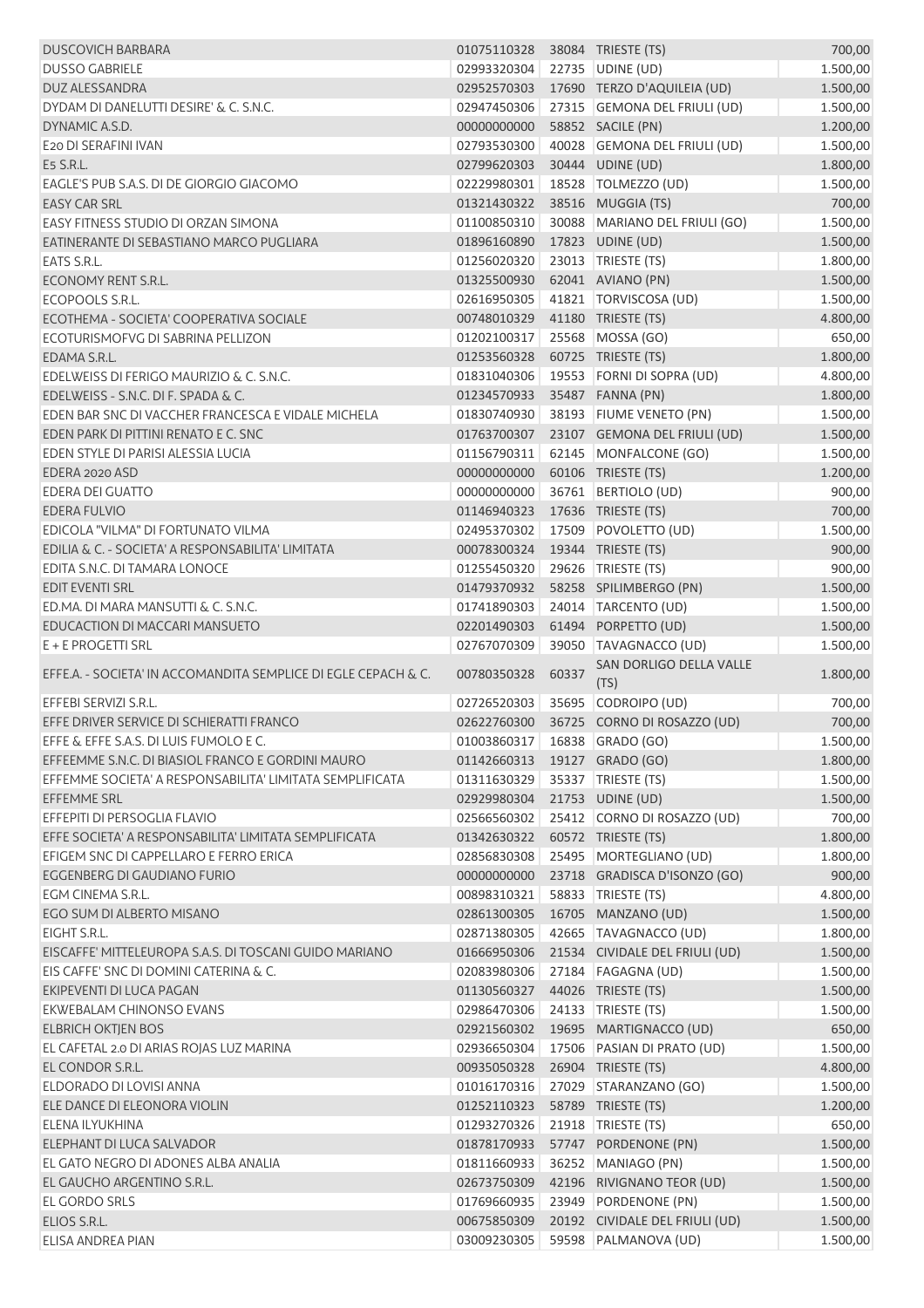| | | | | |
|---|---|---|---|---|
| DUSCOVICH BARBARA | 01075110328 | 38084 | TRIESTE (TS) | 700,00 |
| DUSSO GABRIELE | 02993320304 | 22735 | UDINE (UD) | 1.500,00 |
| DUZ ALESSANDRA | 02952570303 | 17690 | TERZO D'AQUILEIA (UD) | 1.500,00 |
| DYDAM DI DANELUTTI DESIRE' & C. S.N.C. | 02947450306 | 27315 | GEMONA DEL FRIULI (UD) | 1.500,00 |
| DYNAMIC A.S.D. | 00000000000 | 58852 | SACILE (PN) | 1.200,00 |
| E20 DI SERAFINI IVAN | 02793530300 | 40028 | GEMONA DEL FRIULI (UD) | 1.500,00 |
| E5 S.R.L. | 02799620303 | 30444 | UDINE (UD) | 1.800,00 |
| EAGLE'S PUB S.A.S. DI DE GIORGIO GIACOMO | 02229980301 | 18528 | TOLMEZZO (UD) | 1.500,00 |
| EASY CAR SRL | 01321430322 | 38516 | MUGGIA (TS) | 700,00 |
| EASY FITNESS STUDIO DI ORZAN SIMONA | 01100850310 | 30088 | MARIANO DEL FRIULI (GO) | 1.500,00 |
| EATINERANTE DI SEBASTIANO MARCO PUGLIARA | 01896160890 | 17823 | UDINE (UD) | 1.500,00 |
| EATS S.R.L. | 01256020320 | 23013 | TRIESTE (TS) | 1.800,00 |
| ECONOMY RENT S.R.L. | 01325500930 | 62041 | AVIANO (PN) | 1.500,00 |
| ECOPOOLS S.R.L. | 02616950305 | 41821 | TORVISCOSA (UD) | 1.500,00 |
| ECOTHEMA - SOCIETA' COOPERATIVA SOCIALE | 00748010329 | 41180 | TRIESTE (TS) | 4.800,00 |
| ECOTURISMOFVG DI SABRINA PELLIZON | 01202100317 | 25568 | MOSSA (GO) | 650,00 |
| EDAMA S.R.L. | 01253560328 | 60725 | TRIESTE (TS) | 1.800,00 |
| EDELWEISS DI FERIGO MAURIZIO & C. S.N.C. | 01831040306 | 19553 | FORNI DI SOPRA (UD) | 4.800,00 |
| EDELWEISS - S.N.C. DI F. SPADA & C. | 01234570933 | 35487 | FANNA (PN) | 1.800,00 |
| EDEN BAR SNC DI VACCHER FRANCESCA E VIDALE MICHELA | 01830740930 | 38193 | FIUME VENETO (PN) | 1.500,00 |
| EDEN PARK DI PITTINI RENATO E C. SNC | 01763700307 | 23107 | GEMONA DEL FRIULI (UD) | 1.500,00 |
| EDEN STYLE DI PARISI ALESSIA LUCIA | 01156790311 | 62145 | MONFALCONE (GO) | 1.500,00 |
| EDERA 2020 ASD | 00000000000 | 60106 | TRIESTE (TS) | 1.200,00 |
| EDERA DEI GUATTO | 00000000000 | 36761 | BERTIOLO (UD) | 900,00 |
| EDERA FULVIO | 01146940323 | 17636 | TRIESTE (TS) | 700,00 |
| EDICOLA "VILMA" DI FORTUNATO VILMA | 02495370302 | 17509 | POVOLETTO (UD) | 1.500,00 |
| EDILIA & C. - SOCIETA' A RESPONSABILITA' LIMITATA | 00078300324 | 19344 | TRIESTE (TS) | 900,00 |
| EDITA S.N.C. DI TAMARA LONOCE | 01255450320 | 29626 | TRIESTE (TS) | 900,00 |
| EDIT EVENTI SRL | 01479370932 | 58258 | SPILIMBERGO (PN) | 1.500,00 |
| ED.MA. DI MARA MANSUTTI & C. S.N.C. | 01741890303 | 24014 | TARCENTO (UD) | 1.500,00 |
| EDUCACTION DI MACCARI MANSUETO | 02201490303 | 61494 | PORPETTO (UD) | 1.500,00 |
| E + E PROGETTI SRL | 02767070309 | 39050 | TAVAGNACCO (UD) | 1.500,00 |
| EFFE.A. - SOCIETA' IN ACCOMANDITA SEMPLICE DI EGLE CEPACH & C. | 00780350328 | 60337 | SAN DORLIGO DELLA VALLE (TS) | 1.800,00 |
| EFFEBI SERVIZI S.R.L. | 02726520303 | 35695 | CODROIPO (UD) | 700,00 |
| EFFE DRIVER SERVICE DI SCHIERATTI FRANCO | 02622760300 | 36725 | CORNO DI ROSAZZO (UD) | 700,00 |
| EFFE & EFFE S.A.S. DI LUIS FUMOLO E C. | 01003860317 | 16838 | GRADO (GO) | 1.500,00 |
| EFFEEMME S.N.C. DI BIASIOL FRANCO E GORDINI MAURO | 01142660313 | 19127 | GRADO (GO) | 1.800,00 |
| EFFEMME SOCIETA' A RESPONSABILITA' LIMITATA SEMPLIFICATA | 01311630329 | 35337 | TRIESTE (TS) | 1.500,00 |
| EFFEMME SRL | 02929980304 | 21753 | UDINE (UD) | 1.500,00 |
| EFFEPITI DI PERSOGLIA FLAVIO | 02566560302 | 25412 | CORNO DI ROSAZZO (UD) | 700,00 |
| EFFE SOCIETA' A RESPONSABILITA' LIMITATA SEMPLIFICATA | 01342630322 | 60572 | TRIESTE (TS) | 1.800,00 |
| EFIGEM SNC DI CAPPELLARO E FERRO ERICA | 02856830308 | 25495 | MORTEGLIANO (UD) | 1.800,00 |
| EGGENBERG DI GAUDIANO FURIO | 00000000000 | 23718 | GRADISCA D'ISONZO (GO) | 900,00 |
| EGM CINEMA S.R.L. | 00898310321 | 58833 | TRIESTE (TS) | 4.800,00 |
| EGO SUM DI ALBERTO MISANO | 02861300305 | 16705 | MANZANO (UD) | 1.500,00 |
| EIGHT S.R.L. | 02871380305 | 42665 | TAVAGNACCO (UD) | 1.800,00 |
| EISCAFFE' MITTELEUROPA S.A.S. DI TOSCANI GUIDO MARIANO | 01666950306 | 21534 | CIVIDALE DEL FRIULI (UD) | 1.500,00 |
| EIS CAFFE' SNC DI DOMINI CATERINA & C. | 02083980306 | 27184 | FAGAGNA (UD) | 1.500,00 |
| EKIPEVENTI DI LUCA PAGAN | 01130560327 | 44026 | TRIESTE (TS) | 1.500,00 |
| EKWEBALAM CHINONSO EVANS | 02986470306 | 24133 | TRIESTE (TS) | 1.500,00 |
| ELBRICH OKTJEN BOS | 02921560302 | 19695 | MARTIGNACCO (UD) | 650,00 |
| EL CAFETAL 2.0 DI ARIAS ROJAS LUZ MARINA | 02936650304 | 17506 | PASIAN DI PRATO (UD) | 1.500,00 |
| EL CONDOR S.R.L. | 00935050328 | 26904 | TRIESTE (TS) | 4.800,00 |
| ELDORADO DI LOVISI ANNA | 01016170316 | 27029 | STARANZANO (GO) | 1.500,00 |
| ELE DANCE DI ELEONORA VIOLIN | 01252110323 | 58789 | TRIESTE (TS) | 1.200,00 |
| ELENA ILYUKHINA | 01293270326 | 21918 | TRIESTE (TS) | 650,00 |
| ELEPHANT DI LUCA SALVADOR | 01878170933 | 57747 | PORDENONE (PN) | 1.500,00 |
| EL GATO NEGRO DI ADONES ALBA ANALIA | 01811660933 | 36252 | MANIAGO (PN) | 1.500,00 |
| EL GAUCHO ARGENTINO S.R.L. | 02673750309 | 42196 | RIVIGNANO TEOR (UD) | 1.500,00 |
| EL GORDO SRLS | 01769660935 | 23949 | PORDENONE (PN) | 1.500,00 |
| ELIOS S.R.L. | 00675850309 | 20192 | CIVIDALE DEL FRIULI (UD) | 1.500,00 |
| ELISA ANDREA PIAN | 03009230305 | 59598 | PALMANOVA (UD) | 1.500,00 |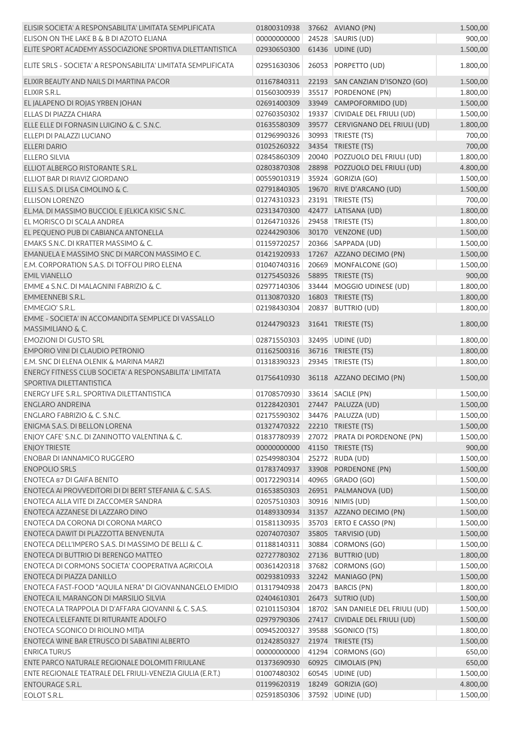| | | | | |
|---|---|---|---|---|
| ELISIR SOCIETA' A RESPONSABILITA' LIMITATA SEMPLIFICATA | 01800310938 | 37662 | AVIANO (PN) | 1.500,00 |
| ELISON ON THE LAKE B & B DI AZOTO ELIANA | 00000000000 | 24528 | SAURIS (UD) | 900,00 |
| ELITE SPORT ACADEMY ASSOCIAZIONE SPORTIVA DILETTANTISTICA | 02930650300 | 61436 | UDINE (UD) | 1.500,00 |
| ELITE SRLS - SOCIETA' A RESPONSABILITA' LIMITATA SEMPLIFICATA | 02951630306 | 26053 | PORPETTO (UD) | 1.800,00 |
| ELIXIR BEAUTY AND NAILS DI MARTINA PACOR | 01167840311 | 22193 | SAN CANZIAN D'ISONZO (GO) | 1.500,00 |
| ELIXIR S.R.L. | 01560300939 | 35517 | PORDENONE (PN) | 1.800,00 |
| EL JALAPENO DI ROJAS YRBEN JOHAN | 02691400309 | 33949 | CAMPOFORMIDO (UD) | 1.500,00 |
| ELLAS DI PIAZZA CHIARA | 02760350302 | 19337 | CIVIDALE DEL FRIULI (UD) | 1.500,00 |
| ELLE ELLE DI FORNASIN LUIGINO & C. S.N.C. | 01635580309 | 39577 | CERVIGNANO DEL FRIULI (UD) | 1.800,00 |
| ELLEPI DI PALAZZI LUCIANO | 01296990326 | 30993 | TRIESTE (TS) | 700,00 |
| ELLERI DARIO | 01025260322 | 34354 | TRIESTE (TS) | 700,00 |
| ELLERO SILVIA | 02845860309 | 20040 | POZZUOLO DEL FRIULI (UD) | 1.800,00 |
| ELLIOT ALBERGO RISTORANTE S.R.L. | 02803870308 | 28898 | POZZUOLO DEL FRIULI (UD) | 4.800,00 |
| ELLIOT BAR DI RIAVIZ GIORDANO | 00559010319 | 35924 | GORIZIA (GO) | 1.500,00 |
| ELLI S.A.S. DI LISA CIMOLINO & C. | 02791840305 | 19670 | RIVE D'ARCANO (UD) | 1.500,00 |
| ELLISON LORENZO | 01274310323 | 23191 | TRIESTE (TS) | 700,00 |
| EL.MA. DI MASSIMO BUCCIOL E JELKICA KISIC S.N.C. | 02313470300 | 42477 | LATISANA (UD) | 1.800,00 |
| EL MORISCO DI SCALA ANDREA | 01264710326 | 29458 | TRIESTE (TS) | 1.800,00 |
| EL PEQUENO PUB DI CABIANCA ANTONELLA | 02244290306 | 30170 | VENZONE (UD) | 1.500,00 |
| EMAKS S.N.C. DI KRATTER MASSIMO & C. | 01159720257 | 20366 | SAPPADA (UD) | 1.500,00 |
| EMANUELA E MASSIMO SNC DI MARCON MASSIMO E C. | 01421920933 | 17267 | AZZANO DECIMO (PN) | 1.500,00 |
| E.M. CORPORATION S.A.S. DI TOFFOLI PIRO ELENA | 01040740316 | 20669 | MONFALCONE (GO) | 1.500,00 |
| EMIL VIANELLO | 01275450326 | 58895 | TRIESTE (TS) | 900,00 |
| EMME 4 S.N.C. DI MALAGNINI FABRIZIO & C. | 02977140306 | 33444 | MOGGIO UDINESE (UD) | 1.800,00 |
| EMMEENNEBI S.R.L. | 01130870320 | 16803 | TRIESTE (TS) | 1.800,00 |
| EMMEGIO' S.R.L. | 02198430304 | 20837 | BUTTRIO (UD) | 1.800,00 |
| EMME - SOCIETA' IN ACCOMANDITA SEMPLICE DI VASSALLO MASSIMILIANO & C. | 01244790323 | 31641 | TRIESTE (TS) | 1.800,00 |
| EMOZIONI DI GUSTO SRL | 02871550303 | 32495 | UDINE (UD) | 1.800,00 |
| EMPORIO VINI DI CLAUDIO PETRONIO | 01162500316 | 36716 | TRIESTE (TS) | 1.800,00 |
| E.M. SNC DI ELENA OLENIK & MARINA MARZI | 01318390323 | 29345 | TRIESTE (TS) | 1.800,00 |
| ENERGY FITNESS CLUB SOCIETA' A RESPONSABILITA' LIMITATA SPORTIVA DILETTANTISTICA | 01756410930 | 36118 | AZZANO DECIMO (PN) | 1.500,00 |
| ENERGY LIFE S.R.L. SPORTIVA DILETTANTISTICA | 01708570930 | 33614 | SACILE (PN) | 1.500,00 |
| ENGLARO ANDREINA | 01228420301 | 27447 | PALUZZA (UD) | 1.500,00 |
| ENGLARO FABRIZIO & C. S.N.C. | 02175590302 | 34476 | PALUZZA (UD) | 1.500,00 |
| ENIGMA S.A.S. DI BELLON LORENA | 01327470322 | 22210 | TRIESTE (TS) | 1.500,00 |
| ENJOY CAFE' S.N.C. DI ZANINOTTO VALENTINA & C. | 01837780939 | 27072 | PRATA DI PORDENONE (PN) | 1.500,00 |
| ENJOY TRIESTE | 00000000000 | 41150 | TRIESTE (TS) | 900,00 |
| ENOBAR DI IANNAMICO RUGGERO | 02549980304 | 25272 | RUDA (UD) | 1.500,00 |
| ENOPOLIO SRLS | 01783740937 | 33908 | PORDENONE (PN) | 1.500,00 |
| ENOTECA 87 DI GAIFA BENITO | 00172290314 | 40965 | GRADO (GO) | 1.500,00 |
| ENOTECA AI PROVVEDITORI DI DI BERT STEFANIA & C. S.A.S. | 01653850303 | 26951 | PALMANOVA (UD) | 1.500,00 |
| ENOTECA ALLA VITE DI ZACCOMER SANDRA | 02057510303 | 30916 | NIMIS (UD) | 1.500,00 |
| ENOTECA AZZANESE DI LAZZARO DINO | 01489330934 | 31357 | AZZANO DECIMO (PN) | 1.500,00 |
| ENOTECA DA CORONA DI CORONA MARCO | 01581130935 | 35703 | ERTO E CASSO (PN) | 1.500,00 |
| ENOTECA DAWIT DI PLAZZOTTA BENVENUTA | 02074070307 | 35805 | TARVISIO (UD) | 1.500,00 |
| ENOTECA DELL'IMPERO S.A.S. DI MASSIMO DE BELLI & C. | 01188140311 | 30884 | CORMONS (GO) | 1.500,00 |
| ENOTECA DI BUTTRIO DI BERENGO MATTEO | 02727780302 | 27136 | BUTTRIO (UD) | 1.800,00 |
| ENOTECA DI CORMONS SOCIETA' COOPERATIVA AGRICOLA | 00361420318 | 37682 | CORMONS (GO) | 1.500,00 |
| ENOTECA DI PIAZZA DANILLO | 00293810933 | 32242 | MANIAGO (PN) | 1.500,00 |
| ENOTECA FAST-FOOD "AQUILA NERA" DI GIOVANNANGELO EMIDIO | 01317940938 | 20473 | BARCIS (PN) | 1.800,00 |
| ENOTECA IL MARANGON DI MARSILIO SILVIA | 02404610301 | 26473 | SUTRIO (UD) | 1.500,00 |
| ENOTECA LA TRAPPOLA DI D'AFFARA GIOVANNI & C. S.A.S. | 02101150304 | 18702 | SAN DANIELE DEL FRIULI (UD) | 1.500,00 |
| ENOTECA L'ELEFANTE DI RITURANTE ADOLFO | 02979790306 | 27417 | CIVIDALE DEL FRIULI (UD) | 1.500,00 |
| ENOTECA SGONICO DI RIOLINO MITJA | 00945200327 | 39588 | SGONICO (TS) | 1.800,00 |
| ENOTECA WINE BAR ETRUSCO DI SABATINI ALBERTO | 01242850327 | 21974 | TRIESTE (TS) | 1.500,00 |
| ENRICA TURUS | 00000000000 | 41294 | CORMONS (GO) | 650,00 |
| ENTE PARCO NATURALE REGIONALE DOLOMITI FRIULANE | 01373690930 | 60925 | CIMOLAIS (PN) | 650,00 |
| ENTE REGIONALE TEATRALE DEL FRIULI-VENEZIA GIULIA (E.R.T.) | 01007480302 | 60545 | UDINE (UD) | 1.500,00 |
| ENTOURAGE S.R.L. | 01199620319 | 18249 | GORIZIA (GO) | 4.800,00 |
| EOLOT S.R.L. | 02591850306 | 37592 | UDINE (UD) | 1.500,00 |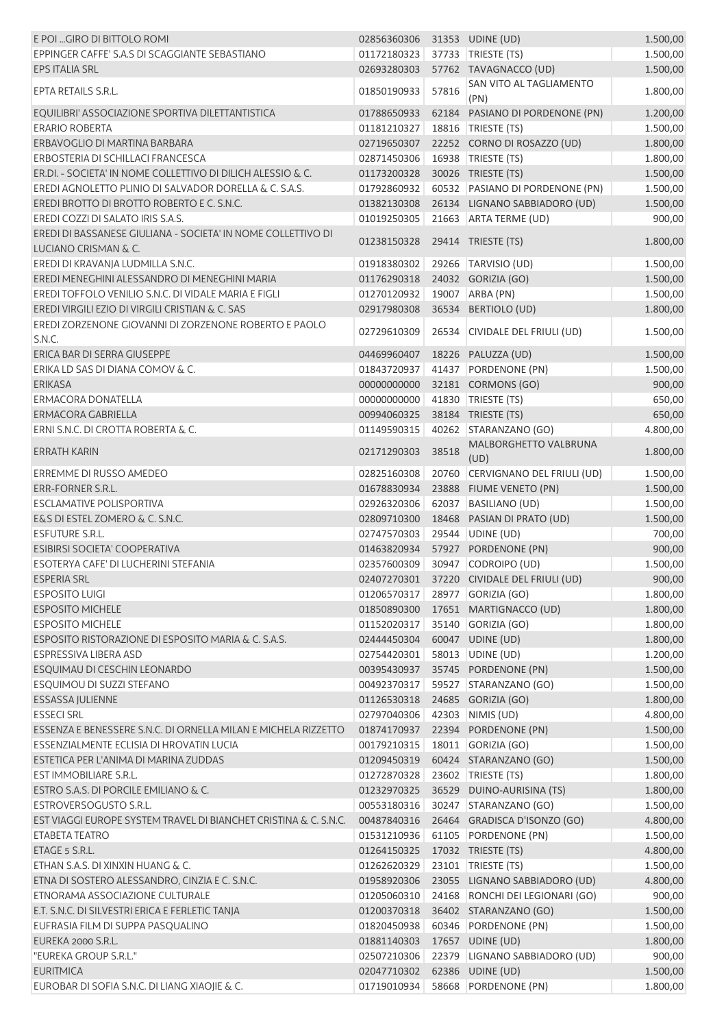| | | | | |
|---|---|---|---|---|
| E POI ...GIRO DI BITTOLO ROMI | 02856360306 | 31353 | UDINE (UD) | 1.500,00 |
| EPPINGER CAFFE' S.A.S DI SCAGGIANTE SEBASTIANO | 01172180323 | 37733 | TRIESTE (TS) | 1.500,00 |
| EPS ITALIA SRL | 02693280303 | 57762 | TAVAGNACCO (UD) | 1.500,00 |
| EPTA RETAILS S.R.L. | 01850190933 | 57816 | SAN VITO AL TAGLIAMENTO (PN) | 1.800,00 |
| EQUILIBRI' ASSOCIAZIONE SPORTIVA DILETTANTISTICA | 01788650933 | 62184 | PASIANO DI PORDENONE (PN) | 1.200,00 |
| ERARIO ROBERTA | 01181210327 | 18816 | TRIESTE (TS) | 1.500,00 |
| ERBAVOGLIO DI MARTINA BARBARA | 02719650307 | 22252 | CORNO DI ROSAZZO (UD) | 1.800,00 |
| ERBOSTERIA DI SCHILLACI FRANCESCA | 02871450306 | 16938 | TRIESTE (TS) | 1.800,00 |
| ER.DI. - SOCIETA' IN NOME COLLETTIVO DI DILICH ALESSIO & C. | 01173200328 | 30026 | TRIESTE (TS) | 1.500,00 |
| EREDI AGNOLETTO PLINIO DI SALVADOR DORELLA & C. S.A.S. | 01792860932 | 60532 | PASIANO DI PORDENONE (PN) | 1.500,00 |
| EREDI BROTTO DI BROTTO ROBERTO E C. S.N.C. | 01382130308 | 26134 | LIGNANO SABBIADORO (UD) | 1.500,00 |
| EREDI COZZI DI SALATO IRIS S.A.S. | 01019250305 | 21663 | ARTA TERME (UD) | 900,00 |
| EREDI DI BASSANESE GIULIANA - SOCIETA' IN NOME COLLETTIVO DI LUCIANO CRISMAN & C. | 01238150328 | 29414 | TRIESTE (TS) | 1.800,00 |
| EREDI DI KRAVANJA LUDMILLA S.N.C. | 01918380302 | 29266 | TARVISIO (UD) | 1.500,00 |
| EREDI MENEGHINI ALESSANDRO DI MENEGHINI MARIA | 01176290318 | 24032 | GORIZIA (GO) | 1.500,00 |
| EREDI TOFFOLO VENILIO S.N.C. DI VIDALE MARIA E FIGLI | 01270120932 | 19007 | ARBA (PN) | 1.500,00 |
| EREDI VIRGILI EZIO DI VIRGILI CRISTIAN & C. SAS | 02917980308 | 36534 | BERTIOLO (UD) | 1.800,00 |
| EREDI ZORZENONE GIOVANNI DI ZORZENONE ROBERTO E PAOLO S.N.C. | 02729610309 | 26534 | CIVIDALE DEL FRIULI (UD) | 1.500,00 |
| ERICA BAR DI SERRA GIUSEPPE | 04469960407 | 18226 | PALUZZA (UD) | 1.500,00 |
| ERIKA LD SAS DI DIANA COMOV & C. | 01843720937 | 41437 | PORDENONE (PN) | 1.500,00 |
| ERIKASA | 00000000000 | 32181 | CORMONS (GO) | 900,00 |
| ERMACORA DONATELLA | 00000000000 | 41830 | TRIESTE (TS) | 650,00 |
| ERMACORA GABRIELLA | 00994060325 | 38184 | TRIESTE (TS) | 650,00 |
| ERNI S.N.C. DI CROTTA ROBERTA & C. | 01149590315 | 40262 | STARANZANO (GO) | 4.800,00 |
| ERRATH KARIN | 02171290303 | 38518 | MALBORGHETTO VALBRUNA (UD) | 1.800,00 |
| ERREMME DI RUSSO AMEDEO | 02825160308 | 20760 | CERVIGNANO DEL FRIULI (UD) | 1.500,00 |
| ERR-FORNER S.R.L. | 01678830934 | 23888 | FIUME VENETO (PN) | 1.500,00 |
| ESCLAMATIVE POLISPORTIVA | 02926320306 | 62037 | BASILIANO (UD) | 1.500,00 |
| E&S DI ESTEL ZOMERO & C. S.N.C. | 02809710300 | 18468 | PASIAN DI PRATO (UD) | 1.500,00 |
| ESFUTURE S.R.L. | 02747570303 | 29544 | UDINE (UD) | 700,00 |
| ESIBIRSI SOCIETA' COOPERATIVA | 01463820934 | 57927 | PORDENONE (PN) | 900,00 |
| ESOTERYA CAFE' DI LUCHERINI STEFANIA | 02357600309 | 30947 | CODROIPO (UD) | 1.500,00 |
| ESPERIA SRL | 02407270301 | 37220 | CIVIDALE DEL FRIULI (UD) | 900,00 |
| ESPOSITO LUIGI | 01206570317 | 28977 | GORIZIA (GO) | 1.800,00 |
| ESPOSITO MICHELE | 01850890300 | 17651 | MARTIGNACCO (UD) | 1.800,00 |
| ESPOSITO MICHELE | 01152020317 | 35140 | GORIZIA (GO) | 1.800,00 |
| ESPOSITO RISTORAZIONE DI ESPOSITO MARIA & C. S.A.S. | 02444450304 | 60047 | UDINE (UD) | 1.800,00 |
| ESPRESSIVA LIBERA ASD | 02754420301 | 58013 | UDINE (UD) | 1.200,00 |
| ESQUIMAU DI CESCHIN LEONARDO | 00395430937 | 35745 | PORDENONE (PN) | 1.500,00 |
| ESQUIMOU DI SUZZI STEFANO | 00492370317 | 59527 | STARANZANO (GO) | 1.500,00 |
| ESSASSA JULIENNE | 01126530318 | 24685 | GORIZIA (GO) | 1.800,00 |
| ESSECI SRL | 02797040306 | 42303 | NIMIS (UD) | 4.800,00 |
| ESSENZA E BENESSERE S.N.C. DI ORNELLA MILAN E MICHELA RIZZETTO | 01874170937 | 22394 | PORDENONE (PN) | 1.500,00 |
| ESSENZIALMENTE ECLISIA DI HROVATIN LUCIA | 00179210315 | 18011 | GORIZIA (GO) | 1.500,00 |
| ESTETICA PER L'ANIMA DI MARINA ZUDDAS | 01209450319 | 60424 | STARANZANO (GO) | 1.500,00 |
| EST IMMOBILIARE S.R.L. | 01272870328 | 23602 | TRIESTE (TS) | 1.800,00 |
| ESTRO S.A.S. DI PORCILE EMILIANO & C. | 01232970325 | 36529 | DUINO-AURISINA (TS) | 1.800,00 |
| ESTROVERSOGUSTO S.R.L. | 00553180316 | 30247 | STARANZANO (GO) | 1.500,00 |
| EST VIAGGI EUROPE SYSTEM TRAVEL DI BIANCHET CRISTINA & C. S.N.C. | 00487840316 | 26464 | GRADISCA D'ISONZO (GO) | 4.800,00 |
| ETABETA TEATRO | 01531210936 | 61105 | PORDENONE (PN) | 1.500,00 |
| ETAGE 5 S.R.L. | 01264150325 | 17032 | TRIESTE (TS) | 4.800,00 |
| ETHAN S.A.S. DI XINXIN HUANG & C. | 01262620329 | 23101 | TRIESTE (TS) | 1.500,00 |
| ETNA DI SOSTERO ALESSANDRO, CINZIA E C. S.N.C. | 01958920306 | 23055 | LIGNANO SABBIADORO (UD) | 4.800,00 |
| ETNORAMA ASSOCIAZIONE CULTURALE | 01205060310 | 24168 | RONCHI DEI LEGIONARI (GO) | 900,00 |
| E.T. S.N.C. DI SILVESTRI ERICA E FERLETIC TANJA | 01200370318 | 36402 | STARANZANO (GO) | 1.500,00 |
| EUFRASIA FILM DI SUPPA PASQUALINO | 01820450938 | 60346 | PORDENONE (PN) | 1.500,00 |
| EUREKA 2000 S.R.L. | 01881140303 | 17657 | UDINE (UD) | 1.800,00 |
| "EUREKA GROUP S.R.L." | 02507210306 | 22379 | LIGNANO SABBIADORO (UD) | 900,00 |
| EURITMICA | 02047710302 | 62386 | UDINE (UD) | 1.500,00 |
| EUROBAR DI SOFIA S.N.C. DI LIANG XIAOJIE & C. | 01719010934 | 58668 | PORDENONE (PN) | 1.800,00 |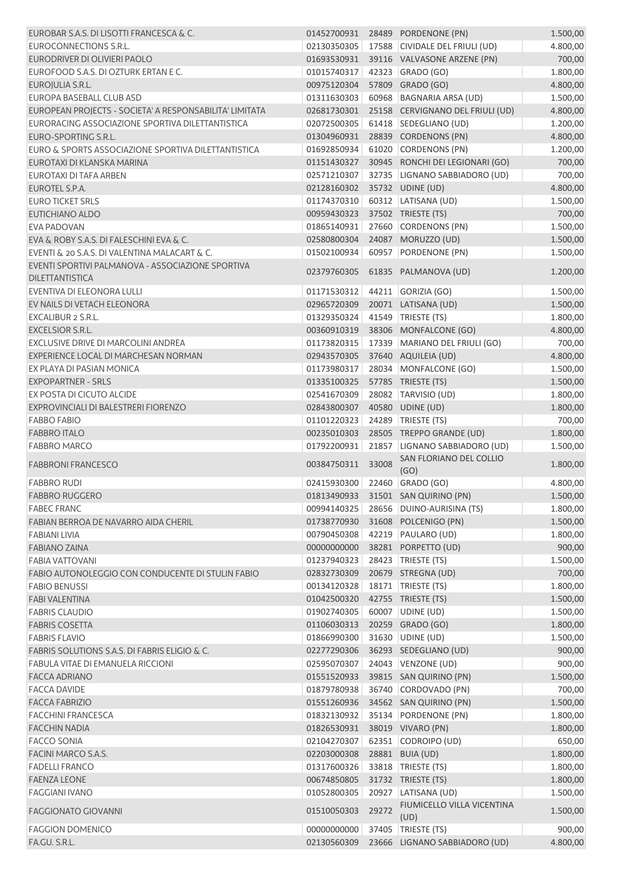| | | | | |
|---|---|---|---|---|
| EUROBAR S.A.S. DI LISOTTI FRANCESCA & C. | 01452700931 | 28489 | PORDENONE (PN) | 1.500,00 |
| EUROCONNECTIONS S.R.L. | 02130350305 | 17588 | CIVIDALE DEL FRIULI (UD) | 4.800,00 |
| EURODRIVER DI OLIVIERI PAOLO | 01693530931 | 39116 | VALVASONE ARZENE (PN) | 700,00 |
| EUROFOOD S.A.S. DI OZTURK ERTAN E C. | 01015740317 | 42323 | GRADO (GO) | 1.800,00 |
| EUROJULIA S.R.L. | 00975120304 | 57809 | GRADO (GO) | 4.800,00 |
| EUROPA BASEBALL CLUB ASD | 01311630303 | 60968 | BAGNARIA ARSA (UD) | 1.500,00 |
| EUROPEAN PROJECTS - SOCIETA' A RESPONSABILITA' LIMITATA | 02681730301 | 25158 | CERVIGNANO DEL FRIULI (UD) | 4.800,00 |
| EURORACING ASSOCIAZIONE SPORTIVA DILETTANTISTICA | 02072500305 | 61418 | SEDEGLIANO (UD) | 1.200,00 |
| EURO-SPORTING S.R.L. | 01304960931 | 28839 | CORDENONS (PN) | 4.800,00 |
| EURO & SPORTS ASSOCIAZIONE SPORTIVA DILETTANTISTICA | 01692850934 | 61020 | CORDENONS (PN) | 1.200,00 |
| EUROTAXI DI KLANSKA MARINA | 01151430327 | 30945 | RONCHI DEI LEGIONARI (GO) | 700,00 |
| EUROTAXI DI TAFA ARBEN | 02571210307 | 32735 | LIGNANO SABBIADORO (UD) | 700,00 |
| EUROTEL S.P.A. | 02128160302 | 35732 | UDINE (UD) | 4.800,00 |
| EURO TICKET SRLS | 01174370310 | 60312 | LATISANA (UD) | 1.500,00 |
| EUTICHIANO ALDO | 00959430323 | 37502 | TRIESTE (TS) | 700,00 |
| EVA PADOVAN | 01865140931 | 27660 | CORDENONS (PN) | 1.500,00 |
| EVA & ROBY S.A.S. DI FALESCHINI EVA & C. | 02580800304 | 24087 | MORUZZO (UD) | 1.500,00 |
| EVENTI & 20 S.A.S. DI VALENTINA MALACART & C. | 01502100934 | 60957 | PORDENONE (PN) | 1.500,00 |
| EVENTI SPORTIVI PALMANOVA - ASSOCIAZIONE SPORTIVA DILETTANTISTICA | 02379760305 | 61835 | PALMANOVA (UD) | 1.200,00 |
| EVENTIVA DI ELEONORA LULLI | 01171530312 | 44211 | GORIZIA (GO) | 1.500,00 |
| EV NAILS DI VETACH ELEONORA | 02965720309 | 20071 | LATISANA (UD) | 1.500,00 |
| EXCALIBUR 2 S.R.L. | 01329350324 | 41549 | TRIESTE (TS) | 1.800,00 |
| EXCELSIOR S.R.L. | 00360910319 | 38306 | MONFALCONE (GO) | 4.800,00 |
| EXCLUSIVE DRIVE DI MARCOLINI ANDREA | 01173820315 | 17339 | MARIANO DEL FRIULI (GO) | 700,00 |
| EXPERIENCE LOCAL DI MARCHESAN NORMAN | 02943570305 | 37640 | AQUILEIA (UD) | 4.800,00 |
| EX PLAYA DI PASIAN MONICA | 01173980317 | 28034 | MONFALCONE (GO) | 1.500,00 |
| EXPOPARTNER - SRLS | 01335100325 | 57785 | TRIESTE (TS) | 1.500,00 |
| EX POSTA DI CICUTO ALCIDE | 02541670309 | 28082 | TARVISIO (UD) | 1.800,00 |
| EXPROVINCIALI DI BALESTRERI FIORENZO | 02843800307 | 40580 | UDINE (UD) | 1.800,00 |
| FABBO FABIO | 01101220323 | 24289 | TRIESTE (TS) | 700,00 |
| FABBRO ITALO | 00235010303 | 28505 | TREPPO GRANDE (UD) | 1.800,00 |
| FABBRO MARCO | 01792200931 | 21857 | LIGNANO SABBIADORO (UD) | 1.500,00 |
| FABBRONI FRANCESCO | 00384750311 | 33008 | SAN FLORIANO DEL COLLIO (GO) | 1.800,00 |
| FABBRO RUDI | 02415930300 | 22460 | GRADO (GO) | 4.800,00 |
| FABBRO RUGGERO | 01813490933 | 31501 | SAN QUIRINO (PN) | 1.500,00 |
| FABEC FRANC | 00994140325 | 28656 | DUINO-AURISINA (TS) | 1.800,00 |
| FABIAN BERROA DE NAVARRO AIDA CHERIL | 01738770930 | 31608 | POLCENIGO (PN) | 1.500,00 |
| FABIANI LIVIA | 00790450308 | 42219 | PAULARO (UD) | 1.800,00 |
| FABIANO ZAINA | 00000000000 | 38281 | PORPETTO (UD) | 900,00 |
| FABIA VATTOVANI | 01237940323 | 28423 | TRIESTE (TS) | 1.500,00 |
| FABIO AUTONOLEGGIO CON CONDUCENTE DI STULIN FABIO | 02832730309 | 20679 | STREGNA (UD) | 700,00 |
| FABIO BENUSSI | 00134120328 | 18171 | TRIESTE (TS) | 1.800,00 |
| FABI VALENTINA | 01042500320 | 42755 | TRIESTE (TS) | 1.500,00 |
| FABRIS CLAUDIO | 01902740305 | 60007 | UDINE (UD) | 1.500,00 |
| FABRIS COSETTA | 01106030313 | 20259 | GRADO (GO) | 1.800,00 |
| FABRIS FLAVIO | 01866990300 | 31630 | UDINE (UD) | 1.500,00 |
| FABRIS SOLUTIONS S.A.S. DI FABRIS ELIGIO & C. | 02277290306 | 36293 | SEDEGLIANO (UD) | 900,00 |
| FABULA VITAE DI EMANUELA RICCIONI | 02595070307 | 24043 | VENZONE (UD) | 900,00 |
| FACCA ADRIANO | 01551520933 | 39815 | SAN QUIRINO (PN) | 1.500,00 |
| FACCA DAVIDE | 01879780938 | 36740 | CORDOVADO (PN) | 700,00 |
| FACCA FABRIZIO | 01551260936 | 34562 | SAN QUIRINO (PN) | 1.500,00 |
| FACCHINI FRANCESCA | 01832130932 | 35134 | PORDENONE (PN) | 1.800,00 |
| FACCHIN NADIA | 01826530931 | 38019 | VIVARO (PN) | 1.800,00 |
| FACCO SONIA | 02104270307 | 62351 | CODROIPO (UD) | 650,00 |
| FACINI MARCO S.A.S. | 02203000308 | 28881 | BUIA (UD) | 1.800,00 |
| FADELLI FRANCO | 01317600326 | 33818 | TRIESTE (TS) | 1.800,00 |
| FAENZA LEONE | 00674850805 | 31732 | TRIESTE (TS) | 1.800,00 |
| FAGGIANI IVANO | 01052800305 | 20927 | LATISANA (UD) | 1.500,00 |
| FAGGIONATO GIOVANNI | 01510050303 | 29272 | FIUMICELLO VILLA VICENTINA (UD) | 1.500,00 |
| FAGGION DOMENICO | 00000000000 | 37405 | TRIESTE (TS) | 900,00 |
| FA.GU. S.R.L. | 02130560309 | 23666 | LIGNANO SABBIADORO (UD) | 4.800,00 |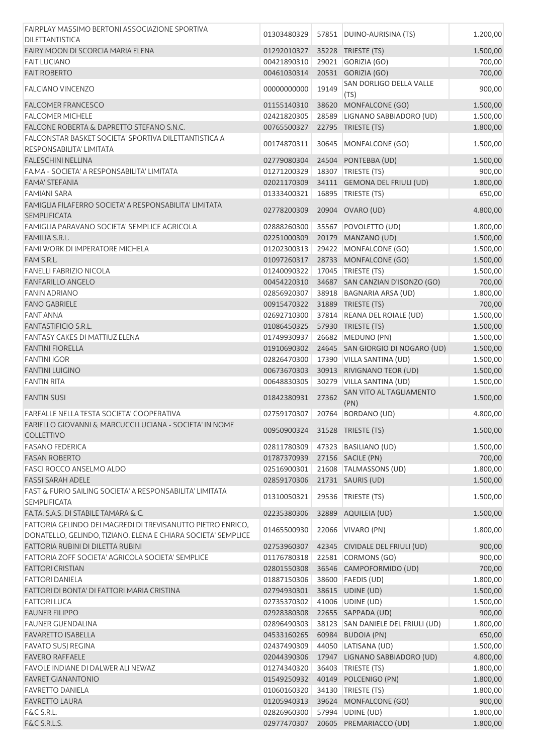| | | | | |
|---|---|---|---|---|
| FAIRPLAY MASSIMO BERTONI ASSOCIAZIONE SPORTIVA DILETTANTISTICA | 01303480329 | 57851 | DUINO-AURISINA (TS) | 1.200,00 |
| FAIRY MOON DI SCORCIA MARIA ELENA | 01292010327 | 35228 | TRIESTE (TS) | 1.500,00 |
| FAIT LUCIANO | 00421890310 | 29021 | GORIZIA (GO) | 700,00 |
| FAIT ROBERTO | 00461030314 | 20531 | GORIZIA (GO) | 700,00 |
| FALCIANO VINCENZO | 00000000000 | 19149 | SAN DORLIGO DELLA VALLE (TS) | 900,00 |
| FALCOMER FRANCESCO | 01155140310 | 38620 | MONFALCONE (GO) | 1.500,00 |
| FALCOMER MICHELE | 02421820305 | 28589 | LIGNANO SABBIADORO (UD) | 1.500,00 |
| FALCONE ROBERTA & DAPRETTO STEFANO S.N.C. | 00765500327 | 22795 | TRIESTE (TS) | 1.800,00 |
| FALCONSTAR BASKET SOCIETA' SPORTIVA DILETTANTISTICA A RESPONSABILITA' LIMITATA | 00174870311 | 30645 | MONFALCONE (GO) | 1.500,00 |
| FALESCHINI NELLINA | 02779080304 | 24504 | PONTEBBA (UD) | 1.500,00 |
| FA.MA - SOCIETA' A RESPONSABILITA' LIMITATA | 01271200329 | 18307 | TRIESTE (TS) | 900,00 |
| FAMA' STEFANIA | 02021170309 | 34111 | GEMONA DEL FRIULI (UD) | 1.800,00 |
| FAMIANI SARA | 01333400321 | 16895 | TRIESTE (TS) | 650,00 |
| FAMIGLIA FILAFERRO SOCIETA' A RESPONSABILITA' LIMITATA SEMPLIFICATA | 02778200309 | 20904 | OVARO (UD) | 4.800,00 |
| FAMIGLIA PARAVANO SOCIETA' SEMPLICE AGRICOLA | 02888260300 | 35567 | POVOLETTO (UD) | 1.800,00 |
| FAMILIA S.R.L. | 02251000309 | 20179 | MANZANO (UD) | 1.500,00 |
| FAMI WORK DI IMPERATORE MICHELA | 01202300313 | 29422 | MONFALCONE (GO) | 1.500,00 |
| FAM S.R.L. | 01097260317 | 28733 | MONFALCONE (GO) | 1.500,00 |
| FANELLI FABRIZIO NICOLA | 01240090322 | 17045 | TRIESTE (TS) | 1.500,00 |
| FANFARILLO ANGELO | 00454220310 | 34687 | SAN CANZIAN D'ISONZO (GO) | 700,00 |
| FANIN ADRIANO | 02856920307 | 38918 | BAGNARIA ARSA (UD) | 1.800,00 |
| FANO GABRIELE | 00915470322 | 31889 | TRIESTE (TS) | 700,00 |
| FANT ANNA | 02692710300 | 37814 | REANA DEL ROIALE (UD) | 1.500,00 |
| FANTASTIFICIO S.R.L. | 01086450325 | 57930 | TRIESTE (TS) | 1.500,00 |
| FANTASY CAKES DI MATTIUZ ELENA | 01749930937 | 26682 | MEDUNO (PN) | 1.500,00 |
| FANTINI FIORELLA | 01910690302 | 24645 | SAN GIORGIO DI NOGARO (UD) | 1.500,00 |
| FANTINI IGOR | 02826470300 | 17390 | VILLA SANTINA (UD) | 1.500,00 |
| FANTINI LUIGINO | 00673670303 | 30913 | RIVIGNANO TEOR (UD) | 1.500,00 |
| FANTIN RITA | 00648830305 | 30279 | VILLA SANTINA (UD) | 1.500,00 |
| FANTIN SUSI | 01842380931 | 27362 | SAN VITO AL TAGLIAMENTO (PN) | 1.500,00 |
| FARFALLE NELLA TESTA SOCIETA' COOPERATIVA | 02759170307 | 20764 | BORDANO (UD) | 4.800,00 |
| FARIELLO GIOVANNI & MARCUCCI LUCIANA - SOCIETA' IN NOME COLLETTIVO | 00950900324 | 31528 | TRIESTE (TS) | 1.500,00 |
| FASANO FEDERICA | 02811780309 | 47323 | BASILIANO (UD) | 1.500,00 |
| FASAN ROBERTO | 01787370939 | 27156 | SACILE (PN) | 700,00 |
| FASCI ROCCO ANSELMO ALDO | 02516900301 | 21608 | TALMASSONS (UD) | 1.800,00 |
| FASSI SARAH ADELE | 02859170306 | 21731 | SAURIS (UD) | 1.500,00 |
| FAST & FURIO SAILING SOCIETA' A RESPONSABILITA' LIMITATA SEMPLIFICATA | 01310050321 | 29536 | TRIESTE (TS) | 1.500,00 |
| FA.TA. S.A.S. DI STABILE TAMARA & C. | 02235380306 | 32889 | AQUILEIA (UD) | 1.500,00 |
| FATTORIA GELINDO DEI MAGREDI DI TREVISANUTTO PIETRO ENRICO, DONATELLO, GELINDO, TIZIANO, ELENA E CHIARA SOCIETA' SEMPLICE | 01465500930 | 22066 | VIVARO (PN) | 1.800,00 |
| FATTORIA RUBINI DI DILETTA RUBINI | 02753960307 | 42345 | CIVIDALE DEL FRIULI (UD) | 900,00 |
| FATTORIA ZOFF SOCIETA' AGRICOLA SOCIETA' SEMPLICE | 01176780318 | 22581 | CORMONS (GO) | 900,00 |
| FATTORI CRISTIAN | 02801550308 | 36546 | CAMPOFORMIDO (UD) | 700,00 |
| FATTORI DANIELA | 01887150306 | 38600 | FAEDIS (UD) | 1.800,00 |
| FATTORI DI BONTA' DI FATTORI MARIA CRISTINA | 02794930301 | 38615 | UDINE (UD) | 1.500,00 |
| FATTORI LUCA | 02735370302 | 41006 | UDINE (UD) | 1.500,00 |
| FAUNER FILIPPO | 02928380308 | 22655 | SAPPADA (UD) | 900,00 |
| FAUNER GUENDALINA | 02896490303 | 38123 | SAN DANIELE DEL FRIULI (UD) | 1.800,00 |
| FAVARETTO ISABELLA | 04533160265 | 60984 | BUDOIA (PN) | 650,00 |
| FAVATO SUSJ REGINA | 02437490309 | 44050 | LATISANA (UD) | 1.500,00 |
| FAVERO RAFFAELE | 02044390306 | 17947 | LIGNANO SABBIADORO (UD) | 4.800,00 |
| FAVOLE INDIANE DI DALWER ALI NEWAZ | 01274340320 | 36403 | TRIESTE (TS) | 1.800,00 |
| FAVRET GIANANTONIO | 01549250932 | 40149 | POLCENIGO (PN) | 1.800,00 |
| FAVRETTO DANIELA | 01060160320 | 34130 | TRIESTE (TS) | 1.800,00 |
| FAVRETTO LAURA | 01205940313 | 39624 | MONFALCONE (GO) | 900,00 |
| F&C S.R.L. | 02826960300 | 57994 | UDINE (UD) | 1.800,00 |
| F&C S.R.L.S. | 02977470307 | 20605 | PREMARIACCO (UD) | 1.800,00 |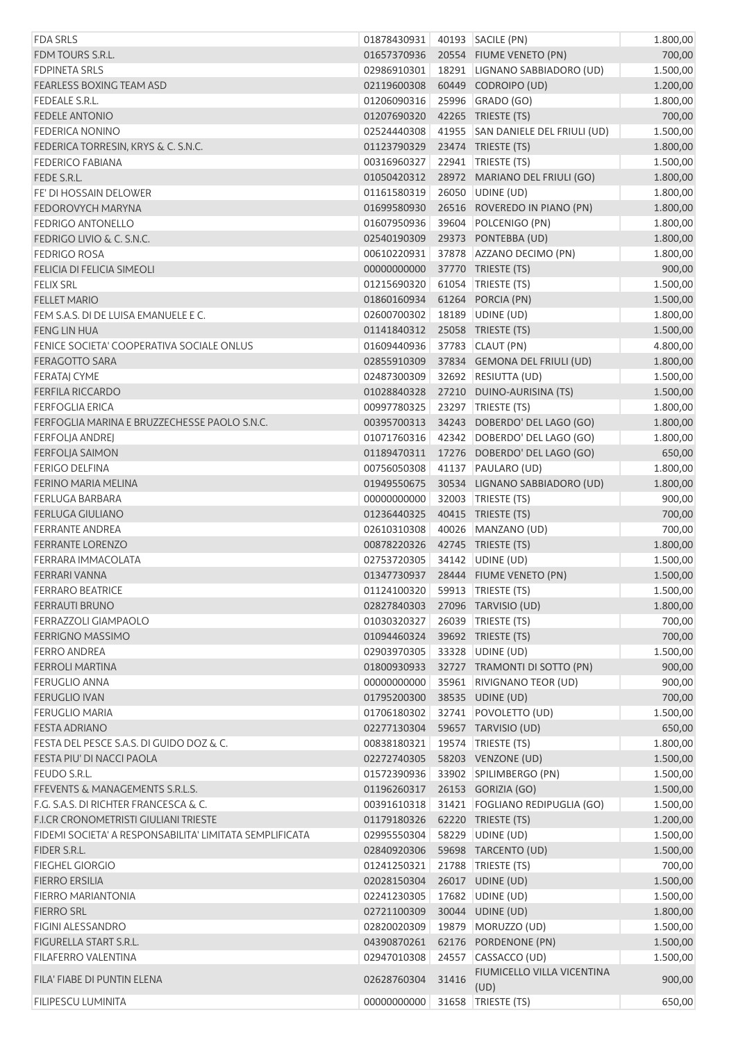| | | | | |
|---|---|---|---|---|
| FDA SRLS | 01878430931 | 40193 | SACILE (PN) | 1.800,00 |
| FDM TOURS S.R.L. | 01657370936 | 20554 | FIUME VENETO (PN) | 700,00 |
| FDPINETA SRLS | 02986910301 | 18291 | LIGNANO SABBIADORO (UD) | 1.500,00 |
| FEARLESS BOXING TEAM ASD | 02119600308 | 60449 | CODROIPO (UD) | 1.200,00 |
| FEDEALE S.R.L. | 01206090316 | 25996 | GRADO (GO) | 1.800,00 |
| FEDELE ANTONIO | 01207690320 | 42265 | TRIESTE (TS) | 700,00 |
| FEDERICA NONINO | 02524440308 | 41955 | SAN DANIELE DEL FRIULI (UD) | 1.500,00 |
| FEDERICA TORRESIN, KRYS & C. S.N.C. | 01123790329 | 23474 | TRIESTE (TS) | 1.800,00 |
| FEDERICO FABIANA | 00316960327 | 22941 | TRIESTE (TS) | 1.500,00 |
| FEDE S.R.L. | 01050420312 | 28972 | MARIANO DEL FRIULI (GO) | 1.800,00 |
| FE' DI HOSSAIN DELOWER | 01161580319 | 26050 | UDINE (UD) | 1.800,00 |
| FEDOROVYCH MARYNA | 01699580930 | 26516 | ROVEREDO IN PIANO (PN) | 1.800,00 |
| FEDRIGO ANTONELLO | 01607950936 | 39604 | POLCENIGO (PN) | 1.800,00 |
| FEDRIGO LIVIO & C. S.N.C. | 02540190309 | 29373 | PONTEBBA (UD) | 1.800,00 |
| FEDRIGO ROSA | 00610220931 | 37878 | AZZANO DECIMO (PN) | 1.800,00 |
| FELICIA DI FELICIA SIMEOLI | 00000000000 | 37770 | TRIESTE (TS) | 900,00 |
| FELIX SRL | 01215690320 | 61054 | TRIESTE (TS) | 1.500,00 |
| FELLET MARIO | 01860160934 | 61264 | PORCIA (PN) | 1.500,00 |
| FEM S.A.S. DI DE LUISA EMANUELE E C. | 02600700302 | 18189 | UDINE (UD) | 1.800,00 |
| FENG LIN HUA | 01141840312 | 25058 | TRIESTE (TS) | 1.500,00 |
| FENICE SOCIETA' COOPERATIVA SOCIALE ONLUS | 01609440936 | 37783 | CLAUT (PN) | 4.800,00 |
| FERAGOTTO SARA | 02855910309 | 37834 | GEMONA DEL FRIULI (UD) | 1.800,00 |
| FERATAJ CYME | 02487300309 | 32692 | RESIUTTA (UD) | 1.500,00 |
| FERFILA RICCARDO | 01028840328 | 27210 | DUINO-AURISINA (TS) | 1.500,00 |
| FERFOGLIA ERICA | 00997780325 | 23297 | TRIESTE (TS) | 1.800,00 |
| FERFOGLIA MARINA E BRUZZECHESSE PAOLO S.N.C. | 00395700313 | 34243 | DOBERDO' DEL LAGO (GO) | 1.800,00 |
| FERFOLJA ANDREJ | 01071760316 | 42342 | DOBERDO' DEL LAGO (GO) | 1.800,00 |
| FERFOLJA SAIMON | 01189470311 | 17276 | DOBERDO' DEL LAGO (GO) | 650,00 |
| FERIGO DELFINA | 00756050308 | 41137 | PAULARO (UD) | 1.800,00 |
| FERINO MARIA MELINA | 01949550675 | 30534 | LIGNANO SABBIADORO (UD) | 1.800,00 |
| FERLUGA BARBARA | 00000000000 | 32003 | TRIESTE (TS) | 900,00 |
| FERLUGA GIULIANO | 01236440325 | 40415 | TRIESTE (TS) | 700,00 |
| FERRANTE ANDREA | 02610310308 | 40026 | MANZANO (UD) | 700,00 |
| FERRANTE LORENZO | 00878220326 | 42745 | TRIESTE (TS) | 1.800,00 |
| FERRARA IMMACOLATA | 02753720305 | 34142 | UDINE (UD) | 1.500,00 |
| FERRARI VANNA | 01347730937 | 28444 | FIUME VENETO (PN) | 1.500,00 |
| FERRARO BEATRICE | 01124100320 | 59913 | TRIESTE (TS) | 1.500,00 |
| FERRAUTI BRUNO | 02827840303 | 27096 | TARVISIO (UD) | 1.800,00 |
| FERRAZZOLI GIAMPAOLO | 01030320327 | 26039 | TRIESTE (TS) | 700,00 |
| FERRIGNO MASSIMO | 01094460324 | 39692 | TRIESTE (TS) | 700,00 |
| FERRO ANDREA | 02903970305 | 33328 | UDINE (UD) | 1.500,00 |
| FERROLI MARTINA | 01800930933 | 32727 | TRAMONTI DI SOTTO (PN) | 900,00 |
| FERUGLIO ANNA | 00000000000 | 35961 | RIVIGNANO TEOR (UD) | 900,00 |
| FERUGLIO IVAN | 01795200300 | 38535 | UDINE (UD) | 700,00 |
| FERUGLIO MARIA | 01706180302 | 32741 | POVOLETTO (UD) | 1.500,00 |
| FESTA ADRIANO | 02277130304 | 59657 | TARVISIO (UD) | 650,00 |
| FESTA DEL PESCE S.A.S. DI GUIDO DOZ & C. | 00838180321 | 19574 | TRIESTE (TS) | 1.800,00 |
| FESTA PIU' DI NACCI PAOLA | 02272740305 | 58203 | VENZONE (UD) | 1.500,00 |
| FEUDO S.R.L. | 01572390936 | 33902 | SPILIMBERGO (PN) | 1.500,00 |
| FFEVENTS & MANAGEMENTS S.R.L.S. | 01196260317 | 26153 | GORIZIA (GO) | 1.500,00 |
| F.G. S.A.S. DI RICHTER FRANCESCA & C. | 00391610318 | 31421 | FOGLIANO REDIPUGLIA (GO) | 1.500,00 |
| F.I.CR CRONOMETRISTI GIULIANI TRIESTE | 01179180326 | 62220 | TRIESTE (TS) | 1.200,00 |
| FIDEMI SOCIETA' A RESPONSABILITA' LIMITATA SEMPLIFICATA | 02995550304 | 58229 | UDINE (UD) | 1.500,00 |
| FIDER S.R.L. | 02840920306 | 59698 | TARCENTO (UD) | 1.500,00 |
| FIEGHEL GIORGIO | 01241250321 | 21788 | TRIESTE (TS) | 700,00 |
| FIERRO ERSILIA | 02028150304 | 26017 | UDINE (UD) | 1.500,00 |
| FIERRO MARIANTONIA | 02241230305 | 17682 | UDINE (UD) | 1.500,00 |
| FIERRO SRL | 02721100309 | 30044 | UDINE (UD) | 1.800,00 |
| FIGINI ALESSANDRO | 02820020309 | 19879 | MORUZZO (UD) | 1.500,00 |
| FIGURELLA START S.R.L. | 04390870261 | 62176 | PORDENONE (PN) | 1.500,00 |
| FILAFERRO VALENTINA | 02947010308 | 24557 | CASSACCO (UD) | 1.500,00 |
| FILA' FIABE DI PUNTIN ELENA | 02628760304 | 31416 | FIUMICELLO VILLA VICENTINA (UD) | 900,00 |
| FILIPESCU LUMINITA | 00000000000 | 31658 | TRIESTE (TS) | 650,00 |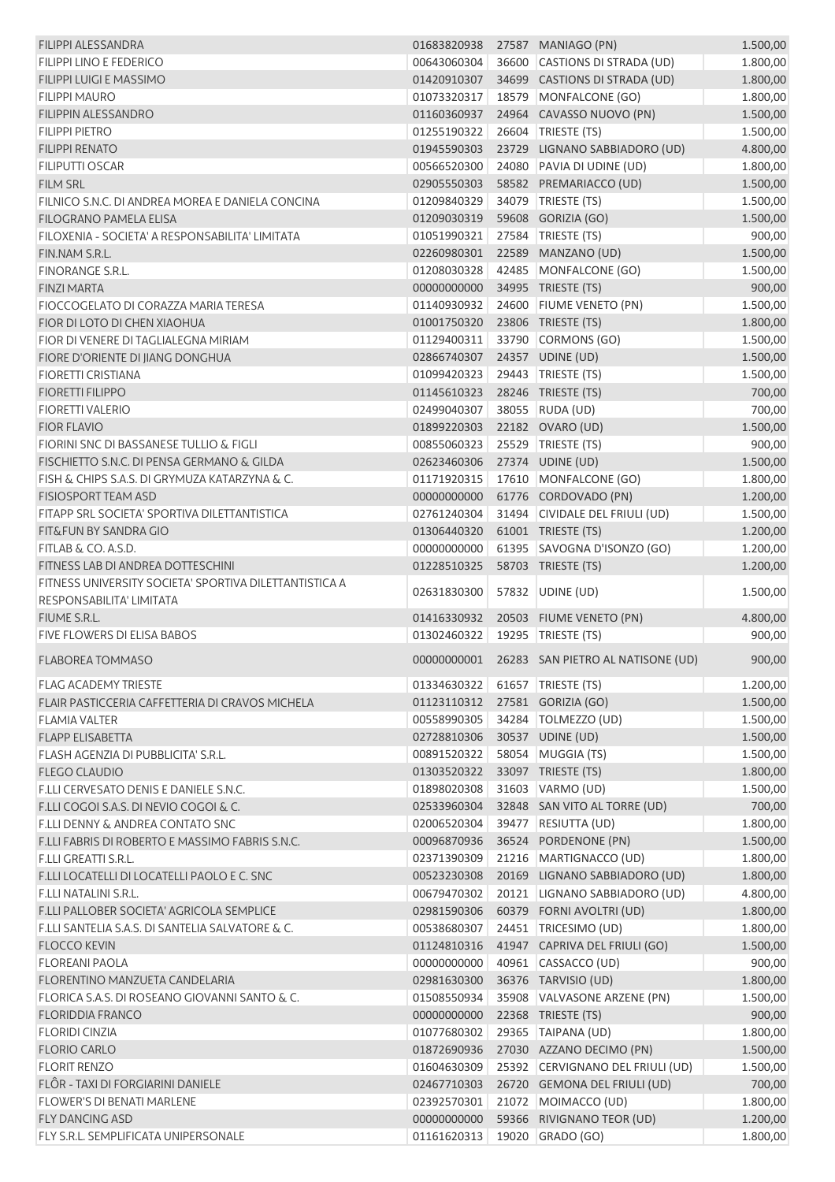| | | | | |
|---|---|---|---|---|
| FILIPPI ALESSANDRA | 01683820938 | 27587 | MANIAGO (PN) | 1.500,00 |
| FILIPPI LINO E FEDERICO | 00643060304 | 36600 | CASTIONS DI STRADA (UD) | 1.800,00 |
| FILIPPI LUIGI E MASSIMO | 01420910307 | 34699 | CASTIONS DI STRADA (UD) | 1.800,00 |
| FILIPPI MAURO | 01073320317 | 18579 | MONFALCONE (GO) | 1.800,00 |
| FILIPPIN ALESSANDRO | 01160360937 | 24964 | CAVASSO NUOVO (PN) | 1.500,00 |
| FILIPPI PIETRO | 01255190322 | 26604 | TRIESTE (TS) | 1.500,00 |
| FILIPPI RENATO | 01945590303 | 23729 | LIGNANO SABBIADORO (UD) | 4.800,00 |
| FILIPUTTI OSCAR | 00566520300 | 24080 | PAVIA DI UDINE (UD) | 1.800,00 |
| FILM SRL | 02905550303 | 58582 | PREMARIACCO (UD) | 1.500,00 |
| FILNICO S.N.C. DI ANDREA MOREA E DANIELA CONCINA | 01209840329 | 34079 | TRIESTE (TS) | 1.500,00 |
| FILOGRANO PAMELA ELISA | 01209030319 | 59608 | GORIZIA (GO) | 1.500,00 |
| FILOXENIA - SOCIETA' A RESPONSABILITA' LIMITATA | 01051990321 | 27584 | TRIESTE (TS) | 900,00 |
| FIN.NAM S.R.L. | 02260980301 | 22589 | MANZANO (UD) | 1.500,00 |
| FINORANGE S.R.L. | 01208030328 | 42485 | MONFALCONE (GO) | 1.500,00 |
| FINZI MARTA | 00000000000 | 34995 | TRIESTE (TS) | 900,00 |
| FIOCCOGELATO DI CORAZZA MARIA TERESA | 01140930932 | 24600 | FIUME VENETO (PN) | 1.500,00 |
| FIOR DI LOTO DI CHEN XIAOHUA | 01001750320 | 23806 | TRIESTE (TS) | 1.800,00 |
| FIOR DI VENERE DI TAGLIALEGNA MIRIAM | 01129400311 | 33790 | CORMONS (GO) | 1.500,00 |
| FIORE D'ORIENTE DI JIANG DONGHUA | 02866740307 | 24357 | UDINE (UD) | 1.500,00 |
| FIORETTI CRISTIANA | 01099420323 | 29443 | TRIESTE (TS) | 1.500,00 |
| FIORETTI FILIPPO | 01145610323 | 28246 | TRIESTE (TS) | 700,00 |
| FIORETTI VALERIO | 02499040307 | 38055 | RUDA (UD) | 700,00 |
| FIOR FLAVIO | 01899220303 | 22182 | OVARO (UD) | 1.500,00 |
| FIORINI SNC DI BASSANESE TULLIO & FIGLI | 00855060323 | 25529 | TRIESTE (TS) | 900,00 |
| FISCHIETTO S.N.C. DI PENSA GERMANO & GILDA | 02623460306 | 27374 | UDINE (UD) | 1.500,00 |
| FISH & CHIPS S.A.S. DI GRYMUZA KATARZYNA & C. | 01171920315 | 17610 | MONFALCONE (GO) | 1.800,00 |
| FISIOSPORT TEAM ASD | 00000000000 | 61776 | CORDOVADO (PN) | 1.200,00 |
| FITAPP SRL SOCIETA' SPORTIVA DILETTANTISTICA | 02761240304 | 31494 | CIVIDALE DEL FRIULI (UD) | 1.500,00 |
| FIT&FUN BY SANDRA GIO | 01306440320 | 61001 | TRIESTE (TS) | 1.200,00 |
| FITLAB & CO. A.S.D. | 00000000000 | 61395 | SAVOGNA D'ISONZO (GO) | 1.200,00 |
| FITNESS LAB DI ANDREA DOTTESCHINI | 01228510325 | 58703 | TRIESTE (TS) | 1.200,00 |
| FITNESS UNIVERSITY SOCIETA' SPORTIVA DILETTANTISTICA A RESPONSABILITA' LIMITATA | 02631830300 | 57832 | UDINE (UD) | 1.500,00 |
| FIUME S.R.L. | 01416330932 | 20503 | FIUME VENETO (PN) | 4.800,00 |
| FIVE FLOWERS DI ELISA BABOS | 01302460322 | 19295 | TRIESTE (TS) | 900,00 |
| FLABOREA TOMMASO | 00000000001 | 26283 | SAN PIETRO AL NATISONE (UD) | 900,00 |
| FLAG ACADEMY TRIESTE | 01334630322 | 61657 | TRIESTE (TS) | 1.200,00 |
| FLAIR PASTICCERIA CAFFETTERIA DI CRAVOS MICHELA | 01123110312 | 27581 | GORIZIA (GO) | 1.500,00 |
| FLAMIA VALTER | 00558990305 | 34284 | TOLMEZZO (UD) | 1.500,00 |
| FLAPP ELISABETTA | 02728810306 | 30537 | UDINE (UD) | 1.500,00 |
| FLASH AGENZIA DI PUBBLICITA' S.R.L. | 00891520322 | 58054 | MUGGIA (TS) | 1.500,00 |
| FLEGO CLAUDIO | 01303520322 | 33097 | TRIESTE (TS) | 1.800,00 |
| F.LLI CERVESATO DENIS E DANIELE S.N.C. | 01898020308 | 31603 | VARMO (UD) | 1.500,00 |
| F.LLI COGOI S.A.S. DI NEVIO COGOI & C. | 02533960304 | 32848 | SAN VITO AL TORRE (UD) | 700,00 |
| F.LLI DENNY & ANDREA CONTATO SNC | 02006520304 | 39477 | RESIUTTA (UD) | 1.800,00 |
| F.LLI FABRIS DI ROBERTO E MASSIMO FABRIS S.N.C. | 00096870936 | 36524 | PORDENONE (PN) | 1.500,00 |
| F.LLI GREATTI S.R.L. | 02371390309 | 21216 | MARTIGNACCO (UD) | 1.800,00 |
| F.LLI LOCATELLI DI LOCATELLI PAOLO E C. SNC | 00523230308 | 20169 | LIGNANO SABBIADORO (UD) | 1.800,00 |
| F.LLI NATALINI S.R.L. | 00679470302 | 20121 | LIGNANO SABBIADORO (UD) | 4.800,00 |
| F.LLI PALLOBER SOCIETA' AGRICOLA SEMPLICE | 02981590306 | 60379 | FORNI AVOLTRI (UD) | 1.800,00 |
| F.LLI SANTELIA S.A.S. DI SANTELIA SALVATORE & C. | 00538680307 | 24451 | TRICESIMO (UD) | 1.800,00 |
| FLOCCO KEVIN | 01124810316 | 41947 | CAPRIVA DEL FRIULI (GO) | 1.500,00 |
| FLOREANI PAOLA | 00000000000 | 40961 | CASSACCO (UD) | 900,00 |
| FLORENTINO MANZUETA CANDELARIA | 02981630300 | 36376 | TARVISIO (UD) | 1.800,00 |
| FLORICA S.A.S. DI ROSEANO GIOVANNI SANTO & C. | 01508550934 | 35908 | VALVASONE ARZENE (PN) | 1.500,00 |
| FLORIDDIA FRANCO | 00000000000 | 22368 | TRIESTE (TS) | 900,00 |
| FLORIDI CINZIA | 01077680302 | 29365 | TAIPANA (UD) | 1.800,00 |
| FLORIO CARLO | 01872690936 | 27030 | AZZANO DECIMO (PN) | 1.500,00 |
| FLORIT RENZO | 01604630309 | 25392 | CERVIGNANO DEL FRIULI (UD) | 1.500,00 |
| FLÔR - TAXI DI FORGIARINI DANIELE | 02467710303 | 26720 | GEMONA DEL FRIULI (UD) | 700,00 |
| FLOWER'S DI BENATI MARLENE | 02392570301 | 21072 | MOIMACCO (UD) | 1.800,00 |
| FLY DANCING ASD | 00000000000 | 59366 | RIVIGNANO TEOR (UD) | 1.200,00 |
| FLY S.R.L. SEMPLIFICATA UNIPERSONALE | 01161620313 | 19020 | GRADO (GO) | 1.800,00 |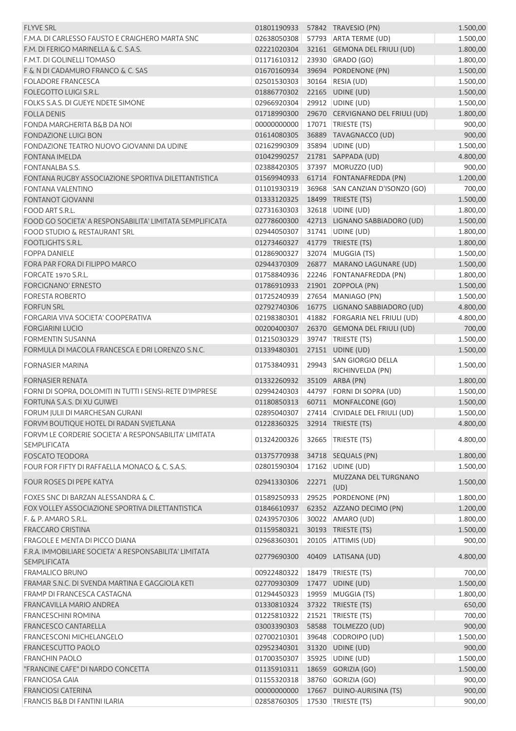| | | | | |
|---|---|---|---|---|
| FLYVE SRL | 01801190933 | 57842 | TRAVESIO (PN) | 1.500,00 |
| F.M.A. DI CARLESSO FAUSTO E CRAIGHERO MARTA SNC | 02638050308 | 57793 | ARTA TERME (UD) | 1.500,00 |
| F.M. DI FERIGO MARINELLA & C. S.A.S. | 02221020304 | 32161 | GEMONA DEL FRIULI (UD) | 1.800,00 |
| F.M.T. DI GOLINELLI TOMASO | 01171610312 | 23930 | GRADO (GO) | 1.800,00 |
| F & N DI CADAMURO FRANCO & C. SAS | 01670160934 | 39694 | PORDENONE (PN) | 1.500,00 |
| FOLADORE FRANCESCA | 02501530303 | 30164 | RESIA (UD) | 1.500,00 |
| FOLEGOTTO LUIGI S.R.L. | 01886770302 | 22165 | UDINE (UD) | 1.500,00 |
| FOLKS S.A.S. DI GUEYE NDETE SIMONE | 02966920304 | 29912 | UDINE (UD) | 1.500,00 |
| FOLLA DENIS | 01718990300 | 29670 | CERVIGNANO DEL FRIULI (UD) | 1.800,00 |
| FONDA MARGHERITA B&B DA NOI | 00000000000 | 17071 | TRIESTE (TS) | 900,00 |
| FONDAZIONE LUIGI BON | 01614080305 | 36889 | TAVAGNACCO (UD) | 900,00 |
| FONDAZIONE TEATRO NUOVO GIOVANNI DA UDINE | 02162990309 | 35894 | UDINE (UD) | 1.500,00 |
| FONTANA IMELDA | 01042990257 | 21781 | SAPPADA (UD) | 4.800,00 |
| FONTANALBA S.S. | 02388420305 | 37397 | MORUZZO (UD) | 900,00 |
| FONTANA RUGBY ASSOCIAZIONE SPORTIVA DILETTANTISTICA | 01569940933 | 61714 | FONTANAFREDDA (PN) | 1.200,00 |
| FONTANA VALENTINO | 01101930319 | 36968 | SAN CANZIAN D'ISONZO (GO) | 700,00 |
| FONTANOT GIOVANNI | 01333120325 | 18499 | TRIESTE (TS) | 1.500,00 |
| FOOD ART S.R.L. | 02731630303 | 32618 | UDINE (UD) | 1.800,00 |
| FOOD GO SOCIETA' A RESPONSABILITA' LIMITATA SEMPLIFICATA | 02778600300 | 42713 | LIGNANO SABBIADORO (UD) | 1.500,00 |
| FOOD STUDIO & RESTAURANT SRL | 02944050307 | 31741 | UDINE (UD) | 1.800,00 |
| FOOTLIGHTS S.R.L. | 01273460327 | 41779 | TRIESTE (TS) | 1.800,00 |
| FOPPA DANIELE | 01286900327 | 32074 | MUGGIA (TS) | 1.500,00 |
| FORA PAR FORA DI FILIPPO MARCO | 02944370309 | 26877 | MARANO LAGUNARE (UD) | 1.500,00 |
| FORCATE 1970 S.R.L. | 01758840936 | 22246 | FONTANAFREDDA (PN) | 1.800,00 |
| FORCIGNANO' ERNESTO | 01786910933 | 21901 | ZOPPOLA (PN) | 1.500,00 |
| FORESTA ROBERTO | 01725240939 | 27654 | MANIAGO (PN) | 1.500,00 |
| FORFUN SRL | 02792740306 | 16775 | LIGNANO SABBIADORO (UD) | 4.800,00 |
| FORGARIA VIVA SOCIETA' COOPERATIVA | 02198380301 | 41882 | FORGARIA NEL FRIULI (UD) | 4.800,00 |
| FORGIARINI LUCIO | 00200400307 | 26370 | GEMONA DEL FRIULI (UD) | 700,00 |
| FORMENTIN SUSANNA | 01215030329 | 39747 | TRIESTE (TS) | 1.500,00 |
| FORMULA DI MACOLA FRANCESCA E DRI LORENZO S.N.C. | 01339480301 | 27151 | UDINE (UD) | 1.500,00 |
| FORNASIER MARINA | 01753840931 | 29943 | SAN GIORGIO DELLA RICHINVELDA (PN) | 1.500,00 |
| FORNASIER RENATA | 01332260932 | 35109 | ARBA (PN) | 1.800,00 |
| FORNI DI SOPRA, DOLOMITI IN TUTTI I SENSI-RETE D'IMPRESE | 02994240303 | 44797 | FORNI DI SOPRA (UD) | 1.500,00 |
| FORTUNA S.A.S. DI XU GUIWEI | 01180850313 | 60711 | MONFALCONE (GO) | 1.500,00 |
| FORUM JULII DI MARCHESAN GURANI | 02895040307 | 27414 | CIVIDALE DEL FRIULI (UD) | 1.500,00 |
| FORVM BOUTIQUE HOTEL DI RADAN SVJETLANA | 01228360325 | 32914 | TRIESTE (TS) | 4.800,00 |
| FORVM LE CORDERIE SOCIETA' A RESPONSABILITA' LIMITATA SEMPLIFICATA | 01324200326 | 32665 | TRIESTE (TS) | 4.800,00 |
| FOSCATO TEODORA | 01375770938 | 34718 | SEQUALS (PN) | 1.800,00 |
| FOUR FOR FIFTY DI RAFFAELLA MONACO & C. S.A.S. | 02801590304 | 17162 | UDINE (UD) | 1.500,00 |
| FOUR ROSES DI PEPE KATYA | 02941330306 | 22271 | MUZZANA DEL TURGNANO (UD) | 1.500,00 |
| FOXES SNC DI BARZAN ALESSANDRA & C. | 01589250933 | 29525 | PORDENONE (PN) | 1.800,00 |
| FOX VOLLEY ASSOCIAZIONE SPORTIVA DILETTANTISTICA | 01846610937 | 62352 | AZZANO DECIMO (PN) | 1.200,00 |
| F. & P. AMARO S.R.L. | 02439570306 | 30022 | AMARO (UD) | 1.800,00 |
| FRACCARO CRISTINA | 01159580321 | 30193 | TRIESTE (TS) | 1.500,00 |
| FRAGOLE E MENTA DI PICCO DIANA | 02968360301 | 20105 | ATTIMIS (UD) | 900,00 |
| F.R.A. IMMOBILIARE SOCIETA' A RESPONSABILITA' LIMITATA SEMPLIFICATA | 02779690300 | 40409 | LATISANA (UD) | 4.800,00 |
| FRAMALICO BRUNO | 00922480322 | 18479 | TRIESTE (TS) | 700,00 |
| FRAMAR S.N.C. DI SVENDA MARTINA E GAGGIOLA KETI | 02770930309 | 17477 | UDINE (UD) | 1.500,00 |
| FRAMP DI FRANCESCA CASTAGNA | 01294450323 | 19959 | MUGGIA (TS) | 1.800,00 |
| FRANCAVILLA MARIO ANDREA | 01330810324 | 37322 | TRIESTE (TS) | 650,00 |
| FRANCESCHINI ROMINA | 01225810322 | 21521 | TRIESTE (TS) | 700,00 |
| FRANCESCO CANTARELLA | 03003390303 | 58588 | TOLMEZZO (UD) | 900,00 |
| FRANCESCONI MICHELANGELO | 02700210301 | 39648 | CODROIPO (UD) | 1.500,00 |
| FRANCESCUTTO PAOLO | 02952340301 | 31320 | UDINE (UD) | 900,00 |
| FRANCHIN PAOLO | 01700350307 | 35925 | UDINE (UD) | 1.500,00 |
| "FRANCINE CAFE" DI NARDO CONCETTA | 01135910311 | 18659 | GORIZIA (GO) | 1.500,00 |
| FRANCIOSA GAIA | 01155320318 | 38760 | GORIZIA (GO) | 900,00 |
| FRANCIOSI CATERINA | 00000000000 | 17667 | DUINO-AURISINA (TS) | 900,00 |
| FRANCIS B&B DI FANTINI ILARIA | 02858760305 | 17530 | TRIESTE (TS) | 900,00 |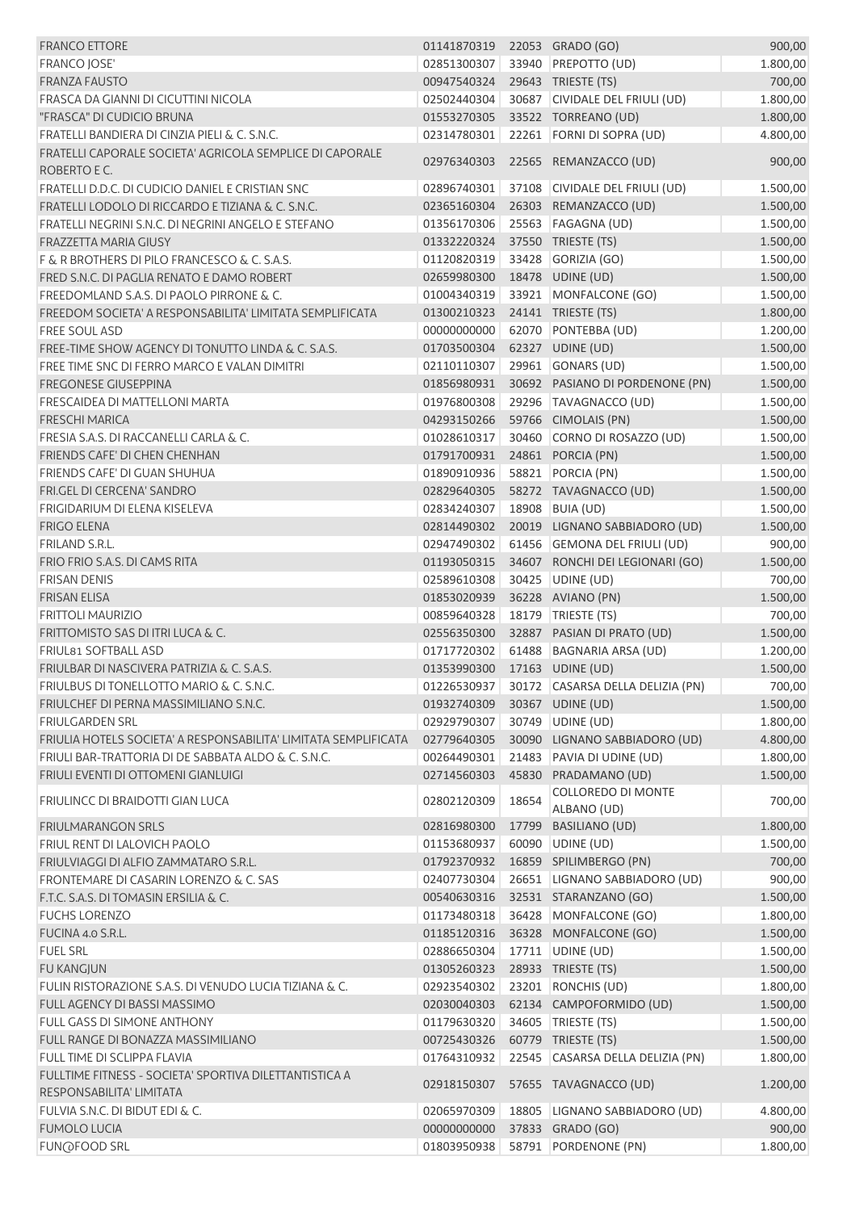| | | | | |
|---|---|---|---|---|
| FRANCO ETTORE | 01141870319 | 22053 | GRADO (GO) | 900,00 |
| FRANCO JOSE' | 02851300307 | 33940 | PREPOTTO (UD) | 1.800,00 |
| FRANZA FAUSTO | 00947540324 | 29643 | TRIESTE (TS) | 700,00 |
| FRASCA DA GIANNI DI CICUTTINI NICOLA | 02502440304 | 30687 | CIVIDALE DEL FRIULI (UD) | 1.800,00 |
| "FRASCA" DI CUDICIO BRUNA | 01553270305 | 33522 | TORREANO (UD) | 1.800,00 |
| FRATELLI BANDIERA DI CINZIA PIELI & C. S.N.C. | 02314780301 | 22261 | FORNI DI SOPRA (UD) | 4.800,00 |
| FRATELLI CAPORALE SOCIETA' AGRICOLA SEMPLICE DI CAPORALE ROBERTO E C. | 02976340303 | 22565 | REMANZACCO (UD) | 900,00 |
| FRATELLI D.D.C. DI CUDICIO DANIEL E CRISTIAN SNC | 02896740301 | 37108 | CIVIDALE DEL FRIULI (UD) | 1.500,00 |
| FRATELLI LODOLO DI RICCARDO E TIZIANA & C. S.N.C. | 02365160304 | 26303 | REMANZACCO (UD) | 1.500,00 |
| FRATELLI NEGRINI S.N.C. DI NEGRINI ANGELO E STEFANO | 01356170306 | 25563 | FAGAGNA (UD) | 1.500,00 |
| FRAZZETTA MARIA GIUSY | 01332220324 | 37550 | TRIESTE (TS) | 1.500,00 |
| F & R BROTHERS DI PILO FRANCESCO & C. S.A.S. | 01120820319 | 33428 | GORIZIA (GO) | 1.500,00 |
| FRED S.N.C. DI PAGLIA RENATO E DAMO ROBERT | 02659980300 | 18478 | UDINE (UD) | 1.500,00 |
| FREEDOMLAND S.A.S. DI PAOLO PIRRONE & C. | 01004340319 | 33921 | MONFALCONE (GO) | 1.500,00 |
| FREEDOM SOCIETA' A RESPONSABILITA' LIMITATA SEMPLIFICATA | 01300210323 | 24141 | TRIESTE (TS) | 1.800,00 |
| FREE SOUL ASD | 00000000000 | 62070 | PONTEBBA (UD) | 1.200,00 |
| FREE-TIME SHOW AGENCY DI TONUTTO LINDA & C. S.A.S. | 01703500304 | 62327 | UDINE (UD) | 1.500,00 |
| FREE TIME SNC DI FERRO MARCO E VALAN DIMITRI | 02110110307 | 29961 | GONARS (UD) | 1.500,00 |
| FREGONESE GIUSEPPINA | 01856980931 | 30692 | PASIANO DI PORDENONE (PN) | 1.500,00 |
| FRESCAIDEA DI MATTELLONI MARTA | 01976800308 | 29296 | TAVAGNACCO (UD) | 1.500,00 |
| FRESCHI MARICA | 04293150266 | 59766 | CIMOLAIS (PN) | 1.500,00 |
| FRESIA S.A.S. DI RACCANELLI CARLA & C. | 01028610317 | 30460 | CORNO DI ROSAZZO (UD) | 1.500,00 |
| FRIENDS CAFE' DI CHEN CHENHAN | 01791700931 | 24861 | PORCIA (PN) | 1.500,00 |
| FRIENDS CAFE' DI GUAN SHUHUA | 01890910936 | 58821 | PORCIA (PN) | 1.500,00 |
| FRI.GEL DI CERCENA' SANDRO | 02829640305 | 58272 | TAVAGNACCO (UD) | 1.500,00 |
| FRIGIDARIUM DI ELENA KISELEVA | 02834240307 | 18908 | BUIA (UD) | 1.500,00 |
| FRIGO ELENA | 02814490302 | 20019 | LIGNANO SABBIADORO (UD) | 1.500,00 |
| FRILAND S.R.L. | 02947490302 | 61456 | GEMONA DEL FRIULI (UD) | 900,00 |
| FRIO FRIO S.A.S. DI CAMS RITA | 01193050315 | 34607 | RONCHI DEI LEGIONARI (GO) | 1.500,00 |
| FRISAN DENIS | 02589610308 | 30425 | UDINE (UD) | 700,00 |
| FRISAN ELISA | 01853020939 | 36228 | AVIANO (PN) | 1.500,00 |
| FRITTOLI MAURIZIO | 00859640328 | 18179 | TRIESTE (TS) | 700,00 |
| FRITTOMISTO SAS DI ITRI LUCA & C. | 02556350300 | 32887 | PASIAN DI PRATO (UD) | 1.500,00 |
| FRIUL81 SOFTBALL ASD | 01717720302 | 61488 | BAGNARIA ARSA (UD) | 1.200,00 |
| FRIULBAR DI NASCIVERA PATRIZIA & C. S.A.S. | 01353990300 | 17163 | UDINE (UD) | 1.500,00 |
| FRIULBUS DI TONELLOTTO MARIO & C. S.N.C. | 01226530937 | 30172 | CASARSA DELLA DELIZIA (PN) | 700,00 |
| FRIULCHEF DI PERNA MASSIMILIANO S.N.C. | 01932740309 | 30367 | UDINE (UD) | 1.500,00 |
| FRIULGARDEN SRL | 02929790307 | 30749 | UDINE (UD) | 1.800,00 |
| FRIULIA HOTELS SOCIETA' A RESPONSABILITA' LIMITATA SEMPLIFICATA | 02779640305 | 30090 | LIGNANO SABBIADORO (UD) | 4.800,00 |
| FRIULI BAR-TRATTORIA DI DE SABBATA ALDO & C. S.N.C. | 00264490301 | 21483 | PAVIA DI UDINE (UD) | 1.800,00 |
| FRIULI EVENTI DI OTTOMENI GIANLUIGI | 02714560303 | 45830 | PRADAMANO (UD) | 1.500,00 |
| FRIULINCC DI BRAIDOTTI GIAN LUCA | 02802120309 | 18654 | COLLOREDO DI MONTE ALBANO (UD) | 700,00 |
| FRIULMARANGON SRLS | 02816980300 | 17799 | BASILIANO (UD) | 1.800,00 |
| FRIUL RENT DI LALOVICH PAOLO | 01153680937 | 60090 | UDINE (UD) | 1.500,00 |
| FRIULVIAGGI DI ALFIO ZAMMATARO S.R.L. | 01792370932 | 16859 | SPILIMBERGO (PN) | 700,00 |
| FRONTEMARE DI CASARIN LORENZO & C. SAS | 02407730304 | 26651 | LIGNANO SABBIADORO (UD) | 900,00 |
| F.T.C. S.A.S. DI TOMASIN ERSILIA & C. | 00540630316 | 32531 | STARANZANO (GO) | 1.500,00 |
| FUCHS LORENZO | 01173480318 | 36428 | MONFALCONE (GO) | 1.800,00 |
| FUCINA 4.0 S.R.L. | 01185120316 | 36328 | MONFALCONE (GO) | 1.500,00 |
| FUEL SRL | 02886650304 | 17711 | UDINE (UD) | 1.500,00 |
| FU KANGJUN | 01305260323 | 28933 | TRIESTE (TS) | 1.500,00 |
| FULIN RISTORAZIONE S.A.S. DI VENUDO LUCIA TIZIANA & C. | 02923540302 | 23201 | RONCHIS (UD) | 1.800,00 |
| FULL AGENCY DI BASSI MASSIMO | 02030040303 | 62134 | CAMPOFORMIDO (UD) | 1.500,00 |
| FULL GASS DI SIMONE ANTHONY | 01179630320 | 34605 | TRIESTE (TS) | 1.500,00 |
| FULL RANGE DI BONAZZA MASSIMILIANO | 00725430326 | 60779 | TRIESTE (TS) | 1.500,00 |
| FULL TIME DI SCLIPPA FLAVIA | 01764310932 | 22545 | CASARSA DELLA DELIZIA (PN) | 1.800,00 |
| FULLTIME FITNESS - SOCIETA' SPORTIVA DILETTANTISTICA A RESPONSABILITA' LIMITATA | 02918150307 | 57655 | TAVAGNACCO (UD) | 1.200,00 |
| FULVIA S.N.C. DI BIDUT EDI & C. | 02065970309 | 18805 | LIGNANO SABBIADORO (UD) | 4.800,00 |
| FUMOLO LUCIA | 00000000000 | 37833 | GRADO (GO) | 900,00 |
| FUN@FOOD SRL | 01803950938 | 58791 | PORDENONE (PN) | 1.800,00 |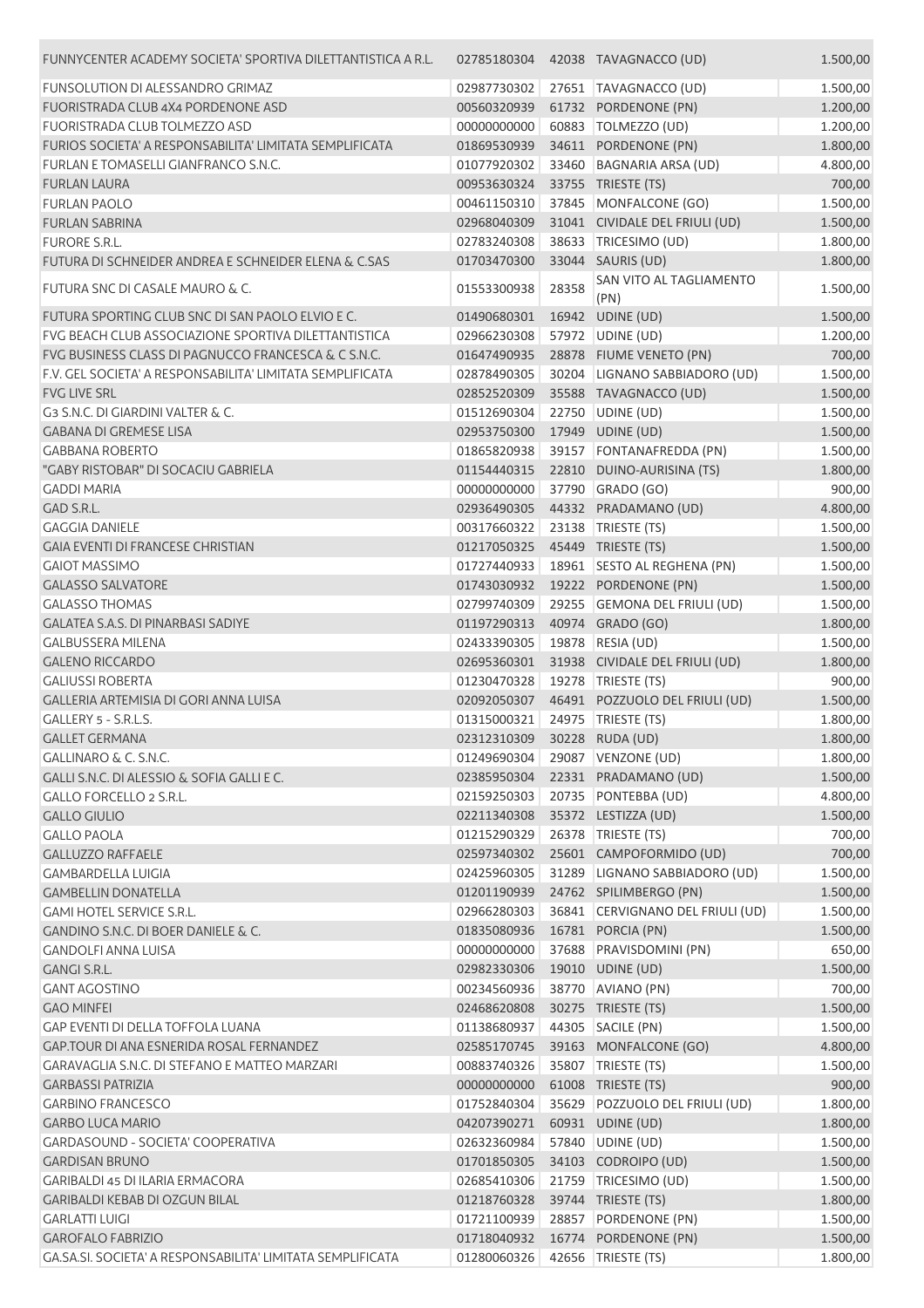| | | | | |
|---|---|---|---|---|
| FUNNYCENTER ACADEMY SOCIETA' SPORTIVA DILETTANTISTICA A R.L. | 02785180304 | 42038 | TAVAGNACCO (UD) | 1.500,00 |
| FUNSOLUTION DI ALESSANDRO GRIMAZ | 02987730302 | 27651 | TAVAGNACCO (UD) | 1.500,00 |
| FUORISTRADA CLUB 4X4 PORDENONE ASD | 00560320939 | 61732 | PORDENONE (PN) | 1.200,00 |
| FUORISTRADA CLUB TOLMEZZO ASD | 00000000000 | 60883 | TOLMEZZO (UD) | 1.200,00 |
| FURIOS SOCIETA' A RESPONSABILITA' LIMITATA SEMPLIFICATA | 01869530939 | 34611 | PORDENONE (PN) | 1.800,00 |
| FURLAN E TOMASELLI GIANFRANCO S.N.C. | 01077920302 | 33460 | BAGNARIA ARSA (UD) | 4.800,00 |
| FURLAN LAURA | 00953630324 | 33755 | TRIESTE (TS) | 700,00 |
| FURLAN PAOLO | 00461150310 | 37845 | MONFALCONE (GO) | 1.500,00 |
| FURLAN SABRINA | 02968040309 | 31041 | CIVIDALE DEL FRIULI (UD) | 1.500,00 |
| FURORE S.R.L. | 02783240308 | 38633 | TRICESIMO (UD) | 1.800,00 |
| FUTURA DI SCHNEIDER ANDREA E SCHNEIDER ELENA & C.SAS | 01703470300 | 33044 | SAURIS (UD) | 1.800,00 |
| FUTURA SNC DI CASALE MAURO & C. | 01553300938 | 28358 | SAN VITO AL TAGLIAMENTO (PN) | 1.500,00 |
| FUTURA SPORTING CLUB SNC DI SAN PAOLO ELVIO E C. | 01490680301 | 16942 | UDINE (UD) | 1.500,00 |
| FVG BEACH CLUB ASSOCIAZIONE SPORTIVA DILETTANTISTICA | 02966230308 | 57972 | UDINE (UD) | 1.200,00 |
| FVG BUSINESS CLASS DI PAGNUCCO FRANCESCA & C S.N.C. | 01647490935 | 28878 | FIUME VENETO (PN) | 700,00 |
| F.V. GEL SOCIETA' A RESPONSABILITA' LIMITATA SEMPLIFICATA | 02878490305 | 30204 | LIGNANO SABBIADORO (UD) | 1.500,00 |
| FVG LIVE SRL | 02852520309 | 35588 | TAVAGNACCO (UD) | 1.500,00 |
| G3 S.N.C. DI GIARDINI VALTER & C. | 01512690304 | 22750 | UDINE (UD) | 1.500,00 |
| GABANA DI GREMESE LISA | 02953750300 | 17949 | UDINE (UD) | 1.500,00 |
| GABBANA ROBERTO | 01865820938 | 39157 | FONTANAFREDDA (PN) | 1.500,00 |
| "GABY RISTOBAR" DI SOCACIU GABRIELA | 01154440315 | 22810 | DUINO-AURISINA (TS) | 1.800,00 |
| GADDI MARIA | 00000000000 | 37790 | GRADO (GO) | 900,00 |
| GAD S.R.L. | 02936490305 | 44332 | PRADAMANO (UD) | 4.800,00 |
| GAGGIA DANIELE | 00317660322 | 23138 | TRIESTE (TS) | 1.500,00 |
| GAIA EVENTI DI FRANCESE CHRISTIAN | 01217050325 | 45449 | TRIESTE (TS) | 1.500,00 |
| GAIOT MASSIMO | 01727440933 | 18961 | SESTO AL REGHENA (PN) | 1.500,00 |
| GALASSO SALVATORE | 01743030932 | 19222 | PORDENONE (PN) | 1.500,00 |
| GALASSO THOMAS | 02799740309 | 29255 | GEMONA DEL FRIULI (UD) | 1.500,00 |
| GALATEA S.A.S. DI PINARBASI SADIYE | 01197290313 | 40974 | GRADO (GO) | 1.800,00 |
| GALBUSSERA MILENA | 02433390305 | 19878 | RESIA (UD) | 1.500,00 |
| GALENO RICCARDO | 02695360301 | 31938 | CIVIDALE DEL FRIULI (UD) | 1.800,00 |
| GALIUSSI ROBERTA | 01230470328 | 19278 | TRIESTE (TS) | 900,00 |
| GALLERIA ARTEMISIA DI GORI ANNA LUISA | 02092050307 | 46491 | POZZUOLO DEL FRIULI (UD) | 1.500,00 |
| GALLERY 5 - S.R.L.S. | 01315000321 | 24975 | TRIESTE (TS) | 1.800,00 |
| GALLET GERMANA | 02312310309 | 30228 | RUDA (UD) | 1.800,00 |
| GALLINARO & C. S.N.C. | 01249690304 | 29087 | VENZONE (UD) | 1.800,00 |
| GALLI S.N.C. DI ALESSIO & SOFIA GALLI E C. | 02385950304 | 22331 | PRADAMANO (UD) | 1.500,00 |
| GALLO FORCELLO 2 S.R.L. | 02159250303 | 20735 | PONTEBBA (UD) | 4.800,00 |
| GALLO GIULIO | 02211340308 | 35372 | LESTIZZA (UD) | 1.500,00 |
| GALLO PAOLA | 01215290329 | 26378 | TRIESTE (TS) | 700,00 |
| GALLUZZO RAFFAELE | 02597340302 | 25601 | CAMPOFORMIDO (UD) | 700,00 |
| GAMBARDELLA LUIGIA | 02425960305 | 31289 | LIGNANO SABBIADORO (UD) | 1.500,00 |
| GAMBELLIN DONATELLA | 01201190939 | 24762 | SPILIMBERGO (PN) | 1.500,00 |
| GAMI HOTEL SERVICE S.R.L. | 02966280303 | 36841 | CERVIGNANO DEL FRIULI (UD) | 1.500,00 |
| GANDINO S.N.C. DI BOER DANIELE & C. | 01835080936 | 16781 | PORCIA (PN) | 1.500,00 |
| GANDOLFI ANNA LUISA | 00000000000 | 37688 | PRAVISDOMINI (PN) | 650,00 |
| GANGI S.R.L. | 02982330306 | 19010 | UDINE (UD) | 1.500,00 |
| GANT AGOSTINO | 00234560936 | 38770 | AVIANO (PN) | 700,00 |
| GAO MINFEI | 02468620808 | 30275 | TRIESTE (TS) | 1.500,00 |
| GAP EVENTI DI DELLA TOFFOLA LUANA | 01138680937 | 44305 | SACILE (PN) | 1.500,00 |
| GAP.TOUR DI ANA ESNERIDA ROSAL FERNANDEZ | 02585170745 | 39163 | MONFALCONE (GO) | 4.800,00 |
| GARAVAGLIA S.N.C. DI STEFANO E MATTEO MARZARI | 00883740326 | 35807 | TRIESTE (TS) | 1.500,00 |
| GARBASSI PATRIZIA | 00000000000 | 61008 | TRIESTE (TS) | 900,00 |
| GARBINO FRANCESCO | 01752840304 | 35629 | POZZUOLO DEL FRIULI (UD) | 1.800,00 |
| GARBO LUCA MARIO | 04207390271 | 60931 | UDINE (UD) | 1.800,00 |
| GARDASOUND - SOCIETA' COOPERATIVA | 02632360984 | 57840 | UDINE (UD) | 1.500,00 |
| GARDISAN BRUNO | 01701850305 | 34103 | CODROIPO (UD) | 1.500,00 |
| GARIBALDI 45 DI ILARIA ERMACORA | 02685410306 | 21759 | TRICESIMO (UD) | 1.500,00 |
| GARIBALDI KEBAB DI OZGUN BILAL | 01218760328 | 39744 | TRIESTE (TS) | 1.800,00 |
| GARLATTI LUIGI | 01721100939 | 28857 | PORDENONE (PN) | 1.500,00 |
| GAROFALO FABRIZIO | 01718040932 | 16774 | PORDENONE (PN) | 1.500,00 |
| GA.SA.SI. SOCIETA' A RESPONSABILITA' LIMITATA SEMPLIFICATA | 01280060326 | 42656 | TRIESTE (TS) | 1.800,00 |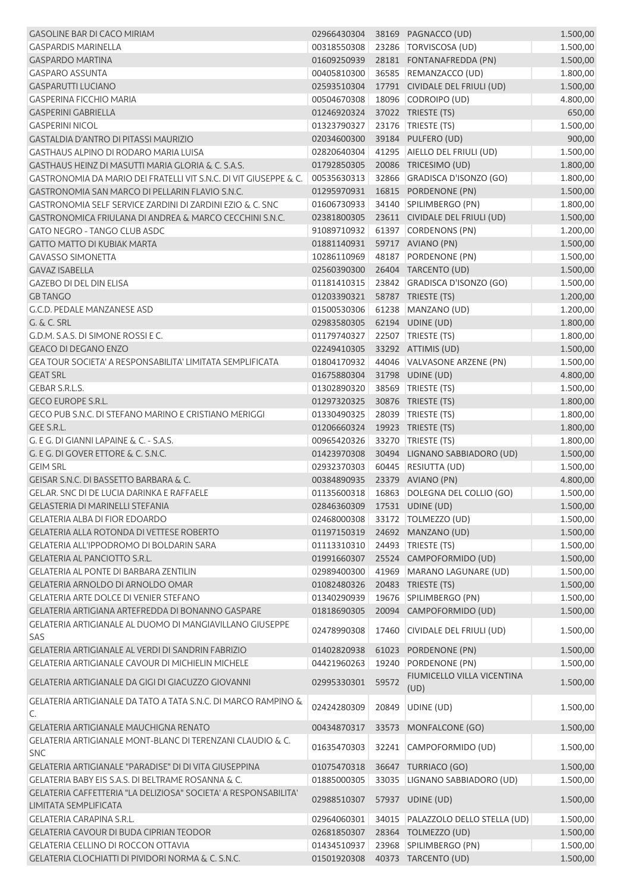| | | | | |
|---|---|---|---|---|
| GASOLINE BAR DI CACO MIRIAM | 02966430304 | 38169 | PAGNACCO (UD) | 1.500,00 |
| GASPARDIS MARINELLA | 00318550308 | 23286 | TORVISCOSA (UD) | 1.500,00 |
| GASPARDO MARTINA | 01609250939 | 28181 | FONTANAFREDDA (PN) | 1.500,00 |
| GASPARO ASSUNTA | 00405810300 | 36585 | REMANZACCO (UD) | 1.800,00 |
| GASPARUTTI LUCIANO | 02593510304 | 17791 | CIVIDALE DEL FRIULI (UD) | 1.500,00 |
| GASPERINA FICCHIO MARIA | 00504670308 | 18096 | CODROIPO (UD) | 4.800,00 |
| GASPERINI GABRIELLA | 01246920324 | 37022 | TRIESTE (TS) | 650,00 |
| GASPERINI NICOL | 01323790327 | 23176 | TRIESTE (TS) | 1.500,00 |
| GASTALDIA D'ANTRO DI PITASSI MAURIZIO | 02034600300 | 39184 | PULFERO (UD) | 900,00 |
| GASTHAUS ALPINO DI RODARO MARIA LUISA | 02820640304 | 41295 | AIELLO DEL FRIULI (UD) | 1.500,00 |
| GASTHAUS HEINZ DI MASUTTI MARIA GLORIA & C. S.A.S. | 01792850305 | 20086 | TRICESIMO (UD) | 1.800,00 |
| GASTRONOMIA DA MARIO DEI FRATELLI VIT S.N.C. DI VIT GIUSEPPE & C. | 00535630313 | 32866 | GRADISCA D'ISONZO (GO) | 1.800,00 |
| GASTRONOMIA SAN MARCO DI PELLARIN FLAVIO S.N.C. | 01295970931 | 16815 | PORDENONE (PN) | 1.500,00 |
| GASTRONOMIA SELF SERVICE ZARDINI DI ZARDINI EZIO & C. SNC | 01606730933 | 34140 | SPILIMBERGO (PN) | 1.800,00 |
| GASTRONOMICA FRIULANA DI ANDREA & MARCO CECCHINI S.N.C. | 02381800305 | 23611 | CIVIDALE DEL FRIULI (UD) | 1.500,00 |
| GATO NEGRO - TANGO CLUB ASDC | 91089710932 | 61397 | CORDENONS (PN) | 1.200,00 |
| GATTO MATTO DI KUBIAK MARTA | 01881140931 | 59717 | AVIANO (PN) | 1.500,00 |
| GAVASSO SIMONETTA | 10286110969 | 48187 | PORDENONE (PN) | 1.500,00 |
| GAVAZ ISABELLA | 02560390300 | 26404 | TARCENTO (UD) | 1.500,00 |
| GAZEBO DI DEL DIN ELISA | 01181410315 | 23842 | GRADISCA D'ISONZO (GO) | 1.500,00 |
| GB TANGO | 01203390321 | 58787 | TRIESTE (TS) | 1.200,00 |
| G.C.D. PEDALE MANZANESE ASD | 01500530306 | 61238 | MANZANO (UD) | 1.200,00 |
| G. & C. SRL | 02983580305 | 62194 | UDINE (UD) | 1.800,00 |
| G.D.M. S.A.S. DI SIMONE ROSSI E C. | 01179740327 | 22507 | TRIESTE (TS) | 1.800,00 |
| GEACO DI DEGANO ENZO | 02249410305 | 33292 | ATTIMIS (UD) | 1.500,00 |
| GEA TOUR SOCIETA' A RESPONSABILITA' LIMITATA SEMPLIFICATA | 01804170932 | 44046 | VALVASONE ARZENE (PN) | 1.500,00 |
| GEAT SRL | 01675880304 | 31798 | UDINE (UD) | 4.800,00 |
| GEBAR S.R.L.S. | 01302890320 | 38569 | TRIESTE (TS) | 1.500,00 |
| GECO EUROPE S.R.L. | 01297320325 | 30876 | TRIESTE (TS) | 1.800,00 |
| GECO PUB S.N.C. DI STEFANO MARINO E CRISTIANO MERIGGI | 01330490325 | 28039 | TRIESTE (TS) | 1.800,00 |
| GEE S.R.L. | 01206660324 | 19923 | TRIESTE (TS) | 1.800,00 |
| G. E G. DI GIANNI LAPAINE & C. - S.A.S. | 00965420326 | 33270 | TRIESTE (TS) | 1.800,00 |
| G. E G. DI GOVER ETTORE & C. S.N.C. | 01423970308 | 30494 | LIGNANO SABBIADORO (UD) | 1.500,00 |
| GEIM SRL | 02932370303 | 60445 | RESIUTTA (UD) | 1.500,00 |
| GEISAR S.N.C. DI BASSETTO BARBARA & C. | 00384890935 | 23379 | AVIANO (PN) | 4.800,00 |
| GEL.AR. SNC DI DE LUCIA DARINKA E RAFFAELE | 01135600318 | 16863 | DOLEGNA DEL COLLIO (GO) | 1.500,00 |
| GELASTERIA DI MARINELLI STEFANIA | 02846360309 | 17531 | UDINE (UD) | 1.500,00 |
| GELATERIA ALBA DI FIOR EDOARDO | 02468000308 | 33172 | TOLMEZZO (UD) | 1.500,00 |
| GELATERIA ALLA ROTONDA DI VETTESE ROBERTO | 01197150319 | 24692 | MANZANO (UD) | 1.500,00 |
| GELATERIA ALL'IPPODROMO DI BOLDARIN SARA | 01113310310 | 24493 | TRIESTE (TS) | 1.500,00 |
| GELATERIA AL PANCIOTTO S.R.L. | 01991660307 | 25524 | CAMPOFORMIDO (UD) | 1.500,00 |
| GELATERIA AL PONTE DI BARBARA ZENTILIN | 02989400300 | 41969 | MARANO LAGUNARE (UD) | 1.500,00 |
| GELATERIA ARNOLDO DI ARNOLDO OMAR | 01082480326 | 20483 | TRIESTE (TS) | 1.500,00 |
| GELATERIA ARTE DOLCE DI VENIER STEFANO | 01340290939 | 19676 | SPILIMBERGO (PN) | 1.500,00 |
| GELATERIA ARTIGIANA ARTEFREDDA DI BONANNO GASPARE | 01818690305 | 20094 | CAMPOFORMIDO (UD) | 1.500,00 |
| GELATERIA ARTIGIANALE AL DUOMO DI MANGIAVILLANO GIUSEPPE SAS | 02478990308 | 17460 | CIVIDALE DEL FRIULI (UD) | 1.500,00 |
| GELATERIA ARTIGIANALE AL VERDI DI SANDRIN FABRIZIO | 01402820938 | 61023 | PORDENONE (PN) | 1.500,00 |
| GELATERIA ARTIGIANALE CAVOUR DI MICHIELIN MICHELE | 04421960263 | 19240 | PORDENONE (PN) | 1.500,00 |
| GELATERIA ARTIGIANALE DA GIGI DI GIACUZZO GIOVANNI | 02995330301 | 59572 | FIUMICELLO VILLA VICENTINA (UD) | 1.500,00 |
| GELATERIA ARTIGIANALE DA TATO A TATA S.N.C. DI MARCO RAMPINO & C. | 02424280309 | 20849 | UDINE (UD) | 1.500,00 |
| GELATERIA ARTIGIANALE MAUCHIGNA RENATO | 00434870317 | 33573 | MONFALCONE (GO) | 1.500,00 |
| GELATERIA ARTIGIANALE MONT-BLANC DI TERENZANI CLAUDIO & C. SNC | 01635470303 | 32241 | CAMPOFORMIDO (UD) | 1.500,00 |
| GELATERIA ARTIGIANALE "PARADISE" DI DI VITA GIUSEPPINA | 01075470318 | 36647 | TURRIACO (GO) | 1.500,00 |
| GELATERIA BABY EIS S.A.S. DI BELTRAME ROSANNA & C. | 01885000305 | 33035 | LIGNANO SABBIADORO (UD) | 1.500,00 |
| GELATERIA CAFFETTERIA "LA DELIZIOSA" SOCIETA' A RESPONSABILITA' LIMITATA SEMPLIFICATA | 02988510307 | 57937 | UDINE (UD) | 1.500,00 |
| GELATERIA CARAPINA S.R.L. | 02964060301 | 34015 | PALAZZOLO DELLO STELLA (UD) | 1.500,00 |
| GELATERIA CAVOUR DI BUDA CIPRIAN TEODOR | 02681850307 | 28364 | TOLMEZZO (UD) | 1.500,00 |
| GELATERIA CELLINO DI ROCCON OTTAVIA | 01434510937 | 23968 | SPILIMBERGO (PN) | 1.500,00 |
| GELATERIA CLOCHIATTI DI PIVIDORI NORMA & C. S.N.C. | 01501920308 | 40373 | TARCENTO (UD) | 1.500,00 |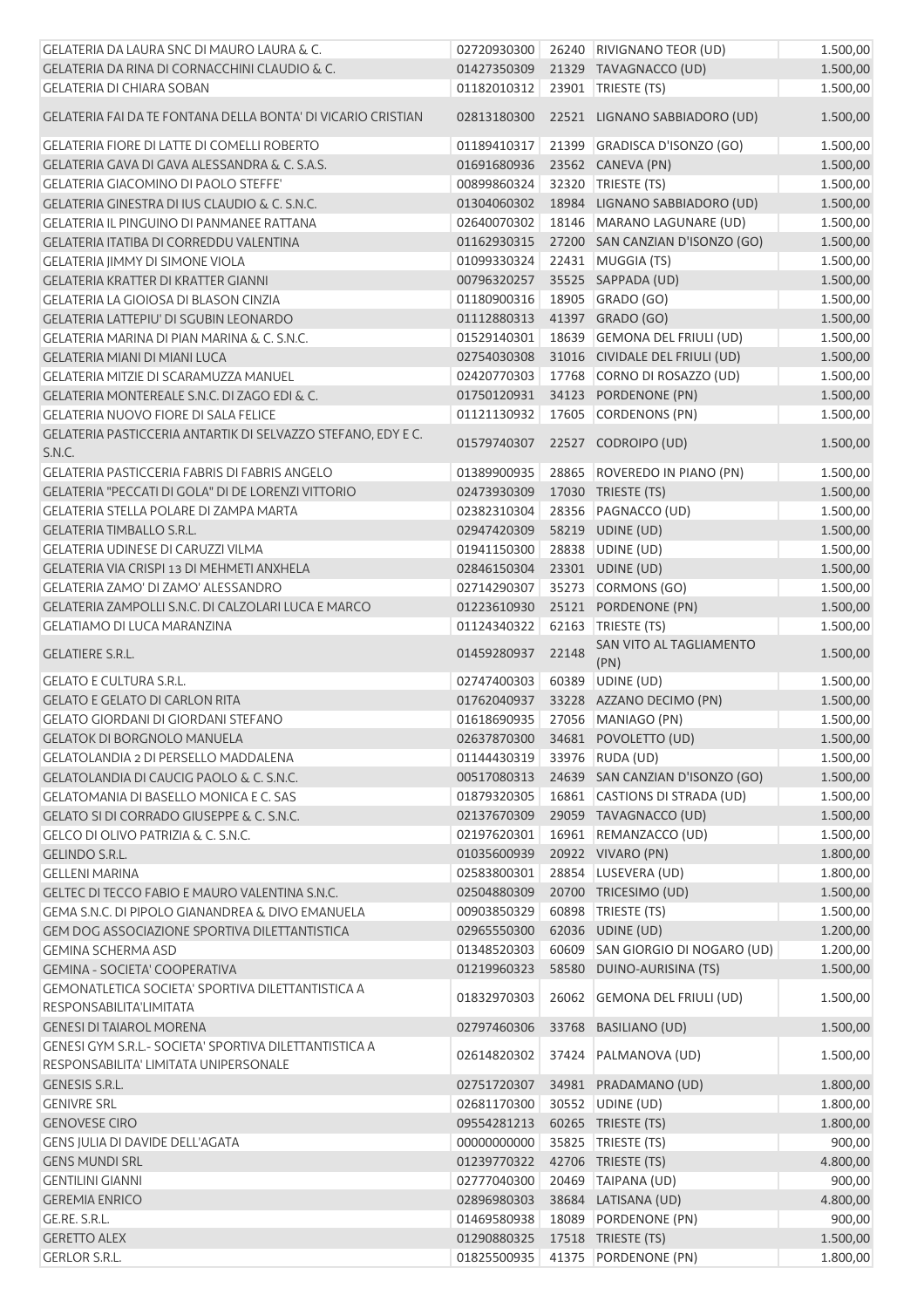| | | | | |
|---|---|---|---|---|
| GELATERIA DA LAURA SNC DI MAURO LAURA & C. | 02720930300 | 26240 | RIVIGNANO TEOR (UD) | 1.500,00 |
| GELATERIA DA RINA DI CORNACCHINI CLAUDIO & C. | 01427350309 | 21329 | TAVAGNACCO (UD) | 1.500,00 |
| GELATERIA DI CHIARA SOBAN | 01182010312 | 23901 | TRIESTE (TS) | 1.500,00 |
| GELATERIA FAI DA TE FONTANA DELLA BONTA' DI VICARIO CRISTIAN | 02813180300 | 22521 | LIGNANO SABBIADORO (UD) | 1.500,00 |
| GELATERIA FIORE DI LATTE DI COMELLI ROBERTO | 01189410317 | 21399 | GRADISCA D'ISONZO (GO) | 1.500,00 |
| GELATERIA GAVA DI GAVA ALESSANDRA & C. S.A.S. | 01691680936 | 23562 | CANEVA (PN) | 1.500,00 |
| GELATERIA GIACOMINO DI PAOLO STEFFE' | 00899860324 | 32320 | TRIESTE (TS) | 1.500,00 |
| GELATERIA GINESTRA DI IUS CLAUDIO & C. S.N.C. | 01304060302 | 18984 | LIGNANO SABBIADORO (UD) | 1.500,00 |
| GELATERIA IL PINGUINO DI PANMANEE RATTANA | 02640070302 | 18146 | MARANO LAGUNARE (UD) | 1.500,00 |
| GELATERIA ITATIBA DI CORREDDU VALENTINA | 01162930315 | 27200 | SAN CANZIAN D'ISONZO (GO) | 1.500,00 |
| GELATERIA JIMMY DI SIMONE VIOLA | 01099330324 | 22431 | MUGGIA (TS) | 1.500,00 |
| GELATERIA KRATTER DI KRATTER GIANNI | 00796320257 | 35525 | SAPPADA (UD) | 1.500,00 |
| GELATERIA LA GIOIOSA DI BLASON CINZIA | 01180900316 | 18905 | GRADO (GO) | 1.500,00 |
| GELATERIA LATTEPIU' DI SGUBIN LEONARDO | 01112880313 | 41397 | GRADO (GO) | 1.500,00 |
| GELATERIA MARINA DI PIAN MARINA & C. S.N.C. | 01529140301 | 18639 | GEMONA DEL FRIULI (UD) | 1.500,00 |
| GELATERIA MIANI DI MIANI LUCA | 02754030308 | 31016 | CIVIDALE DEL FRIULI (UD) | 1.500,00 |
| GELATERIA MITZIE DI SCARAMUZZA MANUEL | 02420770303 | 17768 | CORNO DI ROSAZZO (UD) | 1.500,00 |
| GELATERIA MONTEREALE S.N.C. DI ZAGO EDI & C. | 01750120931 | 34123 | PORDENONE (PN) | 1.500,00 |
| GELATERIA NUOVO FIORE DI SALA FELICE | 01121130932 | 17605 | CORDENONS (PN) | 1.500,00 |
| GELATERIA PASTICCERIA ANTARTIK DI SELVAZZO STEFANO, EDY E C. S.N.C. | 01579740307 | 22527 | CODROIPO (UD) | 1.500,00 |
| GELATERIA PASTICCERIA FABRIS DI FABRIS ANGELO | 01389900935 | 28865 | ROVEREDO IN PIANO (PN) | 1.500,00 |
| GELATERIA "PECCATI DI GOLA" DI DE LORENZI VITTORIO | 02473930309 | 17030 | TRIESTE (TS) | 1.500,00 |
| GELATERIA STELLA POLARE DI ZAMPA MARTA | 02382310304 | 28356 | PAGNACCO (UD) | 1.500,00 |
| GELATERIA TIMBALLO S.R.L. | 02947420309 | 58219 | UDINE (UD) | 1.500,00 |
| GELATERIA UDINESE DI CARUZZI VILMA | 01941150300 | 28838 | UDINE (UD) | 1.500,00 |
| GELATERIA VIA CRISPI 13 DI MEHMETI ANXHELA | 02846150304 | 23301 | UDINE (UD) | 1.500,00 |
| GELATERIA ZAMO' DI ZAMO' ALESSANDRO | 02714290307 | 35273 | CORMONS (GO) | 1.500,00 |
| GELATERIA ZAMPOLLI S.N.C. DI CALZOLARI LUCA E MARCO | 01223610930 | 25121 | PORDENONE (PN) | 1.500,00 |
| GELATIAMO DI LUCA MARANZINA | 01124340322 | 62163 | TRIESTE (TS) | 1.500,00 |
| GELATIERE S.R.L. | 01459280937 | 22148 | SAN VITO AL TAGLIAMENTO (PN) | 1.500,00 |
| GELATO E CULTURA S.R.L. | 02747400303 | 60389 | UDINE (UD) | 1.500,00 |
| GELATO E GELATO DI CARLON RITA | 01762040937 | 33228 | AZZANO DECIMO (PN) | 1.500,00 |
| GELATO GIORDANI DI GIORDANI STEFANO | 01618690935 | 27056 | MANIAGO (PN) | 1.500,00 |
| GELATOK DI BORGNOLO MANUELA | 02637870300 | 34681 | POVOLETTO (UD) | 1.500,00 |
| GELATOLANDIA 2 DI PERSELLO MADDALENA | 01144430319 | 33976 | RUDA (UD) | 1.500,00 |
| GELATOLANDIA DI CAUCIG PAOLO & C. S.N.C. | 00517080313 | 24639 | SAN CANZIAN D'ISONZO (GO) | 1.500,00 |
| GELATOMANIA DI BASELLO MONICA E C. SAS | 01879320305 | 16861 | CASTIONS DI STRADA (UD) | 1.500,00 |
| GELATO SI DI CORRADO GIUSEPPE & C. S.N.C. | 02137670309 | 29059 | TAVAGNACCO (UD) | 1.500,00 |
| GELCO DI OLIVO PATRIZIA & C. S.N.C. | 02197620301 | 16961 | REMANZACCO (UD) | 1.500,00 |
| GELINDO S.R.L. | 01035600939 | 20922 | VIVARO (PN) | 1.800,00 |
| GELLENI MARINA | 02583800301 | 28854 | LUSEVERA (UD) | 1.800,00 |
| GELTEC DI TECCO FABIO E MAURO VALENTINA S.N.C. | 02504880309 | 20700 | TRICESIMO (UD) | 1.500,00 |
| GEMA S.N.C. DI PIPOLO GIANANDREA & DIVO EMANUELA | 00903850329 | 60898 | TRIESTE (TS) | 1.500,00 |
| GEM DOG ASSOCIAZIONE SPORTIVA DILETTANTISTICA | 02965550300 | 62036 | UDINE (UD) | 1.200,00 |
| GEMINA SCHERMA ASD | 01348520303 | 60609 | SAN GIORGIO DI NOGARO (UD) | 1.200,00 |
| GEMINA - SOCIETA' COOPERATIVA | 01219960323 | 58580 | DUINO-AURISINA (TS) | 1.500,00 |
| GEMONATLETICA SOCIETA' SPORTIVA DILETTANTISTICA A RESPONSABILITA'LIMITATA | 01832970303 | 26062 | GEMONA DEL FRIULI (UD) | 1.500,00 |
| GENESI DI TAIAROL MORENA | 02797460306 | 33768 | BASILIANO (UD) | 1.500,00 |
| GENESI GYM S.R.L.- SOCIETA' SPORTIVA DILETTANTISTICA A RESPONSABILITA' LIMITATA UNIPERSONALE | 02614820302 | 37424 | PALMANOVA (UD) | 1.500,00 |
| GENESIS S.R.L. | 02751720307 | 34981 | PRADAMANO (UD) | 1.800,00 |
| GENIVRE SRL | 02681170300 | 30552 | UDINE (UD) | 1.800,00 |
| GENOVESE CIRO | 09554281213 | 60265 | TRIESTE (TS) | 1.800,00 |
| GENS JULIA DI DAVIDE DELL'AGATA | 00000000000 | 35825 | TRIESTE (TS) | 900,00 |
| GENS MUNDI SRL | 01239770322 | 42706 | TRIESTE (TS) | 4.800,00 |
| GENTILINI GIANNI | 02777040300 | 20469 | TAIPANA (UD) | 900,00 |
| GEREMIA ENRICO | 02896980303 | 38684 | LATISANA (UD) | 4.800,00 |
| GE.RE. S.R.L. | 01469580938 | 18089 | PORDENONE (PN) | 900,00 |
| GERETTO ALEX | 01290880325 | 17518 | TRIESTE (TS) | 1.500,00 |
| GERLOR S.R.L. | 01825500935 | 41375 | PORDENONE (PN) | 1.800,00 |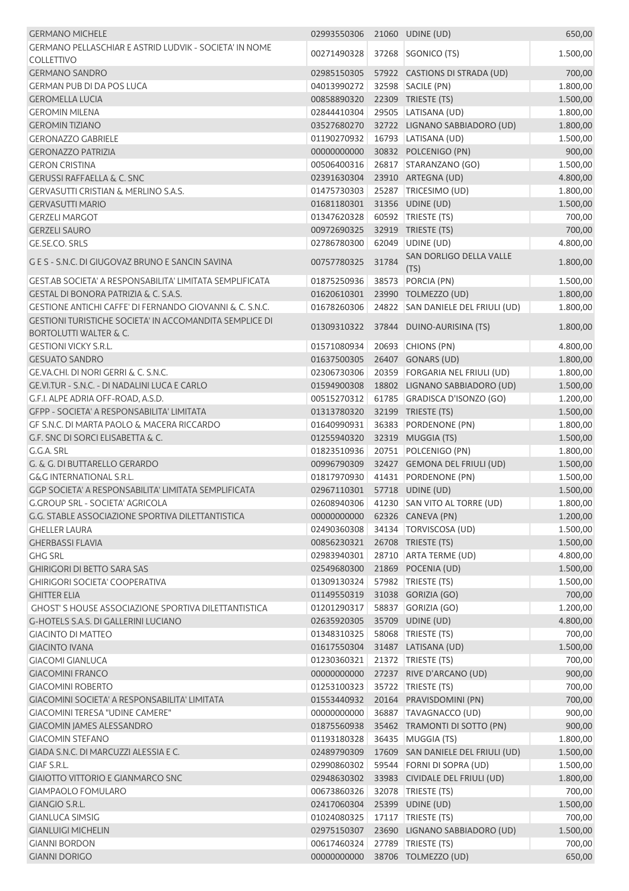| | | | | |
|---|---|---|---|---|
| GERMANO MICHELE | 02993550306 | 21060 | UDINE (UD) | 650,00 |
| GERMANO PELLASCHIAR E ASTRID LUDVIK - SOCIETA' IN NOME COLLETTIVO | 00271490328 | 37268 | SGONICO (TS) | 1.500,00 |
| GERMANO SANDRO | 02985150305 | 57922 | CASTIONS DI STRADA (UD) | 700,00 |
| GERMAN PUB DI DA POS LUCA | 04013990272 | 32598 | SACILE (PN) | 1.800,00 |
| GEROMELLA LUCIA | 00858890320 | 22309 | TRIESTE (TS) | 1.500,00 |
| GEROMIN MILENA | 02844410304 | 29505 | LATISANA (UD) | 1.800,00 |
| GEROMIN TIZIANO | 03527680270 | 32722 | LIGNANO SABBIADORO (UD) | 1.800,00 |
| GERONAZZO GABRIELE | 01190270932 | 16793 | LATISANA (UD) | 1.500,00 |
| GERONAZZO PATRIZIA | 00000000000 | 30832 | POLCENIGO (PN) | 900,00 |
| GERON CRISTINA | 00506400316 | 26817 | STARANZANO (GO) | 1.500,00 |
| GERUSSI RAFFAELLA & C. SNC | 02391630304 | 23910 | ARTEGNA (UD) | 4.800,00 |
| GERVASUTTI CRISTIAN & MERLINO S.A.S. | 01475730303 | 25287 | TRICESIMO (UD) | 1.800,00 |
| GERVASUTTI MARIO | 01681180301 | 31356 | UDINE (UD) | 1.500,00 |
| GERZELI MARGOT | 01347620328 | 60592 | TRIESTE (TS) | 700,00 |
| GERZELI SAURO | 00972690325 | 32919 | TRIESTE (TS) | 700,00 |
| GE.SE.CO. SRLS | 02786780300 | 62049 | UDINE (UD) | 4.800,00 |
| G E S - S.N.C. DI GIUGOVAZ BRUNO E SANCIN SAVINA | 00757780325 | 31784 | SAN DORLIGO DELLA VALLE (TS) | 1.800,00 |
| GEST.AB SOCIETA' A RESPONSABILITA' LIMITATA SEMPLIFICATA | 01875250936 | 38573 | PORCIA (PN) | 1.500,00 |
| GESTAL DI BONORA PATRIZIA & C. S.A.S. | 01620610301 | 23990 | TOLMEZZO (UD) | 1.800,00 |
| GESTIONE ANTICHI CAFFE' DI FERNANDO GIOVANNI & C. S.N.C. | 01678260306 | 24822 | SAN DANIELE DEL FRIULI (UD) | 1.800,00 |
| GESTIONI TURISTICHE SOCIETA' IN ACCOMANDITA SEMPLICE DI BORTOLUTTI WALTER & C. | 01309310322 | 37844 | DUINO-AURISINA (TS) | 1.800,00 |
| GESTIONI VICKY S.R.L. | 01571080934 | 20693 | CHIONS (PN) | 4.800,00 |
| GESUATO SANDRO | 01637500305 | 26407 | GONARS (UD) | 1.800,00 |
| GE.VA.CHI. DI NORI GERRI & C. S.N.C. | 02306730306 | 20359 | FORGARIA NEL FRIULI (UD) | 1.800,00 |
| GE.VI.TUR - S.N.C. - DI NADALINI LUCA E CARLO | 01594900308 | 18802 | LIGNANO SABBIADORO (UD) | 1.500,00 |
| G.F.I. ALPE ADRIA OFF-ROAD, A.S.D. | 00515270312 | 61785 | GRADISCA D'ISONZO (GO) | 1.200,00 |
| GFPP - SOCIETA' A RESPONSABILITA' LIMITATA | 01313780320 | 32199 | TRIESTE (TS) | 1.500,00 |
| GF S.N.C. DI MARTA PAOLO & MACERA RICCARDO | 01640990931 | 36383 | PORDENONE (PN) | 1.800,00 |
| G.F. SNC DI SORCI ELISABETTA & C. | 01255940320 | 32319 | MUGGIA (TS) | 1.500,00 |
| G.G.A. SRL | 01823510936 | 20751 | POLCENIGO (PN) | 1.800,00 |
| G. & G. DI BUTTARELLO GERARDO | 00996790309 | 32427 | GEMONA DEL FRIULI (UD) | 1.500,00 |
| G&G INTERNATIONAL S.R.L. | 01817970930 | 41431 | PORDENONE (PN) | 1.500,00 |
| GGP SOCIETA' A RESPONSABILITA' LIMITATA SEMPLIFICATA | 02967110301 | 57718 | UDINE (UD) | 1.500,00 |
| G.GROUP SRL - SOCIETA' AGRICOLA | 02608940306 | 41230 | SAN VITO AL TORRE (UD) | 1.800,00 |
| G.G. STABLE ASSOCIAZIONE SPORTIVA DILETTANTISTICA | 00000000000 | 62326 | CANEVA (PN) | 1.200,00 |
| GHELLER LAURA | 02490360308 | 34134 | TORVISCOSA (UD) | 1.500,00 |
| GHERBASSI FLAVIA | 00856230321 | 26708 | TRIESTE (TS) | 1.500,00 |
| GHG SRL | 02983940301 | 28710 | ARTA TERME (UD) | 4.800,00 |
| GHIRIGORI DI BETTO SARA SAS | 02549680300 | 21869 | POCENIA (UD) | 1.500,00 |
| GHIRIGORI SOCIETA' COOPERATIVA | 01309130324 | 57982 | TRIESTE (TS) | 1.500,00 |
| GHITTER ELIA | 01149550319 | 31038 | GORIZIA (GO) | 700,00 |
| GHOST' S HOUSE ASSOCIAZIONE SPORTIVA DILETTANTISTICA | 01201290317 | 58837 | GORIZIA (GO) | 1.200,00 |
| G-HOTELS S.A.S. DI GALLERINI LUCIANO | 02635920305 | 35709 | UDINE (UD) | 4.800,00 |
| GIACINTO DI MATTEO | 01348310325 | 58068 | TRIESTE (TS) | 700,00 |
| GIACINTO IVANA | 01617550304 | 31487 | LATISANA (UD) | 1.500,00 |
| GIACOMI GIANLUCA | 01230360321 | 21372 | TRIESTE (TS) | 700,00 |
| GIACOMINI FRANCO | 00000000000 | 27237 | RIVE D'ARCANO (UD) | 900,00 |
| GIACOMINI ROBERTO | 01253100323 | 35722 | TRIESTE (TS) | 700,00 |
| GIACOMINI SOCIETA' A RESPONSABILITA' LIMITATA | 01553440932 | 20164 | PRAVISDOMINI (PN) | 700,00 |
| GIACOMINI TERESA "UDINE CAMERE" | 00000000000 | 36887 | TAVAGNACCO (UD) | 900,00 |
| GIACOMIN JAMES ALESSANDRO | 01875560938 | 35462 | TRAMONTI DI SOTTO (PN) | 900,00 |
| GIACOMIN STEFANO | 01193180328 | 36435 | MUGGIA (TS) | 1.800,00 |
| GIADA S.N.C. DI MARCUZZI ALESSIA E C. | 02489790309 | 17609 | SAN DANIELE DEL FRIULI (UD) | 1.500,00 |
| GIAF S.R.L. | 02990860302 | 59544 | FORNI DI SOPRA (UD) | 1.500,00 |
| GIAIOTTO VITTORIO E GIANMARCO SNC | 02948630302 | 33983 | CIVIDALE DEL FRIULI (UD) | 1.800,00 |
| GIAMPAOLO FOMULARO | 00673860326 | 32078 | TRIESTE (TS) | 700,00 |
| GIANGIO S.R.L. | 02417060304 | 25399 | UDINE (UD) | 1.500,00 |
| GIANLUCA SIMSIG | 01024080325 | 17117 | TRIESTE (TS) | 700,00 |
| GIANLUIGI MICHELIN | 02975150307 | 23690 | LIGNANO SABBIADORO (UD) | 1.500,00 |
| GIANNI BORDON | 00617460324 | 27789 | TRIESTE (TS) | 700,00 |
| GIANNI DORIGO | 00000000000 | 38706 | TOLMEZZO (UD) | 650,00 |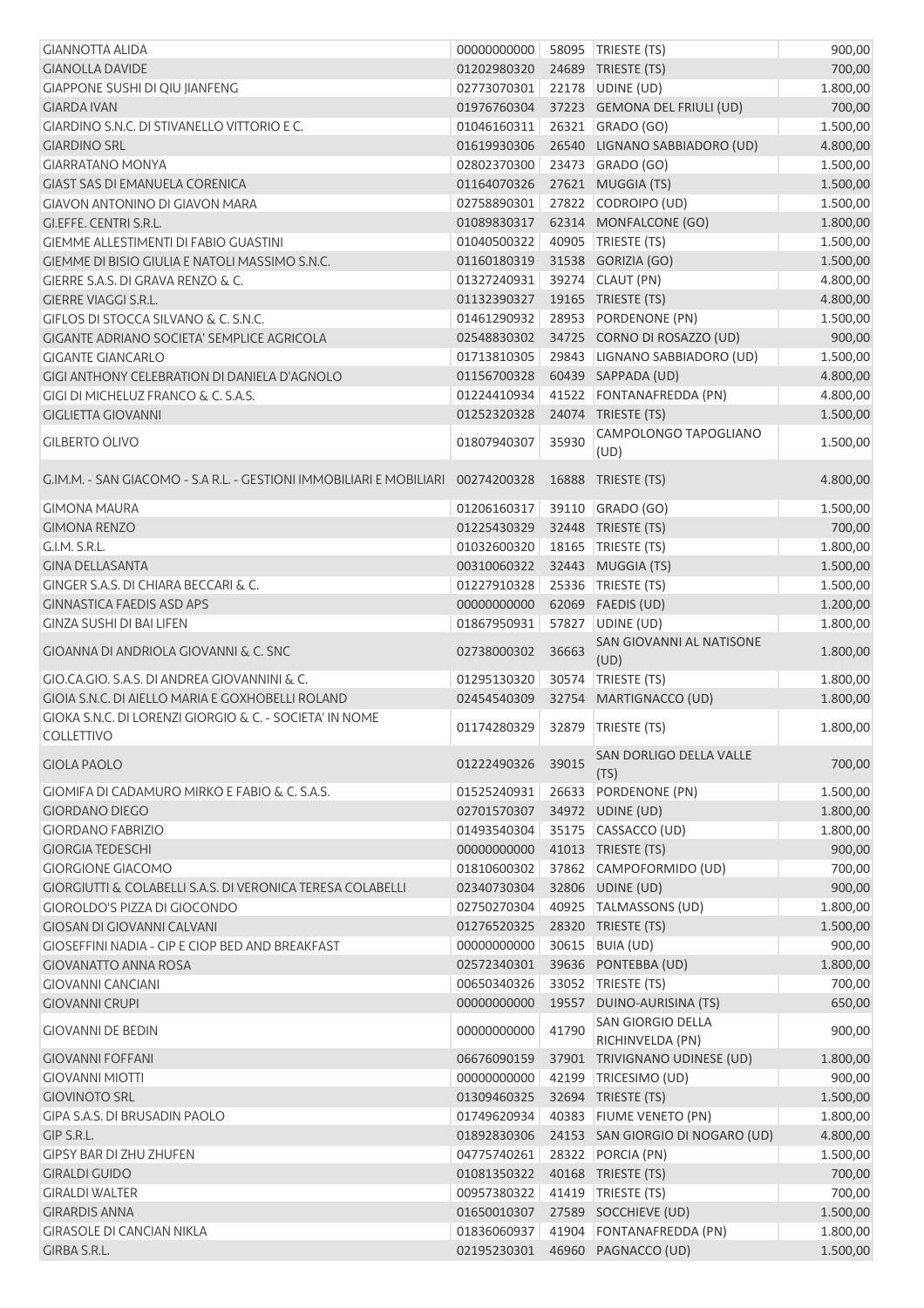| | | | | |
|---|---|---|---|---|
| GIANNOTTA ALIDA | 00000000000 | 58095 | TRIESTE (TS) | 900,00 |
| GIANOLLA DAVIDE | 01202980320 | 24689 | TRIESTE (TS) | 700,00 |
| GIAPPONE SUSHI DI QIU JIANFENG | 02773070301 | 22178 | UDINE (UD) | 1.800,00 |
| GIARDA IVAN | 01976760304 | 37223 | GEMONA DEL FRIULI (UD) | 700,00 |
| GIARDINO S.N.C. DI STIVANELLO VITTORIO E C. | 01046160311 | 26321 | GRADO (GO) | 1.500,00 |
| GIARDINO SRL | 01619930306 | 26540 | LIGNANO SABBIADORO (UD) | 4.800,00 |
| GIARRATANO MONYA | 02802370300 | 23473 | GRADO (GO) | 1.500,00 |
| GIAST SAS DI EMANUELA CORENICA | 01164070326 | 27621 | MUGGIA (TS) | 1.500,00 |
| GIAVON ANTONINO DI GIAVON MARA | 02758890301 | 27822 | CODROIPO (UD) | 1.500,00 |
| GI.EFFE. CENTRI S.R.L. | 01089830317 | 62314 | MONFALCONE (GO) | 1.800,00 |
| GIEMME ALLESTIMENTI DI FABIO GUASTINI | 01040500322 | 40905 | TRIESTE (TS) | 1.500,00 |
| GIEMME DI BISIO GIULIA E NATOLI MASSIMO S.N.C. | 01160180319 | 31538 | GORIZIA (GO) | 1.500,00 |
| GIERRE S.A.S. DI GRAVA RENZO & C. | 01327240931 | 39274 | CLAUT (PN) | 4.800,00 |
| GIERRE VIAGGI S.R.L. | 01132390327 | 19165 | TRIESTE (TS) | 4.800,00 |
| GIFLOS DI STOCCA SILVANO & C. S.N.C. | 01461290932 | 28953 | PORDENONE (PN) | 1.500,00 |
| GIGANTE ADRIANO SOCIETA' SEMPLICE AGRICOLA | 02548830302 | 34725 | CORNO DI ROSAZZO (UD) | 900,00 |
| GIGANTE GIANCARLO | 01713810305 | 29843 | LIGNANO SABBIADORO (UD) | 1.500,00 |
| GIGI ANTHONY CELEBRATION DI DANIELA D'AGNOLO | 01156700328 | 60439 | SAPPADA (UD) | 4.800,00 |
| GIGI DI MICHELUZ FRANCO & C. S.A.S. | 01224410934 | 41522 | FONTANAFREDDA (PN) | 4.800,00 |
| GIGLIETTA GIOVANNI | 01252320328 | 24074 | TRIESTE (TS) | 1.500,00 |
| GILBERTO OLIVO | 01807940307 | 35930 | CAMPOLONGO TAPOGLIANO (UD) | 1.500,00 |
| G.IM.M. - SAN GIACOMO - S.A R.L. - GESTIONI IMMOBILIARI E MOBILIARI | 00274200328 | 16888 | TRIESTE (TS) | 4.800,00 |
| GIMONA MAURA | 01206160317 | 39110 | GRADO (GO) | 1.500,00 |
| GIMONA RENZO | 01225430329 | 32448 | TRIESTE (TS) | 700,00 |
| G.I.M. S.R.L. | 01032600320 | 18165 | TRIESTE (TS) | 1.800,00 |
| GINA DELLASANTA | 00310060322 | 32443 | MUGGIA (TS) | 1.500,00 |
| GINGER S.A.S. DI CHIARA BECCARI & C. | 01227910328 | 25336 | TRIESTE (TS) | 1.500,00 |
| GINNASTICA FAEDIS ASD APS | 00000000000 | 62069 | FAEDIS (UD) | 1.200,00 |
| GINZA SUSHI DI BAI LIFEN | 01867950931 | 57827 | UDINE (UD) | 1.800,00 |
| GIOANNA DI ANDRIOLA GIOVANNI & C. SNC | 02738000302 | 36663 | SAN GIOVANNI AL NATISONE (UD) | 1.800,00 |
| GIO.CA.GIO. S.A.S. DI ANDREA GIOVANNINI & C. | 01295130320 | 30574 | TRIESTE (TS) | 1.800,00 |
| GIOIA S.N.C. DI AIELLO MARIA E GOXHOBELLI ROLAND | 02454540309 | 32754 | MARTIGNACCO (UD) | 1.800,00 |
| GIOKA S.N.C. DI LORENZI GIORGIO & C. - SOCIETA' IN NOME COLLETTIVO | 01174280329 | 32879 | TRIESTE (TS) | 1.800,00 |
| GIOLA PAOLO | 01222490326 | 39015 | SAN DORLIGO DELLA VALLE (TS) | 700,00 |
| GIOMIFA DI CADAMURO MIRKO E FABIO & C. S.A.S. | 01525240931 | 26633 | PORDENONE (PN) | 1.500,00 |
| GIORDANO DIEGO | 02701570307 | 34972 | UDINE (UD) | 1.800,00 |
| GIORDANO FABRIZIO | 01493540304 | 35175 | CASSACCO (UD) | 1.800,00 |
| GIORGIA TEDESCHI | 00000000000 | 41013 | TRIESTE (TS) | 900,00 |
| GIORGIONE GIACOMO | 01810600302 | 37862 | CAMPOFORMIDO (UD) | 700,00 |
| GIORGIUTTI & COLABELLI S.A.S. DI VERONICA TERESA COLABELLI | 02340730304 | 32806 | UDINE (UD) | 900,00 |
| GIOROLDO'S PIZZA DI GIOCONDO | 02750270304 | 40925 | TALMASSONS (UD) | 1.800,00 |
| GIOSAN DI GIOVANNI CALVANI | 01276520325 | 28320 | TRIESTE (TS) | 1.500,00 |
| GIOSEFFINI NADIA - CIP E CIOP BED AND BREAKFAST | 00000000000 | 30615 | BUIA (UD) | 900,00 |
| GIOVANATTO ANNA ROSA | 02572340301 | 39636 | PONTEBBA (UD) | 1.800,00 |
| GIOVANNI CANCIANI | 00650340326 | 33052 | TRIESTE (TS) | 700,00 |
| GIOVANNI CRUPI | 00000000000 | 19557 | DUINO-AURISINA (TS) | 650,00 |
| GIOVANNI DE BEDIN | 00000000000 | 41790 | SAN GIORGIO DELLA RICHINVELDA (PN) | 900,00 |
| GIOVANNI FOFFANI | 06676090159 | 37901 | TRIVIGNANO UDINESE (UD) | 1.800,00 |
| GIOVANNI MIOTTI | 00000000000 | 42199 | TRICESIMO (UD) | 900,00 |
| GIOVINOTO SRL | 01309460325 | 32694 | TRIESTE (TS) | 1.500,00 |
| GIPA S.A.S. DI BRUSADIN PAOLO | 01749620934 | 40383 | FIUME VENETO (PN) | 1.800,00 |
| GIP S.R.L. | 01892830306 | 24153 | SAN GIORGIO DI NOGARO (UD) | 4.800,00 |
| GIPSY BAR DI ZHU ZHUFEN | 04775740261 | 28322 | PORCIA (PN) | 1.500,00 |
| GIRALDI GUIDO | 01081350322 | 40168 | TRIESTE (TS) | 700,00 |
| GIRALDI WALTER | 00957380322 | 41419 | TRIESTE (TS) | 700,00 |
| GIRARDIS ANNA | 01650010307 | 27589 | SOCCHIEVE (UD) | 1.500,00 |
| GIRASOLE DI CANCIAN NIKLA | 01836060937 | 41904 | FONTANAFREDDA (PN) | 1.800,00 |
| GIRBA S.R.L. | 02195230301 | 46960 | PAGNACCO (UD) | 1.500,00 |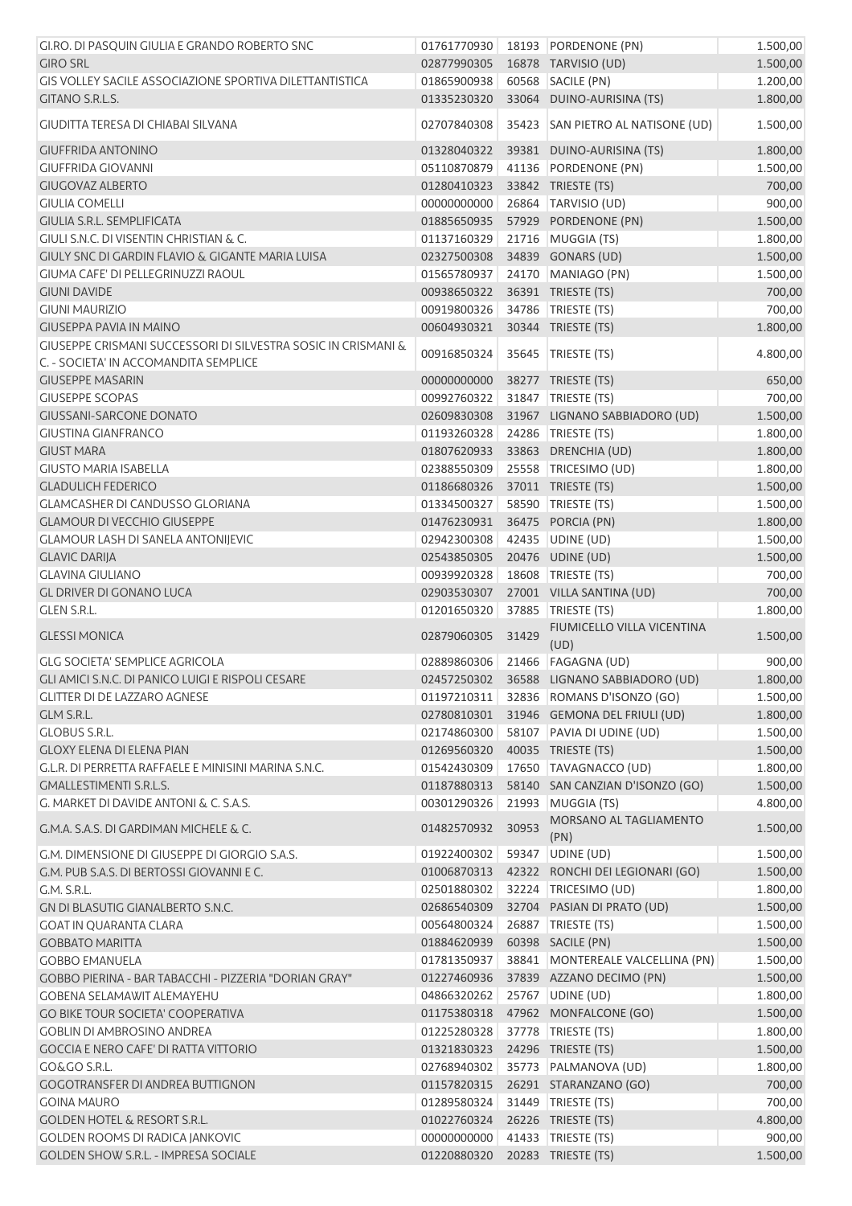| | | | | |
|---|---|---|---|---|
| GI.RO. DI PASQUIN GIULIA E GRANDO ROBERTO SNC | 01761770930 | 18193 | PORDENONE (PN) | 1.500,00 |
| GIRO SRL | 02877990305 | 16878 | TARVISIO (UD) | 1.500,00 |
| GIS VOLLEY SACILE ASSOCIAZIONE SPORTIVA DILETTANTISTICA | 01865900938 | 60568 | SACILE (PN) | 1.200,00 |
| GITANO S.R.L.S. | 01335230320 | 33064 | DUINO-AURISINA (TS) | 1.800,00 |
| GIUDITTA TERESA DI CHIABAI SILVANA | 02707840308 | 35423 | SAN PIETRO AL NATISONE (UD) | 1.500,00 |
| GIUFFRIDA ANTONINO | 01328040322 | 39381 | DUINO-AURISINA (TS) | 1.800,00 |
| GIUFFRIDA GIOVANNI | 05110870879 | 41136 | PORDENONE (PN) | 1.500,00 |
| GIUGOVAZ ALBERTO | 01280410323 | 33842 | TRIESTE (TS) | 700,00 |
| GIULIA COMELLI | 00000000000 | 26864 | TARVISIO (UD) | 900,00 |
| GIULIA S.R.L. SEMPLIFICATA | 01885650935 | 57929 | PORDENONE (PN) | 1.500,00 |
| GIULI S.N.C. DI VISENTIN CHRISTIAN & C. | 01137160329 | 21716 | MUGGIA (TS) | 1.800,00 |
| GIULY SNC DI GARDIN FLAVIO & GIGANTE MARIA LUISA | 02327500308 | 34839 | GONARS (UD) | 1.500,00 |
| GIUMA CAFE' DI PELLEGRINUZZI RAOUL | 01565780937 | 24170 | MANIAGO (PN) | 1.500,00 |
| GIUNI DAVIDE | 00938650322 | 36391 | TRIESTE (TS) | 700,00 |
| GIUNI MAURIZIO | 00919800326 | 34786 | TRIESTE (TS) | 700,00 |
| GIUSEPPA PAVIA IN MAINO | 00604930321 | 30344 | TRIESTE (TS) | 1.800,00 |
| GIUSEPPE CRISMANI SUCCESSORI DI SILVESTRA SOSIC IN CRISMANI & C. - SOCIETA' IN ACCOMANDITA SEMPLICE | 00916850324 | 35645 | TRIESTE (TS) | 4.800,00 |
| GIUSEPPE MASARIN | 00000000000 | 38277 | TRIESTE (TS) | 650,00 |
| GIUSEPPE SCOPAS | 00992760322 | 31847 | TRIESTE (TS) | 700,00 |
| GIUSSANI-SARCONE DONATO | 02609830308 | 31967 | LIGNANO SABBIADORO (UD) | 1.500,00 |
| GIUSTINA GIANFRANCO | 01193260328 | 24286 | TRIESTE (TS) | 1.800,00 |
| GIUST MARA | 01807620933 | 33863 | DRENCHIA (UD) | 1.800,00 |
| GIUSTO MARIA ISABELLA | 02388550309 | 25558 | TRICESIMO (UD) | 1.800,00 |
| GLADULICH FEDERICO | 01186680326 | 37011 | TRIESTE (TS) | 1.500,00 |
| GLAMCASHER DI CANDUSSO GLORIANA | 01334500327 | 58590 | TRIESTE (TS) | 1.500,00 |
| GLAMOUR DI VECCHIO GIUSEPPE | 01476230931 | 36475 | PORCIA (PN) | 1.800,00 |
| GLAMOUR LASH DI SANELA ANTONIJEVIC | 02942300308 | 42435 | UDINE (UD) | 1.500,00 |
| GLAVIC DARIJA | 02543850305 | 20476 | UDINE (UD) | 1.500,00 |
| GLAVINA GIULIANO | 00939920328 | 18608 | TRIESTE (TS) | 700,00 |
| GL DRIVER DI GONANO LUCA | 02903530307 | 27001 | VILLA SANTINA (UD) | 700,00 |
| GLEN S.R.L. | 01201650320 | 37885 | TRIESTE (TS) | 1.800,00 |
| GLESSI MONICA | 02879060305 | 31429 | FIUMICELLO VILLA VICENTINA (UD) | 1.500,00 |
| GLG SOCIETA' SEMPLICE AGRICOLA | 02889860306 | 21466 | FAGAGNA (UD) | 900,00 |
| GLI AMICI S.N.C. DI PANICO LUIGI E RISPOLI CESARE | 02457250302 | 36588 | LIGNANO SABBIADORO (UD) | 1.800,00 |
| GLITTER DI DE LAZZARO AGNESE | 01197210311 | 32836 | ROMANS D'ISONZO (GO) | 1.500,00 |
| GLM S.R.L. | 02780810301 | 31946 | GEMONA DEL FRIULI (UD) | 1.800,00 |
| GLOBUS S.R.L. | 02174860300 | 58107 | PAVIA DI UDINE (UD) | 1.500,00 |
| GLOXY ELENA DI ELENA PIAN | 01269560320 | 40035 | TRIESTE (TS) | 1.500,00 |
| G.L.R. DI PERRETTA RAFFAELE E MINISINI MARINA S.N.C. | 01542430309 | 17650 | TAVAGNACCO (UD) | 1.800,00 |
| GMALLESTIMENTI S.R.L.S. | 01187880313 | 58140 | SAN CANZIAN D'ISONZO (GO) | 1.500,00 |
| G. MARKET DI DAVIDE ANTONI & C. S.A.S. | 00301290326 | 21993 | MUGGIA (TS) | 4.800,00 |
| G.M.A. S.A.S. DI GARDIMAN MICHELE & C. | 01482570932 | 30953 | MORSANO AL TAGLIAMENTO (PN) | 1.500,00 |
| G.M. DIMENSIONE DI GIUSEPPE DI GIORGIO S.A.S. | 01922400302 | 59347 | UDINE (UD) | 1.500,00 |
| G.M. PUB S.A.S. DI BERTOSSI GIOVANNI E C. | 01006870313 | 42322 | RONCHI DEI LEGIONARI (GO) | 1.500,00 |
| G.M. S.R.L. | 02501880302 | 32224 | TRICESIMO (UD) | 1.800,00 |
| GN DI BLASUTIG GIANALBERTO S.N.C. | 02686540309 | 32704 | PASIAN DI PRATO (UD) | 1.500,00 |
| GOAT IN QUARANTA CLARA | 00564800324 | 26887 | TRIESTE (TS) | 1.500,00 |
| GOBBATO MARITTA | 01884620939 | 60398 | SACILE (PN) | 1.500,00 |
| GOBBO EMANUELA | 01781350937 | 38841 | MONTEREALE VALCELLINA (PN) | 1.500,00 |
| GOBBO PIERINA - BAR TABACCHI - PIZZERIA "DORIAN GRAY" | 01227460936 | 37839 | AZZANO DECIMO (PN) | 1.500,00 |
| GOBENA SELAMAWIT ALEMAYEHU | 04866320262 | 25767 | UDINE (UD) | 1.800,00 |
| GO BIKE TOUR SOCIETA' COOPERATIVA | 01175380318 | 47962 | MONFALCONE (GO) | 1.500,00 |
| GOBLIN DI AMBROSINO ANDREA | 01225280328 | 37778 | TRIESTE (TS) | 1.800,00 |
| GOCCIA E NERO CAFE' DI RATTA VITTORIO | 01321830323 | 24296 | TRIESTE (TS) | 1.500,00 |
| GO&GO S.R.L. | 02768940302 | 35773 | PALMANOVA (UD) | 1.800,00 |
| GOGOTRANSFER DI ANDREA BUTTIGNON | 01157820315 | 26291 | STARANZANO (GO) | 700,00 |
| GOINA MAURO | 01289580324 | 31449 | TRIESTE (TS) | 700,00 |
| GOLDEN HOTEL & RESORT S.R.L. | 01022760324 | 26226 | TRIESTE (TS) | 4.800,00 |
| GOLDEN ROOMS DI RADICA JANKOVIC | 00000000000 | 41433 | TRIESTE (TS) | 900,00 |
| GOLDEN SHOW S.R.L. - IMPRESA SOCIALE | 01220880320 | 20283 | TRIESTE (TS) | 1.500,00 |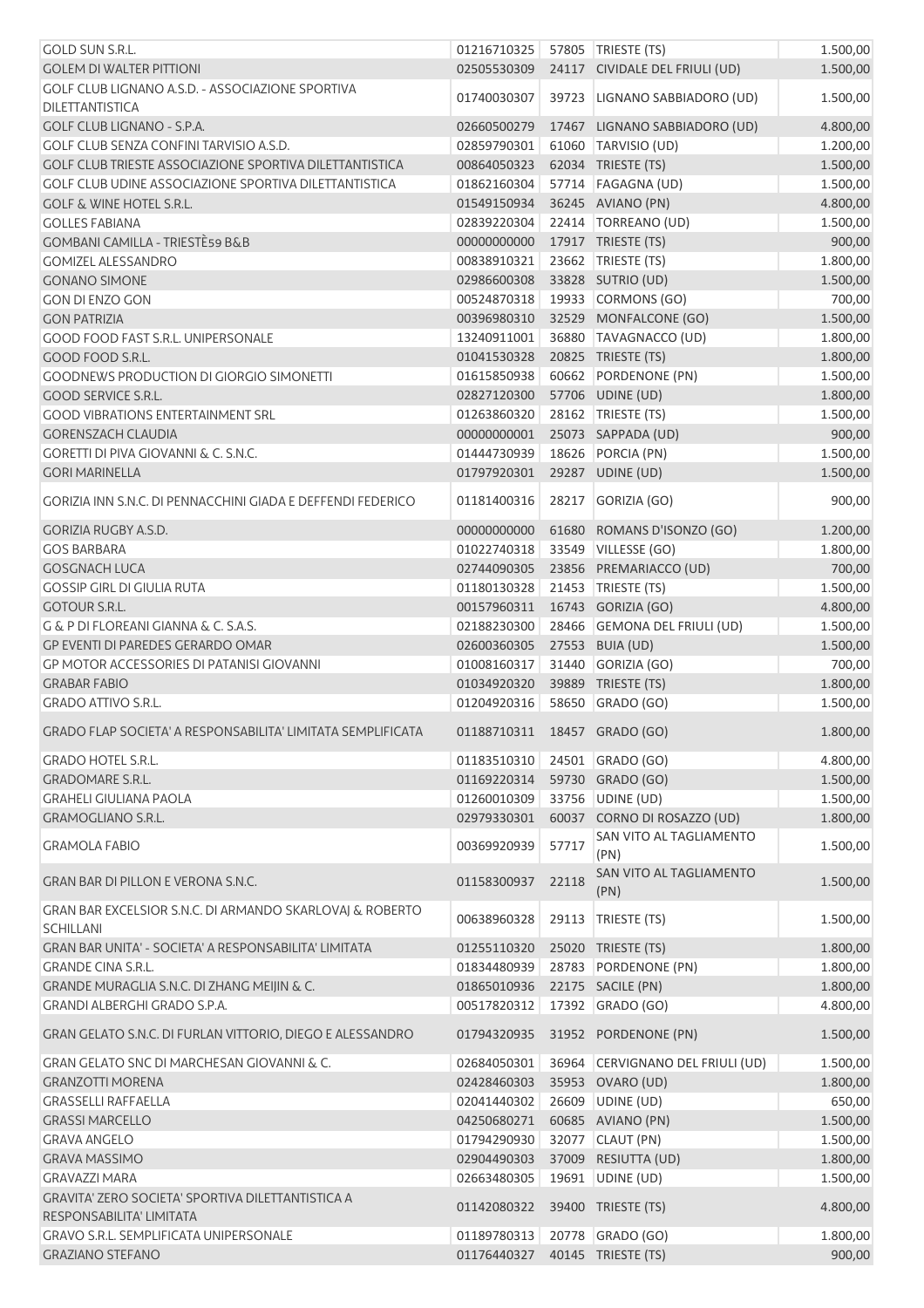| | | | | |
|---|---|---|---|---|
| GOLD SUN S.R.L. | 01216710325 | 57805 | TRIESTE (TS) | 1.500,00 |
| GOLEM DI WALTER PITTIONI | 02505530309 | 24117 | CIVIDALE DEL FRIULI (UD) | 1.500,00 |
| GOLF CLUB LIGNANO A.S.D. - ASSOCIAZIONE SPORTIVA DILETTANTISTICA | 01740030307 | 39723 | LIGNANO SABBIADORO (UD) | 1.500,00 |
| GOLF CLUB LIGNANO - S.P.A. | 02660500279 | 17467 | LIGNANO SABBIADORO (UD) | 4.800,00 |
| GOLF CLUB SENZA CONFINI TARVISIO A.S.D. | 02859790301 | 61060 | TARVISIO (UD) | 1.200,00 |
| GOLF CLUB TRIESTE ASSOCIAZIONE SPORTIVA DILETTANTISTICA | 00864050323 | 62034 | TRIESTE (TS) | 1.500,00 |
| GOLF CLUB UDINE ASSOCIAZIONE SPORTIVA DILETTANTISTICA | 01862160304 | 57714 | FAGAGNA (UD) | 1.500,00 |
| GOLF & WINE HOTEL S.R.L. | 01549150934 | 36245 | AVIANO (PN) | 4.800,00 |
| GOLLES FABIANA | 02839220304 | 22414 | TORREANO (UD) | 1.500,00 |
| GOMBANI CAMILLA - TRIESTÈ59 B&B | 00000000000 | 17917 | TRIESTE (TS) | 900,00 |
| GOMIZEL ALESSANDRO | 00838910321 | 23662 | TRIESTE (TS) | 1.800,00 |
| GONANO SIMONE | 02986600308 | 33828 | SUTRIO (UD) | 1.500,00 |
| GON DI ENZO GON | 00524870318 | 19933 | CORMONS (GO) | 700,00 |
| GON PATRIZIA | 00396980310 | 32529 | MONFALCONE (GO) | 1.500,00 |
| GOOD FOOD FAST S.R.L. UNIPERSONALE | 13240911001 | 36880 | TAVAGNACCO (UD) | 1.800,00 |
| GOOD FOOD S.R.L. | 01041530328 | 20825 | TRIESTE (TS) | 1.800,00 |
| GOODNEWS PRODUCTION DI GIORGIO SIMONETTI | 01615850938 | 60662 | PORDENONE (PN) | 1.500,00 |
| GOOD SERVICE S.R.L. | 02827120300 | 57706 | UDINE (UD) | 1.800,00 |
| GOOD VIBRATIONS ENTERTAINMENT SRL | 01263860320 | 28162 | TRIESTE (TS) | 1.500,00 |
| GORENSZACH CLAUDIA | 00000000001 | 25073 | SAPPADA (UD) | 900,00 |
| GORETTI DI PIVA GIOVANNI & C. S.N.C. | 01444730939 | 18626 | PORCIA (PN) | 1.500,00 |
| GORI MARINELLA | 01797920301 | 29287 | UDINE (UD) | 1.500,00 |
| GORIZIA INN S.N.C. DI PENNACCHINI GIADA E DEFFENDI FEDERICO | 01181400316 | 28217 | GORIZIA (GO) | 900,00 |
| GORIZIA RUGBY A.S.D. | 00000000000 | 61680 | ROMANS D'ISONZO (GO) | 1.200,00 |
| GOS BARBARA | 01022740318 | 33549 | VILLESSE (GO) | 1.800,00 |
| GOSGNACH LUCA | 02744090305 | 23856 | PREMARIACCO (UD) | 700,00 |
| GOSSIP GIRL DI GIULIA RUTA | 01180130328 | 21453 | TRIESTE (TS) | 1.500,00 |
| GOTOUR S.R.L. | 00157960311 | 16743 | GORIZIA (GO) | 4.800,00 |
| G & P DI FLOREANI GIANNA & C. S.A.S. | 02188230300 | 28466 | GEMONA DEL FRIULI (UD) | 1.500,00 |
| GP EVENTI DI PAREDES GERARDO OMAR | 02600360305 | 27553 | BUIA (UD) | 1.500,00 |
| GP MOTOR ACCESSORIES DI PATANISI GIOVANNI | 01008160317 | 31440 | GORIZIA (GO) | 700,00 |
| GRABAR FABIO | 01034920320 | 39889 | TRIESTE (TS) | 1.800,00 |
| GRADO ATTIVO S.R.L. | 01204920316 | 58650 | GRADO (GO) | 1.500,00 |
| GRADO FLAP SOCIETA' A RESPONSABILITA' LIMITATA SEMPLIFICATA | 01188710311 | 18457 | GRADO (GO) | 1.800,00 |
| GRADO HOTEL S.R.L. | 01183510310 | 24501 | GRADO (GO) | 4.800,00 |
| GRADOMARE S.R.L. | 01169220314 | 59730 | GRADO (GO) | 1.500,00 |
| GRAHELI GIULIANA PAOLA | 01260010309 | 33756 | UDINE (UD) | 1.500,00 |
| GRAMOGLIANO S.R.L. | 02979330301 | 60037 | CORNO DI ROSAZZO (UD) | 1.800,00 |
| GRAMOLA FABIO | 00369920939 | 57717 | SAN VITO AL TAGLIAMENTO (PN) | 1.500,00 |
| GRAN BAR DI PILLON E VERONA S.N.C. | 01158300937 | 22118 | SAN VITO AL TAGLIAMENTO (PN) | 1.500,00 |
| GRAN BAR EXCELSIOR S.N.C. DI ARMANDO SKARLOVAJ & ROBERTO SCHILLANI | 00638960328 | 29113 | TRIESTE (TS) | 1.500,00 |
| GRAN BAR UNITA' - SOCIETA' A RESPONSABILITA' LIMITATA | 01255110320 | 25020 | TRIESTE (TS) | 1.800,00 |
| GRANDE CINA S.R.L. | 01834480939 | 28783 | PORDENONE (PN) | 1.800,00 |
| GRANDE MURAGLIA S.N.C. DI ZHANG MEIJIN & C. | 01865010936 | 22175 | SACILE (PN) | 1.800,00 |
| GRANDI ALBERGHI GRADO S.P.A. | 00517820312 | 17392 | GRADO (GO) | 4.800,00 |
| GRAN GELATO S.N.C. DI FURLAN VITTORIO, DIEGO E ALESSANDRO | 01794320935 | 31952 | PORDENONE (PN) | 1.500,00 |
| GRAN GELATO SNC DI MARCHESAN GIOVANNI & C. | 02684050301 | 36964 | CERVIGNANO DEL FRIULI (UD) | 1.500,00 |
| GRANZOTTI MORENA | 02428460303 | 35953 | OVARO (UD) | 1.800,00 |
| GRASSELLI RAFFAELLA | 02041440302 | 26609 | UDINE (UD) | 650,00 |
| GRASSI MARCELLO | 04250680271 | 60685 | AVIANO (PN) | 1.500,00 |
| GRAVA ANGELO | 01794290930 | 32077 | CLAUT (PN) | 1.500,00 |
| GRAVA MASSIMO | 02904490303 | 37009 | RESIUTTA (UD) | 1.800,00 |
| GRAVAZZI MARA | 02663480305 | 19691 | UDINE (UD) | 1.500,00 |
| GRAVITA' ZERO SOCIETA' SPORTIVA DILETTANTISTICA A RESPONSABILITA' LIMITATA | 01142080322 | 39400 | TRIESTE (TS) | 4.800,00 |
| GRAVO S.R.L. SEMPLIFICATA UNIPERSONALE | 01189780313 | 20778 | GRADO (GO) | 1.800,00 |
| GRAZIANO STEFANO | 01176440327 | 40145 | TRIESTE (TS) | 900,00 |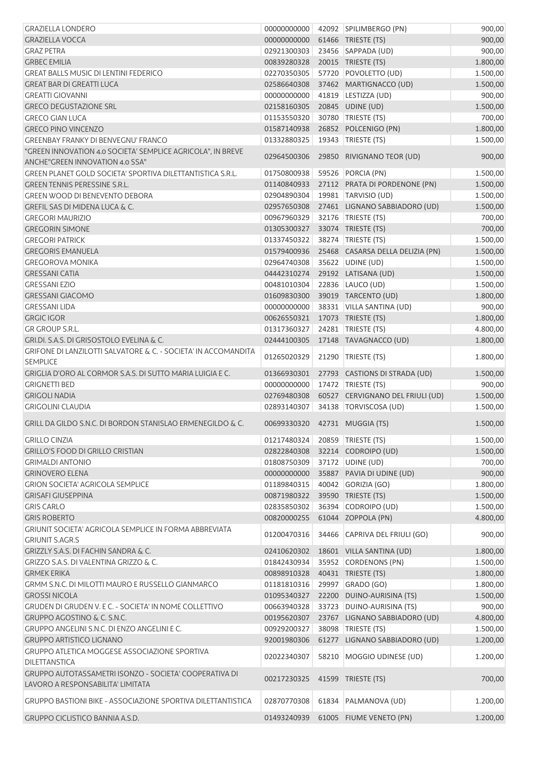| | | | | |
|---|---|---|---|---|
| GRAZIELLA LONDERO | 00000000000 | 42092 | SPILIMBERGO (PN) | 900,00 |
| GRAZIELLA VOCCA | 00000000000 | 61466 | TRIESTE (TS) | 900,00 |
| GRAZ PETRA | 02921300303 | 23456 | SAPPADA (UD) | 900,00 |
| GRBEC EMILIA | 00839280328 | 20015 | TRIESTE (TS) | 1.800,00 |
| GREAT BALLS MUSIC DI LENTINI FEDERICO | 02270350305 | 57720 | POVOLETTO (UD) | 1.500,00 |
| GREAT BAR DI GREATTI LUCA | 02586640308 | 37462 | MARTIGNACCO (UD) | 1.500,00 |
| GREATTI GIOVANNI | 00000000000 | 41819 | LESTIZZA (UD) | 900,00 |
| GRECO DEGUSTAZIONE SRL | 02158160305 | 20845 | UDINE (UD) | 1.500,00 |
| GRECO GIAN LUCA | 01153550320 | 30780 | TRIESTE (TS) | 700,00 |
| GRECO PINO VINCENZO | 01587140938 | 26852 | POLCENIGO (PN) | 1.800,00 |
| GREENBAY FRANKY DI BENVEGNU' FRANCO | 01332880325 | 19343 | TRIESTE (TS) | 1.500,00 |
| "GREEN INNOVATION 4.0 SOCIETA' SEMPLICE AGRICOLA", IN BREVE ANCHE"GREEN INNOVATION 4.0 SSA" | 02964500306 | 29850 | RIVIGNANO TEOR (UD) | 900,00 |
| GREEN PLANET GOLD SOCIETA' SPORTIVA DILETTANTISTICA S.R.L. | 01750800938 | 59526 | PORCIA (PN) | 1.500,00 |
| GREEN TENNIS PERESSINE S.R.L. | 01140840933 | 27112 | PRATA DI PORDENONE (PN) | 1.500,00 |
| GREEN WOOD DI BENEVENTO DEBORA | 02904890304 | 19981 | TARVISIO (UD) | 1.500,00 |
| GREFIL SAS DI MIDENA LUCA & C. | 02957650308 | 27461 | LIGNANO SABBIADORO (UD) | 1.500,00 |
| GREGORI MAURIZIO | 00967960329 | 32176 | TRIESTE (TS) | 700,00 |
| GREGORIN SIMONE | 01305300327 | 33074 | TRIESTE (TS) | 700,00 |
| GREGORI PATRICK | 01337450322 | 38274 | TRIESTE (TS) | 1.500,00 |
| GREGORIS EMANUELA | 01579400936 | 25468 | CASARSA DELLA DELIZIA (PN) | 1.500,00 |
| GREGOROVA MONIKA | 02964740308 | 35622 | UDINE (UD) | 1.500,00 |
| GRESSANI CATIA | 04442310274 | 29192 | LATISANA (UD) | 1.500,00 |
| GRESSANI EZIO | 00481010304 | 22836 | LAUCO (UD) | 1.500,00 |
| GRESSANI GIACOMO | 01609830300 | 39019 | TARCENTO (UD) | 1.800,00 |
| GRESSANI LIDA | 00000000000 | 38331 | VILLA SANTINA (UD) | 900,00 |
| GRGIC IGOR | 00626550321 | 17073 | TRIESTE (TS) | 1.800,00 |
| GR GROUP S.R.L. | 01317360327 | 24281 | TRIESTE (TS) | 4.800,00 |
| GRI.DI. S.A.S. DI GRISOSTOLO EVELINA & C. | 02444100305 | 17148 | TAVAGNACCO (UD) | 1.800,00 |
| GRIFONE DI LANZILOTTI SALVATORE & C. - SOCIETA' IN ACCOMANDITA SEMPLICE | 01265020329 | 21290 | TRIESTE (TS) | 1.800,00 |
| GRIGLIA D'ORO AL CORMOR S.A.S. DI SUTTO MARIA LUIGIA E C. | 01366930301 | 27793 | CASTIONS DI STRADA (UD) | 1.500,00 |
| GRIGNETTI BED | 00000000000 | 17472 | TRIESTE (TS) | 900,00 |
| GRIGOLI NADIA | 02769480308 | 60527 | CERVIGNANO DEL FRIULI (UD) | 1.500,00 |
| GRIGOLINI CLAUDIA | 02893140307 | 34138 | TORVISCOSA (UD) | 1.500,00 |
| GRILL DA GILDO S.N.C. DI BORDON STANISLAO ERMENEGILDO & C. | 00699330320 | 42731 | MUGGIA (TS) | 1.500,00 |
| GRILLO CINZIA | 01217480324 | 20859 | TRIESTE (TS) | 1.500,00 |
| GRILLO'S FOOD DI GRILLO CRISTIAN | 02822840308 | 32214 | CODROIPO (UD) | 1.500,00 |
| GRIMALDI ANTONIO | 01808750309 | 37172 | UDINE (UD) | 700,00 |
| GRINOVERO ELENA | 00000000000 | 35887 | PAVIA DI UDINE (UD) | 900,00 |
| GRION SOCIETA' AGRICOLA SEMPLICE | 01189840315 | 40042 | GORIZIA (GO) | 1.800,00 |
| GRISAFI GIUSEPPINA | 00871980322 | 39590 | TRIESTE (TS) | 1.500,00 |
| GRIS CARLO | 02835850302 | 36394 | CODROIPO (UD) | 1.500,00 |
| GRIS ROBERTO | 00820000255 | 61044 | ZOPPOLA (PN) | 4.800,00 |
| GRIUNIT SOCIETA' AGRICOLA SEMPLICE IN FORMA ABBREVIATA GRIUNIT S.AGR.S | 01200470316 | 34466 | CAPRIVA DEL FRIULI (GO) | 900,00 |
| GRIZZLY S.A.S. DI FACHIN SANDRA & C. | 02410620302 | 18601 | VILLA SANTINA (UD) | 1.800,00 |
| GRIZZO S.A.S. DI VALENTINA GRIZZO & C. | 01842430934 | 35952 | CORDENONS (PN) | 1.500,00 |
| GRMEK ERIKA | 00898910328 | 40431 | TRIESTE (TS) | 1.800,00 |
| GRMM S.N.C. DI MILOTTI MAURO E RUSSELLO GIANMARCO | 01181810316 | 29997 | GRADO (GO) | 1.800,00 |
| GROSSI NICOLA | 01095340327 | 22200 | DUINO-AURISINA (TS) | 1.500,00 |
| GRUDEN DI GRUDEN V. E C. - SOCIETA' IN NOME COLLETTIVO | 00663940328 | 33723 | DUINO-AURISINA (TS) | 900,00 |
| GRUPPO AGOSTINO & C. S.N.C. | 00195620307 | 23767 | LIGNANO SABBIADORO (UD) | 4.800,00 |
| GRUPPO ANGELINI S.N.C. DI ENZO ANGELINI E C. | 00929200327 | 38098 | TRIESTE (TS) | 1.500,00 |
| GRUPPO ARTISTICO LIGNANO | 92001980306 | 61277 | LIGNANO SABBIADORO (UD) | 1.200,00 |
| GRUPPO ATLETICA MOGGESE ASSOCIAZIONE SPORTIVA DILETTANSTICA | 02022340307 | 58210 | MOGGIO UDINESE (UD) | 1.200,00 |
| GRUPPO AUTOTASSAMETRI ISONZO - SOCIETA' COOPERATIVA DI LAVORO A RESPONSABILITA' LIMITATA | 00217230325 | 41599 | TRIESTE (TS) | 700,00 |
| GRUPPO BASTIONI BIKE - ASSOCIAZIONE SPORTIVA DILETTANTISTICA | 02870770308 | 61834 | PALMANOVA (UD) | 1.200,00 |
| GRUPPO CICLISTICO BANNIA A.S.D. | 01493240939 | 61005 | FIUME VENETO (PN) | 1.200,00 |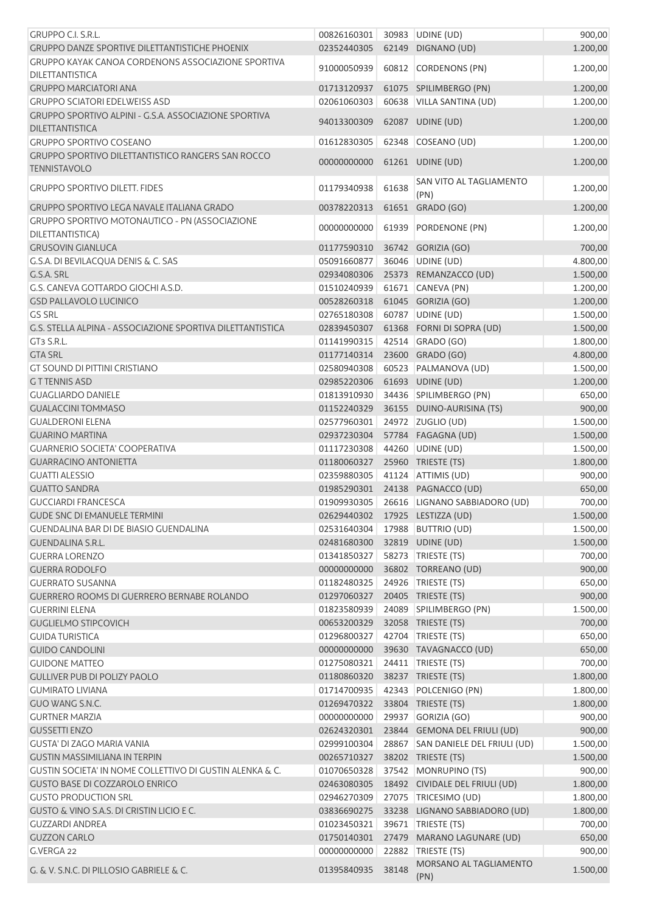| | | | | |
|---|---|---|---|---|
| GRUPPO C.I. S.R.L. | 00826160301 | 30983 | UDINE (UD) | 900,00 |
| GRUPPO DANZE SPORTIVE DILETTANTISTICHE PHOENIX | 02352440305 | 62149 | DIGNANO (UD) | 1.200,00 |
| GRUPPO KAYAK CANOA CORDENONS ASSOCIAZIONE SPORTIVA DILETTANTISTICA | 91000050939 | 60812 | CORDENONS (PN) | 1.200,00 |
| GRUPPO MARCIATORI ANA | 01713120937 | 61075 | SPILIMBERGO (PN) | 1.200,00 |
| GRUPPO SCIATORI EDELWEISS ASD | 02061060303 | 60638 | VILLA SANTINA (UD) | 1.200,00 |
| GRUPPO SPORTIVO ALPINI - G.S.A. ASSOCIAZIONE SPORTIVA DILETTANTISTICA | 94013300309 | 62087 | UDINE (UD) | 1.200,00 |
| GRUPPO SPORTIVO COSEANO | 01612830305 | 62348 | COSEANO (UD) | 1.200,00 |
| GRUPPO SPORTIVO DILETTANTISTICO RANGERS SAN ROCCO TENNISTAVOLO | 00000000000 | 61261 | UDINE (UD) | 1.200,00 |
| GRUPPO SPORTIVO DILETT. FIDES | 01179340938 | 61638 | SAN VITO AL TAGLIAMENTO (PN) | 1.200,00 |
| GRUPPO SPORTIVO LEGA NAVALE ITALIANA GRADO | 00378220313 | 61651 | GRADO (GO) | 1.200,00 |
| GRUPPO SPORTIVO MOTONAUTICO - PN (ASSOCIAZIONE DILETTANTISTICA) | 00000000000 | 61939 | PORDENONE (PN) | 1.200,00 |
| GRUSOVIN GIANLUCA | 01177590310 | 36742 | GORIZIA (GO) | 700,00 |
| G.S.A. DI BEVILACQUA DENIS & C. SAS | 05091660877 | 36046 | UDINE (UD) | 4.800,00 |
| G.S.A. SRL | 02934080306 | 25373 | REMANZACCO (UD) | 1.500,00 |
| G.S. CANEVA GOTTARDO GIOCHI A.S.D. | 01510240939 | 61671 | CANEVA (PN) | 1.200,00 |
| GSD PALLAVOLO LUCINICO | 00528260318 | 61045 | GORIZIA (GO) | 1.200,00 |
| GS SRL | 02765180308 | 60787 | UDINE (UD) | 1.500,00 |
| G.S. STELLA ALPINA - ASSOCIAZIONE SPORTIVA DILETTANTISTICA | 02839450307 | 61368 | FORNI DI SOPRA (UD) | 1.500,00 |
| GT3 S.R.L. | 01141990315 | 42514 | GRADO (GO) | 1.800,00 |
| GTA SRL | 01177140314 | 23600 | GRADO (GO) | 4.800,00 |
| GT SOUND DI PITTINI CRISTIANO | 02580940308 | 60523 | PALMANOVA (UD) | 1.500,00 |
| G T TENNIS ASD | 02985220306 | 61693 | UDINE (UD) | 1.200,00 |
| GUAGLIARDO DANIELE | 01813910930 | 34436 | SPILIMBERGO (PN) | 650,00 |
| GUALACCINI TOMMASO | 01152240329 | 36155 | DUINO-AURISINA (TS) | 900,00 |
| GUALDERONI ELENA | 02577960301 | 24972 | ZUGLIO (UD) | 1.500,00 |
| GUARINO MARTINA | 02937230304 | 57784 | FAGAGNA (UD) | 1.500,00 |
| GUARNERIO SOCIETA' COOPERATIVA | 01117230308 | 44260 | UDINE (UD) | 1.500,00 |
| GUARRACINO ANTONIETTA | 01180060327 | 25960 | TRIESTE (TS) | 1.800,00 |
| GUATTI ALESSIO | 02359880305 | 41124 | ATTIMIS (UD) | 900,00 |
| GUATTO SANDRA | 01985290301 | 24138 | PAGNACCO (UD) | 650,00 |
| GUCCIARDI FRANCESCA | 01909930305 | 26616 | LIGNANO SABBIADORO (UD) | 700,00 |
| GUDE SNC DI EMANUELE TERMINI | 02629440302 | 17925 | LESTIZZA (UD) | 1.500,00 |
| GUENDALINA BAR DI DE BIASIO GUENDALINA | 02531640304 | 17988 | BUTTRIO (UD) | 1.500,00 |
| GUENDALINA S.R.L. | 02481680300 | 32819 | UDINE (UD) | 1.500,00 |
| GUERRA LORENZO | 01341850327 | 58273 | TRIESTE (TS) | 700,00 |
| GUERRA RODOLFO | 00000000000 | 36802 | TORREANO (UD) | 900,00 |
| GUERRATO SUSANNA | 01182480325 | 24926 | TRIESTE (TS) | 650,00 |
| GUERRERO ROOMS DI GUERRERO BERNABE ROLANDO | 01297060327 | 20405 | TRIESTE (TS) | 900,00 |
| GUERRINI ELENA | 01823580939 | 24089 | SPILIMBERGO (PN) | 1.500,00 |
| GUGLIELMO STIPCOVICH | 00653200329 | 32058 | TRIESTE (TS) | 700,00 |
| GUIDA TURISTICA | 01296800327 | 42704 | TRIESTE (TS) | 650,00 |
| GUIDO CANDOLINI | 00000000000 | 39630 | TAVAGNACCO (UD) | 650,00 |
| GUIDONE MATTEO | 01275080321 | 24411 | TRIESTE (TS) | 700,00 |
| GULLIVER PUB DI POLIZY PAOLO | 01180860320 | 38237 | TRIESTE (TS) | 1.800,00 |
| GUMIRATO LIVIANA | 01714700935 | 42343 | POLCENIGO (PN) | 1.800,00 |
| GUO WANG S.N.C. | 01269470322 | 33804 | TRIESTE (TS) | 1.800,00 |
| GURTNER MARZIA | 00000000000 | 29937 | GORIZIA (GO) | 900,00 |
| GUSSETTI ENZO | 02624320301 | 23844 | GEMONA DEL FRIULI (UD) | 900,00 |
| GUSTA' DI ZAGO MARIA VANIA | 02999100304 | 28867 | SAN DANIELE DEL FRIULI (UD) | 1.500,00 |
| GUSTIN MASSIMILIANA IN TERPIN | 00265710327 | 38202 | TRIESTE (TS) | 1.500,00 |
| GUSTIN SOCIETA' IN NOME COLLETTIVO DI GUSTIN ALENKA & C. | 01070650328 | 37542 | MONRUPINO (TS) | 900,00 |
| GUSTO BASE DI COZZAROLO ENRICO | 02463080305 | 18492 | CIVIDALE DEL FRIULI (UD) | 1.800,00 |
| GUSTO PRODUCTION SRL | 02946270309 | 27075 | TRICESIMO (UD) | 1.800,00 |
| GUSTO & VINO S.A.S. DI CRISTIN LICIO E C. | 03836690275 | 33238 | LIGNANO SABBIADORO (UD) | 1.800,00 |
| GUZZARDI ANDREA | 01023450321 | 39671 | TRIESTE (TS) | 700,00 |
| GUZZON CARLO | 01750140301 | 27479 | MARANO LAGUNARE (UD) | 650,00 |
| G.VERGA 22 | 00000000000 | 22882 | TRIESTE (TS) | 900,00 |
| G. & V. S.N.C. DI PILLOSIO GABRIELE & C. | 01395840935 | 38148 | MORSANO AL TAGLIAMENTO (PN) | 1.500,00 |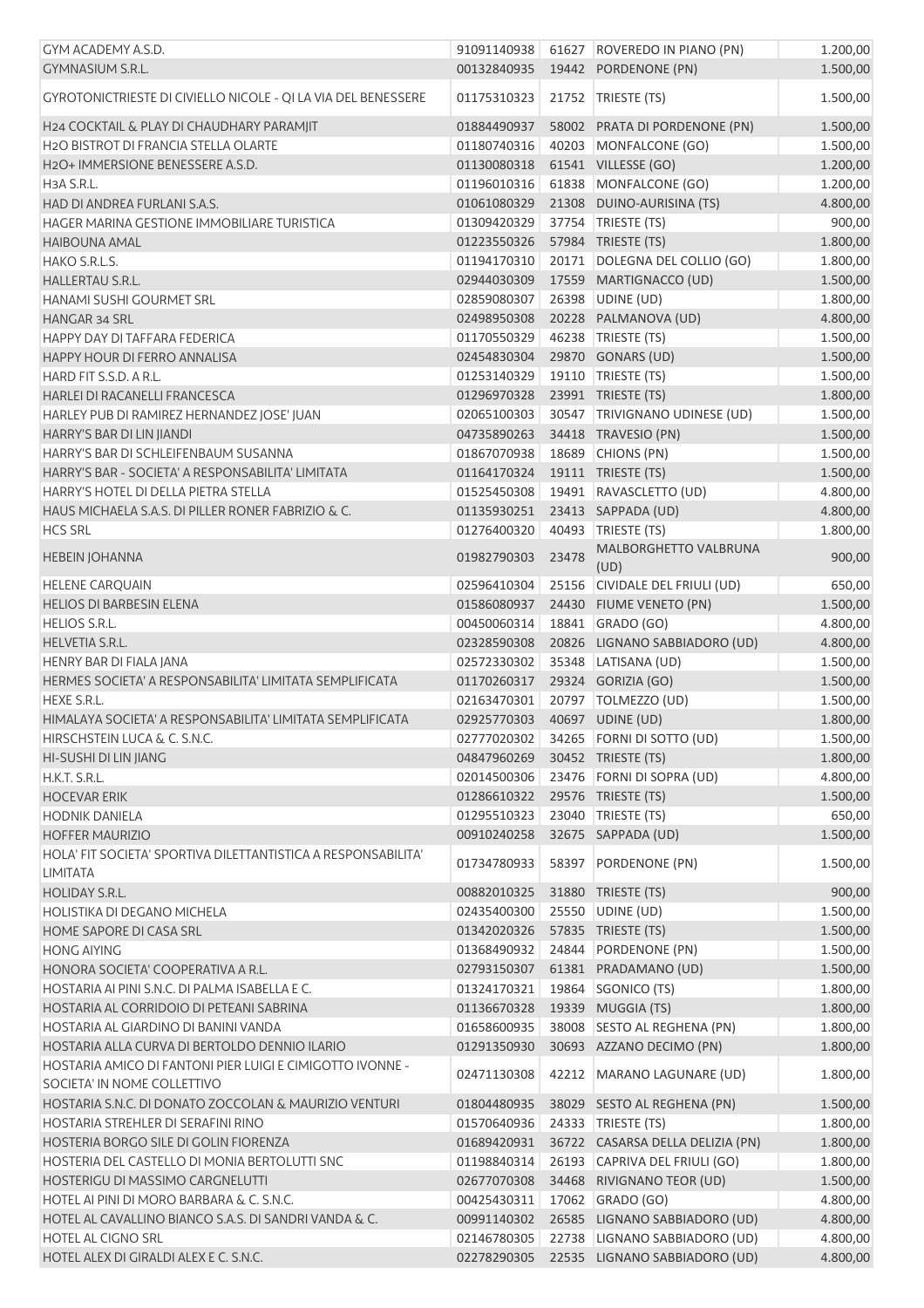| | | | | |
|---|---|---|---|---|
| GYM ACADEMY A.S.D. | 91091140938 | 61627 | ROVEREDO IN PIANO (PN) | 1.200,00 |
| GYMNASIUM S.R.L. | 00132840935 | 19442 | PORDENONE (PN) | 1.500,00 |
| GYROTONICTRIESTE DI CIVIELLO NICOLE - QI LA VIA DEL BENESSERE | 01175310323 | 21752 | TRIESTE (TS) | 1.500,00 |
| H24 COCKTAIL & PLAY DI CHAUDHARY PARAMJIT | 01884490937 | 58002 | PRATA DI PORDENONE (PN) | 1.500,00 |
| H2O BISTROT DI FRANCIA STELLA OLARTE | 01180740316 | 40203 | MONFALCONE (GO) | 1.500,00 |
| H2O+ IMMERSIONE BENESSERE A.S.D. | 01130080318 | 61541 | VILLESSE (GO) | 1.200,00 |
| H3A S.R.L. | 01196010316 | 61838 | MONFALCONE (GO) | 1.200,00 |
| HAD DI ANDREA FURLANI S.A.S. | 01061080329 | 21308 | DUINO-AURISINA (TS) | 4.800,00 |
| HAGER MARINA GESTIONE IMMOBILIARE TURISTICA | 01309420329 | 37754 | TRIESTE (TS) | 900,00 |
| HAIBOUNA AMAL | 01223550326 | 57984 | TRIESTE (TS) | 1.800,00 |
| HAKO S.R.L.S. | 01194170310 | 20171 | DOLEGNA DEL COLLIO (GO) | 1.800,00 |
| HALLERTAU S.R.L. | 02944030309 | 17559 | MARTIGNACCO (UD) | 1.500,00 |
| HANAMI SUSHI GOURMET SRL | 02859080307 | 26398 | UDINE (UD) | 1.800,00 |
| HANGAR 34 SRL | 02498950308 | 20228 | PALMANOVA (UD) | 4.800,00 |
| HAPPY DAY DI TAFFARA FEDERICA | 01170550329 | 46238 | TRIESTE (TS) | 1.500,00 |
| HAPPY HOUR DI FERRO ANNALISA | 02454830304 | 29870 | GONARS (UD) | 1.500,00 |
| HARD FIT S.S.D. A R.L. | 01253140329 | 19110 | TRIESTE (TS) | 1.500,00 |
| HARLEI DI RACANELLI FRANCESCA | 01296970328 | 23991 | TRIESTE (TS) | 1.800,00 |
| HARLEY PUB DI RAMIREZ HERNANDEZ JOSE' JUAN | 02065100303 | 30547 | TRIVIGNANO UDINESE (UD) | 1.500,00 |
| HARRY'S BAR DI LIN JIANDI | 04735890263 | 34418 | TRAVESIO (PN) | 1.500,00 |
| HARRY'S BAR DI SCHLEIFENBAUM SUSANNA | 01867070938 | 18689 | CHIONS (PN) | 1.500,00 |
| HARRY'S BAR - SOCIETA' A RESPONSABILITA' LIMITATA | 01164170324 | 19111 | TRIESTE (TS) | 1.500,00 |
| HARRY'S HOTEL DI DELLA PIETRA STELLA | 01525450308 | 19491 | RAVASCLETTO (UD) | 4.800,00 |
| HAUS MICHAELA S.A.S. DI PILLER RONER FABRIZIO & C. | 01135930251 | 23413 | SAPPADA (UD) | 4.800,00 |
| HCS SRL | 01276400320 | 40493 | TRIESTE (TS) | 1.800,00 |
| HEBEIN JOHANNA | 01982790303 | 23478 | MALBORGHETTO VALBRUNA (UD) | 900,00 |
| HELENE CARQUAIN | 02596410304 | 25156 | CIVIDALE DEL FRIULI (UD) | 650,00 |
| HELIOS DI BARBESIN ELENA | 01586080937 | 24430 | FIUME VENETO (PN) | 1.500,00 |
| HELIOS S.R.L. | 00450060314 | 18841 | GRADO (GO) | 4.800,00 |
| HELVETIA S.R.L. | 02328590308 | 20826 | LIGNANO SABBIADORO (UD) | 4.800,00 |
| HENRY BAR DI FIALA JANA | 02572330302 | 35348 | LATISANA (UD) | 1.500,00 |
| HERMES SOCIETA' A RESPONSABILITA' LIMITATA SEMPLIFICATA | 01170260317 | 29324 | GORIZIA (GO) | 1.500,00 |
| HEXE S.R.L. | 02163470301 | 20797 | TOLMEZZO (UD) | 1.500,00 |
| HIMALAYA SOCIETA' A RESPONSABILITA' LIMITATA SEMPLIFICATA | 02925770303 | 40697 | UDINE (UD) | 1.800,00 |
| HIRSCHSTEIN LUCA & C. S.N.C. | 02777020302 | 34265 | FORNI DI SOTTO (UD) | 1.500,00 |
| HI-SUSHI DI LIN JIANG | 04847960269 | 30452 | TRIESTE (TS) | 1.800,00 |
| H.K.T. S.R.L. | 02014500306 | 23476 | FORNI DI SOPRA (UD) | 4.800,00 |
| HOCEVAR ERIK | 01286610322 | 29576 | TRIESTE (TS) | 1.500,00 |
| HODNIK DANIELA | 01295510323 | 23040 | TRIESTE (TS) | 650,00 |
| HOFFER MAURIZIO | 00910240258 | 32675 | SAPPADA (UD) | 1.500,00 |
| HOLA' FIT SOCIETA' SPORTIVA DILETTANTISTICA A RESPONSABILITA' LIMITATA | 01734780933 | 58397 | PORDENONE (PN) | 1.500,00 |
| HOLIDAY S.R.L. | 00882010325 | 31880 | TRIESTE (TS) | 900,00 |
| HOLISTIKA DI DEGANO MICHELA | 02435400300 | 25550 | UDINE (UD) | 1.500,00 |
| HOME SAPORE DI CASA SRL | 01342020326 | 57835 | TRIESTE (TS) | 1.500,00 |
| HONG AIYING | 01368490932 | 24844 | PORDENONE (PN) | 1.500,00 |
| HONORA SOCIETA' COOPERATIVA A R.L. | 02793150307 | 61381 | PRADAMANO (UD) | 1.500,00 |
| HOSTARIA AI PINI S.N.C. DI PALMA ISABELLA E C. | 01324170321 | 19864 | SGONICO (TS) | 1.800,00 |
| HOSTARIA AL CORRIDOIO DI PETEANI SABRINA | 01136670328 | 19339 | MUGGIA (TS) | 1.800,00 |
| HOSTARIA AL GIARDINO DI BANINI VANDA | 01658600935 | 38008 | SESTO AL REGHENA (PN) | 1.800,00 |
| HOSTARIA ALLA CURVA DI BERTOLDO DENNIO ILARIO | 01291350930 | 30693 | AZZANO DECIMO (PN) | 1.800,00 |
| HOSTARIA AMICO DI FANTONI PIER LUIGI E CIMIGOTTO IVONNE - SOCIETA' IN NOME COLLETTIVO | 02471130308 | 42212 | MARANO LAGUNARE (UD) | 1.800,00 |
| HOSTARIA S.N.C. DI DONATO ZOCCOLAN & MAURIZIO VENTURI | 01804480935 | 38029 | SESTO AL REGHENA (PN) | 1.500,00 |
| HOSTARIA STREHLER DI SERAFINI RINO | 01570640936 | 24333 | TRIESTE (TS) | 1.800,00 |
| HOSTERIA BORGO SILE DI GOLIN FIORENZA | 01689420931 | 36722 | CASARSA DELLA DELIZIA (PN) | 1.800,00 |
| HOSTERIA DEL CASTELLO DI MONIA BERTOLUTTI SNC | 01198840314 | 26193 | CAPRIVA DEL FRIULI (GO) | 1.800,00 |
| HOSTERIGU DI MASSIMO CARGNELUTTI | 02677070308 | 34468 | RIVIGNANO TEOR (UD) | 1.500,00 |
| HOTEL AI PINI DI MORO BARBARA & C. S.N.C. | 00425430311 | 17062 | GRADO (GO) | 4.800,00 |
| HOTEL AL CAVALLINO BIANCO S.A.S. DI SANDRI VANDA & C. | 00991140302 | 26585 | LIGNANO SABBIADORO (UD) | 4.800,00 |
| HOTEL AL CIGNO SRL | 02146780305 | 22738 | LIGNANO SABBIADORO (UD) | 4.800,00 |
| HOTEL ALEX DI GIRALDI ALEX E C. S.N.C. | 02278290305 | 22535 | LIGNANO SABBIADORO (UD) | 4.800,00 |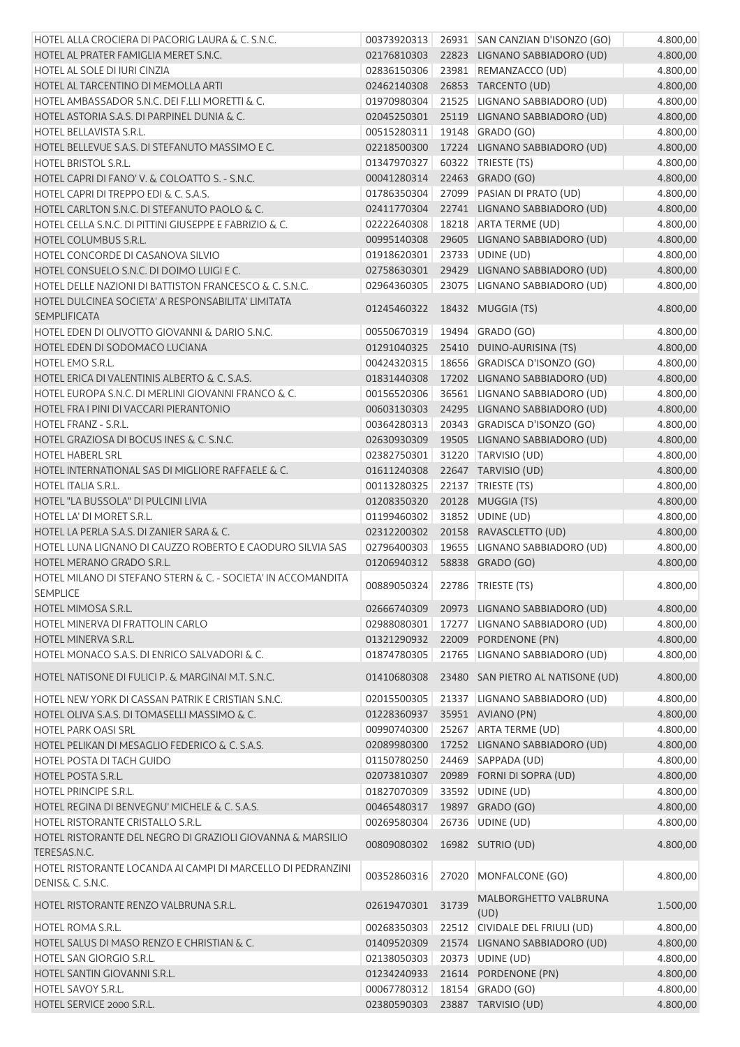| | | | | |
|---|---|---|---|---|
| HOTEL ALLA CROCIERA DI PACORIG LAURA & C. S.N.C. | 00373920313 | 26931 | SAN CANZIAN D'ISONZO (GO) | 4.800,00 |
| HOTEL AL PRATER FAMIGLIA MERET S.N.C. | 02176810303 | 22823 | LIGNANO SABBIADORO (UD) | 4.800,00 |
| HOTEL AL SOLE DI IURI CINZIA | 02836150306 | 23981 | REMANZACCO (UD) | 4.800,00 |
| HOTEL AL TARCENTINO DI MEMOLLA ARTI | 02462140308 | 26853 | TARCENTO (UD) | 4.800,00 |
| HOTEL AMBASSADOR S.N.C. DEI F.LLI MORETTI & C. | 01970980304 | 21525 | LIGNANO SABBIADORO (UD) | 4.800,00 |
| HOTEL ASTORIA S.A.S. DI PARPINEL DUNIA & C. | 02045250301 | 25119 | LIGNANO SABBIADORO (UD) | 4.800,00 |
| HOTEL BELLAVISTA S.R.L. | 00515280311 | 19148 | GRADO (GO) | 4.800,00 |
| HOTEL BELLEVUE S.A.S. DI STEFANUTO MASSIMO E C. | 02218500300 | 17224 | LIGNANO SABBIADORO (UD) | 4.800,00 |
| HOTEL BRISTOL S.R.L. | 01347970327 | 60322 | TRIESTE (TS) | 4.800,00 |
| HOTEL CAPRI DI FANO' V. & COLOATTO S. - S.N.C. | 00041280314 | 22463 | GRADO (GO) | 4.800,00 |
| HOTEL CAPRI DI TREPPO EDI & C. S.A.S. | 01786350304 | 27099 | PASIAN DI PRATO (UD) | 4.800,00 |
| HOTEL CARLTON S.N.C. DI STEFANUTO PAOLO & C. | 02411770304 | 22741 | LIGNANO SABBIADORO (UD) | 4.800,00 |
| HOTEL CELLA S.N.C. DI PITTINI GIUSEPPE E FABRIZIO & C. | 02222640308 | 18218 | ARTA TERME (UD) | 4.800,00 |
| HOTEL COLUMBUS S.R.L. | 00995140308 | 29605 | LIGNANO SABBIADORO (UD) | 4.800,00 |
| HOTEL CONCORDE DI CASANOVA SILVIO | 01918620301 | 23733 | UDINE (UD) | 4.800,00 |
| HOTEL CONSUELO S.N.C. DI DOIMO LUIGI E C. | 02758630301 | 29429 | LIGNANO SABBIADORO (UD) | 4.800,00 |
| HOTEL DELLE NAZIONI DI BATTISTON FRANCESCO & C. S.N.C. | 02964360305 | 23075 | LIGNANO SABBIADORO (UD) | 4.800,00 |
| HOTEL DULCINEA SOCIETA' A RESPONSABILITA' LIMITATA SEMPLIFICATA | 01245460322 | 18432 | MUGGIA (TS) | 4.800,00 |
| HOTEL EDEN DI OLIVOTTO GIOVANNI & DARIO S.N.C. | 00550670319 | 19494 | GRADO (GO) | 4.800,00 |
| HOTEL EDEN DI SODOMACO LUCIANA | 01291040325 | 25410 | DUINO-AURISINA (TS) | 4.800,00 |
| HOTEL EMO S.R.L. | 00424320315 | 18656 | GRADISCA D'ISONZO (GO) | 4.800,00 |
| HOTEL ERICA DI VALENTINIS ALBERTO & C. S.A.S. | 01831440308 | 17202 | LIGNANO SABBIADORO (UD) | 4.800,00 |
| HOTEL EUROPA S.N.C. DI MERLINI GIOVANNI FRANCO & C. | 00156520306 | 36561 | LIGNANO SABBIADORO (UD) | 4.800,00 |
| HOTEL FRA I PINI DI VACCARI PIERANTONIO | 00603130303 | 24295 | LIGNANO SABBIADORO (UD) | 4.800,00 |
| HOTEL FRANZ - S.R.L. | 00364280313 | 20343 | GRADISCA D'ISONZO (GO) | 4.800,00 |
| HOTEL GRAZIOSA DI BOCUS INES & C. S.N.C. | 02630930309 | 19505 | LIGNANO SABBIADORO (UD) | 4.800,00 |
| HOTEL HABERL SRL | 02382750301 | 31220 | TARVISIO (UD) | 4.800,00 |
| HOTEL INTERNATIONAL SAS DI MIGLIORE RAFFAELE & C. | 01611240308 | 22647 | TARVISIO (UD) | 4.800,00 |
| HOTEL ITALIA S.R.L. | 00113280325 | 22137 | TRIESTE (TS) | 4.800,00 |
| HOTEL "LA BUSSOLA" DI PULCINI LIVIA | 01208350320 | 20128 | MUGGIA (TS) | 4.800,00 |
| HOTEL LA' DI MORET S.R.L. | 01199460302 | 31852 | UDINE (UD) | 4.800,00 |
| HOTEL LA PERLA S.A.S. DI ZANIER SARA & C. | 02312200302 | 20158 | RAVASCLETTO (UD) | 4.800,00 |
| HOTEL LUNA LIGNANO DI CAUZZO ROBERTO E CAODURO SILVIA SAS | 02796400303 | 19655 | LIGNANO SABBIADORO (UD) | 4.800,00 |
| HOTEL MERANO GRADO S.R.L. | 01206940312 | 58838 | GRADO (GO) | 4.800,00 |
| HOTEL MILANO DI STEFANO STERN & C. - SOCIETA' IN ACCOMANDITA SEMPLICE | 00889050324 | 22786 | TRIESTE (TS) | 4.800,00 |
| HOTEL MIMOSA S.R.L. | 02666740309 | 20973 | LIGNANO SABBIADORO (UD) | 4.800,00 |
| HOTEL MINERVA DI FRATTOLIN CARLO | 02988080301 | 17277 | LIGNANO SABBIADORO (UD) | 4.800,00 |
| HOTEL MINERVA S.R.L. | 01321290932 | 22009 | PORDENONE (PN) | 4.800,00 |
| HOTEL MONACO S.A.S. DI ENRICO SALVADORI & C. | 01874780305 | 21765 | LIGNANO SABBIADORO (UD) | 4.800,00 |
| HOTEL NATISONE DI FULICI P. & MARGINAI M.T. S.N.C. | 01410680308 | 23480 | SAN PIETRO AL NATISONE (UD) | 4.800,00 |
| HOTEL NEW YORK DI CASSAN PATRIK E CRISTIAN S.N.C. | 02015500305 | 21337 | LIGNANO SABBIADORO (UD) | 4.800,00 |
| HOTEL OLIVA S.A.S. DI TOMASELLI MASSIMO & C. | 01228360937 | 35951 | AVIANO (PN) | 4.800,00 |
| HOTEL PARK OASI SRL | 00990740300 | 25267 | ARTA TERME (UD) | 4.800,00 |
| HOTEL PELIKAN DI MESAGLIO FEDERICO & C. S.A.S. | 02089980300 | 17252 | LIGNANO SABBIADORO (UD) | 4.800,00 |
| HOTEL POSTA DI TACH GUIDO | 01150780250 | 24469 | SAPPADA (UD) | 4.800,00 |
| HOTEL POSTA S.R.L. | 02073810307 | 20989 | FORNI DI SOPRA (UD) | 4.800,00 |
| HOTEL PRINCIPE S.R.L. | 01827070309 | 33592 | UDINE (UD) | 4.800,00 |
| HOTEL REGINA DI BENVEGNU' MICHELE & C. S.A.S. | 00465480317 | 19897 | GRADO (GO) | 4.800,00 |
| HOTEL RISTORANTE CRISTALLO S.R.L. | 00269580304 | 26736 | UDINE (UD) | 4.800,00 |
| HOTEL RISTORANTE DEL NEGRO DI GRAZIOLI GIOVANNA & MARSILIO TERESAS.N.C. | 00809080302 | 16982 | SUTRIO (UD) | 4.800,00 |
| HOTEL RISTORANTE LOCANDA AI CAMPI DI MARCELLO DI PEDRANZINI DENIS& C. S.N.C. | 00352860316 | 27020 | MONFALCONE (GO) | 4.800,00 |
| HOTEL RISTORANTE RENZO VALBRUNA S.R.L. | 02619470301 | 31739 | MALBORGHETTO VALBRUNA (UD) | 1.500,00 |
| HOTEL ROMA S.R.L. | 00268350303 | 22512 | CIVIDALE DEL FRIULI (UD) | 4.800,00 |
| HOTEL SALUS DI MASO RENZO E CHRISTIAN & C. | 01409520309 | 21574 | LIGNANO SABBIADORO (UD) | 4.800,00 |
| HOTEL SAN GIORGIO S.R.L. | 02138050303 | 20373 | UDINE (UD) | 4.800,00 |
| HOTEL SANTIN GIOVANNI S.R.L. | 01234240933 | 21614 | PORDENONE (PN) | 4.800,00 |
| HOTEL SAVOY S.R.L. | 00067780312 | 18154 | GRADO (GO) | 4.800,00 |
| HOTEL SERVICE 2000 S.R.L. | 02380590303 | 23887 | TARVISIO (UD) | 4.800,00 |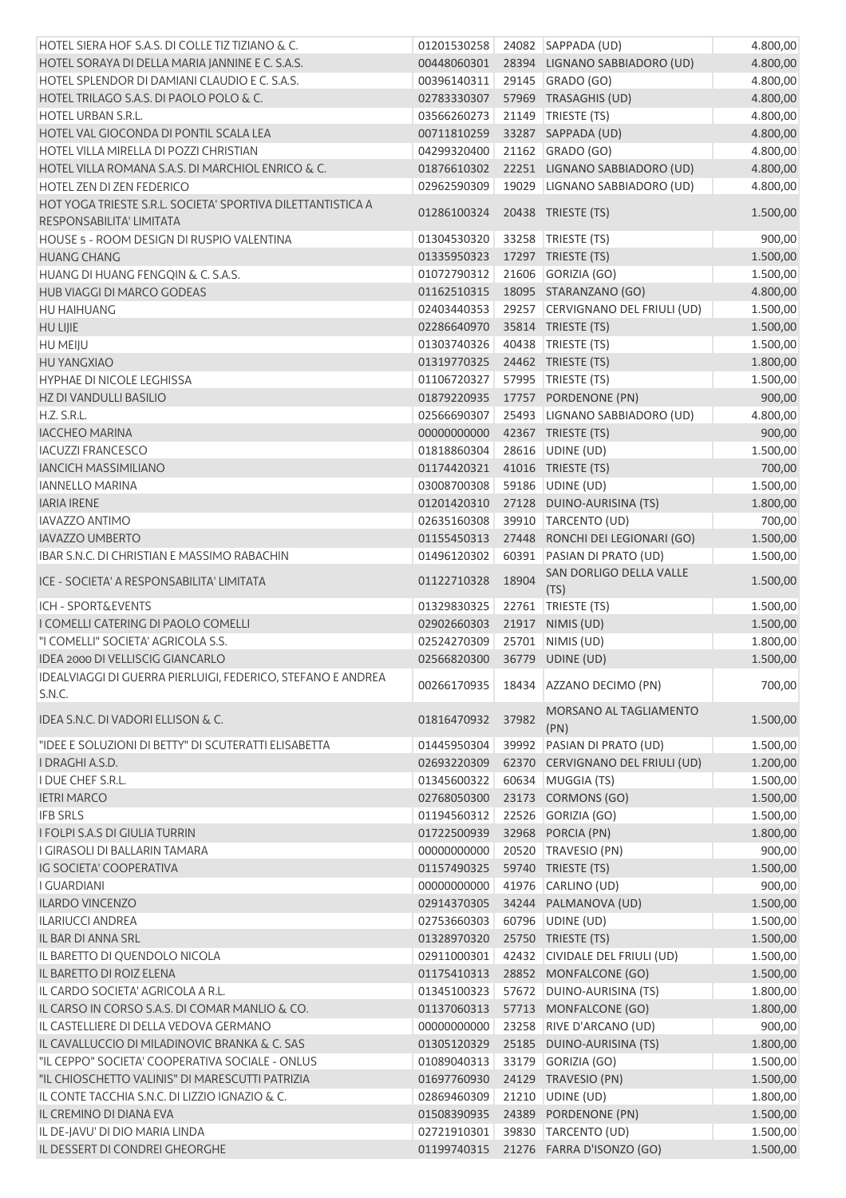| | | | | |
|---|---|---|---|---|
| HOTEL SIERA HOF S.A.S. DI COLLE TIZ TIZIANO & C. | 01201530258 | 24082 | SAPPADA (UD) | 4.800,00 |
| HOTEL SORAYA DI DELLA MARIA JANNINE E C. S.A.S. | 00448060301 | 28394 | LIGNANO SABBIADORO (UD) | 4.800,00 |
| HOTEL SPLENDOR DI DAMIANI CLAUDIO E C. S.A.S. | 00396140311 | 29145 | GRADO (GO) | 4.800,00 |
| HOTEL TRILAGO S.A.S. DI PAOLO POLO & C. | 02783330307 | 57969 | TRASAGHIS (UD) | 4.800,00 |
| HOTEL URBAN S.R.L. | 03566260273 | 21149 | TRIESTE (TS) | 4.800,00 |
| HOTEL VAL GIOCONDA DI PONTIL SCALA LEA | 00711810259 | 33287 | SAPPADA (UD) | 4.800,00 |
| HOTEL VILLA MIRELLA DI POZZI CHRISTIAN | 04299320400 | 21162 | GRADO (GO) | 4.800,00 |
| HOTEL VILLA ROMANA S.A.S. DI MARCHIOL ENRICO & C. | 01876610302 | 22251 | LIGNANO SABBIADORO (UD) | 4.800,00 |
| HOTEL ZEN DI ZEN FEDERICO | 02962590309 | 19029 | LIGNANO SABBIADORO (UD) | 4.800,00 |
| HOT YOGA TRIESTE S.R.L. SOCIETA' SPORTIVA DILETTANTISTICA A RESPONSABILITA' LIMITATA | 01286100324 | 20438 | TRIESTE (TS) | 1.500,00 |
| HOUSE 5 - ROOM DESIGN DI RUSPIO VALENTINA | 01304530320 | 33258 | TRIESTE (TS) | 900,00 |
| HUANG CHANG | 01335950323 | 17297 | TRIESTE (TS) | 1.500,00 |
| HUANG DI HUANG FENGQIN & C. S.A.S. | 01072790312 | 21606 | GORIZIA (GO) | 1.500,00 |
| HUB VIAGGI DI MARCO GODEAS | 01162510315 | 18095 | STARANZANO (GO) | 4.800,00 |
| HU HAIHUANG | 02403440353 | 29257 | CERVIGNANO DEL FRIULI (UD) | 1.500,00 |
| HU LIJIE | 02286640970 | 35814 | TRIESTE (TS) | 1.500,00 |
| HU MEIJU | 01303740326 | 40438 | TRIESTE (TS) | 1.500,00 |
| HU YANGXIAO | 01319770325 | 24462 | TRIESTE (TS) | 1.800,00 |
| HYPHAE DI NICOLE LEGHISSA | 01106720327 | 57995 | TRIESTE (TS) | 1.500,00 |
| HZ DI VANDULLI BASILIO | 01879220935 | 17757 | PORDENONE (PN) | 900,00 |
| H.Z. S.R.L. | 02566690307 | 25493 | LIGNANO SABBIADORO (UD) | 4.800,00 |
| IACCHEO MARINA | 00000000000 | 42367 | TRIESTE (TS) | 900,00 |
| IACUZZI FRANCESCO | 01818860304 | 28616 | UDINE (UD) | 1.500,00 |
| IANCICH MASSIMILIANO | 01174420321 | 41016 | TRIESTE (TS) | 700,00 |
| IANNELLO MARINA | 03008700308 | 59186 | UDINE (UD) | 1.500,00 |
| IARIA IRENE | 01201420310 | 27128 | DUINO-AURISINA (TS) | 1.800,00 |
| IAVAZZO ANTIMO | 02635160308 | 39910 | TARCENTO (UD) | 700,00 |
| IAVAZZO UMBERTO | 01155450313 | 27448 | RONCHI DEI LEGIONARI (GO) | 1.500,00 |
| IBAR S.N.C. DI CHRISTIAN E MASSIMO RABACHIN | 01496120302 | 60391 | PASIAN DI PRATO (UD) | 1.500,00 |
| ICE - SOCIETA' A RESPONSABILITA' LIMITATA | 01122710328 | 18904 | SAN DORLIGO DELLA VALLE (TS) | 1.500,00 |
| ICH - SPORT&EVENTS | 01329830325 | 22761 | TRIESTE (TS) | 1.500,00 |
| I COMELLI CATERING DI PAOLO COMELLI | 02902660303 | 21917 | NIMIS (UD) | 1.500,00 |
| "I COMELLI" SOCIETA' AGRICOLA S.S. | 02524270309 | 25701 | NIMIS (UD) | 1.800,00 |
| IDEA 2000 DI VELLISCIG GIANCARLO | 02566820300 | 36779 | UDINE (UD) | 1.500,00 |
| IDEALVIAGGI DI GUERRA PIERLUIGI, FEDERICO, STEFANO E ANDREA S.N.C. | 00266170935 | 18434 | AZZANO DECIMO (PN) | 700,00 |
| IDEA S.N.C. DI VADORI ELLISON & C. | 01816470932 | 37982 | MORSANO AL TAGLIAMENTO (PN) | 1.500,00 |
| "IDEE E SOLUZIONI DI BETTY" DI SCUTERATTI ELISABETTA | 01445950304 | 39992 | PASIAN DI PRATO (UD) | 1.500,00 |
| I DRAGHI A.S.D. | 02693220309 | 62370 | CERVIGNANO DEL FRIULI (UD) | 1.200,00 |
| I DUE CHEF S.R.L. | 01345600322 | 60634 | MUGGIA (TS) | 1.500,00 |
| IETRI MARCO | 02768050300 | 23173 | CORMONS (GO) | 1.500,00 |
| IFB SRLS | 01194560312 | 22526 | GORIZIA (GO) | 1.500,00 |
| I FOLPI S.A.S DI GIULIA TURRIN | 01722500939 | 32968 | PORCIA (PN) | 1.800,00 |
| I GIRASOLI DI BALLARIN TAMARA | 00000000000 | 20520 | TRAVESIO (PN) | 900,00 |
| IG SOCIETA' COOPERATIVA | 01157490325 | 59740 | TRIESTE (TS) | 1.500,00 |
| I GUARDIANI | 00000000000 | 41976 | CARLINO (UD) | 900,00 |
| ILARDO VINCENZO | 02914370305 | 34244 | PALMANOVA (UD) | 1.500,00 |
| ILARIUCCI ANDREA | 02753660303 | 60796 | UDINE (UD) | 1.500,00 |
| IL BAR DI ANNA SRL | 01328970320 | 25750 | TRIESTE (TS) | 1.500,00 |
| IL BARETTO DI QUENDOLO NICOLA | 02911000301 | 42432 | CIVIDALE DEL FRIULI (UD) | 1.500,00 |
| IL BARETTO DI ROIZ ELENA | 01175410313 | 28852 | MONFALCONE (GO) | 1.500,00 |
| IL CARDO SOCIETA' AGRICOLA A R.L. | 01345100323 | 57672 | DUINO-AURISINA (TS) | 1.800,00 |
| IL CARSO IN CORSO S.A.S. DI COMAR MANLIO & CO. | 01137060313 | 57713 | MONFALCONE (GO) | 1.800,00 |
| IL CASTELLIERE DI DELLA VEDOVA GERMANO | 00000000000 | 23258 | RIVE D'ARCANO (UD) | 900,00 |
| IL CAVALLUCCIO DI MILADINOVIC BRANKA & C. SAS | 01305120329 | 25185 | DUINO-AURISINA (TS) | 1.800,00 |
| "IL CEPPO" SOCIETA' COOPERATIVA SOCIALE - ONLUS | 01089040313 | 33179 | GORIZIA (GO) | 1.500,00 |
| "IL CHIOSCHETTO VALINIS" DI MARESCUTTI PATRIZIA | 01697760930 | 24129 | TRAVESIO (PN) | 1.500,00 |
| IL CONTE TACCHIA S.N.C. DI LIZZIO IGNAZIO & C. | 02869460309 | 21210 | UDINE (UD) | 1.800,00 |
| IL CREMINO DI DIANA EVA | 01508390935 | 24389 | PORDENONE (PN) | 1.500,00 |
| IL DE-JAVU' DI DIO MARIA LINDA | 02721910301 | 39830 | TARCENTO (UD) | 1.500,00 |
| IL DESSERT DI CONDREI GHEORGHE | 01199740315 | 21276 | FARRA D'ISONZO (GO) | 1.500,00 |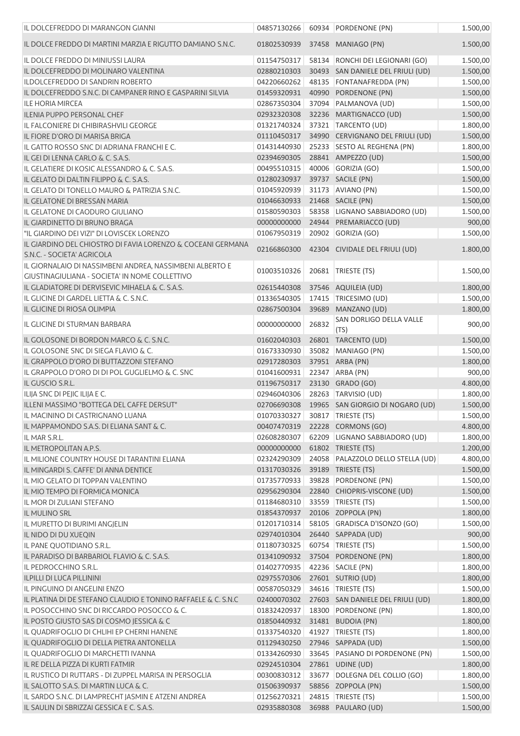| | | | | |
|---|---|---|---|---|
| IL DOLCEFREDDO DI MARANGON GIANNI | 04857130266 | 60934 | PORDENONE (PN) | 1.500,00 |
| IL DOLCE FREDDO DI MARTINI MARZIA E RIGUTTO DAMIANO S.N.C. | 01802530939 | 37458 | MANIAGO (PN) | 1.500,00 |
| IL DOLCE FREDDO DI MINIUSSI LAURA | 01154750317 | 58134 | RONCHI DEI LEGIONARI (GO) | 1.500,00 |
| IL DOLCEFREDDO DI MOLINARO VALENTINA | 02880210303 | 30493 | SAN DANIELE DEL FRIULI (UD) | 1.500,00 |
| ILDOLCEFREDDO DI SANDRIN ROBERTO | 04220660262 | 48135 | FONTANAFREDDA (PN) | 1.500,00 |
| IL DOLCEFREDDO S.N.C. DI CAMPANER RINO E GASPARINI SILVIA | 01459320931 | 40990 | PORDENONE (PN) | 1.500,00 |
| ILE HORIA MIRCEA | 02867350304 | 37094 | PALMANOVA (UD) | 1.500,00 |
| ILENIA PUPPO PERSONAL CHEF | 02932320308 | 32236 | MARTIGNACCO (UD) | 1.500,00 |
| IL FALCONIERE DI CHIBIRASHVILI GEORGE | 01321740324 | 37321 | TARCENTO (UD) | 1.800,00 |
| IL FIORE D'ORO DI MARISA BRIGA | 01110450317 | 34990 | CERVIGNANO DEL FRIULI (UD) | 1.500,00 |
| IL GATTO ROSSO SNC DI ADRIANA FRANCHI E C. | 01431440930 | 25233 | SESTO AL REGHENA (PN) | 1.800,00 |
| IL GEI DI LENNA CARLO & C. S.A.S. | 02394690305 | 28841 | AMPEZZO (UD) | 1.500,00 |
| IL GELATIERE DI KOSIC ALESSANDRO & C. S.A.S. | 00495510315 | 40006 | GORIZIA (GO) | 1.500,00 |
| IL GELATO DI DALTIN FILIPPO & C. S.A.S. | 01280230937 | 39737 | SACILE (PN) | 1.500,00 |
| IL GELATO DI TONELLO MAURO & PATRIZIA S.N.C. | 01045920939 | 31173 | AVIANO (PN) | 1.500,00 |
| IL GELATONE DI BRESSAN MARIA | 01046630933 | 21468 | SACILE (PN) | 1.500,00 |
| IL GELATONE DI CAODURO GIULIANO | 01580590303 | 58358 | LIGNANO SABBIADORO (UD) | 1.500,00 |
| IL GIARDINETTO DI BRUNO BRAGA | 00000000000 | 24944 | PREMARIACCO (UD) | 900,00 |
| "IL GIARDINO DEI VIZI" DI LOVISCEK LORENZO | 01067950319 | 20902 | GORIZIA (GO) | 1.500,00 |
| IL GIARDINO DEL CHIOSTRO DI FAVIA LORENZO & COCEANI GERMANA S.N.C. - SOCIETA' AGRICOLA | 02166860300 | 42304 | CIVIDALE DEL FRIULI (UD) | 1.800,00 |
| IL GIORNALAIO DI NASSIMBENI ANDREA, NASSIMBENI ALBERTO E GIUSTINAGIULIANA - SOCIETA' IN NOME COLLETTIVO | 01003510326 | 20681 | TRIESTE (TS) | 1.500,00 |
| IL GLADIATORE DI DERVISEVIC MIHAELA & C. S.A.S. | 02615440308 | 37546 | AQUILEIA (UD) | 1.800,00 |
| IL GLICINE DI GARDEL LIETTA & C. S.N.C. | 01336540305 | 17415 | TRICESIMO (UD) | 1.500,00 |
| IL GLICINE DI RIOSA OLIMPIA | 02867500304 | 39689 | MANZANO (UD) | 1.800,00 |
| IL GLICINE DI STURMAN BARBARA | 00000000000 | 26832 | SAN DORLIGO DELLA VALLE (TS) | 900,00 |
| IL GOLOSONE DI BORDON MARCO & C. S.N.C. | 01602040303 | 26801 | TARCENTO (UD) | 1.500,00 |
| IL GOLOSONE SNC DI SIEGA FLAVIO & C. | 01673330930 | 35082 | MANIAGO (PN) | 1.500,00 |
| IL GRAPPOLO D'ORO DI BUTTAZZONI STEFANO | 02917280303 | 37951 | ARBA (PN) | 1.800,00 |
| IL GRAPPOLO D'ORO DI DI POL GUGLIELMO & C. SNC | 01041600931 | 22347 | ARBA (PN) | 900,00 |
| IL GUSCIO S.R.L. | 01196750317 | 23130 | GRADO (GO) | 4.800,00 |
| ILIJA SNC DI PEJIC ILIJA E C. | 02946040306 | 28263 | TARVISIO (UD) | 1.800,00 |
| ILLENI MASSIMO "BOTTEGA DEL CAFFE DERSUT" | 02706690308 | 19965 | SAN GIORGIO DI NOGARO (UD) | 1.500,00 |
| IL MACININO DI CASTRIGNANO LUANA | 01070330327 | 30817 | TRIESTE (TS) | 1.500,00 |
| IL MAPPAMONDO S.A.S. DI ELIANA SANT & C. | 00407470319 | 22228 | CORMONS (GO) | 4.800,00 |
| IL MAR S.R.L. | 02608280307 | 62209 | LIGNANO SABBIADORO (UD) | 1.800,00 |
| IL METROPOLITAN A.P.S. | 00000000000 | 61802 | TRIESTE (TS) | 1.200,00 |
| IL MILIONE COUNTRY HOUSE DI TARANTINI ELIANA | 02324290309 | 24058 | PALAZZOLO DELLO STELLA (UD) | 4.800,00 |
| IL MINGARDI S. CAFFE' DI ANNA DENTICE | 01317030326 | 39189 | TRIESTE (TS) | 1.500,00 |
| IL MIO GELATO DI TOPPAN VALENTINO | 01735770933 | 39828 | PORDENONE (PN) | 1.500,00 |
| IL MIO TEMPO DI FORMICA MONICA | 02956290304 | 22840 | CHIOPRIS-VISCONE (UD) | 1.500,00 |
| IL MOR DI ZULIANI STEFANO | 01184680310 | 33559 | TRIESTE (TS) | 1.500,00 |
| IL MULINO SRL | 01854370937 | 20106 | ZOPPOLA (PN) | 1.800,00 |
| IL MURETTO DI BURIMI ANGJELIN | 01201710314 | 58105 | GRADISCA D'ISONZO (GO) | 1.500,00 |
| IL NIDO DI DU XUEQIN | 02974010304 | 26440 | SAPPADA (UD) | 900,00 |
| IL PANE QUOTIDIANO S.R.L. | 01180730325 | 60754 | TRIESTE (TS) | 1.500,00 |
| IL PARADISO DI BARBARIOL FLAVIO & C. S.A.S. | 01341090932 | 37504 | PORDENONE (PN) | 1.800,00 |
| IL PEDROCCHINO S.R.L. | 01402770935 | 42236 | SACILE (PN) | 1.800,00 |
| ILPILLI DI LUCA PILLININI | 02975570306 | 27601 | SUTRIO (UD) | 1.800,00 |
| IL PINGUINO DI ANGELINI ENZO | 00587050329 | 34616 | TRIESTE (TS) | 1.500,00 |
| IL PLATINA DI DE STEFANO CLAUDIO E TONINO RAFFAELE & C. S.N.C | 02400070302 | 27603 | SAN DANIELE DEL FRIULI (UD) | 1.800,00 |
| IL POSOCCHINO SNC DI RICCARDO POSOCCO & C. | 01832420937 | 18300 | PORDENONE (PN) | 1.800,00 |
| IL POSTO GIUSTO SAS DI COSMO JESSICA & C | 01850440932 | 31481 | BUDOIA (PN) | 1.800,00 |
| IL QUADRIFOGLIO DI CHLIHI EP CHERNI HANENE | 01337540320 | 41927 | TRIESTE (TS) | 1.800,00 |
| IL QUADRIFOGLIO DI DELLA PIETRA ANTONELLA | 01129430250 | 27946 | SAPPADA (UD) | 1.500,00 |
| IL QUADRIFOGLIO DI MARCHETTI IVANNA | 01334260930 | 33645 | PASIANO DI PORDENONE (PN) | 1.500,00 |
| IL RE DELLA PIZZA DI KURTI FATMIR | 02924510304 | 27861 | UDINE (UD) | 1.800,00 |
| IL RUSTICO DI RUTTARS - DI ZUPPEL MARISA IN PERSOGLIA | 00300830312 | 33677 | DOLEGNA DEL COLLIO (GO) | 1.800,00 |
| IL SALOTTO S.A.S. DI MARTIN LUCA & C. | 01506390937 | 58856 | ZOPPOLA (PN) | 1.500,00 |
| IL SARDO S.N.C. DI LAMPRECHT JASMIN E ATZENI ANDREA | 01256270321 | 24815 | TRIESTE (TS) | 1.500,00 |
| IL SAULIN DI SBRIZZAI GESSICA E C. S.A.S. | 02935880308 | 36988 | PAULARO (UD) | 1.500,00 |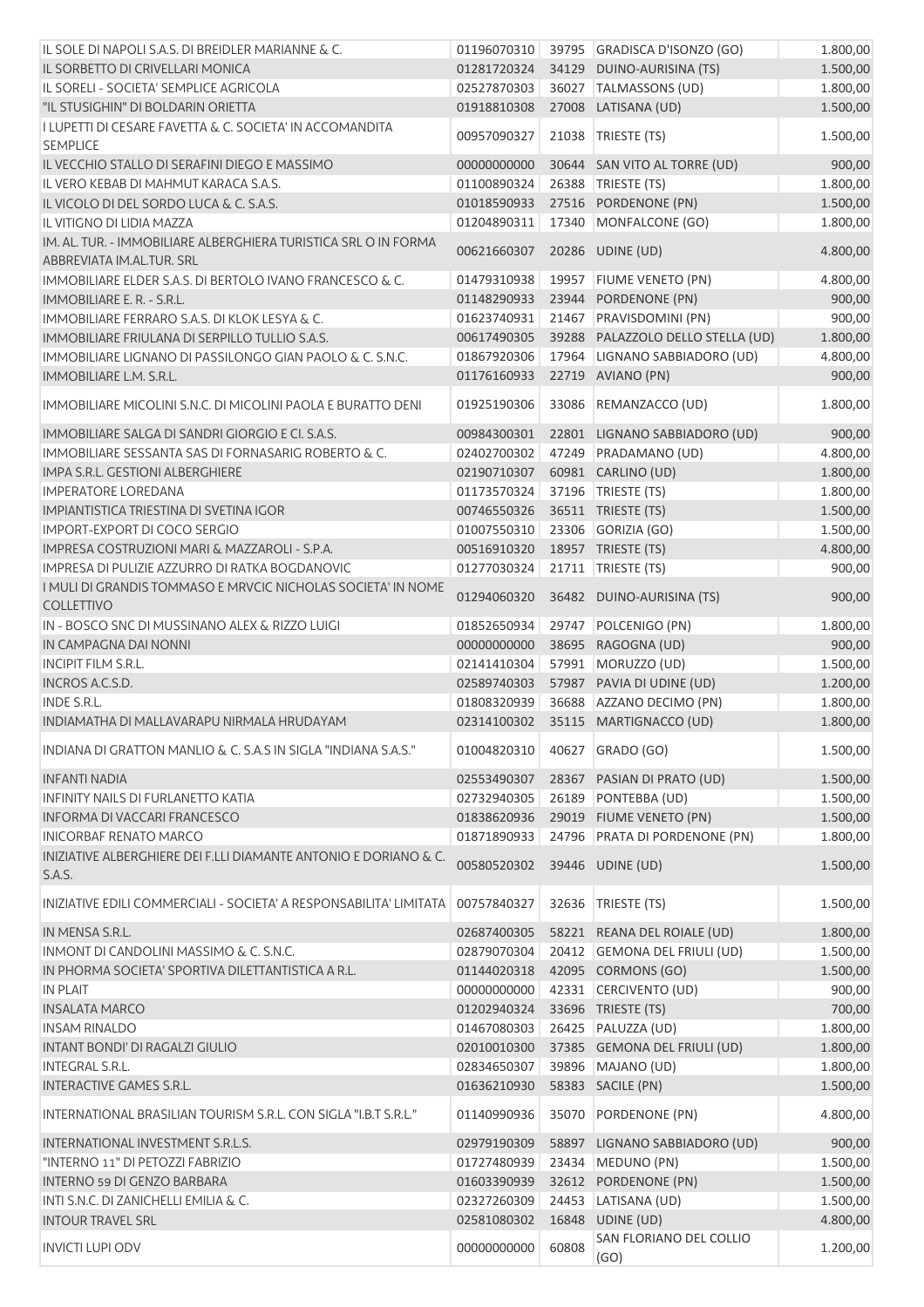| | | | | |
|---|---|---|---|---|
| IL SOLE DI NAPOLI S.A.S. DI BREIDLER MARIANNE & C. | 01196070310 | 39795 | GRADISCA D'ISONZO (GO) | 1.800,00 |
| IL SORBETTO DI CRIVELLARI MONICA | 01281720324 | 34129 | DUINO-AURISINA (TS) | 1.500,00 |
| IL SORELI - SOCIETA' SEMPLICE AGRICOLA | 02527870303 | 36027 | TALMASSONS (UD) | 1.800,00 |
| "IL STUSIGHIN" DI BOLDARIN ORIETTA | 01918810308 | 27008 | LATISANA (UD) | 1.500,00 |
| I LUPETTI DI CESARE FAVETTA & C. SOCIETA' IN ACCOMANDITA SEMPLICE | 00957090327 | 21038 | TRIESTE (TS) | 1.500,00 |
| IL VECCHIO STALLO DI SERAFINI DIEGO E MASSIMO | 00000000000 | 30644 | SAN VITO AL TORRE (UD) | 900,00 |
| IL VERO KEBAB DI MAHMUT KARACA S.A.S. | 01100890324 | 26388 | TRIESTE (TS) | 1.800,00 |
| IL VICOLO DI DEL SORDO LUCA & C. S.A.S. | 01018590933 | 27516 | PORDENONE (PN) | 1.500,00 |
| IL VITIGNO DI LIDIA MAZZA | 01204890311 | 17340 | MONFALCONE (GO) | 1.800,00 |
| IM. AL. TUR. - IMMOBILIARE ALBERGHIERA TURISTICA SRL O IN FORMA ABBREVIATA IM.AL.TUR. SRL | 00621660307 | 20286 | UDINE (UD) | 4.800,00 |
| IMMOBILIARE ELDER S.A.S. DI BERTOLO IVANO FRANCESCO & C. | 01479310938 | 19957 | FIUME VENETO (PN) | 4.800,00 |
| IMMOBILIARE E. R. - S.R.L. | 01148290933 | 23944 | PORDENONE (PN) | 900,00 |
| IMMOBILIARE FERRARO S.A.S. DI KLOK LESYA & C. | 01623740931 | 21467 | PRAVISDOMINI (PN) | 900,00 |
| IMMOBILIARE FRIULANA DI SERPILLO TULLIO S.A.S. | 00617490305 | 39288 | PALAZZOLO DELLO STELLA (UD) | 1.800,00 |
| IMMOBILIARE LIGNANO DI PASSILONGO GIAN PAOLO & C. S.N.C. | 01867920306 | 17964 | LIGNANO SABBIADORO (UD) | 4.800,00 |
| IMMOBILIARE L.M. S.R.L. | 01176160933 | 22719 | AVIANO (PN) | 900,00 |
| IMMOBILIARE MICOLINI S.N.C. DI MICOLINI PAOLA E BURATTO DENI | 01925190306 | 33086 | REMANZACCO (UD) | 1.800,00 |
| IMMOBILIARE SALGA DI SANDRI GIORGIO E CI. S.A.S. | 00984300301 | 22801 | LIGNANO SABBIADORO (UD) | 900,00 |
| IMMOBILIARE SESSANTA SAS DI FORNASARIG ROBERTO & C. | 02402700302 | 47249 | PRADAMANO (UD) | 4.800,00 |
| IMPA S.R.L. GESTIONI ALBERGHIERE | 02190710307 | 60981 | CARLINO (UD) | 1.800,00 |
| IMPERATORE LOREDANA | 01173570324 | 37196 | TRIESTE (TS) | 1.800,00 |
| IMPIANTISTICA TRIESTINA DI SVETINA IGOR | 00746550326 | 36511 | TRIESTE (TS) | 1.500,00 |
| IMPORT-EXPORT DI COCO SERGIO | 01007550310 | 23306 | GORIZIA (GO) | 1.500,00 |
| IMPRESA COSTRUZIONI MARI & MAZZAROLI - S.P.A. | 00516910320 | 18957 | TRIESTE (TS) | 4.800,00 |
| IMPRESA DI PULIZIE AZZURRO DI RATKA BOGDANOVIC | 01277030324 | 21711 | TRIESTE (TS) | 900,00 |
| I MULI DI GRANDIS TOMMASO E MRVCIC NICHOLAS SOCIETA' IN NOME COLLETTIVO | 01294060320 | 36482 | DUINO-AURISINA (TS) | 900,00 |
| IN - BOSCO SNC DI MUSSINANO ALEX & RIZZO LUIGI | 01852650934 | 29747 | POLCENIGO (PN) | 1.800,00 |
| IN CAMPAGNA DAI NONNI | 00000000000 | 38695 | RAGOGNA (UD) | 900,00 |
| INCIPIT FILM S.R.L. | 02141410304 | 57991 | MORUZZO (UD) | 1.500,00 |
| INCROS A.C.S.D. | 02589740303 | 57987 | PAVIA DI UDINE (UD) | 1.200,00 |
| INDE S.R.L. | 01808320939 | 36688 | AZZANO DECIMO (PN) | 1.800,00 |
| INDIAMATHA DI MALLAVARAPU NIRMALA HRUDAYAM | 02314100302 | 35115 | MARTIGNACCO (UD) | 1.800,00 |
| INDIANA DI GRATTON MANLIO & C. S.A.S IN SIGLA "INDIANA S.A.S." | 01004820310 | 40627 | GRADO (GO) | 1.500,00 |
| INFANTI NADIA | 02553490307 | 28367 | PASIAN DI PRATO (UD) | 1.500,00 |
| INFINITY NAILS DI FURLANETTO KATIA | 02732940305 | 26189 | PONTEBBA (UD) | 1.500,00 |
| INFORMA DI VACCARI FRANCESCO | 01838620936 | 29019 | FIUME VENETO (PN) | 1.500,00 |
| INICORBAF RENATO MARCO | 01871890933 | 24796 | PRATA DI PORDENONE (PN) | 1.800,00 |
| INIZIATIVE ALBERGHIERE DEI F.LLI DIAMANTE ANTONIO E DORIANO & C. S.A.S. | 00580520302 | 39446 | UDINE (UD) | 1.500,00 |
| INIZIATIVE EDILI COMMERCIALI - SOCIETA' A RESPONSABILITA' LIMITATA | 00757840327 | 32636 | TRIESTE (TS) | 1.500,00 |
| IN MENSA S.R.L. | 02687400305 | 58221 | REANA DEL ROIALE (UD) | 1.800,00 |
| INMONT DI CANDOLINI MASSIMO & C. S.N.C. | 02879070304 | 20412 | GEMONA DEL FRIULI (UD) | 1.500,00 |
| IN PHORMA SOCIETA' SPORTIVA DILETTANTISTICA A R.L. | 01144020318 | 42095 | CORMONS (GO) | 1.500,00 |
| IN PLAIT | 00000000000 | 42331 | CERCIVENTO (UD) | 900,00 |
| INSALATA MARCO | 01202940324 | 33696 | TRIESTE (TS) | 700,00 |
| INSAM RINALDO | 01467080303 | 26425 | PALUZZA (UD) | 1.800,00 |
| INTANT BONDI' DI RAGALZI GIULIO | 02010010300 | 37385 | GEMONA DEL FRIULI (UD) | 1.800,00 |
| INTEGRAL S.R.L. | 02834650307 | 39896 | MAJANO (UD) | 1.800,00 |
| INTERACTIVE GAMES S.R.L. | 01636210930 | 58383 | SACILE (PN) | 1.500,00 |
| INTERNATIONAL BRASILIAN TOURISM S.R.L. CON SIGLA "I.B.T S.R.L." | 01140990936 | 35070 | PORDENONE (PN) | 4.800,00 |
| INTERNATIONAL INVESTMENT S.R.L.S. | 02979190309 | 58897 | LIGNANO SABBIADORO (UD) | 900,00 |
| "INTERNO 11" DI PETOZZI FABRIZIO | 01727480939 | 23434 | MEDUNO (PN) | 1.500,00 |
| INTERNO 59 DI GENZO BARBARA | 01603390939 | 32612 | PORDENONE (PN) | 1.500,00 |
| INTI S.N.C. DI ZANICHELLI EMILIA & C. | 02327260309 | 24453 | LATISANA (UD) | 1.500,00 |
| INTOUR TRAVEL SRL | 02581080302 | 16848 | UDINE (UD) | 4.800,00 |
| INVICTI LUPI ODV | 00000000000 | 60808 | SAN FLORIANO DEL COLLIO (GO) | 1.200,00 |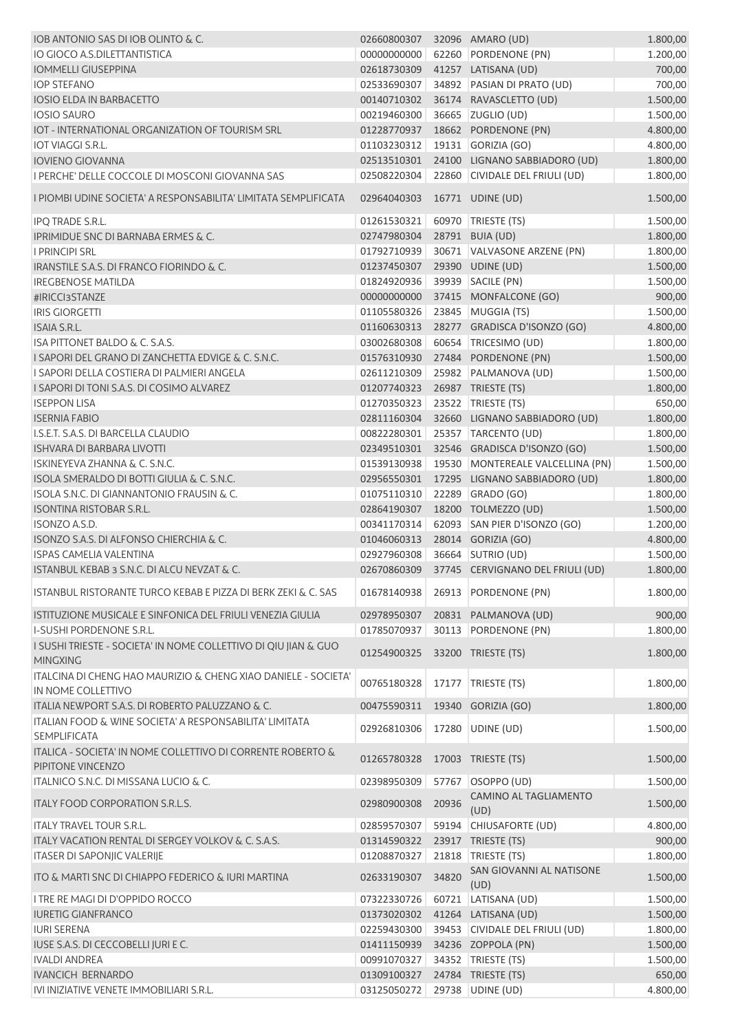| | | | | |
|---|---|---|---|---|
| IOB ANTONIO SAS DI IOB OLINTO & C. | 02660800307 | 32096 | AMARO (UD) | 1.800,00 |
| IO GIOCO A.S.DILETTANTISTICA | 00000000000 | 62260 | PORDENONE (PN) | 1.200,00 |
| IOMMELLI GIUSEPPINA | 02618730309 | 41257 | LATISANA (UD) | 700,00 |
| IOP STEFANO | 02533690307 | 34892 | PASIAN DI PRATO (UD) | 700,00 |
| IOSIO ELDA IN BARBACETTO | 00140710302 | 36174 | RAVASCLETTO (UD) | 1.500,00 |
| IOSIO SAURO | 00219460300 | 36665 | ZUGLIO (UD) | 1.500,00 |
| IOT - INTERNATIONAL ORGANIZATION OF TOURISM SRL | 01228770937 | 18662 | PORDENONE (PN) | 4.800,00 |
| IOT VIAGGI S.R.L. | 01103230312 | 19131 | GORIZIA (GO) | 4.800,00 |
| IOVIENO GIOVANNA | 02513510301 | 24100 | LIGNANO SABBIADORO (UD) | 1.800,00 |
| I PERCHE' DELLE COCCOLE DI MOSCONI GIOVANNA SAS | 02508220304 | 22860 | CIVIDALE DEL FRIULI (UD) | 1.800,00 |
| I PIOMBI UDINE SOCIETA' A RESPONSABILITA' LIMITATA SEMPLIFICATA | 02964040303 | 16771 | UDINE (UD) | 1.500,00 |
| IPQ TRADE S.R.L. | 01261530321 | 60970 | TRIESTE (TS) | 1.500,00 |
| IPRIMIDUE SNC DI BARNABA ERMES & C. | 02747980304 | 28791 | BUIA (UD) | 1.800,00 |
| I PRINCIPI SRL | 01792710939 | 30671 | VALVASONE ARZENE (PN) | 1.800,00 |
| IRANSTILE S.A.S. DI FRANCO FIORINDO & C. | 01237450307 | 29390 | UDINE (UD) | 1.500,00 |
| IREGBENOSE MATILDA | 01824920936 | 39939 | SACILE (PN) | 1.500,00 |
| #IRICCI3STANZE | 00000000000 | 37415 | MONFALCONE (GO) | 900,00 |
| IRIS GIORGETTI | 01105580326 | 23845 | MUGGIA (TS) | 1.500,00 |
| ISAIA S.R.L. | 01160630313 | 28277 | GRADISCA D'ISONZO (GO) | 4.800,00 |
| ISA PITTONET BALDO & C. S.A.S. | 03002680308 | 60654 | TRICESIMO (UD) | 1.800,00 |
| I SAPORI DEL GRANO DI ZANCHETTA EDVIGE & C. S.N.C. | 01576310930 | 27484 | PORDENONE (PN) | 1.500,00 |
| I SAPORI DELLA COSTIERA DI PALMIERI ANGELA | 02611210309 | 25982 | PALMANOVA (UD) | 1.500,00 |
| I SAPORI DI TONI S.A.S. DI COSIMO ALVAREZ | 01207740323 | 26987 | TRIESTE (TS) | 1.800,00 |
| ISEPPON LISA | 01270350323 | 23522 | TRIESTE (TS) | 650,00 |
| ISERNIA FABIO | 02811160304 | 32660 | LIGNANO SABBIADORO (UD) | 1.800,00 |
| I.S.E.T. S.A.S. DI BARCELLA CLAUDIO | 00822280301 | 25357 | TARCENTO (UD) | 1.800,00 |
| ISHVARA DI BARBARA LIVOTTI | 02349510301 | 32546 | GRADISCA D'ISONZO (GO) | 1.500,00 |
| ISKINEYEVA ZHANNA & C. S.N.C. | 01539130938 | 19530 | MONTEREALE VALCELLINA (PN) | 1.500,00 |
| ISOLA SMERALDO DI BOTTI GIULIA & C. S.N.C. | 02956550301 | 17295 | LIGNANO SABBIADORO (UD) | 1.800,00 |
| ISOLA S.N.C. DI GIANNANTONIO FRAUSIN & C. | 01075110310 | 22289 | GRADO (GO) | 1.800,00 |
| ISONTINA RISTOBAR S.R.L. | 02864190307 | 18200 | TOLMEZZO (UD) | 1.500,00 |
| ISONZO A.S.D. | 00341170314 | 62093 | SAN PIER D'ISONZO (GO) | 1.200,00 |
| ISONZO S.A.S. DI ALFONSO CHIERCHIA & C. | 01046060313 | 28014 | GORIZIA (GO) | 4.800,00 |
| ISPAS CAMELIA VALENTINA | 02927960308 | 36664 | SUTRIO (UD) | 1.500,00 |
| ISTANBUL KEBAB 3 S.N.C. DI ALCU NEVZAT & C. | 02670860309 | 37745 | CERVIGNANO DEL FRIULI (UD) | 1.800,00 |
| ISTANBUL RISTORANTE TURCO KEBAB E PIZZA DI BERK ZEKI & C. SAS | 01678140938 | 26913 | PORDENONE (PN) | 1.800,00 |
| ISTITUZIONE MUSICALE E SINFONICA DEL FRIULI VENEZIA GIULIA | 02978950307 | 20831 | PALMANOVA (UD) | 900,00 |
| I-SUSHI PORDENONE S.R.L. | 01785070937 | 30113 | PORDENONE (PN) | 1.800,00 |
| I SUSHI TRIESTE - SOCIETA' IN NOME COLLETTIVO DI QIU JIAN & GUO MINGXING | 01254900325 | 33200 | TRIESTE (TS) | 1.800,00 |
| ITALCINA DI CHENG HAO MAURIZIO & CHENG XIAO DANIELE - SOCIETA' IN NOME COLLETTIVO | 00765180328 | 17177 | TRIESTE (TS) | 1.800,00 |
| ITALIA NEWPORT S.A.S. DI ROBERTO PALUZZANO & C. | 00475590311 | 19340 | GORIZIA (GO) | 1.800,00 |
| ITALIAN FOOD & WINE SOCIETA' A RESPONSABILITA' LIMITATA SEMPLIFICATA | 02926810306 | 17280 | UDINE (UD) | 1.500,00 |
| ITALICA - SOCIETA' IN NOME COLLETTIVO DI CORRENTE ROBERTO & PIPITONE VINCENZO | 01265780328 | 17003 | TRIESTE (TS) | 1.500,00 |
| ITALNICO S.N.C. DI MISSANA LUCIO & C. | 02398950309 | 57767 | OSOPPO (UD) | 1.500,00 |
| ITALY FOOD CORPORATION S.R.L.S. | 02980900308 | 20936 | CAMINO AL TAGLIAMENTO (UD) | 1.500,00 |
| ITALY TRAVEL TOUR S.R.L. | 02859570307 | 59194 | CHIUSAFORTE (UD) | 4.800,00 |
| ITALY VACATION RENTAL DI SERGEY VOLKOV & C. S.A.S. | 01314590322 | 23917 | TRIESTE (TS) | 900,00 |
| ITASER DI SAPONJIC VALERIJE | 01208870327 | 21818 | TRIESTE (TS) | 1.800,00 |
| ITO & MARTI SNC DI CHIAPPO FEDERICO & IURI MARTINA | 02633190307 | 34820 | SAN GIOVANNI AL NATISONE (UD) | 1.500,00 |
| I TRE RE MAGI DI D'OPPIDO ROCCO | 07322330726 | 60721 | LATISANA (UD) | 1.500,00 |
| IURETIG GIANFRANCO | 01373020302 | 41264 | LATISANA (UD) | 1.500,00 |
| IURI SERENA | 02259430300 | 39453 | CIVIDALE DEL FRIULI (UD) | 1.800,00 |
| IUSE S.A.S. DI CECCOBELLI JURI E C. | 01411150939 | 34236 | ZOPPOLA (PN) | 1.500,00 |
| IVALDI ANDREA | 00991070327 | 34352 | TRIESTE (TS) | 1.500,00 |
| IVANCICH BERNARDO | 01309100327 | 24784 | TRIESTE (TS) | 650,00 |
| IVI INIZIATIVE VENETE IMMOBILIARI S.R.L. | 03125050272 | 29738 | UDINE (UD) | 4.800,00 |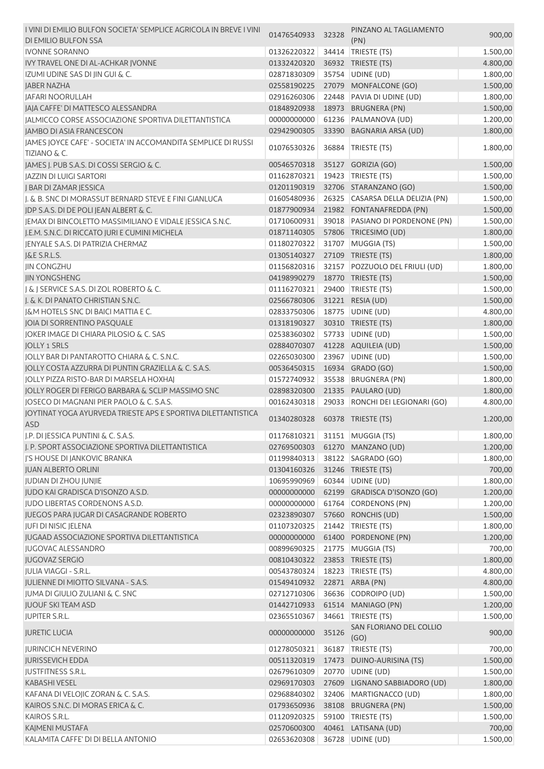| | | | | |
|---|---|---|---|---|
| I VINI DI EMILIO BULFON SOCIETA' SEMPLICE AGRICOLA IN BREVE I VINI DI EMILIO BULFON SSA | 01476540933 | 32328 | PINZANO AL TAGLIAMENTO (PN) | 900,00 |
| IVONNE SORANNO | 01326220322 | 34414 | TRIESTE (TS) | 1.500,00 |
| IVY TRAVEL ONE DI AL-ACHKAR JVONNE | 01332420320 | 36932 | TRIESTE (TS) | 4.800,00 |
| IZUMI UDINE SAS DI JIN GUI & C. | 02871830309 | 35754 | UDINE (UD) | 1.800,00 |
| JABER NAZHA | 02558190225 | 27079 | MONFALCONE (GO) | 1.500,00 |
| JAFARI NOORULLAH | 02916260306 | 22448 | PAVIA DI UDINE (UD) | 1.800,00 |
| JAJA CAFFE' DI MATTESCO ALESSANDRA | 01848920938 | 18973 | BRUGNERA (PN) | 1.500,00 |
| JALMICCO CORSE ASSOCIAZIONE SPORTIVA DILETTANTISTICA | 00000000000 | 61236 | PALMANOVA (UD) | 1.200,00 |
| JAMBO DI ASIA FRANCESCON | 02942900305 | 33390 | BAGNARIA ARSA (UD) | 1.800,00 |
| JAMES JOYCE CAFE' - SOCIETA' IN ACCOMANDITA SEMPLICE DI RUSSI TIZIANO & C. | 01076530326 | 36884 | TRIESTE (TS) | 1.800,00 |
| JAMES J. PUB S.A.S. DI COSSI SERGIO & C. | 00546570318 | 35127 | GORIZIA (GO) | 1.500,00 |
| JAZZIN DI LUIGI SARTORI | 01162870321 | 19423 | TRIESTE (TS) | 1.500,00 |
| J BAR DI ZAMAR JESSICA | 01201190319 | 32706 | STARANZANO (GO) | 1.500,00 |
| J. & B. SNC DI MORASSUT BERNARD STEVE E FINI GIANLUCA | 01605480936 | 26325 | CASARSA DELLA DELIZIA (PN) | 1.500,00 |
| JDP S.A.S. DI DE POLI JEAN ALBERT & C. | 01877900934 | 21982 | FONTANAFREDDA (PN) | 1.500,00 |
| JEMAX DI BINCOLETTO MASSIMILIANO E VIDALE JESSICA S.N.C. | 01710600931 | 39018 | PASIANO DI PORDENONE (PN) | 1.500,00 |
| J.E.M. S.N.C. DI RICCATO JURI E CUMINI MICHELA | 01871140305 | 57806 | TRICESIMO (UD) | 1.800,00 |
| JENYALE S.A.S. DI PATRIZIA CHERMAZ | 01180270322 | 31707 | MUGGIA (TS) | 1.500,00 |
| J&E S.R.L.S. | 01305140327 | 27109 | TRIESTE (TS) | 1.800,00 |
| JIN CONGZHU | 01156820316 | 32157 | POZZUOLO DEL FRIULI (UD) | 1.800,00 |
| JIN YONGSHENG | 04198990279 | 18770 | TRIESTE (TS) | 1.500,00 |
| J & J SERVICE S.A.S. DI ZOL ROBERTO & C. | 01116270321 | 29400 | TRIESTE (TS) | 1.500,00 |
| J. & K. DI PANATO CHRISTIAN S.N.C. | 02566780306 | 31221 | RESIA (UD) | 1.500,00 |
| J&M HOTELS SNC DI BAICI MATTIA E C. | 02833750306 | 18775 | UDINE (UD) | 4.800,00 |
| JOIA DI SORRENTINO PASQUALE | 01318190327 | 30310 | TRIESTE (TS) | 1.800,00 |
| JOKER IMAGE DI CHIARA PILOSIO & C. SAS | 02538360302 | 57733 | UDINE (UD) | 1.500,00 |
| JOLLY 1 SRLS | 02884070307 | 41228 | AQUILEIA (UD) | 1.500,00 |
| JOLLY BAR DI PANTAROTTO CHIARA & C. S.N.C. | 02265030300 | 23967 | UDINE (UD) | 1.500,00 |
| JOLLY COSTA AZZURRA DI PUNTIN GRAZIELLA & C. S.A.S. | 00536450315 | 16934 | GRADO (GO) | 1.500,00 |
| JOLLY PIZZA RISTO-BAR DI MARSELA HOXHAJ | 01572740932 | 35538 | BRUGNERA (PN) | 1.800,00 |
| JOLLY ROGER DI FERIGO BARBARA & SCLIP MASSIMO SNC | 02898320300 | 21335 | PAULARO (UD) | 1.800,00 |
| JOSECO DI MAGNANI PIER PAOLO & C. S.A.S. | 00162430318 | 29033 | RONCHI DEI LEGIONARI (GO) | 4.800,00 |
| JOYTINAT YOGA AYURVEDA TRIESTE APS E SPORTIVA DILETTANTISTICA ASD | 01340280328 | 60378 | TRIESTE (TS) | 1.200,00 |
| J.P. DI JESSICA PUNTINI & C. S.A.S. | 01176810321 | 31151 | MUGGIA (TS) | 1.800,00 |
| J. P. SPORT ASSOCIAZIONE SPORTIVA DILETTANTISTICA | 02769500303 | 61270 | MANZANO (UD) | 1.200,00 |
| J'S HOUSE DI JANKOVIC BRANKA | 01199840313 | 38122 | SAGRADO (GO) | 1.800,00 |
| JUAN ALBERTO ORLINI | 01304160326 | 31246 | TRIESTE (TS) | 700,00 |
| JUDIAN DI ZHOU JUNJIE | 10695990969 | 60344 | UDINE (UD) | 1.800,00 |
| JUDO KAI GRADISCA D'ISONZO A.S.D. | 00000000000 | 62199 | GRADISCA D'ISONZO (GO) | 1.200,00 |
| JUDO LIBERTAS CORDENONS A.S.D. | 00000000000 | 61764 | CORDENONS (PN) | 1.200,00 |
| JUEGOS PARA JUGAR DI CASAGRANDE ROBERTO | 02323890307 | 57660 | RONCHIS (UD) | 1.500,00 |
| JUFI DI NISIC JELENA | 01107320325 | 21442 | TRIESTE (TS) | 1.800,00 |
| JUGAAD ASSOCIAZIONE SPORTIVA DILETTANTISTICA | 00000000000 | 61400 | PORDENONE (PN) | 1.200,00 |
| JUGOVAC ALESSANDRO | 00899690325 | 21775 | MUGGIA (TS) | 700,00 |
| JUGOVAZ SERGIO | 00810430322 | 23853 | TRIESTE (TS) | 1.800,00 |
| JULIA VIAGGI - S.R.L. | 00543780324 | 18223 | TRIESTE (TS) | 4.800,00 |
| JULIENNE DI MIOTTO SILVANA - S.A.S. | 01549410932 | 22871 | ARBA (PN) | 4.800,00 |
| JUMA DI GIULIO ZULIANI & C. SNC | 02712710306 | 36636 | CODROIPO (UD) | 1.500,00 |
| JUOUF SKI TEAM ASD | 01442710933 | 61514 | MANIAGO (PN) | 1.200,00 |
| JUPITER S.R.L. | 02365510367 | 34661 | TRIESTE (TS) | 1.500,00 |
| JURETIC LUCIA | 00000000000 | 35126 | SAN FLORIANO DEL COLLIO (GO) | 900,00 |
| JURINCICH NEVERINO | 01278050321 | 36187 | TRIESTE (TS) | 700,00 |
| JURISSEVICH EDDA | 00511320319 | 17473 | DUINO-AURISINA (TS) | 1.500,00 |
| JUSTFITNESS S.R.L. | 02679610309 | 20770 | UDINE (UD) | 1.500,00 |
| KABASHI VESEL | 02969170303 | 27609 | LIGNANO SABBIADORO (UD) | 1.800,00 |
| KAFANA DI VELOJIC ZORAN & C. S.A.S. | 02968840302 | 32406 | MARTIGNACCO (UD) | 1.800,00 |
| KAIROS S.N.C. DI MORAS ERICA & C. | 01793650936 | 38108 | BRUGNERA (PN) | 1.500,00 |
| KAIROS S.R.L. | 01120920325 | 59100 | TRIESTE (TS) | 1.500,00 |
| KAJMENI MUSTAFA | 02570600300 | 40461 | LATISANA (UD) | 700,00 |
| KALAMITA CAFFE' DI DI BELLA ANTONIO | 02653620308 | 36728 | UDINE (UD) | 1.500,00 |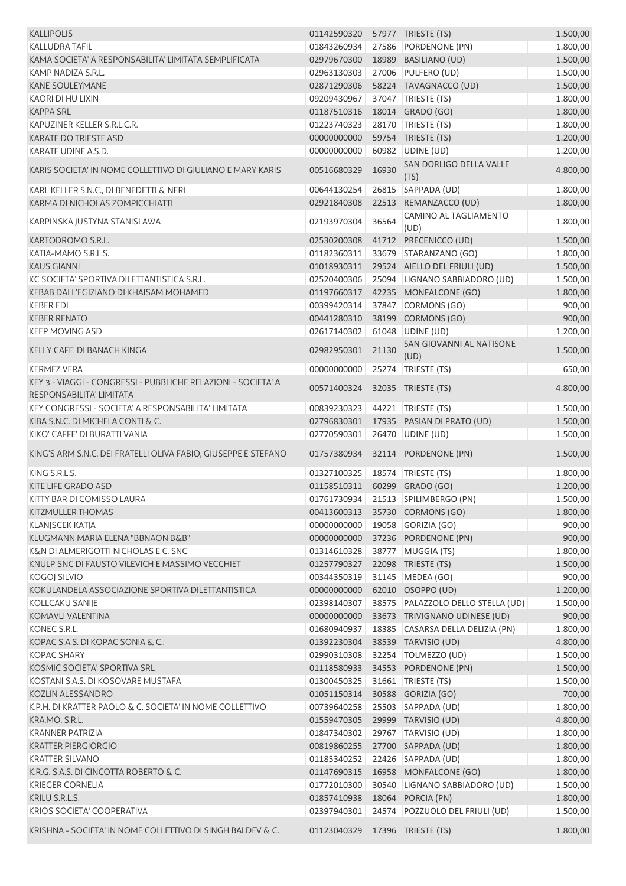| | | | | |
|---|---|---|---|---|
| KALLIPOLIS | 01142590320 | 57977 | TRIESTE (TS) | 1.500,00 |
| KALLUDRA TAFIL | 01843260934 | 27586 | PORDENONE (PN) | 1.800,00 |
| KAMA SOCIETA' A RESPONSABILITA' LIMITATA SEMPLIFICATA | 02979670300 | 18989 | BASILIANO (UD) | 1.500,00 |
| KAMP NADIZA S.R.L. | 02963130303 | 27006 | PULFERO (UD) | 1.500,00 |
| KANE SOULEYMANE | 02871290306 | 58224 | TAVAGNACCO (UD) | 1.500,00 |
| KAORI DI HU LIXIN | 09209430967 | 37047 | TRIESTE (TS) | 1.800,00 |
| KAPPA SRL | 01187510316 | 18014 | GRADO (GO) | 1.800,00 |
| KAPUZINER KELLER S.R.L.C.R. | 01223740323 | 28170 | TRIESTE (TS) | 1.800,00 |
| KARATE DO TRIESTE ASD | 00000000000 | 59754 | TRIESTE (TS) | 1.200,00 |
| KARATE UDINE A.S.D. | 00000000000 | 60982 | UDINE (UD) | 1.200,00 |
| KARIS SOCIETA' IN NOME COLLETTIVO DI GIULIANO E MARY KARIS | 00516680329 | 16930 | SAN DORLIGO DELLA VALLE (TS) | 4.800,00 |
| KARL KELLER S.N.C., DI BENEDETTI & NERI | 00644130254 | 26815 | SAPPADA (UD) | 1.800,00 |
| KARMA DI NICHOLAS ZOMPICCHIATTI | 02921840308 | 22513 | REMANZACCO (UD) | 1.800,00 |
| KARPINSKA JUSTYNA STANISLAWA | 02193970304 | 36564 | CAMINO AL TAGLIAMENTO (UD) | 1.800,00 |
| KARTODROMO S.R.L. | 02530200308 | 41712 | PRECENICCO (UD) | 1.500,00 |
| KATIA-MAMO S.R.L.S. | 01182360311 | 33679 | STARANZANO (GO) | 1.800,00 |
| KAUS GIANNI | 01018930311 | 29524 | AIELLO DEL FRIULI (UD) | 1.500,00 |
| KC SOCIETA' SPORTIVA DILETTANTISTICA S.R.L. | 02520400306 | 25094 | LIGNANO SABBIADORO (UD) | 1.500,00 |
| KEBAB DALL'EGIZIANO DI KHAISAM MOHAMED | 01197660317 | 42235 | MONFALCONE (GO) | 1.800,00 |
| KEBER EDI | 00399420314 | 37847 | CORMONS (GO) | 900,00 |
| KEBER RENATO | 00441280310 | 38199 | CORMONS (GO) | 900,00 |
| KEEP MOVING ASD | 02617140302 | 61048 | UDINE (UD) | 1.200,00 |
| KELLY CAFE' DI BANACH KINGA | 02982950301 | 21130 | SAN GIOVANNI AL NATISONE (UD) | 1.500,00 |
| KERMEZ VERA | 00000000000 | 25274 | TRIESTE (TS) | 650,00 |
| KEY 3 - VIAGGI - CONGRESSI - PUBBLICHE RELAZIONI - SOCIETA' A RESPONSABILITA' LIMITATA | 00571400324 | 32035 | TRIESTE (TS) | 4.800,00 |
| KEY CONGRESSI - SOCIETA' A RESPONSABILITA' LIMITATA | 00839230323 | 44221 | TRIESTE (TS) | 1.500,00 |
| KIBA S.N.C. DI MICHELA CONTI & C. | 02796830301 | 17935 | PASIAN DI PRATO (UD) | 1.500,00 |
| KIKO' CAFFE' DI BURATTI VANIA | 02770590301 | 26470 | UDINE (UD) | 1.500,00 |
| KING'S ARM S.N.C. DEI FRATELLI OLIVA FABIO, GIUSEPPE E STEFANO | 01757380934 | 32114 | PORDENONE (PN) | 1.500,00 |
| KING S.R.L.S. | 01327100325 | 18574 | TRIESTE (TS) | 1.800,00 |
| KITE LIFE GRADO ASD | 01158510311 | 60299 | GRADO (GO) | 1.200,00 |
| KITTY BAR DI COMISSO LAURA | 01761730934 | 21513 | SPILIMBERGO (PN) | 1.500,00 |
| KITZMULLER THOMAS | 00413600313 | 35730 | CORMONS (GO) | 1.800,00 |
| KLANJSCEK KATJA | 00000000000 | 19058 | GORIZIA (GO) | 900,00 |
| KLUGMANN MARIA ELENA "BBNAON B&B" | 00000000000 | 37236 | PORDENONE (PN) | 900,00 |
| K&N DI ALMERIGOTTI NICHOLAS E C. SNC | 01314610328 | 38777 | MUGGIA (TS) | 1.800,00 |
| KNULP SNC DI FAUSTO VILEVICH E MASSIMO VECCHIET | 01257790327 | 22098 | TRIESTE (TS) | 1.500,00 |
| KOGOJ SILVIO | 00344350319 | 31145 | MEDEA (GO) | 900,00 |
| KOKULANDELA ASSOCIAZIONE SPORTIVA DILETTANTISTICA | 00000000000 | 62010 | OSOPPO (UD) | 1.200,00 |
| KOLLCAKU SANIJE | 02398140307 | 38575 | PALAZZOLO DELLO STELLA (UD) | 1.500,00 |
| KOMAVLI VALENTINA | 00000000000 | 33673 | TRIVIGNANO UDINESE (UD) | 900,00 |
| KONEC S.R.L. | 01680940937 | 18385 | CASARSA DELLA DELIZIA (PN) | 1.800,00 |
| KOPAC S.A.S. DI KOPAC SONIA & C.. | 01392230304 | 38539 | TARVISIO (UD) | 4.800,00 |
| KOPAC SHARY | 02990310308 | 32254 | TOLMEZZO (UD) | 1.500,00 |
| KOSMIC SOCIETA' SPORTIVA SRL | 01118580933 | 34553 | PORDENONE (PN) | 1.500,00 |
| KOSTANI S.A.S. DI KOSOVARE MUSTAFA | 01300450325 | 31661 | TRIESTE (TS) | 1.500,00 |
| KOZLIN ALESSANDRO | 01051150314 | 30588 | GORIZIA (GO) | 700,00 |
| K.P.H. DI KRATTER PAOLO & C. SOCIETA' IN NOME COLLETTIVO | 00739640258 | 25503 | SAPPADA (UD) | 1.800,00 |
| KRA.MO. S.R.L. | 01559470305 | 29999 | TARVISIO (UD) | 4.800,00 |
| KRANNER PATRIZIA | 01847340302 | 29767 | TARVISIO (UD) | 1.800,00 |
| KRATTER PIERGIORGIO | 00819860255 | 27700 | SAPPADA (UD) | 1.800,00 |
| KRATTER SILVANO | 01185340252 | 22426 | SAPPADA (UD) | 1.800,00 |
| K.R.G. S.A.S. DI CINCOTTA ROBERTO & C. | 01147690315 | 16958 | MONFALCONE (GO) | 1.800,00 |
| KRIEGER CORNELIA | 01772010300 | 30540 | LIGNANO SABBIADORO (UD) | 1.500,00 |
| KRILU S.R.L.S. | 01857410938 | 18064 | PORCIA (PN) | 1.800,00 |
| KRIOS SOCIETA' COOPERATIVA | 02397940301 | 24574 | POZZUOLO DEL FRIULI (UD) | 1.500,00 |
| KRISHNA - SOCIETA' IN NOME COLLETTIVO DI SINGH BALDEV & C. | 01123040329 | 17396 | TRIESTE (TS) | 1.800,00 |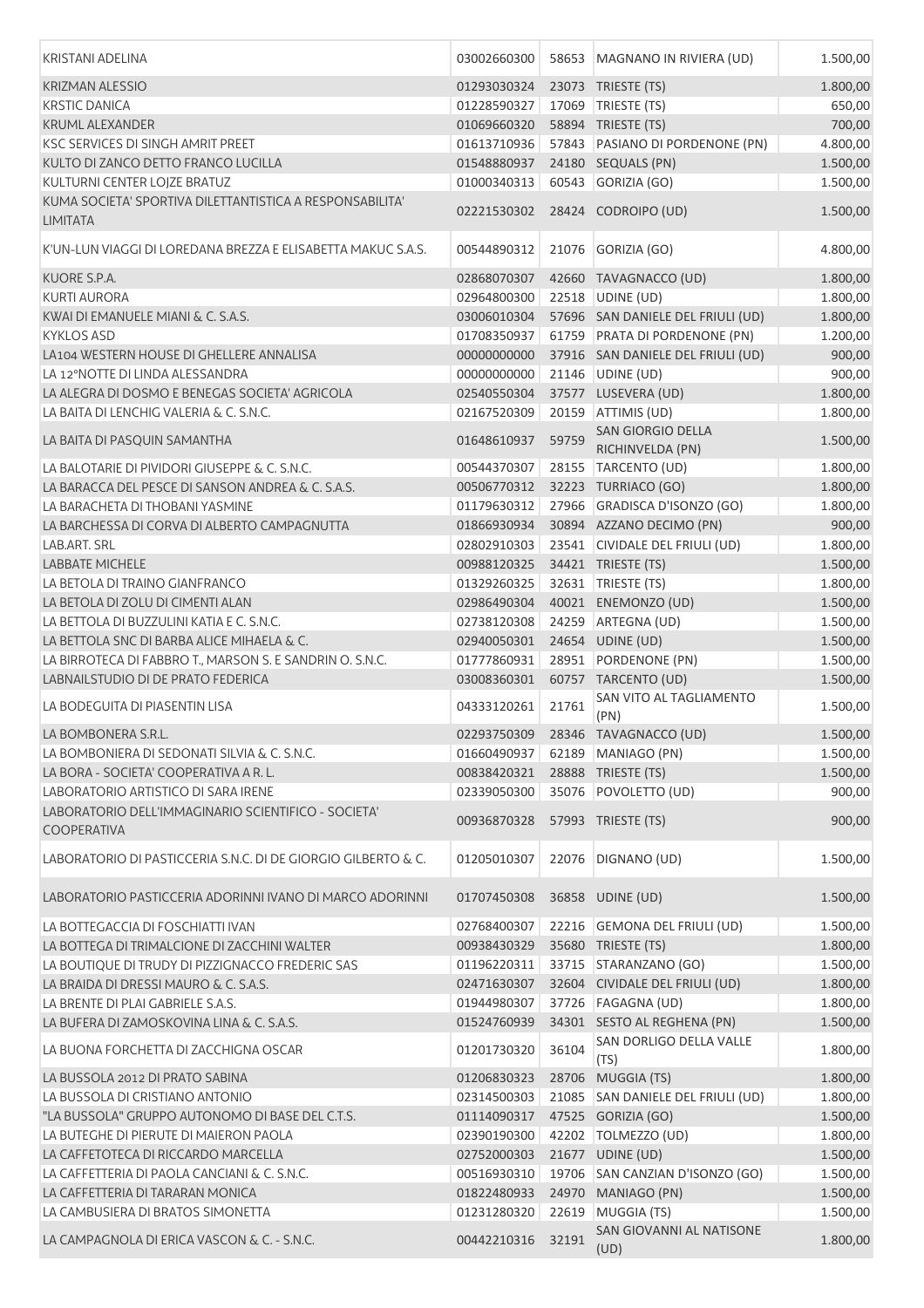| | | | | |
|---|---|---|---|---|
| KRISTANI ADELINA | 03002660300 | 58653 | MAGNANO IN RIVIERA (UD) | 1.500,00 |
| KRIZMAN ALESSIO | 01293030324 | 23073 | TRIESTE (TS) | 1.800,00 |
| KRSTIC DANICA | 01228590327 | 17069 | TRIESTE (TS) | 650,00 |
| KRUML ALEXANDER | 01069660320 | 58894 | TRIESTE (TS) | 700,00 |
| KSC SERVICES DI SINGH AMRIT PREET | 01613710936 | 57843 | PASIANO DI PORDENONE (PN) | 4.800,00 |
| KULTO DI ZANCO DETTO FRANCO LUCILLA | 01548880937 | 24180 | SEQUALS (PN) | 1.500,00 |
| KULTURNI CENTER LOJZE BRATUZ | 01000340313 | 60543 | GORIZIA (GO) | 1.500,00 |
| KUMA SOCIETA' SPORTIVA DILETTANTISTICA A RESPONSABILITA' LIMITATA | 02221530302 | 28424 | CODROIPO (UD) | 1.500,00 |
| K'UN-LUN VIAGGI DI LOREDANA BREZZA E ELISABETTA MAKUC S.A.S. | 00544890312 | 21076 | GORIZIA (GO) | 4.800,00 |
| KUORE S.P.A. | 02868070307 | 42660 | TAVAGNACCO (UD) | 1.800,00 |
| KURTI AURORA | 02964800300 | 22518 | UDINE (UD) | 1.800,00 |
| KWAI DI EMANUELE MIANI & C. S.A.S. | 03006010304 | 57696 | SAN DANIELE DEL FRIULI (UD) | 1.800,00 |
| KYKLOS ASD | 01708350937 | 61759 | PRATA DI PORDENONE (PN) | 1.200,00 |
| LA104 WESTERN HOUSE DI GHELLERE ANNALISA | 00000000000 | 37916 | SAN DANIELE DEL FRIULI (UD) | 900,00 |
| LA 12°NOTTE DI LINDA ALESSANDRA | 00000000000 | 21146 | UDINE (UD) | 900,00 |
| LA ALEGRA DI DOSMO E BENEGAS SOCIETA' AGRICOLA | 02540550304 | 37577 | LUSEVERA (UD) | 1.800,00 |
| LA BAITA DI LENCHIG VALERIA & C. S.N.C. | 02167520309 | 20159 | ATTIMIS (UD) | 1.800,00 |
| LA BAITA DI PASQUIN SAMANTHA | 01648610937 | 59759 | SAN GIORGIO DELLA RICHINVELDA (PN) | 1.500,00 |
| LA BALOTARIE DI PIVIDORI GIUSEPPE & C. S.N.C. | 00544370307 | 28155 | TARCENTO (UD) | 1.800,00 |
| LA BARACCA DEL PESCE DI SANSON ANDREA & C. S.A.S. | 00506770312 | 32223 | TURRIACO (GO) | 1.800,00 |
| LA BARACHETA DI THOBANI YASMINE | 01179630312 | 27966 | GRADISCA D'ISONZO (GO) | 1.800,00 |
| LA BARCHESSA DI CORVA DI ALBERTO CAMPAGNUTTA | 01866930934 | 30894 | AZZANO DECIMO (PN) | 900,00 |
| LAB.ART. SRL | 02802910303 | 23541 | CIVIDALE DEL FRIULI (UD) | 1.800,00 |
| LABBATE MICHELE | 00988120325 | 34421 | TRIESTE (TS) | 1.500,00 |
| LA BETOLA DI TRAINO GIANFRANCO | 01329260325 | 32631 | TRIESTE (TS) | 1.800,00 |
| LA BETOLA DI ZOLU DI CIMENTI ALAN | 02986490304 | 40021 | ENEMONZO (UD) | 1.500,00 |
| LA BETTOLA DI BUZZULINI KATIA E C. S.N.C. | 02738120308 | 24259 | ARTEGNA (UD) | 1.500,00 |
| LA BETTOLA SNC DI BARBA ALICE MIHAELA & C. | 02940050301 | 24654 | UDINE (UD) | 1.500,00 |
| LA BIRROTECA DI FABBRO T., MARSON S. E SANDRIN O. S.N.C. | 01777860931 | 28951 | PORDENONE (PN) | 1.500,00 |
| LABNAILSTUDIO DI DE PRATO FEDERICA | 03008360301 | 60757 | TARCENTO (UD) | 1.500,00 |
| LA BODEGUITA DI PIASENTIN LISA | 04333120261 | 21761 | SAN VITO AL TAGLIAMENTO (PN) | 1.500,00 |
| LA BOMBONERA S.R.L. | 02293750309 | 28346 | TAVAGNACCO (UD) | 1.500,00 |
| LA BOMBONIERA DI SEDONATI SILVIA & C. S.N.C. | 01660490937 | 62189 | MANIAGO (PN) | 1.500,00 |
| LA BORA - SOCIETA' COOPERATIVA A R. L. | 00838420321 | 28888 | TRIESTE (TS) | 1.500,00 |
| LABORATORIO ARTISTICO DI SARA IRENE | 02339050300 | 35076 | POVOLETTO (UD) | 900,00 |
| LABORATORIO DELL'IMMAGINARIO SCIENTIFICO - SOCIETA' COOPERATIVA | 00936870328 | 57993 | TRIESTE (TS) | 900,00 |
| LABORATORIO DI PASTICCERIA S.N.C. DI DE GIORGIO GILBERTO & C. | 01205010307 | 22076 | DIGNANO (UD) | 1.500,00 |
| LABORATORIO PASTICCERIA ADORINNI IVANO DI MARCO ADORINNI | 01707450308 | 36858 | UDINE (UD) | 1.500,00 |
| LA BOTTEGACCIA DI FOSCHIATTI IVAN | 02768400307 | 22216 | GEMONA DEL FRIULI (UD) | 1.500,00 |
| LA BOTTEGA DI TRIMALCIONE DI ZACCHINI WALTER | 00938430329 | 35680 | TRIESTE (TS) | 1.800,00 |
| LA BOUTIQUE DI TRUDY DI PIZZIGNACCO FREDERIC SAS | 01196220311 | 33715 | STARANZANO (GO) | 1.500,00 |
| LA BRAIDA DI DRESSI MAURO & C. S.A.S. | 02471630307 | 32604 | CIVIDALE DEL FRIULI (UD) | 1.800,00 |
| LA BRENTE DI PLAI GABRIELE S.A.S. | 01944980307 | 37726 | FAGAGNA (UD) | 1.800,00 |
| LA BUFERA DI ZAMOSKOVINA LINA & C. S.A.S. | 01524760939 | 34301 | SESTO AL REGHENA (PN) | 1.500,00 |
| LA BUONA FORCHETTA DI ZACCHIGNA OSCAR | 01201730320 | 36104 | SAN DORLIGO DELLA VALLE (TS) | 1.800,00 |
| LA BUSSOLA 2012 DI PRATO SABINA | 01206830323 | 28706 | MUGGIA (TS) | 1.800,00 |
| LA BUSSOLA DI CRISTIANO ANTONIO | 02314500303 | 21085 | SAN DANIELE DEL FRIULI (UD) | 1.800,00 |
| "LA BUSSOLA" GRUPPO AUTONOMO DI BASE DEL C.T.S. | 01114090317 | 47525 | GORIZIA (GO) | 1.500,00 |
| LA BUTEGHE DI PIERUTE DI MAIERON PAOLA | 02390190300 | 42202 | TOLMEZZO (UD) | 1.800,00 |
| LA CAFFETOTECA DI RICCARDO MARCELLA | 02752000303 | 21677 | UDINE (UD) | 1.500,00 |
| LA CAFFETTERIA DI PAOLA CANCIANI & C. S.N.C. | 00516930310 | 19706 | SAN CANZIAN D'ISONZO (GO) | 1.500,00 |
| LA CAFFETTERIA DI TARARAN MONICA | 01822480933 | 24970 | MANIAGO (PN) | 1.500,00 |
| LA CAMBUSIERA DI BRATOS SIMONETTA | 01231280320 | 22619 | MUGGIA (TS) | 1.500,00 |
| LA CAMPAGNOLA DI ERICA VASCON & C. - S.N.C. | 00442210316 | 32191 | SAN GIOVANNI AL NATISONE (UD) | 1.800,00 |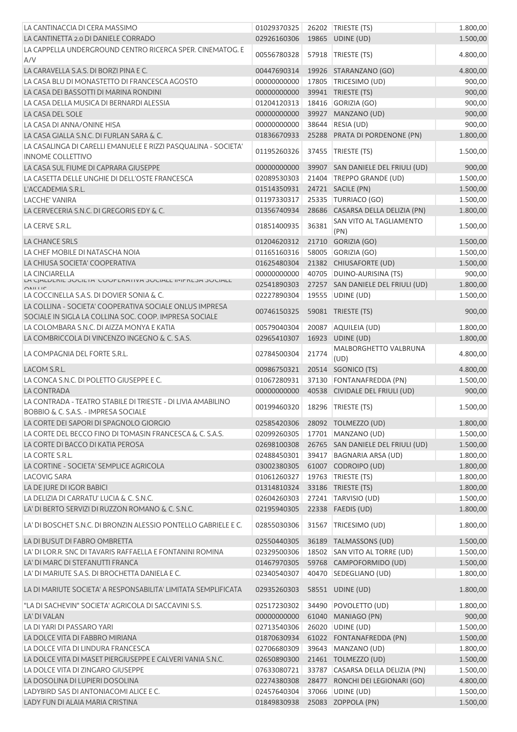| | | | | |
|---|---|---|---|---|
| LA CANTINACCIA DI CERA MASSIMO | 01029370325 | 26202 | TRIESTE (TS) | 1.800,00 |
| LA CANTINETTA 2.0 DI DANIELE CORRADO | 02926160306 | 19865 | UDINE (UD) | 1.500,00 |
| LA CAPPELLA UNDERGROUND CENTRO RICERCA SPER. CINEMATOG. E A/V | 00556780328 | 57918 | TRIESTE (TS) | 4.800,00 |
| LA CARAVELLA S.A.S. DI BORZI PINA E C. | 00447690314 | 19926 | STARANZANO (GO) | 4.800,00 |
| LA CASA BLU DI MONASTETTO DI FRANCESCA AGOSTO | 00000000000 | 17805 | TRICESIMO (UD) | 900,00 |
| LA CASA DEI BASSOTTI DI MARINA RONDINI | 00000000000 | 39941 | TRIESTE (TS) | 900,00 |
| LA CASA DELLA MUSICA DI BERNARDI ALESSIA | 01204120313 | 18416 | GORIZIA (GO) | 900,00 |
| LA CASA DEL SOLE | 00000000000 | 39927 | MANZANO (UD) | 900,00 |
| LA CASA DI ANNA/ONINE HISA | 00000000000 | 38644 | RESIA (UD) | 900,00 |
| LA CASA GIALLA S.N.C. DI FURLAN SARA & C. | 01836670933 | 25288 | PRATA DI PORDENONE (PN) | 1.800,00 |
| LA CASALINGA DI CARELLI EMANUELE E RIZZI PASQUALINA - SOCIETA' INNOME COLLETTIVO | 01195260326 | 37455 | TRIESTE (TS) | 1.500,00 |
| LA CASA SUL FIUME DI CAPRARA GIUSEPPE | 00000000000 | 39907 | SAN DANIELE DEL FRIULI (UD) | 900,00 |
| LA CASETTA DELLE UNGHIE DI DELL'OSTE FRANCESCA | 02089530303 | 21404 | TREPPO GRANDE (UD) | 1.500,00 |
| L'ACCADEMIA S.R.L. | 01514350931 | 24721 | SACILE (PN) | 1.500,00 |
| LACCHE' VANIRA | 01197330317 | 25335 | TURRIACO (GO) | 1.500,00 |
| LA CERVECERIA S.N.C. DI GREGORIS EDY & C. | 01356740934 | 28686 | CASARSA DELLA DELIZIA (PN) | 1.800,00 |
| LA CERVE S.R.L. | 01851400935 | 36381 | SAN VITO AL TAGLIAMENTO (PN) | 1.500,00 |
| LA CHANCE SRLS | 01204620312 | 21710 | GORIZIA (GO) | 1.500,00 |
| LA CHEF MOBILE DI NATASCHA NOIA | 01165160316 | 58005 | GORIZIA (GO) | 1.500,00 |
| LA CHIUSA SOCIETA' COOPERATIVA | 01625480304 | 21382 | CHIUSAFORTE (UD) | 1.500,00 |
| LA CINCIARELLA | 00000000000 | 40705 | DUINO-AURISINA (TS) | 900,00 |
| LA CJALDERIE SOCIETA' COOPERATIVA SOCIALE IMPRESA SOCIALE ONLUS | 02541890303 | 27257 | SAN DANIELE DEL FRIULI (UD) | 1.800,00 |
| LA COCCINELLA S.A.S. DI DOVIER SONIA & C. | 02227890304 | 19555 | UDINE (UD) | 1.500,00 |
| LA COLLINA - SOCIETA' COOPERATIVA SOCIALE ONLUS IMPRESA SOCIALE IN SIGLA LA COLLINA SOC. COOP. IMPRESA SOCIALE | 00746150325 | 59081 | TRIESTE (TS) | 900,00 |
| LA COLOMBARA S.N.C. DI AIZZA MONYA E KATIA | 00579040304 | 20087 | AQUILEIA (UD) | 1.800,00 |
| LA COMBRICCOLA DI VINCENZO INGEGNO & C. S.A.S. | 02965410307 | 16923 | UDINE (UD) | 1.800,00 |
| LA COMPAGNIA DEL FORTE S.R.L. | 02784500304 | 21774 | MALBORGHETTO VALBRUNA (UD) | 4.800,00 |
| LACOM S.R.L. | 00986750321 | 20514 | SGONICO (TS) | 4.800,00 |
| LA CONCA S.N.C. DI POLETTO GIUSEPPE E C. | 01067280931 | 37130 | FONTANAFREDDA (PN) | 1.500,00 |
| LA CONTRADA | 00000000000 | 40538 | CIVIDALE DEL FRIULI (UD) | 900,00 |
| LA CONTRADA - TEATRO STABILE DI TRIESTE - DI LIVIA AMABILINO BOBBIO & C. S.A.S. - IMPRESA SOCIALE | 00199460320 | 18296 | TRIESTE (TS) | 1.500,00 |
| LA CORTE DEI SAPORI DI SPAGNOLO GIORGIO | 02585420306 | 28092 | TOLMEZZO (UD) | 1.800,00 |
| LA CORTE DEL BECCO FINO DI TOMASIN FRANCESCA & C. S.A.S. | 02099260305 | 17701 | MANZANO (UD) | 1.500,00 |
| LA CORTE DI BACCO DI KATIA PEROSA | 02698100308 | 26765 | SAN DANIELE DEL FRIULI (UD) | 1.500,00 |
| LA CORTE S.R.L. | 02488450301 | 39417 | BAGNARIA ARSA (UD) | 1.800,00 |
| LA CORTINE - SOCIETA' SEMPLICE AGRICOLA | 03002380305 | 61007 | CODROIPO (UD) | 1.800,00 |
| LACOVIG SARA | 01061260327 | 19763 | TRIESTE (TS) | 1.800,00 |
| LA DE JURE DI IGOR BABICI | 01314810324 | 33186 | TRIESTE (TS) | 1.800,00 |
| LA DELIZIA DI CARRATU' LUCIA & C. S.N.C. | 02604260303 | 27241 | TARVISIO (UD) | 1.500,00 |
| LA' DI BERTO SERVIZI DI RUZZON ROMANO & C. S.N.C. | 02195940305 | 22338 | FAEDIS (UD) | 1.800,00 |
| LA' DI BOSCHET S.N.C. DI BRONZIN ALESSIO PONTELLO GABRIELE E C. | 02855030306 | 31567 | TRICESIMO (UD) | 1.800,00 |
| LA DI BUSUT DI FABRO OMBRETTA | 02550440305 | 36189 | TALMASSONS (UD) | 1.500,00 |
| LA' DI LOR.R. SNC DI TAVARIS RAFFAELLA E FONTANINI ROMINA | 02329500306 | 18502 | SAN VITO AL TORRE (UD) | 1.500,00 |
| LA' DI MARC DI STEFANUTTI FRANCA | 01467970305 | 59768 | CAMPOFORMIDO (UD) | 1.500,00 |
| LA' DI MARIUTE S.A.S. DI BROCHETTA DANIELA E C. | 02340540307 | 40470 | SEDEGLIANO (UD) | 1.800,00 |
| LA DI MARIUTE SOCIETA' A RESPONSABILITA' LIMITATA SEMPLIFICATA | 02935260303 | 58551 | UDINE (UD) | 1.800,00 |
| "LA DI SACHEVIN" SOCIETA' AGRICOLA DI SACCAVINI S.S. | 02517230302 | 34490 | POVOLETTO (UD) | 1.800,00 |
| LA' DI VALAN | 00000000000 | 61040 | MANIAGO (PN) | 900,00 |
| LA DI YARI DI PASSARO YARI | 02713540306 | 26020 | UDINE (UD) | 1.500,00 |
| LA DOLCE VITA DI FABBRO MIRIANA | 01870630934 | 61022 | FONTANAFREDDA (PN) | 1.500,00 |
| LA DOLCE VITA DI LINDURA FRANCESCA | 02706680309 | 39643 | MANZANO (UD) | 1.800,00 |
| LA DOLCE VITA DI MASET PIERGIUSEPPE E CALVERI VANIA S.N.C. | 02650890300 | 21461 | TOLMEZZO (UD) | 1.500,00 |
| LA DOLCE VITA DI ZINGARO GIUSEPPE | 07633080721 | 33787 | CASARSA DELLA DELIZIA (PN) | 1.500,00 |
| LA DOSOLINA DI LUPIERI DOSOLINA | 02274380308 | 28477 | RONCHI DEI LEGIONARI (GO) | 4.800,00 |
| LADYBIRD SAS DI ANTONIACOMI ALICE E C. | 02457640304 | 37066 | UDINE (UD) | 1.500,00 |
| LADY FUN DI ALAIA MARIA CRISTINA | 01849830938 | 25083 | ZOPPOLA (PN) | 1.500,00 |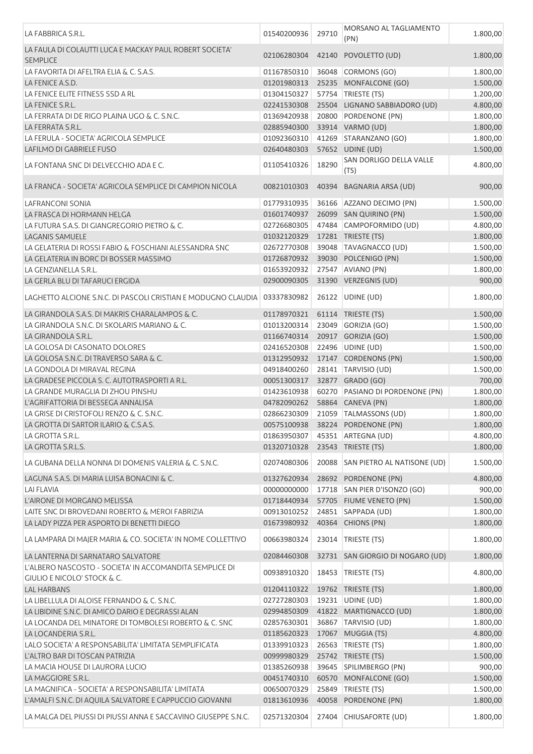| | | | | |
|---|---|---|---|---|
| LA FABBRICA S.R.L. | 01540200936 | 29710 | MORSANO AL TAGLIAMENTO (PN) | 1.800,00 |
| LA FAULA DI COLAUTTI LUCA E MACKAY PAUL ROBERT SOCIETA' SEMPLICE | 02106280304 | 42140 | POVOLETTO (UD) | 1.800,00 |
| LA FAVORITA DI AFELTRA ELIA & C. S.A.S. | 01167850310 | 36048 | CORMONS (GO) | 1.800,00 |
| LA FENICE A.S.D. | 01201980313 | 25235 | MONFALCONE (GO) | 1.500,00 |
| LA FENICE ELITE FITNESS SSD A RL | 01304150327 | 57754 | TRIESTE (TS) | 1.200,00 |
| LA FENICE S.R.L. | 02241530308 | 25504 | LIGNANO SABBIADORO (UD) | 4.800,00 |
| LA FERRATA DI DE RIGO PLAINA UGO & C. S.N.C. | 01369420938 | 20800 | PORDENONE (PN) | 1.800,00 |
| LA FERRATA S.R.L. | 02885940300 | 33914 | VARMO (UD) | 1.800,00 |
| LA FERULA - SOCIETA' AGRICOLA SEMPLICE | 01092360310 | 41269 | STARANZANO (GO) | 1.800,00 |
| LAFILMO DI GABRIELE FUSO | 02640480303 | 57652 | UDINE (UD) | 1.500,00 |
| LA FONTANA SNC DI DELVECCHIO ADA E C. | 01105410326 | 18290 | SAN DORLIGO DELLA VALLE (TS) | 4.800,00 |
| LA FRANCA - SOCIETA' AGRICOLA SEMPLICE DI CAMPION NICOLA | 00821010303 | 40394 | BAGNARIA ARSA (UD) | 900,00 |
| LAFRANCONI SONIA | 01779310935 | 36166 | AZZANO DECIMO (PN) | 1.500,00 |
| LA FRASCA DI HORMANN HELGA | 01601740937 | 26099 | SAN QUIRINO (PN) | 1.500,00 |
| LA FUTURA S.A.S. DI GIANGREGORIO PIETRO & C. | 02726680305 | 47484 | CAMPOFORMIDO (UD) | 4.800,00 |
| LAGANIS SAMUELE | 01032120329 | 17281 | TRIESTE (TS) | 1.800,00 |
| LA GELATERIA DI ROSSI FABIO & FOSCHIANI ALESSANDRA SNC | 02672770308 | 39048 | TAVAGNACCO (UD) | 1.500,00 |
| LA GELATERIA IN BORC DI BOSSER MASSIMO | 01726870932 | 39030 | POLCENIGO (PN) | 1.500,00 |
| LA GENZIANELLA S.R.L. | 01653920932 | 27547 | AVIANO (PN) | 1.800,00 |
| LA GERLA BLU DI TAFARUCI ERGIDA | 02900090305 | 31390 | VERZEGNIS (UD) | 900,00 |
| LAGHETTO ALCIONE S.N.C. DI PASCOLI CRISTIAN E MODUGNO CLAUDIA | 03337830982 | 26122 | UDINE (UD) | 1.800,00 |
| LA GIRANDOLA S.A.S. DI MAKRIS CHARALAMPOS & C. | 01178970321 | 61114 | TRIESTE (TS) | 1.500,00 |
| LA GIRANDOLA S.N.C. DI SKOLARIS MARIANO & C. | 01013200314 | 23049 | GORIZIA (GO) | 1.500,00 |
| LA GIRANDOLA S.R.L. | 01166740314 | 20917 | GORIZIA (GO) | 1.500,00 |
| LA GOLOSA DI CASONATO DOLORES | 02416520308 | 22496 | UDINE (UD) | 1.500,00 |
| LA GOLOSA S.N.C. DI TRAVERSO SARA & C. | 01312950932 | 17147 | CORDENONS (PN) | 1.500,00 |
| LA GONDOLA DI MIRAVAL REGINA | 04918400260 | 28141 | TARVISIO (UD) | 1.500,00 |
| LA GRADESE PICCOLA S. C. AUTOTRASPORTI A R.L. | 00051300317 | 32877 | GRADO (GO) | 700,00 |
| LA GRANDE MURAGLIA DI ZHOU PINSHU | 01423610938 | 60270 | PASIANO DI PORDENONE (PN) | 1.800,00 |
| L'AGRIFATTORIA DI BESSEGA ANNALISA | 04782090262 | 58864 | CANEVA (PN) | 1.800,00 |
| LA GRISE DI CRISTOFOLI RENZO & C. S.N.C. | 02866230309 | 21059 | TALMASSONS (UD) | 1.800,00 |
| LA GROTTA DI SARTOR ILARIO & C.S.A.S. | 00575100938 | 38224 | PORDENONE (PN) | 1.800,00 |
| LA GROTTA S.R.L. | 01863950307 | 45351 | ARTEGNA (UD) | 4.800,00 |
| LA GROTTA S.R.L.S. | 01320710328 | 23543 | TRIESTE (TS) | 1.800,00 |
| LA GUBANA DELLA NONNA DI DOMENIS VALERIA & C. S.N.C. | 02074080306 | 20088 | SAN PIETRO AL NATISONE (UD) | 1.500,00 |
| LAGUNA S.A.S. DI MARIA LUISA BONACINI & C. | 01327620934 | 28692 | PORDENONE (PN) | 4.800,00 |
| LAI FLAVIA | 00000000000 | 17718 | SAN PIER D'ISONZO (GO) | 900,00 |
| L'AIRONE DI MORGANO MELISSA | 01718440934 | 57705 | FIUME VENETO (PN) | 1.500,00 |
| LAITE SNC DI BROVEDANI ROBERTO & MEROI FABRIZIA | 00913010252 | 24851 | SAPPADA (UD) | 1.800,00 |
| LA LADY PIZZA PER ASPORTO DI BENETTI DIEGO | 01673980932 | 40364 | CHIONS (PN) | 1.800,00 |
| LA LAMPARA DI MAJER MARIA & CO. SOCIETA' IN NOME COLLETTIVO | 00663980324 | 23014 | TRIESTE (TS) | 1.800,00 |
| LA LANTERNA DI SARNATARO SALVATORE | 02084460308 | 32731 | SAN GIORGIO DI NOGARO (UD) | 1.800,00 |
| L'ALBERO NASCOSTO - SOCIETA' IN ACCOMANDITA SEMPLICE DI GIULIO E NICOLO' STOCK & C. | 00938910320 | 18453 | TRIESTE (TS) | 4.800,00 |
| LAL HARBANS | 01204110322 | 19762 | TRIESTE (TS) | 1.800,00 |
| LA LIBELLULA DI ALOISE FERNANDO & C. S.N.C. | 02727280303 | 19231 | UDINE (UD) | 1.800,00 |
| LA LIBIDINE S.N.C. DI AMICO DARIO E DEGRASSI ALAN | 02994850309 | 41822 | MARTIGNACCO (UD) | 1.800,00 |
| LA LOCANDA DEL MINATORE DI TOMBOLESI ROBERTO & C. SNC | 02857630301 | 36867 | TARVISIO (UD) | 1.800,00 |
| LA LOCANDERIA S.R.L. | 01185620323 | 17067 | MUGGIA (TS) | 4.800,00 |
| LALO SOCIETA' A RESPONSABILITA' LIMITATA SEMPLIFICATA | 01339910323 | 26563 | TRIESTE (TS) | 1.800,00 |
| L'ALTRO BAR DI TOSCAN PATRIZIA | 00999980329 | 25742 | TRIESTE (TS) | 1.500,00 |
| LA MACIA HOUSE DI LAURORA LUCIO | 01385260938 | 39645 | SPILIMBERGO (PN) | 900,00 |
| LA MAGGIORE S.R.L. | 00451740310 | 60570 | MONFALCONE (GO) | 1.500,00 |
| LA MAGNIFICA - SOCIETA' A RESPONSABILITA' LIMITATA | 00650070329 | 25849 | TRIESTE (TS) | 1.500,00 |
| L'AMALFI S.N.C. DI AQUILA SALVATORE E CAPPUCCIO GIOVANNI | 01813610936 | 40058 | PORDENONE (PN) | 1.800,00 |
| LA MALGA DEL PIUSSI DI PIUSSI ANNA E SACCAVINO GIUSEPPE S.N.C. | 02571320304 | 27404 | CHIUSAFORTE (UD) | 1.800,00 |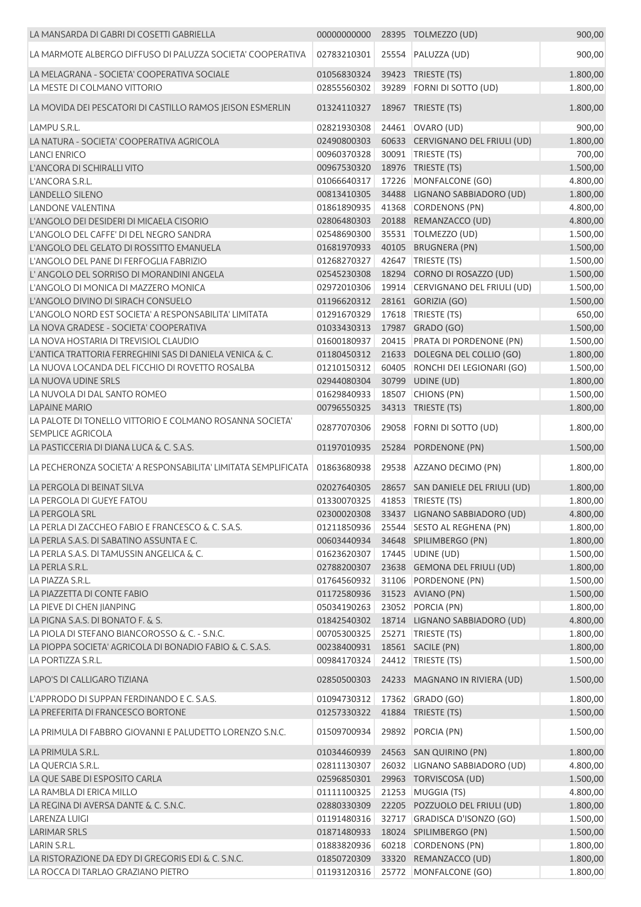| | | | | |
|---|---|---|---|---|
| LA MANSARDA DI GABRI DI COSETTI GABRIELLA | 00000000000 | 28395 | TOLMEZZO (UD) | 900,00 |
| LA MARMOTE ALBERGO DIFFUSO DI PALUZZA SOCIETA' COOPERATIVA | 02783210301 | 25554 | PALUZZA (UD) | 900,00 |
| LA MELAGRANA - SOCIETA' COOPERATIVA SOCIALE | 01056830324 | 39423 | TRIESTE (TS) | 1.800,00 |
| LA MESTE DI COLMANO VITTORIO | 02855560302 | 39289 | FORNI DI SOTTO (UD) | 1.800,00 |
| LA MOVIDA DEI PESCATORI DI CASTILLO RAMOS JEISON ESMERLIN | 01324110327 | 18967 | TRIESTE (TS) | 1.800,00 |
| LAMPU S.R.L. | 02821930308 | 24461 | OVARO (UD) | 900,00 |
| LA NATURA - SOCIETA' COOPERATIVA AGRICOLA | 02490800303 | 60633 | CERVIGNANO DEL FRIULI (UD) | 1.800,00 |
| LANCI ENRICO | 00960370328 | 30091 | TRIESTE (TS) | 700,00 |
| L'ANCORA DI SCHIRALLI VITO | 00967530320 | 18976 | TRIESTE (TS) | 1.500,00 |
| L'ANCORA S.R.L. | 01066640317 | 17226 | MONFALCONE (GO) | 4.800,00 |
| LANDELLO SILENO | 00813410305 | 34488 | LIGNANO SABBIADORO (UD) | 1.800,00 |
| LANDONE VALENTINA | 01861890935 | 41368 | CORDENONS (PN) | 4.800,00 |
| L'ANGOLO DEI DESIDERI DI MICAELA CISORIO | 02806480303 | 20188 | REMANZACCO (UD) | 4.800,00 |
| L'ANGOLO DEL CAFFE' DI DEL NEGRO SANDRA | 02548690300 | 35531 | TOLMEZZO (UD) | 1.500,00 |
| L'ANGOLO DEL GELATO DI ROSSITTO EMANUELA | 01681970933 | 40105 | BRUGNERA (PN) | 1.500,00 |
| L'ANGOLO DEL PANE DI FERFOGLIA FABRIZIO | 01268270327 | 42647 | TRIESTE (TS) | 1.500,00 |
| L' ANGOLO DEL SORRISO DI MORANDINI ANGELA | 02545230308 | 18294 | CORNO DI ROSAZZO (UD) | 1.500,00 |
| L'ANGOLO DI MONICA DI MAZZERO MONICA | 02972010306 | 19914 | CERVIGNANO DEL FRIULI (UD) | 1.500,00 |
| L'ANGOLO DIVINO DI SIRACH CONSUELO | 01196620312 | 28161 | GORIZIA (GO) | 1.500,00 |
| L'ANGOLO NORD EST SOCIETA' A RESPONSABILITA' LIMITATA | 01291670329 | 17618 | TRIESTE (TS) | 650,00 |
| LA NOVA GRADESE - SOCIETA' COOPERATIVA | 01033430313 | 17987 | GRADO (GO) | 1.500,00 |
| LA NOVA HOSTARIA DI TREVISIOL CLAUDIO | 01600180937 | 20415 | PRATA DI PORDENONE (PN) | 1.500,00 |
| L'ANTICA TRATTORIA FERREGHINI SAS DI DANIELA VENICA & C. | 01180450312 | 21633 | DOLEGNA DEL COLLIO (GO) | 1.800,00 |
| LA NUOVA LOCANDA DEL FICCHIO DI ROVETTO ROSALBA | 01210150312 | 60405 | RONCHI DEI LEGIONARI (GO) | 1.500,00 |
| LA NUOVA UDINE SRLS | 02944080304 | 30799 | UDINE (UD) | 1.800,00 |
| LA NUVOLA DI DAL SANTO ROMEO | 01629840933 | 18507 | CHIONS (PN) | 1.500,00 |
| LAPAINE MARIO | 00796550325 | 34313 | TRIESTE (TS) | 1.800,00 |
| LA PALOTE DI TONELLO VITTORIO E COLMANO ROSANNA SOCIETA' SEMPLICE AGRICOLA | 02877070306 | 29058 | FORNI DI SOTTO (UD) | 1.800,00 |
| LA PASTICCERIA DI DIANA LUCA & C. S.A.S. | 01197010935 | 25284 | PORDENONE (PN) | 1.500,00 |
| LA PECHERONZA SOCIETA' A RESPONSABILITA' LIMITATA SEMPLIFICATA | 01863680938 | 29538 | AZZANO DECIMO (PN) | 1.800,00 |
| LA PERGOLA DI BEINAT SILVA | 02027640305 | 28657 | SAN DANIELE DEL FRIULI (UD) | 1.800,00 |
| LA PERGOLA DI GUEYE FATOU | 01330070325 | 41853 | TRIESTE (TS) | 1.800,00 |
| LA PERGOLA SRL | 02300020308 | 33437 | LIGNANO SABBIADORO (UD) | 4.800,00 |
| LA PERLA DI ZACCHEO FABIO E FRANCESCO & C. S.A.S. | 01211850936 | 25544 | SESTO AL REGHENA (PN) | 1.800,00 |
| LA PERLA S.A.S. DI SABATINO ASSUNTA E C. | 00603440934 | 34648 | SPILIMBERGO (PN) | 1.800,00 |
| LA PERLA S.A.S. DI TAMUSSIN ANGELICA & C. | 01623620307 | 17445 | UDINE (UD) | 1.500,00 |
| LA PERLA S.R.L. | 02788200307 | 23638 | GEMONA DEL FRIULI (UD) | 1.800,00 |
| LA PIAZZA S.R.L. | 01764560932 | 31106 | PORDENONE (PN) | 1.500,00 |
| LA PIAZZETTA DI CONTE FABIO | 01172580936 | 31523 | AVIANO (PN) | 1.500,00 |
| LA PIEVE DI CHEN JIANPING | 05034190263 | 23052 | PORCIA (PN) | 1.800,00 |
| LA PIGNA S.A.S. DI BONATO F. & S. | 01842540302 | 18714 | LIGNANO SABBIADORO (UD) | 4.800,00 |
| LA PIOLA DI STEFANO BIANCOROSSO & C. - S.N.C. | 00705300325 | 25271 | TRIESTE (TS) | 1.800,00 |
| LA PIOPPA SOCIETA' AGRICOLA DI BONADIO FABIO & C. S.A.S. | 00238400931 | 18561 | SACILE (PN) | 1.800,00 |
| LA PORTIZZA S.R.L. | 00984170324 | 24412 | TRIESTE (TS) | 1.500,00 |
| LAPO'S DI CALLIGARO TIZIANA | 02850500303 | 24233 | MAGNANO IN RIVIERA (UD) | 1.500,00 |
| L'APPRODO DI SUPPAN FERDINANDO E C. S.A.S. | 01094730312 | 17362 | GRADO (GO) | 1.800,00 |
| LA PREFERITA DI FRANCESCO BORTONE | 01257330322 | 41884 | TRIESTE (TS) | 1.500,00 |
| LA PRIMULA DI FABBRO GIOVANNI E PALUDETTO LORENZO S.N.C. | 01509700934 | 29892 | PORCIA (PN) | 1.500,00 |
| LA PRIMULA S.R.L. | 01034460939 | 24563 | SAN QUIRINO (PN) | 1.800,00 |
| LA QUERCIA S.R.L. | 02811130307 | 26032 | LIGNANO SABBIADORO (UD) | 4.800,00 |
| LA QUE SABE DI ESPOSITO CARLA | 02596850301 | 29963 | TORVISCOSA (UD) | 1.500,00 |
| LA RAMBLA DI ERICA MILLO | 01111100325 | 21253 | MUGGIA (TS) | 4.800,00 |
| LA REGINA DI AVERSA DANTE & C. S.N.C. | 02880330309 | 22205 | POZZUOLO DEL FRIULI (UD) | 1.800,00 |
| LARENZA LUIGI | 01191480316 | 32717 | GRADISCA D'ISONZO (GO) | 1.500,00 |
| LARIMAR SRLS | 01871480933 | 18024 | SPILIMBERGO (PN) | 1.500,00 |
| LARIN S.R.L. | 01883820936 | 60218 | CORDENONS (PN) | 1.800,00 |
| LA RISTORAZIONE DA EDY DI GREGORIS EDI & C. S.N.C. | 01850720309 | 33320 | REMANZACCO (UD) | 1.800,00 |
| LA ROCCA DI TARLAO GRAZIANO PIETRO | 01193120316 | 25772 | MONFALCONE (GO) | 1.800,00 |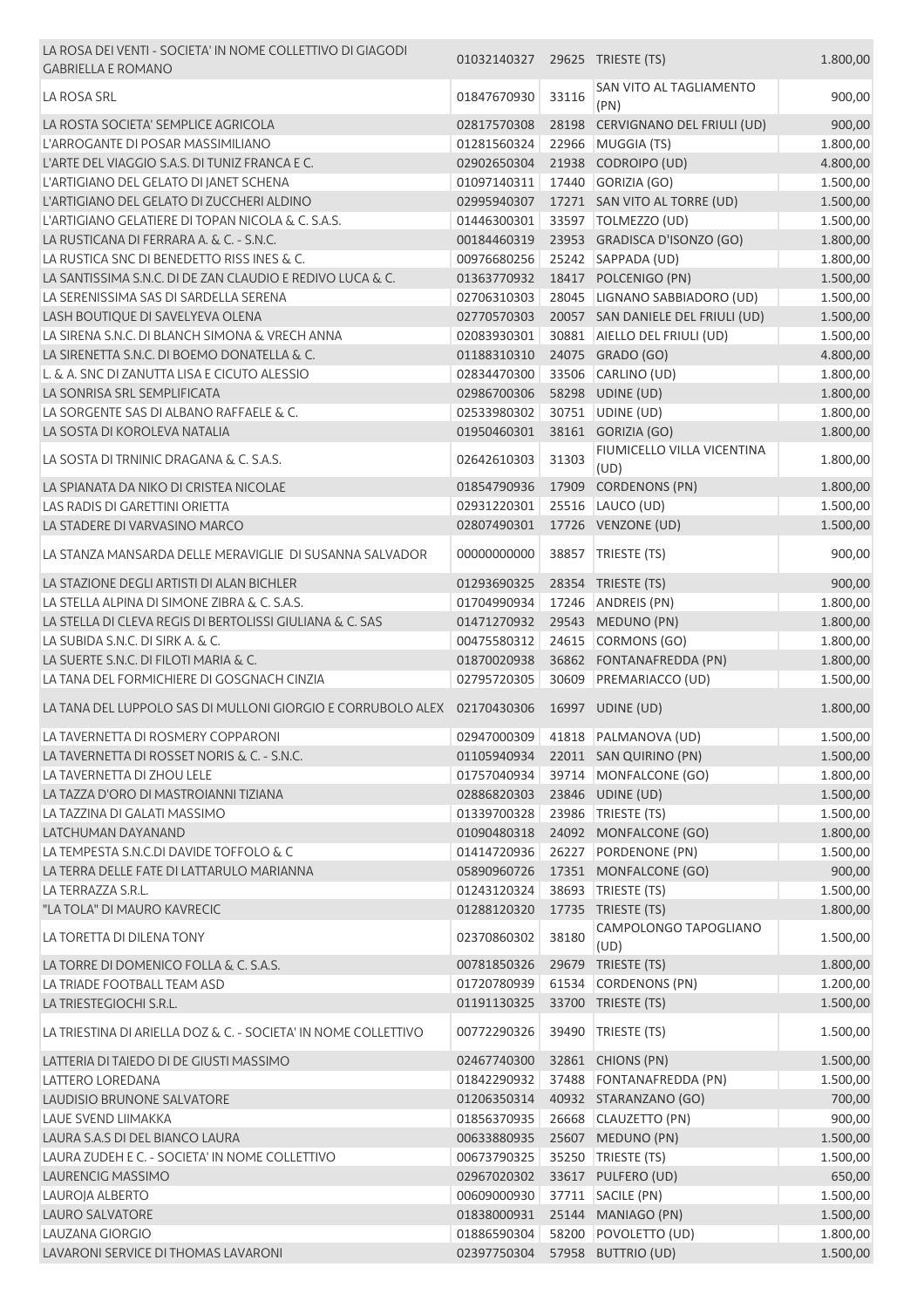| | | | | |
|---|---|---|---|---|
| LA ROSA DEI VENTI - SOCIETA' IN NOME COLLETTIVO DI GIAGODI GABRIELLA E ROMANO | 01032140327 | 29625 | TRIESTE (TS) | 1.800,00 |
| LA ROSA SRL | 01847670930 | 33116 | SAN VITO AL TAGLIAMENTO (PN) | 900,00 |
| LA ROSTA SOCIETA' SEMPLICE AGRICOLA | 02817570308 | 28198 | CERVIGNANO DEL FRIULI (UD) | 900,00 |
| L'ARROGANTE DI POSAR MASSIMILIANO | 01281560324 | 22966 | MUGGIA (TS) | 1.800,00 |
| L'ARTE DEL VIAGGIO S.A.S. DI TUNIZ FRANCA E C. | 02902650304 | 21938 | CODROIPO (UD) | 4.800,00 |
| L'ARTIGIANO DEL GELATO DI JANET SCHENA | 01097140311 | 17440 | GORIZIA (GO) | 1.500,00 |
| L'ARTIGIANO DEL GELATO DI ZUCCHERI ALDINO | 02995940307 | 17271 | SAN VITO AL TORRE (UD) | 1.500,00 |
| L'ARTIGIANO GELATIERE DI TOPAN NICOLA & C. S.A.S. | 01446300301 | 33597 | TOLMEZZO (UD) | 1.500,00 |
| LA RUSTICANA DI FERRARA A. & C. - S.N.C. | 00184460319 | 23953 | GRADISCA D'ISONZO (GO) | 1.800,00 |
| LA RUSTICA SNC DI BENEDETTO RISS INES & C. | 00976680256 | 25242 | SAPPADA (UD) | 1.800,00 |
| LA SANTISSIMA S.N.C. DI DE ZAN CLAUDIO E REDIVO LUCA & C. | 01363770932 | 18417 | POLCENIGO (PN) | 1.500,00 |
| LA SERENISSIMA SAS DI SARDELLA SERENA | 02706310303 | 28045 | LIGNANO SABBIADORO (UD) | 1.500,00 |
| LASH BOUTIQUE DI SAVELYEVA OLENA | 02770570303 | 20057 | SAN DANIELE DEL FRIULI (UD) | 1.500,00 |
| LA SIRENA S.N.C. DI BLANCH SIMONA & VRECH ANNA | 02083930301 | 30881 | AIELLO DEL FRIULI (UD) | 1.500,00 |
| LA SIRENETTA S.N.C. DI BOEMO DONATELLA & C. | 01188310310 | 24075 | GRADO (GO) | 4.800,00 |
| L. & A. SNC DI ZANUTTA LISA E CICUTO ALESSIO | 02834470300 | 33506 | CARLINO (UD) | 1.800,00 |
| LA SONRISA SRL SEMPLIFICATA | 02986700306 | 58298 | UDINE (UD) | 1.800,00 |
| LA SORGENTE SAS DI ALBANO RAFFAELE & C. | 02533980302 | 30751 | UDINE (UD) | 1.800,00 |
| LA SOSTA DI KOROLEVA NATALIA | 01950460301 | 38161 | GORIZIA (GO) | 1.800,00 |
| LA SOSTA DI TRNINIC DRAGANA & C. S.A.S. | 02642610303 | 31303 | FIUMICELLO VILLA VICENTINA (UD) | 1.800,00 |
| LA SPIANATA DA NIKO DI CRISTEA NICOLAE | 01854790936 | 17909 | CORDENONS (PN) | 1.800,00 |
| LAS RADIS DI GARETTINI ORIETTA | 02931220301 | 25516 | LAUCO (UD) | 1.500,00 |
| LA STADERE DI VARVASINO MARCO | 02807490301 | 17726 | VENZONE (UD) | 1.500,00 |
| LA STANZA MANSARDA DELLE MERAVIGLIE DI SUSANNA SALVADOR | 00000000000 | 38857 | TRIESTE (TS) | 900,00 |
| LA STAZIONE DEGLI ARTISTI DI ALAN BICHLER | 01293690325 | 28354 | TRIESTE (TS) | 900,00 |
| LA STELLA ALPINA DI SIMONE ZIBRA & C. S.A.S. | 01704990934 | 17246 | ANDREIS (PN) | 1.800,00 |
| LA STELLA DI CLEVA REGIS DI BERTOLISSI GIULIANA & C. SAS | 01471270932 | 29543 | MEDUNO (PN) | 1.800,00 |
| LA SUBIDA S.N.C. DI SIRK A. & C. | 00475580312 | 24615 | CORMONS (GO) | 1.800,00 |
| LA SUERTE S.N.C. DI FILOTI MARIA & C. | 01870020938 | 36862 | FONTANAFREDDA (PN) | 1.800,00 |
| LA TANA DEL FORMICHIERE DI GOSGNACH CINZIA | 02795720305 | 30609 | PREMARIACCO (UD) | 1.500,00 |
| LA TANA DEL LUPPOLO SAS DI MULLONI GIORGIO E CORRUBOLO ALEX | 02170430306 | 16997 | UDINE (UD) | 1.800,00 |
| LA TAVERNETTA DI ROSMERY COPPARONI | 02947000309 | 41818 | PALMANOVA (UD) | 1.500,00 |
| LA TAVERNETTA DI ROSSET NORIS & C. - S.N.C. | 01105940934 | 22011 | SAN QUIRINO (PN) | 1.500,00 |
| LA TAVERNETTA DI ZHOU LELE | 01757040934 | 39714 | MONFALCONE (GO) | 1.800,00 |
| LA TAZZA D'ORO DI MASTROIANNI TIZIANA | 02886820303 | 23846 | UDINE (UD) | 1.500,00 |
| LA TAZZINA DI GALATI MASSIMO | 01339700328 | 23986 | TRIESTE (TS) | 1.500,00 |
| LATCHUMAN DAYANAND | 01090480318 | 24092 | MONFALCONE (GO) | 1.800,00 |
| LA TEMPESTA S.N.C.DI DAVIDE TOFFOLO & C | 01414720936 | 26227 | PORDENONE (PN) | 1.500,00 |
| LA TERRA DELLE FATE DI LATTARULO MARIANNA | 05890960726 | 17351 | MONFALCONE (GO) | 900,00 |
| LA TERRAZZA S.R.L. | 01243120324 | 38693 | TRIESTE (TS) | 1.500,00 |
| "LA TOLA" DI MAURO KAVRECIC | 01288120320 | 17735 | TRIESTE (TS) | 1.800,00 |
| LA TORETTA DI DILENA TONY | 02370860302 | 38180 | CAMPOLONGO TAPOGLIANO (UD) | 1.500,00 |
| LA TORRE DI DOMENICO FOLLA & C. S.A.S. | 00781850326 | 29679 | TRIESTE (TS) | 1.800,00 |
| LA TRIADE FOOTBALL TEAM ASD | 01720780939 | 61534 | CORDENONS (PN) | 1.200,00 |
| LA TRIESTEGIOCHI S.R.L. | 01191130325 | 33700 | TRIESTE (TS) | 1.500,00 |
| LA TRIESTINA DI ARIELLA DOZ & C. - SOCIETA' IN NOME COLLETTIVO | 00772290326 | 39490 | TRIESTE (TS) | 1.500,00 |
| LATTERIA DI TAIEDO DI DE GIUSTI MASSIMO | 02467740300 | 32861 | CHIONS (PN) | 1.500,00 |
| LATTERO LOREDANA | 01842290932 | 37488 | FONTANAFREDDA (PN) | 1.500,00 |
| LAUDISIO BRUNONE SALVATORE | 01206350314 | 40932 | STARANZANO (GO) | 700,00 |
| LAUE SVEND LIIMAKKA | 01856370935 | 26668 | CLAUZETTO (PN) | 900,00 |
| LAURA S.A.S DI DEL BIANCO LAURA | 00633880935 | 25607 | MEDUNO (PN) | 1.500,00 |
| LAURA ZUDEH E C. - SOCIETA' IN NOME COLLETTIVO | 00673790325 | 35250 | TRIESTE (TS) | 1.500,00 |
| LAURENCIG MASSIMO | 02967020302 | 33617 | PULFERO (UD) | 650,00 |
| LAUROJA ALBERTO | 00609000930 | 37711 | SACILE (PN) | 1.500,00 |
| LAURO SALVATORE | 01838000931 | 25144 | MANIAGO (PN) | 1.500,00 |
| LAUZANA GIORGIO | 01886590304 | 58200 | POVOLETTO (UD) | 1.800,00 |
| LAVARONI SERVICE DI THOMAS LAVARONI | 02397750304 | 57958 | BUTTRIO (UD) | 1.500,00 |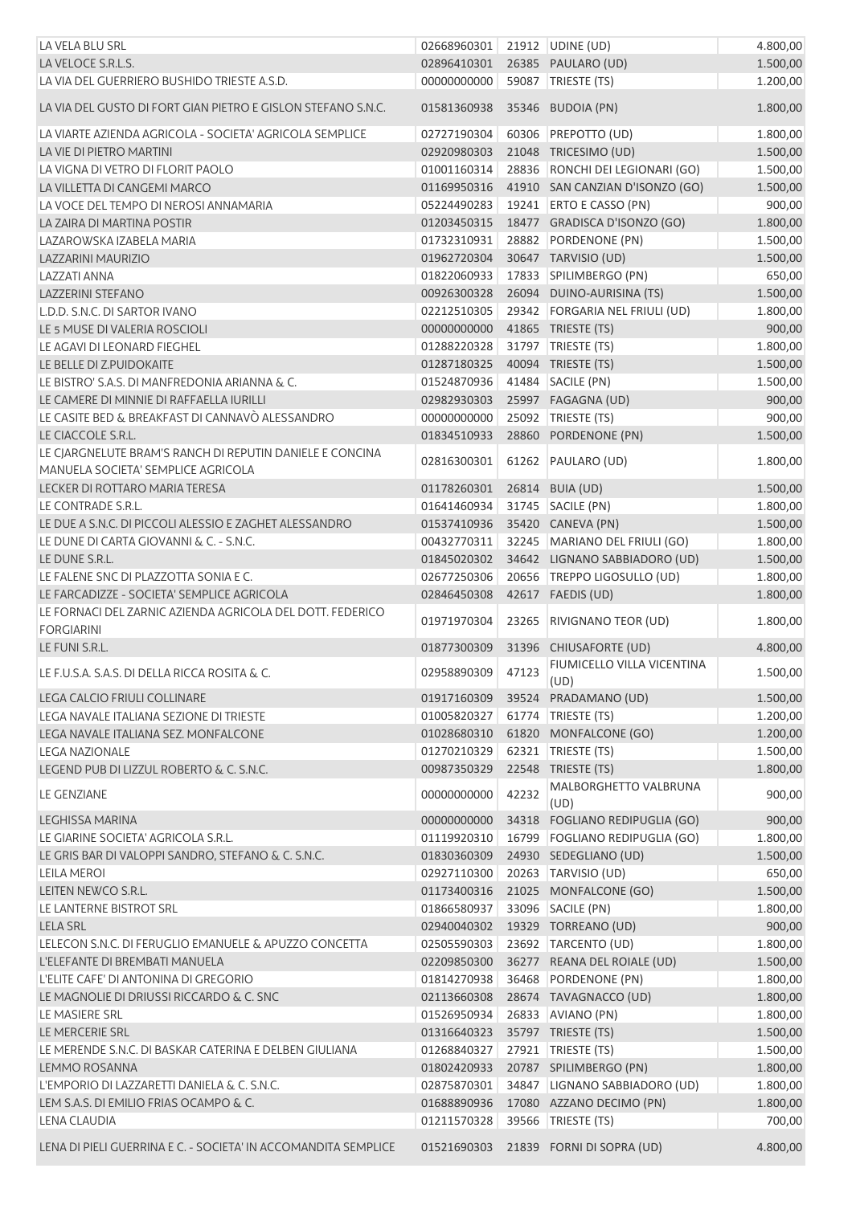| | | | | |
|---|---|---|---|---|
| LA VELA BLU SRL | 02668960301 | 21912 | UDINE (UD) | 4.800,00 |
| LA VELOCE S.R.L.S. | 02896410301 | 26385 | PAULARO (UD) | 1.500,00 |
| LA VIA DEL GUERRIERO BUSHIDO TRIESTE A.S.D. | 00000000000 | 59087 | TRIESTE (TS) | 1.200,00 |
| LA VIA DEL GUSTO DI FORT GIAN PIETRO E GISLON STEFANO S.N.C. | 01581360938 | 35346 | BUDOIA (PN) | 1.800,00 |
| LA VIARTE AZIENDA AGRICOLA - SOCIETA' AGRICOLA SEMPLICE | 02727190304 | 60306 | PREPOTTO (UD) | 1.800,00 |
| LA VIE DI PIETRO MARTINI | 02920980303 | 21048 | TRICESIMO (UD) | 1.500,00 |
| LA VIGNA DI VETRO DI FLORIT PAOLO | 01001160314 | 28836 | RONCHI DEI LEGIONARI (GO) | 1.500,00 |
| LA VILLETTA DI CANGEMI MARCO | 01169950316 | 41910 | SAN CANZIAN D'ISONZO (GO) | 1.500,00 |
| LA VOCE DEL TEMPO DI NEROSI ANNAMARIA | 05224490283 | 19241 | ERTO E CASSO (PN) | 900,00 |
| LA ZAIRA DI MARTINA POSTIR | 01203450315 | 18477 | GRADISCA D'ISONZO (GO) | 1.800,00 |
| LAZAROWSKA IZABELA MARIA | 01732310931 | 28882 | PORDENONE (PN) | 1.500,00 |
| LAZZARINI MAURIZIO | 01962720304 | 30647 | TARVISIO (UD) | 1.500,00 |
| LAZZATI ANNA | 01822060933 | 17833 | SPILIMBERGO (PN) | 650,00 |
| LAZZERINI STEFANO | 00926300328 | 26094 | DUINO-AURISINA (TS) | 1.500,00 |
| L.D.D. S.N.C. DI SARTOR IVANO | 02212510305 | 29342 | FORGARIA NEL FRIULI (UD) | 1.800,00 |
| LE 5 MUSE DI VALERIA ROSCIOLI | 00000000000 | 41865 | TRIESTE (TS) | 900,00 |
| LE AGAVI DI LEONARD FIEGHEL | 01288220328 | 31797 | TRIESTE (TS) | 1.800,00 |
| LE BELLE DI Z.PUIDOKAITE | 01287180325 | 40094 | TRIESTE (TS) | 1.500,00 |
| LE BISTRO' S.A.S. DI MANFREDONIA ARIANNA & C. | 01524870936 | 41484 | SACILE (PN) | 1.500,00 |
| LE CAMERE DI MINNIE DI RAFFAELLA IURILLI | 02982930303 | 25997 | FAGAGNA (UD) | 900,00 |
| LE CASITE BED & BREAKFAST DI CANNAVÒ ALESSANDRO | 00000000000 | 25092 | TRIESTE (TS) | 900,00 |
| LE CIACCOLE S.R.L. | 01834510933 | 28860 | PORDENONE (PN) | 1.500,00 |
| LE CJARGNELUTE BRAM'S RANCH DI REPUTIN DANIELE E CONCINA MANUELA SOCIETA' SEMPLICE AGRICOLA | 02816300301 | 61262 | PAULARO (UD) | 1.800,00 |
| LECKER DI ROTTARO MARIA TERESA | 01178260301 | 26814 | BUIA (UD) | 1.500,00 |
| LE CONTRADE S.R.L. | 01641460934 | 31745 | SACILE (PN) | 1.800,00 |
| LE DUE A S.N.C. DI PICCOLI ALESSIO E ZAGHET ALESSANDRO | 01537410936 | 35420 | CANEVA (PN) | 1.500,00 |
| LE DUNE DI CARTA GIOVANNI & C. - S.N.C. | 00432770311 | 32245 | MARIANO DEL FRIULI (GO) | 1.800,00 |
| LE DUNE S.R.L. | 01845020302 | 34642 | LIGNANO SABBIADORO (UD) | 1.500,00 |
| LE FALENE SNC DI PLAZZOTTA SONIA E C. | 02677250306 | 20656 | TREPPO LIGOSULLO (UD) | 1.800,00 |
| LE FARCADIZZE - SOCIETA' SEMPLICE AGRICOLA | 02846450308 | 42617 | FAEDIS (UD) | 1.800,00 |
| LE FORNACI DEL ZARNIC AZIENDA AGRICOLA DEL DOTT. FEDERICO FORGIARINI | 01971970304 | 23265 | RIVIGNANO TEOR (UD) | 1.800,00 |
| LE FUNI S.R.L. | 01877300309 | 31396 | CHIUSAFORTE (UD) | 4.800,00 |
| LE F.U.S.A. S.A.S. DI DELLA RICCA ROSITA & C. | 02958890309 | 47123 | FIUMICELLO VILLA VICENTINA (UD) | 1.500,00 |
| LEGA CALCIO FRIULI COLLINARE | 01917160309 | 39524 | PRADAMANO (UD) | 1.500,00 |
| LEGA NAVALE ITALIANA SEZIONE DI TRIESTE | 01005820327 | 61774 | TRIESTE (TS) | 1.200,00 |
| LEGA NAVALE ITALIANA SEZ. MONFALCONE | 01028680310 | 61820 | MONFALCONE (GO) | 1.200,00 |
| LEGA NAZIONALE | 01270210329 | 62321 | TRIESTE (TS) | 1.500,00 |
| LEGEND PUB DI LIZZUL ROBERTO & C. S.N.C. | 00987350329 | 22548 | TRIESTE (TS) | 1.800,00 |
| LE GENZIANE | 00000000000 | 42232 | MALBORGHETTO VALBRUNA (UD) | 900,00 |
| LEGHISSA MARINA | 00000000000 | 34318 | FOGLIANO REDIPUGLIA (GO) | 900,00 |
| LE GIARINE SOCIETA' AGRICOLA S.R.L. | 01119920310 | 16799 | FOGLIANO REDIPUGLIA (GO) | 1.800,00 |
| LE GRIS BAR DI VALOPPI SANDRO, STEFANO & C. S.N.C. | 01830360309 | 24930 | SEDEGLIANO (UD) | 1.500,00 |
| LEILA MEROI | 02927110300 | 20263 | TARVISIO (UD) | 650,00 |
| LEITEN NEWCO S.R.L. | 01173400316 | 21025 | MONFALCONE (GO) | 1.500,00 |
| LE LANTERNE BISTROT SRL | 01866580937 | 33096 | SACILE (PN) | 1.800,00 |
| LELA SRL | 02940040302 | 19329 | TORREANO (UD) | 900,00 |
| LELECON S.N.C. DI FERUGLIO EMANUELE & APUZZO CONCETTA | 02505590303 | 23692 | TARCENTO (UD) | 1.800,00 |
| L'ELEFANTE DI BREMBATI MANUELA | 02209850300 | 36277 | REANA DEL ROIALE (UD) | 1.500,00 |
| L'ELITE CAFE' DI ANTONINA DI GREGORIO | 01814270938 | 36468 | PORDENONE (PN) | 1.800,00 |
| LE MAGNOLIE DI DRIUSSI RICCARDO & C. SNC | 02113660308 | 28674 | TAVAGNACCO (UD) | 1.800,00 |
| LE MASIERE SRL | 01526950934 | 26833 | AVIANO (PN) | 1.800,00 |
| LE MERCERIE SRL | 01316640323 | 35797 | TRIESTE (TS) | 1.500,00 |
| LE MERENDE S.N.C. DI BASKAR CATERINA E DELBEN GIULIANA | 01268840327 | 27921 | TRIESTE (TS) | 1.500,00 |
| LEMMO ROSANNA | 01802420933 | 20787 | SPILIMBERGO (PN) | 1.800,00 |
| L'EMPORIO DI LAZZARETTI DANIELA & C. S.N.C. | 02875870301 | 34847 | LIGNANO SABBIADORO (UD) | 1.800,00 |
| LEM S.A.S. DI EMILIO FRIAS OCAMPO & C. | 01688890936 | 17080 | AZZANO DECIMO (PN) | 1.800,00 |
| LENA CLAUDIA | 01211570328 | 39566 | TRIESTE (TS) | 700,00 |
| LENA DI PIELI GUERRINA E C. - SOCIETA' IN ACCOMANDITA SEMPLICE | 01521690303 | 21839 | FORNI DI SOPRA (UD) | 4.800,00 |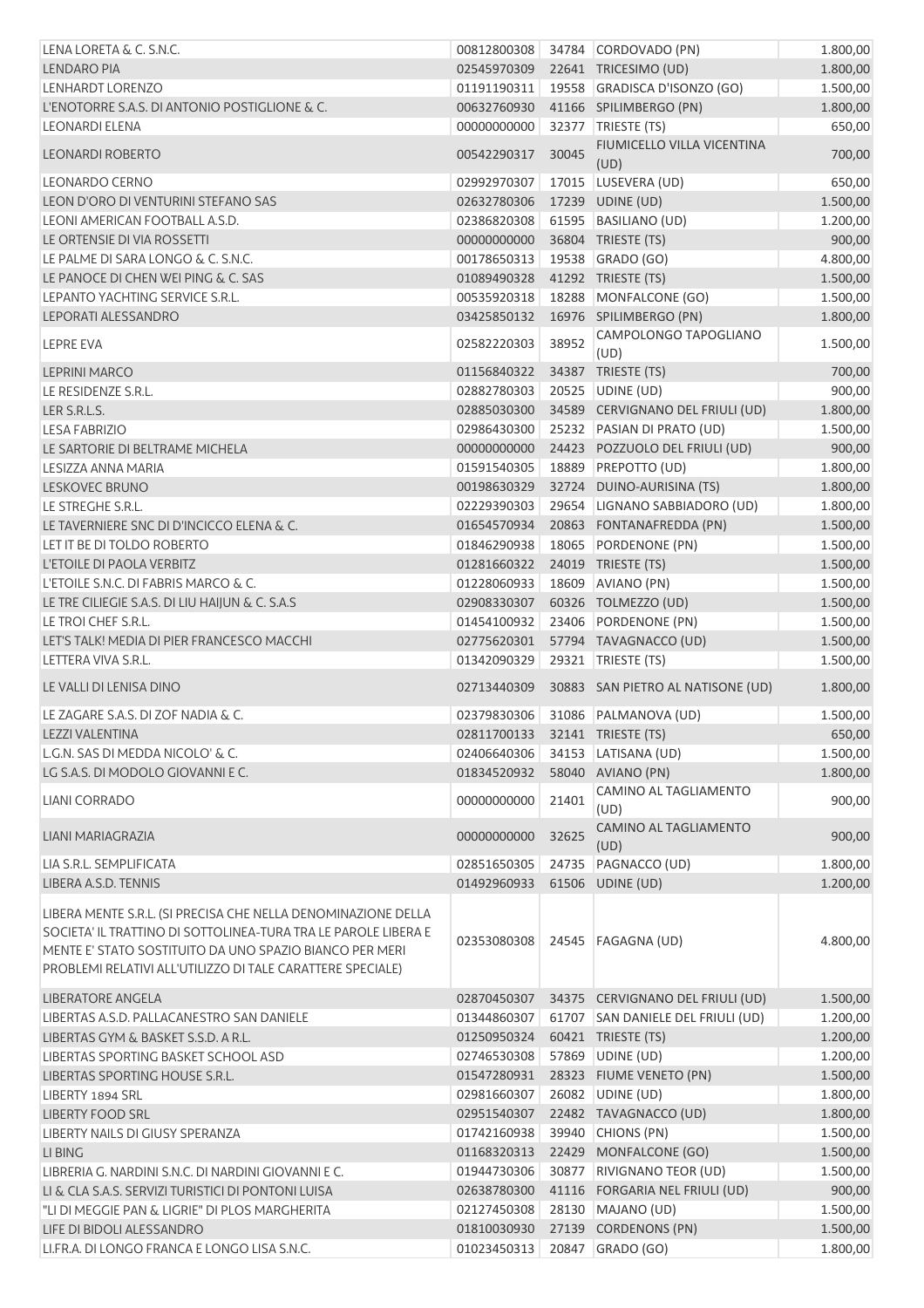| | | | | |
|---|---|---|---|---|
| LENA LORETA & C. S.N.C. | 00812800308 | 34784 | CORDOVADO (PN) | 1.800,00 |
| LENDARO PIA | 02545970309 | 22641 | TRICESIMO (UD) | 1.800,00 |
| LENHARDT LORENZO | 01191190311 | 19558 | GRADISCA D'ISONZO (GO) | 1.500,00 |
| L'ENOTORRE S.A.S. DI ANTONIO POSTIGLIONE & C. | 00632760930 | 41166 | SPILIMBERGO (PN) | 1.800,00 |
| LEONARDI ELENA | 00000000000 | 32377 | TRIESTE (TS) | 650,00 |
| LEONARDI ROBERTO | 00542290317 | 30045 | FIUMICELLO VILLA VICENTINA (UD) | 700,00 |
| LEONARDO CERNO | 02992970307 | 17015 | LUSEVERA (UD) | 650,00 |
| LEON D'ORO DI VENTURINI STEFANO SAS | 02632780306 | 17239 | UDINE (UD) | 1.500,00 |
| LEONI AMERICAN FOOTBALL A.S.D. | 02386820308 | 61595 | BASILIANO (UD) | 1.200,00 |
| LE ORTENSIE DI VIA ROSSETTI | 00000000000 | 36804 | TRIESTE (TS) | 900,00 |
| LE PALME DI SARA LONGO & C. S.N.C. | 00178650313 | 19538 | GRADO (GO) | 4.800,00 |
| LE PANOCE DI CHEN WEI PING & C. SAS | 01089490328 | 41292 | TRIESTE (TS) | 1.500,00 |
| LEPANTO YACHTING SERVICE S.R.L. | 00535920318 | 18288 | MONFALCONE (GO) | 1.500,00 |
| LEPORATI ALESSANDRO | 03425850132 | 16976 | SPILIMBERGO (PN) | 1.800,00 |
| LEPRE EVA | 02582220303 | 38952 | CAMPOLONGO TAPOGLIANO (UD) | 1.500,00 |
| LEPRINI MARCO | 01156840322 | 34387 | TRIESTE (TS) | 700,00 |
| LE RESIDENZE S.R.L. | 02882780303 | 20525 | UDINE (UD) | 900,00 |
| LER S.R.L.S. | 02885030300 | 34589 | CERVIGNANO DEL FRIULI (UD) | 1.800,00 |
| LESA FABRIZIO | 02986430300 | 25232 | PASIAN DI PRATO (UD) | 1.500,00 |
| LE SARTORIE DI BELTRAME MICHELA | 00000000000 | 24423 | POZZUOLO DEL FRIULI (UD) | 900,00 |
| LESIZZA ANNA MARIA | 01591540305 | 18889 | PREPOTTO (UD) | 1.800,00 |
| LESKOVEC BRUNO | 00198630329 | 32724 | DUINO-AURISINA (TS) | 1.800,00 |
| LE STREGHE S.R.L. | 02229390303 | 29654 | LIGNANO SABBIADORO (UD) | 1.800,00 |
| LE TAVERNIERE SNC DI D'INCICCO ELENA & C. | 01654570934 | 20863 | FONTANAFREDDA (PN) | 1.500,00 |
| LET IT BE DI TOLDO ROBERTO | 01846290938 | 18065 | PORDENONE (PN) | 1.500,00 |
| L'ETOILE DI PAOLA VERBITZ | 01281660322 | 24019 | TRIESTE (TS) | 1.500,00 |
| L'ETOILE S.N.C. DI FABRIS MARCO & C. | 01228060933 | 18609 | AVIANO (PN) | 1.500,00 |
| LE TRE CILIEGIE S.A.S. DI LIU HAIJUN & C. S.A.S | 02908330307 | 60326 | TOLMEZZO (UD) | 1.500,00 |
| LE TROI CHEF S.R.L. | 01454100932 | 23406 | PORDENONE (PN) | 1.500,00 |
| LET'S TALK! MEDIA DI PIER FRANCESCO MACCHI | 02775620301 | 57794 | TAVAGNACCO (UD) | 1.500,00 |
| LETTERA VIVA S.R.L. | 01342090329 | 29321 | TRIESTE (TS) | 1.500,00 |
| LE VALLI DI LENISA DINO | 02713440309 | 30883 | SAN PIETRO AL NATISONE (UD) | 1.800,00 |
| LE ZAGARE S.A.S. DI ZOF NADIA & C. | 02379830306 | 31086 | PALMANOVA (UD) | 1.500,00 |
| LEZZI VALENTINA | 02811700133 | 32141 | TRIESTE (TS) | 650,00 |
| L.G.N. SAS DI MEDDA NICOLO' & C. | 02406640306 | 34153 | LATISANA (UD) | 1.500,00 |
| LG S.A.S. DI MODOLO GIOVANNI E C. | 01834520932 | 58040 | AVIANO (PN) | 1.800,00 |
| LIANI CORRADO | 00000000000 | 21401 | CAMINO AL TAGLIAMENTO (UD) | 900,00 |
| LIANI MARIAGRAZIA | 00000000000 | 32625 | CAMINO AL TAGLIAMENTO (UD) | 900,00 |
| LIA S.R.L. SEMPLIFICATA | 02851650305 | 24735 | PAGNACCO (UD) | 1.800,00 |
| LIBERA A.S.D. TENNIS | 01492960933 | 61506 | UDINE (UD) | 1.200,00 |
| LIBERA MENTE S.R.L. (SI PRECISA CHE NELLA DENOMINAZIONE DELLA SOCIETA' IL TRATTINO DI SOTTOLINEA-TURA TRA LE PAROLE LIBERA E MENTE E' STATO SOSTITUITO DA UNO SPAZIO BIANCO PER MERI PROBLEMI RELATIVI ALL'UTILIZZO DI TALE CARATTERE SPECIALE) | 02353080308 | 24545 | FAGAGNA (UD) | 4.800,00 |
| LIBERATORE ANGELA | 02870450307 | 34375 | CERVIGNANO DEL FRIULI (UD) | 1.500,00 |
| LIBERTAS A.S.D. PALLACANESTRO SAN DANIELE | 01344860307 | 61707 | SAN DANIELE DEL FRIULI (UD) | 1.200,00 |
| LIBERTAS GYM & BASKET S.S.D. A R.L. | 01250950324 | 60421 | TRIESTE (TS) | 1.200,00 |
| LIBERTAS SPORTING BASKET SCHOOL ASD | 02746530308 | 57869 | UDINE (UD) | 1.200,00 |
| LIBERTAS SPORTING HOUSE S.R.L. | 01547280931 | 28323 | FIUME VENETO (PN) | 1.500,00 |
| LIBERTY 1894 SRL | 02981660307 | 26082 | UDINE (UD) | 1.800,00 |
| LIBERTY FOOD SRL | 02951540307 | 22482 | TAVAGNACCO (UD) | 1.800,00 |
| LIBERTY NAILS DI GIUSY SPERANZA | 01742160938 | 39940 | CHIONS (PN) | 1.500,00 |
| LI BING | 01168320313 | 22429 | MONFALCONE (GO) | 1.500,00 |
| LIBRERIA G. NARDINI S.N.C. DI NARDINI GIOVANNI E C. | 01944730306 | 30877 | RIVIGNANO TEOR (UD) | 1.500,00 |
| LI & CLA S.A.S. SERVIZI TURISTICI DI PONTONI LUISA | 02638780300 | 41116 | FORGARIA NEL FRIULI (UD) | 900,00 |
| "LI DI MEGGIE PAN & LIGRIE" DI PLOS MARGHERITA | 02127450308 | 28130 | MAJANO (UD) | 1.500,00 |
| LIFE DI BIDOLI ALESSANDRO | 01810030930 | 27139 | CORDENONS (PN) | 1.500,00 |
| LI.FR.A. DI LONGO FRANCA E LONGO LISA S.N.C. | 01023450313 | 20847 | GRADO (GO) | 1.800,00 |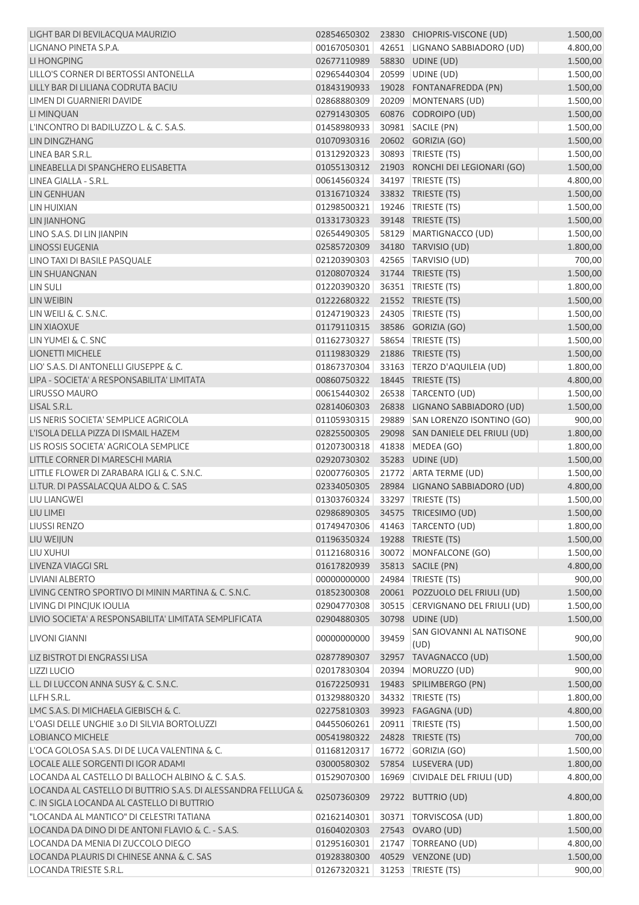| | | | | |
|---|---|---|---|---|
| LIGHT BAR DI BEVILACQUA MAURIZIO | 02854650302 | 23830 | CHIOPRIS-VISCONE (UD) | 1.500,00 |
| LIGNANO PINETA S.P.A. | 00167050301 | 42651 | LIGNANO SABBIADORO (UD) | 4.800,00 |
| LI HONGPING | 02677110989 | 58830 | UDINE (UD) | 1.500,00 |
| LILLO'S CORNER DI BERTOSSI ANTONELLA | 02965440304 | 20599 | UDINE (UD) | 1.500,00 |
| LILLY BAR DI LILIANA CODRUTA BACIU | 01843190933 | 19028 | FONTANAFREDDA (PN) | 1.500,00 |
| LIMEN DI GUARNIERI DAVIDE | 02868880309 | 20209 | MONTENARS (UD) | 1.500,00 |
| LI MINQUAN | 02791430305 | 60876 | CODROIPO (UD) | 1.500,00 |
| L'INCONTRO DI BADILUZZO L. & C. S.A.S. | 01458980933 | 30981 | SACILE (PN) | 1.500,00 |
| LIN DINGZHANG | 01070930316 | 20602 | GORIZIA (GO) | 1.500,00 |
| LINEA BAR S.R.L. | 01312920323 | 30893 | TRIESTE (TS) | 1.500,00 |
| LINEABELLA DI SPANGHERO ELISABETTA | 01055130312 | 21903 | RONCHI DEI LEGIONARI (GO) | 1.500,00 |
| LINEA GIALLA - S.R.L. | 00614560324 | 34197 | TRIESTE (TS) | 4.800,00 |
| LIN GENHUAN | 01316710324 | 33832 | TRIESTE (TS) | 1.500,00 |
| LIN HUIXIAN | 01298500321 | 19246 | TRIESTE (TS) | 1.500,00 |
| LIN JIANHONG | 01331730323 | 39148 | TRIESTE (TS) | 1.500,00 |
| LINO S.A.S. DI LIN JIANPIN | 02654490305 | 58129 | MARTIGNACCO (UD) | 1.500,00 |
| LINOSSI EUGENIA | 02585720309 | 34180 | TARVISIO (UD) | 1.800,00 |
| LINO TAXI DI BASILE PASQUALE | 02120390303 | 42565 | TARVISIO (UD) | 700,00 |
| LIN SHUANGNAN | 01208070324 | 31744 | TRIESTE (TS) | 1.500,00 |
| LIN SULI | 01220390320 | 36351 | TRIESTE (TS) | 1.800,00 |
| LIN WEIBIN | 01222680322 | 21552 | TRIESTE (TS) | 1.500,00 |
| LIN WEILI & C. S.N.C. | 01247190323 | 24305 | TRIESTE (TS) | 1.500,00 |
| LIN XIAOXUE | 01179110315 | 38586 | GORIZIA (GO) | 1.500,00 |
| LIN YUMEI & C. SNC | 01162730327 | 58654 | TRIESTE (TS) | 1.500,00 |
| LIONETTI MICHELE | 01119830329 | 21886 | TRIESTE (TS) | 1.500,00 |
| LIO' S.A.S. DI ANTONELLI GIUSEPPE & C. | 01867370304 | 33163 | TERZO D'AQUILEIA (UD) | 1.800,00 |
| LIPA - SOCIETA' A RESPONSABILITA' LIMITATA | 00860750322 | 18445 | TRIESTE (TS) | 4.800,00 |
| LIRUSSO MAURO | 00615440302 | 26538 | TARCENTO (UD) | 1.500,00 |
| LISAL S.R.L. | 02814060303 | 26838 | LIGNANO SABBIADORO (UD) | 1.500,00 |
| LIS NERIS SOCIETA' SEMPLICE AGRICOLA | 01105930315 | 29889 | SAN LORENZO ISONTINO (GO) | 900,00 |
| L'ISOLA DELLA PIZZA DI ISMAIL HAZEM | 02825500305 | 29098 | SAN DANIELE DEL FRIULI (UD) | 1.800,00 |
| LIS ROSIS SOCIETA' AGRICOLA SEMPLICE | 01207300318 | 41838 | MEDEA (GO) | 1.800,00 |
| LITTLE CORNER DI MARESCHI MARIA | 02920730302 | 35283 | UDINE (UD) | 1.500,00 |
| LITTLE FLOWER DI ZARABARA IGLI & C. S.N.C. | 02007760305 | 21772 | ARTA TERME (UD) | 1.500,00 |
| LI.TUR. DI PASSALACQUA ALDO & C. SAS | 02334050305 | 28984 | LIGNANO SABBIADORO (UD) | 4.800,00 |
| LIU LIANGWEI | 01303760324 | 33297 | TRIESTE (TS) | 1.500,00 |
| LIU LIMEI | 02986890305 | 34575 | TRICESIMO (UD) | 1.500,00 |
| LIUSSI RENZO | 01749470306 | 41463 | TARCENTO (UD) | 1.800,00 |
| LIU WEIJUN | 01196350324 | 19288 | TRIESTE (TS) | 1.500,00 |
| LIU XUHUI | 01121680316 | 30072 | MONFALCONE (GO) | 1.500,00 |
| LIVENZA VIAGGI SRL | 01617820939 | 35813 | SACILE (PN) | 4.800,00 |
| LIVIANI ALBERTO | 00000000000 | 24984 | TRIESTE (TS) | 900,00 |
| LIVING CENTRO SPORTIVO DI MININ MARTINA & C. S.N.C. | 01852300308 | 20061 | POZZUOLO DEL FRIULI (UD) | 1.500,00 |
| LIVING DI PINCJUK IOULIA | 02904770308 | 30515 | CERVIGNANO DEL FRIULI (UD) | 1.500,00 |
| LIVIO SOCIETA' A RESPONSABILITA' LIMITATA SEMPLIFICATA | 02904880305 | 30798 | UDINE (UD) | 1.500,00 |
| LIVONI GIANNI | 00000000000 | 39459 | SAN GIOVANNI AL NATISONE (UD) | 900,00 |
| LIZ BISTROT DI ENGRASSI LISA | 02877890307 | 32957 | TAVAGNACCO (UD) | 1.500,00 |
| LIZZI LUCIO | 02017830304 | 20394 | MORUZZO (UD) | 900,00 |
| L.L. DI LUCCON ANNA SUSY & C. S.N.C. | 01672250931 | 19483 | SPILIMBERGO (PN) | 1.500,00 |
| LLFH S.R.L. | 01329880320 | 34332 | TRIESTE (TS) | 1.800,00 |
| LMC S.A.S. DI MICHAELA GIEBISCH & C. | 02275810303 | 39923 | FAGAGNA (UD) | 4.800,00 |
| L'OASI DELLE UNGHIE 3.0 DI SILVIA BORTOLUZZI | 04455060261 | 20911 | TRIESTE (TS) | 1.500,00 |
| LOBIANCO MICHELE | 00541980322 | 24828 | TRIESTE (TS) | 700,00 |
| L'OCA GOLOSA S.A.S. DI DE LUCA VALENTINA & C. | 01168120317 | 16772 | GORIZIA (GO) | 1.500,00 |
| LOCALE ALLE SORGENTI DI IGOR ADAMI | 03000580302 | 57854 | LUSEVERA (UD) | 1.800,00 |
| LOCANDA AL CASTELLO DI BALLOCH ALBINO & C. S.A.S. | 01529070300 | 16969 | CIVIDALE DEL FRIULI (UD) | 4.800,00 |
| LOCANDA AL CASTELLO DI BUTTRIO S.A.S. DI ALESSANDRA FELLUGA & C. IN SIGLA LOCANDA AL CASTELLO DI BUTTRIO | 02507360309 | 29722 | BUTTRIO (UD) | 4.800,00 |
| "LOCANDA AL MANTICO" DI CELESTRI TATIANA | 02162140301 | 30371 | TORVISCOSA (UD) | 1.800,00 |
| LOCANDA DA DINO DI DE ANTONI FLAVIO & C. - S.A.S. | 01604020303 | 27543 | OVARO (UD) | 1.500,00 |
| LOCANDA DA MENIA DI ZUCCOLO DIEGO | 01295160301 | 21747 | TORREANO (UD) | 4.800,00 |
| LOCANDA PLAURIS DI CHINESE ANNA & C. SAS | 01928380300 | 40529 | VENZONE (UD) | 1.500,00 |
| LOCANDA TRIESTE S.R.L. | 01267320321 | 31253 | TRIESTE (TS) | 900,00 |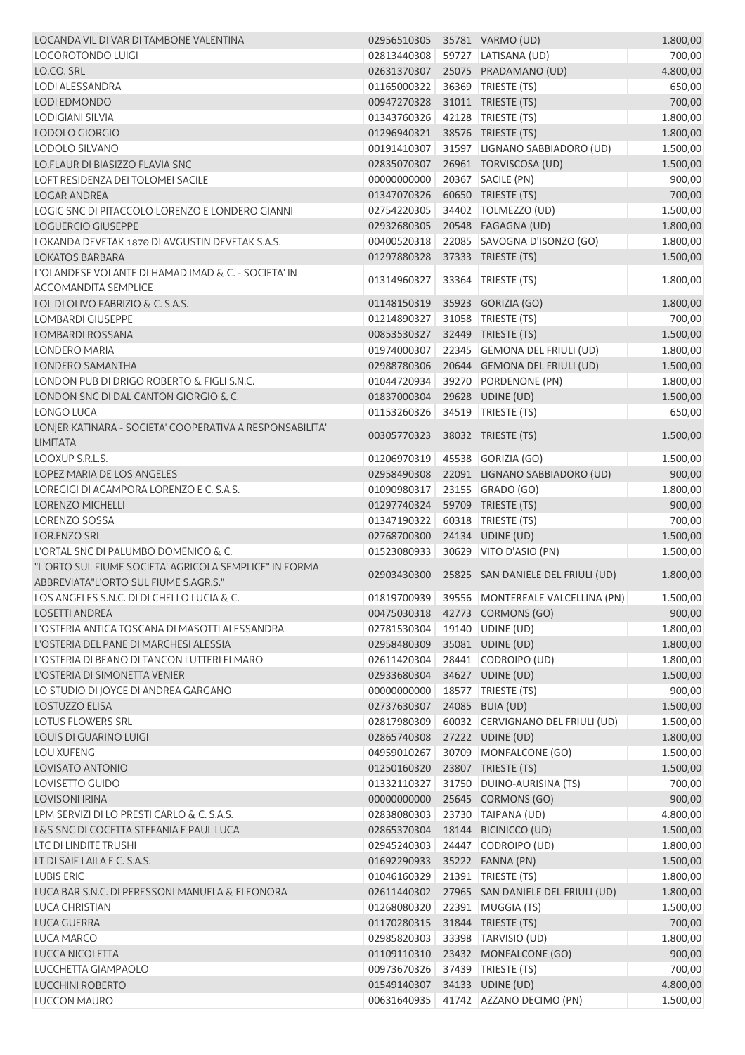| | | | | |
|---|---|---|---|---|
| LOCANDA VIL DI VAR DI TAMBONE VALENTINA | 02956510305 | 35781 | VARMO (UD) | 1.800,00 |
| LOCOROTONDO LUIGI | 02813440308 | 59727 | LATISANA (UD) | 700,00 |
| LO.CO. SRL | 02631370307 | 25075 | PRADAMANO (UD) | 4.800,00 |
| LODI ALESSANDRA | 01165000322 | 36369 | TRIESTE (TS) | 650,00 |
| LODI EDMONDO | 00947270328 | 31011 | TRIESTE (TS) | 700,00 |
| LODIGIANI SILVIA | 01343760326 | 42128 | TRIESTE (TS) | 1.800,00 |
| LODOLO GIORGIO | 01296940321 | 38576 | TRIESTE (TS) | 1.800,00 |
| LODOLO SILVANO | 00191410307 | 31597 | LIGNANO SABBIADORO (UD) | 1.500,00 |
| LO.FLAUR DI BIASIZZO FLAVIA SNC | 02835070307 | 26961 | TORVISCOSA (UD) | 1.500,00 |
| LOFT RESIDENZA DEI TOLOMEI SACILE | 00000000000 | 20367 | SACILE (PN) | 900,00 |
| LOGAR ANDREA | 01347070326 | 60650 | TRIESTE (TS) | 700,00 |
| LOGIC SNC DI PITACCOLO LORENZO E LONDERO GIANNI | 02754220305 | 34402 | TOLMEZZO (UD) | 1.500,00 |
| LOGUERCIO GIUSEPPE | 02932680305 | 20548 | FAGAGNA (UD) | 1.800,00 |
| LOKANDA DEVETAK 1870 DI AVGUSTIN DEVETAK S.A.S. | 00400520318 | 22085 | SAVOGNA D'ISONZO (GO) | 1.800,00 |
| LOKATOS BARBARA | 01297880328 | 37333 | TRIESTE (TS) | 1.500,00 |
| L'OLANDESE VOLANTE DI HAMAD IMAD & C. - SOCIETA' IN ACCOMANDITA SEMPLICE | 01314960327 | 33364 | TRIESTE (TS) | 1.800,00 |
| LOL DI OLIVO FABRIZIO & C. S.A.S. | 01148150319 | 35923 | GORIZIA (GO) | 1.800,00 |
| LOMBARDI GIUSEPPE | 01214890327 | 31058 | TRIESTE (TS) | 700,00 |
| LOMBARDI ROSSANA | 00853530327 | 32449 | TRIESTE (TS) | 1.500,00 |
| LONDERO MARIA | 01974000307 | 22345 | GEMONA DEL FRIULI (UD) | 1.800,00 |
| LONDERO SAMANTHA | 02988780306 | 20644 | GEMONA DEL FRIULI (UD) | 1.500,00 |
| LONDON PUB DI DRIGO ROBERTO & FIGLI S.N.C. | 01044720934 | 39270 | PORDENONE (PN) | 1.800,00 |
| LONDON SNC DI DAL CANTON GIORGIO & C. | 01837000304 | 29628 | UDINE (UD) | 1.500,00 |
| LONGO LUCA | 01153260326 | 34519 | TRIESTE (TS) | 650,00 |
| LONJER KATINARA - SOCIETA' COOPERATIVA A RESPONSABILITA' LIMITATA | 00305770323 | 38032 | TRIESTE (TS) | 1.500,00 |
| LOOXUP S.R.L.S. | 01206970319 | 45538 | GORIZIA (GO) | 1.500,00 |
| LOPEZ MARIA DE LOS ANGELES | 02958490308 | 22091 | LIGNANO SABBIADORO (UD) | 900,00 |
| LOREGIGI DI ACAMPORA LORENZO E C. S.A.S. | 01090980317 | 23155 | GRADO (GO) | 1.800,00 |
| LORENZO MICHELLI | 01297740324 | 59709 | TRIESTE (TS) | 900,00 |
| LORENZO SOSSA | 01347190322 | 60318 | TRIESTE (TS) | 700,00 |
| LOR.ENZO SRL | 02768700300 | 24134 | UDINE (UD) | 1.500,00 |
| L'ORTAL SNC DI PALUMBO DOMENICO & C. | 01523080933 | 30629 | VITO D'ASIO (PN) | 1.500,00 |
| "L'ORTO SUL FIUME SOCIETA' AGRICOLA SEMPLICE" IN FORMA ABBREVIATA"L'ORTO SUL FIUME S.AGR.S." | 02903430300 | 25825 | SAN DANIELE DEL FRIULI (UD) | 1.800,00 |
| LOS ANGELES S.N.C. DI DI CHELLO LUCIA & C. | 01819700939 | 39556 | MONTEREALE VALCELLINA (PN) | 1.500,00 |
| LOSETTI ANDREA | 00475030318 | 42773 | CORMONS (GO) | 900,00 |
| L'OSTERIA ANTICA TOSCANA DI MASOTTI ALESSANDRA | 02781530304 | 19140 | UDINE (UD) | 1.800,00 |
| L'OSTERIA DEL PANE DI MARCHESI ALESSIA | 02958480309 | 35081 | UDINE (UD) | 1.800,00 |
| L'OSTERIA DI BEANO DI TANCON LUTTERI ELMARO | 02611420304 | 28441 | CODROIPO (UD) | 1.800,00 |
| L'OSTERIA DI SIMONETTA VENIER | 02933680304 | 34627 | UDINE (UD) | 1.500,00 |
| LO STUDIO DI JOYCE DI ANDREA GARGANO | 00000000000 | 18577 | TRIESTE (TS) | 900,00 |
| LOSTUZZO ELISA | 02737630307 | 24085 | BUIA (UD) | 1.500,00 |
| LOTUS FLOWERS SRL | 02817980309 | 60032 | CERVIGNANO DEL FRIULI (UD) | 1.500,00 |
| LOUIS DI GUARINO LUIGI | 02865740308 | 27222 | UDINE (UD) | 1.800,00 |
| LOU XUFENG | 04959010267 | 30709 | MONFALCONE (GO) | 1.500,00 |
| LOVISATO ANTONIO | 01250160320 | 23807 | TRIESTE (TS) | 1.500,00 |
| LOVISETTO GUIDO | 01332110327 | 31750 | DUINO-AURISINA (TS) | 700,00 |
| LOVISONI IRINA | 00000000000 | 25645 | CORMONS (GO) | 900,00 |
| LPM SERVIZI DI LO PRESTI CARLO & C. S.A.S. | 02838080303 | 23730 | TAIPANA (UD) | 4.800,00 |
| L&S SNC DI COCETTA STEFANIA E PAUL LUCA | 02865370304 | 18144 | BICINICCO (UD) | 1.500,00 |
| LTC DI LINDITE TRUSHI | 02945240303 | 24447 | CODROIPO (UD) | 1.800,00 |
| LT DI SAIF LAILA E C. S.A.S. | 01692290933 | 35222 | FANNA (PN) | 1.500,00 |
| LUBIS ERIC | 01046160329 | 21391 | TRIESTE (TS) | 1.800,00 |
| LUCA BAR S.N.C. DI PERESSONI MANUELA & ELEONORA | 02611440302 | 27965 | SAN DANIELE DEL FRIULI (UD) | 1.800,00 |
| LUCA CHRISTIAN | 01268080320 | 22391 | MUGGIA (TS) | 1.500,00 |
| LUCA GUERRA | 01170280315 | 31844 | TRIESTE (TS) | 700,00 |
| LUCA MARCO | 02985820303 | 33398 | TARVISIO (UD) | 1.800,00 |
| LUCCA NICOLETTA | 01109110310 | 23432 | MONFALCONE (GO) | 900,00 |
| LUCCHETTA GIAMPAOLO | 00973670326 | 37439 | TRIESTE (TS) | 700,00 |
| LUCCHINI ROBERTO | 01549140307 | 34133 | UDINE (UD) | 4.800,00 |
| LUCCON MAURO | 00631640935 | 41742 | AZZANO DECIMO (PN) | 1.500,00 |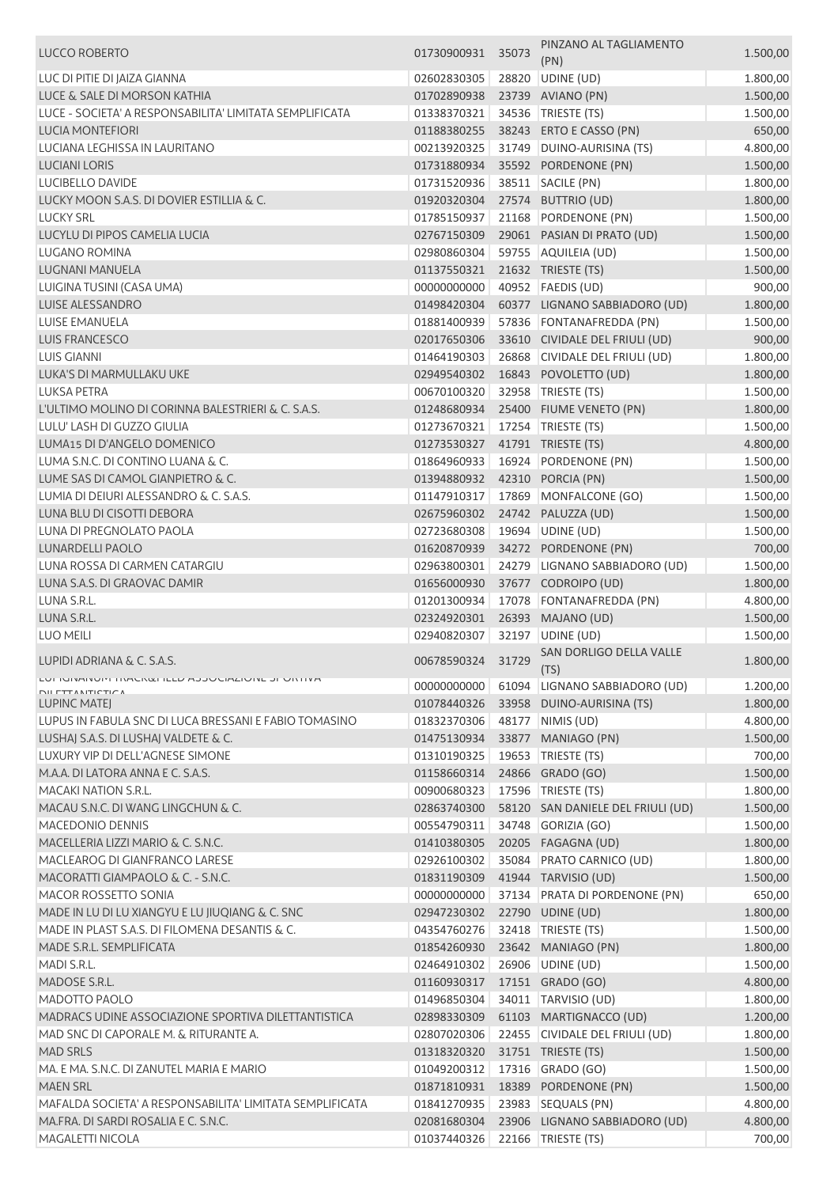| | | | | |
|---|---|---|---|---|
| LUCCO ROBERTO | 01730900931 | 35073 | PINZANO AL TAGLIAMENTO (PN) | 1.500,00 |
| LUC DI PITIE DI JAIZA GIANNA | 02602830305 | 28820 | UDINE (UD) | 1.800,00 |
| LUCE & SALE DI MORSON KATHIA | 01702890938 | 23739 | AVIANO (PN) | 1.500,00 |
| LUCE - SOCIETA' A RESPONSABILITA' LIMITATA SEMPLIFICATA | 01338370321 | 34536 | TRIESTE (TS) | 1.500,00 |
| LUCIA MONTEFIORI | 01188380255 | 38243 | ERTO E CASSO (PN) | 650,00 |
| LUCIANA LEGHISSA IN LAURITANO | 00213920325 | 31749 | DUINO-AURISINA (TS) | 4.800,00 |
| LUCIANI LORIS | 01731880934 | 35592 | PORDENONE (PN) | 1.500,00 |
| LUCIBELLO DAVIDE | 01731520936 | 38511 | SACILE (PN) | 1.800,00 |
| LUCKY MOON S.A.S. DI DOVIER ESTILLIA & C. | 01920320304 | 27574 | BUTTRIO (UD) | 1.800,00 |
| LUCKY SRL | 01785150937 | 21168 | PORDENONE (PN) | 1.500,00 |
| LUCYLU DI PIPOS CAMELIA LUCIA | 02767150309 | 29061 | PASIAN DI PRATO (UD) | 1.500,00 |
| LUGANO ROMINA | 02980860304 | 59755 | AQUILEIA (UD) | 1.500,00 |
| LUGNANI MANUELA | 01137550321 | 21632 | TRIESTE (TS) | 1.500,00 |
| LUIGINA TUSINI (CASA UMA) | 00000000000 | 40952 | FAEDIS (UD) | 900,00 |
| LUISE ALESSANDRO | 01498420304 | 60377 | LIGNANO SABBIADORO (UD) | 1.800,00 |
| LUISE EMANUELA | 01881400939 | 57836 | FONTANAFREDDA (PN) | 1.500,00 |
| LUIS FRANCESCO | 02017650306 | 33610 | CIVIDALE DEL FRIULI (UD) | 900,00 |
| LUIS GIANNI | 01464190303 | 26868 | CIVIDALE DEL FRIULI (UD) | 1.800,00 |
| LUKA'S DI MARMULLAKU UKE | 02949540302 | 16843 | POVOLETTO (UD) | 1.800,00 |
| LUKSA PETRA | 00670100320 | 32958 | TRIESTE (TS) | 1.500,00 |
| L'ULTIMO MOLINO DI CORINNA BALESTRIERI & C. S.A.S. | 01248680934 | 25400 | FIUME VENETO (PN) | 1.800,00 |
| LULU' LASH DI GUZZO GIULIA | 01273670321 | 17254 | TRIESTE (TS) | 1.500,00 |
| LUMA15 DI D'ANGELO DOMENICO | 01273530327 | 41791 | TRIESTE (TS) | 4.800,00 |
| LUMA S.N.C. DI CONTINO LUANA & C. | 01864960933 | 16924 | PORDENONE (PN) | 1.500,00 |
| LUME SAS DI CAMOL GIANPIETRO & C. | 01394880932 | 42310 | PORCIA (PN) | 1.500,00 |
| LUMIA DI DEIURI ALESSANDRO & C. S.A.S. | 01147910317 | 17869 | MONFALCONE (GO) | 1.500,00 |
| LUNA BLU DI CISOTTI DEBORA | 02675960302 | 24742 | PALUZZA (UD) | 1.500,00 |
| LUNA DI PREGNOLATO PAOLA | 02723680308 | 19694 | UDINE (UD) | 1.500,00 |
| LUNARDELLI PAOLO | 01620870939 | 34272 | PORDENONE (PN) | 700,00 |
| LUNA ROSSA DI CARMEN CATARGIU | 02963800301 | 24279 | LIGNANO SABBIADORO (UD) | 1.500,00 |
| LUNA S.A.S. DI GRAOVAC DAMIR | 01656000930 | 37677 | CODROIPO (UD) | 1.800,00 |
| LUNA S.R.L. | 01201300934 | 17078 | FONTANAFREDDA (PN) | 4.800,00 |
| LUNA S.R.L. | 02324920301 | 26393 | MAJANO (UD) | 1.500,00 |
| LUO MEILI | 02940820307 | 32197 | UDINE (UD) | 1.500,00 |
| LUPIDI ADRIANA & C. S.A.S. | 00678590324 | 31729 | SAN DORLIGO DELLA VALLE (TS) | 1.800,00 |
| LUPIGNANUM TRACK&FIELD ASSOCIAZIONE SPORTIVA DILETTANTISTICA | 00000000000 | 61094 | LIGNANO SABBIADORO (UD) | 1.200,00 |
| LUPINC MATEJ | 01078440326 | 33958 | DUINO-AURISINA (TS) | 1.800,00 |
| LUPUS IN FABULA SNC DI LUCA BRESSANI E FABIO TOMASINO | 01832370306 | 48177 | NIMIS (UD) | 4.800,00 |
| LUSHAJ S.A.S. DI LUSHAJ VALDETE & C. | 01475130934 | 33877 | MANIAGO (PN) | 1.500,00 |
| LUXURY VIP DI DELL'AGNESE SIMONE | 01310190325 | 19653 | TRIESTE (TS) | 700,00 |
| M.A.A. DI LATORA ANNA E C. S.A.S. | 01158660314 | 24866 | GRADO (GO) | 1.500,00 |
| MACAKI NATION S.R.L. | 00900680323 | 17596 | TRIESTE (TS) | 1.800,00 |
| MACAU S.N.C. DI WANG LINGCHUN & C. | 02863740300 | 58120 | SAN DANIELE DEL FRIULI (UD) | 1.500,00 |
| MACEDONIO DENNIS | 00554790311 | 34748 | GORIZIA (GO) | 1.500,00 |
| MACELLERIA LIZZI MARIO & C. S.N.C. | 01410380305 | 20205 | FAGAGNA (UD) | 1.800,00 |
| MACLEAROG DI GIANFRANCO LARESE | 02926100302 | 35084 | PRATO CARNICO (UD) | 1.800,00 |
| MACORATTI GIAMPAOLO & C. - S.N.C. | 01831190309 | 41944 | TARVISIO (UD) | 1.500,00 |
| MACOR ROSSETTO SONIA | 00000000000 | 37134 | PRATA DI PORDENONE (PN) | 650,00 |
| MADE IN LU DI LU XIANGYU E LU JIUQIANG & C. SNC | 02947230302 | 22790 | UDINE (UD) | 1.800,00 |
| MADE IN PLAST S.A.S. DI FILOMENA DESANTIS & C. | 04354760276 | 32418 | TRIESTE (TS) | 1.500,00 |
| MADE S.R.L. SEMPLIFICATA | 01854260930 | 23642 | MANIAGO (PN) | 1.800,00 |
| MADI S.R.L. | 02464910302 | 26906 | UDINE (UD) | 1.500,00 |
| MADOSE S.R.L. | 01160930317 | 17151 | GRADO (GO) | 4.800,00 |
| MADOTTO PAOLO | 01496850304 | 34011 | TARVISIO (UD) | 1.800,00 |
| MADRACS UDINE ASSOCIAZIONE SPORTIVA DILETTANTISTICA | 02898330309 | 61103 | MARTIGNACCO (UD) | 1.200,00 |
| MAD SNC DI CAPORALE M. & RITURANTE A. | 02807020306 | 22455 | CIVIDALE DEL FRIULI (UD) | 1.800,00 |
| MAD SRLS | 01318320320 | 31751 | TRIESTE (TS) | 1.500,00 |
| MA. E MA. S.N.C. DI ZANUTEL MARIA E MARIO | 01049200312 | 17316 | GRADO (GO) | 1.500,00 |
| MAEN SRL | 01871810931 | 18389 | PORDENONE (PN) | 1.500,00 |
| MAFALDA SOCIETA' A RESPONSABILITA' LIMITATA SEMPLIFICATA | 01841270935 | 23983 | SEQUALS (PN) | 4.800,00 |
| MA.FRA. DI SARDI ROSALIA E C. S.N.C. | 02081680304 | 23906 | LIGNANO SABBIADORO (UD) | 4.800,00 |
| MAGALETTI NICOLA | 01037440326 | 22166 | TRIESTE (TS) | 700,00 |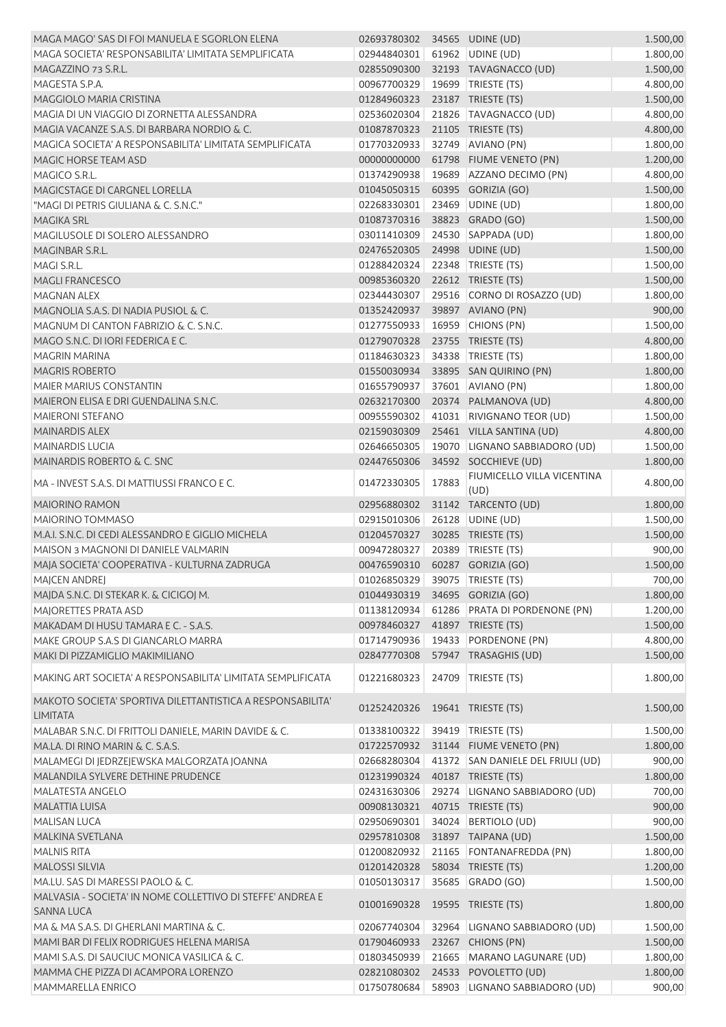| | | | | |
|---|---|---|---|---|
| MAGA MAGO' SAS DI FOI MANUELA E SGORLON ELENA | 02693780302 | 34565 | UDINE (UD) | 1.500,00 |
| MAGA SOCIETA' RESPONSABILITA' LIMITATA SEMPLIFICATA | 02944840301 | 61962 | UDINE (UD) | 1.800,00 |
| MAGAZZINO 73 S.R.L. | 02855090300 | 32193 | TAVAGNACCO (UD) | 1.500,00 |
| MAGESTA S.P.A. | 00967700329 | 19699 | TRIESTE (TS) | 4.800,00 |
| MAGGIOLO MARIA CRISTINA | 01284960323 | 23187 | TRIESTE (TS) | 1.500,00 |
| MAGIA DI UN VIAGGIO DI ZORNETTA ALESSANDRA | 02536020304 | 21826 | TAVAGNACCO (UD) | 4.800,00 |
| MAGIA VACANZE S.A.S. DI BARBARA NORDIO & C. | 01087870323 | 21105 | TRIESTE (TS) | 4.800,00 |
| MAGICA SOCIETA' A RESPONSABILITA' LIMITATA SEMPLIFICATA | 01770320933 | 32749 | AVIANO (PN) | 1.800,00 |
| MAGIC HORSE TEAM ASD | 00000000000 | 61798 | FIUME VENETO (PN) | 1.200,00 |
| MAGICO S.R.L. | 01374290938 | 19689 | AZZANO DECIMO (PN) | 4.800,00 |
| MAGICSTAGE DI CARGNEL LORELLA | 01045050315 | 60395 | GORIZIA (GO) | 1.500,00 |
| "MAGI DI PETRIS GIULIANA & C. S.N.C." | 02268330301 | 23469 | UDINE (UD) | 1.800,00 |
| MAGIKA SRL | 01087370316 | 38823 | GRADO (GO) | 1.500,00 |
| MAGILUSOLE DI SOLERO ALESSANDRO | 03011410309 | 24530 | SAPPADA (UD) | 1.800,00 |
| MAGINBAR S.R.L. | 02476520305 | 24998 | UDINE (UD) | 1.500,00 |
| MAGI S.R.L. | 01288420324 | 22348 | TRIESTE (TS) | 1.500,00 |
| MAGLI FRANCESCO | 00985360320 | 22612 | TRIESTE (TS) | 1.500,00 |
| MAGNAN ALEX | 02344430307 | 29516 | CORNO DI ROSAZZO (UD) | 1.800,00 |
| MAGNOLIA S.A.S. DI NADIA PUSIOL & C. | 01352420937 | 39897 | AVIANO (PN) | 900,00 |
| MAGNUM DI CANTON FABRIZIO & C. S.N.C. | 01277550933 | 16959 | CHIONS (PN) | 1.500,00 |
| MAGO S.N.C. DI IORI FEDERICA E C. | 01279070328 | 23755 | TRIESTE (TS) | 4.800,00 |
| MAGRIN MARINA | 01184630323 | 34338 | TRIESTE (TS) | 1.800,00 |
| MAGRIS ROBERTO | 01550030934 | 33895 | SAN QUIRINO (PN) | 1.800,00 |
| MAIER MARIUS CONSTANTIN | 01655790937 | 37601 | AVIANO (PN) | 1.800,00 |
| MAIERON ELISA E DRI GUENDALINA S.N.C. | 02632170300 | 20374 | PALMANOVA (UD) | 4.800,00 |
| MAIERONI STEFANO | 00955590302 | 41031 | RIVIGNANO TEOR (UD) | 1.500,00 |
| MAINARDIS ALEX | 02159030309 | 25461 | VILLA SANTINA (UD) | 4.800,00 |
| MAINARDIS LUCIA | 02646650305 | 19070 | LIGNANO SABBIADORO (UD) | 1.500,00 |
| MAINARDIS ROBERTO & C. SNC | 02447650306 | 34592 | SOCCHIEVE (UD) | 1.800,00 |
| MA - INVEST S.A.S. DI MATTIUSSI FRANCO E C. | 01472330305 | 17883 | FIUMICELLO VILLA VICENTINA (UD) | 4.800,00 |
| MAIORINO RAMON | 02956880302 | 31142 | TARCENTO (UD) | 1.800,00 |
| MAIORINO TOMMASO | 02915010306 | 26128 | UDINE (UD) | 1.500,00 |
| M.A.I. S.N.C. DI CEDI ALESSANDRO E GIGLIO MICHELA | 01204570327 | 30285 | TRIESTE (TS) | 1.500,00 |
| MAISON 3 MAGNONI DI DANIELE VALMARIN | 00947280327 | 20389 | TRIESTE (TS) | 900,00 |
| MAJA SOCIETA' COOPERATIVA - KULTURNA ZADRUGA | 00476590310 | 60287 | GORIZIA (GO) | 1.500,00 |
| MAJCEN ANDREJ | 01026850329 | 39075 | TRIESTE (TS) | 700,00 |
| MAJDA S.N.C. DI STEKAR K. & CICIGOJ M. | 01044930319 | 34695 | GORIZIA (GO) | 1.800,00 |
| MAJORETTES PRATA ASD | 01138120934 | 61286 | PRATA DI PORDENONE (PN) | 1.200,00 |
| MAKADAM DI HUSU TAMARA E C. - S.A.S. | 00978460327 | 41897 | TRIESTE (TS) | 1.500,00 |
| MAKE GROUP S.A.S DI GIANCARLO MARRA | 01714790936 | 19433 | PORDENONE (PN) | 4.800,00 |
| MAKI DI PIZZAMIGLIO MAKIMILIANO | 02847770308 | 57947 | TRASAGHIS (UD) | 1.500,00 |
| MAKING ART SOCIETA' A RESPONSABILITA' LIMITATA SEMPLIFICATA | 01221680323 | 24709 | TRIESTE (TS) | 1.800,00 |
| MAKOTO SOCIETA' SPORTIVA DILETTANTISTICA A RESPONSABILITA' LIMITATA | 01252420326 | 19641 | TRIESTE (TS) | 1.500,00 |
| MALABAR S.N.C. DI FRITTOLI DANIELE, MARIN DAVIDE & C. | 01338100322 | 39419 | TRIESTE (TS) | 1.500,00 |
| MA.LA. DI RINO MARIN & C. S.A.S. | 01722570932 | 31144 | FIUME VENETO (PN) | 1.800,00 |
| MALAMEGI DI JEDRZEJEWSKA MALGORZATA JOANNA | 02668280304 | 41372 | SAN DANIELE DEL FRIULI (UD) | 900,00 |
| MALANDILA SYLVERE DETHINE PRUDENCE | 01231990324 | 40187 | TRIESTE (TS) | 1.800,00 |
| MALATESTA ANGELO | 02431630306 | 29274 | LIGNANO SABBIADORO (UD) | 700,00 |
| MALATTIA LUISA | 00908130321 | 40715 | TRIESTE (TS) | 900,00 |
| MALISAN LUCA | 02950690301 | 34024 | BERTIOLO (UD) | 900,00 |
| MALKINA SVETLANA | 02957810308 | 31897 | TAIPANA (UD) | 1.500,00 |
| MALNIS RITA | 01200820932 | 21165 | FONTANAFREDDA (PN) | 1.800,00 |
| MALOSSI SILVIA | 01201420328 | 58034 | TRIESTE (TS) | 1.200,00 |
| MA.LU. SAS DI MARESSI PAOLO & C. | 01050130317 | 35685 | GRADO (GO) | 1.500,00 |
| MALVASIA - SOCIETA' IN NOME COLLETTIVO DI STEFFE' ANDREA E SANNA LUCA | 01001690328 | 19595 | TRIESTE (TS) | 1.800,00 |
| MA & MA S.A.S. DI GHERLANI MARTINA & C. | 02067740304 | 32964 | LIGNANO SABBIADORO (UD) | 1.500,00 |
| MAMI BAR DI FELIX RODRIGUES HELENA MARISA | 01790460933 | 23267 | CHIONS (PN) | 1.500,00 |
| MAMI S.A.S. DI SAUCIUC MONICA VASILICA & C. | 01803450939 | 21665 | MARANO LAGUNARE (UD) | 1.800,00 |
| MAMMA CHE PIZZA DI ACAMPORA LORENZO | 02821080302 | 24533 | POVOLETTO (UD) | 1.800,00 |
| MAMMARELLA ENRICO | 01750780684 | 58903 | LIGNANO SABBIADORO (UD) | 900,00 |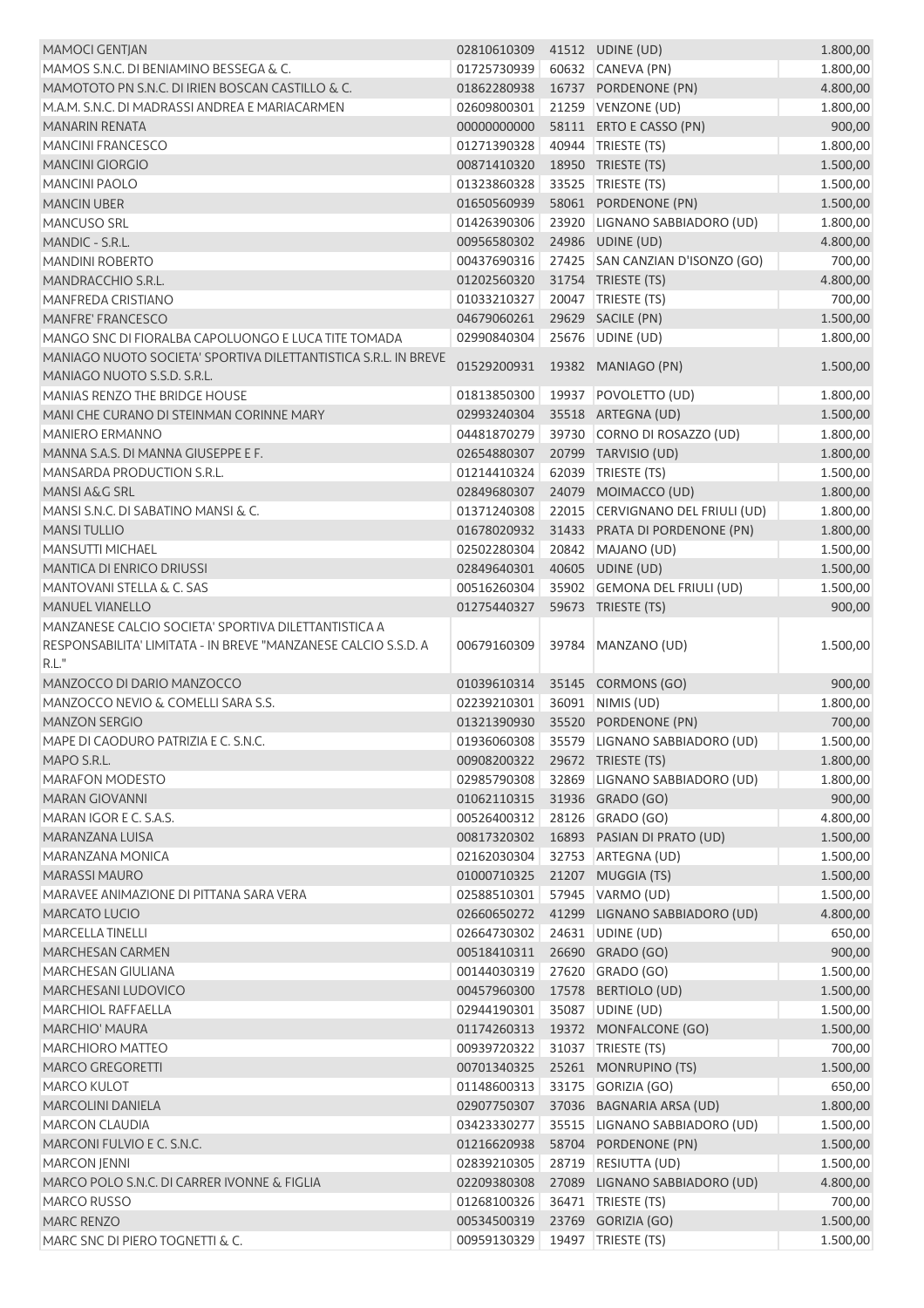| | | | | |
|---|---|---|---|---|
| MAMOCI GENTJAN | 02810610309 | 41512 | UDINE (UD) | 1.800,00 |
| MAMOS S.N.C. DI BENIAMINO BESSEGA & C. | 01725730939 | 60632 | CANEVA (PN) | 1.800,00 |
| MAMOTOTO PN S.N.C. DI IRIEN BOSCAN CASTILLO & C. | 01862280938 | 16737 | PORDENONE (PN) | 4.800,00 |
| M.A.M. S.N.C. DI MADRASSI ANDREA E MARIACARMEN | 02609800301 | 21259 | VENZONE (UD) | 1.800,00 |
| MANARIN RENATA | 00000000000 | 58111 | ERTO E CASSO (PN) | 900,00 |
| MANCINI FRANCESCO | 01271390328 | 40944 | TRIESTE (TS) | 1.800,00 |
| MANCINI GIORGIO | 00871410320 | 18950 | TRIESTE (TS) | 1.500,00 |
| MANCINI PAOLO | 01323860328 | 33525 | TRIESTE (TS) | 1.500,00 |
| MANCIN UBER | 01650560939 | 58061 | PORDENONE (PN) | 1.500,00 |
| MANCUSO SRL | 01426390306 | 23920 | LIGNANO SABBIADORO (UD) | 1.800,00 |
| MANDIC - S.R.L. | 00956580302 | 24986 | UDINE (UD) | 4.800,00 |
| MANDINI ROBERTO | 00437690316 | 27425 | SAN CANZIAN D'ISONZO (GO) | 700,00 |
| MANDRACCHIO S.R.L. | 01202560320 | 31754 | TRIESTE (TS) | 4.800,00 |
| MANFREDA CRISTIANO | 01033210327 | 20047 | TRIESTE (TS) | 700,00 |
| MANFRE' FRANCESCO | 04679060261 | 29629 | SACILE (PN) | 1.500,00 |
| MANGO SNC DI FIORALBA CAPOLUONGO E LUCA TITE TOMADA | 02990840304 | 25676 | UDINE (UD) | 1.800,00 |
| MANIAGO NUOTO SOCIETA' SPORTIVA DILETTANTISTICA S.R.L. IN BREVE MANIAGO NUOTO S.S.D. S.R.L. | 01529200931 | 19382 | MANIAGO (PN) | 1.500,00 |
| MANIAS RENZO THE BRIDGE HOUSE | 01813850300 | 19937 | POVOLETTO (UD) | 1.800,00 |
| MANI CHE CURANO DI STEINMAN CORINNE MARY | 02993240304 | 35518 | ARTEGNA (UD) | 1.500,00 |
| MANIERO ERMANNO | 04481870279 | 39730 | CORNO DI ROSAZZO (UD) | 1.800,00 |
| MANNA S.A.S. DI MANNA GIUSEPPE E F. | 02654880307 | 20799 | TARVISIO (UD) | 1.800,00 |
| MANSARDA PRODUCTION S.R.L. | 01214410324 | 62039 | TRIESTE (TS) | 1.500,00 |
| MANSI A&G SRL | 02849680307 | 24079 | MOIMACCO (UD) | 1.800,00 |
| MANSI S.N.C. DI SABATINO MANSI & C. | 01371240308 | 22015 | CERVIGNANO DEL FRIULI (UD) | 1.800,00 |
| MANSI TULLIO | 01678020932 | 31433 | PRATA DI PORDENONE (PN) | 1.800,00 |
| MANSUTTI MICHAEL | 02502280304 | 20842 | MAJANO (UD) | 1.500,00 |
| MANTICA DI ENRICO DRIUSSI | 02849640301 | 40605 | UDINE (UD) | 1.500,00 |
| MANTOVANI STELLA & C. SAS | 00516260304 | 35902 | GEMONA DEL FRIULI (UD) | 1.500,00 |
| MANUEL VIANELLO | 01275440327 | 59673 | TRIESTE (TS) | 900,00 |
| MANZANESE CALCIO SOCIETA' SPORTIVA DILETTANTISTICA A RESPONSABILITA' LIMITATA - IN BREVE "MANZANESE CALCIO S.S.D. A R.L." | 00679160309 | 39784 | MANZANO (UD) | 1.500,00 |
| MANZOCCO DI DARIO MANZOCCO | 01039610314 | 35145 | CORMONS (GO) | 900,00 |
| MANZOCCO NEVIO & COMELLI SARA S.S. | 02239210301 | 36091 | NIMIS (UD) | 1.800,00 |
| MANZON SERGIO | 01321390930 | 35520 | PORDENONE (PN) | 700,00 |
| MAPE DI CAODURO PATRIZIA E C. S.N.C. | 01936060308 | 35579 | LIGNANO SABBIADORO (UD) | 1.500,00 |
| MAPO S.R.L. | 00908200322 | 29672 | TRIESTE (TS) | 1.800,00 |
| MARAFON MODESTO | 02985790308 | 32869 | LIGNANO SABBIADORO (UD) | 1.800,00 |
| MARAN GIOVANNI | 01062110315 | 31936 | GRADO (GO) | 900,00 |
| MARAN IGOR E C. S.A.S. | 00526400312 | 28126 | GRADO (GO) | 4.800,00 |
| MARANZANA LUISA | 00817320302 | 16893 | PASIAN DI PRATO (UD) | 1.500,00 |
| MARANZANA MONICA | 02162030304 | 32753 | ARTEGNA (UD) | 1.500,00 |
| MARASSI MAURO | 01000710325 | 21207 | MUGGIA (TS) | 1.500,00 |
| MARAVEE ANIMAZIONE DI PITTANA SARA VERA | 02588510301 | 57945 | VARMO (UD) | 1.500,00 |
| MARCATO LUCIO | 02660650272 | 41299 | LIGNANO SABBIADORO (UD) | 4.800,00 |
| MARCELLA TINELLI | 02664730302 | 24631 | UDINE (UD) | 650,00 |
| MARCHESAN CARMEN | 00518410311 | 26690 | GRADO (GO) | 900,00 |
| MARCHESAN GIULIANA | 00144030319 | 27620 | GRADO (GO) | 1.500,00 |
| MARCHESANI LUDOVICO | 00457960300 | 17578 | BERTIOLO (UD) | 1.500,00 |
| MARCHIOL RAFFAELLA | 02944190301 | 35087 | UDINE (UD) | 1.500,00 |
| MARCHIO' MAURA | 01174260313 | 19372 | MONFALCONE (GO) | 1.500,00 |
| MARCHIORO MATTEO | 00939720322 | 31037 | TRIESTE (TS) | 700,00 |
| MARCO GREGORETTI | 00701340325 | 25261 | MONRUPINO (TS) | 1.500,00 |
| MARCO KULOT | 01148600313 | 33175 | GORIZIA (GO) | 650,00 |
| MARCOLINI DANIELA | 02907750307 | 37036 | BAGNARIA ARSA (UD) | 1.800,00 |
| MARCON CLAUDIA | 03423330277 | 35515 | LIGNANO SABBIADORO (UD) | 1.500,00 |
| MARCONI FULVIO E C. S.N.C. | 01216620938 | 58704 | PORDENONE (PN) | 1.500,00 |
| MARCON JENNI | 02839210305 | 28719 | RESIUTTA (UD) | 1.500,00 |
| MARCO POLO S.N.C. DI CARRER IVONNE & FIGLIA | 02209380308 | 27089 | LIGNANO SABBIADORO (UD) | 4.800,00 |
| MARCO RUSSO | 01268100326 | 36471 | TRIESTE (TS) | 700,00 |
| MARC RENZO | 00534500319 | 23769 | GORIZIA (GO) | 1.500,00 |
| MARC SNC DI PIERO TOGNETTI & C. | 00959130329 | 19497 | TRIESTE (TS) | 1.500,00 |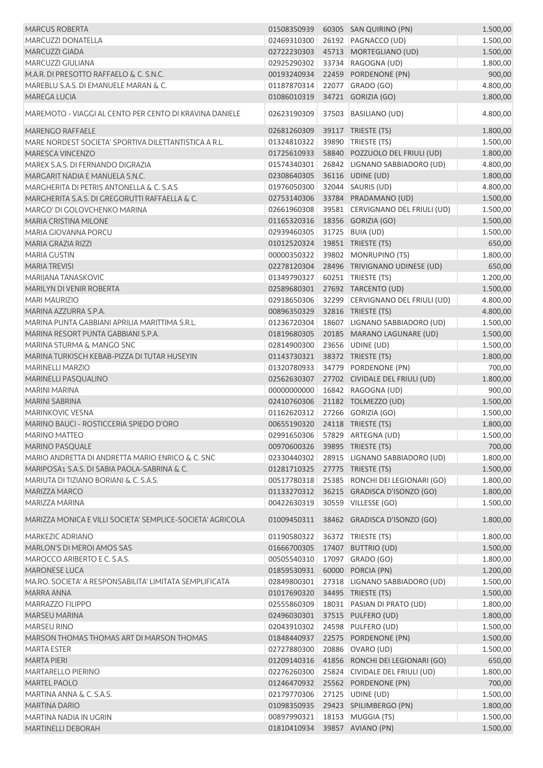| | | | | |
|---|---|---|---|---|
| MARCUS ROBERTA | 01508350939 | 60305 | SAN QUIRINO (PN) | 1.500,00 |
| MARCUZZI DONATELLA | 02469310300 | 26192 | PAGNACCO (UD) | 1.500,00 |
| MARCUZZI GIADA | 02722230303 | 45713 | MORTEGLIANO (UD) | 1.500,00 |
| MARCUZZI GIULIANA | 02925290302 | 33734 | RAGOGNA (UD) | 1.800,00 |
| M.A.R. DI PRESOTTO RAFFAELO & C. S.N.C. | 00193240934 | 22459 | PORDENONE (PN) | 900,00 |
| MAREBLU S.A.S. DI EMANUELE MARAN & C. | 01187870314 | 22077 | GRADO (GO) | 4.800,00 |
| MAREGA LUCIA | 01086010319 | 34721 | GORIZIA (GO) | 1.800,00 |
| MAREMOTO - VIAGGI AL CENTO PER CENTO DI KRAVINA DANIELE | 02623190309 | 37503 | BASILIANO (UD) | 4.800,00 |
| MARENGO RAFFAELE | 02681260309 | 39117 | TRIESTE (TS) | 1.800,00 |
| MARE NORDEST SOCIETA' SPORTIVA DILETTANTISTICA A R.L. | 01324810322 | 39890 | TRIESTE (TS) | 1.500,00 |
| MARESCA VINCENZO | 01725610933 | 58840 | POZZUOLO DEL FRIULI (UD) | 1.800,00 |
| MAREX S.A.S. DI FERNANDO DIGRAZIA | 01574340301 | 26842 | LIGNANO SABBIADORO (UD) | 4.800,00 |
| MARGARIT NADIA E MANUELA S.N.C. | 02308640305 | 36116 | UDINE (UD) | 1.800,00 |
| MARGHERITA DI PETRIS ANTONELLA & C. S.A.S | 01976050300 | 32044 | SAURIS (UD) | 4.800,00 |
| MARGHERITA S.A.S. DI GREGORUTTI RAFFAELLA & C. | 02753140306 | 33784 | PRADAMANO (UD) | 1.500,00 |
| MARGO' DI GOLOVCHENKO MARINA | 02661960308 | 39581 | CERVIGNANO DEL FRIULI (UD) | 1.500,00 |
| MARIA CRISTINA MILONE | 01165320316 | 18356 | GORIZIA (GO) | 1.500,00 |
| MARIA GIOVANNA PORCU | 02939460305 | 31725 | BUIA (UD) | 1.500,00 |
| MARIA GRAZIA RIZZI | 01012520324 | 19851 | TRIESTE (TS) | 650,00 |
| MARIA GUSTIN | 00000350322 | 39802 | MONRUPINO (TS) | 1.800,00 |
| MARIA TREVISI | 02278120304 | 28496 | TRIVIGNANO UDINESE (UD) | 650,00 |
| MARIJANA TANASKOVIC | 01349790327 | 60251 | TRIESTE (TS) | 1.200,00 |
| MARILYN DI VENIR ROBERTA | 02589680301 | 27692 | TARCENTO (UD) | 1.500,00 |
| MARI MAURIZIO | 02918650306 | 32299 | CERVIGNANO DEL FRIULI (UD) | 4.800,00 |
| MARINA AZZURRA S.P.A. | 00896350329 | 32816 | TRIESTE (TS) | 4.800,00 |
| MARINA PUNTA GABBIANI APRILIA MARITTIMA S.R.L. | 01236720304 | 18607 | LIGNANO SABBIADORO (UD) | 1.500,00 |
| MARINA RESORT PUNTA GABBIANI S.P.A. | 01819680305 | 20185 | MARANO LAGUNARE (UD) | 1.500,00 |
| MARINA STURMA & MANGO SNC | 02814900300 | 23656 | UDINE (UD) | 1.500,00 |
| MARINA TURKISCH KEBAB-PIZZA DI TUTAR HUSEYIN | 01143730321 | 38372 | TRIESTE (TS) | 1.800,00 |
| MARINELLI MARZIO | 01320780933 | 34779 | PORDENONE (PN) | 700,00 |
| MARINELLI PASQUALINO | 02562630307 | 27702 | CIVIDALE DEL FRIULI (UD) | 1.800,00 |
| MARINI MARINA | 00000000000 | 16842 | RAGOGNA (UD) | 900,00 |
| MARINI SABRINA | 02410760306 | 21182 | TOLMEZZO (UD) | 1.500,00 |
| MARINKOVIC VESNA | 01162620312 | 27266 | GORIZIA (GO) | 1.500,00 |
| MARINO BAUCI - ROSTICCERIA SPIEDO D'ORO | 00655190320 | 24118 | TRIESTE (TS) | 1.800,00 |
| MARINO MATTEO | 02991650306 | 57829 | ARTEGNA (UD) | 1.500,00 |
| MARINO PASQUALE | 00970600326 | 39895 | TRIESTE (TS) | 700,00 |
| MARIO ANDRETTA DI ANDRETTA MARIO ENRICO & C. SNC | 02330440302 | 28915 | LIGNANO SABBIADORO (UD) | 1.800,00 |
| MARIPOSA1 S.A.S. DI SABIA PAOLA-SABRINA & C. | 01281710325 | 27775 | TRIESTE (TS) | 1.500,00 |
| MARIUTA DI TIZIANO BORIANI & C. S.A.S. | 00517780318 | 25385 | RONCHI DEI LEGIONARI (GO) | 1.800,00 |
| MARIZZA MARCO | 01133270312 | 36215 | GRADISCA D'ISONZO (GO) | 1.800,00 |
| MARIZZA MARINA | 00422630319 | 30559 | VILLESSE (GO) | 1.500,00 |
| MARIZZA MONICA E VILLI SOCIETA' SEMPLICE-SOCIETA' AGRICOLA | 01009450311 | 38462 | GRADISCA D'ISONZO (GO) | 1.800,00 |
| MARKEZIC ADRIANO | 01190580322 | 36372 | TRIESTE (TS) | 1.800,00 |
| MARLON'S DI MEROI AMOS SAS | 01666700305 | 17407 | BUTTRIO (UD) | 1.500,00 |
| MAROCCO ARIBERTO E C. S.A.S. | 00505540310 | 17097 | GRADO (GO) | 1.800,00 |
| MARONESE LUCA | 01859530931 | 60000 | PORCIA (PN) | 1.200,00 |
| MA.RO. SOCIETA' A RESPONSABILITA' LIMITATA SEMPLIFICATA | 02849800301 | 27318 | LIGNANO SABBIADORO (UD) | 1.500,00 |
| MARRA ANNA | 01017690320 | 34495 | TRIESTE (TS) | 1.500,00 |
| MARRAZZO FILIPPO | 02555860309 | 18031 | PASIAN DI PRATO (UD) | 1.800,00 |
| MARSEU MARINA | 02496030301 | 37515 | PULFERO (UD) | 1.800,00 |
| MARSEU RINO | 02043910302 | 24598 | PULFERO (UD) | 1.500,00 |
| MARSON THOMAS THOMAS ART DI MARSON THOMAS | 01848440937 | 22575 | PORDENONE (PN) | 1.500,00 |
| MARTA ESTER | 02727880300 | 20886 | OVARO (UD) | 1.500,00 |
| MARTA PIERI | 01209140316 | 41856 | RONCHI DEI LEGIONARI (GO) | 650,00 |
| MARTARELLO PIERINO | 02276260300 | 25824 | CIVIDALE DEL FRIULI (UD) | 1.800,00 |
| MARTEL PAOLO | 01246470932 | 25562 | PORDENONE (PN) | 700,00 |
| MARTINA ANNA & C. S.A.S. | 02179770306 | 27125 | UDINE (UD) | 1.500,00 |
| MARTINA DARIO | 01098350935 | 29423 | SPILIMBERGO (PN) | 1.800,00 |
| MARTINA NADIA IN UGRIN | 00897990321 | 18153 | MUGGIA (TS) | 1.500,00 |
| MARTINELLI DEBORAH | 01810410934 | 39857 | AVIANO (PN) | 1.500,00 |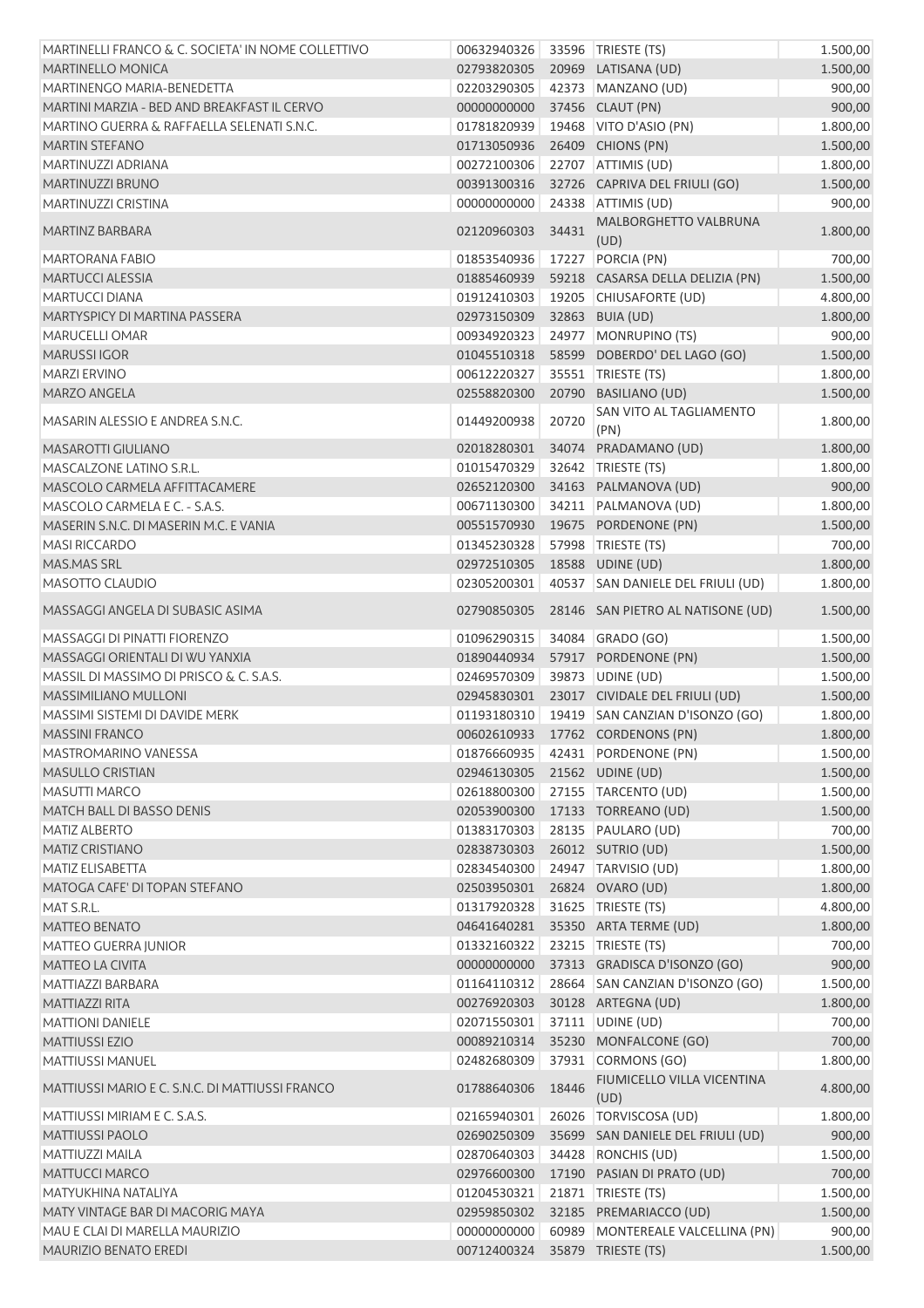| | | | | |
|---|---|---|---|---|
| MARTINELLI FRANCO & C. SOCIETA' IN NOME COLLETTIVO | 00632940326 | 33596 | TRIESTE (TS) | 1.500,00 |
| MARTINELLO MONICA | 02793820305 | 20969 | LATISANA (UD) | 1.500,00 |
| MARTINENGO MARIA-BENEDETTA | 02203290305 | 42373 | MANZANO (UD) | 900,00 |
| MARTINI MARZIA - BED AND BREAKFAST IL CERVO | 00000000000 | 37456 | CLAUT (PN) | 900,00 |
| MARTINO GUERRA & RAFFAELLA SELENATI S.N.C. | 01781820939 | 19468 | VITO D'ASIO (PN) | 1.800,00 |
| MARTIN STEFANO | 01713050936 | 26409 | CHIONS (PN) | 1.500,00 |
| MARTINUZZI ADRIANA | 00272100306 | 22707 | ATTIMIS (UD) | 1.800,00 |
| MARTINUZZI BRUNO | 00391300316 | 32726 | CAPRIVA DEL FRIULI (GO) | 1.500,00 |
| MARTINUZZI CRISTINA | 00000000000 | 24338 | ATTIMIS (UD) | 900,00 |
| MARTINZ BARBARA | 02120960303 | 34431 | MALBORGHETTO VALBRUNA (UD) | 1.800,00 |
| MARTORANA FABIO | 01853540936 | 17227 | PORCIA (PN) | 700,00 |
| MARTUCCI ALESSIA | 01885460939 | 59218 | CASARSA DELLA DELIZIA (PN) | 1.500,00 |
| MARTUCCI DIANA | 01912410303 | 19205 | CHIUSAFORTE (UD) | 4.800,00 |
| MARTYSPICY DI MARTINA PASSERA | 02973150309 | 32863 | BUIA (UD) | 1.800,00 |
| MARUCELLI OMAR | 00934920323 | 24977 | MONRUPINO (TS) | 900,00 |
| MARUSSI IGOR | 01045510318 | 58599 | DOBERDO' DEL LAGO (GO) | 1.500,00 |
| MARZI ERVINO | 00612220327 | 35551 | TRIESTE (TS) | 1.800,00 |
| MARZO ANGELA | 02558820300 | 20790 | BASILIANO (UD) | 1.500,00 |
| MASARIN ALESSIO E ANDREA S.N.C. | 01449200938 | 20720 | SAN VITO AL TAGLIAMENTO (PN) | 1.800,00 |
| MASAROTTI GIULIANO | 02018280301 | 34074 | PRADAMANO (UD) | 1.800,00 |
| MASCALZONE LATINO S.R.L. | 01015470329 | 32642 | TRIESTE (TS) | 1.800,00 |
| MASCOLO CARMELA AFFITTACAMERE | 02652120300 | 34163 | PALMANOVA (UD) | 900,00 |
| MASCOLO CARMELA E C. - S.A.S. | 00671130300 | 34211 | PALMANOVA (UD) | 1.800,00 |
| MASERIN S.N.C. DI MASERIN M.C. E VANIA | 00551570930 | 19675 | PORDENONE (PN) | 1.500,00 |
| MASI RICCARDO | 01345230328 | 57998 | TRIESTE (TS) | 700,00 |
| MAS.MAS SRL | 02972510305 | 18588 | UDINE (UD) | 1.800,00 |
| MASOTTO CLAUDIO | 02305200301 | 40537 | SAN DANIELE DEL FRIULI (UD) | 1.800,00 |
| MASSAGGI ANGELA DI SUBASIC ASIMA | 02790850305 | 28146 | SAN PIETRO AL NATISONE (UD) | 1.500,00 |
| MASSAGGI DI PINATTI FIORENZO | 01096290315 | 34084 | GRADO (GO) | 1.500,00 |
| MASSAGGI ORIENTALI DI WU YANXIA | 01890440934 | 57917 | PORDENONE (PN) | 1.500,00 |
| MASSIL DI MASSIMO DI PRISCO & C. S.A.S. | 02469570309 | 39873 | UDINE (UD) | 1.500,00 |
| MASSIMILIANO MULLONI | 02945830301 | 23017 | CIVIDALE DEL FRIULI (UD) | 1.500,00 |
| MASSIMI SISTEMI DI DAVIDE MERK | 01193180310 | 19419 | SAN CANZIAN D'ISONZO (GO) | 1.800,00 |
| MASSINI FRANCO | 00602610933 | 17762 | CORDENONS (PN) | 1.800,00 |
| MASTROMARINO VANESSA | 01876660935 | 42431 | PORDENONE (PN) | 1.500,00 |
| MASULLO CRISTIAN | 02946130305 | 21562 | UDINE (UD) | 1.500,00 |
| MASUTTI MARCO | 02618800300 | 27155 | TARCENTO (UD) | 1.500,00 |
| MATCH BALL DI BASSO DENIS | 02053900300 | 17133 | TORREANO (UD) | 1.500,00 |
| MATIZ ALBERTO | 01383170303 | 28135 | PAULARO (UD) | 700,00 |
| MATIZ CRISTIANO | 02838730303 | 26012 | SUTRIO (UD) | 1.500,00 |
| MATIZ ELISABETTA | 02834540300 | 24947 | TARVISIO (UD) | 1.800,00 |
| MATOGA CAFE' DI TOPAN STEFANO | 02503950301 | 26824 | OVARO (UD) | 1.800,00 |
| MAT S.R.L. | 01317920328 | 31625 | TRIESTE (TS) | 4.800,00 |
| MATTEO BENATO | 04641640281 | 35350 | ARTA TERME (UD) | 1.800,00 |
| MATTEO GUERRA JUNIOR | 01332160322 | 23215 | TRIESTE (TS) | 700,00 |
| MATTEO LA CIVITA | 00000000000 | 37313 | GRADISCA D'ISONZO (GO) | 900,00 |
| MATTIAZZI BARBARA | 01164110312 | 28664 | SAN CANZIAN D'ISONZO (GO) | 1.500,00 |
| MATTIAZZI RITA | 00276920303 | 30128 | ARTEGNA (UD) | 1.800,00 |
| MATTIONI DANIELE | 02071550301 | 37111 | UDINE (UD) | 700,00 |
| MATTIUSSI EZIO | 00089210314 | 35230 | MONFALCONE (GO) | 700,00 |
| MATTIUSSI MANUEL | 02482680309 | 37931 | CORMONS (GO) | 1.800,00 |
| MATTIUSSI MARIO E C. S.N.C. DI MATTIUSSI FRANCO | 01788640306 | 18446 | FIUMICELLO VILLA VICENTINA (UD) | 4.800,00 |
| MATTIUSSI MIRIAM E C. S.A.S. | 02165940301 | 26026 | TORVISCOSA (UD) | 1.800,00 |
| MATTIUSSI PAOLO | 02690250309 | 35699 | SAN DANIELE DEL FRIULI (UD) | 900,00 |
| MATTIUZZI MAILA | 02870640303 | 34428 | RONCHIS (UD) | 1.500,00 |
| MATTUCCI MARCO | 02976600300 | 17190 | PASIAN DI PRATO (UD) | 700,00 |
| MATYUKHINA NATALIYA | 01204530321 | 21871 | TRIESTE (TS) | 1.500,00 |
| MATY VINTAGE BAR DI MACORIG MAYA | 02959850302 | 32185 | PREMARIACCO (UD) | 1.500,00 |
| MAU E CLAI DI MARELLA MAURIZIO | 00000000000 | 60989 | MONTEREALE VALCELLINA (PN) | 900,00 |
| MAURIZIO BENATO EREDI | 00712400324 | 35879 | TRIESTE (TS) | 1.500,00 |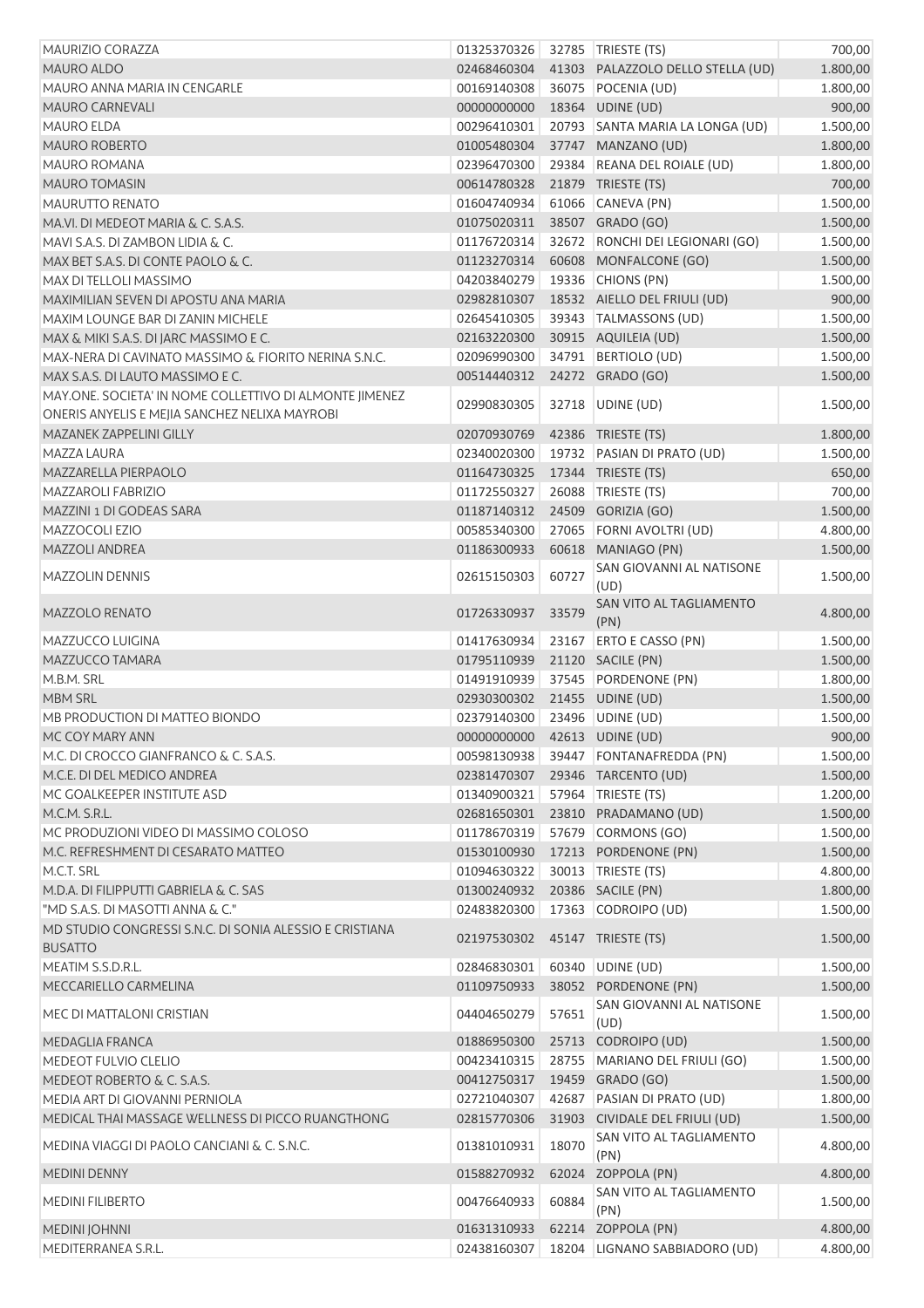| | | | | |
|---|---|---|---|---|
| MAURIZIO CORAZZA | 01325370326 | 32785 | TRIESTE (TS) | 700,00 |
| MAURO ALDO | 02468460304 | 41303 | PALAZZOLO DELLO STELLA (UD) | 1.800,00 |
| MAURO ANNA MARIA IN CENGARLE | 00169140308 | 36075 | POCENIA (UD) | 1.800,00 |
| MAURO CARNEVALI | 00000000000 | 18364 | UDINE (UD) | 900,00 |
| MAURO ELDA | 00296410301 | 20793 | SANTA MARIA LA LONGA (UD) | 1.500,00 |
| MAURO ROBERTO | 01005480304 | 37747 | MANZANO (UD) | 1.800,00 |
| MAURO ROMANA | 02396470300 | 29384 | REANA DEL ROIALE (UD) | 1.800,00 |
| MAURO TOMASIN | 00614780328 | 21879 | TRIESTE (TS) | 700,00 |
| MAURUTTO RENATO | 01604740934 | 61066 | CANEVA (PN) | 1.500,00 |
| MA.VI. DI MEDEOT MARIA & C. S.A.S. | 01075020311 | 38507 | GRADO (GO) | 1.500,00 |
| MAVI S.A.S. DI ZAMBON LIDIA & C. | 01176270314 | 32672 | RONCHI DEI LEGIONARI (GO) | 1.500,00 |
| MAX BET S.A.S. DI CONTE PAOLO & C. | 01123270314 | 60608 | MONFALCONE (GO) | 1.500,00 |
| MAX DI TELLOLI MASSIMO | 04203840279 | 19336 | CHIONS (PN) | 1.500,00 |
| MAXIMILIAN SEVEN DI APOSTU ANA MARIA | 02982810307 | 18532 | AIELLO DEL FRIULI (UD) | 900,00 |
| MAXIM LOUNGE BAR DI ZANIN MICHELE | 02645410305 | 39343 | TALMASSONS (UD) | 1.500,00 |
| MAX & MIKI S.A.S. DI JARC MASSIMO E C. | 02163220300 | 30915 | AQUILEIA (UD) | 1.500,00 |
| MAX-NERA DI CAVINATO MASSIMO & FIORITO NERINA S.N.C. | 02096990300 | 34791 | BERTIOLO (UD) | 1.500,00 |
| MAX S.A.S. DI LAUTO MASSIMO E C. | 00514440312 | 24272 | GRADO (GO) | 1.500,00 |
| MAY.ONE. SOCIETA' IN NOME COLLETTIVO DI ALMONTE JIMENEZ ONERIS ANYELIS E MEJIA SANCHEZ NELIXA MAYROBI | 02990830305 | 32718 | UDINE (UD) | 1.500,00 |
| MAZANEK ZAPPELINI GILLY | 02070930769 | 42386 | TRIESTE (TS) | 1.800,00 |
| MAZZA LAURA | 02340020300 | 19732 | PASIAN DI PRATO (UD) | 1.500,00 |
| MAZZARELLA PIERPAOLO | 01164730325 | 17344 | TRIESTE (TS) | 650,00 |
| MAZZAROLI FABRIZIO | 01172550327 | 26088 | TRIESTE (TS) | 700,00 |
| MAZZINI 1 DI GODEAS SARA | 01187140312 | 24509 | GORIZIA (GO) | 1.500,00 |
| MAZZOCOLI EZIO | 00585340300 | 27065 | FORNI AVOLTRI (UD) | 4.800,00 |
| MAZZOLI ANDREA | 01186300933 | 60618 | MANIAGO (PN) | 1.500,00 |
| MAZZOLIN DENNIS | 02615150303 | 60727 | SAN GIOVANNI AL NATISONE (UD) | 1.500,00 |
| MAZZOLO RENATO | 01726330937 | 33579 | SAN VITO AL TAGLIAMENTO (PN) | 4.800,00 |
| MAZZUCCO LUIGINA | 01417630934 | 23167 | ERTO E CASSO (PN) | 1.500,00 |
| MAZZUCCO TAMARA | 01795110939 | 21120 | SACILE (PN) | 1.500,00 |
| M.B.M. SRL | 01491910939 | 37545 | PORDENONE (PN) | 1.800,00 |
| MBM SRL | 02930300302 | 21455 | UDINE (UD) | 1.500,00 |
| MB PRODUCTION DI MATTEO BIONDO | 02379140300 | 23496 | UDINE (UD) | 1.500,00 |
| MC COY MARY ANN | 00000000000 | 42613 | UDINE (UD) | 900,00 |
| M.C. DI CROCCO GIANFRANCO & C. S.A.S. | 00598130938 | 39447 | FONTANAFREDDA (PN) | 1.500,00 |
| M.C.E. DI DEL MEDICO ANDREA | 02381470307 | 29346 | TARCENTO (UD) | 1.500,00 |
| MC GOALKEEPER INSTITUTE ASD | 01340900321 | 57964 | TRIESTE (TS) | 1.200,00 |
| M.C.M. S.R.L. | 02681650301 | 23810 | PRADAMANO (UD) | 1.500,00 |
| MC PRODUZIONI VIDEO DI MASSIMO COLOSO | 01178670319 | 57679 | CORMONS (GO) | 1.500,00 |
| M.C. REFRESHMENT DI CESARATO MATTEO | 01530100930 | 17213 | PORDENONE (PN) | 1.500,00 |
| M.C.T. SRL | 01094630322 | 30013 | TRIESTE (TS) | 4.800,00 |
| M.D.A. DI FILIPPUTTI GABRIELA & C. SAS | 01300240932 | 20386 | SACILE (PN) | 1.800,00 |
| "MD S.A.S. DI MASOTTI ANNA & C." | 02483820300 | 17363 | CODROIPO (UD) | 1.500,00 |
| MD STUDIO CONGRESSI S.N.C. DI SONIA ALESSIO E CRISTIANA BUSATTO | 02197530302 | 45147 | TRIESTE (TS) | 1.500,00 |
| MEATIM S.S.D.R.L. | 02846830301 | 60340 | UDINE (UD) | 1.500,00 |
| MECCARIELLO CARMELINA | 01109750933 | 38052 | PORDENONE (PN) | 1.500,00 |
| MEC DI MATTALONI CRISTIAN | 04404650279 | 57651 | SAN GIOVANNI AL NATISONE (UD) | 1.500,00 |
| MEDAGLIA FRANCA | 01886950300 | 25713 | CODROIPO (UD) | 1.500,00 |
| MEDEOT FULVIO CLELIO | 00423410315 | 28755 | MARIANO DEL FRIULI (GO) | 1.500,00 |
| MEDEOT ROBERTO & C. S.A.S. | 00412750317 | 19459 | GRADO (GO) | 1.500,00 |
| MEDIA ART DI GIOVANNI PERNIOLA | 02721040307 | 42687 | PASIAN DI PRATO (UD) | 1.800,00 |
| MEDICAL THAI MASSAGE WELLNESS DI PICCO RUANGTHONG | 02815770306 | 31903 | CIVIDALE DEL FRIULI (UD) | 1.500,00 |
| MEDINA VIAGGI DI PAOLO CANCIANI & C. S.N.C. | 01381010931 | 18070 | SAN VITO AL TAGLIAMENTO (PN) | 4.800,00 |
| MEDINI DENNY | 01588270932 | 62024 | ZOPPOLA (PN) | 4.800,00 |
| MEDINI FILIBERTO | 00476640933 | 60884 | SAN VITO AL TAGLIAMENTO (PN) | 1.500,00 |
| MEDINI JOHNNI | 01631310933 | 62214 | ZOPPOLA (PN) | 4.800,00 |
| MEDITERRANEA S.R.L. | 02438160307 | 18204 | LIGNANO SABBIADORO (UD) | 4.800,00 |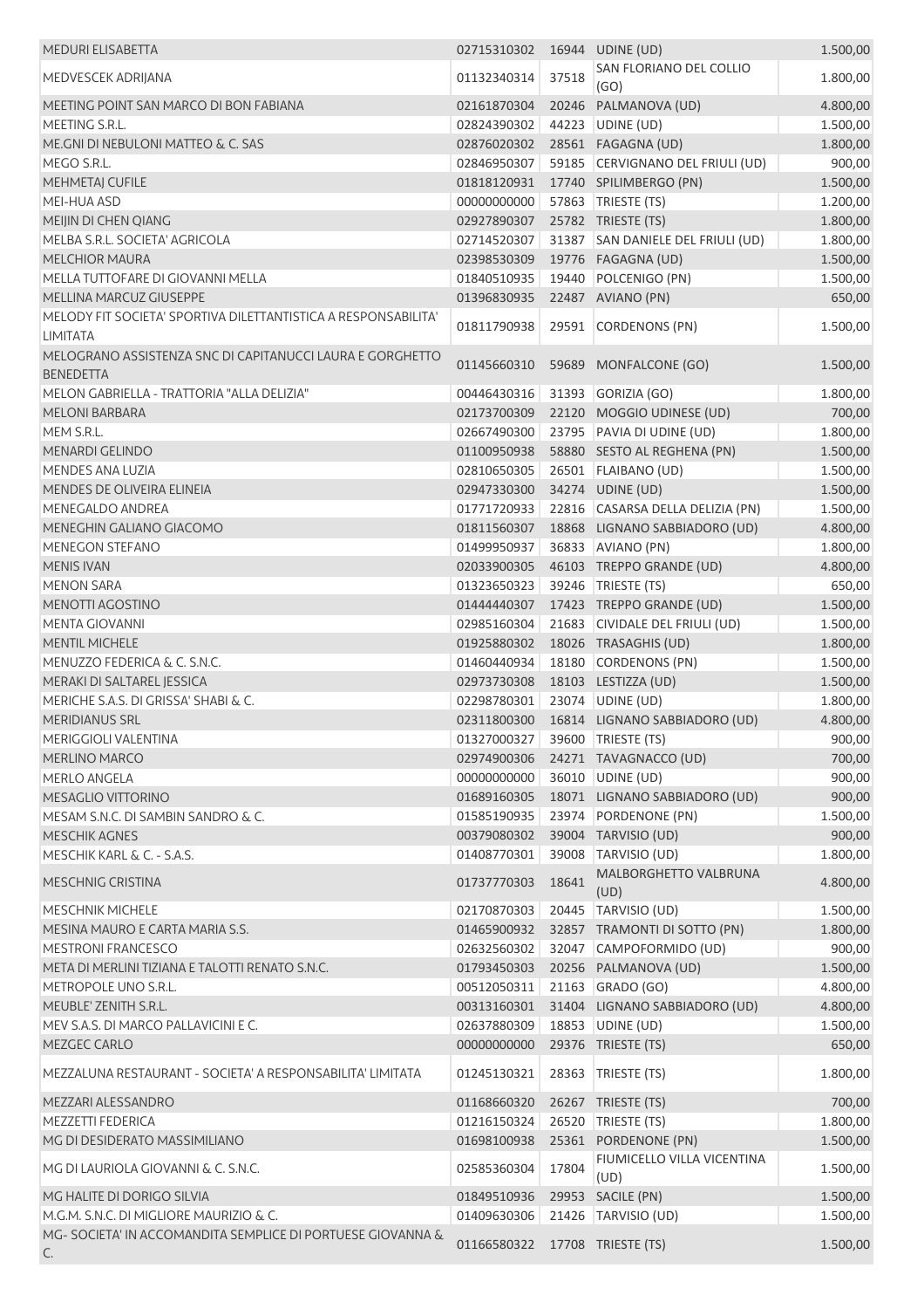| | | | | |
|---|---|---|---|---|
| MEDURI ELISABETTA | 02715310302 | 16944 | UDINE (UD) | 1.500,00 |
| MEDVESCEK ADRIJANA | 01132340314 | 37518 | SAN FLORIANO DEL COLLIO (GO) | 1.800,00 |
| MEETING POINT SAN MARCO DI BON FABIANA | 02161870304 | 20246 | PALMANOVA (UD) | 4.800,00 |
| MEETING S.R.L. | 02824390302 | 44223 | UDINE (UD) | 1.500,00 |
| ME.GNI DI NEBULONI MATTEO & C. SAS | 02876020302 | 28561 | FAGAGNA (UD) | 1.800,00 |
| MEGO S.R.L. | 02846950307 | 59185 | CERVIGNANO DEL FRIULI (UD) | 900,00 |
| MEHMETAJ CUFILE | 01818120931 | 17740 | SPILIMBERGO (PN) | 1.500,00 |
| MEI-HUA ASD | 00000000000 | 57863 | TRIESTE (TS) | 1.200,00 |
| MEIJIN DI CHEN QIANG | 02927890307 | 25782 | TRIESTE (TS) | 1.800,00 |
| MELBA S.R.L. SOCIETA' AGRICOLA | 02714520307 | 31387 | SAN DANIELE DEL FRIULI (UD) | 1.800,00 |
| MELCHIOR MAURA | 02398530309 | 19776 | FAGAGNA (UD) | 1.500,00 |
| MELLA TUTTOFARE DI GIOVANNI MELLA | 01840510935 | 19440 | POLCENIGO (PN) | 1.500,00 |
| MELLINA MARCUZ GIUSEPPE | 01396830935 | 22487 | AVIANO (PN) | 650,00 |
| MELODY FIT SOCIETA' SPORTIVA DILETTANTISTICA A RESPONSABILITA' LIMITATA | 01811790938 | 29591 | CORDENONS (PN) | 1.500,00 |
| MELOGRANO ASSISTENZA SNC DI CAPITANUCCI LAURA E GORGHETTO BENEDETTA | 01145660310 | 59689 | MONFALCONE (GO) | 1.500,00 |
| MELON GABRIELLA - TRATTORIA "ALLA DELIZIA" | 00446430316 | 31393 | GORIZIA (GO) | 1.800,00 |
| MELONI BARBARA | 02173700309 | 22120 | MOGGIO UDINESE (UD) | 700,00 |
| MEM S.R.L. | 02667490300 | 23795 | PAVIA DI UDINE (UD) | 1.800,00 |
| MENARDI GELINDO | 01100950938 | 58880 | SESTO AL REGHENA (PN) | 1.500,00 |
| MENDES ANA LUZIA | 02810650305 | 26501 | FLAIBANO (UD) | 1.500,00 |
| MENDES DE OLIVEIRA ELINEIA | 02947330300 | 34274 | UDINE (UD) | 1.500,00 |
| MENEGALDO ANDREA | 01771720933 | 22816 | CASARSA DELLA DELIZIA (PN) | 1.500,00 |
| MENEGHIN GALIANO GIACOMO | 01811560307 | 18868 | LIGNANO SABBIADORO (UD) | 4.800,00 |
| MENEGON STEFANO | 01499950937 | 36833 | AVIANO (PN) | 1.800,00 |
| MENIS IVAN | 02033900305 | 46103 | TREPPO GRANDE (UD) | 4.800,00 |
| MENON SARA | 01323650323 | 39246 | TRIESTE (TS) | 650,00 |
| MENOTTI AGOSTINO | 01444440307 | 17423 | TREPPO GRANDE (UD) | 1.500,00 |
| MENTA GIOVANNI | 02985160304 | 21683 | CIVIDALE DEL FRIULI (UD) | 1.500,00 |
| MENTIL MICHELE | 01925880302 | 18026 | TRASAGHIS (UD) | 1.800,00 |
| MENUZZO FEDERICA & C. S.N.C. | 01460440934 | 18180 | CORDENONS (PN) | 1.500,00 |
| MERAKI DI SALTAREL JESSICA | 02973730308 | 18103 | LESTIZZA (UD) | 1.500,00 |
| MERICHE S.A.S. DI GRISSA' SHABI & C. | 02298780301 | 23074 | UDINE (UD) | 1.800,00 |
| MERIDIANUS SRL | 02311800300 | 16814 | LIGNANO SABBIADORO (UD) | 4.800,00 |
| MERIGGIOLI VALENTINA | 01327000327 | 39600 | TRIESTE (TS) | 900,00 |
| MERLINO MARCO | 02974900306 | 24271 | TAVAGNACCO (UD) | 700,00 |
| MERLO ANGELA | 00000000000 | 36010 | UDINE (UD) | 900,00 |
| MESAGLIO VITTORINO | 01689160305 | 18071 | LIGNANO SABBIADORO (UD) | 900,00 |
| MESAM S.N.C. DI SAMBIN SANDRO & C. | 01585190935 | 23974 | PORDENONE (PN) | 1.500,00 |
| MESCHIK AGNES | 00379080302 | 39004 | TARVISIO (UD) | 900,00 |
| MESCHIK KARL & C. - S.A.S. | 01408770301 | 39008 | TARVISIO (UD) | 1.800,00 |
| MESCHNIG CRISTINA | 01737770303 | 18641 | MALBORGHETTO VALBRUNA (UD) | 4.800,00 |
| MESCHNIK MICHELE | 02170870303 | 20445 | TARVISIO (UD) | 1.500,00 |
| MESINA MAURO E CARTA MARIA S.S. | 01465900932 | 32857 | TRAMONTI DI SOTTO (PN) | 1.800,00 |
| MESTRONI FRANCESCO | 02632560302 | 32047 | CAMPOFORMIDO (UD) | 900,00 |
| META DI MERLINI TIZIANA E TALOTTI RENATO S.N.C. | 01793450303 | 20256 | PALMANOVA (UD) | 1.500,00 |
| METROPOLE UNO S.R.L. | 00512050311 | 21163 | GRADO (GO) | 4.800,00 |
| MEUBLE' ZENITH S.R.L. | 00313160301 | 31404 | LIGNANO SABBIADORO (UD) | 4.800,00 |
| MEV S.A.S. DI MARCO PALLAVICINI E C. | 02637880309 | 18853 | UDINE (UD) | 1.500,00 |
| MEZGEC CARLO | 00000000000 | 29376 | TRIESTE (TS) | 650,00 |
| MEZZALUNA RESTAURANT - SOCIETA' A RESPONSABILITA' LIMITATA | 01245130321 | 28363 | TRIESTE (TS) | 1.800,00 |
| MEZZARI ALESSANDRO | 01168660320 | 26267 | TRIESTE (TS) | 700,00 |
| MEZZETTI FEDERICA | 01216150324 | 26520 | TRIESTE (TS) | 1.800,00 |
| MG DI DESIDERATO MASSIMILIANO | 01698100938 | 25361 | PORDENONE (PN) | 1.500,00 |
| MG DI LAURIOLA GIOVANNI & C. S.N.C. | 02585360304 | 17804 | FIUMICELLO VILLA VICENTINA (UD) | 1.500,00 |
| MG HALITE DI DORIGO SILVIA | 01849510936 | 29953 | SACILE (PN) | 1.500,00 |
| M.G.M. S.N.C. DI MIGLIORE MAURIZIO & C. | 01409630306 | 21426 | TARVISIO (UD) | 1.500,00 |
| MG- SOCIETA' IN ACCOMANDITA SEMPLICE DI PORTUESE GIOVANNA & C. | 01166580322 | 17708 | TRIESTE (TS) | 1.500,00 |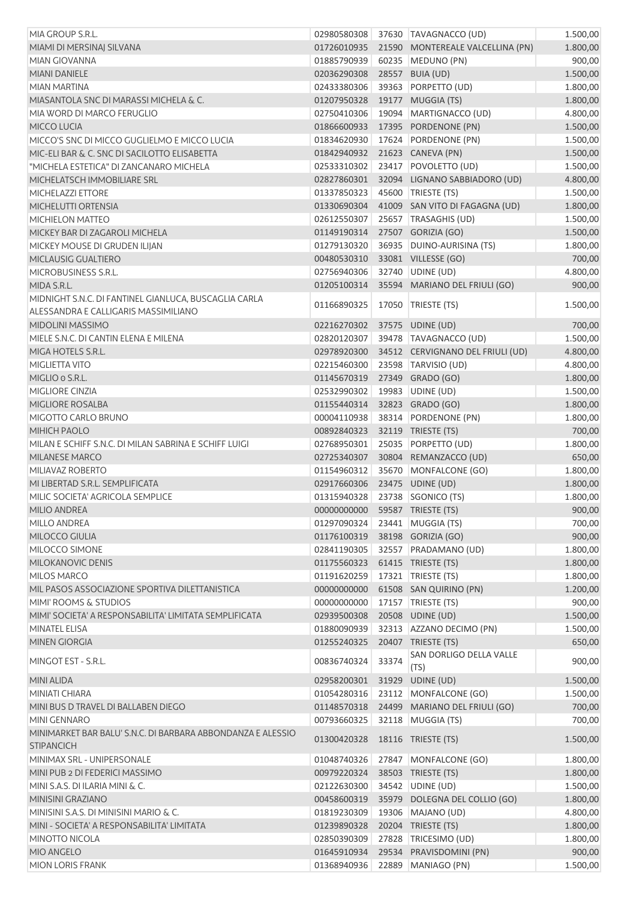| | | | | |
|---|---|---|---|---|
| MIA GROUP S.R.L. | 02980580308 | 37630 | TAVAGNACCO (UD) | 1.500,00 |
| MIAMI DI MERSINAJ SILVANA | 01726010935 | 21590 | MONTEREALE VALCELLINA (PN) | 1.800,00 |
| MIAN GIOVANNA | 01885790939 | 60235 | MEDUNO (PN) | 900,00 |
| MIANI DANIELE | 02036290308 | 28557 | BUIA (UD) | 1.500,00 |
| MIAN MARTINA | 02433380306 | 39363 | PORPETTO (UD) | 1.800,00 |
| MIASANTOLA SNC DI MARASSI MICHELA & C. | 01207950328 | 19177 | MUGGIA (TS) | 1.800,00 |
| MIA WORD DI MARCO FERUGLIO | 02750410306 | 19094 | MARTIGNACCO (UD) | 4.800,00 |
| MICCO LUCIA | 01866600933 | 17395 | PORDENONE (PN) | 1.500,00 |
| MICCO'S SNC DI MICCO GUGLIELMO E MICCO LUCIA | 01834620930 | 17624 | PORDENONE (PN) | 1.500,00 |
| MIC-ELI BAR & C. SNC DI SACILOTTO ELISABETTA | 01842940932 | 21623 | CANEVA (PN) | 1.500,00 |
| "MICHELA ESTETICA" DI ZANCANARO MICHELA | 02533310302 | 23417 | POVOLETTO (UD) | 1.500,00 |
| MICHELATSCH IMMOBILIARE SRL | 02827860301 | 32094 | LIGNANO SABBIADORO (UD) | 4.800,00 |
| MICHELAZZI ETTORE | 01337850323 | 45600 | TRIESTE (TS) | 1.500,00 |
| MICHELUTTI ORTENSIA | 01330690304 | 41009 | SAN VITO DI FAGAGNA (UD) | 1.800,00 |
| MICHIELON MATTEO | 02612550307 | 25657 | TRASAGHIS (UD) | 1.500,00 |
| MICKEY BAR DI ZAGAROLI MICHELA | 01149190314 | 27507 | GORIZIA (GO) | 1.500,00 |
| MICKEY MOUSE DI GRUDEN ILIJAN | 01279130320 | 36935 | DUINO-AURISINA (TS) | 1.800,00 |
| MICLAUSIG GUALTIERO | 00480530310 | 33081 | VILLESSE (GO) | 700,00 |
| MICROBUSINESS S.R.L. | 02756940306 | 32740 | UDINE (UD) | 4.800,00 |
| MIDA S.R.L. | 01205100314 | 35594 | MARIANO DEL FRIULI (GO) | 900,00 |
| MIDNIGHT S.N.C. DI FANTINEL GIANLUCA, BUSCAGLIA CARLA ALESSANDRA E CALLIGARIS MASSIMILIANO | 01166890325 | 17050 | TRIESTE (TS) | 1.500,00 |
| MIDOLINI MASSIMO | 02216270302 | 37575 | UDINE (UD) | 700,00 |
| MIELE S.N.C. DI CANTIN ELENA E MILENA | 02820120307 | 39478 | TAVAGNACCO (UD) | 1.500,00 |
| MIGA HOTELS S.R.L. | 02978920300 | 34512 | CERVIGNANO DEL FRIULI (UD) | 4.800,00 |
| MIGLIETTA VITO | 02215460300 | 23598 | TARVISIO (UD) | 4.800,00 |
| MIGLIO 0 S.R.L. | 01145670319 | 27349 | GRADO (GO) | 1.800,00 |
| MIGLIORE CINZIA | 02532990302 | 19983 | UDINE (UD) | 1.500,00 |
| MIGLIORE ROSALBA | 01155440314 | 32823 | GRADO (GO) | 1.800,00 |
| MIGOTTO CARLO BRUNO | 00004110938 | 38314 | PORDENONE (PN) | 1.800,00 |
| MIHICH PAOLO | 00892840323 | 32119 | TRIESTE (TS) | 700,00 |
| MILAN E SCHIFF S.N.C. DI MILAN SABRINA E SCHIFF LUIGI | 02768950301 | 25035 | PORPETTO (UD) | 1.800,00 |
| MILANESE MARCO | 02725340307 | 30804 | REMANZACCO (UD) | 650,00 |
| MILIAVAZ ROBERTO | 01154960312 | 35670 | MONFALCONE (GO) | 1.800,00 |
| MI LIBERTAD S.R.L. SEMPLIFICATA | 02917660306 | 23475 | UDINE (UD) | 1.800,00 |
| MILIC SOCIETA' AGRICOLA SEMPLICE | 01315940328 | 23738 | SGONICO (TS) | 1.800,00 |
| MILIO ANDREA | 00000000000 | 59587 | TRIESTE (TS) | 900,00 |
| MILLO ANDREA | 01297090324 | 23441 | MUGGIA (TS) | 700,00 |
| MILOCCO GIULIA | 01176100319 | 38198 | GORIZIA (GO) | 900,00 |
| MILOCCO SIMONE | 02841190305 | 32557 | PRADAMANO (UD) | 1.800,00 |
| MILOKANOVIC DENIS | 01175560323 | 61415 | TRIESTE (TS) | 1.800,00 |
| MILOS MARCO | 01191620259 | 17321 | TRIESTE (TS) | 1.800,00 |
| MIL PASOS ASSOCIAZIONE SPORTIVA DILETTANISTICA | 00000000000 | 61508 | SAN QUIRINO (PN) | 1.200,00 |
| MIMI' ROOMS & STUDIOS | 00000000000 | 17157 | TRIESTE (TS) | 900,00 |
| MIMI' SOCIETA' A RESPONSABILITA' LIMITATA SEMPLIFICATA | 02939500308 | 20508 | UDINE (UD) | 1.500,00 |
| MINATEL ELISA | 01880090939 | 32313 | AZZANO DECIMO (PN) | 1.500,00 |
| MINEN GIORGIA | 01255240325 | 20407 | TRIESTE (TS) | 650,00 |
| MINGOT EST - S.R.L. | 00836740324 | 33374 | SAN DORLIGO DELLA VALLE (TS) | 900,00 |
| MINI ALIDA | 02958200301 | 31929 | UDINE (UD) | 1.500,00 |
| MINIATI CHIARA | 01054280316 | 23112 | MONFALCONE (GO) | 1.500,00 |
| MINI BUS D TRAVEL DI BALLABEN DIEGO | 01148570318 | 24499 | MARIANO DEL FRIULI (GO) | 700,00 |
| MINI GENNARO | 00793660325 | 32118 | MUGGIA (TS) | 700,00 |
| MINIMARKET BAR BALU' S.N.C. DI BARBARA ABBONDANZA E ALESSIO STIPANCICH | 01300420328 | 18116 | TRIESTE (TS) | 1.500,00 |
| MINIMAX SRL - UNIPERSONALE | 01048740326 | 27847 | MONFALCONE (GO) | 1.800,00 |
| MINI PUB 2 DI FEDERICI MASSIMO | 00979220324 | 38503 | TRIESTE (TS) | 1.800,00 |
| MINI S.A.S. DI ILARIA MINI & C. | 02122630300 | 34542 | UDINE (UD) | 1.500,00 |
| MINISINI GRAZIANO | 00458600319 | 35979 | DOLEGNA DEL COLLIO (GO) | 1.800,00 |
| MINISINI S.A.S. DI MINISINI MARIO & C. | 01819230309 | 19306 | MAJANO (UD) | 4.800,00 |
| MINI - SOCIETA' A RESPONSABILITA' LIMITATA | 01239890328 | 20204 | TRIESTE (TS) | 1.800,00 |
| MINOTTO NICOLA | 02850390309 | 27828 | TRICESIMO (UD) | 1.800,00 |
| MIO ANGELO | 01645910934 | 29534 | PRAVISDOMINI (PN) | 900,00 |
| MION LORIS FRANK | 01368940936 | 22889 | MANIAGO (PN) | 1.500,00 |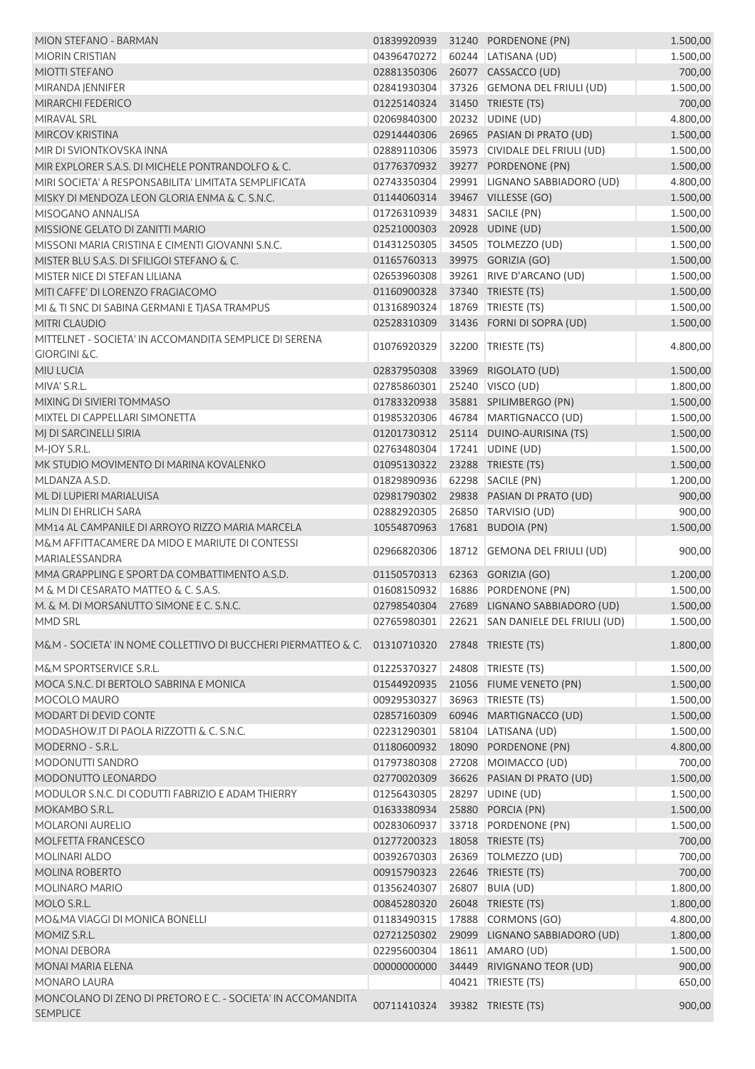| | | | | |
|---|---|---|---|---|
| MION STEFANO - BARMAN | 01839920939 | 31240 | PORDENONE (PN) | 1.500,00 |
| MIORIN CRISTIAN | 04396470272 | 60244 | LATISANA (UD) | 1.500,00 |
| MIOTTI STEFANO | 02881350306 | 26077 | CASSACCO (UD) | 700,00 |
| MIRANDA JENNIFER | 02841930304 | 37326 | GEMONA DEL FRIULI (UD) | 1.500,00 |
| MIRARCHI FEDERICO | 01225140324 | 31450 | TRIESTE (TS) | 700,00 |
| MIRAVAL SRL | 02069840300 | 20232 | UDINE (UD) | 4.800,00 |
| MIRCOV KRISTINA | 02914440306 | 26965 | PASIAN DI PRATO (UD) | 1.500,00 |
| MIR DI SVIONTKOVSKA INNA | 02889110306 | 35973 | CIVIDALE DEL FRIULI (UD) | 1.500,00 |
| MIR EXPLORER S.A.S. DI MICHELE PONTRANDOLFO & C. | 01776370932 | 39277 | PORDENONE (PN) | 1.500,00 |
| MIRI SOCIETA' A RESPONSABILITA' LIMITATA SEMPLIFICATA | 02743350304 | 29991 | LIGNANO SABBIADORO (UD) | 4.800,00 |
| MISKY DI MENDOZA LEON GLORIA ENMA & C. S.N.C. | 01144060314 | 39467 | VILLESSE (GO) | 1.500,00 |
| MISOGANO ANNALISA | 01726310939 | 34831 | SACILE (PN) | 1.500,00 |
| MISSIONE GELATO DI ZANITTI MARIO | 02521000303 | 20928 | UDINE (UD) | 1.500,00 |
| MISSONI MARIA CRISTINA E CIMENTI GIOVANNI S.N.C. | 01431250305 | 34505 | TOLMEZZO (UD) | 1.500,00 |
| MISTER BLU S.A.S. DI SFILIGOI STEFANO & C. | 01165760313 | 39975 | GORIZIA (GO) | 1.500,00 |
| MISTER NICE DI STEFAN LILIANA | 02653960308 | 39261 | RIVE D'ARCANO (UD) | 1.500,00 |
| MITI CAFFE' DI LORENZO FRAGIACOMO | 01160900328 | 37340 | TRIESTE (TS) | 1.500,00 |
| MI & TI SNC DI SABINA GERMANI E TJASA TRAMPUS | 01316890324 | 18769 | TRIESTE (TS) | 1.500,00 |
| MITRI CLAUDIO | 02528310309 | 31436 | FORNI DI SOPRA (UD) | 1.500,00 |
| MITTELNET - SOCIETA' IN ACCOMANDITA SEMPLICE DI SERENA GIORGINI &C. | 01076920329 | 32200 | TRIESTE (TS) | 4.800,00 |
| MIU LUCIA | 02837950308 | 33969 | RIGOLATO (UD) | 1.500,00 |
| MIVA' S.R.L. | 02785860301 | 25240 | VISCO (UD) | 1.800,00 |
| MIXING DI SIVIERI TOMMASO | 01783320938 | 35881 | SPILIMBERGO (PN) | 1.500,00 |
| MIXTEL DI CAPPELLARI SIMONETTA | 01985320306 | 46784 | MARTIGNACCO (UD) | 1.500,00 |
| MJ DI SARCINELLI SIRIA | 01201730312 | 25114 | DUINO-AURISINA (TS) | 1.500,00 |
| M-JOY S.R.L. | 02763480304 | 17241 | UDINE (UD) | 1.500,00 |
| MK STUDIO MOVIMENTO DI MARINA KOVALENKO | 01095130322 | 23288 | TRIESTE (TS) | 1.500,00 |
| MLDANZA A.S.D. | 01829890936 | 62298 | SACILE (PN) | 1.200,00 |
| ML DI LUPIERI MARIALUISA | 02981790302 | 29838 | PASIAN DI PRATO (UD) | 900,00 |
| MLIN DI EHRLICH SARA | 02882920305 | 26850 | TARVISIO (UD) | 900,00 |
| MM14 AL CAMPANILE DI ARROYO RIZZO MARIA MARCELA | 10554870963 | 17681 | BUDOIA (PN) | 1.500,00 |
| M&M AFFITTACAMERE DA MIDO E MARIUTE DI CONTESSI MARIALESSANDRA | 02966820306 | 18712 | GEMONA DEL FRIULI (UD) | 900,00 |
| MMA GRAPPLING E SPORT DA COMBATTIMENTO A.S.D. | 01150570313 | 62363 | GORIZIA (GO) | 1.200,00 |
| M & M DI CESARATO MATTEO & C. S.A.S. | 01608150932 | 16886 | PORDENONE (PN) | 1.500,00 |
| M. & M. DI MORSANUTTO SIMONE E C. S.N.C. | 02798540304 | 27689 | LIGNANO SABBIADORO (UD) | 1.500,00 |
| MMD SRL | 02765980301 | 22621 | SAN DANIELE DEL FRIULI (UD) | 1.500,00 |
| M&M - SOCIETA' IN NOME COLLETTIVO DI BUCCHERI PIERMATTEO & C. | 01310710320 | 27848 | TRIESTE (TS) | 1.800,00 |
| M&M SPORTSERVICE S.R.L. | 01225370327 | 24808 | TRIESTE (TS) | 1.500,00 |
| MOCA S.N.C. DI BERTOLO SABRINA E MONICA | 01544920935 | 21056 | FIUME VENETO (PN) | 1.500,00 |
| MOCOLO MAURO | 00929530327 | 36963 | TRIESTE (TS) | 1.500,00 |
| MODART DI DEVID CONTE | 02857160309 | 60946 | MARTIGNACCO (UD) | 1.500,00 |
| MODASHOW.IT DI PAOLA RIZZOTTI & C. S.N.C. | 02231290301 | 58104 | LATISANA (UD) | 1.500,00 |
| MODERNO - S.R.L. | 01180600932 | 18090 | PORDENONE (PN) | 4.800,00 |
| MODONUTTI SANDRO | 01797380308 | 27208 | MOIMACCO (UD) | 700,00 |
| MODONUTTO LEONARDO | 02770020309 | 36626 | PASIAN DI PRATO (UD) | 1.500,00 |
| MODULOR S.N.C. DI CODUTTI FABRIZIO E ADAM THIERRY | 01256430305 | 28297 | UDINE (UD) | 1.500,00 |
| MOKAMBO S.R.L. | 01633380934 | 25880 | PORCIA (PN) | 1.500,00 |
| MOLARONI AURELIO | 00283060937 | 33718 | PORDENONE (PN) | 1.500,00 |
| MOLFETTA FRANCESCO | 01277200323 | 18058 | TRIESTE (TS) | 700,00 |
| MOLINARI ALDO | 00392670303 | 26369 | TOLMEZZO (UD) | 700,00 |
| MOLINA ROBERTO | 00915790323 | 22646 | TRIESTE (TS) | 700,00 |
| MOLINARO MARIO | 01356240307 | 26807 | BUIA (UD) | 1.800,00 |
| MOLO S.R.L. | 00845280320 | 26048 | TRIESTE (TS) | 1.800,00 |
| MO&MA VIAGGI DI MONICA BONELLI | 01183490315 | 17888 | CORMONS (GO) | 4.800,00 |
| MOMIZ S.R.L. | 02721250302 | 29099 | LIGNANO SABBIADORO (UD) | 1.800,00 |
| MONAI DEBORA | 02295600304 | 18611 | AMARO (UD) | 1.500,00 |
| MONAI MARIA ELENA | 00000000000 | 34449 | RIVIGNANO TEOR (UD) | 900,00 |
| MONARO LAURA | | 40421 | TRIESTE (TS) | 650,00 |
| MONCOLANO DI ZENO DI PRETORO E C. - SOCIETA' IN ACCOMANDITA SEMPLICE | 00711410324 | 39382 | TRIESTE (TS) | 900,00 |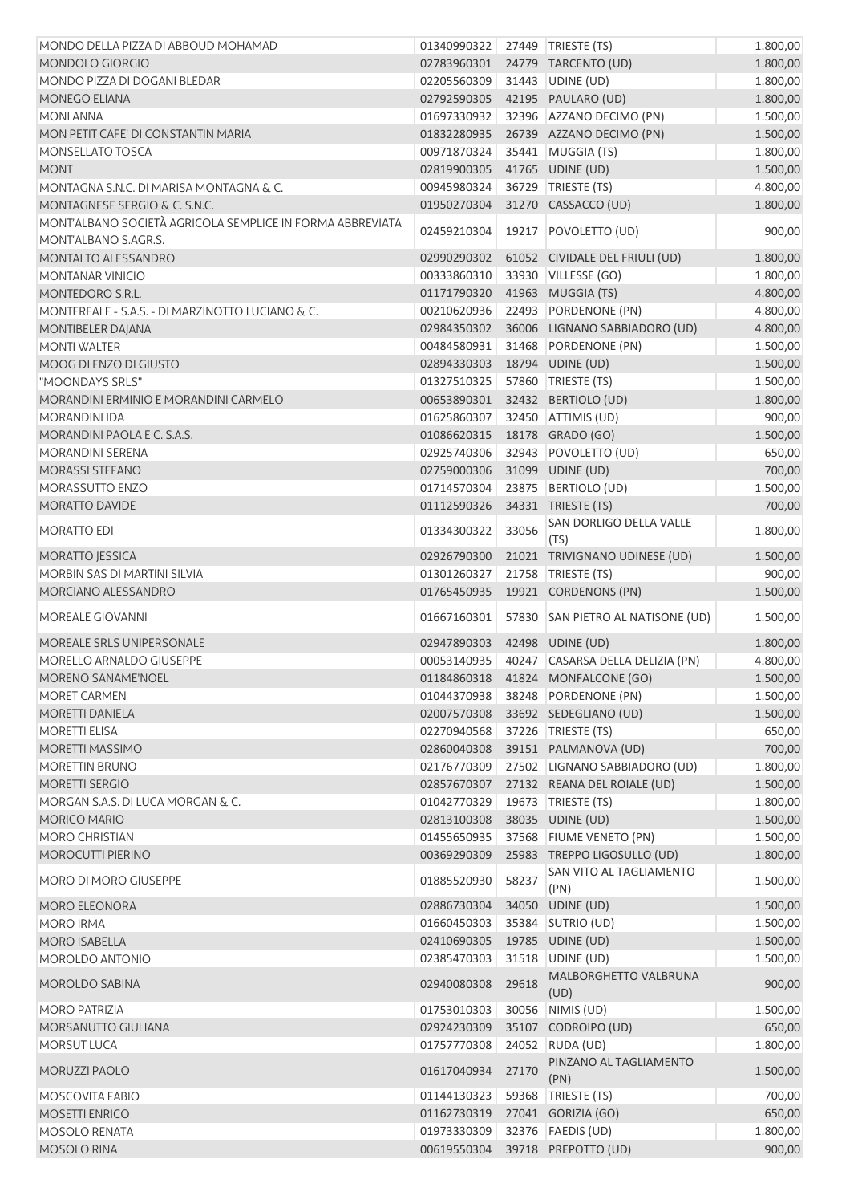| | | | | |
|---|---|---|---|---|
| MONDO DELLA PIZZA DI ABBOUD MOHAMAD | 01340990322 | 27449 | TRIESTE (TS) | 1.800,00 |
| MONDOLO GIORGIO | 02783960301 | 24779 | TARCENTO (UD) | 1.800,00 |
| MONDO PIZZA DI DOGANI BLEDAR | 02205560309 | 31443 | UDINE (UD) | 1.800,00 |
| MONEGO ELIANA | 02792590305 | 42195 | PAULARO (UD) | 1.800,00 |
| MONI ANNA | 01697330932 | 32396 | AZZANO DECIMO (PN) | 1.500,00 |
| MON PETIT CAFE' DI CONSTANTIN MARIA | 01832280935 | 26739 | AZZANO DECIMO (PN) | 1.500,00 |
| MONSELLATO TOSCA | 00971870324 | 35441 | MUGGIA (TS) | 1.800,00 |
| MONT | 02819900305 | 41765 | UDINE (UD) | 1.500,00 |
| MONTAGNA S.N.C. DI MARISA MONTAGNA & C. | 00945980324 | 36729 | TRIESTE (TS) | 4.800,00 |
| MONTAGNESE SERGIO & C. S.N.C. | 01950270304 | 31270 | CASSACCO (UD) | 1.800,00 |
| MONT'ALBANO SOCIETÀ AGRICOLA SEMPLICE IN FORMA ABBREVIATA MONT'ALBANO S.AGR.S. | 02459210304 | 19217 | POVOLETTO (UD) | 900,00 |
| MONTALTO ALESSANDRO | 02990290302 | 61052 | CIVIDALE DEL FRIULI (UD) | 1.800,00 |
| MONTANAR VINICIO | 00333860310 | 33930 | VILLESSE (GO) | 1.800,00 |
| MONTEDORO S.R.L. | 01171790320 | 41963 | MUGGIA (TS) | 4.800,00 |
| MONTEREALE - S.A.S. - DI MARZINOTTO LUCIANO & C. | 00210620936 | 22493 | PORDENONE (PN) | 4.800,00 |
| MONTIBELER DAJANA | 02984350302 | 36006 | LIGNANO SABBIADORO (UD) | 4.800,00 |
| MONTI WALTER | 00484580931 | 31468 | PORDENONE (PN) | 1.500,00 |
| MOOG DI ENZO DI GIUSTO | 02894330303 | 18794 | UDINE (UD) | 1.500,00 |
| "MOONDAYS SRLS" | 01327510325 | 57860 | TRIESTE (TS) | 1.500,00 |
| MORANDINI ERMINIO E MORANDINI CARMELO | 00653890301 | 32432 | BERTIOLO (UD) | 1.800,00 |
| MORANDINI IDA | 01625860307 | 32450 | ATTIMIS (UD) | 900,00 |
| MORANDINI PAOLA E C. S.A.S. | 01086620315 | 18178 | GRADO (GO) | 1.500,00 |
| MORANDINI SERENA | 02925740306 | 32943 | POVOLETTO (UD) | 650,00 |
| MORASSI STEFANO | 02759000306 | 31099 | UDINE (UD) | 700,00 |
| MORASSUTTO ENZO | 01714570304 | 23875 | BERTIOLO (UD) | 1.500,00 |
| MORATTO DAVIDE | 01112590326 | 34331 | TRIESTE (TS) | 700,00 |
| MORATTO EDI | 01334300322 | 33056 | SAN DORLIGO DELLA VALLE (TS) | 1.800,00 |
| MORATTO JESSICA | 02926790300 | 21021 | TRIVIGNANO UDINESE (UD) | 1.500,00 |
| MORBIN SAS DI MARTINI SILVIA | 01301260327 | 21758 | TRIESTE (TS) | 900,00 |
| MORCIANO ALESSANDRO | 01765450935 | 19921 | CORDENONS (PN) | 1.500,00 |
| MOREALE GIOVANNI | 01667160301 | 57830 | SAN PIETRO AL NATISONE (UD) | 1.500,00 |
| MOREALE SRLS UNIPERSONALE | 02947890303 | 42498 | UDINE (UD) | 1.800,00 |
| MORELLO ARNALDO GIUSEPPE | 00053140935 | 40247 | CASARSA DELLA DELIZIA (PN) | 4.800,00 |
| MORENO SANAME'NOEL | 01184860318 | 41824 | MONFALCONE (GO) | 1.500,00 |
| MORET CARMEN | 01044370938 | 38248 | PORDENONE (PN) | 1.500,00 |
| MORETTI DANIELA | 02007570308 | 33692 | SEDEGLIANO (UD) | 1.500,00 |
| MORETTI ELISA | 02270940568 | 37226 | TRIESTE (TS) | 650,00 |
| MORETTI MASSIMO | 02860040308 | 39151 | PALMANOVA (UD) | 700,00 |
| MORETTIN BRUNO | 02176770309 | 27502 | LIGNANO SABBIADORO (UD) | 1.800,00 |
| MORETTI SERGIO | 02857670307 | 27132 | REANA DEL ROIALE (UD) | 1.500,00 |
| MORGAN S.A.S. DI LUCA MORGAN & C. | 01042770329 | 19673 | TRIESTE (TS) | 1.800,00 |
| MORICO MARIO | 02813100308 | 38035 | UDINE (UD) | 1.500,00 |
| MORO CHRISTIAN | 01455650935 | 37568 | FIUME VENETO (PN) | 1.500,00 |
| MOROCUTTI PIERINO | 00369290309 | 25983 | TREPPO LIGOSULLO (UD) | 1.800,00 |
| MORO DI MORO GIUSEPPE | 01885520930 | 58237 | SAN VITO AL TAGLIAMENTO (PN) | 1.500,00 |
| MORO ELEONORA | 02886730304 | 34050 | UDINE (UD) | 1.500,00 |
| MORO IRMA | 01660450303 | 35384 | SUTRIO (UD) | 1.500,00 |
| MORO ISABELLA | 02410690305 | 19785 | UDINE (UD) | 1.500,00 |
| MOROLDO ANTONIO | 02385470303 | 31518 | UDINE (UD) | 1.500,00 |
| MOROLDO SABINA | 02940080308 | 29618 | MALBORGHETTO VALBRUNA (UD) | 900,00 |
| MORO PATRIZIA | 01753010303 | 30056 | NIMIS (UD) | 1.500,00 |
| MORSANUTTO GIULIANA | 02924230309 | 35107 | CODROIPO (UD) | 650,00 |
| MORSUT LUCA | 01757770308 | 24052 | RUDA (UD) | 1.800,00 |
| MORUZZI PAOLO | 01617040934 | 27170 | PINZANO AL TAGLIAMENTO (PN) | 1.500,00 |
| MOSCOVITA FABIO | 01144130323 | 59368 | TRIESTE (TS) | 700,00 |
| MOSETTI ENRICO | 01162730319 | 27041 | GORIZIA (GO) | 650,00 |
| MOSOLO RENATA | 01973330309 | 32376 | FAEDIS (UD) | 1.800,00 |
| MOSOLO RINA | 00619550304 | 39718 | PREPOTTO (UD) | 900,00 |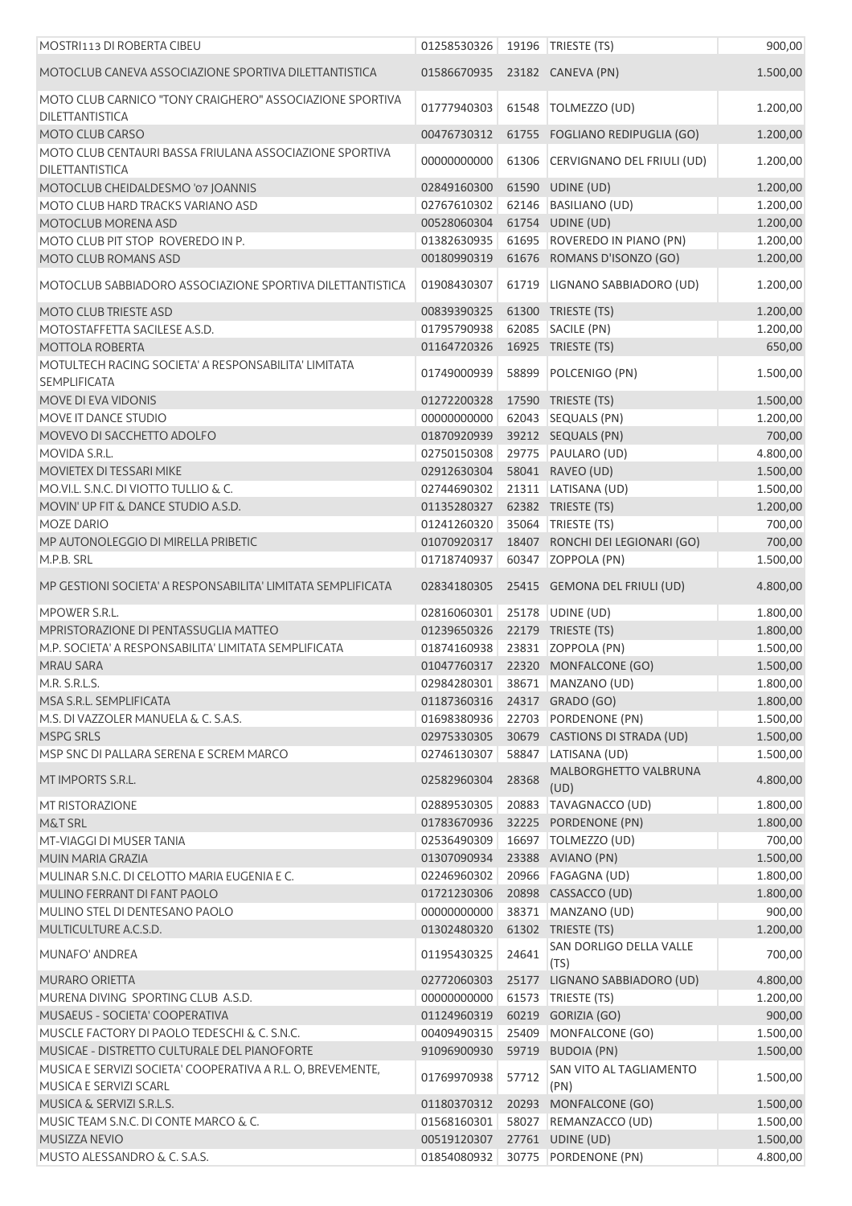| | | | | |
|---|---|---|---|---|
| MOSTRI113 DI ROBERTA CIBEU | 01258530326 | 19196 | TRIESTE (TS) | 900,00 |
| MOTOCLUB CANEVA ASSOCIAZIONE SPORTIVA DILETTANTISTICA | 01586670935 | 23182 | CANEVA (PN) | 1.500,00 |
| MOTO CLUB CARNICO "TONY CRAIGHERO" ASSOCIAZIONE SPORTIVA DILETTANTISTICA | 01777940303 | 61548 | TOLMEZZO (UD) | 1.200,00 |
| MOTO CLUB CARSO | 00476730312 | 61755 | FOGLIANO REDIPUGLIA (GO) | 1.200,00 |
| MOTO CLUB CENTAURI BASSA FRIULANA ASSOCIAZIONE SPORTIVA DILETTANTISTICA | 00000000000 | 61306 | CERVIGNANO DEL FRIULI (UD) | 1.200,00 |
| MOTOCLUB CHEIDALDESMO '07 JOANNIS | 02849160300 | 61590 | UDINE (UD) | 1.200,00 |
| MOTO CLUB HARD TRACKS VARIANO ASD | 02767610302 | 62146 | BASILIANO (UD) | 1.200,00 |
| MOTOCLUB MORENA ASD | 00528060304 | 61754 | UDINE (UD) | 1.200,00 |
| MOTO CLUB PIT STOP ROVEREDO IN P. | 01382630935 | 61695 | ROVEREDO IN PIANO (PN) | 1.200,00 |
| MOTO CLUB ROMANS ASD | 00180990319 | 61676 | ROMANS D'ISONZO (GO) | 1.200,00 |
| MOTOCLUB SABBIADORO ASSOCIAZIONE SPORTIVA DILETTANTISTICA | 01908430307 | 61719 | LIGNANO SABBIADORO (UD) | 1.200,00 |
| MOTO CLUB TRIESTE ASD | 00839390325 | 61300 | TRIESTE (TS) | 1.200,00 |
| MOTOSTAFFETTA SACILESE A.S.D. | 01795790938 | 62085 | SACILE (PN) | 1.200,00 |
| MOTTOLA ROBERTA | 01164720326 | 16925 | TRIESTE (TS) | 650,00 |
| MOTULTECH RACING SOCIETA' A RESPONSABILITA' LIMITATA SEMPLIFICATA | 01749000939 | 58899 | POLCENIGO (PN) | 1.500,00 |
| MOVE DI EVA VIDONIS | 01272200328 | 17590 | TRIESTE (TS) | 1.500,00 |
| MOVE IT DANCE STUDIO | 00000000000 | 62043 | SEQUALS (PN) | 1.200,00 |
| MOVEVO DI SACCHETTO ADOLFO | 01870920939 | 39212 | SEQUALS (PN) | 700,00 |
| MOVIDA S.R.L. | 02750150308 | 29775 | PAULARO (UD) | 4.800,00 |
| MOVIETEX DI TESSARI MIKE | 02912630304 | 58041 | RAVEO (UD) | 1.500,00 |
| MO.VI.L. S.N.C. DI VIOTTO TULLIO & C. | 02744690302 | 21311 | LATISANA (UD) | 1.500,00 |
| MOVIN' UP FIT & DANCE STUDIO A.S.D. | 01135280327 | 62382 | TRIESTE (TS) | 1.200,00 |
| MOZE DARIO | 01241260320 | 35064 | TRIESTE (TS) | 700,00 |
| MP AUTONOLEGGIO DI MIRELLA PRIBETIC | 01070920317 | 18407 | RONCHI DEI LEGIONARI (GO) | 700,00 |
| M.P.B. SRL | 01718740937 | 60347 | ZOPPOLA (PN) | 1.500,00 |
| MP GESTIONI SOCIETA' A RESPONSABILITA' LIMITATA SEMPLIFICATA | 02834180305 | 25415 | GEMONA DEL FRIULI (UD) | 4.800,00 |
| MPOWER S.R.L. | 02816060301 | 25178 | UDINE (UD) | 1.800,00 |
| MPRISTORAZIONE DI PENTASSUGLIA MATTEO | 01239650326 | 22179 | TRIESTE (TS) | 1.800,00 |
| M.P. SOCIETA' A RESPONSABILITA' LIMITATA SEMPLIFICATA | 01874160938 | 23831 | ZOPPOLA (PN) | 1.500,00 |
| MRAU SARA | 01047760317 | 22320 | MONFALCONE (GO) | 1.500,00 |
| M.R. S.R.L.S. | 02984280301 | 38671 | MANZANO (UD) | 1.800,00 |
| MSA S.R.L. SEMPLIFICATA | 01187360316 | 24317 | GRADO (GO) | 1.800,00 |
| M.S. DI VAZZOLER MANUELA & C. S.A.S. | 01698380936 | 22703 | PORDENONE (PN) | 1.500,00 |
| MSPG SRLS | 02975330305 | 30679 | CASTIONS DI STRADA (UD) | 1.500,00 |
| MSP SNC DI PALLARA SERENA E SCREM MARCO | 02746130307 | 58847 | LATISANA (UD) | 1.500,00 |
| MT IMPORTS S.R.L. | 02582960304 | 28368 | MALBORGHETTO VALBRUNA (UD) | 4.800,00 |
| MT RISTORAZIONE | 02889530305 | 20883 | TAVAGNACCO (UD) | 1.800,00 |
| M&T SRL | 01783670936 | 32225 | PORDENONE (PN) | 1.800,00 |
| MT-VIAGGI DI MUSER TANIA | 02536490309 | 16697 | TOLMEZZO (UD) | 700,00 |
| MUIN MARIA GRAZIA | 01307090934 | 23388 | AVIANO (PN) | 1.500,00 |
| MULINAR S.N.C. DI CELOTTO MARIA EUGENIA E C. | 02246960302 | 20966 | FAGAGNA (UD) | 1.800,00 |
| MULINO FERRANT DI FANT PAOLO | 01721230306 | 20898 | CASSACCO (UD) | 1.800,00 |
| MULINO STEL DI DENTESANO PAOLO | 00000000000 | 38371 | MANZANO (UD) | 900,00 |
| MULTICULTURE A.C.S.D. | 01302480320 | 61302 | TRIESTE (TS) | 1.200,00 |
| MUNAFO' ANDREA | 01195430325 | 24641 | SAN DORLIGO DELLA VALLE (TS) | 700,00 |
| MURARO ORIETTA | 02772060303 | 25177 | LIGNANO SABBIADORO (UD) | 4.800,00 |
| MURENA DIVING SPORTING CLUB A.S.D. | 00000000000 | 61573 | TRIESTE (TS) | 1.200,00 |
| MUSAEUS - SOCIETA' COOPERATIVA | 01124960319 | 60219 | GORIZIA (GO) | 900,00 |
| MUSCLE FACTORY DI PAOLO TEDESCHI & C. S.N.C. | 00409490315 | 25409 | MONFALCONE (GO) | 1.500,00 |
| MUSICAE - DISTRETTO CULTURALE DEL PIANOFORTE | 91096900930 | 59719 | BUDOIA (PN) | 1.500,00 |
| MUSICA E SERVIZI SOCIETA' COOPERATIVA A R.L. O, BREVEMENTE, MUSICA E SERVIZI SCARL | 01769970938 | 57712 | SAN VITO AL TAGLIAMENTO (PN) | 1.500,00 |
| MUSICA & SERVIZI S.R.L.S. | 01180370312 | 20293 | MONFALCONE (GO) | 1.500,00 |
| MUSIC TEAM S.N.C. DI CONTE MARCO & C. | 01568160301 | 58027 | REMANZACCO (UD) | 1.500,00 |
| MUSIZZA NEVIO | 00519120307 | 27761 | UDINE (UD) | 1.500,00 |
| MUSTO ALESSANDRO & C. S.A.S. | 01854080932 | 30775 | PORDENONE (PN) | 4.800,00 |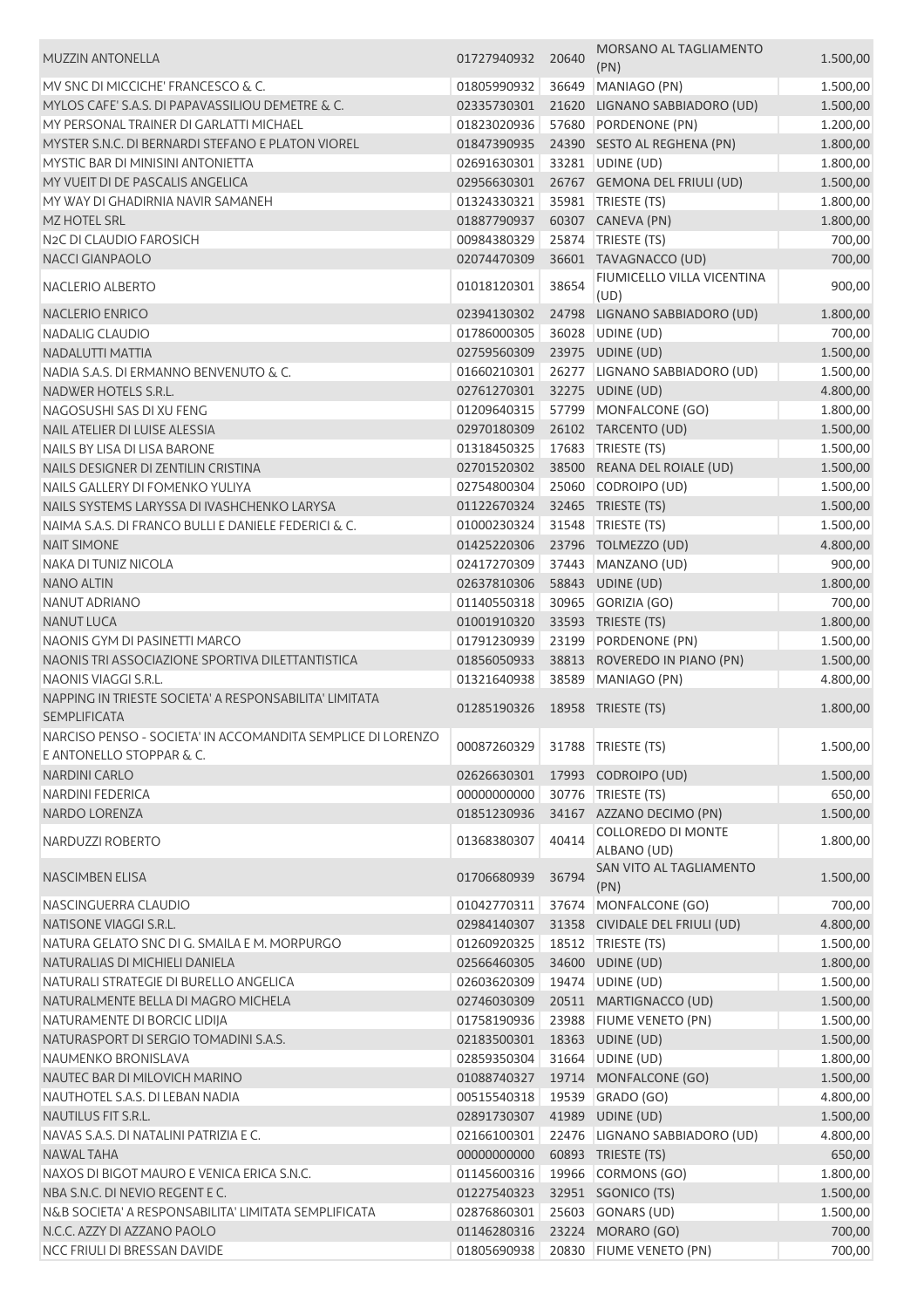| | | | | |
|---|---|---|---|---|
| MUZZIN ANTONELLA | 01727940932 | 20640 | MORSANO AL TAGLIAMENTO (PN) | 1.500,00 |
| MV SNC DI MICCICHE' FRANCESCO & C. | 01805990932 | 36649 | MANIAGO (PN) | 1.500,00 |
| MYLOS CAFE' S.A.S. DI PAPAVASSILIOU DEMETRE & C. | 02335730301 | 21620 | LIGNANO SABBIADORO (UD) | 1.500,00 |
| MY PERSONAL TRAINER DI GARLATTI MICHAEL | 01823020936 | 57680 | PORDENONE (PN) | 1.200,00 |
| MYSTER S.N.C. DI BERNARDI STEFANO E PLATON VIOREL | 01847390935 | 24390 | SESTO AL REGHENA (PN) | 1.800,00 |
| MYSTIC BAR DI MINISINI ANTONIETTA | 02691630301 | 33281 | UDINE (UD) | 1.800,00 |
| MY VUEIT DI DE PASCALIS ANGELICA | 02956630301 | 26767 | GEMONA DEL FRIULI (UD) | 1.500,00 |
| MY WAY DI GHADIRNIA NAVIR SAMANEH | 01324330321 | 35981 | TRIESTE (TS) | 1.800,00 |
| MZ HOTEL SRL | 01887790937 | 60307 | CANEVA (PN) | 1.800,00 |
| N2C DI CLAUDIO FAROSICH | 00984380329 | 25874 | TRIESTE (TS) | 700,00 |
| NACCI GIANPAOLO | 02074470309 | 36601 | TAVAGNACCO (UD) | 700,00 |
| NACLERIO ALBERTO | 01018120301 | 38654 | FIUMICELLO VILLA VICENTINA (UD) | 900,00 |
| NACLERIO ENRICO | 02394130302 | 24798 | LIGNANO SABBIADORO (UD) | 1.800,00 |
| NADALIG CLAUDIO | 01786000305 | 36028 | UDINE (UD) | 700,00 |
| NADALUTTI MATTIA | 02759560309 | 23975 | UDINE (UD) | 1.500,00 |
| NADIA S.A.S. DI ERMANNO BENVENUTO & C. | 01660210301 | 26277 | LIGNANO SABBIADORO (UD) | 1.500,00 |
| NADWER HOTELS S.R.L. | 02761270301 | 32275 | UDINE (UD) | 4.800,00 |
| NAGOSUSHI SAS DI XU FENG | 01209640315 | 57799 | MONFALCONE (GO) | 1.800,00 |
| NAIL ATELIER DI LUISE ALESSIA | 02970180309 | 26102 | TARCENTO (UD) | 1.500,00 |
| NAILS BY LISA DI LISA BARONE | 01318450325 | 17683 | TRIESTE (TS) | 1.500,00 |
| NAILS DESIGNER DI ZENTILIN CRISTINA | 02701520302 | 38500 | REANA DEL ROIALE (UD) | 1.500,00 |
| NAILS GALLERY DI FOMENKO YULIYA | 02754800304 | 25060 | CODROIPO (UD) | 1.500,00 |
| NAILS SYSTEMS LARYSSA DI IVASHCHENKO LARYSA | 01122670324 | 32465 | TRIESTE (TS) | 1.500,00 |
| NAIMA S.A.S. DI FRANCO BULLI E DANIELE FEDERICI & C. | 01000230324 | 31548 | TRIESTE (TS) | 1.500,00 |
| NAIT SIMONE | 01425220306 | 23796 | TOLMEZZO (UD) | 4.800,00 |
| NAKA DI TUNIZ NICOLA | 02417270309 | 37443 | MANZANO (UD) | 900,00 |
| NANO ALTIN | 02637810306 | 58843 | UDINE (UD) | 1.800,00 |
| NANUT ADRIANO | 01140550318 | 30965 | GORIZIA (GO) | 700,00 |
| NANUT LUCA | 01001910320 | 33593 | TRIESTE (TS) | 1.800,00 |
| NAONIS GYM DI PASINETTI MARCO | 01791230939 | 23199 | PORDENONE (PN) | 1.500,00 |
| NAONIS TRI ASSOCIAZIONE SPORTIVA DILETTANTISTICA | 01856050933 | 38813 | ROVEREDO IN PIANO (PN) | 1.500,00 |
| NAONIS VIAGGI S.R.L. | 01321640938 | 38589 | MANIAGO (PN) | 4.800,00 |
| NAPPING IN TRIESTE SOCIETA' A RESPONSABILITA' LIMITATA SEMPLIFICATA | 01285190326 | 18958 | TRIESTE (TS) | 1.800,00 |
| NARCISO PENSO - SOCIETA' IN ACCOMANDITA SEMPLICE DI LORENZO E ANTONELLO STOPPAR & C. | 00087260329 | 31788 | TRIESTE (TS) | 1.500,00 |
| NARDINI CARLO | 02626630301 | 17993 | CODROIPO (UD) | 1.500,00 |
| NARDINI FEDERICA | 00000000000 | 30776 | TRIESTE (TS) | 650,00 |
| NARDO LORENZA | 01851230936 | 34167 | AZZANO DECIMO (PN) | 1.500,00 |
| NARDUZZI ROBERTO | 01368380307 | 40414 | COLLOREDO DI MONTE ALBANO (UD) | 1.800,00 |
| NASCIMBEN ELISA | 01706680939 | 36794 | SAN VITO AL TAGLIAMENTO (PN) | 1.500,00 |
| NASCINGUERRA CLAUDIO | 01042770311 | 37674 | MONFALCONE (GO) | 700,00 |
| NATISONE VIAGGI S.R.L. | 02984140307 | 31358 | CIVIDALE DEL FRIULI (UD) | 4.800,00 |
| NATURA GELATO SNC DI G. SMAILA E M. MORPURGO | 01260920325 | 18512 | TRIESTE (TS) | 1.500,00 |
| NATURALIAS DI MICHIELI DANIELA | 02566460305 | 34600 | UDINE (UD) | 1.800,00 |
| NATURALI STRATEGIE DI BURELLO ANGELICA | 02603620309 | 19474 | UDINE (UD) | 1.500,00 |
| NATURALMENTE BELLA DI MAGRO MICHELA | 02746030309 | 20511 | MARTIGNACCO (UD) | 1.500,00 |
| NATURAMENTE DI BORCIC LIDIJA | 01758190936 | 23988 | FIUME VENETO (PN) | 1.500,00 |
| NATURASPORT DI SERGIO TOMADINI S.A.S. | 02183500301 | 18363 | UDINE (UD) | 1.500,00 |
| NAUMENKO BRONISLAVA | 02859350304 | 31664 | UDINE (UD) | 1.800,00 |
| NAUTEC BAR DI MILOVICH MARINO | 01088740327 | 19714 | MONFALCONE (GO) | 1.500,00 |
| NAUTHOTEL S.A.S. DI LEBAN NADIA | 00515540318 | 19539 | GRADO (GO) | 4.800,00 |
| NAUTILUS FIT S.R.L. | 02891730307 | 41989 | UDINE (UD) | 1.500,00 |
| NAVAS S.A.S. DI NATALINI PATRIZIA E C. | 02166100301 | 22476 | LIGNANO SABBIADORO (UD) | 4.800,00 |
| NAWAL TAHA | 00000000000 | 60893 | TRIESTE (TS) | 650,00 |
| NAXOS DI BIGOT MAURO E VENICA ERICA S.N.C. | 01145600316 | 19966 | CORMONS (GO) | 1.800,00 |
| NBA S.N.C. DI NEVIO REGENT E C. | 01227540323 | 32951 | SGONICO (TS) | 1.500,00 |
| N&B SOCIETA' A RESPONSABILITA' LIMITATA SEMPLIFICATA | 02876860301 | 25603 | GONARS (UD) | 1.500,00 |
| N.C.C. AZZY DI AZZANO PAOLO | 01146280316 | 23224 | MORARO (GO) | 700,00 |
| NCC FRIULI DI BRESSAN DAVIDE | 01805690938 | 20830 | FIUME VENETO (PN) | 700,00 |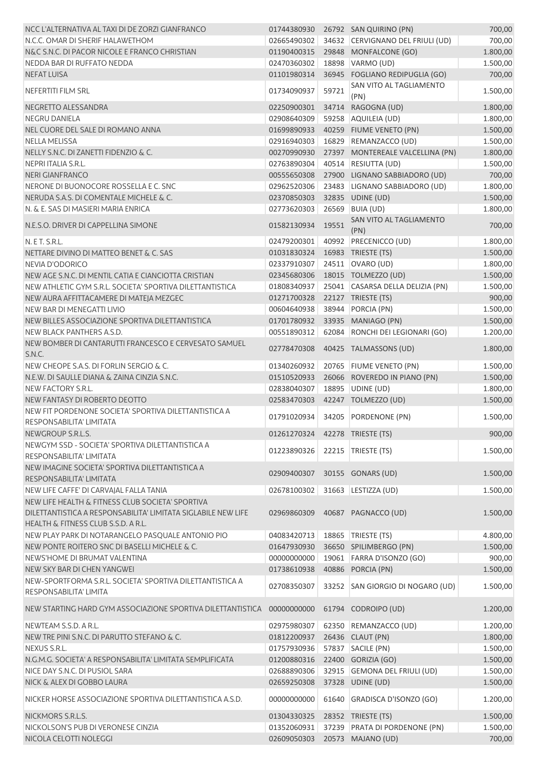| | | | | |
|---|---|---|---|---|
| NCC L'ALTERNATIVA AL TAXI DI DE ZORZI GIANFRANCO | 01744380930 | 26792 | SAN QUIRINO (PN) | 700,00 |
| N.C.C. OMAR DI SHERIF HALAWETHOM | 02665490302 | 34632 | CERVIGNANO DEL FRIULI (UD) | 700,00 |
| N&C S.N.C. DI PACOR NICOLE E FRANCO CHRISTIAN | 01190400315 | 29848 | MONFALCONE (GO) | 1.800,00 |
| NEDDA BAR DI RUFFATO NEDDA | 02470360302 | 18898 | VARMO (UD) | 1.500,00 |
| NEFAT LUISA | 01101980314 | 36945 | FOGLIANO REDIPUGLIA (GO) | 700,00 |
| NEFERTITI FILM SRL | 01734090937 | 59721 | SAN VITO AL TAGLIAMENTO (PN) | 1.500,00 |
| NEGRETTO ALESSANDRA | 02250900301 | 34714 | RAGOGNA (UD) | 1.800,00 |
| NEGRU DANIELA | 02908640309 | 59258 | AQUILEIA (UD) | 1.800,00 |
| NEL CUORE DEL SALE DI ROMANO ANNA | 01699890933 | 40259 | FIUME VENETO (PN) | 1.500,00 |
| NELLA MELISSA | 02916940303 | 16829 | REMANZACCO (UD) | 1.500,00 |
| NELLY S.N.C. DI ZANETTI FIDENZIO & C. | 00270990930 | 27397 | MONTEREALE VALCELLINA (PN) | 1.800,00 |
| NEPRI ITALIA S.R.L. | 02763890304 | 40514 | RESIUTTA (UD) | 1.500,00 |
| NERI GIANFRANCO | 00555650308 | 27900 | LIGNANO SABBIADORO (UD) | 700,00 |
| NERONE DI BUONOCORE ROSSELLA E C. SNC | 02962520306 | 23483 | LIGNANO SABBIADORO (UD) | 1.800,00 |
| NERUDA S.A.S. DI COMENTALE MICHELE & C. | 02370850303 | 32835 | UDINE (UD) | 1.500,00 |
| N. & E. SAS DI MASIERI MARIA ENRICA | 02773620303 | 26569 | BUIA (UD) | 1.800,00 |
| N.E.S.O. DRIVER DI CAPPELLINA SIMONE | 01582130934 | 19551 | SAN VITO AL TAGLIAMENTO (PN) | 700,00 |
| N. E T. S.R.L. | 02479200301 | 40992 | PRECENICCO (UD) | 1.800,00 |
| NETTARE DIVINO DI MATTEO BENET & C. SAS | 01031830324 | 16983 | TRIESTE (TS) | 1.500,00 |
| NEVIA D'ODORICO | 02337910307 | 24511 | OVARO (UD) | 1.800,00 |
| NEW AGE S.N.C. DI MENTIL CATIA E CIANCIOTTA CRISTIAN | 02345680306 | 18015 | TOLMEZZO (UD) | 1.500,00 |
| NEW ATHLETIC GYM S.R.L. SOCIETA' SPORTIVA DILETTANTISTICA | 01808340937 | 25041 | CASARSA DELLA DELIZIA (PN) | 1.500,00 |
| NEW AURA AFFITTACAMERE DI MATEJA MEZGEC | 01271700328 | 22127 | TRIESTE (TS) | 900,00 |
| NEW BAR DI MENEGATTI LIVIO | 00604640938 | 38944 | PORCIA (PN) | 1.500,00 |
| NEW BILLES ASSOCIAZIONE SPORTIVA DILETTANTISTICA | 01701780932 | 33935 | MANIAGO (PN) | 1.500,00 |
| NEW BLACK PANTHERS A.S.D. | 00551890312 | 62084 | RONCHI DEI LEGIONARI (GO) | 1.200,00 |
| NEW BOMBER DI CANTARUTTI FRANCESCO E CERVESATO SAMUEL S.N.C. | 02778470308 | 40425 | TALMASSONS (UD) | 1.800,00 |
| NEW CHEOPE S.A.S. DI FORLIN SERGIO & C. | 01340260932 | 20765 | FIUME VENETO (PN) | 1.500,00 |
| N.E.W. DI SAULLE DIANA & ZAINA CINZIA S.N.C. | 01510520933 | 26066 | ROVEREDO IN PIANO (PN) | 1.500,00 |
| NEW FACTORY S.R.L. | 02838040307 | 18895 | UDINE (UD) | 1.800,00 |
| NEW FANTASY DI ROBERTO DEOTTO | 02583470303 | 42247 | TOLMEZZO (UD) | 1.500,00 |
| NEW FIT PORDENONE SOCIETA' SPORTIVA DILETTANTISTICA A RESPONSABILITA' LIMITATA | 01791020934 | 34205 | PORDENONE (PN) | 1.500,00 |
| NEWGROUP S.R.L.S. | 01261270324 | 42278 | TRIESTE (TS) | 900,00 |
| NEWGYM SSD - SOCIETA' SPORTIVA DILETTANTISTICA A RESPONSABILITA' LIMITATA | 01223890326 | 22215 | TRIESTE (TS) | 1.500,00 |
| NEW IMAGINE SOCIETA' SPORTIVA DILETTANTISTICA A RESPONSABILITA' LIMITATA | 02909400307 | 30155 | GONARS (UD) | 1.500,00 |
| NEW LIFE CAFFE' DI CARVAJAL FALLA TANIA | 02678100302 | 31663 | LESTIZZA (UD) | 1.500,00 |
| NEW LIFE HEALTH & FITNESS CLUB SOCIETA' SPORTIVA DILETTANTISTICA A RESPONSABILITA' LIMITATA SIGLABILE NEW LIFE HEALTH & FITNESS CLUB S.S.D. A R.L. | 02969860309 | 40687 | PAGNACCO (UD) | 1.500,00 |
| NEW PLAY PARK DI NOTARANGELO PASQUALE ANTONIO PIO | 04083420713 | 18865 | TRIESTE (TS) | 4.800,00 |
| NEW PONTE ROITERO SNC DI BASELLI MICHELE & C. | 01647930930 | 36650 | SPILIMBERGO (PN) | 1.500,00 |
| NEWS'HOME DI BRUMAT VALENTINA | 00000000000 | 19061 | FARRA D'ISONZO (GO) | 900,00 |
| NEW SKY BAR DI CHEN YANGWEI | 01738610938 | 40886 | PORCIA (PN) | 1.500,00 |
| NEW-SPORTFORMA S.R.L. SOCIETA' SPORTIVA DILETTANTISTICA A RESPONSABILITA' LIMITA | 02708350307 | 33252 | SAN GIORGIO DI NOGARO (UD) | 1.500,00 |
| NEW STARTING HARD GYM ASSOCIAZIONE SPORTIVA DILETTANTISTICA | 00000000000 | 61794 | CODROIPO (UD) | 1.200,00 |
| NEWTEAM S.S.D. A R.L. | 02975980307 | 62350 | REMANZACCO (UD) | 1.200,00 |
| NEW TRE PINI S.N.C. DI PARUTTO STEFANO & C. | 01812200937 | 26436 | CLAUT (PN) | 1.800,00 |
| NEXUS S.R.L. | 01757930936 | 57837 | SACILE (PN) | 1.500,00 |
| N.G.M.G. SOCIETA' A RESPONSABILITA' LIMITATA SEMPLIFICATA | 01200880316 | 22400 | GORIZIA (GO) | 1.500,00 |
| NICE DAY S.N.C. DI PUSIOL SARA | 02688890306 | 32915 | GEMONA DEL FRIULI (UD) | 1.500,00 |
| NICK & ALEX DI GOBBO LAURA | 02659250308 | 37328 | UDINE (UD) | 1.500,00 |
| NICKER HORSE ASSOCIAZIONE SPORTIVA DILETTANTISTICA A.S.D. | 00000000000 | 61640 | GRADISCA D'ISONZO (GO) | 1.200,00 |
| NICKMORS S.R.L.S. | 01304330325 | 28352 | TRIESTE (TS) | 1.500,00 |
| NICKOLSON'S PUB DI VERONESE CINZIA | 01352060931 | 37239 | PRATA DI PORDENONE (PN) | 1.500,00 |
| NICOLA CELOTTI NOLEGGI | 02609050303 | 20573 | MAJANO (UD) | 700,00 |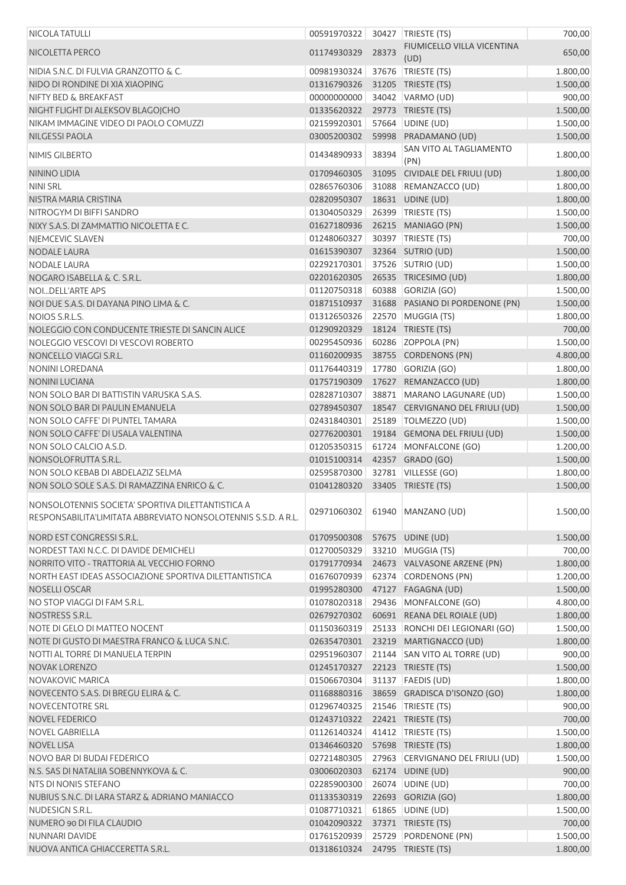| | | | | |
|---|---|---|---|---|
| NICOLA TATULLI | 00591970322 | 30427 | TRIESTE (TS) | 700,00 |
| NICOLETTA PERCO | 01174930329 | 28373 | FIUMICELLO VILLA VICENTINA (UD) | 650,00 |
| NIDIA S.N.C. DI FULVIA GRANZOTTO & C. | 00981930324 | 37676 | TRIESTE (TS) | 1.800,00 |
| NIDO DI RONDINE DI XIA XIAOPING | 01316790326 | 31205 | TRIESTE (TS) | 1.500,00 |
| NIFTY BED & BREAKFAST | 00000000000 | 34042 | VARMO (UD) | 900,00 |
| NIGHT FLIGHT DI ALEKSOV BLAGOJCHO | 01335620322 | 29773 | TRIESTE (TS) | 1.500,00 |
| NIKAM IMMAGINE VIDEO DI PAOLO COMUZZI | 02159920301 | 57664 | UDINE (UD) | 1.500,00 |
| NILGESSI PAOLA | 03005200302 | 59998 | PRADAMANO (UD) | 1.500,00 |
| NIMIS GILBERTO | 01434890933 | 38394 | SAN VITO AL TAGLIAMENTO (PN) | 1.800,00 |
| NININO LIDIA | 01709460305 | 31095 | CIVIDALE DEL FRIULI (UD) | 1.800,00 |
| NINI SRL | 02865760306 | 31088 | REMANZACCO (UD) | 1.800,00 |
| NISTRA MARIA CRISTINA | 02820950307 | 18631 | UDINE (UD) | 1.800,00 |
| NITROGYM DI BIFFI SANDRO | 01304050329 | 26399 | TRIESTE (TS) | 1.500,00 |
| NIXY S.A.S. DI ZAMMATTIO NICOLETTA E C. | 01627180936 | 26215 | MANIAGO (PN) | 1.500,00 |
| NJEMCEVIC SLAVEN | 01248060327 | 30397 | TRIESTE (TS) | 700,00 |
| NODALE LAURA | 01615390307 | 32364 | SUTRIO (UD) | 1.500,00 |
| NODALE LAURA | 02292170301 | 37526 | SUTRIO (UD) | 1.500,00 |
| NOGARO ISABELLA & C. S.R.L. | 02201620305 | 26535 | TRICESIMO (UD) | 1.800,00 |
| NOI...DELL'ARTE APS | 01120750318 | 60388 | GORIZIA (GO) | 1.500,00 |
| NOI DUE S.A.S. DI DAYANA PINO LIMA & C. | 01871510937 | 31688 | PASIANO DI PORDENONE (PN) | 1.500,00 |
| NOIOS S.R.L.S. | 01312650326 | 22570 | MUGGIA (TS) | 1.800,00 |
| NOLEGGIO CON CONDUCENTE TRIESTE DI SANCIN ALICE | 01290920329 | 18124 | TRIESTE (TS) | 700,00 |
| NOLEGGIO VESCOVI DI VESCOVI ROBERTO | 00295450936 | 60286 | ZOPPOLA (PN) | 1.500,00 |
| NONCELLO VIAGGI S.R.L. | 01160200935 | 38755 | CORDENONS (PN) | 4.800,00 |
| NONINI LOREDANA | 01176440319 | 17780 | GORIZIA (GO) | 1.800,00 |
| NONINI LUCIANA | 01757190309 | 17627 | REMANZACCO (UD) | 1.800,00 |
| NON SOLO BAR DI BATTISTIN VARUSKA S.A.S. | 02828710307 | 38871 | MARANO LAGUNARE (UD) | 1.500,00 |
| NON SOLO BAR DI PAULIN EMANUELA | 02789450307 | 18547 | CERVIGNANO DEL FRIULI (UD) | 1.500,00 |
| NON SOLO CAFFE' DI PUNTEL TAMARA | 02431840301 | 25189 | TOLMEZZO (UD) | 1.500,00 |
| NON SOLO CAFFE' DI USALA VALENTINA | 02776200301 | 19184 | GEMONA DEL FRIULI (UD) | 1.500,00 |
| NON SOLO CALCIO A.S.D. | 01205350315 | 61724 | MONFALCONE (GO) | 1.200,00 |
| NONSOLOFRUTTA S.R.L. | 01015100314 | 42357 | GRADO (GO) | 1.500,00 |
| NON SOLO KEBAB DI ABDELAZIZ SELMA | 02595870300 | 32781 | VILLESSE (GO) | 1.800,00 |
| NON SOLO SOLE S.A.S. DI RAMAZZINA ENRICO & C. | 01041280320 | 33405 | TRIESTE (TS) | 1.500,00 |
| NONSOLOTENNIS SOCIETA' SPORTIVA DILETTANTISTICA A RESPONSABILITA'LIMITATA ABBREVIATO NONSOLOTENNIS S.S.D. A R.L. | 02971060302 | 61940 | MANZANO (UD) | 1.500,00 |
| NORD EST CONGRESSI S.R.L. | 01709500308 | 57675 | UDINE (UD) | 1.500,00 |
| NORDEST TAXI N.C.C. DI DAVIDE DEMICHELI | 01270050329 | 33210 | MUGGIA (TS) | 700,00 |
| NORRITO VITO - TRATTORIA AL VECCHIO FORNO | 01791770934 | 24673 | VALVASONE ARZENE (PN) | 1.800,00 |
| NORTH EAST IDEAS ASSOCIAZIONE SPORTIVA DILETTANTISTICA | 01676070939 | 62374 | CORDENONS (PN) | 1.200,00 |
| NOSELLI OSCAR | 01995280300 | 47127 | FAGAGNA (UD) | 1.500,00 |
| NO STOP VIAGGI DI FAM S.R.L. | 01078020318 | 29436 | MONFALCONE (GO) | 4.800,00 |
| NOSTRESS S.R.L. | 02679270302 | 60691 | REANA DEL ROIALE (UD) | 1.800,00 |
| NOTE DI GELO DI MATTEO NOCENT | 01150360319 | 25133 | RONCHI DEI LEGIONARI (GO) | 1.500,00 |
| NOTE DI GUSTO DI MAESTRA FRANCO & LUCA S.N.C. | 02635470301 | 23219 | MARTIGNACCO (UD) | 1.800,00 |
| NOTTI AL TORRE DI MANUELA TERPIN | 02951960307 | 21144 | SAN VITO AL TORRE (UD) | 900,00 |
| NOVAK LORENZO | 01245170327 | 22123 | TRIESTE (TS) | 1.500,00 |
| NOVAKOVIC MARICA | 01506670304 | 31137 | FAEDIS (UD) | 1.800,00 |
| NOVECENTO S.A.S. DI BREGU ELIRA & C. | 01168880316 | 38659 | GRADISCA D'ISONZO (GO) | 1.800,00 |
| NOVECENTOTRE SRL | 01296740325 | 21546 | TRIESTE (TS) | 900,00 |
| NOVEL FEDERICO | 01243710322 | 22421 | TRIESTE (TS) | 700,00 |
| NOVEL GABRIELLA | 01126140324 | 41412 | TRIESTE (TS) | 1.500,00 |
| NOVEL LISA | 01346460320 | 57698 | TRIESTE (TS) | 1.800,00 |
| NOVO BAR DI BUDAI FEDERICO | 02721480305 | 27963 | CERVIGNANO DEL FRIULI (UD) | 1.500,00 |
| N.S. SAS DI NATALIIA SOBENNYKOVA & C. | 03006020303 | 62174 | UDINE (UD) | 900,00 |
| NTS DI NONIS STEFANO | 02285900300 | 26074 | UDINE (UD) | 700,00 |
| NUBIUS S.N.C. DI LARA STARZ & ADRIANO MANIACCO | 01133530319 | 22693 | GORIZIA (GO) | 1.800,00 |
| NUDESIGN S.R.L. | 01087710321 | 61865 | UDINE (UD) | 1.500,00 |
| NUMERO 90 DI FILA CLAUDIO | 01042090322 | 37371 | TRIESTE (TS) | 700,00 |
| NUNNARI DAVIDE | 01761520939 | 25729 | PORDENONE (PN) | 1.500,00 |
| NUOVA ANTICA GHIACCERETTA S.R.L. | 01318610324 | 24795 | TRIESTE (TS) | 1.800,00 |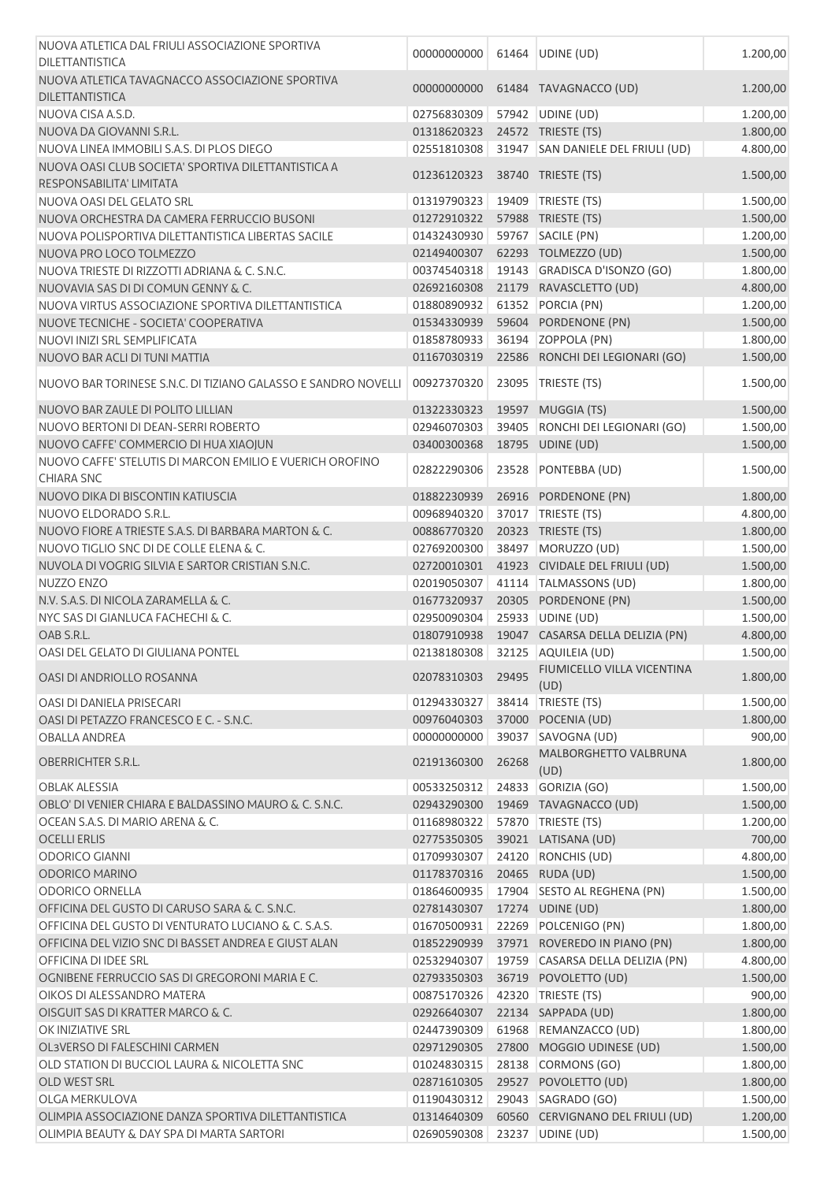| | | | | |
|---|---|---|---|---|
| NUOVA ATLETICA DAL FRIULI ASSOCIAZIONE SPORTIVA DILETTANTISTICA | 00000000000 | 61464 | UDINE (UD) | 1.200,00 |
| NUOVA ATLETICA TAVAGNACCO ASSOCIAZIONE SPORTIVA DILETTANTISTICA | 00000000000 | 61484 | TAVAGNACCO (UD) | 1.200,00 |
| NUOVA CISA A.S.D. | 02756830309 | 57942 | UDINE (UD) | 1.200,00 |
| NUOVA DA GIOVANNI S.R.L. | 01318620323 | 24572 | TRIESTE (TS) | 1.800,00 |
| NUOVA LINEA IMMOBILI S.A.S. DI PLOS DIEGO | 02551810308 | 31947 | SAN DANIELE DEL FRIULI (UD) | 4.800,00 |
| NUOVA OASI CLUB SOCIETA' SPORTIVA DILETTANTISTICA A RESPONSABILITA' LIMITATA | 01236120323 | 38740 | TRIESTE (TS) | 1.500,00 |
| NUOVA OASI DEL GELATO SRL | 01319790323 | 19409 | TRIESTE (TS) | 1.500,00 |
| NUOVA ORCHESTRA DA CAMERA FERRUCCIO BUSONI | 01272910322 | 57988 | TRIESTE (TS) | 1.500,00 |
| NUOVA POLISPORTIVA DILETTANTISTICA LIBERTAS SACILE | 01432430930 | 59767 | SACILE (PN) | 1.200,00 |
| NUOVA PRO LOCO TOLMEZZO | 02149400307 | 62293 | TOLMEZZO (UD) | 1.500,00 |
| NUOVA TRIESTE DI RIZZOTTI ADRIANA & C. S.N.C. | 00374540318 | 19143 | GRADISCA D'ISONZO (GO) | 1.800,00 |
| NUOVAVIA SAS DI DI COMUN GENNY & C. | 02692160308 | 21179 | RAVASCLETTO (UD) | 4.800,00 |
| NUOVA VIRTUS ASSOCIAZIONE SPORTIVA DILETTANTISTICA | 01880890932 | 61352 | PORCIA (PN) | 1.200,00 |
| NUOVE TECNICHE - SOCIETA' COOPERATIVA | 01534330939 | 59604 | PORDENONE (PN) | 1.500,00 |
| NUOVI INIZI SRL SEMPLIFICATA | 01858780933 | 36194 | ZOPPOLA (PN) | 1.800,00 |
| NUOVO BAR ACLI DI TUNI MATTIA | 01167030319 | 22586 | RONCHI DEI LEGIONARI (GO) | 1.500,00 |
| NUOVO BAR TORINESE S.N.C. DI TIZIANO GALASSO E SANDRO NOVELLI | 00927370320 | 23095 | TRIESTE (TS) | 1.500,00 |
| NUOVO BAR ZAULE DI POLITO LILLIAN | 01322330323 | 19597 | MUGGIA (TS) | 1.500,00 |
| NUOVO BERTONI DI DEAN-SERRI ROBERTO | 02946070303 | 39405 | RONCHI DEI LEGIONARI (GO) | 1.500,00 |
| NUOVO CAFFE' COMMERCIO DI HUA XIAOJUN | 03400300368 | 18795 | UDINE (UD) | 1.500,00 |
| NUOVO CAFFE' STELUTIS DI MARCON EMILIO E VUERICH OROFINO CHIARA SNC | 02822290306 | 23528 | PONTEBBA (UD) | 1.500,00 |
| NUOVO DIKA DI BISCONTIN KATIUSCIA | 01882230939 | 26916 | PORDENONE (PN) | 1.800,00 |
| NUOVO ELDORADO S.R.L. | 00968940320 | 37017 | TRIESTE (TS) | 4.800,00 |
| NUOVO FIORE A TRIESTE S.A.S. DI BARBARA MARTON & C. | 00886770320 | 20323 | TRIESTE (TS) | 1.800,00 |
| NUOVO TIGLIO SNC DI DE COLLE ELENA & C. | 02769200300 | 38497 | MORUZZO (UD) | 1.500,00 |
| NUVOLA DI VOGRIG SILVIA E SARTOR CRISTIAN S.N.C. | 02720010301 | 41923 | CIVIDALE DEL FRIULI (UD) | 1.500,00 |
| NUZZO ENZO | 02019050307 | 41114 | TALMASSONS (UD) | 1.800,00 |
| N.V. S.A.S. DI NICOLA ZARAMELLA & C. | 01677320937 | 20305 | PORDENONE (PN) | 1.500,00 |
| NYC SAS DI GIANLUCA FACHECHI & C. | 02950090304 | 25933 | UDINE (UD) | 1.500,00 |
| OAB S.R.L. | 01807910938 | 19047 | CASARSA DELLA DELIZIA (PN) | 4.800,00 |
| OASI DEL GELATO DI GIULIANA PONTEL | 02138180308 | 32125 | AQUILEIA (UD) | 1.500,00 |
| OASI DI ANDRIOLLO ROSANNA | 02078310303 | 29495 | FIUMICELLO VILLA VICENTINA (UD) | 1.800,00 |
| OASI DI DANIELA PRISECARI | 01294330327 | 38414 | TRIESTE (TS) | 1.500,00 |
| OASI DI PETAZZO FRANCESCO E C. - S.N.C. | 00976040303 | 37000 | POCENIA (UD) | 1.800,00 |
| OBALLA ANDREA | 00000000000 | 39037 | SAVOGNA (UD) | 900,00 |
| OBERRICHTER S.R.L. | 02191360300 | 26268 | MALBORGHETTO VALBRUNA (UD) | 1.800,00 |
| OBLAK ALESSIA | 00533250312 | 24833 | GORIZIA (GO) | 1.500,00 |
| OBLO' DI VENIER CHIARA E BALDASSINO MAURO & C. S.N.C. | 02943290300 | 19469 | TAVAGNACCO (UD) | 1.500,00 |
| OCEAN S.A.S. DI MARIO ARENA & C. | 01168980322 | 57870 | TRIESTE (TS) | 1.200,00 |
| OCELLI ERLIS | 02775350305 | 39021 | LATISANA (UD) | 700,00 |
| ODORICO GIANNI | 01709930307 | 24120 | RONCHIS (UD) | 4.800,00 |
| ODORICO MARINO | 01178370316 | 20465 | RUDA (UD) | 1.500,00 |
| ODORICO ORNELLA | 01864600935 | 17904 | SESTO AL REGHENA (PN) | 1.500,00 |
| OFFICINA DEL GUSTO DI CARUSO SARA & C. S.N.C. | 02781430307 | 17274 | UDINE (UD) | 1.800,00 |
| OFFICINA DEL GUSTO DI VENTURATO LUCIANO & C. S.A.S. | 01670500931 | 22269 | POLCENIGO (PN) | 1.800,00 |
| OFFICINA DEL VIZIO SNC DI BASSET ANDREA E GIUST ALAN | 01852290939 | 37971 | ROVEREDO IN PIANO (PN) | 1.800,00 |
| OFFICINA DI IDEE SRL | 02532940307 | 19759 | CASARSA DELLA DELIZIA (PN) | 4.800,00 |
| OGNIBENE FERRUCCIO SAS DI GREGORONI MARIA E C. | 02793350303 | 36719 | POVOLETTO (UD) | 1.500,00 |
| OIKOS DI ALESSANDRO MATERA | 00875170326 | 42320 | TRIESTE (TS) | 900,00 |
| OISGUIT SAS DI KRATTER MARCO & C. | 02926640307 | 22134 | SAPPADA (UD) | 1.800,00 |
| OK INIZIATIVE SRL | 02447390309 | 61968 | REMANZACCO (UD) | 1.800,00 |
| OL3VERSO DI FALESCHINI CARMEN | 02971290305 | 27800 | MOGGIO UDINESE (UD) | 1.500,00 |
| OLD STATION DI BUCCIOL LAURA & NICOLETTA SNC | 01024830315 | 28138 | CORMONS (GO) | 1.800,00 |
| OLD WEST SRL | 02871610305 | 29527 | POVOLETTO (UD) | 1.800,00 |
| OLGA MERKULOVA | 01190430312 | 29043 | SAGRADO (GO) | 1.500,00 |
| OLIMPIA ASSOCIAZIONE DANZA SPORTIVA DILETTANTISTICA | 01314640309 | 60560 | CERVIGNANO DEL FRIULI (UD) | 1.200,00 |
| OLIMPIA BEAUTY & DAY SPA DI MARTA SARTORI | 02690590308 | 23237 | UDINE (UD) | 1.500,00 |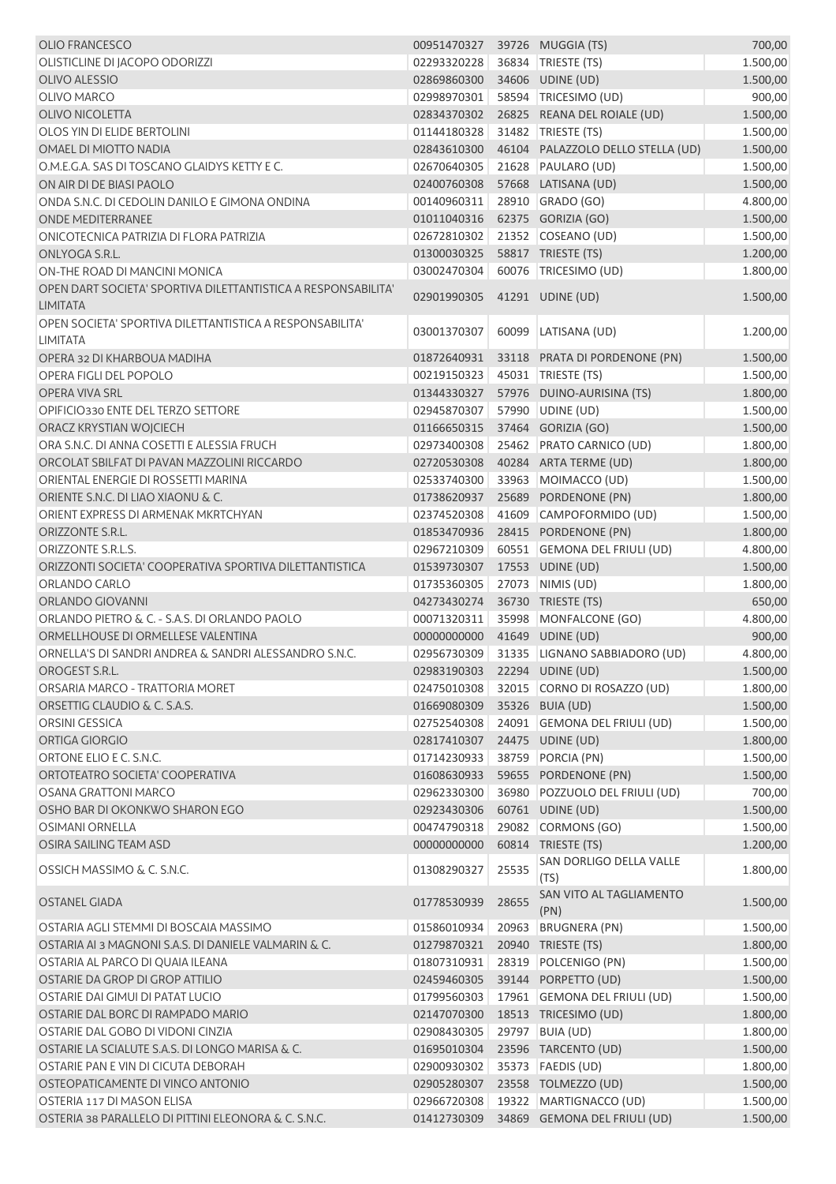| | | | | |
|---|---|---|---|---|
| OLIO FRANCESCO | 00951470327 | 39726 | MUGGIA (TS) | 700,00 |
| OLISTICLINE DI JACOPO ODORIZZI | 02293320228 | 36834 | TRIESTE (TS) | 1.500,00 |
| OLIVO ALESSIO | 02869860300 | 34606 | UDINE (UD) | 1.500,00 |
| OLIVO MARCO | 02998970301 | 58594 | TRICESIMO (UD) | 900,00 |
| OLIVO NICOLETTA | 02834370302 | 26825 | REANA DEL ROIALE (UD) | 1.500,00 |
| OLOS YIN DI ELIDE BERTOLINI | 01144180328 | 31482 | TRIESTE (TS) | 1.500,00 |
| OMAEL DI MIOTTO NADIA | 02843610300 | 46104 | PALAZZOLO DELLO STELLA (UD) | 1.500,00 |
| O.M.E.G.A. SAS DI TOSCANO GLAIDYS KETTY E C. | 02670640305 | 21628 | PAULARO (UD) | 1.500,00 |
| ON AIR DI DE BIASI PAOLO | 02400760308 | 57668 | LATISANA (UD) | 1.500,00 |
| ONDA S.N.C. DI CEDOLIN DANILO E GIMONA ONDINA | 00140960311 | 28910 | GRADO (GO) | 4.800,00 |
| ONDE MEDITERRANEE | 01011040316 | 62375 | GORIZIA (GO) | 1.500,00 |
| ONICOTECNICA PATRIZIA DI FLORA PATRIZIA | 02672810302 | 21352 | COSEANO (UD) | 1.500,00 |
| ONLYOGA S.R.L. | 01300030325 | 58817 | TRIESTE (TS) | 1.200,00 |
| ON-THE ROAD DI MANCINI MONICA | 03002470304 | 60076 | TRICESIMO (UD) | 1.800,00 |
| OPEN DART SOCIETA' SPORTIVA DILETTANTISTICA A RESPONSABILITA' LIMITATA | 02901990305 | 41291 | UDINE (UD) | 1.500,00 |
| OPEN SOCIETA' SPORTIVA DILETTANTISTICA A RESPONSABILITA' LIMITATA | 03001370307 | 60099 | LATISANA (UD) | 1.200,00 |
| OPERA 32 DI KHARBOUA MADIHA | 01872640931 | 33118 | PRATA DI PORDENONE (PN) | 1.500,00 |
| OPERA FIGLI DEL POPOLO | 00219150323 | 45031 | TRIESTE (TS) | 1.500,00 |
| OPERA VIVA SRL | 01344330327 | 57976 | DUINO-AURISINA (TS) | 1.800,00 |
| OPIFICIO330 ENTE DEL TERZO SETTORE | 02945870307 | 57990 | UDINE (UD) | 1.500,00 |
| ORACZ KRYSTIAN WOJCIECH | 01166650315 | 37464 | GORIZIA (GO) | 1.500,00 |
| ORA S.N.C. DI ANNA COSETTI E ALESSIA FRUCH | 02973400308 | 25462 | PRATO CARNICO (UD) | 1.800,00 |
| ORCOLAT SBILFAT DI PAVAN MAZZOLINI RICCARDO | 02720530308 | 40284 | ARTA TERME (UD) | 1.800,00 |
| ORIENTAL ENERGIE DI ROSSETTI MARINA | 02533740300 | 33963 | MOIMACCO (UD) | 1.500,00 |
| ORIENTE S.N.C. DI LIAO XIAONU & C. | 01738620937 | 25689 | PORDENONE (PN) | 1.800,00 |
| ORIENT EXPRESS DI ARMENAK MKRTCHYAN | 02374520308 | 41609 | CAMPOFORMIDO (UD) | 1.500,00 |
| ORIZZONTE S.R.L. | 01853470936 | 28415 | PORDENONE (PN) | 1.800,00 |
| ORIZZONTE S.R.L.S. | 02967210309 | 60551 | GEMONA DEL FRIULI (UD) | 4.800,00 |
| ORIZZONTI SOCIETA' COOPERATIVA SPORTIVA DILETTANTISTICA | 01539730307 | 17553 | UDINE (UD) | 1.500,00 |
| ORLANDO CARLO | 01735360305 | 27073 | NIMIS (UD) | 1.800,00 |
| ORLANDO GIOVANNI | 04273430274 | 36730 | TRIESTE (TS) | 650,00 |
| ORLANDO PIETRO & C. - S.A.S. DI ORLANDO PAOLO | 00071320311 | 35998 | MONFALCONE (GO) | 4.800,00 |
| ORMELLHOUSE DI ORMELLESE VALENTINA | 00000000000 | 41649 | UDINE (UD) | 900,00 |
| ORNELLA'S DI SANDRI ANDREA & SANDRI ALESSANDRO S.N.C. | 02956730309 | 31335 | LIGNANO SABBIADORO (UD) | 4.800,00 |
| OROGEST S.R.L. | 02983190303 | 22294 | UDINE (UD) | 1.500,00 |
| ORSARIA MARCO - TRATTORIA MORET | 02475010308 | 32015 | CORNO DI ROSAZZO (UD) | 1.800,00 |
| ORSETTIG CLAUDIO & C. S.A.S. | 01669080309 | 35326 | BUIA (UD) | 1.500,00 |
| ORSINI GESSICA | 02752540308 | 24091 | GEMONA DEL FRIULI (UD) | 1.500,00 |
| ORTIGA GIORGIO | 02817410307 | 24475 | UDINE (UD) | 1.800,00 |
| ORTONE ELIO E C. S.N.C. | 01714230933 | 38759 | PORCIA (PN) | 1.500,00 |
| ORTOTEATRO SOCIETA' COOPERATIVA | 01608630933 | 59655 | PORDENONE (PN) | 1.500,00 |
| OSANA GRATTONI MARCO | 02962330300 | 36980 | POZZUOLO DEL FRIULI (UD) | 700,00 |
| OSHO BAR DI OKONKWO SHARON EGO | 02923430306 | 60761 | UDINE (UD) | 1.500,00 |
| OSIMANI ORNELLA | 00474790318 | 29082 | CORMONS (GO) | 1.500,00 |
| OSIRA SAILING TEAM ASD | 00000000000 | 60814 | TRIESTE (TS) | 1.200,00 |
| OSSICH MASSIMO & C. S.N.C. | 01308290327 | 25535 | SAN DORLIGO DELLA VALLE (TS) | 1.800,00 |
| OSTANEL GIADA | 01778530939 | 28655 | SAN VITO AL TAGLIAMENTO (PN) | 1.500,00 |
| OSTARIA AGLI STEMMI DI BOSCAIA MASSIMO | 01586010934 | 20963 | BRUGNERA (PN) | 1.500,00 |
| OSTARIA AI 3 MAGNONI S.A.S. DI DANIELE VALMARIN & C. | 01279870321 | 20940 | TRIESTE (TS) | 1.800,00 |
| OSTARIA AL PARCO DI QUAIA ILEANA | 01807310931 | 28319 | POLCENIGO (PN) | 1.500,00 |
| OSTARIE DA GROP DI GROP ATTILIO | 02459460305 | 39144 | PORPETTO (UD) | 1.500,00 |
| OSTARIE DAI GIMUI DI PATAT LUCIO | 01799560303 | 17961 | GEMONA DEL FRIULI (UD) | 1.500,00 |
| OSTARIE DAL BORC DI RAMPADO MARIO | 02147070300 | 18513 | TRICESIMO (UD) | 1.800,00 |
| OSTARIE DAL GOBO DI VIDONI CINZIA | 02908430305 | 29797 | BUIA (UD) | 1.800,00 |
| OSTARIE LA SCIALUTE S.A.S. DI LONGO MARISA & C. | 01695010304 | 23596 | TARCENTO (UD) | 1.500,00 |
| OSTARIE PAN E VIN DI CICUTA DEBORAH | 02900930302 | 35373 | FAEDIS (UD) | 1.800,00 |
| OSTEOPATICAMENTE DI VINCO ANTONIO | 02905280307 | 23558 | TOLMEZZO (UD) | 1.500,00 |
| OSTERIA 117 DI MASON ELISA | 02966720308 | 19322 | MARTIGNACCO (UD) | 1.500,00 |
| OSTERIA 38 PARALLELO DI PITTINI ELEONORA & C. S.N.C. | 01412730309 | 34869 | GEMONA DEL FRIULI (UD) | 1.500,00 |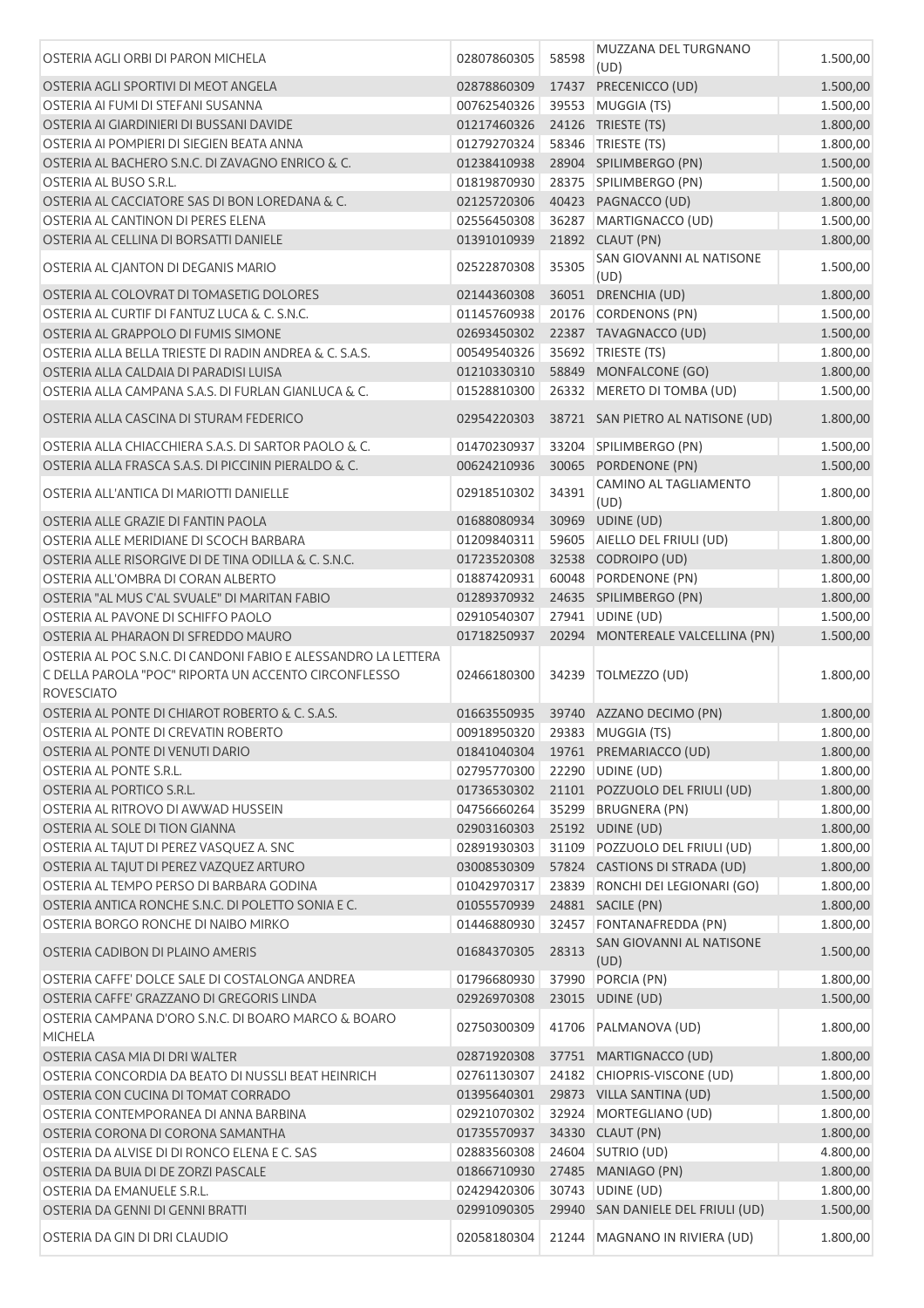| | | | | |
|---|---|---|---|---|
| OSTERIA AGLI ORBI DI PARON MICHELA | 02807860305 | 58598 | MUZZANA DEL TURGNANO (UD) | 1.500,00 |
| OSTERIA AGLI SPORTIVI DI MEOT ANGELA | 02878860309 | 17437 | PRECENICCO (UD) | 1.500,00 |
| OSTERIA AI FUMI DI STEFANI SUSANNA | 00762540326 | 39553 | MUGGIA (TS) | 1.500,00 |
| OSTERIA AI GIARDINIERI DI BUSSANI DAVIDE | 01217460326 | 24126 | TRIESTE (TS) | 1.800,00 |
| OSTERIA AI POMPIERI DI SIEGIEN BEATA ANNA | 01279270324 | 58346 | TRIESTE (TS) | 1.800,00 |
| OSTERIA AL BACHERO S.N.C. DI ZAVAGNO ENRICO & C. | 01238410938 | 28904 | SPILIMBERGO (PN) | 1.500,00 |
| OSTERIA AL BUSO S.R.L. | 01819870930 | 28375 | SPILIMBERGO (PN) | 1.500,00 |
| OSTERIA AL CACCIATORE SAS DI BON LOREDANA & C. | 02125720306 | 40423 | PAGNACCO (UD) | 1.800,00 |
| OSTERIA AL CANTINON DI PERES ELENA | 02556450308 | 36287 | MARTIGNACCO (UD) | 1.500,00 |
| OSTERIA AL CELLINA DI BORSATTI DANIELE | 01391010939 | 21892 | CLAUT (PN) | 1.800,00 |
| OSTERIA AL CJANTON DI DEGANIS MARIO | 02522870308 | 35305 | SAN GIOVANNI AL NATISONE (UD) | 1.500,00 |
| OSTERIA AL COLOVRAT DI TOMASETIG DOLORES | 02144360308 | 36051 | DRENCHIA (UD) | 1.800,00 |
| OSTERIA AL CURTIF DI FANTUZ LUCA & C. S.N.C. | 01145760938 | 20176 | CORDENONS (PN) | 1.500,00 |
| OSTERIA AL GRAPPOLO DI FUMIS SIMONE | 02693450302 | 22387 | TAVAGNACCO (UD) | 1.500,00 |
| OSTERIA ALLA BELLA TRIESTE DI RADIN ANDREA & C. S.A.S. | 00549540326 | 35692 | TRIESTE (TS) | 1.800,00 |
| OSTERIA ALLA CALDAIA DI PARADISI LUISA | 01210330310 | 58849 | MONFALCONE (GO) | 1.800,00 |
| OSTERIA ALLA CAMPANA S.A.S. DI FURLAN GIANLUCA & C. | 01528810300 | 26332 | MERETO DI TOMBA (UD) | 1.500,00 |
| OSTERIA ALLA CASCINA DI STURAM FEDERICO | 02954220303 | 38721 | SAN PIETRO AL NATISONE (UD) | 1.800,00 |
| OSTERIA ALLA CHIACCHIERA S.A.S. DI SARTOR PAOLO & C. | 01470230937 | 33204 | SPILIMBERGO (PN) | 1.500,00 |
| OSTERIA ALLA FRASCA S.A.S. DI PICCININ PIERALDO & C. | 00624210936 | 30065 | PORDENONE (PN) | 1.500,00 |
| OSTERIA ALL'ANTICA DI MARIOTTI DANIELLE | 02918510302 | 34391 | CAMINO AL TAGLIAMENTO (UD) | 1.800,00 |
| OSTERIA ALLE GRAZIE DI FANTIN PAOLA | 01688080934 | 30969 | UDINE (UD) | 1.800,00 |
| OSTERIA ALLE MERIDIANE DI SCOCH BARBARA | 01209840311 | 59605 | AIELLO DEL FRIULI (UD) | 1.800,00 |
| OSTERIA ALLE RISORGIVE DI DE TINA ODILLA & C. S.N.C. | 01723520308 | 32538 | CODROIPO (UD) | 1.800,00 |
| OSTERIA ALL'OMBRA DI CORAN ALBERTO | 01887420931 | 60048 | PORDENONE (PN) | 1.800,00 |
| OSTERIA "AL MUS C'AL SVUALE" DI MARITAN FABIO | 01289370932 | 24635 | SPILIMBERGO (PN) | 1.800,00 |
| OSTERIA AL PAVONE DI SCHIFFO PAOLO | 02910540307 | 27941 | UDINE (UD) | 1.500,00 |
| OSTERIA AL PHARAON DI SFREDDO MAURO | 01718250937 | 20294 | MONTEREALE VALCELLINA (PN) | 1.500,00 |
| OSTERIA AL POC S.N.C. DI CANDONI FABIO E ALESSANDRO LA LETTERA C DELLA PAROLA "POC" RIPORTA UN ACCENTO CIRCONFLESSO ROVESCIATO | 02466180300 | 34239 | TOLMEZZO (UD) | 1.800,00 |
| OSTERIA AL PONTE DI CHIAROT ROBERTO & C. S.A.S. | 01663550935 | 39740 | AZZANO DECIMO (PN) | 1.800,00 |
| OSTERIA AL PONTE DI CREVATIN ROBERTO | 00918950320 | 29383 | MUGGIA (TS) | 1.800,00 |
| OSTERIA AL PONTE DI VENUTI DARIO | 01841040304 | 19761 | PREMARIACCO (UD) | 1.800,00 |
| OSTERIA AL PONTE S.R.L. | 02795770300 | 22290 | UDINE (UD) | 1.800,00 |
| OSTERIA AL PORTICO S.R.L. | 01736530302 | 21101 | POZZUOLO DEL FRIULI (UD) | 1.800,00 |
| OSTERIA AL RITROVO DI AWWAD HUSSEIN | 04756660264 | 35299 | BRUGNERA (PN) | 1.800,00 |
| OSTERIA AL SOLE DI TION GIANNA | 02903160303 | 25192 | UDINE (UD) | 1.800,00 |
| OSTERIA AL TAJUT DI PEREZ VASQUEZ A. SNC | 02891930303 | 31109 | POZZUOLO DEL FRIULI (UD) | 1.800,00 |
| OSTERIA AL TAJUT DI PEREZ VAZQUEZ ARTURO | 03008530309 | 57824 | CASTIONS DI STRADA (UD) | 1.800,00 |
| OSTERIA AL TEMPO PERSO DI BARBARA GODINA | 01042970317 | 23839 | RONCHI DEI LEGIONARI (GO) | 1.800,00 |
| OSTERIA ANTICA RONCHE S.N.C. DI POLETTO SONIA E C. | 01055570939 | 24881 | SACILE (PN) | 1.800,00 |
| OSTERIA BORGO RONCHE DI NAIBO MIRKO | 01446880930 | 32457 | FONTANAFREDDA (PN) | 1.800,00 |
| OSTERIA CADIBON DI PLAINO AMERIS | 01684370305 | 28313 | SAN GIOVANNI AL NATISONE (UD) | 1.500,00 |
| OSTERIA CAFFE' DOLCE SALE DI COSTALONGA ANDREA | 01796680930 | 37990 | PORCIA (PN) | 1.800,00 |
| OSTERIA CAFFE' GRAZZANO DI GREGORIS LINDA | 02926970308 | 23015 | UDINE (UD) | 1.500,00 |
| OSTERIA CAMPANA D'ORO S.N.C. DI BOARO MARCO & BOARO MICHELA | 02750300309 | 41706 | PALMANOVA (UD) | 1.800,00 |
| OSTERIA CASA MIA DI DRI WALTER | 02871920308 | 37751 | MARTIGNACCO (UD) | 1.800,00 |
| OSTERIA CONCORDIA DA BEATO DI NUSSLI BEAT HEINRICH | 02761130307 | 24182 | CHIOPRIS-VISCONE (UD) | 1.800,00 |
| OSTERIA CON CUCINA DI TOMAT CORRADO | 01395640301 | 29873 | VILLA SANTINA (UD) | 1.500,00 |
| OSTERIA CONTEMPORANEA DI ANNA BARBINA | 02921070302 | 32924 | MORTEGLIANO (UD) | 1.800,00 |
| OSTERIA CORONA DI CORONA SAMANTHA | 01735570937 | 34330 | CLAUT (PN) | 1.800,00 |
| OSTERIA DA ALVISE DI DI RONCO ELENA E C. SAS | 02883560308 | 24604 | SUTRIO (UD) | 4.800,00 |
| OSTERIA DA BUIA DI DE ZORZI PASCALE | 01866710930 | 27485 | MANIAGO (PN) | 1.800,00 |
| OSTERIA DA EMANUELE S.R.L. | 02429420306 | 30743 | UDINE (UD) | 1.800,00 |
| OSTERIA DA GENNI DI GENNI BRATTI | 02991090305 | 29940 | SAN DANIELE DEL FRIULI (UD) | 1.500,00 |
| OSTERIA DA GIN DI DRI CLAUDIO | 02058180304 | 21244 | MAGNANO IN RIVIERA (UD) | 1.800,00 |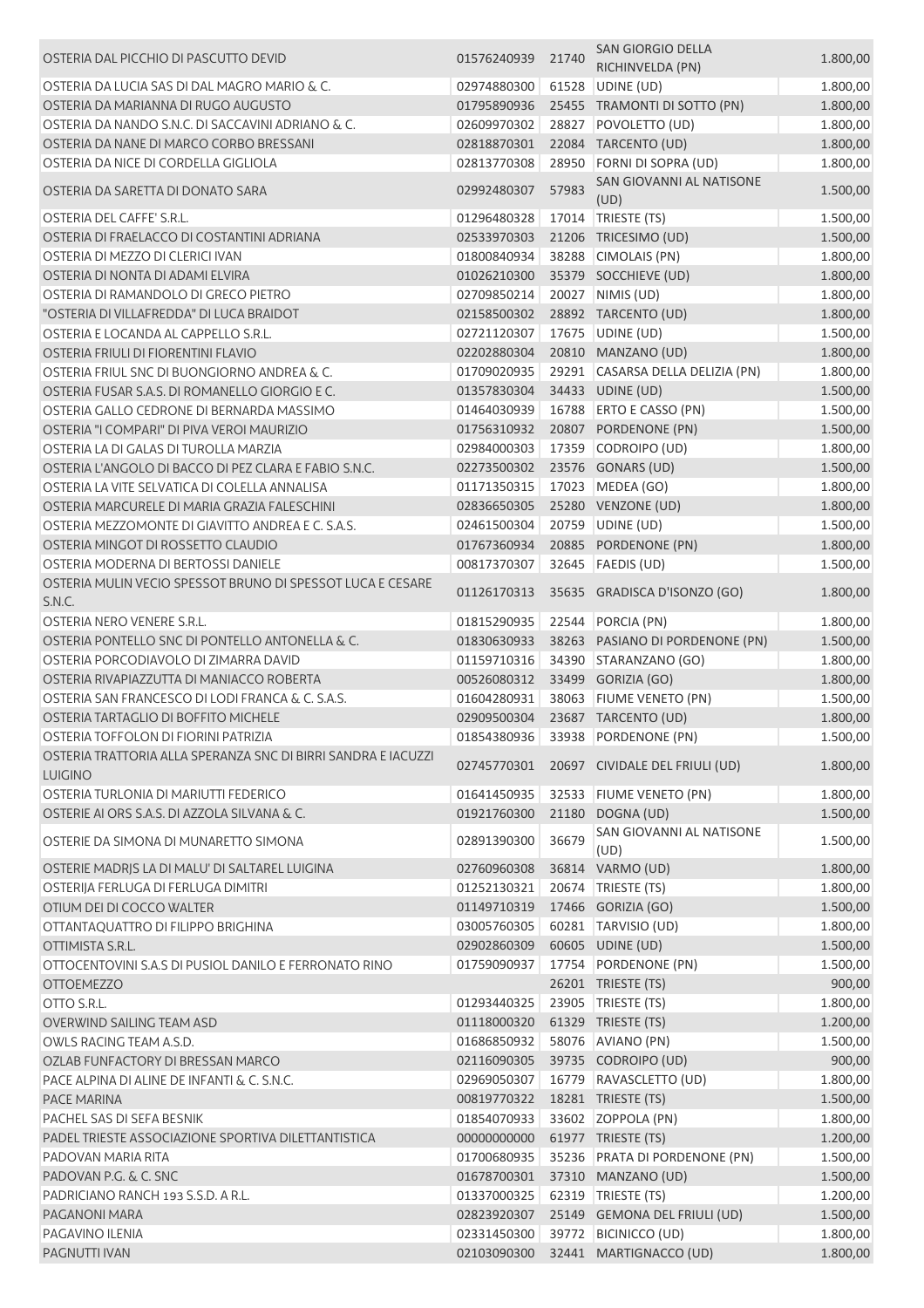| | | | | |
|---|---|---|---|---|
| OSTERIA DAL PICCHIO DI PASCUTTO DEVID | 01576240939 | 21740 | SAN GIORGIO DELLA RICHINVELDA (PN) | 1.800,00 |
| OSTERIA DA LUCIA SAS DI DAL MAGRO MARIO & C. | 02974880300 | 61528 | UDINE (UD) | 1.800,00 |
| OSTERIA DA MARIANNA DI RUGO AUGUSTO | 01795890936 | 25455 | TRAMONTI DI SOTTO (PN) | 1.800,00 |
| OSTERIA DA NANDO S.N.C. DI SACCAVINI ADRIANO & C. | 02609970302 | 28827 | POVOLETTO (UD) | 1.800,00 |
| OSTERIA DA NANE DI MARCO CORBO BRESSANI | 02818870301 | 22084 | TARCENTO (UD) | 1.800,00 |
| OSTERIA DA NICE DI CORDELLA GIGLIOLA | 02813770308 | 28950 | FORNI DI SOPRA (UD) | 1.800,00 |
| OSTERIA DA SARETTA DI DONATO SARA | 02992480307 | 57983 | SAN GIOVANNI AL NATISONE (UD) | 1.500,00 |
| OSTERIA DEL CAFFE' S.R.L. | 01296480328 | 17014 | TRIESTE (TS) | 1.500,00 |
| OSTERIA DI FRAELACCO DI COSTANTINI ADRIANA | 02533970303 | 21206 | TRICESIMO (UD) | 1.500,00 |
| OSTERIA DI MEZZO DI CLERICI IVAN | 01800840934 | 38288 | CIMOLAIS (PN) | 1.800,00 |
| OSTERIA DI NONTA DI ADAMI ELVIRA | 01026210300 | 35379 | SOCCHIEVE (UD) | 1.800,00 |
| OSTERIA DI RAMANDOLO DI GRECO PIETRO | 02709850214 | 20027 | NIMIS (UD) | 1.800,00 |
| "OSTERIA DI VILLAFREDDA" DI LUCA BRAIDOT | 02158500302 | 28892 | TARCENTO (UD) | 1.800,00 |
| OSTERIA E LOCANDA AL CAPPELLO S.R.L. | 02721120307 | 17675 | UDINE (UD) | 1.500,00 |
| OSTERIA FRIULI DI FIORENTINI FLAVIO | 02202880304 | 20810 | MANZANO (UD) | 1.800,00 |
| OSTERIA FRIUL SNC DI BUONGIORNO ANDREA & C. | 01709020935 | 29291 | CASARSA DELLA DELIZIA (PN) | 1.800,00 |
| OSTERIA FUSAR S.A.S. DI ROMANELLO GIORGIO E C. | 01357830304 | 34433 | UDINE (UD) | 1.500,00 |
| OSTERIA GALLO CEDRONE DI BERNARDA MASSIMO | 01464030939 | 16788 | ERTO E CASSO (PN) | 1.500,00 |
| OSTERIA "I COMPARI" DI PIVA VEROI MAURIZIO | 01756310932 | 20807 | PORDENONE (PN) | 1.500,00 |
| OSTERIA LA DI GALAS DI TUROLLA MARZIA | 02984000303 | 17359 | CODROIPO (UD) | 1.800,00 |
| OSTERIA L'ANGOLO DI BACCO DI PEZ CLARA E FABIO S.N.C. | 02273500302 | 23576 | GONARS (UD) | 1.500,00 |
| OSTERIA LA VITE SELVATICA DI COLELLA ANNALISA | 01171350315 | 17023 | MEDEA (GO) | 1.800,00 |
| OSTERIA MARCURELE DI MARIA GRAZIA FALESCHINI | 02836650305 | 25280 | VENZONE (UD) | 1.800,00 |
| OSTERIA MEZZOMONTE DI GIAVITTO ANDREA E C. S.A.S. | 02461500304 | 20759 | UDINE (UD) | 1.500,00 |
| OSTERIA MINGOT DI ROSSETTO CLAUDIO | 01767360934 | 20885 | PORDENONE (PN) | 1.800,00 |
| OSTERIA MODERNA DI BERTOSSI DANIELE | 00817370307 | 32645 | FAEDIS (UD) | 1.500,00 |
| OSTERIA MULIN VECIO SPESSOT BRUNO DI SPESSOT LUCA E CESARE S.N.C. | 01126170313 | 35635 | GRADISCA D'ISONZO (GO) | 1.800,00 |
| OSTERIA NERO VENERE S.R.L. | 01815290935 | 22544 | PORCIA (PN) | 1.800,00 |
| OSTERIA PONTELLO SNC DI PONTELLO ANTONELLA & C. | 01830630933 | 38263 | PASIANO DI PORDENONE (PN) | 1.500,00 |
| OSTERIA PORCODIAVOLO DI ZIMARRA DAVID | 01159710316 | 34390 | STARANZANO (GO) | 1.800,00 |
| OSTERIA RIVAPIAZZUTTA DI MANIACCO ROBERTA | 00526080312 | 33499 | GORIZIA (GO) | 1.800,00 |
| OSTERIA SAN FRANCESCO DI LODI FRANCA & C. S.A.S. | 01604280931 | 38063 | FIUME VENETO (PN) | 1.500,00 |
| OSTERIA TARTAGLIO DI BOFFITO MICHELE | 02909500304 | 23687 | TARCENTO (UD) | 1.800,00 |
| OSTERIA TOFFOLON DI FIORINI PATRIZIA | 01854380936 | 33938 | PORDENONE (PN) | 1.500,00 |
| OSTERIA TRATTORIA ALLA SPERANZA SNC DI BIRRI SANDRA E IACUZZI LUIGINO | 02745770301 | 20697 | CIVIDALE DEL FRIULI (UD) | 1.800,00 |
| OSTERIA TURLONIA DI MARIUTTI FEDERICO | 01641450935 | 32533 | FIUME VENETO (PN) | 1.800,00 |
| OSTERIE AI ORS S.A.S. DI AZZOLA SILVANA & C. | 01921760300 | 21180 | DOGNA (UD) | 1.500,00 |
| OSTERIE DA SIMONA DI MUNARETTO SIMONA | 02891390300 | 36679 | SAN GIOVANNI AL NATISONE (UD) | 1.500,00 |
| OSTERIE MADRJS LA DI MALU' DI SALTAREL LUIGINA | 02760960308 | 36814 | VARMO (UD) | 1.800,00 |
| OSTERIJA FERLUGA DI FERLUGA DIMITRI | 01252130321 | 20674 | TRIESTE (TS) | 1.800,00 |
| OTIUM DEI DI COCCO WALTER | 01149710319 | 17466 | GORIZIA (GO) | 1.500,00 |
| OTTANTAQUATTRO DI FILIPPO BRIGHINA | 03005760305 | 60281 | TARVISIO (UD) | 1.800,00 |
| OTTIMISTA S.R.L. | 02902860309 | 60605 | UDINE (UD) | 1.500,00 |
| OTTOCENTOVINI S.A.S DI PUSIOL DANILO E FERRONATO RINO | 01759090937 | 17754 | PORDENONE (PN) | 1.500,00 |
| OTTOEMEZZO | | 26201 | TRIESTE (TS) | 900,00 |
| OTTO S.R.L. | 01293440325 | 23905 | TRIESTE (TS) | 1.800,00 |
| OVERWIND SAILING TEAM ASD | 01118000320 | 61329 | TRIESTE (TS) | 1.200,00 |
| OWLS RACING TEAM A.S.D. | 01686850932 | 58076 | AVIANO (PN) | 1.500,00 |
| OZLAB FUNFACTORY DI BRESSAN MARCO | 02116090305 | 39735 | CODROIPO (UD) | 900,00 |
| PACE ALPINA DI ALINE DE INFANTI & C. S.N.C. | 02969050307 | 16779 | RAVASCLETTO (UD) | 1.800,00 |
| PACE MARINA | 00819770322 | 18281 | TRIESTE (TS) | 1.500,00 |
| PACHEL SAS DI SEFA BESNIK | 01854070933 | 33602 | ZOPPOLA (PN) | 1.800,00 |
| PADEL TRIESTE ASSOCIAZIONE SPORTIVA DILETTANTISTICA | 00000000000 | 61977 | TRIESTE (TS) | 1.200,00 |
| PADOVAN MARIA RITA | 01700680935 | 35236 | PRATA DI PORDENONE (PN) | 1.500,00 |
| PADOVAN P.G. & C. SNC | 01678700301 | 37310 | MANZANO (UD) | 1.500,00 |
| PADRICIANO RANCH 193 S.S.D. A R.L. | 01337000325 | 62319 | TRIESTE (TS) | 1.200,00 |
| PAGANONI MARA | 02823920307 | 25149 | GEMONA DEL FRIULI (UD) | 1.500,00 |
| PAGAVINO ILENIA | 02331450300 | 39772 | BICINICCO (UD) | 1.800,00 |
| PAGNUTTI IVAN | 02103090300 | 32441 | MARTIGNACCO (UD) | 1.800,00 |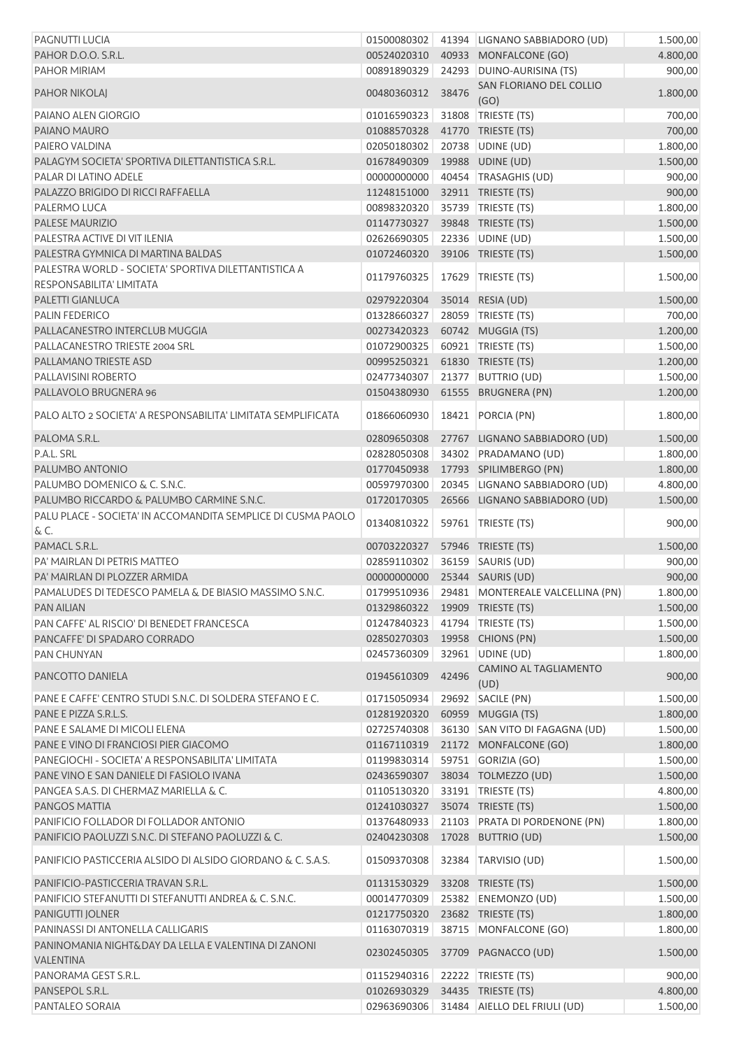| | | | | |
|---|---|---|---|---|
| PAGNUTTI LUCIA | 01500080302 | 41394 | LIGNANO SABBIADORO (UD) | 1.500,00 |
| PAHOR D.O.O. S.R.L. | 00524020310 | 40933 | MONFALCONE (GO) | 4.800,00 |
| PAHOR MIRIAM | 00891890329 | 24293 | DUINO-AURISINA (TS) | 900,00 |
| PAHOR NIKOLAJ | 00480360312 | 38476 | SAN FLORIANO DEL COLLIO (GO) | 1.800,00 |
| PAIANO ALEN GIORGIO | 01016590323 | 31808 | TRIESTE (TS) | 700,00 |
| PAIANO MAURO | 01088570328 | 41770 | TRIESTE (TS) | 700,00 |
| PAIERO VALDINA | 02050180302 | 20738 | UDINE (UD) | 1.800,00 |
| PALAGYM SOCIETA' SPORTIVA DILETTANTISTICA S.R.L. | 01678490309 | 19988 | UDINE (UD) | 1.500,00 |
| PALAR DI LATINO ADELE | 00000000000 | 40454 | TRASAGHIS (UD) | 900,00 |
| PALAZZO BRIGIDO DI RICCI RAFFAELLA | 11248151000 | 32911 | TRIESTE (TS) | 900,00 |
| PALERMO LUCA | 00898320320 | 35739 | TRIESTE (TS) | 1.800,00 |
| PALESE MAURIZIO | 01147730327 | 39848 | TRIESTE (TS) | 1.500,00 |
| PALESTRA ACTIVE DI VIT ILENIA | 02626690305 | 22336 | UDINE (UD) | 1.500,00 |
| PALESTRA GYMNICA DI MARTINA BALDAS | 01072460320 | 39106 | TRIESTE (TS) | 1.500,00 |
| PALESTRA WORLD - SOCIETA' SPORTIVA DILETTANTISTICA A RESPONSABILITA' LIMITATA | 01179760325 | 17629 | TRIESTE (TS) | 1.500,00 |
| PALETTI GIANLUCA | 02979220304 | 35014 | RESIA (UD) | 1.500,00 |
| PALIN FEDERICO | 01328660327 | 28059 | TRIESTE (TS) | 700,00 |
| PALLACANESTRO INTERCLUB MUGGIA | 00273420323 | 60742 | MUGGIA (TS) | 1.200,00 |
| PALLACANESTRO TRIESTE 2004 SRL | 01072900325 | 60921 | TRIESTE (TS) | 1.500,00 |
| PALLAMANO TRIESTE ASD | 00995250321 | 61830 | TRIESTE (TS) | 1.200,00 |
| PALLAVISINI ROBERTO | 02477340307 | 21377 | BUTTRIO (UD) | 1.500,00 |
| PALLAVOLO BRUGNERA 96 | 01504380930 | 61555 | BRUGNERA (PN) | 1.200,00 |
| PALO ALTO 2 SOCIETA' A RESPONSABILITA' LIMITATA SEMPLIFICATA | 01866060930 | 18421 | PORCIA (PN) | 1.800,00 |
| PALOMA S.R.L. | 02809650308 | 27767 | LIGNANO SABBIADORO (UD) | 1.500,00 |
| P.A.L. SRL | 02828050308 | 34302 | PRADAMANO (UD) | 1.800,00 |
| PALUMBO ANTONIO | 01770450938 | 17793 | SPILIMBERGO (PN) | 1.800,00 |
| PALUMBO DOMENICO & C. S.N.C. | 00597970300 | 20345 | LIGNANO SABBIADORO (UD) | 4.800,00 |
| PALUMBO RICCARDO & PALUMBO CARMINE S.N.C. | 01720170305 | 26566 | LIGNANO SABBIADORO (UD) | 1.500,00 |
| PALU PLACE - SOCIETA' IN ACCOMANDITA SEMPLICE DI CUSMA PAOLO & C. | 01340810322 | 59761 | TRIESTE (TS) | 900,00 |
| PAMACL S.R.L. | 00703220327 | 57946 | TRIESTE (TS) | 1.500,00 |
| PA' MAIRLAN DI PETRIS MATTEO | 02859110302 | 36159 | SAURIS (UD) | 900,00 |
| PA' MAIRLAN DI PLOZZER ARMIDA | 00000000000 | 25344 | SAURIS (UD) | 900,00 |
| PAMALUDES DI TEDESCO PAMELA & DE BIASIO MASSIMO S.N.C. | 01799510936 | 29481 | MONTEREALE VALCELLINA (PN) | 1.800,00 |
| PAN AILIAN | 01329860322 | 19909 | TRIESTE (TS) | 1.500,00 |
| PAN CAFFE' AL RISCIO' DI BENEDET FRANCESCA | 01247840323 | 41794 | TRIESTE (TS) | 1.500,00 |
| PANCAFFE' DI SPADARO CORRADO | 02850270303 | 19958 | CHIONS (PN) | 1.500,00 |
| PAN CHUNYAN | 02457360309 | 32961 | UDINE (UD) | 1.800,00 |
| PANCOTTO DANIELA | 01945610309 | 42496 | CAMINO AL TAGLIAMENTO (UD) | 900,00 |
| PANE E CAFFE' CENTRO STUDI S.N.C. DI SOLDERA STEFANO E C. | 01715050934 | 29692 | SACILE (PN) | 1.500,00 |
| PANE E PIZZA S.R.L.S. | 01281920320 | 60959 | MUGGIA (TS) | 1.800,00 |
| PANE E SALAME DI MICOLI ELENA | 02725740308 | 36130 | SAN VITO DI FAGAGNA (UD) | 1.500,00 |
| PANE E VINO DI FRANCIOSI PIER GIACOMO | 01167110319 | 21172 | MONFALCONE (GO) | 1.800,00 |
| PANEGIOCHI - SOCIETA' A RESPONSABILITA' LIMITATA | 01199830314 | 59751 | GORIZIA (GO) | 1.500,00 |
| PANE VINO E SAN DANIELE DI FASIOLO IVANA | 02436590307 | 38034 | TOLMEZZO (UD) | 1.500,00 |
| PANGEA S.A.S. DI CHERMAZ MARIELLA & C. | 01105130320 | 33191 | TRIESTE (TS) | 4.800,00 |
| PANGOS MATTIA | 01241030327 | 35074 | TRIESTE (TS) | 1.500,00 |
| PANIFICIO FOLLADOR DI FOLLADOR ANTONIO | 01376480933 | 21103 | PRATA DI PORDENONE (PN) | 1.800,00 |
| PANIFICIO PAOLUZZI S.N.C. DI STEFANO PAOLUZZI & C. | 02404230308 | 17028 | BUTTRIO (UD) | 1.500,00 |
| PANIFICIO PASTICCERIA ALSIDO DI ALSIDO GIORDANO & C. S.A.S. | 01509370308 | 32384 | TARVISIO (UD) | 1.500,00 |
| PANIFICIO-PASTICCERIA TRAVAN S.R.L. | 01131530329 | 33208 | TRIESTE (TS) | 1.500,00 |
| PANIFICIO STEFANUTTI DI STEFANUTTI ANDREA & C. S.N.C. | 00014770309 | 25382 | ENEMONZO (UD) | 1.500,00 |
| PANIGUTTI JOLNER | 01217750320 | 23682 | TRIESTE (TS) | 1.800,00 |
| PANINASSI DI ANTONELLA CALLIGARIS | 01163070319 | 38715 | MONFALCONE (GO) | 1.800,00 |
| PANINOMANIA NIGHT&DAY DA LELLA E VALENTINA DI ZANONI VALENTINA | 02302450305 | 37709 | PAGNACCO (UD) | 1.500,00 |
| PANORAMA GEST S.R.L. | 01152940316 | 22222 | TRIESTE (TS) | 900,00 |
| PANSEPOL S.R.L. | 01026930329 | 34435 | TRIESTE (TS) | 4.800,00 |
| PANTALEO SORAIA | 02963690306 | 31484 | AIELLO DEL FRIULI (UD) | 1.500,00 |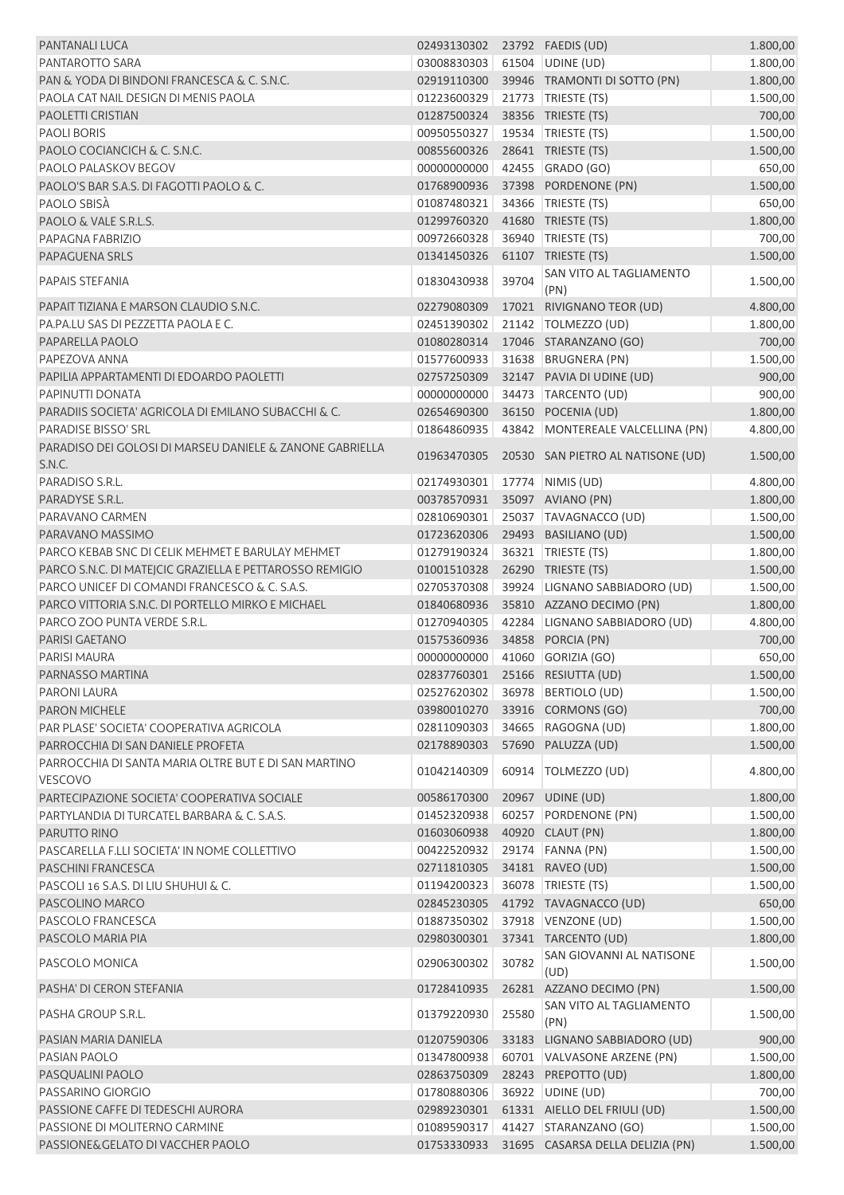| | | | | |
|---|---|---|---|---|
| PANTANALI LUCA | 02493130302 | 23792 | FAEDIS (UD) | 1.800,00 |
| PANTAROTTO SARA | 03008830303 | 61504 | UDINE (UD) | 1.800,00 |
| PAN & YODA DI BINDONI FRANCESCA & C. S.N.C. | 02919110300 | 39946 | TRAMONTI DI SOTTO (PN) | 1.800,00 |
| PAOLA CAT NAIL DESIGN DI MENIS PAOLA | 01223600329 | 21773 | TRIESTE (TS) | 1.500,00 |
| PAOLETTI CRISTIAN | 01287500324 | 38356 | TRIESTE (TS) | 700,00 |
| PAOLI BORIS | 00950550327 | 19534 | TRIESTE (TS) | 1.500,00 |
| PAOLO COCIANCICH & C. S.N.C. | 00855600326 | 28641 | TRIESTE (TS) | 1.500,00 |
| PAOLO PALASKOV BEGOV | 00000000000 | 42455 | GRADO (GO) | 650,00 |
| PAOLO'S BAR S.A.S. DI FAGOTTI PAOLO & C. | 01768900936 | 37398 | PORDENONE (PN) | 1.500,00 |
| PAOLO SBISÀ | 01087480321 | 34366 | TRIESTE (TS) | 650,00 |
| PAOLO & VALE S.R.L.S. | 01299760320 | 41680 | TRIESTE (TS) | 1.800,00 |
| PAPAGNA FABRIZIO | 00972660328 | 36940 | TRIESTE (TS) | 700,00 |
| PAPAGUENA SRLS | 01341450326 | 61107 | TRIESTE (TS) | 1.500,00 |
| PAPAIS STEFANIA | 01830430938 | 39704 | SAN VITO AL TAGLIAMENTO (PN) | 1.500,00 |
| PAPAIT TIZIANA E MARSON CLAUDIO S.N.C. | 02279080309 | 17021 | RIVIGNANO TEOR (UD) | 4.800,00 |
| PA.PA.LU SAS DI PEZZETTA PAOLA E C. | 02451390302 | 21142 | TOLMEZZO (UD) | 1.800,00 |
| PAPARELLA PAOLO | 01080280314 | 17046 | STARANZANO (GO) | 700,00 |
| PAPEZOVA ANNA | 01577600933 | 31638 | BRUGNERA (PN) | 1.500,00 |
| PAPILIA APPARTAMENTI DI EDOARDO PAOLETTI | 02757250309 | 32147 | PAVIA DI UDINE (UD) | 900,00 |
| PAPINUTTI DONATA | 00000000000 | 34473 | TARCENTO (UD) | 900,00 |
| PARADIIS SOCIETA' AGRICOLA DI EMILANO SUBACCHI & C. | 02654690300 | 36150 | POCENIA (UD) | 1.800,00 |
| PARADISE BISSO' SRL | 01864860935 | 43842 | MONTEREALE VALCELLINA (PN) | 4.800,00 |
| PARADISO DEI GOLOSI DI MARSEU DANIELE & ZANONE GABRIELLA S.N.C. | 01963470305 | 20530 | SAN PIETRO AL NATISONE (UD) | 1.500,00 |
| PARADISO S.R.L. | 02174930301 | 17774 | NIMIS (UD) | 4.800,00 |
| PARADYSE S.R.L. | 00378570931 | 35097 | AVIANO (PN) | 1.800,00 |
| PARAVANO CARMEN | 02810690301 | 25037 | TAVAGNACCO (UD) | 1.500,00 |
| PARAVANO MASSIMO | 01723620306 | 29493 | BASILIANO (UD) | 1.500,00 |
| PARCO KEBAB SNC DI CELIK MEHMET E BARULAY MEHMET | 01279190324 | 36321 | TRIESTE (TS) | 1.800,00 |
| PARCO S.N.C. DI MATEJCIC GRAZIELLA E PETTAROSSO REMIGIO | 01001510328 | 26290 | TRIESTE (TS) | 1.500,00 |
| PARCO UNICEF DI COMANDI FRANCESCO & C. S.A.S. | 02705370308 | 39924 | LIGNANO SABBIADORO (UD) | 1.500,00 |
| PARCO VITTORIA S.N.C. DI PORTELLO MIRKO E MICHAEL | 01840680936 | 35810 | AZZANO DECIMO (PN) | 1.800,00 |
| PARCO ZOO PUNTA VERDE S.R.L. | 01270940305 | 42284 | LIGNANO SABBIADORO (UD) | 4.800,00 |
| PARISI GAETANO | 01575360936 | 34858 | PORCIA (PN) | 700,00 |
| PARISI MAURA | 00000000000 | 41060 | GORIZIA (GO) | 650,00 |
| PARNASSO MARTINA | 02837760301 | 25166 | RESIUTTA (UD) | 1.500,00 |
| PARONI LAURA | 02527620302 | 36978 | BERTIOLO (UD) | 1.500,00 |
| PARON MICHELE | 03980010270 | 33916 | CORMONS (GO) | 700,00 |
| PAR PLASE' SOCIETA' COOPERATIVA AGRICOLA | 02811090303 | 34665 | RAGOGNA (UD) | 1.800,00 |
| PARROCCHIA DI SAN DANIELE PROFETA | 02178890303 | 57690 | PALUZZA (UD) | 1.500,00 |
| PARROCCHIA DI SANTA MARIA OLTRE BUT E DI SAN MARTINO VESCOVO | 01042140309 | 60914 | TOLMEZZO (UD) | 4.800,00 |
| PARTECIPAZIONE SOCIETA' COOPERATIVA SOCIALE | 00586170300 | 20967 | UDINE (UD) | 1.800,00 |
| PARTYLANDIA DI TURCATEL BARBARA & C. S.A.S. | 01452320938 | 60257 | PORDENONE (PN) | 1.500,00 |
| PARUTTO RINO | 01603060938 | 40920 | CLAUT (PN) | 1.800,00 |
| PASCARELLA F.LLI SOCIETA' IN NOME COLLETTIVO | 00422520932 | 29174 | FANNA (PN) | 1.500,00 |
| PASCHINI FRANCESCA | 02711810305 | 34181 | RAVEO (UD) | 1.500,00 |
| PASCOLI 16 S.A.S. DI LIU SHUHUI & C. | 01194200323 | 36078 | TRIESTE (TS) | 1.500,00 |
| PASCOLINO MARCO | 02845230305 | 41792 | TAVAGNACCO (UD) | 650,00 |
| PASCOLO FRANCESCA | 01887350302 | 37918 | VENZONE (UD) | 1.500,00 |
| PASCOLO MARIA PIA | 02980300301 | 37341 | TARCENTO (UD) | 1.800,00 |
| PASCOLO MONICA | 02906300302 | 30782 | SAN GIOVANNI AL NATISONE (UD) | 1.500,00 |
| PASHA' DI CERON STEFANIA | 01728410935 | 26281 | AZZANO DECIMO (PN) | 1.500,00 |
| PASHA GROUP S.R.L. | 01379220930 | 25580 | SAN VITO AL TAGLIAMENTO (PN) | 1.500,00 |
| PASIAN MARIA DANIELA | 01207590306 | 33183 | LIGNANO SABBIADORO (UD) | 900,00 |
| PASIAN PAOLO | 01347800938 | 60701 | VALVASONE ARZENE (PN) | 1.500,00 |
| PASQUALINI PAOLO | 02863750309 | 28243 | PREPOTTO (UD) | 1.800,00 |
| PASSARINO GIORGIO | 01780880306 | 36922 | UDINE (UD) | 700,00 |
| PASSIONE CAFFE DI TEDESCHI AURORA | 02989230301 | 61331 | AIELLO DEL FRIULI (UD) | 1.500,00 |
| PASSIONE DI MOLITERNO CARMINE | 01089590317 | 41427 | STARANZANO (GO) | 1.500,00 |
| PASSIONE&GELATO DI VACCHER PAOLO | 01753330933 | 31695 | CASARSA DELLA DELIZIA (PN) | 1.500,00 |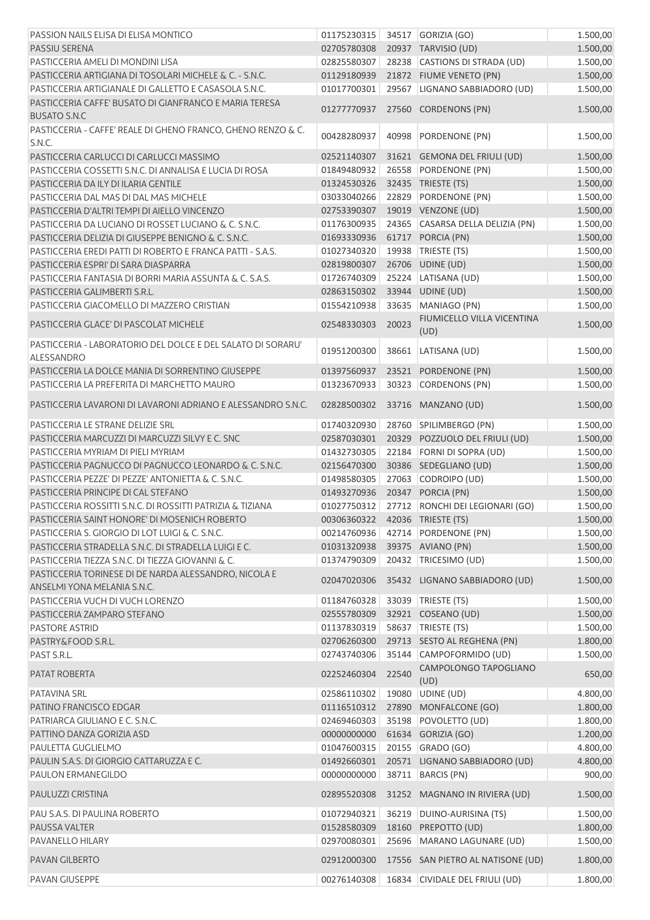| | | | | |
|---|---|---|---|---|
| PASSION NAILS ELISA DI ELISA MONTICO | 01175230315 | 34517 | GORIZIA (GO) | 1.500,00 |
| PASSIU SERENA | 02705780308 | 20937 | TARVISIO (UD) | 1.500,00 |
| PASTICCERIA AMELI DI MONDINI LISA | 02825580307 | 28238 | CASTIONS DI STRADA (UD) | 1.500,00 |
| PASTICCERIA ARTIGIANA DI TOSOLARI MICHELE & C. - S.N.C. | 01129180939 | 21872 | FIUME VENETO (PN) | 1.500,00 |
| PASTICCERIA ARTIGIANALE DI GALLETTO E CASASOLA S.N.C. | 01017700301 | 29567 | LIGNANO SABBIADORO (UD) | 1.500,00 |
| PASTICCERIA CAFFE' BUSATO DI GIANFRANCO E MARIA TERESA BUSATO S.N.C | 01277770937 | 27560 | CORDENONS (PN) | 1.500,00 |
| PASTICCERIA - CAFFE' REALE DI GHENO FRANCO, GHENO RENZO & C. S.N.C. | 00428280937 | 40998 | PORDENONE (PN) | 1.500,00 |
| PASTICCERIA CARLUCCI DI CARLUCCI MASSIMO | 02521140307 | 31621 | GEMONA DEL FRIULI (UD) | 1.500,00 |
| PASTICCERIA COSSETTI S.N.C. DI ANNALISA E LUCIA DI ROSA | 01849480932 | 26558 | PORDENONE (PN) | 1.500,00 |
| PASTICCERIA DA ILY DI ILARIA GENTILE | 01324530326 | 32435 | TRIESTE (TS) | 1.500,00 |
| PASTICCERIA DAL MAS DI DAL MAS MICHELE | 03033040266 | 22829 | PORDENONE (PN) | 1.500,00 |
| PASTICCERIA D'ALTRI TEMPI DI AIELLO VINCENZO | 02753390307 | 19019 | VENZONE (UD) | 1.500,00 |
| PASTICCERIA DA LUCIANO DI ROSSET LUCIANO & C. S.N.C. | 01176300935 | 24365 | CASARSA DELLA DELIZIA (PN) | 1.500,00 |
| PASTICCERIA DELIZIA DI GIUSEPPE BENIGNO & C. S.N.C. | 01693330936 | 61717 | PORCIA (PN) | 1.500,00 |
| PASTICCERIA EREDI PATTI DI ROBERTO E FRANCA PATTI - S.A.S. | 01027340320 | 19938 | TRIESTE (TS) | 1.500,00 |
| PASTICCERIA ESPRI' DI SARA DIASPARRA | 02819800307 | 26706 | UDINE (UD) | 1.500,00 |
| PASTICCERIA FANTASIA DI BORRI MARIA ASSUNTA & C. S.A.S. | 01726740309 | 25224 | LATISANA (UD) | 1.500,00 |
| PASTICCERIA GALIMBERTI S.R.L. | 02863150302 | 33944 | UDINE (UD) | 1.500,00 |
| PASTICCERIA GIACOMELLO DI MAZZERO CRISTIAN | 01554210938 | 33635 | MANIAGO (PN) | 1.500,00 |
| PASTICCERIA GLACE' DI PASCOLAT MICHELE | 02548330303 | 20023 | FIUMICELLO VILLA VICENTINA (UD) | 1.500,00 |
| PASTICCERIA - LABORATORIO DEL DOLCE E DEL SALATO DI SORARU' ALESSANDRO | 01951200300 | 38661 | LATISANA (UD) | 1.500,00 |
| PASTICCERIA LA DOLCE MANIA DI SORRENTINO GIUSEPPE | 01397560937 | 23521 | PORDENONE (PN) | 1.500,00 |
| PASTICCERIA LA PREFERITA DI MARCHETTO MAURO | 01323670933 | 30323 | CORDENONS (PN) | 1.500,00 |
| PASTICCERIA LAVARONI DI LAVARONI ADRIANO E ALESSANDRO S.N.C. | 02828500302 | 33716 | MANZANO (UD) | 1.500,00 |
| PASTICCERIA LE STRANE DELIZIE SRL | 01740320930 | 28760 | SPILIMBERGO (PN) | 1.500,00 |
| PASTICCERIA MARCUZZI DI MARCUZZI SILVY E C. SNC | 02587030301 | 20329 | POZZUOLO DEL FRIULI (UD) | 1.500,00 |
| PASTICCERIA MYRIAM DI PIELI MYRIAM | 01432730305 | 22184 | FORNI DI SOPRA (UD) | 1.500,00 |
| PASTICCERIA PAGNUCCO DI PAGNUCCO LEONARDO & C. S.N.C. | 02156470300 | 30386 | SEDEGLIANO (UD) | 1.500,00 |
| PASTICCERIA PEZZE' DI PEZZE' ANTONIETTA & C. S.N.C. | 01498580305 | 27063 | CODROIPO (UD) | 1.500,00 |
| PASTICCERIA PRINCIPE DI CAL STEFANO | 01493270936 | 20347 | PORCIA (PN) | 1.500,00 |
| PASTICCERIA ROSSITTI S.N.C. DI ROSSITTI PATRIZIA & TIZIANA | 01027750312 | 27712 | RONCHI DEI LEGIONARI (GO) | 1.500,00 |
| PASTICCERIA SAINT HONORE' DI MOSENICH ROBERTO | 00306360322 | 42036 | TRIESTE (TS) | 1.500,00 |
| PASTICCERIA S. GIORGIO DI LOT LUIGI & C. S.N.C. | 00214760936 | 42714 | PORDENONE (PN) | 1.500,00 |
| PASTICCERIA STRADELLA S.N.C. DI STRADELLA LUIGI E C. | 01031320938 | 39375 | AVIANO (PN) | 1.500,00 |
| PASTICCERIA TIEZZA S.N.C. DI TIEZZA GIOVANNI & C. | 01374790309 | 20432 | TRICESIMO (UD) | 1.500,00 |
| PASTICCERIA TORINESE DI DE NARDA ALESSANDRO, NICOLA E ANSELMI YONA MELANIA S.N.C. | 02047020306 | 35432 | LIGNANO SABBIADORO (UD) | 1.500,00 |
| PASTICCERIA VUCH DI VUCH LORENZO | 01184760328 | 33039 | TRIESTE (TS) | 1.500,00 |
| PASTICCERIA ZAMPARO STEFANO | 02555780309 | 32921 | COSEANO (UD) | 1.500,00 |
| PASTORE ASTRID | 01137830319 | 58637 | TRIESTE (TS) | 1.500,00 |
| PASTRY&FOOD S.R.L. | 02706260300 | 29713 | SESTO AL REGHENA (PN) | 1.800,00 |
| PAST S.R.L. | 02743740306 | 35144 | CAMPOFORMIDO (UD) | 1.500,00 |
| PATAT ROBERTA | 02252460304 | 22540 | CAMPOLONGO TAPOGLIANO (UD) | 650,00 |
| PATAVINA SRL | 02586110302 | 19080 | UDINE (UD) | 4.800,00 |
| PATINO FRANCISCO EDGAR | 01116510312 | 27890 | MONFALCONE (GO) | 1.800,00 |
| PATRIARCA GIULIANO E C. S.N.C. | 02469460303 | 35198 | POVOLETTO (UD) | 1.800,00 |
| PATTINO DANZA GORIZIA ASD | 00000000000 | 61634 | GORIZIA (GO) | 1.200,00 |
| PAULETTA GUGLIELMO | 01047600315 | 20155 | GRADO (GO) | 4.800,00 |
| PAULIN S.A.S. DI GIORGIO CATTARUZZA E C. | 01492660301 | 20571 | LIGNANO SABBIADORO (UD) | 4.800,00 |
| PAULON ERMANEGILDO | 00000000000 | 38711 | BARCIS (PN) | 900,00 |
| PAULUZZI CRISTINA | 02895520308 | 31252 | MAGNANO IN RIVIERA (UD) | 1.500,00 |
| PAU S.A.S. DI PAULINA ROBERTO | 01072940321 | 36219 | DUINO-AURISINA (TS) | 1.500,00 |
| PAUSSA VALTER | 01528580309 | 18160 | PREPOTTO (UD) | 1.800,00 |
| PAVANELLO HILARY | 02970080301 | 25696 | MARANO LAGUNARE (UD) | 1.500,00 |
| PAVAN GILBERTO | 02912000300 | 17556 | SAN PIETRO AL NATISONE (UD) | 1.800,00 |
| PAVAN GIUSEPPE | 00276140308 | 16834 | CIVIDALE DEL FRIULI (UD) | 1.800,00 |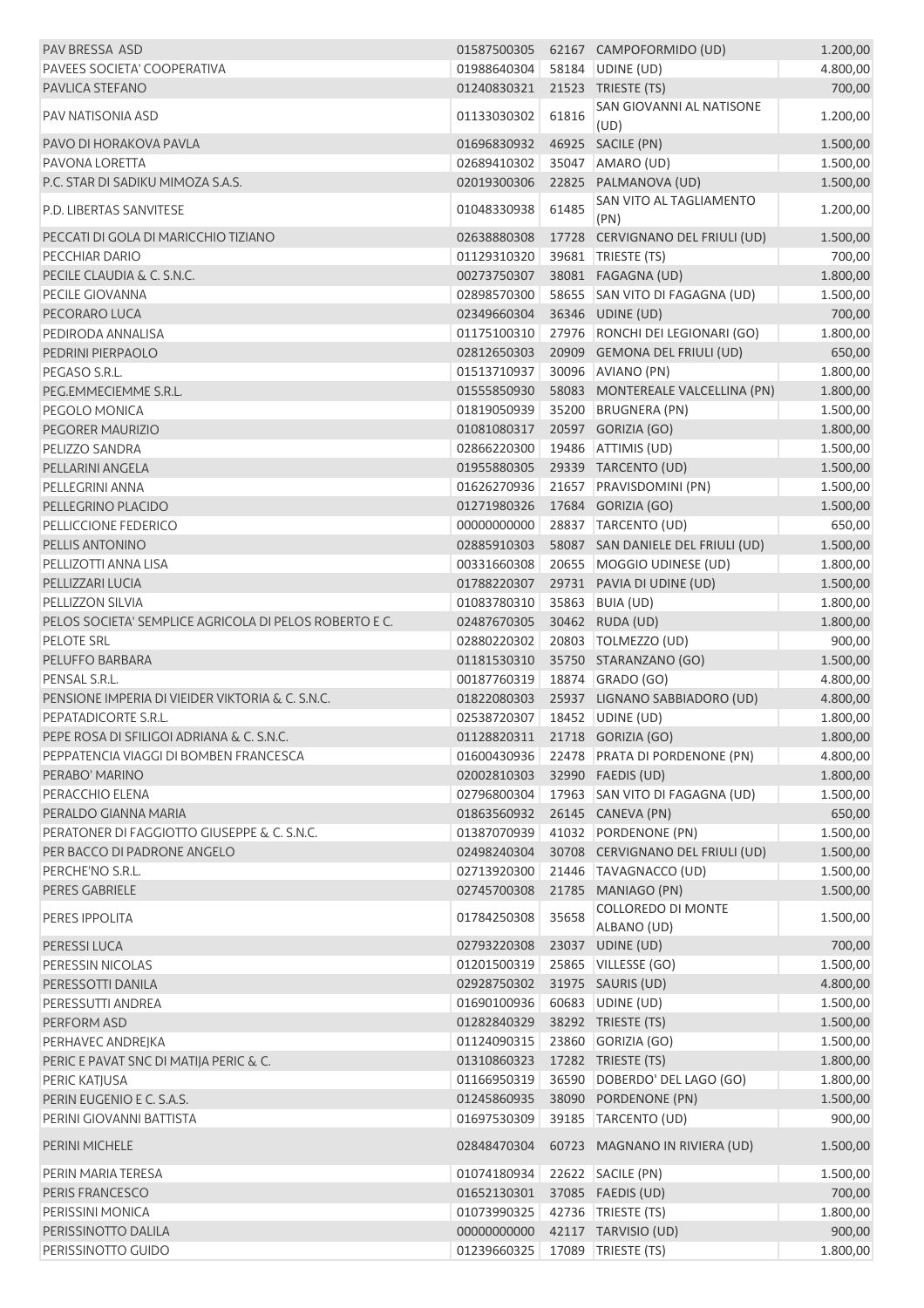| | | | | |
|---|---|---|---|---|
| PAV BRESSA ASD | 01587500305 | 62167 | CAMPOFORMIDO (UD) | 1.200,00 |
| PAVEES SOCIETA' COOPERATIVA | 01988640304 | 58184 | UDINE (UD) | 4.800,00 |
| PAVLICA STEFANO | 01240830321 | 21523 | TRIESTE (TS) | 700,00 |
| PAV NATISONIA ASD | 01133030302 | 61816 | SAN GIOVANNI AL NATISONE (UD) | 1.200,00 |
| PAVO DI HORAKOVA PAVLA | 01696830932 | 46925 | SACILE (PN) | 1.500,00 |
| PAVONA LORETTA | 02689410302 | 35047 | AMARO (UD) | 1.500,00 |
| P.C. STAR DI SADIKU MIMOZA S.A.S. | 02019300306 | 22825 | PALMANOVA (UD) | 1.500,00 |
| P.D. LIBERTAS SANVITESE | 01048330938 | 61485 | SAN VITO AL TAGLIAMENTO (PN) | 1.200,00 |
| PECCATI DI GOLA DI MARICCHIO TIZIANO | 02638880308 | 17728 | CERVIGNANO DEL FRIULI (UD) | 1.500,00 |
| PECCHIAR DARIO | 01129310320 | 39681 | TRIESTE (TS) | 700,00 |
| PECILE CLAUDIA & C. S.N.C. | 00273750307 | 38081 | FAGAGNA (UD) | 1.800,00 |
| PECILE GIOVANNA | 02898570300 | 58655 | SAN VITO DI FAGAGNA (UD) | 1.500,00 |
| PECORARO LUCA | 02349660304 | 36346 | UDINE (UD) | 700,00 |
| PEDIRODA ANNALISA | 01175100310 | 27976 | RONCHI DEI LEGIONARI (GO) | 1.800,00 |
| PEDRINI PIERPAOLO | 02812650303 | 20909 | GEMONA DEL FRIULI (UD) | 650,00 |
| PEGASO S.R.L. | 01513710937 | 30096 | AVIANO (PN) | 1.800,00 |
| PEG.EMMECIEMME S.R.L. | 01555850930 | 58083 | MONTEREALE VALCELLINA (PN) | 1.800,00 |
| PEGOLO MONICA | 01819050939 | 35200 | BRUGNERA (PN) | 1.500,00 |
| PEGORER MAURIZIO | 01081080317 | 20597 | GORIZIA (GO) | 1.800,00 |
| PELIZZO SANDRA | 02866220300 | 19486 | ATTIMIS (UD) | 1.500,00 |
| PELLARINI ANGELA | 01955880305 | 29339 | TARCENTO (UD) | 1.500,00 |
| PELLEGRINI ANNA | 01626270936 | 21657 | PRAVISDOMINI (PN) | 1.500,00 |
| PELLEGRINO PLACIDO | 01271980326 | 17684 | GORIZIA (GO) | 1.500,00 |
| PELLICCIONE FEDERICO | 00000000000 | 28837 | TARCENTO (UD) | 650,00 |
| PELLIS ANTONINO | 02885910303 | 58087 | SAN DANIELE DEL FRIULI (UD) | 1.500,00 |
| PELLIZOTTI ANNA LISA | 00331660308 | 20655 | MOGGIO UDINESE (UD) | 1.800,00 |
| PELLIZZARI LUCIA | 01788220307 | 29731 | PAVIA DI UDINE (UD) | 1.500,00 |
| PELLIZZON SILVIA | 01083780310 | 35863 | BUIA (UD) | 1.800,00 |
| PELOS SOCIETA' SEMPLICE AGRICOLA DI PELOS ROBERTO E C. | 02487670305 | 30462 | RUDA (UD) | 1.800,00 |
| PELOTE SRL | 02880220302 | 20803 | TOLMEZZO (UD) | 900,00 |
| PELUFFO BARBARA | 01181530310 | 35750 | STARANZANO (GO) | 1.500,00 |
| PENSAL S.R.L. | 00187760319 | 18874 | GRADO (GO) | 4.800,00 |
| PENSIONE IMPERIA DI VIEIDER VIKTORIA & C. S.N.C. | 01822080303 | 25937 | LIGNANO SABBIADORO (UD) | 4.800,00 |
| PEPATADICORTE S.R.L. | 02538720307 | 18452 | UDINE (UD) | 1.800,00 |
| PEPE ROSA DI SFILIGOI ADRIANA & C. S.N.C. | 01128820311 | 21718 | GORIZIA (GO) | 1.800,00 |
| PEPPATENCIA VIAGGI DI BOMBEN FRANCESCA | 01600430936 | 22478 | PRATA DI PORDENONE (PN) | 4.800,00 |
| PERABO' MARINO | 02002810303 | 32990 | FAEDIS (UD) | 1.800,00 |
| PERACCHIO ELENA | 02796800304 | 17963 | SAN VITO DI FAGAGNA (UD) | 1.500,00 |
| PERALDO GIANNA MARIA | 01863560932 | 26145 | CANEVA (PN) | 650,00 |
| PERATONER DI FAGGIOTTO GIUSEPPE & C. S.N.C. | 01387070939 | 41032 | PORDENONE (PN) | 1.500,00 |
| PER BACCO DI PADRONE ANGELO | 02498240304 | 30708 | CERVIGNANO DEL FRIULI (UD) | 1.500,00 |
| PERCHE'NO S.R.L. | 02713920300 | 21446 | TAVAGNACCO (UD) | 1.500,00 |
| PERES GABRIELE | 02745700308 | 21785 | MANIAGO (PN) | 1.500,00 |
| PERES IPPOLITA | 01784250308 | 35658 | COLLOREDO DI MONTE ALBANO (UD) | 1.500,00 |
| PERESSI LUCA | 02793220308 | 23037 | UDINE (UD) | 700,00 |
| PERESSIN NICOLAS | 01201500319 | 25865 | VILLESSE (GO) | 1.500,00 |
| PERESSOTTI DANILA | 02928750302 | 31975 | SAURIS (UD) | 4.800,00 |
| PERESSUTTI ANDREA | 01690100936 | 60683 | UDINE (UD) | 1.500,00 |
| PERFORM ASD | 01282840329 | 38292 | TRIESTE (TS) | 1.500,00 |
| PERHAVEC ANDREJKA | 01124090315 | 23860 | GORIZIA (GO) | 1.500,00 |
| PERIC E PAVAT SNC DI MATIJA PERIC & C. | 01310860323 | 17282 | TRIESTE (TS) | 1.800,00 |
| PERIC KATJUSA | 01166950319 | 36590 | DOBERDO' DEL LAGO (GO) | 1.800,00 |
| PERIN EUGENIO E C. S.A.S. | 01245860935 | 38090 | PORDENONE (PN) | 1.500,00 |
| PERINI GIOVANNI BATTISTA | 01697530309 | 39185 | TARCENTO (UD) | 900,00 |
| PERINI MICHELE | 02848470304 | 60723 | MAGNANO IN RIVIERA (UD) | 1.500,00 |
| PERIN MARIA TERESA | 01074180934 | 22622 | SACILE (PN) | 1.500,00 |
| PERIS FRANCESCO | 01652130301 | 37085 | FAEDIS (UD) | 700,00 |
| PERISSINI MONICA | 01073990325 | 42736 | TRIESTE (TS) | 1.800,00 |
| PERISSINOTTO DALILA | 00000000000 | 42117 | TARVISIO (UD) | 900,00 |
| PERISSINOTTO GUIDO | 01239660325 | 17089 | TRIESTE (TS) | 1.800,00 |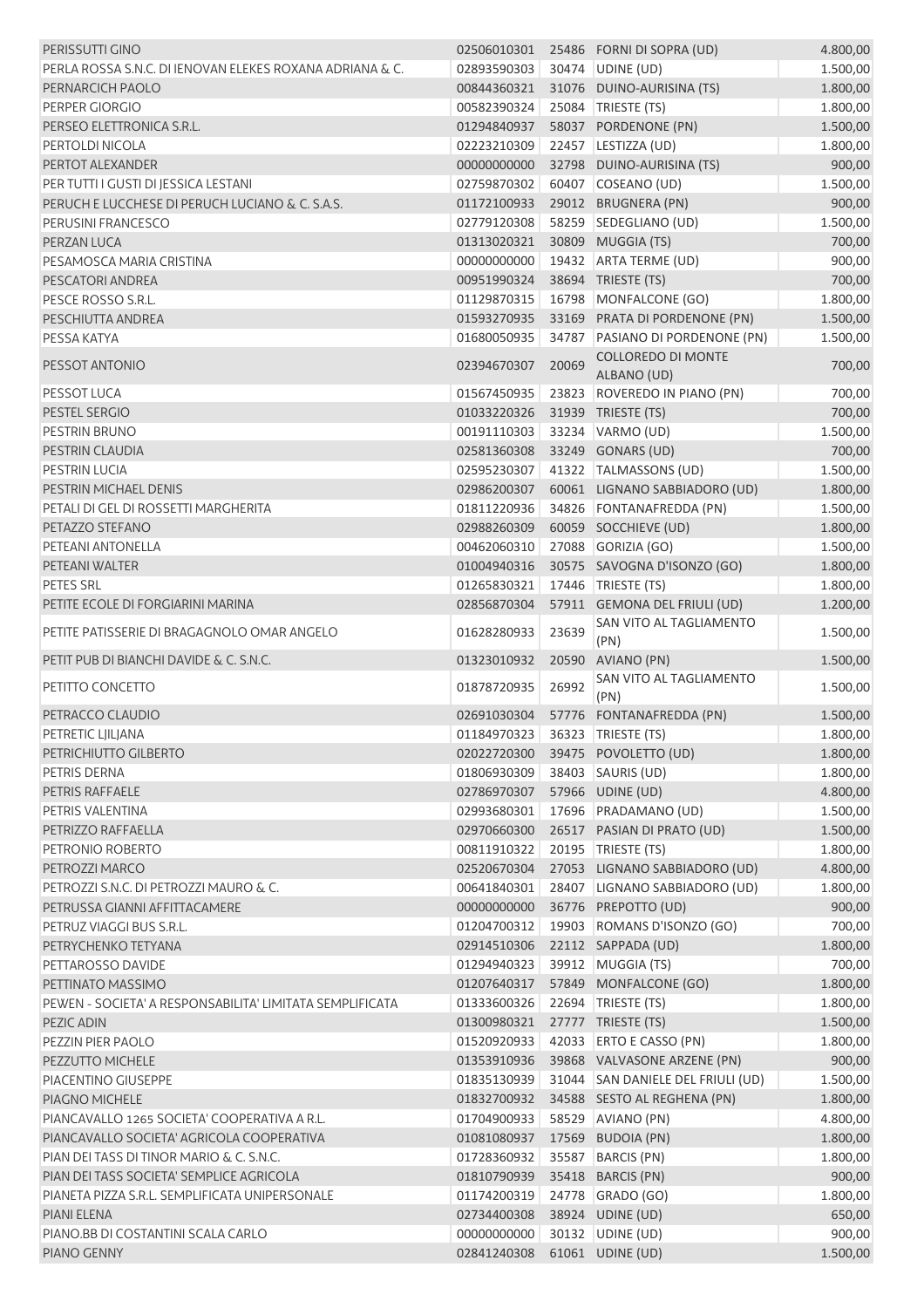| | | | | |
|---|---|---|---|---|
| PERISSUTTI GINO | 02506010301 | 25486 | FORNI DI SOPRA (UD) | 4.800,00 |
| PERLA ROSSA S.N.C. DI IENOVAN ELEKES ROXANA ADRIANA & C. | 02893590303 | 30474 | UDINE (UD) | 1.500,00 |
| PERNARCICH PAOLO | 00844360321 | 31076 | DUINO-AURISINA (TS) | 1.800,00 |
| PERPER GIORGIO | 00582390324 | 25084 | TRIESTE (TS) | 1.800,00 |
| PERSEO ELETTRONICA S.R.L. | 01294840937 | 58037 | PORDENONE (PN) | 1.500,00 |
| PERTOLDI NICOLA | 02223210309 | 22457 | LESTIZZA (UD) | 1.800,00 |
| PERTOT ALEXANDER | 00000000000 | 32798 | DUINO-AURISINA (TS) | 900,00 |
| PER TUTTI I GUSTI DI JESSICA LESTANI | 02759870302 | 60407 | COSEANO (UD) | 1.500,00 |
| PERUCH E LUCCHESE DI PERUCH LUCIANO & C. S.A.S. | 01172100933 | 29012 | BRUGNERA (PN) | 900,00 |
| PERUSINI FRANCESCO | 02779120308 | 58259 | SEDEGLIANO (UD) | 1.500,00 |
| PERZAN LUCA | 01313020321 | 30809 | MUGGIA (TS) | 700,00 |
| PESAMOSCA MARIA CRISTINA | 00000000000 | 19432 | ARTA TERME (UD) | 900,00 |
| PESCATORI ANDREA | 00951990324 | 38694 | TRIESTE (TS) | 700,00 |
| PESCE ROSSO S.R.L. | 01129870315 | 16798 | MONFALCONE (GO) | 1.800,00 |
| PESCHIUTTA ANDREA | 01593270935 | 33169 | PRATA DI PORDENONE (PN) | 1.500,00 |
| PESSA KATYA | 01680050935 | 34787 | PASIANO DI PORDENONE (PN) | 1.500,00 |
| PESSOT ANTONIO | 02394670307 | 20069 | COLLOREDO DI MONTE ALBANO (UD) | 700,00 |
| PESSOT LUCA | 01567450935 | 23823 | ROVEREDO IN PIANO (PN) | 700,00 |
| PESTEL SERGIO | 01033220326 | 31939 | TRIESTE (TS) | 700,00 |
| PESTRIN BRUNO | 00191110303 | 33234 | VARMO (UD) | 1.500,00 |
| PESTRIN CLAUDIA | 02581360308 | 33249 | GONARS (UD) | 700,00 |
| PESTRIN LUCIA | 02595230307 | 41322 | TALMASSONS (UD) | 1.500,00 |
| PESTRIN MICHAEL DENIS | 02986200307 | 60061 | LIGNANO SABBIADORO (UD) | 1.800,00 |
| PETALI DI GEL DI ROSSETTI MARGHERITA | 01811220936 | 34826 | FONTANAFREDDA (PN) | 1.500,00 |
| PETAZZO STEFANO | 02988260309 | 60059 | SOCCHIEVE (UD) | 1.800,00 |
| PETEANI ANTONELLA | 00462060310 | 27088 | GORIZIA (GO) | 1.500,00 |
| PETEANI WALTER | 01004940316 | 30575 | SAVOGNA D'ISONZO (GO) | 1.800,00 |
| PETES SRL | 01265830321 | 17446 | TRIESTE (TS) | 1.800,00 |
| PETITE ECOLE DI FORGIARINI MARINA | 02856870304 | 57911 | GEMONA DEL FRIULI (UD) | 1.200,00 |
| PETITE PATISSERIE DI BRAGAGNOLO OMAR ANGELO | 01628280933 | 23639 | SAN VITO AL TAGLIAMENTO (PN) | 1.500,00 |
| PETIT PUB DI BIANCHI DAVIDE & C. S.N.C. | 01323010932 | 20590 | AVIANO (PN) | 1.500,00 |
| PETITTO CONCETTO | 01878720935 | 26992 | SAN VITO AL TAGLIAMENTO (PN) | 1.500,00 |
| PETRACCO CLAUDIO | 02691030304 | 57776 | FONTANAFREDDA (PN) | 1.500,00 |
| PETRETIC LJILJANA | 01184970323 | 36323 | TRIESTE (TS) | 1.800,00 |
| PETRICHIUTTO GILBERTO | 02022720300 | 39475 | POVOLETTO (UD) | 1.800,00 |
| PETRIS DERNA | 01806930309 | 38403 | SAURIS (UD) | 1.800,00 |
| PETRIS RAFFAELE | 02786970307 | 57966 | UDINE (UD) | 4.800,00 |
| PETRIS VALENTINA | 02993680301 | 17696 | PRADAMANO (UD) | 1.500,00 |
| PETRIZZO RAFFAELLA | 02970660300 | 26517 | PASIAN DI PRATO (UD) | 1.500,00 |
| PETRONIO ROBERTO | 00811910322 | 20195 | TRIESTE (TS) | 1.800,00 |
| PETROZZI MARCO | 02520670304 | 27053 | LIGNANO SABBIADORO (UD) | 4.800,00 |
| PETROZZI S.N.C. DI PETROZZI MAURO & C. | 00641840301 | 28407 | LIGNANO SABBIADORO (UD) | 1.800,00 |
| PETRUSSA GIANNI AFFITTACAMERE | 00000000000 | 36776 | PREPOTTO (UD) | 900,00 |
| PETRUZ VIAGGI BUS S.R.L. | 01204700312 | 19903 | ROMANS D'ISONZO (GO) | 700,00 |
| PETRYCHENKO TETYANA | 02914510306 | 22112 | SAPPADA (UD) | 1.800,00 |
| PETTAROSSO DAVIDE | 01294940323 | 39912 | MUGGIA (TS) | 700,00 |
| PETTINATO MASSIMO | 01207640317 | 57849 | MONFALCONE (GO) | 1.800,00 |
| PEWEN - SOCIETA' A RESPONSABILITA' LIMITATA SEMPLIFICATA | 01333600326 | 22694 | TRIESTE (TS) | 1.800,00 |
| PEZIC ADIN | 01300980321 | 27777 | TRIESTE (TS) | 1.500,00 |
| PEZZIN PIER PAOLO | 01520920933 | 42033 | ERTO E CASSO (PN) | 1.800,00 |
| PEZZUTTO MICHELE | 01353910936 | 39868 | VALVASONE ARZENE (PN) | 900,00 |
| PIACENTINO GIUSEPPE | 01835130939 | 31044 | SAN DANIELE DEL FRIULI (UD) | 1.500,00 |
| PIAGNO MICHELE | 01832700932 | 34588 | SESTO AL REGHENA (PN) | 1.800,00 |
| PIANCAVALLO 1265 SOCIETA' COOPERATIVA A R.L. | 01704900933 | 58529 | AVIANO (PN) | 4.800,00 |
| PIANCAVALLO SOCIETA' AGRICOLA COOPERATIVA | 01081080937 | 17569 | BUDOIA (PN) | 1.800,00 |
| PIAN DEI TASS DI TINOR MARIO & C. S.N.C. | 01728360932 | 35587 | BARCIS (PN) | 1.800,00 |
| PIAN DEI TASS SOCIETA' SEMPLICE AGRICOLA | 01810790939 | 35418 | BARCIS (PN) | 900,00 |
| PIANETA PIZZA S.R.L. SEMPLIFICATA UNIPERSONALE | 01174200319 | 24778 | GRADO (GO) | 1.800,00 |
| PIANI ELENA | 02734400308 | 38924 | UDINE (UD) | 650,00 |
| PIANO.BB DI COSTANTINI SCALA CARLO | 00000000000 | 30132 | UDINE (UD) | 900,00 |
| PIANO GENNY | 02841240308 | 61061 | UDINE (UD) | 1.500,00 |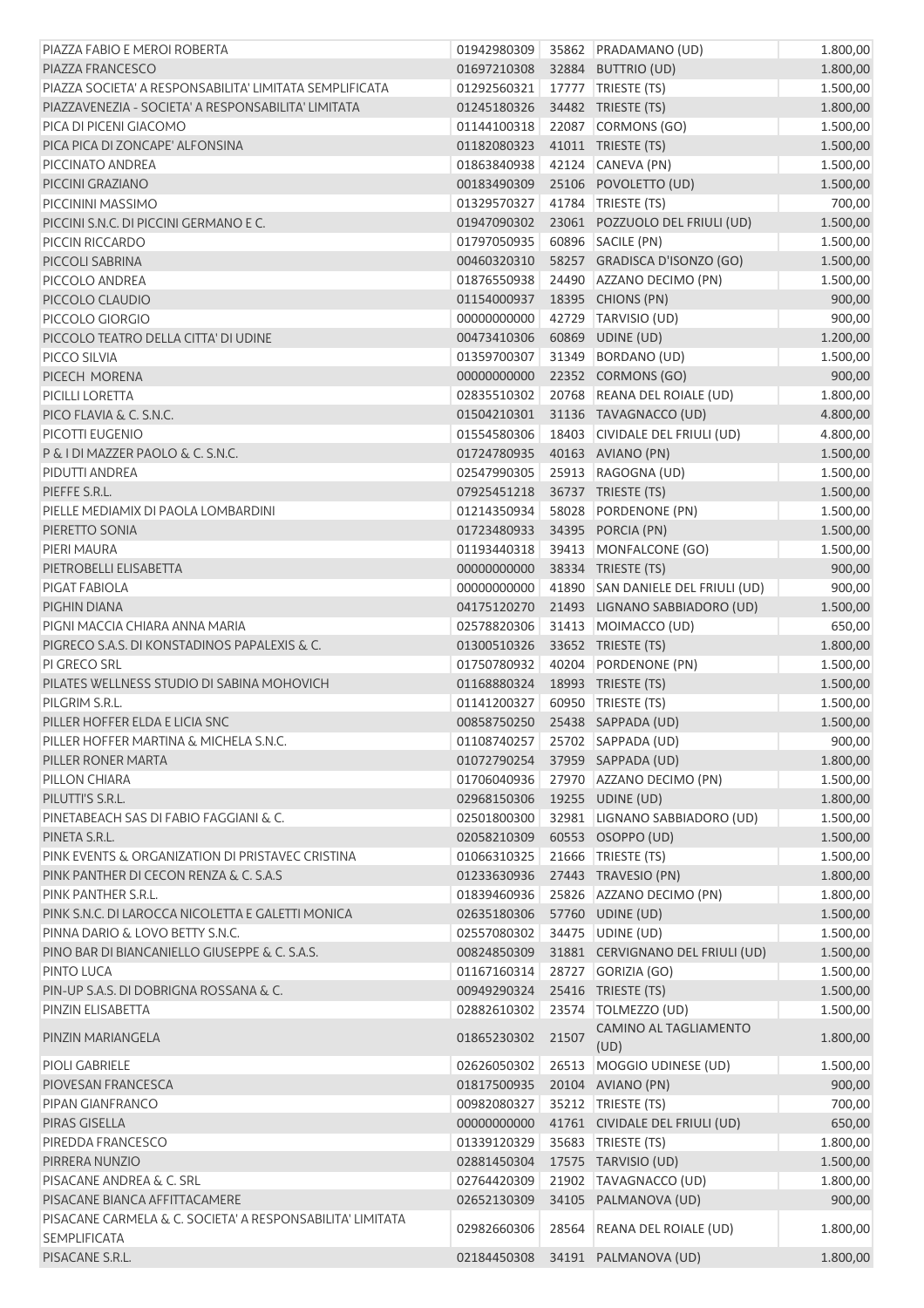| | | | | |
|---|---|---|---|---|
| PIAZZA FABIO E MEROI ROBERTA | 01942980309 | 35862 | PRADAMANO (UD) | 1.800,00 |
| PIAZZA FRANCESCO | 01697210308 | 32884 | BUTTRIO (UD) | 1.800,00 |
| PIAZZA SOCIETA' A RESPONSABILITA' LIMITATA SEMPLIFICATA | 01292560321 | 17777 | TRIESTE (TS) | 1.500,00 |
| PIAZZAVENEZIA - SOCIETA' A RESPONSABILITA' LIMITATA | 01245180326 | 34482 | TRIESTE (TS) | 1.800,00 |
| PICA DI PICENI GIACOMO | 01144100318 | 22087 | CORMONS (GO) | 1.500,00 |
| PICA PICA DI ZONCAPE' ALFONSINA | 01182080323 | 41011 | TRIESTE (TS) | 1.500,00 |
| PICCINATO ANDREA | 01863840938 | 42124 | CANEVA (PN) | 1.500,00 |
| PICCINI GRAZIANO | 00183490309 | 25106 | POVOLETTO (UD) | 1.500,00 |
| PICCININI MASSIMO | 01329570327 | 41784 | TRIESTE (TS) | 700,00 |
| PICCINI S.N.C. DI PICCINI GERMANO E C. | 01947090302 | 23061 | POZZUOLO DEL FRIULI (UD) | 1.500,00 |
| PICCIN RICCARDO | 01797050935 | 60896 | SACILE (PN) | 1.500,00 |
| PICCOLI SABRINA | 00460320310 | 58257 | GRADISCA D'ISONZO (GO) | 1.500,00 |
| PICCOLO ANDREA | 01876550938 | 24490 | AZZANO DECIMO (PN) | 1.500,00 |
| PICCOLO CLAUDIO | 01154000937 | 18395 | CHIONS (PN) | 900,00 |
| PICCOLO GIORGIO | 00000000000 | 42729 | TARVISIO (UD) | 900,00 |
| PICCOLO TEATRO DELLA CITTA' DI UDINE | 00473410306 | 60869 | UDINE (UD) | 1.200,00 |
| PICCO SILVIA | 01359700307 | 31349 | BORDANO (UD) | 1.500,00 |
| PICECH MORENA | 00000000000 | 22352 | CORMONS (GO) | 900,00 |
| PICILLI LORETTA | 02835510302 | 20768 | REANA DEL ROIALE (UD) | 1.800,00 |
| PICO FLAVIA & C. S.N.C. | 01504210301 | 31136 | TAVAGNACCO (UD) | 4.800,00 |
| PICOTTI EUGENIO | 01554580306 | 18403 | CIVIDALE DEL FRIULI (UD) | 4.800,00 |
| P & I DI MAZZER PAOLO & C. S.N.C. | 01724780935 | 40163 | AVIANO (PN) | 1.500,00 |
| PIDUTTI ANDREA | 02547990305 | 25913 | RAGOGNA (UD) | 1.500,00 |
| PIEFFE S.R.L. | 07925451218 | 36737 | TRIESTE (TS) | 1.500,00 |
| PIELLE MEDIAMIX DI PAOLA LOMBARDINI | 01214350934 | 58028 | PORDENONE (PN) | 1.500,00 |
| PIERETTO SONIA | 01723480933 | 34395 | PORCIA (PN) | 1.500,00 |
| PIERI MAURA | 01193440318 | 39413 | MONFALCONE (GO) | 1.500,00 |
| PIETROBELLI ELISABETTA | 00000000000 | 38334 | TRIESTE (TS) | 900,00 |
| PIGAT FABIOLA | 00000000000 | 41890 | SAN DANIELE DEL FRIULI (UD) | 900,00 |
| PIGHIN DIANA | 04175120270 | 21493 | LIGNANO SABBIADORO (UD) | 1.500,00 |
| PIGNI MACCIA CHIARA ANNA MARIA | 02578820306 | 31413 | MOIMACCO (UD) | 650,00 |
| PIGRECO S.A.S. DI KONSTADINOS PAPALEXIS & C. | 01300510326 | 33652 | TRIESTE (TS) | 1.800,00 |
| PI GRECO SRL | 01750780932 | 40204 | PORDENONE (PN) | 1.500,00 |
| PILATES WELLNESS STUDIO DI SABINA MOHOVICH | 01168880324 | 18993 | TRIESTE (TS) | 1.500,00 |
| PILGRIM S.R.L. | 01141200327 | 60950 | TRIESTE (TS) | 1.500,00 |
| PILLER HOFFER ELDA E LICIA SNC | 00858750250 | 25438 | SAPPADA (UD) | 1.500,00 |
| PILLER HOFFER MARTINA & MICHELA S.N.C. | 01108740257 | 25702 | SAPPADA (UD) | 900,00 |
| PILLER RONER MARTA | 01072790254 | 37959 | SAPPADA (UD) | 1.800,00 |
| PILLON CHIARA | 01706040936 | 27970 | AZZANO DECIMO (PN) | 1.500,00 |
| PILUTTI'S S.R.L. | 02968150306 | 19255 | UDINE (UD) | 1.800,00 |
| PINETABEACH SAS DI FABIO FAGGIANI & C. | 02501800300 | 32981 | LIGNANO SABBIADORO (UD) | 1.500,00 |
| PINETA S.R.L. | 02058210309 | 60553 | OSOPPO (UD) | 1.500,00 |
| PINK EVENTS & ORGANIZATION DI PRISTAVEC CRISTINA | 01066310325 | 21666 | TRIESTE (TS) | 1.500,00 |
| PINK PANTHER DI CECON RENZA & C. S.A.S | 01233630936 | 27443 | TRAVESIO (PN) | 1.800,00 |
| PINK PANTHER S.R.L. | 01839460936 | 25826 | AZZANO DECIMO (PN) | 1.800,00 |
| PINK S.N.C. DI LAROCCA NICOLETTA E GALETTI MONICA | 02635180306 | 57760 | UDINE (UD) | 1.500,00 |
| PINNA DARIO & LOVO BETTY S.N.C. | 02557080302 | 34475 | UDINE (UD) | 1.500,00 |
| PINO BAR DI BIANCANIELLO GIUSEPPE & C. S.A.S. | 00824850309 | 31881 | CERVIGNANO DEL FRIULI (UD) | 1.500,00 |
| PINTO LUCA | 01167160314 | 28727 | GORIZIA (GO) | 1.500,00 |
| PIN-UP S.A.S. DI DOBRIGNA ROSSANA & C. | 00949290324 | 25416 | TRIESTE (TS) | 1.500,00 |
| PINZIN ELISABETTA | 02882610302 | 23574 | TOLMEZZO (UD) | 1.500,00 |
| PINZIN MARIANGELA | 01865230302 | 21507 | CAMINO AL TAGLIAMENTO (UD) | 1.800,00 |
| PIOLI GABRIELE | 02626050302 | 26513 | MOGGIO UDINESE (UD) | 1.500,00 |
| PIOVESAN FRANCESCA | 01817500935 | 20104 | AVIANO (PN) | 900,00 |
| PIPAN GIANFRANCO | 00982080327 | 35212 | TRIESTE (TS) | 700,00 |
| PIRAS GISELLA | 00000000000 | 41761 | CIVIDALE DEL FRIULI (UD) | 650,00 |
| PIREDDA FRANCESCO | 01339120329 | 35683 | TRIESTE (TS) | 1.800,00 |
| PIRRERA NUNZIO | 02881450304 | 17575 | TARVISIO (UD) | 1.500,00 |
| PISACANE ANDREA & C. SRL | 02764420309 | 21902 | TAVAGNACCO (UD) | 1.800,00 |
| PISACANE BIANCA AFFITTACAMERE | 02652130309 | 34105 | PALMANOVA (UD) | 900,00 |
| PISACANE CARMELA & C. SOCIETA' A RESPONSABILITA' LIMITATA SEMPLIFICATA | 02982660306 | 28564 | REANA DEL ROIALE (UD) | 1.800,00 |
| PISACANE S.R.L. | 02184450308 | 34191 | PALMANOVA (UD) | 1.800,00 |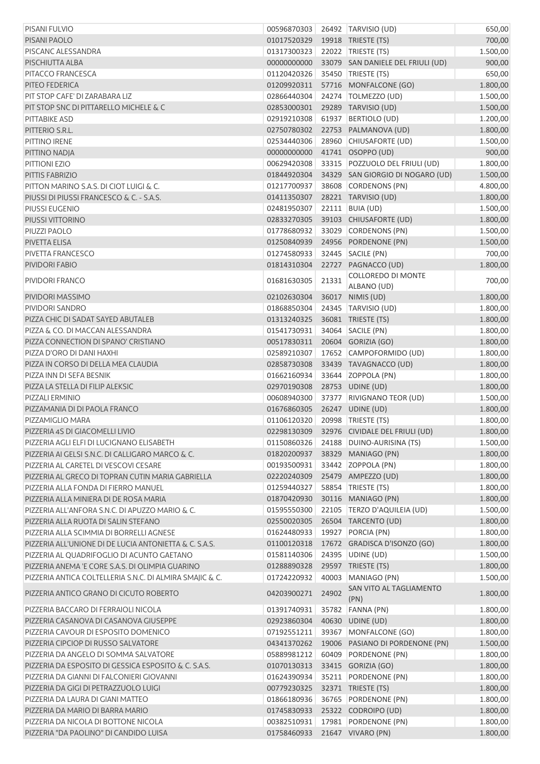| | | | | |
|---|---|---|---|---|
| PISANI FULVIO | 00596870303 | 26492 | TARVISIO (UD) | 650,00 |
| PISANI PAOLO | 01017520329 | 19918 | TRIESTE (TS) | 700,00 |
| PISCANC ALESSANDRA | 01317300323 | 22022 | TRIESTE (TS) | 1.500,00 |
| PISCHIUTTA ALBA | 00000000000 | 33079 | SAN DANIELE DEL FRIULI (UD) | 900,00 |
| PITACCO FRANCESCA | 01120420326 | 35450 | TRIESTE (TS) | 650,00 |
| PITEO FEDERICA | 01209920311 | 57716 | MONFALCONE (GO) | 1.800,00 |
| PIT STOP CAFE' DI ZARABARA LIZ | 02866440304 | 24274 | TOLMEZZO (UD) | 1.500,00 |
| PIT STOP SNC DI PITTARELLO MICHELE & C | 02853000301 | 29289 | TARVISIO (UD) | 1.500,00 |
| PITTABIKE ASD | 02919210308 | 61937 | BERTIOLO (UD) | 1.200,00 |
| PITTERIO S.R.L. | 02750780302 | 22753 | PALMANOVA (UD) | 1.800,00 |
| PITTINO IRENE | 02534440306 | 28960 | CHIUSAFORTE (UD) | 1.500,00 |
| PITTINO NADJA | 00000000000 | 41741 | OSOPPO (UD) | 900,00 |
| PITTIONI EZIO | 00629420308 | 33315 | POZZUOLO DEL FRIULI (UD) | 1.800,00 |
| PITTIS FABRIZIO | 01844920304 | 34329 | SAN GIORGIO DI NOGARO (UD) | 1.500,00 |
| PITTON MARINO S.A.S. DI CIOT LUIGI & C. | 01217700937 | 38608 | CORDENONS (PN) | 4.800,00 |
| PIUSSI DI PIUSSI FRANCESCO & C. - S.A.S. | 01411350307 | 28221 | TARVISIO (UD) | 1.800,00 |
| PIUSSI EUGENIO | 02481950307 | 22111 | BUIA (UD) | 1.500,00 |
| PIUSSI VITTORINO | 02833270305 | 39103 | CHIUSAFORTE (UD) | 1.800,00 |
| PIUZZI PAOLO | 01778680932 | 33029 | CORDENONS (PN) | 1.500,00 |
| PIVETTA ELISA | 01250840939 | 24956 | PORDENONE (PN) | 1.500,00 |
| PIVETTA FRANCESCO | 01274580933 | 32445 | SACILE (PN) | 700,00 |
| PIVIDORI FABIO | 01814310304 | 22727 | PAGNACCO (UD) | 1.800,00 |
| PIVIDORI FRANCO | 01681630305 | 21331 | COLLOREDO DI MONTE ALBANO (UD) | 700,00 |
| PIVIDORI MASSIMO | 02102630304 | 36017 | NIMIS (UD) | 1.800,00 |
| PIVIDORI SANDRO | 01868850304 | 24345 | TARVISIO (UD) | 1.800,00 |
| PIZZA CHIC DI SADAT SAYED ABUTALEB | 01313240325 | 36081 | TRIESTE (TS) | 1.800,00 |
| PIZZA & CO. DI MACCAN ALESSANDRA | 01541730931 | 34064 | SACILE (PN) | 1.800,00 |
| PIZZA CONNECTION DI SPANO' CRISTIANO | 00517830311 | 20604 | GORIZIA (GO) | 1.800,00 |
| PIZZA D'ORO DI DANI HAXHI | 02589210307 | 17652 | CAMPOFORMIDO (UD) | 1.800,00 |
| PIZZA IN CORSO DI DELLA MEA CLAUDIA | 02858730308 | 33439 | TAVAGNACCO (UD) | 1.800,00 |
| PIZZA INN DI SEFA BESNIK | 01662160934 | 33644 | ZOPPOLA (PN) | 1.800,00 |
| PIZZA LA STELLA DI FILIP ALEKSIC | 02970190308 | 28753 | UDINE (UD) | 1.800,00 |
| PIZZALI ERMINIO | 00608940300 | 37377 | RIVIGNANO TEOR (UD) | 1.500,00 |
| PIZZAMANIA DI DI PAOLA FRANCO | 01676860305 | 26247 | UDINE (UD) | 1.800,00 |
| PIZZAMIGLIO MARA | 01106120320 | 20998 | TRIESTE (TS) | 1.800,00 |
| PIZZERIA 4S DI GIACOMELLI LIVIO | 02298130309 | 32976 | CIVIDALE DEL FRIULI (UD) | 1.800,00 |
| PIZZERIA AGLI ELFI DI LUCIGNANO ELISABETH | 01150860326 | 24188 | DUINO-AURISINA (TS) | 1.500,00 |
| PIZZERIA AI GELSI S.N.C. DI CALLIGARO MARCO & C. | 01820200937 | 38329 | MANIAGO (PN) | 1.800,00 |
| PIZZERIA AL CARETEL DI VESCOVI CESARE | 00193500931 | 33442 | ZOPPOLA (PN) | 1.800,00 |
| PIZZERIA AL GRECO DI TOPRAN CUTIN MARIA GABRIELLA | 02220240309 | 25479 | AMPEZZO (UD) | 1.800,00 |
| PIZZERIA ALLA FONDA DI FIERRO MANUEL | 01259440327 | 58854 | TRIESTE (TS) | 1.800,00 |
| PIZZERIA ALLA MINIERA DI DE ROSA MARIA | 01870420930 | 30116 | MANIAGO (PN) | 1.800,00 |
| PIZZERIA ALL'ANFORA S.N.C. DI APUZZO MARIO & C. | 01595550300 | 22105 | TERZO D'AQUILEIA (UD) | 1.500,00 |
| PIZZERIA ALLA RUOTA DI SALIN STEFANO | 02550020305 | 26504 | TARCENTO (UD) | 1.800,00 |
| PIZZERIA ALLA SCIMMIA DI BORRELLI AGNESE | 01624480933 | 19927 | PORCIA (PN) | 1.800,00 |
| PIZZERIA ALL'UNIONE DI DE LUCIA ANTONIETTA & C. S.A.S. | 01100120318 | 17672 | GRADISCA D'ISONZO (GO) | 1.800,00 |
| PIZZERIA AL QUADRIFOGLIO DI ACUNTO GAETANO | 01581140306 | 24395 | UDINE (UD) | 1.500,00 |
| PIZZERIA ANEMA 'E CORE S.A.S. DI OLIMPIA GUARINO | 01288890328 | 29597 | TRIESTE (TS) | 1.800,00 |
| PIZZERIA ANTICA COLTELLERIA S.N.C. DI ALMIRA SMAJIC & C. | 01724220932 | 40003 | MANIAGO (PN) | 1.500,00 |
| PIZZERIA ANTICO GRANO DI CICUTO ROBERTO | 04203900271 | 24902 | SAN VITO AL TAGLIAMENTO (PN) | 1.800,00 |
| PIZZERIA BACCARO DI FERRAIOLI NICOLA | 01391740931 | 35782 | FANNA (PN) | 1.800,00 |
| PIZZERIA CASANOVA DI CASANOVA GIUSEPPE | 02923860304 | 40630 | UDINE (UD) | 1.800,00 |
| PIZZERIA CAVOUR DI ESPOSITO DOMENICO | 07192551211 | 39367 | MONFALCONE (GO) | 1.800,00 |
| PIZZERIA CIPCIOP DI RUSSO SALVATORE | 04341370262 | 19006 | PASIANO DI PORDENONE (PN) | 1.500,00 |
| PIZZERIA DA ANGELO DI SOMMA SALVATORE | 05889981212 | 60409 | PORDENONE (PN) | 1.800,00 |
| PIZZERIA DA ESPOSITO DI GESSICA ESPOSITO & C. S.A.S. | 01070130313 | 33415 | GORIZIA (GO) | 1.800,00 |
| PIZZERIA DA GIANNI DI FALCONIERI GIOVANNI | 01624390934 | 35211 | PORDENONE (PN) | 1.800,00 |
| PIZZERIA DA GIGI DI PETRAZZUOLO LUIGI | 00779230325 | 32371 | TRIESTE (TS) | 1.800,00 |
| PIZZERIA DA LAURA DI GIANI MATTEO | 01866180936 | 36765 | PORDENONE (PN) | 1.800,00 |
| PIZZERIA DA MARIO DI BARRA MARIO | 01745830933 | 25322 | CODROIPO (UD) | 1.800,00 |
| PIZZERIA DA NICOLA DI BOTTONE NICOLA | 00382510931 | 17981 | PORDENONE (PN) | 1.800,00 |
| PIZZERIA "DA PAOLINO" DI CANDIDO LUISA | 01758460933 | 21647 | VIVARO (PN) | 1.800,00 |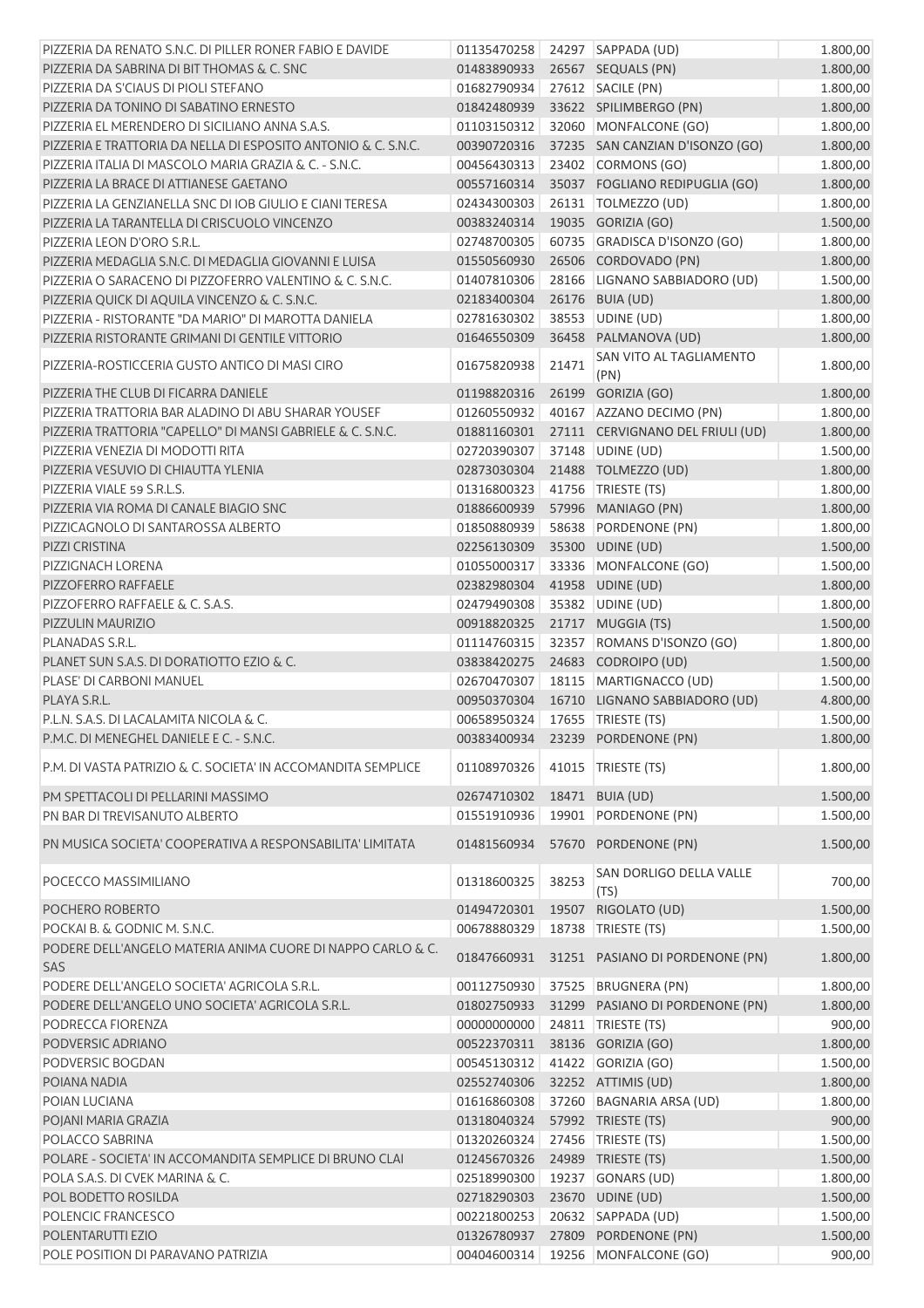| | | | | |
|---|---|---|---|---|
| PIZZERIA DA RENATO S.N.C. DI PILLER RONER FABIO E DAVIDE | 01135470258 | 24297 | SAPPADA (UD) | 1.800,00 |
| PIZZERIA DA SABRINA DI BIT THOMAS & C. SNC | 01483890933 | 26567 | SEQUALS (PN) | 1.800,00 |
| PIZZERIA DA S'CIAUS DI PIOLI STEFANO | 01682790934 | 27612 | SACILE (PN) | 1.800,00 |
| PIZZERIA DA TONINO DI SABATINO ERNESTO | 01842480939 | 33622 | SPILIMBERGO (PN) | 1.800,00 |
| PIZZERIA EL MERENDERO DI SICILIANO ANNA S.A.S. | 01103150312 | 32060 | MONFALCONE (GO) | 1.800,00 |
| PIZZERIA E TRATTORIA DA NELLA DI ESPOSITO ANTONIO & C. S.N.C. | 00390720316 | 37235 | SAN CANZIAN D'ISONZO (GO) | 1.800,00 |
| PIZZERIA ITALIA DI MASCOLO MARIA GRAZIA & C. - S.N.C. | 00456430313 | 23402 | CORMONS (GO) | 1.800,00 |
| PIZZERIA LA BRACE DI ATTIANESE GAETANO | 00557160314 | 35037 | FOGLIANO REDIPUGLIA (GO) | 1.800,00 |
| PIZZERIA LA GENZIANELLA SNC DI IOB GIULIO E CIANI TERESA | 02434300303 | 26131 | TOLMEZZO (UD) | 1.800,00 |
| PIZZERIA LA TARANTELLA DI CRISCUOLO VINCENZO | 00383240314 | 19035 | GORIZIA (GO) | 1.500,00 |
| PIZZERIA LEON D'ORO S.R.L. | 02748700305 | 60735 | GRADISCA D'ISONZO (GO) | 1.800,00 |
| PIZZERIA MEDAGLIA S.N.C. DI MEDAGLIA GIOVANNI E LUISA | 01550560930 | 26506 | CORDOVADO (PN) | 1.800,00 |
| PIZZERIA O SARACENO DI PIZZOFERRO VALENTINO & C. S.N.C. | 01407810306 | 28166 | LIGNANO SABBIADORO (UD) | 1.500,00 |
| PIZZERIA QUICK DI AQUILA VINCENZO & C. S.N.C. | 02183400304 | 26176 | BUIA (UD) | 1.800,00 |
| PIZZERIA - RISTORANTE "DA MARIO" DI MAROTTA DANIELA | 02781630302 | 38553 | UDINE (UD) | 1.800,00 |
| PIZZERIA RISTORANTE GRIMANI DI GENTILE VITTORIO | 01646550309 | 36458 | PALMANOVA (UD) | 1.800,00 |
| PIZZERIA-ROSTICCERIA GUSTO ANTICO DI MASI CIRO | 01675820938 | 21471 | SAN VITO AL TAGLIAMENTO (PN) | 1.800,00 |
| PIZZERIA THE CLUB DI FICARRA DANIELE | 01198820316 | 26199 | GORIZIA (GO) | 1.800,00 |
| PIZZERIA TRATTORIA BAR ALADINO DI ABU SHARAR YOUSEF | 01260550932 | 40167 | AZZANO DECIMO (PN) | 1.800,00 |
| PIZZERIA TRATTORIA "CAPELLO" DI MANSI GABRIELE & C. S.N.C. | 01881160301 | 27111 | CERVIGNANO DEL FRIULI (UD) | 1.800,00 |
| PIZZERIA VENEZIA DI MODOTTI RITA | 02720390307 | 37148 | UDINE (UD) | 1.500,00 |
| PIZZERIA VESUVIO DI CHIAUTTA YLENIA | 02873030304 | 21488 | TOLMEZZO (UD) | 1.800,00 |
| PIZZERIA VIALE 59 S.R.L.S. | 01316800323 | 41756 | TRIESTE (TS) | 1.800,00 |
| PIZZERIA VIA ROMA DI CANALE BIAGIO SNC | 01886600939 | 57996 | MANIAGO (PN) | 1.800,00 |
| PIZZICAGNOLO DI SANTAROSSA ALBERTO | 01850880939 | 58638 | PORDENONE (PN) | 1.800,00 |
| PIZZI CRISTINA | 02256130309 | 35300 | UDINE (UD) | 1.500,00 |
| PIZZIGNACH LORENA | 01055000317 | 33336 | MONFALCONE (GO) | 1.500,00 |
| PIZZOFERRO RAFFAELE | 02382980304 | 41958 | UDINE (UD) | 1.800,00 |
| PIZZOFERRO RAFFAELE & C. S.A.S. | 02479490308 | 35382 | UDINE (UD) | 1.800,00 |
| PIZZULIN MAURIZIO | 00918820325 | 21717 | MUGGIA (TS) | 1.500,00 |
| PLANADAS S.R.L. | 01114760315 | 32357 | ROMANS D'ISONZO (GO) | 1.800,00 |
| PLANET SUN S.A.S. DI DORATIOTTO EZIO & C. | 03838420275 | 24683 | CODROIPO (UD) | 1.500,00 |
| PLASE' DI CARBONI MANUEL | 02670470307 | 18115 | MARTIGNACCO (UD) | 1.500,00 |
| PLAYA S.R.L. | 00950370304 | 16710 | LIGNANO SABBIADORO (UD) | 4.800,00 |
| P.L.N. S.A.S. DI LACALAMITA NICOLA & C. | 00658950324 | 17655 | TRIESTE (TS) | 1.500,00 |
| P.M.C. DI MENEGHEL DANIELE E C. - S.N.C. | 00383400934 | 23239 | PORDENONE (PN) | 1.800,00 |
| P.M. DI VASTA PATRIZIO & C. SOCIETA' IN ACCOMANDITA SEMPLICE | 01108970326 | 41015 | TRIESTE (TS) | 1.800,00 |
| PM SPETTACOLI DI PELLARINI MASSIMO | 02674710302 | 18471 | BUIA (UD) | 1.500,00 |
| PN BAR DI TREVISANUTO ALBERTO | 01551910936 | 19901 | PORDENONE (PN) | 1.500,00 |
| PN MUSICA SOCIETA' COOPERATIVA A RESPONSABILITA' LIMITATA | 01481560934 | 57670 | PORDENONE (PN) | 1.500,00 |
| POCECCO MASSIMILIANO | 01318600325 | 38253 | SAN DORLIGO DELLA VALLE (TS) | 700,00 |
| POCHERO ROBERTO | 01494720301 | 19507 | RIGOLATO (UD) | 1.500,00 |
| POCKAI B. & GODNIC M. S.N.C. | 00678880329 | 18738 | TRIESTE (TS) | 1.500,00 |
| PODERE DELL'ANGELO MATERIA ANIMA CUORE DI NAPPO CARLO & C. SAS | 01847660931 | 31251 | PASIANO DI PORDENONE (PN) | 1.800,00 |
| PODERE DELL'ANGELO SOCIETA' AGRICOLA S.R.L. | 00112750930 | 37525 | BRUGNERA (PN) | 1.800,00 |
| PODERE DELL'ANGELO UNO SOCIETA' AGRICOLA S.R.L. | 01802750933 | 31299 | PASIANO DI PORDENONE (PN) | 1.800,00 |
| PODRECCA FIORENZA | 00000000000 | 24811 | TRIESTE (TS) | 900,00 |
| PODVERSIC ADRIANO | 00522370311 | 38136 | GORIZIA (GO) | 1.800,00 |
| PODVERSIC BOGDAN | 00545130312 | 41422 | GORIZIA (GO) | 1.500,00 |
| POIANA NADIA | 02552740306 | 32252 | ATTIMIS (UD) | 1.800,00 |
| POIAN LUCIANA | 01616860308 | 37260 | BAGNARIA ARSA (UD) | 1.800,00 |
| POJANI MARIA GRAZIA | 01318040324 | 57992 | TRIESTE (TS) | 900,00 |
| POLACCO SABRINA | 01320260324 | 27456 | TRIESTE (TS) | 1.500,00 |
| POLARE - SOCIETA' IN ACCOMANDITA SEMPLICE DI BRUNO CLAI | 01245670326 | 24989 | TRIESTE (TS) | 1.500,00 |
| POLA S.A.S. DI CVEK MARINA & C. | 02518990300 | 19237 | GONARS (UD) | 1.800,00 |
| POL BODETTO ROSILDA | 02718290303 | 23670 | UDINE (UD) | 1.500,00 |
| POLENCIC FRANCESCO | 00221800253 | 20632 | SAPPADA (UD) | 1.500,00 |
| POLENTARUTTI EZIO | 01326780937 | 27809 | PORDENONE (PN) | 1.500,00 |
| POLE POSITION DI PARAVANO PATRIZIA | 00404600314 | 19256 | MONFALCONE (GO) | 900,00 |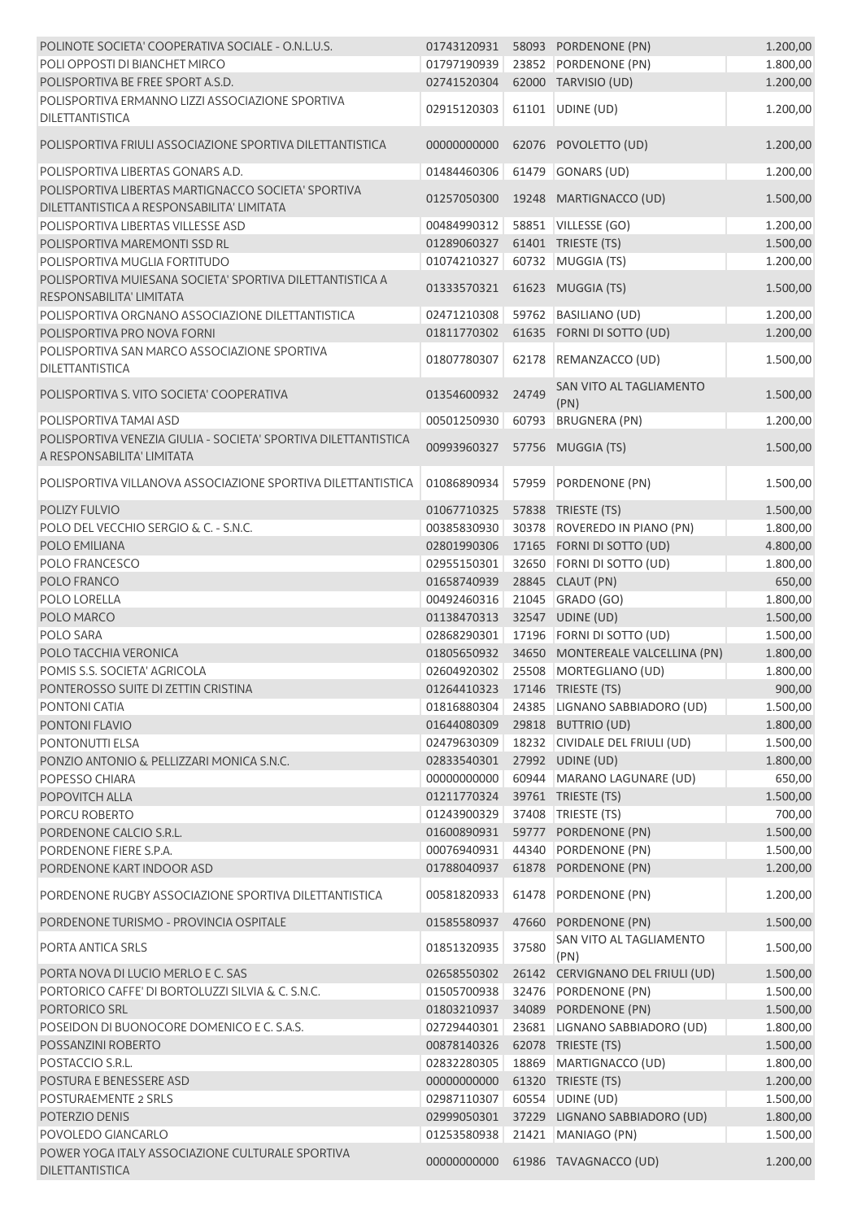| | | | | |
|---|---|---|---|---|
| POLINOTE SOCIETA' COOPERATIVA SOCIALE - O.N.L.U.S. | 01743120931 | 58093 | PORDENONE (PN) | 1.200,00 |
| POLI OPPOSTI DI BIANCHET MIRCO | 01797190939 | 23852 | PORDENONE (PN) | 1.800,00 |
| POLISPORTIVA BE FREE SPORT A.S.D. | 02741520304 | 62000 | TARVISIO (UD) | 1.200,00 |
| POLISPORTIVA ERMANNO LIZZI ASSOCIAZIONE SPORTIVA DILETTANTISTICA | 02915120303 | 61101 | UDINE (UD) | 1.200,00 |
| POLISPORTIVA FRIULI ASSOCIAZIONE SPORTIVA DILETTANTISTICA | 00000000000 | 62076 | POVOLETTO (UD) | 1.200,00 |
| POLISPORTIVA LIBERTAS GONARS A.D. | 01484460306 | 61479 | GONARS (UD) | 1.200,00 |
| POLISPORTIVA LIBERTAS MARTIGNACCO SOCIETA' SPORTIVA DILETTANTISTICA A RESPONSABILITA' LIMITATA | 01257050300 | 19248 | MARTIGNACCO (UD) | 1.500,00 |
| POLISPORTIVA LIBERTAS VILLESSE ASD | 00484990312 | 58851 | VILLESSE (GO) | 1.200,00 |
| POLISPORTIVA MAREMONTI SSD RL | 01289060327 | 61401 | TRIESTE (TS) | 1.500,00 |
| POLISPORTIVA MUGLIA FORTITUDO | 01074210327 | 60732 | MUGGIA (TS) | 1.200,00 |
| POLISPORTIVA MUIESANA SOCIETA' SPORTIVA DILETTANTISTICA A RESPONSABILITA' LIMITATA | 01333570321 | 61623 | MUGGIA (TS) | 1.500,00 |
| POLISPORTIVA ORGNANO ASSOCIAZIONE DILETTANTISTICA | 02471210308 | 59762 | BASILIANO (UD) | 1.200,00 |
| POLISPORTIVA PRO NOVA FORNI | 01811770302 | 61635 | FORNI DI SOTTO (UD) | 1.200,00 |
| POLISPORTIVA SAN MARCO ASSOCIAZIONE SPORTIVA DILETTANTISTICA | 01807780307 | 62178 | REMANZACCO (UD) | 1.500,00 |
| POLISPORTIVA S. VITO SOCIETA' COOPERATIVA | 01354600932 | 24749 | SAN VITO AL TAGLIAMENTO (PN) | 1.500,00 |
| POLISPORTIVA TAMAI ASD | 00501250930 | 60793 | BRUGNERA (PN) | 1.200,00 |
| POLISPORTIVA VENEZIA GIULIA - SOCIETA' SPORTIVA DILETTANTISTICA A RESPONSABILITA' LIMITATA | 00993960327 | 57756 | MUGGIA (TS) | 1.500,00 |
| POLISPORTIVA VILLANOVA ASSOCIAZIONE SPORTIVA DILETTANTISTICA | 01086890934 | 57959 | PORDENONE (PN) | 1.500,00 |
| POLIZY FULVIO | 01067710325 | 57838 | TRIESTE (TS) | 1.500,00 |
| POLO DEL VECCHIO SERGIO & C. - S.N.C. | 00385830930 | 30378 | ROVEREDO IN PIANO (PN) | 1.800,00 |
| POLO EMILIANA | 02801990306 | 17165 | FORNI DI SOTTO (UD) | 4.800,00 |
| POLO FRANCESCO | 02955150301 | 32650 | FORNI DI SOTTO (UD) | 1.800,00 |
| POLO FRANCO | 01658740939 | 28845 | CLAUT (PN) | 650,00 |
| POLO LORELLA | 00492460316 | 21045 | GRADO (GO) | 1.800,00 |
| POLO MARCO | 01138470313 | 32547 | UDINE (UD) | 1.500,00 |
| POLO SARA | 02868290301 | 17196 | FORNI DI SOTTO (UD) | 1.500,00 |
| POLO TACCHIA VERONICA | 01805650932 | 34650 | MONTEREALE VALCELLINA (PN) | 1.800,00 |
| POMIS S.S. SOCIETA' AGRICOLA | 02604920302 | 25508 | MORTEGLIANO (UD) | 1.800,00 |
| PONTEROSSO SUITE DI ZETTIN CRISTINA | 01264410323 | 17146 | TRIESTE (TS) | 900,00 |
| PONTONI CATIA | 01816880304 | 24385 | LIGNANO SABBIADORO (UD) | 1.500,00 |
| PONTONI FLAVIO | 01644080309 | 29818 | BUTTRIO (UD) | 1.800,00 |
| PONTONUTTI ELSA | 02479630309 | 18232 | CIVIDALE DEL FRIULI (UD) | 1.500,00 |
| PONZIO ANTONIO & PELLIZZARI MONICA S.N.C. | 02833540301 | 27992 | UDINE (UD) | 1.800,00 |
| POPESSO CHIARA | 00000000000 | 60944 | MARANO LAGUNARE (UD) | 650,00 |
| POPOVITCH ALLA | 01211770324 | 39761 | TRIESTE (TS) | 1.500,00 |
| PORCU ROBERTO | 01243900329 | 37408 | TRIESTE (TS) | 700,00 |
| PORDENONE CALCIO S.R.L. | 01600890931 | 59777 | PORDENONE (PN) | 1.500,00 |
| PORDENONE FIERE S.P.A. | 00076940931 | 44340 | PORDENONE (PN) | 1.500,00 |
| PORDENONE KART INDOOR ASD | 01788040937 | 61878 | PORDENONE (PN) | 1.200,00 |
| PORDENONE RUGBY ASSOCIAZIONE SPORTIVA DILETTANTISTICA | 00581820933 | 61478 | PORDENONE (PN) | 1.200,00 |
| PORDENONE TURISMO - PROVINCIA OSPITALE | 01585580937 | 47660 | PORDENONE (PN) | 1.500,00 |
| PORTA ANTICA SRLS | 01851320935 | 37580 | SAN VITO AL TAGLIAMENTO (PN) | 1.500,00 |
| PORTA NOVA DI LUCIO MERLO E C. SAS | 02658550302 | 26142 | CERVIGNANO DEL FRIULI (UD) | 1.500,00 |
| PORTORICO CAFFE' DI BORTOLUZZI SILVIA & C. S.N.C. | 01505700938 | 32476 | PORDENONE (PN) | 1.500,00 |
| PORTORICO SRL | 01803210937 | 34089 | PORDENONE (PN) | 1.500,00 |
| POSEIDON DI BUONOCORE DOMENICO E C. S.A.S. | 02729440301 | 23681 | LIGNANO SABBIADORO (UD) | 1.800,00 |
| POSSANZINI ROBERTO | 00878140326 | 62078 | TRIESTE (TS) | 1.500,00 |
| POSTACCIO S.R.L. | 02832280305 | 18869 | MARTIGNACCO (UD) | 1.800,00 |
| POSTURA E BENESSERE ASD | 00000000000 | 61320 | TRIESTE (TS) | 1.200,00 |
| POSTURAEMENTE 2 SRLS | 02987110307 | 60554 | UDINE (UD) | 1.500,00 |
| POTERZIO DENIS | 02999050301 | 37229 | LIGNANO SABBIADORO (UD) | 1.800,00 |
| POVOLEDO GIANCARLO | 01253580938 | 21421 | MANIAGO (PN) | 1.500,00 |
| POWER YOGA ITALY ASSOCIAZIONE CULTURALE SPORTIVA DILETTANTISTICA | 00000000000 | 61986 | TAVAGNACCO (UD) | 1.200,00 |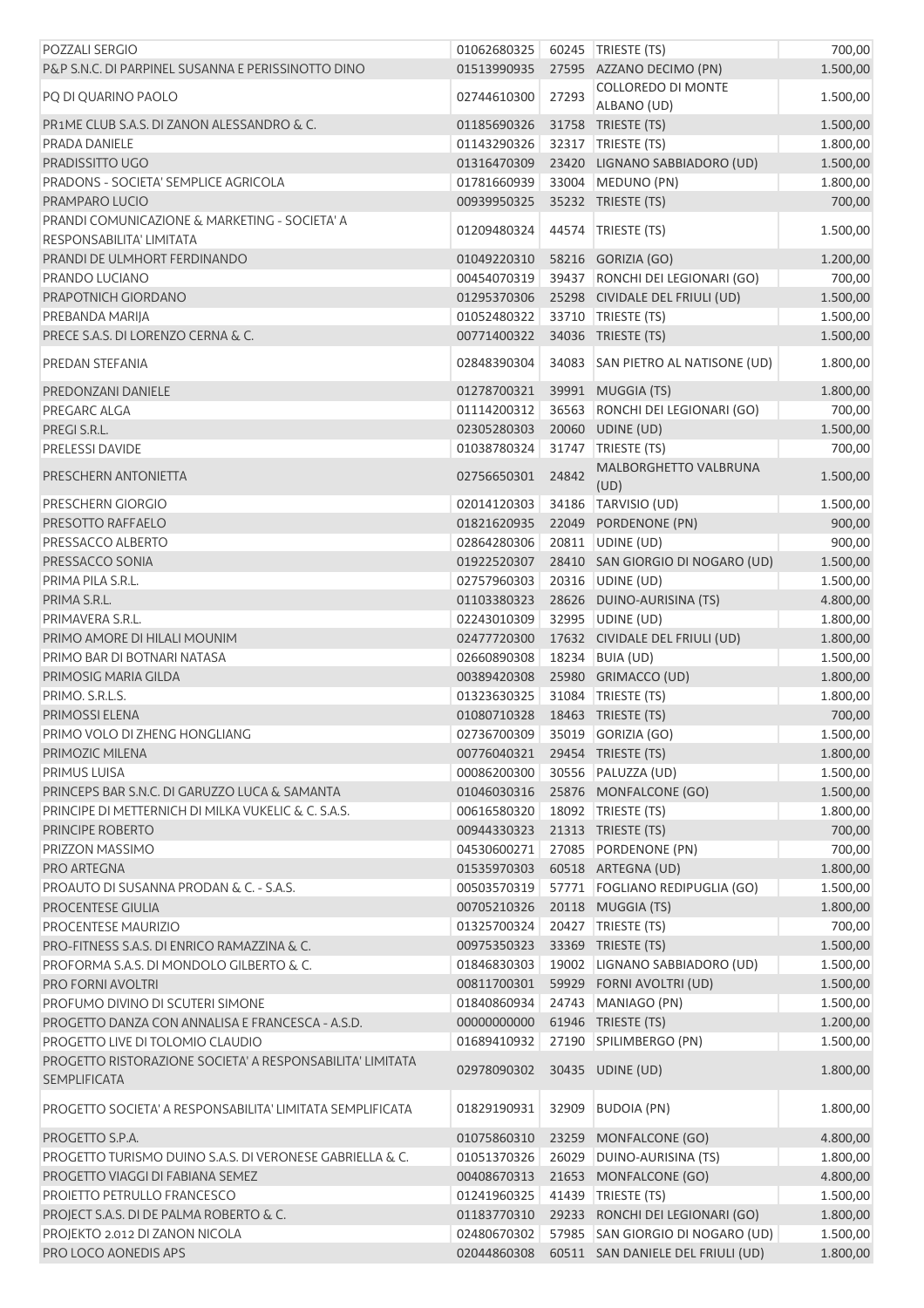| | | | | |
|---|---|---|---|---|
| POZZALI SERGIO | 01062680325 | 60245 | TRIESTE (TS) | 700,00 |
| P&P S.N.C. DI PARPINEL SUSANNA E PERISSINOTTO DINO | 01513990935 | 27595 | AZZANO DECIMO (PN) | 1.500,00 |
| PQ DI QUARINO PAOLO | 02744610300 | 27293 | COLLOREDO DI MONTE ALBANO (UD) | 1.500,00 |
| PR1ME CLUB S.A.S. DI ZANON ALESSANDRO & C. | 01185690326 | 31758 | TRIESTE (TS) | 1.500,00 |
| PRADA DANIELE | 01143290326 | 32317 | TRIESTE (TS) | 1.800,00 |
| PRADISSITTO UGO | 01316470309 | 23420 | LIGNANO SABBIADORO (UD) | 1.500,00 |
| PRADONS - SOCIETA' SEMPLICE AGRICOLA | 01781660939 | 33004 | MEDUNO (PN) | 1.800,00 |
| PRAMPARO LUCIO | 00939950325 | 35232 | TRIESTE (TS) | 700,00 |
| PRANDI COMUNICAZIONE & MARKETING - SOCIETA' A RESPONSABILITA' LIMITATA | 01209480324 | 44574 | TRIESTE (TS) | 1.500,00 |
| PRANDI DE ULMHORT FERDINANDO | 01049220310 | 58216 | GORIZIA (GO) | 1.200,00 |
| PRANDO LUCIANO | 00454070319 | 39437 | RONCHI DEI LEGIONARI (GO) | 700,00 |
| PRAPOTNICH GIORDANO | 01295370306 | 25298 | CIVIDALE DEL FRIULI (UD) | 1.500,00 |
| PREBANDA MARIJA | 01052480322 | 33710 | TRIESTE (TS) | 1.500,00 |
| PRECE S.A.S. DI LORENZO CERNA & C. | 00771400322 | 34036 | TRIESTE (TS) | 1.500,00 |
| PREDAN STEFANIA | 02848390304 | 34083 | SAN PIETRO AL NATISONE (UD) | 1.800,00 |
| PREDONZANI DANIELE | 01278700321 | 39991 | MUGGIA (TS) | 1.800,00 |
| PREGARC ALGA | 01114200312 | 36563 | RONCHI DEI LEGIONARI (GO) | 700,00 |
| PREGI S.R.L. | 02305280303 | 20060 | UDINE (UD) | 1.500,00 |
| PRELESSI DAVIDE | 01038780324 | 31747 | TRIESTE (TS) | 700,00 |
| PRESCHERN ANTONIETTA | 02756650301 | 24842 | MALBORGHETTO VALBRUNA (UD) | 1.500,00 |
| PRESCHERN GIORGIO | 02014120303 | 34186 | TARVISIO (UD) | 1.500,00 |
| PRESOTTO RAFFAELO | 01821620935 | 22049 | PORDENONE (PN) | 900,00 |
| PRESSACCO ALBERTO | 02864280306 | 20811 | UDINE (UD) | 900,00 |
| PRESSACCO SONIA | 01922520307 | 28410 | SAN GIORGIO DI NOGARO (UD) | 1.500,00 |
| PRIMA PILA S.R.L. | 02757960303 | 20316 | UDINE (UD) | 1.500,00 |
| PRIMA S.R.L. | 01103380323 | 28626 | DUINO-AURISINA (TS) | 4.800,00 |
| PRIMAVERA S.R.L. | 02243010309 | 32995 | UDINE (UD) | 1.800,00 |
| PRIMO AMORE DI HILALI MOUNIM | 02477720300 | 17632 | CIVIDALE DEL FRIULI (UD) | 1.800,00 |
| PRIMO BAR DI BOTNARI NATASA | 02660890308 | 18234 | BUIA (UD) | 1.500,00 |
| PRIMOSIG MARIA GILDA | 00389420308 | 25980 | GRIMACCO (UD) | 1.800,00 |
| PRIMO. S.R.L.S. | 01323630325 | 31084 | TRIESTE (TS) | 1.800,00 |
| PRIMOSSI ELENA | 01080710328 | 18463 | TRIESTE (TS) | 700,00 |
| PRIMO VOLO DI ZHENG HONGLIANG | 02736700309 | 35019 | GORIZIA (GO) | 1.500,00 |
| PRIMOZIC MILENA | 00776040321 | 29454 | TRIESTE (TS) | 1.800,00 |
| PRIMUS LUISA | 00086200300 | 30556 | PALUZZA (UD) | 1.500,00 |
| PRINCEPS BAR S.N.C. DI GARUZZO LUCA & SAMANTA | 01046030316 | 25876 | MONFALCONE (GO) | 1.500,00 |
| PRINCIPE DI METTERNICH DI MILKA VUKELIC & C. S.A.S. | 00616580320 | 18092 | TRIESTE (TS) | 1.800,00 |
| PRINCIPE ROBERTO | 00944330323 | 21313 | TRIESTE (TS) | 700,00 |
| PRIZZON MASSIMO | 04530600271 | 27085 | PORDENONE (PN) | 700,00 |
| PRO ARTEGNA | 01535970303 | 60518 | ARTEGNA (UD) | 1.800,00 |
| PROAUTO DI SUSANNA PRODAN & C. - S.A.S. | 00503570319 | 57771 | FOGLIANO REDIPUGLIA (GO) | 1.500,00 |
| PROCENTESE GIULIA | 00705210326 | 20118 | MUGGIA (TS) | 1.800,00 |
| PROCENTESE MAURIZIO | 01325700324 | 20427 | TRIESTE (TS) | 700,00 |
| PRO-FITNESS S.A.S. DI ENRICO RAMAZZINA & C. | 00975350323 | 33369 | TRIESTE (TS) | 1.500,00 |
| PROFORMA S.A.S. DI MONDOLO GILBERTO & C. | 01846830303 | 19002 | LIGNANO SABBIADORO (UD) | 1.500,00 |
| PRO FORNI AVOLTRI | 00811700301 | 59929 | FORNI AVOLTRI (UD) | 1.500,00 |
| PROFUMO DIVINO DI SCUTERI SIMONE | 01840860934 | 24743 | MANIAGO (PN) | 1.500,00 |
| PROGETTO DANZA CON ANNALISA E FRANCESCA - A.S.D. | 00000000000 | 61946 | TRIESTE (TS) | 1.200,00 |
| PROGETTO LIVE DI TOLOMIO CLAUDIO | 01689410932 | 27190 | SPILIMBERGO (PN) | 1.500,00 |
| PROGETTO RISTORAZIONE SOCIETA' A RESPONSABILITA' LIMITATA SEMPLIFICATA | 02978090302 | 30435 | UDINE (UD) | 1.800,00 |
| PROGETTO SOCIETA' A RESPONSABILITA' LIMITATA SEMPLIFICATA | 01829190931 | 32909 | BUDOIA (PN) | 1.800,00 |
| PROGETTO S.P.A. | 01075860310 | 23259 | MONFALCONE (GO) | 4.800,00 |
| PROGETTO TURISMO DUINO S.A.S. DI VERONESE GABRIELLA & C. | 01051370326 | 26029 | DUINO-AURISINA (TS) | 1.800,00 |
| PROGETTO VIAGGI DI FABIANA SEMEZ | 00408670313 | 21653 | MONFALCONE (GO) | 4.800,00 |
| PROIETTO PETRULLO FRANCESCO | 01241960325 | 41439 | TRIESTE (TS) | 1.500,00 |
| PROJECT S.A.S. DI DE PALMA ROBERTO & C. | 01183770310 | 29233 | RONCHI DEI LEGIONARI (GO) | 1.800,00 |
| PROJEKTO 2.012 DI ZANON NICOLA | 02480670302 | 57985 | SAN GIORGIO DI NOGARO (UD) | 1.500,00 |
| PRO LOCO AONEDIS APS | 02044860308 | 60511 | SAN DANIELE DEL FRIULI (UD) | 1.800,00 |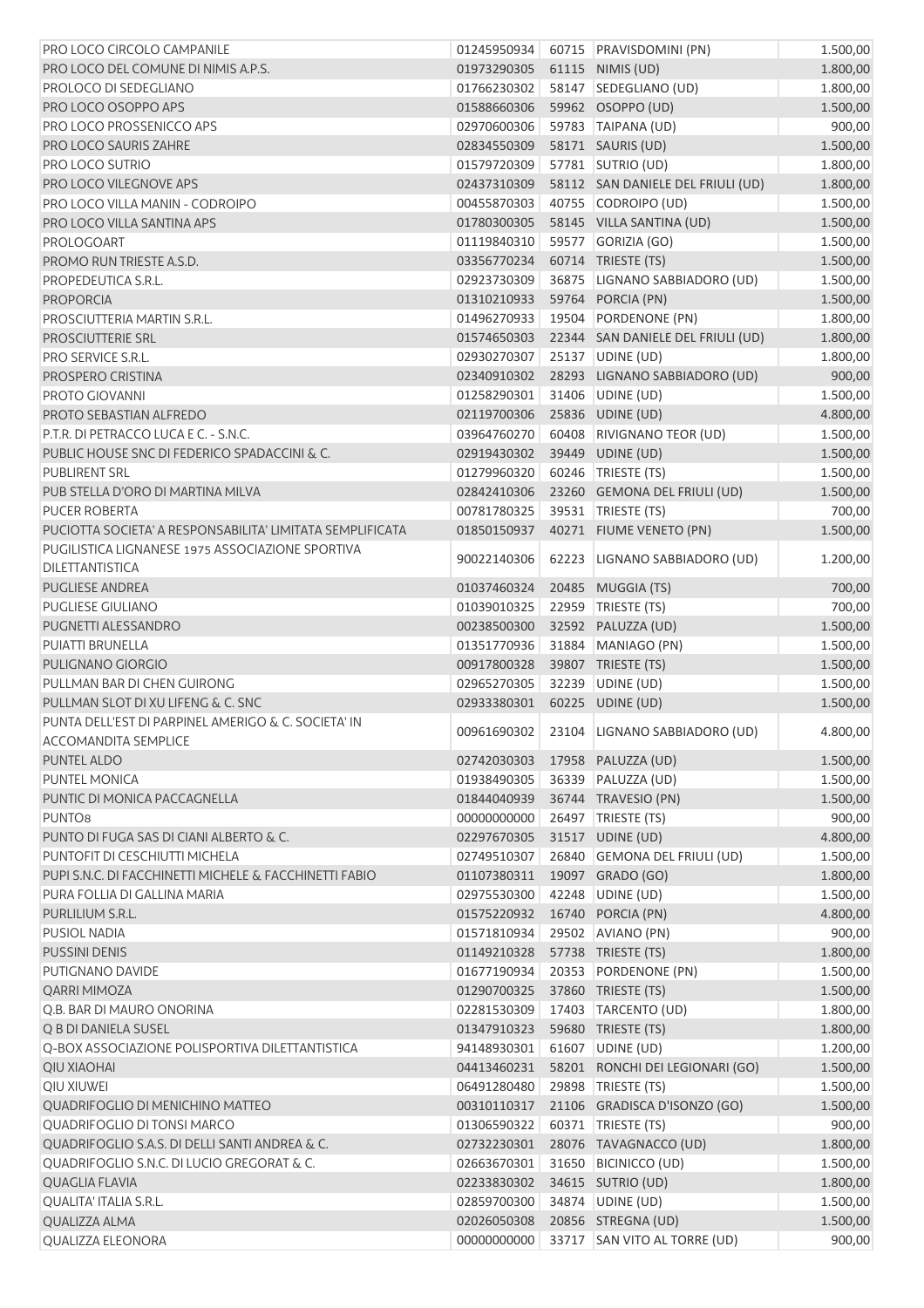| | | | | |
|---|---|---|---|---|
| PRO LOCO CIRCOLO CAMPANILE | 01245950934 | 60715 | PRAVISDOMINI (PN) | 1.500,00 |
| PRO LOCO DEL COMUNE DI NIMIS A.P.S. | 01973290305 | 61115 | NIMIS (UD) | 1.800,00 |
| PROLOCO DI SEDEGLIANO | 01766230302 | 58147 | SEDEGLIANO (UD) | 1.800,00 |
| PRO LOCO OSOPPO APS | 01588660306 | 59962 | OSOPPO (UD) | 1.500,00 |
| PRO LOCO PROSSENICCO APS | 02970600306 | 59783 | TAIPANA (UD) | 900,00 |
| PRO LOCO SAURIS ZAHRE | 02834550309 | 58171 | SAURIS (UD) | 1.500,00 |
| PRO LOCO SUTRIO | 01579720309 | 57781 | SUTRIO (UD) | 1.800,00 |
| PRO LOCO VILEGNOVE APS | 02437310309 | 58112 | SAN DANIELE DEL FRIULI (UD) | 1.800,00 |
| PRO LOCO VILLA MANIN - CODROIPO | 00455870303 | 40755 | CODROIPO (UD) | 1.500,00 |
| PRO LOCO VILLA SANTINA APS | 01780300305 | 58145 | VILLA SANTINA (UD) | 1.500,00 |
| PROLOGOART | 01119840310 | 59577 | GORIZIA (GO) | 1.500,00 |
| PROMO RUN TRIESTE A.S.D. | 03356770234 | 60714 | TRIESTE (TS) | 1.500,00 |
| PROPEDEUTICA S.R.L. | 02923730309 | 36875 | LIGNANO SABBIADORO (UD) | 1.500,00 |
| PROPORCIA | 01310210933 | 59764 | PORCIA (PN) | 1.500,00 |
| PROSCIUTTERIA MARTIN S.R.L. | 01496270933 | 19504 | PORDENONE (PN) | 1.800,00 |
| PROSCIUTTERIE SRL | 01574650303 | 22344 | SAN DANIELE DEL FRIULI (UD) | 1.800,00 |
| PRO SERVICE S.R.L. | 02930270307 | 25137 | UDINE (UD) | 1.800,00 |
| PROSPERO CRISTINA | 02340910302 | 28293 | LIGNANO SABBIADORO (UD) | 900,00 |
| PROTO GIOVANNI | 01258290301 | 31406 | UDINE (UD) | 1.500,00 |
| PROTO SEBASTIAN ALFREDO | 02119700306 | 25836 | UDINE (UD) | 4.800,00 |
| P.T.R. DI PETRACCO LUCA E C. - S.N.C. | 03964760270 | 60408 | RIVIGNANO TEOR (UD) | 1.500,00 |
| PUBLIC HOUSE SNC DI FEDERICO SPADACCINI & C. | 02919430302 | 39449 | UDINE (UD) | 1.500,00 |
| PUBLIRENT SRL | 01279960320 | 60246 | TRIESTE (TS) | 1.500,00 |
| PUB STELLA D'ORO DI MARTINA MILVA | 02842410306 | 23260 | GEMONA DEL FRIULI (UD) | 1.500,00 |
| PUCER ROBERTA | 00781780325 | 39531 | TRIESTE (TS) | 700,00 |
| PUCIOTTA SOCIETA' A RESPONSABILITA' LIMITATA SEMPLIFICATA | 01850150937 | 40271 | FIUME VENETO (PN) | 1.500,00 |
| PUGILISTICA LIGNANESE 1975 ASSOCIAZIONE SPORTIVA DILETTANTISTICA | 90022140306 | 62223 | LIGNANO SABBIADORO (UD) | 1.200,00 |
| PUGLIESE ANDREA | 01037460324 | 20485 | MUGGIA (TS) | 700,00 |
| PUGLIESE GIULIANO | 01039010325 | 22959 | TRIESTE (TS) | 700,00 |
| PUGNETTI ALESSANDRO | 00238500300 | 32592 | PALUZZA (UD) | 1.500,00 |
| PUIATTI BRUNELLA | 01351770936 | 31884 | MANIAGO (PN) | 1.500,00 |
| PULIGNANO GIORGIO | 00917800328 | 39807 | TRIESTE (TS) | 1.500,00 |
| PULLMAN BAR DI CHEN GUIRONG | 02965270305 | 32239 | UDINE (UD) | 1.500,00 |
| PULLMAN SLOT DI XU LIFENG & C. SNC | 02933380301 | 60225 | UDINE (UD) | 1.500,00 |
| PUNTA DELL'EST DI PARPINEL AMERIGO & C. SOCIETA' IN ACCOMANDITA SEMPLICE | 00961690302 | 23104 | LIGNANO SABBIADORO (UD) | 4.800,00 |
| PUNTEL ALDO | 02742030303 | 17958 | PALUZZA (UD) | 1.500,00 |
| PUNTEL MONICA | 01938490305 | 36339 | PALUZZA (UD) | 1.500,00 |
| PUNTIC DI MONICA PACCAGNELLA | 01844040939 | 36744 | TRAVESIO (PN) | 1.500,00 |
| PUNTO8 | 00000000000 | 26497 | TRIESTE (TS) | 900,00 |
| PUNTO DI FUGA SAS DI CIANI ALBERTO & C. | 02297670305 | 31517 | UDINE (UD) | 4.800,00 |
| PUNTOFIT DI CESCHIUTTI MICHELA | 02749510307 | 26840 | GEMONA DEL FRIULI (UD) | 1.500,00 |
| PUPI S.N.C. DI FACCHINETTI MICHELE & FACCHINETTI FABIO | 01107380311 | 19097 | GRADO (GO) | 1.800,00 |
| PURA FOLLIA DI GALLINA MARIA | 02975530300 | 42248 | UDINE (UD) | 1.500,00 |
| PURLILIUM S.R.L. | 01575220932 | 16740 | PORCIA (PN) | 4.800,00 |
| PUSIOL NADIA | 01571810934 | 29502 | AVIANO (PN) | 900,00 |
| PUSSINI DENIS | 01149210328 | 57738 | TRIESTE (TS) | 1.800,00 |
| PUTIGNANO DAVIDE | 01677190934 | 20353 | PORDENONE (PN) | 1.500,00 |
| QARRI MIMOZA | 01290700325 | 37860 | TRIESTE (TS) | 1.500,00 |
| Q.B. BAR DI MAURO ONORINA | 02281530309 | 17403 | TARCENTO (UD) | 1.800,00 |
| Q B DI DANIELA SUSEL | 01347910323 | 59680 | TRIESTE (TS) | 1.800,00 |
| Q-BOX ASSOCIAZIONE POLISPORTIVA DILETTANTISTICA | 94148930301 | 61607 | UDINE (UD) | 1.200,00 |
| QIU XIAOHAI | 04413460231 | 58201 | RONCHI DEI LEGIONARI (GO) | 1.500,00 |
| QIU XIUWEI | 06491280480 | 29898 | TRIESTE (TS) | 1.500,00 |
| QUADRIFOGLIO DI MENICHINO MATTEO | 00310110317 | 21106 | GRADISCA D'ISONZO (GO) | 1.500,00 |
| QUADRIFOGLIO DI TONSI MARCO | 01306590322 | 60371 | TRIESTE (TS) | 900,00 |
| QUADRIFOGLIO S.A.S. DI DELLI SANTI ANDREA & C. | 02732230301 | 28076 | TAVAGNACCO (UD) | 1.800,00 |
| QUADRIFOGLIO S.N.C. DI LUCIO GREGORAT & C. | 02663670301 | 31650 | BICINICCO (UD) | 1.500,00 |
| QUAGLIA FLAVIA | 02233830302 | 34615 | SUTRIO (UD) | 1.800,00 |
| QUALITA' ITALIA S.R.L. | 02859700300 | 34874 | UDINE (UD) | 1.500,00 |
| QUALIZZA ALMA | 02026050308 | 20856 | STREGNA (UD) | 1.500,00 |
| QUALIZZA ELEONORA | 00000000000 | 33717 | SAN VITO AL TORRE (UD) | 900,00 |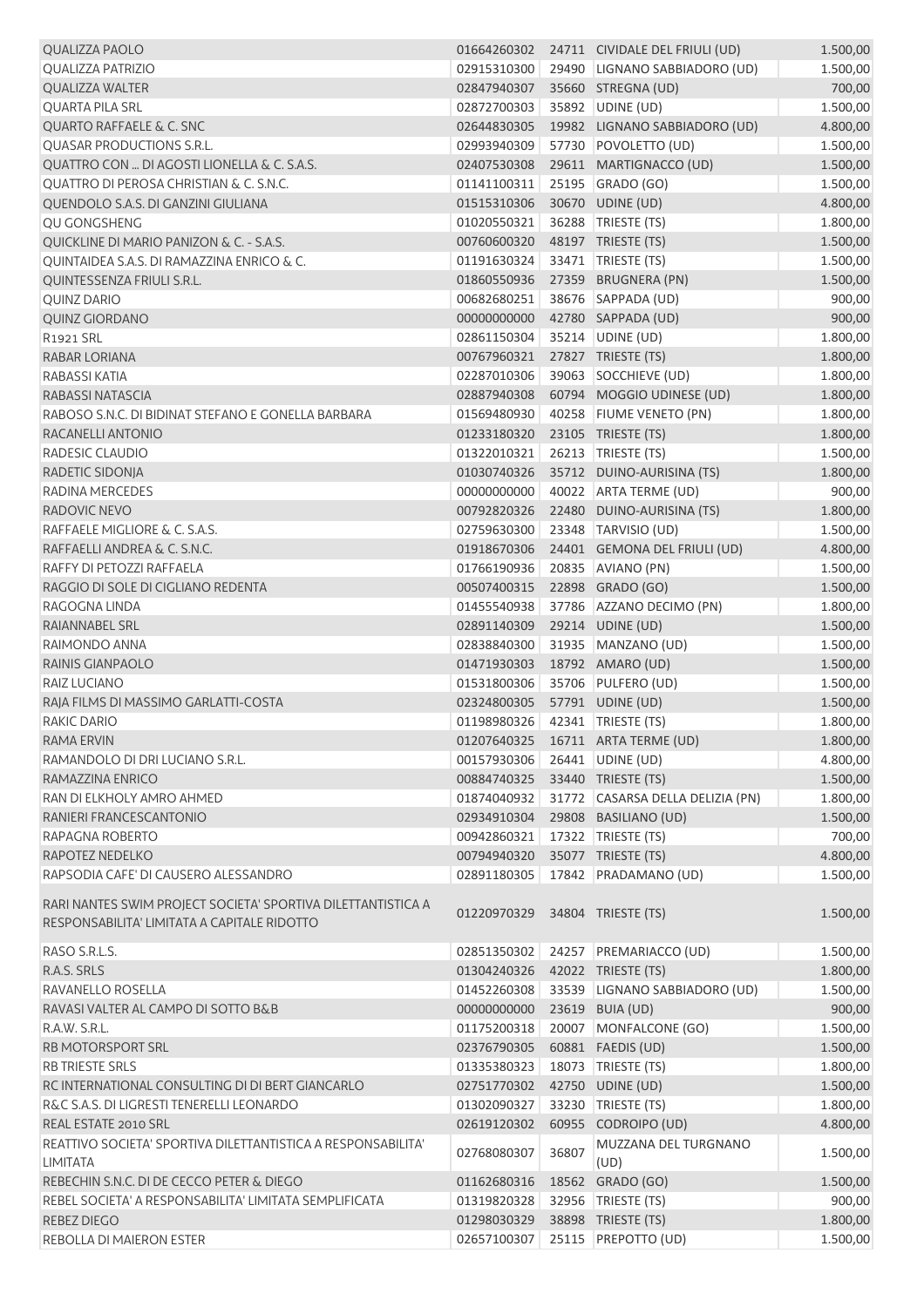| | | | | |
|---|---|---|---|---|
| QUALIZZA PAOLO | 01664260302 | 24711 | CIVIDALE DEL FRIULI (UD) | 1.500,00 |
| QUALIZZA PATRIZIO | 02915310300 | 29490 | LIGNANO SABBIADORO (UD) | 1.500,00 |
| QUALIZZA WALTER | 02847940307 | 35660 | STREGNA (UD) | 700,00 |
| QUARTA PILA SRL | 02872700303 | 35892 | UDINE (UD) | 1.500,00 |
| QUARTO RAFFAELE & C. SNC | 02644830305 | 19982 | LIGNANO SABBIADORO (UD) | 4.800,00 |
| QUASAR PRODUCTIONS S.R.L. | 02993940309 | 57730 | POVOLETTO (UD) | 1.500,00 |
| QUATTRO CON ... DI AGOSTI LIONELLA & C. S.A.S. | 02407530308 | 29611 | MARTIGNACCO (UD) | 1.500,00 |
| QUATTRO DI PEROSA CHRISTIAN & C. S.N.C. | 01141100311 | 25195 | GRADO (GO) | 1.500,00 |
| QUENDOLO S.A.S. DI GANZINI GIULIANA | 01515310306 | 30670 | UDINE (UD) | 4.800,00 |
| QU GONGSHENG | 01020550321 | 36288 | TRIESTE (TS) | 1.800,00 |
| QUICKLINE DI MARIO PANIZON & C. - S.A.S. | 00760600320 | 48197 | TRIESTE (TS) | 1.500,00 |
| QUINTAIDEA S.A.S. DI RAMAZZINA ENRICO & C. | 01191630324 | 33471 | TRIESTE (TS) | 1.500,00 |
| QUINTESSENZA FRIULI S.R.L. | 01860550936 | 27359 | BRUGNERA (PN) | 1.500,00 |
| QUINZ DARIO | 00682680251 | 38676 | SAPPADA (UD) | 900,00 |
| QUINZ GIORDANO | 00000000000 | 42780 | SAPPADA (UD) | 900,00 |
| R1921 SRL | 02861150304 | 35214 | UDINE (UD) | 1.800,00 |
| RABAR LORIANA | 00767960321 | 27827 | TRIESTE (TS) | 1.800,00 |
| RABASSI KATIA | 02287010306 | 39063 | SOCCHIEVE (UD) | 1.800,00 |
| RABASSI NATASCIA | 02887940308 | 60794 | MOGGIO UDINESE (UD) | 1.800,00 |
| RABOSO S.N.C. DI BIDINAT STEFANO E GONELLA BARBARA | 01569480930 | 40258 | FIUME VENETO (PN) | 1.800,00 |
| RACANELLI ANTONIO | 01233180320 | 23105 | TRIESTE (TS) | 1.800,00 |
| RADESIC CLAUDIO | 01322010321 | 26213 | TRIESTE (TS) | 1.500,00 |
| RADETIC SIDONJA | 01030740326 | 35712 | DUINO-AURISINA (TS) | 1.800,00 |
| RADINA MERCEDES | 00000000000 | 40022 | ARTA TERME (UD) | 900,00 |
| RADOVIC NEVO | 00792820326 | 22480 | DUINO-AURISINA (TS) | 1.800,00 |
| RAFFAELE MIGLIORE & C. S.A.S. | 02759630300 | 23348 | TARVISIO (UD) | 1.500,00 |
| RAFFAELLI ANDREA & C. S.N.C. | 01918670306 | 24401 | GEMONA DEL FRIULI (UD) | 4.800,00 |
| RAFFY DI PETOZZI RAFFAELA | 01766190936 | 20835 | AVIANO (PN) | 1.500,00 |
| RAGGIO DI SOLE DI CIGLIANO REDENTA | 00507400315 | 22898 | GRADO (GO) | 1.500,00 |
| RAGOGNA LINDA | 01455540938 | 37786 | AZZANO DECIMO (PN) | 1.800,00 |
| RAIANNABEL SRL | 02891140309 | 29214 | UDINE (UD) | 1.500,00 |
| RAIMONDO ANNA | 02838840300 | 31935 | MANZANO (UD) | 1.500,00 |
| RAINIS GIANPAOLO | 01471930303 | 18792 | AMARO (UD) | 1.500,00 |
| RAIZ LUCIANO | 01531800306 | 35706 | PULFERO (UD) | 1.500,00 |
| RAJA FILMS DI MASSIMO GARLATTI-COSTA | 02324800305 | 57791 | UDINE (UD) | 1.500,00 |
| RAKIC DARIO | 01198980326 | 42341 | TRIESTE (TS) | 1.800,00 |
| RAMA ERVIN | 01207640325 | 16711 | ARTA TERME (UD) | 1.800,00 |
| RAMANDOLO DI DRI LUCIANO S.R.L. | 00157930306 | 26441 | UDINE (UD) | 4.800,00 |
| RAMAZZINA ENRICO | 00884740325 | 33440 | TRIESTE (TS) | 1.500,00 |
| RAN DI ELKHOLY AMRO AHMED | 01874040932 | 31772 | CASARSA DELLA DELIZIA (PN) | 1.800,00 |
| RANIERI FRANCESCANTONIO | 02934910304 | 29808 | BASILIANO (UD) | 1.500,00 |
| RAPAGNA ROBERTO | 00942860321 | 17322 | TRIESTE (TS) | 700,00 |
| RAPOTEZ NEDELKO | 00794940320 | 35077 | TRIESTE (TS) | 4.800,00 |
| RAPSODIA CAFE' DI CAUSERO ALESSANDRO | 02891180305 | 17842 | PRADAMANO (UD) | 1.500,00 |
| RARI NANTES SWIM PROJECT SOCIETA' SPORTIVA DILETTANTISTICA A RESPONSABILITA' LIMITATA A CAPITALE RIDOTTO | 01220970329 | 34804 | TRIESTE (TS) | 1.500,00 |
| RASO S.R.L.S. | 02851350302 | 24257 | PREMARIACCO (UD) | 1.500,00 |
| R.A.S. SRLS | 01304240326 | 42022 | TRIESTE (TS) | 1.800,00 |
| RAVANELLO ROSELLA | 01452260308 | 33539 | LIGNANO SABBIADORO (UD) | 1.500,00 |
| RAVASI VALTER AL CAMPO DI SOTTO B&B | 00000000000 | 23619 | BUIA (UD) | 900,00 |
| R.A.W. S.R.L. | 01175200318 | 20007 | MONFALCONE (GO) | 1.500,00 |
| RB MOTORSPORT SRL | 02376790305 | 60881 | FAEDIS (UD) | 1.500,00 |
| RB TRIESTE SRLS | 01335380323 | 18073 | TRIESTE (TS) | 1.800,00 |
| RC INTERNATIONAL CONSULTING DI DI BERT GIANCARLO | 02751770302 | 42750 | UDINE (UD) | 1.500,00 |
| R&C S.A.S. DI LIGRESTI TENERELLI LEONARDO | 01302090327 | 33230 | TRIESTE (TS) | 1.800,00 |
| REAL ESTATE 2010 SRL | 02619120302 | 60955 | CODROIPO (UD) | 4.800,00 |
| REATTIVO SOCIETA' SPORTIVA DILETTANTISTICA A RESPONSABILITA' LIMITATA | 02768080307 | 36807 | MUZZANA DEL TURGNANO (UD) | 1.500,00 |
| REBECHIN S.N.C. DI DE CECCO PETER & DIEGO | 01162680316 | 18562 | GRADO (GO) | 1.500,00 |
| REBEL SOCIETA' A RESPONSABILITA' LIMITATA SEMPLIFICATA | 01319820328 | 32956 | TRIESTE (TS) | 900,00 |
| REBEZ DIEGO | 01298030329 | 38898 | TRIESTE (TS) | 1.800,00 |
| REBOLLA DI MAIERON ESTER | 02657100307 | 25115 | PREPOTTO (UD) | 1.500,00 |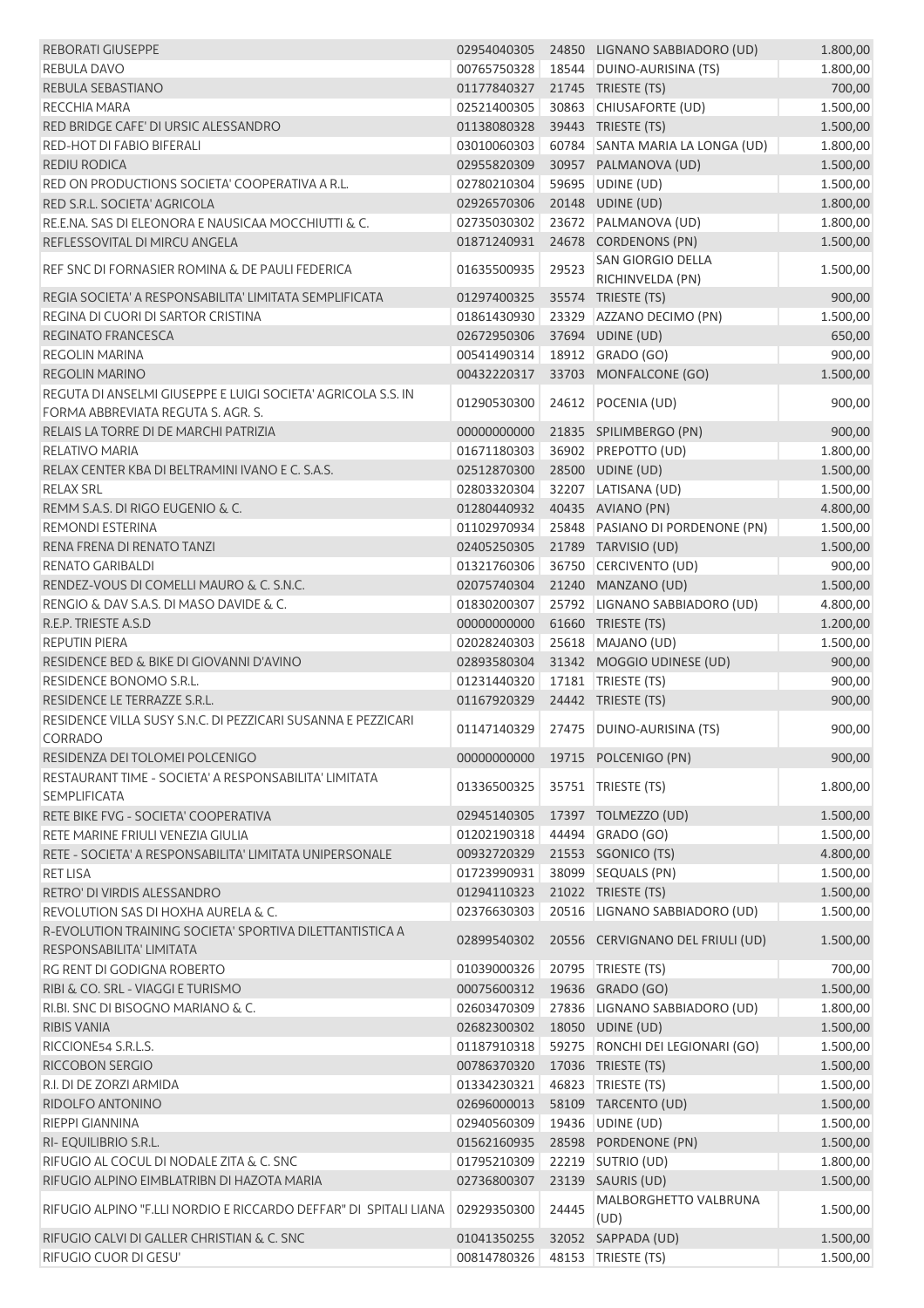| | | | | |
|---|---|---|---|---|
| REBORATI GIUSEPPE | 02954040305 | 24850 | LIGNANO SABBIADORO (UD) | 1.800,00 |
| REBULA DAVO | 00765750328 | 18544 | DUINO-AURISINA (TS) | 1.800,00 |
| REBULA SEBASTIANO | 01177840327 | 21745 | TRIESTE (TS) | 700,00 |
| RECCHIA MARA | 02521400305 | 30863 | CHIUSAFORTE (UD) | 1.500,00 |
| RED BRIDGE CAFE' DI URSIC ALESSANDRO | 01138080328 | 39443 | TRIESTE (TS) | 1.500,00 |
| RED-HOT DI FABIO BIFERALI | 03010060303 | 60784 | SANTA MARIA LA LONGA (UD) | 1.800,00 |
| REDIU RODICA | 02955820309 | 30957 | PALMANOVA (UD) | 1.500,00 |
| RED ON PRODUCTIONS SOCIETA' COOPERATIVA A R.L. | 02780210304 | 59695 | UDINE (UD) | 1.500,00 |
| RED S.R.L. SOCIETA' AGRICOLA | 02926570306 | 20148 | UDINE (UD) | 1.800,00 |
| RE.E.NA. SAS DI ELEONORA E NAUSICAA MOCCHIUTTI & C. | 02735030302 | 23672 | PALMANOVA (UD) | 1.800,00 |
| REFLESSOVITAL DI MIRCU ANGELA | 01871240931 | 24678 | CORDENONS (PN) | 1.500,00 |
| REF SNC DI FORNASIER ROMINA & DE PAULI FEDERICA | 01635500935 | 29523 | SAN GIORGIO DELLA RICHINVELDA (PN) | 1.500,00 |
| REGIA SOCIETA' A RESPONSABILITA' LIMITATA SEMPLIFICATA | 01297400325 | 35574 | TRIESTE (TS) | 900,00 |
| REGINA DI CUORI DI SARTOR CRISTINA | 01861430930 | 23329 | AZZANO DECIMO (PN) | 1.500,00 |
| REGINATO FRANCESCA | 02672950306 | 37694 | UDINE (UD) | 650,00 |
| REGOLIN MARINA | 00541490314 | 18912 | GRADO (GO) | 900,00 |
| REGOLIN MARINO | 00432220317 | 33703 | MONFALCONE (GO) | 1.500,00 |
| REGUTA DI ANSELMI GIUSEPPE E LUIGI SOCIETA' AGRICOLA S.S. IN FORMA ABBREVIATA REGUTA S. AGR. S. | 01290530300 | 24612 | POCENIA (UD) | 900,00 |
| RELAIS LA TORRE DI DE MARCHI PATRIZIA | 00000000000 | 21835 | SPILIMBERGO (PN) | 900,00 |
| RELATIVO MARIA | 01671180303 | 36902 | PREPOTTO (UD) | 1.800,00 |
| RELAX CENTER KBA DI BELTRAMINI IVANO E C. S.A.S. | 02512870300 | 28500 | UDINE (UD) | 1.500,00 |
| RELAX SRL | 02803320304 | 32207 | LATISANA (UD) | 1.500,00 |
| REMM S.A.S. DI RIGO EUGENIO & C. | 01280440932 | 40435 | AVIANO (PN) | 4.800,00 |
| REMONDI ESTERINA | 01102970934 | 25848 | PASIANO DI PORDENONE (PN) | 1.500,00 |
| RENA FRENA DI RENATO TANZI | 02405250305 | 21789 | TARVISIO (UD) | 1.500,00 |
| RENATO GARIBALDI | 01321760306 | 36750 | CERCIVENTO (UD) | 900,00 |
| RENDEZ-VOUS DI COMELLI MAURO & C. S.N.C. | 02075740304 | 21240 | MANZANO (UD) | 1.500,00 |
| RENGIO & DAV S.A.S. DI MASO DAVIDE & C. | 01830200307 | 25792 | LIGNANO SABBIADORO (UD) | 4.800,00 |
| R.E.P. TRIESTE A.S.D | 00000000000 | 61660 | TRIESTE (TS) | 1.200,00 |
| REPUTIN PIERA | 02028240303 | 25618 | MAJANO (UD) | 1.500,00 |
| RESIDENCE BED & BIKE DI GIOVANNI D'AVINO | 02893580304 | 31342 | MOGGIO UDINESE (UD) | 900,00 |
| RESIDENCE BONOMO S.R.L. | 01231440320 | 17181 | TRIESTE (TS) | 900,00 |
| RESIDENCE LE TERRAZZE S.R.L. | 01167920329 | 24442 | TRIESTE (TS) | 900,00 |
| RESIDENCE VILLA SUSY S.N.C. DI PEZZICARI SUSANNA E PEZZICARI CORRADO | 01147140329 | 27475 | DUINO-AURISINA (TS) | 900,00 |
| RESIDENZA DEI TOLOMEI POLCENIGO | 00000000000 | 19715 | POLCENIGO (PN) | 900,00 |
| RESTAURANT TIME - SOCIETA' A RESPONSABILITA' LIMITATA SEMPLIFICATA | 01336500325 | 35751 | TRIESTE (TS) | 1.800,00 |
| RETE BIKE FVG - SOCIETA' COOPERATIVA | 02945140305 | 17397 | TOLMEZZO (UD) | 1.500,00 |
| RETE MARINE FRIULI VENEZIA GIULIA | 01202190318 | 44494 | GRADO (GO) | 1.500,00 |
| RETE - SOCIETA' A RESPONSABILITA' LIMITATA UNIPERSONALE | 00932720329 | 21553 | SGONICO (TS) | 4.800,00 |
| RET LISA | 01723990931 | 38099 | SEQUALS (PN) | 1.500,00 |
| RETRO' DI VIRDIS ALESSANDRO | 01294110323 | 21022 | TRIESTE (TS) | 1.500,00 |
| REVOLUTION SAS DI HOXHA AURELA & C. | 02376630303 | 20516 | LIGNANO SABBIADORO (UD) | 1.500,00 |
| R-EVOLUTION TRAINING SOCIETA' SPORTIVA DILETTANTISTICA A RESPONSABILITA' LIMITATA | 02899540302 | 20556 | CERVIGNANO DEL FRIULI (UD) | 1.500,00 |
| RG RENT DI GODIGNA ROBERTO | 01039000326 | 20795 | TRIESTE (TS) | 700,00 |
| RIBI & CO. SRL - VIAGGI E TURISMO | 00075600312 | 19636 | GRADO (GO) | 1.500,00 |
| RI.BI. SNC DI BISOGNO MARIANO & C. | 02603470309 | 27836 | LIGNANO SABBIADORO (UD) | 1.800,00 |
| RIBIS VANIA | 02682300302 | 18050 | UDINE (UD) | 1.500,00 |
| RICCIONE54 S.R.L.S. | 01187910318 | 59275 | RONCHI DEI LEGIONARI (GO) | 1.500,00 |
| RICCOBON SERGIO | 00786370320 | 17036 | TRIESTE (TS) | 1.500,00 |
| R.I. DI DE ZORZI ARMIDA | 01334230321 | 46823 | TRIESTE (TS) | 1.500,00 |
| RIDOLFO ANTONINO | 02696000013 | 58109 | TARCENTO (UD) | 1.500,00 |
| RIEPPI GIANNINA | 02940560309 | 19436 | UDINE (UD) | 1.500,00 |
| RI- EQUILIBRIO S.R.L. | 01562160935 | 28598 | PORDENONE (PN) | 1.500,00 |
| RIFUGIO AL COCUL DI NODALE ZITA & C. SNC | 01795210309 | 22219 | SUTRIO (UD) | 1.800,00 |
| RIFUGIO ALPINO EIMBLATRIBN DI HAZOTA MARIA | 02736800307 | 23139 | SAURIS (UD) | 1.500,00 |
| RIFUGIO ALPINO "F.LLI NORDIO E RICCARDO DEFFAR" DI SPITALI LIANA | 02929350300 | 24445 | MALBORGHETTO VALBRUNA (UD) | 1.500,00 |
| RIFUGIO CALVI DI GALLER CHRISTIAN & C. SNC | 01041350255 | 32052 | SAPPADA (UD) | 1.500,00 |
| RIFUGIO CUOR DI GESU' | 00814780326 | 48153 | TRIESTE (TS) | 1.500,00 |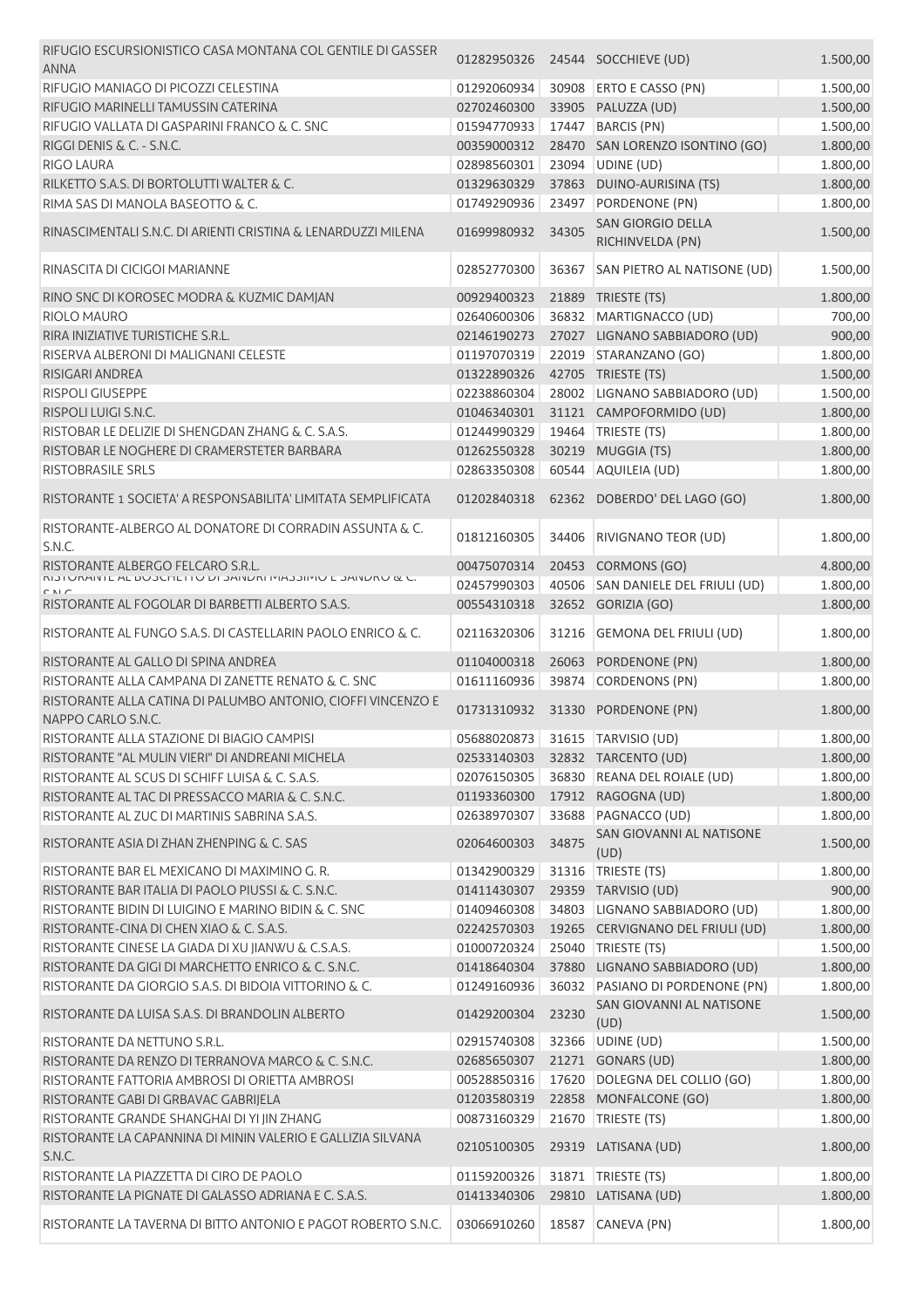| | | | | |
|---|---|---|---|---|
| RIFUGIO ESCURSIONISTICO CASA MONTANA COL GENTILE DI GASSER ANNA | 01282950326 | 24544 | SOCCHIEVE (UD) | 1.500,00 |
| RIFUGIO MANIAGO DI PICOZZI CELESTINA | 01292060934 | 30908 | ERTO E CASSO (PN) | 1.500,00 |
| RIFUGIO MARINELLI TAMUSSIN CATERINA | 02702460300 | 33905 | PALUZZA (UD) | 1.500,00 |
| RIFUGIO VALLATA DI GASPARINI FRANCO & C. SNC | 01594770933 | 17447 | BARCIS (PN) | 1.500,00 |
| RIGGI DENIS & C. - S.N.C. | 00359000312 | 28470 | SAN LORENZO ISONTINO (GO) | 1.800,00 |
| RIGO LAURA | 02898560301 | 23094 | UDINE (UD) | 1.800,00 |
| RILKETTO S.A.S. DI BORTOLUTTI WALTER & C. | 01329630329 | 37863 | DUINO-AURISINA (TS) | 1.800,00 |
| RIMA SAS DI MANOLA BASEOTTO & C. | 01749290936 | 23497 | PORDENONE (PN) | 1.800,00 |
| RINASCIMENTALI S.N.C. DI ARIENTI CRISTINA & LENARDUZZI MILENA | 01699980932 | 34305 | SAN GIORGIO DELLA RICHINVELDA (PN) | 1.500,00 |
| RINASCITA DI CICIGOI MARIANNE | 02852770300 | 36367 | SAN PIETRO AL NATISONE (UD) | 1.500,00 |
| RINO SNC DI KOROSEC MODRA & KUZMIC DAMJAN | 00929400323 | 21889 | TRIESTE (TS) | 1.800,00 |
| RIOLO MAURO | 02640600306 | 36832 | MARTIGNACCO (UD) | 700,00 |
| RIRA INIZIATIVE TURISTICHE S.R.L. | 02146190273 | 27027 | LIGNANO SABBIADORO (UD) | 900,00 |
| RISERVA ALBERONI DI MALIGNANI CELESTE | 01197070319 | 22019 | STARANZANO (GO) | 1.800,00 |
| RISIGARI ANDREA | 01322890326 | 42705 | TRIESTE (TS) | 1.500,00 |
| RISPOLI GIUSEPPE | 02238860304 | 28002 | LIGNANO SABBIADORO (UD) | 1.500,00 |
| RISPOLI LUIGI S.N.C. | 01046340301 | 31121 | CAMPOFORMIDO (UD) | 1.800,00 |
| RISTOBAR LE DELIZIE DI SHENGDAN ZHANG & C. S.A.S. | 01244990329 | 19464 | TRIESTE (TS) | 1.800,00 |
| RISTOBAR LE NOGHERE DI CRAMERSTETER BARBARA | 01262550328 | 30219 | MUGGIA (TS) | 1.800,00 |
| RISTOBRASILE SRLS | 02863350308 | 60544 | AQUILEIA (UD) | 1.800,00 |
| RISTORANTE 1 SOCIETA' A RESPONSABILITA' LIMITATA SEMPLIFICATA | 01202840318 | 62362 | DOBERDO' DEL LAGO (GO) | 1.800,00 |
| RISTORANTE-ALBERGO AL DONATORE DI CORRADIN ASSUNTA & C. S.N.C. | 01812160305 | 34406 | RIVIGNANO TEOR (UD) | 1.800,00 |
| RISTORANTE ALBERGO FELCARO S.R.L. | 00475070314 | 20453 | CORMONS (GO) | 4.800,00 |
| RISTORANTE AL BOSCHETTO DI SANDRI MASSIMO E SANDRO & C. S.N.C. | 02457990303 | 40506 | SAN DANIELE DEL FRIULI (UD) | 1.800,00 |
| RISTORANTE AL FOGOLAR DI BARBETTI ALBERTO S.A.S. | 00554310318 | 32652 | GORIZIA (GO) | 1.800,00 |
| RISTORANTE AL FUNGO S.A.S. DI CASTELLARIN PAOLO ENRICO & C. | 02116320306 | 31216 | GEMONA DEL FRIULI (UD) | 1.800,00 |
| RISTORANTE AL GALLO DI SPINA ANDREA | 01104000318 | 26063 | PORDENONE (PN) | 1.800,00 |
| RISTORANTE ALLA CAMPANA DI ZANETTE RENATO & C. SNC | 01611160936 | 39874 | CORDENONS (PN) | 1.800,00 |
| RISTORANTE ALLA CATINA DI PALUMBO ANTONIO, CIOFFI VINCENZO E NAPPO CARLO S.N.C. | 01731310932 | 31330 | PORDENONE (PN) | 1.800,00 |
| RISTORANTE ALLA STAZIONE DI BIAGIO CAMPISI | 05688020873 | 31615 | TARVISIO (UD) | 1.800,00 |
| RISTORANTE "AL MULIN VIERI" DI ANDREANI MICHELA | 02533140303 | 32832 | TARCENTO (UD) | 1.800,00 |
| RISTORANTE AL SCUS DI SCHIFF LUISA & C. S.A.S. | 02076150305 | 36830 | REANA DEL ROIALE (UD) | 1.800,00 |
| RISTORANTE AL TAC DI PRESSACCO MARIA & C. S.N.C. | 01193360300 | 17912 | RAGOGNA (UD) | 1.800,00 |
| RISTORANTE AL ZUC DI MARTINIS SABRINA S.A.S. | 02638970307 | 33688 | PAGNACCO (UD) | 1.800,00 |
| RISTORANTE ASIA DI ZHAN ZHENPING & C. SAS | 02064600303 | 34875 | SAN GIOVANNI AL NATISONE (UD) | 1.500,00 |
| RISTORANTE BAR EL MEXICANO DI MAXIMINO G. R. | 01342900329 | 31316 | TRIESTE (TS) | 1.800,00 |
| RISTORANTE BAR ITALIA DI PAOLO PIUSSI & C. S.N.C. | 01411430307 | 29359 | TARVISIO (UD) | 900,00 |
| RISTORANTE BIDIN DI LUIGINO E MARINO BIDIN & C. SNC | 01409460308 | 34803 | LIGNANO SABBIADORO (UD) | 1.800,00 |
| RISTORANTE-CINA DI CHEN XIAO & C. S.A.S. | 02242570303 | 19265 | CERVIGNANO DEL FRIULI (UD) | 1.800,00 |
| RISTORANTE CINESE LA GIADA DI XU JIANWU & C.S.A.S. | 01000720324 | 25040 | TRIESTE (TS) | 1.500,00 |
| RISTORANTE DA GIGI DI MARCHETTO ENRICO & C. S.N.C. | 01418640304 | 37880 | LIGNANO SABBIADORO (UD) | 1.800,00 |
| RISTORANTE DA GIORGIO S.A.S. DI BIDOIA VITTORINO & C. | 01249160936 | 36032 | PASIANO DI PORDENONE (PN) | 1.800,00 |
| RISTORANTE DA LUISA S.A.S. DI BRANDOLIN ALBERTO | 01429200304 | 23230 | SAN GIOVANNI AL NATISONE (UD) | 1.500,00 |
| RISTORANTE DA NETTUNO S.R.L. | 02915740308 | 32366 | UDINE (UD) | 1.500,00 |
| RISTORANTE DA RENZO DI TERRANOVA MARCO & C. S.N.C. | 02685650307 | 21271 | GONARS (UD) | 1.800,00 |
| RISTORANTE FATTORIA AMBROSI DI ORIETTA AMBROSI | 00528850316 | 17620 | DOLEGNA DEL COLLIO (GO) | 1.800,00 |
| RISTORANTE GABI DI GRBAVAC GABRIJELA | 01203580319 | 22858 | MONFALCONE (GO) | 1.800,00 |
| RISTORANTE GRANDE SHANGHAI DI YI JIN ZHANG | 00873160329 | 21670 | TRIESTE (TS) | 1.800,00 |
| RISTORANTE LA CAPANNINA DI MININ VALERIO E GALLIZIA SILVANA S.N.C. | 02105100305 | 29319 | LATISANA (UD) | 1.800,00 |
| RISTORANTE LA PIAZZETTA DI CIRO DE PAOLO | 01159200326 | 31871 | TRIESTE (TS) | 1.800,00 |
| RISTORANTE LA PIGNATE DI GALASSO ADRIANA E C. S.A.S. | 01413340306 | 29810 | LATISANA (UD) | 1.800,00 |
| RISTORANTE LA TAVERNA DI BITTO ANTONIO E PAGOT ROBERTO S.N.C. | 03066910260 | 18587 | CANEVA (PN) | 1.800,00 |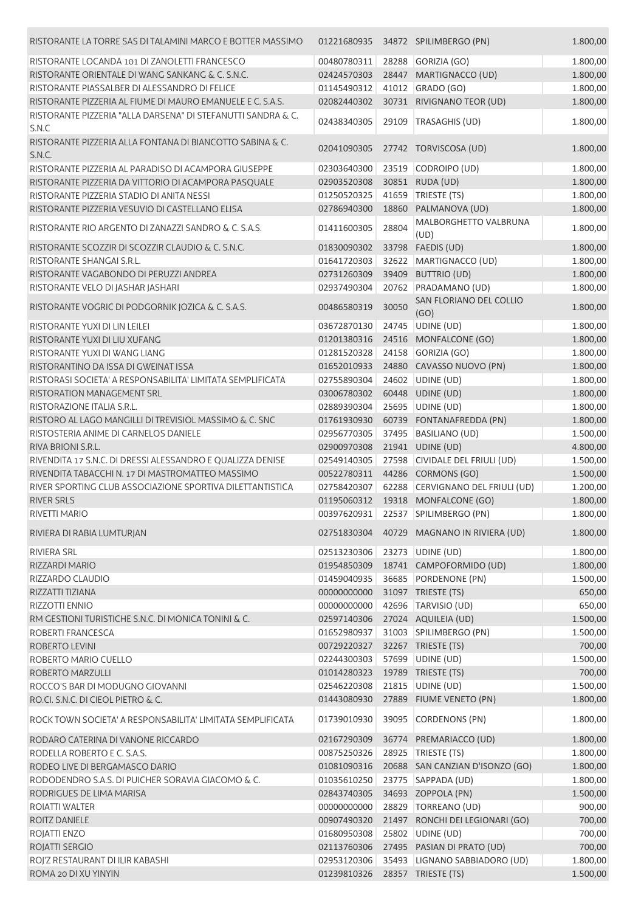| | | | | |
|---|---|---|---|---|
| RISTORANTE LA TORRE SAS DI TALAMINI MARCO E BOTTER MASSIMO | 01221680935 | 34872 | SPILIMBERGO (PN) | 1.800,00 |
| RISTORANTE LOCANDA 101 DI ZANOLETTI FRANCESCO | 00480780311 | 28288 | GORIZIA (GO) | 1.800,00 |
| RISTORANTE ORIENTALE DI WANG SANKANG & C. S.N.C. | 02424570303 | 28447 | MARTIGNACCO (UD) | 1.800,00 |
| RISTORANTE PIASSALBER DI ALESSANDRO DI FELICE | 01145490312 | 41012 | GRADO (GO) | 1.800,00 |
| RISTORANTE PIZZERIA AL FIUME DI MAURO EMANUELE E C. S.A.S. | 02082440302 | 30731 | RIVIGNANO TEOR (UD) | 1.800,00 |
| RISTORANTE PIZZERIA "ALLA DARSENA" DI STEFANUTTI SANDRA & C. S.N.C | 02438340305 | 29109 | TRASAGHIS (UD) | 1.800,00 |
| RISTORANTE PIZZERIA ALLA FONTANA DI BIANCOTTO SABINA & C. S.N.C. | 02041090305 | 27742 | TORVISCOSA (UD) | 1.800,00 |
| RISTORANTE PIZZERIA AL PARADISO DI ACAMPORA GIUSEPPE | 02303640300 | 23519 | CODROIPO (UD) | 1.800,00 |
| RISTORANTE PIZZERIA DA VITTORIO DI ACAMPORA PASQUALE | 02903520308 | 30851 | RUDA (UD) | 1.800,00 |
| RISTORANTE PIZZERIA STADIO DI ANITA NESSI | 01250520325 | 41659 | TRIESTE (TS) | 1.800,00 |
| RISTORANTE PIZZERIA VESUVIO DI CASTELLANO ELISA | 02786940300 | 18860 | PALMANOVA (UD) | 1.800,00 |
| RISTORANTE RIO ARGENTO DI ZANAZZI SANDRO & C. S.A.S. | 01411600305 | 28804 | MALBORGHETTO VALBRUNA (UD) | 1.800,00 |
| RISTORANTE SCOZZIR DI SCOZZIR CLAUDIO & C. S.N.C. | 01830090302 | 33798 | FAEDIS (UD) | 1.800,00 |
| RISTORANTE SHANGAI S.R.L. | 01641720303 | 32622 | MARTIGNACCO (UD) | 1.800,00 |
| RISTORANTE VAGABONDO DI PERUZZI ANDREA | 02731260309 | 39409 | BUTTRIO (UD) | 1.800,00 |
| RISTORANTE VELO DI JASHAR JASHARI | 02937490304 | 20762 | PRADAMANO (UD) | 1.800,00 |
| RISTORANTE VOGRIC DI PODGORNIK JOZICA & C. S.A.S. | 00486580319 | 30050 | SAN FLORIANO DEL COLLIO (GO) | 1.800,00 |
| RISTORANTE YUXI DI LIN LEILEI | 03672870130 | 24745 | UDINE (UD) | 1.800,00 |
| RISTORANTE YUXI DI LIU XUFANG | 01201380316 | 24516 | MONFALCONE (GO) | 1.800,00 |
| RISTORANTE YUXI DI WANG LIANG | 01281520328 | 24158 | GORIZIA (GO) | 1.800,00 |
| RISTORANTINO DA ISSA DI GWEINAT ISSA | 01652010933 | 24880 | CAVASSO NUOVO (PN) | 1.800,00 |
| RISTORASI SOCIETA' A RESPONSABILITA' LIMITATA SEMPLIFICATA | 02755890304 | 24602 | UDINE (UD) | 1.800,00 |
| RISTORATION MANAGEMENT SRL | 03006780302 | 60448 | UDINE (UD) | 1.800,00 |
| RISTORAZIONE ITALIA S.R.L. | 02889390304 | 25695 | UDINE (UD) | 1.800,00 |
| RISTORO AL LAGO MANGILLI DI TREVISIOL MASSIMO & C. SNC | 01761930930 | 60739 | FONTANAFREDDA (PN) | 1.800,00 |
| RISTOSTERIA ANIME DI CARNELOS DANIELE | 02956770305 | 37495 | BASILIANO (UD) | 1.500,00 |
| RIVA BRIONI S.R.L. | 02900970308 | 21941 | UDINE (UD) | 4.800,00 |
| RIVENDITA 17 S.N.C. DI DRESSI ALESSANDRO E QUALIZZA DENISE | 02549140305 | 27598 | CIVIDALE DEL FRIULI (UD) | 1.500,00 |
| RIVENDITA TABACCHI N. 17 DI MASTROMATTEO MASSIMO | 00522780311 | 44286 | CORMONS (GO) | 1.500,00 |
| RIVER SPORTING CLUB ASSOCIAZIONE SPORTIVA DILETTANTISTICA | 02758420307 | 62288 | CERVIGNANO DEL FRIULI (UD) | 1.200,00 |
| RIVER SRLS | 01195060312 | 19318 | MONFALCONE (GO) | 1.800,00 |
| RIVETTI MARIO | 00397620931 | 22537 | SPILIMBERGO (PN) | 1.800,00 |
| RIVIERA DI RABIA LUMTURJAN | 02751830304 | 40729 | MAGNANO IN RIVIERA (UD) | 1.800,00 |
| RIVIERA SRL | 02513230306 | 23273 | UDINE (UD) | 1.800,00 |
| RIZZARDI MARIO | 01954850309 | 18741 | CAMPOFORMIDO (UD) | 1.800,00 |
| RIZZARDO CLAUDIO | 01459040935 | 36685 | PORDENONE (PN) | 1.500,00 |
| RIZZATTI TIZIANA | 00000000000 | 31097 | TRIESTE (TS) | 650,00 |
| RIZZOTTI ENNIO | 00000000000 | 42696 | TARVISIO (UD) | 650,00 |
| RM GESTIONI TURISTICHE S.N.C. DI MONICA TONINI & C. | 02597140306 | 27024 | AQUILEIA (UD) | 1.500,00 |
| ROBERTI FRANCESCA | 01652980937 | 31003 | SPILIMBERGO (PN) | 1.500,00 |
| ROBERTO LEVINI | 00729220327 | 32267 | TRIESTE (TS) | 700,00 |
| ROBERTO MARIO CUELLO | 02244300303 | 57699 | UDINE (UD) | 1.500,00 |
| ROBERTO MARZULLI | 01014280323 | 19789 | TRIESTE (TS) | 700,00 |
| ROCCO'S BAR DI MODUGNO GIOVANNI | 02546220308 | 21815 | UDINE (UD) | 1.500,00 |
| RO.CI. S.N.C. DI CIEOL PIETRO & C. | 01443080930 | 27889 | FIUME VENETO (PN) | 1.800,00 |
| ROCK TOWN SOCIETA' A RESPONSABILITA' LIMITATA SEMPLIFICATA | 01739010930 | 39095 | CORDENONS (PN) | 1.800,00 |
| RODARO CATERINA DI VANONE RICCARDO | 02167290309 | 36774 | PREMARIACCO (UD) | 1.800,00 |
| RODELLA ROBERTO E C. S.A.S. | 00875250326 | 28925 | TRIESTE (TS) | 1.800,00 |
| RODEO LIVE DI BERGAMASCO DARIO | 01081090316 | 20688 | SAN CANZIAN D'ISONZO (GO) | 1.800,00 |
| RODODENDRO S.A.S. DI PUICHER SORAVIA GIACOMO & C. | 01035610250 | 23775 | SAPPADA (UD) | 1.800,00 |
| RODRIGUES DE LIMA MARISA | 02843740305 | 34693 | ZOPPOLA (PN) | 1.500,00 |
| ROIATTI WALTER | 00000000000 | 28829 | TORREANO (UD) | 900,00 |
| ROITZ DANIELE | 00907490320 | 21497 | RONCHI DEI LEGIONARI (GO) | 700,00 |
| ROJATTI ENZO | 01680950308 | 25802 | UDINE (UD) | 700,00 |
| ROJATTI SERGIO | 02113760306 | 27495 | PASIAN DI PRATO (UD) | 700,00 |
| ROJ'Z RESTAURANT DI ILIR KABASHI | 02953120306 | 35493 | LIGNANO SABBIADORO (UD) | 1.800,00 |
| ROMA 20 DI XU YINYIN | 01239810326 | 28357 | TRIESTE (TS) | 1.500,00 |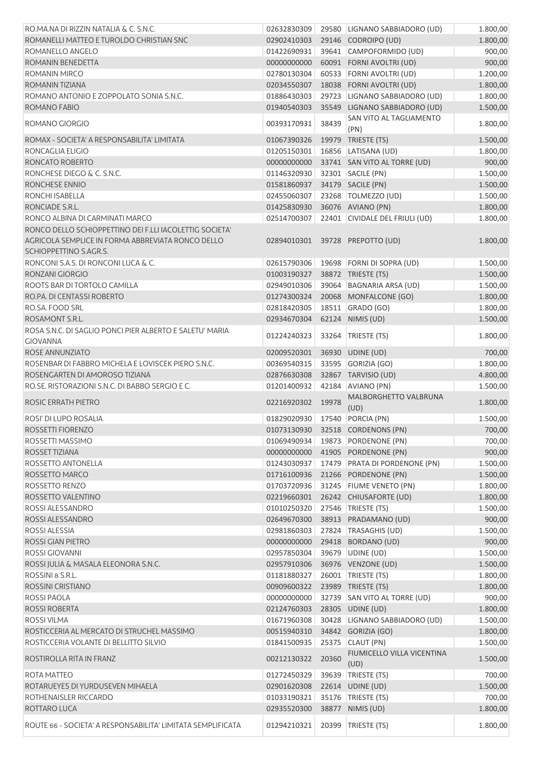| | | | | |
|---|---|---|---|---|
| RO.MA.NA DI RIZZIN NATALIA & C. S.N.C. | 02632830309 | 29580 | LIGNANO SABBIADORO (UD) | 1.800,00 |
| ROMANELLI MATTEO E TUROLDO CHRISTIAN SNC | 02902410303 | 29146 | CODROIPO (UD) | 1.800,00 |
| ROMANELLO ANGELO | 01422690931 | 39641 | CAMPOFORMIDO (UD) | 900,00 |
| ROMANIN BENEDETTA | 00000000000 | 60091 | FORNI AVOLTRI (UD) | 900,00 |
| ROMANIN MIRCO | 02780130304 | 60533 | FORNI AVOLTRI (UD) | 1.200,00 |
| ROMANIN TIZIANA | 02034550307 | 18038 | FORNI AVOLTRI (UD) | 1.800,00 |
| ROMANO ANTONIO E ZOPPOLATO SONIA S.N.C. | 01886430303 | 29723 | LIGNANO SABBIADORO (UD) | 1.800,00 |
| ROMANO FABIO | 01940540303 | 35549 | LIGNANO SABBIADORO (UD) | 1.500,00 |
| ROMANO GIORGIO | 00393170931 | 38439 | SAN VITO AL TAGLIAMENTO (PN) | 1.800,00 |
| ROMAX - SOCIETA' A RESPONSABILITA' LIMITATA | 01067390326 | 19979 | TRIESTE (TS) | 1.500,00 |
| RONCAGLIA ELIGIO | 01205150301 | 16856 | LATISANA (UD) | 1.800,00 |
| RONCATO ROBERTO | 00000000000 | 33741 | SAN VITO AL TORRE (UD) | 900,00 |
| RONCHESE DIEGO & C. S.N.C. | 01146320930 | 32301 | SACILE (PN) | 1.500,00 |
| RONCHESE ENNIO | 01581860937 | 34179 | SACILE (PN) | 1.500,00 |
| RONCHI ISABELLA | 02455060307 | 23268 | TOLMEZZO (UD) | 1.500,00 |
| RONCIADE S.R.L. | 01425830930 | 36076 | AVIANO (PN) | 1.800,00 |
| RONCO ALBINA DI CARMINATI MARCO | 02514700307 | 22401 | CIVIDALE DEL FRIULI (UD) | 1.800,00 |
| RONCO DELLO SCHIOPPETTINO DEI F.LLI IACOLETTIG SOCIETA' AGRICOLA SEMPLICE IN FORMA ABBREVIATA RONCO DELLO SCHIOPPETTINO S.AGR.S. | 02894010301 | 39728 | PREPOTTO (UD) | 1.800,00 |
| RONCONI S.A.S. DI RONCONI LUCA & C. | 02615790306 | 19698 | FORNI DI SOPRA (UD) | 1.500,00 |
| RONZANI GIORGIO | 01003190327 | 38872 | TRIESTE (TS) | 1.500,00 |
| ROOTS BAR DI TORTOLO CAMILLA | 02949010306 | 39064 | BAGNARIA ARSA (UD) | 1.500,00 |
| RO.PA. DI CENTASSI ROBERTO | 01274300324 | 20068 | MONFALCONE (GO) | 1.800,00 |
| RO.SA. FOOD SRL | 02818420305 | 18511 | GRADO (GO) | 1.800,00 |
| ROSAMONT S.R.L. | 02934670304 | 62124 | NIMIS (UD) | 1.500,00 |
| ROSA S.N.C. DI SAGLIO PONCI PIER ALBERTO E SALETU' MARIA GIOVANNA | 01224240323 | 33264 | TRIESTE (TS) | 1.800,00 |
| ROSE ANNUNZIATO | 02009520301 | 36930 | UDINE (UD) | 700,00 |
| ROSENBAR DI FABBRO MICHELA E LOVISCEK PIERO S.N.C. | 00369540315 | 33595 | GORIZIA (GO) | 1.800,00 |
| ROSENGARTEN DI AMOROSO TIZIANA | 02876630308 | 32867 | TARVISIO (UD) | 4.800,00 |
| RO.SE. RISTORAZIONI S.N.C. DI BABBO SERGIO E C. | 01201400932 | 42184 | AVIANO (PN) | 1.500,00 |
| ROSIC ERRATH PIETRO | 02216920302 | 19978 | MALBORGHETTO VALBRUNA (UD) | 1.800,00 |
| ROSI' DI LUPO ROSALIA | 01829020930 | 17540 | PORCIA (PN) | 1.500,00 |
| ROSSETTI FIORENZO | 01073130930 | 32518 | CORDENONS (PN) | 700,00 |
| ROSSETTI MASSIMO | 01069490934 | 19873 | PORDENONE (PN) | 700,00 |
| ROSSET TIZIANA | 00000000000 | 41905 | PORDENONE (PN) | 900,00 |
| ROSSETTO ANTONELLA | 01243030937 | 17479 | PRATA DI PORDENONE (PN) | 1.500,00 |
| ROSSETTO MARCO | 01716100936 | 21266 | PORDENONE (PN) | 1.500,00 |
| ROSSETTO RENZO | 01703720936 | 31245 | FIUME VENETO (PN) | 1.800,00 |
| ROSSETTO VALENTINO | 02219660301 | 26242 | CHIUSAFORTE (UD) | 1.800,00 |
| ROSSI ALESSANDRO | 01010250320 | 27546 | TRIESTE (TS) | 1.500,00 |
| ROSSI ALESSANDRO | 02649670300 | 38913 | PRADAMANO (UD) | 900,00 |
| ROSSI ALESSIA | 02981860303 | 27824 | TRASAGHIS (UD) | 1.500,00 |
| ROSSI GIAN PIETRO | 00000000000 | 29418 | BORDANO (UD) | 900,00 |
| ROSSI GIOVANNI | 02957850304 | 39679 | UDINE (UD) | 1.500,00 |
| ROSSI JULIA & MASALA ELEONORA S.N.C. | 02957910306 | 36976 | VENZONE (UD) | 1.500,00 |
| ROSSINI 8 S.R.L. | 01181880327 | 26001 | TRIESTE (TS) | 1.800,00 |
| ROSSINI CRISTIANO | 00909600322 | 23989 | TRIESTE (TS) | 1.800,00 |
| ROSSI PAOLA | 00000000000 | 32739 | SAN VITO AL TORRE (UD) | 900,00 |
| ROSSI ROBERTA | 02124760303 | 28305 | UDINE (UD) | 1.800,00 |
| ROSSI VILMA | 01671960308 | 30428 | LIGNANO SABBIADORO (UD) | 1.500,00 |
| ROSTICCERIA AL MERCATO DI STRUCHEL MASSIMO | 00515940310 | 34842 | GORIZIA (GO) | 1.800,00 |
| ROSTICCERIA VOLANTE DI BELLITTO SILVIO | 01841500935 | 25375 | CLAUT (PN) | 1.500,00 |
| ROSTIROLLA RITA IN FRANZ | 00212130322 | 20360 | FIUMICELLO VILLA VICENTINA (UD) | 1.500,00 |
| ROTA MATTEO | 01272450329 | 39639 | TRIESTE (TS) | 700,00 |
| ROTARUEYES DI YURDUSEVEN MIHAELA | 02901620308 | 22614 | UDINE (UD) | 1.500,00 |
| ROTHENAISLER RICCARDO | 01033190321 | 35176 | TRIESTE (TS) | 700,00 |
| ROTTARO LUCA | 02935520300 | 38877 | NIMIS (UD) | 1.800,00 |
| ROUTE 66 - SOCIETA' A RESPONSABILITA' LIMITATA SEMPLIFICATA | 01294210321 | 20399 | TRIESTE (TS) | 1.800,00 |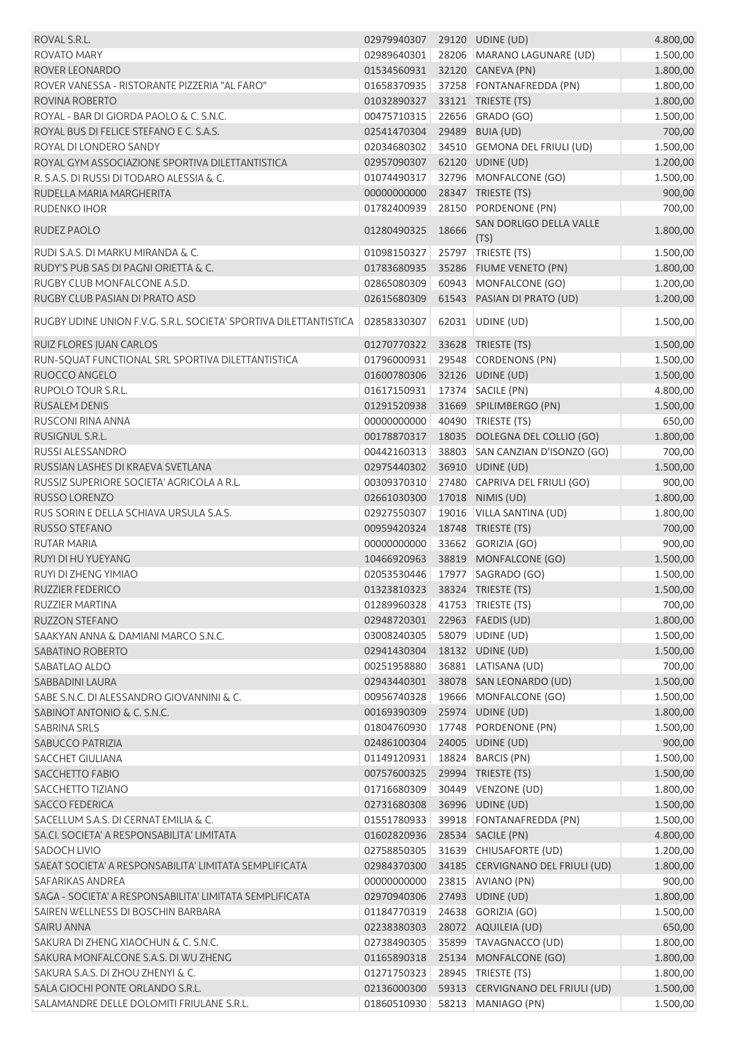| | | | | |
|---|---|---|---|---|
| ROVAL S.R.L. | 02979940307 | 29120 | UDINE (UD) | 4.800,00 |
| ROVATO MARY | 02989640301 | 28206 | MARANO LAGUNARE (UD) | 1.500,00 |
| ROVER LEONARDO | 01534560931 | 32120 | CANEVA (PN) | 1.800,00 |
| ROVER VANESSA - RISTORANTE PIZZERIA "AL FARO" | 01658370935 | 37258 | FONTANAFREDDA (PN) | 1.800,00 |
| ROVINA ROBERTO | 01032890327 | 33121 | TRIESTE (TS) | 1.800,00 |
| ROYAL - BAR DI GIORDA PAOLO & C. S.N.C. | 00475710315 | 22656 | GRADO (GO) | 1.500,00 |
| ROYAL BUS DI FELICE STEFANO E C. S.A.S. | 02541470304 | 29489 | BUIA (UD) | 700,00 |
| ROYAL DI LONDERO SANDY | 02034680302 | 34510 | GEMONA DEL FRIULI (UD) | 1.500,00 |
| ROYAL GYM ASSOCIAZIONE SPORTIVA DILETTANTISTICA | 02957090307 | 62120 | UDINE (UD) | 1.200,00 |
| R. S.A.S. DI RUSSI DI TODARO ALESSIA & C. | 01074490317 | 32796 | MONFALCONE (GO) | 1.500,00 |
| RUDELLA MARIA MARGHERITA | 00000000000 | 28347 | TRIESTE (TS) | 900,00 |
| RUDENKO IHOR | 01782400939 | 28150 | PORDENONE (PN) | 700,00 |
| RUDEZ PAOLO | 01280490325 | 18666 | SAN DORLIGO DELLA VALLE (TS) | 1.800,00 |
| RUDI S.A.S. DI MARKU MIRANDA & C. | 01098150327 | 25797 | TRIESTE (TS) | 1.500,00 |
| RUDY'S PUB SAS DI PAGNI ORIETTA & C. | 01783680935 | 35286 | FIUME VENETO (PN) | 1.800,00 |
| RUGBY CLUB MONFALCONE A.S.D. | 02865080309 | 60943 | MONFALCONE (GO) | 1.200,00 |
| RUGBY CLUB PASIAN DI PRATO ASD | 02615680309 | 61543 | PASIAN DI PRATO (UD) | 1.200,00 |
| RUGBY UDINE UNION F.V.G. S.R.L. SOCIETA' SPORTIVA DILETTANTISTICA | 02858330307 | 62031 | UDINE (UD) | 1.500,00 |
| RUIZ FLORES JUAN CARLOS | 01270770322 | 33628 | TRIESTE (TS) | 1.500,00 |
| RUN-SQUAT FUNCTIONAL SRL SPORTIVA DILETTANTISTICA | 01796000931 | 29548 | CORDENONS (PN) | 1.500,00 |
| RUOCCO ANGELO | 01600780306 | 32126 | UDINE (UD) | 1.500,00 |
| RUPOLO TOUR S.R.L. | 01617150931 | 17374 | SACILE (PN) | 4.800,00 |
| RUSALEM DENIS | 01291520938 | 31669 | SPILIMBERGO (PN) | 1.500,00 |
| RUSCONI RINA ANNA | 00000000000 | 40490 | TRIESTE (TS) | 650,00 |
| RUSIGNUL S.R.L. | 00178870317 | 18035 | DOLEGNA DEL COLLIO (GO) | 1.800,00 |
| RUSSI ALESSANDRO | 00442160313 | 38803 | SAN CANZIAN D'ISONZO (GO) | 700,00 |
| RUSSIAN LASHES DI KRAEVA SVETLANA | 02975440302 | 36910 | UDINE (UD) | 1.500,00 |
| RUSSIZ SUPERIORE SOCIETA' AGRICOLA A R.L. | 00309370310 | 27480 | CAPRIVA DEL FRIULI (GO) | 900,00 |
| RUSSO LORENZO | 02661030300 | 17018 | NIMIS (UD) | 1.800,00 |
| RUS SORIN E DELLA SCHIAVA URSULA S.A.S. | 02927550307 | 19016 | VILLA SANTINA (UD) | 1.800,00 |
| RUSSO STEFANO | 00959420324 | 18748 | TRIESTE (TS) | 700,00 |
| RUTAR MARIA | 00000000000 | 33662 | GORIZIA (GO) | 900,00 |
| RUYI DI HU YUEYANG | 10466920963 | 38819 | MONFALCONE (GO) | 1.500,00 |
| RUYI DI ZHENG YIMIAO | 02053530446 | 17977 | SAGRADO (GO) | 1.500,00 |
| RUZZIER FEDERICO | 01323810323 | 38324 | TRIESTE (TS) | 1.500,00 |
| RUZZIER MARTINA | 01289960328 | 41753 | TRIESTE (TS) | 700,00 |
| RUZZON STEFANO | 02948720301 | 22963 | FAEDIS (UD) | 1.800,00 |
| SAAKYAN ANNA & DAMIANI MARCO S.N.C. | 03008240305 | 58079 | UDINE (UD) | 1.500,00 |
| SABATINO ROBERTO | 02941430304 | 18132 | UDINE (UD) | 1.500,00 |
| SABATLAO ALDO | 00251958880 | 36881 | LATISANA (UD) | 700,00 |
| SABBADINI LAURA | 02943440301 | 38078 | SAN LEONARDO (UD) | 1.500,00 |
| SABE S.N.C. DI ALESSANDRO GIOVANNINI & C. | 00956740328 | 19666 | MONFALCONE (GO) | 1.500,00 |
| SABINOT ANTONIO & C. S.N.C. | 00169390309 | 25974 | UDINE (UD) | 1.800,00 |
| SABRINA SRLS | 01804760930 | 17748 | PORDENONE (PN) | 1.500,00 |
| SABUCCO PATRIZIA | 02486100304 | 24005 | UDINE (UD) | 900,00 |
| SACCHET GIULIANA | 01149120931 | 18824 | BARCIS (PN) | 1.500,00 |
| SACCHETTO FABIO | 00757600325 | 29994 | TRIESTE (TS) | 1.500,00 |
| SACCHETTO TIZIANO | 01716680309 | 30449 | VENZONE (UD) | 1.800,00 |
| SACCO FEDERICA | 02731680308 | 36996 | UDINE (UD) | 1.500,00 |
| SACELLUM S.A.S. DI CERNAT EMILIA & C. | 01551780933 | 39918 | FONTANAFREDDA (PN) | 1.500,00 |
| SA.CI. SOCIETA' A RESPONSABILITA' LIMITATA | 01602820936 | 28534 | SACILE (PN) | 4.800,00 |
| SADOCH LIVIO | 02758850305 | 31639 | CHIUSAFORTE (UD) | 1.200,00 |
| SAEAT SOCIETA' A RESPONSABILITA' LIMITATA SEMPLIFICATA | 02984370300 | 34185 | CERVIGNANO DEL FRIULI (UD) | 1.800,00 |
| SAFARIKAS ANDREA | 00000000000 | 23815 | AVIANO (PN) | 900,00 |
| SAGA - SOCIETA' A RESPONSABILITA' LIMITATA SEMPLIFICATA | 02970940306 | 27493 | UDINE (UD) | 1.800,00 |
| SAIREN WELLNESS DI BOSCHIN BARBARA | 01184770319 | 24638 | GORIZIA (GO) | 1.500,00 |
| SAIRU ANNA | 02238380303 | 28072 | AQUILEIA (UD) | 650,00 |
| SAKURA DI ZHENG XIAOCHUN & C. S.N.C. | 02738490305 | 35899 | TAVAGNACCO (UD) | 1.800,00 |
| SAKURA MONFALCONE S.A.S. DI WU ZHENG | 01165890318 | 25134 | MONFALCONE (GO) | 1.800,00 |
| SAKURA S.A.S. DI ZHOU ZHENYI & C. | 01271750323 | 28945 | TRIESTE (TS) | 1.800,00 |
| SALA GIOCHI PONTE ORLANDO S.R.L. | 02136000300 | 59313 | CERVIGNANO DEL FRIULI (UD) | 1.500,00 |
| SALAMANDRE DELLE DOLOMITI FRIULANE S.R.L. | 01860510930 | 58213 | MANIAGO (PN) | 1.500,00 |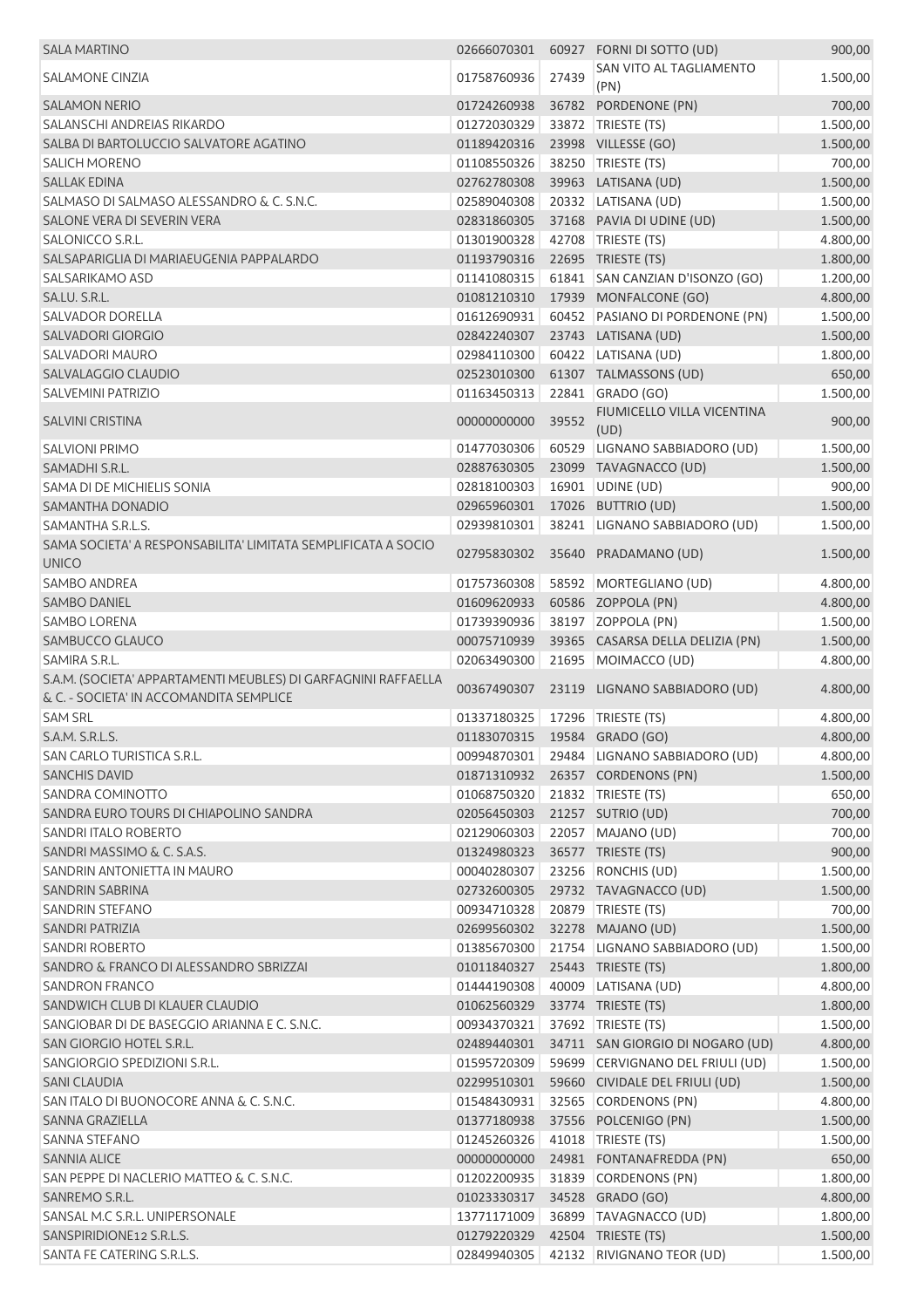| | | | | |
|---|---|---|---|---|
| SALA MARTINO | 02666070301 | 60927 | FORNI DI SOTTO (UD) | 900,00 |
| SALAMONE CINZIA | 01758760936 | 27439 | SAN VITO AL TAGLIAMENTO (PN) | 1.500,00 |
| SALAMON NERIO | 01724260938 | 36782 | PORDENONE (PN) | 700,00 |
| SALANSCHI ANDREIAS RIKARDO | 01272030329 | 33872 | TRIESTE (TS) | 1.500,00 |
| SALBA DI BARTOLUCCIO SALVATORE AGATINO | 01189420316 | 23998 | VILLESSE (GO) | 1.500,00 |
| SALICH MORENO | 01108550326 | 38250 | TRIESTE (TS) | 700,00 |
| SALLAK EDINA | 02762780308 | 39963 | LATISANA (UD) | 1.500,00 |
| SALMASO DI SALMASO ALESSANDRO & C. S.N.C. | 02589040308 | 20332 | LATISANA (UD) | 1.500,00 |
| SALONE VERA DI SEVERIN VERA | 02831860305 | 37168 | PAVIA DI UDINE (UD) | 1.500,00 |
| SALONICCO S.R.L. | 01301900328 | 42708 | TRIESTE (TS) | 4.800,00 |
| SALSAPARIGLIA DI MARIAEUGENIA PAPPALARDO | 01193790316 | 22695 | TRIESTE (TS) | 1.800,00 |
| SALSARIKAMO ASD | 01141080315 | 61841 | SAN CANZIAN D'ISONZO (GO) | 1.200,00 |
| SA.LU. S.R.L. | 01081210310 | 17939 | MONFALCONE (GO) | 4.800,00 |
| SALVADOR DORELLA | 01612690931 | 60452 | PASIANO DI PORDENONE (PN) | 1.500,00 |
| SALVADORI GIORGIO | 02842240307 | 23743 | LATISANA (UD) | 1.500,00 |
| SALVADORI MAURO | 02984110300 | 60422 | LATISANA (UD) | 1.800,00 |
| SALVALAGGIO CLAUDIO | 02523010300 | 61307 | TALMASSONS (UD) | 650,00 |
| SALVEMINI PATRIZIO | 01163450313 | 22841 | GRADO (GO) | 1.500,00 |
| SALVINI CRISTINA | 00000000000 | 39552 | FIUMICELLO VILLA VICENTINA (UD) | 900,00 |
| SALVIONI PRIMO | 01477030306 | 60529 | LIGNANO SABBIADORO (UD) | 1.500,00 |
| SAMADHI S.R.L. | 02887630305 | 23099 | TAVAGNACCO (UD) | 1.500,00 |
| SAMA DI DE MICHIELIS SONIA | 02818100303 | 16901 | UDINE (UD) | 900,00 |
| SAMANTHA DONADIO | 02965960301 | 17026 | BUTTRIO (UD) | 1.500,00 |
| SAMANTHA S.R.L.S. | 02939810301 | 38241 | LIGNANO SABBIADORO (UD) | 1.500,00 |
| SAMA SOCIETA' A RESPONSABILITA' LIMITATA SEMPLIFICATA A SOCIO UNICO | 02795830302 | 35640 | PRADAMANO (UD) | 1.500,00 |
| SAMBO ANDREA | 01757360308 | 58592 | MORTEGLIANO (UD) | 4.800,00 |
| SAMBO DANIEL | 01609620933 | 60586 | ZOPPOLA (PN) | 4.800,00 |
| SAMBO LORENA | 01739390936 | 38197 | ZOPPOLA (PN) | 1.500,00 |
| SAMBUCCO GLAUCO | 00075710939 | 39365 | CASARSA DELLA DELIZIA (PN) | 1.500,00 |
| SAMIRA S.R.L. | 02063490300 | 21695 | MOIMACCO (UD) | 4.800,00 |
| S.A.M. (SOCIETA' APPARTAMENTI MEUBLES) DI GARFAGNINI RAFFAELLA & C. - SOCIETA' IN ACCOMANDITA SEMPLICE | 00367490307 | 23119 | LIGNANO SABBIADORO (UD) | 4.800,00 |
| SAM SRL | 01337180325 | 17296 | TRIESTE (TS) | 4.800,00 |
| S.A.M. S.R.L.S. | 01183070315 | 19584 | GRADO (GO) | 4.800,00 |
| SAN CARLO TURISTICA S.R.L. | 00994870301 | 29484 | LIGNANO SABBIADORO (UD) | 4.800,00 |
| SANCHIS DAVID | 01871310932 | 26357 | CORDENONS (PN) | 1.500,00 |
| SANDRA COMINOTTO | 01068750320 | 21832 | TRIESTE (TS) | 650,00 |
| SANDRA EURO TOURS DI CHIAPOLINO SANDRA | 02056450303 | 21257 | SUTRIO (UD) | 700,00 |
| SANDRI ITALO ROBERTO | 02129060303 | 22057 | MAJANO (UD) | 700,00 |
| SANDRI MASSIMO & C. S.A.S. | 01324980323 | 36577 | TRIESTE (TS) | 900,00 |
| SANDRIN ANTONIETTA IN MAURO | 00040280307 | 23256 | RONCHIS (UD) | 1.500,00 |
| SANDRIN SABRINA | 02732600305 | 29732 | TAVAGNACCO (UD) | 1.500,00 |
| SANDRIN STEFANO | 00934710328 | 20879 | TRIESTE (TS) | 700,00 |
| SANDRI PATRIZIA | 02699560302 | 32278 | MAJANO (UD) | 1.500,00 |
| SANDRI ROBERTO | 01385670300 | 21754 | LIGNANO SABBIADORO (UD) | 1.500,00 |
| SANDRO & FRANCO DI ALESSANDRO SBRIZZAI | 01011840327 | 25443 | TRIESTE (TS) | 1.800,00 |
| SANDRON FRANCO | 01444190308 | 40009 | LATISANA (UD) | 4.800,00 |
| SANDWICH CLUB DI KLAUER CLAUDIO | 01062560329 | 33774 | TRIESTE (TS) | 1.800,00 |
| SANGIOBAR DI DE BASEGGIO ARIANNA E C. S.N.C. | 00934370321 | 37692 | TRIESTE (TS) | 1.500,00 |
| SAN GIORGIO HOTEL S.R.L. | 02489440301 | 34711 | SAN GIORGIO DI NOGARO (UD) | 4.800,00 |
| SANGIORGIO SPEDIZIONI S.R.L. | 01595720309 | 59699 | CERVIGNANO DEL FRIULI (UD) | 1.500,00 |
| SANI CLAUDIA | 02299510301 | 59660 | CIVIDALE DEL FRIULI (UD) | 1.500,00 |
| SAN ITALO DI BUONOCORE ANNA & C. S.N.C. | 01548430931 | 32565 | CORDENONS (PN) | 4.800,00 |
| SANNA GRAZIELLA | 01377180938 | 37556 | POLCENIGO (PN) | 1.500,00 |
| SANNA STEFANO | 01245260326 | 41018 | TRIESTE (TS) | 1.500,00 |
| SANNIA ALICE | 00000000000 | 24981 | FONTANAFREDDA (PN) | 650,00 |
| SAN PEPPE DI NACLERIO MATTEO & C. S.N.C. | 01202200935 | 31839 | CORDENONS (PN) | 1.800,00 |
| SANREMO S.R.L. | 01023330317 | 34528 | GRADO (GO) | 4.800,00 |
| SANSAL M.C S.R.L. UNIPERSONALE | 13771171009 | 36899 | TAVAGNACCO (UD) | 1.800,00 |
| SANSPIRIDIONE12 S.R.L.S. | 01279220329 | 42504 | TRIESTE (TS) | 1.500,00 |
| SANTA FE CATERING S.R.L.S. | 02849940305 | 42132 | RIVIGNANO TEOR (UD) | 1.500,00 |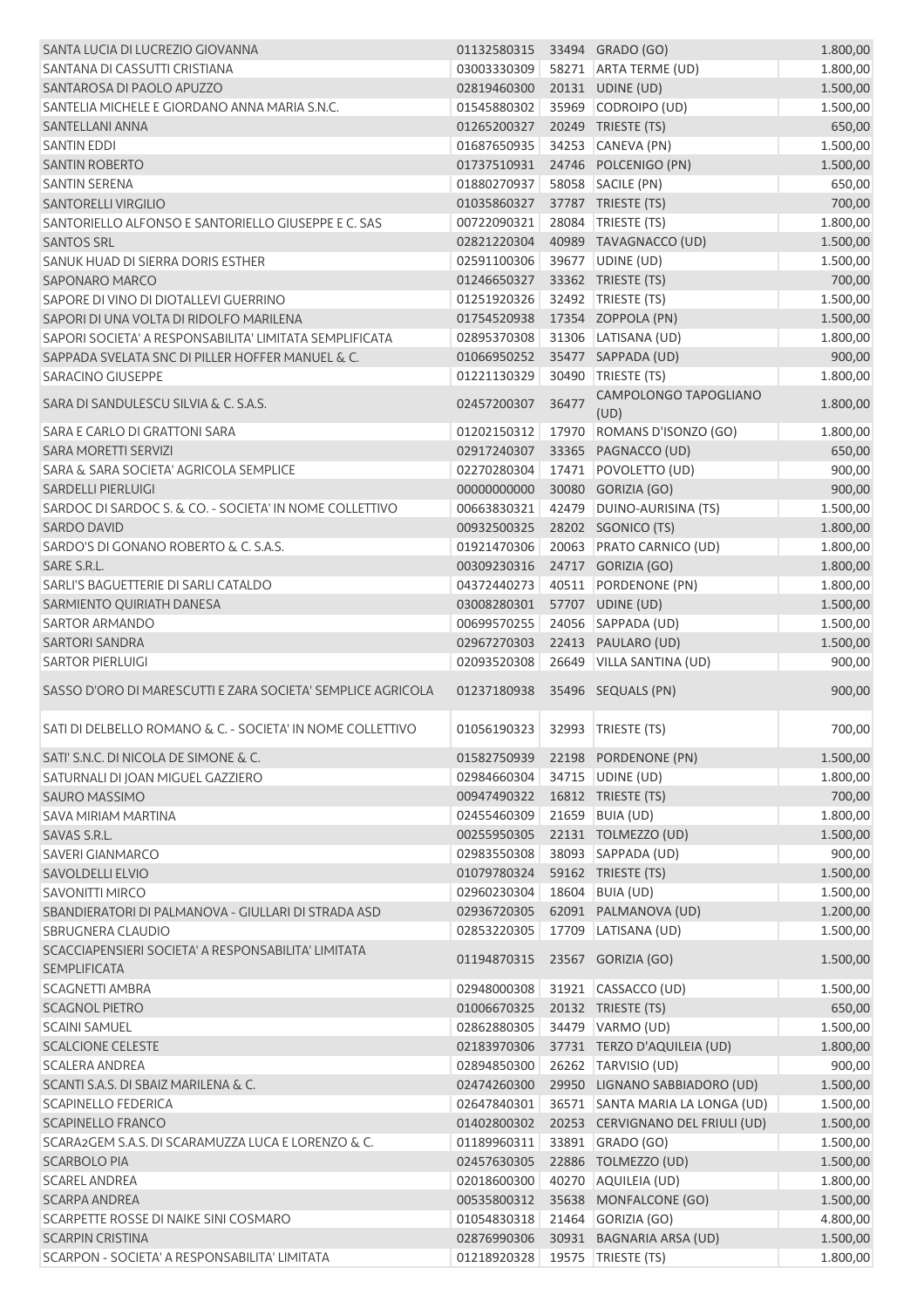| | | | | |
|---|---|---|---|---|
| SANTA LUCIA DI LUCREZIO GIOVANNA | 01132580315 | 33494 | GRADO (GO) | 1.800,00 |
| SANTANA DI CASSUTTI CRISTIANA | 03003330309 | 58271 | ARTA TERME (UD) | 1.800,00 |
| SANTAROSA DI PAOLO APUZZO | 02819460300 | 20131 | UDINE (UD) | 1.500,00 |
| SANTELIA MICHELE E GIORDANO ANNA MARIA S.N.C. | 01545880302 | 35969 | CODROIPO (UD) | 1.500,00 |
| SANTELLANI ANNA | 01265200327 | 20249 | TRIESTE (TS) | 650,00 |
| SANTIN EDDI | 01687650935 | 34253 | CANEVA (PN) | 1.500,00 |
| SANTIN ROBERTO | 01737510931 | 24746 | POLCENIGO (PN) | 1.500,00 |
| SANTIN SERENA | 01880270937 | 58058 | SACILE (PN) | 650,00 |
| SANTORELLI VIRGILIO | 01035860327 | 37787 | TRIESTE (TS) | 700,00 |
| SANTORIELLO ALFONSO E SANTORIELLO GIUSEPPE E C. SAS | 00722090321 | 28084 | TRIESTE (TS) | 1.800,00 |
| SANTOS SRL | 02821220304 | 40989 | TAVAGNACCO (UD) | 1.500,00 |
| SANUK HUAD DI SIERRA DORIS ESTHER | 02591100306 | 39677 | UDINE (UD) | 1.500,00 |
| SAPONARO MARCO | 01246650327 | 33362 | TRIESTE (TS) | 700,00 |
| SAPORE DI VINO DI DIOTALLEVI GUERRINO | 01251920326 | 32492 | TRIESTE (TS) | 1.500,00 |
| SAPORI DI UNA VOLTA DI RIDOLFO MARILENA | 01754520938 | 17354 | ZOPPOLA (PN) | 1.500,00 |
| SAPORI SOCIETA' A RESPONSABILITA' LIMITATA SEMPLIFICATA | 02895370308 | 31306 | LATISANA (UD) | 1.800,00 |
| SAPPADA SVELATA SNC DI PILLER HOFFER MANUEL & C. | 01066950252 | 35477 | SAPPADA (UD) | 900,00 |
| SARACINO GIUSEPPE | 01221130329 | 30490 | TRIESTE (TS) | 1.800,00 |
| SARA DI SANDULESCU SILVIA & C. S.A.S. | 02457200307 | 36477 | CAMPOLONGO TAPOGLIANO (UD) | 1.800,00 |
| SARA E CARLO DI GRATTONI SARA | 01202150312 | 17970 | ROMANS D'ISONZO (GO) | 1.800,00 |
| SARA MORETTI SERVIZI | 02917240307 | 33365 | PAGNACCO (UD) | 650,00 |
| SARA & SARA SOCIETA' AGRICOLA SEMPLICE | 02270280304 | 17471 | POVOLETTO (UD) | 900,00 |
| SARDELLI PIERLUIGI | 00000000000 | 30080 | GORIZIA (GO) | 900,00 |
| SARDOC DI SARDOC S. & CO. - SOCIETA' IN NOME COLLETTIVO | 00663830321 | 42479 | DUINO-AURISINA (TS) | 1.500,00 |
| SARDO DAVID | 00932500325 | 28202 | SGONICO (TS) | 1.800,00 |
| SARDO'S DI GONANO ROBERTO & C. S.A.S. | 01921470306 | 20063 | PRATO CARNICO (UD) | 1.800,00 |
| SARE S.R.L. | 00309230316 | 24717 | GORIZIA (GO) | 1.800,00 |
| SARLI'S BAGUETTERIE DI SARLI CATALDO | 04372440273 | 40511 | PORDENONE (PN) | 1.800,00 |
| SARMIENTO QUIRIATH DANESA | 03008280301 | 57707 | UDINE (UD) | 1.500,00 |
| SARTOR ARMANDO | 00699570255 | 24056 | SAPPADA (UD) | 1.500,00 |
| SARTORI SANDRA | 02967270303 | 22413 | PAULARO (UD) | 1.500,00 |
| SARTOR PIERLUIGI | 02093520308 | 26649 | VILLA SANTINA (UD) | 900,00 |
| SASSO D'ORO DI MARESCUTTI E ZARA SOCIETA' SEMPLICE AGRICOLA | 01237180938 | 35496 | SEQUALS (PN) | 900,00 |
| SATI DI DELBELLO ROMANO & C. - SOCIETA' IN NOME COLLETTIVO | 01056190323 | 32993 | TRIESTE (TS) | 700,00 |
| SATI' S.N.C. DI NICOLA DE SIMONE & C. | 01582750939 | 22198 | PORDENONE (PN) | 1.500,00 |
| SATURNALI DI JOAN MIGUEL GAZZIERO | 02984660304 | 34715 | UDINE (UD) | 1.800,00 |
| SAURO MASSIMO | 00947490322 | 16812 | TRIESTE (TS) | 700,00 |
| SAVA MIRIAM MARTINA | 02455460309 | 21659 | BUIA (UD) | 1.800,00 |
| SAVAS S.R.L. | 00255950305 | 22131 | TOLMEZZO (UD) | 1.500,00 |
| SAVERI GIANMARCO | 02983550308 | 38093 | SAPPADA (UD) | 900,00 |
| SAVOLDELLI ELVIO | 01079780324 | 59162 | TRIESTE (TS) | 1.500,00 |
| SAVONITTI MIRCO | 02960230304 | 18604 | BUIA (UD) | 1.500,00 |
| SBANDIERATORI DI PALMANOVA - GIULLARI DI STRADA ASD | 02936720305 | 62091 | PALMANOVA (UD) | 1.200,00 |
| SBRUGNERA CLAUDIO | 02853220305 | 17709 | LATISANA (UD) | 1.500,00 |
| SCACCIAPENSIERI SOCIETA' A RESPONSABILITA' LIMITATA SEMPLIFICATA | 01194870315 | 23567 | GORIZIA (GO) | 1.500,00 |
| SCAGNETTI AMBRA | 02948000308 | 31921 | CASSACCO (UD) | 1.500,00 |
| SCAGNOL PIETRO | 01006670325 | 20132 | TRIESTE (TS) | 650,00 |
| SCAINI SAMUEL | 02862880305 | 34479 | VARMO (UD) | 1.500,00 |
| SCALCIONE CELESTE | 02183970306 | 37731 | TERZO D'AQUILEIA (UD) | 1.800,00 |
| SCALERA ANDREA | 02894850300 | 26262 | TARVISIO (UD) | 900,00 |
| SCANTI S.A.S. DI SBAIZ MARILENA & C. | 02474260300 | 29950 | LIGNANO SABBIADORO (UD) | 1.500,00 |
| SCAPINELLO FEDERICA | 02647840301 | 36571 | SANTA MARIA LA LONGA (UD) | 1.500,00 |
| SCAPINELLO FRANCO | 01402800302 | 20253 | CERVIGNANO DEL FRIULI (UD) | 1.500,00 |
| SCARA2GEM S.A.S. DI SCARAMUZZA LUCA E LORENZO & C. | 01189960311 | 33891 | GRADO (GO) | 1.500,00 |
| SCARBOLO PIA | 02457630305 | 22886 | TOLMEZZO (UD) | 1.500,00 |
| SCAREL ANDREA | 02018600300 | 40270 | AQUILEIA (UD) | 1.800,00 |
| SCARPA ANDREA | 00535800312 | 35638 | MONFALCONE (GO) | 1.500,00 |
| SCARPETTE ROSSE DI NAIKE SINI COSMARO | 01054830318 | 21464 | GORIZIA (GO) | 4.800,00 |
| SCARPIN CRISTINA | 02876990306 | 30931 | BAGNARIA ARSA (UD) | 1.500,00 |
| SCARPON - SOCIETA' A RESPONSABILITA' LIMITATA | 01218920328 | 19575 | TRIESTE (TS) | 1.800,00 |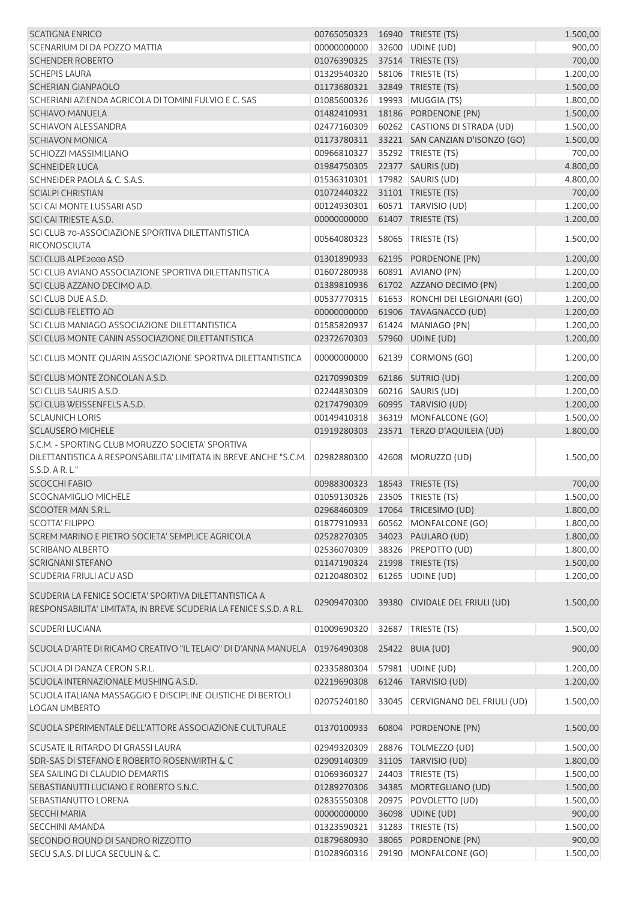| | | | | |
|---|---|---|---|---|
| SCATIGNA ENRICO | 00765050323 | 16940 | TRIESTE (TS) | 1.500,00 |
| SCENARIUM DI DA POZZO MATTIA | 00000000000 | 32600 | UDINE (UD) | 900,00 |
| SCHENDER ROBERTO | 01076390325 | 37514 | TRIESTE (TS) | 700,00 |
| SCHEPIS LAURA | 01329540320 | 58106 | TRIESTE (TS) | 1.200,00 |
| SCHERIAN GIANPAOLO | 01173680321 | 32849 | TRIESTE (TS) | 1.500,00 |
| SCHERIANI AZIENDA AGRICOLA DI TOMINI FULVIO E C. SAS | 01085600326 | 19993 | MUGGIA (TS) | 1.800,00 |
| SCHIAVO MANUELA | 01482410931 | 18186 | PORDENONE (PN) | 1.500,00 |
| SCHIAVON ALESSANDRA | 02477160309 | 60262 | CASTIONS DI STRADA (UD) | 1.500,00 |
| SCHIAVON MONICA | 01173780311 | 33221 | SAN CANZIAN D'ISONZO (GO) | 1.500,00 |
| SCHIOZZI MASSIMILIANO | 00966810327 | 35292 | TRIESTE (TS) | 700,00 |
| SCHNEIDER LUCA | 01984750305 | 22377 | SAURIS (UD) | 4.800,00 |
| SCHNEIDER PAOLA & C. S.A.S. | 01536310301 | 17982 | SAURIS (UD) | 4.800,00 |
| SCIALPI CHRISTIAN | 01072440322 | 31101 | TRIESTE (TS) | 700,00 |
| SCI CAI MONTE LUSSARI ASD | 00124930301 | 60571 | TARVISIO (UD) | 1.200,00 |
| SCI CAI TRIESTE A.S.D. | 00000000000 | 61407 | TRIESTE (TS) | 1.200,00 |
| SCI CLUB 70-ASSOCIAZIONE SPORTIVA DILETTANTISTICA RICONOSCIUTA | 00564080323 | 58065 | TRIESTE (TS) | 1.500,00 |
| SCI CLUB ALPE2000 ASD | 01301890933 | 62195 | PORDENONE (PN) | 1.200,00 |
| SCI CLUB AVIANO ASSOCIAZIONE SPORTIVA DILETTANTISTICA | 01607280938 | 60891 | AVIANO (PN) | 1.200,00 |
| SCI CLUB AZZANO DECIMO A.D. | 01389810936 | 61702 | AZZANO DECIMO (PN) | 1.200,00 |
| SCI CLUB DUE A.S.D. | 00537770315 | 61653 | RONCHI DEI LEGIONARI (GO) | 1.200,00 |
| SCI CLUB FELETTO AD | 00000000000 | 61906 | TAVAGNACCO (UD) | 1.200,00 |
| SCI CLUB MANIAGO ASSOCIAZIONE DILETTANTISTICA | 01585820937 | 61424 | MANIAGO (PN) | 1.200,00 |
| SCI CLUB MONTE CANIN ASSOCIAZIONE DILETTANTISTICA | 02372670303 | 57960 | UDINE (UD) | 1.200,00 |
| SCI CLUB MONTE QUARIN ASSOCIAZIONE SPORTIVA DILETTANTISTICA | 00000000000 | 62139 | CORMONS (GO) | 1.200,00 |
| SCI CLUB MONTE ZONCOLAN A.S.D. | 02170990309 | 62186 | SUTRIO (UD) | 1.200,00 |
| SCI CLUB SAURIS A.S.D. | 02244830309 | 60216 | SAURIS (UD) | 1.200,00 |
| SCI CLUB WEISSENFELS A.S.D. | 02174790309 | 60995 | TARVISIO (UD) | 1.200,00 |
| SCLAUNICH LORIS | 00149410318 | 36319 | MONFALCONE (GO) | 1.500,00 |
| SCLAUSERO MICHELE | 01919280303 | 23571 | TERZO D'AQUILEIA (UD) | 1.800,00 |
| S.C.M. - SPORTING CLUB MORUZZO SOCIETA' SPORTIVA DILETTANTISTICA A RESPONSABILITA' LIMITATA IN BREVE ANCHE "S.C.M. S.S.D. A R. L." | 02982880300 | 42608 | MORUZZO (UD) | 1.500,00 |
| SCOCCHI FABIO | 00988300323 | 18543 | TRIESTE (TS) | 700,00 |
| SCOGNAMIGLIO MICHELE | 01059130326 | 23505 | TRIESTE (TS) | 1.500,00 |
| SCOOTER MAN S.R.L. | 02968460309 | 17064 | TRICESIMO (UD) | 1.800,00 |
| SCOTTA' FILIPPO | 01877910933 | 60562 | MONFALCONE (GO) | 1.800,00 |
| SCREM MARINO E PIETRO SOCIETA' SEMPLICE AGRICOLA | 02528270305 | 34023 | PAULARO (UD) | 1.800,00 |
| SCRIBANO ALBERTO | 02536070309 | 38326 | PREPOTTO (UD) | 1.800,00 |
| SCRIGNANI STEFANO | 01147190324 | 21998 | TRIESTE (TS) | 1.500,00 |
| SCUDERIA FRIULI ACU ASD | 02120480302 | 61265 | UDINE (UD) | 1.200,00 |
| SCUDERIA LA FENICE SOCIETA' SPORTIVA DILETTANTISTICA A RESPONSABILITA' LIMITATA, IN BREVE SCUDERIA LA FENICE S.S.D. A R.L. | 02909470300 | 39380 | CIVIDALE DEL FRIULI (UD) | 1.500,00 |
| SCUDERI LUCIANA | 01009690320 | 32687 | TRIESTE (TS) | 1.500,00 |
| SCUOLA D'ARTE DI RICAMO CREATIVO "IL TELAIO" DI D'ANNA MANUELA | 01976490308 | 25422 | BUIA (UD) | 900,00 |
| SCUOLA DI DANZA CERON S.R.L. | 02335880304 | 57981 | UDINE (UD) | 1.200,00 |
| SCUOLA INTERNAZIONALE MUSHING A.S.D. | 02219690308 | 61246 | TARVISIO (UD) | 1.200,00 |
| SCUOLA ITALIANA MASSAGGIO E DISCIPLINE OLISTICHE DI BERTOLI LOGAN UMBERTO | 02075240180 | 33045 | CERVIGNANO DEL FRIULI (UD) | 1.500,00 |
| SCUOLA SPERIMENTALE DELL'ATTORE ASSOCIAZIONE CULTURALE | 01370100933 | 60804 | PORDENONE (PN) | 1.500,00 |
| SCUSATE IL RITARDO DI GRASSI LAURA | 02949320309 | 28876 | TOLMEZZO (UD) | 1.500,00 |
| SDR-SAS DI STEFANO E ROBERTO ROSENWIRTH & C | 02909140309 | 31105 | TARVISIO (UD) | 1.800,00 |
| SEA SAILING DI CLAUDIO DEMARTIS | 01069360327 | 24403 | TRIESTE (TS) | 1.500,00 |
| SEBASTIANUTTI LUCIANO E ROBERTO S.N.C. | 01289270306 | 34385 | MORTEGLIANO (UD) | 1.500,00 |
| SEBASTIANUTTO LORENA | 02835550308 | 20975 | POVOLETTO (UD) | 1.500,00 |
| SECCHI MARIA | 00000000000 | 36098 | UDINE (UD) | 900,00 |
| SECCHINI AMANDA | 01323590321 | 31283 | TRIESTE (TS) | 1.500,00 |
| SECONDO ROUND DI SANDRO RIZZOTTO | 01879680930 | 38065 | PORDENONE (PN) | 900,00 |
| SECU S.A.S. DI LUCA SECULIN & C. | 01028960316 | 29190 | MONFALCONE (GO) | 1.500,00 |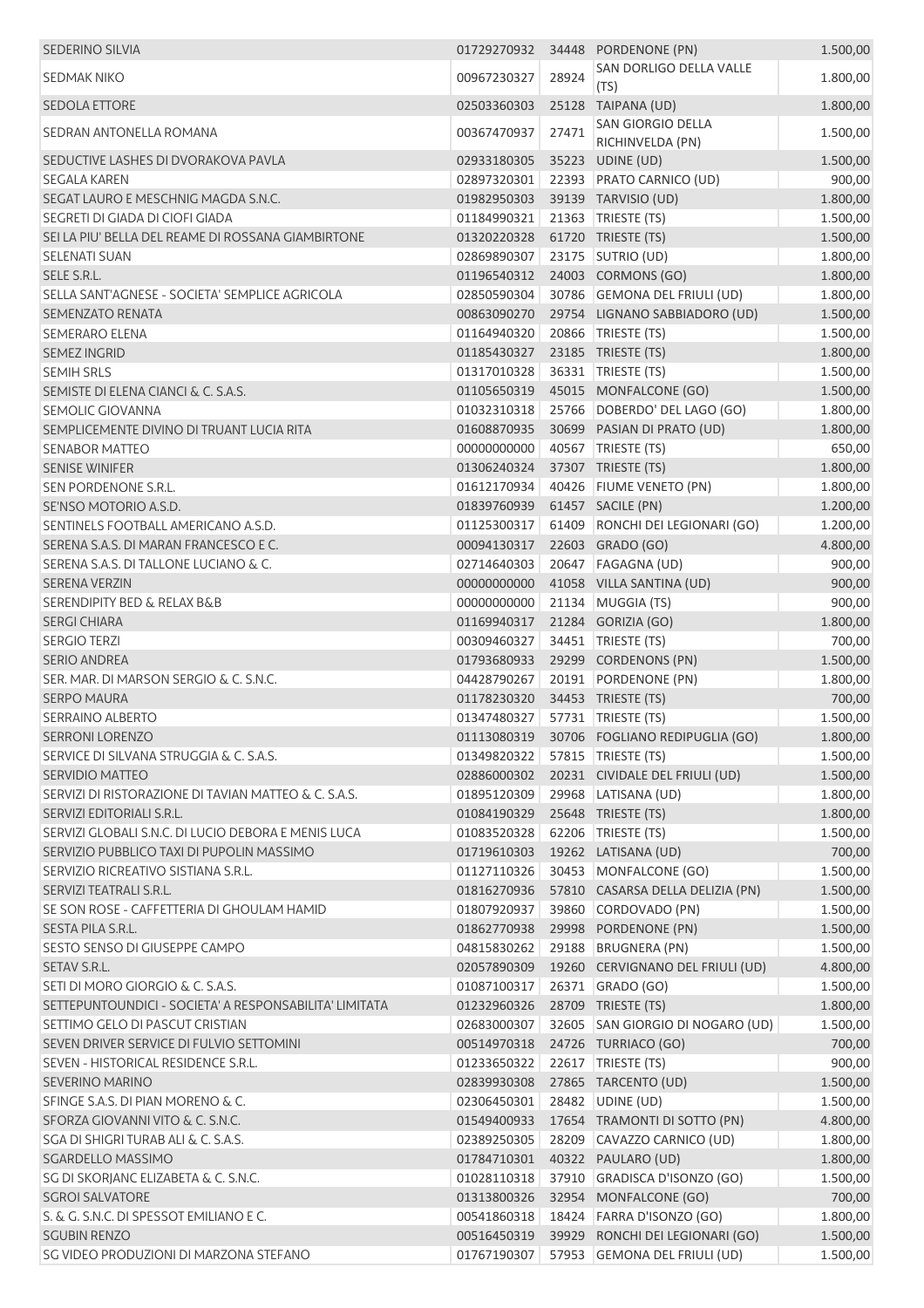| | | | | |
|---|---|---|---|---|
| SEDERINO SILVIA | 01729270932 | 34448 | PORDENONE (PN) | 1.500,00 |
| SEDMAK NIKO | 00967230327 | 28924 | SAN DORLIGO DELLA VALLE (TS) | 1.800,00 |
| SEDOLA ETTORE | 02503360303 | 25128 | TAIPANA (UD) | 1.800,00 |
| SEDRAN ANTONELLA ROMANA | 00367470937 | 27471 | SAN GIORGIO DELLA RICHINVELDA (PN) | 1.500,00 |
| SEDUCTIVE LASHES DI DVORAKOVA PAVLA | 02933180305 | 35223 | UDINE (UD) | 1.500,00 |
| SEGALA KAREN | 02897320301 | 22393 | PRATO CARNICO (UD) | 900,00 |
| SEGAT LAURO E MESCHNIG MAGDA S.N.C. | 01982950303 | 39139 | TARVISIO (UD) | 1.800,00 |
| SEGRETI DI GIADA DI CIOFI GIADA | 01184990321 | 21363 | TRIESTE (TS) | 1.500,00 |
| SEI LA PIU' BELLA DEL REAME DI ROSSANA GIAMBIRTONE | 01320220328 | 61720 | TRIESTE (TS) | 1.500,00 |
| SELENATI SUAN | 02869890307 | 23175 | SUTRIO (UD) | 1.800,00 |
| SELE S.R.L. | 01196540312 | 24003 | CORMONS (GO) | 1.800,00 |
| SELLA SANT'AGNESE - SOCIETA' SEMPLICE AGRICOLA | 02850590304 | 30786 | GEMONA DEL FRIULI (UD) | 1.800,00 |
| SEMENZATO RENATA | 00863090270 | 29754 | LIGNANO SABBIADORO (UD) | 1.500,00 |
| SEMERARO ELENA | 01164940320 | 20866 | TRIESTE (TS) | 1.500,00 |
| SEMEZ INGRID | 01185430327 | 23185 | TRIESTE (TS) | 1.800,00 |
| SEMIH SRLS | 01317010328 | 36331 | TRIESTE (TS) | 1.500,00 |
| SEMISTE DI ELENA CIANCI & C. S.A.S. | 01105650319 | 45015 | MONFALCONE (GO) | 1.500,00 |
| SEMOLIC GIOVANNA | 01032310318 | 25766 | DOBERDO' DEL LAGO (GO) | 1.800,00 |
| SEMPLICEMENTE DIVINO DI TRUANT LUCIA RITA | 01608870935 | 30699 | PASIAN DI PRATO (UD) | 1.800,00 |
| SENABOR MATTEO | 00000000000 | 40567 | TRIESTE (TS) | 650,00 |
| SENISE WINIFER | 01306240324 | 37307 | TRIESTE (TS) | 1.800,00 |
| SEN PORDENONE S.R.L. | 01612170934 | 40426 | FIUME VENETO (PN) | 1.800,00 |
| SE'NSO MOTORIO A.S.D. | 01839760939 | 61457 | SACILE (PN) | 1.200,00 |
| SENTINELS FOOTBALL AMERICANO A.S.D. | 01125300317 | 61409 | RONCHI DEI LEGIONARI (GO) | 1.200,00 |
| SERENA S.A.S. DI MARAN FRANCESCO E C. | 00094130317 | 22603 | GRADO (GO) | 4.800,00 |
| SERENA S.A.S. DI TALLONE LUCIANO & C. | 02714640303 | 20647 | FAGAGNA (UD) | 900,00 |
| SERENA VERZIN | 00000000000 | 41058 | VILLA SANTINA (UD) | 900,00 |
| SERENDIPITY BED & RELAX B&B | 00000000000 | 21134 | MUGGIA (TS) | 900,00 |
| SERGI CHIARA | 01169940317 | 21284 | GORIZIA (GO) | 1.800,00 |
| SERGIO TERZI | 00309460327 | 34451 | TRIESTE (TS) | 700,00 |
| SERIO ANDREA | 01793680933 | 29299 | CORDENONS (PN) | 1.500,00 |
| SER. MAR. DI MARSON SERGIO & C. S.N.C. | 04428790267 | 20191 | PORDENONE (PN) | 1.800,00 |
| SERPO MAURA | 01178230320 | 34453 | TRIESTE (TS) | 700,00 |
| SERRAINO ALBERTO | 01347480327 | 57731 | TRIESTE (TS) | 1.500,00 |
| SERRONI LORENZO | 01113080319 | 30706 | FOGLIANO REDIPUGLIA (GO) | 1.800,00 |
| SERVICE DI SILVANA STRUGGIA & C. S.A.S. | 01349820322 | 57815 | TRIESTE (TS) | 1.500,00 |
| SERVIDIO MATTEO | 02886000302 | 20231 | CIVIDALE DEL FRIULI (UD) | 1.500,00 |
| SERVIZI DI RISTORAZIONE DI TAVIAN MATTEO & C. S.A.S. | 01895120309 | 29968 | LATISANA (UD) | 1.800,00 |
| SERVIZI EDITORIALI S.R.L. | 01084190329 | 25648 | TRIESTE (TS) | 1.800,00 |
| SERVIZI GLOBALI S.N.C. DI LUCIO DEBORA E MENIS LUCA | 01083520328 | 62206 | TRIESTE (TS) | 1.500,00 |
| SERVIZIO PUBBLICO TAXI DI PUPOLIN MASSIMO | 01719610303 | 19262 | LATISANA (UD) | 700,00 |
| SERVIZIO RICREATIVO SISTIANA S.R.L. | 01127110326 | 30453 | MONFALCONE (GO) | 1.500,00 |
| SERVIZI TEATRALI S.R.L. | 01816270936 | 57810 | CASARSA DELLA DELIZIA (PN) | 1.500,00 |
| SE SON ROSE - CAFFETTERIA DI GHOULAM HAMID | 01807920937 | 39860 | CORDOVADO (PN) | 1.500,00 |
| SESTA PILA S.R.L. | 01862770938 | 29998 | PORDENONE (PN) | 1.500,00 |
| SESTO SENSO DI GIUSEPPE CAMPO | 04815830262 | 29188 | BRUGNERA (PN) | 1.500,00 |
| SETAV S.R.L. | 02057890309 | 19260 | CERVIGNANO DEL FRIULI (UD) | 4.800,00 |
| SETI DI MORO GIORGIO & C. S.A.S. | 01087100317 | 26371 | GRADO (GO) | 1.500,00 |
| SETTEPUNTOUNDICI - SOCIETA' A RESPONSABILITA' LIMITATA | 01232960326 | 28709 | TRIESTE (TS) | 1.800,00 |
| SETTIMO GELO DI PASCUT CRISTIAN | 02683000307 | 32605 | SAN GIORGIO DI NOGARO (UD) | 1.500,00 |
| SEVEN DRIVER SERVICE DI FULVIO SETTOMINI | 00514970318 | 24726 | TURRIACO (GO) | 700,00 |
| SEVEN - HISTORICAL RESIDENCE S.R.L. | 01233650322 | 22617 | TRIESTE (TS) | 900,00 |
| SEVERINO MARINO | 02839930308 | 27865 | TARCENTO (UD) | 1.500,00 |
| SFINGE S.A.S. DI PIAN MORENO & C. | 02306450301 | 28482 | UDINE (UD) | 1.500,00 |
| SFORZA GIOVANNI VITO & C. S.N.C. | 01549400933 | 17654 | TRAMONTI DI SOTTO (PN) | 4.800,00 |
| SGA DI SHIGRI TURAB ALI & C. S.A.S. | 02389250305 | 28209 | CAVAZZO CARNICO (UD) | 1.800,00 |
| SGARDELLO MASSIMO | 01784710301 | 40322 | PAULARO (UD) | 1.800,00 |
| SG DI SKORJANC ELIZABETA & C. S.N.C. | 01028110318 | 37910 | GRADISCA D'ISONZO (GO) | 1.500,00 |
| SGROI SALVATORE | 01313800326 | 32954 | MONFALCONE (GO) | 700,00 |
| S. & G. S.N.C. DI SPESSOT EMILIANO E C. | 00541860318 | 18424 | FARRA D'ISONZO (GO) | 1.800,00 |
| SGUBIN RENZO | 00516450319 | 39929 | RONCHI DEI LEGIONARI (GO) | 1.500,00 |
| SG VIDEO PRODUZIONI DI MARZONA STEFANO | 01767190307 | 57953 | GEMONA DEL FRIULI (UD) | 1.500,00 |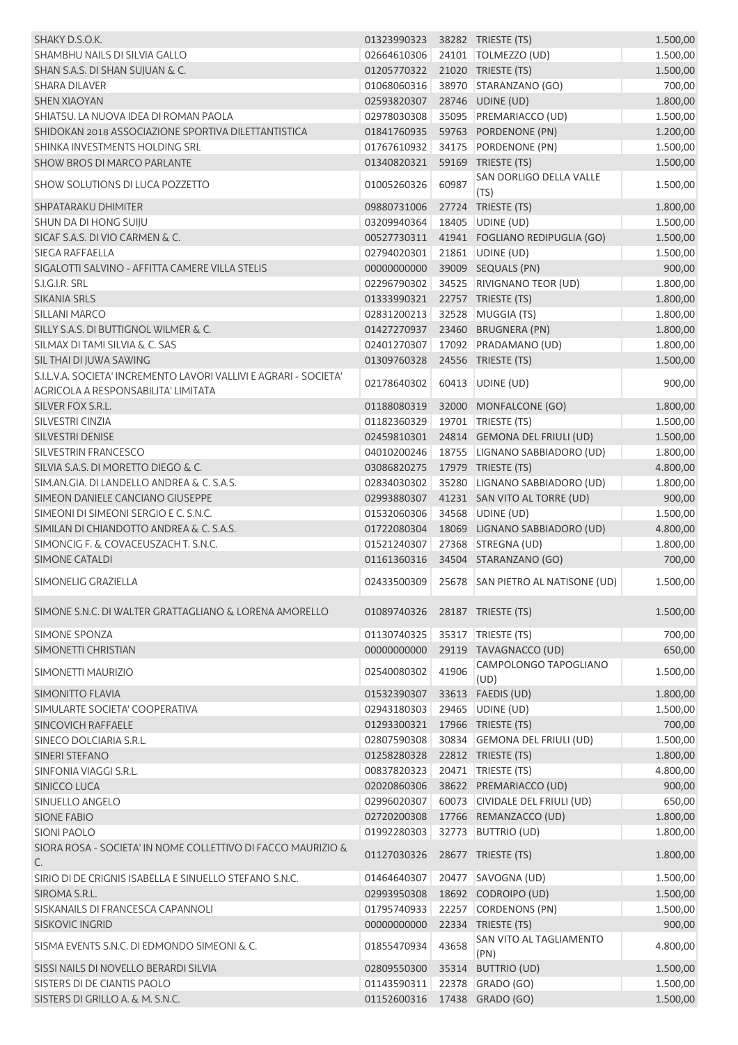| | | | | |
|---|---|---|---|---|
| SHAKY D.S.O.K. | 01323990323 | 38282 | TRIESTE (TS) | 1.500,00 |
| SHAMBHU NAILS DI SILVIA GALLO | 02664610306 | 24101 | TOLMEZZO (UD) | 1.500,00 |
| SHAN S.A.S. DI SHAN SUJUAN & C. | 01205770322 | 21020 | TRIESTE (TS) | 1.500,00 |
| SHARA DILAVER | 01068060316 | 38970 | STARANZANO (GO) | 700,00 |
| SHEN XIAOYAN | 02593820307 | 28746 | UDINE (UD) | 1.800,00 |
| SHIATSU. LA NUOVA IDEA DI ROMAN PAOLA | 02978030308 | 35095 | PREMARIACCO (UD) | 1.500,00 |
| SHIDOKAN 2018 ASSOCIAZIONE SPORTIVA DILETTANTISTICA | 01841760935 | 59763 | PORDENONE (PN) | 1.200,00 |
| SHINKA INVESTMENTS HOLDING SRL | 01767610932 | 34175 | PORDENONE (PN) | 1.500,00 |
| SHOW BROS DI MARCO PARLANTE | 01340820321 | 59169 | TRIESTE (TS) | 1.500,00 |
| SHOW SOLUTIONS DI LUCA POZZETTO | 01005260326 | 60987 | SAN DORLIGO DELLA VALLE (TS) | 1.500,00 |
| SHPATARAKU DHIMITER | 09880731006 | 27724 | TRIESTE (TS) | 1.800,00 |
| SHUN DA DI HONG SUIJU | 03209940364 | 18405 | UDINE (UD) | 1.500,00 |
| SICAF S.A.S. DI VIO CARMEN & C. | 00527730311 | 41941 | FOGLIANO REDIPUGLIA (GO) | 1.500,00 |
| SIEGA RAFFAELLA | 02794020301 | 21861 | UDINE (UD) | 1.500,00 |
| SIGALOTTI SALVINO - AFFITTA CAMERE VILLA STELIS | 00000000000 | 39009 | SEQUALS (PN) | 900,00 |
| S.I.G.I.R. SRL | 02296790302 | 34525 | RIVIGNANO TEOR (UD) | 1.800,00 |
| SIKANIA SRLS | 01333990321 | 22757 | TRIESTE (TS) | 1.800,00 |
| SILLANI MARCO | 02831200213 | 32528 | MUGGIA (TS) | 1.800,00 |
| SILLY S.A.S. DI BUTTIGNOL WILMER & C. | 01427270937 | 23460 | BRUGNERA (PN) | 1.800,00 |
| SILMAX DI TAMI SILVIA & C. SAS | 02401270307 | 17092 | PRADAMANO (UD) | 1.800,00 |
| SIL THAI DI JUWA SAWING | 01309760328 | 24556 | TRIESTE (TS) | 1.500,00 |
| S.I.L.V.A. SOCIETA' INCREMENTO LAVORI VALLIVI E AGRARI - SOCIETA' AGRICOLA A RESPONSABILITA' LIMITATA | 02178640302 | 60413 | UDINE (UD) | 900,00 |
| SILVER FOX S.R.L. | 01188080319 | 32000 | MONFALCONE (GO) | 1.800,00 |
| SILVESTRI CINZIA | 01182360329 | 19701 | TRIESTE (TS) | 1.500,00 |
| SILVESTRI DENISE | 02459810301 | 24814 | GEMONA DEL FRIULI (UD) | 1.500,00 |
| SILVESTRIN FRANCESCO | 04010200246 | 18755 | LIGNANO SABBIADORO (UD) | 1.800,00 |
| SILVIA S.A.S. DI MORETTO DIEGO & C. | 03086820275 | 17979 | TRIESTE (TS) | 4.800,00 |
| SIM.AN.GIA. DI LANDELLO ANDREA & C. S.A.S. | 02834030302 | 35280 | LIGNANO SABBIADORO (UD) | 1.800,00 |
| SIMEON DANIELE CANCIANO GIUSEPPE | 02993880307 | 41231 | SAN VITO AL TORRE (UD) | 900,00 |
| SIMEONI DI SIMEONI SERGIO E C. S.N.C. | 01532060306 | 34568 | UDINE (UD) | 1.500,00 |
| SIMILAN DI CHIANDOTTO ANDREA & C. S.A.S. | 01722080304 | 18069 | LIGNANO SABBIADORO (UD) | 4.800,00 |
| SIMONCIG F. & COVACEUSZACH T. S.N.C. | 01521240307 | 27368 | STREGNA (UD) | 1.800,00 |
| SIMONE CATALDI | 01161360316 | 34504 | STARANZANO (GO) | 700,00 |
| SIMONELIG GRAZIELLA | 02433500309 | 25678 | SAN PIETRO AL NATISONE (UD) | 1.500,00 |
| SIMONE S.N.C. DI WALTER GRATTAGLIANO & LORENA AMORELLO | 01089740326 | 28187 | TRIESTE (TS) | 1.500,00 |
| SIMONE SPONZA | 01130740325 | 35317 | TRIESTE (TS) | 700,00 |
| SIMONETTI CHRISTIAN | 00000000000 | 29119 | TAVAGNACCO (UD) | 650,00 |
| SIMONETTI MAURIZIO | 02540080302 | 41906 | CAMPOLONGO TAPOGLIANO (UD) | 1.500,00 |
| SIMONITTO FLAVIA | 01532390307 | 33613 | FAEDIS (UD) | 1.800,00 |
| SIMULARTE SOCIETA' COOPERATIVA | 02943180303 | 29465 | UDINE (UD) | 1.500,00 |
| SINCOVICH RAFFAELE | 01293300321 | 17966 | TRIESTE (TS) | 700,00 |
| SINECO DOLCIARIA S.R.L. | 02807590308 | 30834 | GEMONA DEL FRIULI (UD) | 1.500,00 |
| SINERI STEFANO | 01258280328 | 22812 | TRIESTE (TS) | 1.800,00 |
| SINFONIA VIAGGI S.R.L. | 00837820323 | 20471 | TRIESTE (TS) | 4.800,00 |
| SINICCO LUCA | 02020860306 | 38622 | PREMARIACCO (UD) | 900,00 |
| SINUELLO ANGELO | 02996020307 | 60073 | CIVIDALE DEL FRIULI (UD) | 650,00 |
| SIONE FABIO | 02720200308 | 17766 | REMANZACCO (UD) | 1.800,00 |
| SIONI PAOLO | 01992280303 | 32773 | BUTTRIO (UD) | 1.800,00 |
| SIORA ROSA - SOCIETA' IN NOME COLLETTIVO DI FACCO MAURIZIO & C. | 01127030326 | 28677 | TRIESTE (TS) | 1.800,00 |
| SIRIO DI DE CRIGNIS ISABELLA E SINUELLO STEFANO S.N.C. | 01464640307 | 20477 | SAVOGNA (UD) | 1.500,00 |
| SIROMA S.R.L. | 02993950308 | 18692 | CODROIPO (UD) | 1.500,00 |
| SISKANAILS DI FRANCESCA CAPANNOLI | 01795740933 | 22257 | CORDENONS (PN) | 1.500,00 |
| SISKOVIC INGRID | 00000000000 | 22334 | TRIESTE (TS) | 900,00 |
| SISMA EVENTS S.N.C. DI EDMONDO SIMEONI & C. | 01855470934 | 43658 | SAN VITO AL TAGLIAMENTO (PN) | 4.800,00 |
| SISSI NAILS DI NOVELLO BERARDI SILVIA | 02809550300 | 35314 | BUTTRIO (UD) | 1.500,00 |
| SISTERS DI DE CIANTIS PAOLO | 01143590311 | 22378 | GRADO (GO) | 1.500,00 |
| SISTERS DI GRILLO A. & M. S.N.C. | 01152600316 | 17438 | GRADO (GO) | 1.500,00 |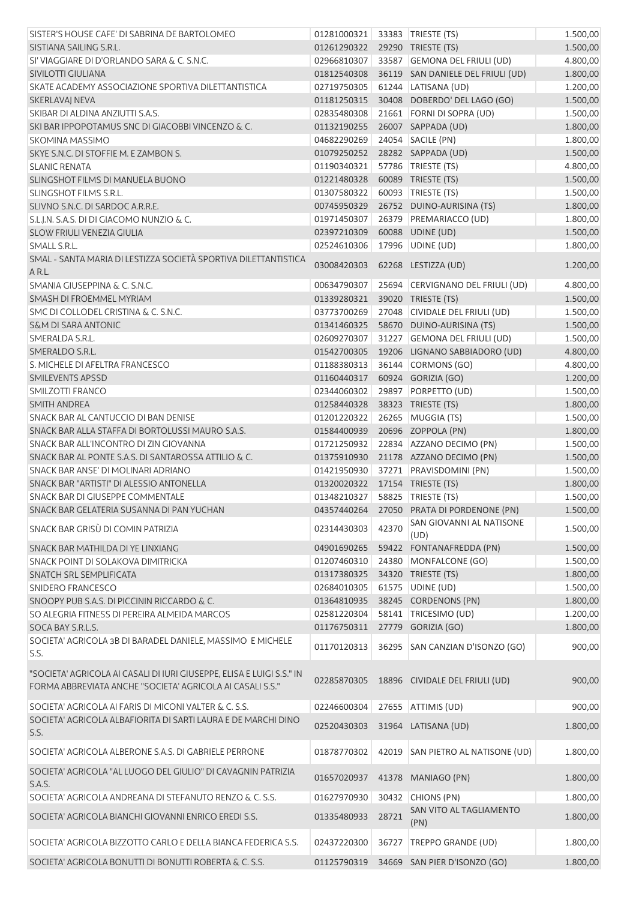| | | | | |
|---|---|---|---|---|
| SISTER'S HOUSE CAFE' DI SABRINA DE BARTOLOMEO | 01281000321 | 33383 | TRIESTE (TS) | 1.500,00 |
| SISTIANA SAILING S.R.L. | 01261290322 | 29290 | TRIESTE (TS) | 1.500,00 |
| SI' VIAGGIARE DI D'ORLANDO SARA & C. S.N.C. | 02966810307 | 33587 | GEMONA DEL FRIULI (UD) | 4.800,00 |
| SIVILOTTI GIULIANA | 01812540308 | 36119 | SAN DANIELE DEL FRIULI (UD) | 1.800,00 |
| SKATE ACADEMY ASSOCIAZIONE SPORTIVA DILETTANTISTICA | 02719750305 | 61244 | LATISANA (UD) | 1.200,00 |
| SKERLAVAJ NEVA | 01181250315 | 30408 | DOBERDO' DEL LAGO (GO) | 1.500,00 |
| SKIBAR DI ALDINA ANZIUTTI S.A.S. | 02835480308 | 21661 | FORNI DI SOPRA (UD) | 1.500,00 |
| SKI BAR IPPOPOTAMUS SNC DI GIACOBBI VINCENZO & C. | 01132190255 | 26007 | SAPPADA (UD) | 1.800,00 |
| SKOMINA MASSIMO | 04682290269 | 24054 | SACILE (PN) | 1.800,00 |
| SKYE S.N.C. DI STOFFIE M. E ZAMBON S. | 01079250252 | 28282 | SAPPADA (UD) | 1.500,00 |
| SLANIC RENATA | 01190340321 | 57786 | TRIESTE (TS) | 4.800,00 |
| SLINGSHOT FILMS DI MANUELA BUONO | 01221480328 | 60089 | TRIESTE (TS) | 1.500,00 |
| SLINGSHOT FILMS S.R.L. | 01307580322 | 60093 | TRIESTE (TS) | 1.500,00 |
| SLIVNO S.N.C. DI SARDOC A.R.R.E. | 00745950329 | 26752 | DUINO-AURISINA (TS) | 1.800,00 |
| S.L.J.N. S.A.S. DI DI GIACOMO NUNZIO & C. | 01971450307 | 26379 | PREMARIACCO (UD) | 1.800,00 |
| SLOW FRIULI VENEZIA GIULIA | 02397210309 | 60088 | UDINE (UD) | 1.500,00 |
| SMALL S.R.L. | 02524610306 | 17996 | UDINE (UD) | 1.800,00 |
| SMAL - SANTA MARIA DI LESTIZZA SOCIETÀ SPORTIVA DILETTANTISTICA A R.L. | 03008420303 | 62268 | LESTIZZA (UD) | 1.200,00 |
| SMANIA GIUSEPPINA & C. S.N.C. | 00634790307 | 25694 | CERVIGNANO DEL FRIULI (UD) | 4.800,00 |
| SMASH DI FROEMMEL MYRIAM | 01339280321 | 39020 | TRIESTE (TS) | 1.500,00 |
| SMC DI COLLODEL CRISTINA & C. S.N.C. | 03773700269 | 27048 | CIVIDALE DEL FRIULI (UD) | 1.500,00 |
| S&M DI SARA ANTONIC | 01341460325 | 58670 | DUINO-AURISINA (TS) | 1.500,00 |
| SMERALDA S.R.L. | 02609270307 | 31227 | GEMONA DEL FRIULI (UD) | 1.500,00 |
| SMERALDO S.R.L. | 01542700305 | 19206 | LIGNANO SABBIADORO (UD) | 4.800,00 |
| S. MICHELE DI AFELTRA FRANCESCO | 01188380313 | 36144 | CORMONS (GO) | 4.800,00 |
| SMILEVENTS APSSD | 01160440317 | 60924 | GORIZIA (GO) | 1.200,00 |
| SMILZOTTI FRANCO | 02344060302 | 29897 | PORPETTO (UD) | 1.500,00 |
| SMITH ANDREA | 01258440328 | 38323 | TRIESTE (TS) | 1.800,00 |
| SNACK BAR AL CANTUCCIO DI BAN DENISE | 01201220322 | 26265 | MUGGIA (TS) | 1.500,00 |
| SNACK BAR ALLA STAFFA DI BORTOLUSSI MAURO S.A.S. | 01584400939 | 20696 | ZOPPOLA (PN) | 1.800,00 |
| SNACK BAR ALL'INCONTRO DI ZIN GIOVANNA | 01721250932 | 22834 | AZZANO DECIMO (PN) | 1.500,00 |
| SNACK BAR AL PONTE S.A.S. DI SANTAROSSA ATTILIO & C. | 01375910930 | 21178 | AZZANO DECIMO (PN) | 1.500,00 |
| SNACK BAR ANSE' DI MOLINARI ADRIANO | 01421950930 | 37271 | PRAVISDOMINI (PN) | 1.500,00 |
| SNACK BAR "ARTISTI" DI ALESSIO ANTONELLA | 01320020322 | 17154 | TRIESTE (TS) | 1.800,00 |
| SNACK BAR DI GIUSEPPE COMMENTALE | 01348210327 | 58825 | TRIESTE (TS) | 1.500,00 |
| SNACK BAR GELATERIA SUSANNA DI PAN YUCHAN | 04357440264 | 27050 | PRATA DI PORDENONE (PN) | 1.500,00 |
| SNACK BAR GRISÙ DI COMIN PATRIZIA | 02314430303 | 42370 | SAN GIOVANNI AL NATISONE (UD) | 1.500,00 |
| SNACK BAR MATHILDA DI YE LINXIANG | 04901690265 | 59422 | FONTANAFREDDA (PN) | 1.500,00 |
| SNACK POINT DI SOLAKOVA DIMITRICKA | 01207460310 | 24380 | MONFALCONE (GO) | 1.500,00 |
| SNATCH SRL SEMPLIFICATA | 01317380325 | 34320 | TRIESTE (TS) | 1.800,00 |
| SNIDERO FRANCESCO | 02684010305 | 61575 | UDINE (UD) | 1.500,00 |
| SNOOPY PUB S.A.S. DI PICCININ RICCARDO & C. | 01364810935 | 38245 | CORDENONS (PN) | 1.800,00 |
| SO ALEGRIA FITNESS DI PEREIRA ALMEIDA MARCOS | 02581220304 | 58141 | TRICESIMO (UD) | 1.200,00 |
| SOCA BAY S.R.L.S. | 01176750311 | 27779 | GORIZIA (GO) | 1.800,00 |
| SOCIETA' AGRICOLA 3B DI BARADEL DANIELE, MASSIMO E MICHELE S.S. | 01170120313 | 36295 | SAN CANZIAN D'ISONZO (GO) | 900,00 |
| "SOCIETA' AGRICOLA AI CASALI DI IURI GIUSEPPE, ELISA E LUIGI S.S." IN FORMA ABBREVIATA ANCHE "SOCIETA' AGRICOLA AI CASALI S.S." | 02285870305 | 18896 | CIVIDALE DEL FRIULI (UD) | 900,00 |
| SOCIETA' AGRICOLA AI FARIS DI MICONI VALTER & C. S.S. | 02246600304 | 27655 | ATTIMIS (UD) | 900,00 |
| SOCIETA' AGRICOLA ALBAFIORITA DI SARTI LAURA E DE MARCHI DINO S.S. | 02520430303 | 31964 | LATISANA (UD) | 1.800,00 |
| SOCIETA' AGRICOLA ALBERONE S.A.S. DI GABRIELE PERRONE | 01878770302 | 42019 | SAN PIETRO AL NATISONE (UD) | 1.800,00 |
| SOCIETA' AGRICOLA "AL LUOGO DEL GIULIO" DI CAVAGNIN PATRIZIA S.A.S. | 01657020937 | 41378 | MANIAGO (PN) | 1.800,00 |
| SOCIETA' AGRICOLA ANDREANA DI STEFANUTO RENZO & C. S.S. | 01627970930 | 30432 | CHIONS (PN) | 1.800,00 |
| SOCIETA' AGRICOLA BIANCHI GIOVANNI ENRICO EREDI S.S. | 01335480933 | 28721 | SAN VITO AL TAGLIAMENTO (PN) | 1.800,00 |
| SOCIETA' AGRICOLA BIZZOTTO CARLO E DELLA BIANCA FEDERICA S.S. | 02437220300 | 36727 | TREPPO GRANDE (UD) | 1.800,00 |
| SOCIETA' AGRICOLA BONUTTI DI BONUTTI ROBERTA & C. S.S. | 01125790319 | 34669 | SAN PIER D'ISONZO (GO) | 1.800,00 |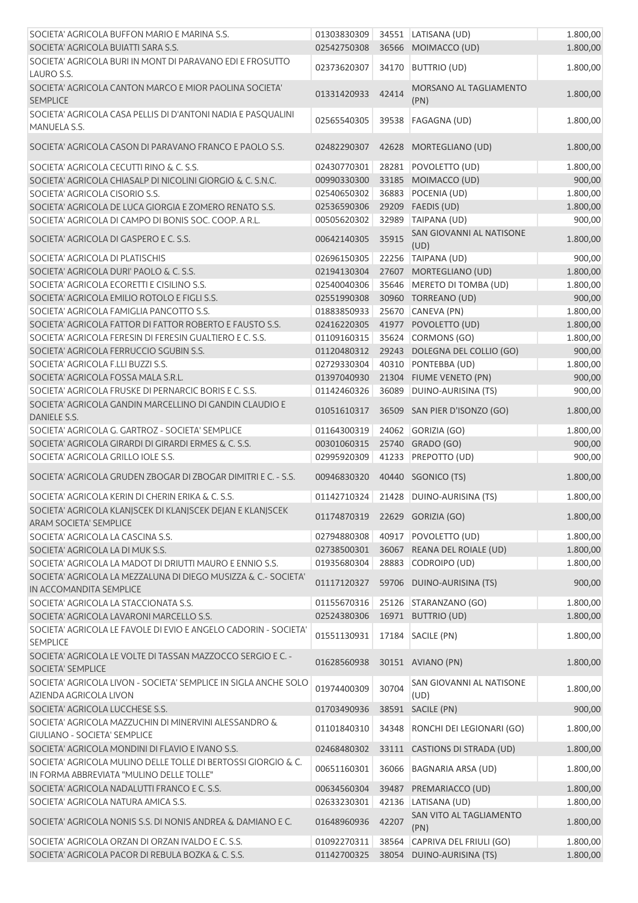| | | | | |
|---|---|---|---|---|
| SOCIETA' AGRICOLA BUFFON MARIO E MARINA S.S. | 01303830309 | 34551 | LATISANA (UD) | 1.800,00 |
| SOCIETA' AGRICOLA BUIATTI SARA S.S. | 02542750308 | 36566 | MOIMACCO (UD) | 1.800,00 |
| SOCIETA' AGRICOLA BURI IN MONT DI PARAVANO EDI E FROSUTTO LAURO S.S. | 02373620307 | 34170 | BUTTRIO (UD) | 1.800,00 |
| SOCIETA' AGRICOLA CANTON MARCO E MIOR PAOLINA SOCIETA' SEMPLICE | 01331420933 | 42414 | MORSANO AL TAGLIAMENTO (PN) | 1.800,00 |
| SOCIETA' AGRICOLA CASA PELLIS DI D'ANTONI NADIA E PASQUALINI MANUELA S.S. | 02565540305 | 39538 | FAGAGNA (UD) | 1.800,00 |
| SOCIETA' AGRICOLA CASON DI PARAVANO FRANCO E PAOLO S.S. | 02482290307 | 42628 | MORTEGLIANO (UD) | 1.800,00 |
| SOCIETA' AGRICOLA CECUTTI RINO & C. S.S. | 02430770301 | 28281 | POVOLETTO (UD) | 1.800,00 |
| SOCIETA' AGRICOLA CHIASALP DI NICOLINI GIORGIO & C. S.N.C. | 00990330300 | 33185 | MOIMACCO (UD) | 900,00 |
| SOCIETA' AGRICOLA CISORIO S.S. | 02540650302 | 36883 | POCENIA (UD) | 1.800,00 |
| SOCIETA' AGRICOLA DE LUCA GIORGIA E ZOMERO RENATO S.S. | 02536590306 | 29209 | FAEDIS (UD) | 1.800,00 |
| SOCIETA' AGRICOLA DI CAMPO DI BONIS SOC. COOP. A R.L. | 00505620302 | 32989 | TAIPANA (UD) | 900,00 |
| SOCIETA' AGRICOLA DI GASPERO E C. S.S. | 00642140305 | 35915 | SAN GIOVANNI AL NATISONE (UD) | 1.800,00 |
| SOCIETA' AGRICOLA DI PLATISCHIS | 02696150305 | 22256 | TAIPANA (UD) | 900,00 |
| SOCIETA' AGRICOLA DURI' PAOLO & C. S.S. | 02194130304 | 27607 | MORTEGLIANO (UD) | 1.800,00 |
| SOCIETA' AGRICOLA ECORETTI E CISILINO S.S. | 02540040306 | 35646 | MERETO DI TOMBA (UD) | 1.800,00 |
| SOCIETA' AGRICOLA EMILIO ROTOLO E FIGLI S.S. | 02551990308 | 30960 | TORREANO (UD) | 900,00 |
| SOCIETA' AGRICOLA FAMIGLIA PANCOTTO S.S. | 01883850933 | 25670 | CANEVA (PN) | 1.800,00 |
| SOCIETA' AGRICOLA FATTOR DI FATTOR ROBERTO E FAUSTO S.S. | 02416220305 | 41977 | POVOLETTO (UD) | 1.800,00 |
| SOCIETA' AGRICOLA FERESIN DI FERESIN GUALTIERO E C. S.S. | 01109160315 | 35624 | CORMONS (GO) | 1.800,00 |
| SOCIETA' AGRICOLA FERRUCCIO SGUBIN S.S. | 01120480312 | 29243 | DOLEGNA DEL COLLIO (GO) | 900,00 |
| SOCIETA' AGRICOLA F.LLI BUZZI S.S. | 02729330304 | 40310 | PONTEBBA (UD) | 1.800,00 |
| SOCIETA' AGRICOLA FOSSA MALA S.R.L. | 01397040930 | 21304 | FIUME VENETO (PN) | 900,00 |
| SOCIETA' AGRICOLA FRUSKE DI PERNARCIC BORIS E C. S.S. | 01142460326 | 36089 | DUINO-AURISINA (TS) | 900,00 |
| SOCIETA' AGRICOLA GANDIN MARCELLINO DI GANDIN CLAUDIO E DANIELE S.S. | 01051610317 | 36509 | SAN PIER D'ISONZO (GO) | 1.800,00 |
| SOCIETA' AGRICOLA G. GARTROZ - SOCIETA' SEMPLICE | 01164300319 | 24062 | GORIZIA (GO) | 1.800,00 |
| SOCIETA' AGRICOLA GIRARDI DI GIRARDI ERMES & C. S.S. | 00301060315 | 25740 | GRADO (GO) | 900,00 |
| SOCIETA' AGRICOLA GRILLO IOLE S.S. | 02995920309 | 41233 | PREPOTTO (UD) | 900,00 |
| SOCIETA' AGRICOLA GRUDEN ZBOGAR DI ZBOGAR DIMITRI E C. - S.S. | 00946830320 | 40440 | SGONICO (TS) | 1.800,00 |
| SOCIETA' AGRICOLA KERIN DI CHERIN ERIKA & C. S.S. | 01142710324 | 21428 | DUINO-AURISINA (TS) | 1.800,00 |
| SOCIETA' AGRICOLA KLANJSCEK DI KLANJSCEK DEJAN E KLANJSCEK ARAM SOCIETA' SEMPLICE | 01174870319 | 22629 | GORIZIA (GO) | 1.800,00 |
| SOCIETA' AGRICOLA LA CASCINA S.S. | 02794880308 | 40917 | POVOLETTO (UD) | 1.800,00 |
| SOCIETA' AGRICOLA LA DI MUK S.S. | 02738500301 | 36067 | REANA DEL ROIALE (UD) | 1.800,00 |
| SOCIETA' AGRICOLA LA MADOT DI DRIUTTI MAURO E ENNIO S.S. | 01935680304 | 28883 | CODROIPO (UD) | 1.800,00 |
| SOCIETA' AGRICOLA LA MEZZALUNA DI DIEGO MUSIZZA & C.- SOCIETA' IN ACCOMANDITA SEMPLICE | 01117120327 | 59706 | DUINO-AURISINA (TS) | 900,00 |
| SOCIETA' AGRICOLA LA STACCIONATA S.S. | 01155670316 | 25126 | STARANZANO (GO) | 1.800,00 |
| SOCIETA' AGRICOLA LAVARONI MARCELLO S.S. | 02524380306 | 16971 | BUTTRIO (UD) | 1.800,00 |
| SOCIETA' AGRICOLA LE FAVOLE DI EVIO E ANGELO CADORIN - SOCIETA' SEMPLICE | 01551130931 | 17184 | SACILE (PN) | 1.800,00 |
| SOCIETA' AGRICOLA LE VOLTE DI TASSAN MAZZOCCO SERGIO E C. - SOCIETA' SEMPLICE | 01628560938 | 30151 | AVIANO (PN) | 1.800,00 |
| SOCIETA' AGRICOLA LIVON - SOCIETA' SEMPLICE IN SIGLA ANCHE SOLO AZIENDA AGRICOLA LIVON | 01974400309 | 30704 | SAN GIOVANNI AL NATISONE (UD) | 1.800,00 |
| SOCIETA' AGRICOLA LUCCHESE S.S. | 01703490936 | 38591 | SACILE (PN) | 900,00 |
| SOCIETA' AGRICOLA MAZZUCHIN DI MINERVINI ALESSANDRO & GIULIANO - SOCIETA' SEMPLICE | 01101840310 | 34348 | RONCHI DEI LEGIONARI (GO) | 1.800,00 |
| SOCIETA' AGRICOLA MONDINI DI FLAVIO E IVANO S.S. | 02468480302 | 33111 | CASTIONS DI STRADA (UD) | 1.800,00 |
| SOCIETA' AGRICOLA MULINO DELLE TOLLE DI BERTOSSI GIORGIO & C. IN FORMA ABBREVIATA "MULINO DELLE TOLLE" | 00651160301 | 36066 | BAGNARIA ARSA (UD) | 1.800,00 |
| SOCIETA' AGRICOLA NADALUTTI FRANCO E C. S.S. | 00634560304 | 39487 | PREMARIACCO (UD) | 1.800,00 |
| SOCIETA' AGRICOLA NATURA AMICA S.S. | 02633230301 | 42136 | LATISANA (UD) | 1.800,00 |
| SOCIETA' AGRICOLA NONIS S.S. DI NONIS ANDREA & DAMIANO E C. | 01648960936 | 42207 | SAN VITO AL TAGLIAMENTO (PN) | 1.800,00 |
| SOCIETA' AGRICOLA ORZAN DI ORZAN IVALDO E C. S.S. | 01092270311 | 38564 | CAPRIVA DEL FRIULI (GO) | 1.800,00 |
| SOCIETA' AGRICOLA PACOR DI REBULA BOZKA & C. S.S. | 01142700325 | 38054 | DUINO-AURISINA (TS) | 1.800,00 |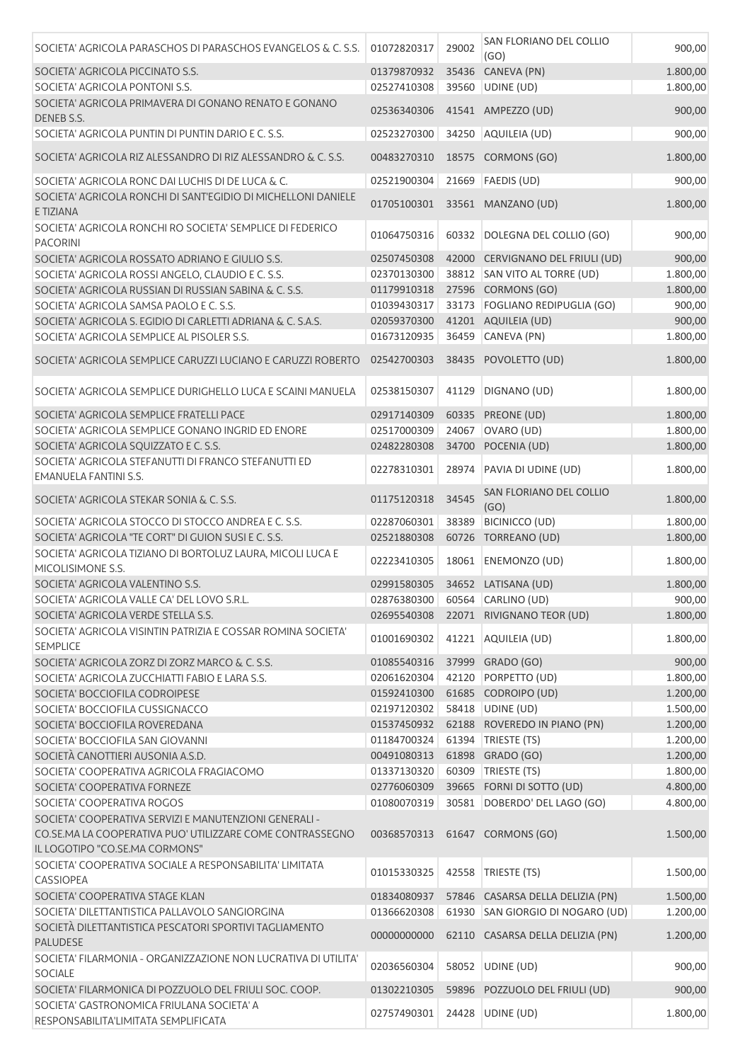| | | | | |
|---|---|---|---|---|
| SOCIETA' AGRICOLA PARASCHOS DI PARASCHOS EVANGELOS & C. S.S. | 01072820317 | 29002 | SAN FLORIANO DEL COLLIO (GO) | 900,00 |
| SOCIETA' AGRICOLA PICCINATO S.S. | 01379870932 | 35436 | CANEVA (PN) | 1.800,00 |
| SOCIETA' AGRICOLA PONTONI S.S. | 02527410308 | 39560 | UDINE (UD) | 1.800,00 |
| SOCIETA' AGRICOLA PRIMAVERA DI GONANO RENATO E GONANO DENEB S.S. | 02536340306 | 41541 | AMPEZZO (UD) | 900,00 |
| SOCIETA' AGRICOLA PUNTIN DI PUNTIN DARIO E C. S.S. | 02523270300 | 34250 | AQUILEIA (UD) | 900,00 |
| SOCIETA' AGRICOLA RIZ ALESSANDRO DI RIZ ALESSANDRO & C. S.S. | 00483270310 | 18575 | CORMONS (GO) | 1.800,00 |
| SOCIETA' AGRICOLA RONC DAI LUCHIS DI DE LUCA & C. | 02521900304 | 21669 | FAEDIS (UD) | 900,00 |
| SOCIETA' AGRICOLA RONCHI DI SANT'EGIDIO DI MICHELLONI DANIELE E TIZIANA | 01705100301 | 33561 | MANZANO (UD) | 1.800,00 |
| SOCIETA' AGRICOLA RONCHI RO SOCIETA' SEMPLICE DI FEDERICO PACORINI | 01064750316 | 60332 | DOLEGNA DEL COLLIO (GO) | 900,00 |
| SOCIETA' AGRICOLA ROSSATO ADRIANO E GIULIO S.S. | 02507450308 | 42000 | CERVIGNANO DEL FRIULI (UD) | 900,00 |
| SOCIETA' AGRICOLA ROSSI ANGELO, CLAUDIO E C. S.S. | 02370130300 | 38812 | SAN VITO AL TORRE (UD) | 1.800,00 |
| SOCIETA' AGRICOLA RUSSIAN DI RUSSIAN SABINA & C. S.S. | 01179910318 | 27596 | CORMONS (GO) | 1.800,00 |
| SOCIETA' AGRICOLA SAMSA PAOLO E C. S.S. | 01039430317 | 33173 | FOGLIANO REDIPUGLIA (GO) | 900,00 |
| SOCIETA' AGRICOLA S. EGIDIO DI CARLETTI ADRIANA & C. S.A.S. | 02059370300 | 41201 | AQUILEIA (UD) | 900,00 |
| SOCIETA' AGRICOLA SEMPLICE AL PISOLER S.S. | 01673120935 | 36459 | CANEVA (PN) | 1.800,00 |
| SOCIETA' AGRICOLA SEMPLICE CARUZZI LUCIANO E CARUZZI ROBERTO | 02542700303 | 38435 | POVOLETTO (UD) | 1.800,00 |
| SOCIETA' AGRICOLA SEMPLICE DURIGHELLO LUCA E SCAINI MANUELA | 02538150307 | 41129 | DIGNANO (UD) | 1.800,00 |
| SOCIETA' AGRICOLA SEMPLICE FRATELLI PACE | 02917140309 | 60335 | PREONE (UD) | 1.800,00 |
| SOCIETA' AGRICOLA SEMPLICE GONANO INGRID ED ENORE | 02517000309 | 24067 | OVARO (UD) | 1.800,00 |
| SOCIETA' AGRICOLA SQUIZZATO E C. S.S. | 02482280308 | 34700 | POCENIA (UD) | 1.800,00 |
| SOCIETA' AGRICOLA STEFANUTTI DI FRANCO STEFANUTTI ED EMANUELA FANTINI S.S. | 02278310301 | 28974 | PAVIA DI UDINE (UD) | 1.800,00 |
| SOCIETA' AGRICOLA STEKAR SONIA & C. S.S. | 01175120318 | 34545 | SAN FLORIANO DEL COLLIO (GO) | 1.800,00 |
| SOCIETA' AGRICOLA STOCCO DI STOCCO ANDREA E C. S.S. | 02287060301 | 38389 | BICINICCO (UD) | 1.800,00 |
| SOCIETA' AGRICOLA "TE CORT" DI GUION SUSI E C. S.S. | 02521880308 | 60726 | TORREANO (UD) | 1.800,00 |
| SOCIETA' AGRICOLA TIZIANO DI BORTOLUZ LAURA, MICOLI LUCA E MICOLISIMONE S.S. | 02223410305 | 18061 | ENEMONZO (UD) | 1.800,00 |
| SOCIETA' AGRICOLA VALENTINO S.S. | 02991580305 | 34652 | LATISANA (UD) | 1.800,00 |
| SOCIETA' AGRICOLA VALLE CA' DEL LOVO S.R.L. | 02876380300 | 60564 | CARLINO (UD) | 900,00 |
| SOCIETA' AGRICOLA VERDE STELLA S.S. | 02695540308 | 22071 | RIVIGNANO TEOR (UD) | 1.800,00 |
| SOCIETA' AGRICOLA VISINTIN PATRIZIA E COSSAR ROMINA SOCIETA' SEMPLICE | 01001690302 | 41221 | AQUILEIA (UD) | 1.800,00 |
| SOCIETA' AGRICOLA ZORZ DI ZORZ MARCO & C. S.S. | 01085540316 | 37999 | GRADO (GO) | 900,00 |
| SOCIETA' AGRICOLA ZUCCHIATTI FABIO E LARA S.S. | 02061620304 | 42120 | PORPETTO (UD) | 1.800,00 |
| SOCIETA' BOCCIOFILA CODROIPESE | 01592410300 | 61685 | CODROIPO (UD) | 1.200,00 |
| SOCIETA' BOCCIOFILA CUSSIGNACCO | 02197120302 | 58418 | UDINE (UD) | 1.500,00 |
| SOCIETA' BOCCIOFILA ROVEREDANA | 01537450932 | 62188 | ROVEREDO IN PIANO (PN) | 1.200,00 |
| SOCIETA' BOCCIOFILA SAN GIOVANNI | 01184700324 | 61394 | TRIESTE (TS) | 1.200,00 |
| SOCIETÀ CANOTTIERI AUSONIA A.S.D. | 00491080313 | 61898 | GRADO (GO) | 1.200,00 |
| SOCIETA' COOPERATIVA AGRICOLA FRAGIACOMO | 01337130320 | 60309 | TRIESTE (TS) | 1.800,00 |
| SOCIETA' COOPERATIVA FORNEZE | 02776060309 | 39665 | FORNI DI SOTTO (UD) | 4.800,00 |
| SOCIETA' COOPERATIVA ROGOS | 01080070319 | 30581 | DOBERDO' DEL LAGO (GO) | 4.800,00 |
| SOCIETA' COOPERATIVA SERVIZI E MANUTENZIONI GENERALI - CO.SE.MA LA COOPERATIVA PUO' UTILIZZARE COME CONTRASSEGNO IL LOGOTIPO "CO.SE.MA CORMONS" | 00368570313 | 61647 | CORMONS (GO) | 1.500,00 |
| SOCIETA' COOPERATIVA SOCIALE A RESPONSABILITA' LIMITATA CASSIOPEA | 01015330325 | 42558 | TRIESTE (TS) | 1.500,00 |
| SOCIETA' COOPERATIVA STAGE KLAN | 01834080937 | 57846 | CASARSA DELLA DELIZIA (PN) | 1.500,00 |
| SOCIETA' DILETTANTISTICA PALLAVOLO SANGIORGINA | 01366620308 | 61930 | SAN GIORGIO DI NOGARO (UD) | 1.200,00 |
| SOCIETÀ DILETTANTISTICA PESCATORI SPORTIVI TAGLIAMENTO PALUDESE | 00000000000 | 62110 | CASARSA DELLA DELIZIA (PN) | 1.200,00 |
| SOCIETA' FILARMONIA - ORGANIZZAZIONE NON LUCRATIVA DI UTILITA' SOCIALE | 02036560304 | 58052 | UDINE (UD) | 900,00 |
| SOCIETA' FILARMONICA DI POZZUOLO DEL FRIULI SOC. COOP. | 01302210305 | 59896 | POZZUOLO DEL FRIULI (UD) | 900,00 |
| SOCIETA' GASTRONOMICA FRIULANA SOCIETA' A RESPONSABILITA'LIMITATA SEMPLIFICATA | 02757490301 | 24428 | UDINE (UD) | 1.800,00 |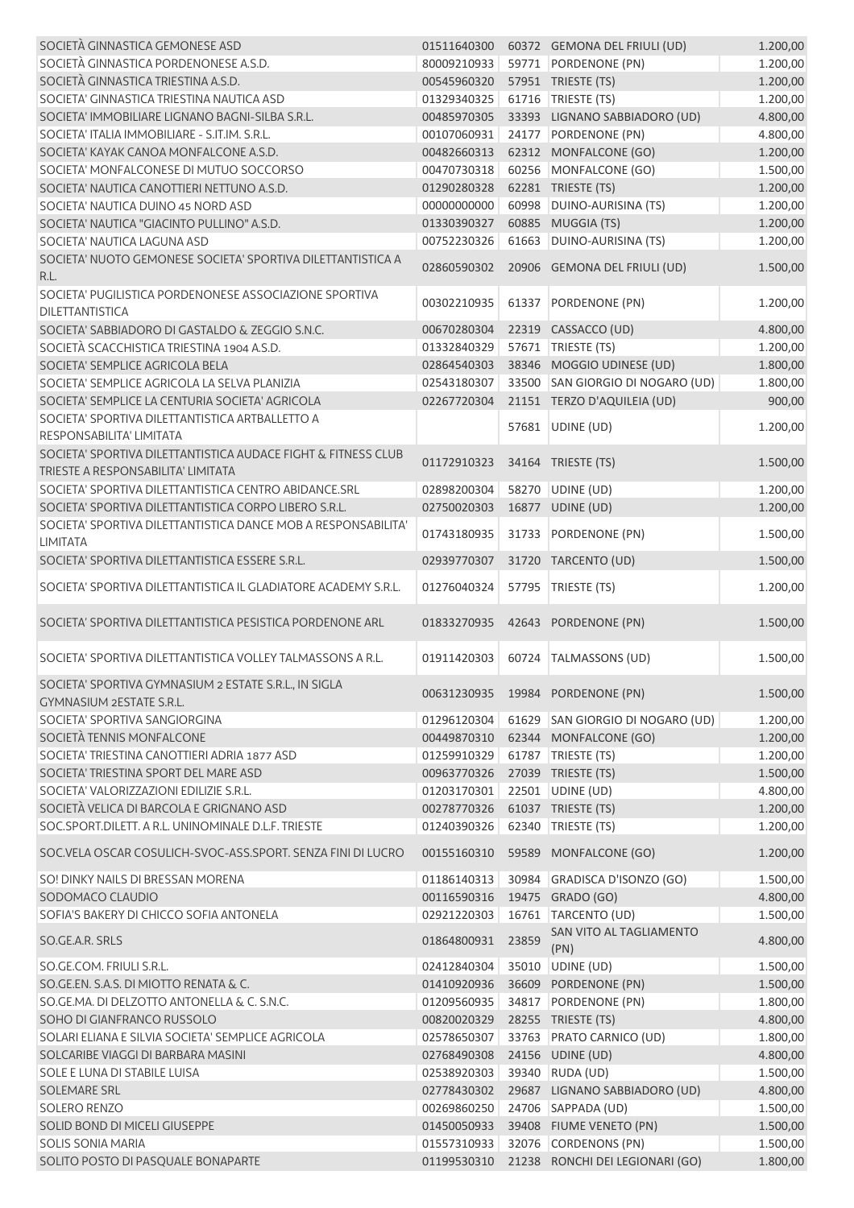| | | | | |
|---|---|---|---|---|
| SOCIETÀ GINNASTICA GEMONESE ASD | 01511640300 | 60372 | GEMONA DEL FRIULI (UD) | 1.200,00 |
| SOCIETÀ GINNASTICA PORDENONESE A.S.D. | 80009210933 | 59771 | PORDENONE (PN) | 1.200,00 |
| SOCIETÀ GINNASTICA TRIESTINA A.S.D. | 00545960320 | 57951 | TRIESTE (TS) | 1.200,00 |
| SOCIETA' GINNASTICA TRIESTINA NAUTICA ASD | 01329340325 | 61716 | TRIESTE (TS) | 1.200,00 |
| SOCIETA' IMMOBILIARE LIGNANO BAGNI-SILBA S.R.L. | 00485970305 | 33393 | LIGNANO SABBIADORO (UD) | 4.800,00 |
| SOCIETA' ITALIA IMMOBILIARE - S.IT.IM. S.R.L. | 00107060931 | 24177 | PORDENONE (PN) | 4.800,00 |
| SOCIETA' KAYAK CANOA MONFALCONE A.S.D. | 00482660313 | 62312 | MONFALCONE (GO) | 1.200,00 |
| SOCIETA' MONFALCONESE DI MUTUO SOCCORSO | 00470730318 | 60256 | MONFALCONE (GO) | 1.500,00 |
| SOCIETA' NAUTICA CANOTTIERI NETTUNO A.S.D. | 01290280328 | 62281 | TRIESTE (TS) | 1.200,00 |
| SOCIETA' NAUTICA DUINO 45 NORD ASD | 00000000000 | 60998 | DUINO-AURISINA (TS) | 1.200,00 |
| SOCIETA' NAUTICA "GIACINTO PULLINO" A.S.D. | 01330390327 | 60885 | MUGGIA (TS) | 1.200,00 |
| SOCIETA' NAUTICA LAGUNA ASD | 00752230326 | 61663 | DUINO-AURISINA (TS) | 1.200,00 |
| SOCIETA' NUOTO GEMONESE SOCIETA' SPORTIVA DILETTANTISTICA A R.L. | 02860590302 | 20906 | GEMONA DEL FRIULI (UD) | 1.500,00 |
| SOCIETA' PUGILISTICA PORDENONESE ASSOCIAZIONE SPORTIVA DILETTANTISTICA | 00302210935 | 61337 | PORDENONE (PN) | 1.200,00 |
| SOCIETA' SABBIADORO DI GASTALDO & ZEGGIO S.N.C. | 00670280304 | 22319 | CASSACCO (UD) | 4.800,00 |
| SOCIETÀ SCACCHISTICA TRIESTINA 1904 A.S.D. | 01332840329 | 57671 | TRIESTE (TS) | 1.200,00 |
| SOCIETA' SEMPLICE AGRICOLA BELA | 02864540303 | 38346 | MOGGIO UDINESE (UD) | 1.800,00 |
| SOCIETA' SEMPLICE AGRICOLA LA SELVA PLANIZIA | 02543180307 | 33500 | SAN GIORGIO DI NOGARO (UD) | 1.800,00 |
| SOCIETA' SEMPLICE LA CENTURIA SOCIETA' AGRICOLA | 02267720304 | 21151 | TERZO D'AQUILEIA (UD) | 900,00 |
| SOCIETA' SPORTIVA DILETTANTISTICA ARTBALLETTO A RESPONSABILITA' LIMITATA | | 57681 | UDINE (UD) | 1.200,00 |
| SOCIETA' SPORTIVA DILETTANTISTICA AUDACE FIGHT & FITNESS CLUB TRIESTE A RESPONSABILITA' LIMITATA | 01172910323 | 34164 | TRIESTE (TS) | 1.500,00 |
| SOCIETA' SPORTIVA DILETTANTISTICA CENTRO ABIDANCE.SRL | 02898200304 | 58270 | UDINE (UD) | 1.200,00 |
| SOCIETA' SPORTIVA DILETTANTISTICA CORPO LIBERO S.R.L. | 02750020303 | 16877 | UDINE (UD) | 1.200,00 |
| SOCIETA' SPORTIVA DILETTANTISTICA DANCE MOB A RESPONSABILITA' LIMITATA | 01743180935 | 31733 | PORDENONE (PN) | 1.500,00 |
| SOCIETA' SPORTIVA DILETTANTISTICA ESSERE S.R.L. | 02939770307 | 31720 | TARCENTO (UD) | 1.500,00 |
| SOCIETA' SPORTIVA DILETTANTISTICA IL GLADIATORE ACADEMY S.R.L. | 01276040324 | 57795 | TRIESTE (TS) | 1.200,00 |
| SOCIETA' SPORTIVA DILETTANTISTICA PESISTICA PORDENONE ARL | 01833270935 | 42643 | PORDENONE (PN) | 1.500,00 |
| SOCIETA' SPORTIVA DILETTANTISTICA VOLLEY TALMASSONS A R.L. | 01911420303 | 60724 | TALMASSONS (UD) | 1.500,00 |
| SOCIETA' SPORTIVA GYMNASIUM 2 ESTATE S.R.L., IN SIGLA GYMNASIUM 2ESTATE S.R.L. | 00631230935 | 19984 | PORDENONE (PN) | 1.500,00 |
| SOCIETA' SPORTIVA SANGIORGINA | 01296120304 | 61629 | SAN GIORGIO DI NOGARO (UD) | 1.200,00 |
| SOCIETÀ TENNIS MONFALCONE | 00449870310 | 62344 | MONFALCONE (GO) | 1.200,00 |
| SOCIETA' TRIESTINA CANOTTIERI ADRIA 1877 ASD | 01259910329 | 61787 | TRIESTE (TS) | 1.200,00 |
| SOCIETA' TRIESTINA SPORT DEL MARE ASD | 00963770326 | 27039 | TRIESTE (TS) | 1.500,00 |
| SOCIETA' VALORIZZAZIONI EDILIZIE S.R.L. | 01203170301 | 22501 | UDINE (UD) | 4.800,00 |
| SOCIETÀ VELICA DI BARCOLA E GRIGNANO ASD | 00278770326 | 61037 | TRIESTE (TS) | 1.200,00 |
| SOC.SPORT.DILETT. A R.L. UNINOMINALE D.L.F. TRIESTE | 01240390326 | 62340 | TRIESTE (TS) | 1.200,00 |
| SOC.VELA OSCAR COSULICH-SVOC-ASS.SPORT. SENZA FINI DI LUCRO | 00155160310 | 59589 | MONFALCONE (GO) | 1.200,00 |
| SO! DINKY NAILS DI BRESSAN MORENA | 01186140313 | 30984 | GRADISCA D'ISONZO (GO) | 1.500,00 |
| SODOMACO CLAUDIO | 00116590316 | 19475 | GRADO (GO) | 4.800,00 |
| SOFIA'S BAKERY DI CHICCO SOFIA ANTONELA | 02921220303 | 16761 | TARCENTO (UD) | 1.500,00 |
| SO.GE.A.R. SRLS | 01864800931 | 23859 | SAN VITO AL TAGLIAMENTO (PN) | 4.800,00 |
| SO.GE.COM. FRIULI S.R.L. | 02412840304 | 35010 | UDINE (UD) | 1.500,00 |
| SO.GE.EN. S.A.S. DI MIOTTO RENATA & C. | 01410920936 | 36609 | PORDENONE (PN) | 1.500,00 |
| SO.GE.MA. DI DELZOTTO ANTONELLA & C. S.N.C. | 01209560935 | 34817 | PORDENONE (PN) | 1.800,00 |
| SOHO DI GIANFRANCO RUSSOLO | 00820020329 | 28255 | TRIESTE (TS) | 4.800,00 |
| SOLARI ELIANA E SILVIA SOCIETA' SEMPLICE AGRICOLA | 02578650307 | 33763 | PRATO CARNICO (UD) | 1.800,00 |
| SOLCARIBE VIAGGI DI BARBARA MASINI | 02768490308 | 24156 | UDINE (UD) | 4.800,00 |
| SOLE E LUNA DI STABILE LUISA | 02538920303 | 39340 | RUDA (UD) | 1.500,00 |
| SOLEMARE SRL | 02778430302 | 29687 | LIGNANO SABBIADORO (UD) | 4.800,00 |
| SOLERO RENZO | 00269860250 | 24706 | SAPPADA (UD) | 1.500,00 |
| SOLID BOND DI MICELI GIUSEPPE | 01450050933 | 39408 | FIUME VENETO (PN) | 1.500,00 |
| SOLIS SONIA MARIA | 01557310933 | 32076 | CORDENONS (PN) | 1.500,00 |
| SOLITO POSTO DI PASQUALE BONAPARTE | 01199530310 | 21238 | RONCHI DEI LEGIONARI (GO) | 1.800,00 |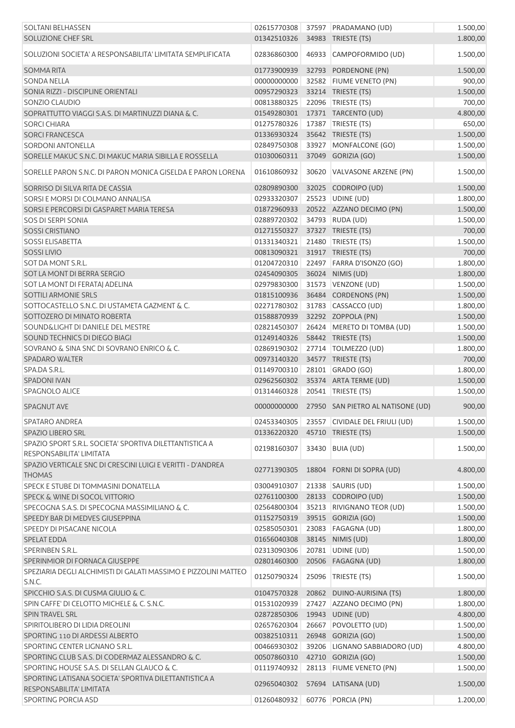| | | | | |
|---|---|---|---|---|
| SOLTANI BELHASSEN | 02615770308 | 37597 | PRADAMANO (UD) | 1.500,00 |
| SOLUZIONE CHEF SRL | 01342510326 | 34983 | TRIESTE (TS) | 1.800,00 |
| SOLUZIONI SOCIETA' A RESPONSABILITA' LIMITATA SEMPLIFICATA | 02836860300 | 46933 | CAMPOFORMIDO (UD) | 1.500,00 |
| SOMMA RITA | 01773900939 | 32793 | PORDENONE (PN) | 1.500,00 |
| SONDA NELLA | 00000000000 | 32582 | FIUME VENETO (PN) | 900,00 |
| SONIA RIZZI - DISCIPLINE ORIENTALI | 00957290323 | 33214 | TRIESTE (TS) | 1.500,00 |
| SONZIO CLAUDIO | 00813880325 | 22096 | TRIESTE (TS) | 700,00 |
| SOPRATTUTTO VIAGGI S.A.S. DI MARTINUZZI DIANA & C. | 01549280301 | 17371 | TARCENTO (UD) | 4.800,00 |
| SORCI CHIARA | 01275780326 | 17387 | TRIESTE (TS) | 650,00 |
| SORCI FRANCESCA | 01336930324 | 35642 | TRIESTE (TS) | 1.500,00 |
| SORDONI ANTONELLA | 02849750308 | 33927 | MONFALCONE (GO) | 1.500,00 |
| SORELLE MAKUC S.N.C. DI MAKUC MARIA SIBILLA E ROSSELLA | 01030060311 | 37049 | GORIZIA (GO) | 1.500,00 |
| SORELLE PARON S.N.C. DI PARON MONICA GISELDA E PARON LORENA | 01610860932 | 30620 | VALVASONE ARZENE (PN) | 1.500,00 |
| SORRISO DI SILVA RITA DE CASSIA | 02809890300 | 32025 | CODROIPO (UD) | 1.500,00 |
| SORSI E MORSI DI COLMANO ANNALISA | 02933320307 | 25523 | UDINE (UD) | 1.800,00 |
| SORSI E PERCORSI DI GASPARET MARIA TERESA | 01872960933 | 20522 | AZZANO DECIMO (PN) | 1.500,00 |
| SOS DI SERPI SONIA | 02889720302 | 34793 | RUDA (UD) | 1.500,00 |
| SOSSI CRISTIANO | 01271550327 | 37327 | TRIESTE (TS) | 700,00 |
| SOSSI ELISABETTA | 01331340321 | 21480 | TRIESTE (TS) | 1.500,00 |
| SOSSI LIVIO | 00813090321 | 31917 | TRIESTE (TS) | 700,00 |
| SOT DA MONT S.R.L. | 01204720310 | 22497 | FARRA D'ISONZO (GO) | 1.800,00 |
| SOT LA MONT DI BERRA SERGIO | 02454090305 | 36024 | NIMIS (UD) | 1.800,00 |
| SOT LA MONT DI FERATAJ ADELINA | 02979830300 | 31573 | VENZONE (UD) | 1.500,00 |
| SOTTILI ARMONIE SRLS | 01815100936 | 36484 | CORDENONS (PN) | 1.500,00 |
| SOTTOCASTELLO S.N.C. DI USTAMETA GAZMENT & C. | 02271780302 | 31783 | CASSACCO (UD) | 1.800,00 |
| SOTTOZERO DI MINATO ROBERTA | 01588870939 | 32292 | ZOPPOLA (PN) | 1.500,00 |
| SOUND&LIGHT DI DANIELE DEL MESTRE | 02821450307 | 26424 | MERETO DI TOMBA (UD) | 1.500,00 |
| SOUND TECHNICS DI DIEGO BIAGI | 01249140326 | 58442 | TRIESTE (TS) | 1.500,00 |
| SOVRANO & SINA SNC DI SOVRANO ENRICO & C. | 02869190302 | 27714 | TOLMEZZO (UD) | 1.800,00 |
| SPADARO WALTER | 00973140320 | 34577 | TRIESTE (TS) | 700,00 |
| SPA.DA S.R.L. | 01149700310 | 28101 | GRADO (GO) | 1.800,00 |
| SPADONI IVAN | 02962560302 | 35374 | ARTA TERME (UD) | 1.500,00 |
| SPAGNOLO ALICE | 01314460328 | 20541 | TRIESTE (TS) | 1.500,00 |
| SPAGNUT AVE | 00000000000 | 27950 | SAN PIETRO AL NATISONE (UD) | 900,00 |
| SPATARO ANDREA | 02453340305 | 23557 | CIVIDALE DEL FRIULI (UD) | 1.500,00 |
| SPAZIO LIBERO SRL | 01336220320 | 45710 | TRIESTE (TS) | 1.500,00 |
| SPAZIO SPORT S.R.L. SOCIETA' SPORTIVA DILETTANTISTICA A RESPONSABILITA' LIMITATA | 02198160307 | 33430 | BUIA (UD) | 1.500,00 |
| SPAZIO VERTICALE SNC DI CRESCINI LUIGI E VERITTI - D'ANDREA THOMAS | 02771390305 | 18804 | FORNI DI SOPRA (UD) | 4.800,00 |
| SPECK E STUBE DI TOMMASINI DONATELLA | 03004910307 | 21338 | SAURIS (UD) | 1.500,00 |
| SPECK & WINE DI SOCOL VITTORIO | 02761100300 | 28133 | CODROIPO (UD) | 1.500,00 |
| SPECOGNA S.A.S. DI SPECOGNA MASSIMILIANO & C. | 02564800304 | 35213 | RIVIGNANO TEOR (UD) | 1.500,00 |
| SPEEDY BAR DI MEDVES GIUSEPPINA | 01152750319 | 39515 | GORIZIA (GO) | 1.500,00 |
| SPEEDY DI PISACANE NICOLA | 02585050301 | 23083 | FAGAGNA (UD) | 1.800,00 |
| SPELAT EDDA | 01656040308 | 38145 | NIMIS (UD) | 1.800,00 |
| SPERINBEN S.R.L. | 02313090306 | 20781 | UDINE (UD) | 1.500,00 |
| SPERINMIOR DI FORNACA GIUSEPPE | 02801460300 | 20506 | FAGAGNA (UD) | 1.800,00 |
| SPEZIARIA DEGLI ALCHIMISTI DI GALATI MASSIMO E PIZZOLINI MATTEO S.N.C. | 01250790324 | 25096 | TRIESTE (TS) | 1.500,00 |
| SPICCHIO S.A.S. DI CUSMA GIULIO & C. | 01047570328 | 20862 | DUINO-AURISINA (TS) | 1.800,00 |
| SPIN CAFFE' DI CELOTTO MICHELE & C. S.N.C. | 01531020939 | 27427 | AZZANO DECIMO (PN) | 1.800,00 |
| SPIN TRAVEL SRL | 02872850306 | 19943 | UDINE (UD) | 4.800,00 |
| SPIRITOLIBERO DI LIDIA DREOLINI | 02657620304 | 26667 | POVOLETTO (UD) | 1.500,00 |
| SPORTING 110 DI ARDESSI ALBERTO | 00382510311 | 26948 | GORIZIA (GO) | 1.500,00 |
| SPORTING CENTER LIGNANO S.R.L. | 00466930302 | 39206 | LIGNANO SABBIADORO (UD) | 4.800,00 |
| SPORTING CLUB S.A.S. DI CODERMAZ ALESSANDRO & C. | 00507860310 | 42710 | GORIZIA (GO) | 1.500,00 |
| SPORTING HOUSE S.A.S. DI SELLAN GLAUCO & C. | 01119740932 | 28113 | FIUME VENETO (PN) | 1.500,00 |
| SPORTING LATISANA SOCIETA' SPORTIVA DILETTANTISTICA A RESPONSABILITA' LIMITATA | 02965040302 | 57694 | LATISANA (UD) | 1.500,00 |
| SPORTING PORCIA ASD | 01260480932 | 60776 | PORCIA (PN) | 1.200,00 |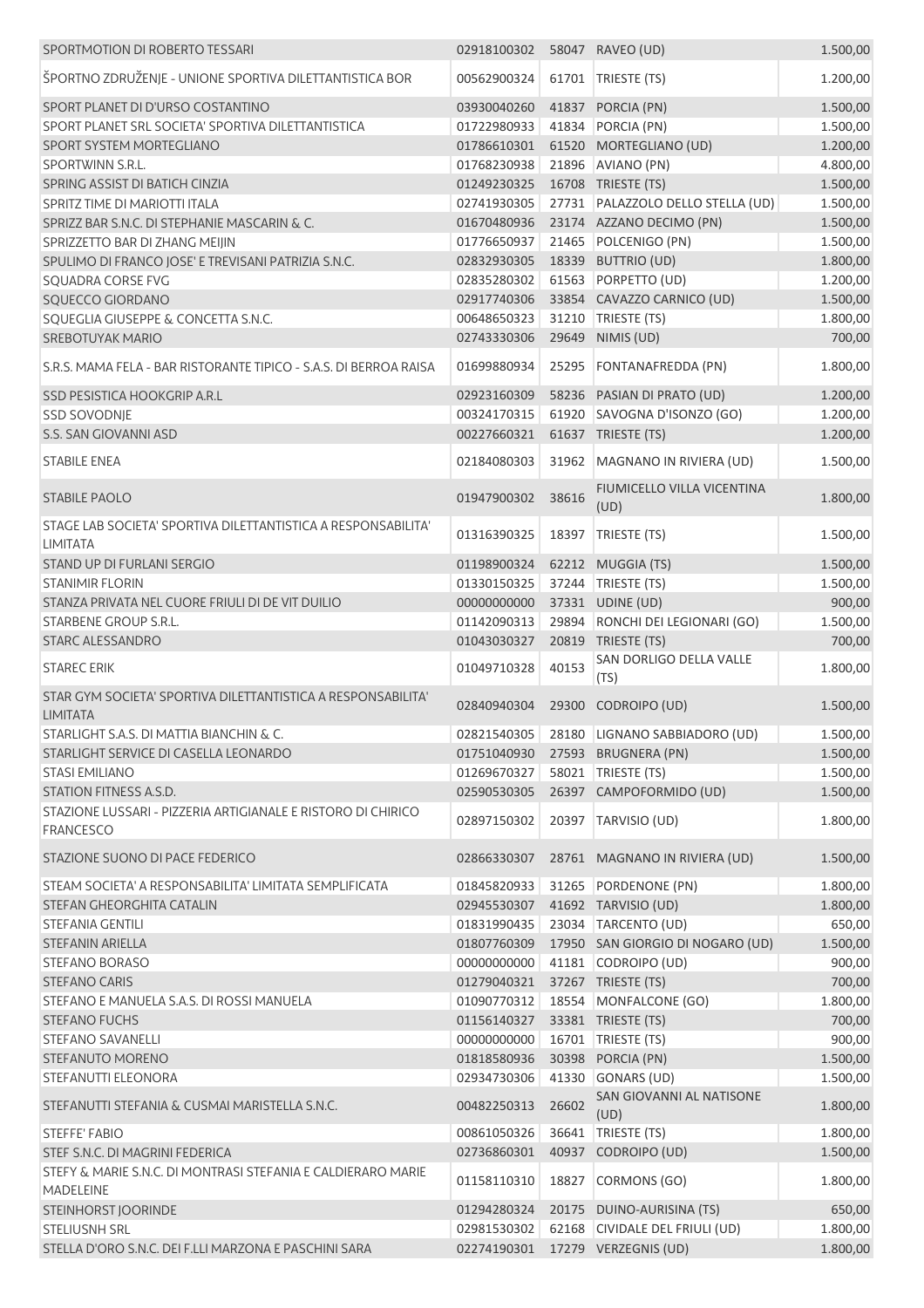| | | | | |
|---|---|---|---|---|
| SPORTMOTION DI ROBERTO TESSARI | 02918100302 | 58047 | RAVEO (UD) | 1.500,00 |
| ŠPORTNO ZDRUŽENJE - UNIONE SPORTIVA DILETTANTISTICA BOR | 00562900324 | 61701 | TRIESTE (TS) | 1.200,00 |
| SPORT PLANET DI D'URSO COSTANTINO | 03930040260 | 41837 | PORCIA (PN) | 1.500,00 |
| SPORT PLANET SRL SOCIETA' SPORTIVA DILETTANTISTICA | 01722980933 | 41834 | PORCIA (PN) | 1.500,00 |
| SPORT SYSTEM MORTEGLIANO | 01786610301 | 61520 | MORTEGLIANO (UD) | 1.200,00 |
| SPORTWINN S.R.L. | 01768230938 | 21896 | AVIANO (PN) | 4.800,00 |
| SPRING ASSIST DI BATICH CINZIA | 01249230325 | 16708 | TRIESTE (TS) | 1.500,00 |
| SPRITZ TIME DI MARIOTTI ITALA | 02741930305 | 27731 | PALAZZOLO DELLO STELLA (UD) | 1.500,00 |
| SPRIZZ BAR S.N.C. DI STEPHANIE MASCARIN & C. | 01670480936 | 23174 | AZZANO DECIMO (PN) | 1.500,00 |
| SPRIZZETTO BAR DI ZHANG MEIJIN | 01776650937 | 21465 | POLCENIGO (PN) | 1.500,00 |
| SPULIMO DI FRANCO JOSE' E TREVISANI PATRIZIA S.N.C. | 02832930305 | 18339 | BUTTRIO (UD) | 1.800,00 |
| SQUADRA CORSE FVG | 02835280302 | 61563 | PORPETTO (UD) | 1.200,00 |
| SQUECCO GIORDANO | 02917740306 | 33854 | CAVAZZO CARNICO (UD) | 1.500,00 |
| SQUEGLIA GIUSEPPE & CONCETTA S.N.C. | 00648650323 | 31210 | TRIESTE (TS) | 1.800,00 |
| SREBOTUYAK MARIO | 02743330306 | 29649 | NIMIS (UD) | 700,00 |
| S.R.S. MAMA FELA - BAR RISTORANTE TIPICO - S.A.S. DI BERROA RAISA | 01699880934 | 25295 | FONTANAFREDDA (PN) | 1.800,00 |
| SSD PESISTICA HOOKGRIP A.R.L | 02923160309 | 58236 | PASIAN DI PRATO (UD) | 1.200,00 |
| SSD SOVODNJE | 00324170315 | 61920 | SAVOGNA D'ISONZO (GO) | 1.200,00 |
| S.S. SAN GIOVANNI ASD | 00227660321 | 61637 | TRIESTE (TS) | 1.200,00 |
| STABILE ENEA | 02184080303 | 31962 | MAGNANO IN RIVIERA (UD) | 1.500,00 |
| STABILE PAOLO | 01947900302 | 38616 | FIUMICELLO VILLA VICENTINA (UD) | 1.800,00 |
| STAGE LAB SOCIETA' SPORTIVA DILETTANTISTICA A RESPONSABILITA' LIMITATA | 01316390325 | 18397 | TRIESTE (TS) | 1.500,00 |
| STAND UP DI FURLANI SERGIO | 01198900324 | 62212 | MUGGIA (TS) | 1.500,00 |
| STANIMIR FLORIN | 01330150325 | 37244 | TRIESTE (TS) | 1.500,00 |
| STANZA PRIVATA NEL CUORE FRIULI DI DE VIT DUILIO | 00000000000 | 37331 | UDINE (UD) | 900,00 |
| STARBENE GROUP S.R.L. | 01142090313 | 29894 | RONCHI DEI LEGIONARI (GO) | 1.500,00 |
| STARC ALESSANDRO | 01043030327 | 20819 | TRIESTE (TS) | 700,00 |
| STAREC ERIK | 01049710328 | 40153 | SAN DORLIGO DELLA VALLE (TS) | 1.800,00 |
| STAR GYM SOCIETA' SPORTIVA DILETTANTISTICA A RESPONSABILITA' LIMITATA | 02840940304 | 29300 | CODROIPO (UD) | 1.500,00 |
| STARLIGHT S.A.S. DI MATTIA BIANCHIN & C. | 02821540305 | 28180 | LIGNANO SABBIADORO (UD) | 1.500,00 |
| STARLIGHT SERVICE DI CASELLA LEONARDO | 01751040930 | 27593 | BRUGNERA (PN) | 1.500,00 |
| STASI EMILIANO | 01269670327 | 58021 | TRIESTE (TS) | 1.500,00 |
| STATION FITNESS A.S.D. | 02590530305 | 26397 | CAMPOFORMIDO (UD) | 1.500,00 |
| STAZIONE LUSSARI - PIZZERIA ARTIGIANALE E RISTORO DI CHIRICO FRANCESCO | 02897150302 | 20397 | TARVISIO (UD) | 1.800,00 |
| STAZIONE SUONO DI PACE FEDERICO | 02866330307 | 28761 | MAGNANO IN RIVIERA (UD) | 1.500,00 |
| STEAM SOCIETA' A RESPONSABILITA' LIMITATA SEMPLIFICATA | 01845820933 | 31265 | PORDENONE (PN) | 1.800,00 |
| STEFAN GHEORGHITA CATALIN | 02945530307 | 41692 | TARVISIO (UD) | 1.800,00 |
| STEFANIA GENTILI | 01831990435 | 23034 | TARCENTO (UD) | 650,00 |
| STEFANIN ARIELLA | 01807760309 | 17950 | SAN GIORGIO DI NOGARO (UD) | 1.500,00 |
| STEFANO BORASO | 00000000000 | 41181 | CODROIPO (UD) | 900,00 |
| STEFANO CARIS | 01279040321 | 37267 | TRIESTE (TS) | 700,00 |
| STEFANO E MANUELA S.A.S. DI ROSSI MANUELA | 01090770312 | 18554 | MONFALCONE (GO) | 1.800,00 |
| STEFANO FUCHS | 01156140327 | 33381 | TRIESTE (TS) | 700,00 |
| STEFANO SAVANELLI | 00000000000 | 16701 | TRIESTE (TS) | 900,00 |
| STEFANUTO MORENO | 01818580936 | 30398 | PORCIA (PN) | 1.500,00 |
| STEFANUTTI ELEONORA | 02934730306 | 41330 | GONARS (UD) | 1.500,00 |
| STEFANUTTI STEFANIA & CUSMAI MARISTELLA S.N.C. | 00482250313 | 26602 | SAN GIOVANNI AL NATISONE (UD) | 1.800,00 |
| STEFFE' FABIO | 00861050326 | 36641 | TRIESTE (TS) | 1.800,00 |
| STEF S.N.C. DI MAGRINI FEDERICA | 02736860301 | 40937 | CODROIPO (UD) | 1.500,00 |
| STEFY & MARIE S.N.C. DI MONTRASI STEFANIA E CALDIERARO MARIE MADELEINE | 01158110310 | 18827 | CORMONS (GO) | 1.800,00 |
| STEINHORST JOORINDE | 01294280324 | 20175 | DUINO-AURISINA (TS) | 650,00 |
| STELIUSNH SRL | 02981530302 | 62168 | CIVIDALE DEL FRIULI (UD) | 1.800,00 |
| STELLA D'ORO S.N.C. DEI F.LLI MARZONA E PASCHINI SARA | 02274190301 | 17279 | VERZEGNIS (UD) | 1.800,00 |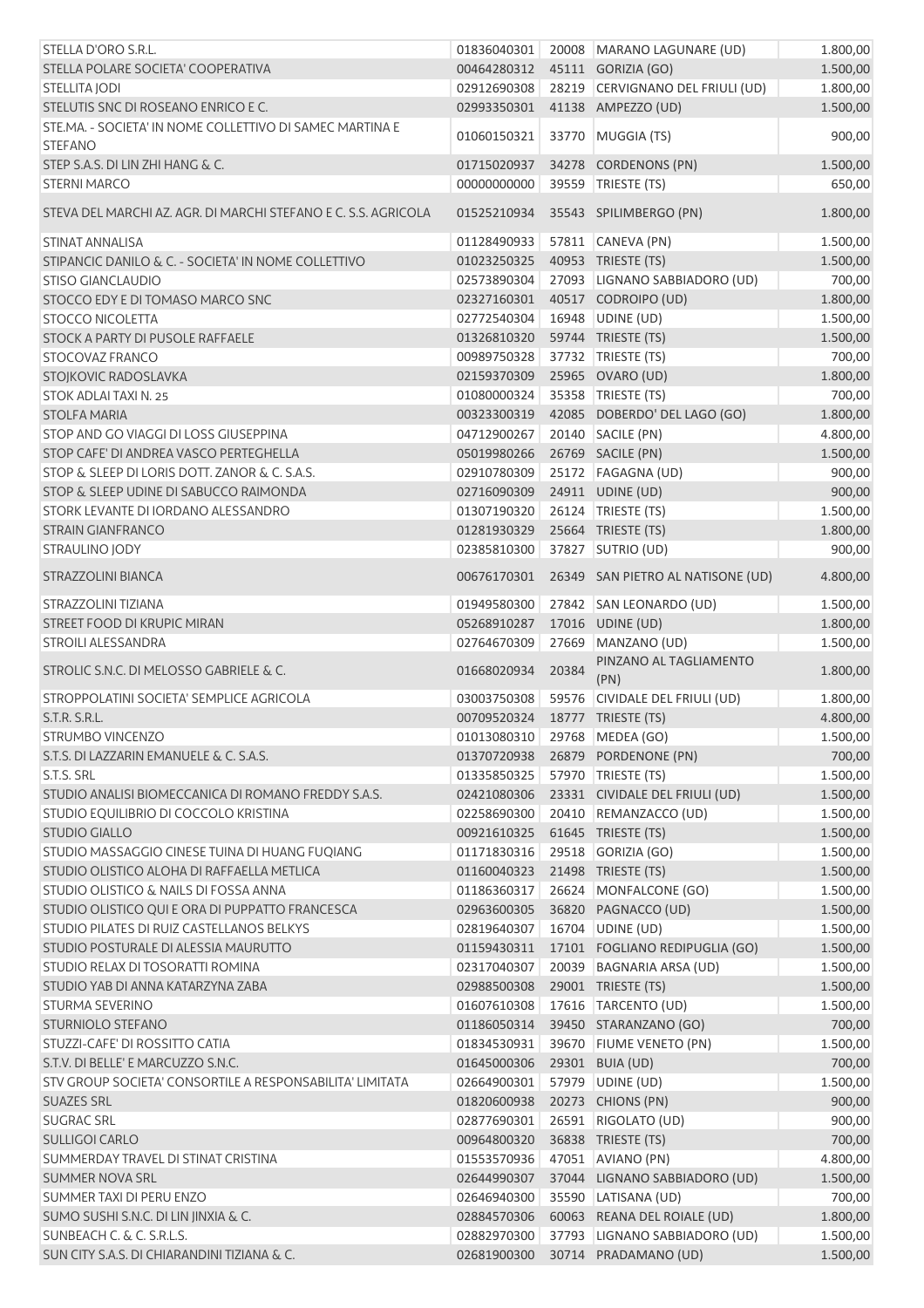| | | | | |
|---|---|---|---|---|
| STELLA D'ORO S.R.L. | 01836040301 | 20008 | MARANO LAGUNARE (UD) | 1.800,00 |
| STELLA POLARE SOCIETA' COOPERATIVA | 00464280312 | 45111 | GORIZIA (GO) | 1.500,00 |
| STELLITA JODI | 02912690308 | 28219 | CERVIGNANO DEL FRIULI (UD) | 1.800,00 |
| STELUTIS SNC DI ROSEANO ENRICO E C. | 02993350301 | 41138 | AMPEZZO (UD) | 1.500,00 |
| STE.MA. - SOCIETA' IN NOME COLLETTIVO DI SAMEC MARTINA E STEFANO | 01060150321 | 33770 | MUGGIA (TS) | 900,00 |
| STEP S.A.S. DI LIN ZHI HANG & C. | 01715020937 | 34278 | CORDENONS (PN) | 1.500,00 |
| STERNI MARCO | 00000000000 | 39559 | TRIESTE (TS) | 650,00 |
| STEVA DEL MARCHI AZ. AGR. DI MARCHI STEFANO E C. S.S. AGRICOLA | 01525210934 | 35543 | SPILIMBERGO (PN) | 1.800,00 |
| STINAT ANNALISA | 01128490933 | 57811 | CANEVA (PN) | 1.500,00 |
| STIPANCIC DANILO & C. - SOCIETA' IN NOME COLLETTIVO | 01023250325 | 40953 | TRIESTE (TS) | 1.500,00 |
| STISO GIANCLAUDIO | 02573890304 | 27093 | LIGNANO SABBIADORO (UD) | 700,00 |
| STOCCO EDY E DI TOMASO MARCO SNC | 02327160301 | 40517 | CODROIPO (UD) | 1.800,00 |
| STOCCO NICOLETTA | 02772540304 | 16948 | UDINE (UD) | 1.500,00 |
| STOCK A PARTY DI PUSOLE RAFFAELE | 01326810320 | 59744 | TRIESTE (TS) | 1.500,00 |
| STOCOVAZ FRANCO | 00989750328 | 37732 | TRIESTE (TS) | 700,00 |
| STOJKOVIC RADOSLAVKA | 02159370309 | 25965 | OVARO (UD) | 1.800,00 |
| STOK ADLAI TAXI N. 25 | 01080000324 | 35358 | TRIESTE (TS) | 700,00 |
| STOLFA MARIA | 00323300319 | 42085 | DOBERDO' DEL LAGO (GO) | 1.800,00 |
| STOP AND GO VIAGGI DI LOSS GIUSEPPINA | 04712900267 | 20140 | SACILE (PN) | 4.800,00 |
| STOP CAFE' DI ANDREA VASCO PERTEGHELLA | 05019980266 | 26769 | SACILE (PN) | 1.500,00 |
| STOP & SLEEP DI LORIS DOTT. ZANOR & C. S.A.S. | 02910780309 | 25172 | FAGAGNA (UD) | 900,00 |
| STOP & SLEEP UDINE DI SABUCCO RAIMONDA | 02716090309 | 24911 | UDINE (UD) | 900,00 |
| STORK LEVANTE DI IORDANO ALESSANDRO | 01307190320 | 26124 | TRIESTE (TS) | 1.500,00 |
| STRAIN GIANFRANCO | 01281930329 | 25664 | TRIESTE (TS) | 1.800,00 |
| STRAULINO JODY | 02385810300 | 37827 | SUTRIO (UD) | 900,00 |
| STRAZZOLINI BIANCA | 00676170301 | 26349 | SAN PIETRO AL NATISONE (UD) | 4.800,00 |
| STRAZZOLINI TIZIANA | 01949580300 | 27842 | SAN LEONARDO (UD) | 1.500,00 |
| STREET FOOD DI KRUPIC MIRAN | 05268910287 | 17016 | UDINE (UD) | 1.800,00 |
| STROILI ALESSANDRA | 02764670309 | 27669 | MANZANO (UD) | 1.500,00 |
| STROLIC S.N.C. DI MELOSSO GABRIELE & C. | 01668020934 | 20384 | PINZANO AL TAGLIAMENTO (PN) | 1.800,00 |
| STROPPOLATINI SOCIETA' SEMPLICE AGRICOLA | 03003750308 | 59576 | CIVIDALE DEL FRIULI (UD) | 1.800,00 |
| S.T.R. S.R.L. | 00709520324 | 18777 | TRIESTE (TS) | 4.800,00 |
| STRUMBO VINCENZO | 01013080310 | 29768 | MEDEA (GO) | 1.500,00 |
| S.T.S. DI LAZZARIN EMANUELE & C. S.A.S. | 01370720938 | 26879 | PORDENONE (PN) | 700,00 |
| S.T.S. SRL | 01335850325 | 57970 | TRIESTE (TS) | 1.500,00 |
| STUDIO ANALISI BIOMECCANICA DI ROMANO FREDDY S.A.S. | 02421080306 | 23331 | CIVIDALE DEL FRIULI (UD) | 1.500,00 |
| STUDIO EQUILIBRIO DI COCCOLO KRISTINA | 02258690300 | 20410 | REMANZACCO (UD) | 1.500,00 |
| STUDIO GIALLO | 00921610325 | 61645 | TRIESTE (TS) | 1.500,00 |
| STUDIO MASSAGGIO CINESE TUINA DI HUANG FUQIANG | 01171830316 | 29518 | GORIZIA (GO) | 1.500,00 |
| STUDIO OLISTICO ALOHA DI RAFFAELLA METLICA | 01160040323 | 21498 | TRIESTE (TS) | 1.500,00 |
| STUDIO OLISTICO & NAILS DI FOSSA ANNA | 01186360317 | 26624 | MONFALCONE (GO) | 1.500,00 |
| STUDIO OLISTICO QUI E ORA DI PUPPATTO FRANCESCA | 02963600305 | 36820 | PAGNACCO (UD) | 1.500,00 |
| STUDIO PILATES DI RUIZ CASTELLANOS BELKYS | 02819640307 | 16704 | UDINE (UD) | 1.500,00 |
| STUDIO POSTURALE DI ALESSIA MAURUTTO | 01159430311 | 17101 | FOGLIANO REDIPUGLIA (GO) | 1.500,00 |
| STUDIO RELAX DI TOSORATTI ROMINA | 02317040307 | 20039 | BAGNARIA ARSA (UD) | 1.500,00 |
| STUDIO YAB DI ANNA KATARZYNA ZABA | 02988500308 | 29001 | TRIESTE (TS) | 1.500,00 |
| STURMA SEVERINO | 01607610308 | 17616 | TARCENTO (UD) | 1.500,00 |
| STURNIOLO STEFANO | 01186050314 | 39450 | STARANZANO (GO) | 700,00 |
| STUZZI-CAFE' DI ROSSITTO CATIA | 01834530931 | 39670 | FIUME VENETO (PN) | 1.500,00 |
| S.T.V. DI BELLE' E MARCUZZO S.N.C. | 01645000306 | 29301 | BUIA (UD) | 700,00 |
| STV GROUP SOCIETA' CONSORTILE A RESPONSABILITA' LIMITATA | 02664900301 | 57979 | UDINE (UD) | 1.500,00 |
| SUAZES SRL | 01820600938 | 20273 | CHIONS (PN) | 900,00 |
| SUGRAC SRL | 02877690301 | 26591 | RIGOLATO (UD) | 900,00 |
| SULLIGOI CARLO | 00964800320 | 36838 | TRIESTE (TS) | 700,00 |
| SUMMERDAY TRAVEL DI STINAT CRISTINA | 01553570936 | 47051 | AVIANO (PN) | 4.800,00 |
| SUMMER NOVA SRL | 02644990307 | 37044 | LIGNANO SABBIADORO (UD) | 1.500,00 |
| SUMMER TAXI DI PERU ENZO | 02646940300 | 35590 | LATISANA (UD) | 700,00 |
| SUMO SUSHI S.N.C. DI LIN JINXIA & C. | 02884570306 | 60063 | REANA DEL ROIALE (UD) | 1.800,00 |
| SUNBEACH C. & C. S.R.L.S. | 02882970300 | 37793 | LIGNANO SABBIADORO (UD) | 1.500,00 |
| SUN CITY S.A.S. DI CHIARANDINI TIZIANA & C. | 02681900300 | 30714 | PRADAMANO (UD) | 1.500,00 |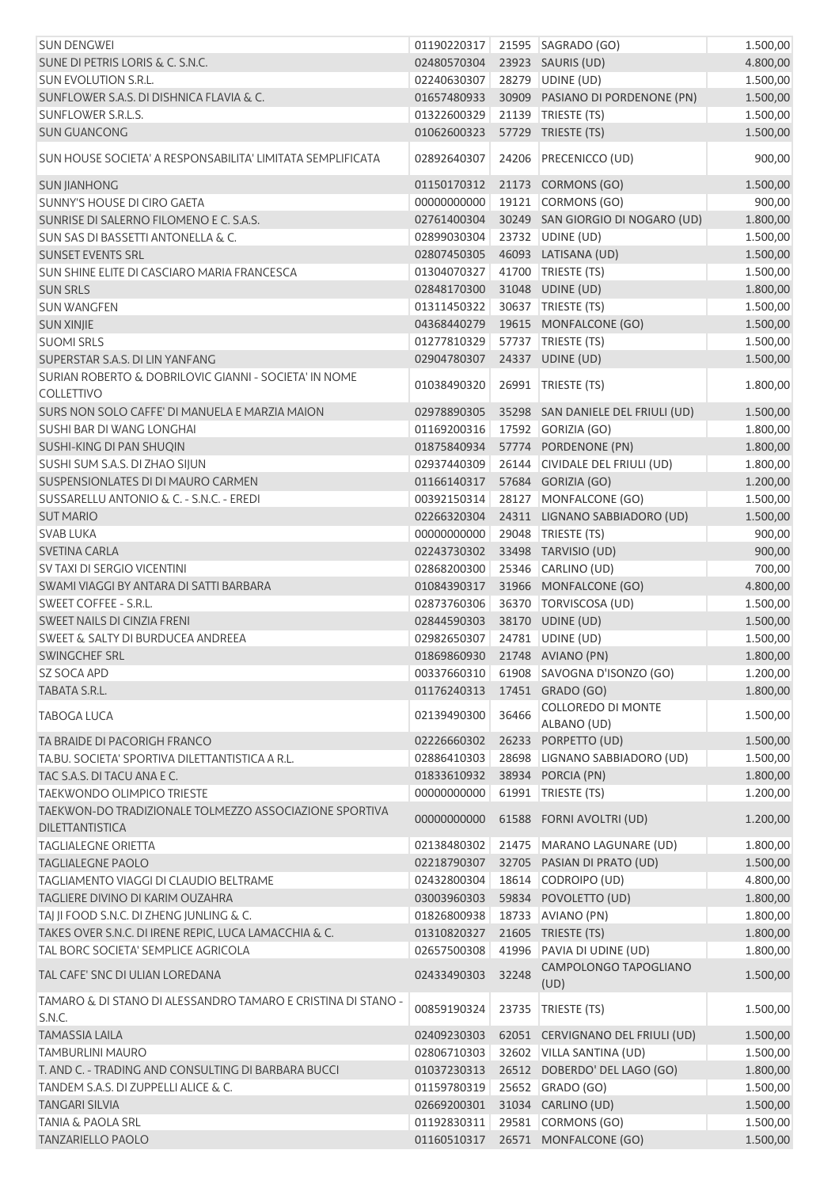| | | | | |
|---|---|---|---|---|
| SUN DENGWEI | 01190220317 | 21595 | SAGRADO (GO) | 1.500,00 |
| SUNE DI PETRIS LORIS & C. S.N.C. | 02480570304 | 23923 | SAURIS (UD) | 4.800,00 |
| SUN EVOLUTION S.R.L. | 02240630307 | 28279 | UDINE (UD) | 1.500,00 |
| SUNFLOWER S.A.S. DI DISHNICA FLAVIA & C. | 01657480933 | 30909 | PASIANO DI PORDENONE (PN) | 1.500,00 |
| SUNFLOWER S.R.L.S. | 01322600329 | 21139 | TRIESTE (TS) | 1.500,00 |
| SUN GUANCONG | 01062600323 | 57729 | TRIESTE (TS) | 1.500,00 |
| SUN HOUSE SOCIETA' A RESPONSABILITA' LIMITATA SEMPLIFICATA | 02892640307 | 24206 | PRECENICCO (UD) | 900,00 |
| SUN JIANHONG | 01150170312 | 21173 | CORMONS (GO) | 1.500,00 |
| SUNNY'S HOUSE DI CIRO GAETA | 00000000000 | 19121 | CORMONS (GO) | 900,00 |
| SUNRISE DI SALERNO FILOMENO E C. S.A.S. | 02761400304 | 30249 | SAN GIORGIO DI NOGARO (UD) | 1.800,00 |
| SUN SAS DI BASSETTI ANTONELLA & C. | 02899030304 | 23732 | UDINE (UD) | 1.500,00 |
| SUNSET EVENTS SRL | 02807450305 | 46093 | LATISANA (UD) | 1.500,00 |
| SUN SHINE ELITE DI CASCIARO MARIA FRANCESCA | 01304070327 | 41700 | TRIESTE (TS) | 1.500,00 |
| SUN SRLS | 02848170300 | 31048 | UDINE (UD) | 1.800,00 |
| SUN WANGFEN | 01311450322 | 30637 | TRIESTE (TS) | 1.500,00 |
| SUN XINJIE | 04368440279 | 19615 | MONFALCONE (GO) | 1.500,00 |
| SUOMI SRLS | 01277810329 | 57737 | TRIESTE (TS) | 1.500,00 |
| SUPERSTAR S.A.S. DI LIN YANFANG | 02904780307 | 24337 | UDINE (UD) | 1.500,00 |
| SURIAN ROBERTO & DOBRILOVIC GIANNI - SOCIETA' IN NOME COLLETTIVO | 01038490320 | 26991 | TRIESTE (TS) | 1.800,00 |
| SURS NON SOLO CAFFE' DI MANUELA E MARZIA MAION | 02978890305 | 35298 | SAN DANIELE DEL FRIULI (UD) | 1.500,00 |
| SUSHI BAR DI WANG LONGHAI | 01169200316 | 17592 | GORIZIA (GO) | 1.800,00 |
| SUSHI-KING DI PAN SHUQIN | 01875840934 | 57774 | PORDENONE (PN) | 1.800,00 |
| SUSHI SUM S.A.S. DI ZHAO SIJUN | 02937440309 | 26144 | CIVIDALE DEL FRIULI (UD) | 1.800,00 |
| SUSPENSIONLATES DI DI MAURO CARMEN | 01166140317 | 57684 | GORIZIA (GO) | 1.200,00 |
| SUSSARELLU ANTONIO & C. - S.N.C. - EREDI | 00392150314 | 28127 | MONFALCONE (GO) | 1.500,00 |
| SUT MARIO | 02266320304 | 24311 | LIGNANO SABBIADORO (UD) | 1.500,00 |
| SVAB LUKA | 00000000000 | 29048 | TRIESTE (TS) | 900,00 |
| SVETINA CARLA | 02243730302 | 33498 | TARVISIO (UD) | 900,00 |
| SV TAXI DI SERGIO VICENTINI | 02868200300 | 25346 | CARLINO (UD) | 700,00 |
| SWAMI VIAGGI BY ANTARA DI SATTI BARBARA | 01084390317 | 31966 | MONFALCONE (GO) | 4.800,00 |
| SWEET COFFEE - S.R.L. | 02873760306 | 36370 | TORVISCOSA (UD) | 1.500,00 |
| SWEET NAILS DI CINZIA FRENI | 02844590303 | 38170 | UDINE (UD) | 1.500,00 |
| SWEET & SALTY DI BURDUCEA ANDREEA | 02982650307 | 24781 | UDINE (UD) | 1.500,00 |
| SWINGCHEF SRL | 01869860930 | 21748 | AVIANO (PN) | 1.800,00 |
| SZ SOCA APD | 00337660310 | 61908 | SAVOGNA D'ISONZO (GO) | 1.200,00 |
| TABATA S.R.L. | 01176240313 | 17451 | GRADO (GO) | 1.800,00 |
| TABOGA LUCA | 02139490300 | 36466 | COLLOREDO DI MONTE ALBANO (UD) | 1.500,00 |
| TA BRAIDE DI PACORIGH FRANCO | 02226660302 | 26233 | PORPETTO (UD) | 1.500,00 |
| TA.BU. SOCIETA' SPORTIVA DILETTANTISTICA A R.L. | 02886410303 | 28698 | LIGNANO SABBIADORO (UD) | 1.500,00 |
| TAC S.A.S. DI TACU ANA E C. | 01833610932 | 38934 | PORCIA (PN) | 1.800,00 |
| TAEKWONDO OLIMPICO TRIESTE | 00000000000 | 61991 | TRIESTE (TS) | 1.200,00 |
| TAEKWON-DO TRADIZIONALE TOLMEZZO ASSOCIAZIONE SPORTIVA DILETTANTISTICA | 00000000000 | 61588 | FORNI AVOLTRI (UD) | 1.200,00 |
| TAGLIALEGNE ORIETTA | 02138480302 | 21475 | MARANO LAGUNARE (UD) | 1.800,00 |
| TAGLIALEGNE PAOLO | 02218790307 | 32705 | PASIAN DI PRATO (UD) | 1.500,00 |
| TAGLIAMENTO VIAGGI DI CLAUDIO BELTRAME | 02432800304 | 18614 | CODROIPO (UD) | 4.800,00 |
| TAGLIERE DIVINO DI KARIM OUZAHRA | 03003960303 | 59834 | POVOLETTO (UD) | 1.800,00 |
| TAJ JI FOOD S.N.C. DI ZHENG JUNLING & C. | 01826800938 | 18733 | AVIANO (PN) | 1.800,00 |
| TAKES OVER S.N.C. DI IRENE REPIC, LUCA LAMACCHIA & C. | 01310820327 | 21605 | TRIESTE (TS) | 1.800,00 |
| TAL BORC SOCIETA' SEMPLICE AGRICOLA | 02657500308 | 41996 | PAVIA DI UDINE (UD) | 1.800,00 |
| TAL CAFE' SNC DI ULIAN LOREDANA | 02433490303 | 32248 | CAMPOLONGO TAPOGLIANO (UD) | 1.500,00 |
| TAMARO & DI STANO DI ALESSANDRO TAMARO E CRISTINA DI STANO - S.N.C. | 00859190324 | 23735 | TRIESTE (TS) | 1.500,00 |
| TAMASSIA LAILA | 02409230303 | 62051 | CERVIGNANO DEL FRIULI (UD) | 1.500,00 |
| TAMBURLINI MAURO | 02806710303 | 32602 | VILLA SANTINA (UD) | 1.500,00 |
| T. AND C. - TRADING AND CONSULTING DI BARBARA BUCCI | 01037230313 | 26512 | DOBERDO' DEL LAGO (GO) | 1.800,00 |
| TANDEM S.A.S. DI ZUPPELLI ALICE & C. | 01159780319 | 25652 | GRADO (GO) | 1.500,00 |
| TANGARI SILVIA | 02669200301 | 31034 | CARLINO (UD) | 1.500,00 |
| TANIA & PAOLA SRL | 01192830311 | 29581 | CORMONS (GO) | 1.500,00 |
| TANZARIELLO PAOLO | 01160510317 | 26571 | MONFALCONE (GO) | 1.500,00 |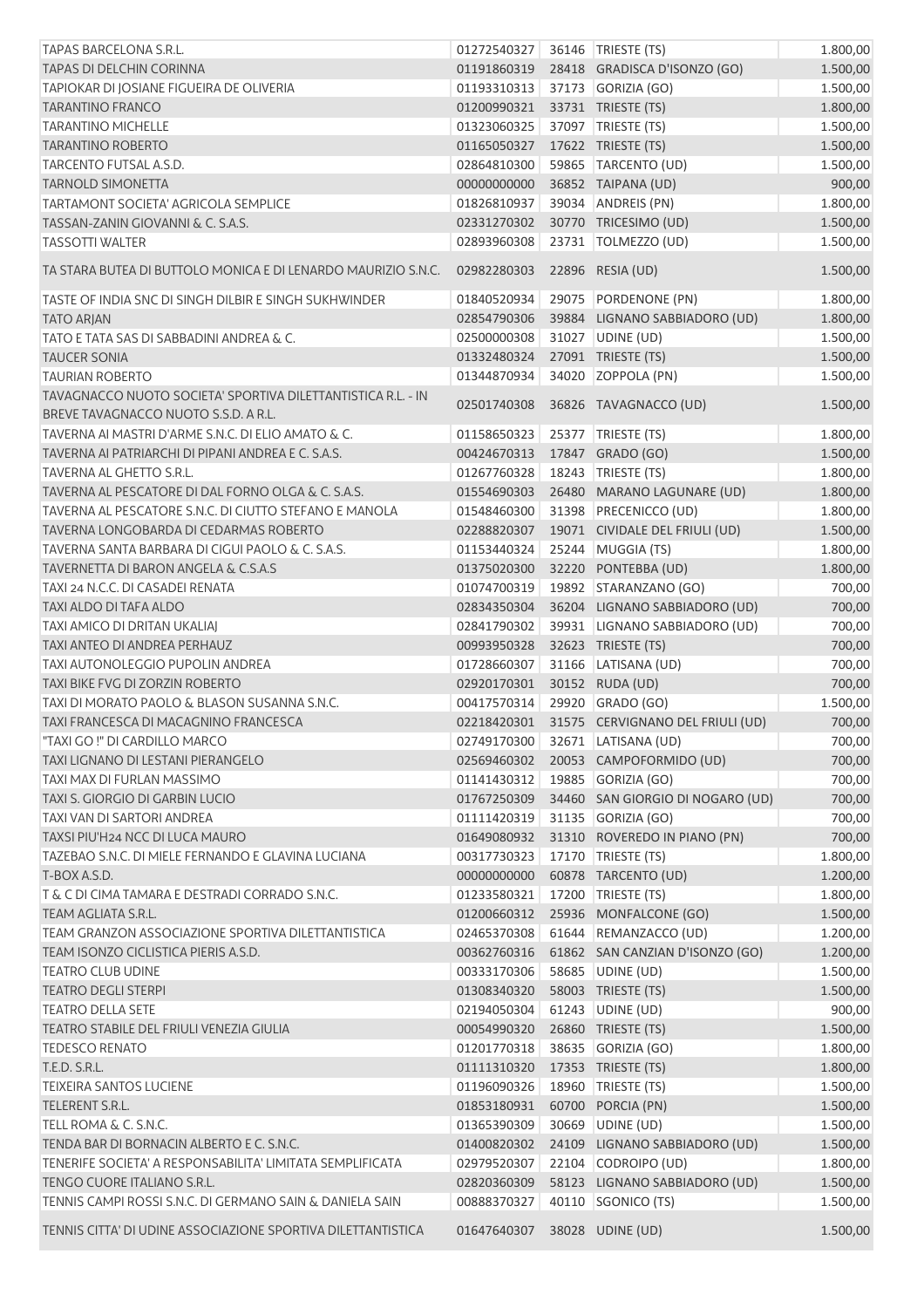| | | | | |
|---|---|---|---|---|
| TAPAS BARCELONA S.R.L. | 01272540327 | 36146 | TRIESTE (TS) | 1.800,00 |
| TAPAS DI DELCHIN CORINNA | 01191860319 | 28418 | GRADISCA D'ISONZO (GO) | 1.500,00 |
| TAPIOKAR DI JOSIANE FIGUEIRA DE OLIVERIA | 01193310313 | 37173 | GORIZIA (GO) | 1.500,00 |
| TARANTINO FRANCO | 01200990321 | 33731 | TRIESTE (TS) | 1.800,00 |
| TARANTINO MICHELLE | 01323060325 | 37097 | TRIESTE (TS) | 1.500,00 |
| TARANTINO ROBERTO | 01165050327 | 17622 | TRIESTE (TS) | 1.500,00 |
| TARCENTO FUTSAL A.S.D. | 02864810300 | 59865 | TARCENTO (UD) | 1.500,00 |
| TARNOLD SIMONETTA | 00000000000 | 36852 | TAIPANA (UD) | 900,00 |
| TARTAMONT SOCIETA' AGRICOLA SEMPLICE | 01826810937 | 39034 | ANDREIS (PN) | 1.800,00 |
| TASSAN-ZANIN GIOVANNI & C. S.A.S. | 02331270302 | 30770 | TRICESIMO (UD) | 1.500,00 |
| TASSOTTI WALTER | 02893960308 | 23731 | TOLMEZZO (UD) | 1.500,00 |
| TA STARA BUTEA DI BUTTOLO MONICA E DI LENARDO MAURIZIO S.N.C. | 02982280303 | 22896 | RESIA (UD) | 1.500,00 |
| TASTE OF INDIA SNC DI SINGH DILBIR E SINGH SUKHWINDER | 01840520934 | 29075 | PORDENONE (PN) | 1.800,00 |
| TATO ARJAN | 02854790306 | 39884 | LIGNANO SABBIADORO (UD) | 1.800,00 |
| TATO E TATA SAS DI SABBADINI ANDREA & C. | 02500000308 | 31027 | UDINE (UD) | 1.500,00 |
| TAUCER SONIA | 01332480324 | 27091 | TRIESTE (TS) | 1.500,00 |
| TAURIAN ROBERTO | 01344870934 | 34020 | ZOPPOLA (PN) | 1.500,00 |
| TAVAGNACCO NUOTO SOCIETA' SPORTIVA DILETTANTISTICA R.L. - IN BREVE TAVAGNACCO NUOTO S.S.D. A R.L. | 02501740308 | 36826 | TAVAGNACCO (UD) | 1.500,00 |
| TAVERNA AI MASTRI D'ARME S.N.C. DI ELIO AMATO & C. | 01158650323 | 25377 | TRIESTE (TS) | 1.800,00 |
| TAVERNA AI PATRIARCHI DI PIPANI ANDREA E C. S.A.S. | 00424670313 | 17847 | GRADO (GO) | 1.500,00 |
| TAVERNA AL GHETTO S.R.L. | 01267760328 | 18243 | TRIESTE (TS) | 1.800,00 |
| TAVERNA AL PESCATORE DI DAL FORNO OLGA & C. S.A.S. | 01554690303 | 26480 | MARANO LAGUNARE (UD) | 1.800,00 |
| TAVERNA AL PESCATORE S.N.C. DI CIUTTO STEFANO E MANOLA | 01548460300 | 31398 | PRECENICCO (UD) | 1.800,00 |
| TAVERNA LONGOBARDA DI CEDARMAS ROBERTO | 02288820307 | 19071 | CIVIDALE DEL FRIULI (UD) | 1.500,00 |
| TAVERNA SANTA BARBARA DI CIGUI PAOLO & C. S.A.S. | 01153440324 | 25244 | MUGGIA (TS) | 1.800,00 |
| TAVERNETTA DI BARON ANGELA & C.S.A.S | 01375020300 | 32220 | PONTEBBA (UD) | 1.800,00 |
| TAXI 24 N.C.C. DI CASADEI RENATA | 01074700319 | 19892 | STARANZANO (GO) | 700,00 |
| TAXI ALDO DI TAFA ALDO | 02834350304 | 36204 | LIGNANO SABBIADORO (UD) | 700,00 |
| TAXI AMICO DI DRITAN UKALIAJ | 02841790302 | 39931 | LIGNANO SABBIADORO (UD) | 700,00 |
| TAXI ANTEO DI ANDREA PERHAUZ | 00993950328 | 32623 | TRIESTE (TS) | 700,00 |
| TAXI AUTONOLEGGIO PUPOLIN ANDREA | 01728660307 | 31166 | LATISANA (UD) | 700,00 |
| TAXI BIKE FVG DI ZORZIN ROBERTO | 02920170301 | 30152 | RUDA (UD) | 700,00 |
| TAXI DI MORATO PAOLO & BLASON SUSANNA S.N.C. | 00417570314 | 29920 | GRADO (GO) | 1.500,00 |
| TAXI FRANCESCA DI MACAGNINO FRANCESCA | 02218420301 | 31575 | CERVIGNANO DEL FRIULI (UD) | 700,00 |
| "TAXI GO !" DI CARDILLO MARCO | 02749170300 | 32671 | LATISANA (UD) | 700,00 |
| TAXI LIGNANO DI LESTANI PIERANGELO | 02569460302 | 20053 | CAMPOFORMIDO (UD) | 700,00 |
| TAXI MAX DI FURLAN MASSIMO | 01141430312 | 19885 | GORIZIA (GO) | 700,00 |
| TAXI S. GIORGIO DI GARBIN LUCIO | 01767250309 | 34460 | SAN GIORGIO DI NOGARO (UD) | 700,00 |
| TAXI VAN DI SARTORI ANDREA | 01111420319 | 31135 | GORIZIA (GO) | 700,00 |
| TAXSI PIU'H24 NCC DI LUCA MAURO | 01649080932 | 31310 | ROVEREDO IN PIANO (PN) | 700,00 |
| TAZEBAO S.N.C. DI MIELE FERNANDO E GLAVINA LUCIANA | 00317730323 | 17170 | TRIESTE (TS) | 1.800,00 |
| T-BOX A.S.D. | 00000000000 | 60878 | TARCENTO (UD) | 1.200,00 |
| T & C DI CIMA TAMARA E DESTRADI CORRADO S.N.C. | 01233580321 | 17200 | TRIESTE (TS) | 1.800,00 |
| TEAM AGLIATA S.R.L. | 01200660312 | 25936 | MONFALCONE (GO) | 1.500,00 |
| TEAM GRANZON ASSOCIAZIONE SPORTIVA DILETTANTISTICA | 02465370308 | 61644 | REMANZACCO (UD) | 1.200,00 |
| TEAM ISONZO CICLISTICA PIERIS A.S.D. | 00362760316 | 61862 | SAN CANZIAN D'ISONZO (GO) | 1.200,00 |
| TEATRO CLUB UDINE | 00333170306 | 58685 | UDINE (UD) | 1.500,00 |
| TEATRO DEGLI STERPI | 01308340320 | 58003 | TRIESTE (TS) | 1.500,00 |
| TEATRO DELLA SETE | 02194050304 | 61243 | UDINE (UD) | 900,00 |
| TEATRO STABILE DEL FRIULI VENEZIA GIULIA | 00054990320 | 26860 | TRIESTE (TS) | 1.500,00 |
| TEDESCO RENATO | 01201770318 | 38635 | GORIZIA (GO) | 1.800,00 |
| T.E.D. S.R.L. | 01111310320 | 17353 | TRIESTE (TS) | 1.800,00 |
| TEIXEIRA SANTOS LUCIENE | 01196090326 | 18960 | TRIESTE (TS) | 1.500,00 |
| TELERENT S.R.L. | 01853180931 | 60700 | PORCIA (PN) | 1.500,00 |
| TELL ROMA & C. S.N.C. | 01365390309 | 30669 | UDINE (UD) | 1.500,00 |
| TENDA BAR DI BORNACIN ALBERTO E C. S.N.C. | 01400820302 | 24109 | LIGNANO SABBIADORO (UD) | 1.500,00 |
| TENERIFE SOCIETA' A RESPONSABILITA' LIMITATA SEMPLIFICATA | 02979520307 | 22104 | CODROIPO (UD) | 1.800,00 |
| TENGO CUORE ITALIANO S.R.L. | 02820360309 | 58123 | LIGNANO SABBIADORO (UD) | 1.500,00 |
| TENNIS CAMPI ROSSI S.N.C. DI GERMANO SAIN & DANIELA SAIN | 00888370327 | 40110 | SGONICO (TS) | 1.500,00 |
| TENNIS CITTA' DI UDINE ASSOCIAZIONE SPORTIVA DILETTANTISTICA | 01647640307 | 38028 | UDINE (UD) | 1.500,00 |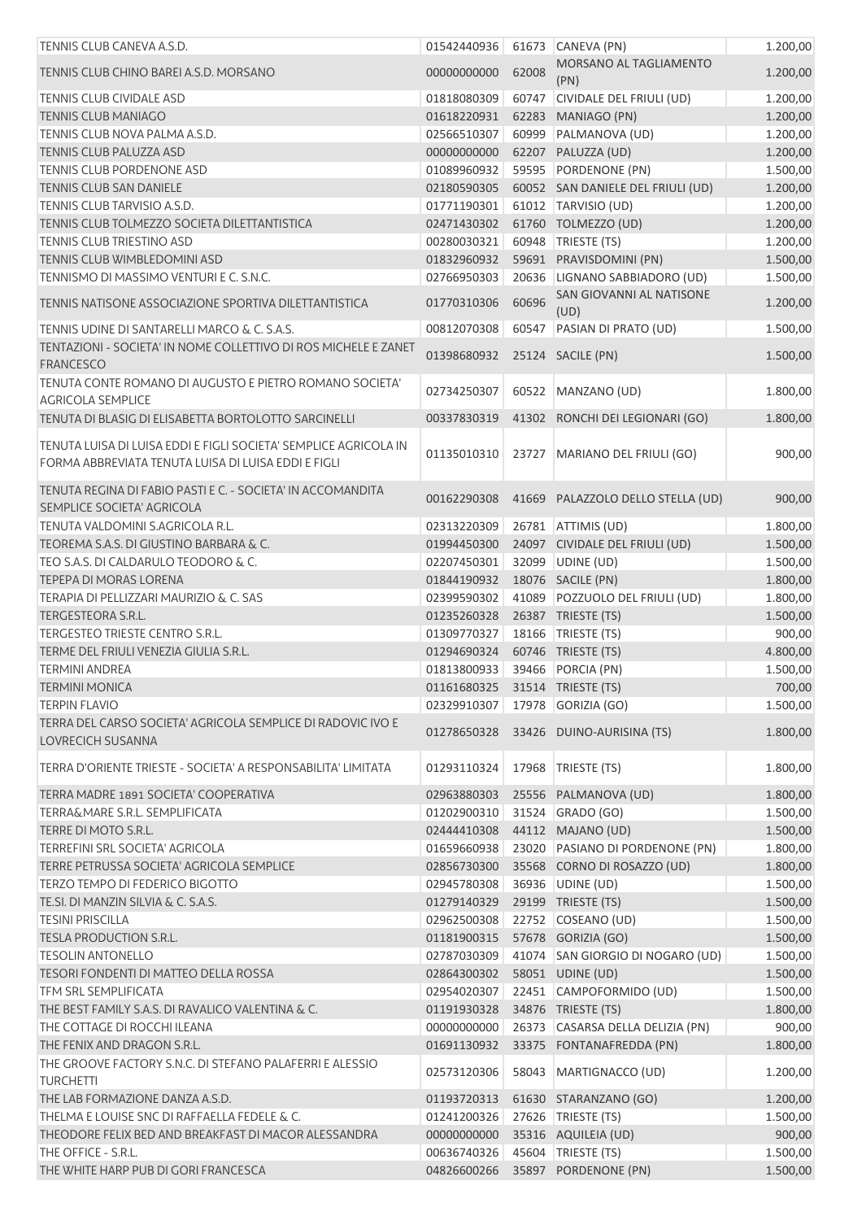| | | | | |
|---|---|---|---|---|
| TENNIS CLUB CANEVA A.S.D. | 01542440936 | 61673 | CANEVA (PN) | 1.200,00 |
| TENNIS CLUB CHINO BAREI A.S.D. MORSANO | 00000000000 | 62008 | MORSANO AL TAGLIAMENTO (PN) | 1.200,00 |
| TENNIS CLUB CIVIDALE ASD | 01818080309 | 60747 | CIVIDALE DEL FRIULI (UD) | 1.200,00 |
| TENNIS CLUB MANIAGO | 01618220931 | 62283 | MANIAGO (PN) | 1.200,00 |
| TENNIS CLUB NOVA PALMA A.S.D. | 02566510307 | 60999 | PALMANOVA (UD) | 1.200,00 |
| TENNIS CLUB PALUZZA ASD | 00000000000 | 62207 | PALUZZA (UD) | 1.200,00 |
| TENNIS CLUB PORDENONE ASD | 01089960932 | 59595 | PORDENONE (PN) | 1.500,00 |
| TENNIS CLUB SAN DANIELE | 02180590305 | 60052 | SAN DANIELE DEL FRIULI (UD) | 1.200,00 |
| TENNIS CLUB TARVISIO A.S.D. | 01771190301 | 61012 | TARVISIO (UD) | 1.200,00 |
| TENNIS CLUB TOLMEZZO SOCIETA DILETTANTISTICA | 02471430302 | 61760 | TOLMEZZO (UD) | 1.200,00 |
| TENNIS CLUB TRIESTINO ASD | 00280030321 | 60948 | TRIESTE (TS) | 1.200,00 |
| TENNIS CLUB WIMBLEDOMINI ASD | 01832960932 | 59691 | PRAVISDOMINI (PN) | 1.500,00 |
| TENNISMO DI MASSIMO VENTURI E C. S.N.C. | 02766950303 | 20636 | LIGNANO SABBIADORO (UD) | 1.500,00 |
| TENNIS NATISONE ASSOCIAZIONE SPORTIVA DILETTANTISTICA | 01770310306 | 60696 | SAN GIOVANNI AL NATISONE (UD) | 1.200,00 |
| TENNIS UDINE DI SANTARELLI MARCO & C. S.A.S. | 00812070308 | 60547 | PASIAN DI PRATO (UD) | 1.500,00 |
| TENTAZIONI - SOCIETA' IN NOME COLLETTIVO DI ROS MICHELE E ZANET FRANCESCO | 01398680932 | 25124 | SACILE (PN) | 1.500,00 |
| TENUTA CONTE ROMANO DI AUGUSTO E PIETRO ROMANO SOCIETA' AGRICOLA SEMPLICE | 02734250307 | 60522 | MANZANO (UD) | 1.800,00 |
| TENUTA DI BLASIG DI ELISABETTA BORTOLOTTO SARCINELLI | 00337830319 | 41302 | RONCHI DEI LEGIONARI (GO) | 1.800,00 |
| TENUTA LUISA DI LUISA EDDI E FIGLI SOCIETA' SEMPLICE AGRICOLA IN FORMA ABBREVIATA TENUTA LUISA DI LUISA EDDI E FIGLI | 01135010310 | 23727 | MARIANO DEL FRIULI (GO) | 900,00 |
| TENUTA REGINA DI FABIO PASTI E C. - SOCIETA' IN ACCOMANDITA SEMPLICE SOCIETA' AGRICOLA | 00162290308 | 41669 | PALAZZOLO DELLO STELLA (UD) | 900,00 |
| TENUTA VALDOMINI S.AGRICOLA R.L. | 02313220309 | 26781 | ATTIMIS (UD) | 1.800,00 |
| TEOREMA S.A.S. DI GIUSTINO BARBARA & C. | 01994450300 | 24097 | CIVIDALE DEL FRIULI (UD) | 1.500,00 |
| TEO S.A.S. DI CALDARULO TEODORO & C. | 02207450301 | 32099 | UDINE (UD) | 1.500,00 |
| TEPEPA DI MORAS LORENA | 01844190932 | 18076 | SACILE (PN) | 1.800,00 |
| TERAPIA DI PELLIZZARI MAURIZIO & C. SAS | 02399590302 | 41089 | POZZUOLO DEL FRIULI (UD) | 1.800,00 |
| TERGESTEORA S.R.L. | 01235260328 | 26387 | TRIESTE (TS) | 1.500,00 |
| TERGESTEO TRIESTE CENTRO S.R.L. | 01309770327 | 18166 | TRIESTE (TS) | 900,00 |
| TERME DEL FRIULI VENEZIA GIULIA S.R.L. | 01294690324 | 60746 | TRIESTE (TS) | 4.800,00 |
| TERMINI ANDREA | 01813800933 | 39466 | PORCIA (PN) | 1.500,00 |
| TERMINI MONICA | 01161680325 | 31514 | TRIESTE (TS) | 700,00 |
| TERPIN FLAVIO | 02329910307 | 17978 | GORIZIA (GO) | 1.500,00 |
| TERRA DEL CARSO SOCIETA' AGRICOLA SEMPLICE DI RADOVIC IVO E LOVRECICH SUSANNA | 01278650328 | 33426 | DUINO-AURISINA (TS) | 1.800,00 |
| TERRA D'ORIENTE TRIESTE - SOCIETA' A RESPONSABILITA' LIMITATA | 01293110324 | 17968 | TRIESTE (TS) | 1.800,00 |
| TERRA MADRE 1891 SOCIETA' COOPERATIVA | 02963880303 | 25556 | PALMANOVA (UD) | 1.800,00 |
| TERRA&MARE S.R.L. SEMPLIFICATA | 01202900310 | 31524 | GRADO (GO) | 1.500,00 |
| TERRE DI MOTO S.R.L. | 02444410308 | 44112 | MAJANO (UD) | 1.500,00 |
| TERREFINI SRL SOCIETA' AGRICOLA | 01659660938 | 23020 | PASIANO DI PORDENONE (PN) | 1.800,00 |
| TERRE PETRUSSA SOCIETA' AGRICOLA SEMPLICE | 02856730300 | 35568 | CORNO DI ROSAZZO (UD) | 1.800,00 |
| TERZO TEMPO DI FEDERICO BIGOTTO | 02945780308 | 36936 | UDINE (UD) | 1.500,00 |
| TE.SI. DI MANZIN SILVIA & C. S.A.S. | 01279140329 | 29199 | TRIESTE (TS) | 1.500,00 |
| TESINI PRISCILLA | 02962500308 | 22752 | COSEANO (UD) | 1.500,00 |
| TESLA PRODUCTION S.R.L. | 01181900315 | 57678 | GORIZIA (GO) | 1.500,00 |
| TESOLIN ANTONELLO | 02787030309 | 41074 | SAN GIORGIO DI NOGARO (UD) | 1.500,00 |
| TESORI FONDENTI DI MATTEO DELLA ROSSA | 02864300302 | 58051 | UDINE (UD) | 1.500,00 |
| TFM SRL SEMPLIFICATA | 02954020307 | 22451 | CAMPOFORMIDO (UD) | 1.500,00 |
| THE BEST FAMILY S.A.S. DI RAVALICO VALENTINA & C. | 01191930328 | 34876 | TRIESTE (TS) | 1.800,00 |
| THE COTTAGE DI ROCCHI ILEANA | 00000000000 | 26373 | CASARSA DELLA DELIZIA (PN) | 900,00 |
| THE FENIX AND DRAGON S.R.L. | 01691130932 | 33375 | FONTANAFREDDA (PN) | 1.800,00 |
| THE GROOVE FACTORY S.N.C. DI STEFANO PALAFERRI E ALESSIO TURCHETTI | 02573120306 | 58043 | MARTIGNACCO (UD) | 1.200,00 |
| THE LAB FORMAZIONE DANZA A.S.D. | 01193720313 | 61630 | STARANZANO (GO) | 1.200,00 |
| THELMA E LOUISE SNC DI RAFFAELLA FEDELE & C. | 01241200326 | 27626 | TRIESTE (TS) | 1.500,00 |
| THEODORE FELIX BED AND BREAKFAST DI MACOR ALESSANDRA | 00000000000 | 35316 | AQUILEIA (UD) | 900,00 |
| THE OFFICE - S.R.L. | 00636740326 | 45604 | TRIESTE (TS) | 1.500,00 |
| THE WHITE HARP PUB DI GORI FRANCESCA | 04826600266 | 35897 | PORDENONE (PN) | 1.500,00 |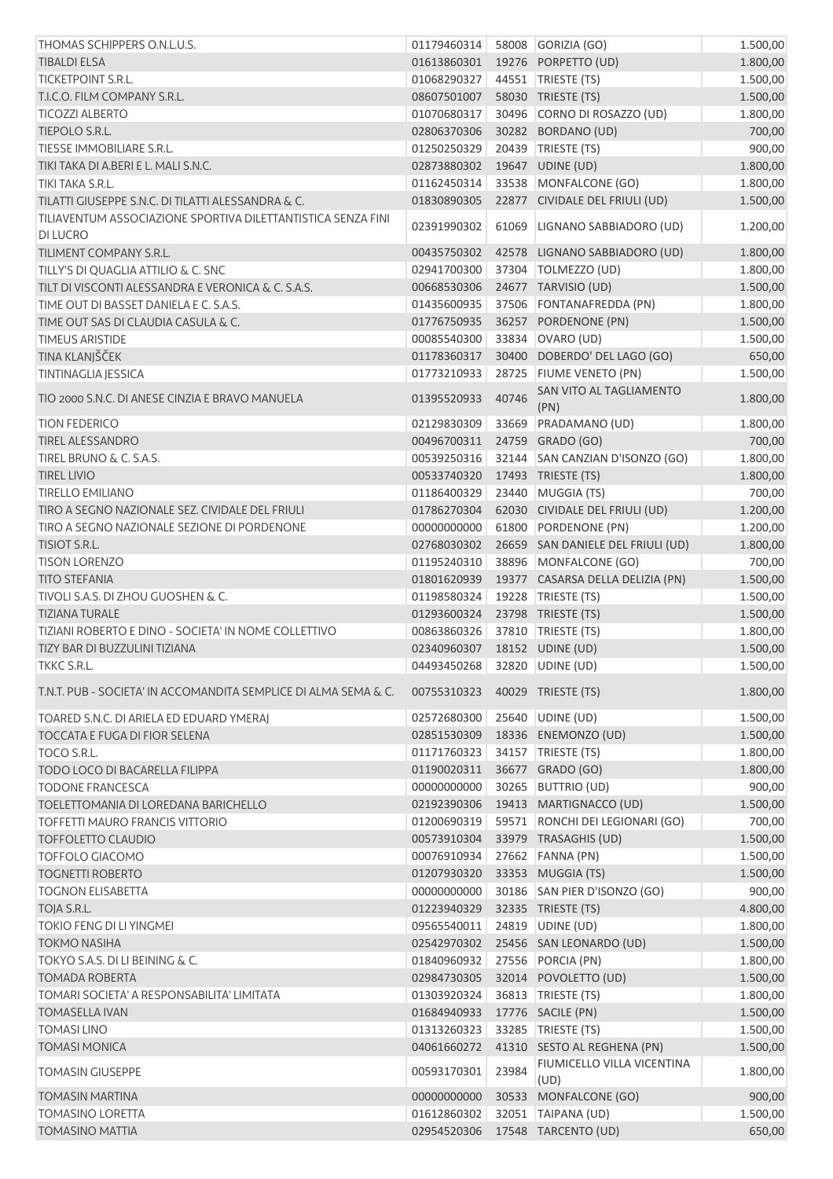| | | | | |
|---|---|---|---|---|
| THOMAS SCHIPPERS O.N.L.U.S. | 01179460314 | 58008 | GORIZIA (GO) | 1.500,00 |
| TIBALDI ELSA | 01613860301 | 19276 | PORPETTO (UD) | 1.800,00 |
| TICKETPOINT S.R.L. | 01068290327 | 44551 | TRIESTE (TS) | 1.500,00 |
| T.I.C.O. FILM COMPANY S.R.L. | 08607501007 | 58030 | TRIESTE (TS) | 1.500,00 |
| TICOZZI ALBERTO | 01070680317 | 30496 | CORNO DI ROSAZZO (UD) | 1.800,00 |
| TIEPOLO S.R.L. | 02806370306 | 30282 | BORDANO (UD) | 700,00 |
| TIESSE IMMOBILIARE S.R.L. | 01250250329 | 20439 | TRIESTE (TS) | 900,00 |
| TIKI TAKA DI A.BERI E L. MALI S.N.C. | 02873880302 | 19647 | UDINE (UD) | 1.800,00 |
| TIKI TAKA S.R.L. | 01162450314 | 33538 | MONFALCONE (GO) | 1.800,00 |
| TILATTI GIUSEPPE S.N.C. DI TILATTI ALESSANDRA & C. | 01830890305 | 22877 | CIVIDALE DEL FRIULI (UD) | 1.500,00 |
| TILIAVENTUM ASSOCIAZIONE SPORTIVA DILETTANTISTICA SENZA FINI DI LUCRO | 02391990302 | 61069 | LIGNANO SABBIADORO (UD) | 1.200,00 |
| TILIMENT COMPANY S.R.L. | 00435750302 | 42578 | LIGNANO SABBIADORO (UD) | 1.800,00 |
| TILLY'S DI QUAGLIA ATTILIO & C. SNC | 02941700300 | 37304 | TOLMEZZO (UD) | 1.800,00 |
| TILT DI VISCONTI ALESSANDRA E VERONICA & C. S.A.S. | 00668530306 | 24677 | TARVISIO (UD) | 1.500,00 |
| TIME OUT DI BASSET DANIELA E C. S.A.S. | 01435600935 | 37506 | FONTANAFREDDA (PN) | 1.800,00 |
| TIME OUT SAS DI CLAUDIA CASULA & C. | 01776750935 | 36257 | PORDENONE (PN) | 1.500,00 |
| TIMEUS ARISTIDE | 00085540300 | 33834 | OVARO (UD) | 1.500,00 |
| TINA KLANJŠČEK | 01178360317 | 30400 | DOBERDO' DEL LAGO (GO) | 650,00 |
| TINTINAGLIA JESSICA | 01773210933 | 28725 | FIUME VENETO (PN) | 1.500,00 |
| TIO 2000 S.N.C. DI ANESE CINZIA E BRAVO MANUELA | 01395520933 | 40746 | SAN VITO AL TAGLIAMENTO (PN) | 1.800,00 |
| TION FEDERICO | 02129830309 | 33669 | PRADAMANO (UD) | 1.800,00 |
| TIREL ALESSANDRO | 00496700311 | 24759 | GRADO (GO) | 700,00 |
| TIREL BRUNO & C. S.A.S. | 00539250316 | 32144 | SAN CANZIAN D'ISONZO (GO) | 1.800,00 |
| TIREL LIVIO | 00533740320 | 17493 | TRIESTE (TS) | 1.800,00 |
| TIRELLO EMILIANO | 01186400329 | 23440 | MUGGIA (TS) | 700,00 |
| TIRO A SEGNO NAZIONALE SEZ. CIVIDALE DEL FRIULI | 01786270304 | 62030 | CIVIDALE DEL FRIULI (UD) | 1.200,00 |
| TIRO A SEGNO NAZIONALE SEZIONE DI PORDENONE | 00000000000 | 61800 | PORDENONE (PN) | 1.200,00 |
| TISIOT S.R.L. | 02768030302 | 26659 | SAN DANIELE DEL FRIULI (UD) | 1.800,00 |
| TISON LORENZO | 01195240310 | 38896 | MONFALCONE (GO) | 700,00 |
| TITO STEFANIA | 01801620939 | 19377 | CASARSA DELLA DELIZIA (PN) | 1.500,00 |
| TIVOLI S.A.S. DI ZHOU GUOSHEN & C. | 01198580324 | 19228 | TRIESTE (TS) | 1.500,00 |
| TIZIANA TURALE | 01293600324 | 23798 | TRIESTE (TS) | 1.500,00 |
| TIZIANI ROBERTO E DINO - SOCIETA' IN NOME COLLETTIVO | 00863860326 | 37810 | TRIESTE (TS) | 1.800,00 |
| TIZY BAR DI BUZZULINI TIZIANA | 02340960307 | 18152 | UDINE (UD) | 1.500,00 |
| TKKC S.R.L. | 04493450268 | 32820 | UDINE (UD) | 1.500,00 |
| T.N.T. PUB - SOCIETA' IN ACCOMANDITA SEMPLICE DI ALMA SEMA & C. | 00755310323 | 40029 | TRIESTE (TS) | 1.800,00 |
| TOARED S.N.C. DI ARIELA ED EDUARD YMERAJ | 02572680300 | 25640 | UDINE (UD) | 1.500,00 |
| TOCCATA E FUGA DI FIOR SELENA | 02851530309 | 18336 | ENEMONZO (UD) | 1.500,00 |
| TOCO S.R.L. | 01171760323 | 34157 | TRIESTE (TS) | 1.800,00 |
| TODO LOCO DI BACARELLA FILIPPA | 01190020311 | 36677 | GRADO (GO) | 1.800,00 |
| TODONE FRANCESCA | 00000000000 | 30265 | BUTTRIO (UD) | 900,00 |
| TOELETTOMANIA DI LOREDANA BARICHELLO | 02192390306 | 19413 | MARTIGNACCO (UD) | 1.500,00 |
| TOFFETTI MAURO FRANCIS VITTORIO | 01200690319 | 59571 | RONCHI DEI LEGIONARI (GO) | 700,00 |
| TOFFOLETTO CLAUDIO | 00573910304 | 33979 | TRASAGHIS (UD) | 1.500,00 |
| TOFFOLO GIACOMO | 00076910934 | 27662 | FANNA (PN) | 1.500,00 |
| TOGNETTI ROBERTO | 01207930320 | 33353 | MUGGIA (TS) | 1.500,00 |
| TOGNON ELISABETTA | 00000000000 | 30186 | SAN PIER D'ISONZO (GO) | 900,00 |
| TOJA S.R.L. | 01223940329 | 32335 | TRIESTE (TS) | 4.800,00 |
| TOKIO FENG DI LI YINGMEI | 09565540011 | 24819 | UDINE (UD) | 1.800,00 |
| TOKMO NASIHA | 02542970302 | 25456 | SAN LEONARDO (UD) | 1.500,00 |
| TOKYO S.A.S. DI LI BEINING & C. | 01840960932 | 27556 | PORCIA (PN) | 1.800,00 |
| TOMADA ROBERTA | 02984730305 | 32014 | POVOLETTO (UD) | 1.500,00 |
| TOMARI SOCIETA' A RESPONSABILITA' LIMITATA | 01303920324 | 36813 | TRIESTE (TS) | 1.800,00 |
| TOMASELLA IVAN | 01684940933 | 17776 | SACILE (PN) | 1.500,00 |
| TOMASI LINO | 01313260323 | 33285 | TRIESTE (TS) | 1.500,00 |
| TOMASI MONICA | 04061660272 | 41310 | SESTO AL REGHENA (PN) | 1.500,00 |
| TOMASIN GIUSEPPE | 00593170301 | 23984 | FIUMICELLO VILLA VICENTINA (UD) | 1.800,00 |
| TOMASIN MARTINA | 00000000000 | 30533 | MONFALCONE (GO) | 900,00 |
| TOMASINO LORETTA | 01612860302 | 32051 | TAIPANA (UD) | 1.500,00 |
| TOMASINO MATTIA | 02954520306 | 17548 | TARCENTO (UD) | 650,00 |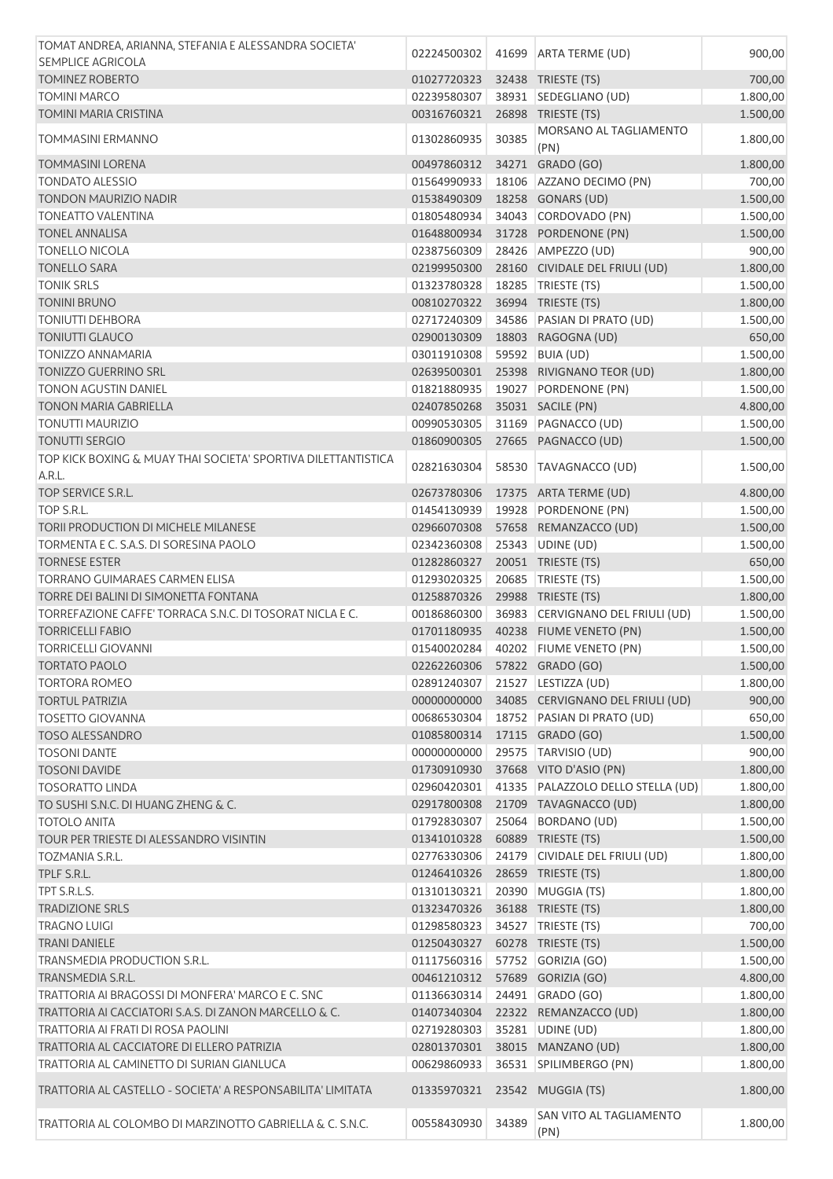| | | | | |
|---|---|---|---|---|
| TOMAT ANDREA, ARIANNA, STEFANIA E ALESSANDRA SOCIETA' SEMPLICE AGRICOLA | 02224500302 | 41699 | ARTA TERME (UD) | 900,00 |
| TOMINEZ ROBERTO | 01027720323 | 32438 | TRIESTE (TS) | 700,00 |
| TOMINI MARCO | 02239580307 | 38931 | SEDEGLIANO (UD) | 1.800,00 |
| TOMINI MARIA CRISTINA | 00316760321 | 26898 | TRIESTE (TS) | 1.500,00 |
| TOMMASINI ERMANNO | 01302860935 | 30385 | MORSANO AL TAGLIAMENTO (PN) | 1.800,00 |
| TOMMASINI LORENA | 00497860312 | 34271 | GRADO (GO) | 1.800,00 |
| TONDATO ALESSIO | 01564990933 | 18106 | AZZANO DECIMO (PN) | 700,00 |
| TONDON MAURIZIO NADIR | 01538490309 | 18258 | GONARS (UD) | 1.500,00 |
| TONEATTO VALENTINA | 01805480934 | 34043 | CORDOVADO (PN) | 1.500,00 |
| TONEL ANNALISA | 01648800934 | 31728 | PORDENONE (PN) | 1.500,00 |
| TONELLO NICOLA | 02387560309 | 28426 | AMPEZZO (UD) | 900,00 |
| TONELLO SARA | 02199950300 | 28160 | CIVIDALE DEL FRIULI (UD) | 1.800,00 |
| TONIK SRLS | 01323780328 | 18285 | TRIESTE (TS) | 1.500,00 |
| TONINI BRUNO | 00810270322 | 36994 | TRIESTE (TS) | 1.800,00 |
| TONIUTTI DEHBORA | 02717240309 | 34586 | PASIAN DI PRATO (UD) | 1.500,00 |
| TONIUTTI GLAUCO | 02900130309 | 18803 | RAGOGNA (UD) | 650,00 |
| TONIZZO ANNAMARIA | 03011910308 | 59592 | BUIA (UD) | 1.500,00 |
| TONIZZO GUERRINO SRL | 02639500301 | 25398 | RIVIGNANO TEOR (UD) | 1.800,00 |
| TONON AGUSTIN DANIEL | 01821880935 | 19027 | PORDENONE (PN) | 1.500,00 |
| TONON MARIA GABRIELLA | 02407850268 | 35031 | SACILE (PN) | 4.800,00 |
| TONUTTI MAURIZIO | 00990530305 | 31169 | PAGNACCO (UD) | 1.500,00 |
| TONUTTI SERGIO | 01860900305 | 27665 | PAGNACCO (UD) | 1.500,00 |
| TOP KICK BOXING & MUAY THAI SOCIETA' SPORTIVA DILETTANTISTICA A.R.L. | 02821630304 | 58530 | TAVAGNACCO (UD) | 1.500,00 |
| TOP SERVICE S.R.L. | 02673780306 | 17375 | ARTA TERME (UD) | 4.800,00 |
| TOP S.R.L. | 01454130939 | 19928 | PORDENONE (PN) | 1.500,00 |
| TORII PRODUCTION DI MICHELE MILANESE | 02966070308 | 57658 | REMANZACCO (UD) | 1.500,00 |
| TORMENTA E C. S.A.S. DI SORESINA PAOLO | 02342360308 | 25343 | UDINE (UD) | 1.500,00 |
| TORNESE ESTER | 01282860327 | 20051 | TRIESTE (TS) | 650,00 |
| TORRANO GUIMARAES CARMEN ELISA | 01293020325 | 20685 | TRIESTE (TS) | 1.500,00 |
| TORRE DEI BALINI DI SIMONETTA FONTANA | 01258870326 | 29988 | TRIESTE (TS) | 1.800,00 |
| TORREFAZIONE CAFFE' TORRACA S.N.C. DI TOSORAT NICLA E C. | 00186860300 | 36983 | CERVIGNANO DEL FRIULI (UD) | 1.500,00 |
| TORRICELLI FABIO | 01701180935 | 40238 | FIUME VENETO (PN) | 1.500,00 |
| TORRICELLI GIOVANNI | 01540020284 | 40202 | FIUME VENETO (PN) | 1.500,00 |
| TORTATO PAOLO | 02262260306 | 57822 | GRADO (GO) | 1.500,00 |
| TORTORA ROMEO | 02891240307 | 21527 | LESTIZZA (UD) | 1.800,00 |
| TORTUL PATRIZIA | 00000000000 | 34085 | CERVIGNANO DEL FRIULI (UD) | 900,00 |
| TOSETTO GIOVANNA | 00686530304 | 18752 | PASIAN DI PRATO (UD) | 650,00 |
| TOSO ALESSANDRO | 01085800314 | 17115 | GRADO (GO) | 1.500,00 |
| TOSONI DANTE | 00000000000 | 29575 | TARVISIO (UD) | 900,00 |
| TOSONI DAVIDE | 01730910930 | 37668 | VITO D'ASIO (PN) | 1.800,00 |
| TOSORATTO LINDA | 02960420301 | 41335 | PALAZZOLO DELLO STELLA (UD) | 1.800,00 |
| TO SUSHI S.N.C. DI HUANG ZHENG & C. | 02917800308 | 21709 | TAVAGNACCO (UD) | 1.800,00 |
| TOTOLO ANITA | 01792830307 | 25064 | BORDANO (UD) | 1.500,00 |
| TOUR PER TRIESTE DI ALESSANDRO VISINTIN | 01341010328 | 60889 | TRIESTE (TS) | 1.500,00 |
| TOZMANIA S.R.L. | 02776330306 | 24179 | CIVIDALE DEL FRIULI (UD) | 1.800,00 |
| TPLF S.R.L. | 01246410326 | 28659 | TRIESTE (TS) | 1.800,00 |
| TPT S.R.L.S. | 01310130321 | 20390 | MUGGIA (TS) | 1.800,00 |
| TRADIZIONE SRLS | 01323470326 | 36188 | TRIESTE (TS) | 1.800,00 |
| TRAGNO LUIGI | 01298580323 | 34527 | TRIESTE (TS) | 700,00 |
| TRANI DANIELE | 01250430327 | 60278 | TRIESTE (TS) | 1.500,00 |
| TRANSMEDIA PRODUCTION S.R.L. | 01117560316 | 57752 | GORIZIA (GO) | 1.500,00 |
| TRANSMEDIA S.R.L. | 00461210312 | 57689 | GORIZIA (GO) | 4.800,00 |
| TRATTORIA AI BRAGOSSI DI MONFERA' MARCO E C. SNC | 01136630314 | 24491 | GRADO (GO) | 1.800,00 |
| TRATTORIA AI CACCIATORI S.A.S. DI ZANON MARCELLO & C. | 01407340304 | 22322 | REMANZACCO (UD) | 1.800,00 |
| TRATTORIA AI FRATI DI ROSA PAOLINI | 02719280303 | 35281 | UDINE (UD) | 1.800,00 |
| TRATTORIA AL CACCIATORE DI ELLERO PATRIZIA | 02801370301 | 38015 | MANZANO (UD) | 1.800,00 |
| TRATTORIA AL CAMINETTO DI SURIAN GIANLUCA | 00629860933 | 36531 | SPILIMBERGO (PN) | 1.800,00 |
| TRATTORIA AL CASTELLO - SOCIETA' A RESPONSABILITA' LIMITATA | 01335970321 | 23542 | MUGGIA (TS) | 1.800,00 |
| TRATTORIA AL COLOMBO DI MARZINOTTO GABRIELLA & C. S.N.C. | 00558430930 | 34389 | SAN VITO AL TAGLIAMENTO (PN) | 1.800,00 |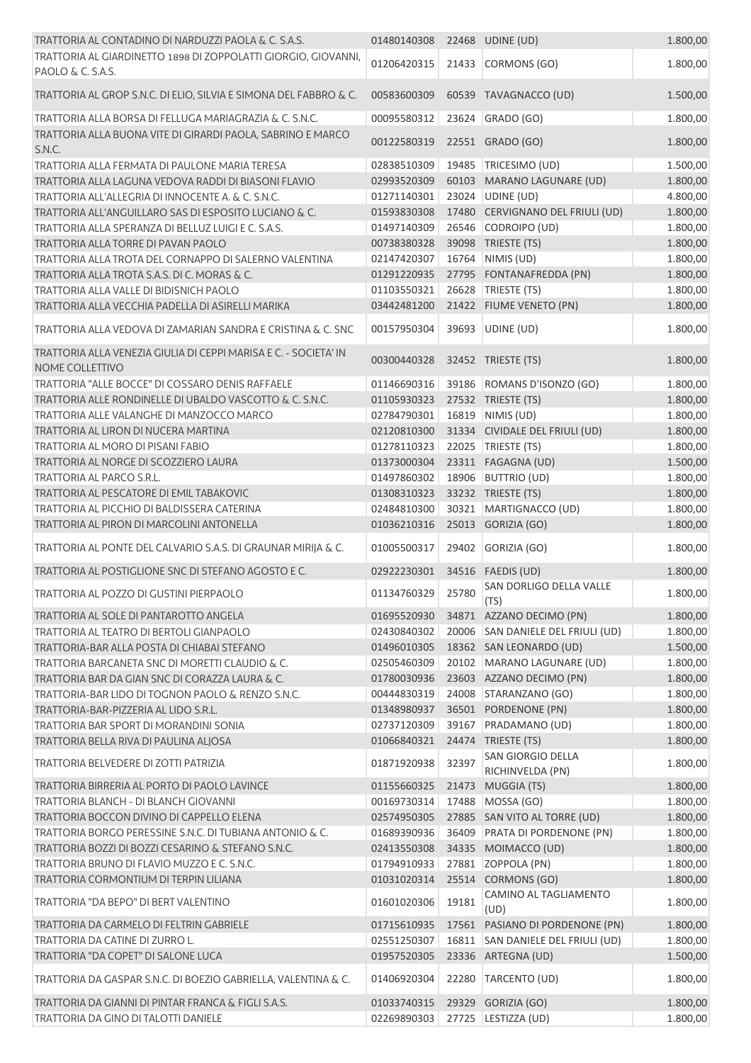| | | | | |
|---|---|---|---|---|
| TRATTORIA AL CONTADINO DI NARDUZZI PAOLA & C. S.A.S. | 01480140308 | 22468 | UDINE (UD) | 1.800,00 |
| TRATTORIA AL GIARDINETTO 1898 DI ZOPPOLATTI GIORGIO, GIOVANNI, PAOLO & C. S.A.S. | 01206420315 | 21433 | CORMONS (GO) | 1.800,00 |
| TRATTORIA AL GROP S.N.C. DI ELIO, SILVIA E SIMONA DEL FABBRO & C. | 00583600309 | 60539 | TAVAGNACCO (UD) | 1.500,00 |
| TRATTORIA ALLA BORSA DI FELLUGA MARIAGRAZIA & C. S.N.C. | 00095580312 | 23624 | GRADO (GO) | 1.800,00 |
| TRATTORIA ALLA BUONA VITE DI GIRARDI PAOLA, SABRINO E MARCO S.N.C. | 00122580319 | 22551 | GRADO (GO) | 1.800,00 |
| TRATTORIA ALLA FERMATA DI PAULONE MARIA TERESA | 02838510309 | 19485 | TRICESIMO (UD) | 1.500,00 |
| TRATTORIA ALLA LAGUNA VEDOVA RADDI DI BIASONI FLAVIO | 02993520309 | 60103 | MARANO LAGUNARE (UD) | 1.800,00 |
| TRATTORIA ALL'ALLEGRIA DI INNOCENTE A. & C. S.N.C. | 01271140301 | 23024 | UDINE (UD) | 4.800,00 |
| TRATTORIA ALL'ANGUILLARO SAS DI ESPOSITO LUCIANO & C. | 01593830308 | 17480 | CERVIGNANO DEL FRIULI (UD) | 1.800,00 |
| TRATTORIA ALLA SPERANZA DI BELLUZ LUIGI E C. S.A.S. | 01497140309 | 26546 | CODROIPO (UD) | 1.800,00 |
| TRATTORIA ALLA TORRE DI PAVAN PAOLO | 00738380328 | 39098 | TRIESTE (TS) | 1.800,00 |
| TRATTORIA ALLA TROTA DEL CORNAPPO DI SALERNO VALENTINA | 02147420307 | 16764 | NIMIS (UD) | 1.800,00 |
| TRATTORIA ALLA TROTA S.A.S. DI C. MORAS & C. | 01291220935 | 27795 | FONTANAFREDDA (PN) | 1.800,00 |
| TRATTORIA ALLA VALLE DI BIDISNICH PAOLO | 01103550321 | 26628 | TRIESTE (TS) | 1.800,00 |
| TRATTORIA ALLA VECCHIA PADELLA DI ASIRELLI MARIKA | 03442481200 | 21422 | FIUME VENETO (PN) | 1.800,00 |
| TRATTORIA ALLA VEDOVA DI ZAMARIAN SANDRA E CRISTINA & C. SNC | 00157950304 | 39693 | UDINE (UD) | 1.800,00 |
| TRATTORIA ALLA VENEZIA GIULIA DI CEPPI MARISA E C. - SOCIETA' IN NOME COLLETTIVO | 00300440328 | 32452 | TRIESTE (TS) | 1.800,00 |
| TRATTORIA "ALLE BOCCE" DI COSSARO DENIS RAFFAELE | 01146690316 | 39186 | ROMANS D'ISONZO (GO) | 1.800,00 |
| TRATTORIA ALLE RONDINELLE DI UBALDO VASCOTTO & C. S.N.C. | 01105930323 | 27532 | TRIESTE (TS) | 1.800,00 |
| TRATTORIA ALLE VALANGHE DI MANZOCCO MARCO | 02784790301 | 16819 | NIMIS (UD) | 1.800,00 |
| TRATTORIA AL LIRON DI NUCERA MARTINA | 02120810300 | 31334 | CIVIDALE DEL FRIULI (UD) | 1.800,00 |
| TRATTORIA AL MORO DI PISANI FABIO | 01278110323 | 22025 | TRIESTE (TS) | 1.800,00 |
| TRATTORIA AL NORGE DI SCOZZIERO LAURA | 01373000304 | 23311 | FAGAGNA (UD) | 1.500,00 |
| TRATTORIA AL PARCO S.R.L. | 01497860302 | 18906 | BUTTRIO (UD) | 1.800,00 |
| TRATTORIA AL PESCATORE DI EMIL TABAKOVIC | 01308310323 | 33232 | TRIESTE (TS) | 1.800,00 |
| TRATTORIA AL PICCHIO DI BALDISSERA CATERINA | 02484810300 | 30321 | MARTIGNACCO (UD) | 1.800,00 |
| TRATTORIA AL PIRON DI MARCOLINI ANTONELLA | 01036210316 | 25013 | GORIZIA (GO) | 1.800,00 |
| TRATTORIA AL PONTE DEL CALVARIO S.A.S. DI GRAUNAR MIRIJA & C. | 01005500317 | 29402 | GORIZIA (GO) | 1.800,00 |
| TRATTORIA AL POSTIGLIONE SNC DI STEFANO AGOSTO E C. | 02922230301 | 34516 | FAEDIS (UD) | 1.800,00 |
| TRATTORIA AL POZZO DI GUSTINI PIERPAOLO | 01134760329 | 25780 | SAN DORLIGO DELLA VALLE (TS) | 1.800,00 |
| TRATTORIA AL SOLE DI PANTAROTTO ANGELA | 01695520930 | 34871 | AZZANO DECIMO (PN) | 1.800,00 |
| TRATTORIA AL TEATRO DI BERTOLI GIANPAOLO | 02430840302 | 20006 | SAN DANIELE DEL FRIULI (UD) | 1.800,00 |
| TRATTORIA-BAR ALLA POSTA DI CHIABAI STEFANO | 01496010305 | 18362 | SAN LEONARDO (UD) | 1.500,00 |
| TRATTORIA BARCANETA SNC DI MORETTI CLAUDIO & C. | 02505460309 | 20102 | MARANO LAGUNARE (UD) | 1.800,00 |
| TRATTORIA BAR DA GIAN SNC DI CORAZZA LAURA & C. | 01780030936 | 23603 | AZZANO DECIMO (PN) | 1.800,00 |
| TRATTORIA-BAR LIDO DI TOGNON PAOLO & RENZO S.N.C. | 00444830319 | 24008 | STARANZANO (GO) | 1.800,00 |
| TRATTORIA-BAR-PIZZERIA AL LIDO S.R.L. | 01348980937 | 36501 | PORDENONE (PN) | 1.800,00 |
| TRATTORIA BAR SPORT DI MORANDINI SONIA | 02737120309 | 39167 | PRADAMANO (UD) | 1.800,00 |
| TRATTORIA BELLA RIVA DI PAULINA ALJOSA | 01066840321 | 24474 | TRIESTE (TS) | 1.800,00 |
| TRATTORIA BELVEDERE DI ZOTTI PATRIZIA | 01871920938 | 32397 | SAN GIORGIO DELLA RICHINVELDA (PN) | 1.800,00 |
| TRATTORIA BIRRERIA AL PORTO DI PAOLO LAVINCE | 01155660325 | 21473 | MUGGIA (TS) | 1.800,00 |
| TRATTORIA BLANCH - DI BLANCH GIOVANNI | 00169730314 | 17488 | MOSSA (GO) | 1.800,00 |
| TRATTORIA BOCCON DIVINO DI CAPPELLO ELENA | 02574950305 | 27885 | SAN VITO AL TORRE (UD) | 1.800,00 |
| TRATTORIA BORGO PERESSINE S.N.C. DI TUBIANA ANTONIO & C. | 01689390936 | 36409 | PRATA DI PORDENONE (PN) | 1.800,00 |
| TRATTORIA BOZZI DI BOZZI CESARINO & STEFANO S.N.C. | 02413550308 | 34335 | MOIMACCO (UD) | 1.800,00 |
| TRATTORIA BRUNO DI FLAVIO MUZZO E C. S.N.C. | 01794910933 | 27881 | ZOPPOLA (PN) | 1.800,00 |
| TRATTORIA CORMONTIUM DI TERPIN LILIANA | 01031020314 | 25514 | CORMONS (GO) | 1.800,00 |
| TRATTORIA "DA BEPO" DI BERT VALENTINO | 01601020306 | 19181 | CAMINO AL TAGLIAMENTO (UD) | 1.800,00 |
| TRATTORIA DA CARMELO DI FELTRIN GABRIELE | 01715610935 | 17561 | PASIANO DI PORDENONE (PN) | 1.800,00 |
| TRATTORIA DA CATINE DI ZURRO L. | 02551250307 | 16811 | SAN DANIELE DEL FRIULI (UD) | 1.800,00 |
| TRATTORIA "DA COPET" DI SALONE LUCA | 01957520305 | 23336 | ARTEGNA (UD) | 1.500,00 |
| TRATTORIA DA GASPAR S.N.C. DI BOEZIO GABRIELLA, VALENTINA & C. | 01406920304 | 22280 | TARCENTO (UD) | 1.800,00 |
| TRATTORIA DA GIANNI DI PINTAR FRANCA & FIGLI S.A.S. | 01033740315 | 29329 | GORIZIA (GO) | 1.800,00 |
| TRATTORIA DA GINO DI TALOTTI DANIELE | 02269890303 | 27725 | LESTIZZA (UD) | 1.800,00 |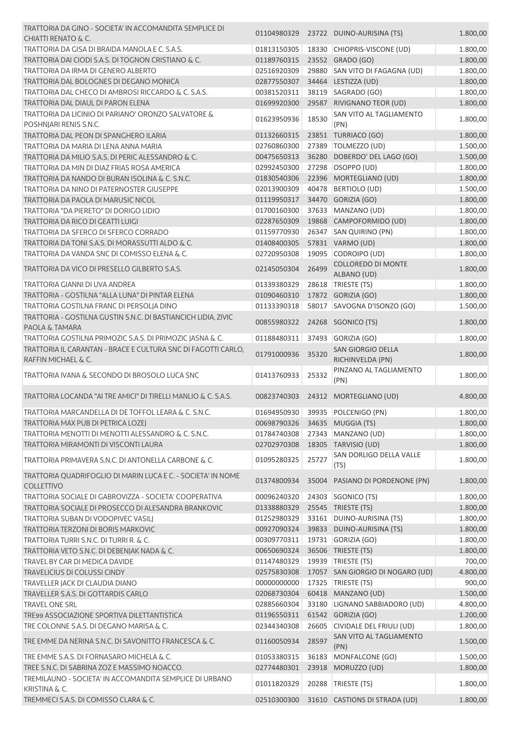| | | | | |
|---|---|---|---|---|
| TRATTORIA DA GINO - SOCIETA' IN ACCOMANDITA SEMPLICE DI CHIATTI RENATO & C. | 01104980329 | 23722 | DUINO-AURISINA (TS) | 1.800,00 |
| TRATTORIA DA GISA DI BRAIDA MANOLA E C. S.A.S. | 01813150305 | 18330 | CHIOPRIS-VISCONE (UD) | 1.800,00 |
| TRATTORIA DAI CIODI S.A.S. DI TOGNON CRISTIANO & C. | 01189760315 | 23552 | GRADO (GO) | 1.800,00 |
| TRATTORIA DA IRMA DI GENERO ALBERTO | 02516920309 | 29880 | SAN VITO DI FAGAGNA (UD) | 1.800,00 |
| TRATTORIA DAL BOLOGNES DI DEGANO MONICA | 02877550307 | 34464 | LESTIZZA (UD) | 1.800,00 |
| TRATTORIA DAL CHECO DI AMBROSI RICCARDO & C. S.A.S. | 00381520311 | 38119 | SAGRADO (GO) | 1.800,00 |
| TRATTORIA DAL DIAUL DI PARON ELENA | 01699920300 | 29587 | RIVIGNANO TEOR (UD) | 1.800,00 |
| TRATTORIA DA LICINIO DI PARIANO' ORONZO SALVATORE & POSHNJARI RENIS S.N.C. | 01623950936 | 18530 | SAN VITO AL TAGLIAMENTO (PN) | 1.800,00 |
| TRATTORIA DAL PEON DI SPANGHERO ILARIA | 01132660315 | 23851 | TURRIACO (GO) | 1.800,00 |
| TRATTORIA DA MARIA DI LENA ANNA MARIA | 02760860300 | 27389 | TOLMEZZO (UD) | 1.500,00 |
| TRATTORIA DA MILIO S.A.S. DI PERIC ALESSANDRO & C. | 00475650313 | 36280 | DOBERDO' DEL LAGO (GO) | 1.500,00 |
| TRATTORIA DA MIN DI DIAZ FRIAS ROSA AMERICA | 02992450300 | 27298 | OSOPPO (UD) | 1.800,00 |
| TRATTORIA DA NANDO DI BURAN ISOLINA & C. S.N.C. | 01830540306 | 22396 | MORTEGLIANO (UD) | 1.800,00 |
| TRATTORIA DA NINO DI PATERNOSTER GIUSEPPE | 02013900309 | 40478 | BERTIOLO (UD) | 1.500,00 |
| TRATTORIA DA PAOLA DI MARUSIC NICOL | 01119950317 | 34470 | GORIZIA (GO) | 1.800,00 |
| TRATTORIA "DA PIERETO" DI DORIGO LIDIO | 01700160300 | 37633 | MANZANO (UD) | 1.800,00 |
| TRATTORIA DA RICO DI GEATTI LUIGI | 02287650309 | 19868 | CAMPOFORMIDO (UD) | 1.800,00 |
| TRATTORIA DA SFERCO DI SFERCO CORRADO | 01159770930 | 26347 | SAN QUIRINO (PN) | 1.800,00 |
| TRATTORIA DA TONI S.A.S. DI MORASSUTTI ALDO & C. | 01408400305 | 57831 | VARMO (UD) | 1.800,00 |
| TRATTORIA DA VANDA SNC DI COMISSO ELENA & C. | 02720950308 | 19095 | CODROIPO (UD) | 1.800,00 |
| TRATTORIA DA VICO DI PRESELLO GILBERTO S.A.S. | 02145050304 | 26499 | COLLOREDO DI MONTE ALBANO (UD) | 1.800,00 |
| TRATTORIA GIANNI DI UVA ANDREA | 01339380329 | 28618 | TRIESTE (TS) | 1.800,00 |
| TRATTORIA - GOSTILNA "ALLA LUNA" DI PINTAR ELENA | 01090460310 | 17872 | GORIZIA (GO) | 1.800,00 |
| TRATTORIA GOSTILNA FRANC DI PERSOLJA DINO | 01133390318 | 58017 | SAVOGNA D'ISONZO (GO) | 1.500,00 |
| TRATTORIA - GOSTILNA GUSTIN S.N.C. DI BASTIANCICH LIDIA, ZIVIC PAOLA & TAMARA | 00855980322 | 24268 | SGONICO (TS) | 1.800,00 |
| TRATTORIA GOSTILNA PRIMOZIC S.A.S. DI PRIMOZIC JASNA & C. | 01188480311 | 37493 | GORIZIA (GO) | 1.800,00 |
| TRATTORIA IL CARANTAN - BRACE E CULTURA SNC DI FAGOTTI CARLO, RAFFIN MICHAEL & C. | 01791000936 | 35320 | SAN GIORGIO DELLA RICHINVELDA (PN) | 1.800,00 |
| TRATTORIA IVANA & SECONDO DI BROSOLO LUCA SNC | 01413760933 | 25332 | PINZANO AL TAGLIAMENTO (PN) | 1.800,00 |
| TRATTORIA LOCANDA "AI TRE AMICI" DI TIRELLI MANLIO & C. S.A.S. | 00823740303 | 24312 | MORTEGLIANO (UD) | 4.800,00 |
| TRATTORIA MARCANDELLA DI DE TOFFOL LEARA & C. S.N.C. | 01694950930 | 39935 | POLCENIGO (PN) | 1.800,00 |
| TRATTORIA MAX PUB DI PETRICA LOZEJ | 00698790326 | 34635 | MUGGIA (TS) | 1.800,00 |
| TRATTORIA MENOTTI DI MENOTTI ALESSANDRO & C. S.N.C. | 01784740308 | 27343 | MANZANO (UD) | 1.800,00 |
| TRATTORIA MIRAMONTI DI VISCONTI LAURA | 02702970308 | 18305 | TARVISIO (UD) | 1.800,00 |
| TRATTORIA PRIMAVERA S.N.C. DI ANTONELLA CARBONE & C. | 01095280325 | 25727 | SAN DORLIGO DELLA VALLE (TS) | 1.800,00 |
| TRATTORIA QUADRIFOGLIO DI MARIN LUCA E C. - SOCIETA' IN NOME COLLETTIVO | 01374800934 | 35004 | PASIANO DI PORDENONE (PN) | 1.800,00 |
| TRATTORIA SOCIALE DI GABROVIZZA - SOCIETA' COOPERATIVA | 00096240320 | 24303 | SGONICO (TS) | 1.800,00 |
| TRATTORIA SOCIALE DI PROSECCO DI ALESANDRA BRANKOVIC | 01338880329 | 25545 | TRIESTE (TS) | 1.800,00 |
| TRATTORIA SUBAN DI VODOPIVEC VASILJ | 01252980329 | 33161 | DUINO-AURISINA (TS) | 1.800,00 |
| TRATTORIA TERZONI DI BORIS MARKOVIC | 00927090324 | 39833 | DUINO-AURISINA (TS) | 1.800,00 |
| TRATTORIA TURRI S.N.C. DI TURRI R. & C. | 00309770311 | 19731 | GORIZIA (GO) | 1.800,00 |
| TRATTORIA VETO S.N.C. DI DEBENJAK NADA & C. | 00650690324 | 36506 | TRIESTE (TS) | 1.800,00 |
| TRAVEL BY CAR DI MEDICA DAVIDE | 01147480329 | 19939 | TRIESTE (TS) | 700,00 |
| TRAVELICIUS DI COLUSSI CINDY | 02575830308 | 17057 | SAN GIORGIO DI NOGARO (UD) | 4.800,00 |
| TRAVELLER JACK DI CLAUDIA DIANO | 00000000000 | 17325 | TRIESTE (TS) | 900,00 |
| TRAVELLER S.A.S. DI GOTTARDIS CARLO | 02068730304 | 60418 | MANZANO (UD) | 1.500,00 |
| TRAVEL ONE SRL | 02885660304 | 33180 | LIGNANO SABBIADORO (UD) | 4.800,00 |
| TRE99 ASSOCIAZIONE SPORTIVA DILETTANTISTICA | 01196550311 | 61542 | GORIZIA (GO) | 1.200,00 |
| TRE COLONNE S.A.S. DI DEGANO MARISA & C. | 02344340308 | 26605 | CIVIDALE DEL FRIULI (UD) | 1.800,00 |
| TRE EMME DA NERINA S.N.C. DI SAVONITTO FRANCESCA & C. | 01160050934 | 28597 | SAN VITO AL TAGLIAMENTO (PN) | 1.500,00 |
| TRE EMME S.A.S. DI FORNASARO MICHELA & C. | 01053380315 | 36183 | MONFALCONE (GO) | 1.500,00 |
| TREE S.N.C. DI SABRINA ZOZ E MASSIMO NOACCO. | 02774480301 | 23918 | MORUZZO (UD) | 1.800,00 |
| TREMILAUNO - SOCIETA' IN ACCOMANDITA SEMPLICE DI URBANO KRISTINA & C. | 01011820329 | 20288 | TRIESTE (TS) | 1.800,00 |
| TREMMECI S.A.S. DI COMISSO CLARA & C. | 02510300300 | 31610 | CASTIONS DI STRADA (UD) | 1.800,00 |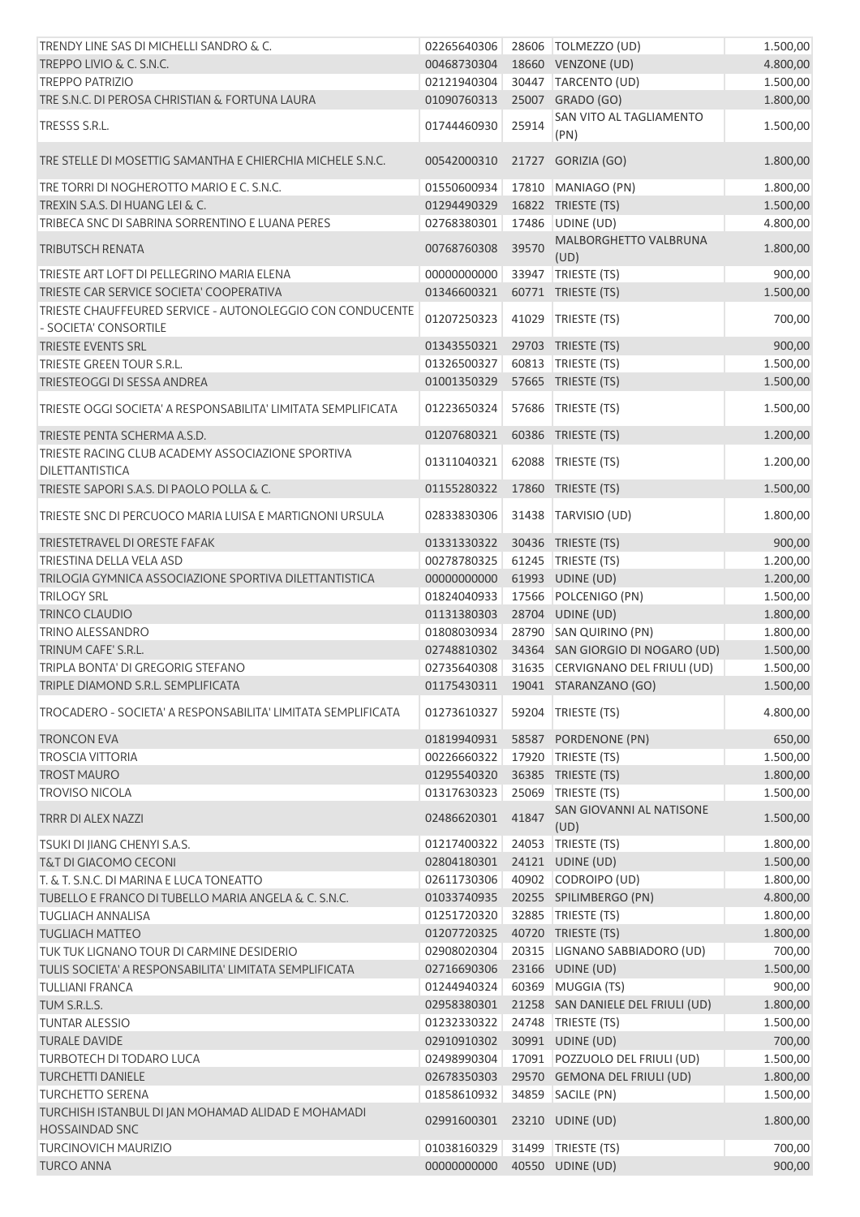| | | | | |
|---|---|---|---|---|
| TRENDY LINE SAS DI MICHELLI SANDRO & C. | 02265640306 | 28606 | TOLMEZZO (UD) | 1.500,00 |
| TREPPO LIVIO & C. S.N.C. | 00468730304 | 18660 | VENZONE (UD) | 4.800,00 |
| TREPPO PATRIZIO | 02121940304 | 30447 | TARCENTO (UD) | 1.500,00 |
| TRE S.N.C. DI PEROSA CHRISTIAN & FORTUNA LAURA | 01090760313 | 25007 | GRADO (GO) | 1.800,00 |
| TRESSS S.R.L. | 01744460930 | 25914 | SAN VITO AL TAGLIAMENTO (PN) | 1.500,00 |
| TRE STELLE DI MOSETTIG SAMANTHA E CHIERCHIA MICHELE S.N.C. | 00542000310 | 21727 | GORIZIA (GO) | 1.800,00 |
| TRE TORRI DI NOGHEROTTO MARIO E C. S.N.C. | 01550600934 | 17810 | MANIAGO (PN) | 1.800,00 |
| TREXIN S.A.S. DI HUANG LEI & C. | 01294490329 | 16822 | TRIESTE (TS) | 1.500,00 |
| TRIBECA SNC DI SABRINA SORRENTINO E LUANA PERES | 02768380301 | 17486 | UDINE (UD) | 4.800,00 |
| TRIBUTSCH RENATA | 00768760308 | 39570 | MALBORGHETTO VALBRUNA (UD) | 1.800,00 |
| TRIESTE ART LOFT DI PELLEGRINO MARIA ELENA | 00000000000 | 33947 | TRIESTE (TS) | 900,00 |
| TRIESTE CAR SERVICE SOCIETA' COOPERATIVA | 01346600321 | 60771 | TRIESTE (TS) | 1.500,00 |
| TRIESTE CHAUFFEURED SERVICE - AUTONOLEGGIO CON CONDUCENTE - SOCIETA' CONSORTILE | 01207250323 | 41029 | TRIESTE (TS) | 700,00 |
| TRIESTE EVENTS SRL | 01343550321 | 29703 | TRIESTE (TS) | 900,00 |
| TRIESTE GREEN TOUR S.R.L. | 01326500327 | 60813 | TRIESTE (TS) | 1.500,00 |
| TRIESTEOGGI DI SESSA ANDREA | 01001350329 | 57665 | TRIESTE (TS) | 1.500,00 |
| TRIESTE OGGI SOCIETA' A RESPONSABILITA' LIMITATA SEMPLIFICATA | 01223650324 | 57686 | TRIESTE (TS) | 1.500,00 |
| TRIESTE PENTA SCHERMA A.S.D. | 01207680321 | 60386 | TRIESTE (TS) | 1.200,00 |
| TRIESTE RACING CLUB ACADEMY ASSOCIAZIONE SPORTIVA DILETTANTISTICA | 01311040321 | 62088 | TRIESTE (TS) | 1.200,00 |
| TRIESTE SAPORI S.A.S. DI PAOLO POLLA & C. | 01155280322 | 17860 | TRIESTE (TS) | 1.500,00 |
| TRIESTE SNC DI PERCUOCO MARIA LUISA E MARTIGNONI URSULA | 02833830306 | 31438 | TARVISIO (UD) | 1.800,00 |
| TRIESTETRAVEL DI ORESTE FAFAK | 01331330322 | 30436 | TRIESTE (TS) | 900,00 |
| TRIESTINA DELLA VELA ASD | 00278780325 | 61245 | TRIESTE (TS) | 1.200,00 |
| TRILOGIA GYMNICA ASSOCIAZIONE SPORTIVA DILETTANTISTICA | 00000000000 | 61993 | UDINE (UD) | 1.200,00 |
| TRILOGY SRL | 01824040933 | 17566 | POLCENIGO (PN) | 1.500,00 |
| TRINCO CLAUDIO | 01131380303 | 28704 | UDINE (UD) | 1.800,00 |
| TRINO ALESSANDRO | 01808030934 | 28790 | SAN QUIRINO (PN) | 1.800,00 |
| TRINUM CAFE' S.R.L. | 02748810302 | 34364 | SAN GIORGIO DI NOGARO (UD) | 1.500,00 |
| TRIPLA BONTA' DI GREGORIG STEFANO | 02735640308 | 31635 | CERVIGNANO DEL FRIULI (UD) | 1.500,00 |
| TRIPLE DIAMOND S.R.L. SEMPLIFICATA | 01175430311 | 19041 | STARANZANO (GO) | 1.500,00 |
| TROCADERO - SOCIETA' A RESPONSABILITA' LIMITATA SEMPLIFICATA | 01273610327 | 59204 | TRIESTE (TS) | 4.800,00 |
| TRONCON EVA | 01819940931 | 58587 | PORDENONE (PN) | 650,00 |
| TROSCIA VITTORIA | 00226660322 | 17920 | TRIESTE (TS) | 1.500,00 |
| TROST MAURO | 01295540320 | 36385 | TRIESTE (TS) | 1.800,00 |
| TROVISO NICOLA | 01317630323 | 25069 | TRIESTE (TS) | 1.500,00 |
| TRRR DI ALEX NAZZI | 02486620301 | 41847 | SAN GIOVANNI AL NATISONE (UD) | 1.500,00 |
| TSUKI DI JIANG CHENYI S.A.S. | 01217400322 | 24053 | TRIESTE (TS) | 1.800,00 |
| T&T DI GIACOMO CECONI | 02804180301 | 24121 | UDINE (UD) | 1.500,00 |
| T. & T. S.N.C. DI MARINA E LUCA TONEATTO | 02611730306 | 40902 | CODROIPO (UD) | 1.800,00 |
| TUBELLO E FRANCO DI TUBELLO MARIA ANGELA & C. S.N.C. | 01033740935 | 20255 | SPILIMBERGO (PN) | 4.800,00 |
| TUGLIACH ANNALISA | 01251720320 | 32885 | TRIESTE (TS) | 1.800,00 |
| TUGLIACH MATTEO | 01207720325 | 40720 | TRIESTE (TS) | 1.800,00 |
| TUK TUK LIGNANO TOUR DI CARMINE DESIDERIO | 02908020304 | 20315 | LIGNANO SABBIADORO (UD) | 700,00 |
| TULIS SOCIETA' A RESPONSABILITA' LIMITATA SEMPLIFICATA | 02716690306 | 23166 | UDINE (UD) | 1.500,00 |
| TULLIANI FRANCA | 01244940324 | 60369 | MUGGIA (TS) | 900,00 |
| TUM S.R.L.S. | 02958380301 | 21258 | SAN DANIELE DEL FRIULI (UD) | 1.800,00 |
| TUNTAR ALESSIO | 01232330322 | 24748 | TRIESTE (TS) | 1.500,00 |
| TURALE DAVIDE | 02910910302 | 30991 | UDINE (UD) | 700,00 |
| TURBOTECH DI TODARO LUCA | 02498990304 | 17091 | POZZUOLO DEL FRIULI (UD) | 1.500,00 |
| TURCHETTI DANIELE | 02678350303 | 29570 | GEMONA DEL FRIULI (UD) | 1.800,00 |
| TURCHETTO SERENA | 01858610932 | 34859 | SACILE (PN) | 1.500,00 |
| TURCHISH ISTANBUL DI JAN MOHAMAD ALIDAD E MOHAMADI HOSSAINDAD SNC | 02991600301 | 23210 | UDINE (UD) | 1.800,00 |
| TURCINOVICH MAURIZIO | 01038160329 | 31499 | TRIESTE (TS) | 700,00 |
| TURCO ANNA | 00000000000 | 40550 | UDINE (UD) | 900,00 |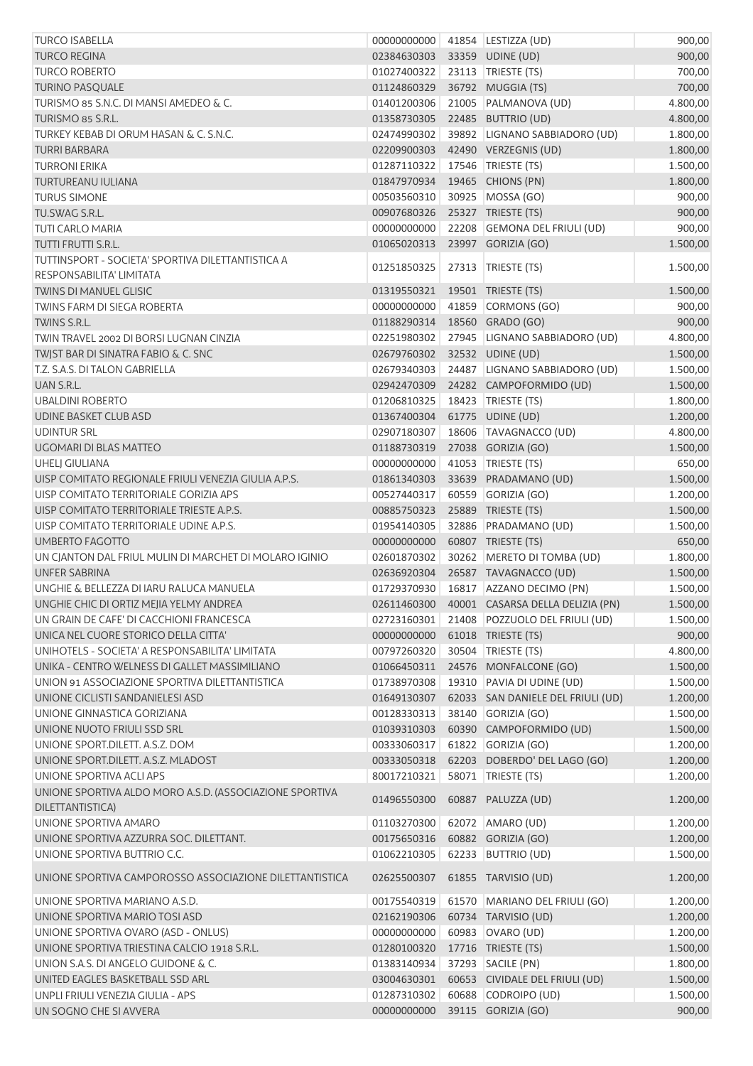| | | | | |
|---|---|---|---|---|
| TURCO ISABELLA | 00000000000 | 41854 | LESTIZZA (UD) | 900,00 |
| TURCO REGINA | 02384630303 | 33359 | UDINE (UD) | 900,00 |
| TURCO ROBERTO | 01027400322 | 23113 | TRIESTE (TS) | 700,00 |
| TURINO PASQUALE | 01124860329 | 36792 | MUGGIA (TS) | 700,00 |
| TURISMO 85 S.N.C. DI MANSI AMEDEO & C. | 01401200306 | 21005 | PALMANOVA (UD) | 4.800,00 |
| TURISMO 85 S.R.L. | 01358730305 | 22485 | BUTTRIO (UD) | 4.800,00 |
| TURKEY KEBAB DI ORUM HASAN & C. S.N.C. | 02474990302 | 39892 | LIGNANO SABBIADORO (UD) | 1.800,00 |
| TURRI BARBARA | 02209900303 | 42490 | VERZEGNIS (UD) | 1.800,00 |
| TURRONI ERIKA | 01287110322 | 17546 | TRIESTE (TS) | 1.500,00 |
| TURTUREANU IULIANA | 01847970934 | 19465 | CHIONS (PN) | 1.800,00 |
| TURUS SIMONE | 00503560310 | 30925 | MOSSA (GO) | 900,00 |
| TU.SWAG S.R.L. | 00907680326 | 25327 | TRIESTE (TS) | 900,00 |
| TUTI CARLO MARIA | 00000000000 | 22208 | GEMONA DEL FRIULI (UD) | 900,00 |
| TUTTI FRUTTI S.R.L. | 01065020313 | 23997 | GORIZIA (GO) | 1.500,00 |
| TUTTINSPORT - SOCIETA' SPORTIVA DILETTANTISTICA A RESPONSABILITA' LIMITATA | 01251850325 | 27313 | TRIESTE (TS) | 1.500,00 |
| TWINS DI MANUEL GLISIC | 01319550321 | 19501 | TRIESTE (TS) | 1.500,00 |
| TWINS FARM DI SIEGA ROBERTA | 00000000000 | 41859 | CORMONS (GO) | 900,00 |
| TWINS S.R.L. | 01188290314 | 18560 | GRADO (GO) | 900,00 |
| TWIN TRAVEL 2002 DI BORSI LUGNAN CINZIA | 02251980302 | 27945 | LIGNANO SABBIADORO (UD) | 4.800,00 |
| TWJST BAR DI SINATRA FABIO & C. SNC | 02679760302 | 32532 | UDINE (UD) | 1.500,00 |
| T.Z. S.A.S. DI TALON GABRIELLA | 02679340303 | 24487 | LIGNANO SABBIADORO (UD) | 1.500,00 |
| UAN S.R.L. | 02942470309 | 24282 | CAMPOFORMIDO (UD) | 1.500,00 |
| UBALDINI ROBERTO | 01206810325 | 18423 | TRIESTE (TS) | 1.800,00 |
| UDINE BASKET CLUB ASD | 01367400304 | 61775 | UDINE (UD) | 1.200,00 |
| UDINTUR SRL | 02907180307 | 18606 | TAVAGNACCO (UD) | 4.800,00 |
| UGOMARI DI BLAS MATTEO | 01188730319 | 27038 | GORIZIA (GO) | 1.500,00 |
| UHELJ GIULIANA | 00000000000 | 41053 | TRIESTE (TS) | 650,00 |
| UISP COMITATO REGIONALE FRIULI VENEZIA GIULIA A.P.S. | 01861340303 | 33639 | PRADAMANO (UD) | 1.500,00 |
| UISP COMITATO TERRITORIALE GORIZIA APS | 00527440317 | 60559 | GORIZIA (GO) | 1.200,00 |
| UISP COMITATO TERRITORIALE TRIESTE A.P.S. | 00885750323 | 25889 | TRIESTE (TS) | 1.500,00 |
| UISP COMITATO TERRITORIALE UDINE A.P.S. | 01954140305 | 32886 | PRADAMANO (UD) | 1.500,00 |
| UMBERTO FAGOTTO | 00000000000 | 60807 | TRIESTE (TS) | 650,00 |
| UN CJANTON DAL FRIUL MULIN DI MARCHET DI MOLARO IGINIO | 02601870302 | 30262 | MERETO DI TOMBA (UD) | 1.800,00 |
| UNFER SABRINA | 02636920304 | 26587 | TAVAGNACCO (UD) | 1.500,00 |
| UNGHIE & BELLEZZA DI IARU RALUCA MANUELA | 01729370930 | 16817 | AZZANO DECIMO (PN) | 1.500,00 |
| UNGHIE CHIC DI ORTIZ MEJIA YELMY ANDREA | 02611460300 | 40001 | CASARSA DELLA DELIZIA (PN) | 1.500,00 |
| UN GRAIN DE CAFE' DI CACCHIONI FRANCESCA | 02723160301 | 21408 | POZZUOLO DEL FRIULI (UD) | 1.500,00 |
| UNICA NEL CUORE STORICO DELLA CITTA' | 00000000000 | 61018 | TRIESTE (TS) | 900,00 |
| UNIHOTELS - SOCIETA' A RESPONSABILITA' LIMITATA | 00797260320 | 30504 | TRIESTE (TS) | 4.800,00 |
| UNIKA - CENTRO WELNESS DI GALLET MASSIMILIANO | 01066450311 | 24576 | MONFALCONE (GO) | 1.500,00 |
| UNION 91 ASSOCIAZIONE SPORTIVA DILETTANTISTICA | 01738970308 | 19310 | PAVIA DI UDINE (UD) | 1.500,00 |
| UNIONE CICLISTI SANDANIELESI ASD | 01649130307 | 62033 | SAN DANIELE DEL FRIULI (UD) | 1.200,00 |
| UNIONE GINNASTICA GORIZIANA | 00128330313 | 38140 | GORIZIA (GO) | 1.500,00 |
| UNIONE NUOTO FRIULI SSD SRL | 01039310303 | 60390 | CAMPOFORMIDO (UD) | 1.500,00 |
| UNIONE SPORT.DILETT. A.S.Z. DOM | 00333060317 | 61822 | GORIZIA (GO) | 1.200,00 |
| UNIONE SPORT.DILETT. A.S.Z. MLADOST | 00333050318 | 62203 | DOBERDO' DEL LAGO (GO) | 1.200,00 |
| UNIONE SPORTIVA ACLI APS | 80017210321 | 58071 | TRIESTE (TS) | 1.200,00 |
| UNIONE SPORTIVA ALDO MORO A.S.D. (ASSOCIAZIONE SPORTIVA DILETTANTISTICA) | 01496550300 | 60887 | PALUZZA (UD) | 1.200,00 |
| UNIONE SPORTIVA AMARO | 01103270300 | 62072 | AMARO (UD) | 1.200,00 |
| UNIONE SPORTIVA AZZURRA SOC. DILETTANT. | 00175650316 | 60882 | GORIZIA (GO) | 1.200,00 |
| UNIONE SPORTIVA BUTTRIO C.C. | 01062210305 | 62233 | BUTTRIO (UD) | 1.500,00 |
| UNIONE SPORTIVA CAMPOROSSO ASSOCIAZIONE DILETTANTISTICA | 02625500307 | 61855 | TARVISIO (UD) | 1.200,00 |
| UNIONE SPORTIVA MARIANO A.S.D. | 00175540319 | 61570 | MARIANO DEL FRIULI (GO) | 1.200,00 |
| UNIONE SPORTIVA MARIO TOSI ASD | 02162190306 | 60734 | TARVISIO (UD) | 1.200,00 |
| UNIONE SPORTIVA OVARO (ASD - ONLUS) | 00000000000 | 60983 | OVARO (UD) | 1.200,00 |
| UNIONE SPORTIVA TRIESTINA CALCIO 1918 S.R.L. | 01280100320 | 17716 | TRIESTE (TS) | 1.500,00 |
| UNION S.A.S. DI ANGELO GUIDONE & C. | 01383140934 | 37293 | SACILE (PN) | 1.800,00 |
| UNITED EAGLES BASKETBALL SSD ARL | 03004630301 | 60653 | CIVIDALE DEL FRIULI (UD) | 1.500,00 |
| UNPLI FRIULI VENEZIA GIULIA - APS | 01287310302 | 60688 | CODROIPO (UD) | 1.500,00 |
| UN SOGNO CHE SI AVVERA | 00000000000 | 39115 | GORIZIA (GO) | 900,00 |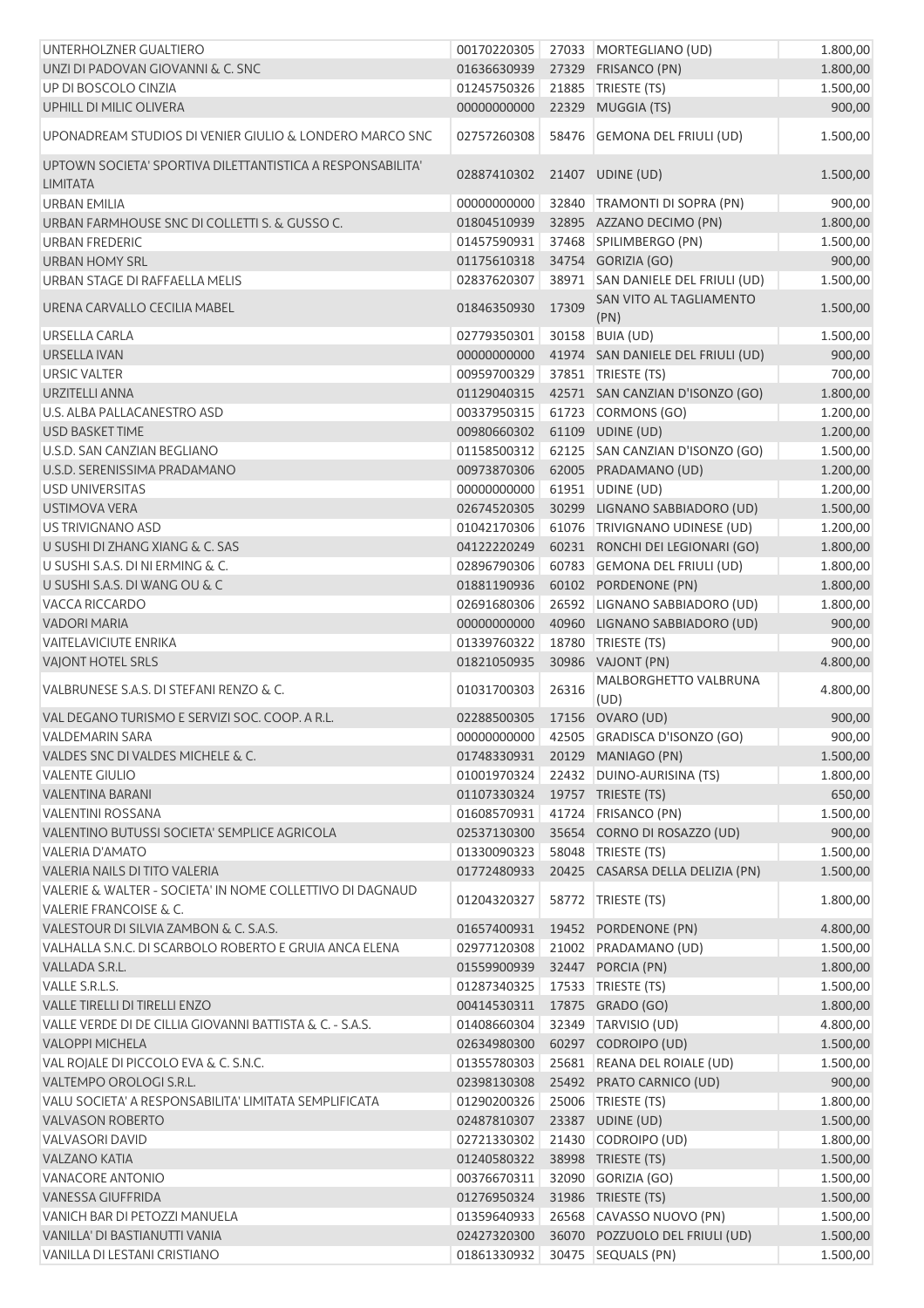| | | | | |
|---|---|---|---|---|
| UNTERHOLZNER GUALTIERO | 00170220305 | 27033 | MORTEGLIANO (UD) | 1.800,00 |
| UNZI DI PADOVAN GIOVANNI & C. SNC | 01636630939 | 27329 | FRISANCO (PN) | 1.800,00 |
| UP DI BOSCOLO CINZIA | 01245750326 | 21885 | TRIESTE (TS) | 1.500,00 |
| UPHILL DI MILIC OLIVERA | 00000000000 | 22329 | MUGGIA (TS) | 900,00 |
| UPONADREAM STUDIOS DI VENIER GIULIO & LONDERO MARCO SNC | 02757260308 | 58476 | GEMONA DEL FRIULI (UD) | 1.500,00 |
| UPTOWN SOCIETA' SPORTIVA DILETTANTISTICA A RESPONSABILITA' LIMITATA | 02887410302 | 21407 | UDINE (UD) | 1.500,00 |
| URBAN EMILIA | 00000000000 | 32840 | TRAMONTI DI SOPRA (PN) | 900,00 |
| URBAN FARMHOUSE SNC DI COLLETTI S. & GUSSO C. | 01804510939 | 32895 | AZZANO DECIMO (PN) | 1.800,00 |
| URBAN FREDERIC | 01457590931 | 37468 | SPILIMBERGO (PN) | 1.500,00 |
| URBAN HOMY SRL | 01175610318 | 34754 | GORIZIA (GO) | 900,00 |
| URBAN STAGE DI RAFFAELLA MELIS | 02837620307 | 38971 | SAN DANIELE DEL FRIULI (UD) | 1.500,00 |
| URENA CARVALLO CECILIA MABEL | 01846350930 | 17309 | SAN VITO AL TAGLIAMENTO (PN) | 1.500,00 |
| URSELLA CARLA | 02779350301 | 30158 | BUIA (UD) | 1.500,00 |
| URSELLA IVAN | 00000000000 | 41974 | SAN DANIELE DEL FRIULI (UD) | 900,00 |
| URSIC VALTER | 00959700329 | 37851 | TRIESTE (TS) | 700,00 |
| URZITELLI ANNA | 01129040315 | 42571 | SAN CANZIAN D'ISONZO (GO) | 1.800,00 |
| U.S. ALBA PALLACANESTRO ASD | 00337950315 | 61723 | CORMONS (GO) | 1.200,00 |
| USD BASKET TIME | 00980660302 | 61109 | UDINE (UD) | 1.200,00 |
| U.S.D. SAN CANZIAN BEGLIANO | 01158500312 | 62125 | SAN CANZIAN D'ISONZO (GO) | 1.500,00 |
| U.S.D. SERENISSIMA PRADAMANO | 00973870306 | 62005 | PRADAMANO (UD) | 1.200,00 |
| USD UNIVERSITAS | 00000000000 | 61951 | UDINE (UD) | 1.200,00 |
| USTIMOVA VERA | 02674520305 | 30299 | LIGNANO SABBIADORO (UD) | 1.500,00 |
| US TRIVIGNANO ASD | 01042170306 | 61076 | TRIVIGNANO UDINESE (UD) | 1.200,00 |
| U SUSHI DI ZHANG XIANG & C. SAS | 04122220249 | 60231 | RONCHI DEI LEGIONARI (GO) | 1.800,00 |
| U SUSHI S.A.S. DI NI ERMING & C. | 02896790306 | 60783 | GEMONA DEL FRIULI (UD) | 1.800,00 |
| U SUSHI S.A.S. DI WANG OU & C | 01881190936 | 60102 | PORDENONE (PN) | 1.800,00 |
| VACCA RICCARDO | 02691680306 | 26592 | LIGNANO SABBIADORO (UD) | 1.800,00 |
| VADORI MARIA | 00000000000 | 40960 | LIGNANO SABBIADORO (UD) | 900,00 |
| VAITELAVICIUTE ENRIKA | 01339760322 | 18780 | TRIESTE (TS) | 900,00 |
| VAJONT HOTEL SRLS | 01821050935 | 30986 | VAJONT (PN) | 4.800,00 |
| VALBRUNESE S.A.S. DI STEFANI RENZO & C. | 01031700303 | 26316 | MALBORGHETTO VALBRUNA (UD) | 4.800,00 |
| VAL DEGANO TURISMO E SERVIZI SOC. COOP. A R.L. | 02288500305 | 17156 | OVARO (UD) | 900,00 |
| VALDEMARIN SARA | 00000000000 | 42505 | GRADISCA D'ISONZO (GO) | 900,00 |
| VALDES SNC DI VALDES MICHELE & C. | 01748330931 | 20129 | MANIAGO (PN) | 1.500,00 |
| VALENTE GIULIO | 01001970324 | 22432 | DUINO-AURISINA (TS) | 1.800,00 |
| VALENTINA BARANI | 01107330324 | 19757 | TRIESTE (TS) | 650,00 |
| VALENTINI ROSSANA | 01608570931 | 41724 | FRISANCO (PN) | 1.500,00 |
| VALENTINO BUTUSSI SOCIETA' SEMPLICE AGRICOLA | 02537130300 | 35654 | CORNO DI ROSAZZO (UD) | 900,00 |
| VALERIA D'AMATO | 01330090323 | 58048 | TRIESTE (TS) | 1.500,00 |
| VALERIA NAILS DI TITO VALERIA | 01772480933 | 20425 | CASARSA DELLA DELIZIA (PN) | 1.500,00 |
| VALERIE & WALTER - SOCIETA' IN NOME COLLETTIVO DI DAGNAUD VALERIE FRANCOISE & C. | 01204320327 | 58772 | TRIESTE (TS) | 1.800,00 |
| VALESTOUR DI SILVIA ZAMBON & C. S.A.S. | 01657400931 | 19452 | PORDENONE (PN) | 4.800,00 |
| VALHALLA S.N.C. DI SCARBOLO ROBERTO E GRUIA ANCA ELENA | 02977120308 | 21002 | PRADAMANO (UD) | 1.500,00 |
| VALLADA S.R.L. | 01559900939 | 32447 | PORCIA (PN) | 1.800,00 |
| VALLE S.R.L.S. | 01287340325 | 17533 | TRIESTE (TS) | 1.500,00 |
| VALLE TIRELLI DI TIRELLI ENZO | 00414530311 | 17875 | GRADO (GO) | 1.800,00 |
| VALLE VERDE DI DE CILLIA GIOVANNI BATTISTA & C. - S.A.S. | 01408660304 | 32349 | TARVISIO (UD) | 4.800,00 |
| VALOPPI MICHELA | 02634980300 | 60297 | CODROIPO (UD) | 1.500,00 |
| VAL ROJALE DI PICCOLO EVA & C. S.N.C. | 01355780303 | 25681 | REANA DEL ROIALE (UD) | 1.500,00 |
| VALTEMPO OROLOGI S.R.L. | 02398130308 | 25492 | PRATO CARNICO (UD) | 900,00 |
| VALU SOCIETA' A RESPONSABILITA' LIMITATA SEMPLIFICATA | 01290200326 | 25006 | TRIESTE (TS) | 1.800,00 |
| VALVASON ROBERTO | 02487810307 | 23387 | UDINE (UD) | 1.500,00 |
| VALVASORI DAVID | 02721330302 | 21430 | CODROIPO (UD) | 1.800,00 |
| VALZANO KATIA | 01240580322 | 38998 | TRIESTE (TS) | 1.500,00 |
| VANACORE ANTONIO | 00376670311 | 32090 | GORIZIA (GO) | 1.500,00 |
| VANESSA GIUFFRIDA | 01276950324 | 31986 | TRIESTE (TS) | 1.500,00 |
| VANICH BAR DI PETOZZI MANUELA | 01359640933 | 26568 | CAVASSO NUOVO (PN) | 1.500,00 |
| VANILLA' DI BASTIANUTTI VANIA | 02427320300 | 36070 | POZZUOLO DEL FRIULI (UD) | 1.500,00 |
| VANILLA DI LESTANI CRISTIANO | 01861330932 | 30475 | SEQUALS (PN) | 1.500,00 |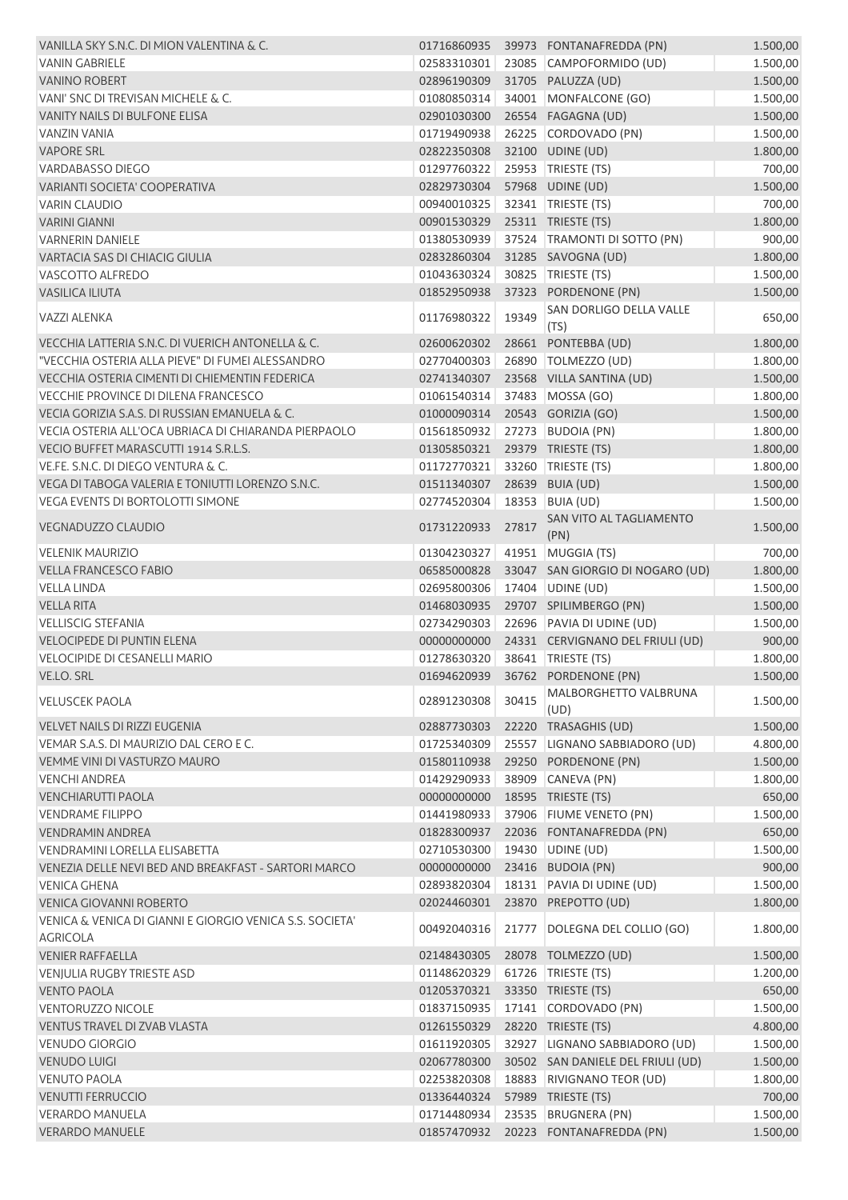| | | | | |
|---|---|---|---|---|
| VANILLA SKY S.N.C. DI MION VALENTINA & C. | 01716860935 | 39973 | FONTANAFREDDA (PN) | 1.500,00 |
| VANIN GABRIELE | 02583310301 | 23085 | CAMPOFORMIDO (UD) | 1.500,00 |
| VANINO ROBERT | 02896190309 | 31705 | PALUZZA (UD) | 1.500,00 |
| VANI' SNC DI TREVISAN MICHELE & C. | 01080850314 | 34001 | MONFALCONE (GO) | 1.500,00 |
| VANITY NAILS DI BULFONE ELISA | 02901030300 | 26554 | FAGAGNA (UD) | 1.500,00 |
| VANZIN VANIA | 01719490938 | 26225 | CORDOVADO (PN) | 1.500,00 |
| VAPORE SRL | 02822350308 | 32100 | UDINE (UD) | 1.800,00 |
| VARDABASSO DIEGO | 01297760322 | 25953 | TRIESTE (TS) | 700,00 |
| VARIANTI SOCIETA' COOPERATIVA | 02829730304 | 57968 | UDINE (UD) | 1.500,00 |
| VARIN CLAUDIO | 00940010325 | 32341 | TRIESTE (TS) | 700,00 |
| VARINI GIANNI | 00901530329 | 25311 | TRIESTE (TS) | 1.800,00 |
| VARNERIN DANIELE | 01380530939 | 37524 | TRAMONTI DI SOTTO (PN) | 900,00 |
| VARTACIA SAS DI CHIACIG GIULIA | 02832860304 | 31285 | SAVOGNA (UD) | 1.800,00 |
| VASCOTTO ALFREDO | 01043630324 | 30825 | TRIESTE (TS) | 1.500,00 |
| VASILICA ILIUTA | 01852950938 | 37323 | PORDENONE (PN) | 1.500,00 |
| VAZZI ALENKA | 01176980322 | 19349 | SAN DORLIGO DELLA VALLE (TS) | 650,00 |
| VECCHIA LATTERIA S.N.C. DI VUERICH ANTONELLA & C. | 02600620302 | 28661 | PONTEBBA (UD) | 1.800,00 |
| "VECCHIA OSTERIA ALLA PIEVE" DI FUMEI ALESSANDRO | 02770400303 | 26890 | TOLMEZZO (UD) | 1.800,00 |
| VECCHIA OSTERIA CIMENTI DI CHIEMENTIN FEDERICA | 02741340307 | 23568 | VILLA SANTINA (UD) | 1.500,00 |
| VECCHIE PROVINCE DI DILENA FRANCESCO | 01061540314 | 37483 | MOSSA (GO) | 1.800,00 |
| VECIA GORIZIA S.A.S. DI RUSSIAN EMANUELA & C. | 01000090314 | 20543 | GORIZIA (GO) | 1.500,00 |
| VECIA OSTERIA ALL'OCA UBRIACA DI CHIARANDA PIERPAOLO | 01561850932 | 27273 | BUDOIA (PN) | 1.800,00 |
| VECIO BUFFET MARASCUTTI 1914 S.R.L.S. | 01305850321 | 29379 | TRIESTE (TS) | 1.800,00 |
| VE.FE. S.N.C. DI DIEGO VENTURA & C. | 01172770321 | 33260 | TRIESTE (TS) | 1.800,00 |
| VEGA DI TABOGA VALERIA E TONIUTTI LORENZO S.N.C. | 01511340307 | 28639 | BUIA (UD) | 1.500,00 |
| VEGA EVENTS DI BORTOLOTTI SIMONE | 02774520304 | 18353 | BUIA (UD) | 1.500,00 |
| VEGNADUZZO CLAUDIO | 01731220933 | 27817 | SAN VITO AL TAGLIAMENTO (PN) | 1.500,00 |
| VELENIK MAURIZIO | 01304230327 | 41951 | MUGGIA (TS) | 700,00 |
| VELLA FRANCESCO FABIO | 06585000828 | 33047 | SAN GIORGIO DI NOGARO (UD) | 1.800,00 |
| VELLA LINDA | 02695800306 | 17404 | UDINE (UD) | 1.500,00 |
| VELLA RITA | 01468030935 | 29707 | SPILIMBERGO (PN) | 1.500,00 |
| VELLISCIG STEFANIA | 02734290303 | 22696 | PAVIA DI UDINE (UD) | 1.500,00 |
| VELOCIPEDE DI PUNTIN ELENA | 00000000000 | 24331 | CERVIGNANO DEL FRIULI (UD) | 900,00 |
| VELOCIPIDE DI CESANELLI MARIO | 01278630320 | 38641 | TRIESTE (TS) | 1.800,00 |
| VE.LO. SRL | 01694620939 | 36762 | PORDENONE (PN) | 1.500,00 |
| VELUSCEK PAOLA | 02891230308 | 30415 | MALBORGHETTO VALBRUNA (UD) | 1.500,00 |
| VELVET NAILS DI RIZZI EUGENIA | 02887730303 | 22220 | TRASAGHIS (UD) | 1.500,00 |
| VEMAR S.A.S. DI MAURIZIO DAL CERO E C. | 01725340309 | 25557 | LIGNANO SABBIADORO (UD) | 4.800,00 |
| VEMME VINI DI VASTURZO MAURO | 01580110938 | 29250 | PORDENONE (PN) | 1.500,00 |
| VENCHI ANDREA | 01429290933 | 38909 | CANEVA (PN) | 1.800,00 |
| VENCHIARUTTI PAOLA | 00000000000 | 18595 | TRIESTE (TS) | 650,00 |
| VENDRAME FILIPPO | 01441980933 | 37906 | FIUME VENETO (PN) | 1.500,00 |
| VENDRAMIN ANDREA | 01828300937 | 22036 | FONTANAFREDDA (PN) | 650,00 |
| VENDRAMINI LORELLA ELISABETTA | 02710530300 | 19430 | UDINE (UD) | 1.500,00 |
| VENEZIA DELLE NEVI BED AND BREAKFAST - SARTORI MARCO | 00000000000 | 23416 | BUDOIA (PN) | 900,00 |
| VENICA GHENA | 02893820304 | 18131 | PAVIA DI UDINE (UD) | 1.500,00 |
| VENICA GIOVANNI ROBERTO | 02024460301 | 23870 | PREPOTTO (UD) | 1.800,00 |
| VENICA & VENICA DI GIANNI E GIORGIO VENICA S.S. SOCIETA' AGRICOLA | 00492040316 | 21777 | DOLEGNA DEL COLLIO (GO) | 1.800,00 |
| VENIER RAFFAELLA | 02148430305 | 28078 | TOLMEZZO (UD) | 1.500,00 |
| VENJULIA RUGBY TRIESTE ASD | 01148620329 | 61726 | TRIESTE (TS) | 1.200,00 |
| VENTO PAOLA | 01205370321 | 33350 | TRIESTE (TS) | 650,00 |
| VENTORUZZO NICOLE | 01837150935 | 17141 | CORDOVADO (PN) | 1.500,00 |
| VENTUS TRAVEL DI ZVAB VLASTA | 01261550329 | 28220 | TRIESTE (TS) | 4.800,00 |
| VENUDO GIORGIO | 01611920305 | 32927 | LIGNANO SABBIADORO (UD) | 1.500,00 |
| VENUDO LUIGI | 02067780300 | 30502 | SAN DANIELE DEL FRIULI (UD) | 1.500,00 |
| VENUTO PAOLA | 02253820308 | 18883 | RIVIGNANO TEOR (UD) | 1.800,00 |
| VENUTTI FERRUCCIO | 01336440324 | 57989 | TRIESTE (TS) | 700,00 |
| VERARDO MANUELA | 01714480934 | 23535 | BRUGNERA (PN) | 1.500,00 |
| VERARDO MANUELE | 01857470932 | 20223 | FONTANAFREDDA (PN) | 1.500,00 |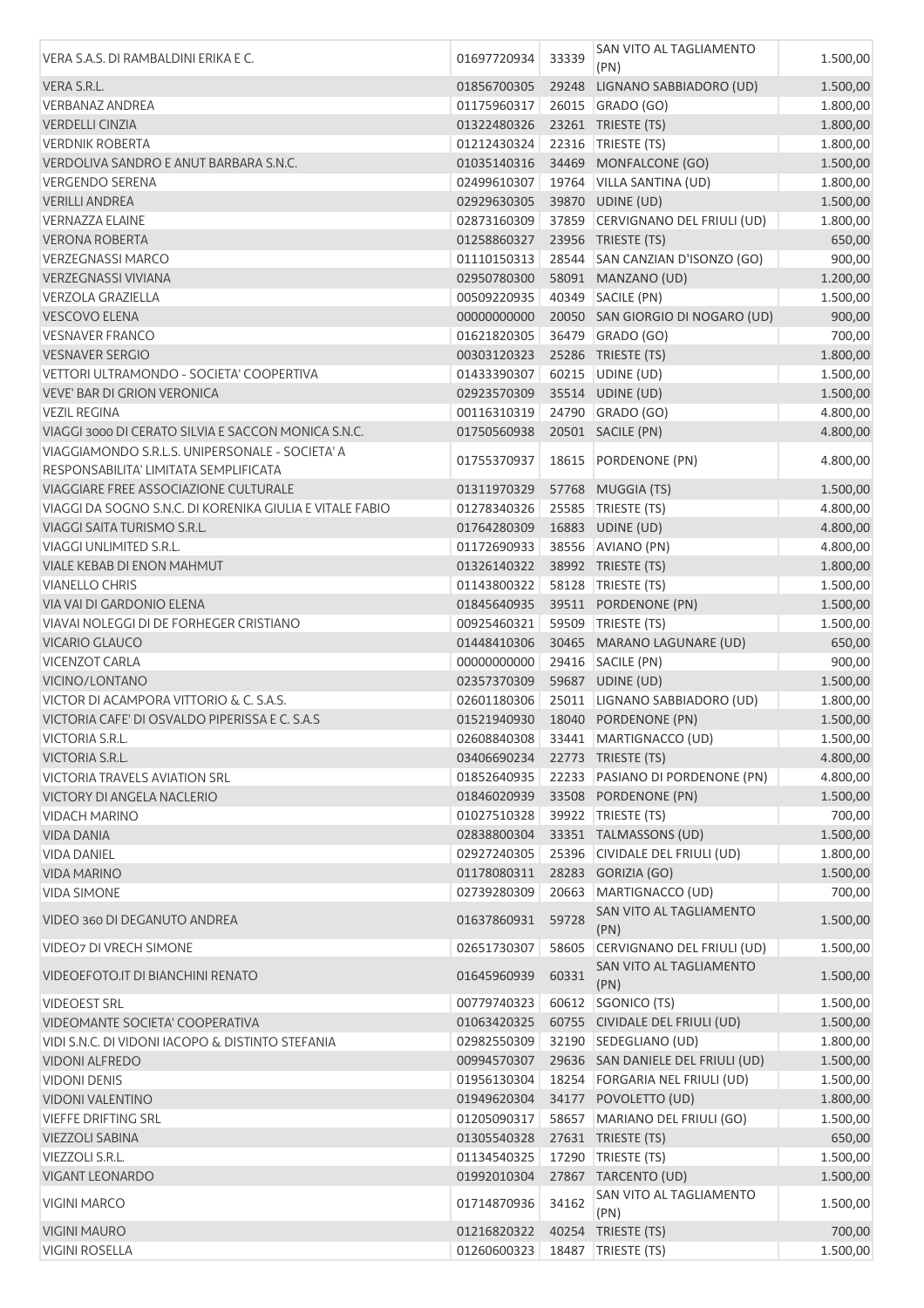| | | | | |
|---|---|---|---|---|
| VERA S.A.S. DI RAMBALDINI ERIKA E C. | 01697720934 | 33339 | SAN VITO AL TAGLIAMENTO (PN) | 1.500,00 |
| VERA S.R.L. | 01856700305 | 29248 | LIGNANO SABBIADORO (UD) | 1.500,00 |
| VERBANAZ ANDREA | 01175960317 | 26015 | GRADO (GO) | 1.800,00 |
| VERDELLI CINZIA | 01322480326 | 23261 | TRIESTE (TS) | 1.800,00 |
| VERDNIK ROBERTA | 01212430324 | 22316 | TRIESTE (TS) | 1.800,00 |
| VERDOLIVA SANDRO E ANUT BARBARA S.N.C. | 01035140316 | 34469 | MONFALCONE (GO) | 1.500,00 |
| VERGENDO SERENA | 02499610307 | 19764 | VILLA SANTINA (UD) | 1.800,00 |
| VERILLI ANDREA | 02929630305 | 39870 | UDINE (UD) | 1.500,00 |
| VERNAZZA ELAINE | 02873160309 | 37859 | CERVIGNANO DEL FRIULI (UD) | 1.800,00 |
| VERONA ROBERTA | 01258860327 | 23956 | TRIESTE (TS) | 650,00 |
| VERZEGNASSI MARCO | 01110150313 | 28544 | SAN CANZIAN D'ISONZO (GO) | 900,00 |
| VERZEGNASSI VIVIANA | 02950780300 | 58091 | MANZANO (UD) | 1.200,00 |
| VERZOLA GRAZIELLA | 00509220935 | 40349 | SACILE (PN) | 1.500,00 |
| VESCOVO ELENA | 00000000000 | 20050 | SAN GIORGIO DI NOGARO (UD) | 900,00 |
| VESNAVER FRANCO | 01621820305 | 36479 | GRADO (GO) | 700,00 |
| VESNAVER SERGIO | 00303120323 | 25286 | TRIESTE (TS) | 1.800,00 |
| VETTORI ULTRAMONDO - SOCIETA' COOPERTIVA | 01433390307 | 60215 | UDINE (UD) | 1.500,00 |
| VEVE' BAR DI GRION VERONICA | 02923570309 | 35514 | UDINE (UD) | 1.500,00 |
| VEZIL REGINA | 00116310319 | 24790 | GRADO (GO) | 4.800,00 |
| VIAGGI 3000 DI CERATO SILVIA E SACCON MONICA S.N.C. | 01750560938 | 20501 | SACILE (PN) | 4.800,00 |
| VIAGGIAMONDO S.R.L.S. UNIPERSONALE - SOCIETA' A RESPONSABILITA' LIMITATA SEMPLIFICATA | 01755370937 | 18615 | PORDENONE (PN) | 4.800,00 |
| VIAGGIARE FREE ASSOCIAZIONE CULTURALE | 01311970329 | 57768 | MUGGIA (TS) | 1.500,00 |
| VIAGGI DA SOGNO S.N.C. DI KORENIKA GIULIA E VITALE FABIO | 01278340326 | 25585 | TRIESTE (TS) | 4.800,00 |
| VIAGGI SAITA TURISMO S.R.L. | 01764280309 | 16883 | UDINE (UD) | 4.800,00 |
| VIAGGI UNLIMITED S.R.L. | 01172690933 | 38556 | AVIANO (PN) | 4.800,00 |
| VIALE KEBAB DI ENON MAHMUT | 01326140322 | 38992 | TRIESTE (TS) | 1.800,00 |
| VIANELLO CHRIS | 01143800322 | 58128 | TRIESTE (TS) | 1.500,00 |
| VIA VAI DI GARDONIO ELENA | 01845640935 | 39511 | PORDENONE (PN) | 1.500,00 |
| VIAVAI NOLEGGI DI DE FORHEGER CRISTIANO | 00925460321 | 59509 | TRIESTE (TS) | 1.500,00 |
| VICARIO GLAUCO | 01448410306 | 30465 | MARANO LAGUNARE (UD) | 650,00 |
| VICENZOT CARLA | 00000000000 | 29416 | SACILE (PN) | 900,00 |
| VICINO/LONTANO | 02357370309 | 59687 | UDINE (UD) | 1.500,00 |
| VICTOR DI ACAMPORA VITTORIO & C. S.A.S. | 02601180306 | 25011 | LIGNANO SABBIADORO (UD) | 1.800,00 |
| VICTORIA CAFE' DI OSVALDO PIPERISSA E C. S.A.S | 01521940930 | 18040 | PORDENONE (PN) | 1.500,00 |
| VICTORIA S.R.L. | 02608840308 | 33441 | MARTIGNACCO (UD) | 1.500,00 |
| VICTORIA S.R.L. | 03406690234 | 22773 | TRIESTE (TS) | 4.800,00 |
| VICTORIA TRAVELS AVIATION SRL | 01852640935 | 22233 | PASIANO DI PORDENONE (PN) | 4.800,00 |
| VICTORY DI ANGELA NACLERIO | 01846020939 | 33508 | PORDENONE (PN) | 1.500,00 |
| VIDACH MARINO | 01027510328 | 39922 | TRIESTE (TS) | 700,00 |
| VIDA DANIA | 02838800304 | 33351 | TALMASSONS (UD) | 1.500,00 |
| VIDA DANIEL | 02927240305 | 25396 | CIVIDALE DEL FRIULI (UD) | 1.800,00 |
| VIDA MARINO | 01178080311 | 28283 | GORIZIA (GO) | 1.500,00 |
| VIDA SIMONE | 02739280309 | 20663 | MARTIGNACCO (UD) | 700,00 |
| VIDEO 360 DI DEGANUTO ANDREA | 01637860931 | 59728 | SAN VITO AL TAGLIAMENTO (PN) | 1.500,00 |
| VIDEO7 DI VRECH SIMONE | 02651730307 | 58605 | CERVIGNANO DEL FRIULI (UD) | 1.500,00 |
| VIDEOEFOTO.IT DI BIANCHINI RENATO | 01645960939 | 60331 | SAN VITO AL TAGLIAMENTO (PN) | 1.500,00 |
| VIDEOEST SRL | 00779740323 | 60612 | SGONICO (TS) | 1.500,00 |
| VIDEOMANTE SOCIETA' COOPERATIVA | 01063420325 | 60755 | CIVIDALE DEL FRIULI (UD) | 1.500,00 |
| VIDI S.N.C. DI VIDONI IACOPO & DISTINTO STEFANIA | 02982550309 | 32190 | SEDEGLIANO (UD) | 1.800,00 |
| VIDONI ALFREDO | 00994570307 | 29636 | SAN DANIELE DEL FRIULI (UD) | 1.500,00 |
| VIDONI DENIS | 01956130304 | 18254 | FORGARIA NEL FRIULI (UD) | 1.500,00 |
| VIDONI VALENTINO | 01949620304 | 34177 | POVOLETTO (UD) | 1.800,00 |
| VIEFFE DRIFTING SRL | 01205090317 | 58657 | MARIANO DEL FRIULI (GO) | 1.500,00 |
| VIEZZOLI SABINA | 01305540328 | 27631 | TRIESTE (TS) | 650,00 |
| VIEZZOLI S.R.L. | 01134540325 | 17290 | TRIESTE (TS) | 1.500,00 |
| VIGANT LEONARDO | 01992010304 | 27867 | TARCENTO (UD) | 1.500,00 |
| VIGINI MARCO | 01714870936 | 34162 | SAN VITO AL TAGLIAMENTO (PN) | 1.500,00 |
| VIGINI MAURO | 01216820322 | 40254 | TRIESTE (TS) | 700,00 |
| VIGINI ROSELLA | 01260600323 | 18487 | TRIESTE (TS) | 1.500,00 |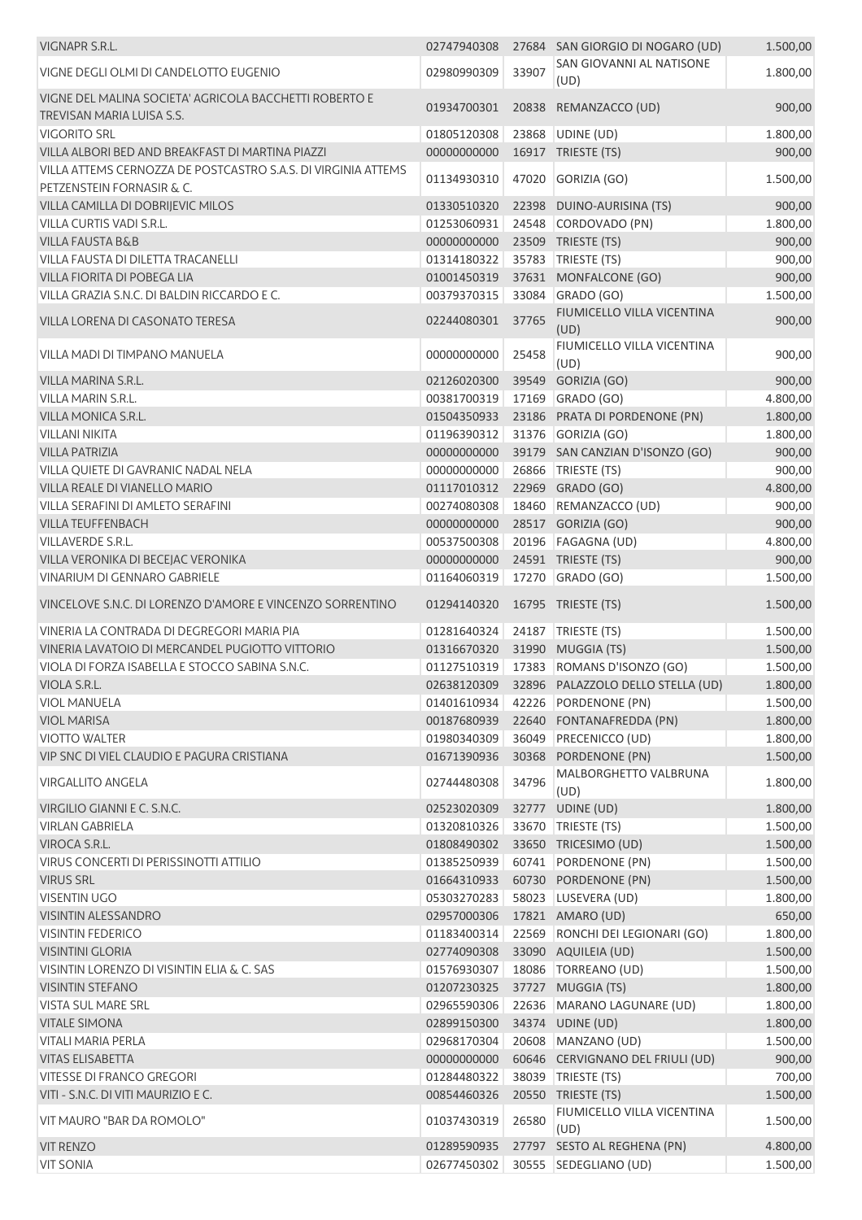| | | | | |
|---|---|---|---|---|
| VIGNAPR S.R.L. | 02747940308 | 27684 | SAN GIORGIO DI NOGARO (UD) | 1.500,00 |
| VIGNE DEGLI OLMI DI CANDELOTTO EUGENIO | 02980990309 | 33907 | SAN GIOVANNI AL NATISONE (UD) | 1.800,00 |
| VIGNE DEL MALINA SOCIETA' AGRICOLA BACCHETTI ROBERTO E TREVISAN MARIA LUISA S.S. | 01934700301 | 20838 | REMANZACCO (UD) | 900,00 |
| VIGORITO SRL | 01805120308 | 23868 | UDINE (UD) | 1.800,00 |
| VILLA ALBORI BED AND BREAKFAST DI MARTINA PIAZZI | 00000000000 | 16917 | TRIESTE (TS) | 900,00 |
| VILLA ATTEMS CERNOZZA DE POSTCASTRO S.A.S. DI VIRGINIA ATTEMS PETZENSTEIN FORNASIR & C. | 01134930310 | 47020 | GORIZIA (GO) | 1.500,00 |
| VILLA CAMILLA DI DOBRIJEVIC MILOS | 01330510320 | 22398 | DUINO-AURISINA (TS) | 900,00 |
| VILLA CURTIS VADI S.R.L. | 01253060931 | 24548 | CORDOVADO (PN) | 1.800,00 |
| VILLA FAUSTA B&B | 00000000000 | 23509 | TRIESTE (TS) | 900,00 |
| VILLA FAUSTA DI DILETTA TRACANELLI | 01314180322 | 35783 | TRIESTE (TS) | 900,00 |
| VILLA FIORITA DI POBEGA LIA | 01001450319 | 37631 | MONFALCONE (GO) | 900,00 |
| VILLA GRAZIA S.N.C. DI BALDIN RICCARDO E C. | 00379370315 | 33084 | GRADO (GO) | 1.500,00 |
| VILLA LORENA DI CASONATO TERESA | 02244080301 | 37765 | FIUMICELLO VILLA VICENTINA (UD) | 900,00 |
| VILLA MADI DI TIMPANO MANUELA | 00000000000 | 25458 | FIUMICELLO VILLA VICENTINA (UD) | 900,00 |
| VILLA MARINA S.R.L. | 02126020300 | 39549 | GORIZIA (GO) | 900,00 |
| VILLA MARIN S.R.L. | 00381700319 | 17169 | GRADO (GO) | 4.800,00 |
| VILLA MONICA S.R.L. | 01504350933 | 23186 | PRATA DI PORDENONE (PN) | 1.800,00 |
| VILLANI NIKITA | 01196390312 | 31376 | GORIZIA (GO) | 1.800,00 |
| VILLA PATRIZIA | 00000000000 | 39179 | SAN CANZIAN D'ISONZO (GO) | 900,00 |
| VILLA QUIETE DI GAVRANIC NADAL NELA | 00000000000 | 26866 | TRIESTE (TS) | 900,00 |
| VILLA REALE DI VIANELLO MARIO | 01117010312 | 22969 | GRADO (GO) | 4.800,00 |
| VILLA SERAFINI DI AMLETO SERAFINI | 00274080308 | 18460 | REMANZACCO (UD) | 900,00 |
| VILLA TEUFFENBACH | 00000000000 | 28517 | GORIZIA (GO) | 900,00 |
| VILLAVERDE S.R.L. | 00537500308 | 20196 | FAGAGNA (UD) | 4.800,00 |
| VILLA VERONIKA DI BECEJAC VERONIKA | 00000000000 | 24591 | TRIESTE (TS) | 900,00 |
| VINARIUM DI GENNARO GABRIELE | 01164060319 | 17270 | GRADO (GO) | 1.500,00 |
| VINCELOVE S.N.C. DI LORENZO D'AMORE E VINCENZO SORRENTINO | 01294140320 | 16795 | TRIESTE (TS) | 1.500,00 |
| VINERIA LA CONTRADA DI DEGREGORI MARIA PIA | 01281640324 | 24187 | TRIESTE (TS) | 1.500,00 |
| VINERIA LAVATOIO DI MERCANDEL PUGIOTTO VITTORIO | 01316670320 | 31990 | MUGGIA (TS) | 1.500,00 |
| VIOLA DI FORZA ISABELLA E STOCCO SABINA S.N.C. | 01127510319 | 17383 | ROMANS D'ISONZO (GO) | 1.500,00 |
| VIOLA S.R.L. | 02638120309 | 32896 | PALAZZOLO DELLO STELLA (UD) | 1.800,00 |
| VIOL MANUELA | 01401610934 | 42226 | PORDENONE (PN) | 1.500,00 |
| VIOL MARISA | 00187680939 | 22640 | FONTANAFREDDA (PN) | 1.800,00 |
| VIOTTO WALTER | 01980340309 | 36049 | PRECENICCO (UD) | 1.800,00 |
| VIP SNC DI VIEL CLAUDIO E PAGURA CRISTIANA | 01671390936 | 30368 | PORDENONE (PN) | 1.500,00 |
| VIRGALLITO ANGELA | 02744480308 | 34796 | MALBORGHETTO VALBRUNA (UD) | 1.800,00 |
| VIRGILIO GIANNI E C. S.N.C. | 02523020309 | 32777 | UDINE (UD) | 1.800,00 |
| VIRLAN GABRIELA | 01320810326 | 33670 | TRIESTE (TS) | 1.500,00 |
| VIROCA S.R.L. | 01808490302 | 33650 | TRICESIMO (UD) | 1.500,00 |
| VIRUS CONCERTI DI PERISSINOTTI ATTILIO | 01385250939 | 60741 | PORDENONE (PN) | 1.500,00 |
| VIRUS SRL | 01664310933 | 60730 | PORDENONE (PN) | 1.500,00 |
| VISENTIN UGO | 05303270283 | 58023 | LUSEVERA (UD) | 1.800,00 |
| VISINTIN ALESSANDRO | 02957000306 | 17821 | AMARO (UD) | 650,00 |
| VISINTIN FEDERICO | 01183400314 | 22569 | RONCHI DEI LEGIONARI (GO) | 1.800,00 |
| VISINTINI GLORIA | 02774090308 | 33090 | AQUILEIA (UD) | 1.500,00 |
| VISINTIN LORENZO DI VISINTIN ELIA & C. SAS | 01576930307 | 18086 | TORREANO (UD) | 1.500,00 |
| VISINTIN STEFANO | 01207230325 | 37727 | MUGGIA (TS) | 1.800,00 |
| VISTA SUL MARE SRL | 02965590306 | 22636 | MARANO LAGUNARE (UD) | 1.800,00 |
| VITALE SIMONA | 02899150300 | 34374 | UDINE (UD) | 1.800,00 |
| VITALI MARIA PERLA | 02968170304 | 20608 | MANZANO (UD) | 1.500,00 |
| VITAS ELISABETTA | 00000000000 | 60646 | CERVIGNANO DEL FRIULI (UD) | 900,00 |
| VITESSE DI FRANCO GREGORI | 01284480322 | 38039 | TRIESTE (TS) | 700,00 |
| VITI - S.N.C. DI VITI MAURIZIO E C. | 00854460326 | 20550 | TRIESTE (TS) | 1.500,00 |
| VIT MAURO "BAR DA ROMOLO" | 01037430319 | 26580 | FIUMICELLO VILLA VICENTINA (UD) | 1.500,00 |
| VIT RENZO | 01289590935 | 27797 | SESTO AL REGHENA (PN) | 4.800,00 |
| VIT SONIA | 02677450302 | 30555 | SEDEGLIANO (UD) | 1.500,00 |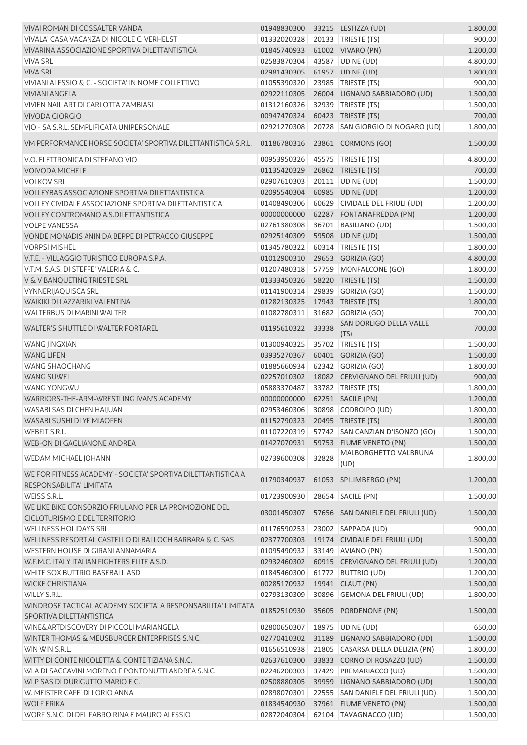| | | | | |
|---|---|---|---|---|
| VIVAI ROMAN DI COSSALTER VANDA | 01948830300 | 33215 | LESTIZZA (UD) | 1.800,00 |
| VIVALA' CASA VACANZA DI NICOLE C. VERHELST | 01332020328 | 20133 | TRIESTE (TS) | 900,00 |
| VIVARINA ASSOCIAZIONE SPORTIVA DILETTANTISTICA | 01845740933 | 61002 | VIVARO (PN) | 1.200,00 |
| VIVA SRL | 02583870304 | 43587 | UDINE (UD) | 4.800,00 |
| VIVA SRL | 02981430305 | 61957 | UDINE (UD) | 1.800,00 |
| VIVIANI ALESSIO & C. - SOCIETA' IN NOME COLLETTIVO | 01055390320 | 23985 | TRIESTE (TS) | 900,00 |
| VIVIANI ANGELA | 02922110305 | 26004 | LIGNANO SABBIADORO (UD) | 1.500,00 |
| VIVIEN NAIL ART DI CARLOTTA ZAMBIASI | 01312160326 | 32939 | TRIESTE (TS) | 1.500,00 |
| VIVODA GIORGIO | 00947470324 | 60423 | TRIESTE (TS) | 700,00 |
| VJO - SA S.R.L. SEMPLIFICATA UNIPERSONALE | 02921270308 | 20728 | SAN GIORGIO DI NOGARO (UD) | 1.800,00 |
| VM PERFORMANCE HORSE SOCIETA' SPORTIVA DILETTANTISTICA S.R.L. | 01186780316 | 23861 | CORMONS (GO) | 1.500,00 |
| V.O. ELETTRONICA DI STEFANO VIO | 00953950326 | 45575 | TRIESTE (TS) | 4.800,00 |
| VOIVODA MICHELE | 01135420329 | 26862 | TRIESTE (TS) | 700,00 |
| VOLKOV SRL | 02907610303 | 20111 | UDINE (UD) | 1.500,00 |
| VOLLEYBAS ASSOCIAZIONE SPORTIVA DILETTANTISTICA | 02095540304 | 60985 | UDINE (UD) | 1.200,00 |
| VOLLEY CIVIDALE ASSOCIAZIONE SPORTIVA DILETTANTISTICA | 01408490306 | 60629 | CIVIDALE DEL FRIULI (UD) | 1.200,00 |
| VOLLEY CONTROMANO A.S.DILETTANTISTICA | 00000000000 | 62287 | FONTANAFREDDA (PN) | 1.200,00 |
| VOLPE VANESSA | 02761380308 | 36701 | BASILIANO (UD) | 1.500,00 |
| VONDE MONADIS ANIN DA BEPPE DI PETRACCO GIUSEPPE | 02925140309 | 59508 | UDINE (UD) | 1.500,00 |
| VORPSI MISHEL | 01345780322 | 60314 | TRIESTE (TS) | 1.800,00 |
| V.T.E. - VILLAGGIO TURISTICO EUROPA S.P.A. | 01012900310 | 29653 | GORIZIA (GO) | 4.800,00 |
| V.T.M. S.A.S. DI STEFFE' VALERIA & C. | 01207480318 | 57759 | MONFALCONE (GO) | 1.800,00 |
| V & V BANQUETING TRIESTE SRL | 01333450326 | 58220 | TRIESTE (TS) | 1.500,00 |
| VYNNERIJAQUISCA SRL | 01141900314 | 29839 | GORIZIA (GO) | 1.500,00 |
| WAIKIKI DI LAZZARINI VALENTINA | 01282130325 | 17943 | TRIESTE (TS) | 1.800,00 |
| WALTERBUS DI MARINI WALTER | 01082780311 | 31682 | GORIZIA (GO) | 700,00 |
| WALTER'S SHUTTLE DI WALTER FORTAREL | 01195610322 | 33338 | SAN DORLIGO DELLA VALLE (TS) | 700,00 |
| WANG JINGXIAN | 01300940325 | 35702 | TRIESTE (TS) | 1.500,00 |
| WANG LIFEN | 03935270367 | 60401 | GORIZIA (GO) | 1.500,00 |
| WANG SHAOCHANG | 01885660934 | 62342 | GORIZIA (GO) | 1.800,00 |
| WANG SUWEI | 02257010302 | 18082 | CERVIGNANO DEL FRIULI (UD) | 900,00 |
| WANG YONGWU | 05883370487 | 33782 | TRIESTE (TS) | 1.800,00 |
| WARRIORS-THE-ARM-WRESTLING IVAN'S ACADEMY | 00000000000 | 62251 | SACILE (PN) | 1.200,00 |
| WASABI SAS DI CHEN HAIJUAN | 02953460306 | 30898 | CODROIPO (UD) | 1.800,00 |
| WASABI SUSHI DI YE MIAOFEN | 01152790323 | 20495 | TRIESTE (TS) | 1.800,00 |
| WEBFIT S.R.L. | 01107220319 | 57742 | SAN CANZIAN D'ISONZO (GO) | 1.500,00 |
| WEB-ON DI GAGLIANONE ANDREA | 01427070931 | 59753 | FIUME VENETO (PN) | 1.500,00 |
| WEDAM MICHAEL JOHANN | 02739600308 | 32828 | MALBORGHETTO VALBRUNA (UD) | 1.800,00 |
| WE FOR FITNESS ACADEMY - SOCIETA' SPORTIVA DILETTANTISTICA A RESPONSABILITA' LIMITATA | 01790340937 | 61053 | SPILIMBERGO (PN) | 1.200,00 |
| WEISS S.R.L. | 01723900930 | 28654 | SACILE (PN) | 1.500,00 |
| WE LIKE BIKE CONSORZIO FRIULANO PER LA PROMOZIONE DEL CICLOTURISMO E DEL TERRITORIO | 03001450307 | 57656 | SAN DANIELE DEL FRIULI (UD) | 1.500,00 |
| WELLNESS HOLIDAYS SRL | 01176590253 | 23002 | SAPPADA (UD) | 900,00 |
| WELLNESS RESORT AL CASTELLO DI BALLOCH BARBARA & C. SAS | 02377700303 | 19174 | CIVIDALE DEL FRIULI (UD) | 1.500,00 |
| WESTERN HOUSE DI GIRANI ANNAMARIA | 01095490932 | 33149 | AVIANO (PN) | 1.500,00 |
| W.F.M.C. ITALY ITALIAN FIGHTERS ELITE A.S.D. | 02932460302 | 60915 | CERVIGNANO DEL FRIULI (UD) | 1.200,00 |
| WHITE SOX BUTTRIO BASEBALL ASD | 01845460300 | 61772 | BUTTRIO (UD) | 1.200,00 |
| WICKE CHRISTIANA | 00285170932 | 19941 | CLAUT (PN) | 1.500,00 |
| WILLY S.R.L. | 02793130309 | 30896 | GEMONA DEL FRIULI (UD) | 1.800,00 |
| WINDROSE TACTICAL ACADEMY SOCIETA' A RESPONSABILITA' LIMITATA SPORTIVA DILETTANTISTICA | 01852510930 | 35605 | PORDENONE (PN) | 1.500,00 |
| WINE&ARTDISCOVERY DI PICCOLI MARIANGELA | 02800650307 | 18975 | UDINE (UD) | 650,00 |
| WINTER THOMAS & MEUSBURGER ENTERPRISES S.N.C. | 02770410302 | 31189 | LIGNANO SABBIADORO (UD) | 1.500,00 |
| WIN WIN S.R.L. | 01656510938 | 21805 | CASARSA DELLA DELIZIA (PN) | 1.800,00 |
| WITTY DI CONTE NICOLETTA & CONTE TIZIANA S.N.C. | 02637610300 | 33833 | CORNO DI ROSAZZO (UD) | 1.500,00 |
| WLA DI SACCAVINI MORENO E PONTONUTTI ANDREA S.N.C. | 02246200303 | 37429 | PREMARIACCO (UD) | 1.500,00 |
| WLP SAS DI DURIGUTTO MARIO E C. | 02508880305 | 39959 | LIGNANO SABBIADORO (UD) | 1.500,00 |
| W. MEISTER CAFE' DI LORIO ANNA | 02898070301 | 22555 | SAN DANIELE DEL FRIULI (UD) | 1.500,00 |
| WOLF ERIKA | 01834540930 | 37961 | FIUME VENETO (PN) | 1.500,00 |
| WORF S.N.C. DI DEL FABRO RINA E MAURO ALESSIO | 02872040304 | 62104 | TAVAGNACCO (UD) | 1.500,00 |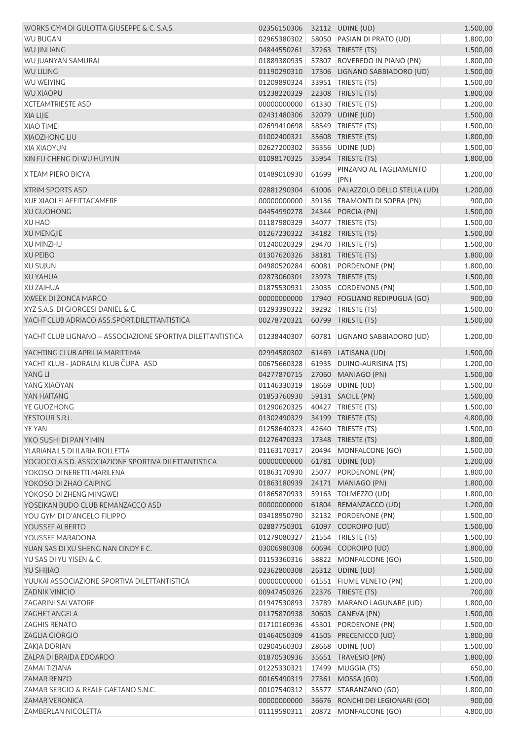| | | | | |
|---|---|---|---|---|
| WORKS GYM DI GULOTTA GIUSEPPE & C. S.A.S. | 02356150306 | 32112 | UDINE (UD) | 1.500,00 |
| WU BUGAN | 02965380302 | 58050 | PASIAN DI PRATO (UD) | 1.800,00 |
| WU JINLIANG | 04844550261 | 37263 | TRIESTE (TS) | 1.500,00 |
| WU JUANYAN SAMURAI | 01889380935 | 57807 | ROVEREDO IN PIANO (PN) | 1.800,00 |
| WU LILING | 01190290310 | 17306 | LIGNANO SABBIADORO (UD) | 1.500,00 |
| WU WEIYING | 01209890324 | 33951 | TRIESTE (TS) | 1.500,00 |
| WU XIAOPU | 01238220329 | 22308 | TRIESTE (TS) | 1.800,00 |
| XCTEAMTRIESTE ASD | 00000000000 | 61330 | TRIESTE (TS) | 1.200,00 |
| XIA LIJIE | 02431480306 | 32079 | UDINE (UD) | 1.500,00 |
| XIAO TIMEI | 02699410698 | 58549 | TRIESTE (TS) | 1.500,00 |
| XIAOZHONG LIU | 01002400321 | 35608 | TRIESTE (TS) | 1.800,00 |
| XIA XIAOYUN | 02627200302 | 36356 | UDINE (UD) | 1.500,00 |
| XIN FU CHENG DI WU HUIYUN | 01098170325 | 35954 | TRIESTE (TS) | 1.800,00 |
| X TEAM PIERO BICYA | 01489010930 | 61699 | PINZANO AL TAGLIAMENTO (PN) | 1.200,00 |
| XTRIM SPORTS ASD | 02881290304 | 61006 | PALAZZOLO DELLO STELLA (UD) | 1.200,00 |
| XUE XIAOLEI AFFITTACAMERE | 00000000000 | 39136 | TRAMONTI DI SOPRA (PN) | 900,00 |
| XU GUOHONG | 04454990278 | 24344 | PORCIA (PN) | 1.500,00 |
| XU HAO | 01187980329 | 34077 | TRIESTE (TS) | 1.500,00 |
| XU MENGJIE | 01267230322 | 34182 | TRIESTE (TS) | 1.500,00 |
| XU MINZHU | 01240020329 | 29470 | TRIESTE (TS) | 1.500,00 |
| XU PEIBO | 01307620326 | 38181 | TRIESTE (TS) | 1.800,00 |
| XU SUJUN | 04980520284 | 60081 | PORDENONE (PN) | 1.800,00 |
| XU YAHUA | 02873060301 | 23973 | TRIESTE (TS) | 1.500,00 |
| XU ZAIHUA | 01875530931 | 23035 | CORDENONS (PN) | 1.500,00 |
| XWEEK DI ZONCA MARCO | 00000000000 | 17940 | FOGLIANO REDIPUGLIA (GO) | 900,00 |
| XYZ S.A.S. DI GIORGESI DANIEL & C. | 01293390322 | 39292 | TRIESTE (TS) | 1.500,00 |
| YACHT CLUB ADRIACO ASS.SPORT.DILETTANTISTICA | 00278720321 | 60799 | TRIESTE (TS) | 1.500,00 |
| YACHT CLUB LIGNANO – ASSOCIAZIONE SPORTIVA DILETTANTISTICA | 01238440307 | 60781 | LIGNANO SABBIADORO (UD) | 1.200,00 |
| YACHTING CLUB APRILIA MARITTIMA | 02994580302 | 61469 | LATISANA (UD) | 1.500,00 |
| YACHT KLUB - JADRALNI KLUB ČUPA ASD | 00675660328 | 61935 | DUINO-AURISINA (TS) | 1.200,00 |
| YANG LI | 04277870715 | 27060 | MANIAGO (PN) | 1.500,00 |
| YANG XIAOYAN | 01146330319 | 18669 | UDINE (UD) | 1.500,00 |
| YAN HAITANG | 01853760930 | 59131 | SACILE (PN) | 1.500,00 |
| YE GUOZHONG | 01290620325 | 40427 | TRIESTE (TS) | 1.500,00 |
| YESTOUR S.R.L. | 01302490329 | 34199 | TRIESTE (TS) | 4.800,00 |
| YE YAN | 01258640323 | 42640 | TRIESTE (TS) | 1.500,00 |
| YKO SUSHI DI PAN YIMIN | 01276470323 | 17348 | TRIESTE (TS) | 1.800,00 |
| YLARIANAILS DI ILARIA ROLLETTA | 01163170317 | 20494 | MONFALCONE (GO) | 1.500,00 |
| YOGIOCO A.S.D. ASSOCIAZIONE SPORTIVA DILETTANTISTICA | 00000000000 | 61781 | UDINE (UD) | 1.200,00 |
| YOKOSO DI NERETTI MARILENA | 01863170930 | 25077 | PORDENONE (PN) | 1.800,00 |
| YOKOSO DI ZHAO CAIPING | 01863180939 | 24171 | MANIAGO (PN) | 1.800,00 |
| YOKOSO DI ZHENG MINGWEI | 01865870933 | 59163 | TOLMEZZO (UD) | 1.800,00 |
| YOSEIKAN BUDO CLUB REMANZACCO ASD | 00000000000 | 61804 | REMANZACCO (UD) | 1.200,00 |
| YOU GYM DI D'ANGELO FILIPPO | 03418950790 | 32132 | PORDENONE (PN) | 1.500,00 |
| YOUSSEF ALBERTO | 02887750301 | 61097 | CODROIPO (UD) | 1.500,00 |
| YOUSSEF MARADONA | 01279080327 | 21554 | TRIESTE (TS) | 1.500,00 |
| YUAN SAS DI XU SHENG NAN CINDY E C. | 03006980308 | 60694 | CODROIPO (UD) | 1.800,00 |
| YU SAS DI YU YISEN & C. | 01153360316 | 58822 | MONFALCONE (GO) | 1.500,00 |
| YU SHIJIAO | 02362800308 | 26312 | UDINE (UD) | 1.500,00 |
| YUUKAI ASSOCIAZIONE SPORTIVA DILETTANTISTICA | 00000000000 | 61551 | FIUME VENETO (PN) | 1.200,00 |
| ZADNIK VINICIO | 00947450326 | 22376 | TRIESTE (TS) | 700,00 |
| ZAGARINI SALVATORE | 01947530893 | 23789 | MARANO LAGUNARE (UD) | 1.800,00 |
| ZAGHET ANGELA | 01175870938 | 30603 | CANEVA (PN) | 1.500,00 |
| ZAGHIS RENATO | 01710160936 | 45301 | PORDENONE (PN) | 1.500,00 |
| ZAGLIA GIORGIO | 01464050309 | 41505 | PRECENICCO (UD) | 1.800,00 |
| ZAKJA DORJAN | 02904560303 | 28668 | UDINE (UD) | 1.500,00 |
| ZALPA DI BRAIDA EDOARDO | 01870530936 | 35651 | TRAVESIO (PN) | 1.800,00 |
| ZAMAI TIZIANA | 01225330321 | 17499 | MUGGIA (TS) | 650,00 |
| ZAMAR RENZO | 00165490319 | 27361 | MOSSA (GO) | 1.500,00 |
| ZAMAR SERGIO & REALE GAETANO S.N.C. | 00107540312 | 35577 | STARANZANO (GO) | 1.800,00 |
| ZAMAR VERONICA | 00000000000 | 36676 | RONCHI DEI LEGIONARI (GO) | 900,00 |
| ZAMBERLAN NICOLETTA | 01119590311 | 20872 | MONFALCONE (GO) | 4.800,00 |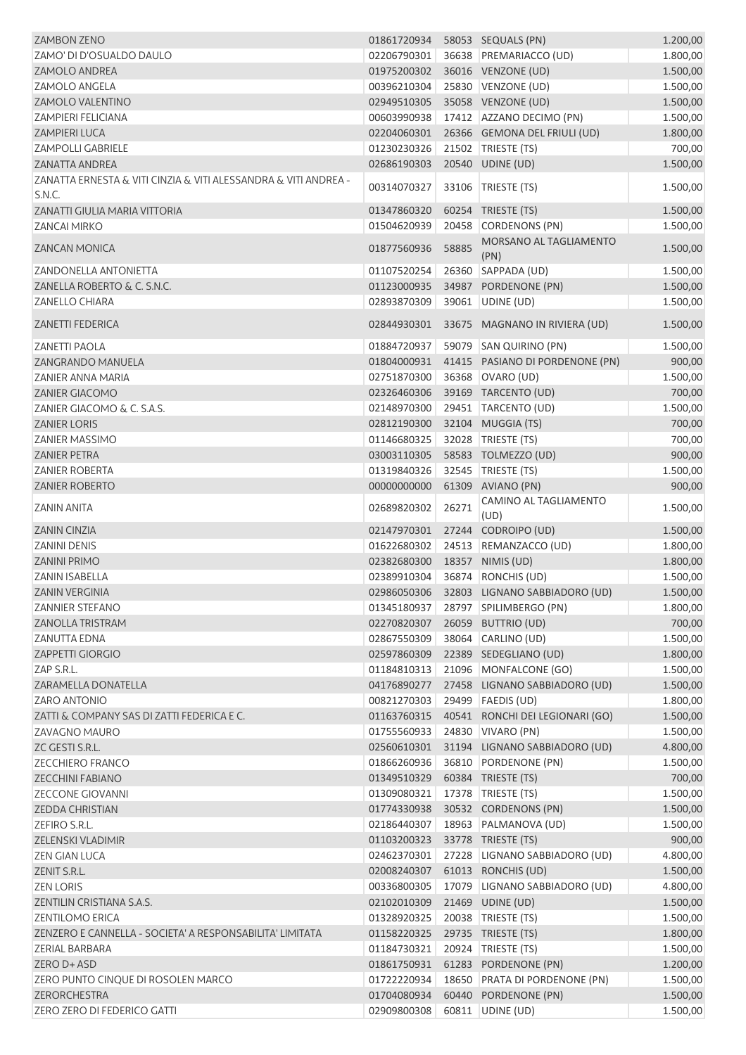| | | | | |
|---|---|---|---|---|
| ZAMBON ZENO | 01861720934 | 58053 | SEQUALS (PN) | 1.200,00 |
| ZAMO' DI D'OSUALDO DAULO | 02206790301 | 36638 | PREMARIACCO (UD) | 1.800,00 |
| ZAMOLO ANDREA | 01975200302 | 36016 | VENZONE (UD) | 1.500,00 |
| ZAMOLO ANGELA | 00396210304 | 25830 | VENZONE (UD) | 1.500,00 |
| ZAMOLO VALENTINO | 02949510305 | 35058 | VENZONE (UD) | 1.500,00 |
| ZAMPIERI FELICIANA | 00603990938 | 17412 | AZZANO DECIMO (PN) | 1.500,00 |
| ZAMPIERI LUCA | 02204060301 | 26366 | GEMONA DEL FRIULI (UD) | 1.800,00 |
| ZAMPOLLI GABRIELE | 01230230326 | 21502 | TRIESTE (TS) | 700,00 |
| ZANATTA ANDREA | 02686190303 | 20540 | UDINE (UD) | 1.500,00 |
| ZANATTA ERNESTA & VITI CINZIA & VITI ALESSANDRA & VITI ANDREA - S.N.C. | 00314070327 | 33106 | TRIESTE (TS) | 1.500,00 |
| ZANATTI GIULIA MARIA VITTORIA | 01347860320 | 60254 | TRIESTE (TS) | 1.500,00 |
| ZANCAI MIRKO | 01504620939 | 20458 | CORDENONS (PN) | 1.500,00 |
| ZANCAN MONICA | 01877560936 | 58885 | MORSANO AL TAGLIAMENTO (PN) | 1.500,00 |
| ZANDONELLA ANTONIETTA | 01107520254 | 26360 | SAPPADA (UD) | 1.500,00 |
| ZANELLA ROBERTO & C. S.N.C. | 01123000935 | 34987 | PORDENONE (PN) | 1.500,00 |
| ZANELLO CHIARA | 02893870309 | 39061 | UDINE (UD) | 1.500,00 |
| ZANETTI FEDERICA | 02844930301 | 33675 | MAGNANO IN RIVIERA (UD) | 1.500,00 |
| ZANETTI PAOLA | 01884720937 | 59079 | SAN QUIRINO (PN) | 1.500,00 |
| ZANGRANDO MANUELA | 01804000931 | 41415 | PASIANO DI PORDENONE (PN) | 900,00 |
| ZANIER ANNA MARIA | 02751870300 | 36368 | OVARO (UD) | 1.500,00 |
| ZANIER GIACOMO | 02326460306 | 39169 | TARCENTO (UD) | 700,00 |
| ZANIER GIACOMO & C. S.A.S. | 02148970300 | 29451 | TARCENTO (UD) | 1.500,00 |
| ZANIER LORIS | 02812190300 | 32104 | MUGGIA (TS) | 700,00 |
| ZANIER MASSIMO | 01146680325 | 32028 | TRIESTE (TS) | 700,00 |
| ZANIER PETRA | 03003110305 | 58583 | TOLMEZZO (UD) | 900,00 |
| ZANIER ROBERTA | 01319840326 | 32545 | TRIESTE (TS) | 1.500,00 |
| ZANIER ROBERTO | 00000000000 | 61309 | AVIANO (PN) | 900,00 |
| ZANIN ANITA | 02689820302 | 26271 | CAMINO AL TAGLIAMENTO (UD) | 1.500,00 |
| ZANIN CINZIA | 02147970301 | 27244 | CODROIPO (UD) | 1.500,00 |
| ZANINI DENIS | 01622680302 | 24513 | REMANZACCO (UD) | 1.800,00 |
| ZANINI PRIMO | 02382680300 | 18357 | NIMIS (UD) | 1.800,00 |
| ZANIN ISABELLA | 02389910304 | 36874 | RONCHIS (UD) | 1.500,00 |
| ZANIN VERGINIA | 02986050306 | 32803 | LIGNANO SABBIADORO (UD) | 1.500,00 |
| ZANNIER STEFANO | 01345180937 | 28797 | SPILIMBERGO (PN) | 1.800,00 |
| ZANOLLA TRISTRAM | 02270820307 | 26059 | BUTTRIO (UD) | 700,00 |
| ZANUTTA EDNA | 02867550309 | 38064 | CARLINO (UD) | 1.500,00 |
| ZAPPETTI GIORGIO | 02597860309 | 22389 | SEDEGLIANO (UD) | 1.800,00 |
| ZAP S.R.L. | 01184810313 | 21096 | MONFALCONE (GO) | 1.500,00 |
| ZARAMELLA DONATELLA | 04176890277 | 27458 | LIGNANO SABBIADORO (UD) | 1.500,00 |
| ZARO ANTONIO | 00821270303 | 29499 | FAEDIS (UD) | 1.800,00 |
| ZATTI & COMPANY SAS DI ZATTI FEDERICA E C. | 01163760315 | 40541 | RONCHI DEI LEGIONARI (GO) | 1.500,00 |
| ZAVAGNO MAURO | 01755560933 | 24830 | VIVARO (PN) | 1.500,00 |
| ZC GESTI S.R.L. | 02560610301 | 31194 | LIGNANO SABBIADORO (UD) | 4.800,00 |
| ZECCHIERO FRANCO | 01866260936 | 36810 | PORDENONE (PN) | 1.500,00 |
| ZECCHINI FABIANO | 01349510329 | 60384 | TRIESTE (TS) | 700,00 |
| ZECCONE GIOVANNI | 01309080321 | 17378 | TRIESTE (TS) | 1.500,00 |
| ZEDDA CHRISTIAN | 01774330938 | 30532 | CORDENONS (PN) | 1.500,00 |
| ZEFIRO S.R.L. | 02186440307 | 18963 | PALMANOVA (UD) | 1.500,00 |
| ZELENSKI VLADIMIR | 01103200323 | 33778 | TRIESTE (TS) | 900,00 |
| ZEN GIAN LUCA | 02462370301 | 27228 | LIGNANO SABBIADORO (UD) | 4.800,00 |
| ZENIT S.R.L. | 02008240307 | 61013 | RONCHIS (UD) | 1.500,00 |
| ZEN LORIS | 00336800305 | 17079 | LIGNANO SABBIADORO (UD) | 4.800,00 |
| ZENTILIN CRISTIANA S.A.S. | 02102010309 | 21469 | UDINE (UD) | 1.500,00 |
| ZENTILOMO ERICA | 01328920325 | 20038 | TRIESTE (TS) | 1.500,00 |
| ZENZERO E CANNELLA - SOCIETA' A RESPONSABILITA' LIMITATA | 01158220325 | 29735 | TRIESTE (TS) | 1.800,00 |
| ZERIAL BARBARA | 01184730321 | 20924 | TRIESTE (TS) | 1.500,00 |
| ZERO D+ ASD | 01861750931 | 61283 | PORDENONE (PN) | 1.200,00 |
| ZERO PUNTO CINQUE DI ROSOLEN MARCO | 01722220934 | 18650 | PRATA DI PORDENONE (PN) | 1.500,00 |
| ZERORCHESTRA | 01704080934 | 60440 | PORDENONE (PN) | 1.500,00 |
| ZERO ZERO DI FEDERICO GATTI | 02909800308 | 60811 | UDINE (UD) | 1.500,00 |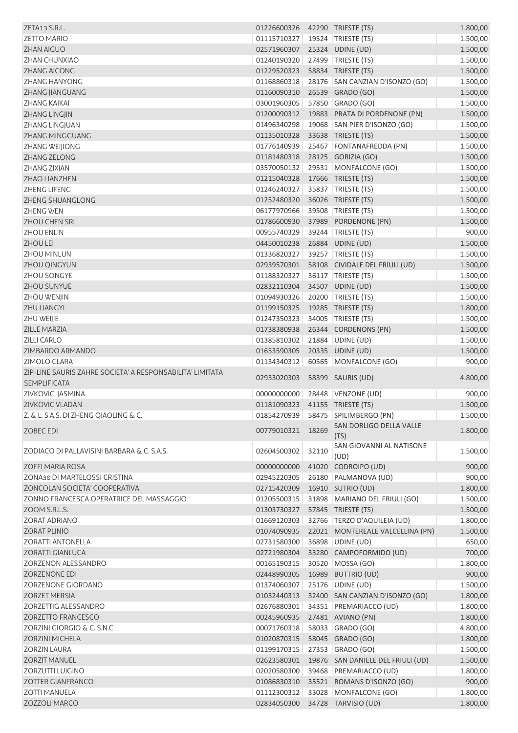| | | | | |
|---|---|---|---|---|
| ZETA13 S.R.L. | 01226600326 | 42290 | TRIESTE (TS) | 1.800,00 |
| ZETTO MARIO | 01115710327 | 19524 | TRIESTE (TS) | 1.500,00 |
| ZHAN AIGUO | 02571960307 | 25324 | UDINE (UD) | 1.500,00 |
| ZHAN CHUNXIAO | 01240190320 | 27499 | TRIESTE (TS) | 1.500,00 |
| ZHANG AICONG | 01229520323 | 58834 | TRIESTE (TS) | 1.500,00 |
| ZHANG HANYONG | 01168860318 | 28176 | SAN CANZIAN D'ISONZO (GO) | 1.500,00 |
| ZHANG JIANGUANG | 01160090310 | 26539 | GRADO (GO) | 1.500,00 |
| ZHANG KAIKAI | 03001960305 | 57850 | GRADO (GO) | 1.500,00 |
| ZHANG LINGJIN | 01200090312 | 19883 | PRATA DI PORDENONE (PN) | 1.500,00 |
| ZHANG LINGJUAN | 01496340298 | 19068 | SAN PIER D'ISONZO (GO) | 1.500,00 |
| ZHANG MINGGUANG | 01135010328 | 33638 | TRIESTE (TS) | 1.500,00 |
| ZHANG WEIJIONG | 01776140939 | 25467 | FONTANAFREDDA (PN) | 1.500,00 |
| ZHANG ZELONG | 01181480318 | 28125 | GORIZIA (GO) | 1.500,00 |
| ZHANG ZIXIAN | 03570050132 | 29531 | MONFALCONE (GO) | 1.500,00 |
| ZHAO LIANZHEN | 01215040328 | 17666 | TRIESTE (TS) | 1.500,00 |
| ZHENG LIFENG | 01246240327 | 35837 | TRIESTE (TS) | 1.500,00 |
| ZHENG SHUANGLONG | 01252480320 | 36026 | TRIESTE (TS) | 1.500,00 |
| ZHENG WEN | 06177970966 | 39508 | TRIESTE (TS) | 1.500,00 |
| ZHOU CHEN SRL | 01786600930 | 37989 | PORDENONE (PN) | 1.500,00 |
| ZHOU ENLIN | 00955740329 | 39244 | TRIESTE (TS) | 900,00 |
| ZHOU LEI | 04450010238 | 26884 | UDINE (UD) | 1.500,00 |
| ZHOU MINLUN | 01336820327 | 39257 | TRIESTE (TS) | 1.500,00 |
| ZHOU QINGYUN | 02939570301 | 58108 | CIVIDALE DEL FRIULI (UD) | 1.500,00 |
| ZHOU SONGYE | 01188320327 | 36117 | TRIESTE (TS) | 1.500,00 |
| ZHOU SUNYUE | 02832110304 | 34507 | UDINE (UD) | 1.500,00 |
| ZHOU WENJIN | 01094930326 | 20200 | TRIESTE (TS) | 1.500,00 |
| ZHU LIANGYI | 01199150325 | 19285 | TRIESTE (TS) | 1.800,00 |
| ZHU WEIJIE | 01247350323 | 34005 | TRIESTE (TS) | 1.500,00 |
| ZILLE MARZIA | 01738380938 | 26344 | CORDENONS (PN) | 1.500,00 |
| ZILLI CARLO | 01385810302 | 21884 | UDINE (UD) | 1.500,00 |
| ZIMBARDO ARMANDO | 01653590305 | 20335 | UDINE (UD) | 1.500,00 |
| ZIMOLO CLARA | 01134340312 | 60565 | MONFALCONE (GO) | 900,00 |
| ZIP-LINE SAURIS ZAHRE SOCIETA' A RESPONSABILITA' LIMITATA SEMPLIFICATA | 02933020303 | 58399 | SAURIS (UD) | 4.800,00 |
| ZIVKOVIC JASMINA | 00000000000 | 28448 | VENZONE (UD) | 900,00 |
| ZIVKOVIC VLADAN | 01181090323 | 41155 | TRIESTE (TS) | 1.500,00 |
| Z. & L. S.A.S. DI ZHENG QIAOLING & C. | 01854270939 | 58475 | SPILIMBERGO (PN) | 1.500,00 |
| ZOBEC EDI | 00779010321 | 18269 | SAN DORLIGO DELLA VALLE (TS) | 1.800,00 |
| ZODIACO DI PALLAVISINI BARBARA & C. S.A.S. | 02604500302 | 32110 | SAN GIOVANNI AL NATISONE (UD) | 1.500,00 |
| ZOFFI MARIA ROSA | 00000000000 | 41020 | CODROIPO (UD) | 900,00 |
| ZONA30 DI MARTELOSSI CRISTINA | 02945220305 | 26180 | PALMANOVA (UD) | 900,00 |
| ZONCOLAN SOCIETA' COOPERATIVA | 02715420309 | 16910 | SUTRIO (UD) | 1.800,00 |
| ZONNO FRANCESCA OPERATRICE DEL MASSAGGIO | 01205500315 | 31898 | MARIANO DEL FRIULI (GO) | 1.500,00 |
| ZOOM S.R.L.S. | 01303730327 | 57845 | TRIESTE (TS) | 1.500,00 |
| ZORAT ADRIANO | 01669120303 | 32766 | TERZO D'AQUILEIA (UD) | 1.800,00 |
| ZORAT PLINIO | 01074090935 | 22021 | MONTEREALE VALCELLINA (PN) | 1.500,00 |
| ZORATTI ANTONELLA | 02731580300 | 36898 | UDINE (UD) | 650,00 |
| ZORATTI GIANLUCA | 02721980304 | 33280 | CAMPOFORMIDO (UD) | 700,00 |
| ZORZENON ALESSANDRO | 00165190315 | 30520 | MOSSA (GO) | 1.800,00 |
| ZORZENONE EDI | 02448990305 | 16989 | BUTTRIO (UD) | 900,00 |
| ZORZENONE GIORDANO | 01374060307 | 25176 | UDINE (UD) | 1.500,00 |
| ZORZET MERSIA | 01032440313 | 32400 | SAN CANZIAN D'ISONZO (GO) | 1.800,00 |
| ZORZETTIG ALESSANDRO | 02676880301 | 34351 | PREMARIACCO (UD) | 1.800,00 |
| ZORZETTO FRANCESCO | 00245960935 | 27481 | AVIANO (PN) | 1.800,00 |
| ZORZINI GIORGIO & C. S.N.C. | 00071760318 | 58033 | GRADO (GO) | 4.800,00 |
| ZORZINI MICHELA | 01020870315 | 58045 | GRADO (GO) | 1.800,00 |
| ZORZIN LAURA | 01199170315 | 27353 | GRADO (GO) | 1.500,00 |
| ZORZIT MANUEL | 02623580301 | 19876 | SAN DANIELE DEL FRIULI (UD) | 1.500,00 |
| ZORZUTTI LUIGINO | 02020580300 | 39468 | PREMARIACCO (UD) | 1.800,00 |
| ZOTTER GIANFRANCO | 01086830310 | 35521 | ROMANS D'ISONZO (GO) | 900,00 |
| ZOTTI MANUELA | 01112300312 | 33028 | MONFALCONE (GO) | 1.800,00 |
| ZOZZOLI MARCO | 02834050300 | 34728 | TARVISIO (UD) | 1.800,00 |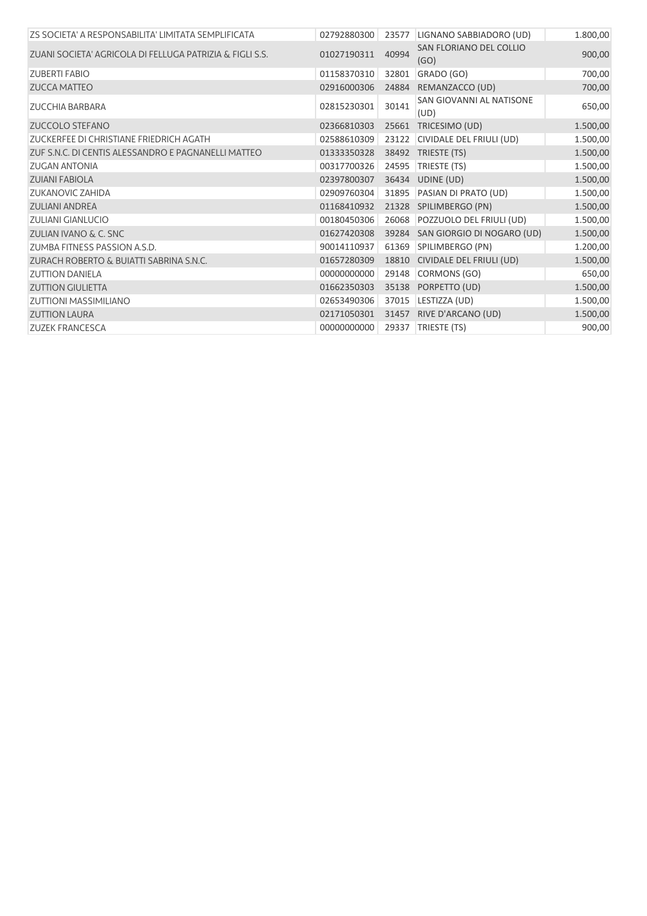| | | | | |
|---|---|---|---|---|
| ZS SOCIETA' A RESPONSABILITA' LIMITATA SEMPLIFICATA | 02792880300 | 23577 | LIGNANO SABBIADORO (UD) | 1.800,00 |
| ZUANI SOCIETA' AGRICOLA DI FELLUGA PATRIZIA & FIGLI S.S. | 01027190311 | 40994 | SAN FLORIANO DEL COLLIO (GO) | 900,00 |
| ZUBERTI FABIO | 01158370310 | 32801 | GRADO (GO) | 700,00 |
| ZUCCA MATTEO | 02916000306 | 24884 | REMANZACCO (UD) | 700,00 |
| ZUCCHIA BARBARA | 02815230301 | 30141 | SAN GIOVANNI AL NATISONE (UD) | 650,00 |
| ZUCCOLO STEFANO | 02366810303 | 25661 | TRICESIMO (UD) | 1.500,00 |
| ZUCKERFEE DI CHRISTIANE FRIEDRICH AGATH | 02588610309 | 23122 | CIVIDALE DEL FRIULI (UD) | 1.500,00 |
| ZUF S.N.C. DI CENTIS ALESSANDRO E PAGNANELLI MATTEO | 01333350328 | 38492 | TRIESTE (TS) | 1.500,00 |
| ZUGAN ANTONIA | 00317700326 | 24595 | TRIESTE (TS) | 1.500,00 |
| ZUIANI FABIOLA | 02397800307 | 36434 | UDINE (UD) | 1.500,00 |
| ZUKANOVIC ZAHIDA | 02909760304 | 31895 | PASIAN DI PRATO (UD) | 1.500,00 |
| ZULIANI ANDREA | 01168410932 | 21328 | SPILIMBERGO (PN) | 1.500,00 |
| ZULIANI GIANLUCIO | 00180450306 | 26068 | POZZUOLO DEL FRIULI (UD) | 1.500,00 |
| ZULIAN IVANO & C. SNC | 01627420308 | 39284 | SAN GIORGIO DI NOGARO (UD) | 1.500,00 |
| ZUMBA FITNESS PASSION A.S.D. | 90014110937 | 61369 | SPILIMBERGO (PN) | 1.200,00 |
| ZURACH ROBERTO & BUIATTI SABRINA S.N.C. | 01657280309 | 18810 | CIVIDALE DEL FRIULI (UD) | 1.500,00 |
| ZUTTION DANIELA | 00000000000 | 29148 | CORMONS (GO) | 650,00 |
| ZUTTION GIULIETTA | 01662350303 | 35138 | PORPETTO (UD) | 1.500,00 |
| ZUTTIONI MASSIMILIANO | 02653490306 | 37015 | LESTIZZA (UD) | 1.500,00 |
| ZUTTION LAURA | 02171050301 | 31457 | RIVE D'ARCANO (UD) | 1.500,00 |
| ZUZEK FRANCESCA | 00000000000 | 29337 | TRIESTE (TS) | 900,00 |